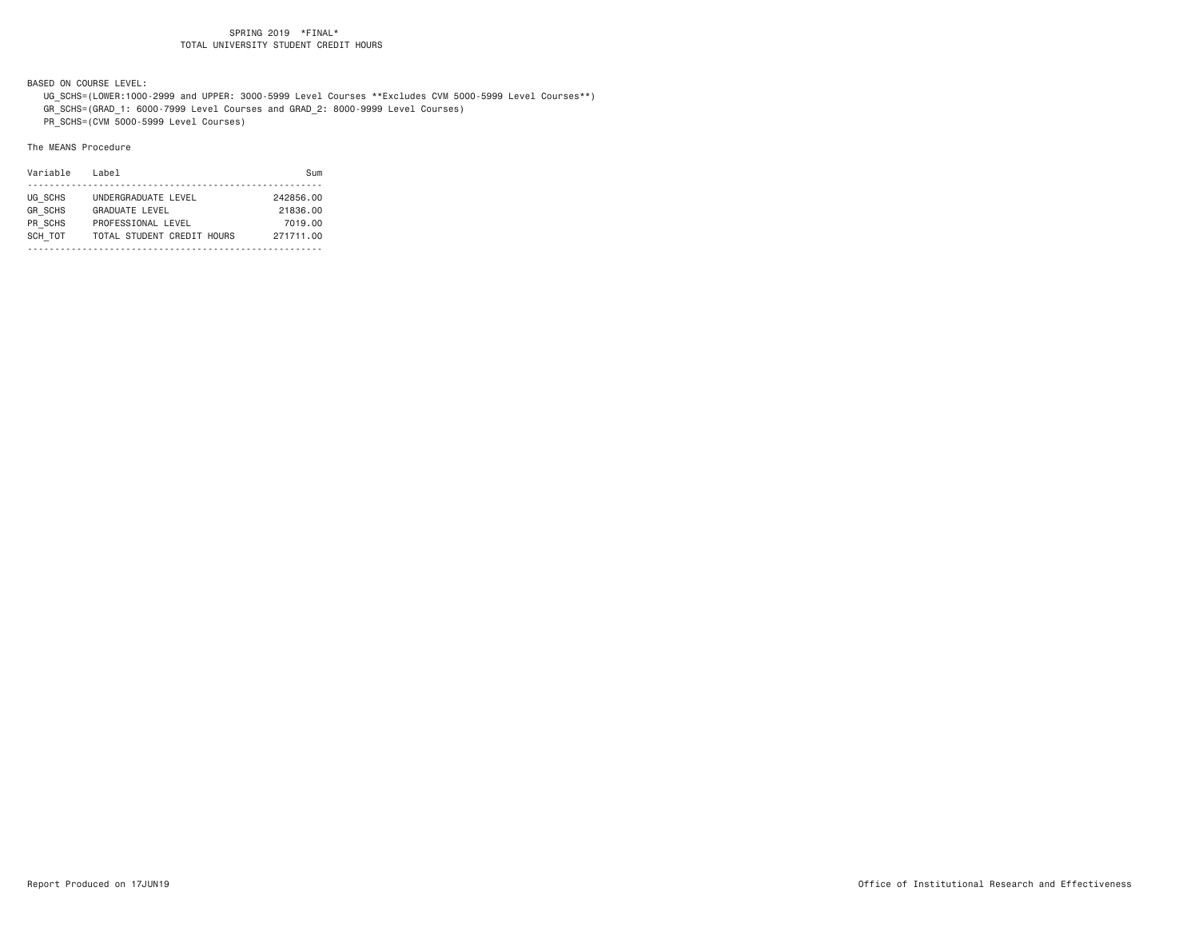SPRING 2019 \*FINAL\*

TOTAL UNIVERSITY STUDENT CREDIT HOURS

BASED ON COURSE LEVEL:

UG_SCHS=(LOWER:1000-2999 and UPPER: 3000-5999 Level Courses **Excludes CVM 5000-5999 Level Courses**)

GR_SCHS=(GRAD_1: 6000-7999 Level Courses and GRAD_2: 8000-9999 Level Courses)

PR_SCHS=(CVM 5000-5999 Level Courses)

The MEANS Procedure

| Variable | Label | Sum |
|---|---|---|
| UG_SCHS | UNDERGRADUATE LEVEL | 242856.00 |
| GR_SCHS | GRADUATE LEVEL | 21836.00 |
| PR_SCHS | PROFESSIONAL LEVEL | 7019.00 |
| SCH_TOT | TOTAL STUDENT CREDIT HOURS | 271711.00 |

Report Produced on 17JUN19

Office of Institutional Research and Effectiveness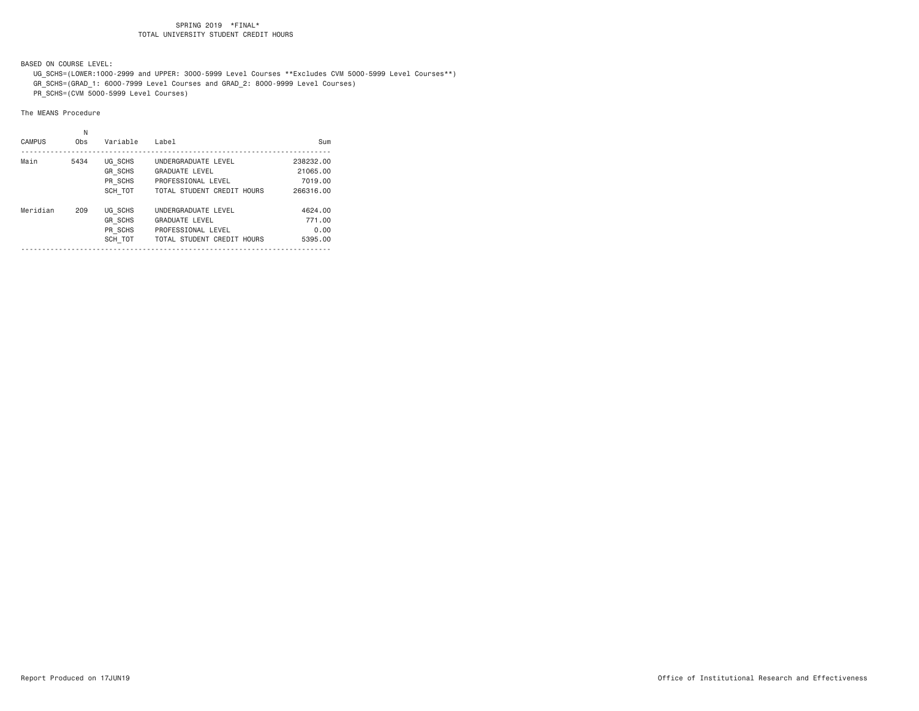SPRING 2019 *FINAL*
TOTAL UNIVERSITY STUDENT CREDIT HOURS

BASED ON COURSE LEVEL:

UG_SCHS=(LOWER:1000-2999 and UPPER: 3000-5999 Level Courses **Excludes CVM 5000-5999 Level Courses**)
GR_SCHS=(GRAD_1: 6000-7999 Level Courses and GRAD_2: 8000-9999 Level Courses)
PR_SCHS=(CVM 5000-5999 Level Courses)

The MEANS Procedure

| CAMPUS | N Obs | Variable | Label | Sum |
|---|---|---|---|---|
| Main | 5434 | UG_SCHS | UNDERGRADUATE LEVEL | 238232.00 |
| | | GR_SCHS | GRADUATE LEVEL | 21065.00 |
| | | PR_SCHS | PROFESSIONAL LEVEL | 7019.00 |
| | | SCH_TOT | TOTAL STUDENT CREDIT HOURS | 266316.00 |
| Meridian | 209 | UG_SCHS | UNDERGRADUATE LEVEL | 4624.00 |
| | | GR_SCHS | GRADUATE LEVEL | 771.00 |
| | | PR_SCHS | PROFESSIONAL LEVEL | 0.00 |
| | | SCH_TOT | TOTAL STUDENT CREDIT HOURS | 5395.00 |

Report Produced on 17JUN19

Office of Institutional Research and Effectiveness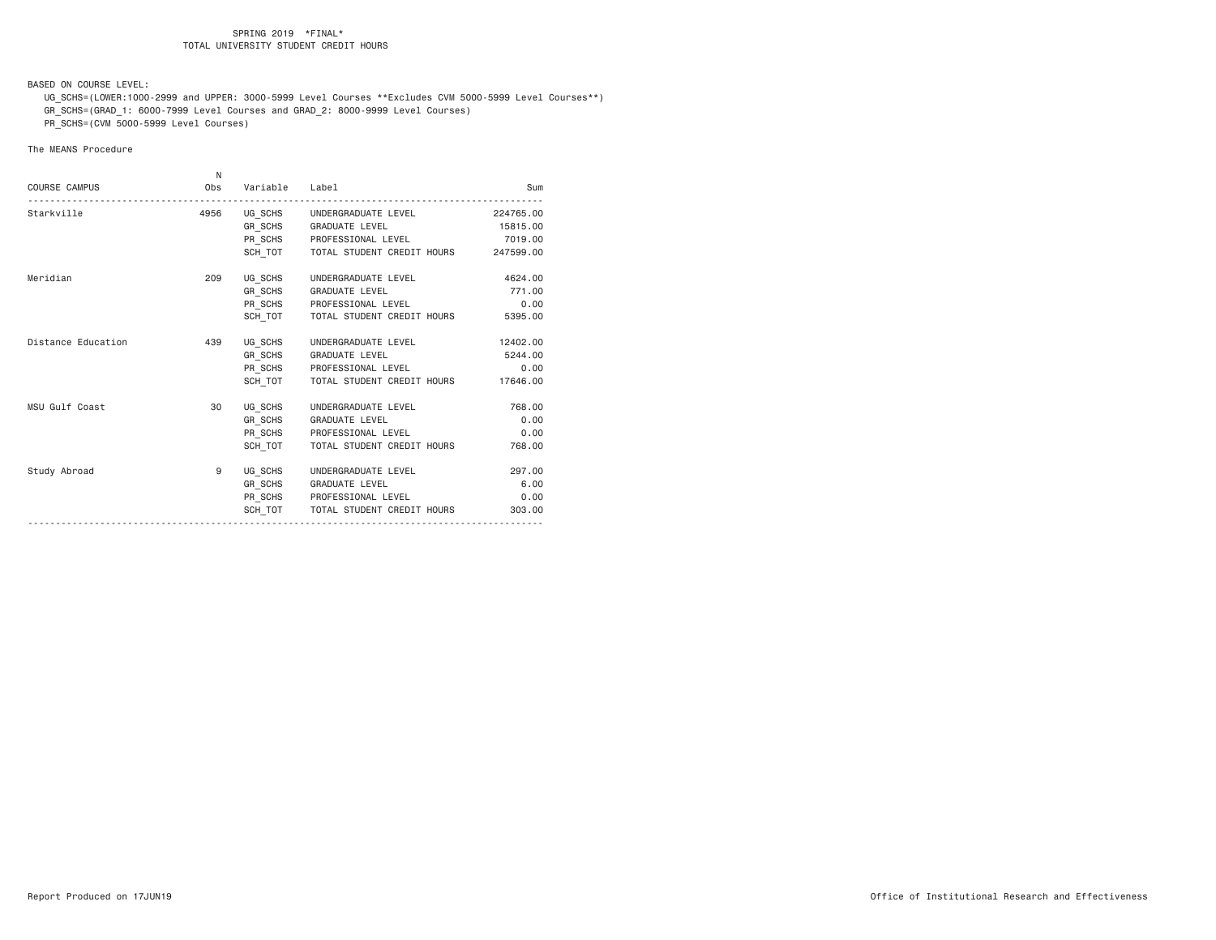SPRING 2019 *FINAL*
TOTAL UNIVERSITY STUDENT CREDIT HOURS

BASED ON COURSE LEVEL:

UG_SCHS=(LOWER:1000-2999 and UPPER: 3000-5999 Level Courses **Excludes CVM 5000-5999 Level Courses**)
GR_SCHS=(GRAD_1: 6000-7999 Level Courses and GRAD_2: 8000-9999 Level Courses)
PR_SCHS=(CVM 5000-5999 Level Courses)

The MEANS Procedure

| COURSE CAMPUS | N Obs | Variable | Label | Sum |
|---|---|---|---|---|
| Starkville | 4956 | UG_SCHS | UNDERGRADUATE LEVEL | 224765.00 |
| | | GR_SCHS | GRADUATE LEVEL | 15815.00 |
| | | PR_SCHS | PROFESSIONAL LEVEL | 7019.00 |
| | | SCH_TOT | TOTAL STUDENT CREDIT HOURS | 247599.00 |
| Meridian | 209 | UG_SCHS | UNDERGRADUATE LEVEL | 4624.00 |
| | | GR_SCHS | GRADUATE LEVEL | 771.00 |
| | | PR_SCHS | PROFESSIONAL LEVEL | 0.00 |
| | | SCH_TOT | TOTAL STUDENT CREDIT HOURS | 5395.00 |
| Distance Education | 439 | UG_SCHS | UNDERGRADUATE LEVEL | 12402.00 |
| | | GR_SCHS | GRADUATE LEVEL | 5244.00 |
| | | PR_SCHS | PROFESSIONAL LEVEL | 0.00 |
| | | SCH_TOT | TOTAL STUDENT CREDIT HOURS | 17646.00 |
| MSU Gulf Coast | 30 | UG_SCHS | UNDERGRADUATE LEVEL | 768.00 |
| | | GR_SCHS | GRADUATE LEVEL | 0.00 |
| | | PR_SCHS | PROFESSIONAL LEVEL | 0.00 |
| | | SCH_TOT | TOTAL STUDENT CREDIT HOURS | 768.00 |
| Study Abroad | 9 | UG_SCHS | UNDERGRADUATE LEVEL | 297.00 |
| | | GR_SCHS | GRADUATE LEVEL | 6.00 |
| | | PR_SCHS | PROFESSIONAL LEVEL | 0.00 |
| | | SCH_TOT | TOTAL STUDENT CREDIT HOURS | 303.00 |

Report Produced on 17JUN19 Office of Institutional Research and Effectiveness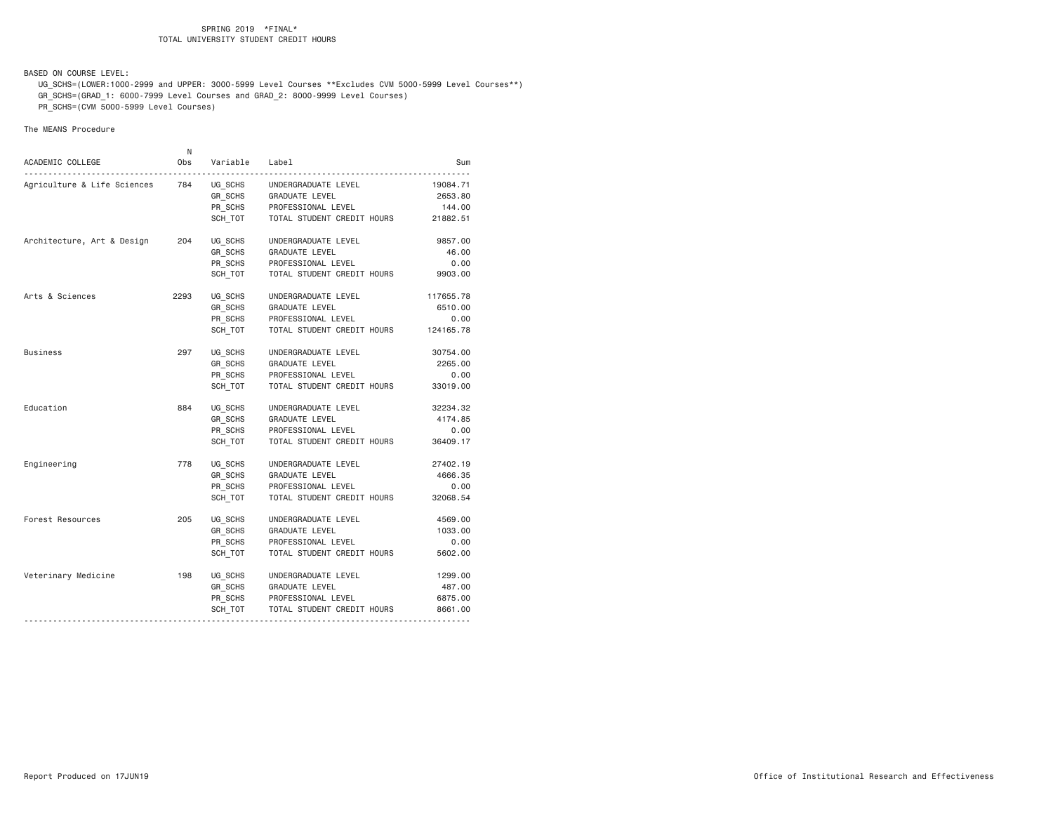SPRING 2019 *FINAL*
TOTAL UNIVERSITY STUDENT CREDIT HOURS

BASED ON COURSE LEVEL:

UG_SCHS=(LOWER:1000-2999 and UPPER: 3000-5999 Level Courses **Excludes CVM 5000-5999 Level Courses**)
GR_SCHS=(GRAD_1: 6000-7999 Level Courses and GRAD_2: 8000-9999 Level Courses)
PR_SCHS=(CVM 5000-5999 Level Courses)

The MEANS Procedure

| ACADEMIC COLLEGE | N Obs | Variable | Label | Sum |
|---|---|---|---|---|
| Agriculture & Life Sciences | 784 | UG_SCHS | UNDERGRADUATE LEVEL | 19084.71 |
| | | GR_SCHS | GRADUATE LEVEL | 2653.80 |
| | | PR_SCHS | PROFESSIONAL LEVEL | 144.00 |
| | | SCH_TOT | TOTAL STUDENT CREDIT HOURS | 21882.51 |
| Architecture, Art & Design | 204 | UG_SCHS | UNDERGRADUATE LEVEL | 9857.00 |
| | | GR_SCHS | GRADUATE LEVEL | 46.00 |
| | | PR_SCHS | PROFESSIONAL LEVEL | 0.00 |
| | | SCH_TOT | TOTAL STUDENT CREDIT HOURS | 9903.00 |
| Arts & Sciences | 2293 | UG_SCHS | UNDERGRADUATE LEVEL | 117655.78 |
| | | GR_SCHS | GRADUATE LEVEL | 6510.00 |
| | | PR_SCHS | PROFESSIONAL LEVEL | 0.00 |
| | | SCH_TOT | TOTAL STUDENT CREDIT HOURS | 124165.78 |
| Business | 297 | UG_SCHS | UNDERGRADUATE LEVEL | 30754.00 |
| | | GR_SCHS | GRADUATE LEVEL | 2265.00 |
| | | PR_SCHS | PROFESSIONAL LEVEL | 0.00 |
| | | SCH_TOT | TOTAL STUDENT CREDIT HOURS | 33019.00 |
| Education | 884 | UG_SCHS | UNDERGRADUATE LEVEL | 32234.32 |
| | | GR_SCHS | GRADUATE LEVEL | 4174.85 |
| | | PR_SCHS | PROFESSIONAL LEVEL | 0.00 |
| | | SCH_TOT | TOTAL STUDENT CREDIT HOURS | 36409.17 |
| Engineering | 778 | UG_SCHS | UNDERGRADUATE LEVEL | 27402.19 |
| | | GR_SCHS | GRADUATE LEVEL | 4666.35 |
| | | PR_SCHS | PROFESSIONAL LEVEL | 0.00 |
| | | SCH_TOT | TOTAL STUDENT CREDIT HOURS | 32068.54 |
| Forest Resources | 205 | UG_SCHS | UNDERGRADUATE LEVEL | 4569.00 |
| | | GR_SCHS | GRADUATE LEVEL | 1033.00 |
| | | PR_SCHS | PROFESSIONAL LEVEL | 0.00 |
| | | SCH_TOT | TOTAL STUDENT CREDIT HOURS | 5602.00 |
| Veterinary Medicine | 198 | UG_SCHS | UNDERGRADUATE LEVEL | 1299.00 |
| | | GR_SCHS | GRADUATE LEVEL | 487.00 |
| | | PR_SCHS | PROFESSIONAL LEVEL | 6875.00 |
| | | SCH_TOT | TOTAL STUDENT CREDIT HOURS | 8661.00 |

Report Produced on 17JUN19 Office of Institutional Research and Effectiveness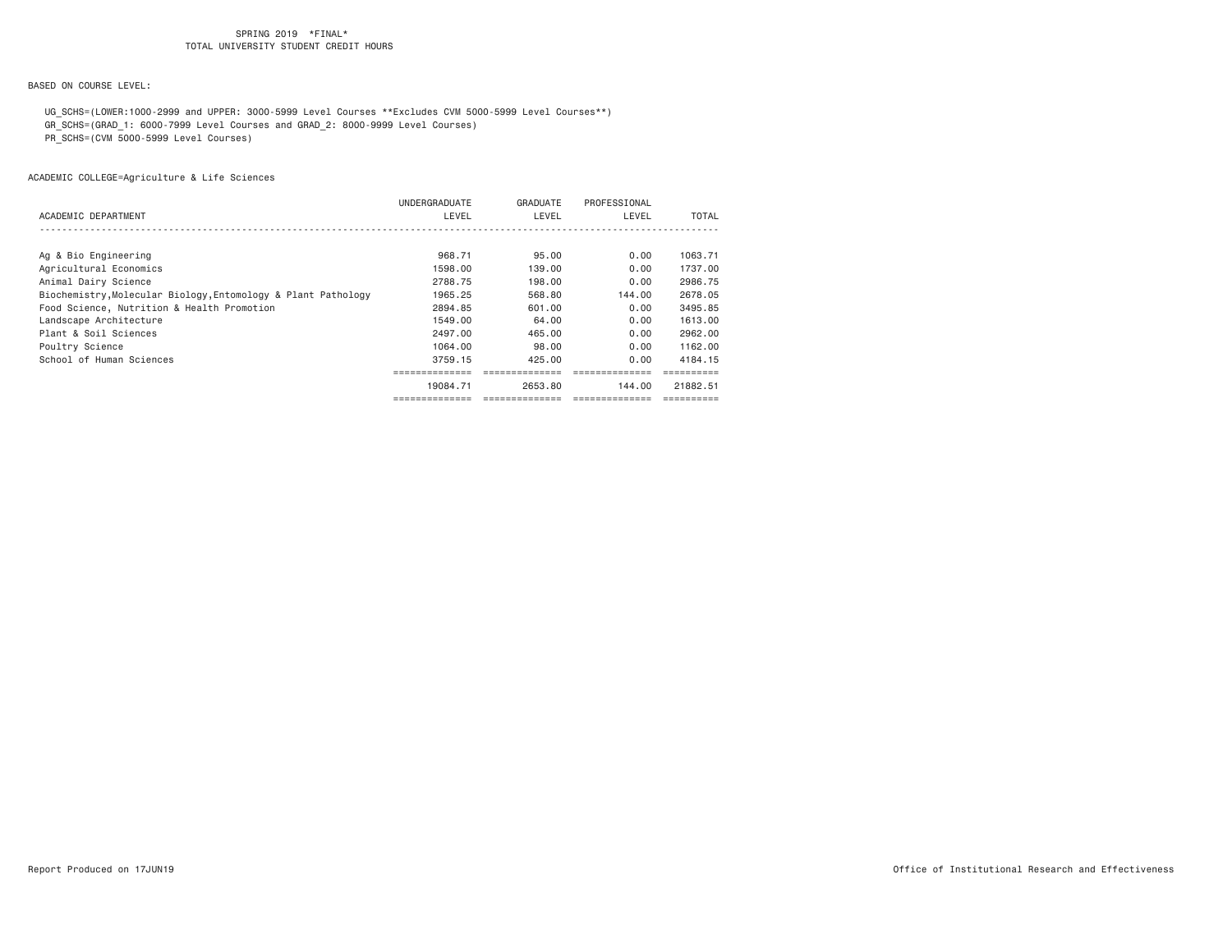SPRING 2019 *FINAL*
TOTAL UNIVERSITY STUDENT CREDIT HOURS

BASED ON COURSE LEVEL:

UG_SCHS=(LOWER:1000-2999 and UPPER: 3000-5999 Level Courses **Excludes CVM 5000-5999 Level Courses**)
GR_SCHS=(GRAD_1: 6000-7999 Level Courses and GRAD_2: 8000-9999 Level Courses)
PR_SCHS=(CVM 5000-5999 Level Courses)

ACADEMIC COLLEGE=Agriculture & Life Sciences

| ACADEMIC DEPARTMENT | UNDERGRADUATE LEVEL | GRADUATE LEVEL | PROFESSIONAL LEVEL | TOTAL |
|---|---|---|---|---|
| Ag & Bio Engineering | 968.71 | 95.00 | 0.00 | 1063.71 |
| Agricultural Economics | 1598.00 | 139.00 | 0.00 | 1737.00 |
| Animal Dairy Science | 2788.75 | 198.00 | 0.00 | 2986.75 |
| Biochemistry,Molecular Biology,Entomology & Plant Pathology | 1965.25 | 568.80 | 144.00 | 2678.05 |
| Food Science, Nutrition & Health Promotion | 2894.85 | 601.00 | 0.00 | 3495.85 |
| Landscape Architecture | 1549.00 | 64.00 | 0.00 | 1613.00 |
| Plant & Soil Sciences | 2497.00 | 465.00 | 0.00 | 2962.00 |
| Poultry Science | 1064.00 | 98.00 | 0.00 | 1162.00 |
| School of Human Sciences | 3759.15 | 425.00 | 0.00 | 4184.15 |
| | 19084.71 | 2653.80 | 144.00 | 21882.51 |

Report Produced on 17JUN19

Office of Institutional Research and Effectiveness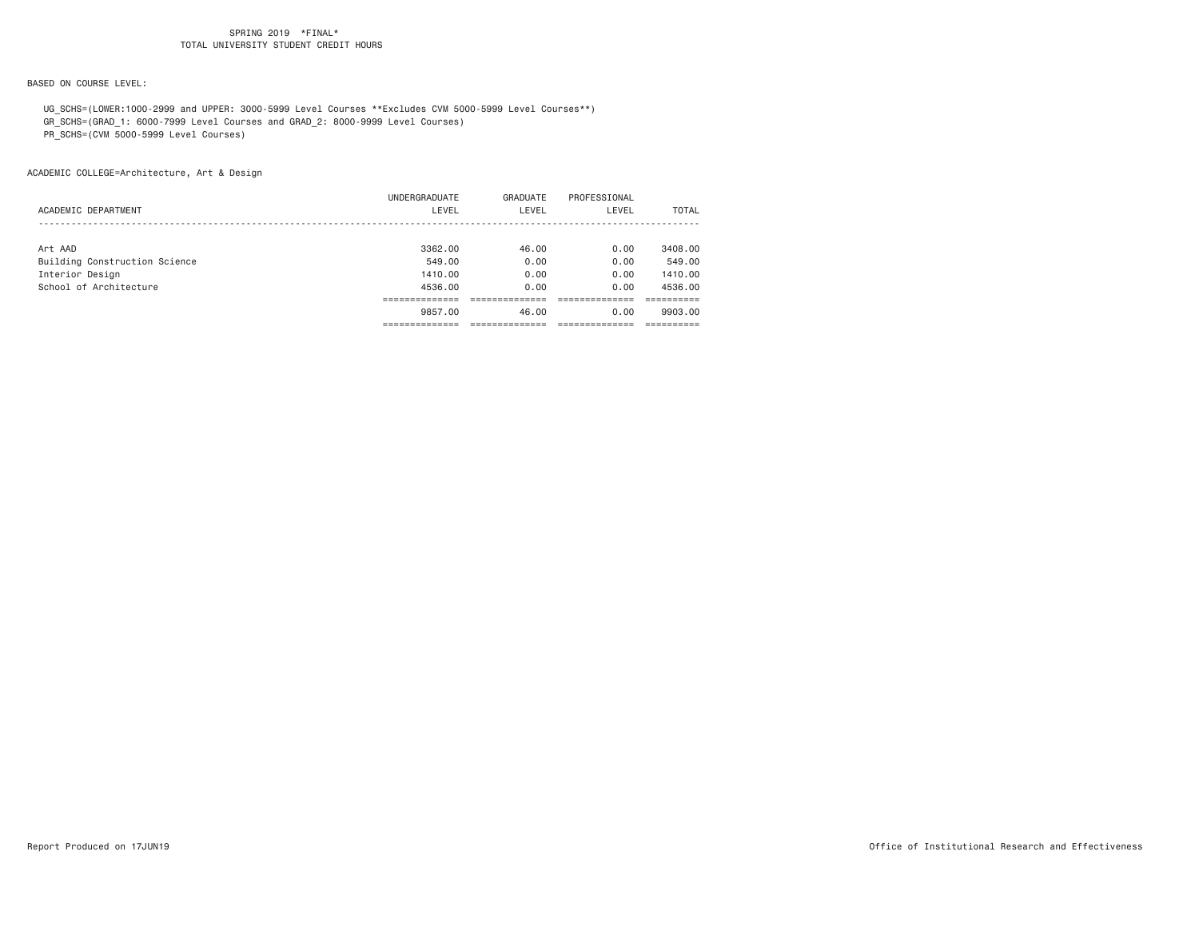SPRING 2019 *FINAL*
TOTAL UNIVERSITY STUDENT CREDIT HOURS

BASED ON COURSE LEVEL:

UG_SCHS=(LOWER:1000-2999 and UPPER: 3000-5999 Level Courses **Excludes CVM 5000-5999 Level Courses**)
GR_SCHS=(GRAD_1: 6000-7999 Level Courses and GRAD_2: 8000-9999 Level Courses)
PR_SCHS=(CVM 5000-5999 Level Courses)

ACADEMIC COLLEGE=Architecture, Art & Design

| ACADEMIC DEPARTMENT | UNDERGRADUATE LEVEL | GRADUATE LEVEL | PROFESSIONAL LEVEL | TOTAL |
|---|---|---|---|---|
| Art AAD | 3362.00 | 46.00 | 0.00 | 3408.00 |
| Building Construction Science | 549.00 | 0.00 | 0.00 | 549.00 |
| Interior Design | 1410.00 | 0.00 | 0.00 | 1410.00 |
| School of Architecture | 4536.00 | 0.00 | 0.00 | 4536.00 |
| | 9857.00 | 46.00 | 0.00 | 9903.00 |

Report Produced on 17JUN19

Office of Institutional Research and Effectiveness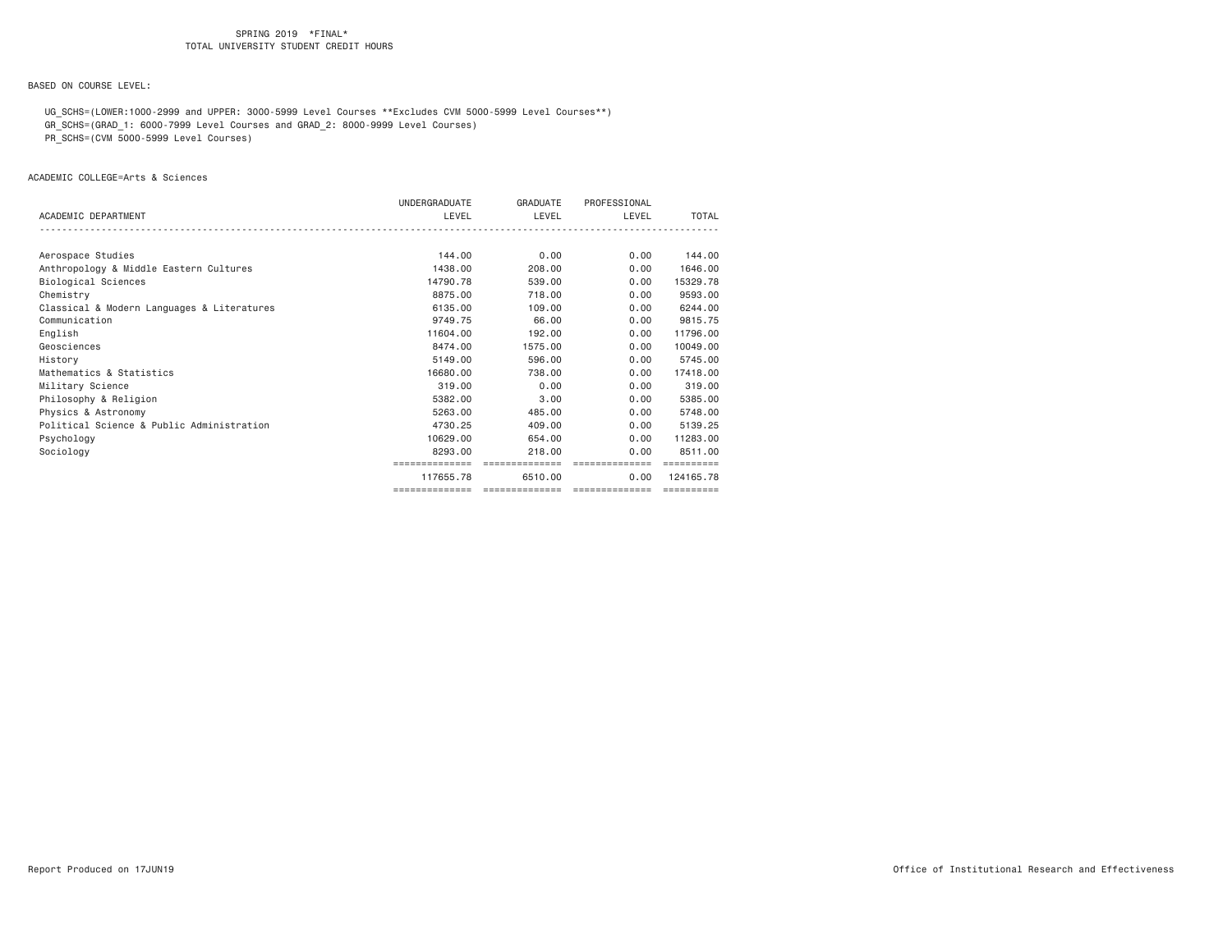SPRING 2019 *FINAL*
TOTAL UNIVERSITY STUDENT CREDIT HOURS

BASED ON COURSE LEVEL:

UG_SCHS=(LOWER:1000-2999 and UPPER: 3000-5999 Level Courses **Excludes CVM 5000-5999 Level Courses**)
GR_SCHS=(GRAD_1: 6000-7999 Level Courses and GRAD_2: 8000-9999 Level Courses)
PR_SCHS=(CVM 5000-5999 Level Courses)

ACADEMIC COLLEGE=Arts & Sciences

| ACADEMIC DEPARTMENT | UNDERGRADUATE LEVEL | GRADUATE LEVEL | PROFESSIONAL LEVEL | TOTAL |
|---|---|---|---|---|
| Aerospace Studies | 144.00 | 0.00 | 0.00 | 144.00 |
| Anthropology & Middle Eastern Cultures | 1438.00 | 208.00 | 0.00 | 1646.00 |
| Biological Sciences | 14790.78 | 539.00 | 0.00 | 15329.78 |
| Chemistry | 8875.00 | 718.00 | 0.00 | 9593.00 |
| Classical & Modern Languages & Literatures | 6135.00 | 109.00 | 0.00 | 6244.00 |
| Communication | 9749.75 | 66.00 | 0.00 | 9815.75 |
| English | 11604.00 | 192.00 | 0.00 | 11796.00 |
| Geosciences | 8474.00 | 1575.00 | 0.00 | 10049.00 |
| History | 5149.00 | 596.00 | 0.00 | 5745.00 |
| Mathematics & Statistics | 16680.00 | 738.00 | 0.00 | 17418.00 |
| Military Science | 319.00 | 0.00 | 0.00 | 319.00 |
| Philosophy & Religion | 5382.00 | 3.00 | 0.00 | 5385.00 |
| Physics & Astronomy | 5263.00 | 485.00 | 0.00 | 5748.00 |
| Political Science & Public Administration | 4730.25 | 409.00 | 0.00 | 5139.25 |
| Psychology | 10629.00 | 654.00 | 0.00 | 11283.00 |
| Sociology | 8293.00 | 218.00 | 0.00 | 8511.00 |
| | 117655.78 | 6510.00 | 0.00 | 124165.78 |

Report Produced on 17JUN19 Office of Institutional Research and Effectiveness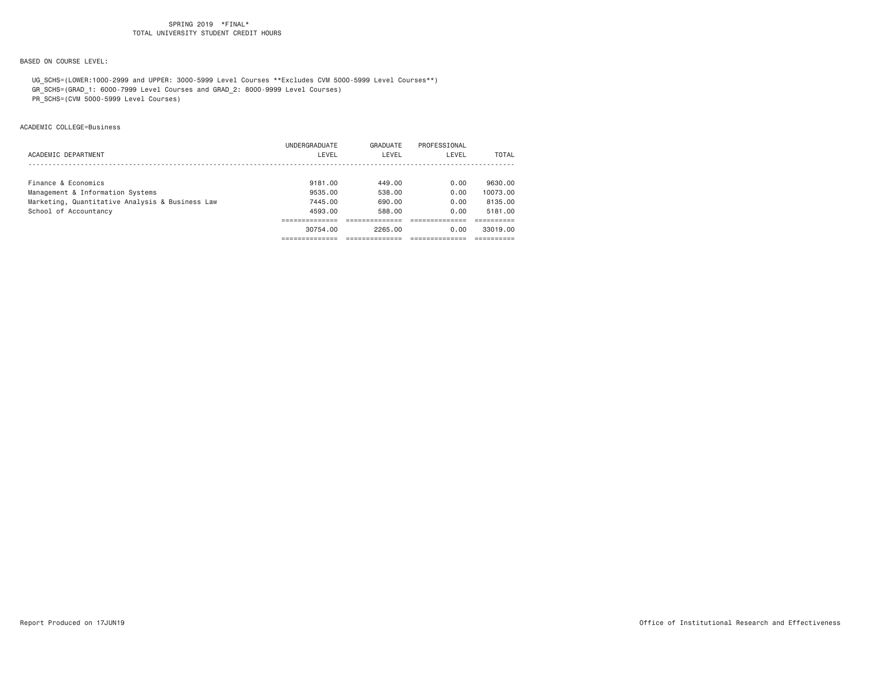SPRING 2019 *FINAL*
TOTAL UNIVERSITY STUDENT CREDIT HOURS

BASED ON COURSE LEVEL:

UG_SCHS=(LOWER:1000-2999 and UPPER: 3000-5999 Level Courses **Excludes CVM 5000-5999 Level Courses**)
GR_SCHS=(GRAD_1: 6000-7999 Level Courses and GRAD_2: 8000-9999 Level Courses)
PR_SCHS=(CVM 5000-5999 Level Courses)

ACADEMIC COLLEGE=Business

| ACADEMIC DEPARTMENT | UNDERGRADUATE LEVEL | GRADUATE LEVEL | PROFESSIONAL LEVEL | TOTAL |
|---|---|---|---|---|
| Finance & Economics | 9181.00 | 449.00 | 0.00 | 9630.00 |
| Management & Information Systems | 9535.00 | 538.00 | 0.00 | 10073.00 |
| Marketing, Quantitative Analysis & Business Law | 7445.00 | 690.00 | 0.00 | 8135.00 |
| School of Accountancy | 4593.00 | 588.00 | 0.00 | 5181.00 |
| | 30754.00 | 2265.00 | 0.00 | 33019.00 |

Report Produced on 17JUN19

Office of Institutional Research and Effectiveness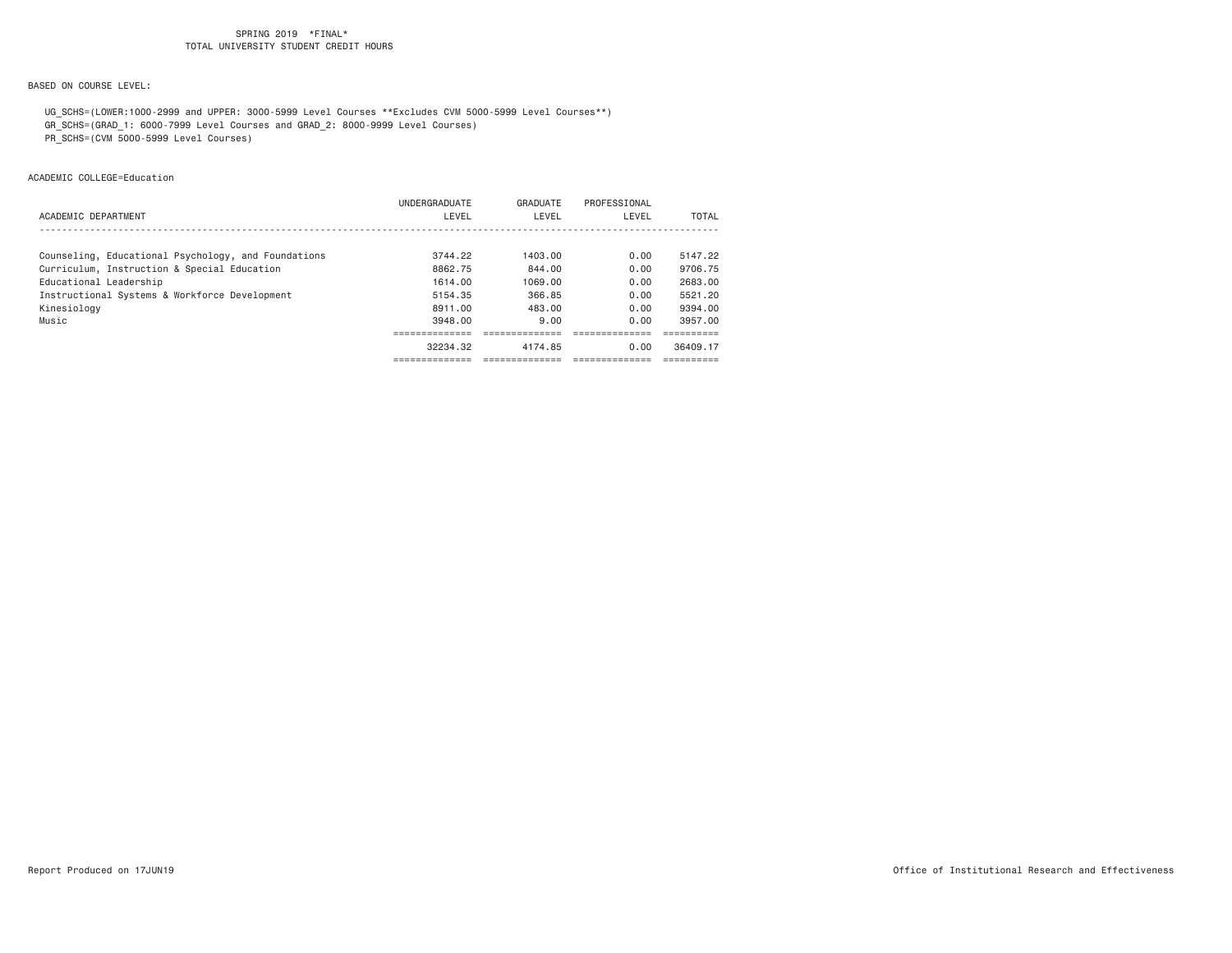SPRING 2019 *FINAL*
TOTAL UNIVERSITY STUDENT CREDIT HOURS

BASED ON COURSE LEVEL:

UG_SCHS=(LOWER:1000-2999 and UPPER: 3000-5999 Level Courses **Excludes CVM 5000-5999 Level Courses**)
GR_SCHS=(GRAD_1: 6000-7999 Level Courses and GRAD_2: 8000-9999 Level Courses)
PR_SCHS=(CVM 5000-5999 Level Courses)

ACADEMIC COLLEGE=Education

| ACADEMIC DEPARTMENT | UNDERGRADUATE LEVEL | GRADUATE LEVEL | PROFESSIONAL LEVEL | TOTAL |
|---|---|---|---|---|
| Counseling, Educational Psychology, and Foundations | 3744.22 | 1403.00 | 0.00 | 5147.22 |
| Curriculum, Instruction & Special Education | 8862.75 | 844.00 | 0.00 | 9706.75 |
| Educational Leadership | 1614.00 | 1069.00 | 0.00 | 2683.00 |
| Instructional Systems & Workforce Development | 5154.35 | 366.85 | 0.00 | 5521.20 |
| Kinesiology | 8911.00 | 483.00 | 0.00 | 9394.00 |
| Music | 3948.00 | 9.00 | 0.00 | 3957.00 |
| | 32234.32 | 4174.85 | 0.00 | 36409.17 |

Report Produced on 17JUN19

Office of Institutional Research and Effectiveness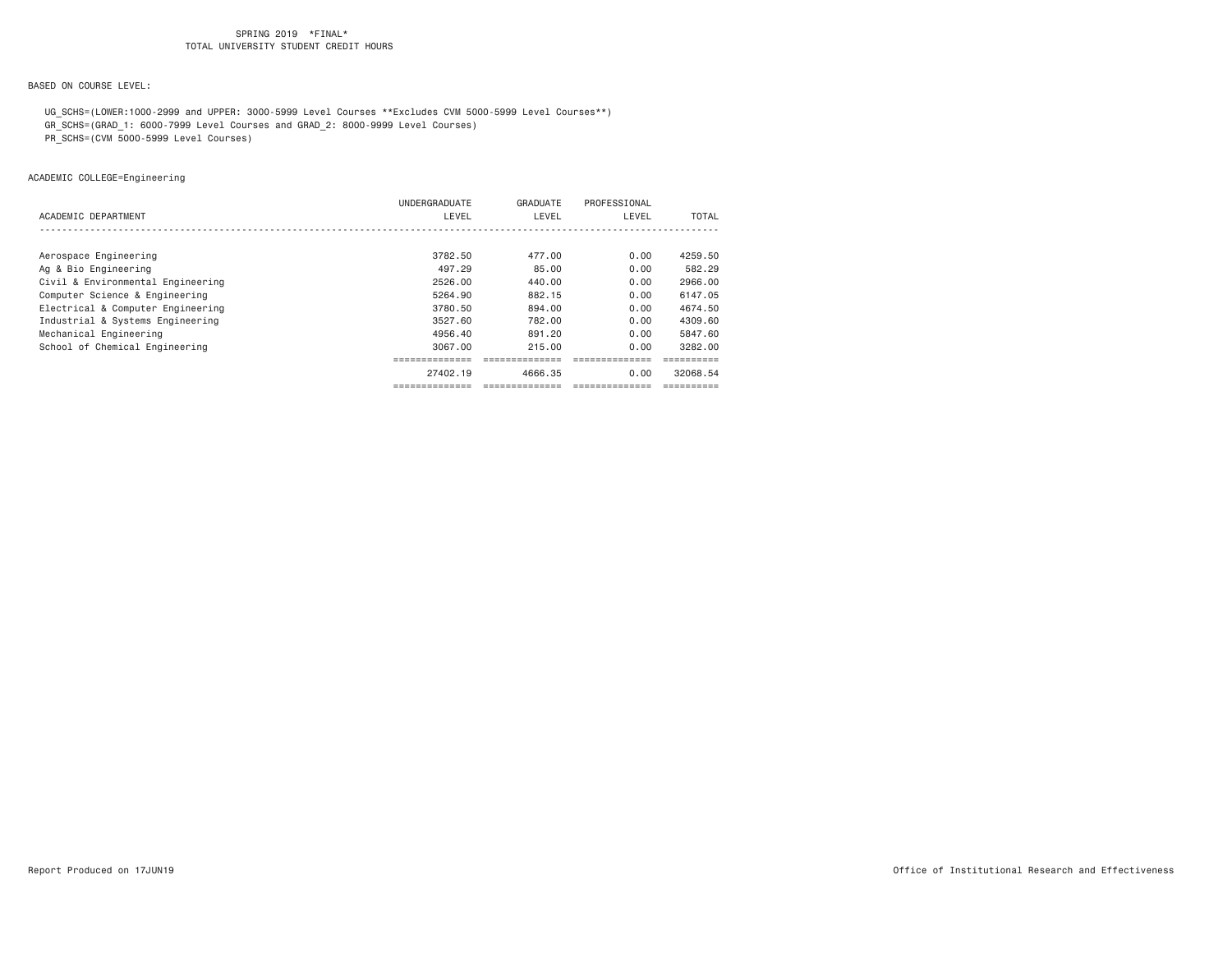SPRING 2019 *FINAL*
TOTAL UNIVERSITY STUDENT CREDIT HOURS

BASED ON COURSE LEVEL:

UG_SCHS=(LOWER:1000-2999 and UPPER: 3000-5999 Level Courses **Excludes CVM 5000-5999 Level Courses**)
GR_SCHS=(GRAD_1: 6000-7999 Level Courses and GRAD_2: 8000-9999 Level Courses)
PR_SCHS=(CVM 5000-5999 Level Courses)

ACADEMIC COLLEGE=Engineering

| ACADEMIC DEPARTMENT | UNDERGRADUATE LEVEL | GRADUATE LEVEL | PROFESSIONAL LEVEL | TOTAL |
|---|---|---|---|---|
| Aerospace Engineering | 3782.50 | 477.00 | 0.00 | 4259.50 |
| Ag & Bio Engineering | 497.29 | 85.00 | 0.00 | 582.29 |
| Civil & Environmental Engineering | 2526.00 | 440.00 | 0.00 | 2966.00 |
| Computer Science & Engineering | 5264.90 | 882.15 | 0.00 | 6147.05 |
| Electrical & Computer Engineering | 3780.50 | 894.00 | 0.00 | 4674.50 |
| Industrial & Systems Engineering | 3527.60 | 782.00 | 0.00 | 4309.60 |
| Mechanical Engineering | 4956.40 | 891.20 | 0.00 | 5847.60 |
| School of Chemical Engineering | 3067.00 | 215.00 | 0.00 | 3282.00 |
| | 27402.19 | 4666.35 | 0.00 | 32068.54 |

Report Produced on 17JUN19

Office of Institutional Research and Effectiveness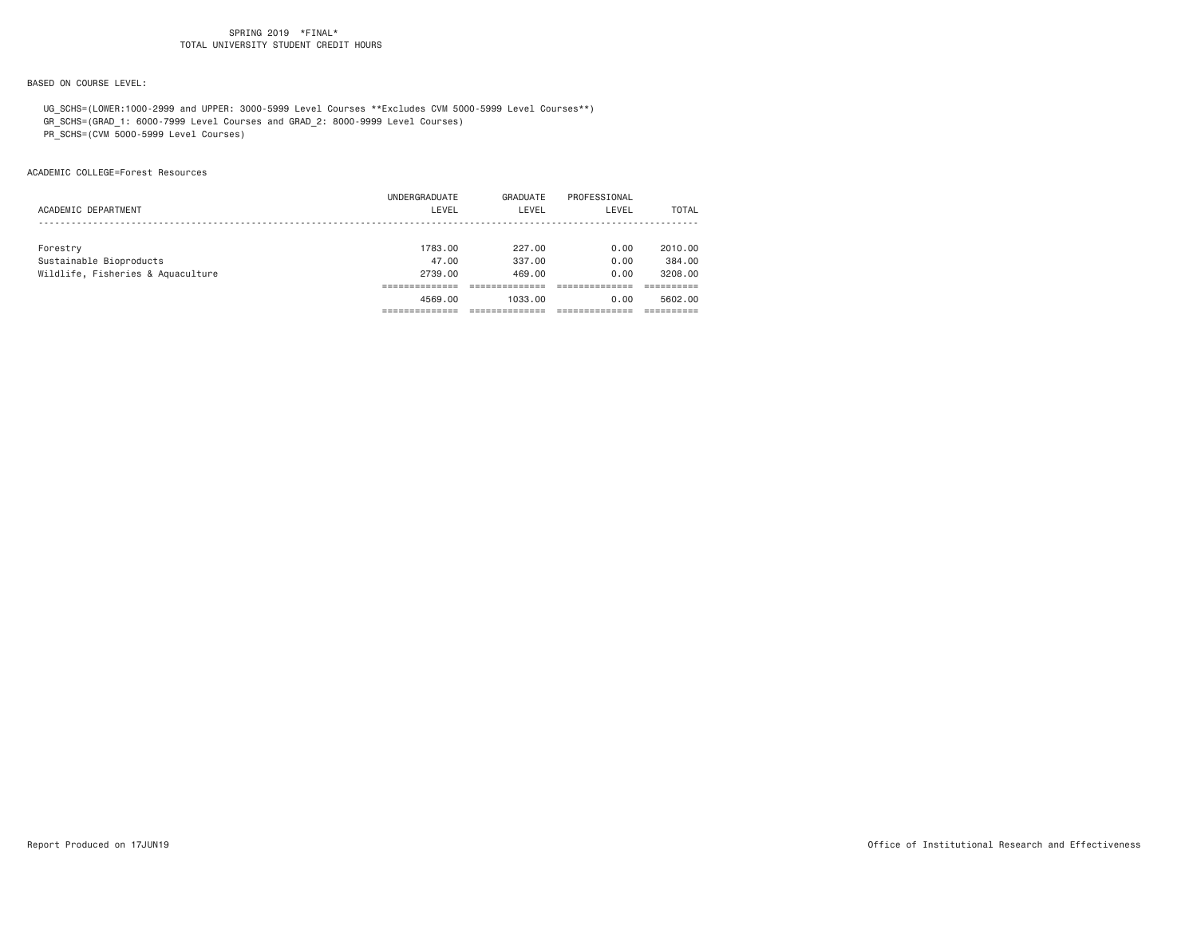SPRING 2019 *FINAL*
TOTAL UNIVERSITY STUDENT CREDIT HOURS

BASED ON COURSE LEVEL:

UG_SCHS=(LOWER:1000-2999 and UPPER: 3000-5999 Level Courses **Excludes CVM 5000-5999 Level Courses**)
GR_SCHS=(GRAD_1: 6000-7999 Level Courses and GRAD_2: 8000-9999 Level Courses)
PR_SCHS=(CVM 5000-5999 Level Courses)

ACADEMIC COLLEGE=Forest Resources

| ACADEMIC DEPARTMENT | UNDERGRADUATE LEVEL | GRADUATE LEVEL | PROFESSIONAL LEVEL | TOTAL |
|---|---|---|---|---|
| Forestry | 1783.00 | 227.00 | 0.00 | 2010.00 |
| Sustainable Bioproducts | 47.00 | 337.00 | 0.00 | 384.00 |
| Wildlife, Fisheries & Aquaculture | 2739.00 | 469.00 | 0.00 | 3208.00 |
| | 4569.00 | 1033.00 | 0.00 | 5602.00 |

Report Produced on 17JUN19

Office of Institutional Research and Effectiveness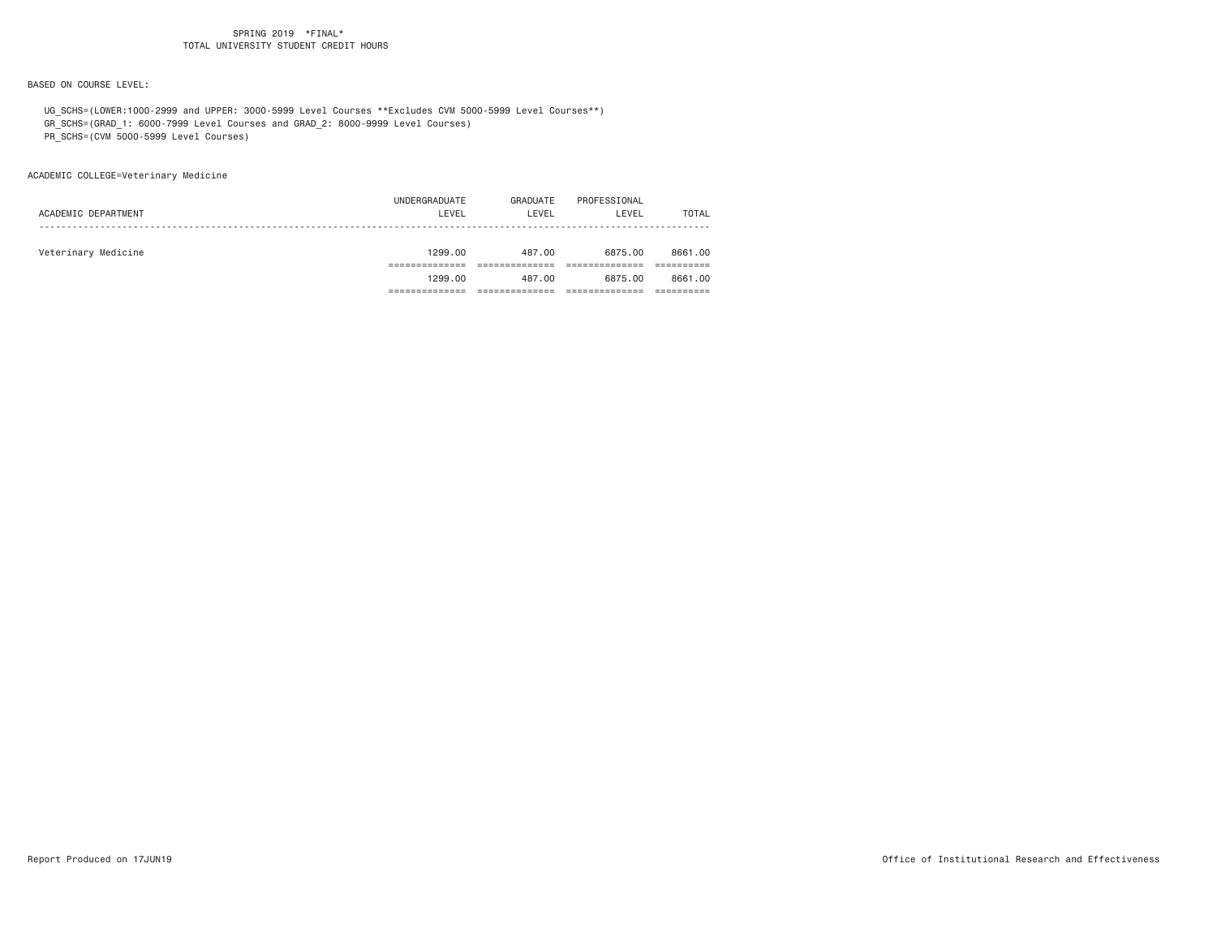SPRING 2019 *FINAL*
TOTAL UNIVERSITY STUDENT CREDIT HOURS

BASED ON COURSE LEVEL:

UG_SCHS=(LOWER:1000-2999 and UPPER: 3000-5999 Level Courses **Excludes CVM 5000-5999 Level Courses**)
GR_SCHS=(GRAD_1: 6000-7999 Level Courses and GRAD_2: 8000-9999 Level Courses)
PR_SCHS=(CVM 5000-5999 Level Courses)

ACADEMIC COLLEGE=Veterinary Medicine

| ACADEMIC DEPARTMENT | UNDERGRADUATE LEVEL | GRADUATE LEVEL | PROFESSIONAL LEVEL | TOTAL |
|---|---|---|---|---|
| Veterinary Medicine | 1299.00 | 487.00 | 6875.00 | 8661.00 |
| | 1299.00 | 487.00 | 6875.00 | 8661.00 |

Report Produced on 17JUN19

Office of Institutional Research and Effectiveness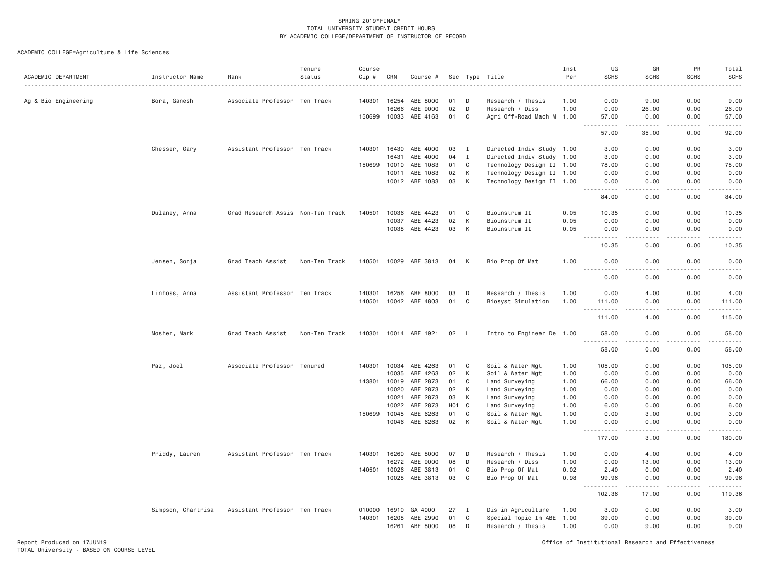SPRING 2019*FINAL*
TOTAL UNIVERSITY STUDENT CREDIT HOURS
BY ACADEMIC COLLEGE/DEPARTMENT OF INSTRUCTOR OF RECORD

ACADEMIC COLLEGE=Agriculture & Life Sciences

| ACADEMIC DEPARTMENT | Instructor Name | Rank | Tenure Status | Course Cip # | CRN | Course # | Sec | Type | Title | Inst Per | UG SCHS | GR SCHS | PR SCHS | Total SCHS |
|---|---|---|---|---|---|---|---|---|---|---|---|---|---|---|
| Ag & Bio Engineering | Bora, Ganesh | Associate Professor | Ten Track | 140301 | 16254 | ABE 8000 | 01 | D | Research / Thesis | 1.00 | 0.00 | 9.00 | 0.00 | 9.00 |
| | | | | | 16266 | ABE 9000 | 02 | D | Research / Diss | 1.00 | 0.00 | 26.00 | 0.00 | 26.00 |
| | | | | 150699 | 10033 | ABE 4163 | 01 | C | Agri Off-Road Mach M | 1.00 | 57.00 | 0.00 | 0.00 | 57.00 |
| | | | | | | | | | | | 57.00 | 35.00 | 0.00 | 92.00 |
| | Chesser, Gary | Assistant Professor | Ten Track | 140301 | 16430 | ABE 4000 | 03 | I | Directed Indiv Study | 1.00 | 3.00 | 0.00 | 0.00 | 3.00 |
| | | | | | 16431 | ABE 4000 | 04 | I | Directed Indiv Study | 1.00 | 3.00 | 0.00 | 0.00 | 3.00 |
| | | | | 150699 | 10010 | ABE 1083 | 01 | C | Technology Design II | 1.00 | 78.00 | 0.00 | 0.00 | 78.00 |
| | | | | | 10011 | ABE 1083 | 02 | K | Technology Design II | 1.00 | 0.00 | 0.00 | 0.00 | 0.00 |
| | | | | | 10012 | ABE 1083 | 03 | K | Technology Design II | 1.00 | 0.00 | 0.00 | 0.00 | 0.00 |
| | | | | | | | | | | | 84.00 | 0.00 | 0.00 | 84.00 |
| | Dulaney, Anna | Grad Research Assis | Non-Ten Track | 140501 | 10036 | ABE 4423 | 01 | C | Bioinstrum II | 0.05 | 10.35 | 0.00 | 0.00 | 10.35 |
| | | | | | 10037 | ABE 4423 | 02 | K | Bioinstrum II | 0.05 | 0.00 | 0.00 | 0.00 | 0.00 |
| | | | | | 10038 | ABE 4423 | 03 | K | Bioinstrum II | 0.05 | 0.00 | 0.00 | 0.00 | 0.00 |
| | | | | | | | | | | | 10.35 | 0.00 | 0.00 | 10.35 |
| | Jensen, Sonja | Grad Teach Assist | Non-Ten Track | 140501 | 10029 | ABE 3813 | 04 | K | Bio Prop Of Mat | 1.00 | 0.00 | 0.00 | 0.00 | 0.00 |
| | | | | | | | | | | | 0.00 | 0.00 | 0.00 | 0.00 |
| | Linhoss, Anna | Assistant Professor | Ten Track | 140301 | 16256 | ABE 8000 | 03 | D | Research / Thesis | 1.00 | 0.00 | 4.00 | 0.00 | 4.00 |
| | | | | 140501 | 10042 | ABE 4803 | 01 | C | Biosyst Simulation | 1.00 | 111.00 | 0.00 | 0.00 | 111.00 |
| | | | | | | | | | | | 111.00 | 4.00 | 0.00 | 115.00 |
| | Mosher, Mark | Grad Teach Assist | Non-Ten Track | 140301 | 10014 | ABE 1921 | 02 | L | Intro to Engineer De | 1.00 | 58.00 | 0.00 | 0.00 | 58.00 |
| | | | | | | | | | | | 58.00 | 0.00 | 0.00 | 58.00 |
| | Paz, Joel | Associate Professor | Tenured | 140301 | 10034 | ABE 4263 | 01 | C | Soil & Water Mgt | 1.00 | 105.00 | 0.00 | 0.00 | 105.00 |
| | | | | | 10035 | ABE 4263 | 02 | K | Soil & Water Mgt | 1.00 | 0.00 | 0.00 | 0.00 | 0.00 |
| | | | | 143801 | 10019 | ABE 2873 | 01 | C | Land Surveying | 1.00 | 66.00 | 0.00 | 0.00 | 66.00 |
| | | | | | 10020 | ABE 2873 | 02 | K | Land Surveying | 1.00 | 0.00 | 0.00 | 0.00 | 0.00 |
| | | | | | 10021 | ABE 2873 | 03 | K | Land Surveying | 1.00 | 0.00 | 0.00 | 0.00 | 0.00 |
| | | | | | 10022 | ABE 2873 | H01 | C | Land Surveying | 1.00 | 6.00 | 0.00 | 0.00 | 6.00 |
| | | | | 150699 | 10045 | ABE 6263 | 01 | C | Soil & Water Mgt | 1.00 | 0.00 | 3.00 | 0.00 | 3.00 |
| | | | | | 10046 | ABE 6263 | 02 | K | Soil & Water Mgt | 1.00 | 0.00 | 0.00 | 0.00 | 0.00 |
| | | | | | | | | | | | 177.00 | 3.00 | 0.00 | 180.00 |
| | Priddy, Lauren | Assistant Professor | Ten Track | 140301 | 16260 | ABE 8000 | 07 | D | Research / Thesis | 1.00 | 0.00 | 4.00 | 0.00 | 4.00 |
| | | | | | 16272 | ABE 9000 | 08 | D | Research / Diss | 1.00 | 0.00 | 13.00 | 0.00 | 13.00 |
| | | | | 140501 | 10026 | ABE 3813 | 01 | C | Bio Prop Of Mat | 0.02 | 2.40 | 0.00 | 0.00 | 2.40 |
| | | | | | 10028 | ABE 3813 | 03 | C | Bio Prop Of Mat | 0.98 | 99.96 | 0.00 | 0.00 | 99.96 |
| | | | | | | | | | | | 102.36 | 17.00 | 0.00 | 119.36 |
| | Simpson, Chartrisa | Assistant Professor | Ten Track | 010000 | 16910 | GA 4000 | 27 | I | Dis in Agriculture | 1.00 | 3.00 | 0.00 | 0.00 | 3.00 |
| | | | | 140301 | 16208 | ABE 2990 | 01 | C | Special Topic In ABE | 1.00 | 39.00 | 0.00 | 0.00 | 39.00 |
| | | | | | 16261 | ABE 8000 | 08 | D | Research / Thesis | 1.00 | 0.00 | 9.00 | 0.00 | 9.00 |

Report Produced on 17JUN19
TOTAL University - BASED ON COURSE LEVEL
Office of Institutional Research and Effectiveness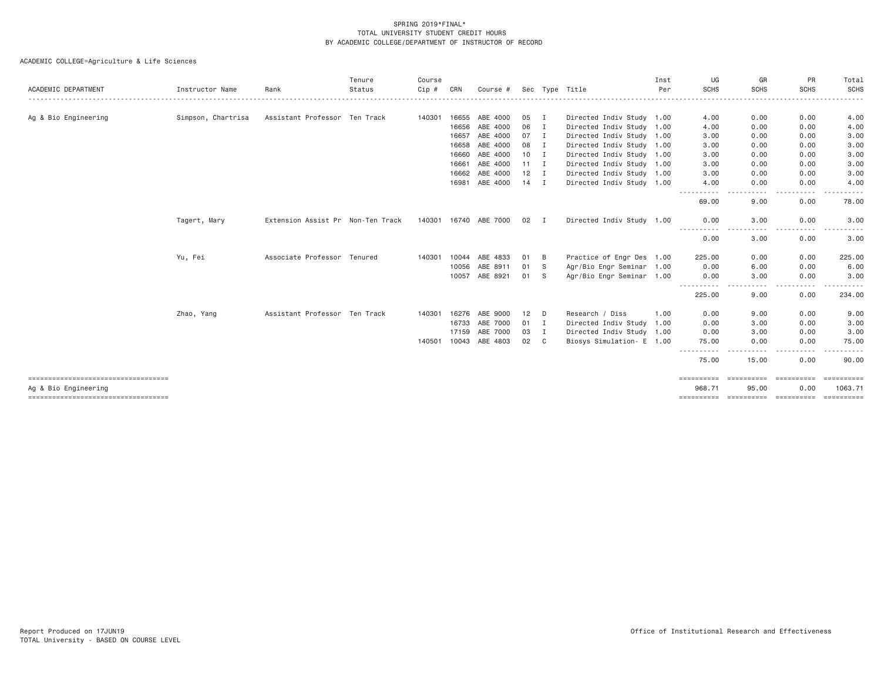SPRING 2019*FINAL*
TOTAL UNIVERSITY STUDENT CREDIT HOURS
BY ACADEMIC COLLEGE/DEPARTMENT OF INSTRUCTOR OF RECORD

ACADEMIC COLLEGE=Agriculture & Life Sciences

| ACADEMIC DEPARTMENT | Instructor Name | Rank | Tenure Status | Course Cip # | CRN | Course # | Sec | Type | Title | Inst Per | UG SCHS | GR SCHS | PR SCHS | Total SCHS |
|---|---|---|---|---|---|---|---|---|---|---|---|---|---|---|
| Ag & Bio Engineering | Simpson, Chartrisa | Assistant Professor | Ten Track | 140301 | 16655 | ABE 4000 | 05 | I | Directed Indiv Study | 1.00 | 4.00 | 0.00 | 0.00 | 4.00 |
| | | | | | 16656 | ABE 4000 | 06 | I | Directed Indiv Study | 1.00 | 4.00 | 0.00 | 0.00 | 4.00 |
| | | | | | 16657 | ABE 4000 | 07 | I | Directed Indiv Study | 1.00 | 3.00 | 0.00 | 0.00 | 3.00 |
| | | | | | 16658 | ABE 4000 | 08 | I | Directed Indiv Study | 1.00 | 3.00 | 0.00 | 0.00 | 3.00 |
| | | | | | 16660 | ABE 4000 | 10 | I | Directed Indiv Study | 1.00 | 3.00 | 0.00 | 0.00 | 3.00 |
| | | | | | 16661 | ABE 4000 | 11 | I | Directed Indiv Study | 1.00 | 3.00 | 0.00 | 0.00 | 3.00 |
| | | | | | 16662 | ABE 4000 | 12 | I | Directed Indiv Study | 1.00 | 3.00 | 0.00 | 0.00 | 3.00 |
| | | | | | 16981 | ABE 4000 | 14 | I | Directed Indiv Study | 1.00 | 4.00 | 0.00 | 0.00 | 4.00 |
| | | | | | | | | | | | 69.00 | 9.00 | 0.00 | 78.00 |
| | Tagert, Mary | Extension Assist Pr | Non-Ten Track | 140301 | 16740 | ABE 7000 | 02 | I | Directed Indiv Study | 1.00 | 0.00 | 3.00 | 0.00 | 3.00 |
| | | | | | | | | | | | 0.00 | 3.00 | 0.00 | 3.00 |
| | Yu, Fei | Associate Professor | Tenured | 140301 | 10044 | ABE 4833 | 01 | B | Practice of Engr Des | 1.00 | 225.00 | 0.00 | 0.00 | 225.00 |
| | | | | | 10056 | ABE 8911 | 01 | S | Agr/Bio Engr Seminar | 1.00 | 0.00 | 6.00 | 0.00 | 6.00 |
| | | | | | 10057 | ABE 8921 | 01 | S | Agr/Bio Engr Seminar | 1.00 | 0.00 | 3.00 | 0.00 | 3.00 |
| | | | | | | | | | | | 225.00 | 9.00 | 0.00 | 234.00 |
| | Zhao, Yang | Assistant Professor | Ten Track | 140301 | 16276 | ABE 9000 | 12 | D | Research / Diss | 1.00 | 0.00 | 9.00 | 0.00 | 9.00 |
| | | | | | 16733 | ABE 7000 | 01 | I | Directed Indiv Study | 1.00 | 0.00 | 3.00 | 0.00 | 3.00 |
| | | | | | 17159 | ABE 7000 | 03 | I | Directed Indiv Study | 1.00 | 0.00 | 3.00 | 0.00 | 3.00 |
| | | | | 140501 | 10043 | ABE 4803 | 02 | C | Biosys Simulation- E | 1.00 | 75.00 | 0.00 | 0.00 | 75.00 |
| | | | | | | | | | | | 75.00 | 15.00 | 0.00 | 90.00 |
| Ag & Bio Engineering | | | | | | | | | | | 968.71 | 95.00 | 0.00 | 1063.71 |

Report Produced on 17JUN19
TOTAL University - BASED ON COURSE LEVEL

Office of Institutional Research and Effectiveness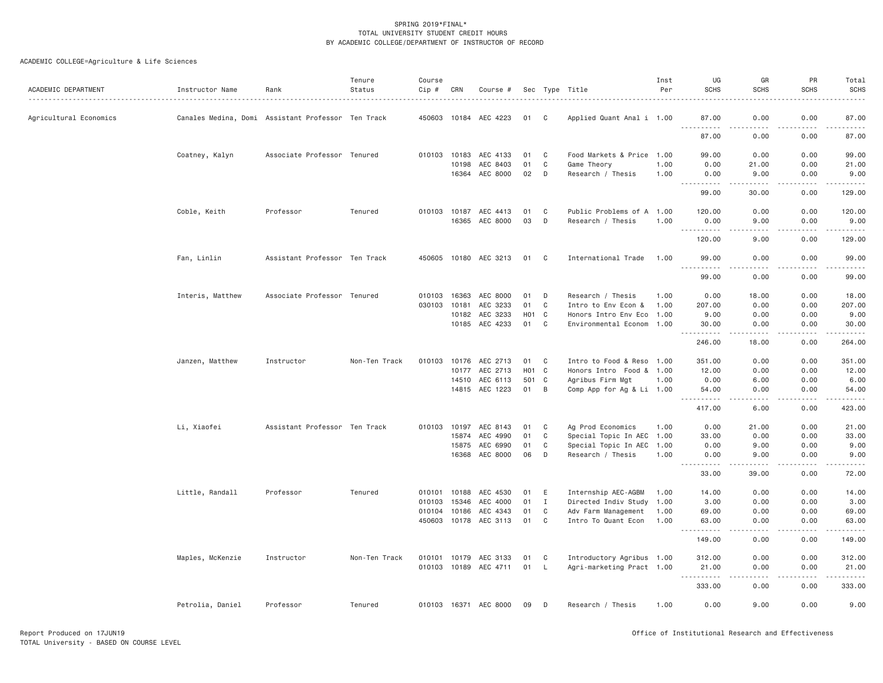SPRING 2019*FINAL*
TOTAL UNIVERSITY STUDENT CREDIT HOURS
BY ACADEMIC COLLEGE/DEPARTMENT OF INSTRUCTOR OF RECORD

ACADEMIC COLLEGE=Agriculture & Life Sciences

| ACADEMIC DEPARTMENT | Instructor Name | Rank | Tenure Status | Course Cip # | CRN | Course # | Sec | Type | Title | Inst Per | UG SCHS | GR SCHS | PR SCHS | Total SCHS |
|---|---|---|---|---|---|---|---|---|---|---|---|---|---|---|
| Agricultural Economics | Canales Medina, Domi | Assistant Professor | Ten Track | 450603 | 10184 | AEC 4223 | 01 | C | Applied Quant Anal i | 1.00 | 87.00 | 0.00 | 0.00 | 87.00 |
| | | | | | | | | | | | 87.00 | 0.00 | 0.00 | 87.00 |
| | Coatney, Kalyn | Associate Professor | Tenured | 010103 | 10183 | AEC 4133 | 01 | C | Food Markets & Price | 1.00 | 99.00 | 0.00 | 0.00 | 99.00 |
| | | | | | 10198 | AEC 8403 | 01 | C | Game Theory | 1.00 | 0.00 | 21.00 | 0.00 | 21.00 |
| | | | | | 16364 | AEC 8000 | 02 | D | Research / Thesis | 1.00 | 0.00 | 9.00 | 0.00 | 9.00 |
| | | | | | | | | | | | 99.00 | 30.00 | 0.00 | 129.00 |
| | Coble, Keith | Professor | Tenured | 010103 | 10187 | AEC 4413 | 01 | C | Public Problems of A | 1.00 | 120.00 | 0.00 | 0.00 | 120.00 |
| | | | | | 16365 | AEC 8000 | 03 | D | Research / Thesis | 1.00 | 0.00 | 9.00 | 0.00 | 9.00 |
| | | | | | | | | | | | 120.00 | 9.00 | 0.00 | 129.00 |
| | Fan, Linlin | Assistant Professor | Ten Track | 450605 | 10180 | AEC 3213 | 01 | C | International Trade | 1.00 | 99.00 | 0.00 | 0.00 | 99.00 |
| | | | | | | | | | | | 99.00 | 0.00 | 0.00 | 99.00 |
| | Interis, Matthew | Associate Professor | Tenured | 010103 | 16363 | AEC 8000 | 01 | D | Research / Thesis | 1.00 | 0.00 | 18.00 | 0.00 | 18.00 |
| | | | | 030103 | 10181 | AEC 3233 | 01 | C | Intro to Env Econ & | 1.00 | 207.00 | 0.00 | 0.00 | 207.00 |
| | | | | | 10182 | AEC 3233 | H01 | C | Honors Intro Env Eco | 1.00 | 9.00 | 0.00 | 0.00 | 9.00 |
| | | | | | 10185 | AEC 4233 | 01 | C | Environmental Econom | 1.00 | 30.00 | 0.00 | 0.00 | 30.00 |
| | | | | | | | | | | | 246.00 | 18.00 | 0.00 | 264.00 |
| | Janzen, Matthew | Instructor | Non-Ten Track | 010103 | 10176 | AEC 2713 | 01 | C | Intro to Food & Reso | 1.00 | 351.00 | 0.00 | 0.00 | 351.00 |
| | | | | | 10177 | AEC 2713 | H01 | C | Honors Intro Food & | 1.00 | 12.00 | 0.00 | 0.00 | 12.00 |
| | | | | | 14510 | AEC 6113 | 501 | C | Agribus Firm Mgt | 1.00 | 0.00 | 6.00 | 0.00 | 6.00 |
| | | | | | 14815 | AEC 1223 | 01 | B | Comp App for Ag & Li | 1.00 | 54.00 | 0.00 | 0.00 | 54.00 |
| | | | | | | | | | | | 417.00 | 6.00 | 0.00 | 423.00 |
| | Li, Xiaofei | Assistant Professor | Ten Track | 010103 | 10197 | AEC 8143 | 01 | C | Ag Prod Economics | 1.00 | 0.00 | 21.00 | 0.00 | 21.00 |
| | | | | | 15874 | AEC 4990 | 01 | C | Special Topic In AEC | 1.00 | 33.00 | 0.00 | 0.00 | 33.00 |
| | | | | | 15875 | AEC 6990 | 01 | C | Special Topic In AEC | 1.00 | 0.00 | 9.00 | 0.00 | 9.00 |
| | | | | | 16368 | AEC 8000 | 06 | D | Research / Thesis | 1.00 | 0.00 | 9.00 | 0.00 | 9.00 |
| | | | | | | | | | | | 33.00 | 39.00 | 0.00 | 72.00 |
| | Little, Randall | Professor | Tenured | 010101 | 10188 | AEC 4530 | 01 | E | Internship AEC-AGBM | 1.00 | 14.00 | 0.00 | 0.00 | 14.00 |
| | | | | 010103 | 15346 | AEC 4000 | 01 | I | Directed Indiv Study | 1.00 | 3.00 | 0.00 | 0.00 | 3.00 |
| | | | | 010104 | 10186 | AEC 4343 | 01 | C | Adv Farm Management | 1.00 | 69.00 | 0.00 | 0.00 | 69.00 |
| | | | | 450603 | 10178 | AEC 3113 | 01 | C | Intro To Quant Econ | 1.00 | 63.00 | 0.00 | 0.00 | 63.00 |
| | | | | | | | | | | | 149.00 | 0.00 | 0.00 | 149.00 |
| | Maples, McKenzie | Instructor | Non-Ten Track | 010101 | 10179 | AEC 3133 | 01 | C | Introductory Agribus | 1.00 | 312.00 | 0.00 | 0.00 | 312.00 |
| | | | | 010103 | 10189 | AEC 4711 | 01 | L | Agri-marketing Pract | 1.00 | 21.00 | 0.00 | 0.00 | 21.00 |
| | | | | | | | | | | | 333.00 | 0.00 | 0.00 | 333.00 |
| | Petrolia, Daniel | Professor | Tenured | 010103 | 16371 | AEC 8000 | 09 | D | Research / Thesis | 1.00 | 0.00 | 9.00 | 0.00 | 9.00 |

Report Produced on 17JUN19
TOTAL University - BASED ON COURSE LEVEL

Office of Institutional Research and Effectiveness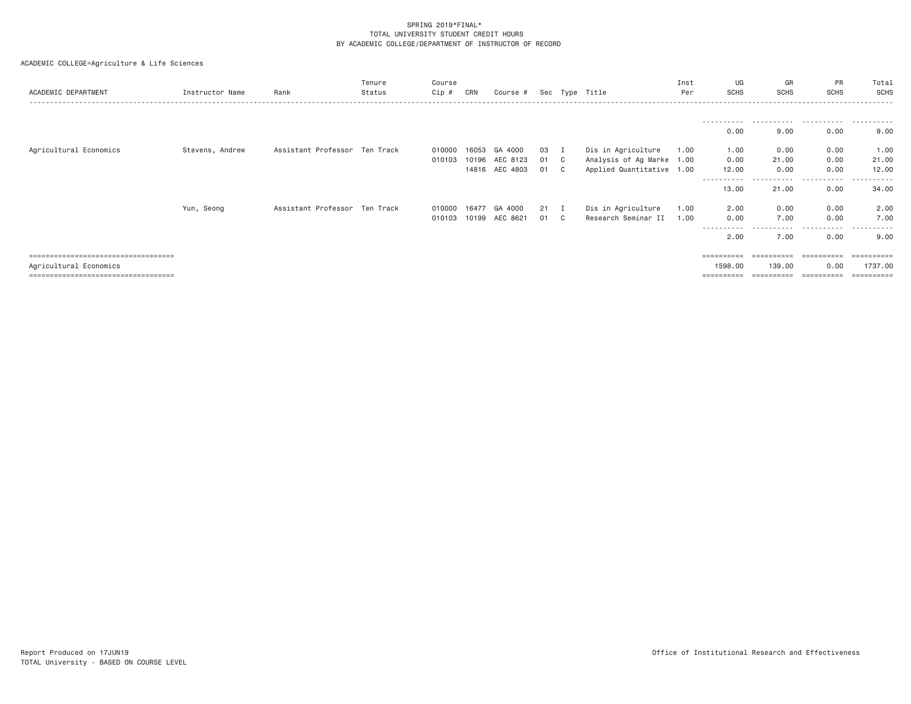SPRING 2019*FINAL*
TOTAL UNIVERSITY STUDENT CREDIT HOURS
BY ACADEMIC COLLEGE/DEPARTMENT OF INSTRUCTOR OF RECORD

ACADEMIC COLLEGE=Agriculture & Life Sciences

| ACADEMIC DEPARTMENT | Instructor Name | Rank | Tenure Status | Course Cip # | CRN | Course # | Sec | Type | Title | Inst Per | UG SCHS | GR SCHS | PR SCHS | Total SCHS |
|---|---|---|---|---|---|---|---|---|---|---|---|---|---|---|
| | | | | | | | | | | | 0.00 | 9.00 | 0.00 | 9.00 |
| Agricultural Economics | Stevens, Andrew | Assistant Professor | Ten Track | 010000 | 16053 | GA 4000 | 03 | I | Dis in Agriculture | 1.00 | 1.00 | 0.00 | 0.00 | 1.00 |
| | | | | 010103 | 10196 | AEC 8123 | 01 | C | Analysis of Ag Marke | 1.00 | 0.00 | 21.00 | 0.00 | 21.00 |
| | | | | | 14816 | AEC 4803 | 01 | C | Applied Quantitative | 1.00 | 12.00 | 0.00 | 0.00 | 12.00 |
| | | | | | | | | | | | 13.00 | 21.00 | 0.00 | 34.00 |
| | Yun, Seong | Assistant Professor | Ten Track | 010000 | 16477 | GA 4000 | 21 | I | Dis in Agriculture | 1.00 | 2.00 | 0.00 | 0.00 | 2.00 |
| | | | | 010103 | 10199 | AEC 8621 | 01 | C | Research Seminar II | 1.00 | 0.00 | 7.00 | 0.00 | 7.00 |
| | | | | | | | | | | | 2.00 | 7.00 | 0.00 | 9.00 |
| Agricultural Economics | | | | | | | | | | | 1598.00 | 139.00 | 0.00 | 1737.00 |

Report Produced on 17JUN19
TOTAL University - BASED ON COURSE LEVEL

Office of Institutional Research and Effectiveness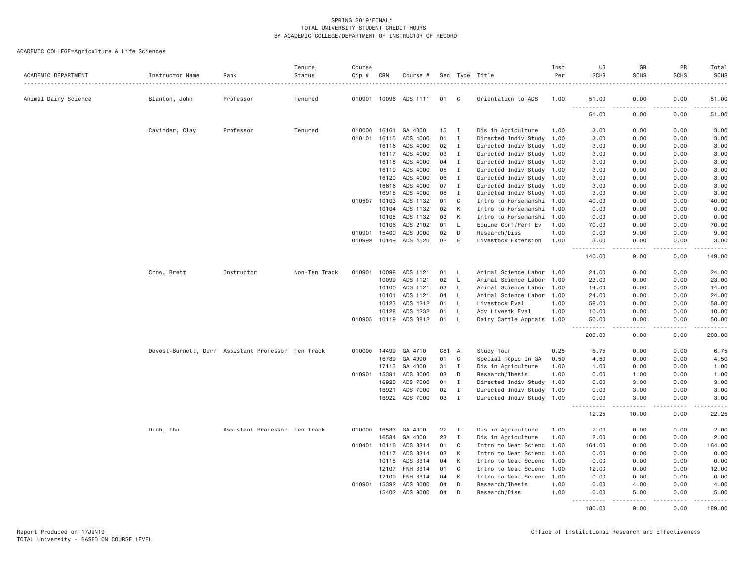SPRING 2019*FINAL*
TOTAL UNIVERSITY STUDENT CREDIT HOURS
BY ACADEMIC COLLEGE/DEPARTMENT OF INSTRUCTOR OF RECORD

ACADEMIC COLLEGE=Agriculture & Life Sciences

| ACADEMIC DEPARTMENT | Instructor Name | Rank | Tenure Status | Course Cip # | CRN | Course # | Sec | Type | Title | Inst Per | UG SCHS | GR SCHS | PR SCHS | Total SCHS |
|---|---|---|---|---|---|---|---|---|---|---|---|---|---|---|
| Animal Dairy Science | Blanton, John | Professor | Tenured | 010901 | 10096 | ADS 1111 | 01 | C | Orientation to ADS | 1.00 | 51.00 | 0.00 | 0.00 | 51.00 |
| | | | | | | | | | | | 51.00 | 0.00 | 0.00 | 51.00 |
| | Cavinder, Clay | Professor | Tenured | 010000 | 16161 | GA 4000 | 15 | I | Dis in Agriculture | 1.00 | 3.00 | 0.00 | 0.00 | 3.00 |
| | | | | 010101 | 16115 | ADS 4000 | 01 | I | Directed Indiv Study | 1.00 | 3.00 | 0.00 | 0.00 | 3.00 |
| | | | | | 16116 | ADS 4000 | 02 | I | Directed Indiv Study | 1.00 | 3.00 | 0.00 | 0.00 | 3.00 |
| | | | | | 16117 | ADS 4000 | 03 | I | Directed Indiv Study | 1.00 | 3.00 | 0.00 | 0.00 | 3.00 |
| | | | | | 16118 | ADS 4000 | 04 | I | Directed Indiv Study | 1.00 | 3.00 | 0.00 | 0.00 | 3.00 |
| | | | | | 16119 | ADS 4000 | 05 | I | Directed Indiv Study | 1.00 | 3.00 | 0.00 | 0.00 | 3.00 |
| | | | | | 16120 | ADS 4000 | 06 | I | Directed Indiv Study | 1.00 | 3.00 | 0.00 | 0.00 | 3.00 |
| | | | | | 16616 | ADS 4000 | 07 | I | Directed Indiv Study | 1.00 | 3.00 | 0.00 | 0.00 | 3.00 |
| | | | | | 16918 | ADS 4000 | 08 | I | Directed Indiv Study | 1.00 | 3.00 | 0.00 | 0.00 | 3.00 |
| | | | | 010507 | 10103 | ADS 1132 | 01 | C | Intro to Horsemanshi | 1.00 | 40.00 | 0.00 | 0.00 | 40.00 |
| | | | | | 10104 | ADS 1132 | 02 | K | Intro to Horsemanshi | 1.00 | 0.00 | 0.00 | 0.00 | 0.00 |
| | | | | | 10105 | ADS 1132 | 03 | K | Intro to Horsemanshi | 1.00 | 0.00 | 0.00 | 0.00 | 0.00 |
| | | | | | 10106 | ADS 2102 | 01 | L | Equine Conf/Perf Ev | 1.00 | 70.00 | 0.00 | 0.00 | 70.00 |
| | | | | 010901 | 15400 | ADS 9000 | 02 | D | Research/Diss | 1.00 | 0.00 | 9.00 | 0.00 | 9.00 |
| | | | | 010999 | 10149 | ADS 4520 | 02 | E | Livestock Extension | 1.00 | 3.00 | 0.00 | 0.00 | 3.00 |
| | | | | | | | | | | | 140.00 | 9.00 | 0.00 | 149.00 |
| | Crow, Brett | Instructor | Non-Ten Track | 010901 | 10098 | ADS 1121 | 01 | L | Animal Science Labor | 1.00 | 24.00 | 0.00 | 0.00 | 24.00 |
| | | | | | 10099 | ADS 1121 | 02 | L | Animal Science Labor | 1.00 | 23.00 | 0.00 | 0.00 | 23.00 |
| | | | | | 10100 | ADS 1121 | 03 | L | Animal Science Labor | 1.00 | 14.00 | 0.00 | 0.00 | 14.00 |
| | | | | | 10101 | ADS 1121 | 04 | L | Animal Science Labor | 1.00 | 24.00 | 0.00 | 0.00 | 24.00 |
| | | | | | 10123 | ADS 4212 | 01 | L | Livestock Eval | 1.00 | 58.00 | 0.00 | 0.00 | 58.00 |
| | | | | | 10128 | ADS 4232 | 01 | L | Adv Livestk Eval | 1.00 | 10.00 | 0.00 | 0.00 | 10.00 |
| | | | | 010905 | 10119 | ADS 3812 | 01 | L | Dairy Cattle Apprais | 1.00 | 50.00 | 0.00 | 0.00 | 50.00 |
| | | | | | | | | | | | 203.00 | 0.00 | 0.00 | 203.00 |
| | Devost-Burnett, Derr | Assistant Professor | Ten Track | 010000 | 14499 | GA 4710 | C81 | A | Study Tour | 0.25 | 6.75 | 0.00 | 0.00 | 6.75 |
| | | | | | 16789 | GA 4990 | 01 | C | Special Topic In GA | 0.50 | 4.50 | 0.00 | 0.00 | 4.50 |
| | | | | | 17113 | GA 4000 | 31 | I | Dis in Agriculture | 1.00 | 1.00 | 0.00 | 0.00 | 1.00 |
| | | | | 010901 | 15391 | ADS 8000 | 03 | D | Research/Thesis | 1.00 | 0.00 | 1.00 | 0.00 | 1.00 |
| | | | | | 16920 | ADS 7000 | 01 | I | Directed Indiv Study | 1.00 | 0.00 | 3.00 | 0.00 | 3.00 |
| | | | | | 16921 | ADS 7000 | 02 | I | Directed Indiv Study | 1.00 | 0.00 | 3.00 | 0.00 | 3.00 |
| | | | | | 16922 | ADS 7000 | 03 | I | Directed Indiv Study | 1.00 | 0.00 | 3.00 | 0.00 | 3.00 |
| | | | | | | | | | | | 12.25 | 10.00 | 0.00 | 22.25 |
| | Dinh, Thu | Assistant Professor | Ten Track | 010000 | 16583 | GA 4000 | 22 | I | Dis in Agriculture | 1.00 | 2.00 | 0.00 | 0.00 | 2.00 |
| | | | | | 16584 | GA 4000 | 23 | I | Dis in Agriculture | 1.00 | 2.00 | 0.00 | 0.00 | 2.00 |
| | | | | 010401 | 10116 | ADS 3314 | 01 | C | Intro to Meat Scienc | 1.00 | 164.00 | 0.00 | 0.00 | 164.00 |
| | | | | | 10117 | ADS 3314 | 03 | K | Intro to Meat Scienc | 1.00 | 0.00 | 0.00 | 0.00 | 0.00 |
| | | | | | 10118 | ADS 3314 | 04 | K | Intro to Meat Scienc | 1.00 | 0.00 | 0.00 | 0.00 | 0.00 |
| | | | | | 12107 | FNH 3314 | 01 | C | Intro to Meat Scienc | 1.00 | 12.00 | 0.00 | 0.00 | 12.00 |
| | | | | | 12109 | FNH 3314 | 04 | K | Intro to Meat Scienc | 1.00 | 0.00 | 0.00 | 0.00 | 0.00 |
| | | | | 010901 | 15392 | ADS 8000 | 04 | D | Research/Thesis | 1.00 | 0.00 | 4.00 | 0.00 | 4.00 |
| | | | | | 15402 | ADS 9000 | 04 | D | Research/Diss | 1.00 | 0.00 | 5.00 | 0.00 | 5.00 |
| | | | | | | | | | | | 180.00 | 9.00 | 0.00 | 189.00 |

Report Produced on 17JUN19
TOTAL University - BASED ON COURSE LEVEL

Office of Institutional Research and Effectiveness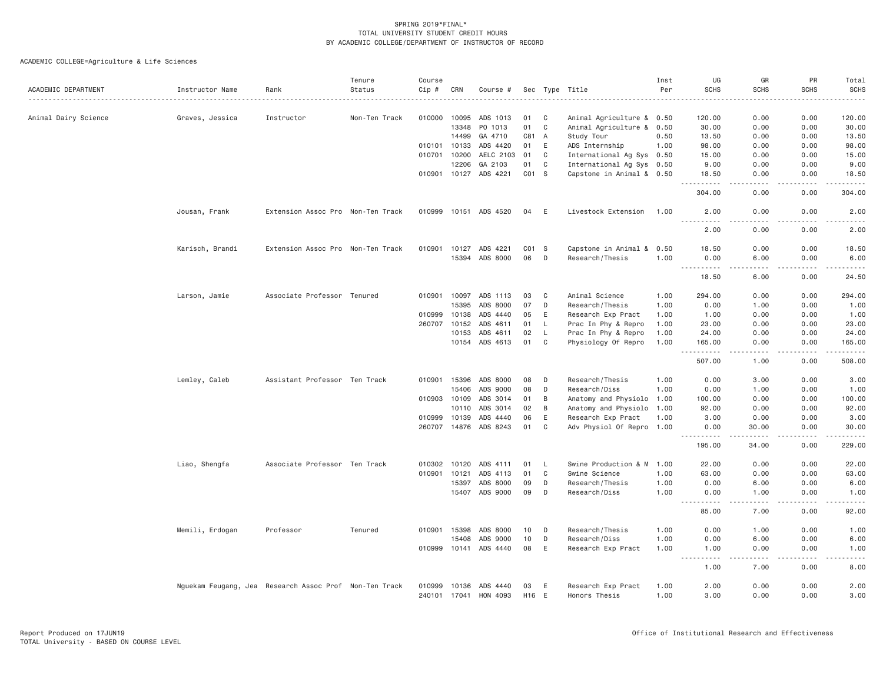SPRING 2019*FINAL*
TOTAL UNIVERSITY STUDENT CREDIT HOURS
BY ACADEMIC COLLEGE/DEPARTMENT OF INSTRUCTOR OF RECORD

ACADEMIC COLLEGE=Agriculture & Life Sciences

| ACADEMIC DEPARTMENT | Instructor Name | Rank | Tenure Status | Course Cip # | CRN | Course # | Sec | Type | Title | Inst Per | UG SCHS | GR SCHS | PR SCHS | Total SCHS |
|---|---|---|---|---|---|---|---|---|---|---|---|---|---|---|
| Animal Dairy Science | Graves, Jessica | Instructor | Non-Ten Track | 010000 | 10095 | ADS 1013 | 01 | C | Animal Agriculture & | 0.50 | 120.00 | 0.00 | 0.00 | 120.00 |
| | | | | | 13348 | PO 1013 | 01 | C | Animal Agriculture & | 0.50 | 30.00 | 0.00 | 0.00 | 30.00 |
| | | | | | 14499 | GA 4710 | C81 | A | Study Tour | 0.50 | 13.50 | 0.00 | 0.00 | 13.50 |
| | | | | 010101 | 10133 | ADS 4420 | 01 | E | ADS Internship | 1.00 | 98.00 | 0.00 | 0.00 | 98.00 |
| | | | | 010701 | 10200 | AELC 2103 | 01 | C | International Ag Sys | 0.50 | 15.00 | 0.00 | 0.00 | 15.00 |
| | | | | | 12206 | GA 2103 | 01 | C | International Ag Sys | 0.50 | 9.00 | 0.00 | 0.00 | 9.00 |
| | | | | 010901 | 10127 | ADS 4221 | C01 | S | Capstone in Animal & | 0.50 | 18.50 | 0.00 | 0.00 | 18.50 |
| | | | | | | | | | | | 304.00 | 0.00 | 0.00 | 304.00 |
| | Jousan, Frank | Extension Assoc Pro | Non-Ten Track | 010999 | 10151 | ADS 4520 | 04 | E | Livestock Extension | 1.00 | 2.00 | 0.00 | 0.00 | 2.00 |
| | | | | | | | | | | | 2.00 | 0.00 | 0.00 | 2.00 |
| | Karisch, Brandi | Extension Assoc Pro | Non-Ten Track | 010901 | 10127 | ADS 4221 | C01 | S | Capstone in Animal & | 0.50 | 18.50 | 0.00 | 0.00 | 18.50 |
| | | | | | 15394 | ADS 8000 | 06 | D | Research/Thesis | 1.00 | 0.00 | 6.00 | 0.00 | 6.00 |
| | | | | | | | | | | | 18.50 | 6.00 | 0.00 | 24.50 |
| | Larson, Jamie | Associate Professor | Tenured | 010901 | 10097 | ADS 1113 | 03 | C | Animal Science | 1.00 | 294.00 | 0.00 | 0.00 | 294.00 |
| | | | | | 15395 | ADS 8000 | 07 | D | Research/Thesis | 1.00 | 0.00 | 1.00 | 0.00 | 1.00 |
| | | | | 010999 | 10138 | ADS 4440 | 05 | E | Research Exp Pract | 1.00 | 1.00 | 0.00 | 0.00 | 1.00 |
| | | | | 260707 | 10152 | ADS 4611 | 01 | L | Prac In Phy & Repro | 1.00 | 23.00 | 0.00 | 0.00 | 23.00 |
| | | | | | 10153 | ADS 4611 | 02 | L | Prac In Phy & Repro | 1.00 | 24.00 | 0.00 | 0.00 | 24.00 |
| | | | | | 10154 | ADS 4613 | 01 | C | Physiology Of Repro | 1.00 | 165.00 | 0.00 | 0.00 | 165.00 |
| | | | | | | | | | | | 507.00 | 1.00 | 0.00 | 508.00 |
| | Lemley, Caleb | Assistant Professor | Ten Track | 010901 | 15396 | ADS 8000 | 08 | D | Research/Thesis | 1.00 | 0.00 | 3.00 | 0.00 | 3.00 |
| | | | | | 15406 | ADS 9000 | 08 | D | Research/Diss | 1.00 | 0.00 | 1.00 | 0.00 | 1.00 |
| | | | | 010903 | 10109 | ADS 3014 | 01 | B | Anatomy and Physiolo | 1.00 | 100.00 | 0.00 | 0.00 | 100.00 |
| | | | | | 10110 | ADS 3014 | 02 | B | Anatomy and Physiolo | 1.00 | 92.00 | 0.00 | 0.00 | 92.00 |
| | | | | 010999 | 10139 | ADS 4440 | 06 | E | Research Exp Pract | 1.00 | 3.00 | 0.00 | 0.00 | 3.00 |
| | | | | 260707 | 14876 | ADS 8243 | 01 | C | Adv Physiol Of Repro | 1.00 | 0.00 | 30.00 | 0.00 | 30.00 |
| | | | | | | | | | | | 195.00 | 34.00 | 0.00 | 229.00 |
| | Liao, Shengfa | Associate Professor | Ten Track | 010302 | 10120 | ADS 4111 | 01 | L | Swine Production & M | 1.00 | 22.00 | 0.00 | 0.00 | 22.00 |
| | | | | 010901 | 10121 | ADS 4113 | 01 | C | Swine Science | 1.00 | 63.00 | 0.00 | 0.00 | 63.00 |
| | | | | | 15397 | ADS 8000 | 09 | D | Research/Thesis | 1.00 | 0.00 | 6.00 | 0.00 | 6.00 |
| | | | | | 15407 | ADS 9000 | 09 | D | Research/Diss | 1.00 | 0.00 | 1.00 | 0.00 | 1.00 |
| | | | | | | | | | | | 85.00 | 7.00 | 0.00 | 92.00 |
| | Memili, Erdogan | Professor | Tenured | 010901 | 15398 | ADS 8000 | 10 | D | Research/Thesis | 1.00 | 0.00 | 1.00 | 0.00 | 1.00 |
| | | | | | 15408 | ADS 9000 | 10 | D | Research/Diss | 1.00 | 0.00 | 6.00 | 0.00 | 6.00 |
| | | | | 010999 | 10141 | ADS 4440 | 08 | E | Research Exp Pract | 1.00 | 1.00 | 0.00 | 0.00 | 1.00 |
| | | | | | | | | | | | 1.00 | 7.00 | 0.00 | 8.00 |
| | Nguekam Feugang, Jea | Research Assoc Prof | Non-Ten Track | 010999 | 10136 | ADS 4440 | 03 | E | Research Exp Pract | 1.00 | 2.00 | 0.00 | 0.00 | 2.00 |
| | | | | 240101 | 17041 | HON 4093 | H16 | E | Honors Thesis | 1.00 | 3.00 | 0.00 | 0.00 | 3.00 |

Report Produced on 17JUN19
TOTAL University - BASED ON COURSE LEVEL

Office of Institutional Research and Effectiveness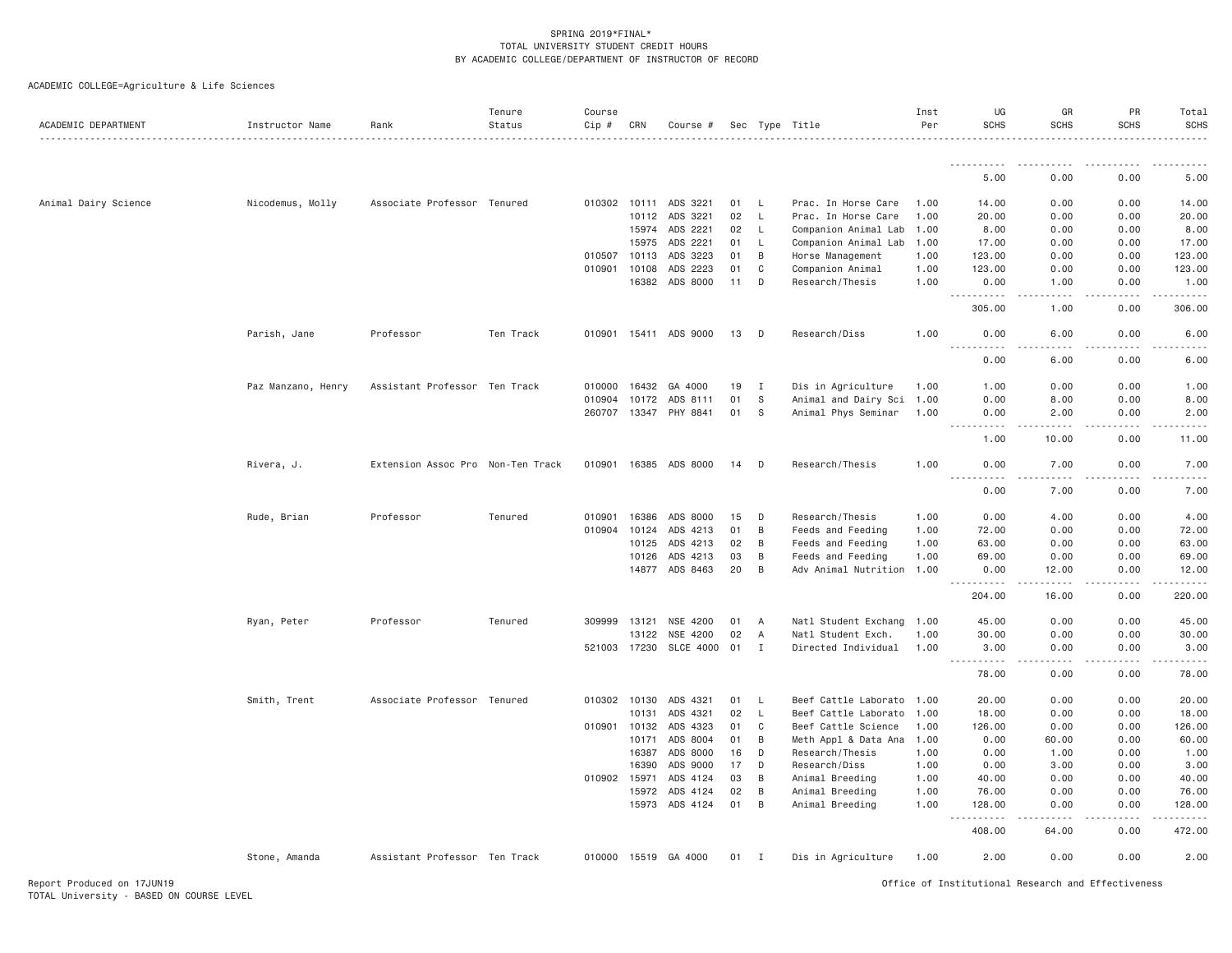SPRING 2019*FINAL*
TOTAL UNIVERSITY STUDENT CREDIT HOURS
BY ACADEMIC COLLEGE/DEPARTMENT OF INSTRUCTOR OF RECORD

ACADEMIC COLLEGE=Agriculture & Life Sciences

| ACADEMIC DEPARTMENT | Instructor Name | Rank | Tenure Status | Course Cip # | CRN | Course # | Sec | Type | Title | Inst Per | UG SCHS | GR SCHS | PR SCHS | Total SCHS |
|---|---|---|---|---|---|---|---|---|---|---|---|---|---|---|
| | | | | | | | | | | | 5.00 | 0.00 | 0.00 | 5.00 |
| Animal Dairy Science | Nicodemus, Molly | Associate Professor | Tenured | 010302 | 10111 | ADS 3221 | 01 | L | Prac. In Horse Care | 1.00 | 14.00 | 0.00 | 0.00 | 14.00 |
| | | | | | 10112 | ADS 3221 | 02 | L | Prac. In Horse Care | 1.00 | 20.00 | 0.00 | 0.00 | 20.00 |
| | | | | | 15974 | ADS 2221 | 02 | L | Companion Animal Lab | 1.00 | 8.00 | 0.00 | 0.00 | 8.00 |
| | | | | | 15975 | ADS 2221 | 01 | L | Companion Animal Lab | 1.00 | 17.00 | 0.00 | 0.00 | 17.00 |
| | | | | 010507 | 10113 | ADS 3223 | 01 | B | Horse Management | 1.00 | 123.00 | 0.00 | 0.00 | 123.00 |
| | | | | 010901 | 10108 | ADS 2223 | 01 | C | Companion Animal | 1.00 | 123.00 | 0.00 | 0.00 | 123.00 |
| | | | | | 16382 | ADS 8000 | 11 | D | Research/Thesis | 1.00 | 0.00 | 1.00 | 0.00 | 1.00 |
| | | | | | | | | | | | 305.00 | 1.00 | 0.00 | 306.00 |
| | Parish, Jane | Professor | Ten Track | 010901 | 15411 | ADS 9000 | 13 | D | Research/Diss | 1.00 | 0.00 | 6.00 | 0.00 | 6.00 |
| | | | | | | | | | | | 0.00 | 6.00 | 0.00 | 6.00 |
| | Paz Manzano, Henry | Assistant Professor | Ten Track | 010000 | 16432 | GA 4000 | 19 | I | Dis in Agriculture | 1.00 | 1.00 | 0.00 | 0.00 | 1.00 |
| | | | | 010904 | 10172 | ADS 8111 | 01 | S | Animal and Dairy Sci | 1.00 | 0.00 | 8.00 | 0.00 | 8.00 |
| | | | | 260707 | 13347 | PHY 8841 | 01 | S | Animal Phys Seminar | 1.00 | 0.00 | 2.00 | 0.00 | 2.00 |
| | | | | | | | | | | | 1.00 | 10.00 | 0.00 | 11.00 |
| | Rivera, J. | Extension Assoc Pro | Non-Ten Track | 010901 | 16385 | ADS 8000 | 14 | D | Research/Thesis | 1.00 | 0.00 | 7.00 | 0.00 | 7.00 |
| | | | | | | | | | | | 0.00 | 7.00 | 0.00 | 7.00 |
| | Rude, Brian | Professor | Tenured | 010901 | 16386 | ADS 8000 | 15 | D | Research/Thesis | 1.00 | 0.00 | 4.00 | 0.00 | 4.00 |
| | | | | 010904 | 10124 | ADS 4213 | 01 | B | Feeds and Feeding | 1.00 | 72.00 | 0.00 | 0.00 | 72.00 |
| | | | | | 10125 | ADS 4213 | 02 | B | Feeds and Feeding | 1.00 | 63.00 | 0.00 | 0.00 | 63.00 |
| | | | | | 10126 | ADS 4213 | 03 | B | Feeds and Feeding | 1.00 | 69.00 | 0.00 | 0.00 | 69.00 |
| | | | | | 14877 | ADS 8463 | 20 | B | Adv Animal Nutrition | 1.00 | 0.00 | 12.00 | 0.00 | 12.00 |
| | | | | | | | | | | | 204.00 | 16.00 | 0.00 | 220.00 |
| | Ryan, Peter | Professor | Tenured | 309999 | 13121 | NSE 4200 | 01 | A | Natl Student Exchang | 1.00 | 45.00 | 0.00 | 0.00 | 45.00 |
| | | | | | 13122 | NSE 4200 | 02 | A | Natl Student Exch. | 1.00 | 30.00 | 0.00 | 0.00 | 30.00 |
| | | | | 521003 | 17230 | SLCE 4000 | 01 | I | Directed Individual | 1.00 | 3.00 | 0.00 | 0.00 | 3.00 |
| | | | | | | | | | | | 78.00 | 0.00 | 0.00 | 78.00 |
| | Smith, Trent | Associate Professor | Tenured | 010302 | 10130 | ADS 4321 | 01 | L | Beef Cattle Laborato | 1.00 | 20.00 | 0.00 | 0.00 | 20.00 |
| | | | | | 10131 | ADS 4321 | 02 | L | Beef Cattle Laborato | 1.00 | 18.00 | 0.00 | 0.00 | 18.00 |
| | | | | 010901 | 10132 | ADS 4323 | 01 | C | Beef Cattle Science | 1.00 | 126.00 | 0.00 | 0.00 | 126.00 |
| | | | | | 10171 | ADS 8004 | 01 | B | Meth Appl & Data Ana | 1.00 | 0.00 | 60.00 | 0.00 | 60.00 |
| | | | | | 16387 | ADS 8000 | 16 | D | Research/Thesis | 1.00 | 0.00 | 1.00 | 0.00 | 1.00 |
| | | | | | 16390 | ADS 9000 | 17 | D | Research/Diss | 1.00 | 0.00 | 3.00 | 0.00 | 3.00 |
| | | | | 010902 | 15971 | ADS 4124 | 03 | B | Animal Breeding | 1.00 | 40.00 | 0.00 | 0.00 | 40.00 |
| | | | | | 15972 | ADS 4124 | 02 | B | Animal Breeding | 1.00 | 76.00 | 0.00 | 0.00 | 76.00 |
| | | | | | 15973 | ADS 4124 | 01 | B | Animal Breeding | 1.00 | 128.00 | 0.00 | 0.00 | 128.00 |
| | | | | | | | | | | | 408.00 | 64.00 | 0.00 | 472.00 |
| | Stone, Amanda | Assistant Professor | Ten Track | 010000 | 15519 | GA 4000 | 01 | I | Dis in Agriculture | 1.00 | 2.00 | 0.00 | 0.00 | 2.00 |

Report Produced on 17JUN19
TOTAL University - BASED ON COURSE LEVEL

Office of Institutional Research and Effectiveness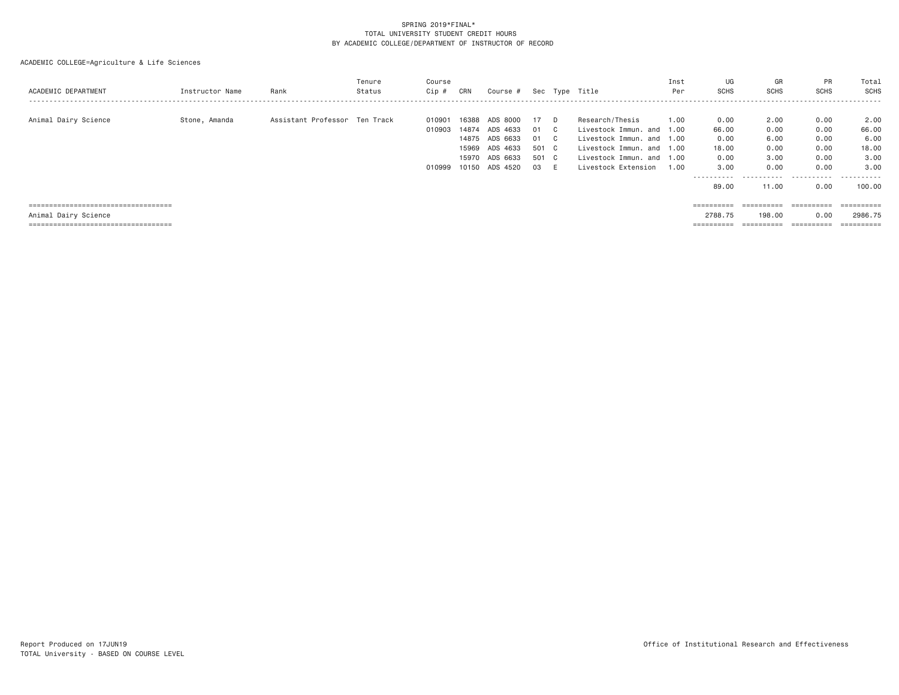SPRING 2019*FINAL*
TOTAL UNIVERSITY STUDENT CREDIT HOURS
BY ACADEMIC COLLEGE/DEPARTMENT OF INSTRUCTOR OF RECORD

ACADEMIC COLLEGE=Agriculture & Life Sciences

| ACADEMIC DEPARTMENT | Instructor Name | Rank | Tenure Status | Course Cip # | CRN | Course # | Sec | Type | Title | Inst Per | UG SCHS | GR SCHS | PR SCHS | Total SCHS |
|---|---|---|---|---|---|---|---|---|---|---|---|---|---|---|
| Animal Dairy Science | Stone, Amanda | Assistant Professor | Ten Track | 010901 | 16388 | ADS 8000 | 17 | D | Research/Thesis | 1.00 | 0.00 | 2.00 | 0.00 | 2.00 |
| | | | | 010903 | 14874 | ADS 4633 | 01 | C | Livestock Immun. and | 1.00 | 66.00 | 0.00 | 0.00 | 66.00 |
| | | | | | 14875 | ADS 6633 | 01 | C | Livestock Immun. and | 1.00 | 0.00 | 6.00 | 0.00 | 6.00 |
| | | | | | 15969 | ADS 4633 | 501 | C | Livestock Immun. and | 1.00 | 18.00 | 0.00 | 0.00 | 18.00 |
| | | | | | 15970 | ADS 6633 | 501 | C | Livestock Immun. and | 1.00 | 0.00 | 3.00 | 0.00 | 3.00 |
| | | | | 010999 | 10150 | ADS 4520 | 03 | E | Livestock Extension | 1.00 | 3.00 | 0.00 | 0.00 | 3.00 |
| | | | | | | | | | | | 89.00 | 11.00 | 0.00 | 100.00 |
| Animal Dairy Science | | | | | | | | | | | 2788.75 | 198.00 | 0.00 | 2986.75 |

Report Produced on 17JUN19
TOTAL University - BASED ON COURSE LEVEL

Office of Institutional Research and Effectiveness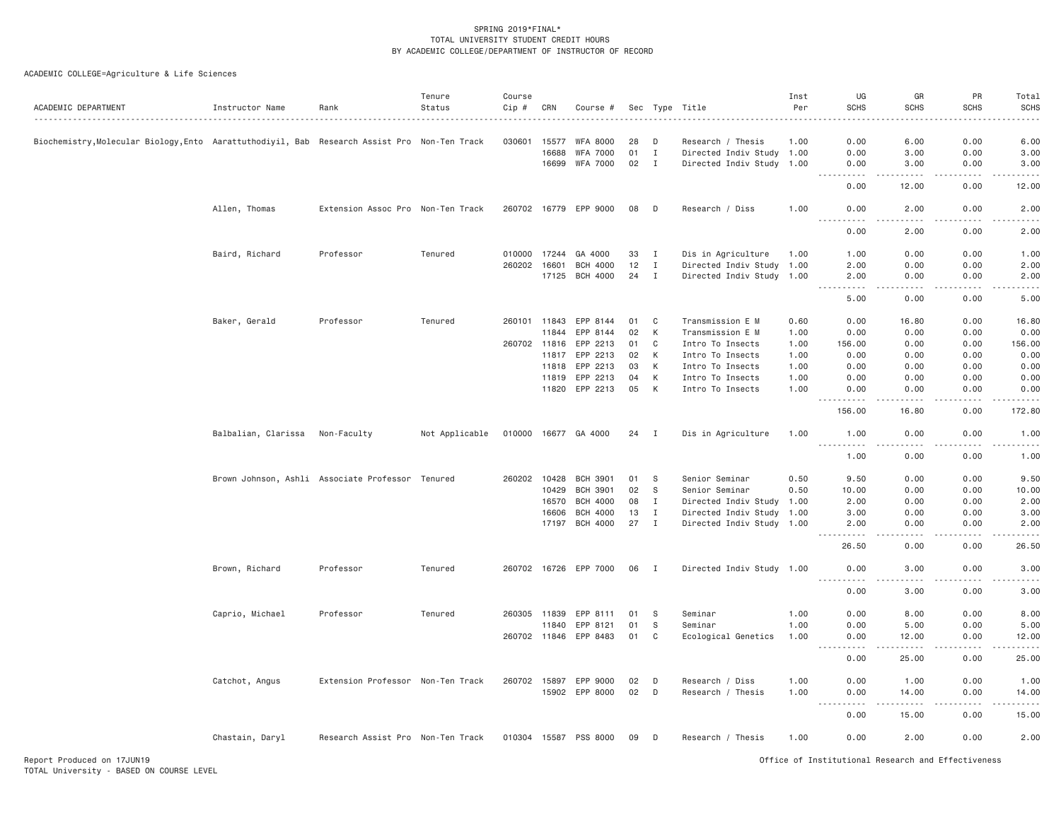SPRING 2019*FINAL*
TOTAL UNIVERSITY STUDENT CREDIT HOURS
BY ACADEMIC COLLEGE/DEPARTMENT OF INSTRUCTOR OF RECORD

ACADEMIC COLLEGE=Agriculture & Life Sciences

| ACADEMIC DEPARTMENT | Instructor Name | Rank | Tenure Status | Course Cip # | CRN | Course # | Sec | Type | Title | Inst Per | UG SCHS | GR SCHS | PR SCHS | Total SCHS |
|---|---|---|---|---|---|---|---|---|---|---|---|---|---|---|
| Biochemistry,Molecular Biology,Ento | Aarattuthodiyil, Bab | Research Assist Pro | Non-Ten Track | 030601 | 15577 | WFA 8000 | 28 | D | Research / Thesis | 1.00 | 0.00 | 6.00 | 0.00 | 6.00 |
| | | | | | 16688 | WFA 7000 | 01 | I | Directed Indiv Study | 1.00 | 0.00 | 3.00 | 0.00 | 3.00 |
| | | | | | 16699 | WFA 7000 | 02 | I | Directed Indiv Study | 1.00 | 0.00 | 3.00 | 0.00 | 3.00 |
| | | | | | | | | | | | 0.00 | 12.00 | 0.00 | 12.00 |
| | Allen, Thomas | Extension Assoc Pro | Non-Ten Track | 260702 | 16779 | EPP 9000 | 08 | D | Research / Diss | 1.00 | 0.00 | 2.00 | 0.00 | 2.00 |
| | | | | | | | | | | | 0.00 | 2.00 | 0.00 | 2.00 |
| | Baird, Richard | Professor | Tenured | 010000 | 17244 | GA 4000 | 33 | I | Dis in Agriculture | 1.00 | 1.00 | 0.00 | 0.00 | 1.00 |
| | | | | 260202 | 16601 | BCH 4000 | 12 | I | Directed Indiv Study | 1.00 | 2.00 | 0.00 | 0.00 | 2.00 |
| | | | | | 17125 | BCH 4000 | 24 | I | Directed Indiv Study | 1.00 | 2.00 | 0.00 | 0.00 | 2.00 |
| | | | | | | | | | | | 5.00 | 0.00 | 0.00 | 5.00 |
| | Baker, Gerald | Professor | Tenured | 260101 | 11843 | EPP 8144 | 01 | C | Transmission E M | 0.60 | 0.00 | 16.80 | 0.00 | 16.80 |
| | | | | | 11844 | EPP 8144 | 02 | K | Transmission E M | 1.00 | 0.00 | 0.00 | 0.00 | 0.00 |
| | | | | 260702 | 11816 | EPP 2213 | 01 | C | Intro To Insects | 1.00 | 156.00 | 0.00 | 0.00 | 156.00 |
| | | | | | 11817 | EPP 2213 | 02 | K | Intro To Insects | 1.00 | 0.00 | 0.00 | 0.00 | 0.00 |
| | | | | | 11818 | EPP 2213 | 03 | K | Intro To Insects | 1.00 | 0.00 | 0.00 | 0.00 | 0.00 |
| | | | | | 11819 | EPP 2213 | 04 | K | Intro To Insects | 1.00 | 0.00 | 0.00 | 0.00 | 0.00 |
| | | | | | 11820 | EPP 2213 | 05 | K | Intro To Insects | 1.00 | 0.00 | 0.00 | 0.00 | 0.00 |
| | | | | | | | | | | | 156.00 | 16.80 | 0.00 | 172.80 |
| | Balbalian, Clarissa | Non-Faculty | Not Applicable | 010000 | 16677 | GA 4000 | 24 | I | Dis in Agriculture | 1.00 | 1.00 | 0.00 | 0.00 | 1.00 |
| | | | | | | | | | | | 1.00 | 0.00 | 0.00 | 1.00 |
| | Brown Johnson, Ashli | Associate Professor | Tenured | 260202 | 10428 | BCH 3901 | 01 | S | Senior Seminar | 0.50 | 9.50 | 0.00 | 0.00 | 9.50 |
| | | | | | 10429 | BCH 3901 | 02 | S | Senior Seminar | 0.50 | 10.00 | 0.00 | 0.00 | 10.00 |
| | | | | | 16570 | BCH 4000 | 08 | I | Directed Indiv Study | 1.00 | 2.00 | 0.00 | 0.00 | 2.00 |
| | | | | | 16606 | BCH 4000 | 13 | I | Directed Indiv Study | 1.00 | 3.00 | 0.00 | 0.00 | 3.00 |
| | | | | | 17197 | BCH 4000 | 27 | I | Directed Indiv Study | 1.00 | 2.00 | 0.00 | 0.00 | 2.00 |
| | | | | | | | | | | | 26.50 | 0.00 | 0.00 | 26.50 |
| | Brown, Richard | Professor | Tenured | 260702 | 16726 | EPP 7000 | 06 | I | Directed Indiv Study | 1.00 | 0.00 | 3.00 | 0.00 | 3.00 |
| | | | | | | | | | | | 0.00 | 3.00 | 0.00 | 3.00 |
| | Caprio, Michael | Professor | Tenured | 260305 | 11839 | EPP 8111 | 01 | S | Seminar | 1.00 | 0.00 | 8.00 | 0.00 | 8.00 |
| | | | | | 11840 | EPP 8121 | 01 | S | Seminar | 1.00 | 0.00 | 5.00 | 0.00 | 5.00 |
| | | | | 260702 | 11846 | EPP 8483 | 01 | C | Ecological Genetics | 1.00 | 0.00 | 12.00 | 0.00 | 12.00 |
| | | | | | | | | | | | 0.00 | 25.00 | 0.00 | 25.00 |
| | Catchot, Angus | Extension Professor | Non-Ten Track | 260702 | 15897 | EPP 9000 | 02 | D | Research / Diss | 1.00 | 0.00 | 1.00 | 0.00 | 1.00 |
| | | | | | 15902 | EPP 8000 | 02 | D | Research / Thesis | 1.00 | 0.00 | 14.00 | 0.00 | 14.00 |
| | | | | | | | | | | | 0.00 | 15.00 | 0.00 | 15.00 |
| | Chastain, Daryl | Research Assist Pro | Non-Ten Track | 010304 | 15587 | PSS 8000 | 09 | D | Research / Thesis | 1.00 | 0.00 | 2.00 | 0.00 | 2.00 |

Report Produced on 17JUN19
TOTAL University - BASED ON COURSE LEVEL

Office of Institutional Research and Effectiveness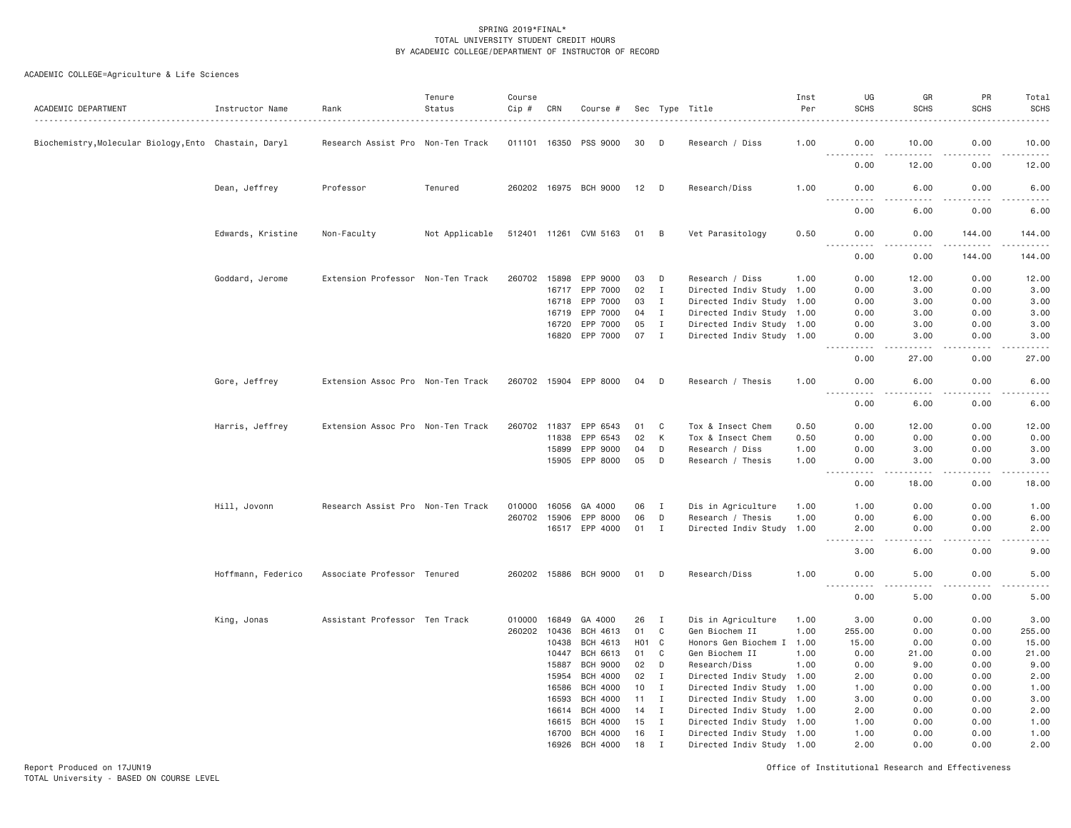SPRING 2019*FINAL*
TOTAL UNIVERSITY STUDENT CREDIT HOURS
BY ACADEMIC COLLEGE/DEPARTMENT OF INSTRUCTOR OF RECORD

ACADEMIC COLLEGE=Agriculture & Life Sciences

| ACADEMIC DEPARTMENT | Instructor Name | Rank | Tenure Status | Course Cip # | CRN | Course # | Sec | Type | Title | Inst Per | UG SCHS | GR SCHS | PR SCHS | Total SCHS |
|---|---|---|---|---|---|---|---|---|---|---|---|---|---|---|
| Biochemistry,Molecular Biology,Ento | Chastain, Daryl | Research Assist Pro | Non-Ten Track | 011101 | 16350 | PSS 9000 | 30 | D | Research / Diss | 1.00 | 0.00 | 10.00 | 0.00 | 10.00 |
| | | | | | | | | | | | 0.00 | 12.00 | 0.00 | 12.00 |
| | Dean, Jeffrey | Professor | Tenured | 260202 | 16975 | BCH 9000 | 12 | D | Research/Diss | 1.00 | 0.00 | 6.00 | 0.00 | 6.00 |
| | | | | | | | | | | | 0.00 | 6.00 | 0.00 | 6.00 |
| | Edwards, Kristine | Non-Faculty | Not Applicable | 512401 | 11261 | CVM 5163 | 01 | B | Vet Parasitology | 0.50 | 0.00 | 0.00 | 144.00 | 144.00 |
| | | | | | | | | | | | 0.00 | 0.00 | 144.00 | 144.00 |
| | Goddard, Jerome | Extension Professor | Non-Ten Track | 260702 | 15898 | EPP 9000 | 03 | D | Research / Diss | 1.00 | 0.00 | 12.00 | 0.00 | 12.00 |
| | | | | | 16717 | EPP 7000 | 02 | I | Directed Indiv Study | 1.00 | 0.00 | 3.00 | 0.00 | 3.00 |
| | | | | | 16718 | EPP 7000 | 03 | I | Directed Indiv Study | 1.00 | 0.00 | 3.00 | 0.00 | 3.00 |
| | | | | | 16719 | EPP 7000 | 04 | I | Directed Indiv Study | 1.00 | 0.00 | 3.00 | 0.00 | 3.00 |
| | | | | | 16720 | EPP 7000 | 05 | I | Directed Indiv Study | 1.00 | 0.00 | 3.00 | 0.00 | 3.00 |
| | | | | | 16820 | EPP 7000 | 07 | I | Directed Indiv Study | 1.00 | 0.00 | 3.00 | 0.00 | 3.00 |
| | | | | | | | | | | | 0.00 | 27.00 | 0.00 | 27.00 |
| | Gore, Jeffrey | Extension Assoc Pro | Non-Ten Track | 260702 | 15904 | EPP 8000 | 04 | D | Research / Thesis | 1.00 | 0.00 | 6.00 | 0.00 | 6.00 |
| | | | | | | | | | | | 0.00 | 6.00 | 0.00 | 6.00 |
| | Harris, Jeffrey | Extension Assoc Pro | Non-Ten Track | 260702 | 11837 | EPP 6543 | 01 | C | Tox & Insect Chem | 0.50 | 0.00 | 12.00 | 0.00 | 12.00 |
| | | | | | 11838 | EPP 6543 | 02 | K | Tox & Insect Chem | 0.50 | 0.00 | 0.00 | 0.00 | 0.00 |
| | | | | | 15899 | EPP 9000 | 04 | D | Research / Diss | 1.00 | 0.00 | 3.00 | 0.00 | 3.00 |
| | | | | | 15905 | EPP 8000 | 05 | D | Research / Thesis | 1.00 | 0.00 | 3.00 | 0.00 | 3.00 |
| | | | | | | | | | | | 0.00 | 18.00 | 0.00 | 18.00 |
| | Hill, Jovonn | Research Assist Pro | Non-Ten Track | 010000 | 16056 | GA 4000 | 06 | I | Dis in Agriculture | 1.00 | 1.00 | 0.00 | 0.00 | 1.00 |
| | | | | 260702 | 15906 | EPP 8000 | 06 | D | Research / Thesis | 1.00 | 0.00 | 6.00 | 0.00 | 6.00 |
| | | | | | 16517 | EPP 4000 | 01 | I | Directed Indiv Study | 1.00 | 2.00 | 0.00 | 0.00 | 2.00 |
| | | | | | | | | | | | 3.00 | 6.00 | 0.00 | 9.00 |
| | Hoffmann, Federico | Associate Professor | Tenured | 260202 | 15886 | BCH 9000 | 01 | D | Research/Diss | 1.00 | 0.00 | 5.00 | 0.00 | 5.00 |
| | | | | | | | | | | | 0.00 | 5.00 | 0.00 | 5.00 |
| | King, Jonas | Assistant Professor | Ten Track | 010000 | 16849 | GA 4000 | 26 | I | Dis in Agriculture | 1.00 | 3.00 | 0.00 | 0.00 | 3.00 |
| | | | | 260202 | 10436 | BCH 4613 | 01 | C | Gen Biochem II | 1.00 | 255.00 | 0.00 | 0.00 | 255.00 |
| | | | | | 10438 | BCH 4613 | H01 | C | Honors Gen Biochem I | 1.00 | 15.00 | 0.00 | 0.00 | 15.00 |
| | | | | | 10447 | BCH 6613 | 01 | C | Gen Biochem II | 1.00 | 0.00 | 21.00 | 0.00 | 21.00 |
| | | | | | 15887 | BCH 9000 | 02 | D | Research/Diss | 1.00 | 0.00 | 9.00 | 0.00 | 9.00 |
| | | | | | 15954 | BCH 4000 | 02 | I | Directed Indiv Study | 1.00 | 2.00 | 0.00 | 0.00 | 2.00 |
| | | | | | 16586 | BCH 4000 | 10 | I | Directed Indiv Study | 1.00 | 1.00 | 0.00 | 0.00 | 1.00 |
| | | | | | 16593 | BCH 4000 | 11 | I | Directed Indiv Study | 1.00 | 3.00 | 0.00 | 0.00 | 3.00 |
| | | | | | 16614 | BCH 4000 | 14 | I | Directed Indiv Study | 1.00 | 2.00 | 0.00 | 0.00 | 2.00 |
| | | | | | 16615 | BCH 4000 | 15 | I | Directed Indiv Study | 1.00 | 1.00 | 0.00 | 0.00 | 1.00 |
| | | | | | 16700 | BCH 4000 | 16 | I | Directed Indiv Study | 1.00 | 1.00 | 0.00 | 0.00 | 1.00 |
| | | | | | 16926 | BCH 4000 | 18 | I | Directed Indiv Study | 1.00 | 2.00 | 0.00 | 0.00 | 2.00 |

Report Produced on 17JUN19
TOTAL University - BASED ON COURSE LEVEL

Office of Institutional Research and Effectiveness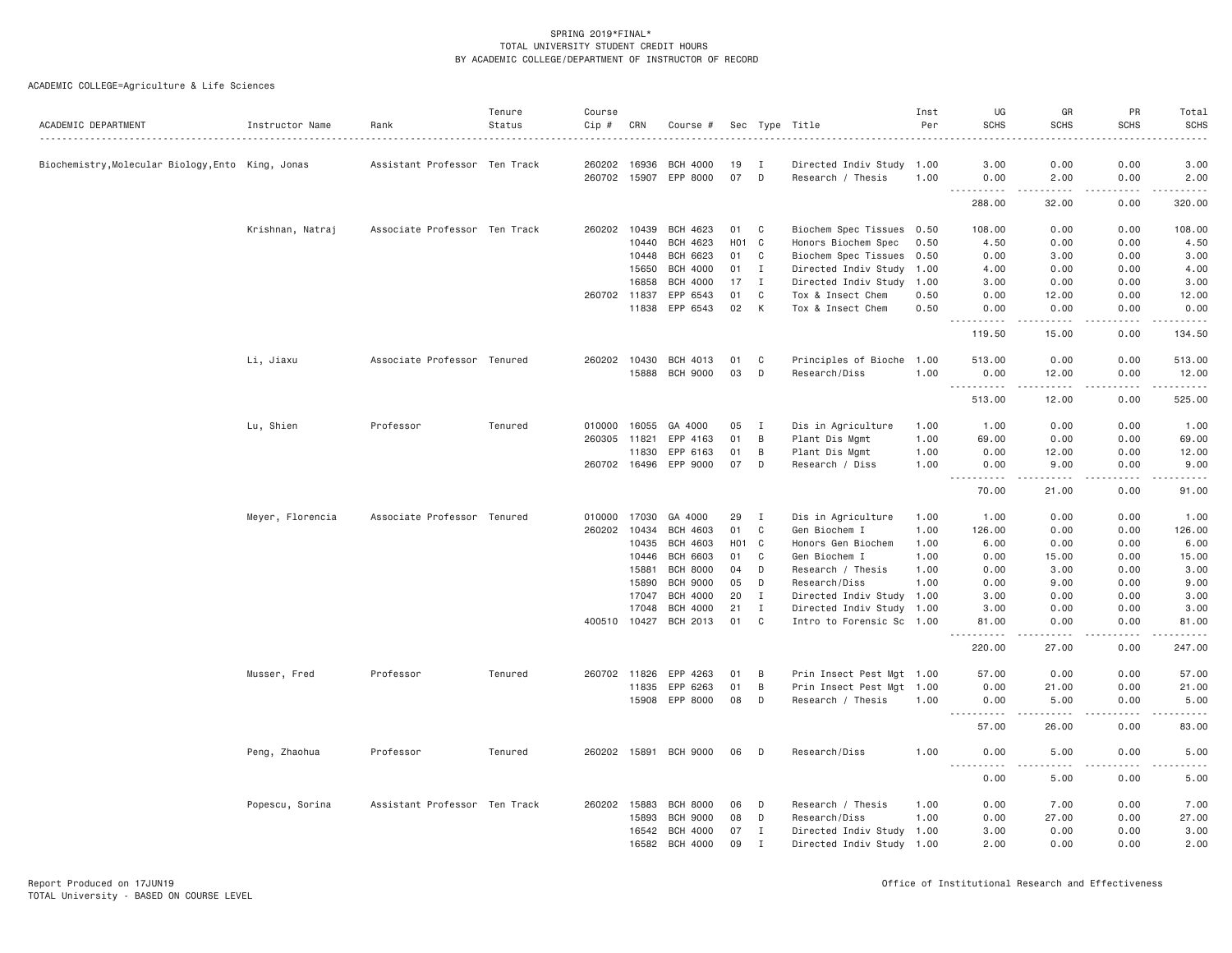SPRING 2019*FINAL*
TOTAL UNIVERSITY STUDENT CREDIT HOURS
BY ACADEMIC COLLEGE/DEPARTMENT OF INSTRUCTOR OF RECORD

ACADEMIC COLLEGE=Agriculture & Life Sciences

| ACADEMIC DEPARTMENT | Instructor Name | Rank | Tenure Status | Course Cip # | CRN | Course # | Sec | Type | Title | Inst Per | UG SCHS | GR SCHS | PR SCHS | Total SCHS |
|---|---|---|---|---|---|---|---|---|---|---|---|---|---|---|
| Biochemistry,Molecular Biology,Ento | King, Jonas | Assistant Professor | Ten Track | 260202 | 16936 | BCH 4000 | 19 | I | Directed Indiv Study | 1.00 | 3.00 | 0.00 | 0.00 | 3.00 |
| | | | | 260702 | 15907 | EPP 8000 | 07 | D | Research / Thesis | 1.00 | 0.00 | 2.00 | 0.00 | 2.00 |
| | | | | | | | | | | | 288.00 | 32.00 | 0.00 | 320.00 |
| | Krishnan, Natraj | Associate Professor | Ten Track | 260202 | 10439 | BCH 4623 | 01 | C | Biochem Spec Tissues | 0.50 | 108.00 | 0.00 | 0.00 | 108.00 |
| | | | | | 10440 | BCH 4623 | H01 | C | Honors Biochem Spec | 0.50 | 4.50 | 0.00 | 0.00 | 4.50 |
| | | | | | 10448 | BCH 6623 | 01 | C | Biochem Spec Tissues | 0.50 | 0.00 | 3.00 | 0.00 | 3.00 |
| | | | | | 15650 | BCH 4000 | 01 | I | Directed Indiv Study | 1.00 | 4.00 | 0.00 | 0.00 | 4.00 |
| | | | | | 16858 | BCH 4000 | 17 | I | Directed Indiv Study | 1.00 | 3.00 | 0.00 | 0.00 | 3.00 |
| | | | | 260702 | 11837 | EPP 6543 | 01 | C | Tox & Insect Chem | 0.50 | 0.00 | 12.00 | 0.00 | 12.00 |
| | | | | | 11838 | EPP 6543 | 02 | K | Tox & Insect Chem | 0.50 | 0.00 | 0.00 | 0.00 | 0.00 |
| | | | | | | | | | | | 119.50 | 15.00 | 0.00 | 134.50 |
| | Li, Jiaxu | Associate Professor | Tenured | 260202 | 10430 | BCH 4013 | 01 | C | Principles of Bioche | 1.00 | 513.00 | 0.00 | 0.00 | 513.00 |
| | | | | | 15888 | BCH 9000 | 03 | D | Research/Diss | 1.00 | 0.00 | 12.00 | 0.00 | 12.00 |
| | | | | | | | | | | | 513.00 | 12.00 | 0.00 | 525.00 |
| | Lu, Shien | Professor | Tenured | 010000 | 16055 | GA 4000 | 05 | I | Dis in Agriculture | 1.00 | 1.00 | 0.00 | 0.00 | 1.00 |
| | | | | 260305 | 11821 | EPP 4163 | 01 | B | Plant Dis Mgmt | 1.00 | 69.00 | 0.00 | 0.00 | 69.00 |
| | | | | | 11830 | EPP 6163 | 01 | B | Plant Dis Mgmt | 1.00 | 0.00 | 12.00 | 0.00 | 12.00 |
| | | | | 260702 | 16496 | EPP 9000 | 07 | D | Research / Diss | 1.00 | 0.00 | 9.00 | 0.00 | 9.00 |
| | | | | | | | | | | | 70.00 | 21.00 | 0.00 | 91.00 |
| | Meyer, Florencia | Associate Professor | Tenured | 010000 | 17030 | GA 4000 | 29 | I | Dis in Agriculture | 1.00 | 1.00 | 0.00 | 0.00 | 1.00 |
| | | | | 260202 | 10434 | BCH 4603 | 01 | C | Gen Biochem I | 1.00 | 126.00 | 0.00 | 0.00 | 126.00 |
| | | | | | 10435 | BCH 4603 | H01 | C | Honors Gen Biochem | 1.00 | 6.00 | 0.00 | 0.00 | 6.00 |
| | | | | | 10446 | BCH 6603 | 01 | C | Gen Biochem I | 1.00 | 0.00 | 15.00 | 0.00 | 15.00 |
| | | | | | 15881 | BCH 8000 | 04 | D | Research / Thesis | 1.00 | 0.00 | 3.00 | 0.00 | 3.00 |
| | | | | | 15890 | BCH 9000 | 05 | D | Research/Diss | 1.00 | 0.00 | 9.00 | 0.00 | 9.00 |
| | | | | | 17047 | BCH 4000 | 20 | I | Directed Indiv Study | 1.00 | 3.00 | 0.00 | 0.00 | 3.00 |
| | | | | | 17048 | BCH 4000 | 21 | I | Directed Indiv Study | 1.00 | 3.00 | 0.00 | 0.00 | 3.00 |
| | | | | 400510 | 10427 | BCH 2013 | 01 | C | Intro to Forensic Sc | 1.00 | 81.00 | 0.00 | 0.00 | 81.00 |
| | | | | | | | | | | | 220.00 | 27.00 | 0.00 | 247.00 |
| | Musser, Fred | Professor | Tenured | 260702 | 11826 | EPP 4263 | 01 | B | Prin Insect Pest Mgt | 1.00 | 57.00 | 0.00 | 0.00 | 57.00 |
| | | | | | 11835 | EPP 6263 | 01 | B | Prin Insect Pest Mgt | 1.00 | 0.00 | 21.00 | 0.00 | 21.00 |
| | | | | | 15908 | EPP 8000 | 08 | D | Research / Thesis | 1.00 | 0.00 | 5.00 | 0.00 | 5.00 |
| | | | | | | | | | | | 57.00 | 26.00 | 0.00 | 83.00 |
| | Peng, Zhaohua | Professor | Tenured | 260202 | 15891 | BCH 9000 | 06 | D | Research/Diss | 1.00 | 0.00 | 5.00 | 0.00 | 5.00 |
| | | | | | | | | | | | 0.00 | 5.00 | 0.00 | 5.00 |
| | Popescu, Sorina | Assistant Professor | Ten Track | 260202 | 15883 | BCH 8000 | 06 | D | Research / Thesis | 1.00 | 0.00 | 7.00 | 0.00 | 7.00 |
| | | | | | 15893 | BCH 9000 | 08 | D | Research/Diss | 1.00 | 0.00 | 27.00 | 0.00 | 27.00 |
| | | | | | 16542 | BCH 4000 | 07 | I | Directed Indiv Study | 1.00 | 3.00 | 0.00 | 0.00 | 3.00 |
| | | | | | 16582 | BCH 4000 | 09 | I | Directed Indiv Study | 1.00 | 2.00 | 0.00 | 0.00 | 2.00 |

Report Produced on 17JUN19
TOTAL University - BASED ON COURSE LEVEL

Office of Institutional Research and Effectiveness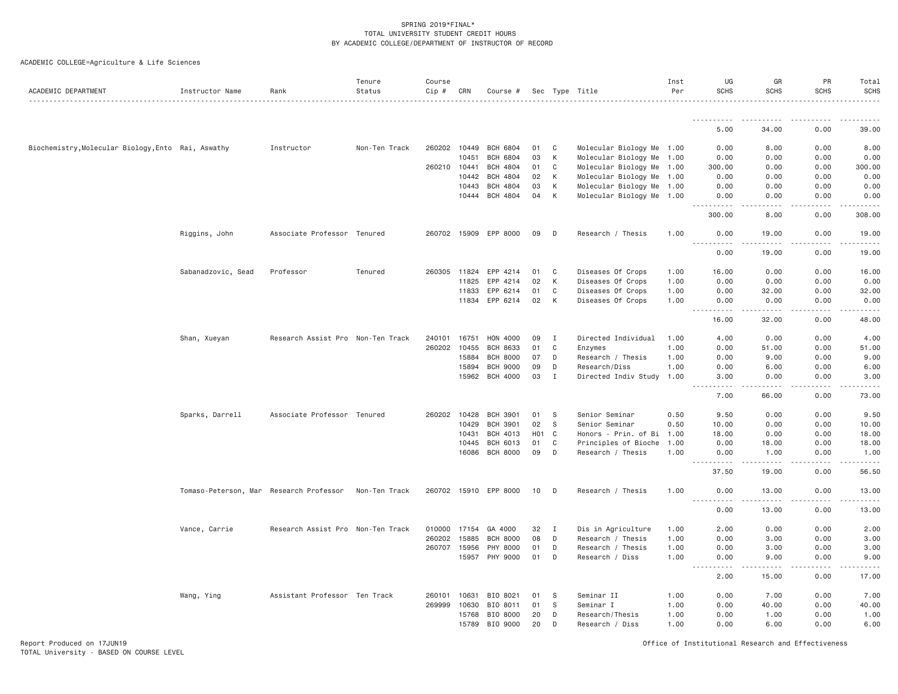SPRING 2019*FINAL*
TOTAL UNIVERSITY STUDENT CREDIT HOURS
BY ACADEMIC COLLEGE/DEPARTMENT OF INSTRUCTOR OF RECORD

ACADEMIC COLLEGE=Agriculture & Life Sciences

| ACADEMIC DEPARTMENT | Instructor Name | Rank | Tenure Status | Course Cip # | CRN | Course # | Sec | Type | Title | Inst Per | UG SCHS | GR SCHS | PR SCHS | Total SCHS |
|---|---|---|---|---|---|---|---|---|---|---|---|---|---|---|
| | | | | | | | | | | | 5.00 | 34.00 | 0.00 | 39.00 |
| Biochemistry,Molecular Biology,Ento | Rai, Aswathy | Instructor | Non-Ten Track | 260202 | 10449 | BCH 6804 | 01 | C | Molecular Biology Me | 1.00 | 0.00 | 8.00 | 0.00 | 8.00 |
| | | | | | 10451 | BCH 6804 | 03 | K | Molecular Biology Me | 1.00 | 0.00 | 0.00 | 0.00 | 0.00 |
| | | | | 260210 | 10441 | BCH 4804 | 01 | C | Molecular Biology Me | 1.00 | 300.00 | 0.00 | 0.00 | 300.00 |
| | | | | | 10442 | BCH 4804 | 02 | K | Molecular Biology Me | 1.00 | 0.00 | 0.00 | 0.00 | 0.00 |
| | | | | | 10443 | BCH 4804 | 03 | K | Molecular Biology Me | 1.00 | 0.00 | 0.00 | 0.00 | 0.00 |
| | | | | | 10444 | BCH 4804 | 04 | K | Molecular Biology Me | 1.00 | 0.00 | 0.00 | 0.00 | 0.00 |
| | | | | | | | | | | | 300.00 | 8.00 | 0.00 | 308.00 |
| | Riggins, John | Associate Professor | Tenured | 260702 | 15909 | EPP 8000 | 09 | D | Research / Thesis | 1.00 | 0.00 | 19.00 | 0.00 | 19.00 |
| | | | | | | | | | | | 0.00 | 19.00 | 0.00 | 19.00 |
| | Sabanadzovic, Sead | Professor | Tenured | 260305 | 11824 | EPP 4214 | 01 | C | Diseases Of Crops | 1.00 | 16.00 | 0.00 | 0.00 | 16.00 |
| | | | | | 11825 | EPP 4214 | 02 | K | Diseases Of Crops | 1.00 | 0.00 | 0.00 | 0.00 | 0.00 |
| | | | | | 11833 | EPP 6214 | 01 | C | Diseases Of Crops | 1.00 | 0.00 | 32.00 | 0.00 | 32.00 |
| | | | | | 11834 | EPP 6214 | 02 | K | Diseases Of Crops | 1.00 | 0.00 | 0.00 | 0.00 | 0.00 |
| | | | | | | | | | | | 16.00 | 32.00 | 0.00 | 48.00 |
| | Shan, Xueyan | Research Assist Pro | Non-Ten Track | 240101 | 16751 | HON 4000 | 09 | I | Directed Individual | 1.00 | 4.00 | 0.00 | 0.00 | 4.00 |
| | | | | 260202 | 10455 | BCH 8633 | 01 | C | Enzymes | 1.00 | 0.00 | 51.00 | 0.00 | 51.00 |
| | | | | | 15884 | BCH 8000 | 07 | D | Research / Thesis | 1.00 | 0.00 | 9.00 | 0.00 | 9.00 |
| | | | | | 15894 | BCH 9000 | 09 | D | Research/Diss | 1.00 | 0.00 | 6.00 | 0.00 | 6.00 |
| | | | | | 15962 | BCH 4000 | 03 | I | Directed Indiv Study | 1.00 | 3.00 | 0.00 | 0.00 | 3.00 |
| | | | | | | | | | | | 7.00 | 66.00 | 0.00 | 73.00 |
| | Sparks, Darrell | Associate Professor | Tenured | 260202 | 10428 | BCH 3901 | 01 | S | Senior Seminar | 0.50 | 9.50 | 0.00 | 0.00 | 9.50 |
| | | | | | 10429 | BCH 3901 | 02 | S | Senior Seminar | 0.50 | 10.00 | 0.00 | 0.00 | 10.00 |
| | | | | | 10431 | BCH 4013 | H01 | C | Honors - Prin. of Bi | 1.00 | 18.00 | 0.00 | 0.00 | 18.00 |
| | | | | | 10445 | BCH 6013 | 01 | C | Principles of Bioche | 1.00 | 0.00 | 18.00 | 0.00 | 18.00 |
| | | | | | 16086 | BCH 8000 | 09 | D | Research / Thesis | 1.00 | 0.00 | 1.00 | 0.00 | 1.00 |
| | | | | | | | | | | | 37.50 | 19.00 | 0.00 | 56.50 |
| | Tomaso-Peterson, Mar | Research Professor | Non-Ten Track | 260702 | 15910 | EPP 8000 | 10 | D | Research / Thesis | 1.00 | 0.00 | 13.00 | 0.00 | 13.00 |
| | | | | | | | | | | | 0.00 | 13.00 | 0.00 | 13.00 |
| | Vance, Carrie | Research Assist Pro | Non-Ten Track | 010000 | 17154 | GA 4000 | 32 | I | Dis in Agriculture | 1.00 | 2.00 | 0.00 | 0.00 | 2.00 |
| | | | | 260202 | 15885 | BCH 8000 | 08 | D | Research / Thesis | 1.00 | 0.00 | 3.00 | 0.00 | 3.00 |
| | | | | 260707 | 15956 | PHY 8000 | 01 | D | Research / Thesis | 1.00 | 0.00 | 3.00 | 0.00 | 3.00 |
| | | | | | 15957 | PHY 9000 | 01 | D | Research / Diss | 1.00 | 0.00 | 9.00 | 0.00 | 9.00 |
| | | | | | | | | | | | 2.00 | 15.00 | 0.00 | 17.00 |
| | Wang, Ying | Assistant Professor | Ten Track | 260101 | 10631 | BIO 8021 | 01 | S | Seminar II | 1.00 | 0.00 | 7.00 | 0.00 | 7.00 |
| | | | | 269999 | 10630 | BIO 8011 | 01 | S | Seminar I | 1.00 | 0.00 | 40.00 | 0.00 | 40.00 |
| | | | | | 15768 | BIO 8000 | 20 | D | Research/Thesis | 1.00 | 0.00 | 1.00 | 0.00 | 1.00 |
| | | | | | 15789 | BIO 9000 | 20 | D | Research / Diss | 1.00 | 0.00 | 6.00 | 0.00 | 6.00 |

Report Produced on 17JUN19
TOTAL University - BASED ON COURSE LEVEL

Office of Institutional Research and Effectiveness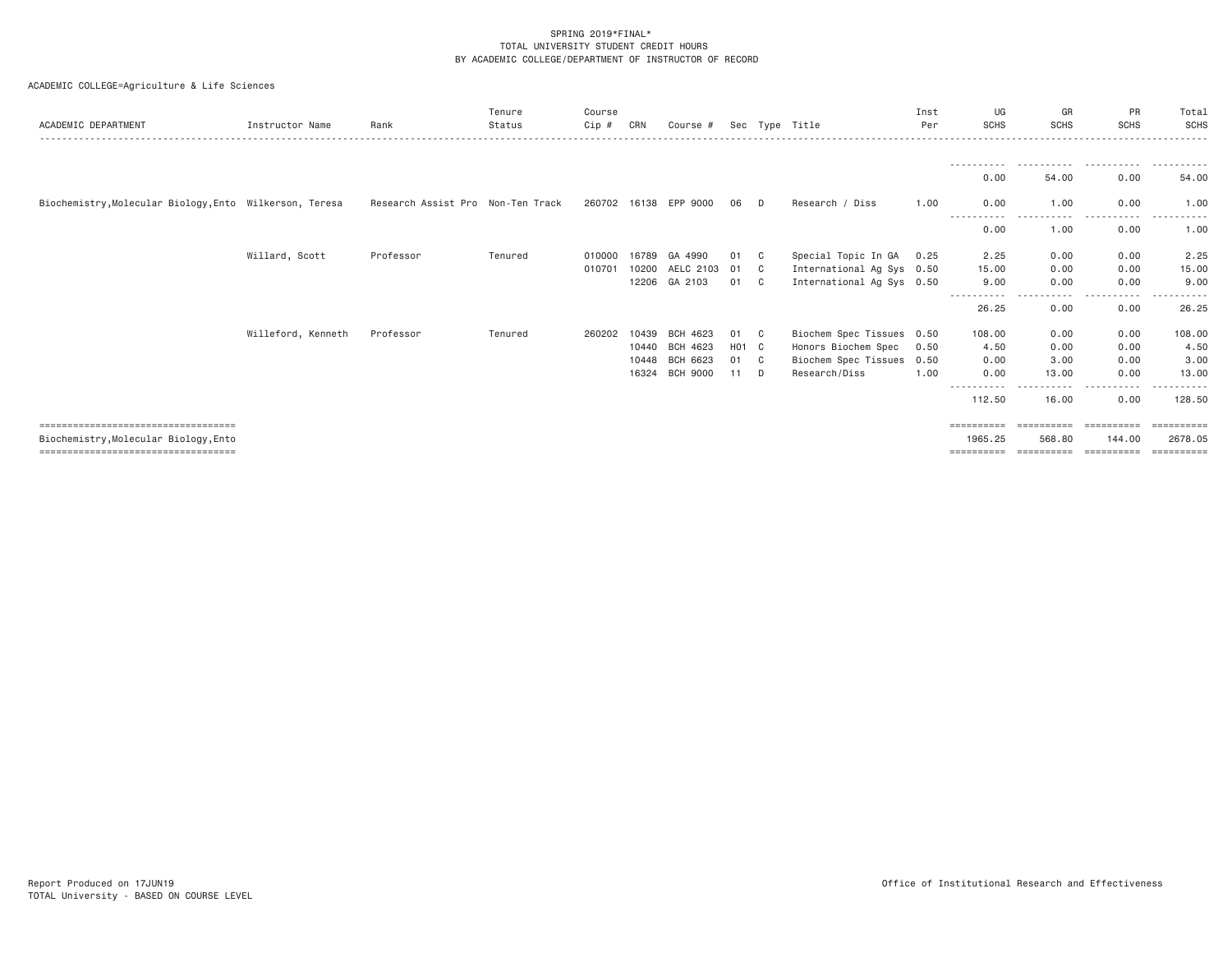SPRING 2019*FINAL*
TOTAL UNIVERSITY STUDENT CREDIT HOURS
BY ACADEMIC COLLEGE/DEPARTMENT OF INSTRUCTOR OF RECORD

ACADEMIC COLLEGE=Agriculture & Life Sciences

| ACADEMIC DEPARTMENT | Instructor Name | Rank | Tenure Status | Course Cip # | CRN | Course # | Sec | Type | Title | Inst Per | UG SCHS | GR SCHS | PR SCHS | Total SCHS |
|---|---|---|---|---|---|---|---|---|---|---|---|---|---|---|
| | | | | | | | | | | | 0.00 | 54.00 | 0.00 | 54.00 |
| Biochemistry,Molecular Biology,Ento | Wilkerson, Teresa | Research Assist Pro | Non-Ten Track | 260702 | 16138 | EPP 9000 | 06 | D | Research / Diss | 1.00 | 0.00 | 1.00 | 0.00 | 1.00 |
| | | | | | | | | | | | 0.00 | 1.00 | 0.00 | 1.00 |
| | Willard, Scott | Professor | Tenured | 010000 | 16789 | GA 4990 | 01 | C | Special Topic In GA | 0.25 | 2.25 | 0.00 | 0.00 | 2.25 |
| | | | | 010701 | 10200 | AELC 2103 | 01 | C | International Ag Sys | 0.50 | 15.00 | 0.00 | 0.00 | 15.00 |
| | | | | | 12206 | GA 2103 | 01 | C | International Ag Sys | 0.50 | 9.00 | 0.00 | 0.00 | 9.00 |
| | | | | | | | | | | | 26.25 | 0.00 | 0.00 | 26.25 |
| | Willeford, Kenneth | Professor | Tenured | 260202 | 10439 | BCH 4623 | 01 | C | Biochem Spec Tissues | 0.50 | 108.00 | 0.00 | 0.00 | 108.00 |
| | | | | | 10440 | BCH 4623 | H01 | C | Honors Biochem Spec | 0.50 | 4.50 | 0.00 | 0.00 | 4.50 |
| | | | | | 10448 | BCH 6623 | 01 | C | Biochem Spec Tissues | 0.50 | 0.00 | 3.00 | 0.00 | 3.00 |
| | | | | | 16324 | BCH 9000 | 11 | D | Research/Diss | 1.00 | 0.00 | 13.00 | 0.00 | 13.00 |
| | | | | | | | | | | | 112.50 | 16.00 | 0.00 | 128.50 |
| Biochemistry,Molecular Biology,Ento | | | | | | | | | | | 1965.25 | 568.80 | 144.00 | 2678.05 |

Report Produced on 17JUN19
TOTAL University - BASED ON COURSE LEVEL

Office of Institutional Research and Effectiveness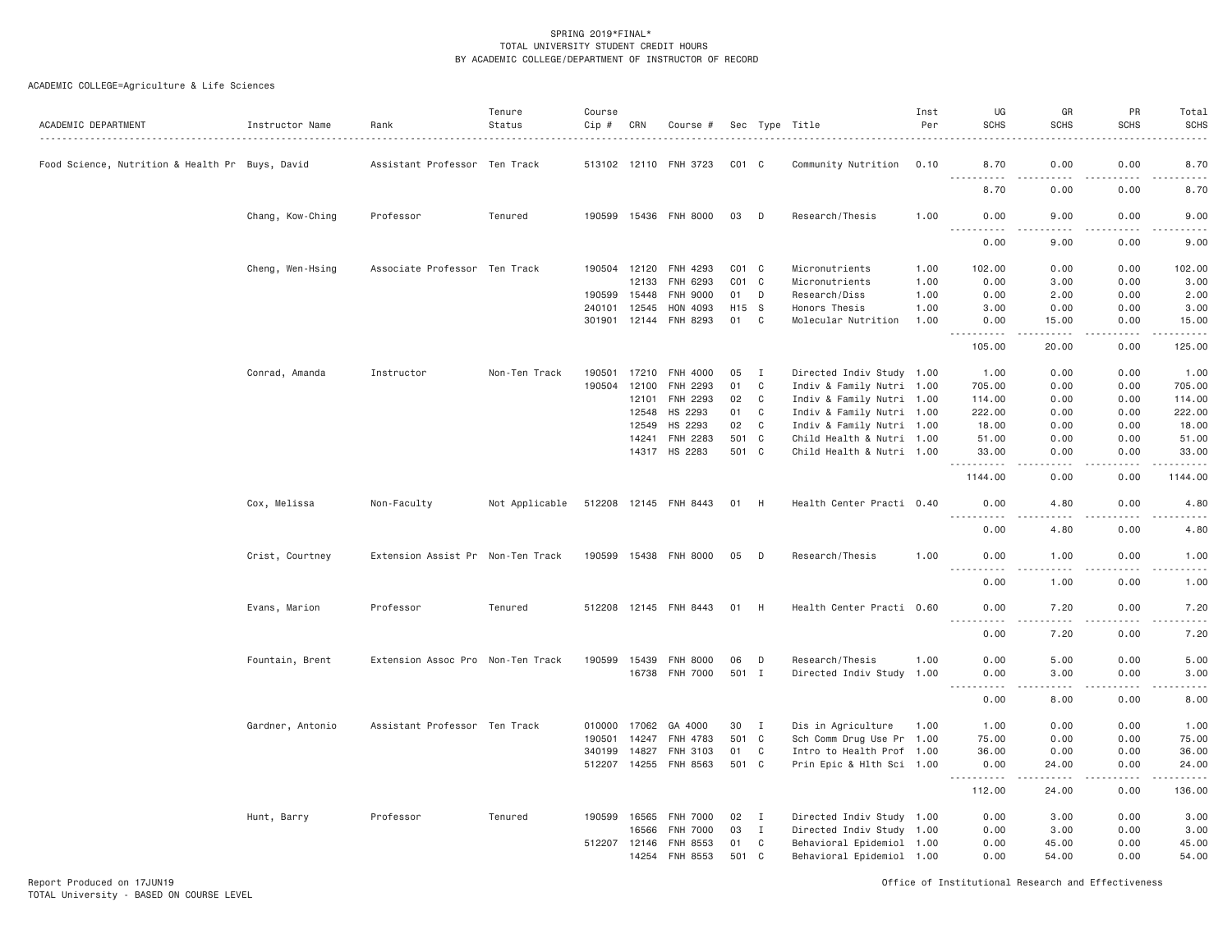SPRING 2019*FINAL*
TOTAL UNIVERSITY STUDENT CREDIT HOURS
BY ACADEMIC COLLEGE/DEPARTMENT OF INSTRUCTOR OF RECORD

ACADEMIC COLLEGE=Agriculture & Life Sciences

| ACADEMIC DEPARTMENT | Instructor Name | Rank | Tenure Status | Course Cip # | CRN | Course # | Sec | Type | Title | Inst Per | UG SCHS | GR SCHS | PR SCHS | Total SCHS |
|---|---|---|---|---|---|---|---|---|---|---|---|---|---|---|
| Food Science, Nutrition & Health Pr | Buys, David | Assistant Professor | Ten Track | 513102 | 12110 | FNH 3723 | C01 | C | Community Nutrition | 0.10 | 8.70 | 0.00 | 0.00 | 8.70 |
| | | | | | | | | | | | 8.70 | 0.00 | 0.00 | 8.70 |
| | Chang, Kow-Ching | Professor | Tenured | 190599 | 15436 | FNH 8000 | 03 | D | Research/Thesis | 1.00 | 0.00 | 9.00 | 0.00 | 9.00 |
| | | | | | | | | | | | 0.00 | 9.00 | 0.00 | 9.00 |
| | Cheng, Wen-Hsing | Associate Professor | Ten Track | 190504 | 12120 | FNH 4293 | C01 | C | Micronutrients | 1.00 | 102.00 | 0.00 | 0.00 | 102.00 |
| | | | | | 12133 | FNH 6293 | C01 | C | Micronutrients | 1.00 | 0.00 | 3.00 | 0.00 | 3.00 |
| | | | | 190599 | 15448 | FNH 9000 | 01 | D | Research/Diss | 1.00 | 0.00 | 2.00 | 0.00 | 2.00 |
| | | | | 240101 | 12545 | HON 4093 | H15 | S | Honors Thesis | 1.00 | 3.00 | 0.00 | 0.00 | 3.00 |
| | | | | 301901 | 12144 | FNH 8293 | 01 | C | Molecular Nutrition | 1.00 | 0.00 | 15.00 | 0.00 | 15.00 |
| | | | | | | | | | | | 105.00 | 20.00 | 0.00 | 125.00 |
| | Conrad, Amanda | Instructor | Non-Ten Track | 190501 | 17210 | FNH 4000 | 05 | I | Directed Indiv Study | 1.00 | 1.00 | 0.00 | 0.00 | 1.00 |
| | | | | 190504 | 12100 | FNH 2293 | 01 | C | Indiv & Family Nutri | 1.00 | 705.00 | 0.00 | 0.00 | 705.00 |
| | | | | | 12101 | FNH 2293 | 02 | C | Indiv & Family Nutri | 1.00 | 114.00 | 0.00 | 0.00 | 114.00 |
| | | | | | 12548 | HS 2293 | 01 | C | Indiv & Family Nutri | 1.00 | 222.00 | 0.00 | 0.00 | 222.00 |
| | | | | | 12549 | HS 2293 | 02 | C | Indiv & Family Nutri | 1.00 | 18.00 | 0.00 | 0.00 | 18.00 |
| | | | | | 14241 | FNH 2283 | 501 | C | Child Health & Nutri | 1.00 | 51.00 | 0.00 | 0.00 | 51.00 |
| | | | | | 14317 | HS 2283 | 501 | C | Child Health & Nutri | 1.00 | 33.00 | 0.00 | 0.00 | 33.00 |
| | | | | | | | | | | | 1144.00 | 0.00 | 0.00 | 1144.00 |
| | Cox, Melissa | Non-Faculty | Not Applicable | 512208 | 12145 | FNH 8443 | 01 | H | Health Center Practi | 0.40 | 0.00 | 4.80 | 0.00 | 4.80 |
| | | | | | | | | | | | 0.00 | 4.80 | 0.00 | 4.80 |
| | Crist, Courtney | Extension Assist Pr | Non-Ten Track | 190599 | 15438 | FNH 8000 | 05 | D | Research/Thesis | 1.00 | 0.00 | 1.00 | 0.00 | 1.00 |
| | | | | | | | | | | | 0.00 | 1.00 | 0.00 | 1.00 |
| | Evans, Marion | Professor | Tenured | 512208 | 12145 | FNH 8443 | 01 | H | Health Center Practi | 0.60 | 0.00 | 7.20 | 0.00 | 7.20 |
| | | | | | | | | | | | 0.00 | 7.20 | 0.00 | 7.20 |
| | Fountain, Brent | Extension Assoc Pro | Non-Ten Track | 190599 | 15439 | FNH 8000 | 06 | D | Research/Thesis | 1.00 | 0.00 | 5.00 | 0.00 | 5.00 |
| | | | | | 16738 | FNH 7000 | 501 | I | Directed Indiv Study | 1.00 | 0.00 | 3.00 | 0.00 | 3.00 |
| | | | | | | | | | | | 0.00 | 8.00 | 0.00 | 8.00 |
| | Gardner, Antonio | Assistant Professor | Ten Track | 010000 | 17062 | GA 4000 | 30 | I | Dis in Agriculture | 1.00 | 1.00 | 0.00 | 0.00 | 1.00 |
| | | | | 190501 | 14247 | FNH 4783 | 501 | C | Sch Comm Drug Use Pr | 1.00 | 75.00 | 0.00 | 0.00 | 75.00 |
| | | | | 340199 | 14827 | FNH 3103 | 01 | C | Intro to Health Prof | 1.00 | 36.00 | 0.00 | 0.00 | 36.00 |
| | | | | 512207 | 14255 | FNH 8563 | 501 | C | Prin Epic & Hlth Sci | 1.00 | 0.00 | 24.00 | 0.00 | 24.00 |
| | | | | | | | | | | | 112.00 | 24.00 | 0.00 | 136.00 |
| | Hunt, Barry | Professor | Tenured | 190599 | 16565 | FNH 7000 | 02 | I | Directed Indiv Study | 1.00 | 0.00 | 3.00 | 0.00 | 3.00 |
| | | | | | 16566 | FNH 7000 | 03 | I | Directed Indiv Study | 1.00 | 0.00 | 3.00 | 0.00 | 3.00 |
| | | | | 512207 | 12146 | FNH 8553 | 01 | C | Behavioral Epidemiol | 1.00 | 0.00 | 45.00 | 0.00 | 45.00 |
| | | | | | 14254 | FNH 8553 | 501 | C | Behavioral Epidemiol | 1.00 | 0.00 | 54.00 | 0.00 | 54.00 |

Report Produced on 17JUN19
TOTAL University - BASED ON COURSE LEVEL

Office of Institutional Research and Effectiveness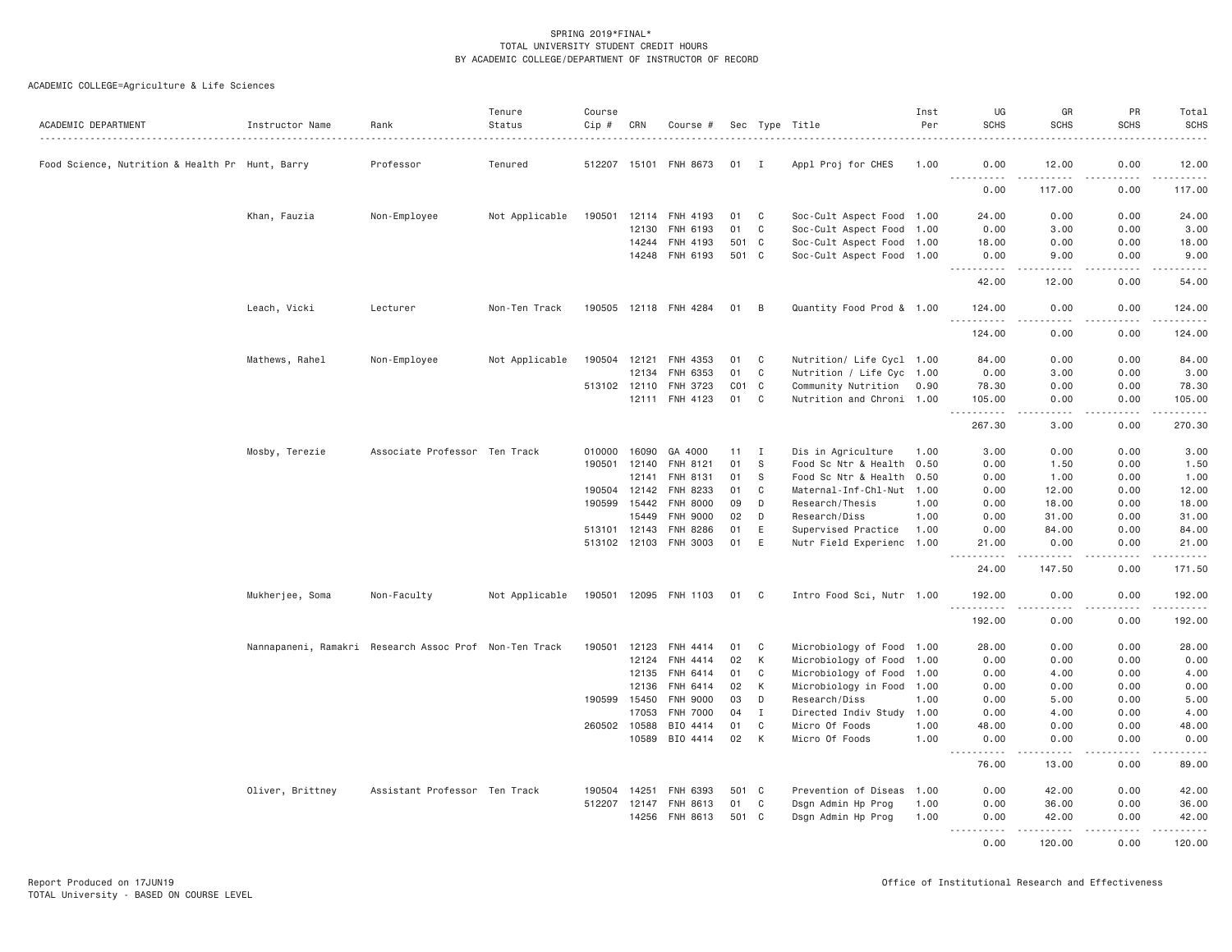SPRING 2019*FINAL*
TOTAL UNIVERSITY STUDENT CREDIT HOURS
BY ACADEMIC COLLEGE/DEPARTMENT OF INSTRUCTOR OF RECORD

ACADEMIC COLLEGE=Agriculture & Life Sciences

| ACADEMIC DEPARTMENT | Instructor Name | Rank | Tenure Status | Course Cip # | CRN | Course # | Sec | Type | Title | Inst Per | UG SCHS | GR SCHS | PR SCHS | Total SCHS |
|---|---|---|---|---|---|---|---|---|---|---|---|---|---|---|
| Food Science, Nutrition & Health Pr | Hunt, Barry | Professor | Tenured | 512207 | 15101 | FNH 8673 | 01 | I | Appl Proj for CHES | 1.00 | 0.00 | 12.00 | 0.00 | 12.00 |
| | | | | | | | | | | | 0.00 | 117.00 | 0.00 | 117.00 |
| | Khan, Fauzia | Non-Employee | Not Applicable | 190501 | 12114 | FNH 4193 | 01 | C | Soc-Cult Aspect Food | 1.00 | 24.00 | 0.00 | 0.00 | 24.00 |
| | | | | | 12130 | FNH 6193 | 01 | C | Soc-Cult Aspect Food | 1.00 | 0.00 | 3.00 | 0.00 | 3.00 |
| | | | | | 14244 | FNH 4193 | 501 | C | Soc-Cult Aspect Food | 1.00 | 18.00 | 0.00 | 0.00 | 18.00 |
| | | | | | 14248 | FNH 6193 | 501 | C | Soc-Cult Aspect Food | 1.00 | 0.00 | 9.00 | 0.00 | 9.00 |
| | | | | | | | | | | | 42.00 | 12.00 | 0.00 | 54.00 |
| | Leach, Vicki | Lecturer | Non-Ten Track | 190505 | 12118 | FNH 4284 | 01 | B | Quantity Food Prod & | 1.00 | 124.00 | 0.00 | 0.00 | 124.00 |
| | | | | | | | | | | | 124.00 | 0.00 | 0.00 | 124.00 |
| | Mathews, Rahel | Non-Employee | Not Applicable | 190504 | 12121 | FNH 4353 | 01 | C | Nutrition/ Life Cycl | 1.00 | 84.00 | 0.00 | 0.00 | 84.00 |
| | | | | | 12134 | FNH 6353 | 01 | C | Nutrition / Life Cyc | 1.00 | 0.00 | 3.00 | 0.00 | 3.00 |
| | | | | 513102 | 12110 | FNH 3723 | C01 | C | Community Nutrition | 0.90 | 78.30 | 0.00 | 0.00 | 78.30 |
| | | | | | 12111 | FNH 4123 | 01 | C | Nutrition and Chroni | 1.00 | 105.00 | 0.00 | 0.00 | 105.00 |
| | | | | | | | | | | | 267.30 | 3.00 | 0.00 | 270.30 |
| | Mosby, Terezie | Associate Professor | Ten Track | 010000 | 16090 | GA 4000 | 11 | I | Dis in Agriculture | 1.00 | 3.00 | 0.00 | 0.00 | 3.00 |
| | | | | 190501 | 12140 | FNH 8121 | 01 | S | Food Sc Ntr & Health | 0.50 | 0.00 | 1.50 | 0.00 | 1.50 |
| | | | | | 12141 | FNH 8131 | 01 | S | Food Sc Ntr & Health | 0.50 | 0.00 | 1.00 | 0.00 | 1.00 |
| | | | | 190504 | 12142 | FNH 8233 | 01 | C | Maternal-Inf-Chl-Nut | 1.00 | 0.00 | 12.00 | 0.00 | 12.00 |
| | | | | 190599 | 15442 | FNH 8000 | 09 | D | Research/Thesis | 1.00 | 0.00 | 18.00 | 0.00 | 18.00 |
| | | | | | 15449 | FNH 9000 | 02 | D | Research/Diss | 1.00 | 0.00 | 31.00 | 0.00 | 31.00 |
| | | | | 513101 | 12143 | FNH 8286 | 01 | E | Supervised Practice | 1.00 | 0.00 | 84.00 | 0.00 | 84.00 |
| | | | | 513102 | 12103 | FNH 3003 | 01 | E | Nutr Field Experienc | 1.00 | 21.00 | 0.00 | 0.00 | 21.00 |
| | | | | | | | | | | | 24.00 | 147.50 | 0.00 | 171.50 |
| | Mukherjee, Soma | Non-Faculty | Not Applicable | 190501 | 12095 | FNH 1103 | 01 | C | Intro Food Sci, Nutr | 1.00 | 192.00 | 0.00 | 0.00 | 192.00 |
| | | | | | | | | | | | 192.00 | 0.00 | 0.00 | 192.00 |
| | Nannapaneni, Ramakri | Research Assoc Prof | Non-Ten Track | 190501 | 12123 | FNH 4414 | 01 | C | Microbiology of Food | 1.00 | 28.00 | 0.00 | 0.00 | 28.00 |
| | | | | | 12124 | FNH 4414 | 02 | K | Microbiology of Food | 1.00 | 0.00 | 0.00 | 0.00 | 0.00 |
| | | | | | 12135 | FNH 6414 | 01 | C | Microbiology of Food | 1.00 | 0.00 | 4.00 | 0.00 | 4.00 |
| | | | | | 12136 | FNH 6414 | 02 | K | Microbiology in Food | 1.00 | 0.00 | 0.00 | 0.00 | 0.00 |
| | | | | 190599 | 15450 | FNH 9000 | 03 | D | Research/Diss | 1.00 | 0.00 | 5.00 | 0.00 | 5.00 |
| | | | | | 17053 | FNH 7000 | 04 | I | Directed Indiv Study | 1.00 | 0.00 | 4.00 | 0.00 | 4.00 |
| | | | | 260502 | 10588 | BIO 4414 | 01 | C | Micro Of Foods | 1.00 | 48.00 | 0.00 | 0.00 | 48.00 |
| | | | | | 10589 | BIO 4414 | 02 | K | Micro Of Foods | 1.00 | 0.00 | 0.00 | 0.00 | 0.00 |
| | | | | | | | | | | | 76.00 | 13.00 | 0.00 | 89.00 |
| | Oliver, Brittney | Assistant Professor | Ten Track | 190504 | 14251 | FNH 6393 | 501 | C | Prevention of Diseas | 1.00 | 0.00 | 42.00 | 0.00 | 42.00 |
| | | | | 512207 | 12147 | FNH 8613 | 01 | C | Dsgn Admin Hp Prog | 1.00 | 0.00 | 36.00 | 0.00 | 36.00 |
| | | | | | 14256 | FNH 8613 | 501 | C | Dsgn Admin Hp Prog | 1.00 | 0.00 | 42.00 | 0.00 | 42.00 |
| | | | | | | | | | | | 0.00 | 120.00 | 0.00 | 120.00 |

Report Produced on 17JUN19
TOTAL University - BASED ON COURSE LEVEL

Office of Institutional Research and Effectiveness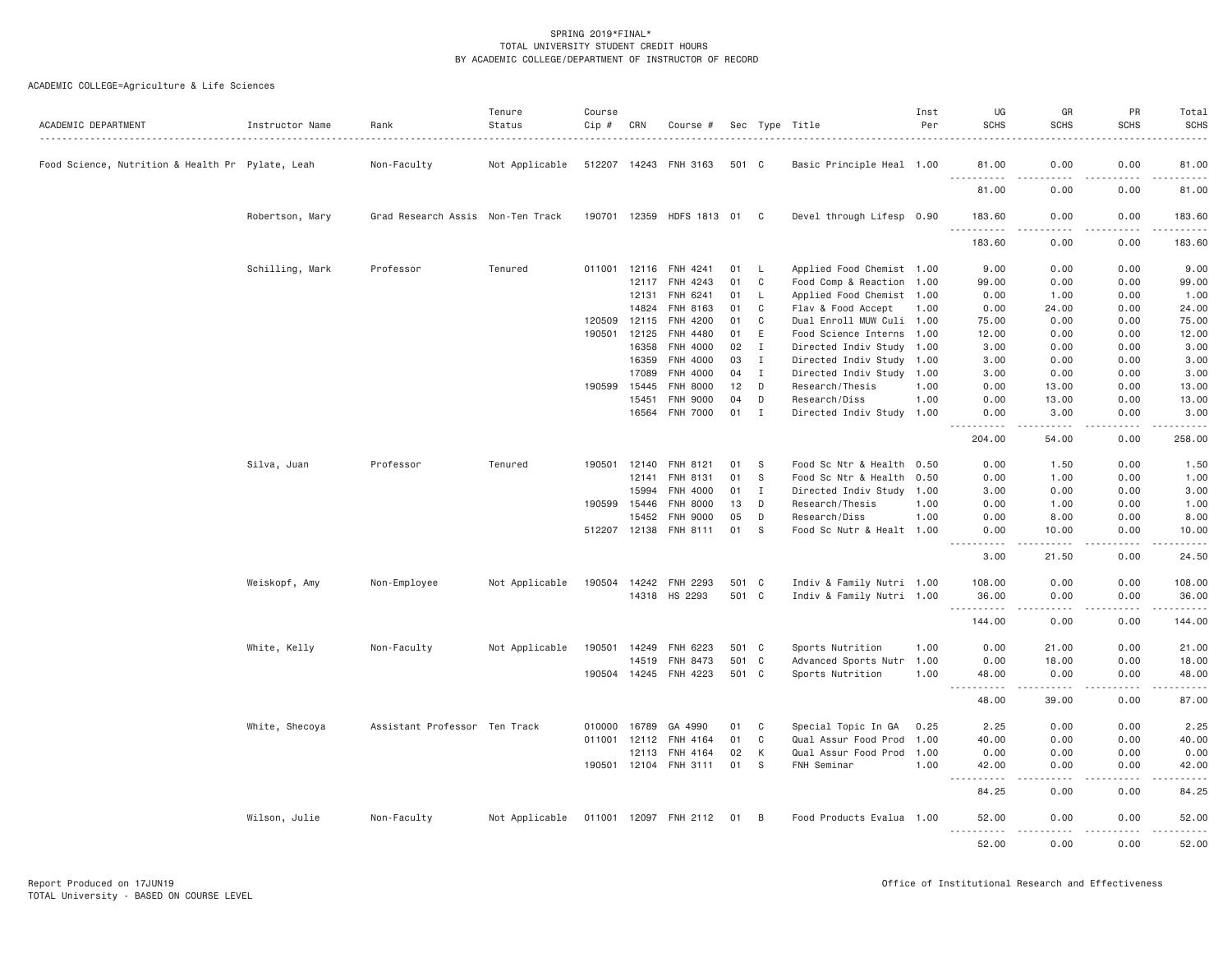SPRING 2019*FINAL*
TOTAL UNIVERSITY STUDENT CREDIT HOURS
BY ACADEMIC COLLEGE/DEPARTMENT OF INSTRUCTOR OF RECORD

ACADEMIC COLLEGE=Agriculture & Life Sciences

| ACADEMIC DEPARTMENT | Instructor Name | Rank | Tenure Status | Course Cip # | CRN | Course # | Sec | Type | Title | Inst Per | UG SCHS | GR SCHS | PR SCHS | Total SCHS |
|---|---|---|---|---|---|---|---|---|---|---|---|---|---|---|
| Food Science, Nutrition & Health Pr | Pylate, Leah | Non-Faculty | Not Applicable | 512207 | 14243 | FNH 3163 | 501 | C | Basic Principle Heal | 1.00 | 81.00 | 0.00 | 0.00 | 81.00 |
| | | | | | | | | | | | 81.00 | 0.00 | 0.00 | 81.00 |
| | Robertson, Mary | Grad Research Assis | Non-Ten Track | 190701 | 12359 | HDFS 1813 | 01 | C | Devel through Lifesp | 0.90 | 183.60 | 0.00 | 0.00 | 183.60 |
| | | | | | | | | | | | 183.60 | 0.00 | 0.00 | 183.60 |
| | Schilling, Mark | Professor | Tenured | 011001 | 12116 | FNH 4241 | 01 | L | Applied Food Chemist | 1.00 | 9.00 | 0.00 | 0.00 | 9.00 |
| | | | | | 12117 | FNH 4243 | 01 | C | Food Comp & Reaction | 1.00 | 99.00 | 0.00 | 0.00 | 99.00 |
| | | | | | 12131 | FNH 6241 | 01 | L | Applied Food Chemist | 1.00 | 0.00 | 1.00 | 0.00 | 1.00 |
| | | | | | 14824 | FNH 8163 | 01 | C | Flav & Food Accept | 1.00 | 0.00 | 24.00 | 0.00 | 24.00 |
| | | | | 120509 | 12115 | FNH 4200 | 01 | C | Dual Enroll MUW Culi | 1.00 | 75.00 | 0.00 | 0.00 | 75.00 |
| | | | | 190501 | 12125 | FNH 4480 | 01 | E | Food Science Interns | 1.00 | 12.00 | 0.00 | 0.00 | 12.00 |
| | | | | | 16358 | FNH 4000 | 02 | I | Directed Indiv Study | 1.00 | 3.00 | 0.00 | 0.00 | 3.00 |
| | | | | | 16359 | FNH 4000 | 03 | I | Directed Indiv Study | 1.00 | 3.00 | 0.00 | 0.00 | 3.00 |
| | | | | | 17089 | FNH 4000 | 04 | I | Directed Indiv Study | 1.00 | 3.00 | 0.00 | 0.00 | 3.00 |
| | | | | 190599 | 15445 | FNH 8000 | 12 | D | Research/Thesis | 1.00 | 0.00 | 13.00 | 0.00 | 13.00 |
| | | | | | 15451 | FNH 9000 | 04 | D | Research/Diss | 1.00 | 0.00 | 13.00 | 0.00 | 13.00 |
| | | | | | 16564 | FNH 7000 | 01 | I | Directed Indiv Study | 1.00 | 0.00 | 3.00 | 0.00 | 3.00 |
| | | | | | | | | | | | 204.00 | 54.00 | 0.00 | 258.00 |
| | Silva, Juan | Professor | Tenured | 190501 | 12140 | FNH 8121 | 01 | S | Food Sc Ntr & Health | 0.50 | 0.00 | 1.50 | 0.00 | 1.50 |
| | | | | | 12141 | FNH 8131 | 01 | S | Food Sc Ntr & Health | 0.50 | 0.00 | 1.00 | 0.00 | 1.00 |
| | | | | | 15994 | FNH 4000 | 01 | I | Directed Indiv Study | 1.00 | 3.00 | 0.00 | 0.00 | 3.00 |
| | | | | 190599 | 15446 | FNH 8000 | 13 | D | Research/Thesis | 1.00 | 0.00 | 1.00 | 0.00 | 1.00 |
| | | | | | 15452 | FNH 9000 | 05 | D | Research/Diss | 1.00 | 0.00 | 8.00 | 0.00 | 8.00 |
| | | | | 512207 | 12138 | FNH 8111 | 01 | S | Food Sc Nutr & Healt | 1.00 | 0.00 | 10.00 | 0.00 | 10.00 |
| | | | | | | | | | | | 3.00 | 21.50 | 0.00 | 24.50 |
| | Weiskopf, Amy | Non-Employee | Not Applicable | 190504 | 14242 | FNH 2293 | 501 | C | Indiv & Family Nutri | 1.00 | 108.00 | 0.00 | 0.00 | 108.00 |
| | | | | | 14318 | HS 2293 | 501 | C | Indiv & Family Nutri | 1.00 | 36.00 | 0.00 | 0.00 | 36.00 |
| | | | | | | | | | | | 144.00 | 0.00 | 0.00 | 144.00 |
| | White, Kelly | Non-Faculty | Not Applicable | 190501 | 14249 | FNH 6223 | 501 | C | Sports Nutrition | 1.00 | 0.00 | 21.00 | 0.00 | 21.00 |
| | | | | | 14519 | FNH 8473 | 501 | C | Advanced Sports Nutr | 1.00 | 0.00 | 18.00 | 0.00 | 18.00 |
| | | | | 190504 | 14245 | FNH 4223 | 501 | C | Sports Nutrition | 1.00 | 48.00 | 0.00 | 0.00 | 48.00 |
| | | | | | | | | | | | 48.00 | 39.00 | 0.00 | 87.00 |
| | White, Shecoya | Assistant Professor | Ten Track | 010000 | 16789 | GA 4990 | 01 | C | Special Topic In GA | 0.25 | 2.25 | 0.00 | 0.00 | 2.25 |
| | | | | 011001 | 12112 | FNH 4164 | 01 | C | Qual Assur Food Prod | 1.00 | 40.00 | 0.00 | 0.00 | 40.00 |
| | | | | | 12113 | FNH 4164 | 02 | K | Qual Assur Food Prod | 1.00 | 0.00 | 0.00 | 0.00 | 0.00 |
| | | | | 190501 | 12104 | FNH 3111 | 01 | S | FNH Seminar | 1.00 | 42.00 | 0.00 | 0.00 | 42.00 |
| | | | | | | | | | | | 84.25 | 0.00 | 0.00 | 84.25 |
| | Wilson, Julie | Non-Faculty | Not Applicable | 011001 | 12097 | FNH 2112 | 01 | B | Food Products Evalua | 1.00 | 52.00 | 0.00 | 0.00 | 52.00 |
| | | | | | | | | | | | 52.00 | 0.00 | 0.00 | 52.00 |

Report Produced on 17JUN19
TOTAL University - BASED ON COURSE LEVEL

Office of Institutional Research and Effectiveness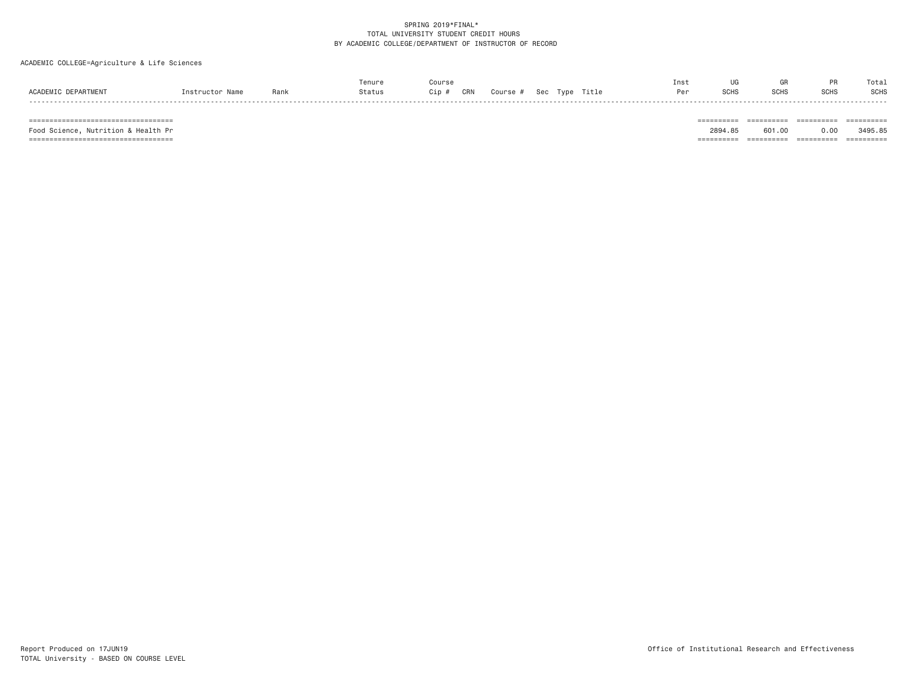SPRING 2019*FINAL*
TOTAL UNIVERSITY STUDENT CREDIT HOURS
BY ACADEMIC COLLEGE/DEPARTMENT OF INSTRUCTOR OF RECORD

ACADEMIC COLLEGE=Agriculture & Life Sciences

| ACADEMIC DEPARTMENT | Instructor Name | Rank | Tenure Status | Course Cip # | CRN | Course # | Sec | Type | Title | Inst Per | UG SCHS | GR SCHS | PR SCHS | Total SCHS |
|---|---|---|---|---|---|---|---|---|---|---|---|---|---|---|
| Food Science, Nutrition & Health Pr | | | | | | | | | | | 2894.85 | 601.00 | 0.00 | 3495.85 |

Report Produced on 17JUN19
TOTAL University - BASED ON COURSE LEVEL

Office of Institutional Research and Effectiveness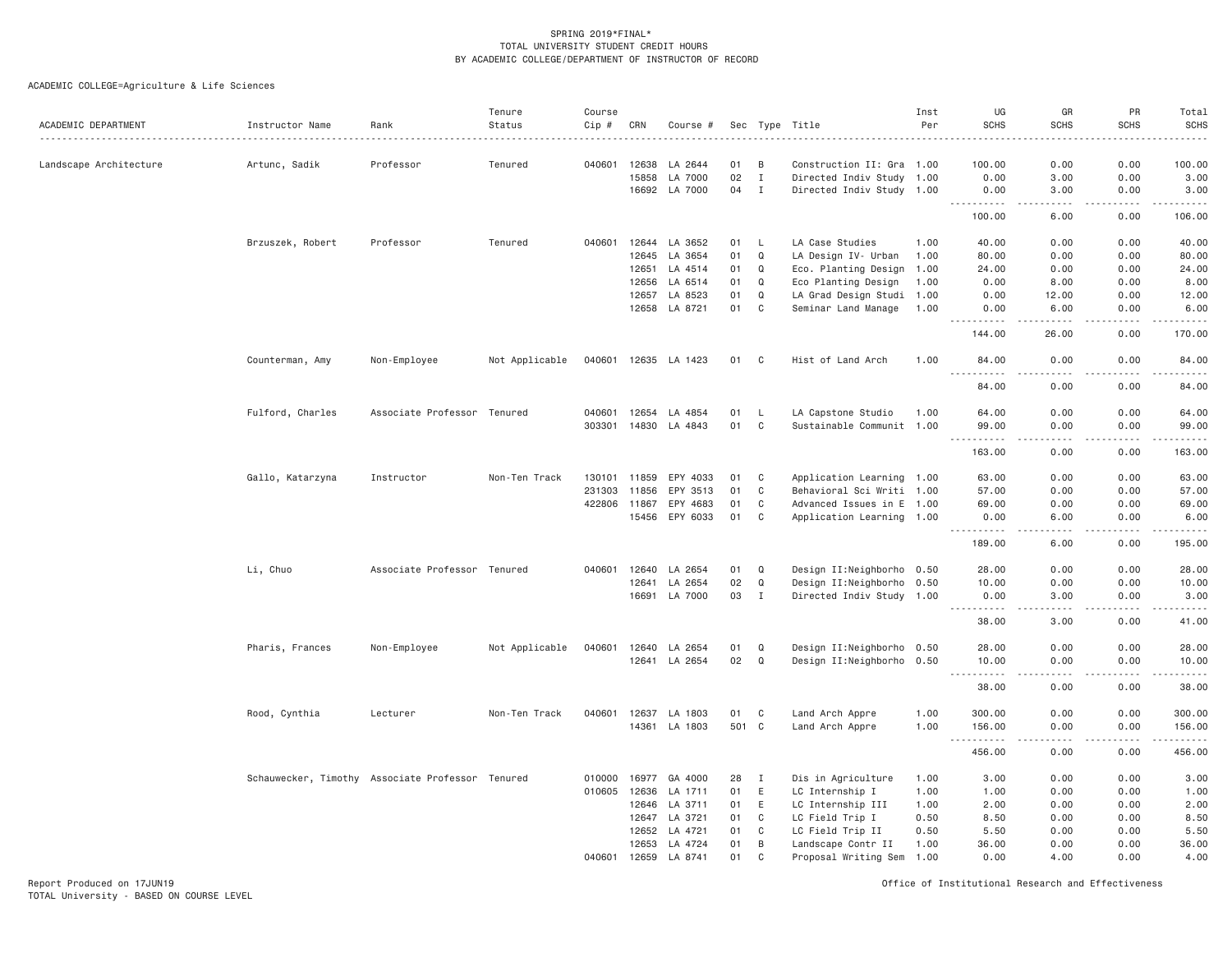SPRING 2019*FINAL*
TOTAL UNIVERSITY STUDENT CREDIT HOURS
BY ACADEMIC COLLEGE/DEPARTMENT OF INSTRUCTOR OF RECORD

ACADEMIC COLLEGE=Agriculture & Life Sciences

| ACADEMIC DEPARTMENT | Instructor Name | Rank | Tenure Status | Course Cip # | CRN | Course # | Sec | Type | Title | Inst Per | UG SCHS | GR SCHS | PR SCHS | Total SCHS |
|---|---|---|---|---|---|---|---|---|---|---|---|---|---|---|
| Landscape Architecture | Artunc, Sadik | Professor | Tenured | 040601 | 12638 | LA 2644 | 01 | B | Construction II: Gra | 1.00 | 100.00 | 0.00 | 0.00 | 100.00 |
| | | | | | 15858 | LA 7000 | 02 | I | Directed Indiv Study | 1.00 | 0.00 | 3.00 | 0.00 | 3.00 |
| | | | | | 16692 | LA 7000 | 04 | I | Directed Indiv Study | 1.00 | 0.00 | 3.00 | 0.00 | 3.00 |
| | | | | | | | | | | | 100.00 | 6.00 | 0.00 | 106.00 |
| | Brzuszek, Robert | Professor | Tenured | 040601 | 12644 | LA 3652 | 01 | L | LA Case Studies | 1.00 | 40.00 | 0.00 | 0.00 | 40.00 |
| | | | | | 12645 | LA 3654 | 01 | Q | LA Design IV- Urban | 1.00 | 80.00 | 0.00 | 0.00 | 80.00 |
| | | | | | 12651 | LA 4514 | 01 | Q | Eco. Planting Design | 1.00 | 24.00 | 0.00 | 0.00 | 24.00 |
| | | | | | 12656 | LA 6514 | 01 | Q | Eco Planting Design | 1.00 | 0.00 | 8.00 | 0.00 | 8.00 |
| | | | | | 12657 | LA 8523 | 01 | Q | LA Grad Design Studi | 1.00 | 0.00 | 12.00 | 0.00 | 12.00 |
| | | | | | 12658 | LA 8721 | 01 | C | Seminar Land Manage | 1.00 | 0.00 | 6.00 | 0.00 | 6.00 |
| | | | | | | | | | | | 144.00 | 26.00 | 0.00 | 170.00 |
| | Counterman, Amy | Non-Employee | Not Applicable | 040601 | 12635 | LA 1423 | 01 | C | Hist of Land Arch | 1.00 | 84.00 | 0.00 | 0.00 | 84.00 |
| | | | | | | | | | | | 84.00 | 0.00 | 0.00 | 84.00 |
| | Fulford, Charles | Associate Professor | Tenured | 040601 | 12654 | LA 4854 | 01 | L | LA Capstone Studio | 1.00 | 64.00 | 0.00 | 0.00 | 64.00 |
| | | | | 303301 | 14830 | LA 4843 | 01 | C | Sustainable Communit | 1.00 | 99.00 | 0.00 | 0.00 | 99.00 |
| | | | | | | | | | | | 163.00 | 0.00 | 0.00 | 163.00 |
| | Gallo, Katarzyna | Instructor | Non-Ten Track | 130101 | 11859 | EPY 4033 | 01 | C | Application Learning | 1.00 | 63.00 | 0.00 | 0.00 | 63.00 |
| | | | | 231303 | 11856 | EPY 3513 | 01 | C | Behavioral Sci Writi | 1.00 | 57.00 | 0.00 | 0.00 | 57.00 |
| | | | | 422806 | 11867 | EPY 4683 | 01 | C | Advanced Issues in E | 1.00 | 69.00 | 0.00 | 0.00 | 69.00 |
| | | | | | 15456 | EPY 6033 | 01 | C | Application Learning | 1.00 | 0.00 | 6.00 | 0.00 | 6.00 |
| | | | | | | | | | | | 189.00 | 6.00 | 0.00 | 195.00 |
| | Li, Chuo | Associate Professor | Tenured | 040601 | 12640 | LA 2654 | 01 | Q | Design II:Neighborho | 0.50 | 28.00 | 0.00 | 0.00 | 28.00 |
| | | | | | 12641 | LA 2654 | 02 | Q | Design II:Neighborho | 0.50 | 10.00 | 0.00 | 0.00 | 10.00 |
| | | | | | 16691 | LA 7000 | 03 | I | Directed Indiv Study | 1.00 | 0.00 | 3.00 | 0.00 | 3.00 |
| | | | | | | | | | | | 38.00 | 3.00 | 0.00 | 41.00 |
| | Pharis, Frances | Non-Employee | Not Applicable | 040601 | 12640 | LA 2654 | 01 | Q | Design II:Neighborho | 0.50 | 28.00 | 0.00 | 0.00 | 28.00 |
| | | | | | 12641 | LA 2654 | 02 | Q | Design II:Neighborho | 0.50 | 10.00 | 0.00 | 0.00 | 10.00 |
| | | | | | | | | | | | 38.00 | 0.00 | 0.00 | 38.00 |
| | Rood, Cynthia | Lecturer | Non-Ten Track | 040601 | 12637 | LA 1803 | 01 | C | Land Arch Appre | 1.00 | 300.00 | 0.00 | 0.00 | 300.00 |
| | | | | | 14361 | LA 1803 | 501 | C | Land Arch Appre | 1.00 | 156.00 | 0.00 | 0.00 | 156.00 |
| | | | | | | | | | | | 456.00 | 0.00 | 0.00 | 456.00 |
| | Schauwecker, Timothy | Associate Professor | Tenured | 010000 | 16977 | GA 4000 | 28 | I | Dis in Agriculture | 1.00 | 3.00 | 0.00 | 0.00 | 3.00 |
| | | | | 010605 | 12636 | LA 1711 | 01 | E | LC Internship I | 1.00 | 1.00 | 0.00 | 0.00 | 1.00 |
| | | | | | 12646 | LA 3711 | 01 | E | LC Internship III | 1.00 | 2.00 | 0.00 | 0.00 | 2.00 |
| | | | | | 12647 | LA 3721 | 01 | C | LC Field Trip I | 0.50 | 8.50 | 0.00 | 0.00 | 8.50 |
| | | | | | 12652 | LA 4721 | 01 | C | LC Field Trip II | 0.50 | 5.50 | 0.00 | 0.00 | 5.50 |
| | | | | | 12653 | LA 4724 | 01 | B | Landscape Contr II | 1.00 | 36.00 | 0.00 | 0.00 | 36.00 |
| | | | | 040601 | 12659 | LA 8741 | 01 | C | Proposal Writing Sem | 1.00 | 0.00 | 4.00 | 0.00 | 4.00 |

Report Produced on 17JUN19
TOTAL University - BASED ON COURSE LEVEL
Office of Institutional Research and Effectiveness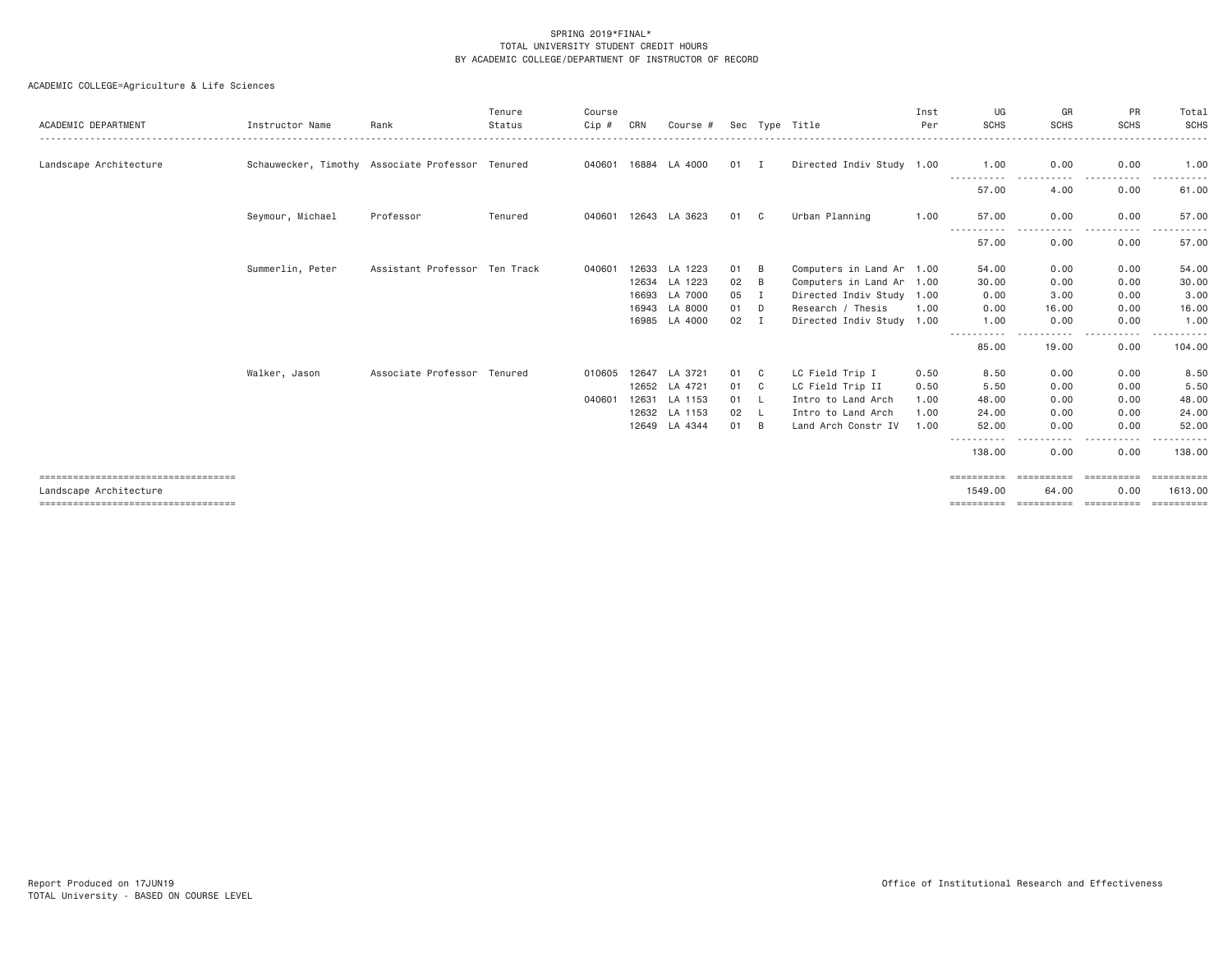SPRING 2019*FINAL*
TOTAL UNIVERSITY STUDENT CREDIT HOURS
BY ACADEMIC COLLEGE/DEPARTMENT OF INSTRUCTOR OF RECORD

ACADEMIC COLLEGE=Agriculture & Life Sciences

| ACADEMIC DEPARTMENT | Instructor Name | Rank | Tenure Status | Course Cip # | CRN | Course # | Sec | Type | Title | Inst Per | UG SCHS | GR SCHS | PR SCHS | Total SCHS |
|---|---|---|---|---|---|---|---|---|---|---|---|---|---|---|
| Landscape Architecture | Schauwecker, Timothy | Associate Professor | Tenured | 040601 | 16884 | LA 4000 | 01 | I | Directed Indiv Study | 1.00 | 1.00 | 0.00 | 0.00 | 1.00 |
| | | | | | | | | | | | 57.00 | 4.00 | 0.00 | 61.00 |
| | Seymour, Michael | Professor | Tenured | 040601 | 12643 | LA 3623 | 01 | C | Urban Planning | 1.00 | 57.00 | 0.00 | 0.00 | 57.00 |
| | | | | | | | | | | | 57.00 | 0.00 | 0.00 | 57.00 |
| | Summerlin, Peter | Assistant Professor | Ten Track | 040601 | 12633 | LA 1223 | 01 | B | Computers in Land Ar | 1.00 | 54.00 | 0.00 | 0.00 | 54.00 |
| | | | | | 12634 | LA 1223 | 02 | B | Computers in Land Ar | 1.00 | 30.00 | 0.00 | 0.00 | 30.00 |
| | | | | | 16693 | LA 7000 | 05 | I | Directed Indiv Study | 1.00 | 0.00 | 3.00 | 0.00 | 3.00 |
| | | | | | 16943 | LA 8000 | 01 | D | Research / Thesis | 1.00 | 0.00 | 16.00 | 0.00 | 16.00 |
| | | | | | 16985 | LA 4000 | 02 | I | Directed Indiv Study | 1.00 | 1.00 | 0.00 | 0.00 | 1.00 |
| | | | | | | | | | | | 85.00 | 19.00 | 0.00 | 104.00 |
| | Walker, Jason | Associate Professor | Tenured | 010605 | 12647 | LA 3721 | 01 | C | LC Field Trip I | 0.50 | 8.50 | 0.00 | 0.00 | 8.50 |
| | | | | | 12652 | LA 4721 | 01 | C | LC Field Trip II | 0.50 | 5.50 | 0.00 | 0.00 | 5.50 |
| | | | | 040601 | 12631 | LA 1153 | 01 | L | Intro to Land Arch | 1.00 | 48.00 | 0.00 | 0.00 | 48.00 |
| | | | | | 12632 | LA 1153 | 02 | L | Intro to Land Arch | 1.00 | 24.00 | 0.00 | 0.00 | 24.00 |
| | | | | | 12649 | LA 4344 | 01 | B | Land Arch Constr IV | 1.00 | 52.00 | 0.00 | 0.00 | 52.00 |
| | | | | | | | | | | | 138.00 | 0.00 | 0.00 | 138.00 |
| Landscape Architecture | | | | | | | | | | | 1549.00 | 64.00 | 0.00 | 1613.00 |

Report Produced on 17JUN19
TOTAL University - BASED ON COURSE LEVEL

Office of Institutional Research and Effectiveness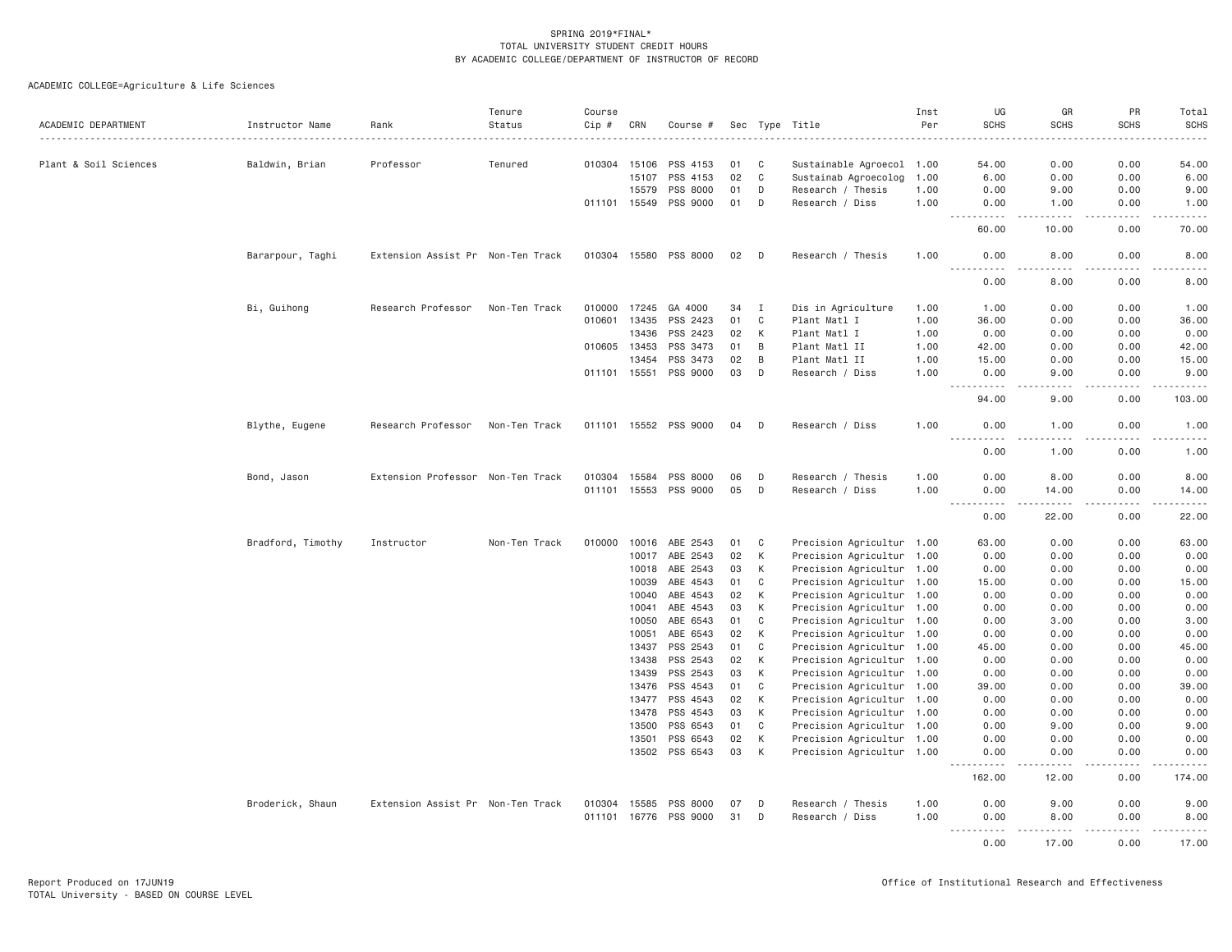SPRING 2019*FINAL*
TOTAL UNIVERSITY STUDENT CREDIT HOURS
BY ACADEMIC COLLEGE/DEPARTMENT OF INSTRUCTOR OF RECORD

ACADEMIC COLLEGE=Agriculture & Life Sciences

| ACADEMIC DEPARTMENT | Instructor Name | Rank | Tenure Status | Course Cip # | CRN | Course # | Sec | Type | Title | Inst Per | UG SCHS | GR SCHS | PR SCHS | Total SCHS |
|---|---|---|---|---|---|---|---|---|---|---|---|---|---|---|
| Plant & Soil Sciences | Baldwin, Brian | Professor | Tenured | 010304 | 15106 | PSS 4153 | 01 | C | Sustainable Agroecol | 1.00 | 54.00 | 0.00 | 0.00 | 54.00 |
| | | | | | 15107 | PSS 4153 | 02 | C | Sustainab Agroecolog | 1.00 | 6.00 | 0.00 | 0.00 | 6.00 |
| | | | | | 15579 | PSS 8000 | 01 | D | Research / Thesis | 1.00 | 0.00 | 9.00 | 0.00 | 9.00 |
| | | | | 011101 | 15549 | PSS 9000 | 01 | D | Research / Diss | 1.00 | 0.00 | 1.00 | 0.00 | 1.00 |
| | | | | | | | | | | | 60.00 | 10.00 | 0.00 | 70.00 |
| | Bararpour, Taghi | Extension Assist Pr | Non-Ten Track | 010304 | 15580 | PSS 8000 | 02 | D | Research / Thesis | 1.00 | 0.00 | 8.00 | 0.00 | 8.00 |
| | | | | | | | | | | | 0.00 | 8.00 | 0.00 | 8.00 |
| | Bi, Guihong | Research Professor | Non-Ten Track | 010000 | 17245 | GA 4000 | 34 | I | Dis in Agriculture | 1.00 | 1.00 | 0.00 | 0.00 | 1.00 |
| | | | | 010601 | 13435 | PSS 2423 | 01 | C | Plant Matl I | 1.00 | 36.00 | 0.00 | 0.00 | 36.00 |
| | | | | | 13436 | PSS 2423 | 02 | K | Plant Matl I | 1.00 | 0.00 | 0.00 | 0.00 | 0.00 |
| | | | | 010605 | 13453 | PSS 3473 | 01 | B | Plant Matl II | 1.00 | 42.00 | 0.00 | 0.00 | 42.00 |
| | | | | | 13454 | PSS 3473 | 02 | B | Plant Matl II | 1.00 | 15.00 | 0.00 | 0.00 | 15.00 |
| | | | | 011101 | 15551 | PSS 9000 | 03 | D | Research / Diss | 1.00 | 0.00 | 9.00 | 0.00 | 9.00 |
| | | | | | | | | | | | 94.00 | 9.00 | 0.00 | 103.00 |
| | Blythe, Eugene | Research Professor | Non-Ten Track | 011101 | 15552 | PSS 9000 | 04 | D | Research / Diss | 1.00 | 0.00 | 1.00 | 0.00 | 1.00 |
| | | | | | | | | | | | 0.00 | 1.00 | 0.00 | 1.00 |
| | Bond, Jason | Extension Professor | Non-Ten Track | 010304 | 15584 | PSS 8000 | 06 | D | Research / Thesis | 1.00 | 0.00 | 8.00 | 0.00 | 8.00 |
| | | | | 011101 | 15553 | PSS 9000 | 05 | D | Research / Diss | 1.00 | 0.00 | 14.00 | 0.00 | 14.00 |
| | | | | | | | | | | | 0.00 | 22.00 | 0.00 | 22.00 |
| | Bradford, Timothy | Instructor | Non-Ten Track | 010000 | 10016 | ABE 2543 | 01 | C | Precision Agricultur | 1.00 | 63.00 | 0.00 | 0.00 | 63.00 |
| | | | | | 10017 | ABE 2543 | 02 | K | Precision Agricultur | 1.00 | 0.00 | 0.00 | 0.00 | 0.00 |
| | | | | | 10018 | ABE 2543 | 03 | K | Precision Agricultur | 1.00 | 0.00 | 0.00 | 0.00 | 0.00 |
| | | | | | 10039 | ABE 4543 | 01 | C | Precision Agricultur | 1.00 | 15.00 | 0.00 | 0.00 | 15.00 |
| | | | | | 10040 | ABE 4543 | 02 | K | Precision Agricultur | 1.00 | 0.00 | 0.00 | 0.00 | 0.00 |
| | | | | | 10041 | ABE 4543 | 03 | K | Precision Agricultur | 1.00 | 0.00 | 0.00 | 0.00 | 0.00 |
| | | | | | 10050 | ABE 6543 | 01 | C | Precision Agricultur | 1.00 | 0.00 | 3.00 | 0.00 | 3.00 |
| | | | | | 10051 | ABE 6543 | 02 | K | Precision Agricultur | 1.00 | 0.00 | 0.00 | 0.00 | 0.00 |
| | | | | | 13437 | PSS 2543 | 01 | C | Precision Agricultur | 1.00 | 45.00 | 0.00 | 0.00 | 45.00 |
| | | | | | 13438 | PSS 2543 | 02 | K | Precision Agricultur | 1.00 | 0.00 | 0.00 | 0.00 | 0.00 |
| | | | | | 13439 | PSS 2543 | 03 | K | Precision Agricultur | 1.00 | 0.00 | 0.00 | 0.00 | 0.00 |
| | | | | | 13476 | PSS 4543 | 01 | C | Precision Agricultur | 1.00 | 39.00 | 0.00 | 0.00 | 39.00 |
| | | | | | 13477 | PSS 4543 | 02 | K | Precision Agricultur | 1.00 | 0.00 | 0.00 | 0.00 | 0.00 |
| | | | | | 13478 | PSS 4543 | 03 | K | Precision Agricultur | 1.00 | 0.00 | 0.00 | 0.00 | 0.00 |
| | | | | | 13500 | PSS 6543 | 01 | C | Precision Agricultur | 1.00 | 0.00 | 9.00 | 0.00 | 9.00 |
| | | | | | 13501 | PSS 6543 | 02 | K | Precision Agricultur | 1.00 | 0.00 | 0.00 | 0.00 | 0.00 |
| | | | | | 13502 | PSS 6543 | 03 | K | Precision Agricultur | 1.00 | 0.00 | 0.00 | 0.00 | 0.00 |
| | | | | | | | | | | | 162.00 | 12.00 | 0.00 | 174.00 |
| | Broderick, Shaun | Extension Assist Pr | Non-Ten Track | 010304 | 15585 | PSS 8000 | 07 | D | Research / Thesis | 1.00 | 0.00 | 9.00 | 0.00 | 9.00 |
| | | | | 011101 | 16776 | PSS 9000 | 31 | D | Research / Diss | 1.00 | 0.00 | 8.00 | 0.00 | 8.00 |
| | | | | | | | | | | | 0.00 | 17.00 | 0.00 | 17.00 |

Report Produced on 17JUN19
TOTAL University - BASED ON COURSE LEVEL

Office of Institutional Research and Effectiveness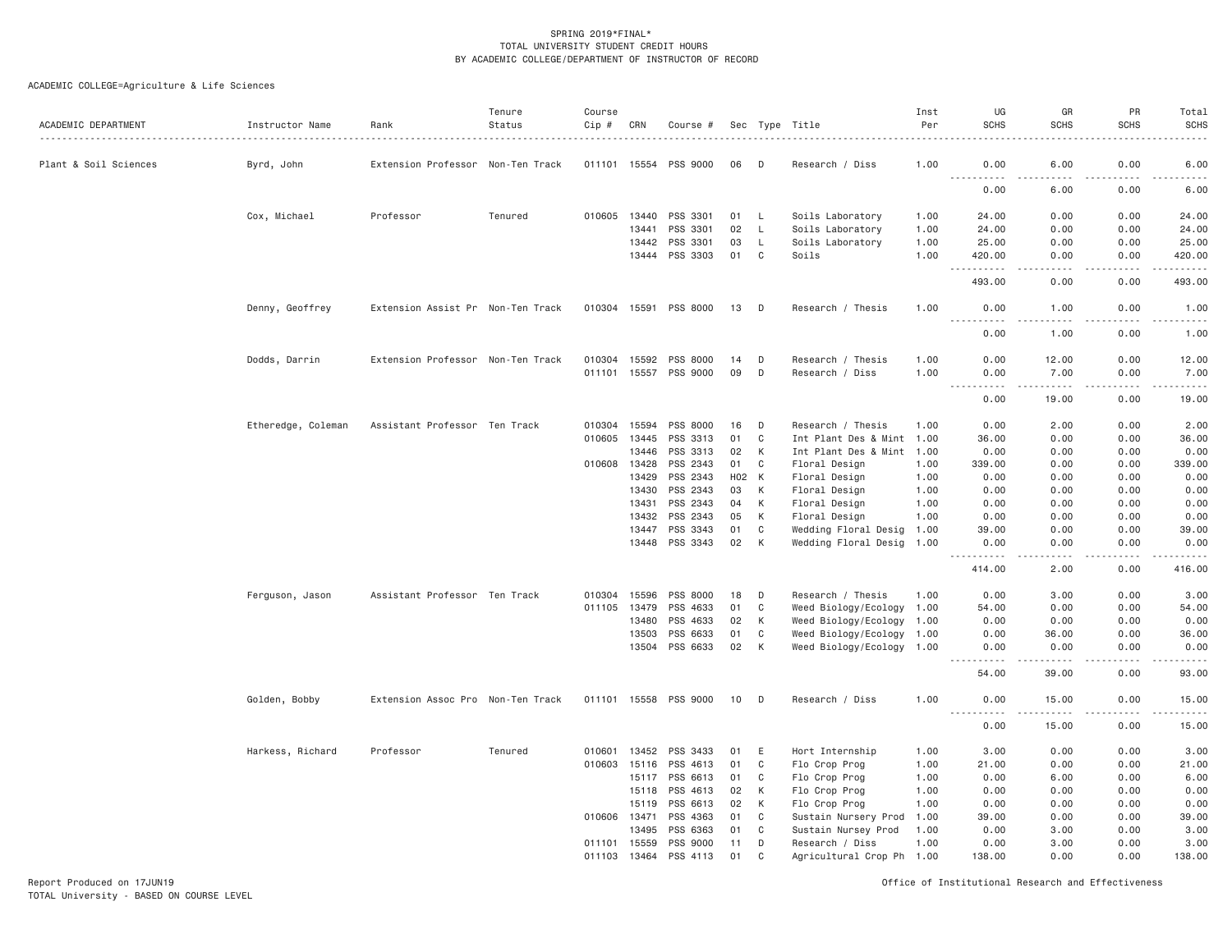SPRING 2019*FINAL*
TOTAL UNIVERSITY STUDENT CREDIT HOURS
BY ACADEMIC COLLEGE/DEPARTMENT OF INSTRUCTOR OF RECORD

ACADEMIC COLLEGE=Agriculture & Life Sciences

| ACADEMIC DEPARTMENT | Instructor Name | Rank | Tenure Status | Course Cip # | CRN | Course # | Sec | Type | Title | Inst Per | UG SCHS | GR SCHS | PR SCHS | Total SCHS |
|---|---|---|---|---|---|---|---|---|---|---|---|---|---|---|
| Plant & Soil Sciences | Byrd, John | Extension Professor | Non-Ten Track | 011101 | 15554 | PSS 9000 | 06 | D | Research / Diss | 1.00 | 0.00 | 6.00 | 0.00 | 6.00 |
| | | | | | | | | | | | 0.00 | 6.00 | 0.00 | 6.00 |
| | Cox, Michael | Professor | Tenured | 010605 | 13440 | PSS 3301 | 01 | L | Soils Laboratory | 1.00 | 24.00 | 0.00 | 0.00 | 24.00 |
| | | | | | 13441 | PSS 3301 | 02 | L | Soils Laboratory | 1.00 | 24.00 | 0.00 | 0.00 | 24.00 |
| | | | | | 13442 | PSS 3301 | 03 | L | Soils Laboratory | 1.00 | 25.00 | 0.00 | 0.00 | 25.00 |
| | | | | | 13444 | PSS 3303 | 01 | C | Soils | 1.00 | 420.00 | 0.00 | 0.00 | 420.00 |
| | | | | | | | | | | | 493.00 | 0.00 | 0.00 | 493.00 |
| | Denny, Geoffrey | Extension Assist Pr | Non-Ten Track | 010304 | 15591 | PSS 8000 | 13 | D | Research / Thesis | 1.00 | 0.00 | 1.00 | 0.00 | 1.00 |
| | | | | | | | | | | | 0.00 | 1.00 | 0.00 | 1.00 |
| | Dodds, Darrin | Extension Professor | Non-Ten Track | 010304 | 15592 | PSS 8000 | 14 | D | Research / Thesis | 1.00 | 0.00 | 12.00 | 0.00 | 12.00 |
| | | | | 011101 | 15557 | PSS 9000 | 09 | D | Research / Diss | 1.00 | 0.00 | 7.00 | 0.00 | 7.00 |
| | | | | | | | | | | | 0.00 | 19.00 | 0.00 | 19.00 |
| | Etheredge, Coleman | Assistant Professor | Ten Track | 010304 | 15594 | PSS 8000 | 16 | D | Research / Thesis | 1.00 | 0.00 | 2.00 | 0.00 | 2.00 |
| | | | | 010605 | 13445 | PSS 3313 | 01 | C | Int Plant Des & Mint | 1.00 | 36.00 | 0.00 | 0.00 | 36.00 |
| | | | | | 13446 | PSS 3313 | 02 | K | Int Plant Des & Mint | 1.00 | 0.00 | 0.00 | 0.00 | 0.00 |
| | | | | 010608 | 13428 | PSS 2343 | 01 | C | Floral Design | 1.00 | 339.00 | 0.00 | 0.00 | 339.00 |
| | | | | | 13429 | PSS 2343 | H02 | K | Floral Design | 1.00 | 0.00 | 0.00 | 0.00 | 0.00 |
| | | | | | 13430 | PSS 2343 | 03 | K | Floral Design | 1.00 | 0.00 | 0.00 | 0.00 | 0.00 |
| | | | | | 13431 | PSS 2343 | 04 | K | Floral Design | 1.00 | 0.00 | 0.00 | 0.00 | 0.00 |
| | | | | | 13432 | PSS 2343 | 05 | K | Floral Design | 1.00 | 0.00 | 0.00 | 0.00 | 0.00 |
| | | | | | 13447 | PSS 3343 | 01 | C | Wedding Floral Desig | 1.00 | 39.00 | 0.00 | 0.00 | 39.00 |
| | | | | | 13448 | PSS 3343 | 02 | K | Wedding Floral Desig | 1.00 | 0.00 | 0.00 | 0.00 | 0.00 |
| | | | | | | | | | | | 414.00 | 2.00 | 0.00 | 416.00 |
| | Ferguson, Jason | Assistant Professor | Ten Track | 010304 | 15596 | PSS 8000 | 18 | D | Research / Thesis | 1.00 | 0.00 | 3.00 | 0.00 | 3.00 |
| | | | | 011105 | 13479 | PSS 4633 | 01 | C | Weed Biology/Ecology | 1.00 | 54.00 | 0.00 | 0.00 | 54.00 |
| | | | | | 13480 | PSS 4633 | 02 | K | Weed Biology/Ecology | 1.00 | 0.00 | 0.00 | 0.00 | 0.00 |
| | | | | | 13503 | PSS 6633 | 01 | C | Weed Biology/Ecology | 1.00 | 0.00 | 36.00 | 0.00 | 36.00 |
| | | | | | 13504 | PSS 6633 | 02 | K | Weed Biology/Ecology | 1.00 | 0.00 | 0.00 | 0.00 | 0.00 |
| | | | | | | | | | | | 54.00 | 39.00 | 0.00 | 93.00 |
| | Golden, Bobby | Extension Assoc Pro | Non-Ten Track | 011101 | 15558 | PSS 9000 | 10 | D | Research / Diss | 1.00 | 0.00 | 15.00 | 0.00 | 15.00 |
| | | | | | | | | | | | 0.00 | 15.00 | 0.00 | 15.00 |
| | Harkess, Richard | Professor | Tenured | 010601 | 13452 | PSS 3433 | 01 | E | Hort Internship | 1.00 | 3.00 | 0.00 | 0.00 | 3.00 |
| | | | | 010603 | 15116 | PSS 4613 | 01 | C | Flo Crop Prog | 1.00 | 21.00 | 0.00 | 0.00 | 21.00 |
| | | | | | 15117 | PSS 6613 | 01 | C | Flo Crop Prog | 1.00 | 0.00 | 6.00 | 0.00 | 6.00 |
| | | | | | 15118 | PSS 4613 | 02 | K | Flo Crop Prog | 1.00 | 0.00 | 0.00 | 0.00 | 0.00 |
| | | | | | 15119 | PSS 6613 | 02 | K | Flo Crop Prog | 1.00 | 0.00 | 0.00 | 0.00 | 0.00 |
| | | | | 010606 | 13471 | PSS 4363 | 01 | C | Sustain Nursery Prod | 1.00 | 39.00 | 0.00 | 0.00 | 39.00 |
| | | | | | 13495 | PSS 6363 | 01 | C | Sustain Nursey Prod | 1.00 | 0.00 | 3.00 | 0.00 | 3.00 |
| | | | | 011101 | 15559 | PSS 9000 | 11 | D | Research / Diss | 1.00 | 0.00 | 3.00 | 0.00 | 3.00 |
| | | | | 011103 | 13464 | PSS 4113 | 01 | C | Agricultural Crop Ph | 1.00 | 138.00 | 0.00 | 0.00 | 138.00 |

Report Produced on 17JUN19
TOTAL University - BASED ON COURSE LEVEL

Office of Institutional Research and Effectiveness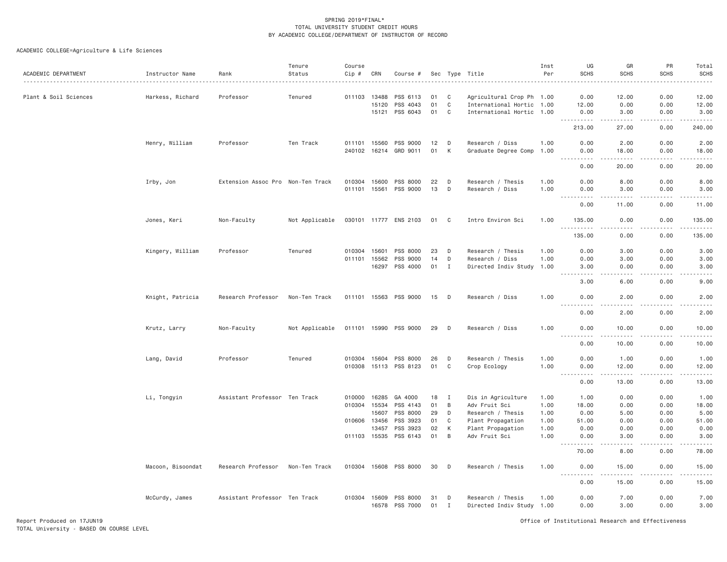SPRING 2019*FINAL*
TOTAL UNIVERSITY STUDENT CREDIT HOURS
BY ACADEMIC COLLEGE/DEPARTMENT OF INSTRUCTOR OF RECORD

ACADEMIC COLLEGE=Agriculture & Life Sciences

| ACADEMIC DEPARTMENT | Instructor Name | Rank | Tenure Status | Course Cip # | CRN | Course # | Sec | Type | Title | Inst Per | UG SCHS | GR SCHS | PR SCHS | Total SCHS |
|---|---|---|---|---|---|---|---|---|---|---|---|---|---|---|
| Plant & Soil Sciences | Harkess, Richard | Professor | Tenured | 011103 | 13488 | PSS 6113 | 01 | C | Agricultural Crop Ph | 1.00 | 0.00 | 12.00 | 0.00 | 12.00 |
| | | | | | 15120 | PSS 4043 | 01 | C | International Hortic | 1.00 | 12.00 | 0.00 | 0.00 | 12.00 |
| | | | | | 15121 | PSS 6043 | 01 | C | International Hortic | 1.00 | 0.00 | 3.00 | 0.00 | 3.00 |
| | | | | | | | | | | | 213.00 | 27.00 | 0.00 | 240.00 |
| | Henry, William | Professor | Ten Track | 011101 | 15560 | PSS 9000 | 12 | D | Research / Diss | 1.00 | 0.00 | 2.00 | 0.00 | 2.00 |
| | | | | 240102 | 16214 | GRD 9011 | 01 | K | Graduate Degree Comp | 1.00 | 0.00 | 18.00 | 0.00 | 18.00 |
| | | | | | | | | | | | 0.00 | 20.00 | 0.00 | 20.00 |
| | Irby, Jon | Extension Assoc Pro | Non-Ten Track | 010304 | 15600 | PSS 8000 | 22 | D | Research / Thesis | 1.00 | 0.00 | 8.00 | 0.00 | 8.00 |
| | | | | 011101 | 15561 | PSS 9000 | 13 | D | Research / Diss | 1.00 | 0.00 | 3.00 | 0.00 | 3.00 |
| | | | | | | | | | | | 0.00 | 11.00 | 0.00 | 11.00 |
| | Jones, Keri | Non-Faculty | Not Applicable | 030101 | 11777 | ENS 2103 | 01 | C | Intro Environ Sci | 1.00 | 135.00 | 0.00 | 0.00 | 135.00 |
| | | | | | | | | | | | 135.00 | 0.00 | 0.00 | 135.00 |
| | Kingery, William | Professor | Tenured | 010304 | 15601 | PSS 8000 | 23 | D | Research / Thesis | 1.00 | 0.00 | 3.00 | 0.00 | 3.00 |
| | | | | 011101 | 15562 | PSS 9000 | 14 | D | Research / Diss | 1.00 | 0.00 | 3.00 | 0.00 | 3.00 |
| | | | | | 16297 | PSS 4000 | 01 | I | Directed Indiv Study | 1.00 | 3.00 | 0.00 | 0.00 | 3.00 |
| | | | | | | | | | | | 3.00 | 6.00 | 0.00 | 9.00 |
| | Knight, Patricia | Research Professor | Non-Ten Track | 011101 | 15563 | PSS 9000 | 15 | D | Research / Diss | 1.00 | 0.00 | 2.00 | 0.00 | 2.00 |
| | | | | | | | | | | | 0.00 | 2.00 | 0.00 | 2.00 |
| | Krutz, Larry | Non-Faculty | Not Applicable | 011101 | 15990 | PSS 9000 | 29 | D | Research / Diss | 1.00 | 0.00 | 10.00 | 0.00 | 10.00 |
| | | | | | | | | | | | 0.00 | 10.00 | 0.00 | 10.00 |
| | Lang, David | Professor | Tenured | 010304 | 15604 | PSS 8000 | 26 | D | Research / Thesis | 1.00 | 0.00 | 1.00 | 0.00 | 1.00 |
| | | | | 010308 | 15113 | PSS 8123 | 01 | C | Crop Ecology | 1.00 | 0.00 | 12.00 | 0.00 | 12.00 |
| | | | | | | | | | | | 0.00 | 13.00 | 0.00 | 13.00 |
| | Li, Tongyin | Assistant Professor | Ten Track | 010000 | 16285 | GA 4000 | 18 | I | Dis in Agriculture | 1.00 | 1.00 | 0.00 | 0.00 | 1.00 |
| | | | | 010304 | 15534 | PSS 4143 | 01 | B | Adv Fruit Sci | 1.00 | 18.00 | 0.00 | 0.00 | 18.00 |
| | | | | | 15607 | PSS 8000 | 29 | D | Research / Thesis | 1.00 | 0.00 | 5.00 | 0.00 | 5.00 |
| | | | | 010606 | 13456 | PSS 3923 | 01 | C | Plant Propagation | 1.00 | 51.00 | 0.00 | 0.00 | 51.00 |
| | | | | | 13457 | PSS 3923 | 02 | K | Plant Propagation | 1.00 | 0.00 | 0.00 | 0.00 | 0.00 |
| | | | | 011103 | 15535 | PSS 6143 | 01 | B | Adv Fruit Sci | 1.00 | 0.00 | 3.00 | 0.00 | 3.00 |
| | | | | | | | | | | | 70.00 | 8.00 | 0.00 | 78.00 |
| | Macoon, Bisoondat | Research Professor | Non-Ten Track | 010304 | 15608 | PSS 8000 | 30 | D | Research / Thesis | 1.00 | 0.00 | 15.00 | 0.00 | 15.00 |
| | | | | | | | | | | | 0.00 | 15.00 | 0.00 | 15.00 |
| | McCurdy, James | Assistant Professor | Ten Track | 010304 | 15609 | PSS 8000 | 31 | D | Research / Thesis | 1.00 | 0.00 | 7.00 | 0.00 | 7.00 |
| | | | | | 16578 | PSS 7000 | 01 | I | Directed Indiv Study | 1.00 | 0.00 | 3.00 | 0.00 | 3.00 |

Report Produced on 17JUN19
TOTAL University - BASED ON COURSE LEVEL

Office of Institutional Research and Effectiveness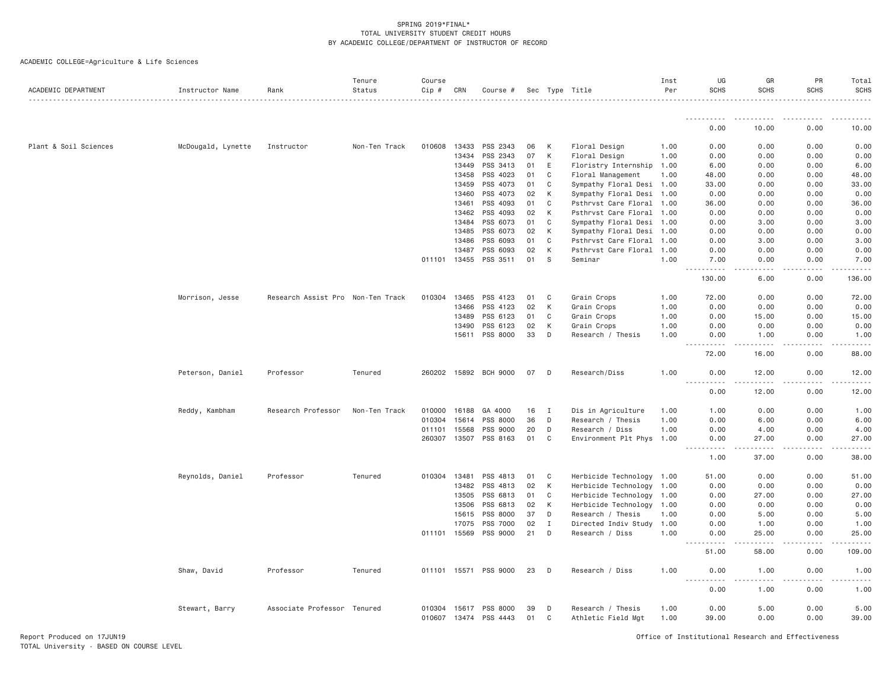SPRING 2019*FINAL*
TOTAL UNIVERSITY STUDENT CREDIT HOURS
BY ACADEMIC COLLEGE/DEPARTMENT OF INSTRUCTOR OF RECORD

ACADEMIC COLLEGE=Agriculture & Life Sciences

| ACADEMIC DEPARTMENT | Instructor Name | Rank | Tenure Status | Course Cip # | CRN | Course # | Sec | Type | Title | Inst Per | UG SCHS | GR SCHS | PR SCHS | Total SCHS |
|---|---|---|---|---|---|---|---|---|---|---|---|---|---|---|
| | | | | | | | | | | | 0.00 | 10.00 | 0.00 | 10.00 |
| Plant & Soil Sciences | McDougald, Lynette | Instructor | Non-Ten Track | 010608 | 13433 | PSS 2343 | 06 | K | Floral Design | 1.00 | 0.00 | 0.00 | 0.00 | 0.00 |
| | | | | | 13434 | PSS 2343 | 07 | K | Floral Design | 1.00 | 0.00 | 0.00 | 0.00 | 0.00 |
| | | | | | 13449 | PSS 3413 | 01 | E | Floristry Internship | 1.00 | 6.00 | 0.00 | 0.00 | 6.00 |
| | | | | | 13458 | PSS 4023 | 01 | C | Floral Management | 1.00 | 48.00 | 0.00 | 0.00 | 48.00 |
| | | | | | 13459 | PSS 4073 | 01 | C | Sympathy Floral Desi | 1.00 | 33.00 | 0.00 | 0.00 | 33.00 |
| | | | | | 13460 | PSS 4073 | 02 | K | Sympathy Floral Desi | 1.00 | 0.00 | 0.00 | 0.00 | 0.00 |
| | | | | | 13461 | PSS 4093 | 01 | C | Psthrvst Care Floral | 1.00 | 36.00 | 0.00 | 0.00 | 36.00 |
| | | | | | 13462 | PSS 4093 | 02 | K | Psthrvst Care Floral | 1.00 | 0.00 | 0.00 | 0.00 | 0.00 |
| | | | | | 13484 | PSS 6073 | 01 | C | Sympathy Floral Desi | 1.00 | 0.00 | 3.00 | 0.00 | 3.00 |
| | | | | | 13485 | PSS 6073 | 02 | K | Sympathy Floral Desi | 1.00 | 0.00 | 0.00 | 0.00 | 0.00 |
| | | | | | 13486 | PSS 6093 | 01 | C | Psthrvst Care Floral | 1.00 | 0.00 | 3.00 | 0.00 | 3.00 |
| | | | | | 13487 | PSS 6093 | 02 | K | Psthrvst Care Floral | 1.00 | 0.00 | 0.00 | 0.00 | 0.00 |
| | | | | 011101 | 13455 | PSS 3511 | 01 | S | Seminar | 1.00 | 7.00 | 0.00 | 0.00 | 7.00 |
| | | | | | | | | | | | 130.00 | 6.00 | 0.00 | 136.00 |
| | Morrison, Jesse | Research Assist Pro | Non-Ten Track | 010304 | 13465 | PSS 4123 | 01 | C | Grain Crops | 1.00 | 72.00 | 0.00 | 0.00 | 72.00 |
| | | | | | 13466 | PSS 4123 | 02 | K | Grain Crops | 1.00 | 0.00 | 0.00 | 0.00 | 0.00 |
| | | | | | 13489 | PSS 6123 | 01 | C | Grain Crops | 1.00 | 0.00 | 15.00 | 0.00 | 15.00 |
| | | | | | 13490 | PSS 6123 | 02 | K | Grain Crops | 1.00 | 0.00 | 0.00 | 0.00 | 0.00 |
| | | | | | 15611 | PSS 8000 | 33 | D | Research / Thesis | 1.00 | 0.00 | 1.00 | 0.00 | 1.00 |
| | | | | | | | | | | | 72.00 | 16.00 | 0.00 | 88.00 |
| | Peterson, Daniel | Professor | Tenured | 260202 | 15892 | BCH 9000 | 07 | D | Research/Diss | 1.00 | 0.00 | 12.00 | 0.00 | 12.00 |
| | | | | | | | | | | | 0.00 | 12.00 | 0.00 | 12.00 |
| | Reddy, Kambham | Research Professor | Non-Ten Track | 010000 | 16188 | GA 4000 | 16 | I | Dis in Agriculture | 1.00 | 1.00 | 0.00 | 0.00 | 1.00 |
| | | | | 010304 | 15614 | PSS 8000 | 36 | D | Research / Thesis | 1.00 | 0.00 | 6.00 | 0.00 | 6.00 |
| | | | | 011101 | 15568 | PSS 9000 | 20 | D | Research / Diss | 1.00 | 0.00 | 4.00 | 0.00 | 4.00 |
| | | | | 260307 | 13507 | PSS 8163 | 01 | C | Environment Plt Phys | 1.00 | 0.00 | 27.00 | 0.00 | 27.00 |
| | | | | | | | | | | | 1.00 | 37.00 | 0.00 | 38.00 |
| | Reynolds, Daniel | Professor | Tenured | 010304 | 13481 | PSS 4813 | 01 | C | Herbicide Technology | 1.00 | 51.00 | 0.00 | 0.00 | 51.00 |
| | | | | | 13482 | PSS 4813 | 02 | K | Herbicide Technology | 1.00 | 0.00 | 0.00 | 0.00 | 0.00 |
| | | | | | 13505 | PSS 6813 | 01 | C | Herbicide Technology | 1.00 | 0.00 | 27.00 | 0.00 | 27.00 |
| | | | | | 13506 | PSS 6813 | 02 | K | Herbicide Technology | 1.00 | 0.00 | 0.00 | 0.00 | 0.00 |
| | | | | | 15615 | PSS 8000 | 37 | D | Research / Thesis | 1.00 | 0.00 | 5.00 | 0.00 | 5.00 |
| | | | | | 17075 | PSS 7000 | 02 | I | Directed Indiv Study | 1.00 | 0.00 | 1.00 | 0.00 | 1.00 |
| | | | | 011101 | 15569 | PSS 9000 | 21 | D | Research / Diss | 1.00 | 0.00 | 25.00 | 0.00 | 25.00 |
| | | | | | | | | | | | 51.00 | 58.00 | 0.00 | 109.00 |
| | Shaw, David | Professor | Tenured | 011101 | 15571 | PSS 9000 | 23 | D | Research / Diss | 1.00 | 0.00 | 1.00 | 0.00 | 1.00 |
| | | | | | | | | | | | 0.00 | 1.00 | 0.00 | 1.00 |
| | Stewart, Barry | Associate Professor | Tenured | 010304 | 15617 | PSS 8000 | 39 | D | Research / Thesis | 1.00 | 0.00 | 5.00 | 0.00 | 5.00 |
| | | | | 010607 | 13474 | PSS 4443 | 01 | C | Athletic Field Mgt | 1.00 | 39.00 | 0.00 | 0.00 | 39.00 |

Report Produced on 17JUN19
TOTAL University - BASED ON COURSE LEVEL

Office of Institutional Research and Effectiveness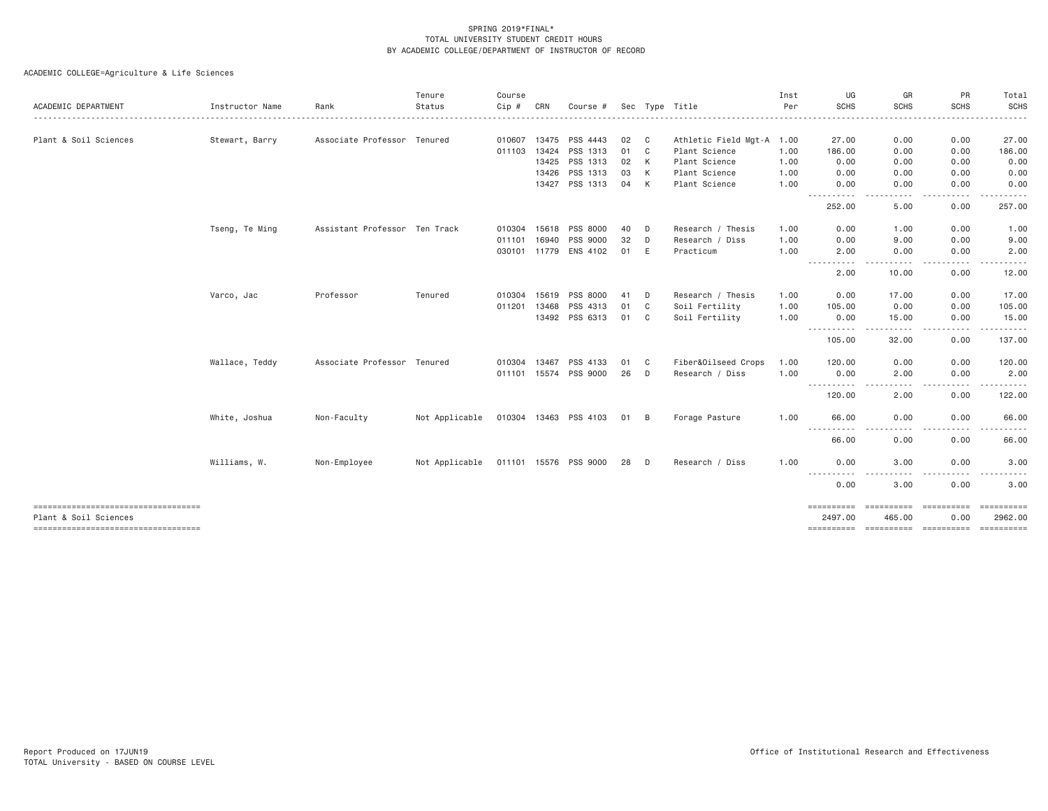SPRING 2019*FINAL*
TOTAL UNIVERSITY STUDENT CREDIT HOURS
BY ACADEMIC COLLEGE/DEPARTMENT OF INSTRUCTOR OF RECORD

ACADEMIC COLLEGE=Agriculture & Life Sciences

| ACADEMIC DEPARTMENT | Instructor Name | Rank | Tenure Status | Course Cip # | CRN | Course # | Sec | Type | Title | Inst Per | UG SCHS | GR SCHS | PR SCHS | Total SCHS |
|---|---|---|---|---|---|---|---|---|---|---|---|---|---|---|
| Plant & Soil Sciences | Stewart, Barry | Associate Professor | Tenured | 010607 | 13475 | PSS 4443 | 02 | C | Athletic Field Mgt-A | 1.00 | 27.00 | 0.00 | 0.00 | 27.00 |
| | | | | 011103 | 13424 | PSS 1313 | 01 | C | Plant Science | 1.00 | 186.00 | 0.00 | 0.00 | 186.00 |
| | | | | | 13425 | PSS 1313 | 02 | K | Plant Science | 1.00 | 0.00 | 0.00 | 0.00 | 0.00 |
| | | | | | 13426 | PSS 1313 | 03 | K | Plant Science | 1.00 | 0.00 | 0.00 | 0.00 | 0.00 |
| | | | | | 13427 | PSS 1313 | 04 | K | Plant Science | 1.00 | 0.00 | 0.00 | 0.00 | 0.00 |
| | | | | | | | | | | | 252.00 | 5.00 | 0.00 | 257.00 |
| | Tseng, Te Ming | Assistant Professor | Ten Track | 010304 | 15618 | PSS 8000 | 40 | D | Research / Thesis | 1.00 | 0.00 | 1.00 | 0.00 | 1.00 |
| | | | | 011101 | 16940 | PSS 9000 | 32 | D | Research / Diss | 1.00 | 0.00 | 9.00 | 0.00 | 9.00 |
| | | | | 030101 | 11779 | ENS 4102 | 01 | E | Practicum | 1.00 | 2.00 | 0.00 | 0.00 | 2.00 |
| | | | | | | | | | | | 2.00 | 10.00 | 0.00 | 12.00 |
| | Varco, Jac | Professor | Tenured | 010304 | 15619 | PSS 8000 | 41 | D | Research / Thesis | 1.00 | 0.00 | 17.00 | 0.00 | 17.00 |
| | | | | 011201 | 13468 | PSS 4313 | 01 | C | Soil Fertility | 1.00 | 105.00 | 0.00 | 0.00 | 105.00 |
| | | | | | 13492 | PSS 6313 | 01 | C | Soil Fertility | 1.00 | 0.00 | 15.00 | 0.00 | 15.00 |
| | | | | | | | | | | | 105.00 | 32.00 | 0.00 | 137.00 |
| | Wallace, Teddy | Associate Professor | Tenured | 010304 | 13467 | PSS 4133 | 01 | C | Fiber&Oilseed Crops | 1.00 | 120.00 | 0.00 | 0.00 | 120.00 |
| | | | | 011101 | 15574 | PSS 9000 | 26 | D | Research / Diss | 1.00 | 0.00 | 2.00 | 0.00 | 2.00 |
| | | | | | | | | | | | 120.00 | 2.00 | 0.00 | 122.00 |
| | White, Joshua | Non-Faculty | Not Applicable | 010304 | 13463 | PSS 4103 | 01 | B | Forage Pasture | 1.00 | 66.00 | 0.00 | 0.00 | 66.00 |
| | | | | | | | | | | | 66.00 | 0.00 | 0.00 | 66.00 |
| | Williams, W. | Non-Employee | Not Applicable | 011101 | 15576 | PSS 9000 | 28 | D | Research / Diss | 1.00 | 0.00 | 3.00 | 0.00 | 3.00 |
| | | | | | | | | | | | 0.00 | 3.00 | 0.00 | 3.00 |
| Plant & Soil Sciences | | | | | | | | | | | 2497.00 | 465.00 | 0.00 | 2962.00 |

Report Produced on 17JUN19
TOTAL University - BASED ON COURSE LEVEL

Office of Institutional Research and Effectiveness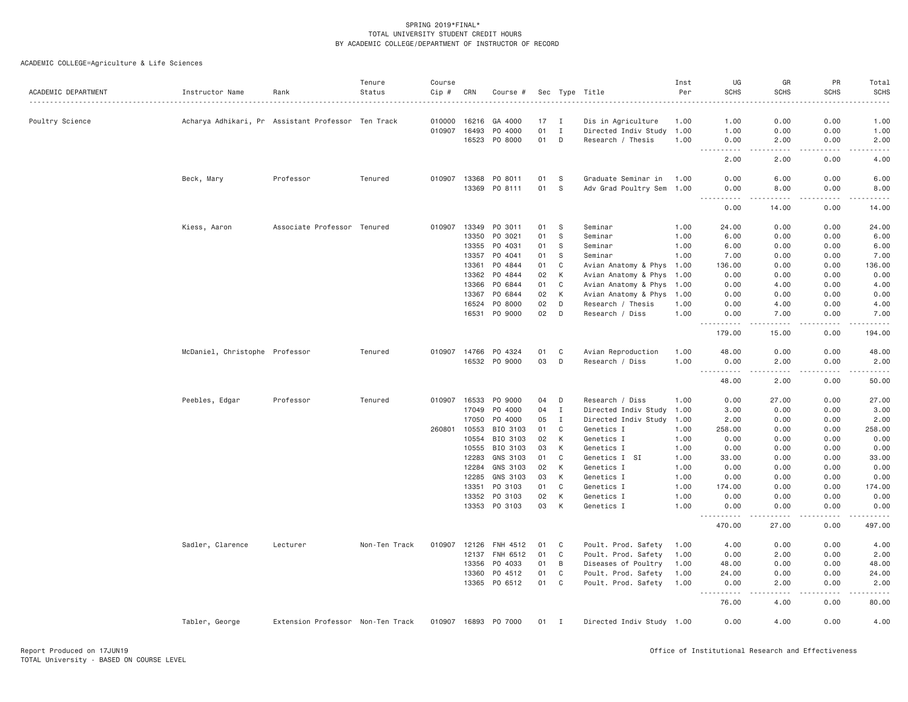SPRING 2019*FINAL*
TOTAL UNIVERSITY STUDENT CREDIT HOURS
BY ACADEMIC COLLEGE/DEPARTMENT OF INSTRUCTOR OF RECORD

ACADEMIC COLLEGE=Agriculture & Life Sciences

| ACADEMIC DEPARTMENT | Instructor Name | Rank | Tenure Status | Course Cip # | CRN | Course # | Sec | Type | Title | Inst Per | UG SCHS | GR SCHS | PR SCHS | Total SCHS |
|---|---|---|---|---|---|---|---|---|---|---|---|---|---|---|
| Poultry Science | Acharya Adhikari, Pr | Assistant Professor | Ten Track | 010000 | 16216 | GA 4000 | 17 | I | Dis in Agriculture | 1.00 | 1.00 | 0.00 | 0.00 | 1.00 |
| | | | | 010907 | 16493 | PO 4000 | 01 | I | Directed Indiv Study | 1.00 | 1.00 | 0.00 | 0.00 | 1.00 |
| | | | | | 16523 | PO 8000 | 01 | D | Research / Thesis | 1.00 | 0.00 | 2.00 | 0.00 | 2.00 |
| | | | | | | | | | | | 2.00 | 2.00 | 0.00 | 4.00 |
| | Beck, Mary | Professor | Tenured | 010907 | 13368 | PO 8011 | 01 | S | Graduate Seminar in | 1.00 | 0.00 | 6.00 | 0.00 | 6.00 |
| | | | | | 13369 | PO 8111 | 01 | S | Adv Grad Poultry Sem | 1.00 | 0.00 | 8.00 | 0.00 | 8.00 |
| | | | | | | | | | | | 0.00 | 14.00 | 0.00 | 14.00 |
| | Kiess, Aaron | Associate Professor | Tenured | 010907 | 13349 | PO 3011 | 01 | S | Seminar | 1.00 | 24.00 | 0.00 | 0.00 | 24.00 |
| | | | | | 13350 | PO 3021 | 01 | S | Seminar | 1.00 | 6.00 | 0.00 | 0.00 | 6.00 |
| | | | | | 13355 | PO 4031 | 01 | S | Seminar | 1.00 | 6.00 | 0.00 | 0.00 | 6.00 |
| | | | | | 13357 | PO 4041 | 01 | S | Seminar | 1.00 | 7.00 | 0.00 | 0.00 | 7.00 |
| | | | | | 13361 | PO 4844 | 01 | C | Avian Anatomy & Phys | 1.00 | 136.00 | 0.00 | 0.00 | 136.00 |
| | | | | | 13362 | PO 4844 | 02 | K | Avian Anatomy & Phys | 1.00 | 0.00 | 0.00 | 0.00 | 0.00 |
| | | | | | 13366 | PO 6844 | 01 | C | Avian Anatomy & Phys | 1.00 | 0.00 | 4.00 | 0.00 | 4.00 |
| | | | | | 13367 | PO 6844 | 02 | K | Avian Anatomy & Phys | 1.00 | 0.00 | 0.00 | 0.00 | 0.00 |
| | | | | | 16524 | PO 8000 | 02 | D | Research / Thesis | 1.00 | 0.00 | 4.00 | 0.00 | 4.00 |
| | | | | | 16531 | PO 9000 | 02 | D | Research / Diss | 1.00 | 0.00 | 7.00 | 0.00 | 7.00 |
| | | | | | | | | | | | 179.00 | 15.00 | 0.00 | 194.00 |
| | McDaniel, Christophe | Professor | Tenured | 010907 | 14766 | PO 4324 | 01 | C | Avian Reproduction | 1.00 | 48.00 | 0.00 | 0.00 | 48.00 |
| | | | | | 16532 | PO 9000 | 03 | D | Research / Diss | 1.00 | 0.00 | 2.00 | 0.00 | 2.00 |
| | | | | | | | | | | | 48.00 | 2.00 | 0.00 | 50.00 |
| | Peebles, Edgar | Professor | Tenured | 010907 | 16533 | PO 9000 | 04 | D | Research / Diss | 1.00 | 0.00 | 27.00 | 0.00 | 27.00 |
| | | | | | 17049 | PO 4000 | 04 | I | Directed Indiv Study | 1.00 | 3.00 | 0.00 | 0.00 | 3.00 |
| | | | | | 17050 | PO 4000 | 05 | I | Directed Indiv Study | 1.00 | 2.00 | 0.00 | 0.00 | 2.00 |
| | | | | 260801 | 10553 | BIO 3103 | 01 | C | Genetics I | 1.00 | 258.00 | 0.00 | 0.00 | 258.00 |
| | | | | | 10554 | BIO 3103 | 02 | K | Genetics I | 1.00 | 0.00 | 0.00 | 0.00 | 0.00 |
| | | | | | 10555 | BIO 3103 | 03 | K | Genetics I | 1.00 | 0.00 | 0.00 | 0.00 | 0.00 |
| | | | | | 12283 | GNS 3103 | 01 | C | Genetics I SI | 1.00 | 33.00 | 0.00 | 0.00 | 33.00 |
| | | | | | 12284 | GNS 3103 | 02 | K | Genetics I | 1.00 | 0.00 | 0.00 | 0.00 | 0.00 |
| | | | | | 12285 | GNS 3103 | 03 | K | Genetics I | 1.00 | 0.00 | 0.00 | 0.00 | 0.00 |
| | | | | | 13351 | PO 3103 | 01 | C | Genetics I | 1.00 | 174.00 | 0.00 | 0.00 | 174.00 |
| | | | | | 13352 | PO 3103 | 02 | K | Genetics I | 1.00 | 0.00 | 0.00 | 0.00 | 0.00 |
| | | | | | 13353 | PO 3103 | 03 | K | Genetics I | 1.00 | 0.00 | 0.00 | 0.00 | 0.00 |
| | | | | | | | | | | | 470.00 | 27.00 | 0.00 | 497.00 |
| | Sadler, Clarence | Lecturer | Non-Ten Track | 010907 | 12126 | FNH 4512 | 01 | C | Poult. Prod. Safety | 1.00 | 4.00 | 0.00 | 0.00 | 4.00 |
| | | | | | 12137 | FNH 6512 | 01 | C | Poult. Prod. Safety | 1.00 | 0.00 | 2.00 | 0.00 | 2.00 |
| | | | | | 13356 | PO 4033 | 01 | B | Diseases of Poultry | 1.00 | 48.00 | 0.00 | 0.00 | 48.00 |
| | | | | | 13360 | PO 4512 | 01 | C | Poult. Prod. Safety | 1.00 | 24.00 | 0.00 | 0.00 | 24.00 |
| | | | | | 13365 | PO 6512 | 01 | C | Poult. Prod. Safety | 1.00 | 0.00 | 2.00 | 0.00 | 2.00 |
| | | | | | | | | | | | 76.00 | 4.00 | 0.00 | 80.00 |
| | Tabler, George | Extension Professor | Non-Ten Track | 010907 | 16893 | PO 7000 | 01 | I | Directed Indiv Study | 1.00 | 0.00 | 4.00 | 0.00 | 4.00 |

Report Produced on 17JUN19
TOTAL University - BASED ON COURSE LEVEL

Office of Institutional Research and Effectiveness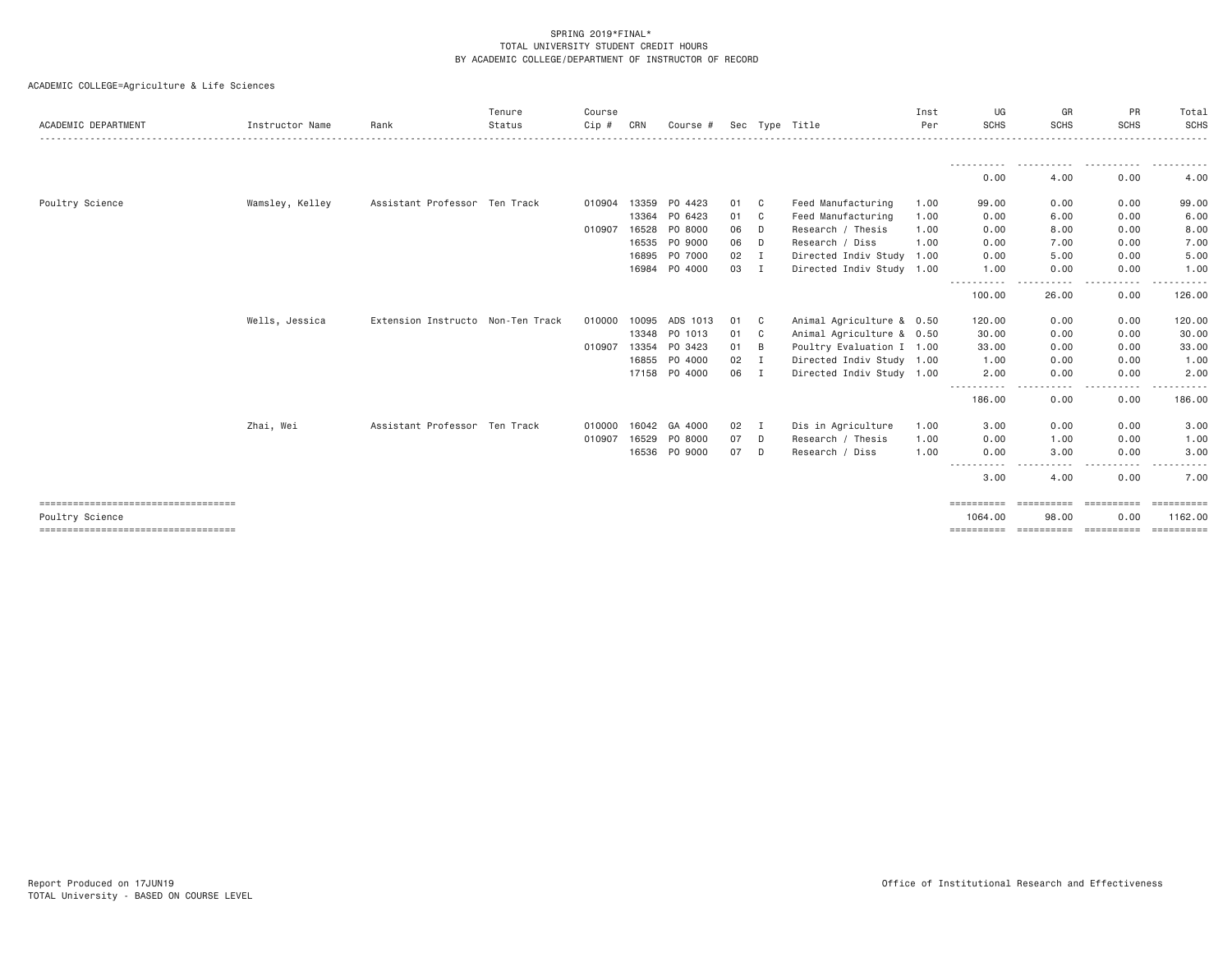SPRING 2019*FINAL*
TOTAL UNIVERSITY STUDENT CREDIT HOURS
BY ACADEMIC COLLEGE/DEPARTMENT OF INSTRUCTOR OF RECORD

ACADEMIC COLLEGE=Agriculture & Life Sciences

| ACADEMIC DEPARTMENT | Instructor Name | Rank | Tenure Status | Course Cip # | CRN | Course # | Sec | Type | Title | Inst Per | UG SCHS | GR SCHS | PR SCHS | Total SCHS |
|---|---|---|---|---|---|---|---|---|---|---|---|---|---|---|
| | | | | | | | | | | | 0.00 | 4.00 | 0.00 | 4.00 |
| Poultry Science | Wamsley, Kelley | Assistant Professor | Ten Track | 010904 | 13359 | PO 4423 | 01 | C | Feed Manufacturing | 1.00 | 99.00 | 0.00 | 0.00 | 99.00 |
| | | | | | 13364 | PO 6423 | 01 | C | Feed Manufacturing | 1.00 | 0.00 | 6.00 | 0.00 | 6.00 |
| | | | | 010907 | 16528 | PO 8000 | 06 | D | Research / Thesis | 1.00 | 0.00 | 8.00 | 0.00 | 8.00 |
| | | | | | 16535 | PO 9000 | 06 | D | Research / Diss | 1.00 | 0.00 | 7.00 | 0.00 | 7.00 |
| | | | | | 16895 | PO 7000 | 02 | I | Directed Indiv Study | 1.00 | 0.00 | 5.00 | 0.00 | 5.00 |
| | | | | | 16984 | PO 4000 | 03 | I | Directed Indiv Study | 1.00 | 1.00 | 0.00 | 0.00 | 1.00 |
| | | | | | | | | | | | 100.00 | 26.00 | 0.00 | 126.00 |
| | Wells, Jessica | Extension Instructo | Non-Ten Track | 010000 | 10095 | ADS 1013 | 01 | C | Animal Agriculture & | 0.50 | 120.00 | 0.00 | 0.00 | 120.00 |
| | | | | | 13348 | PO 1013 | 01 | C | Animal Agriculture & | 0.50 | 30.00 | 0.00 | 0.00 | 30.00 |
| | | | | 010907 | 13354 | PO 3423 | 01 | B | Poultry Evaluation I | 1.00 | 33.00 | 0.00 | 0.00 | 33.00 |
| | | | | | 16855 | PO 4000 | 02 | I | Directed Indiv Study | 1.00 | 1.00 | 0.00 | 0.00 | 1.00 |
| | | | | | 17158 | PO 4000 | 06 | I | Directed Indiv Study | 1.00 | 2.00 | 0.00 | 0.00 | 2.00 |
| | | | | | | | | | | | 186.00 | 0.00 | 0.00 | 186.00 |
| | Zhai, Wei | Assistant Professor | Ten Track | 010000 | 16042 | GA 4000 | 02 | I | Dis in Agriculture | 1.00 | 3.00 | 0.00 | 0.00 | 3.00 |
| | | | | 010907 | 16529 | PO 8000 | 07 | D | Research / Thesis | 1.00 | 0.00 | 1.00 | 0.00 | 1.00 |
| | | | | | 16536 | PO 9000 | 07 | D | Research / Diss | 1.00 | 0.00 | 3.00 | 0.00 | 3.00 |
| | | | | | | | | | | | 3.00 | 4.00 | 0.00 | 7.00 |
| Poultry Science | | | | | | | | | | | 1064.00 | 98.00 | 0.00 | 1162.00 |

Report Produced on 17JUN19
TOTAL University - BASED ON COURSE LEVEL

Office of Institutional Research and Effectiveness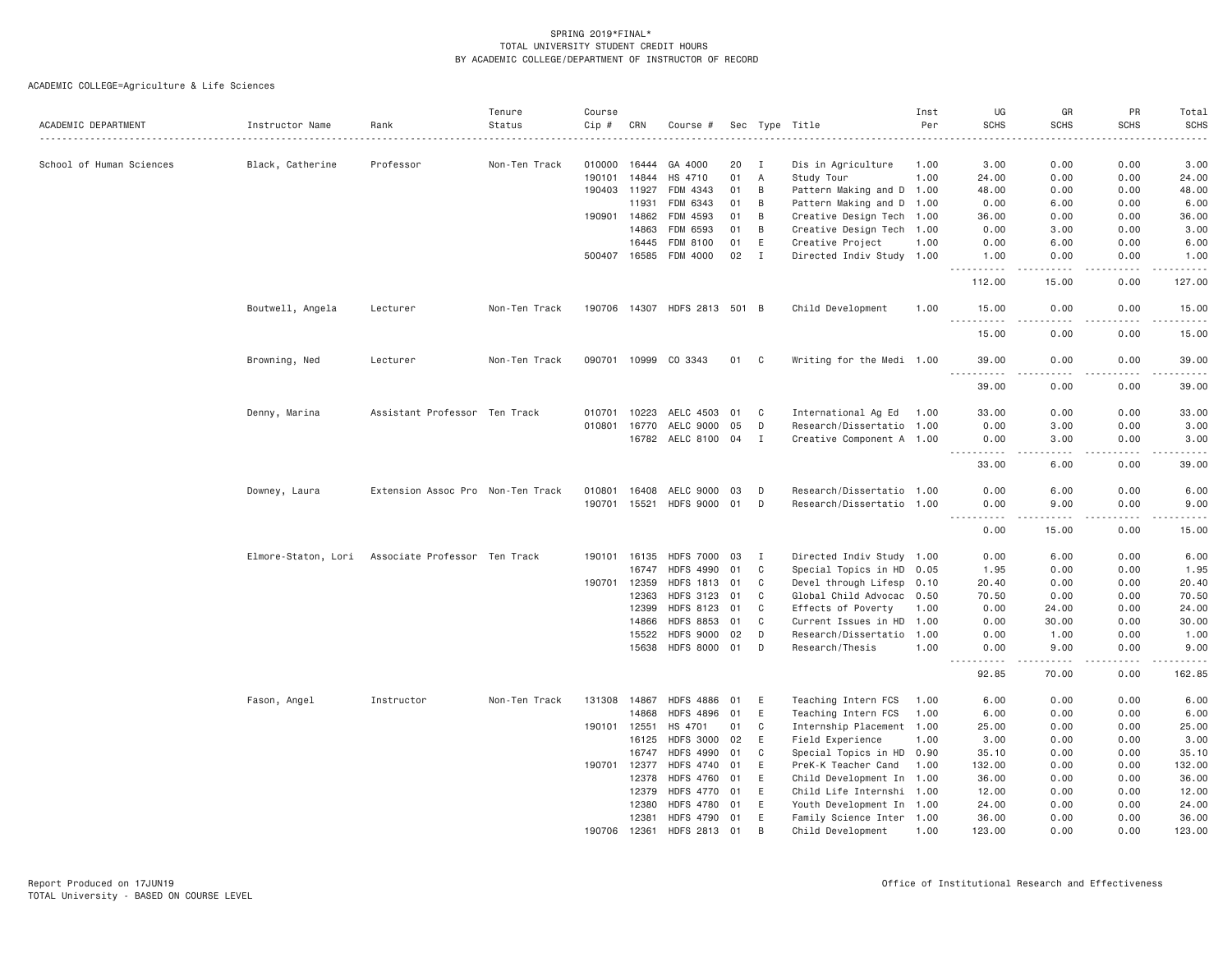SPRING 2019*FINAL*
TOTAL UNIVERSITY STUDENT CREDIT HOURS
BY ACADEMIC COLLEGE/DEPARTMENT OF INSTRUCTOR OF RECORD

ACADEMIC COLLEGE=Agriculture & Life Sciences

| ACADEMIC DEPARTMENT | Instructor Name | Rank | Tenure Status | Course Cip # | CRN | Course # | Sec | Type | Title | Inst Per | UG SCHS | GR SCHS | PR SCHS | Total SCHS |
|---|---|---|---|---|---|---|---|---|---|---|---|---|---|---|
| School of Human Sciences | Black, Catherine | Professor | Non-Ten Track | 010000 | 16444 | GA 4000 | 20 | I | Dis in Agriculture | 1.00 | 3.00 | 0.00 | 0.00 | 3.00 |
| | | | | 190101 | 14844 | HS 4710 | 01 | A | Study Tour | 1.00 | 24.00 | 0.00 | 0.00 | 24.00 |
| | | | | 190403 | 11927 | FDM 4343 | 01 | B | Pattern Making and D | 1.00 | 48.00 | 0.00 | 0.00 | 48.00 |
| | | | | | 11931 | FDM 6343 | 01 | B | Pattern Making and D | 1.00 | 0.00 | 6.00 | 0.00 | 6.00 |
| | | | | 190901 | 14862 | FDM 4593 | 01 | B | Creative Design Tech | 1.00 | 36.00 | 0.00 | 0.00 | 36.00 |
| | | | | | 14863 | FDM 6593 | 01 | B | Creative Design Tech | 1.00 | 0.00 | 3.00 | 0.00 | 3.00 |
| | | | | | 16445 | FDM 8100 | 01 | E | Creative Project | 1.00 | 0.00 | 6.00 | 0.00 | 6.00 |
| | | | | 500407 | 16585 | FDM 4000 | 02 | I | Directed Indiv Study | 1.00 | 1.00 | 0.00 | 0.00 | 1.00 |
| | | | | | | | | | | | 112.00 | 15.00 | 0.00 | 127.00 |
| | Boutwell, Angela | Lecturer | Non-Ten Track | 190706 | 14307 | HDFS 2813 | 501 | B | Child Development | 1.00 | 15.00 | 0.00 | 0.00 | 15.00 |
| | | | | | | | | | | | 15.00 | 0.00 | 0.00 | 15.00 |
| | Browning, Ned | Lecturer | Non-Ten Track | 090701 | 10999 | CO 3343 | 01 | C | Writing for the Medi | 1.00 | 39.00 | 0.00 | 0.00 | 39.00 |
| | | | | | | | | | | | 39.00 | 0.00 | 0.00 | 39.00 |
| | Denny, Marina | Assistant Professor | Ten Track | 010701 | 10223 | AELC 4503 | 01 | C | International Ag Ed | 1.00 | 33.00 | 0.00 | 0.00 | 33.00 |
| | | | | 010801 | 16770 | AELC 9000 | 05 | D | Research/Dissertatio | 1.00 | 0.00 | 3.00 | 0.00 | 3.00 |
| | | | | | 16782 | AELC 8100 | 04 | I | Creative Component A | 1.00 | 0.00 | 3.00 | 0.00 | 3.00 |
| | | | | | | | | | | | 33.00 | 6.00 | 0.00 | 39.00 |
| | Downey, Laura | Extension Assoc Pro | Non-Ten Track | 010801 | 16408 | AELC 9000 | 03 | D | Research/Dissertatio | 1.00 | 0.00 | 6.00 | 0.00 | 6.00 |
| | | | | 190701 | 15521 | HDFS 9000 | 01 | D | Research/Dissertatio | 1.00 | 0.00 | 9.00 | 0.00 | 9.00 |
| | | | | | | | | | | | 0.00 | 15.00 | 0.00 | 15.00 |
| | Elmore-Staton, Lori | Associate Professor | Ten Track | 190101 | 16135 | HDFS 7000 | 03 | I | Directed Indiv Study | 1.00 | 0.00 | 6.00 | 0.00 | 6.00 |
| | | | | | 16747 | HDFS 4990 | 01 | C | Special Topics in HD | 0.05 | 1.95 | 0.00 | 0.00 | 1.95 |
| | | | | 190701 | 12359 | HDFS 1813 | 01 | C | Devel through Lifesp | 0.10 | 20.40 | 0.00 | 0.00 | 20.40 |
| | | | | | 12363 | HDFS 3123 | 01 | C | Global Child Advocac | 0.50 | 70.50 | 0.00 | 0.00 | 70.50 |
| | | | | | 12399 | HDFS 8123 | 01 | C | Effects of Poverty | 1.00 | 0.00 | 24.00 | 0.00 | 24.00 |
| | | | | | 14866 | HDFS 8853 | 01 | C | Current Issues in HD | 1.00 | 0.00 | 30.00 | 0.00 | 30.00 |
| | | | | | 15522 | HDFS 9000 | 02 | D | Research/Dissertatio | 1.00 | 0.00 | 1.00 | 0.00 | 1.00 |
| | | | | | 15638 | HDFS 8000 | 01 | D | Research/Thesis | 1.00 | 0.00 | 9.00 | 0.00 | 9.00 |
| | | | | | | | | | | | 92.85 | 70.00 | 0.00 | 162.85 |
| | Fason, Angel | Instructor | Non-Ten Track | 131308 | 14867 | HDFS 4886 | 01 | E | Teaching Intern FCS | 1.00 | 6.00 | 0.00 | 0.00 | 6.00 |
| | | | | | 14868 | HDFS 4896 | 01 | E | Teaching Intern FCS | 1.00 | 6.00 | 0.00 | 0.00 | 6.00 |
| | | | | 190101 | 12551 | HS 4701 | 01 | C | Internship Placement | 1.00 | 25.00 | 0.00 | 0.00 | 25.00 |
| | | | | | 16125 | HDFS 3000 | 02 | E | Field Experience | 1.00 | 3.00 | 0.00 | 0.00 | 3.00 |
| | | | | | 16747 | HDFS 4990 | 01 | C | Special Topics in HD | 0.90 | 35.10 | 0.00 | 0.00 | 35.10 |
| | | | | 190701 | 12377 | HDFS 4740 | 01 | E | PreK-K Teacher Cand | 1.00 | 132.00 | 0.00 | 0.00 | 132.00 |
| | | | | | 12378 | HDFS 4760 | 01 | E | Child Development In | 1.00 | 36.00 | 0.00 | 0.00 | 36.00 |
| | | | | | 12379 | HDFS 4770 | 01 | E | Child Life Internshi | 1.00 | 12.00 | 0.00 | 0.00 | 12.00 |
| | | | | | 12380 | HDFS 4780 | 01 | E | Youth Development In | 1.00 | 24.00 | 0.00 | 0.00 | 24.00 |
| | | | | | 12381 | HDFS 4790 | 01 | E | Family Science Inter | 1.00 | 36.00 | 0.00 | 0.00 | 36.00 |
| | | | | 190706 | 12361 | HDFS 2813 | 01 | B | Child Development | 1.00 | 123.00 | 0.00 | 0.00 | 123.00 |

Report Produced on 17JUN19
TOTAL University - BASED ON COURSE LEVEL

Office of Institutional Research and Effectiveness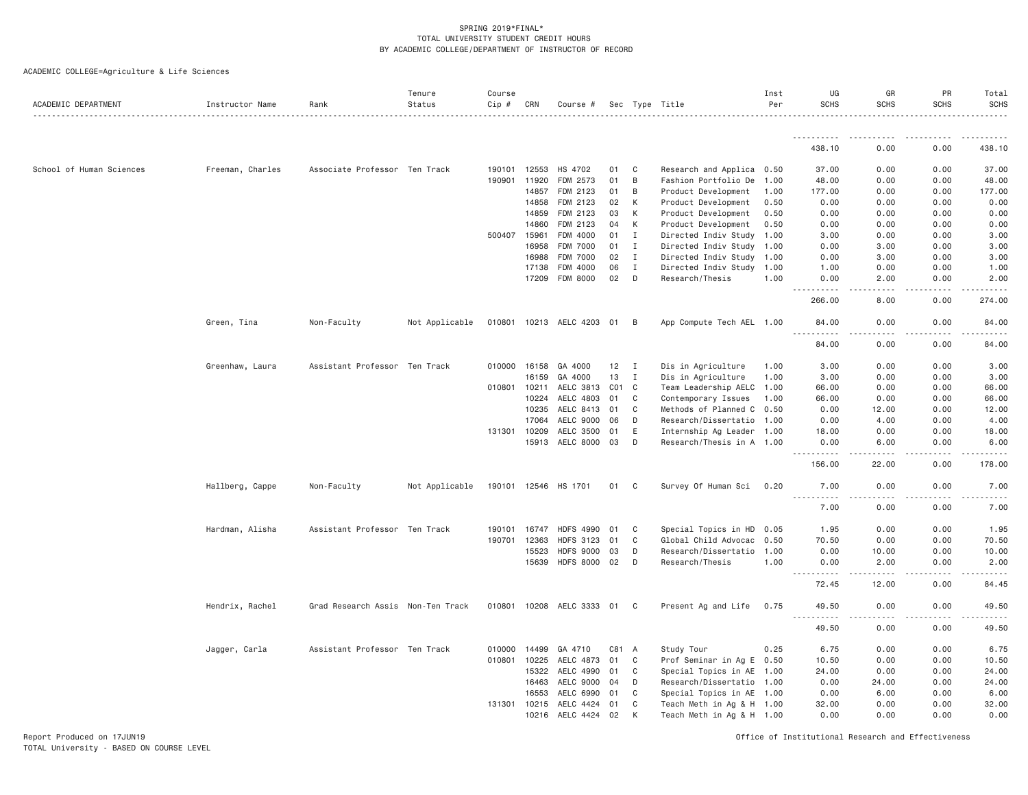SPRING 2019*FINAL*
TOTAL UNIVERSITY STUDENT CREDIT HOURS
BY ACADEMIC COLLEGE/DEPARTMENT OF INSTRUCTOR OF RECORD

ACADEMIC COLLEGE=Agriculture & Life Sciences

| ACADEMIC DEPARTMENT | Instructor Name | Rank | Tenure Status | Course Cip # | CRN | Course # | Sec | Type | Title | Inst Per | UG SCHS | GR SCHS | PR SCHS | Total SCHS |
|---|---|---|---|---|---|---|---|---|---|---|---|---|---|---|
| | | | | | | | | | | | 438.10 | 0.00 | 0.00 | 438.10 |
| School of Human Sciences | Freeman, Charles | Associate Professor | Ten Track | 190101 | 12553 | HS 4702 | 01 | C | Research and Applica | 0.50 | 37.00 | 0.00 | 0.00 | 37.00 |
| | | | | 190901 | 11920 | FDM 2573 | 01 | B | Fashion Portfolio De | 1.00 | 48.00 | 0.00 | 0.00 | 48.00 |
| | | | | | 14857 | FDM 2123 | 01 | B | Product Development | 1.00 | 177.00 | 0.00 | 0.00 | 177.00 |
| | | | | | 14858 | FDM 2123 | 02 | K | Product Development | 0.50 | 0.00 | 0.00 | 0.00 | 0.00 |
| | | | | | 14859 | FDM 2123 | 03 | K | Product Development | 0.50 | 0.00 | 0.00 | 0.00 | 0.00 |
| | | | | | 14860 | FDM 2123 | 04 | K | Product Development | 0.50 | 0.00 | 0.00 | 0.00 | 0.00 |
| | | | | 500407 | 15961 | FDM 4000 | 01 | I | Directed Indiv Study | 1.00 | 3.00 | 0.00 | 0.00 | 3.00 |
| | | | | | 16958 | FDM 7000 | 01 | I | Directed Indiv Study | 1.00 | 0.00 | 3.00 | 0.00 | 3.00 |
| | | | | | 16988 | FDM 7000 | 02 | I | Directed Indiv Study | 1.00 | 0.00 | 3.00 | 0.00 | 3.00 |
| | | | | | 17138 | FDM 4000 | 06 | I | Directed Indiv Study | 1.00 | 1.00 | 0.00 | 0.00 | 1.00 |
| | | | | | 17209 | FDM 8000 | 02 | D | Research/Thesis | 1.00 | 0.00 | 2.00 | 0.00 | 2.00 |
| | | | | | | | | | | | 266.00 | 8.00 | 0.00 | 274.00 |
| | Green, Tina | Non-Faculty | Not Applicable | 010801 | 10213 | AELC 4203 | 01 | B | App Compute Tech AEL | 1.00 | 84.00 | 0.00 | 0.00 | 84.00 |
| | | | | | | | | | | | 84.00 | 0.00 | 0.00 | 84.00 |
| | Greenhaw, Laura | Assistant Professor | Ten Track | 010000 | 16158 | GA 4000 | 12 | I | Dis in Agriculture | 1.00 | 3.00 | 0.00 | 0.00 | 3.00 |
| | | | | | 16159 | GA 4000 | 13 | I | Dis in Agriculture | 1.00 | 3.00 | 0.00 | 0.00 | 3.00 |
| | | | | 010801 | 10211 | AELC 3813 | C01 | C | Team Leadership AELC | 1.00 | 66.00 | 0.00 | 0.00 | 66.00 |
| | | | | | 10224 | AELC 4803 | 01 | C | Contemporary Issues | 1.00 | 66.00 | 0.00 | 0.00 | 66.00 |
| | | | | | 10235 | AELC 8413 | 01 | C | Methods of Planned C | 0.50 | 0.00 | 12.00 | 0.00 | 12.00 |
| | | | | | 17064 | AELC 9000 | 06 | D | Research/Dissertatio | 1.00 | 0.00 | 4.00 | 0.00 | 4.00 |
| | | | | 131301 | 10209 | AELC 3500 | 01 | E | Internship Ag Leader | 1.00 | 18.00 | 0.00 | 0.00 | 18.00 |
| | | | | | 15913 | AELC 8000 | 03 | D | Research/Thesis in A | 1.00 | 0.00 | 6.00 | 0.00 | 6.00 |
| | | | | | | | | | | | 156.00 | 22.00 | 0.00 | 178.00 |
| | Hallberg, Cappe | Non-Faculty | Not Applicable | 190101 | 12546 | HS 1701 | 01 | C | Survey Of Human Sci | 0.20 | 7.00 | 0.00 | 0.00 | 7.00 |
| | | | | | | | | | | | 7.00 | 0.00 | 0.00 | 7.00 |
| | Hardman, Alisha | Assistant Professor | Ten Track | 190101 | 16747 | HDFS 4990 | 01 | C | Special Topics in HD | 0.05 | 1.95 | 0.00 | 0.00 | 1.95 |
| | | | | 190701 | 12363 | HDFS 3123 | 01 | C | Global Child Advocac | 0.50 | 70.50 | 0.00 | 0.00 | 70.50 |
| | | | | | 15523 | HDFS 9000 | 03 | D | Research/Dissertatio | 1.00 | 0.00 | 10.00 | 0.00 | 10.00 |
| | | | | | 15639 | HDFS 8000 | 02 | D | Research/Thesis | 1.00 | 0.00 | 2.00 | 0.00 | 2.00 |
| | | | | | | | | | | | 72.45 | 12.00 | 0.00 | 84.45 |
| | Hendrix, Rachel | Grad Research Assis | Non-Ten Track | 010801 | 10208 | AELC 3333 | 01 | C | Present Ag and Life | 0.75 | 49.50 | 0.00 | 0.00 | 49.50 |
| | | | | | | | | | | | 49.50 | 0.00 | 0.00 | 49.50 |
| | Jagger, Carla | Assistant Professor | Ten Track | 010000 | 14499 | GA 4710 | C81 | A | Study Tour | 0.25 | 6.75 | 0.00 | 0.00 | 6.75 |
| | | | | 010801 | 10225 | AELC 4873 | 01 | C | Prof Seminar in Ag E | 0.50 | 10.50 | 0.00 | 0.00 | 10.50 |
| | | | | | 15322 | AELC 4990 | 01 | C | Special Topics in AE | 1.00 | 24.00 | 0.00 | 0.00 | 24.00 |
| | | | | | 16463 | AELC 9000 | 04 | D | Research/Dissertatio | 1.00 | 0.00 | 24.00 | 0.00 | 24.00 |
| | | | | | 16553 | AELC 6990 | 01 | C | Special Topics in AE | 1.00 | 0.00 | 6.00 | 0.00 | 6.00 |
| | | | | 131301 | 10215 | AELC 4424 | 01 | C | Teach Meth in Ag & H | 1.00 | 32.00 | 0.00 | 0.00 | 32.00 |
| | | | | | 10216 | AELC 4424 | 02 | K | Teach Meth in Ag & H | 1.00 | 0.00 | 0.00 | 0.00 | 0.00 |

Report Produced on 17JUN19
TOTAL University - BASED ON COURSE LEVEL

Office of Institutional Research and Effectiveness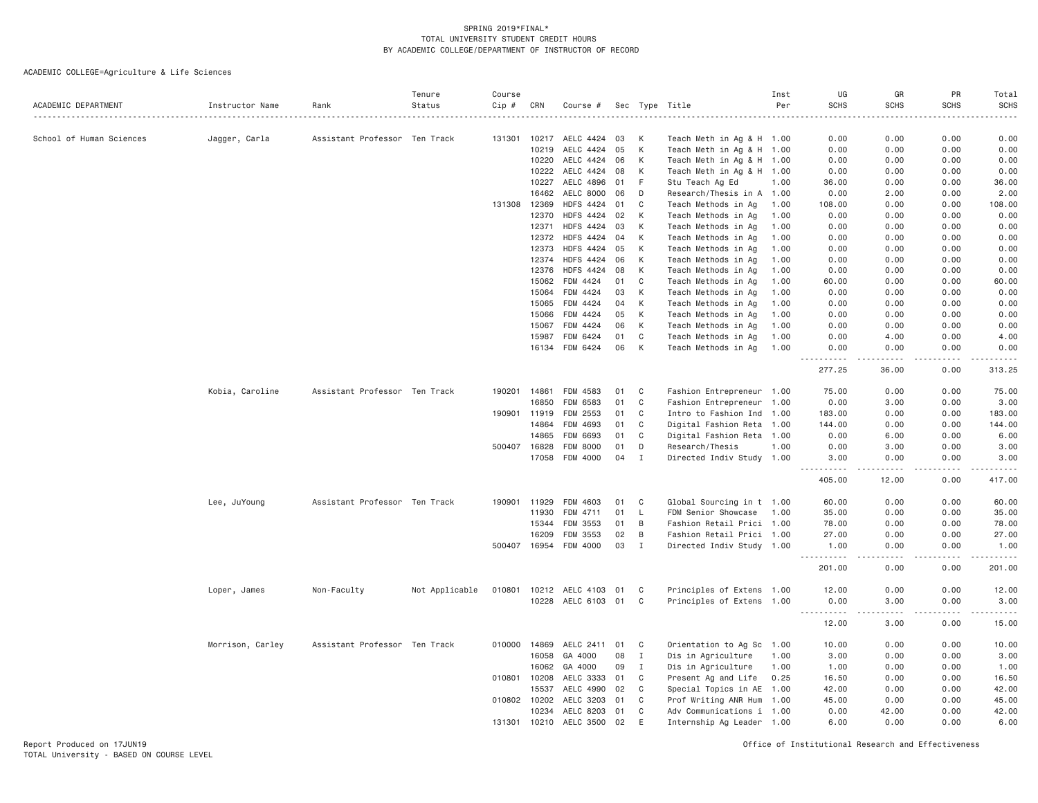SPRING 2019*FINAL*
TOTAL UNIVERSITY STUDENT CREDIT HOURS
BY ACADEMIC COLLEGE/DEPARTMENT OF INSTRUCTOR OF RECORD

ACADEMIC COLLEGE=Agriculture & Life Sciences

| ACADEMIC DEPARTMENT | Instructor Name | Rank | Tenure Status | Course Cip # | CRN | Course # | Sec | Type | Title | Inst Per | UG SCHS | GR SCHS | PR SCHS | Total SCHS |
|---|---|---|---|---|---|---|---|---|---|---|---|---|---|---|
| School of Human Sciences | Jagger, Carla | Assistant Professor | Ten Track | 131301 | 10217 | AELC 4424 | 03 | K | Teach Meth in Ag & H | 1.00 | 0.00 | 0.00 | 0.00 | 0.00 |
| | | | | | 10219 | AELC 4424 | 05 | K | Teach Meth in Ag & H | 1.00 | 0.00 | 0.00 | 0.00 | 0.00 |
| | | | | | 10220 | AELC 4424 | 06 | K | Teach Meth in Ag & H | 1.00 | 0.00 | 0.00 | 0.00 | 0.00 |
| | | | | | 10222 | AELC 4424 | 08 | K | Teach Meth in Ag & H | 1.00 | 0.00 | 0.00 | 0.00 | 0.00 |
| | | | | | 10227 | AELC 4896 | 01 | F | Stu Teach Ag Ed | 1.00 | 36.00 | 0.00 | 0.00 | 36.00 |
| | | | | | 16462 | AELC 8000 | 06 | D | Research/Thesis in A | 1.00 | 0.00 | 2.00 | 0.00 | 2.00 |
| | | | | 131308 | 12369 | HDFS 4424 | 01 | C | Teach Methods in Ag | 1.00 | 108.00 | 0.00 | 0.00 | 108.00 |
| | | | | | 12370 | HDFS 4424 | 02 | K | Teach Methods in Ag | 1.00 | 0.00 | 0.00 | 0.00 | 0.00 |
| | | | | | 12371 | HDFS 4424 | 03 | K | Teach Methods in Ag | 1.00 | 0.00 | 0.00 | 0.00 | 0.00 |
| | | | | | 12372 | HDFS 4424 | 04 | K | Teach Methods in Ag | 1.00 | 0.00 | 0.00 | 0.00 | 0.00 |
| | | | | | 12373 | HDFS 4424 | 05 | K | Teach Methods in Ag | 1.00 | 0.00 | 0.00 | 0.00 | 0.00 |
| | | | | | 12374 | HDFS 4424 | 06 | K | Teach Methods in Ag | 1.00 | 0.00 | 0.00 | 0.00 | 0.00 |
| | | | | | 12376 | HDFS 4424 | 08 | K | Teach Methods in Ag | 1.00 | 0.00 | 0.00 | 0.00 | 0.00 |
| | | | | | 15062 | FDM 4424 | 01 | C | Teach Methods in Ag | 1.00 | 60.00 | 0.00 | 0.00 | 60.00 |
| | | | | | 15064 | FDM 4424 | 03 | K | Teach Methods in Ag | 1.00 | 0.00 | 0.00 | 0.00 | 0.00 |
| | | | | | 15065 | FDM 4424 | 04 | K | Teach Methods in Ag | 1.00 | 0.00 | 0.00 | 0.00 | 0.00 |
| | | | | | 15066 | FDM 4424 | 05 | K | Teach Methods in Ag | 1.00 | 0.00 | 0.00 | 0.00 | 0.00 |
| | | | | | 15067 | FDM 4424 | 06 | K | Teach Methods in Ag | 1.00 | 0.00 | 0.00 | 0.00 | 0.00 |
| | | | | | 15987 | FDM 6424 | 01 | C | Teach Methods in Ag | 1.00 | 0.00 | 4.00 | 0.00 | 4.00 |
| | | | | | 16134 | FDM 6424 | 06 | K | Teach Methods in Ag | 1.00 | 0.00 | 0.00 | 0.00 | 0.00 |
| | | | | | | | | | | | 277.25 | 36.00 | 0.00 | 313.25 |
| | Kobia, Caroline | Assistant Professor | Ten Track | 190201 | 14861 | FDM 4583 | 01 | C | Fashion Entrepreneur | 1.00 | 75.00 | 0.00 | 0.00 | 75.00 |
| | | | | | 16850 | FDM 6583 | 01 | C | Fashion Entrepreneur | 1.00 | 0.00 | 3.00 | 0.00 | 3.00 |
| | | | | 190901 | 11919 | FDM 2553 | 01 | C | Intro to Fashion Ind | 1.00 | 183.00 | 0.00 | 0.00 | 183.00 |
| | | | | | 14864 | FDM 4693 | 01 | C | Digital Fashion Reta | 1.00 | 144.00 | 0.00 | 0.00 | 144.00 |
| | | | | | 14865 | FDM 6693 | 01 | C | Digital Fashion Reta | 1.00 | 0.00 | 6.00 | 0.00 | 6.00 |
| | | | | 500407 | 16828 | FDM 8000 | 01 | D | Research/Thesis | 1.00 | 0.00 | 3.00 | 0.00 | 3.00 |
| | | | | | 17058 | FDM 4000 | 04 | I | Directed Indiv Study | 1.00 | 3.00 | 0.00 | 0.00 | 3.00 |
| | | | | | | | | | | | 405.00 | 12.00 | 0.00 | 417.00 |
| | Lee, JuYoung | Assistant Professor | Ten Track | 190901 | 11929 | FDM 4603 | 01 | C | Global Sourcing in t | 1.00 | 60.00 | 0.00 | 0.00 | 60.00 |
| | | | | | 11930 | FDM 4711 | 01 | L | FDM Senior Showcase | 1.00 | 35.00 | 0.00 | 0.00 | 35.00 |
| | | | | | 15344 | FDM 3553 | 01 | B | Fashion Retail Prici | 1.00 | 78.00 | 0.00 | 0.00 | 78.00 |
| | | | | | 16209 | FDM 3553 | 02 | B | Fashion Retail Prici | 1.00 | 27.00 | 0.00 | 0.00 | 27.00 |
| | | | | 500407 | 16954 | FDM 4000 | 03 | I | Directed Indiv Study | 1.00 | 1.00 | 0.00 | 0.00 | 1.00 |
| | | | | | | | | | | | 201.00 | 0.00 | 0.00 | 201.00 |
| | Loper, James | Non-Faculty | Not Applicable | 010801 | 10212 | AELC 4103 | 01 | C | Principles of Extens | 1.00 | 12.00 | 0.00 | 0.00 | 12.00 |
| | | | | | 10228 | AELC 6103 | 01 | C | Principles of Extens | 1.00 | 0.00 | 3.00 | 0.00 | 3.00 |
| | | | | | | | | | | | 12.00 | 3.00 | 0.00 | 15.00 |
| | Morrison, Carley | Assistant Professor | Ten Track | 010000 | 14869 | AELC 2411 | 01 | C | Orientation to Ag Sc | 1.00 | 10.00 | 0.00 | 0.00 | 10.00 |
| | | | | | 16058 | GA 4000 | 08 | I | Dis in Agriculture | 1.00 | 3.00 | 0.00 | 0.00 | 3.00 |
| | | | | | 16062 | GA 4000 | 09 | I | Dis in Agriculture | 1.00 | 1.00 | 0.00 | 0.00 | 1.00 |
| | | | | 010801 | 10208 | AELC 3333 | 01 | C | Present Ag and Life | 0.25 | 16.50 | 0.00 | 0.00 | 16.50 |
| | | | | | 15537 | AELC 4990 | 02 | C | Special Topics in AE | 1.00 | 42.00 | 0.00 | 0.00 | 42.00 |
| | | | | 010802 | 10202 | AELC 3203 | 01 | C | Prof Writing ANR Hum | 1.00 | 45.00 | 0.00 | 0.00 | 45.00 |
| | | | | | 10234 | AELC 8203 | 01 | C | Adv Communications i | 1.00 | 0.00 | 42.00 | 0.00 | 42.00 |
| | | | | 131301 | 10210 | AELC 3500 | 02 | E | Internship Ag Leader | 1.00 | 6.00 | 0.00 | 0.00 | 6.00 |

Report Produced on 17JUN19
TOTAL University - BASED ON COURSE LEVEL

Office of Institutional Research and Effectiveness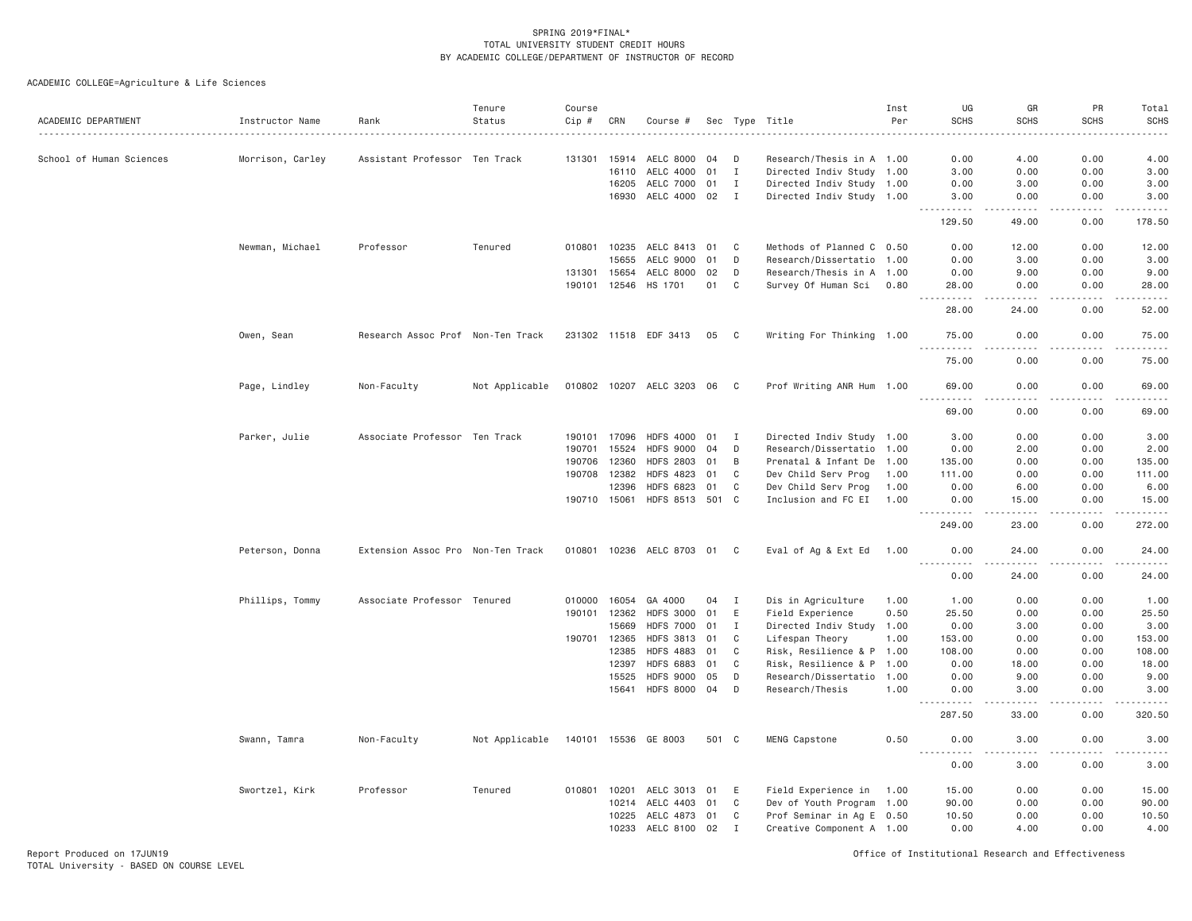SPRING 2019*FINAL*
TOTAL UNIVERSITY STUDENT CREDIT HOURS
BY ACADEMIC COLLEGE/DEPARTMENT OF INSTRUCTOR OF RECORD

ACADEMIC COLLEGE=Agriculture & Life Sciences

| ACADEMIC DEPARTMENT | Instructor Name | Rank | Tenure Status | Course Cip # | CRN | Course # | Sec | Type | Title | Inst Per | UG SCHS | GR SCHS | PR SCHS | Total SCHS |
|---|---|---|---|---|---|---|---|---|---|---|---|---|---|---|
| School of Human Sciences | Morrison, Carley | Assistant Professor | Ten Track | 131301 | 15914 | AELC 8000 | 04 | D | Research/Thesis in A | 1.00 | 0.00 | 4.00 | 0.00 | 4.00 |
| | | | | | 16110 | AELC 4000 | 01 | I | Directed Indiv Study | 1.00 | 3.00 | 0.00 | 0.00 | 3.00 |
| | | | | | 16205 | AELC 7000 | 01 | I | Directed Indiv Study | 1.00 | 0.00 | 3.00 | 0.00 | 3.00 |
| | | | | | 16930 | AELC 4000 | 02 | I | Directed Indiv Study | 1.00 | 3.00 | 0.00 | 0.00 | 3.00 |
| | | | | | | | | | | | 129.50 | 49.00 | 0.00 | 178.50 |
| | Newman, Michael | Professor | Tenured | 010801 | 10235 | AELC 8413 | 01 | C | Methods of Planned C | 0.50 | 0.00 | 12.00 | 0.00 | 12.00 |
| | | | | | 15655 | AELC 9000 | 01 | D | Research/Dissertatio | 1.00 | 0.00 | 3.00 | 0.00 | 3.00 |
| | | | | 131301 | 15654 | AELC 8000 | 02 | D | Research/Thesis in A | 1.00 | 0.00 | 9.00 | 0.00 | 9.00 |
| | | | | 190101 | 12546 | HS 1701 | 01 | C | Survey Of Human Sci | 0.80 | 28.00 | 0.00 | 0.00 | 28.00 |
| | | | | | | | | | | | 28.00 | 24.00 | 0.00 | 52.00 |
| | Owen, Sean | Research Assoc Prof | Non-Ten Track | 231302 | 11518 | EDF 3413 | 05 | C | Writing For Thinking | 1.00 | 75.00 | 0.00 | 0.00 | 75.00 |
| | | | | | | | | | | | 75.00 | 0.00 | 0.00 | 75.00 |
| | Page, Lindley | Non-Faculty | Not Applicable | 010802 | 10207 | AELC 3203 | 06 | C | Prof Writing ANR Hum | 1.00 | 69.00 | 0.00 | 0.00 | 69.00 |
| | | | | | | | | | | | 69.00 | 0.00 | 0.00 | 69.00 |
| | Parker, Julie | Associate Professor | Ten Track | 190101 | 17096 | HDFS 4000 | 01 | I | Directed Indiv Study | 1.00 | 3.00 | 0.00 | 0.00 | 3.00 |
| | | | | 190701 | 15524 | HDFS 9000 | 04 | D | Research/Dissertatio | 1.00 | 0.00 | 2.00 | 0.00 | 2.00 |
| | | | | 190706 | 12360 | HDFS 2803 | 01 | B | Prenatal & Infant De | 1.00 | 135.00 | 0.00 | 0.00 | 135.00 |
| | | | | 190708 | 12382 | HDFS 4823 | 01 | C | Dev Child Serv Prog | 1.00 | 111.00 | 0.00 | 0.00 | 111.00 |
| | | | | | 12396 | HDFS 6823 | 01 | C | Dev Child Serv Prog | 1.00 | 0.00 | 6.00 | 0.00 | 6.00 |
| | | | | 190710 | 15061 | HDFS 8513 | 501 | C | Inclusion and FC EI | 1.00 | 0.00 | 15.00 | 0.00 | 15.00 |
| | | | | | | | | | | | 249.00 | 23.00 | 0.00 | 272.00 |
| | Peterson, Donna | Extension Assoc Pro | Non-Ten Track | 010801 | 10236 | AELC 8703 | 01 | C | Eval of Ag & Ext Ed | 1.00 | 0.00 | 24.00 | 0.00 | 24.00 |
| | | | | | | | | | | | 0.00 | 24.00 | 0.00 | 24.00 |
| | Phillips, Tommy | Associate Professor | Tenured | 010000 | 16054 | GA 4000 | 04 | I | Dis in Agriculture | 1.00 | 1.00 | 0.00 | 0.00 | 1.00 |
| | | | | 190101 | 12362 | HDFS 3000 | 01 | E | Field Experience | 0.50 | 25.50 | 0.00 | 0.00 | 25.50 |
| | | | | | 15669 | HDFS 7000 | 01 | I | Directed Indiv Study | 1.00 | 0.00 | 3.00 | 0.00 | 3.00 |
| | | | | 190701 | 12365 | HDFS 3813 | 01 | C | Lifespan Theory | 1.00 | 153.00 | 0.00 | 0.00 | 153.00 |
| | | | | | 12385 | HDFS 4883 | 01 | C | Risk, Resilience & P | 1.00 | 108.00 | 0.00 | 0.00 | 108.00 |
| | | | | | 12397 | HDFS 6883 | 01 | C | Risk, Resilience & P | 1.00 | 0.00 | 18.00 | 0.00 | 18.00 |
| | | | | | 15525 | HDFS 9000 | 05 | D | Research/Dissertatio | 1.00 | 0.00 | 9.00 | 0.00 | 9.00 |
| | | | | | 15641 | HDFS 8000 | 04 | D | Research/Thesis | 1.00 | 0.00 | 3.00 | 0.00 | 3.00 |
| | | | | | | | | | | | 287.50 | 33.00 | 0.00 | 320.50 |
| | Swann, Tamra | Non-Faculty | Not Applicable | 140101 | 15536 | GE 8003 | 501 | C | MENG Capstone | 0.50 | 0.00 | 3.00 | 0.00 | 3.00 |
| | | | | | | | | | | | 0.00 | 3.00 | 0.00 | 3.00 |
| | Swortzel, Kirk | Professor | Tenured | 010801 | 10201 | AELC 3013 | 01 | E | Field Experience in | 1.00 | 15.00 | 0.00 | 0.00 | 15.00 |
| | | | | | 10214 | AELC 4403 | 01 | C | Dev of Youth Program | 1.00 | 90.00 | 0.00 | 0.00 | 90.00 |
| | | | | | 10225 | AELC 4873 | 01 | C | Prof Seminar in Ag E | 0.50 | 10.50 | 0.00 | 0.00 | 10.50 |
| | | | | | 10233 | AELC 8100 | 02 | I | Creative Component A | 1.00 | 0.00 | 4.00 | 0.00 | 4.00 |

Report Produced on 17JUN19
TOTAL University - BASED ON COURSE LEVEL

Office of Institutional Research and Effectiveness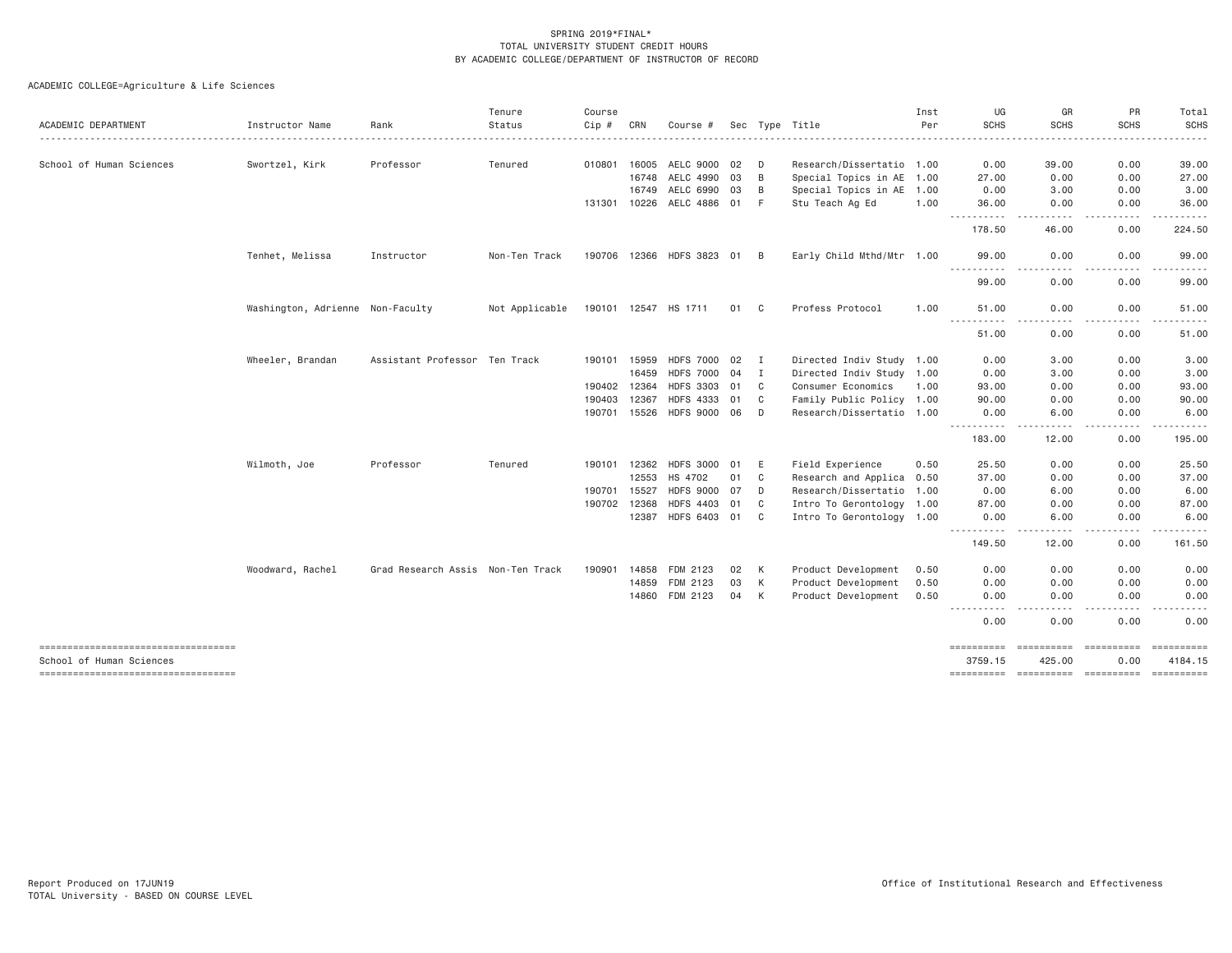SPRING 2019*FINAL*
TOTAL UNIVERSITY STUDENT CREDIT HOURS
BY ACADEMIC COLLEGE/DEPARTMENT OF INSTRUCTOR OF RECORD

ACADEMIC COLLEGE=Agriculture & Life Sciences

| ACADEMIC DEPARTMENT | Instructor Name | Rank | Tenure Status | Course Cip # | CRN | Course # | Sec | Type | Title | Inst Per | UG SCHS | GR SCHS | PR SCHS | Total SCHS |
|---|---|---|---|---|---|---|---|---|---|---|---|---|---|---|
| School of Human Sciences | Swortzel, Kirk | Professor | Tenured | 010801 | 16005 | AELC 9000 | 02 | D | Research/Dissertatio | 1.00 | 0.00 | 39.00 | 0.00 | 39.00 |
| | | | | | 16748 | AELC 4990 | 03 | B | Special Topics in AE | 1.00 | 27.00 | 0.00 | 0.00 | 27.00 |
| | | | | | 16749 | AELC 6990 | 03 | B | Special Topics in AE | 1.00 | 0.00 | 3.00 | 0.00 | 3.00 |
| | | | | 131301 | 10226 | AELC 4886 | 01 | F | Stu Teach Ag Ed | 1.00 | 36.00 | 0.00 | 0.00 | 36.00 |
| | | | | | | | | | | | 178.50 | 46.00 | 0.00 | 224.50 |
| | Tenhet, Melissa | Instructor | Non-Ten Track | 190706 | 12366 | HDFS 3823 | 01 | B | Early Child Mthd/Mtr | 1.00 | 99.00 | 0.00 | 0.00 | 99.00 |
| | | | | | | | | | | | 99.00 | 0.00 | 0.00 | 99.00 |
| | Washington, Adrienne | Non-Faculty | Not Applicable | 190101 | 12547 | HS 1711 | 01 | C | Profess Protocol | 1.00 | 51.00 | 0.00 | 0.00 | 51.00 |
| | | | | | | | | | | | 51.00 | 0.00 | 0.00 | 51.00 |
| | Wheeler, Brandan | Assistant Professor | Ten Track | 190101 | 15959 | HDFS 7000 | 02 | I | Directed Indiv Study | 1.00 | 0.00 | 3.00 | 0.00 | 3.00 |
| | | | | | 16459 | HDFS 7000 | 04 | I | Directed Indiv Study | 1.00 | 0.00 | 3.00 | 0.00 | 3.00 |
| | | | | 190402 | 12364 | HDFS 3303 | 01 | C | Consumer Economics | 1.00 | 93.00 | 0.00 | 0.00 | 93.00 |
| | | | | 190403 | 12367 | HDFS 4333 | 01 | C | Family Public Policy | 1.00 | 90.00 | 0.00 | 0.00 | 90.00 |
| | | | | 190701 | 15526 | HDFS 9000 | 06 | D | Research/Dissertatio | 1.00 | 0.00 | 6.00 | 0.00 | 6.00 |
| | | | | | | | | | | | 183.00 | 12.00 | 0.00 | 195.00 |
| | Wilmoth, Joe | Professor | Tenured | 190101 | 12362 | HDFS 3000 | 01 | E | Field Experience | 0.50 | 25.50 | 0.00 | 0.00 | 25.50 |
| | | | | | 12553 | HS 4702 | 01 | C | Research and Applica | 0.50 | 37.00 | 0.00 | 0.00 | 37.00 |
| | | | | 190701 | 15527 | HDFS 9000 | 07 | D | Research/Dissertatio | 1.00 | 0.00 | 6.00 | 0.00 | 6.00 |
| | | | | 190702 | 12368 | HDFS 4403 | 01 | C | Intro To Gerontology | 1.00 | 87.00 | 0.00 | 0.00 | 87.00 |
| | | | | | 12387 | HDFS 6403 | 01 | C | Intro To Gerontology | 1.00 | 0.00 | 6.00 | 0.00 | 6.00 |
| | | | | | | | | | | | 149.50 | 12.00 | 0.00 | 161.50 |
| | Woodward, Rachel | Grad Research Assis | Non-Ten Track | 190901 | 14858 | FDM 2123 | 02 | K | Product Development | 0.50 | 0.00 | 0.00 | 0.00 | 0.00 |
| | | | | | 14859 | FDM 2123 | 03 | K | Product Development | 0.50 | 0.00 | 0.00 | 0.00 | 0.00 |
| | | | | | 14860 | FDM 2123 | 04 | K | Product Development | 0.50 | 0.00 | 0.00 | 0.00 | 0.00 |
| | | | | | | | | | | | 0.00 | 0.00 | 0.00 | 0.00 |
| School of Human Sciences | | | | | | | | | | | 3759.15 | 425.00 | 0.00 | 4184.15 |

Report Produced on 17JUN19
TOTAL University - BASED ON COURSE LEVEL

Office of Institutional Research and Effectiveness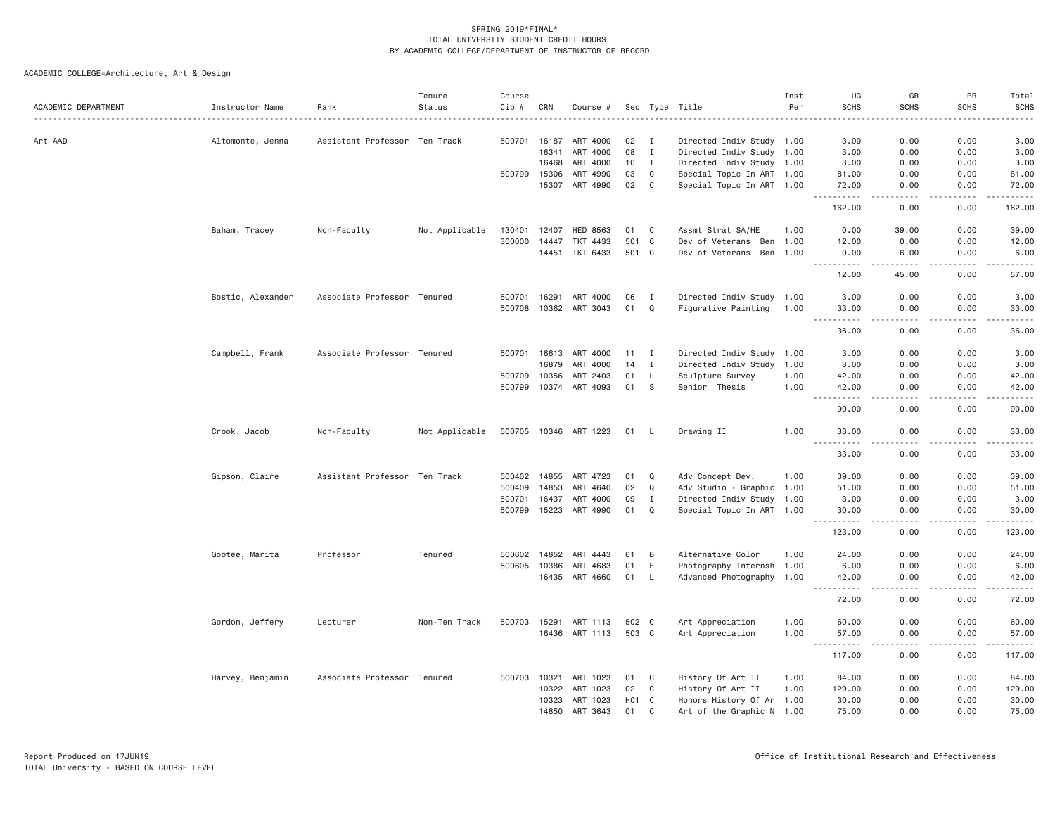SPRING 2019*FINAL*
TOTAL UNIVERSITY STUDENT CREDIT HOURS
BY ACADEMIC COLLEGE/DEPARTMENT OF INSTRUCTOR OF RECORD

ACADEMIC COLLEGE=Architecture, Art & Design

| ACADEMIC DEPARTMENT | Instructor Name | Rank | Tenure Status | Course Cip # | CRN | Course # | Sec | Type | Title | Inst Per | UG SCHS | GR SCHS | PR SCHS | Total SCHS |
|---|---|---|---|---|---|---|---|---|---|---|---|---|---|---|
| Art AAD | Altomonte, Jenna | Assistant Professor | Ten Track | 500701 | 16187 | ART 4000 | 02 | I | Directed Indiv Study | 1.00 | 3.00 | 0.00 | 0.00 | 3.00 |
| | | | | | 16341 | ART 4000 | 08 | I | Directed Indiv Study | 1.00 | 3.00 | 0.00 | 0.00 | 3.00 |
| | | | | | 16468 | ART 4000 | 10 | I | Directed Indiv Study | 1.00 | 3.00 | 0.00 | 0.00 | 3.00 |
| | | | | 500799 | 15306 | ART 4990 | 03 | C | Special Topic In ART | 1.00 | 81.00 | 0.00 | 0.00 | 81.00 |
| | | | | | 15307 | ART 4990 | 02 | C | Special Topic In ART | 1.00 | 72.00 | 0.00 | 0.00 | 72.00 |
| | | | | | | | | | | | 162.00 | 0.00 | 0.00 | 162.00 |
| | Baham, Tracey | Non-Faculty | Not Applicable | 130401 | 12407 | HED 8563 | 01 | C | Assmt Strat SA/HE | 1.00 | 0.00 | 39.00 | 0.00 | 39.00 |
| | | | | 300000 | 14447 | TKT 4433 | 501 | C | Dev of Veterans' Ben | 1.00 | 12.00 | 0.00 | 0.00 | 12.00 |
| | | | | | 14451 | TKT 6433 | 501 | C | Dev of Veterans' Ben | 1.00 | 0.00 | 6.00 | 0.00 | 6.00 |
| | | | | | | | | | | | 12.00 | 45.00 | 0.00 | 57.00 |
| | Bostic, Alexander | Associate Professor | Tenured | 500701 | 16291 | ART 4000 | 06 | I | Directed Indiv Study | 1.00 | 3.00 | 0.00 | 0.00 | 3.00 |
| | | | | 500708 | 10362 | ART 3043 | 01 | Q | Figurative Painting | 1.00 | 33.00 | 0.00 | 0.00 | 33.00 |
| | | | | | | | | | | | 36.00 | 0.00 | 0.00 | 36.00 |
| | Campbell, Frank | Associate Professor | Tenured | 500701 | 16613 | ART 4000 | 11 | I | Directed Indiv Study | 1.00 | 3.00 | 0.00 | 0.00 | 3.00 |
| | | | | | 16879 | ART 4000 | 14 | I | Directed Indiv Study | 1.00 | 3.00 | 0.00 | 0.00 | 3.00 |
| | | | | 500709 | 10356 | ART 2403 | 01 | L | Sculpture Survey | 1.00 | 42.00 | 0.00 | 0.00 | 42.00 |
| | | | | 500799 | 10374 | ART 4093 | 01 | S | Senior Thesis | 1.00 | 42.00 | 0.00 | 0.00 | 42.00 |
| | | | | | | | | | | | 90.00 | 0.00 | 0.00 | 90.00 |
| | Crook, Jacob | Non-Faculty | Not Applicable | 500705 | 10346 | ART 1223 | 01 | L | Drawing II | 1.00 | 33.00 | 0.00 | 0.00 | 33.00 |
| | | | | | | | | | | | 33.00 | 0.00 | 0.00 | 33.00 |
| | Gipson, Claire | Assistant Professor | Ten Track | 500402 | 14855 | ART 4723 | 01 | Q | Adv Concept Dev. | 1.00 | 39.00 | 0.00 | 0.00 | 39.00 |
| | | | | 500409 | 14853 | ART 4640 | 02 | Q | Adv Studio - Graphic | 1.00 | 51.00 | 0.00 | 0.00 | 51.00 |
| | | | | 500701 | 16437 | ART 4000 | 09 | I | Directed Indiv Study | 1.00 | 3.00 | 0.00 | 0.00 | 3.00 |
| | | | | 500799 | 15223 | ART 4990 | 01 | Q | Special Topic In ART | 1.00 | 30.00 | 0.00 | 0.00 | 30.00 |
| | | | | | | | | | | | 123.00 | 0.00 | 0.00 | 123.00 |
| | Gootee, Marita | Professor | Tenured | 500602 | 14852 | ART 4443 | 01 | B | Alternative Color | 1.00 | 24.00 | 0.00 | 0.00 | 24.00 |
| | | | | 500605 | 10386 | ART 4683 | 01 | E | Photography Internsh | 1.00 | 6.00 | 0.00 | 0.00 | 6.00 |
| | | | | | 16435 | ART 4660 | 01 | L | Advanced Photography | 1.00 | 42.00 | 0.00 | 0.00 | 42.00 |
| | | | | | | | | | | | 72.00 | 0.00 | 0.00 | 72.00 |
| | Gordon, Jeffery | Lecturer | Non-Ten Track | 500703 | 15291 | ART 1113 | 502 | C | Art Appreciation | 1.00 | 60.00 | 0.00 | 0.00 | 60.00 |
| | | | | | 16436 | ART 1113 | 503 | C | Art Appreciation | 1.00 | 57.00 | 0.00 | 0.00 | 57.00 |
| | | | | | | | | | | | 117.00 | 0.00 | 0.00 | 117.00 |
| | Harvey, Benjamin | Associate Professor | Tenured | 500703 | 10321 | ART 1023 | 01 | C | History Of Art II | 1.00 | 84.00 | 0.00 | 0.00 | 84.00 |
| | | | | | 10322 | ART 1023 | 02 | C | History Of Art II | 1.00 | 129.00 | 0.00 | 0.00 | 129.00 |
| | | | | | 10323 | ART 1023 | H01 | C | Honors History Of Ar | 1.00 | 30.00 | 0.00 | 0.00 | 30.00 |
| | | | | | 14850 | ART 3643 | 01 | C | Art of the Graphic N | 1.00 | 75.00 | 0.00 | 0.00 | 75.00 |

Report Produced on 17JUN19
TOTAL University - BASED ON COURSE LEVEL

Office of Institutional Research and Effectiveness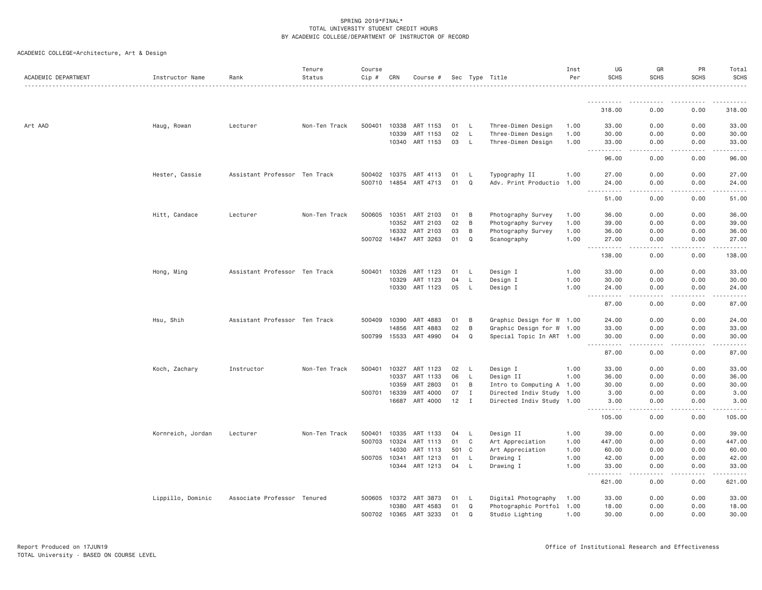SPRING 2019*FINAL*
TOTAL UNIVERSITY STUDENT CREDIT HOURS
BY ACADEMIC COLLEGE/DEPARTMENT OF INSTRUCTOR OF RECORD

ACADEMIC COLLEGE=Architecture, Art & Design

| ACADEMIC DEPARTMENT | Instructor Name | Rank | Tenure Status | Course Cip # | CRN | Course # | Sec | Type | Title | Inst Per | UG SCHS | GR SCHS | PR SCHS | Total SCHS |
|---|---|---|---|---|---|---|---|---|---|---|---|---|---|---|
| | | | | | | | | | | | 318.00 | 0.00 | 0.00 | 318.00 |
| Art AAD | Haug, Rowan | Lecturer | Non-Ten Track | 500401 | 10338 | ART 1153 | 01 | L | Three-Dimen Design | 1.00 | 33.00 | 0.00 | 0.00 | 33.00 |
| | | | | | 10339 | ART 1153 | 02 | L | Three-Dimen Design | 1.00 | 30.00 | 0.00 | 0.00 | 30.00 |
| | | | | | 10340 | ART 1153 | 03 | L | Three-Dimen Design | 1.00 | 33.00 | 0.00 | 0.00 | 33.00 |
| | | | | | | | | | | | 96.00 | 0.00 | 0.00 | 96.00 |
| | Hester, Cassie | Assistant Professor | Ten Track | 500402 | 10375 | ART 4113 | 01 | L | Typography II | 1.00 | 27.00 | 0.00 | 0.00 | 27.00 |
| | | | | 500710 | 14854 | ART 4713 | 01 | Q | Adv. Print Productio | 1.00 | 24.00 | 0.00 | 0.00 | 24.00 |
| | | | | | | | | | | | 51.00 | 0.00 | 0.00 | 51.00 |
| | Hitt, Candace | Lecturer | Non-Ten Track | 500605 | 10351 | ART 2103 | 01 | B | Photography Survey | 1.00 | 36.00 | 0.00 | 0.00 | 36.00 |
| | | | | | 10352 | ART 2103 | 02 | B | Photography Survey | 1.00 | 39.00 | 0.00 | 0.00 | 39.00 |
| | | | | | 16332 | ART 2103 | 03 | B | Photography Survey | 1.00 | 36.00 | 0.00 | 0.00 | 36.00 |
| | | | | 500702 | 14847 | ART 3263 | 01 | Q | Scanography | 1.00 | 27.00 | 0.00 | 0.00 | 27.00 |
| | | | | | | | | | | | 138.00 | 0.00 | 0.00 | 138.00 |
| | Hong, Ming | Assistant Professor | Ten Track | 500401 | 10326 | ART 1123 | 01 | L | Design I | 1.00 | 33.00 | 0.00 | 0.00 | 33.00 |
| | | | | | 10329 | ART 1123 | 04 | L | Design I | 1.00 | 30.00 | 0.00 | 0.00 | 30.00 |
| | | | | | 10330 | ART 1123 | 05 | L | Design I | 1.00 | 24.00 | 0.00 | 0.00 | 24.00 |
| | | | | | | | | | | | 87.00 | 0.00 | 0.00 | 87.00 |
| | Hsu, Shih | Assistant Professor | Ten Track | 500409 | 10390 | ART 4883 | 01 | B | Graphic Design for W | 1.00 | 24.00 | 0.00 | 0.00 | 24.00 |
| | | | | | 14856 | ART 4883 | 02 | B | Graphic Design for W | 1.00 | 33.00 | 0.00 | 0.00 | 33.00 |
| | | | | 500799 | 15533 | ART 4990 | 04 | Q | Special Topic In ART | 1.00 | 30.00 | 0.00 | 0.00 | 30.00 |
| | | | | | | | | | | | 87.00 | 0.00 | 0.00 | 87.00 |
| | Koch, Zachary | Instructor | Non-Ten Track | 500401 | 10327 | ART 1123 | 02 | L | Design I | 1.00 | 33.00 | 0.00 | 0.00 | 33.00 |
| | | | | | 10337 | ART 1133 | 06 | L | Design II | 1.00 | 36.00 | 0.00 | 0.00 | 36.00 |
| | | | | | 10359 | ART 2803 | 01 | B | Intro to Computing A | 1.00 | 30.00 | 0.00 | 0.00 | 30.00 |
| | | | | 500701 | 16339 | ART 4000 | 07 | I | Directed Indiv Study | 1.00 | 3.00 | 0.00 | 0.00 | 3.00 |
| | | | | | 16687 | ART 4000 | 12 | I | Directed Indiv Study | 1.00 | 3.00 | 0.00 | 0.00 | 3.00 |
| | | | | | | | | | | | 105.00 | 0.00 | 0.00 | 105.00 |
| | Kornreich, Jordan | Lecturer | Non-Ten Track | 500401 | 10335 | ART 1133 | 04 | L | Design II | 1.00 | 39.00 | 0.00 | 0.00 | 39.00 |
| | | | | 500703 | 10324 | ART 1113 | 01 | C | Art Appreciation | 1.00 | 447.00 | 0.00 | 0.00 | 447.00 |
| | | | | | 14030 | ART 1113 | 501 | C | Art Appreciation | 1.00 | 60.00 | 0.00 | 0.00 | 60.00 |
| | | | | 500705 | 10341 | ART 1213 | 01 | L | Drawing I | 1.00 | 42.00 | 0.00 | 0.00 | 42.00 |
| | | | | | 10344 | ART 1213 | 04 | L | Drawing I | 1.00 | 33.00 | 0.00 | 0.00 | 33.00 |
| | | | | | | | | | | | 621.00 | 0.00 | 0.00 | 621.00 |
| | Lippillo, Dominic | Associate Professor | Tenured | 500605 | 10372 | ART 3873 | 01 | L | Digital Photography | 1.00 | 33.00 | 0.00 | 0.00 | 33.00 |
| | | | | | 10380 | ART 4583 | 01 | Q | Photographic Portfol | 1.00 | 18.00 | 0.00 | 0.00 | 18.00 |
| | | | | 500702 | 10365 | ART 3233 | 01 | Q | Studio Lighting | 1.00 | 30.00 | 0.00 | 0.00 | 30.00 |

Report Produced on 17JUN19
TOTAL University - BASED ON COURSE LEVEL

Office of Institutional Research and Effectiveness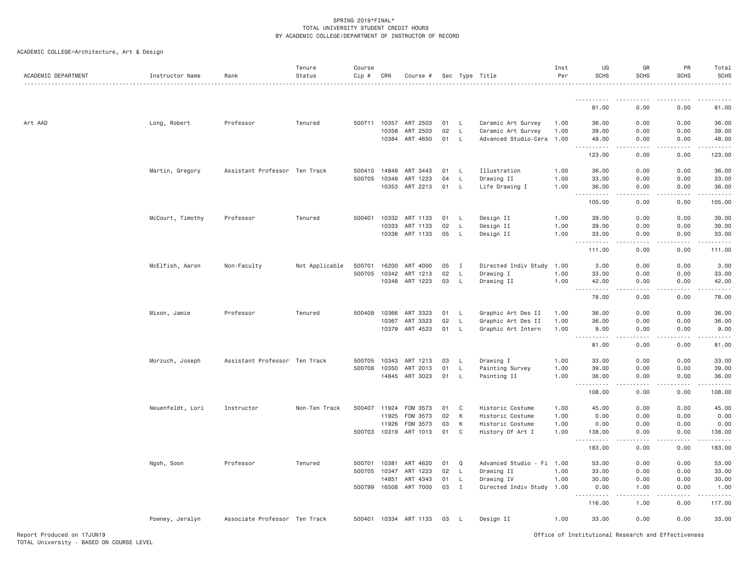SPRING 2019*FINAL*
TOTAL UNIVERSITY STUDENT CREDIT HOURS
BY ACADEMIC COLLEGE/DEPARTMENT OF INSTRUCTOR OF RECORD

ACADEMIC COLLEGE=Architecture, Art & Design

| ACADEMIC DEPARTMENT | Instructor Name | Rank | Tenure Status | Course Cip # | CRN | Course # | Sec | Type | Title | Inst Per | UG SCHS | GR SCHS | PR SCHS | Total SCHS |
|---|---|---|---|---|---|---|---|---|---|---|---|---|---|---|
| | | | | | | | | | | | 81.00 | 0.00 | 0.00 | 81.00 |
| Art AAD | Long, Robert | Professor | Tenured | 500711 | 10357 | ART 2503 | 01 | L | Ceramic Art Survey | 1.00 | 36.00 | 0.00 | 0.00 | 36.00 |
| | | | | | 10358 | ART 2503 | 02 | L | Ceramic Art Survey | 1.00 | 39.00 | 0.00 | 0.00 | 39.00 |
| | | | | | 10384 | ART 4650 | 01 | L | Advanced Studio-Cera | 1.00 | 48.00 | 0.00 | 0.00 | 48.00 |
| | | | | | | | | | | | 123.00 | 0.00 | 0.00 | 123.00 |
| | Martin, Gregory | Assistant Professor | Ten Track | 500410 | 14849 | ART 3443 | 01 | L | Illustration | 1.00 | 36.00 | 0.00 | 0.00 | 36.00 |
| | | | | 500705 | 10349 | ART 1223 | 04 | L | Drawing II | 1.00 | 33.00 | 0.00 | 0.00 | 33.00 |
| | | | | | 10353 | ART 2213 | 01 | L | Life Drawing I | 1.00 | 36.00 | 0.00 | 0.00 | 36.00 |
| | | | | | | | | | | | 105.00 | 0.00 | 0.00 | 105.00 |
| | McCourt, Timothy | Professor | Tenured | 500401 | 10332 | ART 1133 | 01 | L | Design II | 1.00 | 39.00 | 0.00 | 0.00 | 39.00 |
| | | | | | 10333 | ART 1133 | 02 | L | Design II | 1.00 | 39.00 | 0.00 | 0.00 | 39.00 |
| | | | | | 10336 | ART 1133 | 05 | L | Design II | 1.00 | 33.00 | 0.00 | 0.00 | 33.00 |
| | | | | | | | | | | | 111.00 | 0.00 | 0.00 | 111.00 |
| | McElfish, Aaron | Non-Faculty | Not Applicable | 500701 | 16200 | ART 4000 | 05 | I | Directed Indiv Study | 1.00 | 3.00 | 0.00 | 0.00 | 3.00 |
| | | | | 500705 | 10342 | ART 1213 | 02 | L | Drawing I | 1.00 | 33.00 | 0.00 | 0.00 | 33.00 |
| | | | | | 10348 | ART 1223 | 03 | L | Drawing II | 1.00 | 42.00 | 0.00 | 0.00 | 42.00 |
| | | | | | | | | | | | 78.00 | 0.00 | 0.00 | 78.00 |
| | Mixon, Jamie | Professor | Tenured | 500409 | 10366 | ART 3323 | 01 | L | Graphic Art Des II | 1.00 | 36.00 | 0.00 | 0.00 | 36.00 |
| | | | | | 10367 | ART 3323 | 02 | L | Graphic Art Des II | 1.00 | 36.00 | 0.00 | 0.00 | 36.00 |
| | | | | | 10379 | ART 4523 | 01 | L | Graphic Art Intern | 1.00 | 9.00 | 0.00 | 0.00 | 9.00 |
| | | | | | | | | | | | 81.00 | 0.00 | 0.00 | 81.00 |
| | Morzuch, Joseph | Assistant Professor | Ten Track | 500705 | 10343 | ART 1213 | 03 | L | Drawing I | 1.00 | 33.00 | 0.00 | 0.00 | 33.00 |
| | | | | 500708 | 10350 | ART 2013 | 01 | L | Painting Survey | 1.00 | 39.00 | 0.00 | 0.00 | 39.00 |
| | | | | | 14845 | ART 3023 | 01 | L | Painting II | 1.00 | 36.00 | 0.00 | 0.00 | 36.00 |
| | | | | | | | | | | | 108.00 | 0.00 | 0.00 | 108.00 |
| | Neuenfeldt, Lori | Instructor | Non-Ten Track | 500407 | 11924 | FDM 3573 | 01 | C | Historic Costume | 1.00 | 45.00 | 0.00 | 0.00 | 45.00 |
| | | | | | 11925 | FDM 3573 | 02 | K | Historic Costume | 1.00 | 0.00 | 0.00 | 0.00 | 0.00 |
| | | | | | 11926 | FDM 3573 | 03 | K | Historic Costume | 1.00 | 0.00 | 0.00 | 0.00 | 0.00 |
| | | | | 500703 | 10319 | ART 1013 | 01 | C | History Of Art I | 1.00 | 138.00 | 0.00 | 0.00 | 138.00 |
| | | | | | | | | | | | 183.00 | 0.00 | 0.00 | 183.00 |
| | Ngoh, Soon | Professor | Tenured | 500701 | 10381 | ART 4620 | 01 | Q | Advanced Studio - Fi | 1.00 | 53.00 | 0.00 | 0.00 | 53.00 |
| | | | | 500705 | 10347 | ART 1223 | 02 | L | Drawing II | 1.00 | 33.00 | 0.00 | 0.00 | 33.00 |
| | | | | | 14851 | ART 4343 | 01 | L | Drawing IV | 1.00 | 30.00 | 0.00 | 0.00 | 30.00 |
| | | | | 500799 | 16508 | ART 7000 | 03 | I | Directed Indiv Study | 1.00 | 0.00 | 1.00 | 0.00 | 1.00 |
| | | | | | | | | | | | 116.00 | 1.00 | 0.00 | 117.00 |
| | Powney, Jeralyn | Associate Professor | Ten Track | 500401 | 10334 | ART 1133 | 03 | L | Design II | 1.00 | 33.00 | 0.00 | 0.00 | 33.00 |

Report Produced on 17JUN19
TOTAL University - BASED ON COURSE LEVEL

Office of Institutional Research and Effectiveness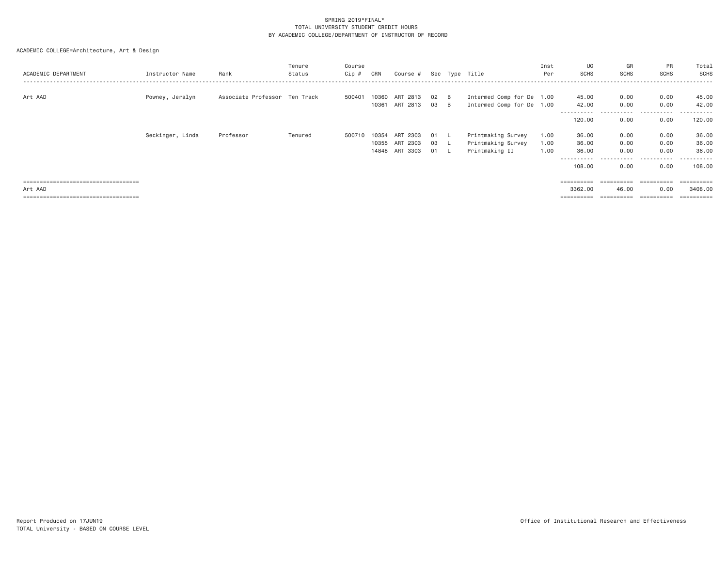SPRING 2019*FINAL*
TOTAL UNIVERSITY STUDENT CREDIT HOURS
BY ACADEMIC COLLEGE/DEPARTMENT OF INSTRUCTOR OF RECORD

ACADEMIC COLLEGE=Architecture, Art & Design

| ACADEMIC DEPARTMENT | Instructor Name | Rank | Tenure Status | Course Cip # | CRN | Course # | Sec | Type | Title | Inst Per | UG SCHS | GR SCHS | PR SCHS | Total SCHS |
|---|---|---|---|---|---|---|---|---|---|---|---|---|---|---|
| Art AAD | Powney, Jeralyn | Associate Professor | Ten Track | 500401 | 10360 | ART 2813 | 02 | B | Intermed Comp for De | 1.00 | 45.00 | 0.00 | 0.00 | 45.00 |
| | | | | | 10361 | ART 2813 | 03 | B | Intermed Comp for De | 1.00 | 42.00 | 0.00 | 0.00 | 42.00 |
| | | | | | | | | | | | 120.00 | 0.00 | 0.00 | 120.00 |
| | Seckinger, Linda | Professor | Tenured | 500710 | 10354 | ART 2303 | 01 | L | Printmaking Survey | 1.00 | 36.00 | 0.00 | 0.00 | 36.00 |
| | | | | | 10355 | ART 2303 | 03 | L | Printmaking Survey | 1.00 | 36.00 | 0.00 | 0.00 | 36.00 |
| | | | | | 14848 | ART 3303 | 01 | L | Printmaking II | 1.00 | 36.00 | 0.00 | 0.00 | 36.00 |
| | | | | | | | | | | | 108.00 | 0.00 | 0.00 | 108.00 |
| Art AAD | | | | | | | | | | | 3362.00 | 46.00 | 0.00 | 3408.00 |

Report Produced on 17JUN19
TOTAL University - BASED ON COURSE LEVEL

Office of Institutional Research and Effectiveness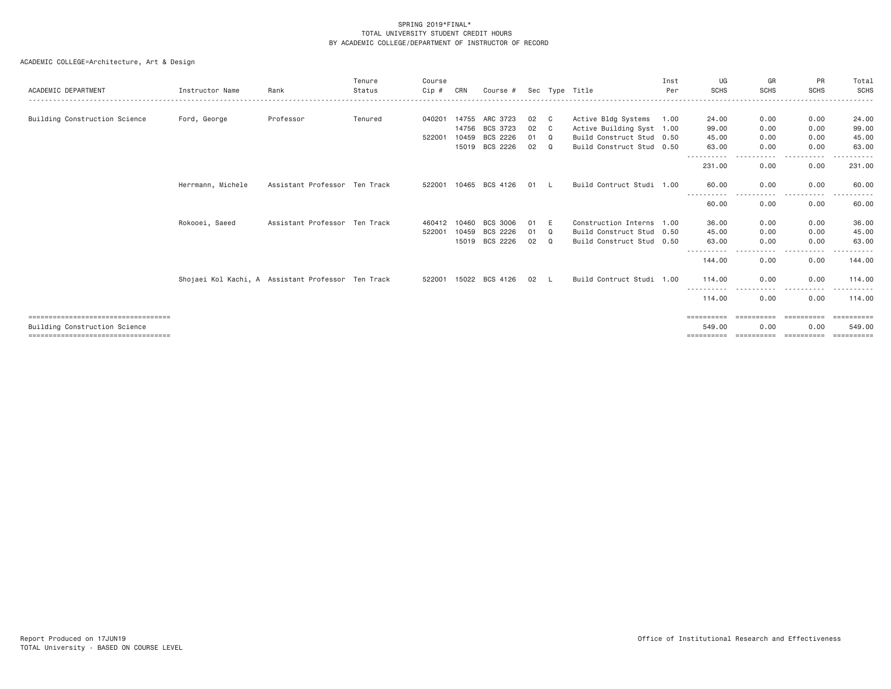SPRING 2019*FINAL*
TOTAL UNIVERSITY STUDENT CREDIT HOURS
BY ACADEMIC COLLEGE/DEPARTMENT OF INSTRUCTOR OF RECORD

ACADEMIC COLLEGE=Architecture, Art & Design

| ACADEMIC DEPARTMENT | Instructor Name | Rank | Tenure Status | Course Cip # | CRN | Course # | Sec | Type | Title | Inst Per | UG SCHS | GR SCHS | PR SCHS | Total SCHS |
|---|---|---|---|---|---|---|---|---|---|---|---|---|---|---|
| Building Construction Science | Ford, George | Professor | Tenured | 040201 | 14755 | ARC 3723 | 02 | C | Active Bldg Systems | 1.00 | 24.00 | 0.00 | 0.00 | 24.00 |
| | | | | | 14756 | BCS 3723 | 02 | C | Active Building Syst | 1.00 | 99.00 | 0.00 | 0.00 | 99.00 |
| | | | | 522001 | 10459 | BCS 2226 | 01 | Q | Build Construct Stud | 0.50 | 45.00 | 0.00 | 0.00 | 45.00 |
| | | | | | 15019 | BCS 2226 | 02 | Q | Build Construct Stud | 0.50 | 63.00 | 0.00 | 0.00 | 63.00 |
| | | | | | | | | | | | 231.00 | 0.00 | 0.00 | 231.00 |
| | Herrmann, Michele | Assistant Professor | Ten Track | 522001 | 10465 | BCS 4126 | 01 | L | Build Contruct Studi | 1.00 | 60.00 | 0.00 | 0.00 | 60.00 |
| | | | | | | | | | | | 60.00 | 0.00 | 0.00 | 60.00 |
| | Rokooei, Saeed | Assistant Professor | Ten Track | 460412 | 10460 | BCS 3006 | 01 | E | Construction Interns | 1.00 | 36.00 | 0.00 | 0.00 | 36.00 |
| | | | | 522001 | 10459 | BCS 2226 | 01 | Q | Build Construct Stud | 0.50 | 45.00 | 0.00 | 0.00 | 45.00 |
| | | | | | 15019 | BCS 2226 | 02 | Q | Build Construct Stud | 0.50 | 63.00 | 0.00 | 0.00 | 63.00 |
| | | | | | | | | | | | 144.00 | 0.00 | 0.00 | 144.00 |
| | Shojaei Kol Kachi, A | Assistant Professor | Ten Track | 522001 | 15022 | BCS 4126 | 02 | L | Build Contruct Studi | 1.00 | 114.00 | 0.00 | 0.00 | 114.00 |
| | | | | | | | | | | | 114.00 | 0.00 | 0.00 | 114.00 |
| Building Construction Science | | | | | | | | | | | 549.00 | 0.00 | 0.00 | 549.00 |

Report Produced on 17JUN19
TOTAL University - BASED ON COURSE LEVEL

Office of Institutional Research and Effectiveness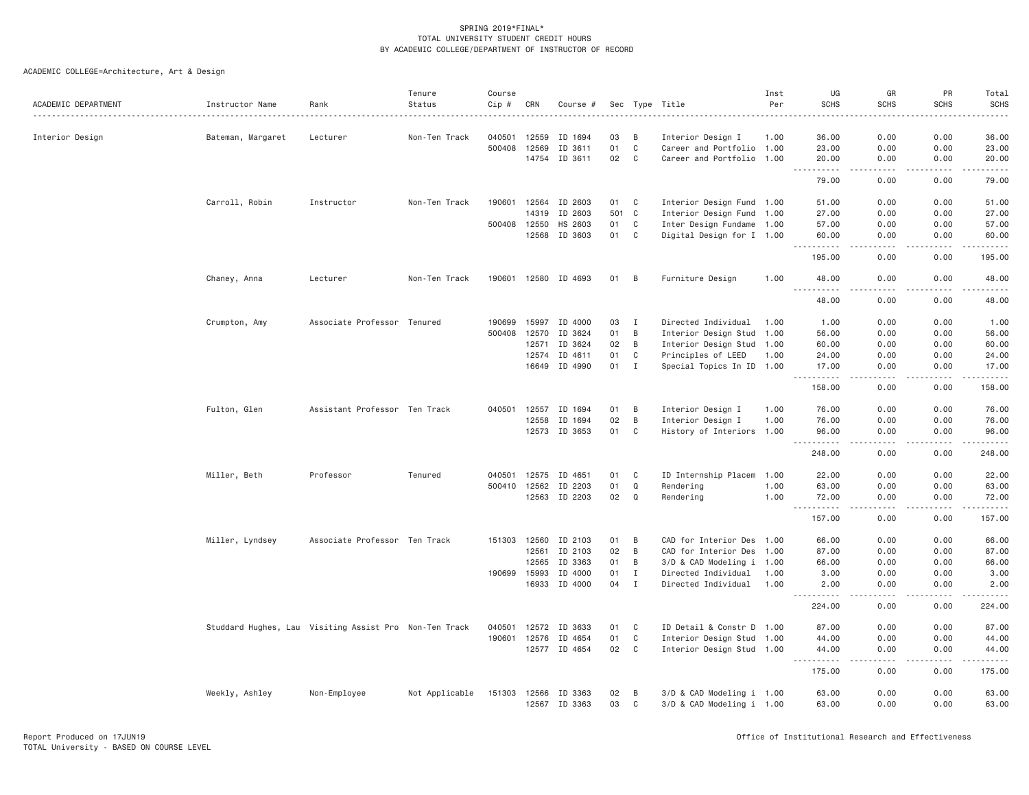SPRING 2019*FINAL*
TOTAL UNIVERSITY STUDENT CREDIT HOURS
BY ACADEMIC COLLEGE/DEPARTMENT OF INSTRUCTOR OF RECORD

ACADEMIC COLLEGE=Architecture, Art & Design

| ACADEMIC DEPARTMENT | Instructor Name | Rank | Tenure Status | Course Cip # | CRN | Course # | Sec | Type | Title | Inst Per | UG SCHS | GR SCHS | PR SCHS | Total SCHS |
|---|---|---|---|---|---|---|---|---|---|---|---|---|---|---|
| Interior Design | Bateman, Margaret | Lecturer | Non-Ten Track | 040501 | 12559 | ID 1694 | 03 | B | Interior Design I | 1.00 | 36.00 | 0.00 | 0.00 | 36.00 |
| | | | | 500408 | 12569 | ID 3611 | 01 | C | Career and Portfolio | 1.00 | 23.00 | 0.00 | 0.00 | 23.00 |
| | | | | | 14754 | ID 3611 | 02 | C | Career and Portfolio | 1.00 | 20.00 | 0.00 | 0.00 | 20.00 |
| | | | | | | | | | | | 79.00 | 0.00 | 0.00 | 79.00 |
| | Carroll, Robin | Instructor | Non-Ten Track | 190601 | 12564 | ID 2603 | 01 | C | Interior Design Fund | 1.00 | 51.00 | 0.00 | 0.00 | 51.00 |
| | | | | | 14319 | ID 2603 | 501 | C | Interior Design Fund | 1.00 | 27.00 | 0.00 | 0.00 | 27.00 |
| | | | | 500408 | 12550 | HS 2603 | 01 | C | Inter Design Fundame | 1.00 | 57.00 | 0.00 | 0.00 | 57.00 |
| | | | | | 12568 | ID 3603 | 01 | C | Digital Design for I | 1.00 | 60.00 | 0.00 | 0.00 | 60.00 |
| | | | | | | | | | | | 195.00 | 0.00 | 0.00 | 195.00 |
| | Chaney, Anna | Lecturer | Non-Ten Track | 190601 | 12580 | ID 4693 | 01 | B | Furniture Design | 1.00 | 48.00 | 0.00 | 0.00 | 48.00 |
| | | | | | | | | | | | 48.00 | 0.00 | 0.00 | 48.00 |
| | Crumpton, Amy | Associate Professor | Tenured | 190699 | 15997 | ID 4000 | 03 | I | Directed Individual | 1.00 | 1.00 | 0.00 | 0.00 | 1.00 |
| | | | | 500408 | 12570 | ID 3624 | 01 | B | Interior Design Stud | 1.00 | 56.00 | 0.00 | 0.00 | 56.00 |
| | | | | | 12571 | ID 3624 | 02 | B | Interior Design Stud | 1.00 | 60.00 | 0.00 | 0.00 | 60.00 |
| | | | | | 12574 | ID 4611 | 01 | C | Principles of LEED | 1.00 | 24.00 | 0.00 | 0.00 | 24.00 |
| | | | | | 16649 | ID 4990 | 01 | I | Special Topics In ID | 1.00 | 17.00 | 0.00 | 0.00 | 17.00 |
| | | | | | | | | | | | 158.00 | 0.00 | 0.00 | 158.00 |
| | Fulton, Glen | Assistant Professor | Ten Track | 040501 | 12557 | ID 1694 | 01 | B | Interior Design I | 1.00 | 76.00 | 0.00 | 0.00 | 76.00 |
| | | | | | 12558 | ID 1694 | 02 | B | Interior Design I | 1.00 | 76.00 | 0.00 | 0.00 | 76.00 |
| | | | | | 12573 | ID 3653 | 01 | C | History of Interiors | 1.00 | 96.00 | 0.00 | 0.00 | 96.00 |
| | | | | | | | | | | | 248.00 | 0.00 | 0.00 | 248.00 |
| | Miller, Beth | Professor | Tenured | 040501 | 12575 | ID 4651 | 01 | C | ID Internship Placem | 1.00 | 22.00 | 0.00 | 0.00 | 22.00 |
| | | | | 500410 | 12562 | ID 2203 | 01 | Q | Rendering | 1.00 | 63.00 | 0.00 | 0.00 | 63.00 |
| | | | | | 12563 | ID 2203 | 02 | Q | Rendering | 1.00 | 72.00 | 0.00 | 0.00 | 72.00 |
| | | | | | | | | | | | 157.00 | 0.00 | 0.00 | 157.00 |
| | Miller, Lyndsey | Associate Professor | Ten Track | 151303 | 12560 | ID 2103 | 01 | B | CAD for Interior Des | 1.00 | 66.00 | 0.00 | 0.00 | 66.00 |
| | | | | | 12561 | ID 2103 | 02 | B | CAD for Interior Des | 1.00 | 87.00 | 0.00 | 0.00 | 87.00 |
| | | | | | 12565 | ID 3363 | 01 | B | 3/D & CAD Modeling i | 1.00 | 66.00 | 0.00 | 0.00 | 66.00 |
| | | | | 190699 | 15993 | ID 4000 | 01 | I | Directed Individual | 1.00 | 3.00 | 0.00 | 0.00 | 3.00 |
| | | | | | 16933 | ID 4000 | 04 | I | Directed Individual | 1.00 | 2.00 | 0.00 | 0.00 | 2.00 |
| | | | | | | | | | | | 224.00 | 0.00 | 0.00 | 224.00 |
| | Studdard Hughes, Lau | Visiting Assist Pro | Non-Ten Track | 040501 | 12572 | ID 3633 | 01 | C | ID Detail & Constr D | 1.00 | 87.00 | 0.00 | 0.00 | 87.00 |
| | | | | 190601 | 12576 | ID 4654 | 01 | C | Interior Design Stud | 1.00 | 44.00 | 0.00 | 0.00 | 44.00 |
| | | | | | 12577 | ID 4654 | 02 | C | Interior Design Stud | 1.00 | 44.00 | 0.00 | 0.00 | 44.00 |
| | | | | | | | | | | | 175.00 | 0.00 | 0.00 | 175.00 |
| | Weekly, Ashley | Non-Employee | Not Applicable | 151303 | 12566 | ID 3363 | 02 | B | 3/D & CAD Modeling i | 1.00 | 63.00 | 0.00 | 0.00 | 63.00 |
| | | | | | 12567 | ID 3363 | 03 | C | 3/D & CAD Modeling i | 1.00 | 63.00 | 0.00 | 0.00 | 63.00 |

Report Produced on 17JUN19
TOTAL University - BASED ON COURSE LEVEL

Office of Institutional Research and Effectiveness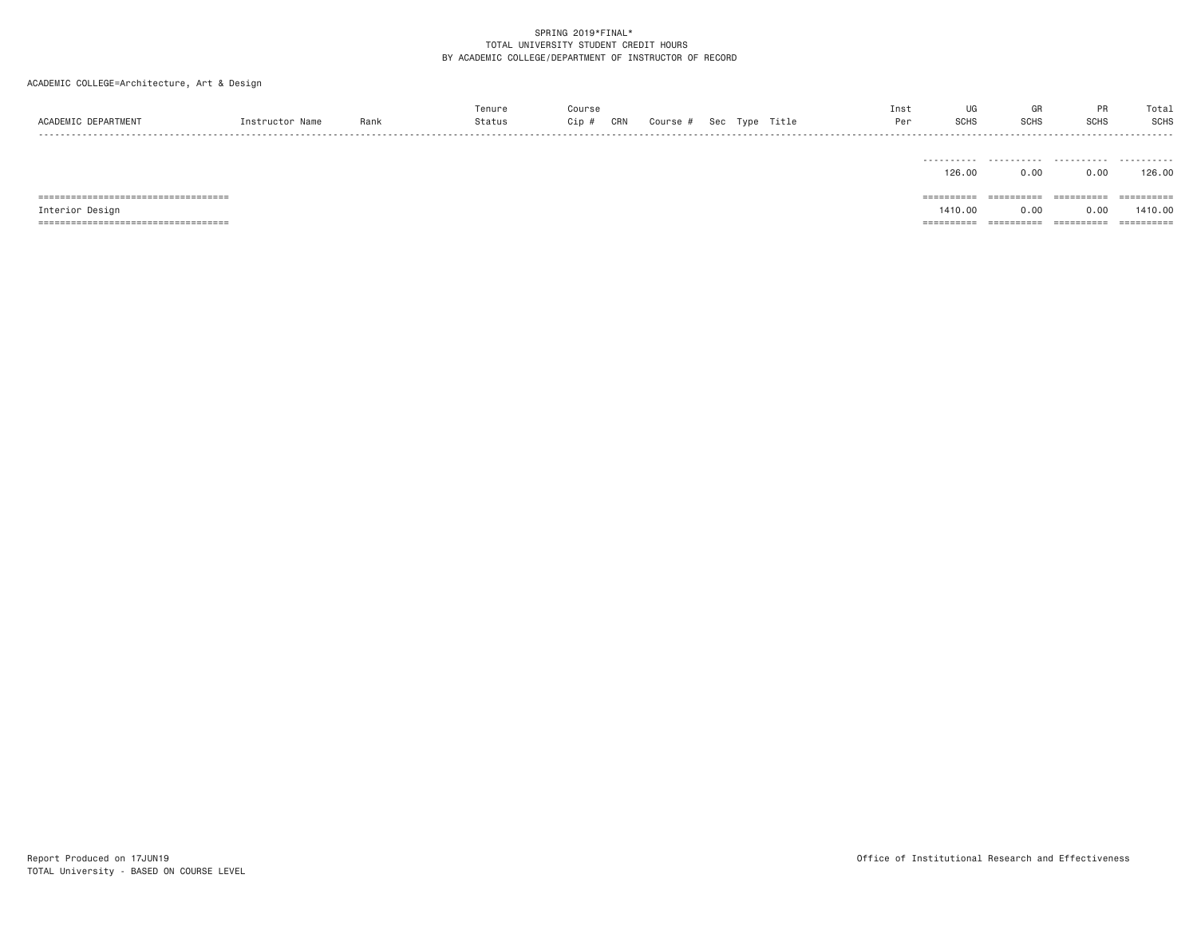SPRING 2019*FINAL*
TOTAL UNIVERSITY STUDENT CREDIT HOURS
BY ACADEMIC COLLEGE/DEPARTMENT OF INSTRUCTOR OF RECORD

ACADEMIC COLLEGE=Architecture, Art & Design

| ACADEMIC DEPARTMENT | Instructor Name | Rank | Tenure Status | Course Cip # | CRN | Course # | Sec | Type | Title | Inst Per | UG SCHS | GR SCHS | PR SCHS | Total SCHS |
|---|---|---|---|---|---|---|---|---|---|---|---|---|---|---|
| | | | | | | | | | | | 126.00 | 0.00 | 0.00 | 126.00 |
| Interior Design | | | | | | | | | | | 1410.00 | 0.00 | 0.00 | 1410.00 |

Report Produced on 17JUN19
TOTAL University - BASED ON COURSE LEVEL

Office of Institutional Research and Effectiveness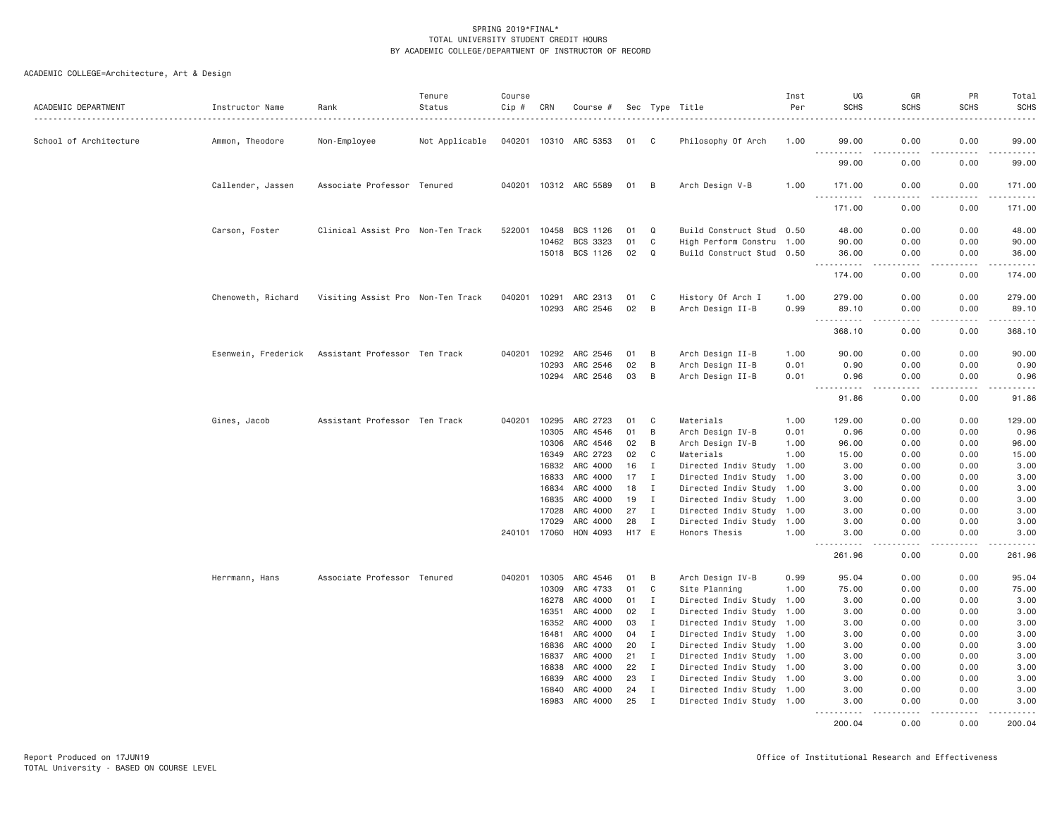SPRING 2019*FINAL*
TOTAL UNIVERSITY STUDENT CREDIT HOURS
BY ACADEMIC COLLEGE/DEPARTMENT OF INSTRUCTOR OF RECORD

ACADEMIC COLLEGE=Architecture, Art & Design

| ACADEMIC DEPARTMENT | Instructor Name | Rank | Tenure Status | Course Cip # | CRN | Course # | Sec | Type | Title | Inst Per | UG SCHS | GR SCHS | PR SCHS | Total SCHS |
|---|---|---|---|---|---|---|---|---|---|---|---|---|---|---|
| School of Architecture | Ammon, Theodore | Non-Employee | Not Applicable | 040201 | 10310 | ARC 5353 | 01 | C | Philosophy Of Arch | 1.00 | 99.00 | 0.00 | 0.00 | 99.00 |
| | | | | | | | | | | | 99.00 | 0.00 | 0.00 | 99.00 |
| | Callender, Jassen | Associate Professor | Tenured | 040201 | 10312 | ARC 5589 | 01 | B | Arch Design V-B | 1.00 | 171.00 | 0.00 | 0.00 | 171.00 |
| | | | | | | | | | | | 171.00 | 0.00 | 0.00 | 171.00 |
| | Carson, Foster | Clinical Assist Pro | Non-Ten Track | 522001 | 10458 | BCS 1126 | 01 | Q | Build Construct Stud | 0.50 | 48.00 | 0.00 | 0.00 | 48.00 |
| | | | | | 10462 | BCS 3323 | 01 | C | High Perform Constru | 1.00 | 90.00 | 0.00 | 0.00 | 90.00 |
| | | | | | 15018 | BCS 1126 | 02 | Q | Build Construct Stud | 0.50 | 36.00 | 0.00 | 0.00 | 36.00 |
| | | | | | | | | | | | 174.00 | 0.00 | 0.00 | 174.00 |
| | Chenoweth, Richard | Visiting Assist Pro | Non-Ten Track | 040201 | 10291 | ARC 2313 | 01 | C | History Of Arch I | 1.00 | 279.00 | 0.00 | 0.00 | 279.00 |
| | | | | | 10293 | ARC 2546 | 02 | B | Arch Design II-B | 0.99 | 89.10 | 0.00 | 0.00 | 89.10 |
| | | | | | | | | | | | 368.10 | 0.00 | 0.00 | 368.10 |
| | Esenwein, Frederick | Assistant Professor | Ten Track | 040201 | 10292 | ARC 2546 | 01 | B | Arch Design II-B | 1.00 | 90.00 | 0.00 | 0.00 | 90.00 |
| | | | | | 10293 | ARC 2546 | 02 | B | Arch Design II-B | 0.01 | 0.90 | 0.00 | 0.00 | 0.90 |
| | | | | | 10294 | ARC 2546 | 03 | B | Arch Design II-B | 0.01 | 0.96 | 0.00 | 0.00 | 0.96 |
| | | | | | | | | | | | 91.86 | 0.00 | 0.00 | 91.86 |
| | Gines, Jacob | Assistant Professor | Ten Track | 040201 | 10295 | ARC 2723 | 01 | C | Materials | 1.00 | 129.00 | 0.00 | 0.00 | 129.00 |
| | | | | | 10305 | ARC 4546 | 01 | B | Arch Design IV-B | 0.01 | 0.96 | 0.00 | 0.00 | 0.96 |
| | | | | | 10306 | ARC 4546 | 02 | B | Arch Design IV-B | 1.00 | 96.00 | 0.00 | 0.00 | 96.00 |
| | | | | | 16349 | ARC 2723 | 02 | C | Materials | 1.00 | 15.00 | 0.00 | 0.00 | 15.00 |
| | | | | | 16832 | ARC 4000 | 16 | I | Directed Indiv Study | 1.00 | 3.00 | 0.00 | 0.00 | 3.00 |
| | | | | | 16833 | ARC 4000 | 17 | I | Directed Indiv Study | 1.00 | 3.00 | 0.00 | 0.00 | 3.00 |
| | | | | | 16834 | ARC 4000 | 18 | I | Directed Indiv Study | 1.00 | 3.00 | 0.00 | 0.00 | 3.00 |
| | | | | | 16835 | ARC 4000 | 19 | I | Directed Indiv Study | 1.00 | 3.00 | 0.00 | 0.00 | 3.00 |
| | | | | | 17028 | ARC 4000 | 27 | I | Directed Indiv Study | 1.00 | 3.00 | 0.00 | 0.00 | 3.00 |
| | | | | | 17029 | ARC 4000 | 28 | I | Directed Indiv Study | 1.00 | 3.00 | 0.00 | 0.00 | 3.00 |
| | | | | 240101 | 17060 | HON 4093 | H17 | E | Honors Thesis | 1.00 | 3.00 | 0.00 | 0.00 | 3.00 |
| | | | | | | | | | | | 261.96 | 0.00 | 0.00 | 261.96 |
| | Herrmann, Hans | Associate Professor | Tenured | 040201 | 10305 | ARC 4546 | 01 | B | Arch Design IV-B | 0.99 | 95.04 | 0.00 | 0.00 | 95.04 |
| | | | | | 10309 | ARC 4733 | 01 | C | Site Planning | 1.00 | 75.00 | 0.00 | 0.00 | 75.00 |
| | | | | | 16278 | ARC 4000 | 01 | I | Directed Indiv Study | 1.00 | 3.00 | 0.00 | 0.00 | 3.00 |
| | | | | | 16351 | ARC 4000 | 02 | I | Directed Indiv Study | 1.00 | 3.00 | 0.00 | 0.00 | 3.00 |
| | | | | | 16352 | ARC 4000 | 03 | I | Directed Indiv Study | 1.00 | 3.00 | 0.00 | 0.00 | 3.00 |
| | | | | | 16481 | ARC 4000 | 04 | I | Directed Indiv Study | 1.00 | 3.00 | 0.00 | 0.00 | 3.00 |
| | | | | | 16836 | ARC 4000 | 20 | I | Directed Indiv Study | 1.00 | 3.00 | 0.00 | 0.00 | 3.00 |
| | | | | | 16837 | ARC 4000 | 21 | I | Directed Indiv Study | 1.00 | 3.00 | 0.00 | 0.00 | 3.00 |
| | | | | | 16838 | ARC 4000 | 22 | I | Directed Indiv Study | 1.00 | 3.00 | 0.00 | 0.00 | 3.00 |
| | | | | | 16839 | ARC 4000 | 23 | I | Directed Indiv Study | 1.00 | 3.00 | 0.00 | 0.00 | 3.00 |
| | | | | | 16840 | ARC 4000 | 24 | I | Directed Indiv Study | 1.00 | 3.00 | 0.00 | 0.00 | 3.00 |
| | | | | | 16983 | ARC 4000 | 25 | I | Directed Indiv Study | 1.00 | 3.00 | 0.00 | 0.00 | 3.00 |
| | | | | | | | | | | | 200.04 | 0.00 | 0.00 | 200.04 |

Report Produced on 17JUN19
TOTAL University - BASED ON COURSE LEVEL

Office of Institutional Research and Effectiveness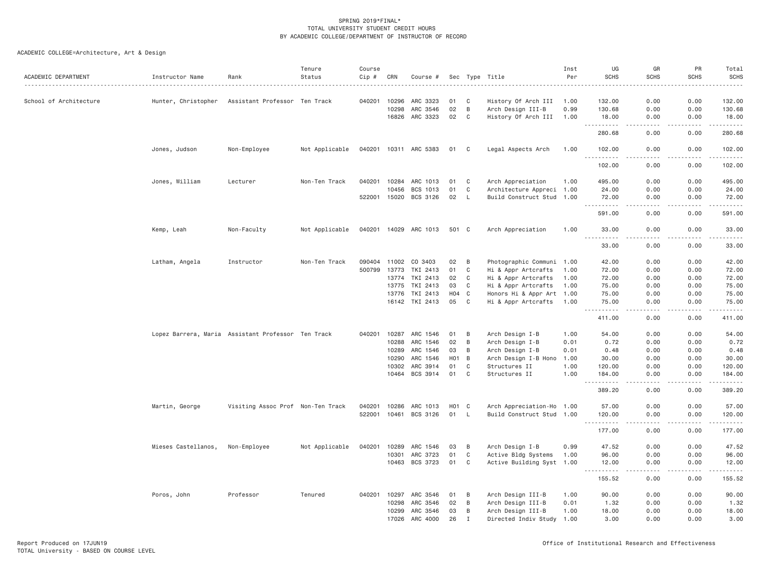SPRING 2019*FINAL*
TOTAL UNIVERSITY STUDENT CREDIT HOURS
BY ACADEMIC COLLEGE/DEPARTMENT OF INSTRUCTOR OF RECORD

ACADEMIC COLLEGE=Architecture, Art & Design

| ACADEMIC DEPARTMENT | Instructor Name | Rank | Tenure Status | Course Cip # | CRN | Course # | Sec | Type | Title | Inst Per | UG SCHS | GR SCHS | PR SCHS | Total SCHS |
|---|---|---|---|---|---|---|---|---|---|---|---|---|---|---|
| School of Architecture | Hunter, Christopher | Assistant Professor | Ten Track | 040201 | 10296 | ARC 3323 | 01 | C | History Of Arch III | 1.00 | 132.00 | 0.00 | 0.00 | 132.00 |
| | | | | | 10298 | ARC 3546 | 02 | B | Arch Design III-B | 0.99 | 130.68 | 0.00 | 0.00 | 130.68 |
| | | | | | 16826 | ARC 3323 | 02 | C | History Of Arch III | 1.00 | 18.00 | 0.00 | 0.00 | 18.00 |
| | | | | | | | | | | | 280.68 | 0.00 | 0.00 | 280.68 |
| | Jones, Judson | Non-Employee | Not Applicable | 040201 | 10311 | ARC 5383 | 01 | C | Legal Aspects Arch | 1.00 | 102.00 | 0.00 | 0.00 | 102.00 |
| | | | | | | | | | | | 102.00 | 0.00 | 0.00 | 102.00 |
| | Jones, William | Lecturer | Non-Ten Track | 040201 | 10284 | ARC 1013 | 01 | C | Arch Appreciation | 1.00 | 495.00 | 0.00 | 0.00 | 495.00 |
| | | | | | 10456 | BCS 1013 | 01 | C | Architecture Appreci | 1.00 | 24.00 | 0.00 | 0.00 | 24.00 |
| | | | | 522001 | 15020 | BCS 3126 | 02 | L | Build Construct Stud | 1.00 | 72.00 | 0.00 | 0.00 | 72.00 |
| | | | | | | | | | | | 591.00 | 0.00 | 0.00 | 591.00 |
| | Kemp, Leah | Non-Faculty | Not Applicable | 040201 | 14029 | ARC 1013 | 501 | C | Arch Appreciation | 1.00 | 33.00 | 0.00 | 0.00 | 33.00 |
| | | | | | | | | | | | 33.00 | 0.00 | 0.00 | 33.00 |
| | Latham, Angela | Instructor | Non-Ten Track | 090404 | 11002 | CO 3403 | 02 | B | Photographic Communi | 1.00 | 42.00 | 0.00 | 0.00 | 42.00 |
| | | | | 500799 | 13773 | TKI 2413 | 01 | C | Hi & Appr Artcrafts | 1.00 | 72.00 | 0.00 | 0.00 | 72.00 |
| | | | | | 13774 | TKI 2413 | 02 | C | Hi & Appr Artcrafts | 1.00 | 72.00 | 0.00 | 0.00 | 72.00 |
| | | | | | 13775 | TKI 2413 | 03 | C | Hi & Appr Artcrafts | 1.00 | 75.00 | 0.00 | 0.00 | 75.00 |
| | | | | | 13776 | TKI 2413 | H04 | C | Honors Hi & Appr Art | 1.00 | 75.00 | 0.00 | 0.00 | 75.00 |
| | | | | | 16142 | TKI 2413 | 05 | C | Hi & Appr Artcrafts | 1.00 | 75.00 | 0.00 | 0.00 | 75.00 |
| | | | | | | | | | | | 411.00 | 0.00 | 0.00 | 411.00 |
| | Lopez Barrera, Maria | Assistant Professor | Ten Track | 040201 | 10287 | ARC 1546 | 01 | B | Arch Design I-B | 1.00 | 54.00 | 0.00 | 0.00 | 54.00 |
| | | | | | 10288 | ARC 1546 | 02 | B | Arch Design I-B | 0.01 | 0.72 | 0.00 | 0.00 | 0.72 |
| | | | | | 10289 | ARC 1546 | 03 | B | Arch Design I-B | 0.01 | 0.48 | 0.00 | 0.00 | 0.48 |
| | | | | | 10290 | ARC 1546 | H01 | B | Arch Design I-B Hono | 1.00 | 30.00 | 0.00 | 0.00 | 30.00 |
| | | | | | 10302 | ARC 3914 | 01 | C | Structures II | 1.00 | 120.00 | 0.00 | 0.00 | 120.00 |
| | | | | | 10464 | BCS 3914 | 01 | C | Structures II | 1.00 | 184.00 | 0.00 | 0.00 | 184.00 |
| | | | | | | | | | | | 389.20 | 0.00 | 0.00 | 389.20 |
| | Martin, George | Visiting Assoc Prof | Non-Ten Track | 040201 | 10286 | ARC 1013 | H01 | C | Arch Appreciation-Ho | 1.00 | 57.00 | 0.00 | 0.00 | 57.00 |
| | | | | 522001 | 10461 | BCS 3126 | 01 | L | Build Construct Stud | 1.00 | 120.00 | 0.00 | 0.00 | 120.00 |
| | | | | | | | | | | | 177.00 | 0.00 | 0.00 | 177.00 |
| | Mieses Castellanos, | Non-Employee | Not Applicable | 040201 | 10289 | ARC 1546 | 03 | B | Arch Design I-B | 0.99 | 47.52 | 0.00 | 0.00 | 47.52 |
| | | | | | 10301 | ARC 3723 | 01 | C | Active Bldg Systems | 1.00 | 96.00 | 0.00 | 0.00 | 96.00 |
| | | | | | 10463 | BCS 3723 | 01 | C | Active Building Syst | 1.00 | 12.00 | 0.00 | 0.00 | 12.00 |
| | | | | | | | | | | | 155.52 | 0.00 | 0.00 | 155.52 |
| | Poros, John | Professor | Tenured | 040201 | 10297 | ARC 3546 | 01 | B | Arch Design III-B | 1.00 | 90.00 | 0.00 | 0.00 | 90.00 |
| | | | | | 10298 | ARC 3546 | 02 | B | Arch Design III-B | 0.01 | 1.32 | 0.00 | 0.00 | 1.32 |
| | | | | | 10299 | ARC 3546 | 03 | B | Arch Design III-B | 1.00 | 18.00 | 0.00 | 0.00 | 18.00 |
| | | | | | 17026 | ARC 4000 | 26 | I | Directed Indiv Study | 1.00 | 3.00 | 0.00 | 0.00 | 3.00 |

Report Produced on 17JUN19
TOTAL University - BASED ON COURSE LEVEL

Office of Institutional Research and Effectiveness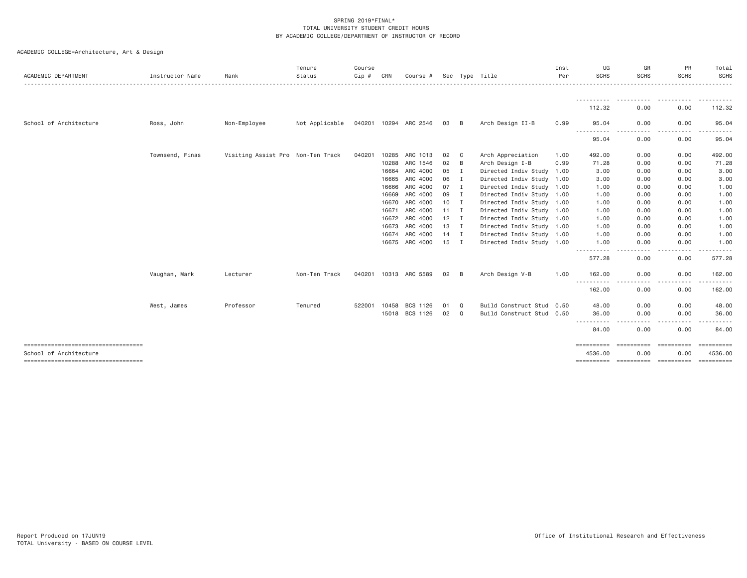SPRING 2019*FINAL*
TOTAL UNIVERSITY STUDENT CREDIT HOURS
BY ACADEMIC COLLEGE/DEPARTMENT OF INSTRUCTOR OF RECORD

ACADEMIC COLLEGE=Architecture, Art & Design

| ACADEMIC DEPARTMENT | Instructor Name | Rank | Tenure Status | Course Cip # | CRN | Course # | Sec | Type | Title | Inst Per | UG SCHS | GR SCHS | PR SCHS | Total SCHS |
|---|---|---|---|---|---|---|---|---|---|---|---|---|---|---|
| | | | | | | | | | | | 112.32 | 0.00 | 0.00 | 112.32 |
| School of Architecture | Ross, John | Non-Employee | Not Applicable | 040201 | 10294 | ARC 2546 | 03 | B | Arch Design II-B | 0.99 | 95.04 | 0.00 | 0.00 | 95.04 |
| | | | | | | | | | | | 95.04 | 0.00 | 0.00 | 95.04 |
| | Townsend, Finas | Visiting Assist Pro | Non-Ten Track | 040201 | 10285 | ARC 1013 | 02 | C | Arch Appreciation | 1.00 | 492.00 | 0.00 | 0.00 | 492.00 |
| | | | | | 10288 | ARC 1546 | 02 | B | Arch Design I-B | 0.99 | 71.28 | 0.00 | 0.00 | 71.28 |
| | | | | | 16664 | ARC 4000 | 05 | I | Directed Indiv Study | 1.00 | 3.00 | 0.00 | 0.00 | 3.00 |
| | | | | | 16665 | ARC 4000 | 06 | I | Directed Indiv Study | 1.00 | 3.00 | 0.00 | 0.00 | 3.00 |
| | | | | | 16666 | ARC 4000 | 07 | I | Directed Indiv Study | 1.00 | 1.00 | 0.00 | 0.00 | 1.00 |
| | | | | | 16669 | ARC 4000 | 09 | I | Directed Indiv Study | 1.00 | 1.00 | 0.00 | 0.00 | 1.00 |
| | | | | | 16670 | ARC 4000 | 10 | I | Directed Indiv Study | 1.00 | 1.00 | 0.00 | 0.00 | 1.00 |
| | | | | | 16671 | ARC 4000 | 11 | I | Directed Indiv Study | 1.00 | 1.00 | 0.00 | 0.00 | 1.00 |
| | | | | | 16672 | ARC 4000 | 12 | I | Directed Indiv Study | 1.00 | 1.00 | 0.00 | 0.00 | 1.00 |
| | | | | | 16673 | ARC 4000 | 13 | I | Directed Indiv Study | 1.00 | 1.00 | 0.00 | 0.00 | 1.00 |
| | | | | | 16674 | ARC 4000 | 14 | I | Directed Indiv Study | 1.00 | 1.00 | 0.00 | 0.00 | 1.00 |
| | | | | | 16675 | ARC 4000 | 15 | I | Directed Indiv Study | 1.00 | 1.00 | 0.00 | 0.00 | 1.00 |
| | | | | | | | | | | | 577.28 | 0.00 | 0.00 | 577.28 |
| | Vaughan, Mark | Lecturer | Non-Ten Track | 040201 | 10313 | ARC 5589 | 02 | B | Arch Design V-B | 1.00 | 162.00 | 0.00 | 0.00 | 162.00 |
| | | | | | | | | | | | 162.00 | 0.00 | 0.00 | 162.00 |
| | West, James | Professor | Tenured | 522001 | 10458 | BCS 1126 | 01 | Q | Build Construct Stud | 0.50 | 48.00 | 0.00 | 0.00 | 48.00 |
| | | | | | 15018 | BCS 1126 | 02 | Q | Build Construct Stud | 0.50 | 36.00 | 0.00 | 0.00 | 36.00 |
| | | | | | | | | | | | 84.00 | 0.00 | 0.00 | 84.00 |
| School of Architecture | | | | | | | | | | | 4536.00 | 0.00 | 0.00 | 4536.00 |

Report Produced on 17JUN19
TOTAL University - BASED ON COURSE LEVEL

Office of Institutional Research and Effectiveness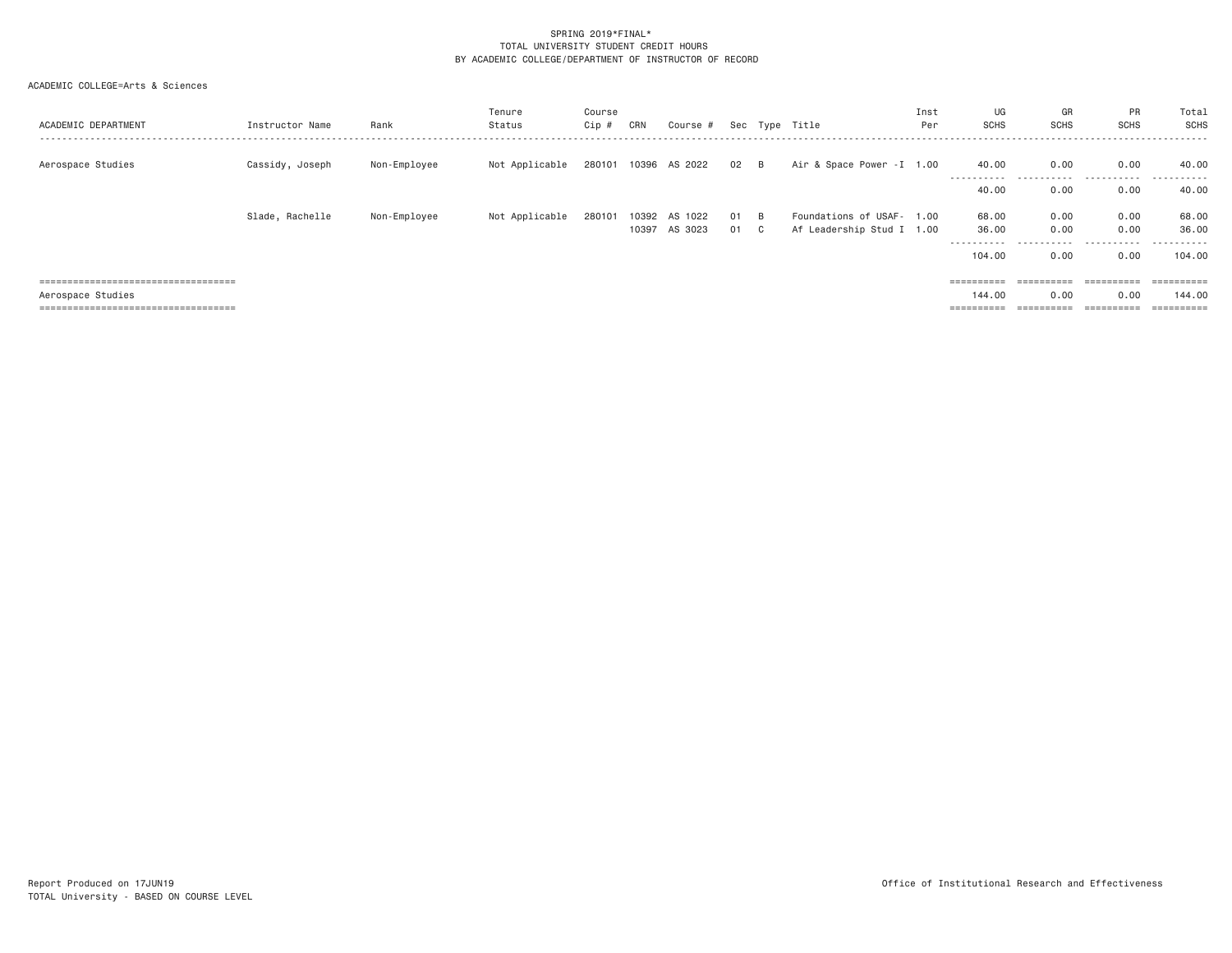SPRING 2019*FINAL*
TOTAL UNIVERSITY STUDENT CREDIT HOURS
BY ACADEMIC COLLEGE/DEPARTMENT OF INSTRUCTOR OF RECORD

ACADEMIC COLLEGE=Arts & Sciences

| ACADEMIC DEPARTMENT | Instructor Name | Rank | Tenure Status | Course Cip # | CRN | Course # | Sec | Type | Title | Inst Per | UG SCHS | GR SCHS | PR SCHS | Total SCHS |
|---|---|---|---|---|---|---|---|---|---|---|---|---|---|---|
| Aerospace Studies | Cassidy, Joseph | Non-Employee | Not Applicable | 280101 | 10396 | AS 2022 | 02 | B | Air & Space Power -I | 1.00 | 40.00 | 0.00 | 0.00 | 40.00 |
| | | | | | | | | | | | 40.00 | 0.00 | 0.00 | 40.00 |
| | Slade, Rachelle | Non-Employee | Not Applicable | 280101 | 10392 | AS 1022 | 01 | B | Foundations of USAF- | 1.00 | 68.00 | 0.00 | 0.00 | 68.00 |
| | | | | | 10397 | AS 3023 | 01 | C | Af Leadership Stud I | 1.00 | 36.00 | 0.00 | 0.00 | 36.00 |
| | | | | | | | | | | | 104.00 | 0.00 | 0.00 | 104.00 |
| Aerospace Studies | | | | | | | | | | | 144.00 | 0.00 | 0.00 | 144.00 |

Report Produced on 17JUN19
TOTAL University - BASED ON COURSE LEVEL

Office of Institutional Research and Effectiveness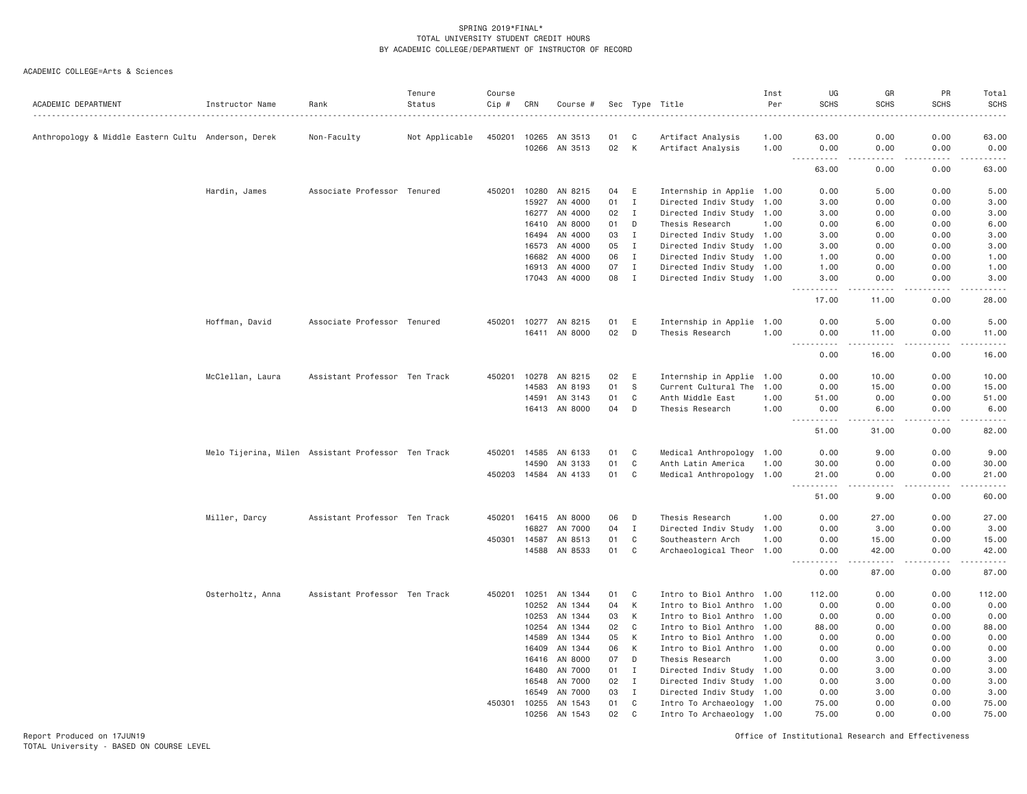SPRING 2019*FINAL*
TOTAL UNIVERSITY STUDENT CREDIT HOURS
BY ACADEMIC COLLEGE/DEPARTMENT OF INSTRUCTOR OF RECORD

ACADEMIC COLLEGE=Arts & Sciences

| ACADEMIC DEPARTMENT | Instructor Name | Rank | Tenure Status | Course Cip # | CRN | Course # | Sec | Type | Title | Inst Per | UG SCHS | GR SCHS | PR SCHS | Total SCHS |
|---|---|---|---|---|---|---|---|---|---|---|---|---|---|---|
| Anthropology & Middle Eastern Cultu | Anderson, Derek | Non-Faculty | Not Applicable | 450201 | 10265 | AN 3513 | 01 | C | Artifact Analysis | 1.00 | 63.00 | 0.00 | 0.00 | 63.00 |
| | | | | | 10266 | AN 3513 | 02 | K | Artifact Analysis | 1.00 | 0.00 | 0.00 | 0.00 | 0.00 |
| | | | | | | | | | | | 63.00 | 0.00 | 0.00 | 63.00 |
| | Hardin, James | Associate Professor | Tenured | 450201 | 10280 | AN 8215 | 04 | E | Internship in Applie | 1.00 | 0.00 | 5.00 | 0.00 | 5.00 |
| | | | | | 15927 | AN 4000 | 01 | I | Directed Indiv Study | 1.00 | 3.00 | 0.00 | 0.00 | 3.00 |
| | | | | | 16277 | AN 4000 | 02 | I | Directed Indiv Study | 1.00 | 3.00 | 0.00 | 0.00 | 3.00 |
| | | | | | 16410 | AN 8000 | 01 | D | Thesis Research | 1.00 | 0.00 | 6.00 | 0.00 | 6.00 |
| | | | | | 16494 | AN 4000 | 03 | I | Directed Indiv Study | 1.00 | 3.00 | 0.00 | 0.00 | 3.00 |
| | | | | | 16573 | AN 4000 | 05 | I | Directed Indiv Study | 1.00 | 3.00 | 0.00 | 0.00 | 3.00 |
| | | | | | 16682 | AN 4000 | 06 | I | Directed Indiv Study | 1.00 | 1.00 | 0.00 | 0.00 | 1.00 |
| | | | | | 16913 | AN 4000 | 07 | I | Directed Indiv Study | 1.00 | 1.00 | 0.00 | 0.00 | 1.00 |
| | | | | | 17043 | AN 4000 | 08 | I | Directed Indiv Study | 1.00 | 3.00 | 0.00 | 0.00 | 3.00 |
| | | | | | | | | | | | 17.00 | 11.00 | 0.00 | 28.00 |
| | Hoffman, David | Associate Professor | Tenured | 450201 | 10277 | AN 8215 | 01 | E | Internship in Applie | 1.00 | 0.00 | 5.00 | 0.00 | 5.00 |
| | | | | | 16411 | AN 8000 | 02 | D | Thesis Research | 1.00 | 0.00 | 11.00 | 0.00 | 11.00 |
| | | | | | | | | | | | 0.00 | 16.00 | 0.00 | 16.00 |
| | McClellan, Laura | Assistant Professor | Ten Track | 450201 | 10278 | AN 8215 | 02 | E | Internship in Applie | 1.00 | 0.00 | 10.00 | 0.00 | 10.00 |
| | | | | | 14583 | AN 8193 | 01 | S | Current Cultural The | 1.00 | 0.00 | 15.00 | 0.00 | 15.00 |
| | | | | | 14591 | AN 3143 | 01 | C | Anth Middle East | 1.00 | 51.00 | 0.00 | 0.00 | 51.00 |
| | | | | | 16413 | AN 8000 | 04 | D | Thesis Research | 1.00 | 0.00 | 6.00 | 0.00 | 6.00 |
| | | | | | | | | | | | 51.00 | 31.00 | 0.00 | 82.00 |
| | Melo Tijerina, Milen | Assistant Professor | Ten Track | 450201 | 14585 | AN 6133 | 01 | C | Medical Anthropology | 1.00 | 0.00 | 9.00 | 0.00 | 9.00 |
| | | | | | 14590 | AN 3133 | 01 | C | Anth Latin America | 1.00 | 30.00 | 0.00 | 0.00 | 30.00 |
| | | | | 450203 | 14584 | AN 4133 | 01 | C | Medical Anthropology | 1.00 | 21.00 | 0.00 | 0.00 | 21.00 |
| | | | | | | | | | | | 51.00 | 9.00 | 0.00 | 60.00 |
| | Miller, Darcy | Assistant Professor | Ten Track | 450201 | 16415 | AN 8000 | 06 | D | Thesis Research | 1.00 | 0.00 | 27.00 | 0.00 | 27.00 |
| | | | | | 16827 | AN 7000 | 04 | I | Directed Indiv Study | 1.00 | 0.00 | 3.00 | 0.00 | 3.00 |
| | | | | 450301 | 14587 | AN 8513 | 01 | C | Southeastern Arch | 1.00 | 0.00 | 15.00 | 0.00 | 15.00 |
| | | | | | 14588 | AN 8533 | 01 | C | Archaeological Theor | 1.00 | 0.00 | 42.00 | 0.00 | 42.00 |
| | | | | | | | | | | | 0.00 | 87.00 | 0.00 | 87.00 |
| | Osterholtz, Anna | Assistant Professor | Ten Track | 450201 | 10251 | AN 1344 | 01 | C | Intro to Biol Anthro | 1.00 | 112.00 | 0.00 | 0.00 | 112.00 |
| | | | | | 10252 | AN 1344 | 04 | K | Intro to Biol Anthro | 1.00 | 0.00 | 0.00 | 0.00 | 0.00 |
| | | | | | 10253 | AN 1344 | 03 | K | Intro to Biol Anthro | 1.00 | 0.00 | 0.00 | 0.00 | 0.00 |
| | | | | | 10254 | AN 1344 | 02 | C | Intro to Biol Anthro | 1.00 | 88.00 | 0.00 | 0.00 | 88.00 |
| | | | | | 14589 | AN 1344 | 05 | K | Intro to Biol Anthro | 1.00 | 0.00 | 0.00 | 0.00 | 0.00 |
| | | | | | 16409 | AN 1344 | 06 | K | Intro to Biol Anthro | 1.00 | 0.00 | 0.00 | 0.00 | 0.00 |
| | | | | | 16416 | AN 8000 | 07 | D | Thesis Research | 1.00 | 0.00 | 3.00 | 0.00 | 3.00 |
| | | | | | 16480 | AN 7000 | 01 | I | Directed Indiv Study | 1.00 | 0.00 | 3.00 | 0.00 | 3.00 |
| | | | | | 16548 | AN 7000 | 02 | I | Directed Indiv Study | 1.00 | 0.00 | 3.00 | 0.00 | 3.00 |
| | | | | | 16549 | AN 7000 | 03 | I | Directed Indiv Study | 1.00 | 0.00 | 3.00 | 0.00 | 3.00 |
| | | | | 450301 | 10255 | AN 1543 | 01 | C | Intro To Archaeology | 1.00 | 75.00 | 0.00 | 0.00 | 75.00 |
| | | | | | 10256 | AN 1543 | 02 | C | Intro To Archaeology | 1.00 | 75.00 | 0.00 | 0.00 | 75.00 |

Report Produced on 17JUN19
TOTAL University - BASED ON COURSE LEVEL

Office of Institutional Research and Effectiveness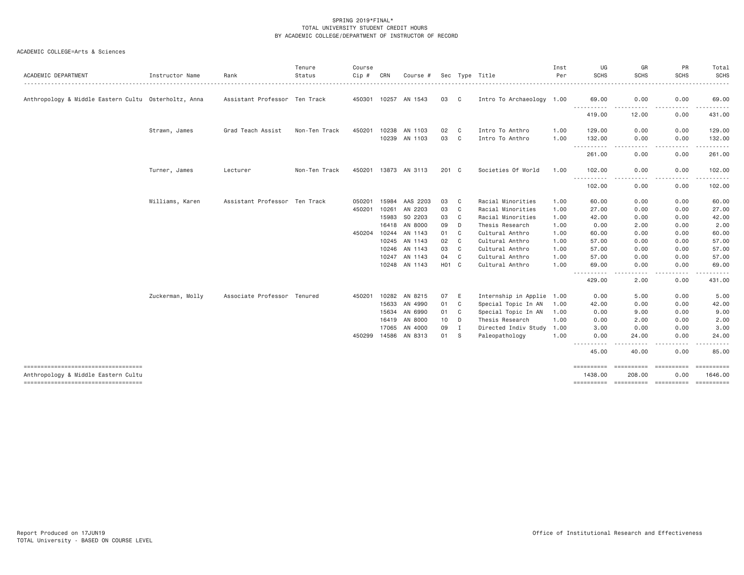SPRING 2019*FINAL*
TOTAL UNIVERSITY STUDENT CREDIT HOURS
BY ACADEMIC COLLEGE/DEPARTMENT OF INSTRUCTOR OF RECORD

ACADEMIC COLLEGE=Arts & Sciences

| ACADEMIC DEPARTMENT | Instructor Name | Rank | Tenure Status | Course Cip # | CRN | Course # | Sec | Type | Title | Inst Per | UG SCHS | GR SCHS | PR SCHS | Total SCHS |
|---|---|---|---|---|---|---|---|---|---|---|---|---|---|---|
| Anthropology & Middle Eastern Cultu | Osterholtz, Anna | Assistant Professor | Ten Track | 450301 | 10257 | AN 1543 | 03 | C | Intro To Archaeology | 1.00 | 69.00 | 0.00 | 0.00 | 69.00 |
| | | | | | | | | | | | 419.00 | 12.00 | 0.00 | 431.00 |
| | Strawn, James | Grad Teach Assist | Non-Ten Track | 450201 | 10238 | AN 1103 | 02 | C | Intro To Anthro | 1.00 | 129.00 | 0.00 | 0.00 | 129.00 |
| | | | | | 10239 | AN 1103 | 03 | C | Intro To Anthro | 1.00 | 132.00 | 0.00 | 0.00 | 132.00 |
| | | | | | | | | | | | 261.00 | 0.00 | 0.00 | 261.00 |
| | Turner, James | Lecturer | Non-Ten Track | 450201 | 13873 | AN 3113 | 201 | C | Societies Of World | 1.00 | 102.00 | 0.00 | 0.00 | 102.00 |
| | | | | | | | | | | | 102.00 | 0.00 | 0.00 | 102.00 |
| | Williams, Karen | Assistant Professor | Ten Track | 050201 | 15984 | AAS 2203 | 03 | C | Racial Minorities | 1.00 | 60.00 | 0.00 | 0.00 | 60.00 |
| | | | | 450201 | 10261 | AN 2203 | 03 | C | Racial Minorities | 1.00 | 27.00 | 0.00 | 0.00 | 27.00 |
| | | | | | 15983 | SO 2203 | 03 | C | Racial Minorities | 1.00 | 42.00 | 0.00 | 0.00 | 42.00 |
| | | | | | 16418 | AN 8000 | 09 | D | Thesis Research | 1.00 | 0.00 | 2.00 | 0.00 | 2.00 |
| | | | | 450204 | 10244 | AN 1143 | 01 | C | Cultural Anthro | 1.00 | 60.00 | 0.00 | 0.00 | 60.00 |
| | | | | | 10245 | AN 1143 | 02 | C | Cultural Anthro | 1.00 | 57.00 | 0.00 | 0.00 | 57.00 |
| | | | | | 10246 | AN 1143 | 03 | C | Cultural Anthro | 1.00 | 57.00 | 0.00 | 0.00 | 57.00 |
| | | | | | 10247 | AN 1143 | 04 | C | Cultural Anthro | 1.00 | 57.00 | 0.00 | 0.00 | 57.00 |
| | | | | | 10248 | AN 1143 | H01 | C | Cultural Anthro | 1.00 | 69.00 | 0.00 | 0.00 | 69.00 |
| | | | | | | | | | | | 429.00 | 2.00 | 0.00 | 431.00 |
| | Zuckerman, Molly | Associate Professor | Tenured | 450201 | 10282 | AN 8215 | 07 | E | Internship in Applie | 1.00 | 0.00 | 5.00 | 0.00 | 5.00 |
| | | | | | 15633 | AN 4990 | 01 | C | Special Topic In AN | 1.00 | 42.00 | 0.00 | 0.00 | 42.00 |
| | | | | | 15634 | AN 6990 | 01 | C | Special Topic In AN | 1.00 | 0.00 | 9.00 | 0.00 | 9.00 |
| | | | | | 16419 | AN 8000 | 10 | D | Thesis Research | 1.00 | 0.00 | 2.00 | 0.00 | 2.00 |
| | | | | | 17065 | AN 4000 | 09 | I | Directed Indiv Study | 1.00 | 3.00 | 0.00 | 0.00 | 3.00 |
| | | | | 450299 | 14586 | AN 8313 | 01 | S | Paleopathology | 1.00 | 0.00 | 24.00 | 0.00 | 24.00 |
| | | | | | | | | | | | 45.00 | 40.00 | 0.00 | 85.00 |
| Anthropology & Middle Eastern Cultu | | | | | | | | | | | 1438.00 | 208.00 | 0.00 | 1646.00 |

Report Produced on 17JUN19
TOTAL University - BASED ON COURSE LEVEL

Office of Institutional Research and Effectiveness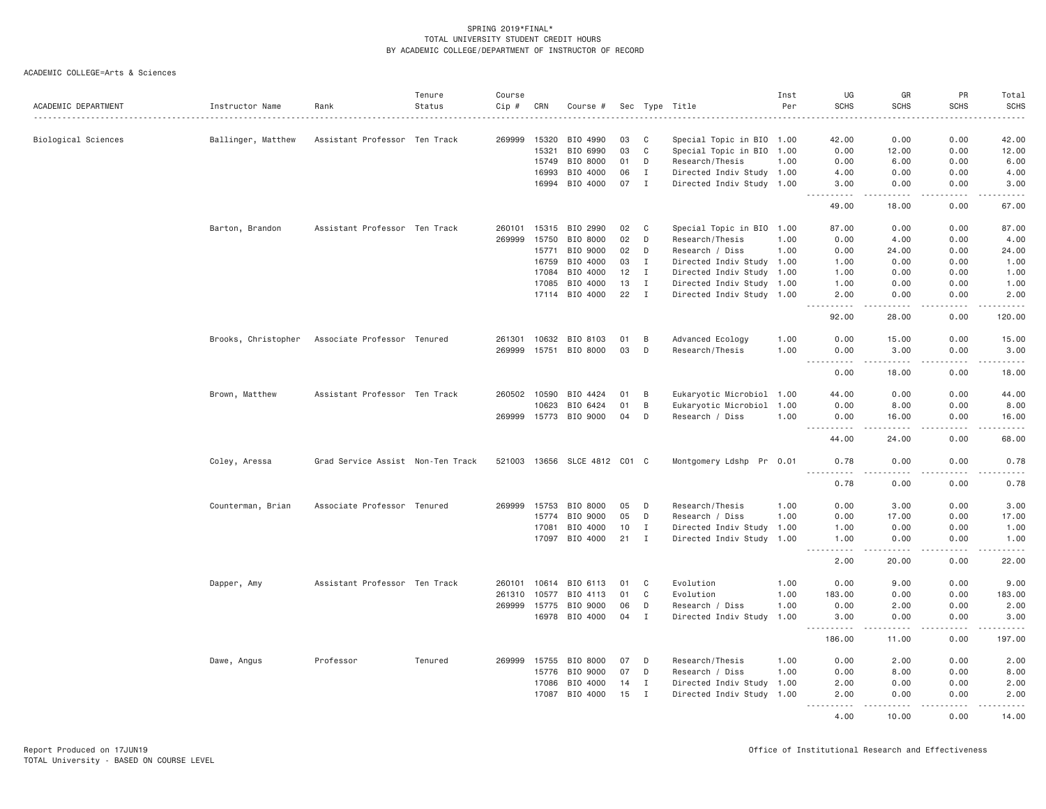SPRING 2019*FINAL*
TOTAL UNIVERSITY STUDENT CREDIT HOURS
BY ACADEMIC COLLEGE/DEPARTMENT OF INSTRUCTOR OF RECORD

ACADEMIC COLLEGE=Arts & Sciences

| ACADEMIC DEPARTMENT | Instructor Name | Rank | Tenure Status | Course Cip # | CRN | Course # | Sec | Type | Title | Inst Per | UG SCHS | GR SCHS | PR SCHS | Total SCHS |
|---|---|---|---|---|---|---|---|---|---|---|---|---|---|---|
| Biological Sciences | Ballinger, Matthew | Assistant Professor | Ten Track | 269999 | 15320 | BIO 4990 | 03 | C | Special Topic in BIO | 1.00 | 42.00 | 0.00 | 0.00 | 42.00 |
| | | | | | 15321 | BIO 6990 | 03 | C | Special Topic in BIO | 1.00 | 0.00 | 12.00 | 0.00 | 12.00 |
| | | | | | 15749 | BIO 8000 | 01 | D | Research/Thesis | 1.00 | 0.00 | 6.00 | 0.00 | 6.00 |
| | | | | | 16993 | BIO 4000 | 06 | I | Directed Indiv Study | 1.00 | 4.00 | 0.00 | 0.00 | 4.00 |
| | | | | | 16994 | BIO 4000 | 07 | I | Directed Indiv Study | 1.00 | 3.00 | 0.00 | 0.00 | 3.00 |
| | | | | | | | | | | | 49.00 | 18.00 | 0.00 | 67.00 |
| | Barton, Brandon | Assistant Professor | Ten Track | 260101 | 15315 | BIO 2990 | 02 | C | Special Topic in BIO | 1.00 | 87.00 | 0.00 | 0.00 | 87.00 |
| | | | | 269999 | 15750 | BIO 8000 | 02 | D | Research/Thesis | 1.00 | 0.00 | 4.00 | 0.00 | 4.00 |
| | | | | | 15771 | BIO 9000 | 02 | D | Research / Diss | 1.00 | 0.00 | 24.00 | 0.00 | 24.00 |
| | | | | | 16759 | BIO 4000 | 03 | I | Directed Indiv Study | 1.00 | 1.00 | 0.00 | 0.00 | 1.00 |
| | | | | | 17084 | BIO 4000 | 12 | I | Directed Indiv Study | 1.00 | 1.00 | 0.00 | 0.00 | 1.00 |
| | | | | | 17085 | BIO 4000 | 13 | I | Directed Indiv Study | 1.00 | 1.00 | 0.00 | 0.00 | 1.00 |
| | | | | | 17114 | BIO 4000 | 22 | I | Directed Indiv Study | 1.00 | 2.00 | 0.00 | 0.00 | 2.00 |
| | | | | | | | | | | | 92.00 | 28.00 | 0.00 | 120.00 |
| | Brooks, Christopher | Associate Professor | Tenured | 261301 | 10632 | BIO 8103 | 01 | B | Advanced Ecology | 1.00 | 0.00 | 15.00 | 0.00 | 15.00 |
| | | | | 269999 | 15751 | BIO 8000 | 03 | D | Research/Thesis | 1.00 | 0.00 | 3.00 | 0.00 | 3.00 |
| | | | | | | | | | | | 0.00 | 18.00 | 0.00 | 18.00 |
| | Brown, Matthew | Assistant Professor | Ten Track | 260502 | 10590 | BIO 4424 | 01 | B | Eukaryotic Microbiol | 1.00 | 44.00 | 0.00 | 0.00 | 44.00 |
| | | | | | 10623 | BIO 6424 | 01 | B | Eukaryotic Microbiol | 1.00 | 0.00 | 8.00 | 0.00 | 8.00 |
| | | | | 269999 | 15773 | BIO 9000 | 04 | D | Research / Diss | 1.00 | 0.00 | 16.00 | 0.00 | 16.00 |
| | | | | | | | | | | | 44.00 | 24.00 | 0.00 | 68.00 |
| | Coley, Aressa | Grad Service Assist | Non-Ten Track | 521003 | 13656 | SLCE 4812 | C01 | C | Montgomery Ldshp Pr | 0.01 | 0.78 | 0.00 | 0.00 | 0.78 |
| | | | | | | | | | | | 0.78 | 0.00 | 0.00 | 0.78 |
| | Counterman, Brian | Associate Professor | Tenured | 269999 | 15753 | BIO 8000 | 05 | D | Research/Thesis | 1.00 | 0.00 | 3.00 | 0.00 | 3.00 |
| | | | | | 15774 | BIO 9000 | 05 | D | Research / Diss | 1.00 | 0.00 | 17.00 | 0.00 | 17.00 |
| | | | | | 17081 | BIO 4000 | 10 | I | Directed Indiv Study | 1.00 | 1.00 | 0.00 | 0.00 | 1.00 |
| | | | | | 17097 | BIO 4000 | 21 | I | Directed Indiv Study | 1.00 | 1.00 | 0.00 | 0.00 | 1.00 |
| | | | | | | | | | | | 2.00 | 20.00 | 0.00 | 22.00 |
| | Dapper, Amy | Assistant Professor | Ten Track | 260101 | 10614 | BIO 6113 | 01 | C | Evolution | 1.00 | 0.00 | 9.00 | 0.00 | 9.00 |
| | | | | 261310 | 10577 | BIO 4113 | 01 | C | Evolution | 1.00 | 183.00 | 0.00 | 0.00 | 183.00 |
| | | | | 269999 | 15775 | BIO 9000 | 06 | D | Research / Diss | 1.00 | 0.00 | 2.00 | 0.00 | 2.00 |
| | | | | | 16978 | BIO 4000 | 04 | I | Directed Indiv Study | 1.00 | 3.00 | 0.00 | 0.00 | 3.00 |
| | | | | | | | | | | | 186.00 | 11.00 | 0.00 | 197.00 |
| | Dawe, Angus | Professor | Tenured | 269999 | 15755 | BIO 8000 | 07 | D | Research/Thesis | 1.00 | 0.00 | 2.00 | 0.00 | 2.00 |
| | | | | | 15776 | BIO 9000 | 07 | D | Research / Diss | 1.00 | 0.00 | 8.00 | 0.00 | 8.00 |
| | | | | | 17086 | BIO 4000 | 14 | I | Directed Indiv Study | 1.00 | 2.00 | 0.00 | 0.00 | 2.00 |
| | | | | | 17087 | BIO 4000 | 15 | I | Directed Indiv Study | 1.00 | 2.00 | 0.00 | 0.00 | 2.00 |
| | | | | | | | | | | | 4.00 | 10.00 | 0.00 | 14.00 |

Report Produced on 17JUN19
TOTAL University - BASED ON COURSE LEVEL

Office of Institutional Research and Effectiveness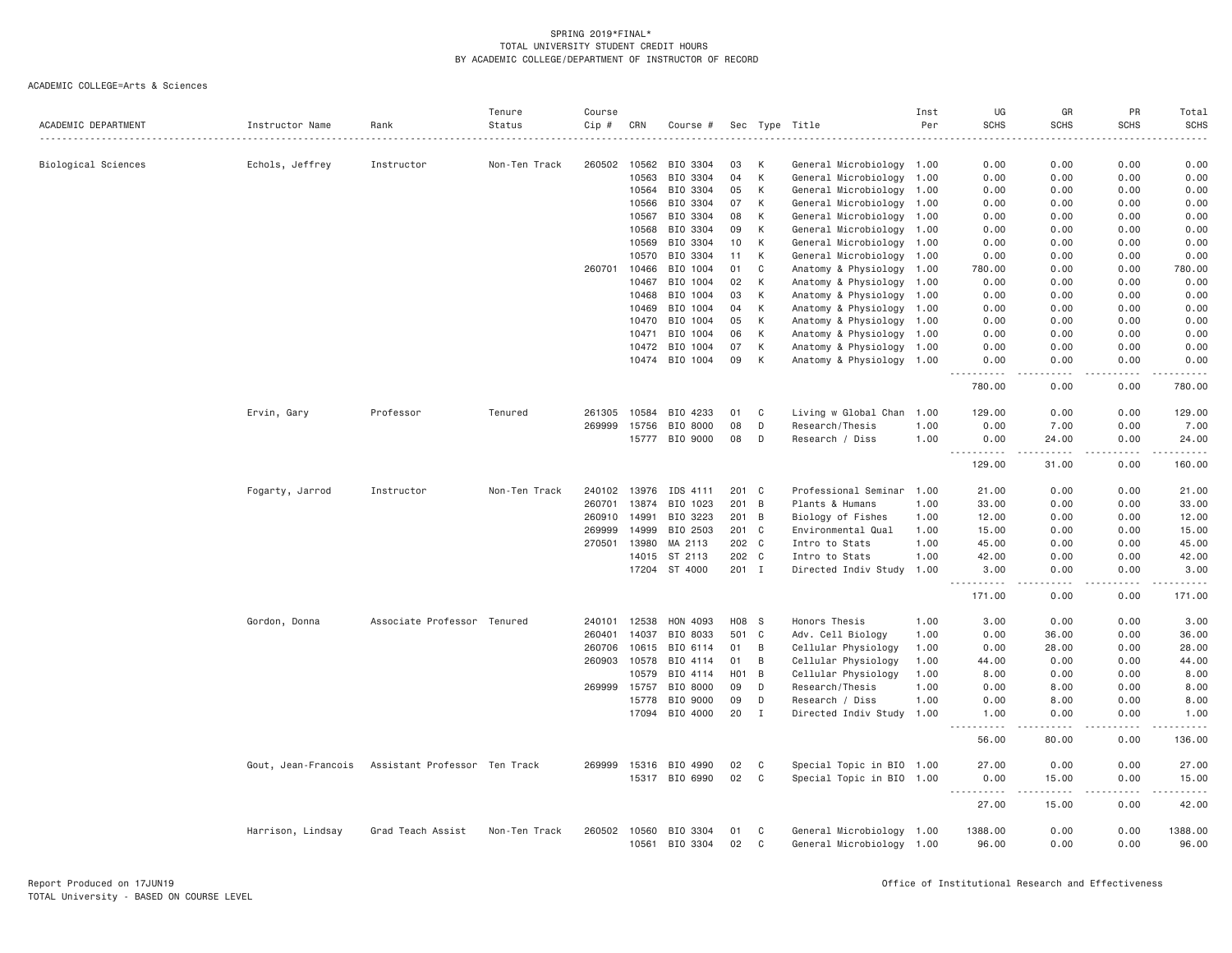SPRING 2019*FINAL*
TOTAL UNIVERSITY STUDENT CREDIT HOURS
BY ACADEMIC COLLEGE/DEPARTMENT OF INSTRUCTOR OF RECORD

ACADEMIC COLLEGE=Arts & Sciences

| ACADEMIC DEPARTMENT | Instructor Name | Rank | Tenure Status | Course Cip # | CRN | Course # | Sec | Type | Title | Inst Per | UG SCHS | GR SCHS | PR SCHS | Total SCHS |
|---|---|---|---|---|---|---|---|---|---|---|---|---|---|---|
| Biological Sciences | Echols, Jeffrey | Instructor | Non-Ten Track | 260502 | 10562 | BIO 3304 | 03 | K | General Microbiology | 1.00 | 0.00 | 0.00 | 0.00 | 0.00 |
| | | | | | 10563 | BIO 3304 | 04 | K | General Microbiology | 1.00 | 0.00 | 0.00 | 0.00 | 0.00 |
| | | | | | 10564 | BIO 3304 | 05 | K | General Microbiology | 1.00 | 0.00 | 0.00 | 0.00 | 0.00 |
| | | | | | 10566 | BIO 3304 | 07 | K | General Microbiology | 1.00 | 0.00 | 0.00 | 0.00 | 0.00 |
| | | | | | 10567 | BIO 3304 | 08 | K | General Microbiology | 1.00 | 0.00 | 0.00 | 0.00 | 0.00 |
| | | | | | 10568 | BIO 3304 | 09 | K | General Microbiology | 1.00 | 0.00 | 0.00 | 0.00 | 0.00 |
| | | | | | 10569 | BIO 3304 | 10 | K | General Microbiology | 1.00 | 0.00 | 0.00 | 0.00 | 0.00 |
| | | | | | 10570 | BIO 3304 | 11 | K | General Microbiology | 1.00 | 0.00 | 0.00 | 0.00 | 0.00 |
| | | | | 260701 | 10466 | BIO 1004 | 01 | C | Anatomy & Physiology | 1.00 | 780.00 | 0.00 | 0.00 | 780.00 |
| | | | | | 10467 | BIO 1004 | 02 | K | Anatomy & Physiology | 1.00 | 0.00 | 0.00 | 0.00 | 0.00 |
| | | | | | 10468 | BIO 1004 | 03 | K | Anatomy & Physiology | 1.00 | 0.00 | 0.00 | 0.00 | 0.00 |
| | | | | | 10469 | BIO 1004 | 04 | K | Anatomy & Physiology | 1.00 | 0.00 | 0.00 | 0.00 | 0.00 |
| | | | | | 10470 | BIO 1004 | 05 | K | Anatomy & Physiology | 1.00 | 0.00 | 0.00 | 0.00 | 0.00 |
| | | | | | 10471 | BIO 1004 | 06 | K | Anatomy & Physiology | 1.00 | 0.00 | 0.00 | 0.00 | 0.00 |
| | | | | | 10472 | BIO 1004 | 07 | K | Anatomy & Physiology | 1.00 | 0.00 | 0.00 | 0.00 | 0.00 |
| | | | | | 10474 | BIO 1004 | 09 | K | Anatomy & Physiology | 1.00 | 0.00 | 0.00 | 0.00 | 0.00 |
| | | | | | | | | | | | 780.00 | 0.00 | 0.00 | 780.00 |
| | Ervin, Gary | Professor | Tenured | 261305 | 10584 | BIO 4233 | 01 | C | Living w Global Chan | 1.00 | 129.00 | 0.00 | 0.00 | 129.00 |
| | | | | 269999 | 15756 | BIO 8000 | 08 | D | Research/Thesis | 1.00 | 0.00 | 7.00 | 0.00 | 7.00 |
| | | | | | 15777 | BIO 9000 | 08 | D | Research / Diss | 1.00 | 0.00 | 24.00 | 0.00 | 24.00 |
| | | | | | | | | | | | 129.00 | 31.00 | 0.00 | 160.00 |
| | Fogarty, Jarrod | Instructor | Non-Ten Track | 240102 | 13976 | IDS 4111 | 201 | C | Professional Seminar | 1.00 | 21.00 | 0.00 | 0.00 | 21.00 |
| | | | | 260701 | 13874 | BIO 1023 | 201 | B | Plants & Humans | 1.00 | 33.00 | 0.00 | 0.00 | 33.00 |
| | | | | 260910 | 14991 | BIO 3223 | 201 | B | Biology of Fishes | 1.00 | 12.00 | 0.00 | 0.00 | 12.00 |
| | | | | 269999 | 14999 | BIO 2503 | 201 | C | Environmental Qual | 1.00 | 15.00 | 0.00 | 0.00 | 15.00 |
| | | | | 270501 | 13980 | MA 2113 | 202 | C | Intro to Stats | 1.00 | 45.00 | 0.00 | 0.00 | 45.00 |
| | | | | | 14015 | ST 2113 | 202 | C | Intro to Stats | 1.00 | 42.00 | 0.00 | 0.00 | 42.00 |
| | | | | | 17204 | ST 4000 | 201 | I | Directed Indiv Study | 1.00 | 3.00 | 0.00 | 0.00 | 3.00 |
| | | | | | | | | | | | 171.00 | 0.00 | 0.00 | 171.00 |
| | Gordon, Donna | Associate Professor | Tenured | 240101 | 12538 | HON 4093 | H08 | S | Honors Thesis | 1.00 | 3.00 | 0.00 | 0.00 | 3.00 |
| | | | | 260401 | 14037 | BIO 8033 | 501 | C | Adv. Cell Biology | 1.00 | 0.00 | 36.00 | 0.00 | 36.00 |
| | | | | 260706 | 10615 | BIO 6114 | 01 | B | Cellular Physiology | 1.00 | 0.00 | 28.00 | 0.00 | 28.00 |
| | | | | 260903 | 10578 | BIO 4114 | 01 | B | Cellular Physiology | 1.00 | 44.00 | 0.00 | 0.00 | 44.00 |
| | | | | | 10579 | BIO 4114 | H01 | B | Cellular Physiology | 1.00 | 8.00 | 0.00 | 0.00 | 8.00 |
| | | | | 269999 | 15757 | BIO 8000 | 09 | D | Research/Thesis | 1.00 | 0.00 | 8.00 | 0.00 | 8.00 |
| | | | | | 15778 | BIO 9000 | 09 | D | Research / Diss | 1.00 | 0.00 | 8.00 | 0.00 | 8.00 |
| | | | | | 17094 | BIO 4000 | 20 | I | Directed Indiv Study | 1.00 | 1.00 | 0.00 | 0.00 | 1.00 |
| | | | | | | | | | | | 56.00 | 80.00 | 0.00 | 136.00 |
| | Gout, Jean-Francois | Assistant Professor | Ten Track | 269999 | 15316 | BIO 4990 | 02 | C | Special Topic in BIO | 1.00 | 27.00 | 0.00 | 0.00 | 27.00 |
| | | | | | 15317 | BIO 6990 | 02 | C | Special Topic in BIO | 1.00 | 0.00 | 15.00 | 0.00 | 15.00 |
| | | | | | | | | | | | 27.00 | 15.00 | 0.00 | 42.00 |
| | Harrison, Lindsay | Grad Teach Assist | Non-Ten Track | 260502 | 10560 | BIO 3304 | 01 | C | General Microbiology | 1.00 | 1388.00 | 0.00 | 0.00 | 1388.00 |
| | | | | | 10561 | BIO 3304 | 02 | C | General Microbiology | 1.00 | 96.00 | 0.00 | 0.00 | 96.00 |

Report Produced on 17JUN19
TOTAL University - BASED ON COURSE LEVEL

Office of Institutional Research and Effectiveness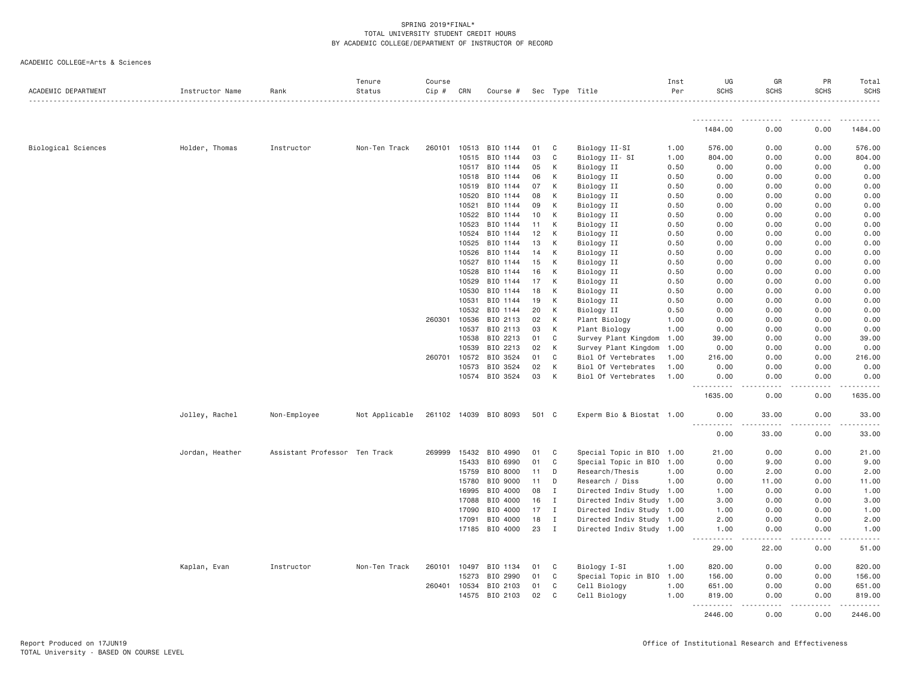SPRING 2019*FINAL*
TOTAL UNIVERSITY STUDENT CREDIT HOURS
BY ACADEMIC COLLEGE/DEPARTMENT OF INSTRUCTOR OF RECORD

ACADEMIC COLLEGE=Arts & Sciences

| ACADEMIC DEPARTMENT | Instructor Name | Rank | Tenure Status | Course Cip # | CRN | Course # | Sec | Type | Title | Inst Per | UG SCHS | GR SCHS | PR SCHS | Total SCHS |
|---|---|---|---|---|---|---|---|---|---|---|---|---|---|---|
| | | | | | | | | | | | 1484.00 | 0.00 | 0.00 | 1484.00 |
| Biological Sciences | Holder, Thomas | Instructor | Non-Ten Track | 260101 | 10513 | BIO 1144 | 01 | C | Biology II-SI | 1.00 | 576.00 | 0.00 | 0.00 | 576.00 |
| | | | | | 10515 | BIO 1144 | 03 | C | Biology II- SI | 1.00 | 804.00 | 0.00 | 0.00 | 804.00 |
| | | | | | 10517 | BIO 1144 | 05 | K | Biology II | 0.50 | 0.00 | 0.00 | 0.00 | 0.00 |
| | | | | | 10518 | BIO 1144 | 06 | K | Biology II | 0.50 | 0.00 | 0.00 | 0.00 | 0.00 |
| | | | | | 10519 | BIO 1144 | 07 | K | Biology II | 0.50 | 0.00 | 0.00 | 0.00 | 0.00 |
| | | | | | 10520 | BIO 1144 | 08 | K | Biology II | 0.50 | 0.00 | 0.00 | 0.00 | 0.00 |
| | | | | | 10521 | BIO 1144 | 09 | K | Biology II | 0.50 | 0.00 | 0.00 | 0.00 | 0.00 |
| | | | | | 10522 | BIO 1144 | 10 | K | Biology II | 0.50 | 0.00 | 0.00 | 0.00 | 0.00 |
| | | | | | 10523 | BIO 1144 | 11 | K | Biology II | 0.50 | 0.00 | 0.00 | 0.00 | 0.00 |
| | | | | | 10524 | BIO 1144 | 12 | K | Biology II | 0.50 | 0.00 | 0.00 | 0.00 | 0.00 |
| | | | | | 10525 | BIO 1144 | 13 | K | Biology II | 0.50 | 0.00 | 0.00 | 0.00 | 0.00 |
| | | | | | 10526 | BIO 1144 | 14 | K | Biology II | 0.50 | 0.00 | 0.00 | 0.00 | 0.00 |
| | | | | | 10527 | BIO 1144 | 15 | K | Biology II | 0.50 | 0.00 | 0.00 | 0.00 | 0.00 |
| | | | | | 10528 | BIO 1144 | 16 | K | Biology II | 0.50 | 0.00 | 0.00 | 0.00 | 0.00 |
| | | | | | 10529 | BIO 1144 | 17 | K | Biology II | 0.50 | 0.00 | 0.00 | 0.00 | 0.00 |
| | | | | | 10530 | BIO 1144 | 18 | K | Biology II | 0.50 | 0.00 | 0.00 | 0.00 | 0.00 |
| | | | | | 10531 | BIO 1144 | 19 | K | Biology II | 0.50 | 0.00 | 0.00 | 0.00 | 0.00 |
| | | | | | 10532 | BIO 1144 | 20 | K | Biology II | 0.50 | 0.00 | 0.00 | 0.00 | 0.00 |
| | | | | 260301 | 10536 | BIO 2113 | 02 | K | Plant Biology | 1.00 | 0.00 | 0.00 | 0.00 | 0.00 |
| | | | | | 10537 | BIO 2113 | 03 | K | Plant Biology | 1.00 | 0.00 | 0.00 | 0.00 | 0.00 |
| | | | | | 10538 | BIO 2213 | 01 | C | Survey Plant Kingdom | 1.00 | 39.00 | 0.00 | 0.00 | 39.00 |
| | | | | | 10539 | BIO 2213 | 02 | K | Survey Plant Kingdom | 1.00 | 0.00 | 0.00 | 0.00 | 0.00 |
| | | | | 260701 | 10572 | BIO 3524 | 01 | C | Biol Of Vertebrates | 1.00 | 216.00 | 0.00 | 0.00 | 216.00 |
| | | | | | 10573 | BIO 3524 | 02 | K | Biol Of Vertebrates | 1.00 | 0.00 | 0.00 | 0.00 | 0.00 |
| | | | | | 10574 | BIO 3524 | 03 | K | Biol Of Vertebrates | 1.00 | 0.00 | 0.00 | 0.00 | 0.00 |
| | | | | | | | | | | | 1635.00 | 0.00 | 0.00 | 1635.00 |
| | Jolley, Rachel | Non-Employee | Not Applicable | 261102 | 14039 | BIO 8093 | 501 | C | Experm Bio & Biostat | 1.00 | 0.00 | 33.00 | 0.00 | 33.00 |
| | | | | | | | | | | | 0.00 | 33.00 | 0.00 | 33.00 |
| | Jordan, Heather | Assistant Professor | Ten Track | 269999 | 15432 | BIO 4990 | 01 | C | Special Topic in BIO | 1.00 | 21.00 | 0.00 | 0.00 | 21.00 |
| | | | | | 15433 | BIO 6990 | 01 | C | Special Topic in BIO | 1.00 | 0.00 | 9.00 | 0.00 | 9.00 |
| | | | | | 15759 | BIO 8000 | 11 | D | Research/Thesis | 1.00 | 0.00 | 2.00 | 0.00 | 2.00 |
| | | | | | 15780 | BIO 9000 | 11 | D | Research / Diss | 1.00 | 0.00 | 11.00 | 0.00 | 11.00 |
| | | | | | 16995 | BIO 4000 | 08 | I | Directed Indiv Study | 1.00 | 1.00 | 0.00 | 0.00 | 1.00 |
| | | | | | 17088 | BIO 4000 | 16 | I | Directed Indiv Study | 1.00 | 3.00 | 0.00 | 0.00 | 3.00 |
| | | | | | 17090 | BIO 4000 | 17 | I | Directed Indiv Study | 1.00 | 1.00 | 0.00 | 0.00 | 1.00 |
| | | | | | 17091 | BIO 4000 | 18 | I | Directed Indiv Study | 1.00 | 2.00 | 0.00 | 0.00 | 2.00 |
| | | | | | 17185 | BIO 4000 | 23 | I | Directed Indiv Study | 1.00 | 1.00 | 0.00 | 0.00 | 1.00 |
| | | | | | | | | | | | 29.00 | 22.00 | 0.00 | 51.00 |
| | Kaplan, Evan | Instructor | Non-Ten Track | 260101 | 10497 | BIO 1134 | 01 | C | Biology I-SI | 1.00 | 820.00 | 0.00 | 0.00 | 820.00 |
| | | | | | 15273 | BIO 2990 | 01 | C | Special Topic in BIO | 1.00 | 156.00 | 0.00 | 0.00 | 156.00 |
| | | | | 260401 | 10534 | BIO 2103 | 01 | C | Cell Biology | 1.00 | 651.00 | 0.00 | 0.00 | 651.00 |
| | | | | | 14575 | BIO 2103 | 02 | C | Cell Biology | 1.00 | 819.00 | 0.00 | 0.00 | 819.00 |
| | | | | | | | | | | | 2446.00 | 0.00 | 0.00 | 2446.00 |

Report Produced on 17JUN19
TOTAL University - BASED ON COURSE LEVEL

Office of Institutional Research and Effectiveness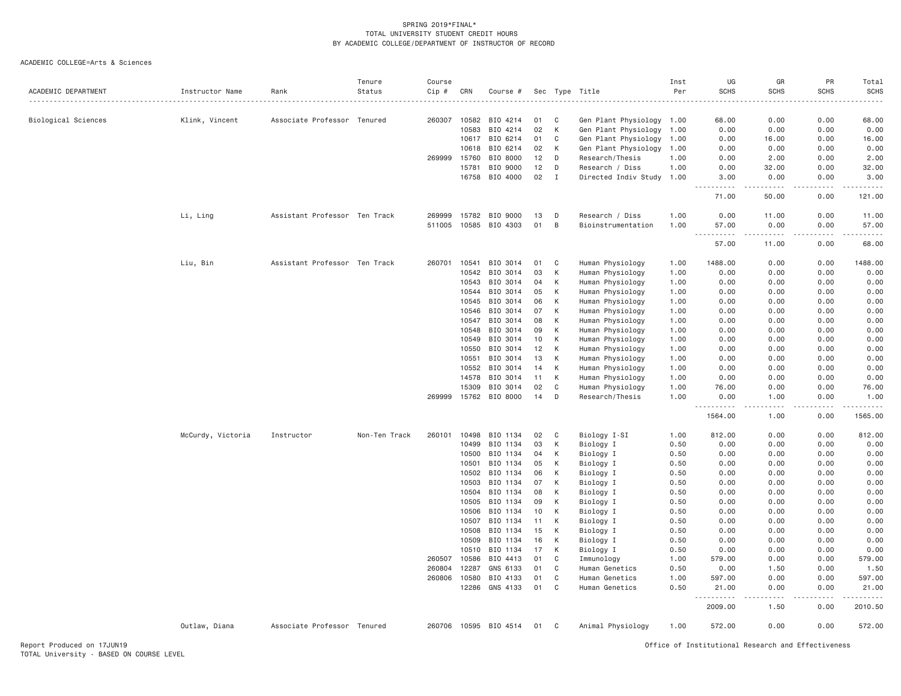SPRING 2019*FINAL*
TOTAL UNIVERSITY STUDENT CREDIT HOURS
BY ACADEMIC COLLEGE/DEPARTMENT OF INSTRUCTOR OF RECORD

ACADEMIC COLLEGE=Arts & Sciences

| ACADEMIC DEPARTMENT | Instructor Name | Rank | Tenure Status | Course Cip # | CRN | Course # | Sec | Type | Title | Inst Per | UG SCHS | GR SCHS | PR SCHS | Total SCHS |
|---|---|---|---|---|---|---|---|---|---|---|---|---|---|---|
| Biological Sciences | Klink, Vincent | Associate Professor | Tenured | 260307 | 10582 | BIO 4214 | 01 | C | Gen Plant Physiology | 1.00 | 68.00 | 0.00 | 0.00 | 68.00 |
| | | | | | 10583 | BIO 4214 | 02 | K | Gen Plant Physiology | 1.00 | 0.00 | 0.00 | 0.00 | 0.00 |
| | | | | | 10617 | BIO 6214 | 01 | C | Gen Plant Physiology | 1.00 | 0.00 | 16.00 | 0.00 | 16.00 |
| | | | | | 10618 | BIO 6214 | 02 | K | Gen Plant Physiology | 1.00 | 0.00 | 0.00 | 0.00 | 0.00 |
| | | | | 269999 | 15760 | BIO 8000 | 12 | D | Research/Thesis | 1.00 | 0.00 | 2.00 | 0.00 | 2.00 |
| | | | | | 15781 | BIO 9000 | 12 | D | Research / Diss | 1.00 | 0.00 | 32.00 | 0.00 | 32.00 |
| | | | | | 16758 | BIO 4000 | 02 | I | Directed Indiv Study | 1.00 | 3.00 | 0.00 | 0.00 | 3.00 |
| | | | | | | | | | | | 71.00 | 50.00 | 0.00 | 121.00 |
| | Li, Ling | Assistant Professor | Ten Track | 269999 | 15782 | BIO 9000 | 13 | D | Research / Diss | 1.00 | 0.00 | 11.00 | 0.00 | 11.00 |
| | | | | 511005 | 10585 | BIO 4303 | 01 | B | Bioinstrumentation | 1.00 | 57.00 | 0.00 | 0.00 | 57.00 |
| | | | | | | | | | | | 57.00 | 11.00 | 0.00 | 68.00 |
| | Liu, Bin | Assistant Professor | Ten Track | 260701 | 10541 | BIO 3014 | 01 | C | Human Physiology | 1.00 | 1488.00 | 0.00 | 0.00 | 1488.00 |
| | | | | | 10542 | BIO 3014 | 03 | K | Human Physiology | 1.00 | 0.00 | 0.00 | 0.00 | 0.00 |
| | | | | | 10543 | BIO 3014 | 04 | K | Human Physiology | 1.00 | 0.00 | 0.00 | 0.00 | 0.00 |
| | | | | | 10544 | BIO 3014 | 05 | K | Human Physiology | 1.00 | 0.00 | 0.00 | 0.00 | 0.00 |
| | | | | | 10545 | BIO 3014 | 06 | K | Human Physiology | 1.00 | 0.00 | 0.00 | 0.00 | 0.00 |
| | | | | | 10546 | BIO 3014 | 07 | K | Human Physiology | 1.00 | 0.00 | 0.00 | 0.00 | 0.00 |
| | | | | | 10547 | BIO 3014 | 08 | K | Human Physiology | 1.00 | 0.00 | 0.00 | 0.00 | 0.00 |
| | | | | | 10548 | BIO 3014 | 09 | K | Human Physiology | 1.00 | 0.00 | 0.00 | 0.00 | 0.00 |
| | | | | | 10549 | BIO 3014 | 10 | K | Human Physiology | 1.00 | 0.00 | 0.00 | 0.00 | 0.00 |
| | | | | | 10550 | BIO 3014 | 12 | K | Human Physiology | 1.00 | 0.00 | 0.00 | 0.00 | 0.00 |
| | | | | | 10551 | BIO 3014 | 13 | K | Human Physiology | 1.00 | 0.00 | 0.00 | 0.00 | 0.00 |
| | | | | | 10552 | BIO 3014 | 14 | K | Human Physiology | 1.00 | 0.00 | 0.00 | 0.00 | 0.00 |
| | | | | | 14578 | BIO 3014 | 11 | K | Human Physiology | 1.00 | 0.00 | 0.00 | 0.00 | 0.00 |
| | | | | | 15309 | BIO 3014 | 02 | C | Human Physiology | 1.00 | 76.00 | 0.00 | 0.00 | 76.00 |
| | | | | 269999 | 15762 | BIO 8000 | 14 | D | Research/Thesis | 1.00 | 0.00 | 1.00 | 0.00 | 1.00 |
| | | | | | | | | | | | 1564.00 | 1.00 | 0.00 | 1565.00 |
| | McCurdy, Victoria | Instructor | Non-Ten Track | 260101 | 10498 | BIO 1134 | 02 | C | Biology I-SI | 1.00 | 812.00 | 0.00 | 0.00 | 812.00 |
| | | | | | 10499 | BIO 1134 | 03 | K | Biology I | 0.50 | 0.00 | 0.00 | 0.00 | 0.00 |
| | | | | | 10500 | BIO 1134 | 04 | K | Biology I | 0.50 | 0.00 | 0.00 | 0.00 | 0.00 |
| | | | | | 10501 | BIO 1134 | 05 | K | Biology I | 0.50 | 0.00 | 0.00 | 0.00 | 0.00 |
| | | | | | 10502 | BIO 1134 | 06 | K | Biology I | 0.50 | 0.00 | 0.00 | 0.00 | 0.00 |
| | | | | | 10503 | BIO 1134 | 07 | K | Biology I | 0.50 | 0.00 | 0.00 | 0.00 | 0.00 |
| | | | | | 10504 | BIO 1134 | 08 | K | Biology I | 0.50 | 0.00 | 0.00 | 0.00 | 0.00 |
| | | | | | 10505 | BIO 1134 | 09 | K | Biology I | 0.50 | 0.00 | 0.00 | 0.00 | 0.00 |
| | | | | | 10506 | BIO 1134 | 10 | K | Biology I | 0.50 | 0.00 | 0.00 | 0.00 | 0.00 |
| | | | | | 10507 | BIO 1134 | 11 | K | Biology I | 0.50 | 0.00 | 0.00 | 0.00 | 0.00 |
| | | | | | 10508 | BIO 1134 | 15 | K | Biology I | 0.50 | 0.00 | 0.00 | 0.00 | 0.00 |
| | | | | | 10509 | BIO 1134 | 16 | K | Biology I | 0.50 | 0.00 | 0.00 | 0.00 | 0.00 |
| | | | | | 10510 | BIO 1134 | 17 | K | Biology I | 0.50 | 0.00 | 0.00 | 0.00 | 0.00 |
| | | | | 260507 | 10586 | BIO 4413 | 01 | C | Immunology | 1.00 | 579.00 | 0.00 | 0.00 | 579.00 |
| | | | | 260804 | 12287 | GNS 6133 | 01 | C | Human Genetics | 0.50 | 0.00 | 1.50 | 0.00 | 1.50 |
| | | | | 260806 | 10580 | BIO 4133 | 01 | C | Human Genetics | 1.00 | 597.00 | 0.00 | 0.00 | 597.00 |
| | | | | | 12286 | GNS 4133 | 01 | C | Human Genetics | 0.50 | 21.00 | 0.00 | 0.00 | 21.00 |
| | | | | | | | | | | | 2009.00 | 1.50 | 0.00 | 2010.50 |
| | Outlaw, Diana | Associate Professor | Tenured | 260706 | 10595 | BIO 4514 | 01 | C | Animal Physiology | 1.00 | 572.00 | 0.00 | 0.00 | 572.00 |

Report Produced on 17JUN19
TOTAL University - BASED ON COURSE LEVEL

Office of Institutional Research and Effectiveness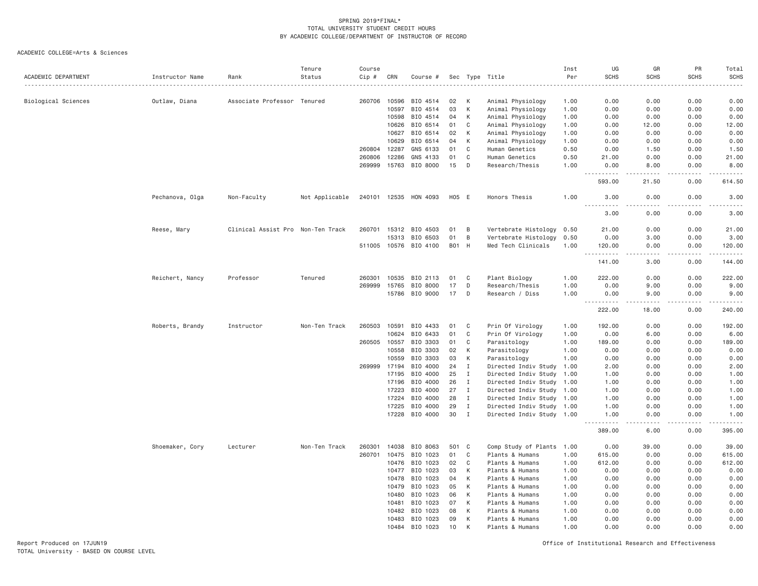SPRING 2019*FINAL*
TOTAL UNIVERSITY STUDENT CREDIT HOURS
BY ACADEMIC COLLEGE/DEPARTMENT OF INSTRUCTOR OF RECORD

ACADEMIC COLLEGE=Arts & Sciences

| ACADEMIC DEPARTMENT | Instructor Name | Rank | Tenure Status | Course Cip # | CRN | Course # | Sec | Type | Title | Inst Per | UG SCHS | GR SCHS | PR SCHS | Total SCHS |
|---|---|---|---|---|---|---|---|---|---|---|---|---|---|---|
| Biological Sciences | Outlaw, Diana | Associate Professor | Tenured | 260706 | 10596 | BIO 4514 | 02 | K | Animal Physiology | 1.00 | 0.00 | 0.00 | 0.00 | 0.00 |
| | | | | | 10597 | BIO 4514 | 03 | K | Animal Physiology | 1.00 | 0.00 | 0.00 | 0.00 | 0.00 |
| | | | | | 10598 | BIO 4514 | 04 | K | Animal Physiology | 1.00 | 0.00 | 0.00 | 0.00 | 0.00 |
| | | | | | 10626 | BIO 6514 | 01 | C | Animal Physiology | 1.00 | 0.00 | 12.00 | 0.00 | 12.00 |
| | | | | | 10627 | BIO 6514 | 02 | K | Animal Physiology | 1.00 | 0.00 | 0.00 | 0.00 | 0.00 |
| | | | | | 10629 | BIO 6514 | 04 | K | Animal Physiology | 1.00 | 0.00 | 0.00 | 0.00 | 0.00 |
| | | | | 260804 | 12287 | GNS 6133 | 01 | C | Human Genetics | 0.50 | 0.00 | 1.50 | 0.00 | 1.50 |
| | | | | 260806 | 12286 | GNS 4133 | 01 | C | Human Genetics | 0.50 | 21.00 | 0.00 | 0.00 | 21.00 |
| | | | | 269999 | 15763 | BIO 8000 | 15 | D | Research/Thesis | 1.00 | 0.00 | 8.00 | 0.00 | 8.00 |
| | | | | | | | | | | | 593.00 | 21.50 | 0.00 | 614.50 |
| | Pechanova, Olga | Non-Faculty | Not Applicable | 240101 | 12535 | HON 4093 | H05 | E | Honors Thesis | 1.00 | 3.00 | 0.00 | 0.00 | 3.00 |
| | | | | | | | | | | | 3.00 | 0.00 | 0.00 | 3.00 |
| | Reese, Mary | Clinical Assist Pro | Non-Ten Track | 260701 | 15312 | BIO 4503 | 01 | B | Vertebrate Histology | 0.50 | 21.00 | 0.00 | 0.00 | 21.00 |
| | | | | | 15313 | BIO 6503 | 01 | B | Vertebrate Histology | 0.50 | 0.00 | 3.00 | 0.00 | 3.00 |
| | | | | 511005 | 10576 | BIO 4100 | B01 | H | Med Tech Clinicals | 1.00 | 120.00 | 0.00 | 0.00 | 120.00 |
| | | | | | | | | | | | 141.00 | 3.00 | 0.00 | 144.00 |
| | Reichert, Nancy | Professor | Tenured | 260301 | 10535 | BIO 2113 | 01 | C | Plant Biology | 1.00 | 222.00 | 0.00 | 0.00 | 222.00 |
| | | | | 269999 | 15765 | BIO 8000 | 17 | D | Research/Thesis | 1.00 | 0.00 | 9.00 | 0.00 | 9.00 |
| | | | | | 15786 | BIO 9000 | 17 | D | Research / Diss | 1.00 | 0.00 | 9.00 | 0.00 | 9.00 |
| | | | | | | | | | | | 222.00 | 18.00 | 0.00 | 240.00 |
| | Roberts, Brandy | Instructor | Non-Ten Track | 260503 | 10591 | BIO 4433 | 01 | C | Prin Of Virology | 1.00 | 192.00 | 0.00 | 0.00 | 192.00 |
| | | | | | 10624 | BIO 6433 | 01 | C | Prin Of Virology | 1.00 | 0.00 | 6.00 | 0.00 | 6.00 |
| | | | | 260505 | 10557 | BIO 3303 | 01 | C | Parasitology | 1.00 | 189.00 | 0.00 | 0.00 | 189.00 |
| | | | | | 10558 | BIO 3303 | 02 | K | Parasitology | 1.00 | 0.00 | 0.00 | 0.00 | 0.00 |
| | | | | | 10559 | BIO 3303 | 03 | K | Parasitology | 1.00 | 0.00 | 0.00 | 0.00 | 0.00 |
| | | | | 269999 | 17194 | BIO 4000 | 24 | I | Directed Indiv Study | 1.00 | 2.00 | 0.00 | 0.00 | 2.00 |
| | | | | | 17195 | BIO 4000 | 25 | I | Directed Indiv Study | 1.00 | 1.00 | 0.00 | 0.00 | 1.00 |
| | | | | | 17196 | BIO 4000 | 26 | I | Directed Indiv Study | 1.00 | 1.00 | 0.00 | 0.00 | 1.00 |
| | | | | | 17223 | BIO 4000 | 27 | I | Directed Indiv Study | 1.00 | 1.00 | 0.00 | 0.00 | 1.00 |
| | | | | | 17224 | BIO 4000 | 28 | I | Directed Indiv Study | 1.00 | 1.00 | 0.00 | 0.00 | 1.00 |
| | | | | | 17225 | BIO 4000 | 29 | I | Directed Indiv Study | 1.00 | 1.00 | 0.00 | 0.00 | 1.00 |
| | | | | | 17228 | BIO 4000 | 30 | I | Directed Indiv Study | 1.00 | 1.00 | 0.00 | 0.00 | 1.00 |
| | | | | | | | | | | | 389.00 | 6.00 | 0.00 | 395.00 |
| | Shoemaker, Cory | Lecturer | Non-Ten Track | 260301 | 14038 | BIO 8063 | 501 | C | Comp Study of Plants | 1.00 | 0.00 | 39.00 | 0.00 | 39.00 |
| | | | | 260701 | 10475 | BIO 1023 | 01 | C | Plants & Humans | 1.00 | 615.00 | 0.00 | 0.00 | 615.00 |
| | | | | | 10476 | BIO 1023 | 02 | C | Plants & Humans | 1.00 | 612.00 | 0.00 | 0.00 | 612.00 |
| | | | | | 10477 | BIO 1023 | 03 | K | Plants & Humans | 1.00 | 0.00 | 0.00 | 0.00 | 0.00 |
| | | | | | 10478 | BIO 1023 | 04 | K | Plants & Humans | 1.00 | 0.00 | 0.00 | 0.00 | 0.00 |
| | | | | | 10479 | BIO 1023 | 05 | K | Plants & Humans | 1.00 | 0.00 | 0.00 | 0.00 | 0.00 |
| | | | | | 10480 | BIO 1023 | 06 | K | Plants & Humans | 1.00 | 0.00 | 0.00 | 0.00 | 0.00 |
| | | | | | 10481 | BIO 1023 | 07 | K | Plants & Humans | 1.00 | 0.00 | 0.00 | 0.00 | 0.00 |
| | | | | | 10482 | BIO 1023 | 08 | K | Plants & Humans | 1.00 | 0.00 | 0.00 | 0.00 | 0.00 |
| | | | | | 10483 | BIO 1023 | 09 | K | Plants & Humans | 1.00 | 0.00 | 0.00 | 0.00 | 0.00 |
| | | | | | 10484 | BIO 1023 | 10 | K | Plants & Humans | 1.00 | 0.00 | 0.00 | 0.00 | 0.00 |

Report Produced on 17JUN19
TOTAL University - BASED ON COURSE LEVEL

Office of Institutional Research and Effectiveness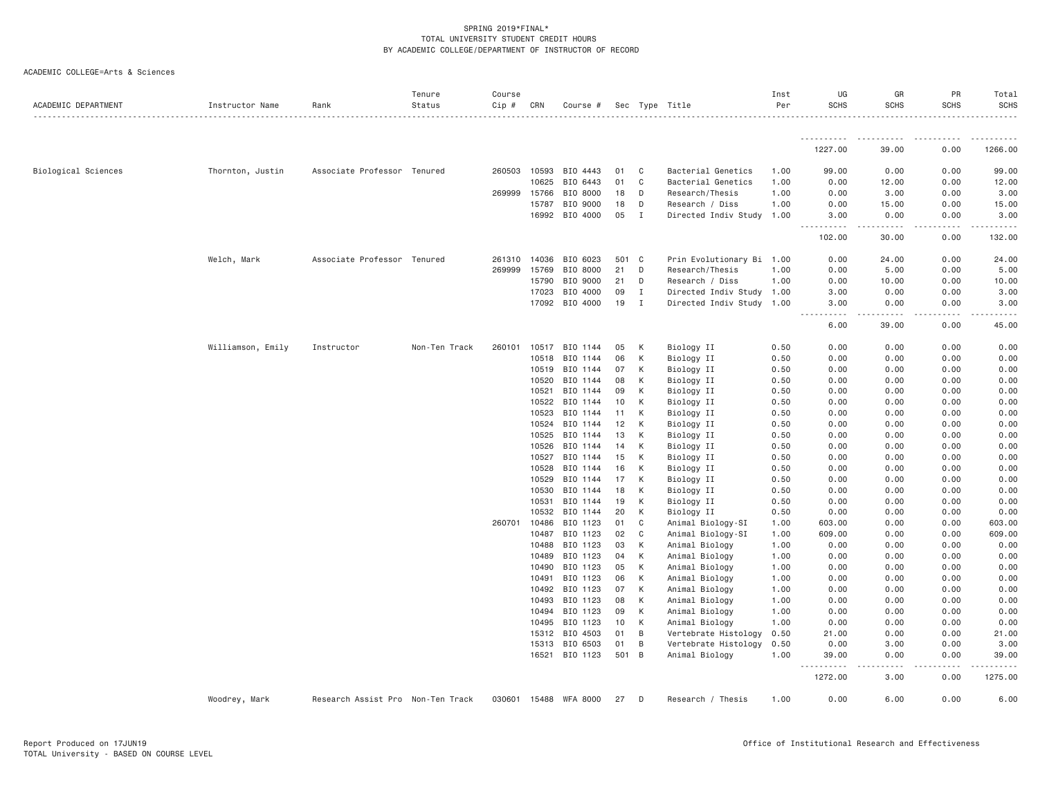SPRING 2019*FINAL*
TOTAL UNIVERSITY STUDENT CREDIT HOURS
BY ACADEMIC COLLEGE/DEPARTMENT OF INSTRUCTOR OF RECORD

ACADEMIC COLLEGE=Arts & Sciences

| ACADEMIC DEPARTMENT | Instructor Name | Rank | Tenure Status | Course Cip # | CRN | Course # | Sec | Type | Title | Inst Per | UG SCHS | GR SCHS | PR SCHS | Total SCHS |
|---|---|---|---|---|---|---|---|---|---|---|---|---|---|---|
| | | | | | | | | | | | 1227.00 | 39.00 | 0.00 | 1266.00 |
| Biological Sciences | Thornton, Justin | Associate Professor | Tenured | 260503 | 10593 | BIO 4443 | 01 | C | Bacterial Genetics | 1.00 | 99.00 | 0.00 | 0.00 | 99.00 |
| | | | | | 10625 | BIO 6443 | 01 | C | Bacterial Genetics | 1.00 | 0.00 | 12.00 | 0.00 | 12.00 |
| | | | | 269999 | 15766 | BIO 8000 | 18 | D | Research/Thesis | 1.00 | 0.00 | 3.00 | 0.00 | 3.00 |
| | | | | | 15787 | BIO 9000 | 18 | D | Research / Diss | 1.00 | 0.00 | 15.00 | 0.00 | 15.00 |
| | | | | | 16992 | BIO 4000 | 05 | I | Directed Indiv Study | 1.00 | 3.00 | 0.00 | 0.00 | 3.00 |
| | | | | | | | | | | | 102.00 | 30.00 | 0.00 | 132.00 |
| | Welch, Mark | Associate Professor | Tenured | 261310 | 14036 | BIO 6023 | 501 | C | Prin Evolutionary Bi | 1.00 | 0.00 | 24.00 | 0.00 | 24.00 |
| | | | | 269999 | 15769 | BIO 8000 | 21 | D | Research/Thesis | 1.00 | 0.00 | 5.00 | 0.00 | 5.00 |
| | | | | | 15790 | BIO 9000 | 21 | D | Research / Diss | 1.00 | 0.00 | 10.00 | 0.00 | 10.00 |
| | | | | | 17023 | BIO 4000 | 09 | I | Directed Indiv Study | 1.00 | 3.00 | 0.00 | 0.00 | 3.00 |
| | | | | | 17092 | BIO 4000 | 19 | I | Directed Indiv Study | 1.00 | 3.00 | 0.00 | 0.00 | 3.00 |
| | | | | | | | | | | | 6.00 | 39.00 | 0.00 | 45.00 |
| | Williamson, Emily | Instructor | Non-Ten Track | 260101 | 10517 | BIO 1144 | 05 | K | Biology II | 0.50 | 0.00 | 0.00 | 0.00 | 0.00 |
| | | | | | 10518 | BIO 1144 | 06 | K | Biology II | 0.50 | 0.00 | 0.00 | 0.00 | 0.00 |
| | | | | | 10519 | BIO 1144 | 07 | K | Biology II | 0.50 | 0.00 | 0.00 | 0.00 | 0.00 |
| | | | | | 10520 | BIO 1144 | 08 | K | Biology II | 0.50 | 0.00 | 0.00 | 0.00 | 0.00 |
| | | | | | 10521 | BIO 1144 | 09 | K | Biology II | 0.50 | 0.00 | 0.00 | 0.00 | 0.00 |
| | | | | | 10522 | BIO 1144 | 10 | K | Biology II | 0.50 | 0.00 | 0.00 | 0.00 | 0.00 |
| | | | | | 10523 | BIO 1144 | 11 | K | Biology II | 0.50 | 0.00 | 0.00 | 0.00 | 0.00 |
| | | | | | 10524 | BIO 1144 | 12 | K | Biology II | 0.50 | 0.00 | 0.00 | 0.00 | 0.00 |
| | | | | | 10525 | BIO 1144 | 13 | K | Biology II | 0.50 | 0.00 | 0.00 | 0.00 | 0.00 |
| | | | | | 10526 | BIO 1144 | 14 | K | Biology II | 0.50 | 0.00 | 0.00 | 0.00 | 0.00 |
| | | | | | 10527 | BIO 1144 | 15 | K | Biology II | 0.50 | 0.00 | 0.00 | 0.00 | 0.00 |
| | | | | | 10528 | BIO 1144 | 16 | K | Biology II | 0.50 | 0.00 | 0.00 | 0.00 | 0.00 |
| | | | | | 10529 | BIO 1144 | 17 | K | Biology II | 0.50 | 0.00 | 0.00 | 0.00 | 0.00 |
| | | | | | 10530 | BIO 1144 | 18 | K | Biology II | 0.50 | 0.00 | 0.00 | 0.00 | 0.00 |
| | | | | | 10531 | BIO 1144 | 19 | K | Biology II | 0.50 | 0.00 | 0.00 | 0.00 | 0.00 |
| | | | | | 10532 | BIO 1144 | 20 | K | Biology II | 0.50 | 0.00 | 0.00 | 0.00 | 0.00 |
| | | | | 260701 | 10486 | BIO 1123 | 01 | C | Animal Biology-SI | 1.00 | 603.00 | 0.00 | 0.00 | 603.00 |
| | | | | | 10487 | BIO 1123 | 02 | C | Animal Biology-SI | 1.00 | 609.00 | 0.00 | 0.00 | 609.00 |
| | | | | | 10488 | BIO 1123 | 03 | K | Animal Biology | 1.00 | 0.00 | 0.00 | 0.00 | 0.00 |
| | | | | | 10489 | BIO 1123 | 04 | K | Animal Biology | 1.00 | 0.00 | 0.00 | 0.00 | 0.00 |
| | | | | | 10490 | BIO 1123 | 05 | K | Animal Biology | 1.00 | 0.00 | 0.00 | 0.00 | 0.00 |
| | | | | | 10491 | BIO 1123 | 06 | K | Animal Biology | 1.00 | 0.00 | 0.00 | 0.00 | 0.00 |
| | | | | | 10492 | BIO 1123 | 07 | K | Animal Biology | 1.00 | 0.00 | 0.00 | 0.00 | 0.00 |
| | | | | | 10493 | BIO 1123 | 08 | K | Animal Biology | 1.00 | 0.00 | 0.00 | 0.00 | 0.00 |
| | | | | | 10494 | BIO 1123 | 09 | K | Animal Biology | 1.00 | 0.00 | 0.00 | 0.00 | 0.00 |
| | | | | | 10495 | BIO 1123 | 10 | K | Animal Biology | 1.00 | 0.00 | 0.00 | 0.00 | 0.00 |
| | | | | | 15312 | BIO 4503 | 01 | B | Vertebrate Histology | 0.50 | 21.00 | 0.00 | 0.00 | 21.00 |
| | | | | | 15313 | BIO 6503 | 01 | B | Vertebrate Histology | 0.50 | 0.00 | 3.00 | 0.00 | 3.00 |
| | | | | | 16521 | BIO 1123 | 501 | B | Animal Biology | 1.00 | 39.00 | 0.00 | 0.00 | 39.00 |
| | | | | | | | | | | | 1272.00 | 3.00 | 0.00 | 1275.00 |
| | Woodrey, Mark | Research Assist Pro | Non-Ten Track | 030601 | 15488 | WFA 8000 | 27 | D | Research / Thesis | 1.00 | 0.00 | 6.00 | 0.00 | 6.00 |

Report Produced on 17JUN19
TOTAL University - BASED ON COURSE LEVEL
Office of Institutional Research and Effectiveness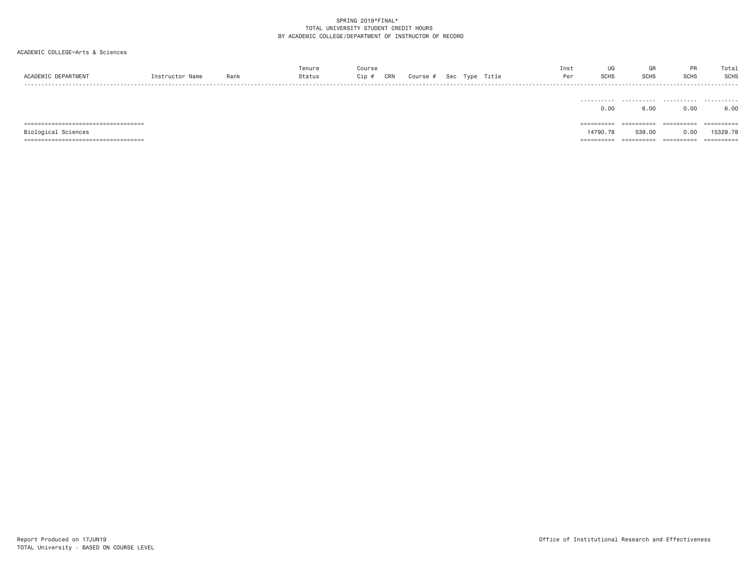SPRING 2019*FINAL*
TOTAL UNIVERSITY STUDENT CREDIT HOURS
BY ACADEMIC COLLEGE/DEPARTMENT OF INSTRUCTOR OF RECORD

ACADEMIC COLLEGE=Arts & Sciences

| ACADEMIC DEPARTMENT | Instructor Name | Rank | Tenure Status | Course Cip # | CRN | Course # | Sec | Type | Title | Inst Per | UG SCHS | GR SCHS | PR SCHS | Total SCHS |
|---|---|---|---|---|---|---|---|---|---|---|---|---|---|---|
| | | | | | | | | | | | 0.00 | 6.00 | 0.00 | 6.00 |
| Biological Sciences | | | | | | | | | | | 14790.78 | 539.00 | 0.00 | 15329.78 |

Report Produced on 17JUN19
TOTAL University - BASED ON COURSE LEVEL

Office of Institutional Research and Effectiveness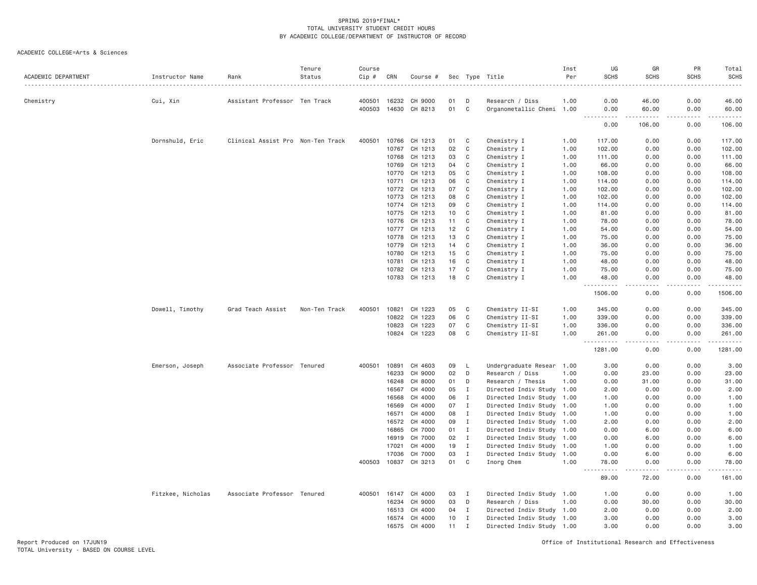SPRING 2019*FINAL*
TOTAL UNIVERSITY STUDENT CREDIT HOURS
BY ACADEMIC COLLEGE/DEPARTMENT OF INSTRUCTOR OF RECORD

ACADEMIC COLLEGE=Arts & Sciences

| ACADEMIC DEPARTMENT | Instructor Name | Rank | Tenure Status | Course Cip # | CRN | Course # | Sec | Type | Title | Inst Per | UG SCHS | GR SCHS | PR SCHS | Total SCHS |
|---|---|---|---|---|---|---|---|---|---|---|---|---|---|---|
| Chemistry | Cui, Xin | Assistant Professor | Ten Track | 400501 | 16232 | CH 9000 | 01 | D | Research / Diss | 1.00 | 0.00 | 46.00 | 0.00 | 46.00 |
| | | | | 400503 | 14630 | CH 8213 | 01 | C | Organometallic Chemi | 1.00 | 0.00 | 60.00 | 0.00 | 60.00 |
| | | | | | | | | | | | 0.00 | 106.00 | 0.00 | 106.00 |
| | Dornshuld, Eric | Clinical Assist Pro | Non-Ten Track | 400501 | 10766 | CH 1213 | 01 | C | Chemistry I | 1.00 | 117.00 | 0.00 | 0.00 | 117.00 |
| | | | | | 10767 | CH 1213 | 02 | C | Chemistry I | 1.00 | 102.00 | 0.00 | 0.00 | 102.00 |
| | | | | | 10768 | CH 1213 | 03 | C | Chemistry I | 1.00 | 111.00 | 0.00 | 0.00 | 111.00 |
| | | | | | 10769 | CH 1213 | 04 | C | Chemistry I | 1.00 | 66.00 | 0.00 | 0.00 | 66.00 |
| | | | | | 10770 | CH 1213 | 05 | C | Chemistry I | 1.00 | 108.00 | 0.00 | 0.00 | 108.00 |
| | | | | | 10771 | CH 1213 | 06 | C | Chemistry I | 1.00 | 114.00 | 0.00 | 0.00 | 114.00 |
| | | | | | 10772 | CH 1213 | 07 | C | Chemistry I | 1.00 | 102.00 | 0.00 | 0.00 | 102.00 |
| | | | | | 10773 | CH 1213 | 08 | C | Chemistry I | 1.00 | 102.00 | 0.00 | 0.00 | 102.00 |
| | | | | | 10774 | CH 1213 | 09 | C | Chemistry I | 1.00 | 114.00 | 0.00 | 0.00 | 114.00 |
| | | | | | 10775 | CH 1213 | 10 | C | Chemistry I | 1.00 | 81.00 | 0.00 | 0.00 | 81.00 |
| | | | | | 10776 | CH 1213 | 11 | C | Chemistry I | 1.00 | 78.00 | 0.00 | 0.00 | 78.00 |
| | | | | | 10777 | CH 1213 | 12 | C | Chemistry I | 1.00 | 54.00 | 0.00 | 0.00 | 54.00 |
| | | | | | 10778 | CH 1213 | 13 | C | Chemistry I | 1.00 | 75.00 | 0.00 | 0.00 | 75.00 |
| | | | | | 10779 | CH 1213 | 14 | C | Chemistry I | 1.00 | 36.00 | 0.00 | 0.00 | 36.00 |
| | | | | | 10780 | CH 1213 | 15 | C | Chemistry I | 1.00 | 75.00 | 0.00 | 0.00 | 75.00 |
| | | | | | 10781 | CH 1213 | 16 | C | Chemistry I | 1.00 | 48.00 | 0.00 | 0.00 | 48.00 |
| | | | | | 10782 | CH 1213 | 17 | C | Chemistry I | 1.00 | 75.00 | 0.00 | 0.00 | 75.00 |
| | | | | | 10783 | CH 1213 | 18 | C | Chemistry I | 1.00 | 48.00 | 0.00 | 0.00 | 48.00 |
| | | | | | | | | | | | 1506.00 | 0.00 | 0.00 | 1506.00 |
| | Dowell, Timothy | Grad Teach Assist | Non-Ten Track | 400501 | 10821 | CH 1223 | 05 | C | Chemistry II-SI | 1.00 | 345.00 | 0.00 | 0.00 | 345.00 |
| | | | | | 10822 | CH 1223 | 06 | C | Chemistry II-SI | 1.00 | 339.00 | 0.00 | 0.00 | 339.00 |
| | | | | | 10823 | CH 1223 | 07 | C | Chemistry II-SI | 1.00 | 336.00 | 0.00 | 0.00 | 336.00 |
| | | | | | 10824 | CH 1223 | 08 | C | Chemistry II-SI | 1.00 | 261.00 | 0.00 | 0.00 | 261.00 |
| | | | | | | | | | | | 1281.00 | 0.00 | 0.00 | 1281.00 |
| | Emerson, Joseph | Associate Professor | Tenured | 400501 | 10891 | CH 4603 | 09 | L | Undergraduate Resear | 1.00 | 3.00 | 0.00 | 0.00 | 3.00 |
| | | | | | 16233 | CH 9000 | 02 | D | Research / Diss | 1.00 | 0.00 | 23.00 | 0.00 | 23.00 |
| | | | | | 16248 | CH 8000 | 01 | D | Research / Thesis | 1.00 | 0.00 | 31.00 | 0.00 | 31.00 |
| | | | | | 16567 | CH 4000 | 05 | I | Directed Indiv Study | 1.00 | 2.00 | 0.00 | 0.00 | 2.00 |
| | | | | | 16568 | CH 4000 | 06 | I | Directed Indiv Study | 1.00 | 1.00 | 0.00 | 0.00 | 1.00 |
| | | | | | 16569 | CH 4000 | 07 | I | Directed Indiv Study | 1.00 | 1.00 | 0.00 | 0.00 | 1.00 |
| | | | | | 16571 | CH 4000 | 08 | I | Directed Indiv Study | 1.00 | 1.00 | 0.00 | 0.00 | 1.00 |
| | | | | | 16572 | CH 4000 | 09 | I | Directed Indiv Study | 1.00 | 2.00 | 0.00 | 0.00 | 2.00 |
| | | | | | 16865 | CH 7000 | 01 | I | Directed Indiv Study | 1.00 | 0.00 | 6.00 | 0.00 | 6.00 |
| | | | | | 16919 | CH 7000 | 02 | I | Directed Indiv Study | 1.00 | 0.00 | 6.00 | 0.00 | 6.00 |
| | | | | | 17021 | CH 4000 | 19 | I | Directed Indiv Study | 1.00 | 1.00 | 0.00 | 0.00 | 1.00 |
| | | | | | 17036 | CH 7000 | 03 | I | Directed Indiv Study | 1.00 | 0.00 | 6.00 | 0.00 | 6.00 |
| | | | | 400503 | 10837 | CH 3213 | 01 | C | Inorg Chem | 1.00 | 78.00 | 0.00 | 0.00 | 78.00 |
| | | | | | | | | | | | 89.00 | 72.00 | 0.00 | 161.00 |
| | Fitzkee, Nicholas | Associate Professor | Tenured | 400501 | 16147 | CH 4000 | 03 | I | Directed Indiv Study | 1.00 | 1.00 | 0.00 | 0.00 | 1.00 |
| | | | | | 16234 | CH 9000 | 03 | D | Research / Diss | 1.00 | 0.00 | 30.00 | 0.00 | 30.00 |
| | | | | | 16513 | CH 4000 | 04 | I | Directed Indiv Study | 1.00 | 2.00 | 0.00 | 0.00 | 2.00 |
| | | | | | 16574 | CH 4000 | 10 | I | Directed Indiv Study | 1.00 | 3.00 | 0.00 | 0.00 | 3.00 |
| | | | | | 16575 | CH 4000 | 11 | I | Directed Indiv Study | 1.00 | 3.00 | 0.00 | 0.00 | 3.00 |

Report Produced on 17JUN19
TOTAL University - BASED ON COURSE LEVEL
Office of Institutional Research and Effectiveness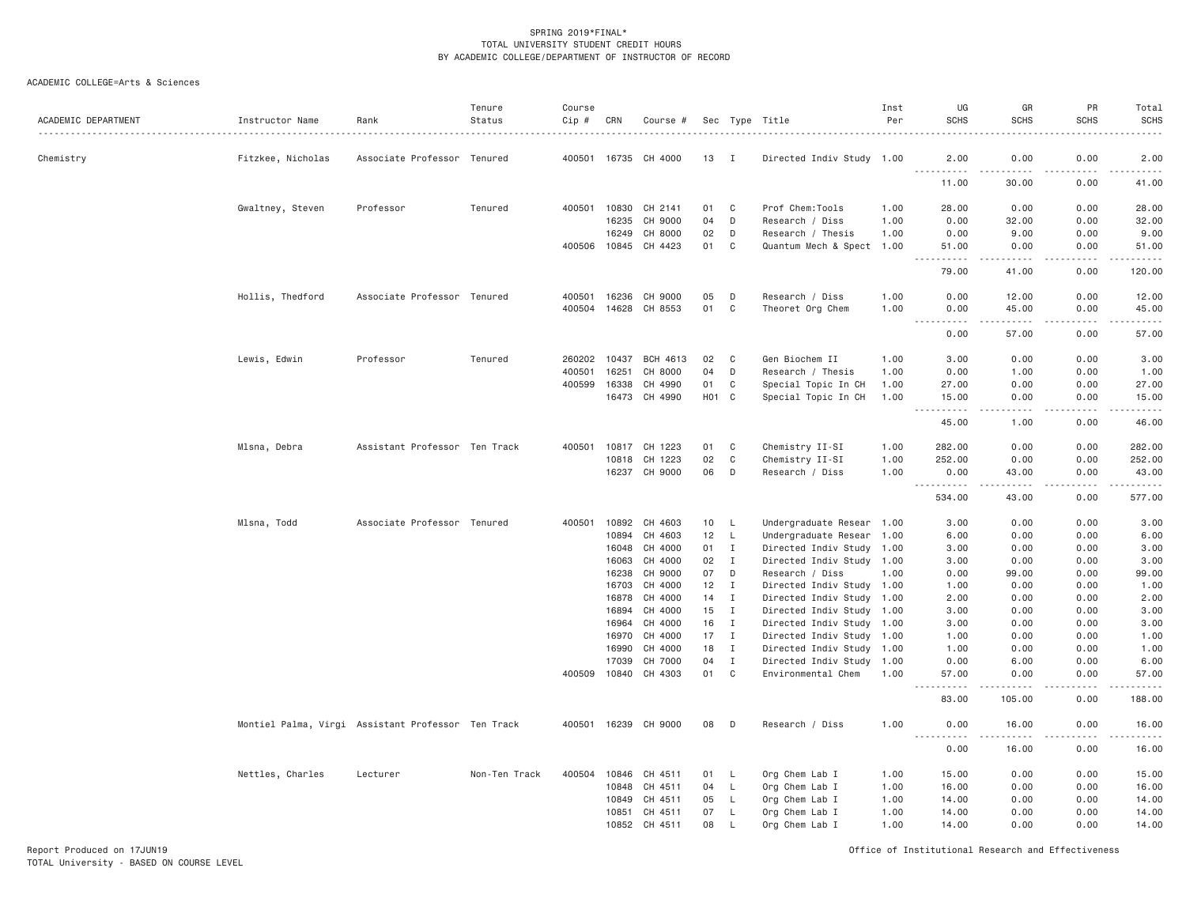SPRING 2019*FINAL*
TOTAL UNIVERSITY STUDENT CREDIT HOURS
BY ACADEMIC COLLEGE/DEPARTMENT OF INSTRUCTOR OF RECORD

ACADEMIC COLLEGE=Arts & Sciences

| ACADEMIC DEPARTMENT | Instructor Name | Rank | Tenure Status | Course Cip # | CRN | Course # | Sec | Type | Title | Inst Per | UG SCHS | GR SCHS | PR SCHS | Total SCHS |
|---|---|---|---|---|---|---|---|---|---|---|---|---|---|---|
| Chemistry | Fitzkee, Nicholas | Associate Professor | Tenured | 400501 | 16735 | CH 4000 | 13 | I | Directed Indiv Study | 1.00 | 2.00 | 0.00 | 0.00 | 2.00 |
| | | | | | | | | | | | 11.00 | 30.00 | 0.00 | 41.00 |
| | Gwaltney, Steven | Professor | Tenured | 400501 | 10830 | CH 2141 | 01 | C | Prof Chem:Tools | 1.00 | 28.00 | 0.00 | 0.00 | 28.00 |
| | | | | | 16235 | CH 9000 | 04 | D | Research / Diss | 1.00 | 0.00 | 32.00 | 0.00 | 32.00 |
| | | | | | 16249 | CH 8000 | 02 | D | Research / Thesis | 1.00 | 0.00 | 9.00 | 0.00 | 9.00 |
| | | | | 400506 | 10845 | CH 4423 | 01 | C | Quantum Mech & Spect | 1.00 | 51.00 | 0.00 | 0.00 | 51.00 |
| | | | | | | | | | | | 79.00 | 41.00 | 0.00 | 120.00 |
| | Hollis, Thedford | Associate Professor | Tenured | 400501 | 16236 | CH 9000 | 05 | D | Research / Diss | 1.00 | 0.00 | 12.00 | 0.00 | 12.00 |
| | | | | 400504 | 14628 | CH 8553 | 01 | C | Theoret Org Chem | 1.00 | 0.00 | 45.00 | 0.00 | 45.00 |
| | | | | | | | | | | | 0.00 | 57.00 | 0.00 | 57.00 |
| | Lewis, Edwin | Professor | Tenured | 260202 | 10437 | BCH 4613 | 02 | C | Gen Biochem II | 1.00 | 3.00 | 0.00 | 0.00 | 3.00 |
| | | | | 400501 | 16251 | CH 8000 | 04 | D | Research / Thesis | 1.00 | 0.00 | 1.00 | 0.00 | 1.00 |
| | | | | 400599 | 16338 | CH 4990 | 01 | C | Special Topic In CH | 1.00 | 27.00 | 0.00 | 0.00 | 27.00 |
| | | | | | 16473 | CH 4990 | H01 | C | Special Topic In CH | 1.00 | 15.00 | 0.00 | 0.00 | 15.00 |
| | | | | | | | | | | | 45.00 | 1.00 | 0.00 | 46.00 |
| | Mlsna, Debra | Assistant Professor | Ten Track | 400501 | 10817 | CH 1223 | 01 | C | Chemistry II-SI | 1.00 | 282.00 | 0.00 | 0.00 | 282.00 |
| | | | | | 10818 | CH 1223 | 02 | C | Chemistry II-SI | 1.00 | 252.00 | 0.00 | 0.00 | 252.00 |
| | | | | | 16237 | CH 9000 | 06 | D | Research / Diss | 1.00 | 0.00 | 43.00 | 0.00 | 43.00 |
| | | | | | | | | | | | 534.00 | 43.00 | 0.00 | 577.00 |
| | Mlsna, Todd | Associate Professor | Tenured | 400501 | 10892 | CH 4603 | 10 | L | Undergraduate Resear | 1.00 | 3.00 | 0.00 | 0.00 | 3.00 |
| | | | | | 10894 | CH 4603 | 12 | L | Undergraduate Resear | 1.00 | 6.00 | 0.00 | 0.00 | 6.00 |
| | | | | | 16048 | CH 4000 | 01 | I | Directed Indiv Study | 1.00 | 3.00 | 0.00 | 0.00 | 3.00 |
| | | | | | 16063 | CH 4000 | 02 | I | Directed Indiv Study | 1.00 | 3.00 | 0.00 | 0.00 | 3.00 |
| | | | | | 16238 | CH 9000 | 07 | D | Research / Diss | 1.00 | 0.00 | 99.00 | 0.00 | 99.00 |
| | | | | | 16703 | CH 4000 | 12 | I | Directed Indiv Study | 1.00 | 1.00 | 0.00 | 0.00 | 1.00 |
| | | | | | 16878 | CH 4000 | 14 | I | Directed Indiv Study | 1.00 | 2.00 | 0.00 | 0.00 | 2.00 |
| | | | | | 16894 | CH 4000 | 15 | I | Directed Indiv Study | 1.00 | 3.00 | 0.00 | 0.00 | 3.00 |
| | | | | | 16964 | CH 4000 | 16 | I | Directed Indiv Study | 1.00 | 3.00 | 0.00 | 0.00 | 3.00 |
| | | | | | 16970 | CH 4000 | 17 | I | Directed Indiv Study | 1.00 | 1.00 | 0.00 | 0.00 | 1.00 |
| | | | | | 16990 | CH 4000 | 18 | I | Directed Indiv Study | 1.00 | 1.00 | 0.00 | 0.00 | 1.00 |
| | | | | | 17039 | CH 7000 | 04 | I | Directed Indiv Study | 1.00 | 0.00 | 6.00 | 0.00 | 6.00 |
| | | | | 400509 | 10840 | CH 4303 | 01 | C | Environmental Chem | 1.00 | 57.00 | 0.00 | 0.00 | 57.00 |
| | | | | | | | | | | | 83.00 | 105.00 | 0.00 | 188.00 |
| | Montiel Palma, Virgi | Assistant Professor | Ten Track | 400501 | 16239 | CH 9000 | 08 | D | Research / Diss | 1.00 | 0.00 | 16.00 | 0.00 | 16.00 |
| | | | | | | | | | | | 0.00 | 16.00 | 0.00 | 16.00 |
| | Nettles, Charles | Lecturer | Non-Ten Track | 400504 | 10846 | CH 4511 | 01 | L | Org Chem Lab I | 1.00 | 15.00 | 0.00 | 0.00 | 15.00 |
| | | | | | 10848 | CH 4511 | 04 | L | Org Chem Lab I | 1.00 | 16.00 | 0.00 | 0.00 | 16.00 |
| | | | | | 10849 | CH 4511 | 05 | L | Org Chem Lab I | 1.00 | 14.00 | 0.00 | 0.00 | 14.00 |
| | | | | | 10851 | CH 4511 | 07 | L | Org Chem Lab I | 1.00 | 14.00 | 0.00 | 0.00 | 14.00 |
| | | | | | 10852 | CH 4511 | 08 | L | Org Chem Lab I | 1.00 | 14.00 | 0.00 | 0.00 | 14.00 |

Report Produced on 17JUN19
TOTAL University - BASED ON COURSE LEVEL

Office of Institutional Research and Effectiveness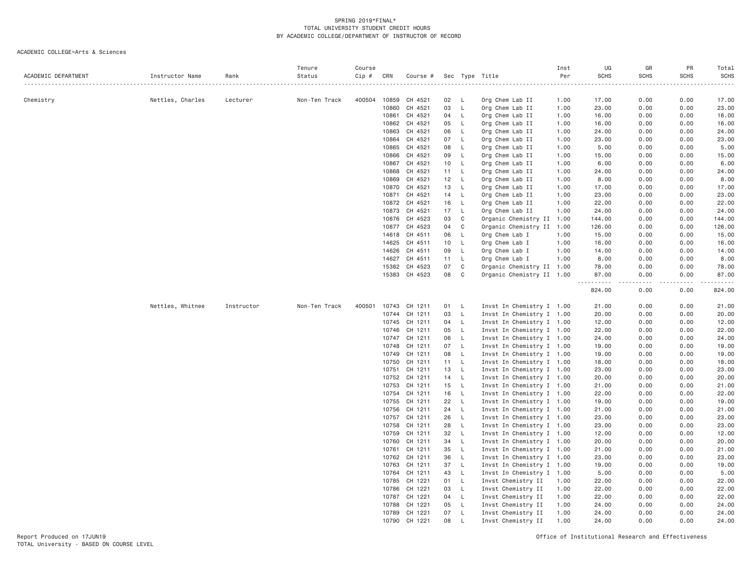SPRING 2019*FINAL*
TOTAL UNIVERSITY STUDENT CREDIT HOURS
BY ACADEMIC COLLEGE/DEPARTMENT OF INSTRUCTOR OF RECORD

ACADEMIC COLLEGE=Arts & Sciences

| ACADEMIC DEPARTMENT | Instructor Name | Rank | Tenure Status | Course Cip # | CRN | Course # | Sec | Type | Title | Inst Per | UG SCHS | GR SCHS | PR SCHS | Total SCHS |
|---|---|---|---|---|---|---|---|---|---|---|---|---|---|---|
| Chemistry | Nettles, Charles | Lecturer | Non-Ten Track | 400504 | 10859 | CH 4521 | 02 | L | Org Chem Lab II | 1.00 | 17.00 | 0.00 | 0.00 | 17.00 |
| | | | | | 10860 | CH 4521 | 03 | L | Org Chem Lab II | 1.00 | 23.00 | 0.00 | 0.00 | 23.00 |
| | | | | | 10861 | CH 4521 | 04 | L | Org Chem Lab II | 1.00 | 16.00 | 0.00 | 0.00 | 16.00 |
| | | | | | 10862 | CH 4521 | 05 | L | Org Chem Lab II | 1.00 | 16.00 | 0.00 | 0.00 | 16.00 |
| | | | | | 10863 | CH 4521 | 06 | L | Org Chem Lab II | 1.00 | 24.00 | 0.00 | 0.00 | 24.00 |
| | | | | | 10864 | CH 4521 | 07 | L | Org Chem Lab II | 1.00 | 23.00 | 0.00 | 0.00 | 23.00 |
| | | | | | 10865 | CH 4521 | 08 | L | Org Chem Lab II | 1.00 | 5.00 | 0.00 | 0.00 | 5.00 |
| | | | | | 10866 | CH 4521 | 09 | L | Org Chem Lab II | 1.00 | 15.00 | 0.00 | 0.00 | 15.00 |
| | | | | | 10867 | CH 4521 | 10 | L | Org Chem Lab II | 1.00 | 6.00 | 0.00 | 0.00 | 6.00 |
| | | | | | 10868 | CH 4521 | 11 | L | Org Chem Lab II | 1.00 | 24.00 | 0.00 | 0.00 | 24.00 |
| | | | | | 10869 | CH 4521 | 12 | L | Org Chem Lab II | 1.00 | 8.00 | 0.00 | 0.00 | 8.00 |
| | | | | | 10870 | CH 4521 | 13 | L | Org Chem Lab II | 1.00 | 17.00 | 0.00 | 0.00 | 17.00 |
| | | | | | 10871 | CH 4521 | 14 | L | Org Chem Lab II | 1.00 | 23.00 | 0.00 | 0.00 | 23.00 |
| | | | | | 10872 | CH 4521 | 16 | L | Org Chem Lab II | 1.00 | 22.00 | 0.00 | 0.00 | 22.00 |
| | | | | | 10873 | CH 4521 | 17 | L | Org Chem Lab II | 1.00 | 24.00 | 0.00 | 0.00 | 24.00 |
| | | | | | 10876 | CH 4523 | 03 | C | Organic Chemistry II | 1.00 | 144.00 | 0.00 | 0.00 | 144.00 |
| | | | | | 10877 | CH 4523 | 04 | C | Organic Chemistry II | 1.00 | 126.00 | 0.00 | 0.00 | 126.00 |
| | | | | | 14618 | CH 4511 | 06 | L | Org Chem Lab I | 1.00 | 15.00 | 0.00 | 0.00 | 15.00 |
| | | | | | 14625 | CH 4511 | 10 | L | Org Chem Lab I | 1.00 | 16.00 | 0.00 | 0.00 | 16.00 |
| | | | | | 14626 | CH 4511 | 09 | L | Org Chem Lab I | 1.00 | 14.00 | 0.00 | 0.00 | 14.00 |
| | | | | | 14627 | CH 4511 | 11 | L | Org Chem Lab I | 1.00 | 8.00 | 0.00 | 0.00 | 8.00 |
| | | | | | 15382 | CH 4523 | 07 | C | Organic Chemistry II | 1.00 | 78.00 | 0.00 | 0.00 | 78.00 |
| | | | | | 15383 | CH 4523 | 08 | C | Organic Chemistry II | 1.00 | 87.00 | 0.00 | 0.00 | 87.00 |
| | | | | | | | | | | | 824.00 | 0.00 | 0.00 | 824.00 |
| | Nettles, Whitnee | Instructor | Non-Ten Track | 400501 | 10743 | CH 1211 | 01 | L | Invst In Chemistry I | 1.00 | 21.00 | 0.00 | 0.00 | 21.00 |
| | | | | | 10744 | CH 1211 | 03 | L | Invst In Chemistry I | 1.00 | 20.00 | 0.00 | 0.00 | 20.00 |
| | | | | | 10745 | CH 1211 | 04 | L | Invst In Chemistry I | 1.00 | 12.00 | 0.00 | 0.00 | 12.00 |
| | | | | | 10746 | CH 1211 | 05 | L | Invst In Chemistry I | 1.00 | 22.00 | 0.00 | 0.00 | 22.00 |
| | | | | | 10747 | CH 1211 | 06 | L | Invst In Chemistry I | 1.00 | 24.00 | 0.00 | 0.00 | 24.00 |
| | | | | | 10748 | CH 1211 | 07 | L | Invst In Chemistry I | 1.00 | 19.00 | 0.00 | 0.00 | 19.00 |
| | | | | | 10749 | CH 1211 | 08 | L | Invst In Chemistry I | 1.00 | 19.00 | 0.00 | 0.00 | 19.00 |
| | | | | | 10750 | CH 1211 | 11 | L | Invst In Chemistry I | 1.00 | 18.00 | 0.00 | 0.00 | 18.00 |
| | | | | | 10751 | CH 1211 | 13 | L | Invst In Chemistry I | 1.00 | 23.00 | 0.00 | 0.00 | 23.00 |
| | | | | | 10752 | CH 1211 | 14 | L | Invst In Chemistry I | 1.00 | 20.00 | 0.00 | 0.00 | 20.00 |
| | | | | | 10753 | CH 1211 | 15 | L | Invst In Chemistry I | 1.00 | 21.00 | 0.00 | 0.00 | 21.00 |
| | | | | | 10754 | CH 1211 | 16 | L | Invst In Chemistry I | 1.00 | 22.00 | 0.00 | 0.00 | 22.00 |
| | | | | | 10755 | CH 1211 | 22 | L | Invst In Chemistry I | 1.00 | 19.00 | 0.00 | 0.00 | 19.00 |
| | | | | | 10756 | CH 1211 | 24 | L | Invst In Chemistry I | 1.00 | 21.00 | 0.00 | 0.00 | 21.00 |
| | | | | | 10757 | CH 1211 | 26 | L | Invst In Chemistry I | 1.00 | 23.00 | 0.00 | 0.00 | 23.00 |
| | | | | | 10758 | CH 1211 | 28 | L | Invst In Chemistry I | 1.00 | 23.00 | 0.00 | 0.00 | 23.00 |
| | | | | | 10759 | CH 1211 | 32 | L | Invst In Chemistry I | 1.00 | 12.00 | 0.00 | 0.00 | 12.00 |
| | | | | | 10760 | CH 1211 | 34 | L | Invst In Chemistry I | 1.00 | 20.00 | 0.00 | 0.00 | 20.00 |
| | | | | | 10761 | CH 1211 | 35 | L | Invst In Chemistry I | 1.00 | 21.00 | 0.00 | 0.00 | 21.00 |
| | | | | | 10762 | CH 1211 | 36 | L | Invst In Chemistry I | 1.00 | 23.00 | 0.00 | 0.00 | 23.00 |
| | | | | | 10763 | CH 1211 | 37 | L | Invst In Chemistry I | 1.00 | 19.00 | 0.00 | 0.00 | 19.00 |
| | | | | | 10764 | CH 1211 | 43 | L | Invst In Chemistry I | 1.00 | 5.00 | 0.00 | 0.00 | 5.00 |
| | | | | | 10785 | CH 1221 | 01 | L | Invst Chemistry II | 1.00 | 22.00 | 0.00 | 0.00 | 22.00 |
| | | | | | 10786 | CH 1221 | 03 | L | Invst Chemistry II | 1.00 | 22.00 | 0.00 | 0.00 | 22.00 |
| | | | | | 10787 | CH 1221 | 04 | L | Invst Chemistry II | 1.00 | 22.00 | 0.00 | 0.00 | 22.00 |
| | | | | | 10788 | CH 1221 | 05 | L | Invst Chemistry II | 1.00 | 24.00 | 0.00 | 0.00 | 24.00 |
| | | | | | 10789 | CH 1221 | 07 | L | Invst Chemistry II | 1.00 | 24.00 | 0.00 | 0.00 | 24.00 |
| | | | | | 10790 | CH 1221 | 08 | L | Invst Chemistry II | 1.00 | 24.00 | 0.00 | 0.00 | 24.00 |

Report Produced on 17JUN19
TOTAL University - BASED ON COURSE LEVEL

Office of Institutional Research and Effectiveness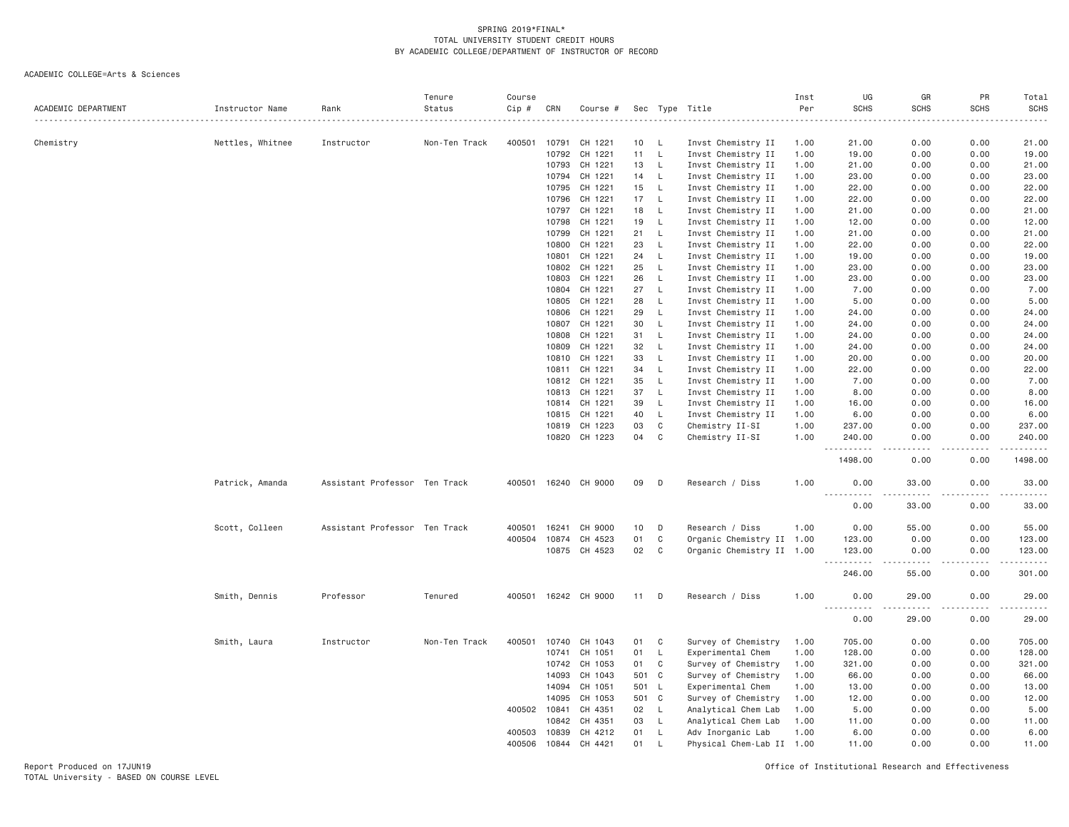SPRING 2019*FINAL*
TOTAL UNIVERSITY STUDENT CREDIT HOURS
BY ACADEMIC COLLEGE/DEPARTMENT OF INSTRUCTOR OF RECORD

ACADEMIC COLLEGE=Arts & Sciences

| ACADEMIC DEPARTMENT | Instructor Name | Rank | Tenure Status | Course Cip # | CRN | Course # | Sec | Type | Title | Inst Per | UG SCHS | GR SCHS | PR SCHS | Total SCHS |
|---|---|---|---|---|---|---|---|---|---|---|---|---|---|---|
| Chemistry | Nettles, Whitnee | Instructor | Non-Ten Track | 400501 | 10791 | CH 1221 | 10 | L | Invst Chemistry II | 1.00 | 21.00 | 0.00 | 0.00 | 21.00 |
| | | | | | 10792 | CH 1221 | 11 | L | Invst Chemistry II | 1.00 | 19.00 | 0.00 | 0.00 | 19.00 |
| | | | | | 10793 | CH 1221 | 13 | L | Invst Chemistry II | 1.00 | 21.00 | 0.00 | 0.00 | 21.00 |
| | | | | | 10794 | CH 1221 | 14 | L | Invst Chemistry II | 1.00 | 23.00 | 0.00 | 0.00 | 23.00 |
| | | | | | 10795 | CH 1221 | 15 | L | Invst Chemistry II | 1.00 | 22.00 | 0.00 | 0.00 | 22.00 |
| | | | | | 10796 | CH 1221 | 17 | L | Invst Chemistry II | 1.00 | 22.00 | 0.00 | 0.00 | 22.00 |
| | | | | | 10797 | CH 1221 | 18 | L | Invst Chemistry II | 1.00 | 21.00 | 0.00 | 0.00 | 21.00 |
| | | | | | 10798 | CH 1221 | 19 | L | Invst Chemistry II | 1.00 | 12.00 | 0.00 | 0.00 | 12.00 |
| | | | | | 10799 | CH 1221 | 21 | L | Invst Chemistry II | 1.00 | 21.00 | 0.00 | 0.00 | 21.00 |
| | | | | | 10800 | CH 1221 | 23 | L | Invst Chemistry II | 1.00 | 22.00 | 0.00 | 0.00 | 22.00 |
| | | | | | 10801 | CH 1221 | 24 | L | Invst Chemistry II | 1.00 | 19.00 | 0.00 | 0.00 | 19.00 |
| | | | | | 10802 | CH 1221 | 25 | L | Invst Chemistry II | 1.00 | 23.00 | 0.00 | 0.00 | 23.00 |
| | | | | | 10803 | CH 1221 | 26 | L | Invst Chemistry II | 1.00 | 23.00 | 0.00 | 0.00 | 23.00 |
| | | | | | 10804 | CH 1221 | 27 | L | Invst Chemistry II | 1.00 | 7.00 | 0.00 | 0.00 | 7.00 |
| | | | | | 10805 | CH 1221 | 28 | L | Invst Chemistry II | 1.00 | 5.00 | 0.00 | 0.00 | 5.00 |
| | | | | | 10806 | CH 1221 | 29 | L | Invst Chemistry II | 1.00 | 24.00 | 0.00 | 0.00 | 24.00 |
| | | | | | 10807 | CH 1221 | 30 | L | Invst Chemistry II | 1.00 | 24.00 | 0.00 | 0.00 | 24.00 |
| | | | | | 10808 | CH 1221 | 31 | L | Invst Chemistry II | 1.00 | 24.00 | 0.00 | 0.00 | 24.00 |
| | | | | | 10809 | CH 1221 | 32 | L | Invst Chemistry II | 1.00 | 24.00 | 0.00 | 0.00 | 24.00 |
| | | | | | 10810 | CH 1221 | 33 | L | Invst Chemistry II | 1.00 | 20.00 | 0.00 | 0.00 | 20.00 |
| | | | | | 10811 | CH 1221 | 34 | L | Invst Chemistry II | 1.00 | 22.00 | 0.00 | 0.00 | 22.00 |
| | | | | | 10812 | CH 1221 | 35 | L | Invst Chemistry II | 1.00 | 7.00 | 0.00 | 0.00 | 7.00 |
| | | | | | 10813 | CH 1221 | 37 | L | Invst Chemistry II | 1.00 | 8.00 | 0.00 | 0.00 | 8.00 |
| | | | | | 10814 | CH 1221 | 39 | L | Invst Chemistry II | 1.00 | 16.00 | 0.00 | 0.00 | 16.00 |
| | | | | | 10815 | CH 1221 | 40 | L | Invst Chemistry II | 1.00 | 6.00 | 0.00 | 0.00 | 6.00 |
| | | | | | 10819 | CH 1223 | 03 | C | Chemistry II-SI | 1.00 | 237.00 | 0.00 | 0.00 | 237.00 |
| | | | | | 10820 | CH 1223 | 04 | C | Chemistry II-SI | 1.00 | 240.00 | 0.00 | 0.00 | 240.00 |
| | | | | | | | | | | | 1498.00 | 0.00 | 0.00 | 1498.00 |
| | Patrick, Amanda | Assistant Professor | Ten Track | 400501 | 16240 | CH 9000 | 09 | D | Research / Diss | 1.00 | 0.00 | 33.00 | 0.00 | 33.00 |
| | | | | | | | | | | | 0.00 | 33.00 | 0.00 | 33.00 |
| | Scott, Colleen | Assistant Professor | Ten Track | 400501 | 16241 | CH 9000 | 10 | D | Research / Diss | 1.00 | 0.00 | 55.00 | 0.00 | 55.00 |
| | | | | 400504 | 10874 | CH 4523 | 01 | C | Organic Chemistry II | 1.00 | 123.00 | 0.00 | 0.00 | 123.00 |
| | | | | | 10875 | CH 4523 | 02 | C | Organic Chemistry II | 1.00 | 123.00 | 0.00 | 0.00 | 123.00 |
| | | | | | | | | | | | 246.00 | 55.00 | 0.00 | 301.00 |
| | Smith, Dennis | Professor | Tenured | 400501 | 16242 | CH 9000 | 11 | D | Research / Diss | 1.00 | 0.00 | 29.00 | 0.00 | 29.00 |
| | | | | | | | | | | | 0.00 | 29.00 | 0.00 | 29.00 |
| | Smith, Laura | Instructor | Non-Ten Track | 400501 | 10740 | CH 1043 | 01 | C | Survey of Chemistry | 1.00 | 705.00 | 0.00 | 0.00 | 705.00 |
| | | | | | 10741 | CH 1051 | 01 | L | Experimental Chem | 1.00 | 128.00 | 0.00 | 0.00 | 128.00 |
| | | | | | 10742 | CH 1053 | 01 | C | Survey of Chemistry | 1.00 | 321.00 | 0.00 | 0.00 | 321.00 |
| | | | | | 14093 | CH 1043 | 501 | C | Survey of Chemistry | 1.00 | 66.00 | 0.00 | 0.00 | 66.00 |
| | | | | | 14094 | CH 1051 | 501 | L | Experimental Chem | 1.00 | 13.00 | 0.00 | 0.00 | 13.00 |
| | | | | | 14095 | CH 1053 | 501 | C | Survey of Chemistry | 1.00 | 12.00 | 0.00 | 0.00 | 12.00 |
| | | | | 400502 | 10841 | CH 4351 | 02 | L | Analytical Chem Lab | 1.00 | 5.00 | 0.00 | 0.00 | 5.00 |
| | | | | | 10842 | CH 4351 | 03 | L | Analytical Chem Lab | 1.00 | 11.00 | 0.00 | 0.00 | 11.00 |
| | | | | 400503 | 10839 | CH 4212 | 01 | L | Adv Inorganic Lab | 1.00 | 6.00 | 0.00 | 0.00 | 6.00 |
| | | | | 400506 | 10844 | CH 4421 | 01 | L | Physical Chem-Lab II | 1.00 | 11.00 | 0.00 | 0.00 | 11.00 |

Report Produced on 17JUN19
TOTAL University - BASED ON COURSE LEVEL

Office of Institutional Research and Effectiveness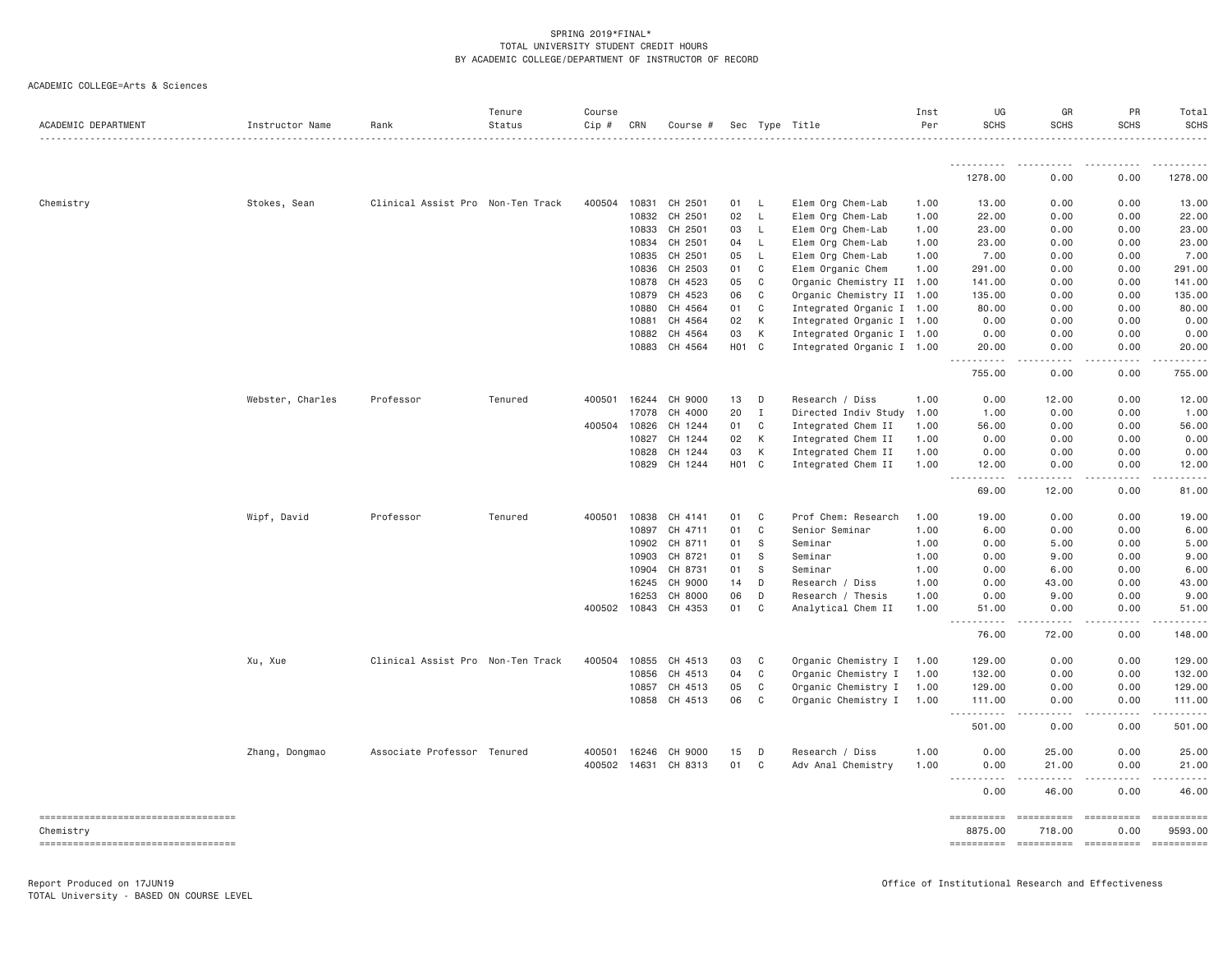SPRING 2019*FINAL*
TOTAL UNIVERSITY STUDENT CREDIT HOURS
BY ACADEMIC COLLEGE/DEPARTMENT OF INSTRUCTOR OF RECORD

ACADEMIC COLLEGE=Arts & Sciences

| ACADEMIC DEPARTMENT | Instructor Name | Rank | Tenure Status | Course Cip # | CRN | Course # | Sec | Type | Title | Inst Per | UG SCHS | GR SCHS | PR SCHS | Total SCHS |
|---|---|---|---|---|---|---|---|---|---|---|---|---|---|---|
| | | | | | | | | | | | 1278.00 | 0.00 | 0.00 | 1278.00 |
| Chemistry | Stokes, Sean | Clinical Assist Pro | Non-Ten Track | 400504 | 10831 | CH 2501 | 01 | L | Elem Org Chem-Lab | 1.00 | 13.00 | 0.00 | 0.00 | 13.00 |
| | | | | | 10832 | CH 2501 | 02 | L | Elem Org Chem-Lab | 1.00 | 22.00 | 0.00 | 0.00 | 22.00 |
| | | | | | 10833 | CH 2501 | 03 | L | Elem Org Chem-Lab | 1.00 | 23.00 | 0.00 | 0.00 | 23.00 |
| | | | | | 10834 | CH 2501 | 04 | L | Elem Org Chem-Lab | 1.00 | 23.00 | 0.00 | 0.00 | 23.00 |
| | | | | | 10835 | CH 2501 | 05 | L | Elem Org Chem-Lab | 1.00 | 7.00 | 0.00 | 0.00 | 7.00 |
| | | | | | 10836 | CH 2503 | 01 | C | Elem Organic Chem | 1.00 | 291.00 | 0.00 | 0.00 | 291.00 |
| | | | | | 10878 | CH 4523 | 05 | C | Organic Chemistry II | 1.00 | 141.00 | 0.00 | 0.00 | 141.00 |
| | | | | | 10879 | CH 4523 | 06 | C | Organic Chemistry II | 1.00 | 135.00 | 0.00 | 0.00 | 135.00 |
| | | | | | 10880 | CH 4564 | 01 | C | Integrated Organic I | 1.00 | 80.00 | 0.00 | 0.00 | 80.00 |
| | | | | | 10881 | CH 4564 | 02 | K | Integrated Organic I | 1.00 | 0.00 | 0.00 | 0.00 | 0.00 |
| | | | | | 10882 | CH 4564 | 03 | K | Integrated Organic I | 1.00 | 0.00 | 0.00 | 0.00 | 0.00 |
| | | | | | 10883 | CH 4564 | H01 | C | Integrated Organic I | 1.00 | 20.00 | 0.00 | 0.00 | 20.00 |
| | | | | | | | | | | | 755.00 | 0.00 | 0.00 | 755.00 |
| | Webster, Charles | Professor | Tenured | 400501 | 16244 | CH 9000 | 13 | D | Research / Diss | 1.00 | 0.00 | 12.00 | 0.00 | 12.00 |
| | | | | | 17078 | CH 4000 | 20 | I | Directed Indiv Study | 1.00 | 1.00 | 0.00 | 0.00 | 1.00 |
| | | | | 400504 | 10826 | CH 1244 | 01 | C | Integrated Chem II | 1.00 | 56.00 | 0.00 | 0.00 | 56.00 |
| | | | | | 10827 | CH 1244 | 02 | K | Integrated Chem II | 1.00 | 0.00 | 0.00 | 0.00 | 0.00 |
| | | | | | 10828 | CH 1244 | 03 | K | Integrated Chem II | 1.00 | 0.00 | 0.00 | 0.00 | 0.00 |
| | | | | | 10829 | CH 1244 | H01 | C | Integrated Chem II | 1.00 | 12.00 | 0.00 | 0.00 | 12.00 |
| | | | | | | | | | | | 69.00 | 12.00 | 0.00 | 81.00 |
| | Wipf, David | Professor | Tenured | 400501 | 10838 | CH 4141 | 01 | C | Prof Chem: Research | 1.00 | 19.00 | 0.00 | 0.00 | 19.00 |
| | | | | | 10897 | CH 4711 | 01 | C | Senior Seminar | 1.00 | 6.00 | 0.00 | 0.00 | 6.00 |
| | | | | | 10902 | CH 8711 | 01 | S | Seminar | 1.00 | 0.00 | 5.00 | 0.00 | 5.00 |
| | | | | | 10903 | CH 8721 | 01 | S | Seminar | 1.00 | 0.00 | 9.00 | 0.00 | 9.00 |
| | | | | | 10904 | CH 8731 | 01 | S | Seminar | 1.00 | 0.00 | 6.00 | 0.00 | 6.00 |
| | | | | | 16245 | CH 9000 | 14 | D | Research / Diss | 1.00 | 0.00 | 43.00 | 0.00 | 43.00 |
| | | | | | 16253 | CH 8000 | 06 | D | Research / Thesis | 1.00 | 0.00 | 9.00 | 0.00 | 9.00 |
| | | | | 400502 | 10843 | CH 4353 | 01 | C | Analytical Chem II | 1.00 | 51.00 | 0.00 | 0.00 | 51.00 |
| | | | | | | | | | | | 76.00 | 72.00 | 0.00 | 148.00 |
| | Xu, Xue | Clinical Assist Pro | Non-Ten Track | 400504 | 10855 | CH 4513 | 03 | C | Organic Chemistry I | 1.00 | 129.00 | 0.00 | 0.00 | 129.00 |
| | | | | | 10856 | CH 4513 | 04 | C | Organic Chemistry I | 1.00 | 132.00 | 0.00 | 0.00 | 132.00 |
| | | | | | 10857 | CH 4513 | 05 | C | Organic Chemistry I | 1.00 | 129.00 | 0.00 | 0.00 | 129.00 |
| | | | | | 10858 | CH 4513 | 06 | C | Organic Chemistry I | 1.00 | 111.00 | 0.00 | 0.00 | 111.00 |
| | | | | | | | | | | | 501.00 | 0.00 | 0.00 | 501.00 |
| | Zhang, Dongmao | Associate Professor | Tenured | 400501 | 16246 | CH 9000 | 15 | D | Research / Diss | 1.00 | 0.00 | 25.00 | 0.00 | 25.00 |
| | | | | 400502 | 14631 | CH 8313 | 01 | C | Adv Anal Chemistry | 1.00 | 0.00 | 21.00 | 0.00 | 21.00 |
| | | | | | | | | | | | 0.00 | 46.00 | 0.00 | 46.00 |
| Chemistry | | | | | | | | | | | 8875.00 | 718.00 | 0.00 | 9593.00 |

Report Produced on 17JUN19
TOTAL University - BASED ON COURSE LEVEL

Office of Institutional Research and Effectiveness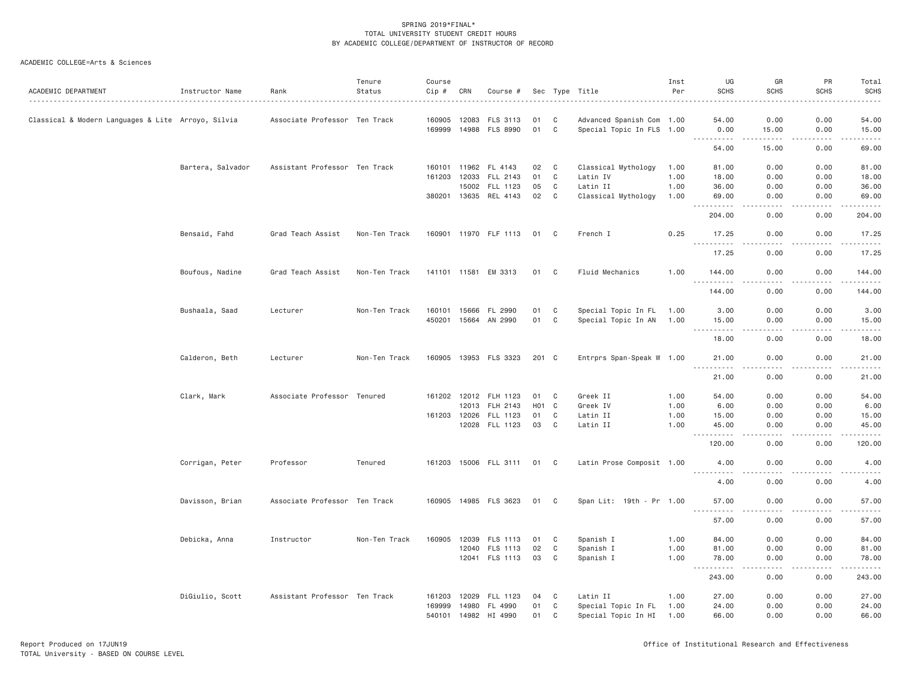SPRING 2019*FINAL*
TOTAL UNIVERSITY STUDENT CREDIT HOURS
BY ACADEMIC COLLEGE/DEPARTMENT OF INSTRUCTOR OF RECORD

ACADEMIC COLLEGE=Arts & Sciences

| ACADEMIC DEPARTMENT | Instructor Name | Rank | Tenure Status | Course Cip # | CRN | Course # | Sec | Type | Title | Inst Per | UG SCHS | GR SCHS | PR SCHS | Total SCHS |
|---|---|---|---|---|---|---|---|---|---|---|---|---|---|---|
| Classical & Modern Languages & Lite | Arroyo, Silvia | Associate Professor | Ten Track | 160905 | 12083 | FLS 3113 | 01 | C | Advanced Spanish Com | 1.00 | 54.00 | 0.00 | 0.00 | 54.00 |
| | | | | 169999 | 14988 | FLS 8990 | 01 | C | Special Topic In FLS | 1.00 | 0.00 | 15.00 | 0.00 | 15.00 |
| | | | | | | | | | | | 54.00 | 15.00 | 0.00 | 69.00 |
| | Bartera, Salvador | Assistant Professor | Ten Track | 160101 | 11962 | FL 4143 | 02 | C | Classical Mythology | 1.00 | 81.00 | 0.00 | 0.00 | 81.00 |
| | | | | 161203 | 12033 | FLL 2143 | 01 | C | Latin IV | 1.00 | 18.00 | 0.00 | 0.00 | 18.00 |
| | | | | | 15002 | FLL 1123 | 05 | C | Latin II | 1.00 | 36.00 | 0.00 | 0.00 | 36.00 |
| | | | | 380201 | 13635 | REL 4143 | 02 | C | Classical Mythology | 1.00 | 69.00 | 0.00 | 0.00 | 69.00 |
| | | | | | | | | | | | 204.00 | 0.00 | 0.00 | 204.00 |
| | Bensaid, Fahd | Grad Teach Assist | Non-Ten Track | 160901 | 11970 | FLF 1113 | 01 | C | French I | 0.25 | 17.25 | 0.00 | 0.00 | 17.25 |
| | | | | | | | | | | | 17.25 | 0.00 | 0.00 | 17.25 |
| | Boufous, Nadine | Grad Teach Assist | Non-Ten Track | 141101 | 11581 | EM 3313 | 01 | C | Fluid Mechanics | 1.00 | 144.00 | 0.00 | 0.00 | 144.00 |
| | | | | | | | | | | | 144.00 | 0.00 | 0.00 | 144.00 |
| | Bushaala, Saad | Lecturer | Non-Ten Track | 160101 | 15666 | FL 2990 | 01 | C | Special Topic In FL | 1.00 | 3.00 | 0.00 | 0.00 | 3.00 |
| | | | | 450201 | 15664 | AN 2990 | 01 | C | Special Topic In AN | 1.00 | 15.00 | 0.00 | 0.00 | 15.00 |
| | | | | | | | | | | | 18.00 | 0.00 | 0.00 | 18.00 |
| | Calderon, Beth | Lecturer | Non-Ten Track | 160905 | 13953 | FLS 3323 | 201 | C | Entrprs Span-Speak W | 1.00 | 21.00 | 0.00 | 0.00 | 21.00 |
| | | | | | | | | | | | 21.00 | 0.00 | 0.00 | 21.00 |
| | Clark, Mark | Associate Professor | Tenured | 161202 | 12012 | FLH 1123 | 01 | C | Greek II | 1.00 | 54.00 | 0.00 | 0.00 | 54.00 |
| | | | | | 12013 | FLH 2143 | H01 | C | Greek IV | 1.00 | 6.00 | 0.00 | 0.00 | 6.00 |
| | | | | 161203 | 12026 | FLL 1123 | 01 | C | Latin II | 1.00 | 15.00 | 0.00 | 0.00 | 15.00 |
| | | | | | 12028 | FLL 1123 | 03 | C | Latin II | 1.00 | 45.00 | 0.00 | 0.00 | 45.00 |
| | | | | | | | | | | | 120.00 | 0.00 | 0.00 | 120.00 |
| | Corrigan, Peter | Professor | Tenured | 161203 | 15006 | FLL 3111 | 01 | C | Latin Prose Composit | 1.00 | 4.00 | 0.00 | 0.00 | 4.00 |
| | | | | | | | | | | | 4.00 | 0.00 | 0.00 | 4.00 |
| | Davisson, Brian | Associate Professor | Ten Track | 160905 | 14985 | FLS 3623 | 01 | C | Span Lit: 19th - Pr | 1.00 | 57.00 | 0.00 | 0.00 | 57.00 |
| | | | | | | | | | | | 57.00 | 0.00 | 0.00 | 57.00 |
| | Debicka, Anna | Instructor | Non-Ten Track | 160905 | 12039 | FLS 1113 | 01 | C | Spanish I | 1.00 | 84.00 | 0.00 | 0.00 | 84.00 |
| | | | | | 12040 | FLS 1113 | 02 | C | Spanish I | 1.00 | 81.00 | 0.00 | 0.00 | 81.00 |
| | | | | | 12041 | FLS 1113 | 03 | C | Spanish I | 1.00 | 78.00 | 0.00 | 0.00 | 78.00 |
| | | | | | | | | | | | 243.00 | 0.00 | 0.00 | 243.00 |
| | DiGiulio, Scott | Assistant Professor | Ten Track | 161203 | 12029 | FLL 1123 | 04 | C | Latin II | 1.00 | 27.00 | 0.00 | 0.00 | 27.00 |
| | | | | 169999 | 14980 | FL 4990 | 01 | C | Special Topic In FL | 1.00 | 24.00 | 0.00 | 0.00 | 24.00 |
| | | | | 540101 | 14982 | HI 4990 | 01 | C | Special Topic In HI | 1.00 | 66.00 | 0.00 | 0.00 | 66.00 |

Report Produced on 17JUN19
TOTAL University - BASED ON COURSE LEVEL

Office of Institutional Research and Effectiveness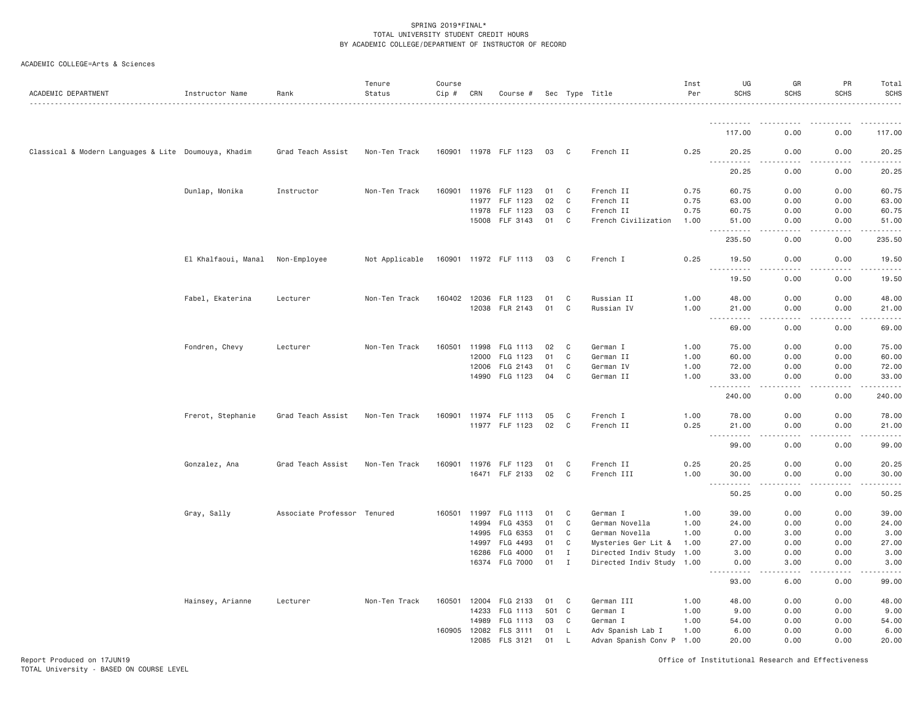SPRING 2019*FINAL*
TOTAL UNIVERSITY STUDENT CREDIT HOURS
BY ACADEMIC COLLEGE/DEPARTMENT OF INSTRUCTOR OF RECORD

ACADEMIC COLLEGE=Arts & Sciences

| ACADEMIC DEPARTMENT | Instructor Name | Rank | Tenure Status | Course Cip # | CRN | Course # | Sec | Type | Title | Inst Per | UG SCHS | GR SCHS | PR SCHS | Total SCHS |
|---|---|---|---|---|---|---|---|---|---|---|---|---|---|---|
| | | | | | | | | | | | 117.00 | 0.00 | 0.00 | 117.00 |
| Classical & Modern Languages & Lite | Doumouya, Khadim | Grad Teach Assist | Non-Ten Track | 160901 | 11978 | FLF 1123 | 03 | C | French II | 0.25 | 20.25 | 0.00 | 0.00 | 20.25 |
| | | | | | | | | | | | 20.25 | 0.00 | 0.00 | 20.25 |
| | Dunlap, Monika | Instructor | Non-Ten Track | 160901 | 11976 | FLF 1123 | 01 | C | French II | 0.75 | 60.75 | 0.00 | 0.00 | 60.75 |
| | | | | | 11977 | FLF 1123 | 02 | C | French II | 0.75 | 63.00 | 0.00 | 0.00 | 63.00 |
| | | | | | 11978 | FLF 1123 | 03 | C | French II | 0.75 | 60.75 | 0.00 | 0.00 | 60.75 |
| | | | | | 15008 | FLF 3143 | 01 | C | French Civilization | 1.00 | 51.00 | 0.00 | 0.00 | 51.00 |
| | | | | | | | | | | | 235.50 | 0.00 | 0.00 | 235.50 |
| | El Khalfaoui, Manal | Non-Employee | Not Applicable | 160901 | 11972 | FLF 1113 | 03 | C | French I | 0.25 | 19.50 | 0.00 | 0.00 | 19.50 |
| | | | | | | | | | | | 19.50 | 0.00 | 0.00 | 19.50 |
| | Fabel, Ekaterina | Lecturer | Non-Ten Track | 160402 | 12036 | FLR 1123 | 01 | C | Russian II | 1.00 | 48.00 | 0.00 | 0.00 | 48.00 |
| | | | | | 12038 | FLR 2143 | 01 | C | Russian IV | 1.00 | 21.00 | 0.00 | 0.00 | 21.00 |
| | | | | | | | | | | | 69.00 | 0.00 | 0.00 | 69.00 |
| | Fondren, Chevy | Lecturer | Non-Ten Track | 160501 | 11998 | FLG 1113 | 02 | C | German I | 1.00 | 75.00 | 0.00 | 0.00 | 75.00 |
| | | | | | 12000 | FLG 1123 | 01 | C | German II | 1.00 | 60.00 | 0.00 | 0.00 | 60.00 |
| | | | | | 12006 | FLG 2143 | 01 | C | German IV | 1.00 | 72.00 | 0.00 | 0.00 | 72.00 |
| | | | | | 14990 | FLG 1123 | 04 | C | German II | 1.00 | 33.00 | 0.00 | 0.00 | 33.00 |
| | | | | | | | | | | | 240.00 | 0.00 | 0.00 | 240.00 |
| | Frerot, Stephanie | Grad Teach Assist | Non-Ten Track | 160901 | 11974 | FLF 1113 | 05 | C | French I | 1.00 | 78.00 | 0.00 | 0.00 | 78.00 |
| | | | | | 11977 | FLF 1123 | 02 | C | French II | 0.25 | 21.00 | 0.00 | 0.00 | 21.00 |
| | | | | | | | | | | | 99.00 | 0.00 | 0.00 | 99.00 |
| | Gonzalez, Ana | Grad Teach Assist | Non-Ten Track | 160901 | 11976 | FLF 1123 | 01 | C | French II | 0.25 | 20.25 | 0.00 | 0.00 | 20.25 |
| | | | | | 16471 | FLF 2133 | 02 | C | French III | 1.00 | 30.00 | 0.00 | 0.00 | 30.00 |
| | | | | | | | | | | | 50.25 | 0.00 | 0.00 | 50.25 |
| | Gray, Sally | Associate Professor | Tenured | 160501 | 11997 | FLG 1113 | 01 | C | German I | 1.00 | 39.00 | 0.00 | 0.00 | 39.00 |
| | | | | | 14994 | FLG 4353 | 01 | C | German Novella | 1.00 | 24.00 | 0.00 | 0.00 | 24.00 |
| | | | | | 14995 | FLG 6353 | 01 | C | German Novella | 1.00 | 0.00 | 3.00 | 0.00 | 3.00 |
| | | | | | 14997 | FLG 4493 | 01 | C | Mysteries Ger Lit & | 1.00 | 27.00 | 0.00 | 0.00 | 27.00 |
| | | | | | 16286 | FLG 4000 | 01 | I | Directed Indiv Study | 1.00 | 3.00 | 0.00 | 0.00 | 3.00 |
| | | | | | 16374 | FLG 7000 | 01 | I | Directed Indiv Study | 1.00 | 0.00 | 3.00 | 0.00 | 3.00 |
| | | | | | | | | | | | 93.00 | 6.00 | 0.00 | 99.00 |
| | Hainsey, Arianne | Lecturer | Non-Ten Track | 160501 | 12004 | FLG 2133 | 01 | C | German III | 1.00 | 48.00 | 0.00 | 0.00 | 48.00 |
| | | | | | 14233 | FLG 1113 | 501 | C | German I | 1.00 | 9.00 | 0.00 | 0.00 | 9.00 |
| | | | | | 14989 | FLG 1113 | 03 | C | German I | 1.00 | 54.00 | 0.00 | 0.00 | 54.00 |
| | | | | 160905 | 12082 | FLS 3111 | 01 | L | Adv Spanish Lab I | 1.00 | 6.00 | 0.00 | 0.00 | 6.00 |
| | | | | | 12085 | FLS 3121 | 01 | L | Advan Spanish Conv P | 1.00 | 20.00 | 0.00 | 0.00 | 20.00 |

Report Produced on 17JUN19
TOTAL University - BASED ON COURSE LEVEL

Office of Institutional Research and Effectiveness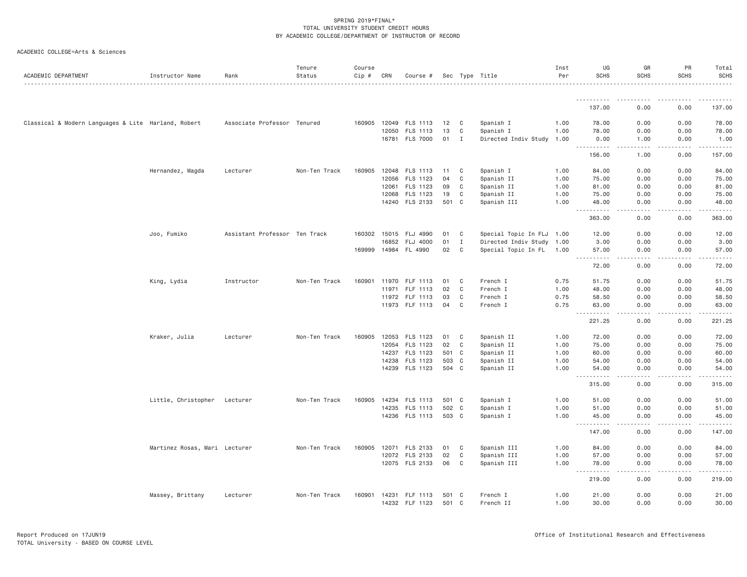SPRING 2019*FINAL*
TOTAL UNIVERSITY STUDENT CREDIT HOURS
BY ACADEMIC COLLEGE/DEPARTMENT OF INSTRUCTOR OF RECORD

ACADEMIC COLLEGE=Arts & Sciences

| ACADEMIC DEPARTMENT | Instructor Name | Rank | Tenure Status | Course Cip # | CRN | Course # | Sec | Type | Title | Inst Per | UG SCHS | GR SCHS | PR SCHS | Total SCHS |
|---|---|---|---|---|---|---|---|---|---|---|---|---|---|---|
| | | | | | | | | | | | 137.00 | 0.00 | 0.00 | 137.00 |
| Classical & Modern Languages & Lite | Harland, Robert | Associate Professor | Tenured | 160905 | 12049 | FLS 1113 | 12 | C | Spanish I | 1.00 | 78.00 | 0.00 | 0.00 | 78.00 |
| | | | | | 12050 | FLS 1113 | 13 | C | Spanish I | 1.00 | 78.00 | 0.00 | 0.00 | 78.00 |
| | | | | | 16781 | FLS 7000 | 01 | I | Directed Indiv Study | 1.00 | 0.00 | 1.00 | 0.00 | 1.00 |
| | | | | | | | | | | | 156.00 | 1.00 | 0.00 | 157.00 |
| | Hernandez, Magda | Lecturer | Non-Ten Track | 160905 | 12048 | FLS 1113 | 11 | C | Spanish I | 1.00 | 84.00 | 0.00 | 0.00 | 84.00 |
| | | | | | 12056 | FLS 1123 | 04 | C | Spanish II | 1.00 | 75.00 | 0.00 | 0.00 | 75.00 |
| | | | | | 12061 | FLS 1123 | 09 | C | Spanish II | 1.00 | 81.00 | 0.00 | 0.00 | 81.00 |
| | | | | | 12068 | FLS 1123 | 19 | C | Spanish II | 1.00 | 75.00 | 0.00 | 0.00 | 75.00 |
| | | | | | 14240 | FLS 2133 | 501 | C | Spanish III | 1.00 | 48.00 | 0.00 | 0.00 | 48.00 |
| | | | | | | | | | | | 363.00 | 0.00 | 0.00 | 363.00 |
| | Joo, Fumiko | Assistant Professor | Ten Track | 160302 | 15015 | FLJ 4990 | 01 | C | Special Topic In FLJ | 1.00 | 12.00 | 0.00 | 0.00 | 12.00 |
| | | | | | 16852 | FLJ 4000 | 01 | I | Directed Indiv Study | 1.00 | 3.00 | 0.00 | 0.00 | 3.00 |
| | | | | 169999 | 14984 | FL 4990 | 02 | C | Special Topic In FL | 1.00 | 57.00 | 0.00 | 0.00 | 57.00 |
| | | | | | | | | | | | 72.00 | 0.00 | 0.00 | 72.00 |
| | King, Lydia | Instructor | Non-Ten Track | 160901 | 11970 | FLF 1113 | 01 | C | French I | 0.75 | 51.75 | 0.00 | 0.00 | 51.75 |
| | | | | | 11971 | FLF 1113 | 02 | C | French I | 1.00 | 48.00 | 0.00 | 0.00 | 48.00 |
| | | | | | 11972 | FLF 1113 | 03 | C | French I | 0.75 | 58.50 | 0.00 | 0.00 | 58.50 |
| | | | | | 11973 | FLF 1113 | 04 | C | French I | 0.75 | 63.00 | 0.00 | 0.00 | 63.00 |
| | | | | | | | | | | | 221.25 | 0.00 | 0.00 | 221.25 |
| | Kraker, Julia | Lecturer | Non-Ten Track | 160905 | 12053 | FLS 1123 | 01 | C | Spanish II | 1.00 | 72.00 | 0.00 | 0.00 | 72.00 |
| | | | | | 12054 | FLS 1123 | 02 | C | Spanish II | 1.00 | 75.00 | 0.00 | 0.00 | 75.00 |
| | | | | | 14237 | FLS 1123 | 501 | C | Spanish II | 1.00 | 60.00 | 0.00 | 0.00 | 60.00 |
| | | | | | 14238 | FLS 1123 | 503 | C | Spanish II | 1.00 | 54.00 | 0.00 | 0.00 | 54.00 |
| | | | | | 14239 | FLS 1123 | 504 | C | Spanish II | 1.00 | 54.00 | 0.00 | 0.00 | 54.00 |
| | | | | | | | | | | | 315.00 | 0.00 | 0.00 | 315.00 |
| | Little, Christopher | Lecturer | Non-Ten Track | 160905 | 14234 | FLS 1113 | 501 | C | Spanish I | 1.00 | 51.00 | 0.00 | 0.00 | 51.00 |
| | | | | | 14235 | FLS 1113 | 502 | C | Spanish I | 1.00 | 51.00 | 0.00 | 0.00 | 51.00 |
| | | | | | 14236 | FLS 1113 | 503 | C | Spanish I | 1.00 | 45.00 | 0.00 | 0.00 | 45.00 |
| | | | | | | | | | | | 147.00 | 0.00 | 0.00 | 147.00 |
| | Martinez Rosas, Mari | Lecturer | Non-Ten Track | 160905 | 12071 | FLS 2133 | 01 | C | Spanish III | 1.00 | 84.00 | 0.00 | 0.00 | 84.00 |
| | | | | | 12072 | FLS 2133 | 02 | C | Spanish III | 1.00 | 57.00 | 0.00 | 0.00 | 57.00 |
| | | | | | 12075 | FLS 2133 | 06 | C | Spanish III | 1.00 | 78.00 | 0.00 | 0.00 | 78.00 |
| | | | | | | | | | | | 219.00 | 0.00 | 0.00 | 219.00 |
| | Massey, Brittany | Lecturer | Non-Ten Track | 160901 | 14231 | FLF 1113 | 501 | C | French I | 1.00 | 21.00 | 0.00 | 0.00 | 21.00 |
| | | | | | 14232 | FLF 1123 | 501 | C | French II | 1.00 | 30.00 | 0.00 | 0.00 | 30.00 |

Report Produced on 17JUN19
TOTAL University - BASED ON COURSE LEVEL

Office of Institutional Research and Effectiveness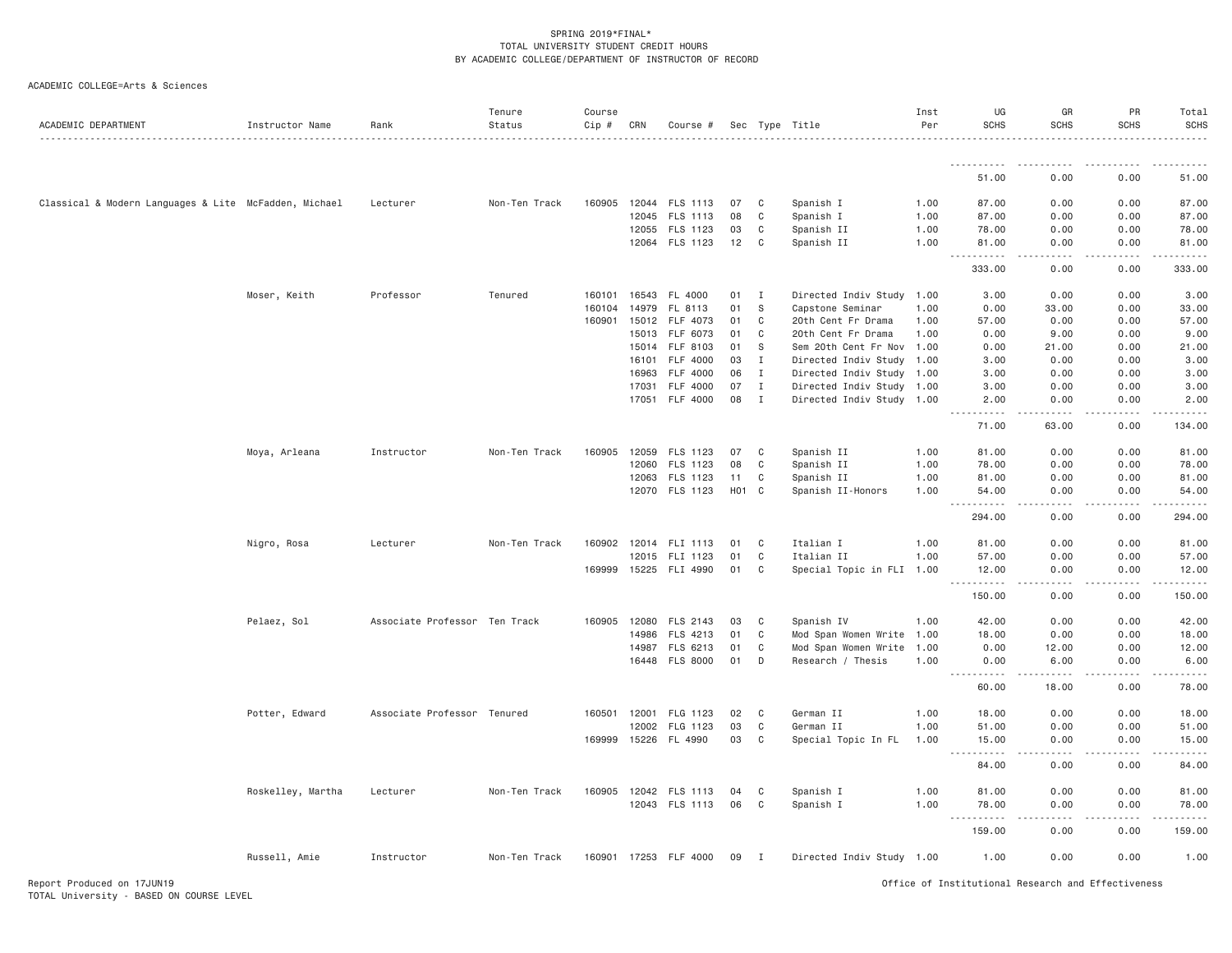SPRING 2019*FINAL*
TOTAL UNIVERSITY STUDENT CREDIT HOURS
BY ACADEMIC COLLEGE/DEPARTMENT OF INSTRUCTOR OF RECORD

ACADEMIC COLLEGE=Arts & Sciences

| ACADEMIC DEPARTMENT | Instructor Name | Rank | Tenure Status | Course Cip # | CRN | Course # | Sec | Type | Title | Inst Per | UG SCHS | GR SCHS | PR SCHS | Total SCHS |
|---|---|---|---|---|---|---|---|---|---|---|---|---|---|---|
| | | | | | | | | | | | 51.00 | 0.00 | 0.00 | 51.00 |
| Classical & Modern Languages & Lite | McFadden, Michael | Lecturer | Non-Ten Track | 160905 | 12044 | FLS 1113 | 07 | C | Spanish I | 1.00 | 87.00 | 0.00 | 0.00 | 87.00 |
| | | | | | 12045 | FLS 1113 | 08 | C | Spanish I | 1.00 | 87.00 | 0.00 | 0.00 | 87.00 |
| | | | | | 12055 | FLS 1123 | 03 | C | Spanish II | 1.00 | 78.00 | 0.00 | 0.00 | 78.00 |
| | | | | | 12064 | FLS 1123 | 12 | C | Spanish II | 1.00 | 81.00 | 0.00 | 0.00 | 81.00 |
| | | | | | | | | | | | 333.00 | 0.00 | 0.00 | 333.00 |
| | Moser, Keith | Professor | Tenured | 160101 | 16543 | FL 4000 | 01 | I | Directed Indiv Study | 1.00 | 3.00 | 0.00 | 0.00 | 3.00 |
| | | | | 160104 | 14979 | FL 8113 | 01 | S | Capstone Seminar | 1.00 | 0.00 | 33.00 | 0.00 | 33.00 |
| | | | | 160901 | 15012 | FLF 4073 | 01 | C | 20th Cent Fr Drama | 1.00 | 57.00 | 0.00 | 0.00 | 57.00 |
| | | | | | 15013 | FLF 6073 | 01 | C | 20th Cent Fr Drama | 1.00 | 0.00 | 9.00 | 0.00 | 9.00 |
| | | | | | 15014 | FLF 8103 | 01 | S | Sem 20th Cent Fr Nov | 1.00 | 0.00 | 21.00 | 0.00 | 21.00 |
| | | | | | 16101 | FLF 4000 | 03 | I | Directed Indiv Study | 1.00 | 3.00 | 0.00 | 0.00 | 3.00 |
| | | | | | 16963 | FLF 4000 | 06 | I | Directed Indiv Study | 1.00 | 3.00 | 0.00 | 0.00 | 3.00 |
| | | | | | 17031 | FLF 4000 | 07 | I | Directed Indiv Study | 1.00 | 3.00 | 0.00 | 0.00 | 3.00 |
| | | | | | 17051 | FLF 4000 | 08 | I | Directed Indiv Study | 1.00 | 2.00 | 0.00 | 0.00 | 2.00 |
| | | | | | | | | | | | 71.00 | 63.00 | 0.00 | 134.00 |
| | Moya, Arleana | Instructor | Non-Ten Track | 160905 | 12059 | FLS 1123 | 07 | C | Spanish II | 1.00 | 81.00 | 0.00 | 0.00 | 81.00 |
| | | | | | 12060 | FLS 1123 | 08 | C | Spanish II | 1.00 | 78.00 | 0.00 | 0.00 | 78.00 |
| | | | | | 12063 | FLS 1123 | 11 | C | Spanish II | 1.00 | 81.00 | 0.00 | 0.00 | 81.00 |
| | | | | | 12070 | FLS 1123 | H01 | C | Spanish II-Honors | 1.00 | 54.00 | 0.00 | 0.00 | 54.00 |
| | | | | | | | | | | | 294.00 | 0.00 | 0.00 | 294.00 |
| | Nigro, Rosa | Lecturer | Non-Ten Track | 160902 | 12014 | FLI 1113 | 01 | C | Italian I | 1.00 | 81.00 | 0.00 | 0.00 | 81.00 |
| | | | | | 12015 | FLI 1123 | 01 | C | Italian II | 1.00 | 57.00 | 0.00 | 0.00 | 57.00 |
| | | | | 169999 | 15225 | FLI 4990 | 01 | C | Special Topic in FLI | 1.00 | 12.00 | 0.00 | 0.00 | 12.00 |
| | | | | | | | | | | | 150.00 | 0.00 | 0.00 | 150.00 |
| | Pelaez, Sol | Associate Professor | Ten Track | 160905 | 12080 | FLS 2143 | 03 | C | Spanish IV | 1.00 | 42.00 | 0.00 | 0.00 | 42.00 |
| | | | | | 14986 | FLS 4213 | 01 | C | Mod Span Women Write | 1.00 | 18.00 | 0.00 | 0.00 | 18.00 |
| | | | | | 14987 | FLS 6213 | 01 | C | Mod Span Women Write | 1.00 | 0.00 | 12.00 | 0.00 | 12.00 |
| | | | | | 16448 | FLS 8000 | 01 | D | Research / Thesis | 1.00 | 0.00 | 6.00 | 0.00 | 6.00 |
| | | | | | | | | | | | 60.00 | 18.00 | 0.00 | 78.00 |
| | Potter, Edward | Associate Professor | Tenured | 160501 | 12001 | FLG 1123 | 02 | C | German II | 1.00 | 18.00 | 0.00 | 0.00 | 18.00 |
| | | | | | 12002 | FLG 1123 | 03 | C | German II | 1.00 | 51.00 | 0.00 | 0.00 | 51.00 |
| | | | | 169999 | 15226 | FL 4990 | 03 | C | Special Topic In FL | 1.00 | 15.00 | 0.00 | 0.00 | 15.00 |
| | | | | | | | | | | | 84.00 | 0.00 | 0.00 | 84.00 |
| | Roskelley, Martha | Lecturer | Non-Ten Track | 160905 | 12042 | FLS 1113 | 04 | C | Spanish I | 1.00 | 81.00 | 0.00 | 0.00 | 81.00 |
| | | | | | 12043 | FLS 1113 | 06 | C | Spanish I | 1.00 | 78.00 | 0.00 | 0.00 | 78.00 |
| | | | | | | | | | | | 159.00 | 0.00 | 0.00 | 159.00 |
| | Russell, Amie | Instructor | Non-Ten Track | 160901 | 17253 | FLF 4000 | 09 | I | Directed Indiv Study | 1.00 | 1.00 | 0.00 | 0.00 | 1.00 |

Report Produced on 17JUN19
TOTAL University - BASED ON COURSE LEVEL
Office of Institutional Research and Effectiveness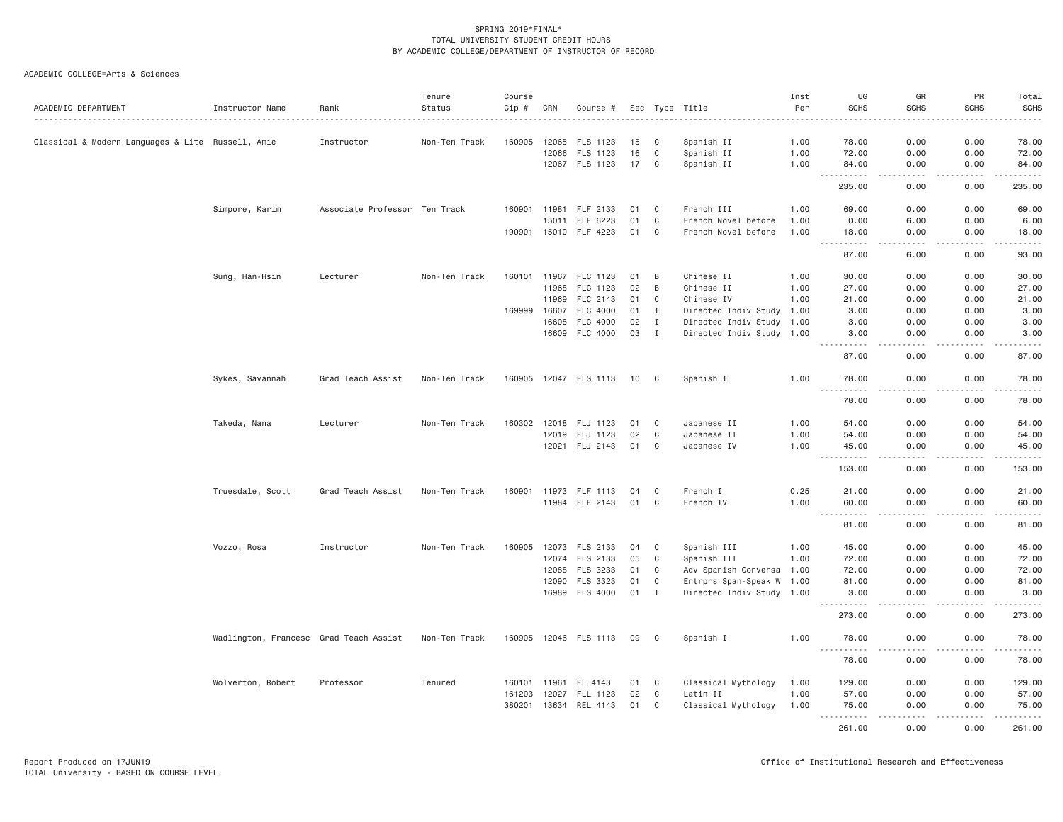SPRING 2019*FINAL*
TOTAL UNIVERSITY STUDENT CREDIT HOURS
BY ACADEMIC COLLEGE/DEPARTMENT OF INSTRUCTOR OF RECORD

ACADEMIC COLLEGE=Arts & Sciences

| ACADEMIC DEPARTMENT | Instructor Name | Rank | Tenure Status | Course Cip # | CRN | Course # | Sec | Type | Title | Inst Per | UG SCHS | GR SCHS | PR SCHS | Total SCHS |
|---|---|---|---|---|---|---|---|---|---|---|---|---|---|---|
| Classical & Modern Languages & Lite | Russell, Amie | Instructor | Non-Ten Track | 160905 | 12065 | FLS 1123 | 15 | C | Spanish II | 1.00 | 78.00 | 0.00 | 0.00 | 78.00 |
| | | | | | 12066 | FLS 1123 | 16 | C | Spanish II | 1.00 | 72.00 | 0.00 | 0.00 | 72.00 |
| | | | | | 12067 | FLS 1123 | 17 | C | Spanish II | 1.00 | 84.00 | 0.00 | 0.00 | 84.00 |
| | | | | | | | | | | | 235.00 | 0.00 | 0.00 | 235.00 |
| | Simpore, Karim | Associate Professor | Ten Track | 160901 | 11981 | FLF 2133 | 01 | C | French III | 1.00 | 69.00 | 0.00 | 0.00 | 69.00 |
| | | | | | 15011 | FLF 6223 | 01 | C | French Novel before | 1.00 | 0.00 | 6.00 | 0.00 | 6.00 |
| | | | | 190901 | 15010 | FLF 4223 | 01 | C | French Novel before | 1.00 | 18.00 | 0.00 | 0.00 | 18.00 |
| | | | | | | | | | | | 87.00 | 6.00 | 0.00 | 93.00 |
| | Sung, Han-Hsin | Lecturer | Non-Ten Track | 160101 | 11967 | FLC 1123 | 01 | B | Chinese II | 1.00 | 30.00 | 0.00 | 0.00 | 30.00 |
| | | | | | 11968 | FLC 1123 | 02 | B | Chinese II | 1.00 | 27.00 | 0.00 | 0.00 | 27.00 |
| | | | | | 11969 | FLC 2143 | 01 | C | Chinese IV | 1.00 | 21.00 | 0.00 | 0.00 | 21.00 |
| | | | | 169999 | 16607 | FLC 4000 | 01 | I | Directed Indiv Study | 1.00 | 3.00 | 0.00 | 0.00 | 3.00 |
| | | | | | 16608 | FLC 4000 | 02 | I | Directed Indiv Study | 1.00 | 3.00 | 0.00 | 0.00 | 3.00 |
| | | | | | 16609 | FLC 4000 | 03 | I | Directed Indiv Study | 1.00 | 3.00 | 0.00 | 0.00 | 3.00 |
| | | | | | | | | | | | 87.00 | 0.00 | 0.00 | 87.00 |
| | Sykes, Savannah | Grad Teach Assist | Non-Ten Track | 160905 | 12047 | FLS 1113 | 10 | C | Spanish I | 1.00 | 78.00 | 0.00 | 0.00 | 78.00 |
| | | | | | | | | | | | 78.00 | 0.00 | 0.00 | 78.00 |
| | Takeda, Nana | Lecturer | Non-Ten Track | 160302 | 12018 | FLJ 1123 | 01 | C | Japanese II | 1.00 | 54.00 | 0.00 | 0.00 | 54.00 |
| | | | | | 12019 | FLJ 1123 | 02 | C | Japanese II | 1.00 | 54.00 | 0.00 | 0.00 | 54.00 |
| | | | | | 12021 | FLJ 2143 | 01 | C | Japanese IV | 1.00 | 45.00 | 0.00 | 0.00 | 45.00 |
| | | | | | | | | | | | 153.00 | 0.00 | 0.00 | 153.00 |
| | Truesdale, Scott | Grad Teach Assist | Non-Ten Track | 160901 | 11973 | FLF 1113 | 04 | C | French I | 0.25 | 21.00 | 0.00 | 0.00 | 21.00 |
| | | | | | 11984 | FLF 2143 | 01 | C | French IV | 1.00 | 60.00 | 0.00 | 0.00 | 60.00 |
| | | | | | | | | | | | 81.00 | 0.00 | 0.00 | 81.00 |
| | Vozzo, Rosa | Instructor | Non-Ten Track | 160905 | 12073 | FLS 2133 | 04 | C | Spanish III | 1.00 | 45.00 | 0.00 | 0.00 | 45.00 |
| | | | | | 12074 | FLS 2133 | 05 | C | Spanish III | 1.00 | 72.00 | 0.00 | 0.00 | 72.00 |
| | | | | | 12088 | FLS 3233 | 01 | C | Adv Spanish Conversa | 1.00 | 72.00 | 0.00 | 0.00 | 72.00 |
| | | | | | 12090 | FLS 3323 | 01 | C | Entrprs Span-Speak W | 1.00 | 81.00 | 0.00 | 0.00 | 81.00 |
| | | | | | 16989 | FLS 4000 | 01 | I | Directed Indiv Study | 1.00 | 3.00 | 0.00 | 0.00 | 3.00 |
| | | | | | | | | | | | 273.00 | 0.00 | 0.00 | 273.00 |
| | Wadlington, Francesc | Grad Teach Assist | Non-Ten Track | 160905 | 12046 | FLS 1113 | 09 | C | Spanish I | 1.00 | 78.00 | 0.00 | 0.00 | 78.00 |
| | | | | | | | | | | | 78.00 | 0.00 | 0.00 | 78.00 |
| | Wolverton, Robert | Professor | Tenured | 160101 | 11961 | FL 4143 | 01 | C | Classical Mythology | 1.00 | 129.00 | 0.00 | 0.00 | 129.00 |
| | | | | 161203 | 12027 | FLL 1123 | 02 | C | Latin II | 1.00 | 57.00 | 0.00 | 0.00 | 57.00 |
| | | | | 380201 | 13634 | REL 4143 | 01 | C | Classical Mythology | 1.00 | 75.00 | 0.00 | 0.00 | 75.00 |
| | | | | | | | | | | | 261.00 | 0.00 | 0.00 | 261.00 |

Report Produced on 17JUN19
TOTAL University - BASED ON COURSE LEVEL

Office of Institutional Research and Effectiveness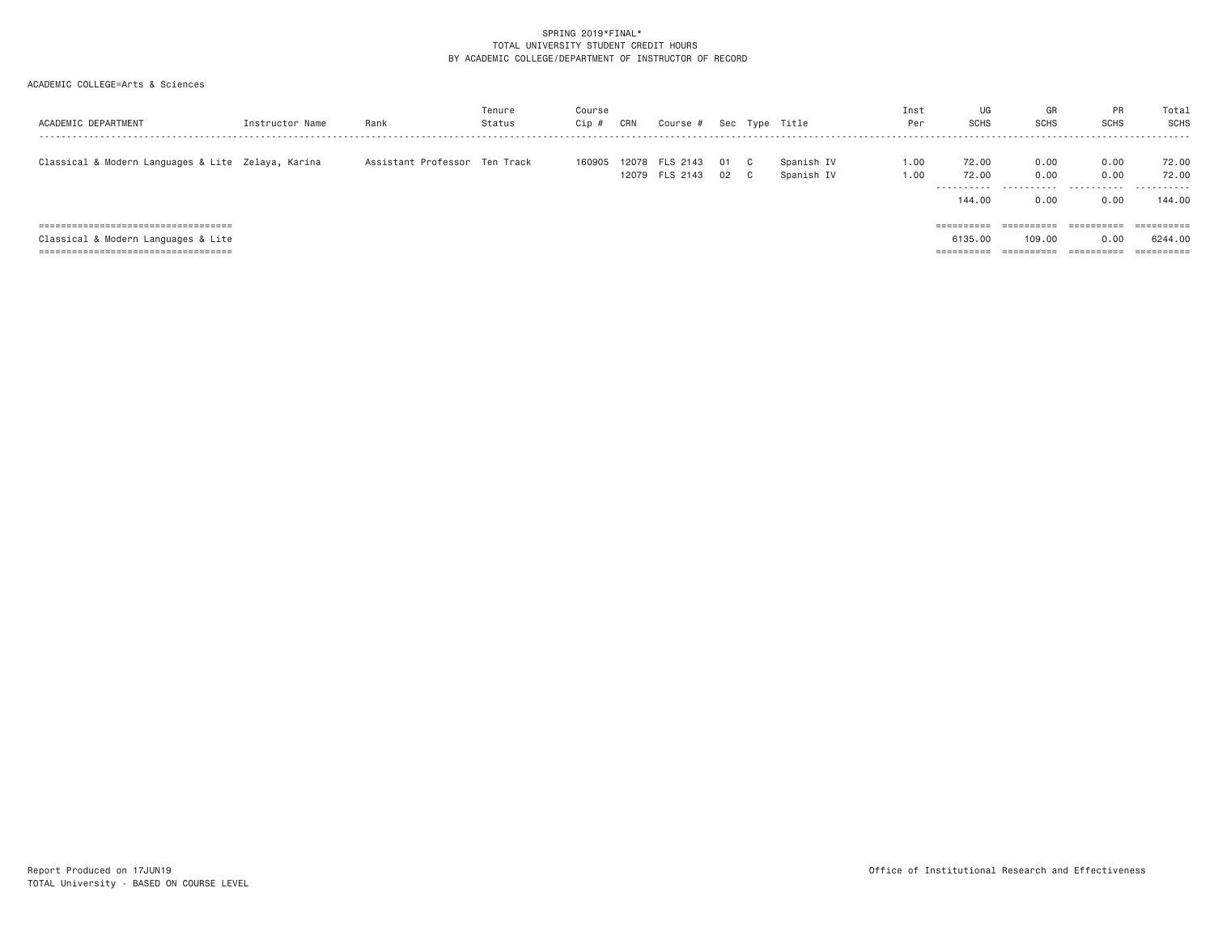SPRING 2019*FINAL*
TOTAL UNIVERSITY STUDENT CREDIT HOURS
BY ACADEMIC COLLEGE/DEPARTMENT OF INSTRUCTOR OF RECORD

ACADEMIC COLLEGE=Arts & Sciences

| ACADEMIC DEPARTMENT | Instructor Name | Rank | Tenure Status | Course Cip # | CRN | Course # | Sec | Type | Title | Inst Per | UG SCHS | GR SCHS | PR SCHS | Total SCHS |
|---|---|---|---|---|---|---|---|---|---|---|---|---|---|---|
| Classical & Modern Languages & Lite | Zelaya, Karina | Assistant Professor | Ten Track | 160905 | 12078 | FLS 2143 | 01 | C | Spanish IV | 1.00 | 72.00 | 0.00 | 0.00 | 72.00 |
| | | | | | 12079 | FLS 2143 | 02 | C | Spanish IV | 1.00 | 72.00 | 0.00 | 0.00 | 72.00 |
| | | | | | | | | | | | 144.00 | 0.00 | 0.00 | 144.00 |
| Classical & Modern Languages & Lite | | | | | | | | | | | 6135.00 | 109.00 | 0.00 | 6244.00 |

Report Produced on 17JUN19
TOTAL University - BASED ON COURSE LEVEL

Office of Institutional Research and Effectiveness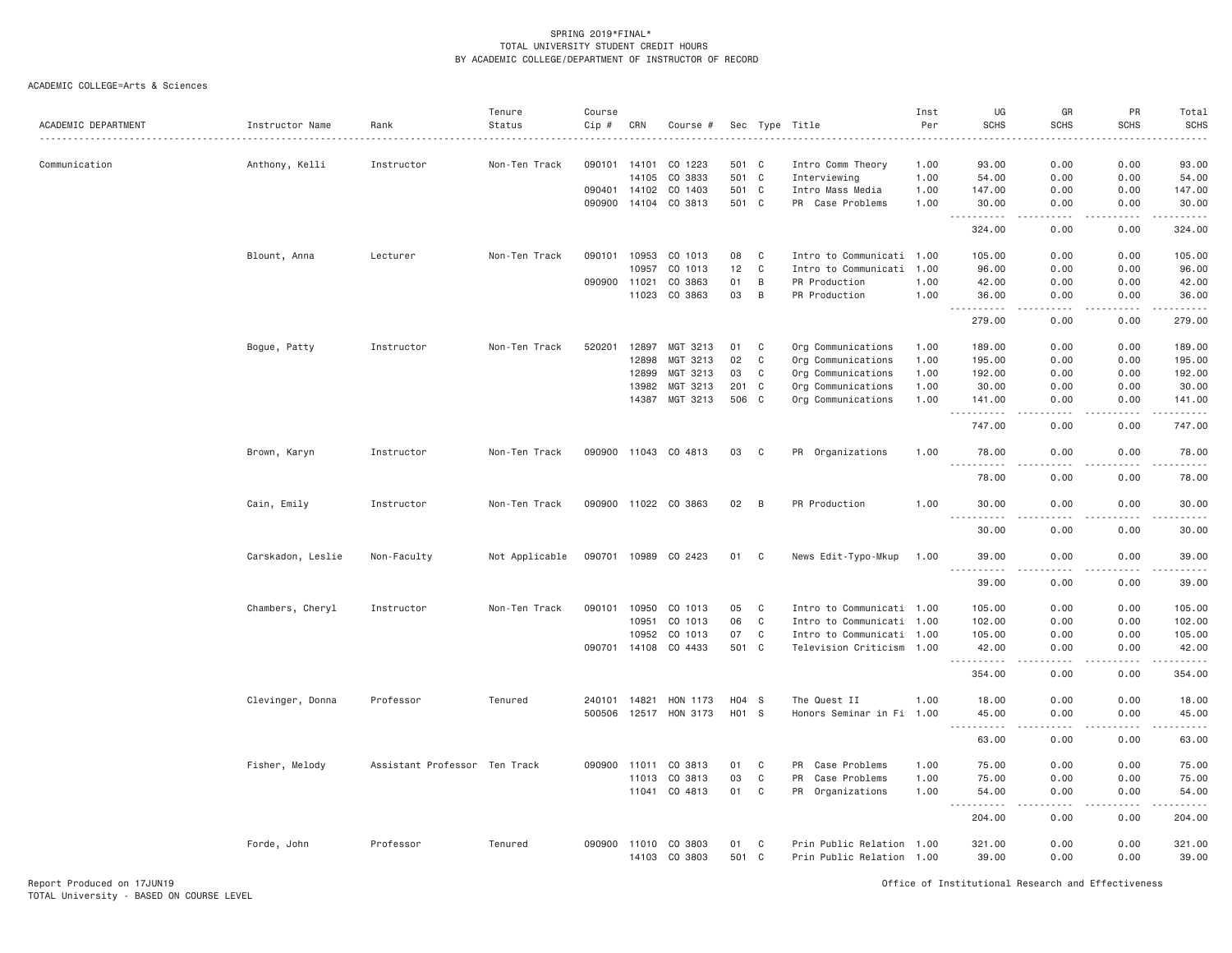SPRING 2019*FINAL*
TOTAL UNIVERSITY STUDENT CREDIT HOURS
BY ACADEMIC COLLEGE/DEPARTMENT OF INSTRUCTOR OF RECORD

ACADEMIC COLLEGE=Arts & Sciences

| ACADEMIC DEPARTMENT | Instructor Name | Rank | Tenure Status | Course Cip # | CRN | Course # | Sec | Type | Title | Inst Per | UG SCHS | GR SCHS | PR SCHS | Total SCHS |
|---|---|---|---|---|---|---|---|---|---|---|---|---|---|---|
| Communication | Anthony, Kelli | Instructor | Non-Ten Track | 090101 | 14101 | CO 1223 | 501 | C | Intro Comm Theory | 1.00 | 93.00 | 0.00 | 0.00 | 93.00 |
| | | | | | 14105 | CO 3833 | 501 | C | Interviewing | 1.00 | 54.00 | 0.00 | 0.00 | 54.00 |
| | | | | 090401 | 14102 | CO 1403 | 501 | C | Intro Mass Media | 1.00 | 147.00 | 0.00 | 0.00 | 147.00 |
| | | | | 090900 | 14104 | CO 3813 | 501 | C | PR Case Problems | 1.00 | 30.00 | 0.00 | 0.00 | 30.00 |
| | | | | | | | | | | | 324.00 | 0.00 | 0.00 | 324.00 |
| | Blount, Anna | Lecturer | Non-Ten Track | 090101 | 10953 | CO 1013 | 08 | C | Intro to Communicati | 1.00 | 105.00 | 0.00 | 0.00 | 105.00 |
| | | | | | 10957 | CO 1013 | 12 | C | Intro to Communicati | 1.00 | 96.00 | 0.00 | 0.00 | 96.00 |
| | | | | 090900 | 11021 | CO 3863 | 01 | B | PR Production | 1.00 | 42.00 | 0.00 | 0.00 | 42.00 |
| | | | | | 11023 | CO 3863 | 03 | B | PR Production | 1.00 | 36.00 | 0.00 | 0.00 | 36.00 |
| | | | | | | | | | | | 279.00 | 0.00 | 0.00 | 279.00 |
| | Bogue, Patty | Instructor | Non-Ten Track | 520201 | 12897 | MGT 3213 | 01 | C | Org Communications | 1.00 | 189.00 | 0.00 | 0.00 | 189.00 |
| | | | | | 12898 | MGT 3213 | 02 | C | Org Communications | 1.00 | 195.00 | 0.00 | 0.00 | 195.00 |
| | | | | | 12899 | MGT 3213 | 03 | C | Org Communications | 1.00 | 192.00 | 0.00 | 0.00 | 192.00 |
| | | | | | 13982 | MGT 3213 | 201 | C | Org Communications | 1.00 | 30.00 | 0.00 | 0.00 | 30.00 |
| | | | | | 14387 | MGT 3213 | 506 | C | Org Communications | 1.00 | 141.00 | 0.00 | 0.00 | 141.00 |
| | | | | | | | | | | | 747.00 | 0.00 | 0.00 | 747.00 |
| | Brown, Karyn | Instructor | Non-Ten Track | 090900 | 11043 | CO 4813 | 03 | C | PR Organizations | 1.00 | 78.00 | 0.00 | 0.00 | 78.00 |
| | | | | | | | | | | | 78.00 | 0.00 | 0.00 | 78.00 |
| | Cain, Emily | Instructor | Non-Ten Track | 090900 | 11022 | CO 3863 | 02 | B | PR Production | 1.00 | 30.00 | 0.00 | 0.00 | 30.00 |
| | | | | | | | | | | | 30.00 | 0.00 | 0.00 | 30.00 |
| | Carskadon, Leslie | Non-Faculty | Not Applicable | 090701 | 10989 | CO 2423 | 01 | C | News Edit-Typo-Mkup | 1.00 | 39.00 | 0.00 | 0.00 | 39.00 |
| | | | | | | | | | | | 39.00 | 0.00 | 0.00 | 39.00 |
| | Chambers, Cheryl | Instructor | Non-Ten Track | 090101 | 10950 | CO 1013 | 05 | C | Intro to Communicati | 1.00 | 105.00 | 0.00 | 0.00 | 105.00 |
| | | | | | 10951 | CO 1013 | 06 | C | Intro to Communicati | 1.00 | 102.00 | 0.00 | 0.00 | 102.00 |
| | | | | | 10952 | CO 1013 | 07 | C | Intro to Communicati | 1.00 | 105.00 | 0.00 | 0.00 | 105.00 |
| | | | | 090701 | 14108 | CO 4433 | 501 | C | Television Criticism | 1.00 | 42.00 | 0.00 | 0.00 | 42.00 |
| | | | | | | | | | | | 354.00 | 0.00 | 0.00 | 354.00 |
| | Clevinger, Donna | Professor | Tenured | 240101 | 14821 | HON 1173 | H04 | S | The Quest II | 1.00 | 18.00 | 0.00 | 0.00 | 18.00 |
| | | | | 500506 | 12517 | HON 3173 | H01 | S | Honors Seminar in Fi | 1.00 | 45.00 | 0.00 | 0.00 | 45.00 |
| | | | | | | | | | | | 63.00 | 0.00 | 0.00 | 63.00 |
| | Fisher, Melody | Assistant Professor | Ten Track | 090900 | 11011 | CO 3813 | 01 | C | PR Case Problems | 1.00 | 75.00 | 0.00 | 0.00 | 75.00 |
| | | | | | 11013 | CO 3813 | 03 | C | PR Case Problems | 1.00 | 75.00 | 0.00 | 0.00 | 75.00 |
| | | | | | 11041 | CO 4813 | 01 | C | PR Organizations | 1.00 | 54.00 | 0.00 | 0.00 | 54.00 |
| | | | | | | | | | | | 204.00 | 0.00 | 0.00 | 204.00 |
| | Forde, John | Professor | Tenured | 090900 | 11010 | CO 3803 | 01 | C | Prin Public Relation | 1.00 | 321.00 | 0.00 | 0.00 | 321.00 |
| | | | | | 14103 | CO 3803 | 501 | C | Prin Public Relation | 1.00 | 39.00 | 0.00 | 0.00 | 39.00 |

Report Produced on 17JUN19
TOTAL University - BASED ON COURSE LEVEL

Office of Institutional Research and Effectiveness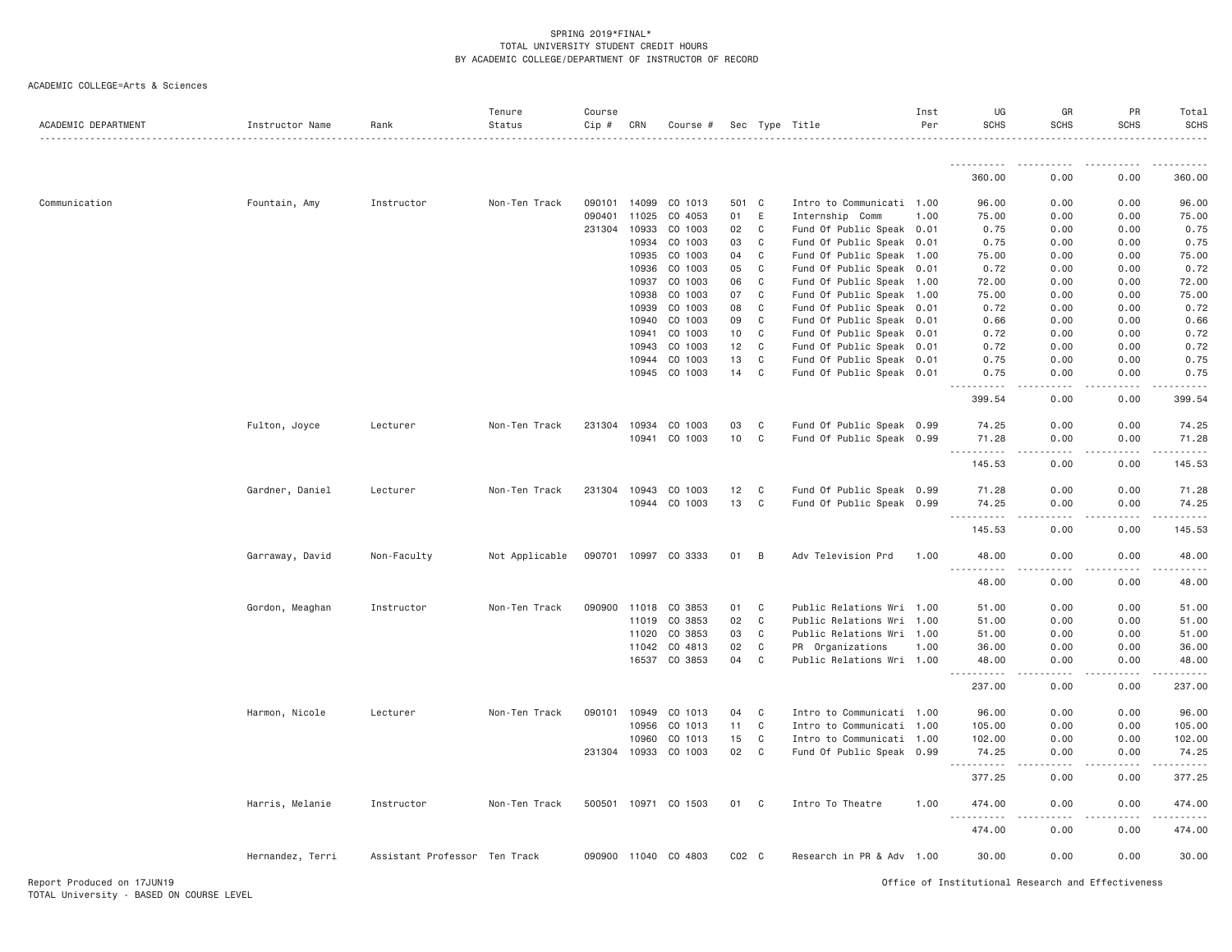SPRING 2019*FINAL*
TOTAL UNIVERSITY STUDENT CREDIT HOURS
BY ACADEMIC COLLEGE/DEPARTMENT OF INSTRUCTOR OF RECORD

ACADEMIC COLLEGE=Arts & Sciences

| ACADEMIC DEPARTMENT | Instructor Name | Rank | Tenure Status | Course Cip # | CRN | Course # | Sec | Type | Title | Inst Per | UG SCHS | GR SCHS | PR SCHS | Total SCHS |
|---|---|---|---|---|---|---|---|---|---|---|---|---|---|---|
| | | | | | | | | | | | 360.00 | 0.00 | 0.00 | 360.00 |
| Communication | Fountain, Amy | Instructor | Non-Ten Track | 090101 | 14099 | CO 1013 | 501 | C | Intro to Communicati | 1.00 | 96.00 | 0.00 | 0.00 | 96.00 |
| | | | | 090401 | 11025 | CO 4053 | 01 | E | Internship Comm | 1.00 | 75.00 | 0.00 | 0.00 | 75.00 |
| | | | | 231304 | 10933 | CO 1003 | 02 | C | Fund Of Public Speak | 0.01 | 0.75 | 0.00 | 0.00 | 0.75 |
| | | | | | 10934 | CO 1003 | 03 | C | Fund Of Public Speak | 0.01 | 0.75 | 0.00 | 0.00 | 0.75 |
| | | | | | 10935 | CO 1003 | 04 | C | Fund Of Public Speak | 1.00 | 75.00 | 0.00 | 0.00 | 75.00 |
| | | | | | 10936 | CO 1003 | 05 | C | Fund Of Public Speak | 0.01 | 0.72 | 0.00 | 0.00 | 0.72 |
| | | | | | 10937 | CO 1003 | 06 | C | Fund Of Public Speak | 1.00 | 72.00 | 0.00 | 0.00 | 72.00 |
| | | | | | 10938 | CO 1003 | 07 | C | Fund Of Public Speak | 1.00 | 75.00 | 0.00 | 0.00 | 75.00 |
| | | | | | 10939 | CO 1003 | 08 | C | Fund Of Public Speak | 0.01 | 0.72 | 0.00 | 0.00 | 0.72 |
| | | | | | 10940 | CO 1003 | 09 | C | Fund Of Public Speak | 0.01 | 0.66 | 0.00 | 0.00 | 0.66 |
| | | | | | 10941 | CO 1003 | 10 | C | Fund Of Public Speak | 0.01 | 0.72 | 0.00 | 0.00 | 0.72 |
| | | | | | 10943 | CO 1003 | 12 | C | Fund Of Public Speak | 0.01 | 0.72 | 0.00 | 0.00 | 0.72 |
| | | | | | 10944 | CO 1003 | 13 | C | Fund Of Public Speak | 0.01 | 0.75 | 0.00 | 0.00 | 0.75 |
| | | | | | 10945 | CO 1003 | 14 | C | Fund Of Public Speak | 0.01 | 0.75 | 0.00 | 0.00 | 0.75 |
| | | | | | | | | | | | 399.54 | 0.00 | 0.00 | 399.54 |
| | Fulton, Joyce | Lecturer | Non-Ten Track | 231304 | 10934 | CO 1003 | 03 | C | Fund Of Public Speak | 0.99 | 74.25 | 0.00 | 0.00 | 74.25 |
| | | | | | 10941 | CO 1003 | 10 | C | Fund Of Public Speak | 0.99 | 71.28 | 0.00 | 0.00 | 71.28 |
| | | | | | | | | | | | 145.53 | 0.00 | 0.00 | 145.53 |
| | Gardner, Daniel | Lecturer | Non-Ten Track | 231304 | 10943 | CO 1003 | 12 | C | Fund Of Public Speak | 0.99 | 71.28 | 0.00 | 0.00 | 71.28 |
| | | | | | 10944 | CO 1003 | 13 | C | Fund Of Public Speak | 0.99 | 74.25 | 0.00 | 0.00 | 74.25 |
| | | | | | | | | | | | 145.53 | 0.00 | 0.00 | 145.53 |
| | Garraway, David | Non-Faculty | Not Applicable | 090701 | 10997 | CO 3333 | 01 | B | Adv Television Prd | 1.00 | 48.00 | 0.00 | 0.00 | 48.00 |
| | | | | | | | | | | | 48.00 | 0.00 | 0.00 | 48.00 |
| | Gordon, Meaghan | Instructor | Non-Ten Track | 090900 | 11018 | CO 3853 | 01 | C | Public Relations Wri | 1.00 | 51.00 | 0.00 | 0.00 | 51.00 |
| | | | | | 11019 | CO 3853 | 02 | C | Public Relations Wri | 1.00 | 51.00 | 0.00 | 0.00 | 51.00 |
| | | | | | 11020 | CO 3853 | 03 | C | Public Relations Wri | 1.00 | 51.00 | 0.00 | 0.00 | 51.00 |
| | | | | | 11042 | CO 4813 | 02 | C | PR Organizations | 1.00 | 36.00 | 0.00 | 0.00 | 36.00 |
| | | | | | 16537 | CO 3853 | 04 | C | Public Relations Wri | 1.00 | 48.00 | 0.00 | 0.00 | 48.00 |
| | | | | | | | | | | | 237.00 | 0.00 | 0.00 | 237.00 |
| | Harmon, Nicole | Lecturer | Non-Ten Track | 090101 | 10949 | CO 1013 | 04 | C | Intro to Communicati | 1.00 | 96.00 | 0.00 | 0.00 | 96.00 |
| | | | | | 10956 | CO 1013 | 11 | C | Intro to Communicati | 1.00 | 105.00 | 0.00 | 0.00 | 105.00 |
| | | | | | 10960 | CO 1013 | 15 | C | Intro to Communicati | 1.00 | 102.00 | 0.00 | 0.00 | 102.00 |
| | | | | 231304 | 10933 | CO 1003 | 02 | C | Fund Of Public Speak | 0.99 | 74.25 | 0.00 | 0.00 | 74.25 |
| | | | | | | | | | | | 377.25 | 0.00 | 0.00 | 377.25 |
| | Harris, Melanie | Instructor | Non-Ten Track | 500501 | 10971 | CO 1503 | 01 | C | Intro To Theatre | 1.00 | 474.00 | 0.00 | 0.00 | 474.00 |
| | | | | | | | | | | | 474.00 | 0.00 | 0.00 | 474.00 |
| | Hernandez, Terri | Assistant Professor | Ten Track | 090900 | 11040 | CO 4803 | C02 | C | Research in PR & Adv | 1.00 | 30.00 | 0.00 | 0.00 | 30.00 |

Report Produced on 17JUN19
TOTAL University - BASED ON COURSE LEVEL

Office of Institutional Research and Effectiveness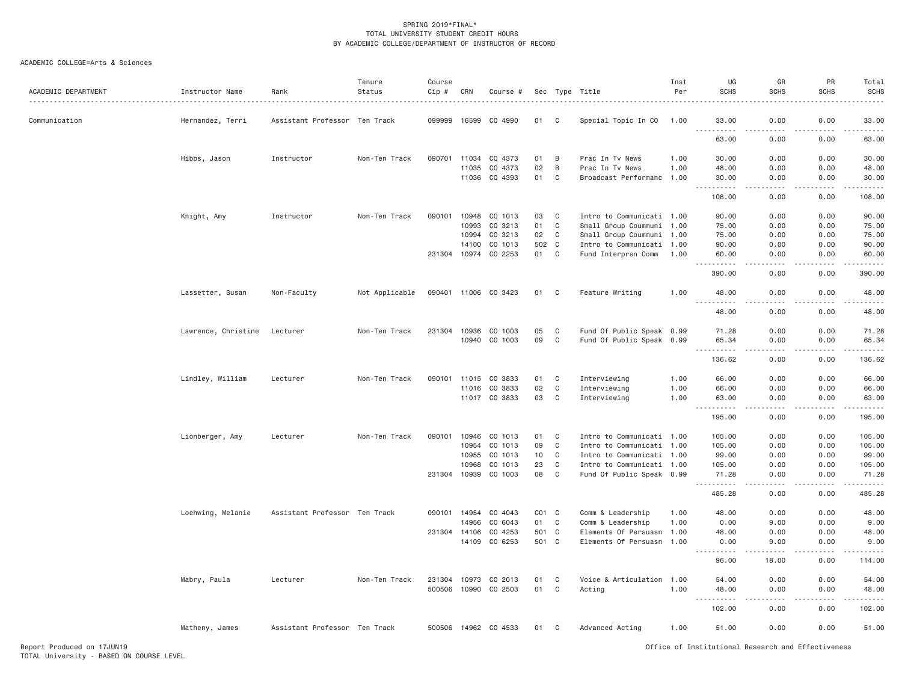SPRING 2019*FINAL*
TOTAL UNIVERSITY STUDENT CREDIT HOURS
BY ACADEMIC COLLEGE/DEPARTMENT OF INSTRUCTOR OF RECORD

ACADEMIC COLLEGE=Arts & Sciences

| ACADEMIC DEPARTMENT | Instructor Name | Rank | Tenure Status | Course Cip # | CRN | Course # | Sec | Type | Title | Inst Per | UG SCHS | GR SCHS | PR SCHS | Total SCHS |
|---|---|---|---|---|---|---|---|---|---|---|---|---|---|---|
| Communication | Hernandez, Terri | Assistant Professor | Ten Track | 099999 | 16599 | CO 4990 | 01 | C | Special Topic In CO | 1.00 | 33.00 | 0.00 | 0.00 | 33.00 |
| | | | | | | | | | | | 63.00 | 0.00 | 0.00 | 63.00 |
| | Hibbs, Jason | Instructor | Non-Ten Track | 090701 | 11034 | CO 4373 | 01 | B | Prac In Tv News | 1.00 | 30.00 | 0.00 | 0.00 | 30.00 |
| | | | | | 11035 | CO 4373 | 02 | B | Prac In Tv News | 1.00 | 48.00 | 0.00 | 0.00 | 48.00 |
| | | | | | 11036 | CO 4393 | 01 | C | Broadcast Performanc | 1.00 | 30.00 | 0.00 | 0.00 | 30.00 |
| | | | | | | | | | | | 108.00 | 0.00 | 0.00 | 108.00 |
| | Knight, Amy | Instructor | Non-Ten Track | 090101 | 10948 | CO 1013 | 03 | C | Intro to Communicati | 1.00 | 90.00 | 0.00 | 0.00 | 90.00 |
| | | | | | 10993 | CO 3213 | 01 | C | Small Group Coummuni | 1.00 | 75.00 | 0.00 | 0.00 | 75.00 |
| | | | | | 10994 | CO 3213 | 02 | C | Small Group Coummuni | 1.00 | 75.00 | 0.00 | 0.00 | 75.00 |
| | | | | | 14100 | CO 1013 | 502 | C | Intro to Communicati | 1.00 | 90.00 | 0.00 | 0.00 | 90.00 |
| | | | | 231304 | 10974 | CO 2253 | 01 | C | Fund Interprsn Comm | 1.00 | 60.00 | 0.00 | 0.00 | 60.00 |
| | | | | | | | | | | | 390.00 | 0.00 | 0.00 | 390.00 |
| | Lassetter, Susan | Non-Faculty | Not Applicable | 090401 | 11006 | CO 3423 | 01 | C | Feature Writing | 1.00 | 48.00 | 0.00 | 0.00 | 48.00 |
| | | | | | | | | | | | 48.00 | 0.00 | 0.00 | 48.00 |
| | Lawrence, Christine | Lecturer | Non-Ten Track | 231304 | 10936 | CO 1003 | 05 | C | Fund Of Public Speak | 0.99 | 71.28 | 0.00 | 0.00 | 71.28 |
| | | | | | 10940 | CO 1003 | 09 | C | Fund Of Public Speak | 0.99 | 65.34 | 0.00 | 0.00 | 65.34 |
| | | | | | | | | | | | 136.62 | 0.00 | 0.00 | 136.62 |
| | Lindley, William | Lecturer | Non-Ten Track | 090101 | 11015 | CO 3833 | 01 | C | Interviewing | 1.00 | 66.00 | 0.00 | 0.00 | 66.00 |
| | | | | | 11016 | CO 3833 | 02 | C | Interviewing | 1.00 | 66.00 | 0.00 | 0.00 | 66.00 |
| | | | | | 11017 | CO 3833 | 03 | C | Interviewing | 1.00 | 63.00 | 0.00 | 0.00 | 63.00 |
| | | | | | | | | | | | 195.00 | 0.00 | 0.00 | 195.00 |
| | Lionberger, Amy | Lecturer | Non-Ten Track | 090101 | 10946 | CO 1013 | 01 | C | Intro to Communicati | 1.00 | 105.00 | 0.00 | 0.00 | 105.00 |
| | | | | | 10954 | CO 1013 | 09 | C | Intro to Communicati | 1.00 | 105.00 | 0.00 | 0.00 | 105.00 |
| | | | | | 10955 | CO 1013 | 10 | C | Intro to Communicati | 1.00 | 99.00 | 0.00 | 0.00 | 99.00 |
| | | | | | 10968 | CO 1013 | 23 | C | Intro to Communicati | 1.00 | 105.00 | 0.00 | 0.00 | 105.00 |
| | | | | 231304 | 10939 | CO 1003 | 08 | C | Fund Of Public Speak | 0.99 | 71.28 | 0.00 | 0.00 | 71.28 |
| | | | | | | | | | | | 485.28 | 0.00 | 0.00 | 485.28 |
| | Loehwing, Melanie | Assistant Professor | Ten Track | 090101 | 14954 | CO 4043 | C01 | C | Comm & Leadership | 1.00 | 48.00 | 0.00 | 0.00 | 48.00 |
| | | | | | 14956 | CO 6043 | 01 | C | Comm & Leadership | 1.00 | 0.00 | 9.00 | 0.00 | 9.00 |
| | | | | 231304 | 14106 | CO 4253 | 501 | C | Elements Of Persuasn | 1.00 | 48.00 | 0.00 | 0.00 | 48.00 |
| | | | | | 14109 | CO 6253 | 501 | C | Elements Of Persuasn | 1.00 | 0.00 | 9.00 | 0.00 | 9.00 |
| | | | | | | | | | | | 96.00 | 18.00 | 0.00 | 114.00 |
| | Mabry, Paula | Lecturer | Non-Ten Track | 231304 | 10973 | CO 2013 | 01 | C | Voice & Articulation | 1.00 | 54.00 | 0.00 | 0.00 | 54.00 |
| | | | | 500506 | 10990 | CO 2503 | 01 | C | Acting | 1.00 | 48.00 | 0.00 | 0.00 | 48.00 |
| | | | | | | | | | | | 102.00 | 0.00 | 0.00 | 102.00 |
| | Matheny, James | Assistant Professor | Ten Track | 500506 | 14962 | CO 4533 | 01 | C | Advanced Acting | 1.00 | 51.00 | 0.00 | 0.00 | 51.00 |

Report Produced on 17JUN19
TOTAL University - BASED ON COURSE LEVEL

Office of Institutional Research and Effectiveness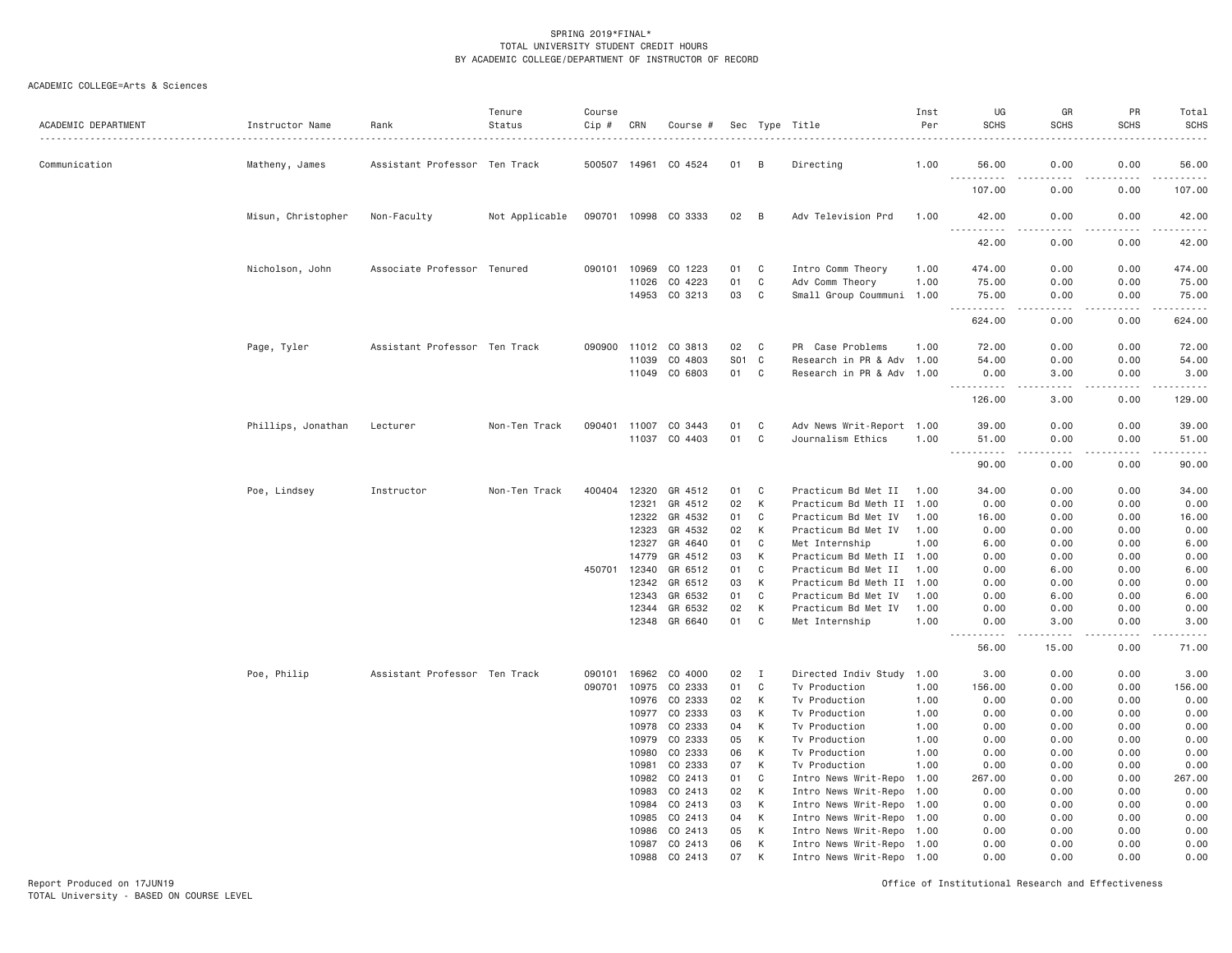SPRING 2019*FINAL*
TOTAL UNIVERSITY STUDENT CREDIT HOURS
BY ACADEMIC COLLEGE/DEPARTMENT OF INSTRUCTOR OF RECORD

ACADEMIC COLLEGE=Arts & Sciences

| ACADEMIC DEPARTMENT | Instructor Name | Rank | Tenure Status | Course Cip # | CRN | Course # | Sec | Type | Title | Inst Per | UG SCHS | GR SCHS | PR SCHS | Total SCHS |
|---|---|---|---|---|---|---|---|---|---|---|---|---|---|---|
| Communication | Matheny, James | Assistant Professor | Ten Track | 500507 | 14961 | CO 4524 | 01 | B | Directing | 1.00 | 56.00 | 0.00 | 0.00 | 56.00 |
| | | | | | | | | | | | 107.00 | 0.00 | 0.00 | 107.00 |
| | Misun, Christopher | Non-Faculty | Not Applicable | 090701 | 10998 | CO 3333 | 02 | B | Adv Television Prd | 1.00 | 42.00 | 0.00 | 0.00 | 42.00 |
| | | | | | | | | | | | 42.00 | 0.00 | 0.00 | 42.00 |
| | Nicholson, John | Associate Professor | Tenured | 090101 | 10969 | CO 1223 | 01 | C | Intro Comm Theory | 1.00 | 474.00 | 0.00 | 0.00 | 474.00 |
| | | | | | 11026 | CO 4223 | 01 | C | Adv Comm Theory | 1.00 | 75.00 | 0.00 | 0.00 | 75.00 |
| | | | | | 14953 | CO 3213 | 03 | C | Small Group Coummuni | 1.00 | 75.00 | 0.00 | 0.00 | 75.00 |
| | | | | | | | | | | | 624.00 | 0.00 | 0.00 | 624.00 |
| | Page, Tyler | Assistant Professor | Ten Track | 090900 | 11012 | CO 3813 | 02 | C | PR Case Problems | 1.00 | 72.00 | 0.00 | 0.00 | 72.00 |
| | | | | | 11039 | CO 4803 | S01 | C | Research in PR & Adv | 1.00 | 54.00 | 0.00 | 0.00 | 54.00 |
| | | | | | 11049 | CO 6803 | 01 | C | Research in PR & Adv | 1.00 | 0.00 | 3.00 | 0.00 | 3.00 |
| | | | | | | | | | | | 126.00 | 3.00 | 0.00 | 129.00 |
| | Phillips, Jonathan | Lecturer | Non-Ten Track | 090401 | 11007 | CO 3443 | 01 | C | Adv News Writ-Report | 1.00 | 39.00 | 0.00 | 0.00 | 39.00 |
| | | | | | 11037 | CO 4403 | 01 | C | Journalism Ethics | 1.00 | 51.00 | 0.00 | 0.00 | 51.00 |
| | | | | | | | | | | | 90.00 | 0.00 | 0.00 | 90.00 |
| | Poe, Lindsey | Instructor | Non-Ten Track | 400404 | 12320 | GR 4512 | 01 | C | Practicum Bd Met II | 1.00 | 34.00 | 0.00 | 0.00 | 34.00 |
| | | | | | 12321 | GR 4512 | 02 | K | Practicum Bd Meth II | 1.00 | 0.00 | 0.00 | 0.00 | 0.00 |
| | | | | | 12322 | GR 4532 | 01 | C | Practicum Bd Met IV | 1.00 | 16.00 | 0.00 | 0.00 | 16.00 |
| | | | | | 12323 | GR 4532 | 02 | K | Practicum Bd Met IV | 1.00 | 0.00 | 0.00 | 0.00 | 0.00 |
| | | | | | 12327 | GR 4640 | 01 | C | Met Internship | 1.00 | 6.00 | 0.00 | 0.00 | 6.00 |
| | | | | | 14779 | GR 4512 | 03 | K | Practicum Bd Meth II | 1.00 | 0.00 | 0.00 | 0.00 | 0.00 |
| | | | | 450701 | 12340 | GR 6512 | 01 | C | Practicum Bd Met II | 1.00 | 0.00 | 6.00 | 0.00 | 6.00 |
| | | | | | 12342 | GR 6512 | 03 | K | Practicum Bd Meth II | 1.00 | 0.00 | 0.00 | 0.00 | 0.00 |
| | | | | | 12343 | GR 6532 | 01 | C | Practicum Bd Met IV | 1.00 | 0.00 | 6.00 | 0.00 | 6.00 |
| | | | | | 12344 | GR 6532 | 02 | K | Practicum Bd Met IV | 1.00 | 0.00 | 0.00 | 0.00 | 0.00 |
| | | | | | 12348 | GR 6640 | 01 | C | Met Internship | 1.00 | 0.00 | 3.00 | 0.00 | 3.00 |
| | | | | | | | | | | | 56.00 | 15.00 | 0.00 | 71.00 |
| | Poe, Philip | Assistant Professor | Ten Track | 090101 | 16962 | CO 4000 | 02 | I | Directed Indiv Study | 1.00 | 3.00 | 0.00 | 0.00 | 3.00 |
| | | | | 090701 | 10975 | CO 2333 | 01 | C | Tv Production | 1.00 | 156.00 | 0.00 | 0.00 | 156.00 |
| | | | | | 10976 | CO 2333 | 02 | K | Tv Production | 1.00 | 0.00 | 0.00 | 0.00 | 0.00 |
| | | | | | 10977 | CO 2333 | 03 | K | Tv Production | 1.00 | 0.00 | 0.00 | 0.00 | 0.00 |
| | | | | | 10978 | CO 2333 | 04 | K | Tv Production | 1.00 | 0.00 | 0.00 | 0.00 | 0.00 |
| | | | | | 10979 | CO 2333 | 05 | K | Tv Production | 1.00 | 0.00 | 0.00 | 0.00 | 0.00 |
| | | | | | 10980 | CO 2333 | 06 | K | Tv Production | 1.00 | 0.00 | 0.00 | 0.00 | 0.00 |
| | | | | | 10981 | CO 2333 | 07 | K | Tv Production | 1.00 | 0.00 | 0.00 | 0.00 | 0.00 |
| | | | | | 10982 | CO 2413 | 01 | C | Intro News Writ-Repo | 1.00 | 267.00 | 0.00 | 0.00 | 267.00 |
| | | | | | 10983 | CO 2413 | 02 | K | Intro News Writ-Repo | 1.00 | 0.00 | 0.00 | 0.00 | 0.00 |
| | | | | | 10984 | CO 2413 | 03 | K | Intro News Writ-Repo | 1.00 | 0.00 | 0.00 | 0.00 | 0.00 |
| | | | | | 10985 | CO 2413 | 04 | K | Intro News Writ-Repo | 1.00 | 0.00 | 0.00 | 0.00 | 0.00 |
| | | | | | 10986 | CO 2413 | 05 | K | Intro News Writ-Repo | 1.00 | 0.00 | 0.00 | 0.00 | 0.00 |
| | | | | | 10987 | CO 2413 | 06 | K | Intro News Writ-Repo | 1.00 | 0.00 | 0.00 | 0.00 | 0.00 |
| | | | | | 10988 | CO 2413 | 07 | K | Intro News Writ-Repo | 1.00 | 0.00 | 0.00 | 0.00 | 0.00 |

Report Produced on 17JUN19
TOTAL University - BASED ON COURSE LEVEL

Office of Institutional Research and Effectiveness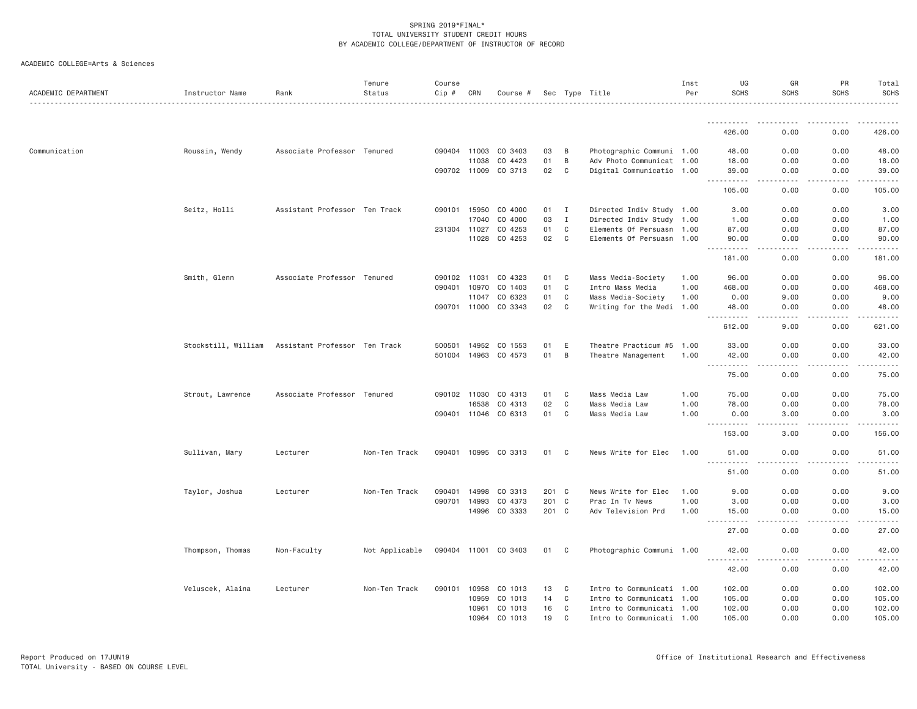SPRING 2019*FINAL*
TOTAL UNIVERSITY STUDENT CREDIT HOURS
BY ACADEMIC COLLEGE/DEPARTMENT OF INSTRUCTOR OF RECORD

ACADEMIC COLLEGE=Arts & Sciences

| ACADEMIC DEPARTMENT | Instructor Name | Rank | Tenure Status | Course Cip # | CRN | Course # | Sec | Type | Title | Inst Per | UG SCHS | GR SCHS | PR SCHS | Total SCHS |
|---|---|---|---|---|---|---|---|---|---|---|---|---|---|---|
| | | | | | | | | | | | 426.00 | 0.00 | 0.00 | 426.00 |
| Communication | Roussin, Wendy | Associate Professor | Tenured | 090404 | 11003 | CO 3403 | 03 | B | Photographic Communi | 1.00 | 48.00 | 0.00 | 0.00 | 48.00 |
| | | | | | 11038 | CO 4423 | 01 | B | Adv Photo Communicat | 1.00 | 18.00 | 0.00 | 0.00 | 18.00 |
| | | | | 090702 | 11009 | CO 3713 | 02 | C | Digital Communicatio | 1.00 | 39.00 | 0.00 | 0.00 | 39.00 |
| | | | | | | | | | | | 105.00 | 0.00 | 0.00 | 105.00 |
| | Seitz, Holli | Assistant Professor | Ten Track | 090101 | 15950 | CO 4000 | 01 | I | Directed Indiv Study | 1.00 | 3.00 | 0.00 | 0.00 | 3.00 |
| | | | | | 17040 | CO 4000 | 03 | I | Directed Indiv Study | 1.00 | 1.00 | 0.00 | 0.00 | 1.00 |
| | | | | 231304 | 11027 | CO 4253 | 01 | C | Elements Of Persuasn | 1.00 | 87.00 | 0.00 | 0.00 | 87.00 |
| | | | | | 11028 | CO 4253 | 02 | C | Elements Of Persuasn | 1.00 | 90.00 | 0.00 | 0.00 | 90.00 |
| | | | | | | | | | | | 181.00 | 0.00 | 0.00 | 181.00 |
| | Smith, Glenn | Associate Professor | Tenured | 090102 | 11031 | CO 4323 | 01 | C | Mass Media-Society | 1.00 | 96.00 | 0.00 | 0.00 | 96.00 |
| | | | | 090401 | 10970 | CO 1403 | 01 | C | Intro Mass Media | 1.00 | 468.00 | 0.00 | 0.00 | 468.00 |
| | | | | | 11047 | CO 6323 | 01 | C | Mass Media-Society | 1.00 | 0.00 | 9.00 | 0.00 | 9.00 |
| | | | | 090701 | 11000 | CO 3343 | 02 | C | Writing for the Medi | 1.00 | 48.00 | 0.00 | 0.00 | 48.00 |
| | | | | | | | | | | | 612.00 | 9.00 | 0.00 | 621.00 |
| | Stockstill, William | Assistant Professor | Ten Track | 500501 | 14952 | CO 1553 | 01 | E | Theatre Practicum #5 | 1.00 | 33.00 | 0.00 | 0.00 | 33.00 |
| | | | | 501004 | 14963 | CO 4573 | 01 | B | Theatre Management | 1.00 | 42.00 | 0.00 | 0.00 | 42.00 |
| | | | | | | | | | | | 75.00 | 0.00 | 0.00 | 75.00 |
| | Strout, Lawrence | Associate Professor | Tenured | 090102 | 11030 | CO 4313 | 01 | C | Mass Media Law | 1.00 | 75.00 | 0.00 | 0.00 | 75.00 |
| | | | | | 16538 | CO 4313 | 02 | C | Mass Media Law | 1.00 | 78.00 | 0.00 | 0.00 | 78.00 |
| | | | | 090401 | 11046 | CO 6313 | 01 | C | Mass Media Law | 1.00 | 0.00 | 3.00 | 0.00 | 3.00 |
| | | | | | | | | | | | 153.00 | 3.00 | 0.00 | 156.00 |
| | Sullivan, Mary | Lecturer | Non-Ten Track | 090401 | 10995 | CO 3313 | 01 | C | News Write for Elec | 1.00 | 51.00 | 0.00 | 0.00 | 51.00 |
| | | | | | | | | | | | 51.00 | 0.00 | 0.00 | 51.00 |
| | Taylor, Joshua | Lecturer | Non-Ten Track | 090401 | 14998 | CO 3313 | 201 | C | News Write for Elec | 1.00 | 9.00 | 0.00 | 0.00 | 9.00 |
| | | | | 090701 | 14993 | CO 4373 | 201 | C | Prac In Tv News | 1.00 | 3.00 | 0.00 | 0.00 | 3.00 |
| | | | | | 14996 | CO 3333 | 201 | C | Adv Television Prd | 1.00 | 15.00 | 0.00 | 0.00 | 15.00 |
| | | | | | | | | | | | 27.00 | 0.00 | 0.00 | 27.00 |
| | Thompson, Thomas | Non-Faculty | Not Applicable | 090404 | 11001 | CO 3403 | 01 | C | Photographic Communi | 1.00 | 42.00 | 0.00 | 0.00 | 42.00 |
| | | | | | | | | | | | 42.00 | 0.00 | 0.00 | 42.00 |
| | Veluscek, Alaina | Lecturer | Non-Ten Track | 090101 | 10958 | CO 1013 | 13 | C | Intro to Communicati | 1.00 | 102.00 | 0.00 | 0.00 | 102.00 |
| | | | | | 10959 | CO 1013 | 14 | C | Intro to Communicati | 1.00 | 105.00 | 0.00 | 0.00 | 105.00 |
| | | | | | 10961 | CO 1013 | 16 | C | Intro to Communicati | 1.00 | 102.00 | 0.00 | 0.00 | 102.00 |
| | | | | | 10964 | CO 1013 | 19 | C | Intro to Communicati | 1.00 | 105.00 | 0.00 | 0.00 | 105.00 |

Report Produced on 17JUN19
TOTAL University - BASED ON COURSE LEVEL

Office of Institutional Research and Effectiveness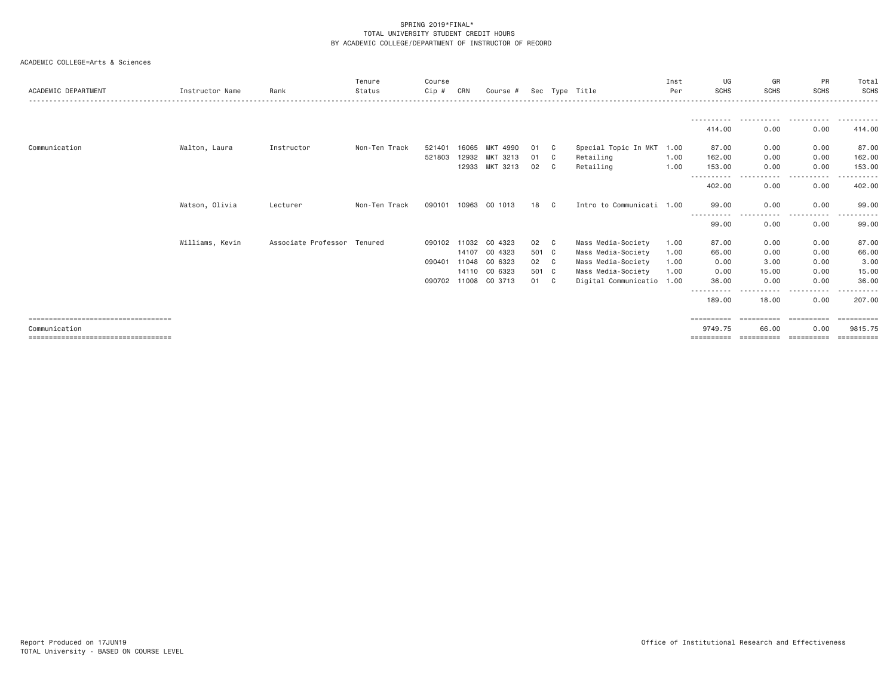SPRING 2019*FINAL*
TOTAL UNIVERSITY STUDENT CREDIT HOURS
BY ACADEMIC COLLEGE/DEPARTMENT OF INSTRUCTOR OF RECORD

ACADEMIC COLLEGE=Arts & Sciences

| ACADEMIC DEPARTMENT | Instructor Name | Rank | Tenure Status | Course Cip # | CRN | Course # | Sec | Type | Title | Inst Per | UG SCHS | GR SCHS | PR SCHS | Total SCHS |
|---|---|---|---|---|---|---|---|---|---|---|---|---|---|---|
| | | | | | | | | | | | 414.00 | 0.00 | 0.00 | 414.00 |
| Communication | Walton, Laura | Instructor | Non-Ten Track | 521401 | 16065 | MKT 4990 | 01 | C | Special Topic In MKT | 1.00 | 87.00 | 0.00 | 0.00 | 87.00 |
| | | | | 521803 | 12932 | MKT 3213 | 01 | C | Retailing | 1.00 | 162.00 | 0.00 | 0.00 | 162.00 |
| | | | | | 12933 | MKT 3213 | 02 | C | Retailing | 1.00 | 153.00 | 0.00 | 0.00 | 153.00 |
| | | | | | | | | | | | 402.00 | 0.00 | 0.00 | 402.00 |
| | Watson, Olivia | Lecturer | Non-Ten Track | 090101 | 10963 | CO 1013 | 18 | C | Intro to Communicati | 1.00 | 99.00 | 0.00 | 0.00 | 99.00 |
| | | | | | | | | | | | 99.00 | 0.00 | 0.00 | 99.00 |
| | Williams, Kevin | Associate Professor | Tenured | 090102 | 11032 | CO 4323 | 02 | C | Mass Media-Society | 1.00 | 87.00 | 0.00 | 0.00 | 87.00 |
| | | | | | 14107 | CO 4323 | 501 | C | Mass Media-Society | 1.00 | 66.00 | 0.00 | 0.00 | 66.00 |
| | | | | 090401 | 11048 | CO 6323 | 02 | C | Mass Media-Society | 1.00 | 0.00 | 3.00 | 0.00 | 3.00 |
| | | | | | 14110 | CO 6323 | 501 | C | Mass Media-Society | 1.00 | 0.00 | 15.00 | 0.00 | 15.00 |
| | | | | 090702 | 11008 | CO 3713 | 01 | C | Digital Communicatio | 1.00 | 36.00 | 0.00 | 0.00 | 36.00 |
| | | | | | | | | | | | 189.00 | 18.00 | 0.00 | 207.00 |
| Communication | | | | | | | | | | | 9749.75 | 66.00 | 0.00 | 9815.75 |

Report Produced on 17JUN19
TOTAL University - BASED ON COURSE LEVEL

Office of Institutional Research and Effectiveness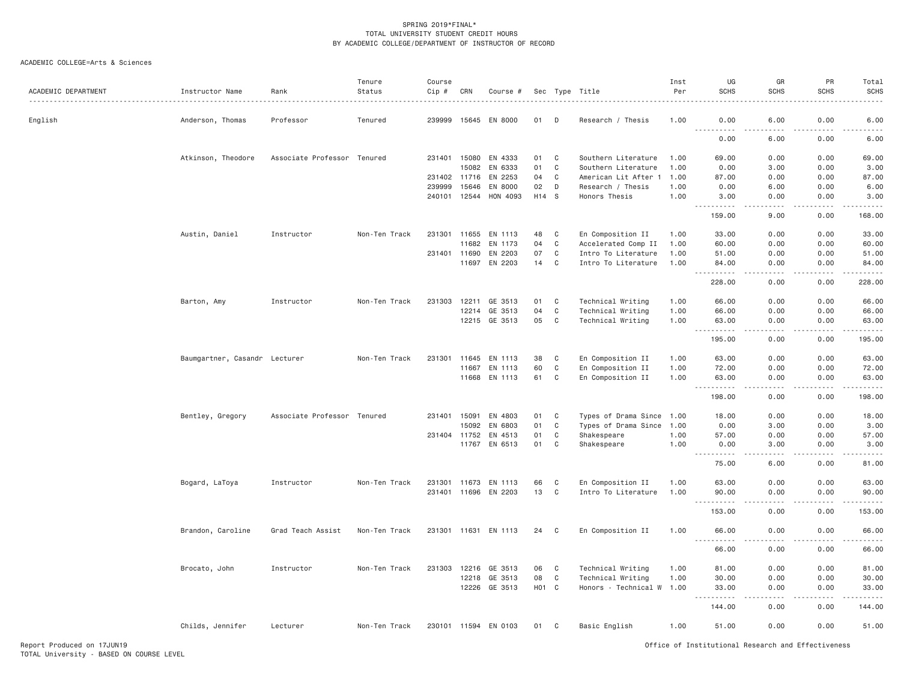SPRING 2019*FINAL*
TOTAL UNIVERSITY STUDENT CREDIT HOURS
BY ACADEMIC COLLEGE/DEPARTMENT OF INSTRUCTOR OF RECORD

ACADEMIC COLLEGE=Arts & Sciences

| ACADEMIC DEPARTMENT | Instructor Name | Rank | Tenure Status | Course Cip # | CRN | Course # | Sec | Type | Title | Inst Per | UG SCHS | GR SCHS | PR SCHS | Total SCHS |
|---|---|---|---|---|---|---|---|---|---|---|---|---|---|---|
| English | Anderson, Thomas | Professor | Tenured | 239999 | 15645 | EN 8000 | 01 | D | Research / Thesis | 1.00 | 0.00 | 6.00 | 0.00 | 6.00 |
| | | | | | | | | | | | 0.00 | 6.00 | 0.00 | 6.00 |
| | Atkinson, Theodore | Associate Professor | Tenured | 231401 | 15080 | EN 4333 | 01 | C | Southern Literature | 1.00 | 69.00 | 0.00 | 0.00 | 69.00 |
| | | | | | 15082 | EN 6333 | 01 | C | Southern Literature | 1.00 | 0.00 | 3.00 | 0.00 | 3.00 |
| | | | | 231402 | 11716 | EN 2253 | 04 | C | American Lit After 1 | 1.00 | 87.00 | 0.00 | 0.00 | 87.00 |
| | | | | 239999 | 15646 | EN 8000 | 02 | D | Research / Thesis | 1.00 | 0.00 | 6.00 | 0.00 | 6.00 |
| | | | | 240101 | 12544 | HON 4093 | H14 | S | Honors Thesis | 1.00 | 3.00 | 0.00 | 0.00 | 3.00 |
| | | | | | | | | | | | 159.00 | 9.00 | 0.00 | 168.00 |
| | Austin, Daniel | Instructor | Non-Ten Track | 231301 | 11655 | EN 1113 | 48 | C | En Composition II | 1.00 | 33.00 | 0.00 | 0.00 | 33.00 |
| | | | | | 11682 | EN 1173 | 04 | C | Accelerated Comp II | 1.00 | 60.00 | 0.00 | 0.00 | 60.00 |
| | | | | 231401 | 11690 | EN 2203 | 07 | C | Intro To Literature | 1.00 | 51.00 | 0.00 | 0.00 | 51.00 |
| | | | | | 11697 | EN 2203 | 14 | C | Intro To Literature | 1.00 | 84.00 | 0.00 | 0.00 | 84.00 |
| | | | | | | | | | | | 228.00 | 0.00 | 0.00 | 228.00 |
| | Barton, Amy | Instructor | Non-Ten Track | 231303 | 12211 | GE 3513 | 01 | C | Technical Writing | 1.00 | 66.00 | 0.00 | 0.00 | 66.00 |
| | | | | | 12214 | GE 3513 | 04 | C | Technical Writing | 1.00 | 66.00 | 0.00 | 0.00 | 66.00 |
| | | | | | 12215 | GE 3513 | 05 | C | Technical Writing | 1.00 | 63.00 | 0.00 | 0.00 | 63.00 |
| | | | | | | | | | | | 195.00 | 0.00 | 0.00 | 195.00 |
| | Baumgartner, Casandr | Lecturer | Non-Ten Track | 231301 | 11645 | EN 1113 | 38 | C | En Composition II | 1.00 | 63.00 | 0.00 | 0.00 | 63.00 |
| | | | | | 11667 | EN 1113 | 60 | C | En Composition II | 1.00 | 72.00 | 0.00 | 0.00 | 72.00 |
| | | | | | 11668 | EN 1113 | 61 | C | En Composition II | 1.00 | 63.00 | 0.00 | 0.00 | 63.00 |
| | | | | | | | | | | | 198.00 | 0.00 | 0.00 | 198.00 |
| | Bentley, Gregory | Associate Professor | Tenured | 231401 | 15091 | EN 4803 | 01 | C | Types of Drama Since | 1.00 | 18.00 | 0.00 | 0.00 | 18.00 |
| | | | | | 15092 | EN 6803 | 01 | C | Types of Drama Since | 1.00 | 0.00 | 3.00 | 0.00 | 3.00 |
| | | | | 231404 | 11752 | EN 4513 | 01 | C | Shakespeare | 1.00 | 57.00 | 0.00 | 0.00 | 57.00 |
| | | | | | 11767 | EN 6513 | 01 | C | Shakespeare | 1.00 | 0.00 | 3.00 | 0.00 | 3.00 |
| | | | | | | | | | | | 75.00 | 6.00 | 0.00 | 81.00 |
| | Bogard, LaToya | Instructor | Non-Ten Track | 231301 | 11673 | EN 1113 | 66 | C | En Composition II | 1.00 | 63.00 | 0.00 | 0.00 | 63.00 |
| | | | | 231401 | 11696 | EN 2203 | 13 | C | Intro To Literature | 1.00 | 90.00 | 0.00 | 0.00 | 90.00 |
| | | | | | | | | | | | 153.00 | 0.00 | 0.00 | 153.00 |
| | Brandon, Caroline | Grad Teach Assist | Non-Ten Track | 231301 | 11631 | EN 1113 | 24 | C | En Composition II | 1.00 | 66.00 | 0.00 | 0.00 | 66.00 |
| | | | | | | | | | | | 66.00 | 0.00 | 0.00 | 66.00 |
| | Brocato, John | Instructor | Non-Ten Track | 231303 | 12216 | GE 3513 | 06 | C | Technical Writing | 1.00 | 81.00 | 0.00 | 0.00 | 81.00 |
| | | | | | 12218 | GE 3513 | 08 | C | Technical Writing | 1.00 | 30.00 | 0.00 | 0.00 | 30.00 |
| | | | | | 12226 | GE 3513 | H01 | C | Honors - Technical W | 1.00 | 33.00 | 0.00 | 0.00 | 33.00 |
| | | | | | | | | | | | 144.00 | 0.00 | 0.00 | 144.00 |
| | Childs, Jennifer | Lecturer | Non-Ten Track | 230101 | 11594 | EN 0103 | 01 | C | Basic English | 1.00 | 51.00 | 0.00 | 0.00 | 51.00 |

Report Produced on 17JUN19
TOTAL University - BASED ON COURSE LEVEL

Office of Institutional Research and Effectiveness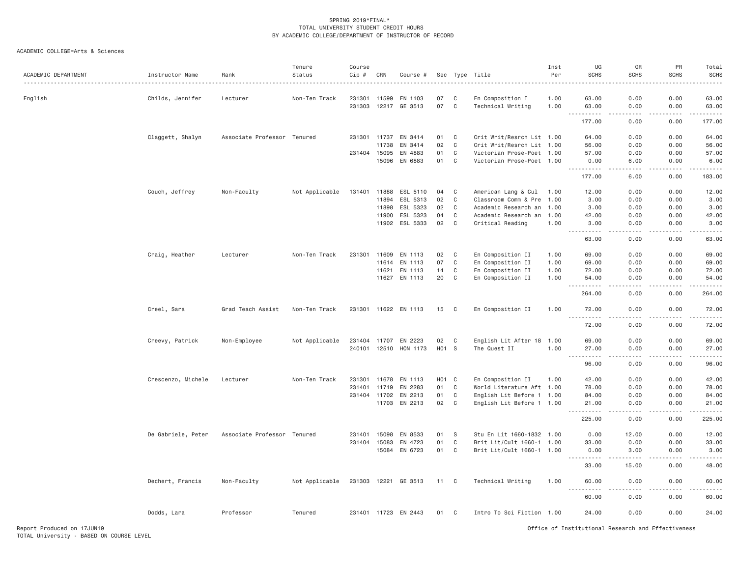SPRING 2019*FINAL*
TOTAL UNIVERSITY STUDENT CREDIT HOURS
BY ACADEMIC COLLEGE/DEPARTMENT OF INSTRUCTOR OF RECORD

ACADEMIC COLLEGE=Arts & Sciences

| ACADEMIC DEPARTMENT | Instructor Name | Rank | Tenure Status | Course Cip # | CRN | Course # | Sec | Type | Title | Inst Per | UG SCHS | GR SCHS | PR SCHS | Total SCHS |
|---|---|---|---|---|---|---|---|---|---|---|---|---|---|---|
| English | Childs, Jennifer | Lecturer | Non-Ten Track | 231301 | 11599 | EN 1103 | 07 | C | En Composition I | 1.00 | 63.00 | 0.00 | 0.00 | 63.00 |
| | | | | 231303 | 12217 | GE 3513 | 07 | C | Technical Writing | 1.00 | 63.00 | 0.00 | 0.00 | 63.00 |
| | | | | | | | | | | | 177.00 | 0.00 | 0.00 | 177.00 |
| | Claggett, Shalyn | Associate Professor | Tenured | 231301 | 11737 | EN 3414 | 01 | C | Crit Writ/Resrch Lit | 1.00 | 64.00 | 0.00 | 0.00 | 64.00 |
| | | | | | 11738 | EN 3414 | 02 | C | Crit Writ/Resrch Lit | 1.00 | 56.00 | 0.00 | 0.00 | 56.00 |
| | | | | 231404 | 15095 | EN 4883 | 01 | C | Victorian Prose-Poet | 1.00 | 57.00 | 0.00 | 0.00 | 57.00 |
| | | | | | 15096 | EN 6883 | 01 | C | Victorian Prose-Poet | 1.00 | 0.00 | 6.00 | 0.00 | 6.00 |
| | | | | | | | | | | | 177.00 | 6.00 | 0.00 | 183.00 |
| | Couch, Jeffrey | Non-Faculty | Not Applicable | 131401 | 11888 | ESL 5110 | 04 | C | American Lang & Cul | 1.00 | 12.00 | 0.00 | 0.00 | 12.00 |
| | | | | | 11894 | ESL 5313 | 02 | C | Classroom Comm & Pre | 1.00 | 3.00 | 0.00 | 0.00 | 3.00 |
| | | | | | 11898 | ESL 5323 | 02 | C | Academic Research an | 1.00 | 3.00 | 0.00 | 0.00 | 3.00 |
| | | | | | 11900 | ESL 5323 | 04 | C | Academic Research an | 1.00 | 42.00 | 0.00 | 0.00 | 42.00 |
| | | | | | 11902 | ESL 5333 | 02 | C | Critical Reading | 1.00 | 3.00 | 0.00 | 0.00 | 3.00 |
| | | | | | | | | | | | 63.00 | 0.00 | 0.00 | 63.00 |
| | Craig, Heather | Lecturer | Non-Ten Track | 231301 | 11609 | EN 1113 | 02 | C | En Composition II | 1.00 | 69.00 | 0.00 | 0.00 | 69.00 |
| | | | | | 11614 | EN 1113 | 07 | C | En Composition II | 1.00 | 69.00 | 0.00 | 0.00 | 69.00 |
| | | | | | 11621 | EN 1113 | 14 | C | En Composition II | 1.00 | 72.00 | 0.00 | 0.00 | 72.00 |
| | | | | | 11627 | EN 1113 | 20 | C | En Composition II | 1.00 | 54.00 | 0.00 | 0.00 | 54.00 |
| | | | | | | | | | | | 264.00 | 0.00 | 0.00 | 264.00 |
| | Creel, Sara | Grad Teach Assist | Non-Ten Track | 231301 | 11622 | EN 1113 | 15 | C | En Composition II | 1.00 | 72.00 | 0.00 | 0.00 | 72.00 |
| | | | | | | | | | | | 72.00 | 0.00 | 0.00 | 72.00 |
| | Creevy, Patrick | Non-Employee | Not Applicable | 231404 | 11707 | EN 2223 | 02 | C | English Lit After 18 | 1.00 | 69.00 | 0.00 | 0.00 | 69.00 |
| | | | | 240101 | 12510 | HON 1173 | H01 | S | The Quest II | 1.00 | 27.00 | 0.00 | 0.00 | 27.00 |
| | | | | | | | | | | | 96.00 | 0.00 | 0.00 | 96.00 |
| | Crescenzo, Michele | Lecturer | Non-Ten Track | 231301 | 11678 | EN 1113 | H01 | C | En Composition II | 1.00 | 42.00 | 0.00 | 0.00 | 42.00 |
| | | | | 231401 | 11719 | EN 2283 | 01 | C | World Literature Aft | 1.00 | 78.00 | 0.00 | 0.00 | 78.00 |
| | | | | 231404 | 11702 | EN 2213 | 01 | C | English Lit Before 1 | 1.00 | 84.00 | 0.00 | 0.00 | 84.00 |
| | | | | | 11703 | EN 2213 | 02 | C | English Lit Before 1 | 1.00 | 21.00 | 0.00 | 0.00 | 21.00 |
| | | | | | | | | | | | 225.00 | 0.00 | 0.00 | 225.00 |
| | De Gabriele, Peter | Associate Professor | Tenured | 231401 | 15098 | EN 8533 | 01 | S | Stu En Lit 1660-1832 | 1.00 | 0.00 | 12.00 | 0.00 | 12.00 |
| | | | | 231404 | 15083 | EN 4723 | 01 | C | Brit Lit/Cult 1660-1 | 1.00 | 33.00 | 0.00 | 0.00 | 33.00 |
| | | | | | 15084 | EN 6723 | 01 | C | Brit Lit/Cult 1660-1 | 1.00 | 0.00 | 3.00 | 0.00 | 3.00 |
| | | | | | | | | | | | 33.00 | 15.00 | 0.00 | 48.00 |
| | Dechert, Francis | Non-Faculty | Not Applicable | 231303 | 12221 | GE 3513 | 11 | C | Technical Writing | 1.00 | 60.00 | 0.00 | 0.00 | 60.00 |
| | | | | | | | | | | | 60.00 | 0.00 | 0.00 | 60.00 |
| | Dodds, Lara | Professor | Tenured | 231401 | 11723 | EN 2443 | 01 | C | Intro To Sci Fiction | 1.00 | 24.00 | 0.00 | 0.00 | 24.00 |

Report Produced on 17JUN19
TOTAL University - BASED ON COURSE LEVEL

Office of Institutional Research and Effectiveness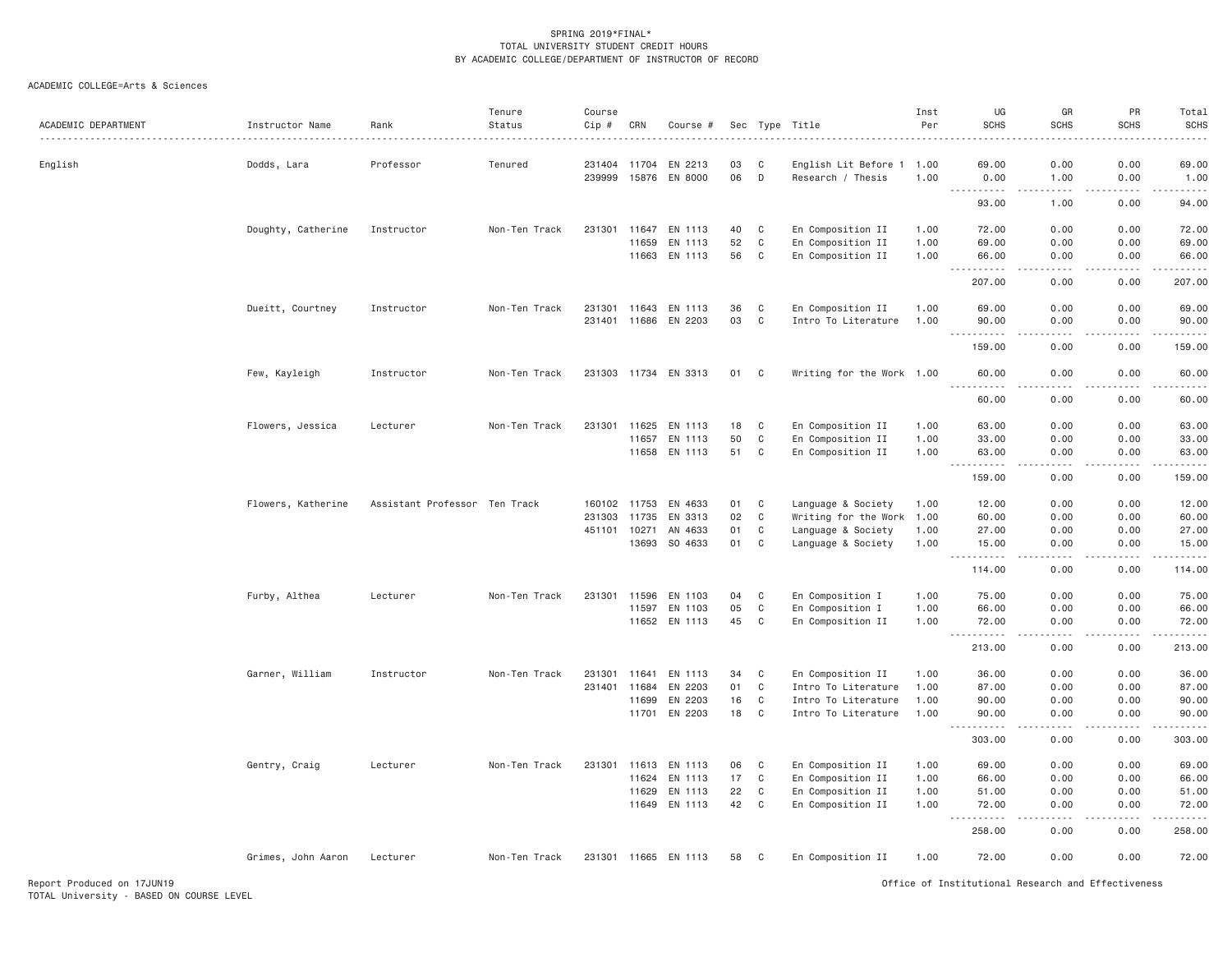SPRING 2019*FINAL*
TOTAL UNIVERSITY STUDENT CREDIT HOURS
BY ACADEMIC COLLEGE/DEPARTMENT OF INSTRUCTOR OF RECORD

ACADEMIC COLLEGE=Arts & Sciences

| ACADEMIC DEPARTMENT | Instructor Name | Rank | Tenure Status | Course Cip # | CRN | Course # | Sec | Type | Title | Inst Per | UG SCHS | GR SCHS | PR SCHS | Total SCHS |
|---|---|---|---|---|---|---|---|---|---|---|---|---|---|---|
| English | Dodds, Lara | Professor | Tenured | 231404 | 11704 | EN 2213 | 03 | C | English Lit Before 1 | 1.00 | 69.00 | 0.00 | 0.00 | 69.00 |
| | | | | 239999 | 15876 | EN 8000 | 06 | D | Research / Thesis | 1.00 | 0.00 | 1.00 | 0.00 | 1.00 |
| | | | | | | | | | | | 93.00 | 1.00 | 0.00 | 94.00 |
| | Doughty, Catherine | Instructor | Non-Ten Track | 231301 | 11647 | EN 1113 | 40 | C | En Composition II | 1.00 | 72.00 | 0.00 | 0.00 | 72.00 |
| | | | | | 11659 | EN 1113 | 52 | C | En Composition II | 1.00 | 69.00 | 0.00 | 0.00 | 69.00 |
| | | | | | 11663 | EN 1113 | 56 | C | En Composition II | 1.00 | 66.00 | 0.00 | 0.00 | 66.00 |
| | | | | | | | | | | | 207.00 | 0.00 | 0.00 | 207.00 |
| | Dueitt, Courtney | Instructor | Non-Ten Track | 231301 | 11643 | EN 1113 | 36 | C | En Composition II | 1.00 | 69.00 | 0.00 | 0.00 | 69.00 |
| | | | | 231401 | 11686 | EN 2203 | 03 | C | Intro To Literature | 1.00 | 90.00 | 0.00 | 0.00 | 90.00 |
| | | | | | | | | | | | 159.00 | 0.00 | 0.00 | 159.00 |
| | Few, Kayleigh | Instructor | Non-Ten Track | 231303 | 11734 | EN 3313 | 01 | C | Writing for the Work | 1.00 | 60.00 | 0.00 | 0.00 | 60.00 |
| | | | | | | | | | | | 60.00 | 0.00 | 0.00 | 60.00 |
| | Flowers, Jessica | Lecturer | Non-Ten Track | 231301 | 11625 | EN 1113 | 18 | C | En Composition II | 1.00 | 63.00 | 0.00 | 0.00 | 63.00 |
| | | | | | 11657 | EN 1113 | 50 | C | En Composition II | 1.00 | 33.00 | 0.00 | 0.00 | 33.00 |
| | | | | | 11658 | EN 1113 | 51 | C | En Composition II | 1.00 | 63.00 | 0.00 | 0.00 | 63.00 |
| | | | | | | | | | | | 159.00 | 0.00 | 0.00 | 159.00 |
| | Flowers, Katherine | Assistant Professor | Ten Track | 160102 | 11753 | EN 4633 | 01 | C | Language & Society | 1.00 | 12.00 | 0.00 | 0.00 | 12.00 |
| | | | | 231303 | 11735 | EN 3313 | 02 | C | Writing for the Work | 1.00 | 60.00 | 0.00 | 0.00 | 60.00 |
| | | | | 451101 | 10271 | AN 4633 | 01 | C | Language & Society | 1.00 | 27.00 | 0.00 | 0.00 | 27.00 |
| | | | | | 13693 | SO 4633 | 01 | C | Language & Society | 1.00 | 15.00 | 0.00 | 0.00 | 15.00 |
| | | | | | | | | | | | 114.00 | 0.00 | 0.00 | 114.00 |
| | Furby, Althea | Lecturer | Non-Ten Track | 231301 | 11596 | EN 1103 | 04 | C | En Composition I | 1.00 | 75.00 | 0.00 | 0.00 | 75.00 |
| | | | | | 11597 | EN 1103 | 05 | C | En Composition I | 1.00 | 66.00 | 0.00 | 0.00 | 66.00 |
| | | | | | 11652 | EN 1113 | 45 | C | En Composition II | 1.00 | 72.00 | 0.00 | 0.00 | 72.00 |
| | | | | | | | | | | | 213.00 | 0.00 | 0.00 | 213.00 |
| | Garner, William | Instructor | Non-Ten Track | 231301 | 11641 | EN 1113 | 34 | C | En Composition II | 1.00 | 36.00 | 0.00 | 0.00 | 36.00 |
| | | | | 231401 | 11684 | EN 2203 | 01 | C | Intro To Literature | 1.00 | 87.00 | 0.00 | 0.00 | 87.00 |
| | | | | | 11699 | EN 2203 | 16 | C | Intro To Literature | 1.00 | 90.00 | 0.00 | 0.00 | 90.00 |
| | | | | | 11701 | EN 2203 | 18 | C | Intro To Literature | 1.00 | 90.00 | 0.00 | 0.00 | 90.00 |
| | | | | | | | | | | | 303.00 | 0.00 | 0.00 | 303.00 |
| | Gentry, Craig | Lecturer | Non-Ten Track | 231301 | 11613 | EN 1113 | 06 | C | En Composition II | 1.00 | 69.00 | 0.00 | 0.00 | 69.00 |
| | | | | | 11624 | EN 1113 | 17 | C | En Composition II | 1.00 | 66.00 | 0.00 | 0.00 | 66.00 |
| | | | | | 11629 | EN 1113 | 22 | C | En Composition II | 1.00 | 51.00 | 0.00 | 0.00 | 51.00 |
| | | | | | 11649 | EN 1113 | 42 | C | En Composition II | 1.00 | 72.00 | 0.00 | 0.00 | 72.00 |
| | | | | | | | | | | | 258.00 | 0.00 | 0.00 | 258.00 |
| | Grimes, John Aaron | Lecturer | Non-Ten Track | 231301 | 11665 | EN 1113 | 58 | C | En Composition II | 1.00 | 72.00 | 0.00 | 0.00 | 72.00 |

Report Produced on 17JUN19
TOTAL University - BASED ON COURSE LEVEL

Office of Institutional Research and Effectiveness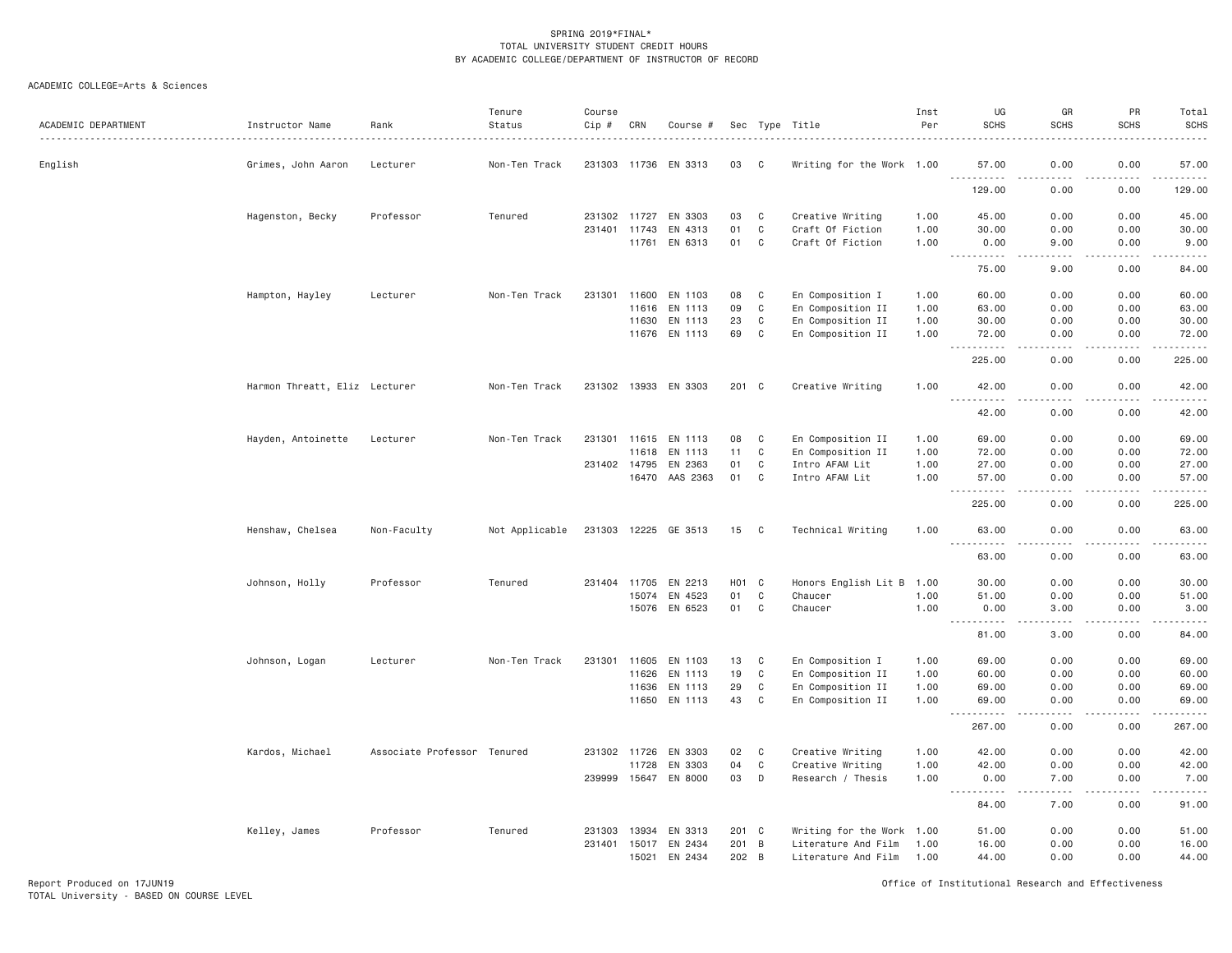SPRING 2019*FINAL*
TOTAL UNIVERSITY STUDENT CREDIT HOURS
BY ACADEMIC COLLEGE/DEPARTMENT OF INSTRUCTOR OF RECORD

ACADEMIC COLLEGE=Arts & Sciences

| ACADEMIC DEPARTMENT | Instructor Name | Rank | Tenure Status | Course Cip # | CRN | Course # | Sec | Type | Title | Inst Per | UG SCHS | GR SCHS | PR SCHS | Total SCHS |
|---|---|---|---|---|---|---|---|---|---|---|---|---|---|---|
| English | Grimes, John Aaron | Lecturer | Non-Ten Track | 231303 | 11736 | EN 3313 | 03 | C | Writing for the Work | 1.00 | 57.00 | 0.00 | 0.00 | 57.00 |
| | | | | | | | | | | | 129.00 | 0.00 | 0.00 | 129.00 |
| | Hagenston, Becky | Professor | Tenured | 231302 | 11727 | EN 3303 | 03 | C | Creative Writing | 1.00 | 45.00 | 0.00 | 0.00 | 45.00 |
| | | | | 231401 | 11743 | EN 4313 | 01 | C | Craft Of Fiction | 1.00 | 30.00 | 0.00 | 0.00 | 30.00 |
| | | | | | 11761 | EN 6313 | 01 | C | Craft Of Fiction | 1.00 | 0.00 | 9.00 | 0.00 | 9.00 |
| | | | | | | | | | | | 75.00 | 9.00 | 0.00 | 84.00 |
| | Hampton, Hayley | Lecturer | Non-Ten Track | 231301 | 11600 | EN 1103 | 08 | C | En Composition I | 1.00 | 60.00 | 0.00 | 0.00 | 60.00 |
| | | | | | 11616 | EN 1113 | 09 | C | En Composition II | 1.00 | 63.00 | 0.00 | 0.00 | 63.00 |
| | | | | | 11630 | EN 1113 | 23 | C | En Composition II | 1.00 | 30.00 | 0.00 | 0.00 | 30.00 |
| | | | | | 11676 | EN 1113 | 69 | C | En Composition II | 1.00 | 72.00 | 0.00 | 0.00 | 72.00 |
| | | | | | | | | | | | 225.00 | 0.00 | 0.00 | 225.00 |
| | Harmon Threatt, Eliz | Lecturer | Non-Ten Track | 231302 | 13933 | EN 3303 | 201 | C | Creative Writing | 1.00 | 42.00 | 0.00 | 0.00 | 42.00 |
| | | | | | | | | | | | 42.00 | 0.00 | 0.00 | 42.00 |
| | Hayden, Antoinette | Lecturer | Non-Ten Track | 231301 | 11615 | EN 1113 | 08 | C | En Composition II | 1.00 | 69.00 | 0.00 | 0.00 | 69.00 |
| | | | | | 11618 | EN 1113 | 11 | C | En Composition II | 1.00 | 72.00 | 0.00 | 0.00 | 72.00 |
| | | | | 231402 | 14795 | EN 2363 | 01 | C | Intro AFAM Lit | 1.00 | 27.00 | 0.00 | 0.00 | 27.00 |
| | | | | | 16470 | AAS 2363 | 01 | C | Intro AFAM Lit | 1.00 | 57.00 | 0.00 | 0.00 | 57.00 |
| | | | | | | | | | | | 225.00 | 0.00 | 0.00 | 225.00 |
| | Henshaw, Chelsea | Non-Faculty | Not Applicable | 231303 | 12225 | GE 3513 | 15 | C | Technical Writing | 1.00 | 63.00 | 0.00 | 0.00 | 63.00 |
| | | | | | | | | | | | 63.00 | 0.00 | 0.00 | 63.00 |
| | Johnson, Holly | Professor | Tenured | 231404 | 11705 | EN 2213 | H01 | C | Honors English Lit B | 1.00 | 30.00 | 0.00 | 0.00 | 30.00 |
| | | | | | 15074 | EN 4523 | 01 | C | Chaucer | 1.00 | 51.00 | 0.00 | 0.00 | 51.00 |
| | | | | | 15076 | EN 6523 | 01 | C | Chaucer | 1.00 | 0.00 | 3.00 | 0.00 | 3.00 |
| | | | | | | | | | | | 81.00 | 3.00 | 0.00 | 84.00 |
| | Johnson, Logan | Lecturer | Non-Ten Track | 231301 | 11605 | EN 1103 | 13 | C | En Composition I | 1.00 | 69.00 | 0.00 | 0.00 | 69.00 |
| | | | | | 11626 | EN 1113 | 19 | C | En Composition II | 1.00 | 60.00 | 0.00 | 0.00 | 60.00 |
| | | | | | 11636 | EN 1113 | 29 | C | En Composition II | 1.00 | 69.00 | 0.00 | 0.00 | 69.00 |
| | | | | | 11650 | EN 1113 | 43 | C | En Composition II | 1.00 | 69.00 | 0.00 | 0.00 | 69.00 |
| | | | | | | | | | | | 267.00 | 0.00 | 0.00 | 267.00 |
| | Kardos, Michael | Associate Professor | Tenured | 231302 | 11726 | EN 3303 | 02 | C | Creative Writing | 1.00 | 42.00 | 0.00 | 0.00 | 42.00 |
| | | | | | 11728 | EN 3303 | 04 | C | Creative Writing | 1.00 | 42.00 | 0.00 | 0.00 | 42.00 |
| | | | | 239999 | 15647 | EN 8000 | 03 | D | Research / Thesis | 1.00 | 0.00 | 7.00 | 0.00 | 7.00 |
| | | | | | | | | | | | 84.00 | 7.00 | 0.00 | 91.00 |
| | Kelley, James | Professor | Tenured | 231303 | 13934 | EN 3313 | 201 | C | Writing for the Work | 1.00 | 51.00 | 0.00 | 0.00 | 51.00 |
| | | | | 231401 | 15017 | EN 2434 | 201 | B | Literature And Film | 1.00 | 16.00 | 0.00 | 0.00 | 16.00 |
| | | | | | 15021 | EN 2434 | 202 | B | Literature And Film | 1.00 | 44.00 | 0.00 | 0.00 | 44.00 |

Report Produced on 17JUN19
TOTAL University - BASED ON COURSE LEVEL

Office of Institutional Research and Effectiveness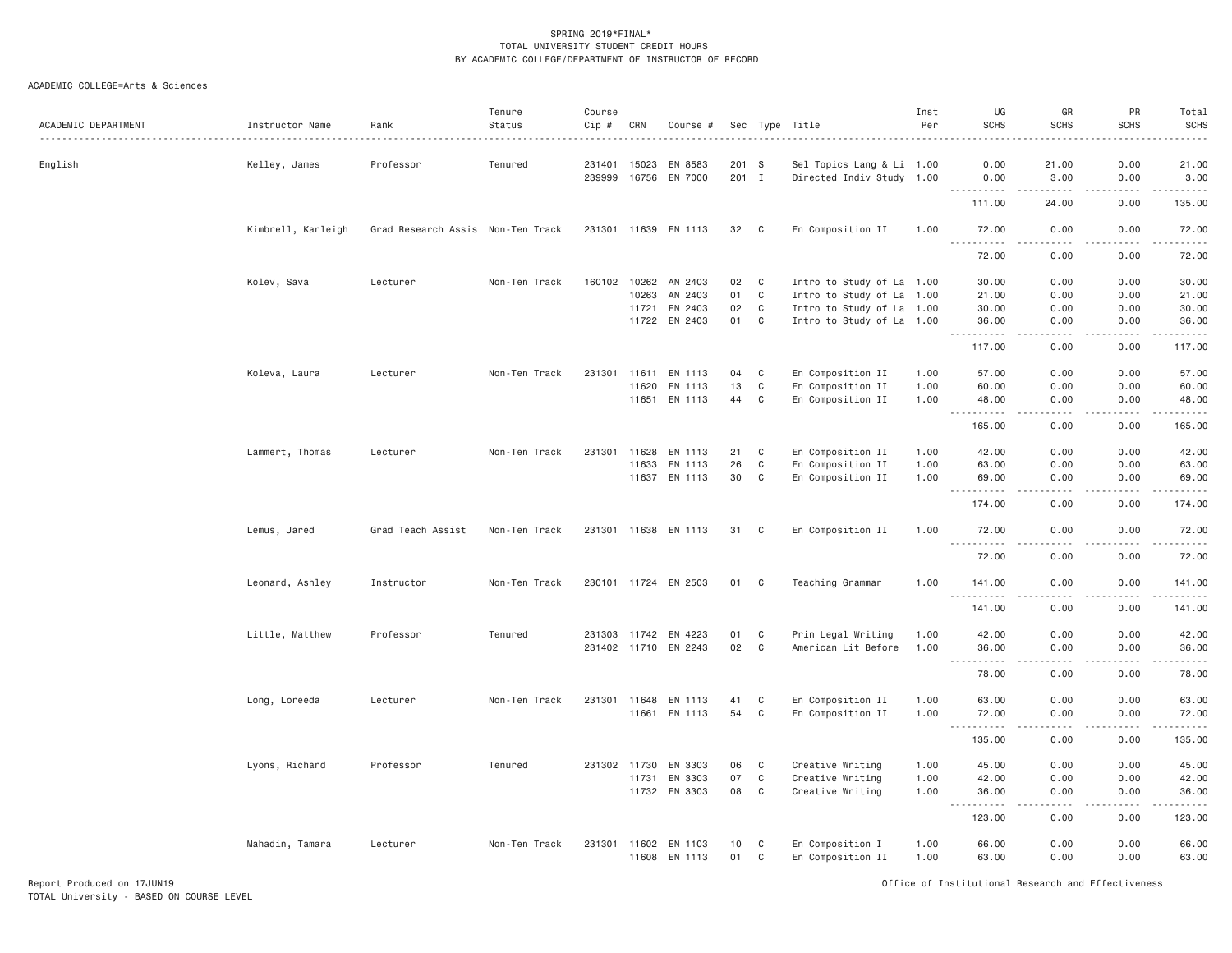SPRING 2019*FINAL*
TOTAL UNIVERSITY STUDENT CREDIT HOURS
BY ACADEMIC COLLEGE/DEPARTMENT OF INSTRUCTOR OF RECORD

ACADEMIC COLLEGE=Arts & Sciences

| ACADEMIC DEPARTMENT | Instructor Name | Rank | Tenure Status | Course Cip # | CRN | Course # | Sec | Type | Title | Inst Per | UG SCHS | GR SCHS | PR SCHS | Total SCHS |
|---|---|---|---|---|---|---|---|---|---|---|---|---|---|---|
| English | Kelley, James | Professor | Tenured | 231401 | 15023 | EN 8583 | 201 | S | Sel Topics Lang & Li | 1.00 | 0.00 | 21.00 | 0.00 | 21.00 |
| | | | | 239999 | 16756 | EN 7000 | 201 | I | Directed Indiv Study | 1.00 | 0.00 | 3.00 | 0.00 | 3.00 |
| | | | | | | | | | | | 111.00 | 24.00 | 0.00 | 135.00 |
| | Kimbrell, Karleigh | Grad Research Assis | Non-Ten Track | 231301 | 11639 | EN 1113 | 32 | C | En Composition II | 1.00 | 72.00 | 0.00 | 0.00 | 72.00 |
| | | | | | | | | | | | 72.00 | 0.00 | 0.00 | 72.00 |
| | Kolev, Sava | Lecturer | Non-Ten Track | 160102 | 10262 | AN 2403 | 02 | C | Intro to Study of La | 1.00 | 30.00 | 0.00 | 0.00 | 30.00 |
| | | | | | 10263 | AN 2403 | 01 | C | Intro to Study of La | 1.00 | 21.00 | 0.00 | 0.00 | 21.00 |
| | | | | | 11721 | EN 2403 | 02 | C | Intro to Study of La | 1.00 | 30.00 | 0.00 | 0.00 | 30.00 |
| | | | | | 11722 | EN 2403 | 01 | C | Intro to Study of La | 1.00 | 36.00 | 0.00 | 0.00 | 36.00 |
| | | | | | | | | | | | 117.00 | 0.00 | 0.00 | 117.00 |
| | Koleva, Laura | Lecturer | Non-Ten Track | 231301 | 11611 | EN 1113 | 04 | C | En Composition II | 1.00 | 57.00 | 0.00 | 0.00 | 57.00 |
| | | | | | 11620 | EN 1113 | 13 | C | En Composition II | 1.00 | 60.00 | 0.00 | 0.00 | 60.00 |
| | | | | | 11651 | EN 1113 | 44 | C | En Composition II | 1.00 | 48.00 | 0.00 | 0.00 | 48.00 |
| | | | | | | | | | | | 165.00 | 0.00 | 0.00 | 165.00 |
| | Lammert, Thomas | Lecturer | Non-Ten Track | 231301 | 11628 | EN 1113 | 21 | C | En Composition II | 1.00 | 42.00 | 0.00 | 0.00 | 42.00 |
| | | | | | 11633 | EN 1113 | 26 | C | En Composition II | 1.00 | 63.00 | 0.00 | 0.00 | 63.00 |
| | | | | | 11637 | EN 1113 | 30 | C | En Composition II | 1.00 | 69.00 | 0.00 | 0.00 | 69.00 |
| | | | | | | | | | | | 174.00 | 0.00 | 0.00 | 174.00 |
| | Lemus, Jared | Grad Teach Assist | Non-Ten Track | 231301 | 11638 | EN 1113 | 31 | C | En Composition II | 1.00 | 72.00 | 0.00 | 0.00 | 72.00 |
| | | | | | | | | | | | 72.00 | 0.00 | 0.00 | 72.00 |
| | Leonard, Ashley | Instructor | Non-Ten Track | 230101 | 11724 | EN 2503 | 01 | C | Teaching Grammar | 1.00 | 141.00 | 0.00 | 0.00 | 141.00 |
| | | | | | | | | | | | 141.00 | 0.00 | 0.00 | 141.00 |
| | Little, Matthew | Professor | Tenured | 231303 | 11742 | EN 4223 | 01 | C | Prin Legal Writing | 1.00 | 42.00 | 0.00 | 0.00 | 42.00 |
| | | | | 231402 | 11710 | EN 2243 | 02 | C | American Lit Before | 1.00 | 36.00 | 0.00 | 0.00 | 36.00 |
| | | | | | | | | | | | 78.00 | 0.00 | 0.00 | 78.00 |
| | Long, Loreeda | Lecturer | Non-Ten Track | 231301 | 11648 | EN 1113 | 41 | C | En Composition II | 1.00 | 63.00 | 0.00 | 0.00 | 63.00 |
| | | | | | 11661 | EN 1113 | 54 | C | En Composition II | 1.00 | 72.00 | 0.00 | 0.00 | 72.00 |
| | | | | | | | | | | | 135.00 | 0.00 | 0.00 | 135.00 |
| | Lyons, Richard | Professor | Tenured | 231302 | 11730 | EN 3303 | 06 | C | Creative Writing | 1.00 | 45.00 | 0.00 | 0.00 | 45.00 |
| | | | | | 11731 | EN 3303 | 07 | C | Creative Writing | 1.00 | 42.00 | 0.00 | 0.00 | 42.00 |
| | | | | | 11732 | EN 3303 | 08 | C | Creative Writing | 1.00 | 36.00 | 0.00 | 0.00 | 36.00 |
| | | | | | | | | | | | 123.00 | 0.00 | 0.00 | 123.00 |
| | Mahadin, Tamara | Lecturer | Non-Ten Track | 231301 | 11602 | EN 1103 | 10 | C | En Composition I | 1.00 | 66.00 | 0.00 | 0.00 | 66.00 |
| | | | | | 11608 | EN 1113 | 01 | C | En Composition II | 1.00 | 63.00 | 0.00 | 0.00 | 63.00 |

Report Produced on 17JUN19
TOTAL University - BASED ON COURSE LEVEL

Office of Institutional Research and Effectiveness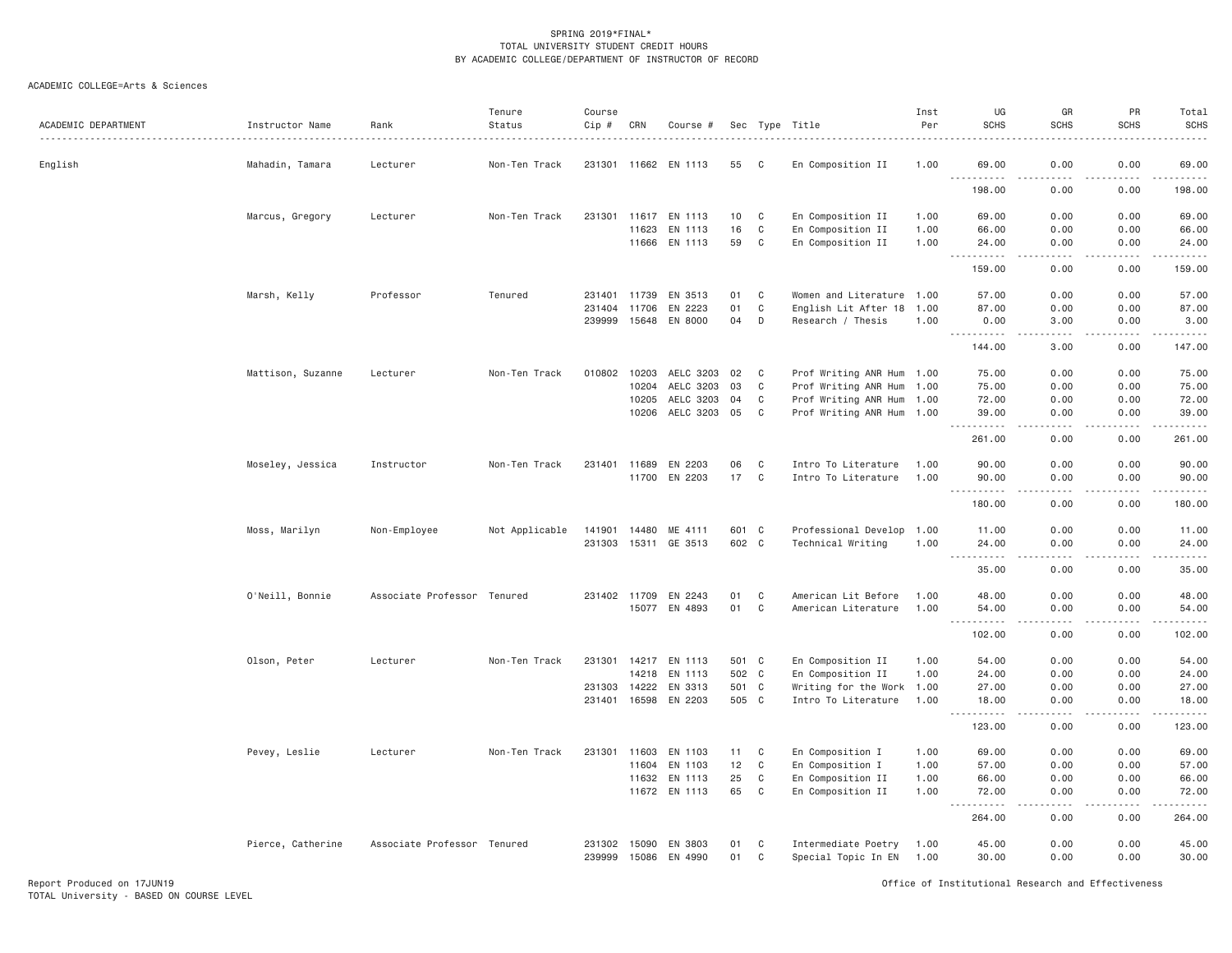SPRING 2019*FINAL*
TOTAL UNIVERSITY STUDENT CREDIT HOURS
BY ACADEMIC COLLEGE/DEPARTMENT OF INSTRUCTOR OF RECORD

ACADEMIC COLLEGE=Arts & Sciences

| ACADEMIC DEPARTMENT | Instructor Name | Rank | Tenure Status | Course Cip # | CRN | Course # | Sec | Type | Title | Inst Per | UG SCHS | GR SCHS | PR SCHS | Total SCHS |
|---|---|---|---|---|---|---|---|---|---|---|---|---|---|---|
| English | Mahadin, Tamara | Lecturer | Non-Ten Track | 231301 | 11662 | EN 1113 | 55 | C | En Composition II | 1.00 | 69.00 | 0.00 | 0.00 | 69.00 |
| | | | | | | | | | | | 198.00 | 0.00 | 0.00 | 198.00 |
| | Marcus, Gregory | Lecturer | Non-Ten Track | 231301 | 11617 | EN 1113 | 10 | C | En Composition II | 1.00 | 69.00 | 0.00 | 0.00 | 69.00 |
| | | | | | 11623 | EN 1113 | 16 | C | En Composition II | 1.00 | 66.00 | 0.00 | 0.00 | 66.00 |
| | | | | | 11666 | EN 1113 | 59 | C | En Composition II | 1.00 | 24.00 | 0.00 | 0.00 | 24.00 |
| | | | | | | | | | | | 159.00 | 0.00 | 0.00 | 159.00 |
| | Marsh, Kelly | Professor | Tenured | 231401 | 11739 | EN 3513 | 01 | C | Women and Literature | 1.00 | 57.00 | 0.00 | 0.00 | 57.00 |
| | | | | 231404 | 11706 | EN 2223 | 01 | C | English Lit After 18 | 1.00 | 87.00 | 0.00 | 0.00 | 87.00 |
| | | | | 239999 | 15648 | EN 8000 | 04 | D | Research / Thesis | 1.00 | 0.00 | 3.00 | 0.00 | 3.00 |
| | | | | | | | | | | | 144.00 | 3.00 | 0.00 | 147.00 |
| | Mattison, Suzanne | Lecturer | Non-Ten Track | 010802 | 10203 | AELC 3203 | 02 | C | Prof Writing ANR Hum | 1.00 | 75.00 | 0.00 | 0.00 | 75.00 |
| | | | | | 10204 | AELC 3203 | 03 | C | Prof Writing ANR Hum | 1.00 | 75.00 | 0.00 | 0.00 | 75.00 |
| | | | | | 10205 | AELC 3203 | 04 | C | Prof Writing ANR Hum | 1.00 | 72.00 | 0.00 | 0.00 | 72.00 |
| | | | | | 10206 | AELC 3203 | 05 | C | Prof Writing ANR Hum | 1.00 | 39.00 | 0.00 | 0.00 | 39.00 |
| | | | | | | | | | | | 261.00 | 0.00 | 0.00 | 261.00 |
| | Moseley, Jessica | Instructor | Non-Ten Track | 231401 | 11689 | EN 2203 | 06 | C | Intro To Literature | 1.00 | 90.00 | 0.00 | 0.00 | 90.00 |
| | | | | | 11700 | EN 2203 | 17 | C | Intro To Literature | 1.00 | 90.00 | 0.00 | 0.00 | 90.00 |
| | | | | | | | | | | | 180.00 | 0.00 | 0.00 | 180.00 |
| | Moss, Marilyn | Non-Employee | Not Applicable | 141901 | 14480 | ME 4111 | 601 | C | Professional Develop | 1.00 | 11.00 | 0.00 | 0.00 | 11.00 |
| | | | | 231303 | 15311 | GE 3513 | 602 | C | Technical Writing | 1.00 | 24.00 | 0.00 | 0.00 | 24.00 |
| | | | | | | | | | | | 35.00 | 0.00 | 0.00 | 35.00 |
| | O'Neill, Bonnie | Associate Professor | Tenured | 231402 | 11709 | EN 2243 | 01 | C | American Lit Before | 1.00 | 48.00 | 0.00 | 0.00 | 48.00 |
| | | | | | 15077 | EN 4893 | 01 | C | American Literature | 1.00 | 54.00 | 0.00 | 0.00 | 54.00 |
| | | | | | | | | | | | 102.00 | 0.00 | 0.00 | 102.00 |
| | Olson, Peter | Lecturer | Non-Ten Track | 231301 | 14217 | EN 1113 | 501 | C | En Composition II | 1.00 | 54.00 | 0.00 | 0.00 | 54.00 |
| | | | | | 14218 | EN 1113 | 502 | C | En Composition II | 1.00 | 24.00 | 0.00 | 0.00 | 24.00 |
| | | | | 231303 | 14222 | EN 3313 | 501 | C | Writing for the Work | 1.00 | 27.00 | 0.00 | 0.00 | 27.00 |
| | | | | 231401 | 16598 | EN 2203 | 505 | C | Intro To Literature | 1.00 | 18.00 | 0.00 | 0.00 | 18.00 |
| | | | | | | | | | | | 123.00 | 0.00 | 0.00 | 123.00 |
| | Pevey, Leslie | Lecturer | Non-Ten Track | 231301 | 11603 | EN 1103 | 11 | C | En Composition I | 1.00 | 69.00 | 0.00 | 0.00 | 69.00 |
| | | | | | 11604 | EN 1103 | 12 | C | En Composition I | 1.00 | 57.00 | 0.00 | 0.00 | 57.00 |
| | | | | | 11632 | EN 1113 | 25 | C | En Composition II | 1.00 | 66.00 | 0.00 | 0.00 | 66.00 |
| | | | | | 11672 | EN 1113 | 65 | C | En Composition II | 1.00 | 72.00 | 0.00 | 0.00 | 72.00 |
| | | | | | | | | | | | 264.00 | 0.00 | 0.00 | 264.00 |
| | Pierce, Catherine | Associate Professor | Tenured | 231302 | 15090 | EN 3803 | 01 | C | Intermediate Poetry | 1.00 | 45.00 | 0.00 | 0.00 | 45.00 |
| | | | | 239999 | 15086 | EN 4990 | 01 | C | Special Topic In EN | 1.00 | 30.00 | 0.00 | 0.00 | 30.00 |

Report Produced on 17JUN19
TOTAL University - BASED ON COURSE LEVEL

Office of Institutional Research and Effectiveness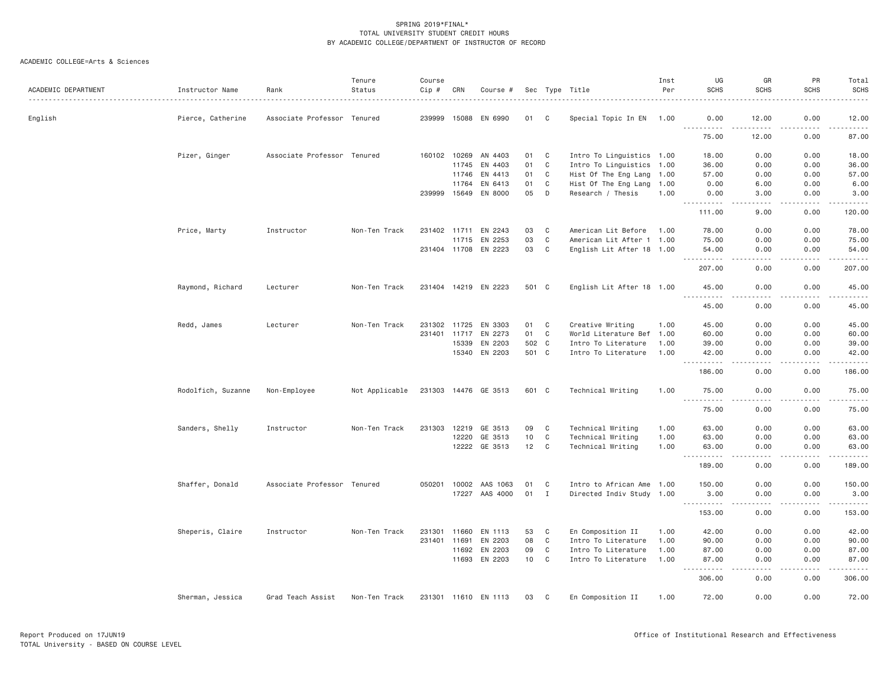SPRING 2019*FINAL*
TOTAL UNIVERSITY STUDENT CREDIT HOURS
BY ACADEMIC COLLEGE/DEPARTMENT OF INSTRUCTOR OF RECORD

ACADEMIC COLLEGE=Arts & Sciences

| ACADEMIC DEPARTMENT | Instructor Name | Rank | Tenure Status | Course Cip # | CRN | Course # | Sec | Type | Title | Inst Per | UG SCHS | GR SCHS | PR SCHS | Total SCHS |
|---|---|---|---|---|---|---|---|---|---|---|---|---|---|---|
| English | Pierce, Catherine | Associate Professor | Tenured | 239999 | 15088 | EN 6990 | 01 | C | Special Topic In EN | 1.00 | 0.00 | 12.00 | 0.00 | 12.00 |
| | | | | | | | | | | | 75.00 | 12.00 | 0.00 | 87.00 |
| | Pizer, Ginger | Associate Professor | Tenured | 160102 | 10269 | AN 4403 | 01 | C | Intro To Linguistics | 1.00 | 18.00 | 0.00 | 0.00 | 18.00 |
| | | | | | 11745 | EN 4403 | 01 | C | Intro To Linguistics | 1.00 | 36.00 | 0.00 | 0.00 | 36.00 |
| | | | | | 11746 | EN 4413 | 01 | C | Hist Of The Eng Lang | 1.00 | 57.00 | 0.00 | 0.00 | 57.00 |
| | | | | | 11764 | EN 6413 | 01 | C | Hist Of The Eng Lang | 1.00 | 0.00 | 6.00 | 0.00 | 6.00 |
| | | | | 239999 | 15649 | EN 8000 | 05 | D | Research / Thesis | 1.00 | 0.00 | 3.00 | 0.00 | 3.00 |
| | | | | | | | | | | | 111.00 | 9.00 | 0.00 | 120.00 |
| | Price, Marty | Instructor | Non-Ten Track | 231402 | 11711 | EN 2243 | 03 | C | American Lit Before | 1.00 | 78.00 | 0.00 | 0.00 | 78.00 |
| | | | | | 11715 | EN 2253 | 03 | C | American Lit After 1 | 1.00 | 75.00 | 0.00 | 0.00 | 75.00 |
| | | | | 231404 | 11708 | EN 2223 | 03 | C | English Lit After 18 | 1.00 | 54.00 | 0.00 | 0.00 | 54.00 |
| | | | | | | | | | | | 207.00 | 0.00 | 0.00 | 207.00 |
| | Raymond, Richard | Lecturer | Non-Ten Track | 231404 | 14219 | EN 2223 | 501 | C | English Lit After 18 | 1.00 | 45.00 | 0.00 | 0.00 | 45.00 |
| | | | | | | | | | | | 45.00 | 0.00 | 0.00 | 45.00 |
| | Redd, James | Lecturer | Non-Ten Track | 231302 | 11725 | EN 3303 | 01 | C | Creative Writing | 1.00 | 45.00 | 0.00 | 0.00 | 45.00 |
| | | | | 231401 | 11717 | EN 2273 | 01 | C | World Literature Bef | 1.00 | 60.00 | 0.00 | 0.00 | 60.00 |
| | | | | | 15339 | EN 2203 | 502 | C | Intro To Literature | 1.00 | 39.00 | 0.00 | 0.00 | 39.00 |
| | | | | | 15340 | EN 2203 | 501 | C | Intro To Literature | 1.00 | 42.00 | 0.00 | 0.00 | 42.00 |
| | | | | | | | | | | | 186.00 | 0.00 | 0.00 | 186.00 |
| | Rodolfich, Suzanne | Non-Employee | Not Applicable | 231303 | 14476 | GE 3513 | 601 | C | Technical Writing | 1.00 | 75.00 | 0.00 | 0.00 | 75.00 |
| | | | | | | | | | | | 75.00 | 0.00 | 0.00 | 75.00 |
| | Sanders, Shelly | Instructor | Non-Ten Track | 231303 | 12219 | GE 3513 | 09 | C | Technical Writing | 1.00 | 63.00 | 0.00 | 0.00 | 63.00 |
| | | | | | 12220 | GE 3513 | 10 | C | Technical Writing | 1.00 | 63.00 | 0.00 | 0.00 | 63.00 |
| | | | | | 12222 | GE 3513 | 12 | C | Technical Writing | 1.00 | 63.00 | 0.00 | 0.00 | 63.00 |
| | | | | | | | | | | | 189.00 | 0.00 | 0.00 | 189.00 |
| | Shaffer, Donald | Associate Professor | Tenured | 050201 | 10002 | AAS 1063 | 01 | C | Intro to African Ame | 1.00 | 150.00 | 0.00 | 0.00 | 150.00 |
| | | | | | 17227 | AAS 4000 | 01 | I | Directed Indiv Study | 1.00 | 3.00 | 0.00 | 0.00 | 3.00 |
| | | | | | | | | | | | 153.00 | 0.00 | 0.00 | 153.00 |
| | Sheperis, Claire | Instructor | Non-Ten Track | 231301 | 11660 | EN 1113 | 53 | C | En Composition II | 1.00 | 42.00 | 0.00 | 0.00 | 42.00 |
| | | | | 231401 | 11691 | EN 2203 | 08 | C | Intro To Literature | 1.00 | 90.00 | 0.00 | 0.00 | 90.00 |
| | | | | | 11692 | EN 2203 | 09 | C | Intro To Literature | 1.00 | 87.00 | 0.00 | 0.00 | 87.00 |
| | | | | | 11693 | EN 2203 | 10 | C | Intro To Literature | 1.00 | 87.00 | 0.00 | 0.00 | 87.00 |
| | | | | | | | | | | | 306.00 | 0.00 | 0.00 | 306.00 |
| | Sherman, Jessica | Grad Teach Assist | Non-Ten Track | 231301 | 11610 | EN 1113 | 03 | C | En Composition II | 1.00 | 72.00 | 0.00 | 0.00 | 72.00 |

Report Produced on 17JUN19
TOTAL University - BASED ON COURSE LEVEL

Office of Institutional Research and Effectiveness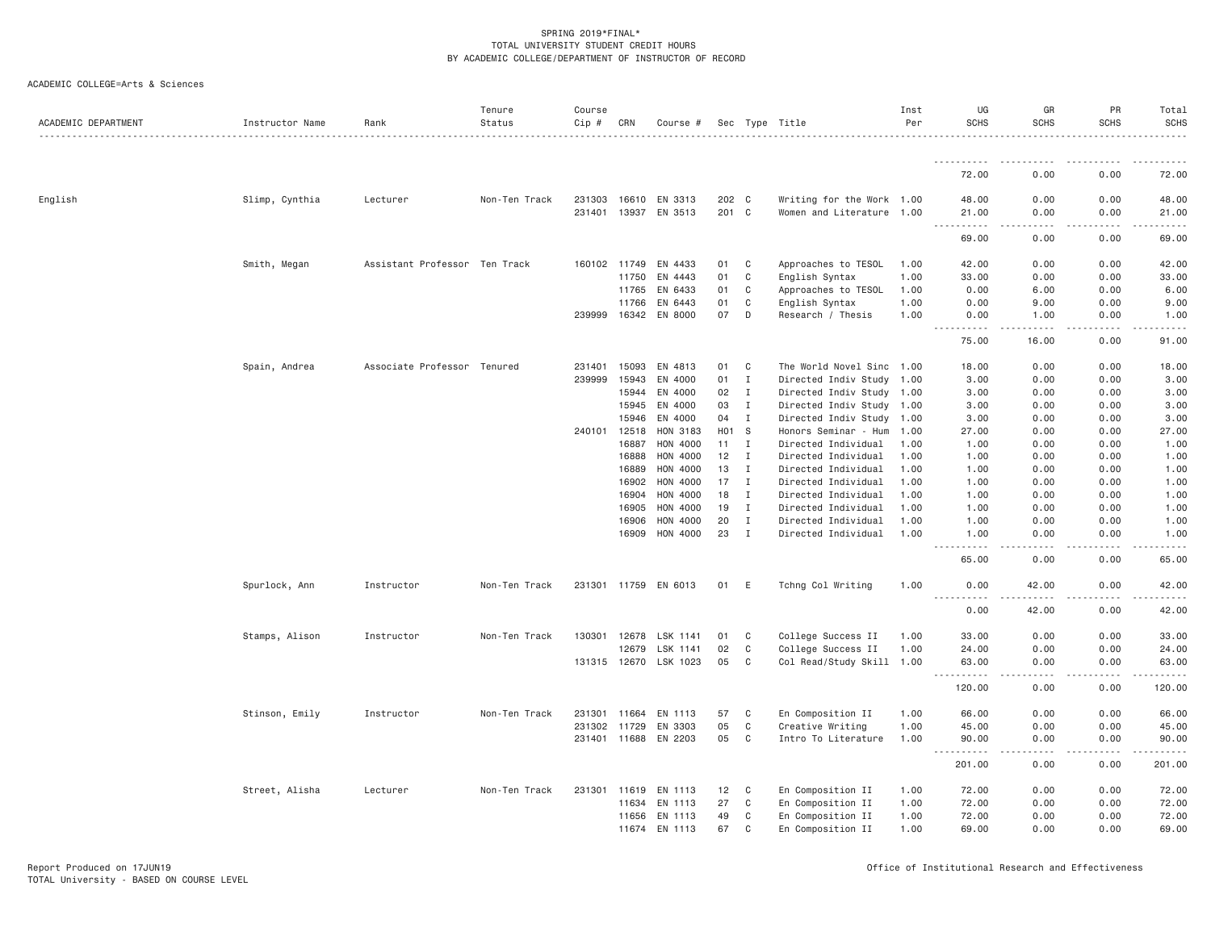SPRING 2019*FINAL*
TOTAL UNIVERSITY STUDENT CREDIT HOURS
BY ACADEMIC COLLEGE/DEPARTMENT OF INSTRUCTOR OF RECORD

ACADEMIC COLLEGE=Arts & Sciences

| ACADEMIC DEPARTMENT | Instructor Name | Rank | Tenure Status | Course Cip # | CRN | Course # | Sec | Type | Title | Inst Per | UG SCHS | GR SCHS | PR SCHS | Total SCHS |
|---|---|---|---|---|---|---|---|---|---|---|---|---|---|---|
| | | | | | | | | | | | 72.00 | 0.00 | 0.00 | 72.00 |
| English | Slimp, Cynthia | Lecturer | Non-Ten Track | 231303 | 16610 | EN 3313 | 202 | C | Writing for the Work | 1.00 | 48.00 | 0.00 | 0.00 | 48.00 |
| | | | | 231401 | 13937 | EN 3513 | 201 | C | Women and Literature | 1.00 | 21.00 | 0.00 | 0.00 | 21.00 |
| | | | | | | | | | | | 69.00 | 0.00 | 0.00 | 69.00 |
| | Smith, Megan | Assistant Professor | Ten Track | 160102 | 11749 | EN 4433 | 01 | C | Approaches to TESOL | 1.00 | 42.00 | 0.00 | 0.00 | 42.00 |
| | | | | | 11750 | EN 4443 | 01 | C | English Syntax | 1.00 | 33.00 | 0.00 | 0.00 | 33.00 |
| | | | | | 11765 | EN 6433 | 01 | C | Approaches to TESOL | 1.00 | 0.00 | 6.00 | 0.00 | 6.00 |
| | | | | | 11766 | EN 6443 | 01 | C | English Syntax | 1.00 | 0.00 | 9.00 | 0.00 | 9.00 |
| | | | | 239999 | 16342 | EN 8000 | 07 | D | Research / Thesis | 1.00 | 0.00 | 1.00 | 0.00 | 1.00 |
| | | | | | | | | | | | 75.00 | 16.00 | 0.00 | 91.00 |
| | Spain, Andrea | Associate Professor | Tenured | 231401 | 15093 | EN 4813 | 01 | C | The World Novel Sinc | 1.00 | 18.00 | 0.00 | 0.00 | 18.00 |
| | | | | 239999 | 15943 | EN 4000 | 01 | I | Directed Indiv Study | 1.00 | 3.00 | 0.00 | 0.00 | 3.00 |
| | | | | | 15944 | EN 4000 | 02 | I | Directed Indiv Study | 1.00 | 3.00 | 0.00 | 0.00 | 3.00 |
| | | | | | 15945 | EN 4000 | 03 | I | Directed Indiv Study | 1.00 | 3.00 | 0.00 | 0.00 | 3.00 |
| | | | | | 15946 | EN 4000 | 04 | I | Directed Indiv Study | 1.00 | 3.00 | 0.00 | 0.00 | 3.00 |
| | | | | 240101 | 12518 | HON 3183 | H01 | S | Honors Seminar - Hum | 1.00 | 27.00 | 0.00 | 0.00 | 27.00 |
| | | | | | 16887 | HON 4000 | 11 | I | Directed Individual | 1.00 | 1.00 | 0.00 | 0.00 | 1.00 |
| | | | | | 16888 | HON 4000 | 12 | I | Directed Individual | 1.00 | 1.00 | 0.00 | 0.00 | 1.00 |
| | | | | | 16889 | HON 4000 | 13 | I | Directed Individual | 1.00 | 1.00 | 0.00 | 0.00 | 1.00 |
| | | | | | 16902 | HON 4000 | 17 | I | Directed Individual | 1.00 | 1.00 | 0.00 | 0.00 | 1.00 |
| | | | | | 16904 | HON 4000 | 18 | I | Directed Individual | 1.00 | 1.00 | 0.00 | 0.00 | 1.00 |
| | | | | | 16905 | HON 4000 | 19 | I | Directed Individual | 1.00 | 1.00 | 0.00 | 0.00 | 1.00 |
| | | | | | 16906 | HON 4000 | 20 | I | Directed Individual | 1.00 | 1.00 | 0.00 | 0.00 | 1.00 |
| | | | | | 16909 | HON 4000 | 23 | I | Directed Individual | 1.00 | 1.00 | 0.00 | 0.00 | 1.00 |
| | | | | | | | | | | | 65.00 | 0.00 | 0.00 | 65.00 |
| | Spurlock, Ann | Instructor | Non-Ten Track | 231301 | 11759 | EN 6013 | 01 | E | Tchng Col Writing | 1.00 | 0.00 | 42.00 | 0.00 | 42.00 |
| | | | | | | | | | | | 0.00 | 42.00 | 0.00 | 42.00 |
| | Stamps, Alison | Instructor | Non-Ten Track | 130301 | 12678 | LSK 1141 | 01 | C | College Success II | 1.00 | 33.00 | 0.00 | 0.00 | 33.00 |
| | | | | | 12679 | LSK 1141 | 02 | C | College Success II | 1.00 | 24.00 | 0.00 | 0.00 | 24.00 |
| | | | | 131315 | 12670 | LSK 1023 | 05 | C | Col Read/Study Skill | 1.00 | 63.00 | 0.00 | 0.00 | 63.00 |
| | | | | | | | | | | | 120.00 | 0.00 | 0.00 | 120.00 |
| | Stinson, Emily | Instructor | Non-Ten Track | 231301 | 11664 | EN 1113 | 57 | C | En Composition II | 1.00 | 66.00 | 0.00 | 0.00 | 66.00 |
| | | | | 231302 | 11729 | EN 3303 | 05 | C | Creative Writing | 1.00 | 45.00 | 0.00 | 0.00 | 45.00 |
| | | | | 231401 | 11688 | EN 2203 | 05 | C | Intro To Literature | 1.00 | 90.00 | 0.00 | 0.00 | 90.00 |
| | | | | | | | | | | | 201.00 | 0.00 | 0.00 | 201.00 |
| | Street, Alisha | Lecturer | Non-Ten Track | 231301 | 11619 | EN 1113 | 12 | C | En Composition II | 1.00 | 72.00 | 0.00 | 0.00 | 72.00 |
| | | | | | 11634 | EN 1113 | 27 | C | En Composition II | 1.00 | 72.00 | 0.00 | 0.00 | 72.00 |
| | | | | | 11656 | EN 1113 | 49 | C | En Composition II | 1.00 | 72.00 | 0.00 | 0.00 | 72.00 |
| | | | | | 11674 | EN 1113 | 67 | C | En Composition II | 1.00 | 69.00 | 0.00 | 0.00 | 69.00 |

Report Produced on 17JUN19
TOTAL University - BASED ON COURSE LEVEL

Office of Institutional Research and Effectiveness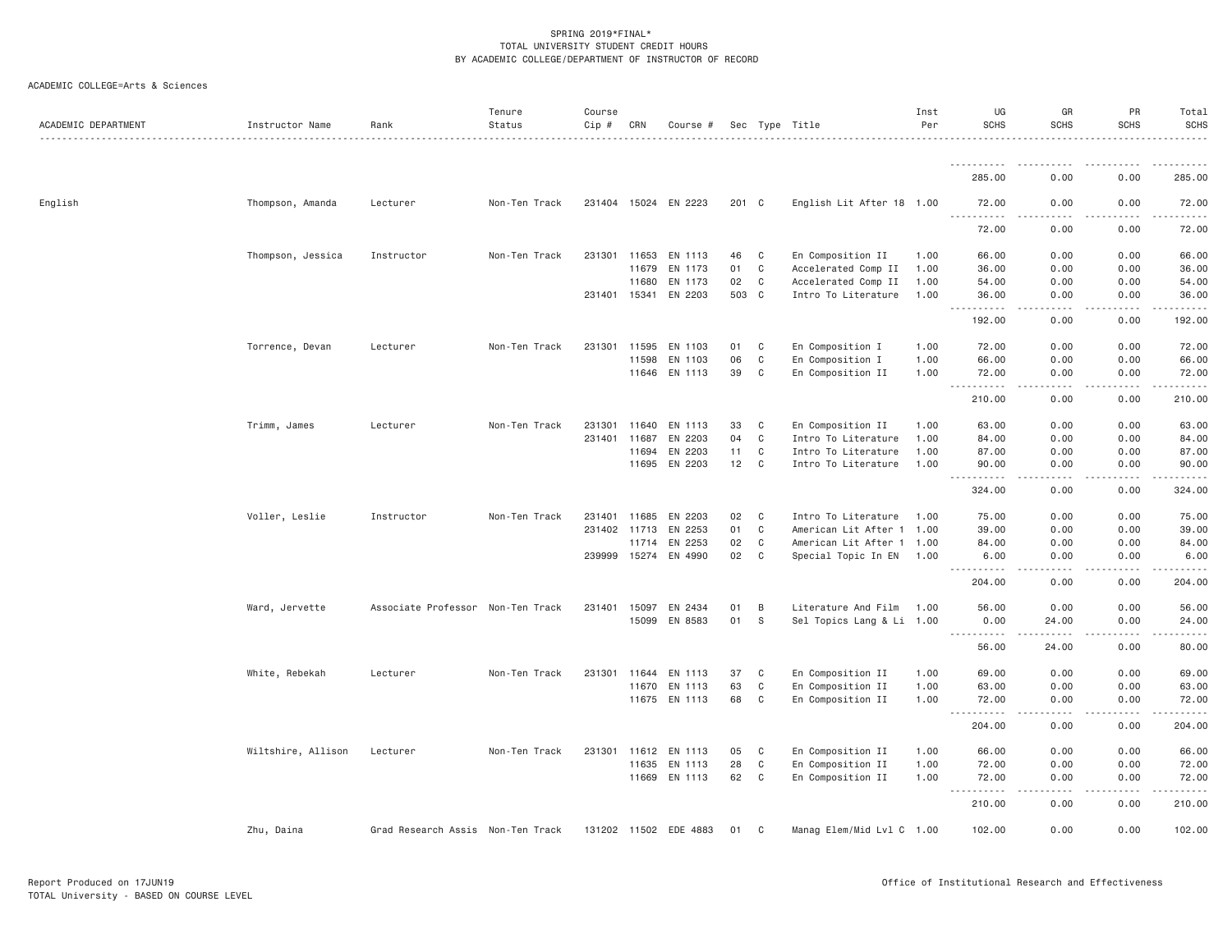SPRING 2019*FINAL*
TOTAL UNIVERSITY STUDENT CREDIT HOURS
BY ACADEMIC COLLEGE/DEPARTMENT OF INSTRUCTOR OF RECORD

ACADEMIC COLLEGE=Arts & Sciences

| ACADEMIC DEPARTMENT | Instructor Name | Rank | Tenure Status | Course Cip # | CRN | Course # | Sec | Type | Title | Inst Per | UG SCHS | GR SCHS | PR SCHS | Total SCHS |
|---|---|---|---|---|---|---|---|---|---|---|---|---|---|---|
| | | | | | | | | | | | 285.00 | 0.00 | 0.00 | 285.00 |
| English | Thompson, Amanda | Lecturer | Non-Ten Track | 231404 | 15024 | EN 2223 | 201 | C | English Lit After 18 | 1.00 | 72.00 | 0.00 | 0.00 | 72.00 |
| | | | | | | | | | | | 72.00 | 0.00 | 0.00 | 72.00 |
| | Thompson, Jessica | Instructor | Non-Ten Track | 231301 | 11653 | EN 1113 | 46 | C | En Composition II | 1.00 | 66.00 | 0.00 | 0.00 | 66.00 |
| | | | | | 11679 | EN 1173 | 01 | C | Accelerated Comp II | 1.00 | 36.00 | 0.00 | 0.00 | 36.00 |
| | | | | | 11680 | EN 1173 | 02 | C | Accelerated Comp II | 1.00 | 54.00 | 0.00 | 0.00 | 54.00 |
| | | | | 231401 | 15341 | EN 2203 | 503 | C | Intro To Literature | 1.00 | 36.00 | 0.00 | 0.00 | 36.00 |
| | | | | | | | | | | | 192.00 | 0.00 | 0.00 | 192.00 |
| | Torrence, Devan | Lecturer | Non-Ten Track | 231301 | 11595 | EN 1103 | 01 | C | En Composition I | 1.00 | 72.00 | 0.00 | 0.00 | 72.00 |
| | | | | | 11598 | EN 1103 | 06 | C | En Composition I | 1.00 | 66.00 | 0.00 | 0.00 | 66.00 |
| | | | | | 11646 | EN 1113 | 39 | C | En Composition II | 1.00 | 72.00 | 0.00 | 0.00 | 72.00 |
| | | | | | | | | | | | 210.00 | 0.00 | 0.00 | 210.00 |
| | Trimm, James | Lecturer | Non-Ten Track | 231301 | 11640 | EN 1113 | 33 | C | En Composition II | 1.00 | 63.00 | 0.00 | 0.00 | 63.00 |
| | | | | 231401 | 11687 | EN 2203 | 04 | C | Intro To Literature | 1.00 | 84.00 | 0.00 | 0.00 | 84.00 |
| | | | | | 11694 | EN 2203 | 11 | C | Intro To Literature | 1.00 | 87.00 | 0.00 | 0.00 | 87.00 |
| | | | | | 11695 | EN 2203 | 12 | C | Intro To Literature | 1.00 | 90.00 | 0.00 | 0.00 | 90.00 |
| | | | | | | | | | | | 324.00 | 0.00 | 0.00 | 324.00 |
| | Voller, Leslie | Instructor | Non-Ten Track | 231401 | 11685 | EN 2203 | 02 | C | Intro To Literature | 1.00 | 75.00 | 0.00 | 0.00 | 75.00 |
| | | | | 231402 | 11713 | EN 2253 | 01 | C | American Lit After 1 | 1.00 | 39.00 | 0.00 | 0.00 | 39.00 |
| | | | | | 11714 | EN 2253 | 02 | C | American Lit After 1 | 1.00 | 84.00 | 0.00 | 0.00 | 84.00 |
| | | | | 239999 | 15274 | EN 4990 | 02 | C | Special Topic In EN | 1.00 | 6.00 | 0.00 | 0.00 | 6.00 |
| | | | | | | | | | | | 204.00 | 0.00 | 0.00 | 204.00 |
| | Ward, Jervette | Associate Professor | Non-Ten Track | 231401 | 15097 | EN 2434 | 01 | B | Literature And Film | 1.00 | 56.00 | 0.00 | 0.00 | 56.00 |
| | | | | | 15099 | EN 8583 | 01 | S | Sel Topics Lang & Li | 1.00 | 0.00 | 24.00 | 0.00 | 24.00 |
| | | | | | | | | | | | 56.00 | 24.00 | 0.00 | 80.00 |
| | White, Rebekah | Lecturer | Non-Ten Track | 231301 | 11644 | EN 1113 | 37 | C | En Composition II | 1.00 | 69.00 | 0.00 | 0.00 | 69.00 |
| | | | | | 11670 | EN 1113 | 63 | C | En Composition II | 1.00 | 63.00 | 0.00 | 0.00 | 63.00 |
| | | | | | 11675 | EN 1113 | 68 | C | En Composition II | 1.00 | 72.00 | 0.00 | 0.00 | 72.00 |
| | | | | | | | | | | | 204.00 | 0.00 | 0.00 | 204.00 |
| | Wiltshire, Allison | Lecturer | Non-Ten Track | 231301 | 11612 | EN 1113 | 05 | C | En Composition II | 1.00 | 66.00 | 0.00 | 0.00 | 66.00 |
| | | | | | 11635 | EN 1113 | 28 | C | En Composition II | 1.00 | 72.00 | 0.00 | 0.00 | 72.00 |
| | | | | | 11669 | EN 1113 | 62 | C | En Composition II | 1.00 | 72.00 | 0.00 | 0.00 | 72.00 |
| | | | | | | | | | | | 210.00 | 0.00 | 0.00 | 210.00 |
| | Zhu, Daina | Grad Research Assis | Non-Ten Track | 131202 | 11502 | EDE 4883 | 01 | C | Manag Elem/Mid Lvl C | 1.00 | 102.00 | 0.00 | 0.00 | 102.00 |

Report Produced on 17JUN19
TOTAL University - BASED ON COURSE LEVEL

Office of Institutional Research and Effectiveness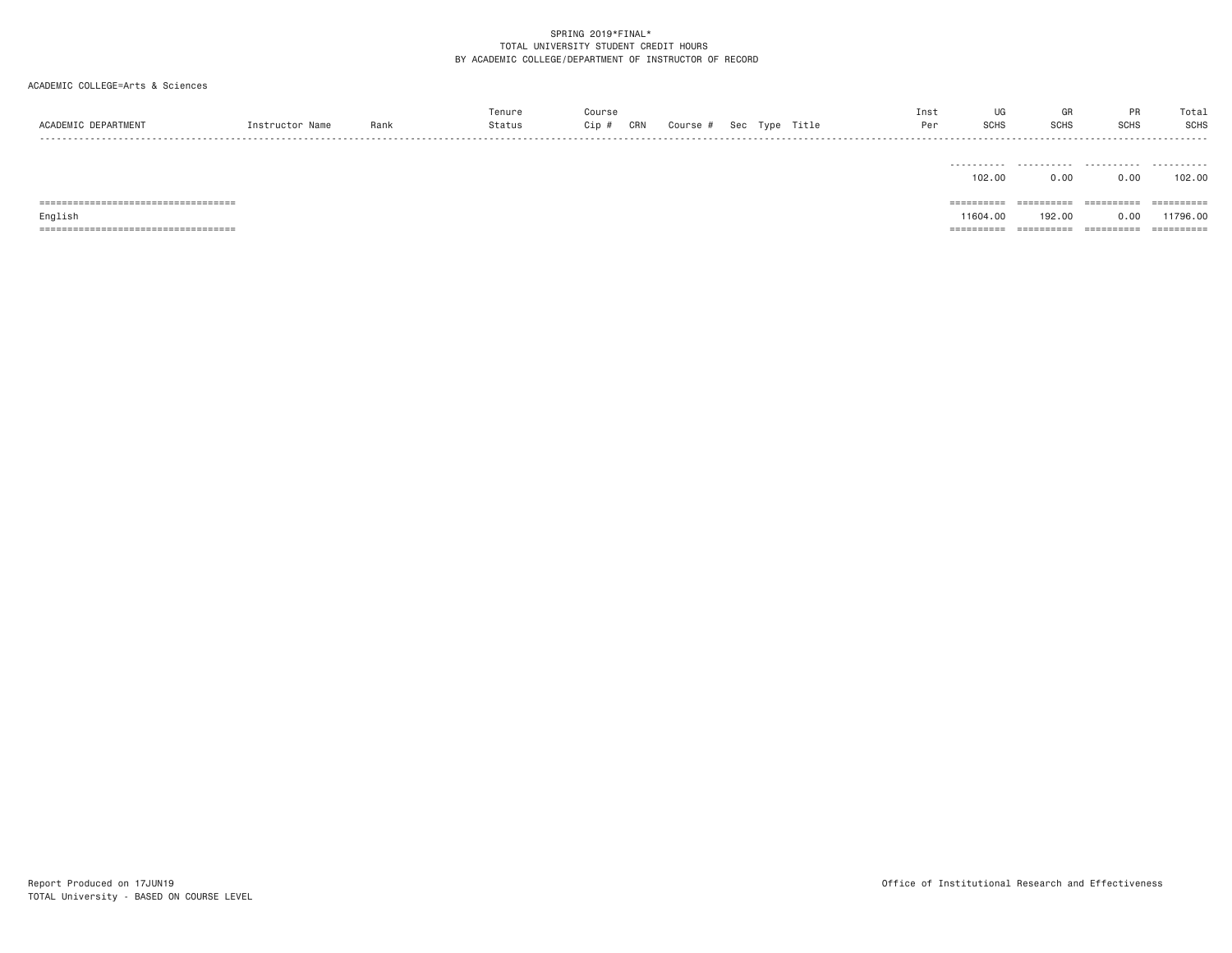SPRING 2019*FINAL*
TOTAL UNIVERSITY STUDENT CREDIT HOURS
BY ACADEMIC COLLEGE/DEPARTMENT OF INSTRUCTOR OF RECORD

ACADEMIC COLLEGE=Arts & Sciences

| ACADEMIC DEPARTMENT | Instructor Name | Rank | Tenure Status | Course Cip # | CRN | Course # | Sec | Type | Title | Inst Per | UG SCHS | GR SCHS | PR SCHS | Total SCHS |
|---|---|---|---|---|---|---|---|---|---|---|---|---|---|---|
| | | | | | | | | | | | 102.00 | 0.00 | 0.00 | 102.00 |
| English | | | | | | | | | | | 11604.00 | 192.00 | 0.00 | 11796.00 |

Report Produced on 17JUN19
TOTAL University - BASED ON COURSE LEVEL

Office of Institutional Research and Effectiveness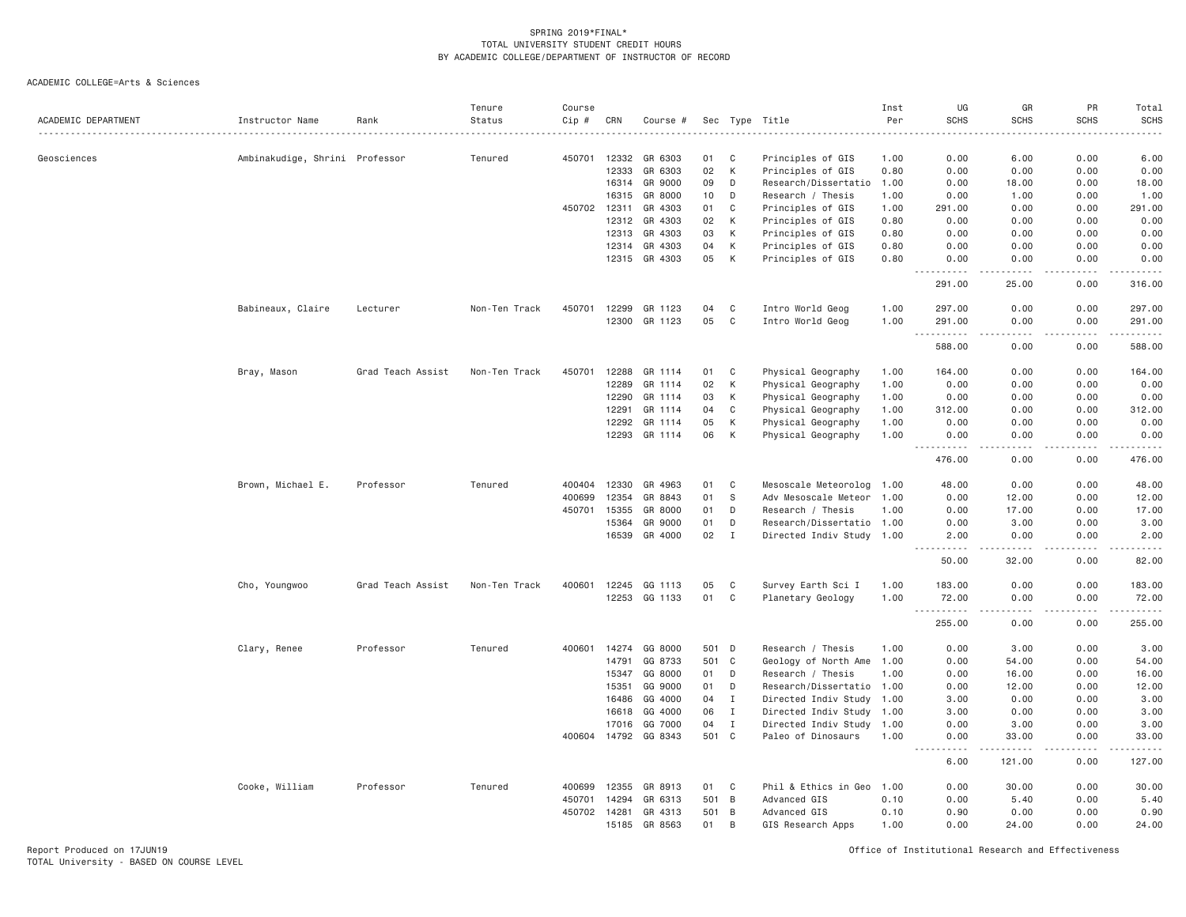SPRING 2019*FINAL*
TOTAL UNIVERSITY STUDENT CREDIT HOURS
BY ACADEMIC COLLEGE/DEPARTMENT OF INSTRUCTOR OF RECORD

ACADEMIC COLLEGE=Arts & Sciences

| ACADEMIC DEPARTMENT | Instructor Name | Rank | Tenure Status | Course Cip # | CRN | Course # | Sec | Type | Title | Inst Per | UG SCHS | GR SCHS | PR SCHS | Total SCHS |
|---|---|---|---|---|---|---|---|---|---|---|---|---|---|---|
| Geosciences | Ambinakudige, Shrini | Professor | Tenured | 450701 | 12332 | GR 6303 | 01 | C | Principles of GIS | 1.00 | 0.00 | 6.00 | 0.00 | 6.00 |
| | | | | | 12333 | GR 6303 | 02 | K | Principles of GIS | 0.80 | 0.00 | 0.00 | 0.00 | 0.00 |
| | | | | | 16314 | GR 9000 | 09 | D | Research/Dissertatio | 1.00 | 0.00 | 18.00 | 0.00 | 18.00 |
| | | | | | 16315 | GR 8000 | 10 | D | Research / Thesis | 1.00 | 0.00 | 1.00 | 0.00 | 1.00 |
| | | | | 450702 | 12311 | GR 4303 | 01 | C | Principles of GIS | 1.00 | 291.00 | 0.00 | 0.00 | 291.00 |
| | | | | | 12312 | GR 4303 | 02 | K | Principles of GIS | 0.80 | 0.00 | 0.00 | 0.00 | 0.00 |
| | | | | | 12313 | GR 4303 | 03 | K | Principles of GIS | 0.80 | 0.00 | 0.00 | 0.00 | 0.00 |
| | | | | | 12314 | GR 4303 | 04 | K | Principles of GIS | 0.80 | 0.00 | 0.00 | 0.00 | 0.00 |
| | | | | | 12315 | GR 4303 | 05 | K | Principles of GIS | 0.80 | 0.00 | 0.00 | 0.00 | 0.00 |
| | | | | | | | | | | | 291.00 | 25.00 | 0.00 | 316.00 |
| | Babineaux, Claire | Lecturer | Non-Ten Track | 450701 | 12299 | GR 1123 | 04 | C | Intro World Geog | 1.00 | 297.00 | 0.00 | 0.00 | 297.00 |
| | | | | | 12300 | GR 1123 | 05 | C | Intro World Geog | 1.00 | 291.00 | 0.00 | 0.00 | 291.00 |
| | | | | | | | | | | | 588.00 | 0.00 | 0.00 | 588.00 |
| | Bray, Mason | Grad Teach Assist | Non-Ten Track | 450701 | 12288 | GR 1114 | 01 | C | Physical Geography | 1.00 | 164.00 | 0.00 | 0.00 | 164.00 |
| | | | | | 12289 | GR 1114 | 02 | K | Physical Geography | 1.00 | 0.00 | 0.00 | 0.00 | 0.00 |
| | | | | | 12290 | GR 1114 | 03 | K | Physical Geography | 1.00 | 0.00 | 0.00 | 0.00 | 0.00 |
| | | | | | 12291 | GR 1114 | 04 | C | Physical Geography | 1.00 | 312.00 | 0.00 | 0.00 | 312.00 |
| | | | | | 12292 | GR 1114 | 05 | K | Physical Geography | 1.00 | 0.00 | 0.00 | 0.00 | 0.00 |
| | | | | | 12293 | GR 1114 | 06 | K | Physical Geography | 1.00 | 0.00 | 0.00 | 0.00 | 0.00 |
| | | | | | | | | | | | 476.00 | 0.00 | 0.00 | 476.00 |
| | Brown, Michael E. | Professor | Tenured | 400404 | 12330 | GR 4963 | 01 | C | Mesoscale Meteorolog | 1.00 | 48.00 | 0.00 | 0.00 | 48.00 |
| | | | | 400699 | 12354 | GR 8843 | 01 | S | Adv Mesoscale Meteor | 1.00 | 0.00 | 12.00 | 0.00 | 12.00 |
| | | | | 450701 | 15355 | GR 8000 | 01 | D | Research / Thesis | 1.00 | 0.00 | 17.00 | 0.00 | 17.00 |
| | | | | | 15364 | GR 9000 | 01 | D | Research/Dissertatio | 1.00 | 0.00 | 3.00 | 0.00 | 3.00 |
| | | | | | 16539 | GR 4000 | 02 | I | Directed Indiv Study | 1.00 | 2.00 | 0.00 | 0.00 | 2.00 |
| | | | | | | | | | | | 50.00 | 32.00 | 0.00 | 82.00 |
| | Cho, Youngwoo | Grad Teach Assist | Non-Ten Track | 400601 | 12245 | GG 1113 | 05 | C | Survey Earth Sci I | 1.00 | 183.00 | 0.00 | 0.00 | 183.00 |
| | | | | | 12253 | GG 1133 | 01 | C | Planetary Geology | 1.00 | 72.00 | 0.00 | 0.00 | 72.00 |
| | | | | | | | | | | | 255.00 | 0.00 | 0.00 | 255.00 |
| | Clary, Renee | Professor | Tenured | 400601 | 14274 | GG 8000 | 501 | D | Research / Thesis | 1.00 | 0.00 | 3.00 | 0.00 | 3.00 |
| | | | | | 14791 | GG 8733 | 501 | C | Geology of North Ame | 1.00 | 0.00 | 54.00 | 0.00 | 54.00 |
| | | | | | 15347 | GG 8000 | 01 | D | Research / Thesis | 1.00 | 0.00 | 16.00 | 0.00 | 16.00 |
| | | | | | 15351 | GG 9000 | 01 | D | Research/Dissertatio | 1.00 | 0.00 | 12.00 | 0.00 | 12.00 |
| | | | | | 16486 | GG 4000 | 04 | I | Directed Indiv Study | 1.00 | 3.00 | 0.00 | 0.00 | 3.00 |
| | | | | | 16618 | GG 4000 | 06 | I | Directed Indiv Study | 1.00 | 3.00 | 0.00 | 0.00 | 3.00 |
| | | | | | 17016 | GG 7000 | 04 | I | Directed Indiv Study | 1.00 | 0.00 | 3.00 | 0.00 | 3.00 |
| | | | | 400604 | 14792 | GG 8343 | 501 | C | Paleo of Dinosaurs | 1.00 | 0.00 | 33.00 | 0.00 | 33.00 |
| | | | | | | | | | | | 6.00 | 121.00 | 0.00 | 127.00 |
| | Cooke, William | Professor | Tenured | 400699 | 12355 | GR 8913 | 01 | C | Phil & Ethics in Geo | 1.00 | 0.00 | 30.00 | 0.00 | 30.00 |
| | | | | 450701 | 14294 | GR 6313 | 501 | B | Advanced GIS | 0.10 | 0.00 | 5.40 | 0.00 | 5.40 |
| | | | | 450702 | 14281 | GR 4313 | 501 | B | Advanced GIS | 0.10 | 0.90 | 0.00 | 0.00 | 0.90 |
| | | | | | 15185 | GR 8563 | 01 | B | GIS Research Apps | 1.00 | 0.00 | 24.00 | 0.00 | 24.00 |

Report Produced on 17JUN19
TOTAL University - BASED ON COURSE LEVEL

Office of Institutional Research and Effectiveness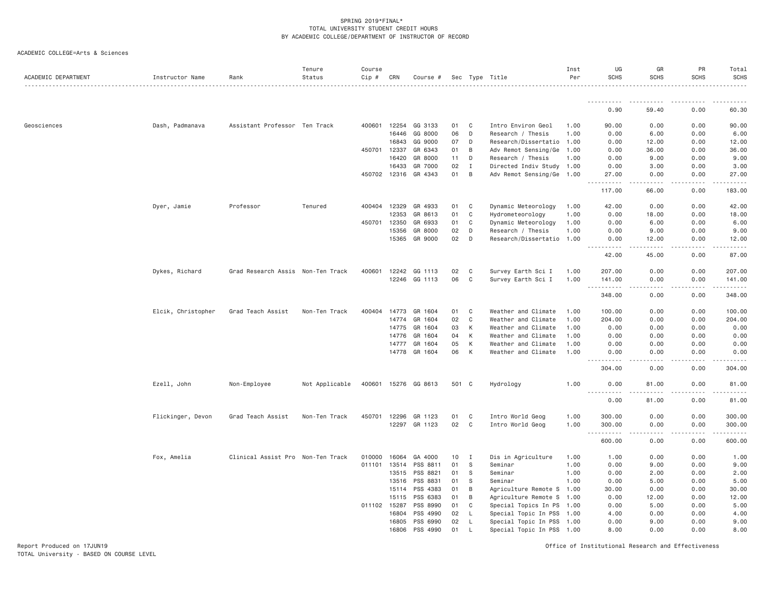SPRING 2019*FINAL*
TOTAL UNIVERSITY STUDENT CREDIT HOURS
BY ACADEMIC COLLEGE/DEPARTMENT OF INSTRUCTOR OF RECORD

ACADEMIC COLLEGE=Arts & Sciences

| ACADEMIC DEPARTMENT | Instructor Name | Rank | Tenure Status | Course Cip # | CRN | Course # | Sec | Type | Title | Inst Per | UG SCHS | GR SCHS | PR SCHS | Total SCHS |
|---|---|---|---|---|---|---|---|---|---|---|---|---|---|---|
| | | | | | | | | | | | 0.90 | 59.40 | 0.00 | 60.30 |
| Geosciences | Dash, Padmanava | Assistant Professor | Ten Track | 400601 | 12254 | GG 3133 | 01 | C | Intro Environ Geol | 1.00 | 90.00 | 0.00 | 0.00 | 90.00 |
| | | | | | 16446 | GG 8000 | 06 | D | Research / Thesis | 1.00 | 0.00 | 6.00 | 0.00 | 6.00 |
| | | | | | 16843 | GG 9000 | 07 | D | Research/Dissertatio | 1.00 | 0.00 | 12.00 | 0.00 | 12.00 |
| | | | | 450701 | 12337 | GR 6343 | 01 | B | Adv Remot Sensing/Ge | 1.00 | 0.00 | 36.00 | 0.00 | 36.00 |
| | | | | | 16420 | GR 8000 | 11 | D | Research / Thesis | 1.00 | 0.00 | 9.00 | 0.00 | 9.00 |
| | | | | | 16433 | GR 7000 | 02 | I | Directed Indiv Study | 1.00 | 0.00 | 3.00 | 0.00 | 3.00 |
| | | | | 450702 | 12316 | GR 4343 | 01 | B | Adv Remot Sensing/Ge | 1.00 | 27.00 | 0.00 | 0.00 | 27.00 |
| | | | | | | | | | | | 117.00 | 66.00 | 0.00 | 183.00 |
| | Dyer, Jamie | Professor | Tenured | 400404 | 12329 | GR 4933 | 01 | C | Dynamic Meteorology | 1.00 | 42.00 | 0.00 | 0.00 | 42.00 |
| | | | | | 12353 | GR 8613 | 01 | C | Hydrometeorology | 1.00 | 0.00 | 18.00 | 0.00 | 18.00 |
| | | | | 450701 | 12350 | GR 6933 | 01 | C | Dynamic Meteorology | 1.00 | 0.00 | 6.00 | 0.00 | 6.00 |
| | | | | | 15356 | GR 8000 | 02 | D | Research / Thesis | 1.00 | 0.00 | 9.00 | 0.00 | 9.00 |
| | | | | | 15365 | GR 9000 | 02 | D | Research/Dissertatio | 1.00 | 0.00 | 12.00 | 0.00 | 12.00 |
| | | | | | | | | | | | 42.00 | 45.00 | 0.00 | 87.00 |
| | Dykes, Richard | Grad Research Assis | Non-Ten Track | 400601 | 12242 | GG 1113 | 02 | C | Survey Earth Sci I | 1.00 | 207.00 | 0.00 | 0.00 | 207.00 |
| | | | | | 12246 | GG 1113 | 06 | C | Survey Earth Sci I | 1.00 | 141.00 | 0.00 | 0.00 | 141.00 |
| | | | | | | | | | | | 348.00 | 0.00 | 0.00 | 348.00 |
| | Elcik, Christopher | Grad Teach Assist | Non-Ten Track | 400404 | 14773 | GR 1604 | 01 | C | Weather and Climate | 1.00 | 100.00 | 0.00 | 0.00 | 100.00 |
| | | | | | 14774 | GR 1604 | 02 | C | Weather and Climate | 1.00 | 204.00 | 0.00 | 0.00 | 204.00 |
| | | | | | 14775 | GR 1604 | 03 | K | Weather and Climate | 1.00 | 0.00 | 0.00 | 0.00 | 0.00 |
| | | | | | 14776 | GR 1604 | 04 | K | Weather and Climate | 1.00 | 0.00 | 0.00 | 0.00 | 0.00 |
| | | | | | 14777 | GR 1604 | 05 | K | Weather and Climate | 1.00 | 0.00 | 0.00 | 0.00 | 0.00 |
| | | | | | 14778 | GR 1604 | 06 | K | Weather and Climate | 1.00 | 0.00 | 0.00 | 0.00 | 0.00 |
| | | | | | | | | | | | 304.00 | 0.00 | 0.00 | 304.00 |
| | Ezell, John | Non-Employee | Not Applicable | 400601 | 15276 | GG 8613 | 501 | C | Hydrology | 1.00 | 0.00 | 81.00 | 0.00 | 81.00 |
| | | | | | | | | | | | 0.00 | 81.00 | 0.00 | 81.00 |
| | Flickinger, Devon | Grad Teach Assist | Non-Ten Track | 450701 | 12296 | GR 1123 | 01 | C | Intro World Geog | 1.00 | 300.00 | 0.00 | 0.00 | 300.00 |
| | | | | | 12297 | GR 1123 | 02 | C | Intro World Geog | 1.00 | 300.00 | 0.00 | 0.00 | 300.00 |
| | | | | | | | | | | | 600.00 | 0.00 | 0.00 | 600.00 |
| | Fox, Amelia | Clinical Assist Pro | Non-Ten Track | 010000 | 16064 | GA 4000 | 10 | I | Dis in Agriculture | 1.00 | 1.00 | 0.00 | 0.00 | 1.00 |
| | | | | 011101 | 13514 | PSS 8811 | 01 | S | Seminar | 1.00 | 0.00 | 9.00 | 0.00 | 9.00 |
| | | | | | 13515 | PSS 8821 | 01 | S | Seminar | 1.00 | 0.00 | 2.00 | 0.00 | 2.00 |
| | | | | | 13516 | PSS 8831 | 01 | S | Seminar | 1.00 | 0.00 | 5.00 | 0.00 | 5.00 |
| | | | | | 15114 | PSS 4383 | 01 | B | Agriculture Remote S | 1.00 | 30.00 | 0.00 | 0.00 | 30.00 |
| | | | | | 15115 | PSS 6383 | 01 | B | Agriculture Remote S | 1.00 | 0.00 | 12.00 | 0.00 | 12.00 |
| | | | | 011102 | 15287 | PSS 8990 | 01 | C | Special Topics In PS | 1.00 | 0.00 | 5.00 | 0.00 | 5.00 |
| | | | | | 16804 | PSS 4990 | 02 | L | Special Topic In PSS | 1.00 | 4.00 | 0.00 | 0.00 | 4.00 |
| | | | | | 16805 | PSS 6990 | 02 | L | Special Topic In PSS | 1.00 | 0.00 | 9.00 | 0.00 | 9.00 |
| | | | | | 16806 | PSS 4990 | 01 | L | Special Topic In PSS | 1.00 | 8.00 | 0.00 | 0.00 | 8.00 |

Report Produced on 17JUN19
TOTAL University - BASED ON COURSE LEVEL

Office of Institutional Research and Effectiveness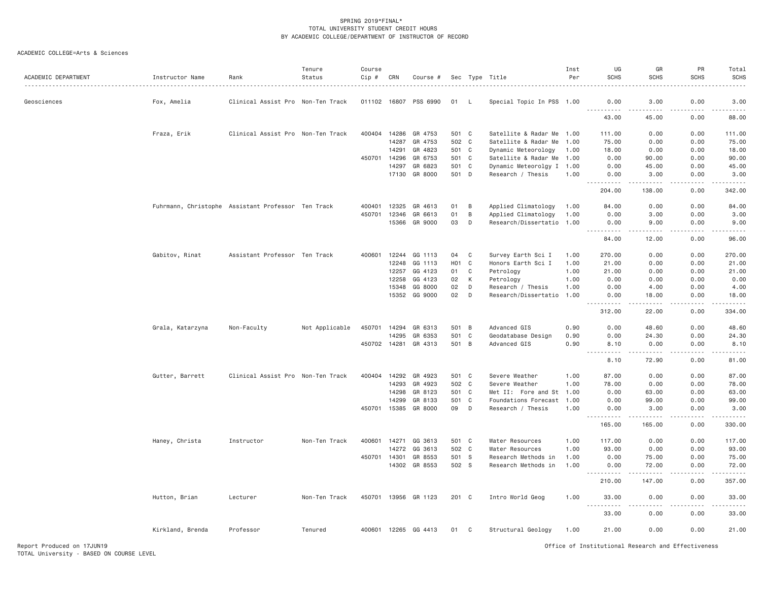SPRING 2019*FINAL*
TOTAL UNIVERSITY STUDENT CREDIT HOURS
BY ACADEMIC COLLEGE/DEPARTMENT OF INSTRUCTOR OF RECORD

ACADEMIC COLLEGE=Arts & Sciences

| ACADEMIC DEPARTMENT | Instructor Name | Rank | Tenure Status | Course Cip # | CRN | Course # | Sec | Type | Title | Inst Per | UG SCHS | GR SCHS | PR SCHS | Total SCHS |
|---|---|---|---|---|---|---|---|---|---|---|---|---|---|---|
| Geosciences | Fox, Amelia | Clinical Assist Pro | Non-Ten Track | 011102 | 16807 | PSS 6990 | 01 | L | Special Topic In PSS | 1.00 | 0.00 | 3.00 | 0.00 | 3.00 |
| | | | | | | | | | | | 43.00 | 45.00 | 0.00 | 88.00 |
| | Fraza, Erik | Clinical Assist Pro | Non-Ten Track | 400404 | 14286 | GR 4753 | 501 | C | Satellite & Radar Me | 1.00 | 111.00 | 0.00 | 0.00 | 111.00 |
| | | | | | 14287 | GR 4753 | 502 | C | Satellite & Radar Me | 1.00 | 75.00 | 0.00 | 0.00 | 75.00 |
| | | | | | 14291 | GR 4823 | 501 | C | Dynamic Meteorology | 1.00 | 18.00 | 0.00 | 0.00 | 18.00 |
| | | | | 450701 | 14296 | GR 6753 | 501 | C | Satellite & Radar Me | 1.00 | 0.00 | 90.00 | 0.00 | 90.00 |
| | | | | | 14297 | GR 6823 | 501 | C | Dynamic Meteorolgy I | 1.00 | 0.00 | 45.00 | 0.00 | 45.00 |
| | | | | | 17130 | GR 8000 | 501 | D | Research / Thesis | 1.00 | 0.00 | 3.00 | 0.00 | 3.00 |
| | | | | | | | | | | | 204.00 | 138.00 | 0.00 | 342.00 |
| | Fuhrmann, Christophe | Assistant Professor | Ten Track | 400401 | 12325 | GR 4613 | 01 | B | Applied Climatology | 1.00 | 84.00 | 0.00 | 0.00 | 84.00 |
| | | | | 450701 | 12346 | GR 6613 | 01 | B | Applied Climatology | 1.00 | 0.00 | 3.00 | 0.00 | 3.00 |
| | | | | | 15366 | GR 9000 | 03 | D | Research/Dissertatio | 1.00 | 0.00 | 9.00 | 0.00 | 9.00 |
| | | | | | | | | | | | 84.00 | 12.00 | 0.00 | 96.00 |
| | Gabitov, Rinat | Assistant Professor | Ten Track | 400601 | 12244 | GG 1113 | 04 | C | Survey Earth Sci I | 1.00 | 270.00 | 0.00 | 0.00 | 270.00 |
| | | | | | 12248 | GG 1113 | H01 | C | Honors Earth Sci I | 1.00 | 21.00 | 0.00 | 0.00 | 21.00 |
| | | | | | 12257 | GG 4123 | 01 | C | Petrology | 1.00 | 21.00 | 0.00 | 0.00 | 21.00 |
| | | | | | 12258 | GG 4123 | 02 | K | Petrology | 1.00 | 0.00 | 0.00 | 0.00 | 0.00 |
| | | | | | 15348 | GG 8000 | 02 | D | Research / Thesis | 1.00 | 0.00 | 4.00 | 0.00 | 4.00 |
| | | | | | 15352 | GG 9000 | 02 | D | Research/Dissertatio | 1.00 | 0.00 | 18.00 | 0.00 | 18.00 |
| | | | | | | | | | | | 312.00 | 22.00 | 0.00 | 334.00 |
| | Grala, Katarzyna | Non-Faculty | Not Applicable | 450701 | 14294 | GR 6313 | 501 | B | Advanced GIS | 0.90 | 0.00 | 48.60 | 0.00 | 48.60 |
| | | | | | 14295 | GR 6353 | 501 | C | Geodatabase Design | 0.90 | 0.00 | 24.30 | 0.00 | 24.30 |
| | | | | 450702 | 14281 | GR 4313 | 501 | B | Advanced GIS | 0.90 | 8.10 | 0.00 | 0.00 | 8.10 |
| | | | | | | | | | | | 8.10 | 72.90 | 0.00 | 81.00 |
| | Gutter, Barrett | Clinical Assist Pro | Non-Ten Track | 400404 | 14292 | GR 4923 | 501 | C | Severe Weather | 1.00 | 87.00 | 0.00 | 0.00 | 87.00 |
| | | | | | 14293 | GR 4923 | 502 | C | Severe Weather | 1.00 | 78.00 | 0.00 | 0.00 | 78.00 |
| | | | | | 14298 | GR 8123 | 501 | C | Met II: Fore and St | 1.00 | 0.00 | 63.00 | 0.00 | 63.00 |
| | | | | | 14299 | GR 8133 | 501 | C | Foundations Forecast | 1.00 | 0.00 | 99.00 | 0.00 | 99.00 |
| | | | | 450701 | 15385 | GR 8000 | 09 | D | Research / Thesis | 1.00 | 0.00 | 3.00 | 0.00 | 3.00 |
| | | | | | | | | | | | 165.00 | 165.00 | 0.00 | 330.00 |
| | Haney, Christa | Instructor | Non-Ten Track | 400601 | 14271 | GG 3613 | 501 | C | Water Resources | 1.00 | 117.00 | 0.00 | 0.00 | 117.00 |
| | | | | | 14272 | GG 3613 | 502 | C | Water Resources | 1.00 | 93.00 | 0.00 | 0.00 | 93.00 |
| | | | | 450701 | 14301 | GR 8553 | 501 | S | Research Methods in | 1.00 | 0.00 | 75.00 | 0.00 | 75.00 |
| | | | | | 14302 | GR 8553 | 502 | S | Research Methods in | 1.00 | 0.00 | 72.00 | 0.00 | 72.00 |
| | | | | | | | | | | | 210.00 | 147.00 | 0.00 | 357.00 |
| | Hutton, Brian | Lecturer | Non-Ten Track | 450701 | 13956 | GR 1123 | 201 | C | Intro World Geog | 1.00 | 33.00 | 0.00 | 0.00 | 33.00 |
| | | | | | | | | | | | 33.00 | 0.00 | 0.00 | 33.00 |
| | Kirkland, Brenda | Professor | Tenured | 400601 | 12265 | GG 4413 | 01 | C | Structural Geology | 1.00 | 21.00 | 0.00 | 0.00 | 21.00 |

Report Produced on 17JUN19
TOTAL University - BASED ON COURSE LEVEL

Office of Institutional Research and Effectiveness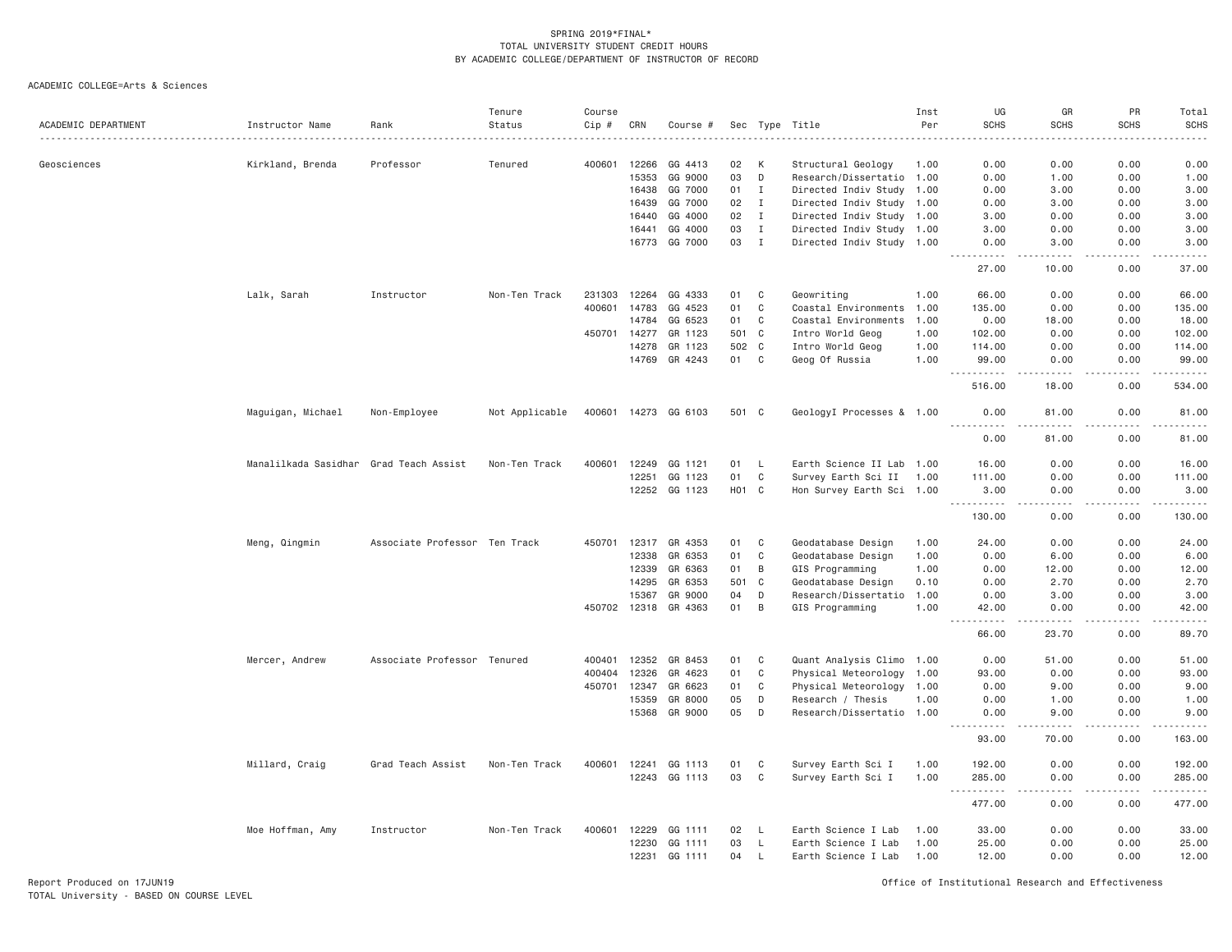SPRING 2019*FINAL*
TOTAL UNIVERSITY STUDENT CREDIT HOURS
BY ACADEMIC COLLEGE/DEPARTMENT OF INSTRUCTOR OF RECORD

ACADEMIC COLLEGE=Arts & Sciences

| ACADEMIC DEPARTMENT | Instructor Name | Rank | Tenure Status | Course Cip # | CRN | Course # | Sec | Type | Title | Inst Per | UG SCHS | GR SCHS | PR SCHS | Total SCHS |
|---|---|---|---|---|---|---|---|---|---|---|---|---|---|---|
| Geosciences | Kirkland, Brenda | Professor | Tenured | 400601 | 12266 | GG 4413 | 02 | K | Structural Geology | 1.00 | 0.00 | 0.00 | 0.00 | 0.00 |
| | | | | | 15353 | GG 9000 | 03 | D | Research/Dissertatio | 1.00 | 0.00 | 1.00 | 0.00 | 1.00 |
| | | | | | 16438 | GG 7000 | 01 | I | Directed Indiv Study | 1.00 | 0.00 | 3.00 | 0.00 | 3.00 |
| | | | | | 16439 | GG 7000 | 02 | I | Directed Indiv Study | 1.00 | 0.00 | 3.00 | 0.00 | 3.00 |
| | | | | | 16440 | GG 4000 | 02 | I | Directed Indiv Study | 1.00 | 3.00 | 0.00 | 0.00 | 3.00 |
| | | | | | 16441 | GG 4000 | 03 | I | Directed Indiv Study | 1.00 | 3.00 | 0.00 | 0.00 | 3.00 |
| | | | | | 16773 | GG 7000 | 03 | I | Directed Indiv Study | 1.00 | 0.00 | 3.00 | 0.00 | 3.00 |
| | | | | | | | | | | | 27.00 | 10.00 | 0.00 | 37.00 |
| | Lalk, Sarah | Instructor | Non-Ten Track | 231303 | 12264 | GG 4333 | 01 | C | Geowriting | 1.00 | 66.00 | 0.00 | 0.00 | 66.00 |
| | | | | 400601 | 14783 | GG 4523 | 01 | C | Coastal Environments | 1.00 | 135.00 | 0.00 | 0.00 | 135.00 |
| | | | | | 14784 | GG 6523 | 01 | C | Coastal Environments | 1.00 | 0.00 | 18.00 | 0.00 | 18.00 |
| | | | | 450701 | 14277 | GR 1123 | 501 | C | Intro World Geog | 1.00 | 102.00 | 0.00 | 0.00 | 102.00 |
| | | | | | 14278 | GR 1123 | 502 | C | Intro World Geog | 1.00 | 114.00 | 0.00 | 0.00 | 114.00 |
| | | | | | 14769 | GR 4243 | 01 | C | Geog Of Russia | 1.00 | 99.00 | 0.00 | 0.00 | 99.00 |
| | | | | | | | | | | | 516.00 | 18.00 | 0.00 | 534.00 |
| | Maguigan, Michael | Non-Employee | Not Applicable | 400601 | 14273 | GG 6103 | 501 | C | GeologyI Processes & | 1.00 | 0.00 | 81.00 | 0.00 | 81.00 |
| | | | | | | | | | | | 0.00 | 81.00 | 0.00 | 81.00 |
| | Manalilkada Sasidhar | Grad Teach Assist | Non-Ten Track | 400601 | 12249 | GG 1121 | 01 | L | Earth Science II Lab | 1.00 | 16.00 | 0.00 | 0.00 | 16.00 |
| | | | | | 12251 | GG 1123 | 01 | C | Survey Earth Sci II | 1.00 | 111.00 | 0.00 | 0.00 | 111.00 |
| | | | | | 12252 | GG 1123 | H01 | C | Hon Survey Earth Sci | 1.00 | 3.00 | 0.00 | 0.00 | 3.00 |
| | | | | | | | | | | | 130.00 | 0.00 | 0.00 | 130.00 |
| | Meng, Qingmin | Associate Professor | Ten Track | 450701 | 12317 | GR 4353 | 01 | C | Geodatabase Design | 1.00 | 24.00 | 0.00 | 0.00 | 24.00 |
| | | | | | 12338 | GR 6353 | 01 | C | Geodatabase Design | 1.00 | 0.00 | 6.00 | 0.00 | 6.00 |
| | | | | | 12339 | GR 6363 | 01 | B | GIS Programming | 1.00 | 0.00 | 12.00 | 0.00 | 12.00 |
| | | | | | 14295 | GR 6353 | 501 | C | Geodatabase Design | 0.10 | 0.00 | 2.70 | 0.00 | 2.70 |
| | | | | | 15367 | GR 9000 | 04 | D | Research/Dissertatio | 1.00 | 0.00 | 3.00 | 0.00 | 3.00 |
| | | | | 450702 | 12318 | GR 4363 | 01 | B | GIS Programming | 1.00 | 42.00 | 0.00 | 0.00 | 42.00 |
| | | | | | | | | | | | 66.00 | 23.70 | 0.00 | 89.70 |
| | Mercer, Andrew | Associate Professor | Tenured | 400401 | 12352 | GR 8453 | 01 | C | Quant Analysis Climo | 1.00 | 0.00 | 51.00 | 0.00 | 51.00 |
| | | | | 400404 | 12326 | GR 4623 | 01 | C | Physical Meteorology | 1.00 | 93.00 | 0.00 | 0.00 | 93.00 |
| | | | | 450701 | 12347 | GR 6623 | 01 | C | Physical Meteorology | 1.00 | 0.00 | 9.00 | 0.00 | 9.00 |
| | | | | | 15359 | GR 8000 | 05 | D | Research / Thesis | 1.00 | 0.00 | 1.00 | 0.00 | 1.00 |
| | | | | | 15368 | GR 9000 | 05 | D | Research/Dissertatio | 1.00 | 0.00 | 9.00 | 0.00 | 9.00 |
| | | | | | | | | | | | 93.00 | 70.00 | 0.00 | 163.00 |
| | Millard, Craig | Grad Teach Assist | Non-Ten Track | 400601 | 12241 | GG 1113 | 01 | C | Survey Earth Sci I | 1.00 | 192.00 | 0.00 | 0.00 | 192.00 |
| | | | | | 12243 | GG 1113 | 03 | C | Survey Earth Sci I | 1.00 | 285.00 | 0.00 | 0.00 | 285.00 |
| | | | | | | | | | | | 477.00 | 0.00 | 0.00 | 477.00 |
| | Moe Hoffman, Amy | Instructor | Non-Ten Track | 400601 | 12229 | GG 1111 | 02 | L | Earth Science I Lab | 1.00 | 33.00 | 0.00 | 0.00 | 33.00 |
| | | | | | 12230 | GG 1111 | 03 | L | Earth Science I Lab | 1.00 | 25.00 | 0.00 | 0.00 | 25.00 |
| | | | | | 12231 | GG 1111 | 04 | L | Earth Science I Lab | 1.00 | 12.00 | 0.00 | 0.00 | 12.00 |

Report Produced on 17JUN19
TOTAL University - BASED ON COURSE LEVEL
Office of Institutional Research and Effectiveness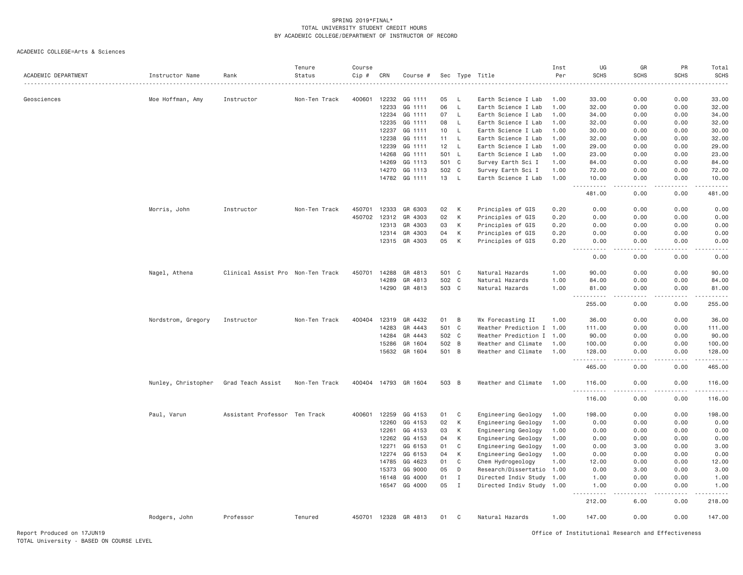SPRING 2019*FINAL*
TOTAL UNIVERSITY STUDENT CREDIT HOURS
BY ACADEMIC COLLEGE/DEPARTMENT OF INSTRUCTOR OF RECORD

ACADEMIC COLLEGE=Arts & Sciences

| ACADEMIC DEPARTMENT | Instructor Name | Rank | Tenure Status | Course Cip # | CRN | Course # | Sec | Type | Title | Inst Per | UG SCHS | GR SCHS | PR SCHS | Total SCHS |
|---|---|---|---|---|---|---|---|---|---|---|---|---|---|---|
| Geosciences | Moe Hoffman, Amy | Instructor | Non-Ten Track | 400601 | 12232 | GG 1111 | 05 | L | Earth Science I Lab | 1.00 | 33.00 | 0.00 | 0.00 | 33.00 |
| | | | | | 12233 | GG 1111 | 06 | L | Earth Science I Lab | 1.00 | 32.00 | 0.00 | 0.00 | 32.00 |
| | | | | | 12234 | GG 1111 | 07 | L | Earth Science I Lab | 1.00 | 34.00 | 0.00 | 0.00 | 34.00 |
| | | | | | 12235 | GG 1111 | 08 | L | Earth Science I Lab | 1.00 | 32.00 | 0.00 | 0.00 | 32.00 |
| | | | | | 12237 | GG 1111 | 10 | L | Earth Science I Lab | 1.00 | 30.00 | 0.00 | 0.00 | 30.00 |
| | | | | | 12238 | GG 1111 | 11 | L | Earth Science I Lab | 1.00 | 32.00 | 0.00 | 0.00 | 32.00 |
| | | | | | 12239 | GG 1111 | 12 | L | Earth Science I Lab | 1.00 | 29.00 | 0.00 | 0.00 | 29.00 |
| | | | | | 14268 | GG 1111 | 501 | L | Earth Science I Lab | 1.00 | 23.00 | 0.00 | 0.00 | 23.00 |
| | | | | | 14269 | GG 1113 | 501 | C | Survey Earth Sci I | 1.00 | 84.00 | 0.00 | 0.00 | 84.00 |
| | | | | | 14270 | GG 1113 | 502 | C | Survey Earth Sci I | 1.00 | 72.00 | 0.00 | 0.00 | 72.00 |
| | | | | | 14782 | GG 1111 | 13 | L | Earth Science I Lab | 1.00 | 10.00 | 0.00 | 0.00 | 10.00 |
| | | | | | | | | | | | 481.00 | 0.00 | 0.00 | 481.00 |
| | Morris, John | Instructor | Non-Ten Track | 450701 | 12333 | GR 6303 | 02 | K | Principles of GIS | 0.20 | 0.00 | 0.00 | 0.00 | 0.00 |
| | | | | 450702 | 12312 | GR 4303 | 02 | K | Principles of GIS | 0.20 | 0.00 | 0.00 | 0.00 | 0.00 |
| | | | | | 12313 | GR 4303 | 03 | K | Principles of GIS | 0.20 | 0.00 | 0.00 | 0.00 | 0.00 |
| | | | | | 12314 | GR 4303 | 04 | K | Principles of GIS | 0.20 | 0.00 | 0.00 | 0.00 | 0.00 |
| | | | | | 12315 | GR 4303 | 05 | K | Principles of GIS | 0.20 | 0.00 | 0.00 | 0.00 | 0.00 |
| | | | | | | | | | | | 0.00 | 0.00 | 0.00 | 0.00 |
| | Nagel, Athena | Clinical Assist Pro | Non-Ten Track | 450701 | 14288 | GR 4813 | 501 | C | Natural Hazards | 1.00 | 90.00 | 0.00 | 0.00 | 90.00 |
| | | | | | 14289 | GR 4813 | 502 | C | Natural Hazards | 1.00 | 84.00 | 0.00 | 0.00 | 84.00 |
| | | | | | 14290 | GR 4813 | 503 | C | Natural Hazards | 1.00 | 81.00 | 0.00 | 0.00 | 81.00 |
| | | | | | | | | | | | 255.00 | 0.00 | 0.00 | 255.00 |
| | Nordstrom, Gregory | Instructor | Non-Ten Track | 400404 | 12319 | GR 4432 | 01 | B | Wx Forecasting II | 1.00 | 36.00 | 0.00 | 0.00 | 36.00 |
| | | | | | 14283 | GR 4443 | 501 | C | Weather Prediction I | 1.00 | 111.00 | 0.00 | 0.00 | 111.00 |
| | | | | | 14284 | GR 4443 | 502 | C | Weather Prediction I | 1.00 | 90.00 | 0.00 | 0.00 | 90.00 |
| | | | | | 15286 | GR 1604 | 502 | B | Weather and Climate | 1.00 | 100.00 | 0.00 | 0.00 | 100.00 |
| | | | | | 15632 | GR 1604 | 501 | B | Weather and Climate | 1.00 | 128.00 | 0.00 | 0.00 | 128.00 |
| | | | | | | | | | | | 465.00 | 0.00 | 0.00 | 465.00 |
| | Nunley, Christopher | Grad Teach Assist | Non-Ten Track | 400404 | 14793 | GR 1604 | 503 | B | Weather and Climate | 1.00 | 116.00 | 0.00 | 0.00 | 116.00 |
| | | | | | | | | | | | 116.00 | 0.00 | 0.00 | 116.00 |
| | Paul, Varun | Assistant Professor | Ten Track | 400601 | 12259 | GG 4153 | 01 | C | Engineering Geology | 1.00 | 198.00 | 0.00 | 0.00 | 198.00 |
| | | | | | 12260 | GG 4153 | 02 | K | Engineering Geology | 1.00 | 0.00 | 0.00 | 0.00 | 0.00 |
| | | | | | 12261 | GG 4153 | 03 | K | Engineering Geology | 1.00 | 0.00 | 0.00 | 0.00 | 0.00 |
| | | | | | 12262 | GG 4153 | 04 | K | Engineering Geology | 1.00 | 0.00 | 0.00 | 0.00 | 0.00 |
| | | | | | 12271 | GG 6153 | 01 | C | Engineering Geology | 1.00 | 0.00 | 3.00 | 0.00 | 3.00 |
| | | | | | 12274 | GG 6153 | 04 | K | Engineering Geology | 1.00 | 0.00 | 0.00 | 0.00 | 0.00 |
| | | | | | 14785 | GG 4623 | 01 | C | Chem Hydrogeology | 1.00 | 12.00 | 0.00 | 0.00 | 12.00 |
| | | | | | 15373 | GG 9000 | 05 | D | Research/Dissertatio | 1.00 | 0.00 | 3.00 | 0.00 | 3.00 |
| | | | | | 16148 | GG 4000 | 01 | I | Directed Indiv Study | 1.00 | 1.00 | 0.00 | 0.00 | 1.00 |
| | | | | | 16547 | GG 4000 | 05 | I | Directed Indiv Study | 1.00 | 1.00 | 0.00 | 0.00 | 1.00 |
| | | | | | | | | | | | 212.00 | 6.00 | 0.00 | 218.00 |
| | Rodgers, John | Professor | Tenured | 450701 | 12328 | GR 4813 | 01 | C | Natural Hazards | 1.00 | 147.00 | 0.00 | 0.00 | 147.00 |

Report Produced on 17JUN19 — Office of Institutional Research and Effectiveness
TOTAL University - BASED ON COURSE LEVEL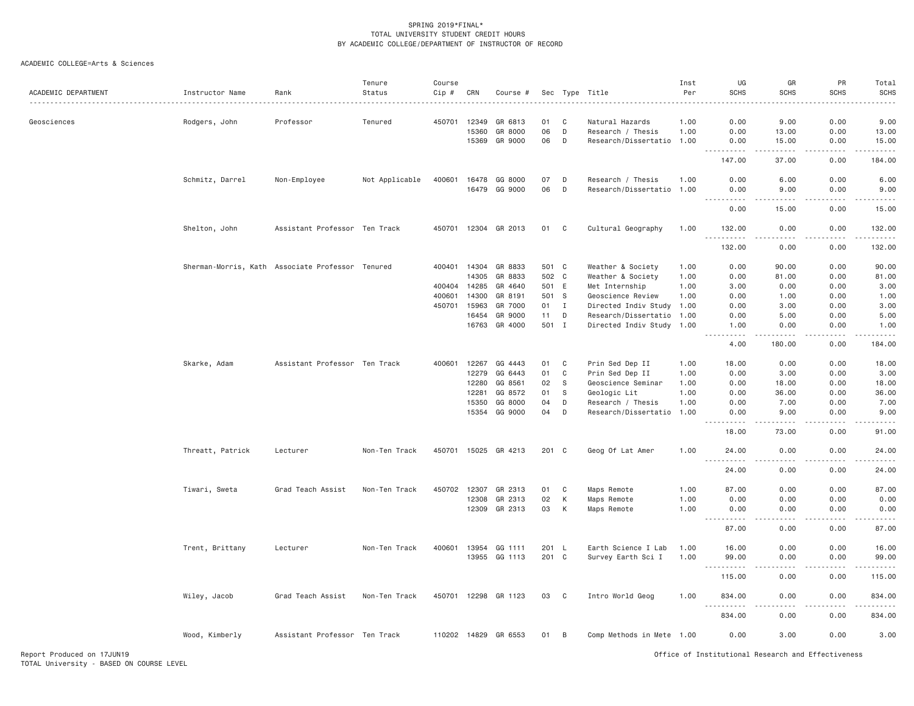SPRING 2019*FINAL*
TOTAL UNIVERSITY STUDENT CREDIT HOURS
BY ACADEMIC COLLEGE/DEPARTMENT OF INSTRUCTOR OF RECORD

ACADEMIC COLLEGE=Arts & Sciences

| ACADEMIC DEPARTMENT | Instructor Name | Rank | Tenure Status | Course Cip # | CRN | Course # | Sec | Type | Title | Inst Per | UG SCHS | GR SCHS | PR SCHS | Total SCHS |
|---|---|---|---|---|---|---|---|---|---|---|---|---|---|---|
| Geosciences | Rodgers, John | Professor | Tenured | 450701 | 12349 | GR 6813 | 01 | C | Natural Hazards | 1.00 | 0.00 | 9.00 | 0.00 | 9.00 |
| | | | | | 15360 | GR 8000 | 06 | D | Research / Thesis | 1.00 | 0.00 | 13.00 | 0.00 | 13.00 |
| | | | | | 15369 | GR 9000 | 06 | D | Research/Dissertatio | 1.00 | 0.00 | 15.00 | 0.00 | 15.00 |
| | | | | | | | | | | | 147.00 | 37.00 | 0.00 | 184.00 |
| | Schmitz, Darrel | Non-Employee | Not Applicable | 400601 | 16478 | GG 8000 | 07 | D | Research / Thesis | 1.00 | 0.00 | 6.00 | 0.00 | 6.00 |
| | | | | | 16479 | GG 9000 | 06 | D | Research/Dissertatio | 1.00 | 0.00 | 9.00 | 0.00 | 9.00 |
| | | | | | | | | | | | 0.00 | 15.00 | 0.00 | 15.00 |
| | Shelton, John | Assistant Professor | Ten Track | 450701 | 12304 | GR 2013 | 01 | C | Cultural Geography | 1.00 | 132.00 | 0.00 | 0.00 | 132.00 |
| | | | | | | | | | | | 132.00 | 0.00 | 0.00 | 132.00 |
| | Sherman-Morris, Kath | Associate Professor | Tenured | 400401 | 14304 | GR 8833 | 501 | C | Weather & Society | 1.00 | 0.00 | 90.00 | 0.00 | 90.00 |
| | | | | | 14305 | GR 8833 | 502 | C | Weather & Society | 1.00 | 0.00 | 81.00 | 0.00 | 81.00 |
| | | | | 400404 | 14285 | GR 4640 | 501 | E | Met Internship | 1.00 | 3.00 | 0.00 | 0.00 | 3.00 |
| | | | | 400601 | 14300 | GR 8191 | 501 | S | Geoscience Review | 1.00 | 0.00 | 1.00 | 0.00 | 1.00 |
| | | | | 450701 | 15963 | GR 7000 | 01 | I | Directed Indiv Study | 1.00 | 0.00 | 3.00 | 0.00 | 3.00 |
| | | | | | 16454 | GR 9000 | 11 | D | Research/Dissertatio | 1.00 | 0.00 | 5.00 | 0.00 | 5.00 |
| | | | | | 16763 | GR 4000 | 501 | I | Directed Indiv Study | 1.00 | 1.00 | 0.00 | 0.00 | 1.00 |
| | | | | | | | | | | | 4.00 | 180.00 | 0.00 | 184.00 |
| | Skarke, Adam | Assistant Professor | Ten Track | 400601 | 12267 | GG 4443 | 01 | C | Prin Sed Dep II | 1.00 | 18.00 | 0.00 | 0.00 | 18.00 |
| | | | | | 12279 | GG 6443 | 01 | C | Prin Sed Dep II | 1.00 | 0.00 | 3.00 | 0.00 | 3.00 |
| | | | | | 12280 | GG 8561 | 02 | S | Geoscience Seminar | 1.00 | 0.00 | 18.00 | 0.00 | 18.00 |
| | | | | | 12281 | GG 8572 | 01 | S | Geologic Lit | 1.00 | 0.00 | 36.00 | 0.00 | 36.00 |
| | | | | | 15350 | GG 8000 | 04 | D | Research / Thesis | 1.00 | 0.00 | 7.00 | 0.00 | 7.00 |
| | | | | | 15354 | GG 9000 | 04 | D | Research/Dissertatio | 1.00 | 0.00 | 9.00 | 0.00 | 9.00 |
| | | | | | | | | | | | 18.00 | 73.00 | 0.00 | 91.00 |
| | Threatt, Patrick | Lecturer | Non-Ten Track | 450701 | 15025 | GR 4213 | 201 | C | Geog Of Lat Amer | 1.00 | 24.00 | 0.00 | 0.00 | 24.00 |
| | | | | | | | | | | | 24.00 | 0.00 | 0.00 | 24.00 |
| | Tiwari, Sweta | Grad Teach Assist | Non-Ten Track | 450702 | 12307 | GR 2313 | 01 | C | Maps Remote | 1.00 | 87.00 | 0.00 | 0.00 | 87.00 |
| | | | | | 12308 | GR 2313 | 02 | K | Maps Remote | 1.00 | 0.00 | 0.00 | 0.00 | 0.00 |
| | | | | | 12309 | GR 2313 | 03 | K | Maps Remote | 1.00 | 0.00 | 0.00 | 0.00 | 0.00 |
| | | | | | | | | | | | 87.00 | 0.00 | 0.00 | 87.00 |
| | Trent, Brittany | Lecturer | Non-Ten Track | 400601 | 13954 | GG 1111 | 201 | L | Earth Science I Lab | 1.00 | 16.00 | 0.00 | 0.00 | 16.00 |
| | | | | | 13955 | GG 1113 | 201 | C | Survey Earth Sci I | 1.00 | 99.00 | 0.00 | 0.00 | 99.00 |
| | | | | | | | | | | | 115.00 | 0.00 | 0.00 | 115.00 |
| | Wiley, Jacob | Grad Teach Assist | Non-Ten Track | 450701 | 12298 | GR 1123 | 03 | C | Intro World Geog | 1.00 | 834.00 | 0.00 | 0.00 | 834.00 |
| | | | | | | | | | | | 834.00 | 0.00 | 0.00 | 834.00 |
| | Wood, Kimberly | Assistant Professor | Ten Track | 110202 | 14829 | GR 6553 | 01 | B | Comp Methods in Mete | 1.00 | 0.00 | 3.00 | 0.00 | 3.00 |

Report Produced on 17JUN19
TOTAL University - BASED ON COURSE LEVEL

Office of Institutional Research and Effectiveness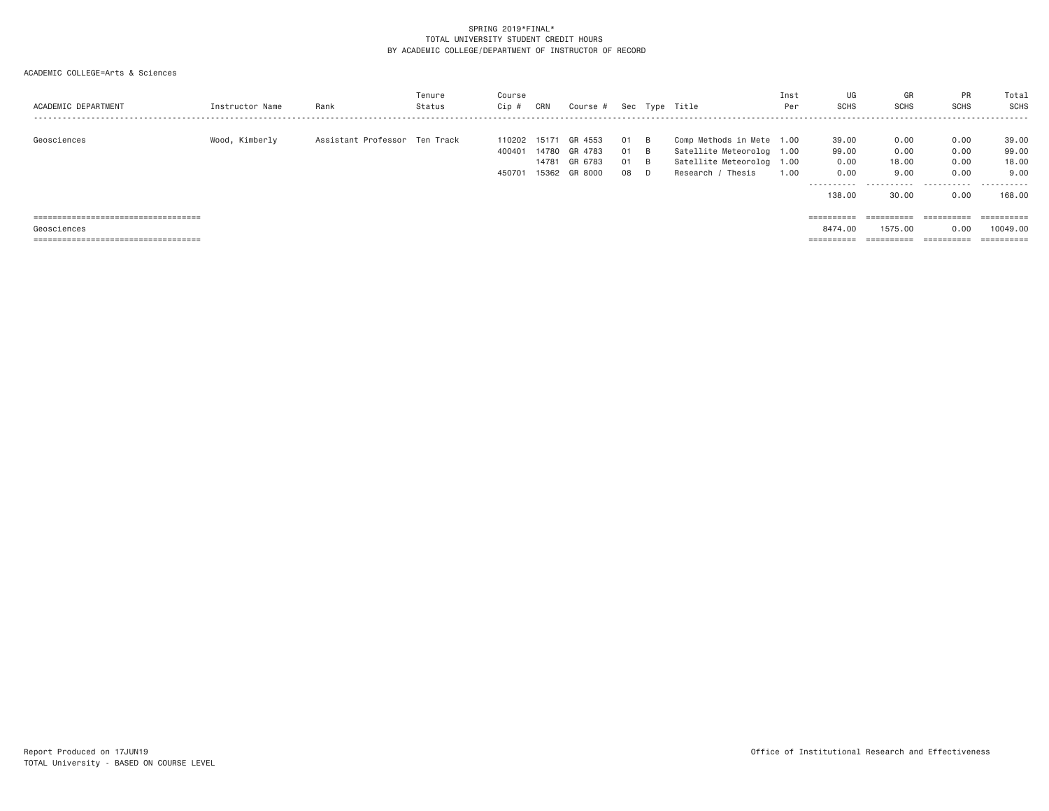SPRING 2019*FINAL*
TOTAL UNIVERSITY STUDENT CREDIT HOURS
BY ACADEMIC COLLEGE/DEPARTMENT OF INSTRUCTOR OF RECORD

ACADEMIC COLLEGE=Arts & Sciences

| ACADEMIC DEPARTMENT | Instructor Name | Rank | Tenure Status | Course Cip # | CRN | Course # | Sec | Type | Title | Inst Per | UG SCHS | GR SCHS | PR SCHS | Total SCHS |
|---|---|---|---|---|---|---|---|---|---|---|---|---|---|---|
| Geosciences | Wood, Kimberly | Assistant Professor | Ten Track | 110202 | 15171 | GR 4553 | 01 | B | Comp Methods in Mete | 1.00 | 39.00 | 0.00 | 0.00 | 39.00 |
| | | | | 400401 | 14780 | GR 4783 | 01 | B | Satellite Meteorolog | 1.00 | 99.00 | 0.00 | 0.00 | 99.00 |
| | | | | | 14781 | GR 6783 | 01 | B | Satellite Meteorolog | 1.00 | 0.00 | 18.00 | 0.00 | 18.00 |
| | | | | 450701 | 15362 | GR 8000 | 08 | D | Research / Thesis | 1.00 | 0.00 | 9.00 | 0.00 | 9.00 |
| | | | | | | | | | | | 138.00 | 30.00 | 0.00 | 168.00 |
| Geosciences | | | | | | | | | | | 8474.00 | 1575.00 | 0.00 | 10049.00 |

Report Produced on 17JUN19
TOTAL University - BASED ON COURSE LEVEL

Office of Institutional Research and Effectiveness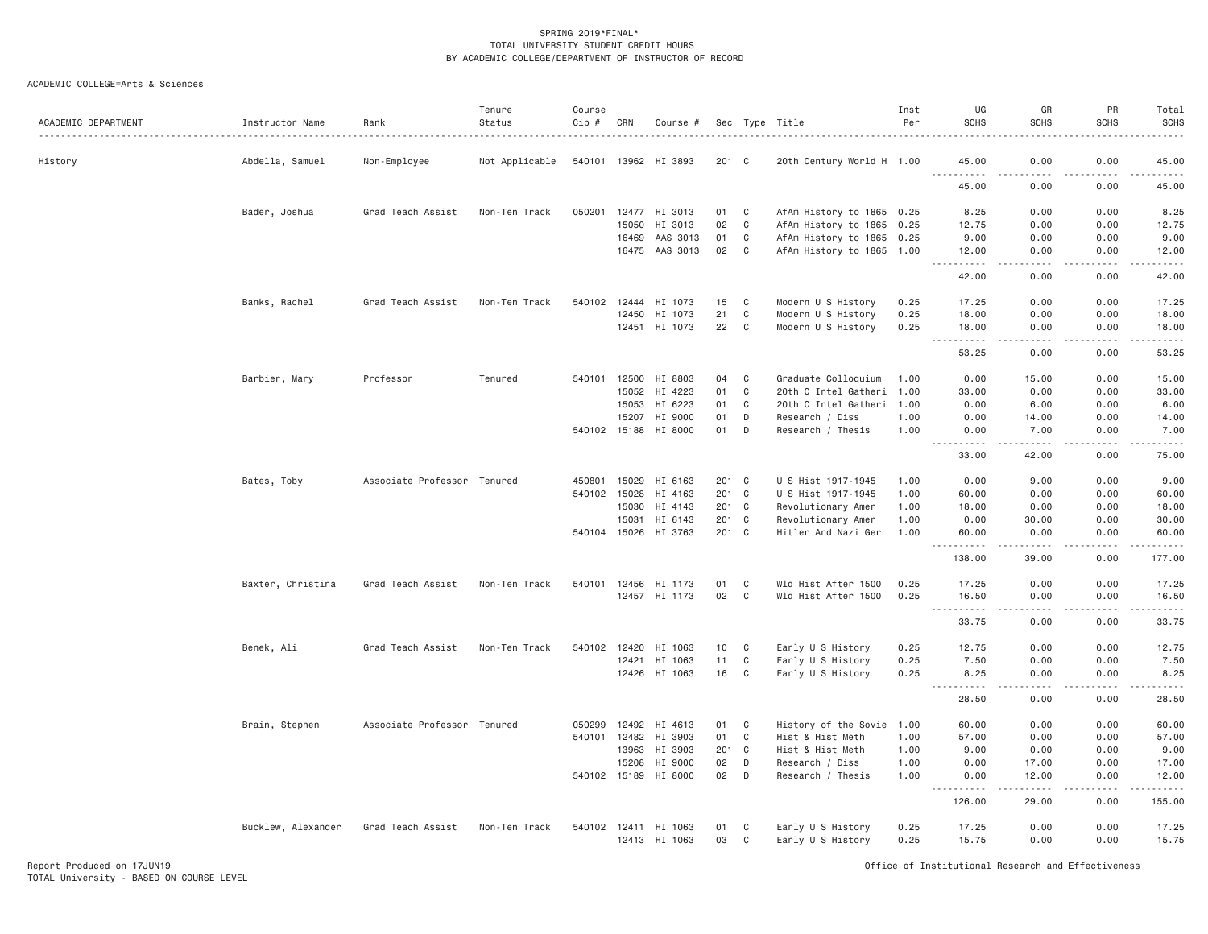SPRING 2019*FINAL*
TOTAL UNIVERSITY STUDENT CREDIT HOURS
BY ACADEMIC COLLEGE/DEPARTMENT OF INSTRUCTOR OF RECORD

ACADEMIC COLLEGE=Arts & Sciences

| ACADEMIC DEPARTMENT | Instructor Name | Rank | Tenure Status | Course Cip # | CRN | Course # | Sec | Type | Title | Inst Per | UG SCHS | GR SCHS | PR SCHS | Total SCHS |
|---|---|---|---|---|---|---|---|---|---|---|---|---|---|---|
| History | Abdella, Samuel | Non-Employee | Not Applicable | 540101 | 13962 | HI 3893 | 201 | C | 20th Century World H | 1.00 | 45.00 | 0.00 | 0.00 | 45.00 |
| | | | | | | | | | | | 45.00 | 0.00 | 0.00 | 45.00 |
| | Bader, Joshua | Grad Teach Assist | Non-Ten Track | 050201 | 12477 | HI 3013 | 01 | C | AfAm History to 1865 | 0.25 | 8.25 | 0.00 | 0.00 | 8.25 |
| | | | | | 15050 | HI 3013 | 02 | C | AfAm History to 1865 | 0.25 | 12.75 | 0.00 | 0.00 | 12.75 |
| | | | | | 16469 | AAS 3013 | 01 | C | AfAm History to 1865 | 0.25 | 9.00 | 0.00 | 0.00 | 9.00 |
| | | | | | 16475 | AAS 3013 | 02 | C | AfAm History to 1865 | 1.00 | 12.00 | 0.00 | 0.00 | 12.00 |
| | | | | | | | | | | | 42.00 | 0.00 | 0.00 | 42.00 |
| | Banks, Rachel | Grad Teach Assist | Non-Ten Track | 540102 | 12444 | HI 1073 | 15 | C | Modern U S History | 0.25 | 17.25 | 0.00 | 0.00 | 17.25 |
| | | | | | 12450 | HI 1073 | 21 | C | Modern U S History | 0.25 | 18.00 | 0.00 | 0.00 | 18.00 |
| | | | | | 12451 | HI 1073 | 22 | C | Modern U S History | 0.25 | 18.00 | 0.00 | 0.00 | 18.00 |
| | | | | | | | | | | | 53.25 | 0.00 | 0.00 | 53.25 |
| | Barbier, Mary | Professor | Tenured | 540101 | 12500 | HI 8803 | 04 | C | Graduate Colloquium | 1.00 | 0.00 | 15.00 | 0.00 | 15.00 |
| | | | | | 15052 | HI 4223 | 01 | C | 20th C Intel Gatheri | 1.00 | 33.00 | 0.00 | 0.00 | 33.00 |
| | | | | | 15053 | HI 6223 | 01 | C | 20th C Intel Gatheri | 1.00 | 0.00 | 6.00 | 0.00 | 6.00 |
| | | | | | 15207 | HI 9000 | 01 | D | Research / Diss | 1.00 | 0.00 | 14.00 | 0.00 | 14.00 |
| | | | | 540102 | 15188 | HI 8000 | 01 | D | Research / Thesis | 1.00 | 0.00 | 7.00 | 0.00 | 7.00 |
| | | | | | | | | | | | 33.00 | 42.00 | 0.00 | 75.00 |
| | Bates, Toby | Associate Professor | Tenured | 450801 | 15029 | HI 6163 | 201 | C | U S Hist 1917-1945 | 1.00 | 0.00 | 9.00 | 0.00 | 9.00 |
| | | | | 540102 | 15028 | HI 4163 | 201 | C | U S Hist 1917-1945 | 1.00 | 60.00 | 0.00 | 0.00 | 60.00 |
| | | | | | 15030 | HI 4143 | 201 | C | Revolutionary Amer | 1.00 | 18.00 | 0.00 | 0.00 | 18.00 |
| | | | | | 15031 | HI 6143 | 201 | C | Revolutionary Amer | 1.00 | 0.00 | 30.00 | 0.00 | 30.00 |
| | | | | 540104 | 15026 | HI 3763 | 201 | C | Hitler And Nazi Ger | 1.00 | 60.00 | 0.00 | 0.00 | 60.00 |
| | | | | | | | | | | | 138.00 | 39.00 | 0.00 | 177.00 |
| | Baxter, Christina | Grad Teach Assist | Non-Ten Track | 540101 | 12456 | HI 1173 | 01 | C | Wld Hist After 1500 | 0.25 | 17.25 | 0.00 | 0.00 | 17.25 |
| | | | | | 12457 | HI 1173 | 02 | C | Wld Hist After 1500 | 0.25 | 16.50 | 0.00 | 0.00 | 16.50 |
| | | | | | | | | | | | 33.75 | 0.00 | 0.00 | 33.75 |
| | Benek, Ali | Grad Teach Assist | Non-Ten Track | 540102 | 12420 | HI 1063 | 10 | C | Early U S History | 0.25 | 12.75 | 0.00 | 0.00 | 12.75 |
| | | | | | 12421 | HI 1063 | 11 | C | Early U S History | 0.25 | 7.50 | 0.00 | 0.00 | 7.50 |
| | | | | | 12426 | HI 1063 | 16 | C | Early U S History | 0.25 | 8.25 | 0.00 | 0.00 | 8.25 |
| | | | | | | | | | | | 28.50 | 0.00 | 0.00 | 28.50 |
| | Brain, Stephen | Associate Professor | Tenured | 050299 | 12492 | HI 4613 | 01 | C | History of the Sovie | 1.00 | 60.00 | 0.00 | 0.00 | 60.00 |
| | | | | 540101 | 12482 | HI 3903 | 01 | C | Hist & Hist Meth | 1.00 | 57.00 | 0.00 | 0.00 | 57.00 |
| | | | | | 13963 | HI 3903 | 201 | C | Hist & Hist Meth | 1.00 | 9.00 | 0.00 | 0.00 | 9.00 |
| | | | | | 15208 | HI 9000 | 02 | D | Research / Diss | 1.00 | 0.00 | 17.00 | 0.00 | 17.00 |
| | | | | 540102 | 15189 | HI 8000 | 02 | D | Research / Thesis | 1.00 | 0.00 | 12.00 | 0.00 | 12.00 |
| | | | | | | | | | | | 126.00 | 29.00 | 0.00 | 155.00 |
| | Bucklew, Alexander | Grad Teach Assist | Non-Ten Track | 540102 | 12411 | HI 1063 | 01 | C | Early U S History | 0.25 | 17.25 | 0.00 | 0.00 | 17.25 |
| | | | | | 12413 | HI 1063 | 03 | C | Early U S History | 0.25 | 15.75 | 0.00 | 0.00 | 15.75 |

Report Produced on 17JUN19
TOTAL University - BASED ON COURSE LEVEL

Office of Institutional Research and Effectiveness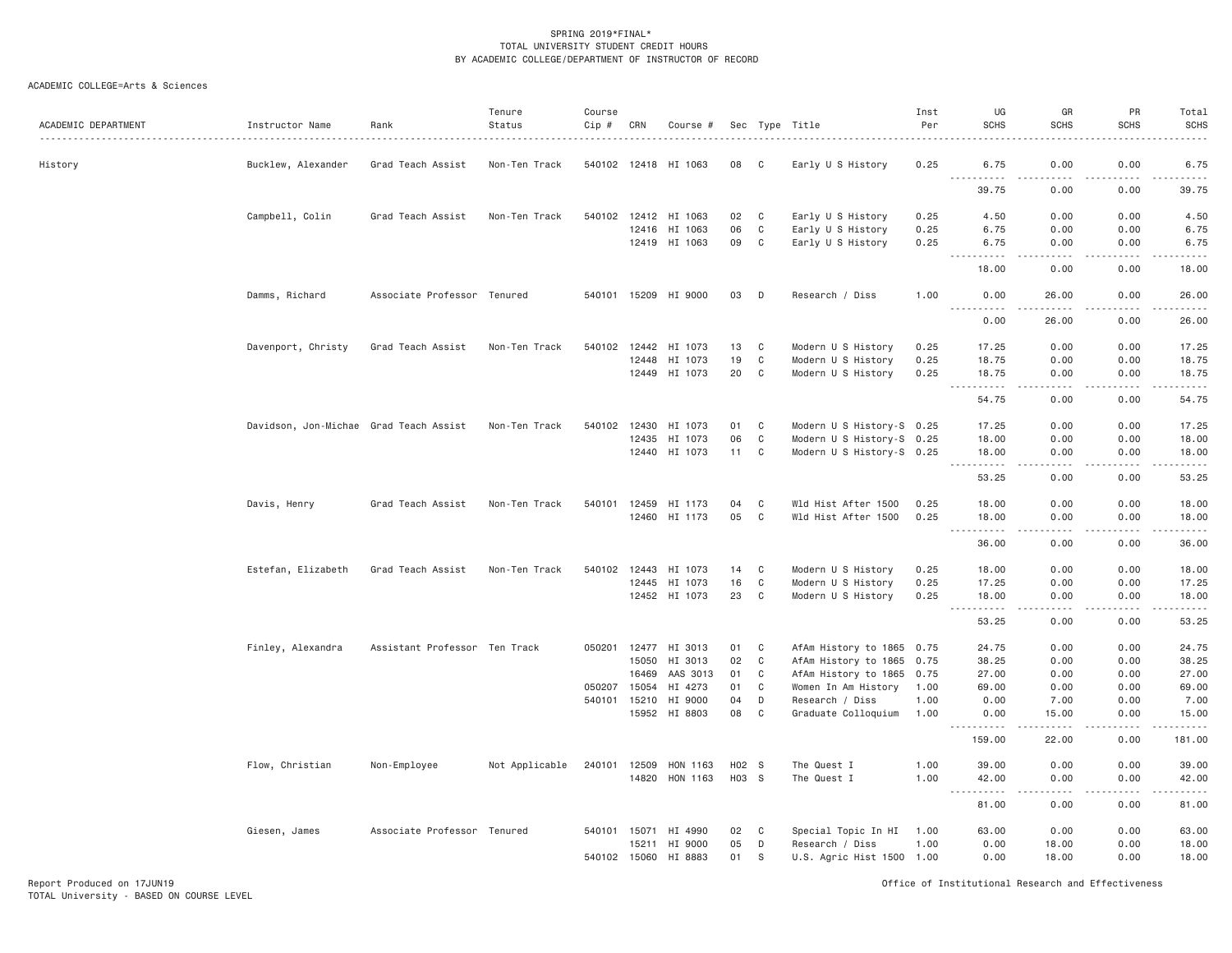SPRING 2019*FINAL*
TOTAL UNIVERSITY STUDENT CREDIT HOURS
BY ACADEMIC COLLEGE/DEPARTMENT OF INSTRUCTOR OF RECORD

ACADEMIC COLLEGE=Arts & Sciences

| ACADEMIC DEPARTMENT | Instructor Name | Rank | Tenure Status | Course Cip # | CRN | Course # | Sec | Type | Title | Inst Per | UG SCHS | GR SCHS | PR SCHS | Total SCHS |
|---|---|---|---|---|---|---|---|---|---|---|---|---|---|---|
| History | Bucklew, Alexander | Grad Teach Assist | Non-Ten Track | 540102 | 12418 | HI 1063 | 08 | C | Early U S History | 0.25 | 6.75 | 0.00 | 0.00 | 6.75 |
| | | | | | | | | | | | 39.75 | 0.00 | 0.00 | 39.75 |
| | Campbell, Colin | Grad Teach Assist | Non-Ten Track | 540102 | 12412 | HI 1063 | 02 | C | Early U S History | 0.25 | 4.50 | 0.00 | 0.00 | 4.50 |
| | | | | | 12416 | HI 1063 | 06 | C | Early U S History | 0.25 | 6.75 | 0.00 | 0.00 | 6.75 |
| | | | | | 12419 | HI 1063 | 09 | C | Early U S History | 0.25 | 6.75 | 0.00 | 0.00 | 6.75 |
| | | | | | | | | | | | 18.00 | 0.00 | 0.00 | 18.00 |
| | Damms, Richard | Associate Professor | Tenured | 540101 | 15209 | HI 9000 | 03 | D | Research / Diss | 1.00 | 0.00 | 26.00 | 0.00 | 26.00 |
| | | | | | | | | | | | 0.00 | 26.00 | 0.00 | 26.00 |
| | Davenport, Christy | Grad Teach Assist | Non-Ten Track | 540102 | 12442 | HI 1073 | 13 | C | Modern U S History | 0.25 | 17.25 | 0.00 | 0.00 | 17.25 |
| | | | | | 12448 | HI 1073 | 19 | C | Modern U S History | 0.25 | 18.75 | 0.00 | 0.00 | 18.75 |
| | | | | | 12449 | HI 1073 | 20 | C | Modern U S History | 0.25 | 18.75 | 0.00 | 0.00 | 18.75 |
| | | | | | | | | | | | 54.75 | 0.00 | 0.00 | 54.75 |
| | Davidson, Jon-Michae | Grad Teach Assist | Non-Ten Track | 540102 | 12430 | HI 1073 | 01 | C | Modern U S History-S | 0.25 | 17.25 | 0.00 | 0.00 | 17.25 |
| | | | | | 12435 | HI 1073 | 06 | C | Modern U S History-S | 0.25 | 18.00 | 0.00 | 0.00 | 18.00 |
| | | | | | 12440 | HI 1073 | 11 | C | Modern U S History-S | 0.25 | 18.00 | 0.00 | 0.00 | 18.00 |
| | | | | | | | | | | | 53.25 | 0.00 | 0.00 | 53.25 |
| | Davis, Henry | Grad Teach Assist | Non-Ten Track | 540101 | 12459 | HI 1173 | 04 | C | Wld Hist After 1500 | 0.25 | 18.00 | 0.00 | 0.00 | 18.00 |
| | | | | | 12460 | HI 1173 | 05 | C | Wld Hist After 1500 | 0.25 | 18.00 | 0.00 | 0.00 | 18.00 |
| | | | | | | | | | | | 36.00 | 0.00 | 0.00 | 36.00 |
| | Estefan, Elizabeth | Grad Teach Assist | Non-Ten Track | 540102 | 12443 | HI 1073 | 14 | C | Modern U S History | 0.25 | 18.00 | 0.00 | 0.00 | 18.00 |
| | | | | | 12445 | HI 1073 | 16 | C | Modern U S History | 0.25 | 17.25 | 0.00 | 0.00 | 17.25 |
| | | | | | 12452 | HI 1073 | 23 | C | Modern U S History | 0.25 | 18.00 | 0.00 | 0.00 | 18.00 |
| | | | | | | | | | | | 53.25 | 0.00 | 0.00 | 53.25 |
| | Finley, Alexandra | Assistant Professor | Ten Track | 050201 | 12477 | HI 3013 | 01 | C | AfAm History to 1865 | 0.75 | 24.75 | 0.00 | 0.00 | 24.75 |
| | | | | | 15050 | HI 3013 | 02 | C | AfAm History to 1865 | 0.75 | 38.25 | 0.00 | 0.00 | 38.25 |
| | | | | | 16469 | AAS 3013 | 01 | C | AfAm History to 1865 | 0.75 | 27.00 | 0.00 | 0.00 | 27.00 |
| | | | | 050207 | 15054 | HI 4273 | 01 | C | Women In Am History | 1.00 | 69.00 | 0.00 | 0.00 | 69.00 |
| | | | | 540101 | 15210 | HI 9000 | 04 | D | Research / Diss | 1.00 | 0.00 | 7.00 | 0.00 | 7.00 |
| | | | | | 15952 | HI 8803 | 08 | C | Graduate Colloquium | 1.00 | 0.00 | 15.00 | 0.00 | 15.00 |
| | | | | | | | | | | | 159.00 | 22.00 | 0.00 | 181.00 |
| | Flow, Christian | Non-Employee | Not Applicable | 240101 | 12509 | HON 1163 | H02 | S | The Quest I | 1.00 | 39.00 | 0.00 | 0.00 | 39.00 |
| | | | | | 14820 | HON 1163 | H03 | S | The Quest I | 1.00 | 42.00 | 0.00 | 0.00 | 42.00 |
| | | | | | | | | | | | 81.00 | 0.00 | 0.00 | 81.00 |
| | Giesen, James | Associate Professor | Tenured | 540101 | 15071 | HI 4990 | 02 | C | Special Topic In HI | 1.00 | 63.00 | 0.00 | 0.00 | 63.00 |
| | | | | | 15211 | HI 9000 | 05 | D | Research / Diss | 1.00 | 0.00 | 18.00 | 0.00 | 18.00 |
| | | | | 540102 | 15060 | HI 8883 | 01 | S | U.S. Agric Hist 1500 | 1.00 | 0.00 | 18.00 | 0.00 | 18.00 |

Report Produced on 17JUN19
TOTAL University - BASED ON COURSE LEVEL

Office of Institutional Research and Effectiveness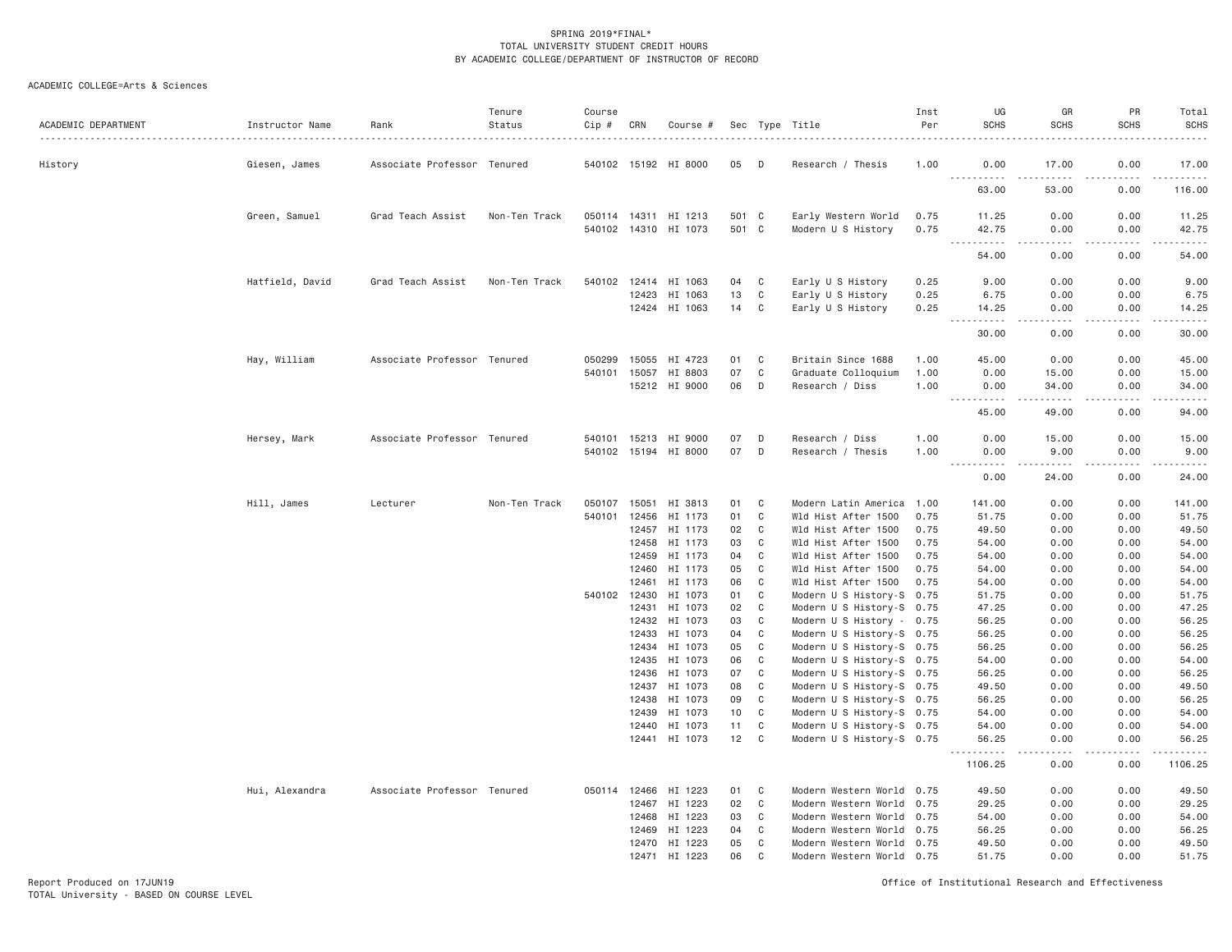SPRING 2019*FINAL*
TOTAL UNIVERSITY STUDENT CREDIT HOURS
BY ACADEMIC COLLEGE/DEPARTMENT OF INSTRUCTOR OF RECORD

ACADEMIC COLLEGE=Arts & Sciences

| ACADEMIC DEPARTMENT | Instructor Name | Rank | Tenure Status | Course Cip # | CRN | Course # | Sec | Type | Title | Inst Per | UG SCHS | GR SCHS | PR SCHS | Total SCHS |
|---|---|---|---|---|---|---|---|---|---|---|---|---|---|---|
| History | Giesen, James | Associate Professor | Tenured | 540102 | 15192 | HI 8000 | 05 | D | Research / Thesis | 1.00 | 0.00 | 17.00 | 0.00 | 17.00 |
| | | | | | | | | | | | 63.00 | 53.00 | 0.00 | 116.00 |
| | Green, Samuel | Grad Teach Assist | Non-Ten Track | 050114 | 14311 | HI 1213 | 501 | C | Early Western World | 0.75 | 11.25 | 0.00 | 0.00 | 11.25 |
| | | | | 540102 | 14310 | HI 1073 | 501 | C | Modern U S History | 0.75 | 42.75 | 0.00 | 0.00 | 42.75 |
| | | | | | | | | | | | 54.00 | 0.00 | 0.00 | 54.00 |
| | Hatfield, David | Grad Teach Assist | Non-Ten Track | 540102 | 12414 | HI 1063 | 04 | C | Early U S History | 0.25 | 9.00 | 0.00 | 0.00 | 9.00 |
| | | | | | 12423 | HI 1063 | 13 | C | Early U S History | 0.25 | 6.75 | 0.00 | 0.00 | 6.75 |
| | | | | | 12424 | HI 1063 | 14 | C | Early U S History | 0.25 | 14.25 | 0.00 | 0.00 | 14.25 |
| | | | | | | | | | | | 30.00 | 0.00 | 0.00 | 30.00 |
| | Hay, William | Associate Professor | Tenured | 050299 | 15055 | HI 4723 | 01 | C | Britain Since 1688 | 1.00 | 45.00 | 0.00 | 0.00 | 45.00 |
| | | | | 540101 | 15057 | HI 8803 | 07 | C | Graduate Colloquium | 1.00 | 0.00 | 15.00 | 0.00 | 15.00 |
| | | | | | 15212 | HI 9000 | 06 | D | Research / Diss | 1.00 | 0.00 | 34.00 | 0.00 | 34.00 |
| | | | | | | | | | | | 45.00 | 49.00 | 0.00 | 94.00 |
| | Hersey, Mark | Associate Professor | Tenured | 540101 | 15213 | HI 9000 | 07 | D | Research / Diss | 1.00 | 0.00 | 15.00 | 0.00 | 15.00 |
| | | | | 540102 | 15194 | HI 8000 | 07 | D | Research / Thesis | 1.00 | 0.00 | 9.00 | 0.00 | 9.00 |
| | | | | | | | | | | | 0.00 | 24.00 | 0.00 | 24.00 |
| | Hill, James | Lecturer | Non-Ten Track | 050107 | 15051 | HI 3813 | 01 | C | Modern Latin America | 1.00 | 141.00 | 0.00 | 0.00 | 141.00 |
| | | | | 540101 | 12456 | HI 1173 | 01 | C | Wld Hist After 1500 | 0.75 | 51.75 | 0.00 | 0.00 | 51.75 |
| | | | | | 12457 | HI 1173 | 02 | C | Wld Hist After 1500 | 0.75 | 49.50 | 0.00 | 0.00 | 49.50 |
| | | | | | 12458 | HI 1173 | 03 | C | Wld Hist After 1500 | 0.75 | 54.00 | 0.00 | 0.00 | 54.00 |
| | | | | | 12459 | HI 1173 | 04 | C | Wld Hist After 1500 | 0.75 | 54.00 | 0.00 | 0.00 | 54.00 |
| | | | | | 12460 | HI 1173 | 05 | C | Wld Hist After 1500 | 0.75 | 54.00 | 0.00 | 0.00 | 54.00 |
| | | | | | 12461 | HI 1173 | 06 | C | Wld Hist After 1500 | 0.75 | 54.00 | 0.00 | 0.00 | 54.00 |
| | | | | 540102 | 12430 | HI 1073 | 01 | C | Modern U S History-S | 0.75 | 51.75 | 0.00 | 0.00 | 51.75 |
| | | | | | 12431 | HI 1073 | 02 | C | Modern U S History-S | 0.75 | 47.25 | 0.00 | 0.00 | 47.25 |
| | | | | | 12432 | HI 1073 | 03 | C | Modern U S History - | 0.75 | 56.25 | 0.00 | 0.00 | 56.25 |
| | | | | | 12433 | HI 1073 | 04 | C | Modern U S History-S | 0.75 | 56.25 | 0.00 | 0.00 | 56.25 |
| | | | | | 12434 | HI 1073 | 05 | C | Modern U S History-S | 0.75 | 56.25 | 0.00 | 0.00 | 56.25 |
| | | | | | 12435 | HI 1073 | 06 | C | Modern U S History-S | 0.75 | 54.00 | 0.00 | 0.00 | 54.00 |
| | | | | | 12436 | HI 1073 | 07 | C | Modern U S History-S | 0.75 | 56.25 | 0.00 | 0.00 | 56.25 |
| | | | | | 12437 | HI 1073 | 08 | C | Modern U S History-S | 0.75 | 49.50 | 0.00 | 0.00 | 49.50 |
| | | | | | 12438 | HI 1073 | 09 | C | Modern U S History-S | 0.75 | 56.25 | 0.00 | 0.00 | 56.25 |
| | | | | | 12439 | HI 1073 | 10 | C | Modern U S History-S | 0.75 | 54.00 | 0.00 | 0.00 | 54.00 |
| | | | | | 12440 | HI 1073 | 11 | C | Modern U S History-S | 0.75 | 54.00 | 0.00 | 0.00 | 54.00 |
| | | | | | 12441 | HI 1073 | 12 | C | Modern U S History-S | 0.75 | 56.25 | 0.00 | 0.00 | 56.25 |
| | | | | | | | | | | | 1106.25 | 0.00 | 0.00 | 1106.25 |
| | Hui, Alexandra | Associate Professor | Tenured | 050114 | 12466 | HI 1223 | 01 | C | Modern Western World | 0.75 | 49.50 | 0.00 | 0.00 | 49.50 |
| | | | | | 12467 | HI 1223 | 02 | C | Modern Western World | 0.75 | 29.25 | 0.00 | 0.00 | 29.25 |
| | | | | | 12468 | HI 1223 | 03 | C | Modern Western World | 0.75 | 54.00 | 0.00 | 0.00 | 54.00 |
| | | | | | 12469 | HI 1223 | 04 | C | Modern Western World | 0.75 | 56.25 | 0.00 | 0.00 | 56.25 |
| | | | | | 12470 | HI 1223 | 05 | C | Modern Western World | 0.75 | 49.50 | 0.00 | 0.00 | 49.50 |
| | | | | | 12471 | HI 1223 | 06 | C | Modern Western World | 0.75 | 51.75 | 0.00 | 0.00 | 51.75 |

Report Produced on 17JUN19
TOTAL University - BASED ON COURSE LEVEL

Office of Institutional Research and Effectiveness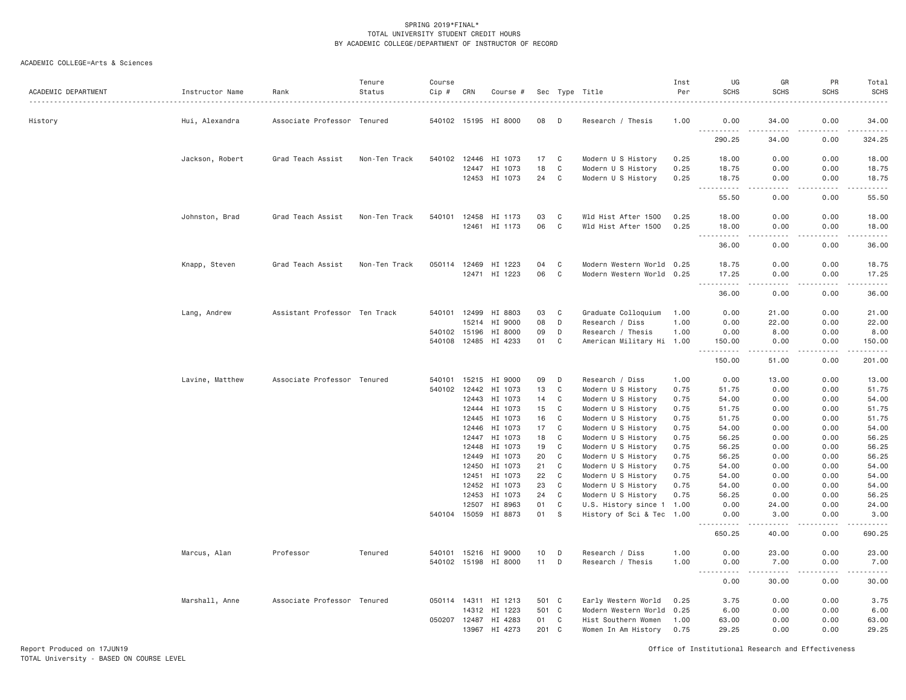SPRING 2019*FINAL*
TOTAL UNIVERSITY STUDENT CREDIT HOURS
BY ACADEMIC COLLEGE/DEPARTMENT OF INSTRUCTOR OF RECORD

ACADEMIC COLLEGE=Arts & Sciences

| ACADEMIC DEPARTMENT | Instructor Name | Rank | Tenure Status | Course Cip # | CRN | Course # | Sec | Type | Title | Inst Per | UG SCHS | GR SCHS | PR SCHS | Total SCHS |
|---|---|---|---|---|---|---|---|---|---|---|---|---|---|---|
| History | Hui, Alexandra | Associate Professor | Tenured | 540102 | 15195 | HI 8000 | 08 | D | Research / Thesis | 1.00 | 0.00 | 34.00 | 0.00 | 34.00 |
| | | | | | | | | | | | 290.25 | 34.00 | 0.00 | 324.25 |
| | Jackson, Robert | Grad Teach Assist | Non-Ten Track | 540102 | 12446 | HI 1073 | 17 | C | Modern U S History | 0.25 | 18.00 | 0.00 | 0.00 | 18.00 |
| | | | | | 12447 | HI 1073 | 18 | C | Modern U S History | 0.25 | 18.75 | 0.00 | 0.00 | 18.75 |
| | | | | | 12453 | HI 1073 | 24 | C | Modern U S History | 0.25 | 18.75 | 0.00 | 0.00 | 18.75 |
| | | | | | | | | | | | 55.50 | 0.00 | 0.00 | 55.50 |
| | Johnston, Brad | Grad Teach Assist | Non-Ten Track | 540101 | 12458 | HI 1173 | 03 | C | Wld Hist After 1500 | 0.25 | 18.00 | 0.00 | 0.00 | 18.00 |
| | | | | | 12461 | HI 1173 | 06 | C | Wld Hist After 1500 | 0.25 | 18.00 | 0.00 | 0.00 | 18.00 |
| | | | | | | | | | | | 36.00 | 0.00 | 0.00 | 36.00 |
| | Knapp, Steven | Grad Teach Assist | Non-Ten Track | 050114 | 12469 | HI 1223 | 04 | C | Modern Western World | 0.25 | 18.75 | 0.00 | 0.00 | 18.75 |
| | | | | | 12471 | HI 1223 | 06 | C | Modern Western World | 0.25 | 17.25 | 0.00 | 0.00 | 17.25 |
| | | | | | | | | | | | 36.00 | 0.00 | 0.00 | 36.00 |
| | Lang, Andrew | Assistant Professor | Ten Track | 540101 | 12499 | HI 8803 | 03 | C | Graduate Colloquium | 1.00 | 0.00 | 21.00 | 0.00 | 21.00 |
| | | | | | 15214 | HI 9000 | 08 | D | Research / Diss | 1.00 | 0.00 | 22.00 | 0.00 | 22.00 |
| | | | | 540102 | 15196 | HI 8000 | 09 | D | Research / Thesis | 1.00 | 0.00 | 8.00 | 0.00 | 8.00 |
| | | | | 540108 | 12485 | HI 4233 | 01 | C | American Military Hi | 1.00 | 150.00 | 0.00 | 0.00 | 150.00 |
| | | | | | | | | | | | 150.00 | 51.00 | 0.00 | 201.00 |
| | Lavine, Matthew | Associate Professor | Tenured | 540101 | 15215 | HI 9000 | 09 | D | Research / Diss | 1.00 | 0.00 | 13.00 | 0.00 | 13.00 |
| | | | | 540102 | 12442 | HI 1073 | 13 | C | Modern U S History | 0.75 | 51.75 | 0.00 | 0.00 | 51.75 |
| | | | | | 12443 | HI 1073 | 14 | C | Modern U S History | 0.75 | 54.00 | 0.00 | 0.00 | 54.00 |
| | | | | | 12444 | HI 1073 | 15 | C | Modern U S History | 0.75 | 51.75 | 0.00 | 0.00 | 51.75 |
| | | | | | 12445 | HI 1073 | 16 | C | Modern U S History | 0.75 | 51.75 | 0.00 | 0.00 | 51.75 |
| | | | | | 12446 | HI 1073 | 17 | C | Modern U S History | 0.75 | 54.00 | 0.00 | 0.00 | 54.00 |
| | | | | | 12447 | HI 1073 | 18 | C | Modern U S History | 0.75 | 56.25 | 0.00 | 0.00 | 56.25 |
| | | | | | 12448 | HI 1073 | 19 | C | Modern U S History | 0.75 | 56.25 | 0.00 | 0.00 | 56.25 |
| | | | | | 12449 | HI 1073 | 20 | C | Modern U S History | 0.75 | 56.25 | 0.00 | 0.00 | 56.25 |
| | | | | | 12450 | HI 1073 | 21 | C | Modern U S History | 0.75 | 54.00 | 0.00 | 0.00 | 54.00 |
| | | | | | 12451 | HI 1073 | 22 | C | Modern U S History | 0.75 | 54.00 | 0.00 | 0.00 | 54.00 |
| | | | | | 12452 | HI 1073 | 23 | C | Modern U S History | 0.75 | 54.00 | 0.00 | 0.00 | 54.00 |
| | | | | | 12453 | HI 1073 | 24 | C | Modern U S History | 0.75 | 56.25 | 0.00 | 0.00 | 56.25 |
| | | | | | 12507 | HI 8963 | 01 | C | U.S. History since 1 | 1.00 | 0.00 | 24.00 | 0.00 | 24.00 |
| | | | | 540104 | 15059 | HI 8873 | 01 | S | History of Sci & Tec | 1.00 | 0.00 | 3.00 | 0.00 | 3.00 |
| | | | | | | | | | | | 650.25 | 40.00 | 0.00 | 690.25 |
| | Marcus, Alan | Professor | Tenured | 540101 | 15216 | HI 9000 | 10 | D | Research / Diss | 1.00 | 0.00 | 23.00 | 0.00 | 23.00 |
| | | | | 540102 | 15198 | HI 8000 | 11 | D | Research / Thesis | 1.00 | 0.00 | 7.00 | 0.00 | 7.00 |
| | | | | | | | | | | | 0.00 | 30.00 | 0.00 | 30.00 |
| | Marshall, Anne | Associate Professor | Tenured | 050114 | 14311 | HI 1213 | 501 | C | Early Western World | 0.25 | 3.75 | 0.00 | 0.00 | 3.75 |
| | | | | | 14312 | HI 1223 | 501 | C | Modern Western World | 0.25 | 6.00 | 0.00 | 0.00 | 6.00 |
| | | | | 050207 | 12487 | HI 4283 | 01 | C | Hist Southern Women | 1.00 | 63.00 | 0.00 | 0.00 | 63.00 |
| | | | | | 13967 | HI 4273 | 201 | C | Women In Am History | 0.75 | 29.25 | 0.00 | 0.00 | 29.25 |

Report Produced on 17JUN19
TOTAL University - BASED ON COURSE LEVEL

Office of Institutional Research and Effectiveness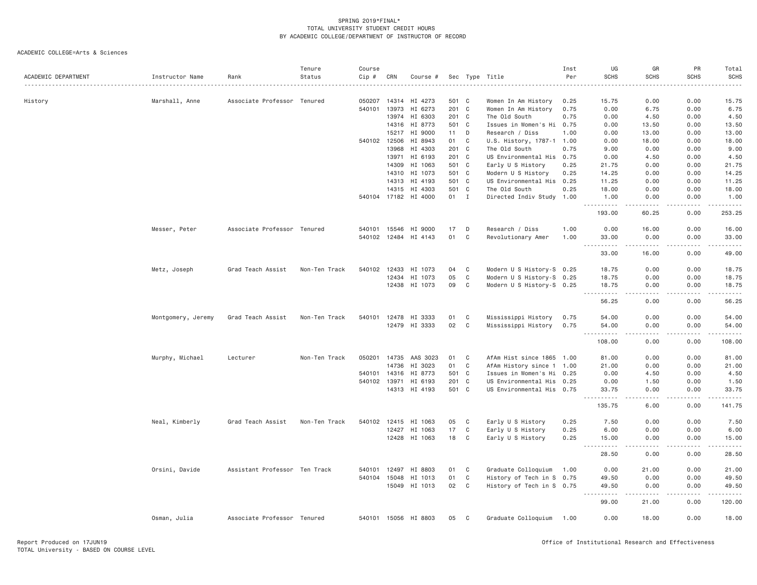SPRING 2019*FINAL*
TOTAL UNIVERSITY STUDENT CREDIT HOURS
BY ACADEMIC COLLEGE/DEPARTMENT OF INSTRUCTOR OF RECORD

ACADEMIC COLLEGE=Arts & Sciences

| ACADEMIC DEPARTMENT | Instructor Name | Rank | Tenure Status | Course Cip # | CRN | Course # | Sec | Type | Title | Inst Per | UG SCHS | GR SCHS | PR SCHS | Total SCHS |
|---|---|---|---|---|---|---|---|---|---|---|---|---|---|---|
| History | Marshall, Anne | Associate Professor | Tenured | 050207 | 14314 | HI 4273 | 501 | C | Women In Am History | 0.25 | 15.75 | 0.00 | 0.00 | 15.75 |
| | | | | 540101 | 13973 | HI 6273 | 201 | C | Women In Am History | 0.75 | 0.00 | 6.75 | 0.00 | 6.75 |
| | | | | | 13974 | HI 6303 | 201 | C | The Old South | 0.75 | 0.00 | 4.50 | 0.00 | 4.50 |
| | | | | | 14316 | HI 8773 | 501 | C | Issues in Women's Hi | 0.75 | 0.00 | 13.50 | 0.00 | 13.50 |
| | | | | | 15217 | HI 9000 | 11 | D | Research / Diss | 1.00 | 0.00 | 13.00 | 0.00 | 13.00 |
| | | | | 540102 | 12506 | HI 8943 | 01 | C | U.S. History, 1787-1 | 1.00 | 0.00 | 18.00 | 0.00 | 18.00 |
| | | | | | 13968 | HI 4303 | 201 | C | The Old South | 0.75 | 9.00 | 0.00 | 0.00 | 9.00 |
| | | | | | 13971 | HI 6193 | 201 | C | US Environmental His | 0.75 | 0.00 | 4.50 | 0.00 | 4.50 |
| | | | | | 14309 | HI 1063 | 501 | C | Early U S History | 0.25 | 21.75 | 0.00 | 0.00 | 21.75 |
| | | | | | 14310 | HI 1073 | 501 | C | Modern U S History | 0.25 | 14.25 | 0.00 | 0.00 | 14.25 |
| | | | | | 14313 | HI 4193 | 501 | C | US Environmental His | 0.25 | 11.25 | 0.00 | 0.00 | 11.25 |
| | | | | | 14315 | HI 4303 | 501 | C | The Old South | 0.25 | 18.00 | 0.00 | 0.00 | 18.00 |
| | | | | 540104 | 17182 | HI 4000 | 01 | I | Directed Indiv Study | 1.00 | 1.00 | 0.00 | 0.00 | 1.00 |
| | | | | | | | | | | | 193.00 | 60.25 | 0.00 | 253.25 |
| | Messer, Peter | Associate Professor | Tenured | 540101 | 15546 | HI 9000 | 17 | D | Research / Diss | 1.00 | 0.00 | 16.00 | 0.00 | 16.00 |
| | | | | 540102 | 12484 | HI 4143 | 01 | C | Revolutionary Amer | 1.00 | 33.00 | 0.00 | 0.00 | 33.00 |
| | | | | | | | | | | | 33.00 | 16.00 | 0.00 | 49.00 |
| | Metz, Joseph | Grad Teach Assist | Non-Ten Track | 540102 | 12433 | HI 1073 | 04 | C | Modern U S History-S | 0.25 | 18.75 | 0.00 | 0.00 | 18.75 |
| | | | | | 12434 | HI 1073 | 05 | C | Modern U S History-S | 0.25 | 18.75 | 0.00 | 0.00 | 18.75 |
| | | | | | 12438 | HI 1073 | 09 | C | Modern U S History-S | 0.25 | 18.75 | 0.00 | 0.00 | 18.75 |
| | | | | | | | | | | | 56.25 | 0.00 | 0.00 | 56.25 |
| | Montgomery, Jeremy | Grad Teach Assist | Non-Ten Track | 540101 | 12478 | HI 3333 | 01 | C | Mississippi History | 0.75 | 54.00 | 0.00 | 0.00 | 54.00 |
| | | | | | 12479 | HI 3333 | 02 | C | Mississippi History | 0.75 | 54.00 | 0.00 | 0.00 | 54.00 |
| | | | | | | | | | | | 108.00 | 0.00 | 0.00 | 108.00 |
| | Murphy, Michael | Lecturer | Non-Ten Track | 050201 | 14735 | AAS 3023 | 01 | C | AfAm Hist since 1865 | 1.00 | 81.00 | 0.00 | 0.00 | 81.00 |
| | | | | | 14736 | HI 3023 | 01 | C | AfAm History since 1 | 1.00 | 21.00 | 0.00 | 0.00 | 21.00 |
| | | | | 540101 | 14316 | HI 8773 | 501 | C | Issues in Women's Hi | 0.25 | 0.00 | 4.50 | 0.00 | 4.50 |
| | | | | 540102 | 13971 | HI 6193 | 201 | C | US Environmental His | 0.25 | 0.00 | 1.50 | 0.00 | 1.50 |
| | | | | | 14313 | HI 4193 | 501 | C | US Environmental His | 0.75 | 33.75 | 0.00 | 0.00 | 33.75 |
| | | | | | | | | | | | 135.75 | 6.00 | 0.00 | 141.75 |
| | Neal, Kimberly | Grad Teach Assist | Non-Ten Track | 540102 | 12415 | HI 1063 | 05 | C | Early U S History | 0.25 | 7.50 | 0.00 | 0.00 | 7.50 |
| | | | | | 12427 | HI 1063 | 17 | C | Early U S History | 0.25 | 6.00 | 0.00 | 0.00 | 6.00 |
| | | | | | 12428 | HI 1063 | 18 | C | Early U S History | 0.25 | 15.00 | 0.00 | 0.00 | 15.00 |
| | | | | | | | | | | | 28.50 | 0.00 | 0.00 | 28.50 |
| | Orsini, Davide | Assistant Professor | Ten Track | 540101 | 12497 | HI 8803 | 01 | C | Graduate Colloquium | 1.00 | 0.00 | 21.00 | 0.00 | 21.00 |
| | | | | 540104 | 15048 | HI 1013 | 01 | C | History of Tech in S | 0.75 | 49.50 | 0.00 | 0.00 | 49.50 |
| | | | | | 15049 | HI 1013 | 02 | C | History of Tech in S | 0.75 | 49.50 | 0.00 | 0.00 | 49.50 |
| | | | | | | | | | | | 99.00 | 21.00 | 0.00 | 120.00 |
| | Osman, Julia | Associate Professor | Tenured | 540101 | 15056 | HI 8803 | 05 | C | Graduate Colloquium | 1.00 | 0.00 | 18.00 | 0.00 | 18.00 |

Report Produced on 17JUN19
TOTAL University - BASED ON COURSE LEVEL

Office of Institutional Research and Effectiveness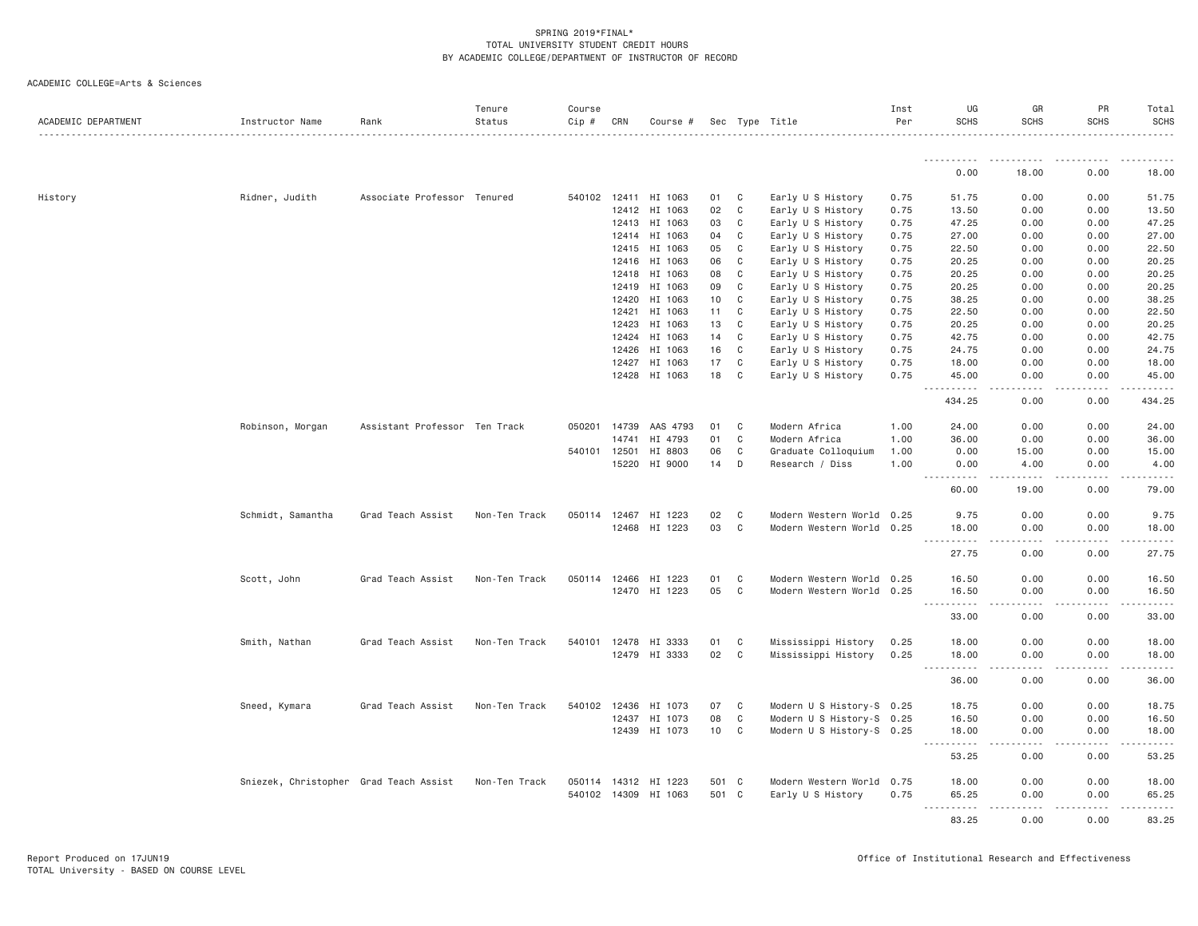SPRING 2019*FINAL*
TOTAL UNIVERSITY STUDENT CREDIT HOURS
BY ACADEMIC COLLEGE/DEPARTMENT OF INSTRUCTOR OF RECORD

ACADEMIC COLLEGE=Arts & Sciences

| ACADEMIC DEPARTMENT | Instructor Name | Rank | Tenure Status | Course Cip # | CRN | Course # | Sec | Type | Title | Inst Per | UG SCHS | GR SCHS | PR SCHS | Total SCHS |
|---|---|---|---|---|---|---|---|---|---|---|---|---|---|---|
| | | | | | | | | | | | 0.00 | 18.00 | 0.00 | 18.00 |
| History | Ridner, Judith | Associate Professor | Tenured | 540102 | 12411 | HI 1063 | 01 | C | Early U S History | 0.75 | 51.75 | 0.00 | 0.00 | 51.75 |
| | | | | | 12412 | HI 1063 | 02 | C | Early U S History | 0.75 | 13.50 | 0.00 | 0.00 | 13.50 |
| | | | | | 12413 | HI 1063 | 03 | C | Early U S History | 0.75 | 47.25 | 0.00 | 0.00 | 47.25 |
| | | | | | 12414 | HI 1063 | 04 | C | Early U S History | 0.75 | 27.00 | 0.00 | 0.00 | 27.00 |
| | | | | | 12415 | HI 1063 | 05 | C | Early U S History | 0.75 | 22.50 | 0.00 | 0.00 | 22.50 |
| | | | | | 12416 | HI 1063 | 06 | C | Early U S History | 0.75 | 20.25 | 0.00 | 0.00 | 20.25 |
| | | | | | 12418 | HI 1063 | 08 | C | Early U S History | 0.75 | 20.25 | 0.00 | 0.00 | 20.25 |
| | | | | | 12419 | HI 1063 | 09 | C | Early U S History | 0.75 | 20.25 | 0.00 | 0.00 | 20.25 |
| | | | | | 12420 | HI 1063 | 10 | C | Early U S History | 0.75 | 38.25 | 0.00 | 0.00 | 38.25 |
| | | | | | 12421 | HI 1063 | 11 | C | Early U S History | 0.75 | 22.50 | 0.00 | 0.00 | 22.50 |
| | | | | | 12423 | HI 1063 | 13 | C | Early U S History | 0.75 | 20.25 | 0.00 | 0.00 | 20.25 |
| | | | | | 12424 | HI 1063 | 14 | C | Early U S History | 0.75 | 42.75 | 0.00 | 0.00 | 42.75 |
| | | | | | 12426 | HI 1063 | 16 | C | Early U S History | 0.75 | 24.75 | 0.00 | 0.00 | 24.75 |
| | | | | | 12427 | HI 1063 | 17 | C | Early U S History | 0.75 | 18.00 | 0.00 | 0.00 | 18.00 |
| | | | | | 12428 | HI 1063 | 18 | C | Early U S History | 0.75 | 45.00 | 0.00 | 0.00 | 45.00 |
| | | | | | | | | | | | 434.25 | 0.00 | 0.00 | 434.25 |
| | Robinson, Morgan | Assistant Professor | Ten Track | 050201 | 14739 | AAS 4793 | 01 | C | Modern Africa | 1.00 | 24.00 | 0.00 | 0.00 | 24.00 |
| | | | | | 14741 | HI 4793 | 01 | C | Modern Africa | 1.00 | 36.00 | 0.00 | 0.00 | 36.00 |
| | | | | 540101 | 12501 | HI 8803 | 06 | C | Graduate Colloquium | 1.00 | 0.00 | 15.00 | 0.00 | 15.00 |
| | | | | | 15220 | HI 9000 | 14 | D | Research / Diss | 1.00 | 0.00 | 4.00 | 0.00 | 4.00 |
| | | | | | | | | | | | 60.00 | 19.00 | 0.00 | 79.00 |
| | Schmidt, Samantha | Grad Teach Assist | Non-Ten Track | 050114 | 12467 | HI 1223 | 02 | C | Modern Western World | 0.25 | 9.75 | 0.00 | 0.00 | 9.75 |
| | | | | | 12468 | HI 1223 | 03 | C | Modern Western World | 0.25 | 18.00 | 0.00 | 0.00 | 18.00 |
| | | | | | | | | | | | 27.75 | 0.00 | 0.00 | 27.75 |
| | Scott, John | Grad Teach Assist | Non-Ten Track | 050114 | 12466 | HI 1223 | 01 | C | Modern Western World | 0.25 | 16.50 | 0.00 | 0.00 | 16.50 |
| | | | | | 12470 | HI 1223 | 05 | C | Modern Western World | 0.25 | 16.50 | 0.00 | 0.00 | 16.50 |
| | | | | | | | | | | | 33.00 | 0.00 | 0.00 | 33.00 |
| | Smith, Nathan | Grad Teach Assist | Non-Ten Track | 540101 | 12478 | HI 3333 | 01 | C | Mississippi History | 0.25 | 18.00 | 0.00 | 0.00 | 18.00 |
| | | | | | 12479 | HI 3333 | 02 | C | Mississippi History | 0.25 | 18.00 | 0.00 | 0.00 | 18.00 |
| | | | | | | | | | | | 36.00 | 0.00 | 0.00 | 36.00 |
| | Sneed, Kymara | Grad Teach Assist | Non-Ten Track | 540102 | 12436 | HI 1073 | 07 | C | Modern U S History-S | 0.25 | 18.75 | 0.00 | 0.00 | 18.75 |
| | | | | | 12437 | HI 1073 | 08 | C | Modern U S History-S | 0.25 | 16.50 | 0.00 | 0.00 | 16.50 |
| | | | | | 12439 | HI 1073 | 10 | C | Modern U S History-S | 0.25 | 18.00 | 0.00 | 0.00 | 18.00 |
| | | | | | | | | | | | 53.25 | 0.00 | 0.00 | 53.25 |
| | Sniezek, Christopher | Grad Teach Assist | Non-Ten Track | 050114 | 14312 | HI 1223 | 501 | C | Modern Western World | 0.75 | 18.00 | 0.00 | 0.00 | 18.00 |
| | | | | 540102 | 14309 | HI 1063 | 501 | C | Early U S History | 0.75 | 65.25 | 0.00 | 0.00 | 65.25 |
| | | | | | | | | | | | 83.25 | 0.00 | 0.00 | 83.25 |

Report Produced on 17JUN19
TOTAL University - BASED ON COURSE LEVEL

Office of Institutional Research and Effectiveness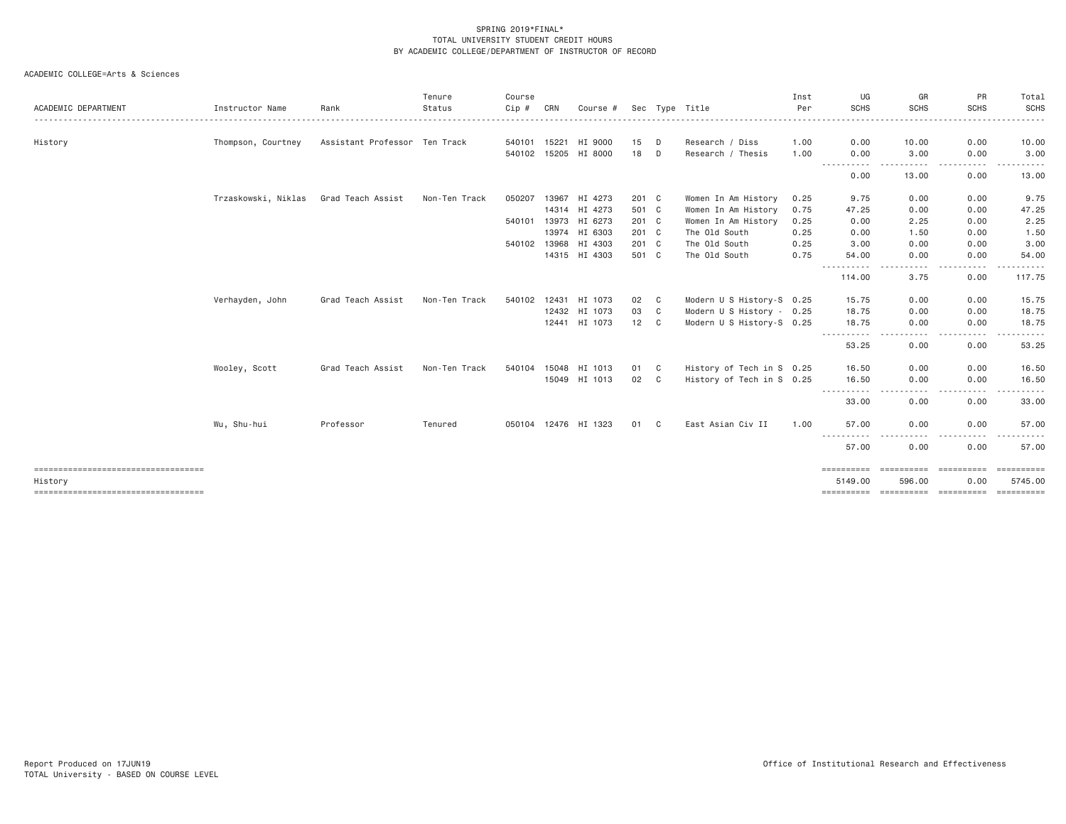SPRING 2019*FINAL*
TOTAL UNIVERSITY STUDENT CREDIT HOURS
BY ACADEMIC COLLEGE/DEPARTMENT OF INSTRUCTOR OF RECORD

ACADEMIC COLLEGE=Arts & Sciences

| ACADEMIC DEPARTMENT | Instructor Name | Rank | Tenure Status | Course Cip # | CRN | Course # | Sec | Type | Title | Inst Per | UG SCHS | GR SCHS | PR SCHS | Total SCHS |
|---|---|---|---|---|---|---|---|---|---|---|---|---|---|---|
| History | Thompson, Courtney | Assistant Professor | Ten Track | 540101 | 15221 | HI 9000 | 15 | D | Research / Diss | 1.00 | 0.00 | 10.00 | 0.00 | 10.00 |
| | | | | 540102 | 15205 | HI 8000 | 18 | D | Research / Thesis | 1.00 | 0.00 | 3.00 | 0.00 | 3.00 |
| | | | | | | | | | | | 0.00 | 13.00 | 0.00 | 13.00 |
| | Trzaskowski, Niklas | Grad Teach Assist | Non-Ten Track | 050207 | 13967 | HI 4273 | 201 | C | Women In Am History | 0.25 | 9.75 | 0.00 | 0.00 | 9.75 |
| | | | | | 14314 | HI 4273 | 501 | C | Women In Am History | 0.75 | 47.25 | 0.00 | 0.00 | 47.25 |
| | | | | 540101 | 13973 | HI 6273 | 201 | C | Women In Am History | 0.25 | 0.00 | 2.25 | 0.00 | 2.25 |
| | | | | | 13974 | HI 6303 | 201 | C | The Old South | 0.25 | 0.00 | 1.50 | 0.00 | 1.50 |
| | | | | 540102 | 13968 | HI 4303 | 201 | C | The Old South | 0.25 | 3.00 | 0.00 | 0.00 | 3.00 |
| | | | | | 14315 | HI 4303 | 501 | C | The Old South | 0.75 | 54.00 | 0.00 | 0.00 | 54.00 |
| | | | | | | | | | | | 114.00 | 3.75 | 0.00 | 117.75 |
| | Verhayden, John | Grad Teach Assist | Non-Ten Track | 540102 | 12431 | HI 1073 | 02 | C | Modern U S History-S | 0.25 | 15.75 | 0.00 | 0.00 | 15.75 |
| | | | | | 12432 | HI 1073 | 03 | C | Modern U S History - | 0.25 | 18.75 | 0.00 | 0.00 | 18.75 |
| | | | | | 12441 | HI 1073 | 12 | C | Modern U S History-S | 0.25 | 18.75 | 0.00 | 0.00 | 18.75 |
| | | | | | | | | | | | 53.25 | 0.00 | 0.00 | 53.25 |
| | Wooley, Scott | Grad Teach Assist | Non-Ten Track | 540104 | 15048 | HI 1013 | 01 | C | History of Tech in S | 0.25 | 16.50 | 0.00 | 0.00 | 16.50 |
| | | | | | 15049 | HI 1013 | 02 | C | History of Tech in S | 0.25 | 16.50 | 0.00 | 0.00 | 16.50 |
| | | | | | | | | | | | 33.00 | 0.00 | 0.00 | 33.00 |
| | Wu, Shu-hui | Professor | Tenured | 050104 | 12476 | HI 1323 | 01 | C | East Asian Civ II | 1.00 | 57.00 | 0.00 | 0.00 | 57.00 |
| | | | | | | | | | | | 57.00 | 0.00 | 0.00 | 57.00 |
| History | | | | | | | | | | | 5149.00 | 596.00 | 0.00 | 5745.00 |

Report Produced on 17JUN19
TOTAL University - BASED ON COURSE LEVEL

Office of Institutional Research and Effectiveness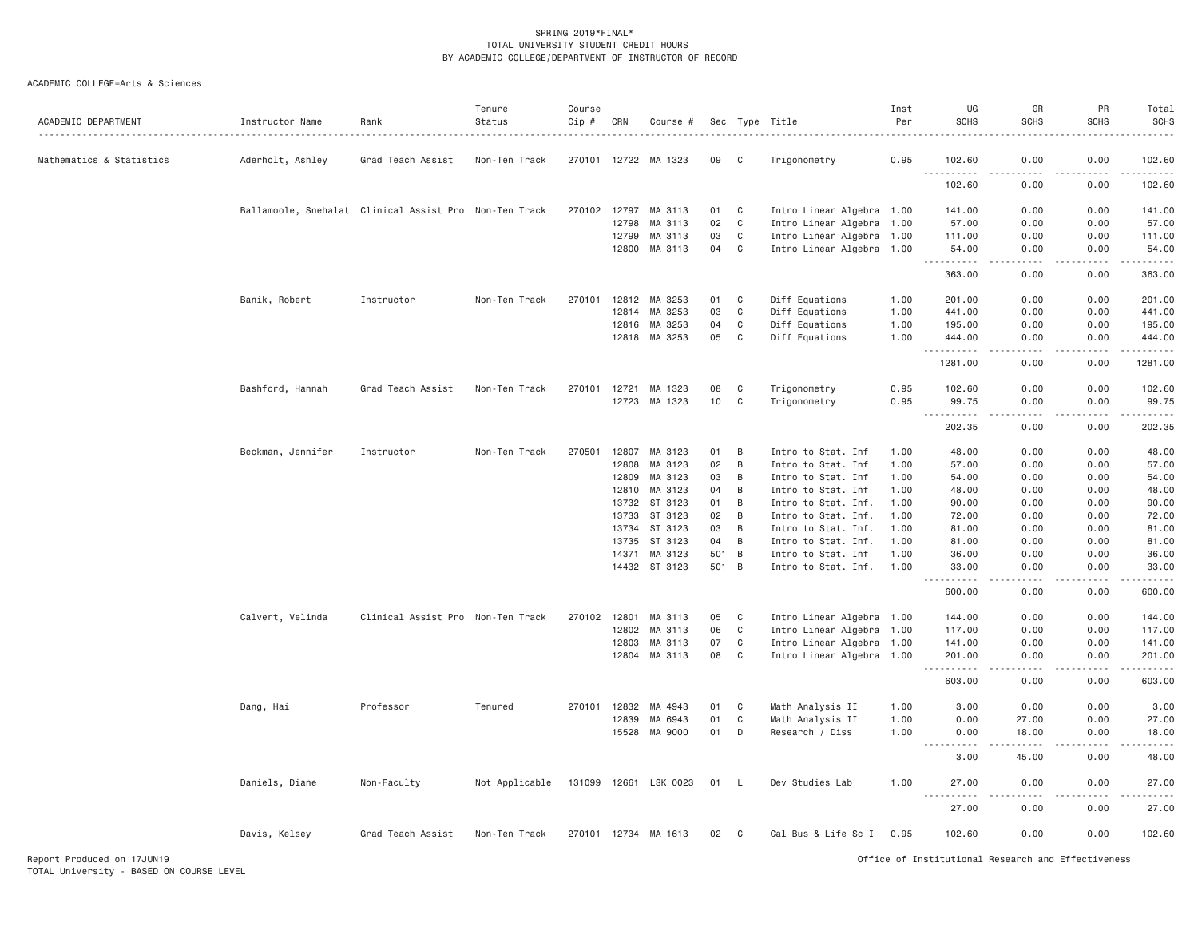SPRING 2019*FINAL*
TOTAL UNIVERSITY STUDENT CREDIT HOURS
BY ACADEMIC COLLEGE/DEPARTMENT OF INSTRUCTOR OF RECORD

ACADEMIC COLLEGE=Arts & Sciences

| ACADEMIC DEPARTMENT | Instructor Name | Rank | Tenure Status | Course Cip # | CRN | Course # | Sec | Type | Title | Inst Per | UG SCHS | GR SCHS | PR SCHS | Total SCHS |
|---|---|---|---|---|---|---|---|---|---|---|---|---|---|---|
| Mathematics & Statistics | Aderholt, Ashley | Grad Teach Assist | Non-Ten Track | 270101 | 12722 | MA 1323 | 09 | C | Trigonometry | 0.95 | 102.60 | 0.00 | 0.00 | 102.60 |
| | | | | | | | | | | | 102.60 | 0.00 | 0.00 | 102.60 |
| | Ballamoole, Snehalat | Clinical Assist Pro | Non-Ten Track | 270102 | 12797 | MA 3113 | 01 | C | Intro Linear Algebra | 1.00 | 141.00 | 0.00 | 0.00 | 141.00 |
| | | | | | 12798 | MA 3113 | 02 | C | Intro Linear Algebra | 1.00 | 57.00 | 0.00 | 0.00 | 57.00 |
| | | | | | 12799 | MA 3113 | 03 | C | Intro Linear Algebra | 1.00 | 111.00 | 0.00 | 0.00 | 111.00 |
| | | | | | 12800 | MA 3113 | 04 | C | Intro Linear Algebra | 1.00 | 54.00 | 0.00 | 0.00 | 54.00 |
| | | | | | | | | | | | 363.00 | 0.00 | 0.00 | 363.00 |
| | Banik, Robert | Instructor | Non-Ten Track | 270101 | 12812 | MA 3253 | 01 | C | Diff Equations | 1.00 | 201.00 | 0.00 | 0.00 | 201.00 |
| | | | | | 12814 | MA 3253 | 03 | C | Diff Equations | 1.00 | 441.00 | 0.00 | 0.00 | 441.00 |
| | | | | | 12816 | MA 3253 | 04 | C | Diff Equations | 1.00 | 195.00 | 0.00 | 0.00 | 195.00 |
| | | | | | 12818 | MA 3253 | 05 | C | Diff Equations | 1.00 | 444.00 | 0.00 | 0.00 | 444.00 |
| | | | | | | | | | | | 1281.00 | 0.00 | 0.00 | 1281.00 |
| | Bashford, Hannah | Grad Teach Assist | Non-Ten Track | 270101 | 12721 | MA 1323 | 08 | C | Trigonometry | 0.95 | 102.60 | 0.00 | 0.00 | 102.60 |
| | | | | | 12723 | MA 1323 | 10 | C | Trigonometry | 0.95 | 99.75 | 0.00 | 0.00 | 99.75 |
| | | | | | | | | | | | 202.35 | 0.00 | 0.00 | 202.35 |
| | Beckman, Jennifer | Instructor | Non-Ten Track | 270501 | 12807 | MA 3123 | 01 | B | Intro to Stat. Inf | 1.00 | 48.00 | 0.00 | 0.00 | 48.00 |
| | | | | | 12808 | MA 3123 | 02 | B | Intro to Stat. Inf | 1.00 | 57.00 | 0.00 | 0.00 | 57.00 |
| | | | | | 12809 | MA 3123 | 03 | B | Intro to Stat. Inf | 1.00 | 54.00 | 0.00 | 0.00 | 54.00 |
| | | | | | 12810 | MA 3123 | 04 | B | Intro to Stat. Inf | 1.00 | 48.00 | 0.00 | 0.00 | 48.00 |
| | | | | | 13732 | ST 3123 | 01 | B | Intro to Stat. Inf. | 1.00 | 90.00 | 0.00 | 0.00 | 90.00 |
| | | | | | 13733 | ST 3123 | 02 | B | Intro to Stat. Inf. | 1.00 | 72.00 | 0.00 | 0.00 | 72.00 |
| | | | | | 13734 | ST 3123 | 03 | B | Intro to Stat. Inf. | 1.00 | 81.00 | 0.00 | 0.00 | 81.00 |
| | | | | | 13735 | ST 3123 | 04 | B | Intro to Stat. Inf. | 1.00 | 81.00 | 0.00 | 0.00 | 81.00 |
| | | | | | 14371 | MA 3123 | 501 | B | Intro to Stat. Inf | 1.00 | 36.00 | 0.00 | 0.00 | 36.00 |
| | | | | | 14432 | ST 3123 | 501 | B | Intro to Stat. Inf. | 1.00 | 33.00 | 0.00 | 0.00 | 33.00 |
| | | | | | | | | | | | 600.00 | 0.00 | 0.00 | 600.00 |
| | Calvert, Velinda | Clinical Assist Pro | Non-Ten Track | 270102 | 12801 | MA 3113 | 05 | C | Intro Linear Algebra | 1.00 | 144.00 | 0.00 | 0.00 | 144.00 |
| | | | | | 12802 | MA 3113 | 06 | C | Intro Linear Algebra | 1.00 | 117.00 | 0.00 | 0.00 | 117.00 |
| | | | | | 12803 | MA 3113 | 07 | C | Intro Linear Algebra | 1.00 | 141.00 | 0.00 | 0.00 | 141.00 |
| | | | | | 12804 | MA 3113 | 08 | C | Intro Linear Algebra | 1.00 | 201.00 | 0.00 | 0.00 | 201.00 |
| | | | | | | | | | | | 603.00 | 0.00 | 0.00 | 603.00 |
| | Dang, Hai | Professor | Tenured | 270101 | 12832 | MA 4943 | 01 | C | Math Analysis II | 1.00 | 3.00 | 0.00 | 0.00 | 3.00 |
| | | | | | 12839 | MA 6943 | 01 | C | Math Analysis II | 1.00 | 0.00 | 27.00 | 0.00 | 27.00 |
| | | | | | 15528 | MA 9000 | 01 | D | Research / Diss | 1.00 | 0.00 | 18.00 | 0.00 | 18.00 |
| | | | | | | | | | | | 3.00 | 45.00 | 0.00 | 48.00 |
| | Daniels, Diane | Non-Faculty | Not Applicable | 131099 | 12661 | LSK 0023 | 01 | L | Dev Studies Lab | 1.00 | 27.00 | 0.00 | 0.00 | 27.00 |
| | | | | | | | | | | | 27.00 | 0.00 | 0.00 | 27.00 |
| | Davis, Kelsey | Grad Teach Assist | Non-Ten Track | 270101 | 12734 | MA 1613 | 02 | C | Cal Bus & Life Sc I | 0.95 | 102.60 | 0.00 | 0.00 | 102.60 |

Report Produced on 17JUN19
TOTAL University - BASED ON COURSE LEVEL
Office of Institutional Research and Effectiveness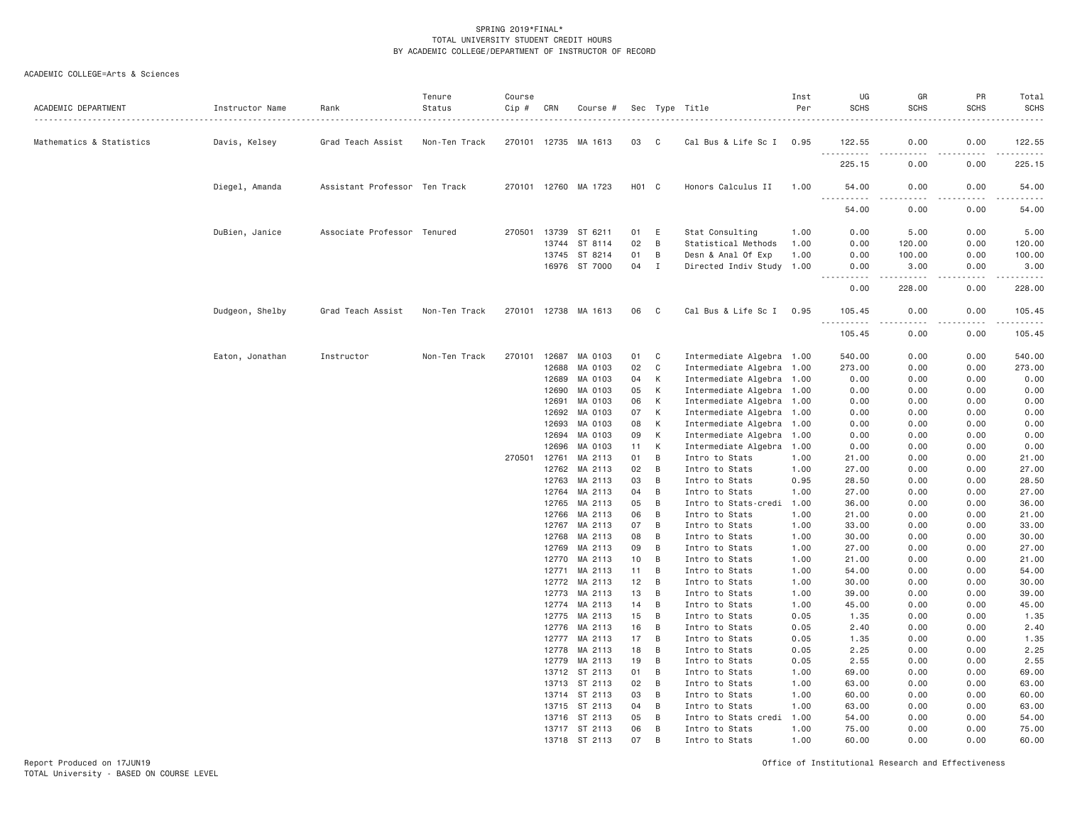SPRING 2019*FINAL*
TOTAL UNIVERSITY STUDENT CREDIT HOURS
BY ACADEMIC COLLEGE/DEPARTMENT OF INSTRUCTOR OF RECORD

ACADEMIC COLLEGE=Arts & Sciences

| ACADEMIC DEPARTMENT | Instructor Name | Rank | Tenure Status | Course Cip # | CRN | Course # | Sec | Type | Title | Inst Per | UG SCHS | GR SCHS | PR SCHS | Total SCHS |
|---|---|---|---|---|---|---|---|---|---|---|---|---|---|---|
| Mathematics & Statistics | Davis, Kelsey | Grad Teach Assist | Non-Ten Track | 270101 | 12735 | MA 1613 | 03 | C | Cal Bus & Life Sc I | 0.95 | 122.55 | 0.00 | 0.00 | 122.55 |
| | | | | | | | | | | | 225.15 | 0.00 | 0.00 | 225.15 |
| | Diegel, Amanda | Assistant Professor | Ten Track | 270101 | 12760 | MA 1723 | H01 | C | Honors Calculus II | 1.00 | 54.00 | 0.00 | 0.00 | 54.00 |
| | | | | | | | | | | | 54.00 | 0.00 | 0.00 | 54.00 |
| | DuBien, Janice | Associate Professor | Tenured | 270501 | 13739 | ST 6211 | 01 | E | Stat Consulting | 1.00 | 0.00 | 5.00 | 0.00 | 5.00 |
| | | | | | 13744 | ST 8114 | 02 | B | Statistical Methods | 1.00 | 0.00 | 120.00 | 0.00 | 120.00 |
| | | | | | 13745 | ST 8214 | 01 | B | Desn & Anal Of Exp | 1.00 | 0.00 | 100.00 | 0.00 | 100.00 |
| | | | | | 16976 | ST 7000 | 04 | I | Directed Indiv Study | 1.00 | 0.00 | 3.00 | 0.00 | 3.00 |
| | | | | | | | | | | | 0.00 | 228.00 | 0.00 | 228.00 |
| | Dudgeon, Shelby | Grad Teach Assist | Non-Ten Track | 270101 | 12738 | MA 1613 | 06 | C | Cal Bus & Life Sc I | 0.95 | 105.45 | 0.00 | 0.00 | 105.45 |
| | | | | | | | | | | | 105.45 | 0.00 | 0.00 | 105.45 |
| | Eaton, Jonathan | Instructor | Non-Ten Track | 270101 | 12687 | MA 0103 | 01 | C | Intermediate Algebra | 1.00 | 540.00 | 0.00 | 0.00 | 540.00 |
| | | | | | 12688 | MA 0103 | 02 | C | Intermediate Algebra | 1.00 | 273.00 | 0.00 | 0.00 | 273.00 |
| | | | | | 12689 | MA 0103 | 04 | K | Intermediate Algebra | 1.00 | 0.00 | 0.00 | 0.00 | 0.00 |
| | | | | | 12690 | MA 0103 | 05 | K | Intermediate Algebra | 1.00 | 0.00 | 0.00 | 0.00 | 0.00 |
| | | | | | 12691 | MA 0103 | 06 | K | Intermediate Algebra | 1.00 | 0.00 | 0.00 | 0.00 | 0.00 |
| | | | | | 12692 | MA 0103 | 07 | K | Intermediate Algebra | 1.00 | 0.00 | 0.00 | 0.00 | 0.00 |
| | | | | | 12693 | MA 0103 | 08 | K | Intermediate Algebra | 1.00 | 0.00 | 0.00 | 0.00 | 0.00 |
| | | | | | 12694 | MA 0103 | 09 | K | Intermediate Algebra | 1.00 | 0.00 | 0.00 | 0.00 | 0.00 |
| | | | | | 12696 | MA 0103 | 11 | K | Intermediate Algebra | 1.00 | 0.00 | 0.00 | 0.00 | 0.00 |
| | | | | 270501 | 12761 | MA 2113 | 01 | B | Intro to Stats | 1.00 | 21.00 | 0.00 | 0.00 | 21.00 |
| | | | | | 12762 | MA 2113 | 02 | B | Intro to Stats | 1.00 | 27.00 | 0.00 | 0.00 | 27.00 |
| | | | | | 12763 | MA 2113 | 03 | B | Intro to Stats | 0.95 | 28.50 | 0.00 | 0.00 | 28.50 |
| | | | | | 12764 | MA 2113 | 04 | B | Intro to Stats | 1.00 | 27.00 | 0.00 | 0.00 | 27.00 |
| | | | | | 12765 | MA 2113 | 05 | B | Intro to Stats-credi | 1.00 | 36.00 | 0.00 | 0.00 | 36.00 |
| | | | | | 12766 | MA 2113 | 06 | B | Intro to Stats | 1.00 | 21.00 | 0.00 | 0.00 | 21.00 |
| | | | | | 12767 | MA 2113 | 07 | B | Intro to Stats | 1.00 | 33.00 | 0.00 | 0.00 | 33.00 |
| | | | | | 12768 | MA 2113 | 08 | B | Intro to Stats | 1.00 | 30.00 | 0.00 | 0.00 | 30.00 |
| | | | | | 12769 | MA 2113 | 09 | B | Intro to Stats | 1.00 | 27.00 | 0.00 | 0.00 | 27.00 |
| | | | | | 12770 | MA 2113 | 10 | B | Intro to Stats | 1.00 | 21.00 | 0.00 | 0.00 | 21.00 |
| | | | | | 12771 | MA 2113 | 11 | B | Intro to Stats | 1.00 | 54.00 | 0.00 | 0.00 | 54.00 |
| | | | | | 12772 | MA 2113 | 12 | B | Intro to Stats | 1.00 | 30.00 | 0.00 | 0.00 | 30.00 |
| | | | | | 12773 | MA 2113 | 13 | B | Intro to Stats | 1.00 | 39.00 | 0.00 | 0.00 | 39.00 |
| | | | | | 12774 | MA 2113 | 14 | B | Intro to Stats | 1.00 | 45.00 | 0.00 | 0.00 | 45.00 |
| | | | | | 12775 | MA 2113 | 15 | B | Intro to Stats | 0.05 | 1.35 | 0.00 | 0.00 | 1.35 |
| | | | | | 12776 | MA 2113 | 16 | B | Intro to Stats | 0.05 | 2.40 | 0.00 | 0.00 | 2.40 |
| | | | | | 12777 | MA 2113 | 17 | B | Intro to Stats | 0.05 | 1.35 | 0.00 | 0.00 | 1.35 |
| | | | | | 12778 | MA 2113 | 18 | B | Intro to Stats | 0.05 | 2.25 | 0.00 | 0.00 | 2.25 |
| | | | | | 12779 | MA 2113 | 19 | B | Intro to Stats | 0.05 | 2.55 | 0.00 | 0.00 | 2.55 |
| | | | | | 13712 | ST 2113 | 01 | B | Intro to Stats | 1.00 | 69.00 | 0.00 | 0.00 | 69.00 |
| | | | | | 13713 | ST 2113 | 02 | B | Intro to Stats | 1.00 | 63.00 | 0.00 | 0.00 | 63.00 |
| | | | | | 13714 | ST 2113 | 03 | B | Intro to Stats | 1.00 | 60.00 | 0.00 | 0.00 | 60.00 |
| | | | | | 13715 | ST 2113 | 04 | B | Intro to Stats | 1.00 | 63.00 | 0.00 | 0.00 | 63.00 |
| | | | | | 13716 | ST 2113 | 05 | B | Intro to Stats credi | 1.00 | 54.00 | 0.00 | 0.00 | 54.00 |
| | | | | | 13717 | ST 2113 | 06 | B | Intro to Stats | 1.00 | 75.00 | 0.00 | 0.00 | 75.00 |
| | | | | | 13718 | ST 2113 | 07 | B | Intro to Stats | 1.00 | 60.00 | 0.00 | 0.00 | 60.00 |

Report Produced on 17JUN19
TOTAL University - BASED ON COURSE LEVEL

Office of Institutional Research and Effectiveness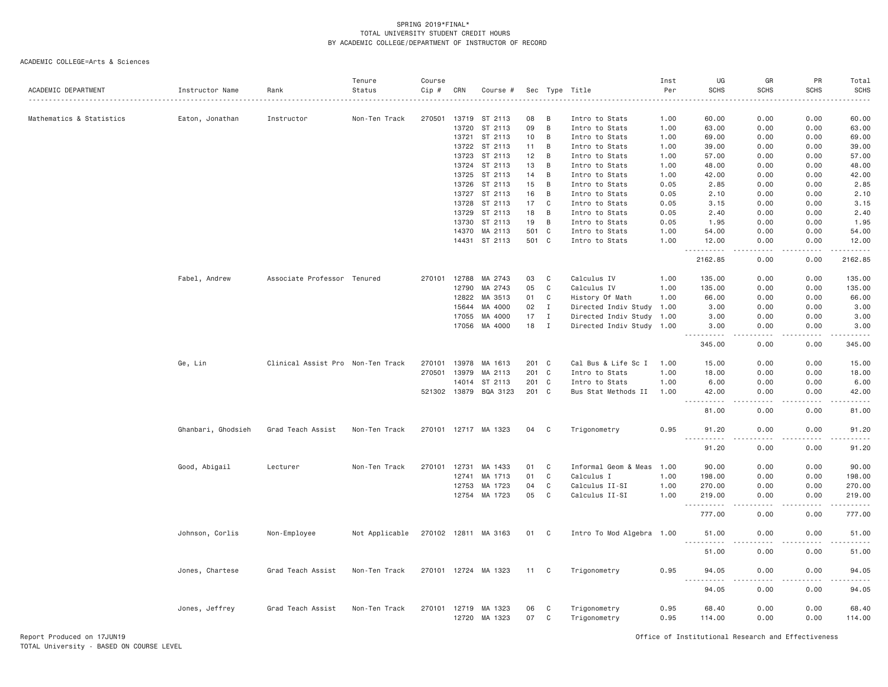SPRING 2019*FINAL*
TOTAL UNIVERSITY STUDENT CREDIT HOURS
BY ACADEMIC COLLEGE/DEPARTMENT OF INSTRUCTOR OF RECORD

ACADEMIC COLLEGE=Arts & Sciences

| ACADEMIC DEPARTMENT | Instructor Name | Rank | Tenure Status | Course Cip # | CRN | Course # | Sec | Type | Title | Inst Per | UG SCHS | GR SCHS | PR SCHS | Total SCHS |
|---|---|---|---|---|---|---|---|---|---|---|---|---|---|---|
| Mathematics & Statistics | Eaton, Jonathan | Instructor | Non-Ten Track | 270501 | 13719 | ST 2113 | 08 | B | Intro to Stats | 1.00 | 60.00 | 0.00 | 0.00 | 60.00 |
| | | | | | 13720 | ST 2113 | 09 | B | Intro to Stats | 1.00 | 63.00 | 0.00 | 0.00 | 63.00 |
| | | | | | 13721 | ST 2113 | 10 | B | Intro to Stats | 1.00 | 69.00 | 0.00 | 0.00 | 69.00 |
| | | | | | 13722 | ST 2113 | 11 | B | Intro to Stats | 1.00 | 39.00 | 0.00 | 0.00 | 39.00 |
| | | | | | 13723 | ST 2113 | 12 | B | Intro to Stats | 1.00 | 57.00 | 0.00 | 0.00 | 57.00 |
| | | | | | 13724 | ST 2113 | 13 | B | Intro to Stats | 1.00 | 48.00 | 0.00 | 0.00 | 48.00 |
| | | | | | 13725 | ST 2113 | 14 | B | Intro to Stats | 1.00 | 42.00 | 0.00 | 0.00 | 42.00 |
| | | | | | 13726 | ST 2113 | 15 | B | Intro to Stats | 0.05 | 2.85 | 0.00 | 0.00 | 2.85 |
| | | | | | 13727 | ST 2113 | 16 | B | Intro to Stats | 0.05 | 2.10 | 0.00 | 0.00 | 2.10 |
| | | | | | 13728 | ST 2113 | 17 | C | Intro to Stats | 0.05 | 3.15 | 0.00 | 0.00 | 3.15 |
| | | | | | 13729 | ST 2113 | 18 | B | Intro to Stats | 0.05 | 2.40 | 0.00 | 0.00 | 2.40 |
| | | | | | 13730 | ST 2113 | 19 | B | Intro to Stats | 0.05 | 1.95 | 0.00 | 0.00 | 1.95 |
| | | | | | 14370 | MA 2113 | 501 | C | Intro to Stats | 1.00 | 54.00 | 0.00 | 0.00 | 54.00 |
| | | | | | 14431 | ST 2113 | 501 | C | Intro to Stats | 1.00 | 12.00 | 0.00 | 0.00 | 12.00 |
| | | | | | | | | | | | 2162.85 | 0.00 | 0.00 | 2162.85 |
| | Fabel, Andrew | Associate Professor | Tenured | 270101 | 12788 | MA 2743 | 03 | C | Calculus IV | 1.00 | 135.00 | 0.00 | 0.00 | 135.00 |
| | | | | | 12790 | MA 2743 | 05 | C | Calculus IV | 1.00 | 135.00 | 0.00 | 0.00 | 135.00 |
| | | | | | 12822 | MA 3513 | 01 | C | History Of Math | 1.00 | 66.00 | 0.00 | 0.00 | 66.00 |
| | | | | | 15644 | MA 4000 | 02 | I | Directed Indiv Study | 1.00 | 3.00 | 0.00 | 0.00 | 3.00 |
| | | | | | 17055 | MA 4000 | 17 | I | Directed Indiv Study | 1.00 | 3.00 | 0.00 | 0.00 | 3.00 |
| | | | | | 17056 | MA 4000 | 18 | I | Directed Indiv Study | 1.00 | 3.00 | 0.00 | 0.00 | 3.00 |
| | | | | | | | | | | | 345.00 | 0.00 | 0.00 | 345.00 |
| | Ge, Lin | Clinical Assist Pro | Non-Ten Track | 270101 | 13978 | MA 1613 | 201 | C | Cal Bus & Life Sc I | 1.00 | 15.00 | 0.00 | 0.00 | 15.00 |
| | | | | 270501 | 13979 | MA 2113 | 201 | C | Intro to Stats | 1.00 | 18.00 | 0.00 | 0.00 | 18.00 |
| | | | | | 14014 | ST 2113 | 201 | C | Intro to Stats | 1.00 | 6.00 | 0.00 | 0.00 | 6.00 |
| | | | | 521302 | 13879 | BQA 3123 | 201 | C | Bus Stat Methods II | 1.00 | 42.00 | 0.00 | 0.00 | 42.00 |
| | | | | | | | | | | | 81.00 | 0.00 | 0.00 | 81.00 |
| | Ghanbari, Ghodsieh | Grad Teach Assist | Non-Ten Track | 270101 | 12717 | MA 1323 | 04 | C | Trigonometry | 0.95 | 91.20 | 0.00 | 0.00 | 91.20 |
| | | | | | | | | | | | 91.20 | 0.00 | 0.00 | 91.20 |
| | Good, Abigail | Lecturer | Non-Ten Track | 270101 | 12731 | MA 1433 | 01 | C | Informal Geom & Meas | 1.00 | 90.00 | 0.00 | 0.00 | 90.00 |
| | | | | | 12741 | MA 1713 | 01 | C | Calculus I | 1.00 | 198.00 | 0.00 | 0.00 | 198.00 |
| | | | | | 12753 | MA 1723 | 04 | C | Calculus II-SI | 1.00 | 270.00 | 0.00 | 0.00 | 270.00 |
| | | | | | 12754 | MA 1723 | 05 | C | Calculus II-SI | 1.00 | 219.00 | 0.00 | 0.00 | 219.00 |
| | | | | | | | | | | | 777.00 | 0.00 | 0.00 | 777.00 |
| | Johnson, Corlis | Non-Employee | Not Applicable | 270102 | 12811 | MA 3163 | 01 | C | Intro To Mod Algebra | 1.00 | 51.00 | 0.00 | 0.00 | 51.00 |
| | | | | | | | | | | | 51.00 | 0.00 | 0.00 | 51.00 |
| | Jones, Chartese | Grad Teach Assist | Non-Ten Track | 270101 | 12724 | MA 1323 | 11 | C | Trigonometry | 0.95 | 94.05 | 0.00 | 0.00 | 94.05 |
| | | | | | | | | | | | 94.05 | 0.00 | 0.00 | 94.05 |
| | Jones, Jeffrey | Grad Teach Assist | Non-Ten Track | 270101 | 12719 | MA 1323 | 06 | C | Trigonometry | 0.95 | 68.40 | 0.00 | 0.00 | 68.40 |
| | | | | | 12720 | MA 1323 | 07 | C | Trigonometry | 0.95 | 114.00 | 0.00 | 0.00 | 114.00 |

Report Produced on 17JUN19
TOTAL University - BASED ON COURSE LEVEL

Office of Institutional Research and Effectiveness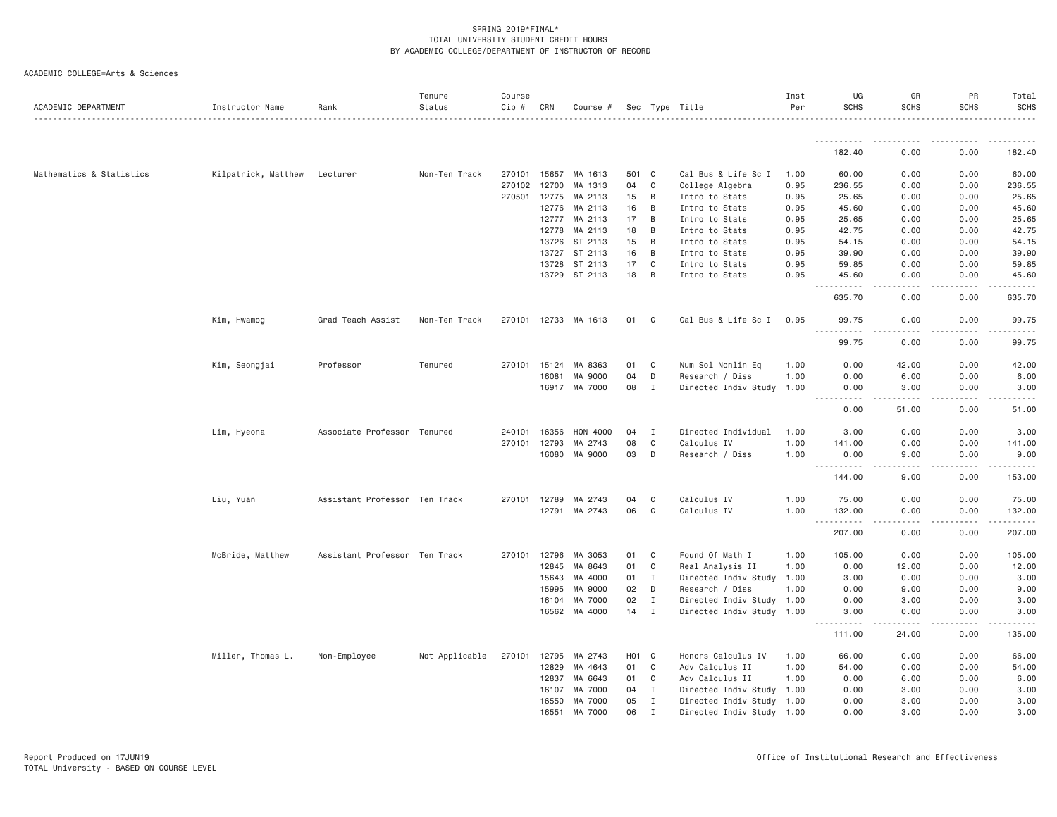SPRING 2019*FINAL*
TOTAL UNIVERSITY STUDENT CREDIT HOURS
BY ACADEMIC COLLEGE/DEPARTMENT OF INSTRUCTOR OF RECORD

ACADEMIC COLLEGE=Arts & Sciences

| ACADEMIC DEPARTMENT | Instructor Name | Rank | Tenure Status | Course Cip # | CRN | Course # | Sec | Type | Title | Inst Per | UG SCHS | GR SCHS | PR SCHS | Total SCHS |
|---|---|---|---|---|---|---|---|---|---|---|---|---|---|---|
| | | | | | | | | | | | 182.40 | 0.00 | 0.00 | 182.40 |
| Mathematics & Statistics | Kilpatrick, Matthew | Lecturer | Non-Ten Track | 270101 | 15657 | MA 1613 | 501 | C | Cal Bus & Life Sc I | 1.00 | 60.00 | 0.00 | 0.00 | 60.00 |
| | | | | 270102 | 12700 | MA 1313 | 04 | C | College Algebra | 0.95 | 236.55 | 0.00 | 0.00 | 236.55 |
| | | | | 270501 | 12775 | MA 2113 | 15 | B | Intro to Stats | 0.95 | 25.65 | 0.00 | 0.00 | 25.65 |
| | | | | | 12776 | MA 2113 | 16 | B | Intro to Stats | 0.95 | 45.60 | 0.00 | 0.00 | 45.60 |
| | | | | | 12777 | MA 2113 | 17 | B | Intro to Stats | 0.95 | 25.65 | 0.00 | 0.00 | 25.65 |
| | | | | | 12778 | MA 2113 | 18 | B | Intro to Stats | 0.95 | 42.75 | 0.00 | 0.00 | 42.75 |
| | | | | | 13726 | ST 2113 | 15 | B | Intro to Stats | 0.95 | 54.15 | 0.00 | 0.00 | 54.15 |
| | | | | | 13727 | ST 2113 | 16 | B | Intro to Stats | 0.95 | 39.90 | 0.00 | 0.00 | 39.90 |
| | | | | | 13728 | ST 2113 | 17 | C | Intro to Stats | 0.95 | 59.85 | 0.00 | 0.00 | 59.85 |
| | | | | | 13729 | ST 2113 | 18 | B | Intro to Stats | 0.95 | 45.60 | 0.00 | 0.00 | 45.60 |
| | | | | | | | | | | | 635.70 | 0.00 | 0.00 | 635.70 |
| | Kim, Hwamog | Grad Teach Assist | Non-Ten Track | 270101 | 12733 | MA 1613 | 01 | C | Cal Bus & Life Sc I | 0.95 | 99.75 | 0.00 | 0.00 | 99.75 |
| | | | | | | | | | | | 99.75 | 0.00 | 0.00 | 99.75 |
| | Kim, Seongjai | Professor | Tenured | 270101 | 15124 | MA 8363 | 01 | C | Num Sol Nonlin Eq | 1.00 | 0.00 | 42.00 | 0.00 | 42.00 |
| | | | | | 16081 | MA 9000 | 04 | D | Research / Diss | 1.00 | 0.00 | 6.00 | 0.00 | 6.00 |
| | | | | | 16917 | MA 7000 | 08 | I | Directed Indiv Study | 1.00 | 0.00 | 3.00 | 0.00 | 3.00 |
| | | | | | | | | | | | 0.00 | 51.00 | 0.00 | 51.00 |
| | Lim, Hyeona | Associate Professor | Tenured | 240101 | 16356 | HON 4000 | 04 | I | Directed Individual | 1.00 | 3.00 | 0.00 | 0.00 | 3.00 |
| | | | | 270101 | 12793 | MA 2743 | 08 | C | Calculus IV | 1.00 | 141.00 | 0.00 | 0.00 | 141.00 |
| | | | | | 16080 | MA 9000 | 03 | D | Research / Diss | 1.00 | 0.00 | 9.00 | 0.00 | 9.00 |
| | | | | | | | | | | | 144.00 | 9.00 | 0.00 | 153.00 |
| | Liu, Yuan | Assistant Professor | Ten Track | 270101 | 12789 | MA 2743 | 04 | C | Calculus IV | 1.00 | 75.00 | 0.00 | 0.00 | 75.00 |
| | | | | | 12791 | MA 2743 | 06 | C | Calculus IV | 1.00 | 132.00 | 0.00 | 0.00 | 132.00 |
| | | | | | | | | | | | 207.00 | 0.00 | 0.00 | 207.00 |
| | McBride, Matthew | Assistant Professor | Ten Track | 270101 | 12796 | MA 3053 | 01 | C | Found Of Math I | 1.00 | 105.00 | 0.00 | 0.00 | 105.00 |
| | | | | | 12845 | MA 8643 | 01 | C | Real Analysis II | 1.00 | 0.00 | 12.00 | 0.00 | 12.00 |
| | | | | | 15643 | MA 4000 | 01 | I | Directed Indiv Study | 1.00 | 3.00 | 0.00 | 0.00 | 3.00 |
| | | | | | 15995 | MA 9000 | 02 | D | Research / Diss | 1.00 | 0.00 | 9.00 | 0.00 | 9.00 |
| | | | | | 16104 | MA 7000 | 02 | I | Directed Indiv Study | 1.00 | 0.00 | 3.00 | 0.00 | 3.00 |
| | | | | | 16562 | MA 4000 | 14 | I | Directed Indiv Study | 1.00 | 3.00 | 0.00 | 0.00 | 3.00 |
| | | | | | | | | | | | 111.00 | 24.00 | 0.00 | 135.00 |
| | Miller, Thomas L. | Non-Employee | Not Applicable | 270101 | 12795 | MA 2743 | H01 | C | Honors Calculus IV | 1.00 | 66.00 | 0.00 | 0.00 | 66.00 |
| | | | | | 12829 | MA 4643 | 01 | C | Adv Calculus II | 1.00 | 54.00 | 0.00 | 0.00 | 54.00 |
| | | | | | 12837 | MA 6643 | 01 | C | Adv Calculus II | 1.00 | 0.00 | 6.00 | 0.00 | 6.00 |
| | | | | | 16107 | MA 7000 | 04 | I | Directed Indiv Study | 1.00 | 0.00 | 3.00 | 0.00 | 3.00 |
| | | | | | 16550 | MA 7000 | 05 | I | Directed Indiv Study | 1.00 | 0.00 | 3.00 | 0.00 | 3.00 |
| | | | | | 16551 | MA 7000 | 06 | I | Directed Indiv Study | 1.00 | 0.00 | 3.00 | 0.00 | 3.00 |

Report Produced on 17JUN19
TOTAL University - BASED ON COURSE LEVEL

Office of Institutional Research and Effectiveness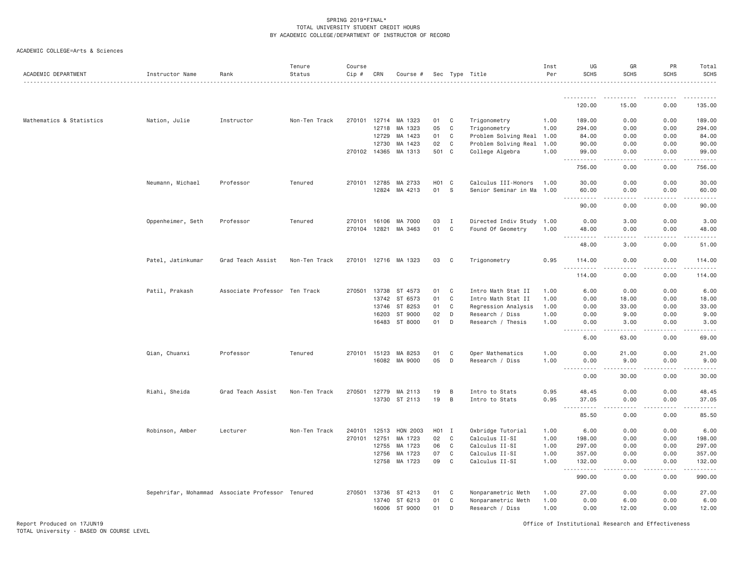SPRING 2019*FINAL*
TOTAL UNIVERSITY STUDENT CREDIT HOURS
BY ACADEMIC COLLEGE/DEPARTMENT OF INSTRUCTOR OF RECORD

ACADEMIC COLLEGE=Arts & Sciences

| ACADEMIC DEPARTMENT | Instructor Name | Rank | Tenure Status | Course Cip # | CRN | Course # | Sec | Type | Title | Inst Per | UG SCHS | GR SCHS | PR SCHS | Total SCHS |
|---|---|---|---|---|---|---|---|---|---|---|---|---|---|---|
| | | | | | | | | | | | 120.00 | 15.00 | 0.00 | 135.00 |
| Mathematics & Statistics | Nation, Julie | Instructor | Non-Ten Track | 270101 | 12714 | MA 1323 | 01 | C | Trigonometry | 1.00 | 189.00 | 0.00 | 0.00 | 189.00 |
| | | | | | 12718 | MA 1323 | 05 | C | Trigonometry | 1.00 | 294.00 | 0.00 | 0.00 | 294.00 |
| | | | | | 12729 | MA 1423 | 01 | C | Problem Solving Real | 1.00 | 84.00 | 0.00 | 0.00 | 84.00 |
| | | | | | 12730 | MA 1423 | 02 | C | Problem Solving Real | 1.00 | 90.00 | 0.00 | 0.00 | 90.00 |
| | | | | 270102 | 14365 | MA 1313 | 501 | C | College Algebra | 1.00 | 99.00 | 0.00 | 0.00 | 99.00 |
| | | | | | | | | | | | 756.00 | 0.00 | 0.00 | 756.00 |
| | Neumann, Michael | Professor | Tenured | 270101 | 12785 | MA 2733 | H01 | C | Calculus III-Honors | 1.00 | 30.00 | 0.00 | 0.00 | 30.00 |
| | | | | | 12824 | MA 4213 | 01 | S | Senior Seminar in Ma | 1.00 | 60.00 | 0.00 | 0.00 | 60.00 |
| | | | | | | | | | | | 90.00 | 0.00 | 0.00 | 90.00 |
| | Oppenheimer, Seth | Professor | Tenured | 270101 | 16106 | MA 7000 | 03 | I | Directed Indiv Study | 1.00 | 0.00 | 3.00 | 0.00 | 3.00 |
| | | | | 270104 | 12821 | MA 3463 | 01 | C | Found Of Geometry | 1.00 | 48.00 | 0.00 | 0.00 | 48.00 |
| | | | | | | | | | | | 48.00 | 3.00 | 0.00 | 51.00 |
| | Patel, Jatinkumar | Grad Teach Assist | Non-Ten Track | 270101 | 12716 | MA 1323 | 03 | C | Trigonometry | 0.95 | 114.00 | 0.00 | 0.00 | 114.00 |
| | | | | | | | | | | | 114.00 | 0.00 | 0.00 | 114.00 |
| | Patil, Prakash | Associate Professor | Ten Track | 270501 | 13738 | ST 4573 | 01 | C | Intro Math Stat II | 1.00 | 6.00 | 0.00 | 0.00 | 6.00 |
| | | | | | 13742 | ST 6573 | 01 | C | Intro Math Stat II | 1.00 | 0.00 | 18.00 | 0.00 | 18.00 |
| | | | | | 13746 | ST 8253 | 01 | C | Regression Analysis | 1.00 | 0.00 | 33.00 | 0.00 | 33.00 |
| | | | | | 16203 | ST 9000 | 02 | D | Research / Diss | 1.00 | 0.00 | 9.00 | 0.00 | 9.00 |
| | | | | | 16483 | ST 8000 | 01 | D | Research / Thesis | 1.00 | 0.00 | 3.00 | 0.00 | 3.00 |
| | | | | | | | | | | | 6.00 | 63.00 | 0.00 | 69.00 |
| | Qian, Chuanxi | Professor | Tenured | 270101 | 15123 | MA 8253 | 01 | C | Oper Mathematics | 1.00 | 0.00 | 21.00 | 0.00 | 21.00 |
| | | | | | 16082 | MA 9000 | 05 | D | Research / Diss | 1.00 | 0.00 | 9.00 | 0.00 | 9.00 |
| | | | | | | | | | | | 0.00 | 30.00 | 0.00 | 30.00 |
| | Riahi, Sheida | Grad Teach Assist | Non-Ten Track | 270501 | 12779 | MA 2113 | 19 | B | Intro to Stats | 0.95 | 48.45 | 0.00 | 0.00 | 48.45 |
| | | | | | 13730 | ST 2113 | 19 | B | Intro to Stats | 0.95 | 37.05 | 0.00 | 0.00 | 37.05 |
| | | | | | | | | | | | 85.50 | 0.00 | 0.00 | 85.50 |
| | Robinson, Amber | Lecturer | Non-Ten Track | 240101 | 12513 | HON 2003 | H01 | I | Oxbridge Tutorial | 1.00 | 6.00 | 0.00 | 0.00 | 6.00 |
| | | | | 270101 | 12751 | MA 1723 | 02 | C | Calculus II-SI | 1.00 | 198.00 | 0.00 | 0.00 | 198.00 |
| | | | | | 12755 | MA 1723 | 06 | C | Calculus II-SI | 1.00 | 297.00 | 0.00 | 0.00 | 297.00 |
| | | | | | 12756 | MA 1723 | 07 | C | Calculus II-SI | 1.00 | 357.00 | 0.00 | 0.00 | 357.00 |
| | | | | | 12758 | MA 1723 | 09 | C | Calculus II-SI | 1.00 | 132.00 | 0.00 | 0.00 | 132.00 |
| | | | | | | | | | | | 990.00 | 0.00 | 0.00 | 990.00 |
| | Sepehrifar, Mohammad | Associate Professor | Tenured | 270501 | 13736 | ST 4213 | 01 | C | Nonparametric Meth | 1.00 | 27.00 | 0.00 | 0.00 | 27.00 |
| | | | | | 13740 | ST 6213 | 01 | C | Nonparametric Meth | 1.00 | 0.00 | 6.00 | 0.00 | 6.00 |
| | | | | | 16006 | ST 9000 | 01 | D | Research / Diss | 1.00 | 0.00 | 12.00 | 0.00 | 12.00 |

Report Produced on 17JUN19
TOTAL University - BASED ON COURSE LEVEL
Office of Institutional Research and Effectiveness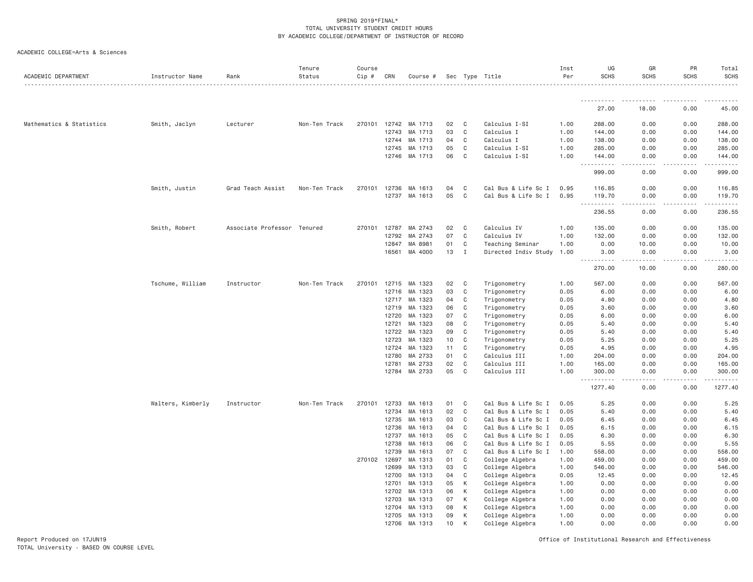SPRING 2019*FINAL*
TOTAL UNIVERSITY STUDENT CREDIT HOURS
BY ACADEMIC COLLEGE/DEPARTMENT OF INSTRUCTOR OF RECORD

ACADEMIC COLLEGE=Arts & Sciences

| ACADEMIC DEPARTMENT | Instructor Name | Rank | Tenure Status | Course Cip # | CRN | Course # | Sec | Type | Title | Inst Per | UG SCHS | GR SCHS | PR SCHS | Total SCHS |
|---|---|---|---|---|---|---|---|---|---|---|---|---|---|---|
| | | | | | | | | | | | 27.00 | 18.00 | 0.00 | 45.00 |
| Mathematics & Statistics | Smith, Jaclyn | Lecturer | Non-Ten Track | 270101 | 12742 | MA 1713 | 02 | C | Calculus I-SI | 1.00 | 288.00 | 0.00 | 0.00 | 288.00 |
| | | | | | 12743 | MA 1713 | 03 | C | Calculus I | 1.00 | 144.00 | 0.00 | 0.00 | 144.00 |
| | | | | | 12744 | MA 1713 | 04 | C | Calculus I | 1.00 | 138.00 | 0.00 | 0.00 | 138.00 |
| | | | | | 12745 | MA 1713 | 05 | C | Calculus I-SI | 1.00 | 285.00 | 0.00 | 0.00 | 285.00 |
| | | | | | 12746 | MA 1713 | 06 | C | Calculus I-SI | 1.00 | 144.00 | 0.00 | 0.00 | 144.00 |
| | | | | | | | | | | | 999.00 | 0.00 | 0.00 | 999.00 |
| | Smith, Justin | Grad Teach Assist | Non-Ten Track | 270101 | 12736 | MA 1613 | 04 | C | Cal Bus & Life Sc I | 0.95 | 116.85 | 0.00 | 0.00 | 116.85 |
| | | | | | 12737 | MA 1613 | 05 | C | Cal Bus & Life Sc I | 0.95 | 119.70 | 0.00 | 0.00 | 119.70 |
| | | | | | | | | | | | 236.55 | 0.00 | 0.00 | 236.55 |
| | Smith, Robert | Associate Professor | Tenured | 270101 | 12787 | MA 2743 | 02 | C | Calculus IV | 1.00 | 135.00 | 0.00 | 0.00 | 135.00 |
| | | | | | 12792 | MA 2743 | 07 | C | Calculus IV | 1.00 | 132.00 | 0.00 | 0.00 | 132.00 |
| | | | | | 12847 | MA 8981 | 01 | C | Teaching Seminar | 1.00 | 0.00 | 10.00 | 0.00 | 10.00 |
| | | | | | 16561 | MA 4000 | 13 | I | Directed Indiv Study | 1.00 | 3.00 | 0.00 | 0.00 | 3.00 |
| | | | | | | | | | | | 270.00 | 10.00 | 0.00 | 280.00 |
| | Tschume, William | Instructor | Non-Ten Track | 270101 | 12715 | MA 1323 | 02 | C | Trigonometry | 1.00 | 567.00 | 0.00 | 0.00 | 567.00 |
| | | | | | 12716 | MA 1323 | 03 | C | Trigonometry | 0.05 | 6.00 | 0.00 | 0.00 | 6.00 |
| | | | | | 12717 | MA 1323 | 04 | C | Trigonometry | 0.05 | 4.80 | 0.00 | 0.00 | 4.80 |
| | | | | | 12719 | MA 1323 | 06 | C | Trigonometry | 0.05 | 3.60 | 0.00 | 0.00 | 3.60 |
| | | | | | 12720 | MA 1323 | 07 | C | Trigonometry | 0.05 | 6.00 | 0.00 | 0.00 | 6.00 |
| | | | | | 12721 | MA 1323 | 08 | C | Trigonometry | 0.05 | 5.40 | 0.00 | 0.00 | 5.40 |
| | | | | | 12722 | MA 1323 | 09 | C | Trigonometry | 0.05 | 5.40 | 0.00 | 0.00 | 5.40 |
| | | | | | 12723 | MA 1323 | 10 | C | Trigonometry | 0.05 | 5.25 | 0.00 | 0.00 | 5.25 |
| | | | | | 12724 | MA 1323 | 11 | C | Trigonometry | 0.05 | 4.95 | 0.00 | 0.00 | 4.95 |
| | | | | | 12780 | MA 2733 | 01 | C | Calculus III | 1.00 | 204.00 | 0.00 | 0.00 | 204.00 |
| | | | | | 12781 | MA 2733 | 02 | C | Calculus III | 1.00 | 165.00 | 0.00 | 0.00 | 165.00 |
| | | | | | 12784 | MA 2733 | 05 | C | Calculus III | 1.00 | 300.00 | 0.00 | 0.00 | 300.00 |
| | | | | | | | | | | | 1277.40 | 0.00 | 0.00 | 1277.40 |
| | Walters, Kimberly | Instructor | Non-Ten Track | 270101 | 12733 | MA 1613 | 01 | C | Cal Bus & Life Sc I | 0.05 | 5.25 | 0.00 | 0.00 | 5.25 |
| | | | | | 12734 | MA 1613 | 02 | C | Cal Bus & Life Sc I | 0.05 | 5.40 | 0.00 | 0.00 | 5.40 |
| | | | | | 12735 | MA 1613 | 03 | C | Cal Bus & Life Sc I | 0.05 | 6.45 | 0.00 | 0.00 | 6.45 |
| | | | | | 12736 | MA 1613 | 04 | C | Cal Bus & Life Sc I | 0.05 | 6.15 | 0.00 | 0.00 | 6.15 |
| | | | | | 12737 | MA 1613 | 05 | C | Cal Bus & Life Sc I | 0.05 | 6.30 | 0.00 | 0.00 | 6.30 |
| | | | | | 12738 | MA 1613 | 06 | C | Cal Bus & Life Sc I | 0.05 | 5.55 | 0.00 | 0.00 | 5.55 |
| | | | | | 12739 | MA 1613 | 07 | C | Cal Bus & Life Sc I | 1.00 | 558.00 | 0.00 | 0.00 | 558.00 |
| | | | | 270102 | 12697 | MA 1313 | 01 | C | College Algebra | 1.00 | 459.00 | 0.00 | 0.00 | 459.00 |
| | | | | | 12699 | MA 1313 | 03 | C | College Algebra | 1.00 | 546.00 | 0.00 | 0.00 | 546.00 |
| | | | | | 12700 | MA 1313 | 04 | C | College Algebra | 0.05 | 12.45 | 0.00 | 0.00 | 12.45 |
| | | | | | 12701 | MA 1313 | 05 | K | College Algebra | 1.00 | 0.00 | 0.00 | 0.00 | 0.00 |
| | | | | | 12702 | MA 1313 | 06 | K | College Algebra | 1.00 | 0.00 | 0.00 | 0.00 | 0.00 |
| | | | | | 12703 | MA 1313 | 07 | K | College Algebra | 1.00 | 0.00 | 0.00 | 0.00 | 0.00 |
| | | | | | 12704 | MA 1313 | 08 | K | College Algebra | 1.00 | 0.00 | 0.00 | 0.00 | 0.00 |
| | | | | | 12705 | MA 1313 | 09 | K | College Algebra | 1.00 | 0.00 | 0.00 | 0.00 | 0.00 |
| | | | | | 12706 | MA 1313 | 10 | K | College Algebra | 1.00 | 0.00 | 0.00 | 0.00 | 0.00 |

Report Produced on 17JUN19
TOTAL University - BASED ON COURSE LEVEL

Office of Institutional Research and Effectiveness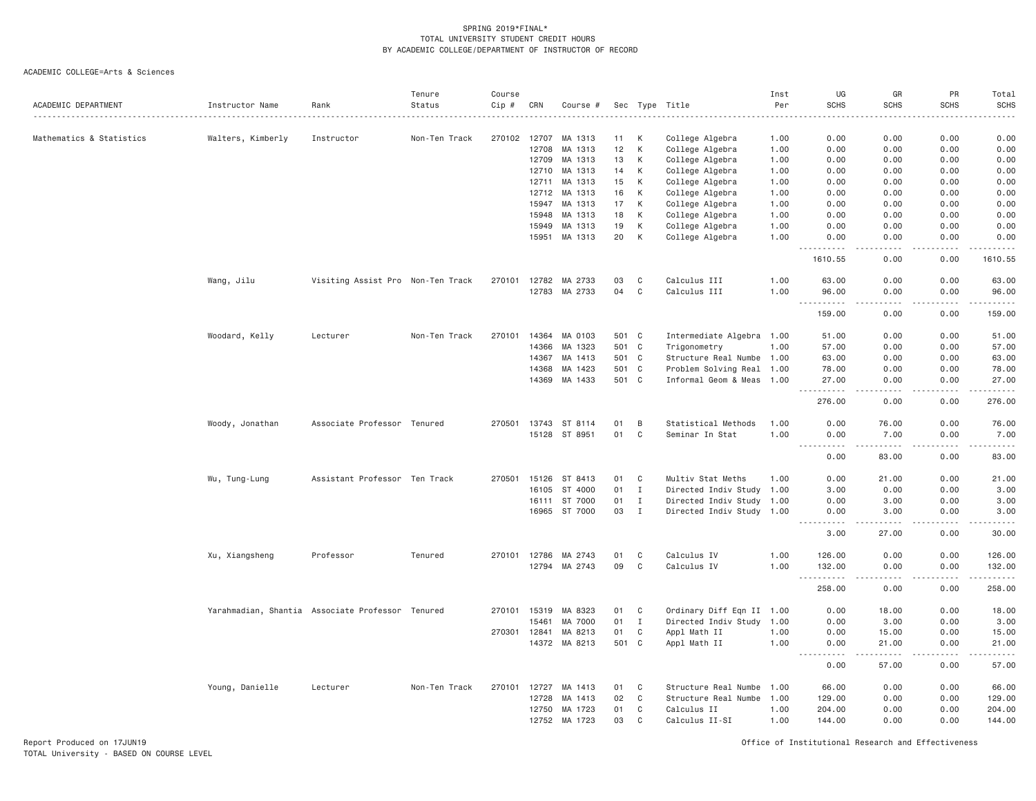SPRING 2019*FINAL*
TOTAL UNIVERSITY STUDENT CREDIT HOURS
BY ACADEMIC COLLEGE/DEPARTMENT OF INSTRUCTOR OF RECORD

ACADEMIC COLLEGE=Arts & Sciences

| ACADEMIC DEPARTMENT | Instructor Name | Rank | Tenure Status | Course Cip # | CRN | Course # | Sec | Type | Title | Inst Per | UG SCHS | GR SCHS | PR SCHS | Total SCHS |
|---|---|---|---|---|---|---|---|---|---|---|---|---|---|---|
| Mathematics & Statistics | Walters, Kimberly | Instructor | Non-Ten Track | 270102 | 12707 | MA 1313 | 11 | K | College Algebra | 1.00 | 0.00 | 0.00 | 0.00 | 0.00 |
| | | | | | 12708 | MA 1313 | 12 | K | College Algebra | 1.00 | 0.00 | 0.00 | 0.00 | 0.00 |
| | | | | | 12709 | MA 1313 | 13 | K | College Algebra | 1.00 | 0.00 | 0.00 | 0.00 | 0.00 |
| | | | | | 12710 | MA 1313 | 14 | K | College Algebra | 1.00 | 0.00 | 0.00 | 0.00 | 0.00 |
| | | | | | 12711 | MA 1313 | 15 | K | College Algebra | 1.00 | 0.00 | 0.00 | 0.00 | 0.00 |
| | | | | | 12712 | MA 1313 | 16 | K | College Algebra | 1.00 | 0.00 | 0.00 | 0.00 | 0.00 |
| | | | | | 15947 | MA 1313 | 17 | K | College Algebra | 1.00 | 0.00 | 0.00 | 0.00 | 0.00 |
| | | | | | 15948 | MA 1313 | 18 | K | College Algebra | 1.00 | 0.00 | 0.00 | 0.00 | 0.00 |
| | | | | | 15949 | MA 1313 | 19 | K | College Algebra | 1.00 | 0.00 | 0.00 | 0.00 | 0.00 |
| | | | | | 15951 | MA 1313 | 20 | K | College Algebra | 1.00 | 0.00 | 0.00 | 0.00 | 0.00 |
| | | | | | | | | | | | 1610.55 | 0.00 | 0.00 | 1610.55 |
| | Wang, Jilu | Visiting Assist Pro | Non-Ten Track | 270101 | 12782 | MA 2733 | 03 | C | Calculus III | 1.00 | 63.00 | 0.00 | 0.00 | 63.00 |
| | | | | | 12783 | MA 2733 | 04 | C | Calculus III | 1.00 | 96.00 | 0.00 | 0.00 | 96.00 |
| | | | | | | | | | | | 159.00 | 0.00 | 0.00 | 159.00 |
| | Woodard, Kelly | Lecturer | Non-Ten Track | 270101 | 14364 | MA 0103 | 501 | C | Intermediate Algebra | 1.00 | 51.00 | 0.00 | 0.00 | 51.00 |
| | | | | | 14366 | MA 1323 | 501 | C | Trigonometry | 1.00 | 57.00 | 0.00 | 0.00 | 57.00 |
| | | | | | 14367 | MA 1413 | 501 | C | Structure Real Numbe | 1.00 | 63.00 | 0.00 | 0.00 | 63.00 |
| | | | | | 14368 | MA 1423 | 501 | C | Problem Solving Real | 1.00 | 78.00 | 0.00 | 0.00 | 78.00 |
| | | | | | 14369 | MA 1433 | 501 | C | Informal Geom & Meas | 1.00 | 27.00 | 0.00 | 0.00 | 27.00 |
| | | | | | | | | | | | 276.00 | 0.00 | 0.00 | 276.00 |
| | Woody, Jonathan | Associate Professor | Tenured | 270501 | 13743 | ST 8114 | 01 | B | Statistical Methods | 1.00 | 0.00 | 76.00 | 0.00 | 76.00 |
| | | | | | 15128 | ST 8951 | 01 | C | Seminar In Stat | 1.00 | 0.00 | 7.00 | 0.00 | 7.00 |
| | | | | | | | | | | | 0.00 | 83.00 | 0.00 | 83.00 |
| | Wu, Tung-Lung | Assistant Professor | Ten Track | 270501 | 15126 | ST 8413 | 01 | C | Multiv Stat Meths | 1.00 | 0.00 | 21.00 | 0.00 | 21.00 |
| | | | | | 16105 | ST 4000 | 01 | I | Directed Indiv Study | 1.00 | 3.00 | 0.00 | 0.00 | 3.00 |
| | | | | | 16111 | ST 7000 | 01 | I | Directed Indiv Study | 1.00 | 0.00 | 3.00 | 0.00 | 3.00 |
| | | | | | 16965 | ST 7000 | 03 | I | Directed Indiv Study | 1.00 | 0.00 | 3.00 | 0.00 | 3.00 |
| | | | | | | | | | | | 3.00 | 27.00 | 0.00 | 30.00 |
| | Xu, Xiangsheng | Professor | Tenured | 270101 | 12786 | MA 2743 | 01 | C | Calculus IV | 1.00 | 126.00 | 0.00 | 0.00 | 126.00 |
| | | | | | 12794 | MA 2743 | 09 | C | Calculus IV | 1.00 | 132.00 | 0.00 | 0.00 | 132.00 |
| | | | | | | | | | | | 258.00 | 0.00 | 0.00 | 258.00 |
| | Yarahmadian, Shantia | Associate Professor | Tenured | 270101 | 15319 | MA 8323 | 01 | C | Ordinary Diff Eqn II | 1.00 | 0.00 | 18.00 | 0.00 | 18.00 |
| | | | | | 15461 | MA 7000 | 01 | I | Directed Indiv Study | 1.00 | 0.00 | 3.00 | 0.00 | 3.00 |
| | | | | 270301 | 12841 | MA 8213 | 01 | C | Appl Math II | 1.00 | 0.00 | 15.00 | 0.00 | 15.00 |
| | | | | | 14372 | MA 8213 | 501 | C | Appl Math II | 1.00 | 0.00 | 21.00 | 0.00 | 21.00 |
| | | | | | | | | | | | 0.00 | 57.00 | 0.00 | 57.00 |
| | Young, Danielle | Lecturer | Non-Ten Track | 270101 | 12727 | MA 1413 | 01 | C | Structure Real Numbe | 1.00 | 66.00 | 0.00 | 0.00 | 66.00 |
| | | | | | 12728 | MA 1413 | 02 | C | Structure Real Numbe | 1.00 | 129.00 | 0.00 | 0.00 | 129.00 |
| | | | | | 12750 | MA 1723 | 01 | C | Calculus II | 1.00 | 204.00 | 0.00 | 0.00 | 204.00 |
| | | | | | 12752 | MA 1723 | 03 | C | Calculus II-SI | 1.00 | 144.00 | 0.00 | 0.00 | 144.00 |

Report Produced on 17JUN19
TOTAL University - BASED ON COURSE LEVEL

Office of Institutional Research and Effectiveness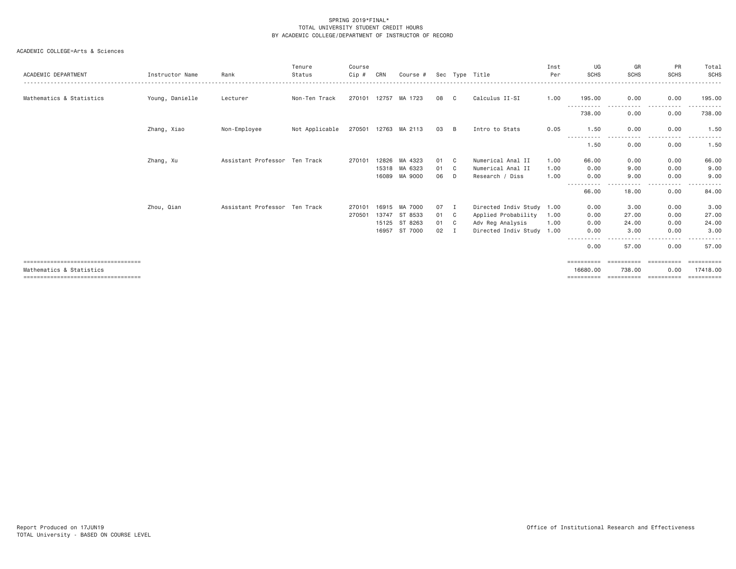SPRING 2019*FINAL*
TOTAL UNIVERSITY STUDENT CREDIT HOURS
BY ACADEMIC COLLEGE/DEPARTMENT OF INSTRUCTOR OF RECORD

ACADEMIC COLLEGE=Arts & Sciences

| ACADEMIC DEPARTMENT | Instructor Name | Rank | Tenure Status | Course Cip # | CRN | Course # | Sec | Type | Title | Inst Per | UG SCHS | GR SCHS | PR SCHS | Total SCHS |
|---|---|---|---|---|---|---|---|---|---|---|---|---|---|---|
| Mathematics & Statistics | Young, Danielle | Lecturer | Non-Ten Track | 270101 | 12757 | MA 1723 | 08 | C | Calculus II-SI | 1.00 | 195.00 | 0.00 | 0.00 | 195.00 |
| | | | | | | | | | | | 738.00 | 0.00 | 0.00 | 738.00 |
| | Zhang, Xiao | Non-Employee | Not Applicable | 270501 | 12763 | MA 2113 | 03 | B | Intro to Stats | 0.05 | 1.50 | 0.00 | 0.00 | 1.50 |
| | | | | | | | | | | | 1.50 | 0.00 | 0.00 | 1.50 |
| | Zhang, Xu | Assistant Professor | Ten Track | 270101 | 12826 | MA 4323 | 01 | C | Numerical Anal II | 1.00 | 66.00 | 0.00 | 0.00 | 66.00 |
| | | | | | 15318 | MA 6323 | 01 | C | Numerical Anal II | 1.00 | 0.00 | 9.00 | 0.00 | 9.00 |
| | | | | | 16089 | MA 9000 | 06 | D | Research / Diss | 1.00 | 0.00 | 9.00 | 0.00 | 9.00 |
| | | | | | | | | | | | 66.00 | 18.00 | 0.00 | 84.00 |
| | Zhou, Qian | Assistant Professor | Ten Track | 270101 | 16915 | MA 7000 | 07 | I | Directed Indiv Study | 1.00 | 0.00 | 3.00 | 0.00 | 3.00 |
| | | | | 270501 | 13747 | ST 8533 | 01 | C | Applied Probability | 1.00 | 0.00 | 27.00 | 0.00 | 27.00 |
| | | | | | 15125 | ST 8263 | 01 | C | Adv Reg Analysis | 1.00 | 0.00 | 24.00 | 0.00 | 24.00 |
| | | | | | 16957 | ST 7000 | 02 | I | Directed Indiv Study | 1.00 | 0.00 | 3.00 | 0.00 | 3.00 |
| | | | | | | | | | | | 0.00 | 57.00 | 0.00 | 57.00 |
| Mathematics & Statistics | | | | | | | | | | | 16680.00 | 738.00 | 0.00 | 17418.00 |

Report Produced on 17JUN19
TOTAL University - BASED ON COURSE LEVEL

Office of Institutional Research and Effectiveness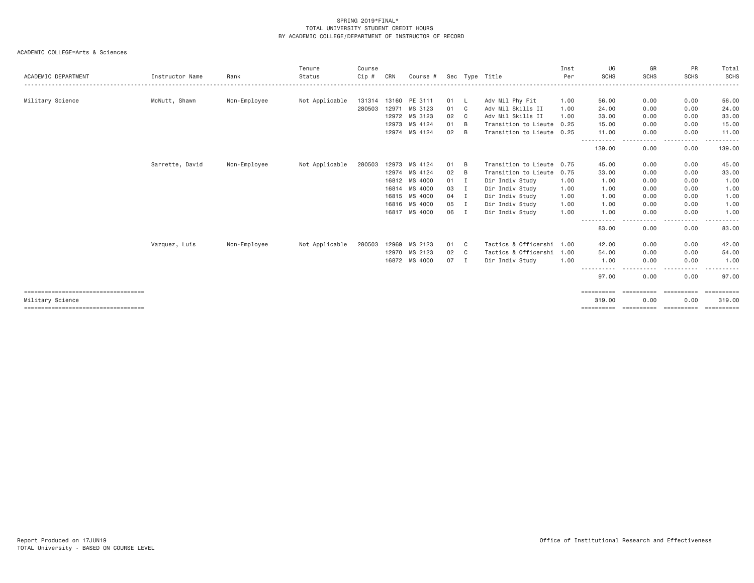SPRING 2019*FINAL*
TOTAL UNIVERSITY STUDENT CREDIT HOURS
BY ACADEMIC COLLEGE/DEPARTMENT OF INSTRUCTOR OF RECORD

ACADEMIC COLLEGE=Arts & Sciences

| ACADEMIC DEPARTMENT | Instructor Name | Rank | Tenure Status | Course Cip # | CRN | Course # | Sec | Type | Title | Inst Per | UG SCHS | GR SCHS | PR SCHS | Total SCHS |
|---|---|---|---|---|---|---|---|---|---|---|---|---|---|---|
| Military Science | McNutt, Shawn | Non-Employee | Not Applicable | 131314 | 13160 | PE 3111 | 01 | L | Adv Mil Phy Fit | 1.00 | 56.00 | 0.00 | 0.00 | 56.00 |
| | | | | 280503 | 12971 | MS 3123 | 01 | C | Adv Mil Skills II | 1.00 | 24.00 | 0.00 | 0.00 | 24.00 |
| | | | | | 12972 | MS 3123 | 02 | C | Adv Mil Skills II | 1.00 | 33.00 | 0.00 | 0.00 | 33.00 |
| | | | | | 12973 | MS 4124 | 01 | B | Transition to Lieute | 0.25 | 15.00 | 0.00 | 0.00 | 15.00 |
| | | | | | 12974 | MS 4124 | 02 | B | Transition to Lieute | 0.25 | 11.00 | 0.00 | 0.00 | 11.00 |
| | | | | | | | | | | | 139.00 | 0.00 | 0.00 | 139.00 |
| | Sarrette, David | Non-Employee | Not Applicable | 280503 | 12973 | MS 4124 | 01 | B | Transition to Lieute | 0.75 | 45.00 | 0.00 | 0.00 | 45.00 |
| | | | | | 12974 | MS 4124 | 02 | B | Transition to Lieute | 0.75 | 33.00 | 0.00 | 0.00 | 33.00 |
| | | | | | 16812 | MS 4000 | 01 | I | Dir Indiv Study | 1.00 | 1.00 | 0.00 | 0.00 | 1.00 |
| | | | | | 16814 | MS 4000 | 03 | I | Dir Indiv Study | 1.00 | 1.00 | 0.00 | 0.00 | 1.00 |
| | | | | | 16815 | MS 4000 | 04 | I | Dir Indiv Study | 1.00 | 1.00 | 0.00 | 0.00 | 1.00 |
| | | | | | 16816 | MS 4000 | 05 | I | Dir Indiv Study | 1.00 | 1.00 | 0.00 | 0.00 | 1.00 |
| | | | | | 16817 | MS 4000 | 06 | I | Dir Indiv Study | 1.00 | 1.00 | 0.00 | 0.00 | 1.00 |
| | | | | | | | | | | | 83.00 | 0.00 | 0.00 | 83.00 |
| | Vazquez, Luis | Non-Employee | Not Applicable | 280503 | 12969 | MS 2123 | 01 | C | Tactics & Officershi | 1.00 | 42.00 | 0.00 | 0.00 | 42.00 |
| | | | | | 12970 | MS 2123 | 02 | C | Tactics & Officershi | 1.00 | 54.00 | 0.00 | 0.00 | 54.00 |
| | | | | | 16872 | MS 4000 | 07 | I | Dir Indiv Study | 1.00 | 1.00 | 0.00 | 0.00 | 1.00 |
| | | | | | | | | | | | 97.00 | 0.00 | 0.00 | 97.00 |
| Military Science | | | | | | | | | | | 319.00 | 0.00 | 0.00 | 319.00 |

Report Produced on 17JUN19
TOTAL University - BASED ON COURSE LEVEL

Office of Institutional Research and Effectiveness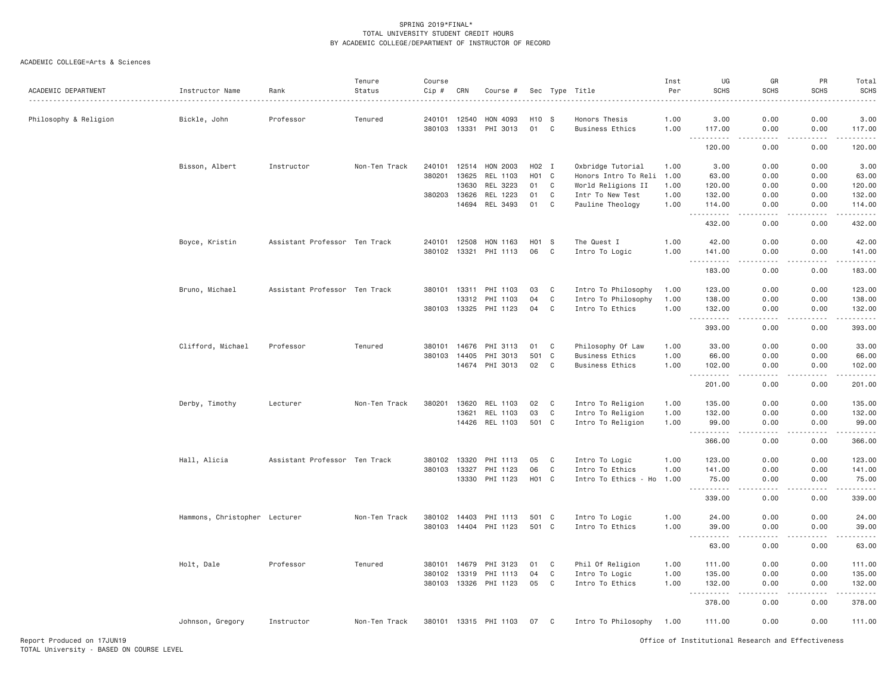SPRING 2019*FINAL*
TOTAL UNIVERSITY STUDENT CREDIT HOURS
BY ACADEMIC COLLEGE/DEPARTMENT OF INSTRUCTOR OF RECORD

ACADEMIC COLLEGE=Arts & Sciences

| ACADEMIC DEPARTMENT | Instructor Name | Rank | Tenure Status | Course Cip # | CRN | Course # | Sec | Type | Title | Inst Per | UG SCHS | GR SCHS | PR SCHS | Total SCHS |
|---|---|---|---|---|---|---|---|---|---|---|---|---|---|---|
| Philosophy & Religion | Bickle, John | Professor | Tenured | 240101 | 12540 | HON 4093 | H10 | S | Honors Thesis | 1.00 | 3.00 | 0.00 | 0.00 | 3.00 |
| | | | | 380103 | 13331 | PHI 3013 | 01 | C | Business Ethics | 1.00 | 117.00 | 0.00 | 0.00 | 117.00 |
| | | | | | | | | | | | 120.00 | 0.00 | 0.00 | 120.00 |
| | Bisson, Albert | Instructor | Non-Ten Track | 240101 | 12514 | HON 2003 | H02 | I | Oxbridge Tutorial | 1.00 | 3.00 | 0.00 | 0.00 | 3.00 |
| | | | | 380201 | 13625 | REL 1103 | H01 | C | Honors Intro To Reli | 1.00 | 63.00 | 0.00 | 0.00 | 63.00 |
| | | | | | 13630 | REL 3223 | 01 | C | World Religions II | 1.00 | 120.00 | 0.00 | 0.00 | 120.00 |
| | | | | 380203 | 13626 | REL 1223 | 01 | C | Intr To New Test | 1.00 | 132.00 | 0.00 | 0.00 | 132.00 |
| | | | | | 14694 | REL 3493 | 01 | C | Pauline Theology | 1.00 | 114.00 | 0.00 | 0.00 | 114.00 |
| | | | | | | | | | | | 432.00 | 0.00 | 0.00 | 432.00 |
| | Boyce, Kristin | Assistant Professor | Ten Track | 240101 | 12508 | HON 1163 | H01 | S | The Quest I | 1.00 | 42.00 | 0.00 | 0.00 | 42.00 |
| | | | | 380102 | 13321 | PHI 1113 | 06 | C | Intro To Logic | 1.00 | 141.00 | 0.00 | 0.00 | 141.00 |
| | | | | | | | | | | | 183.00 | 0.00 | 0.00 | 183.00 |
| | Bruno, Michael | Assistant Professor | Ten Track | 380101 | 13311 | PHI 1103 | 03 | C | Intro To Philosophy | 1.00 | 123.00 | 0.00 | 0.00 | 123.00 |
| | | | | | 13312 | PHI 1103 | 04 | C | Intro To Philosophy | 1.00 | 138.00 | 0.00 | 0.00 | 138.00 |
| | | | | 380103 | 13325 | PHI 1123 | 04 | C | Intro To Ethics | 1.00 | 132.00 | 0.00 | 0.00 | 132.00 |
| | | | | | | | | | | | 393.00 | 0.00 | 0.00 | 393.00 |
| | Clifford, Michael | Professor | Tenured | 380101 | 14676 | PHI 3113 | 01 | C | Philosophy Of Law | 1.00 | 33.00 | 0.00 | 0.00 | 33.00 |
| | | | | 380103 | 14405 | PHI 3013 | 501 | C | Business Ethics | 1.00 | 66.00 | 0.00 | 0.00 | 66.00 |
| | | | | | 14674 | PHI 3013 | 02 | C | Business Ethics | 1.00 | 102.00 | 0.00 | 0.00 | 102.00 |
| | | | | | | | | | | | 201.00 | 0.00 | 0.00 | 201.00 |
| | Derby, Timothy | Lecturer | Non-Ten Track | 380201 | 13620 | REL 1103 | 02 | C | Intro To Religion | 1.00 | 135.00 | 0.00 | 0.00 | 135.00 |
| | | | | | 13621 | REL 1103 | 03 | C | Intro To Religion | 1.00 | 132.00 | 0.00 | 0.00 | 132.00 |
| | | | | | 14426 | REL 1103 | 501 | C | Intro To Religion | 1.00 | 99.00 | 0.00 | 0.00 | 99.00 |
| | | | | | | | | | | | 366.00 | 0.00 | 0.00 | 366.00 |
| | Hall, Alicia | Assistant Professor | Ten Track | 380102 | 13320 | PHI 1113 | 05 | C | Intro To Logic | 1.00 | 123.00 | 0.00 | 0.00 | 123.00 |
| | | | | 380103 | 13327 | PHI 1123 | 06 | C | Intro To Ethics | 1.00 | 141.00 | 0.00 | 0.00 | 141.00 |
| | | | | | 13330 | PHI 1123 | H01 | C | Intro To Ethics - Ho | 1.00 | 75.00 | 0.00 | 0.00 | 75.00 |
| | | | | | | | | | | | 339.00 | 0.00 | 0.00 | 339.00 |
| | Hammons, Christopher | Lecturer | Non-Ten Track | 380102 | 14403 | PHI 1113 | 501 | C | Intro To Logic | 1.00 | 24.00 | 0.00 | 0.00 | 24.00 |
| | | | | 380103 | 14404 | PHI 1123 | 501 | C | Intro To Ethics | 1.00 | 39.00 | 0.00 | 0.00 | 39.00 |
| | | | | | | | | | | | 63.00 | 0.00 | 0.00 | 63.00 |
| | Holt, Dale | Professor | Tenured | 380101 | 14679 | PHI 3123 | 01 | C | Phil Of Religion | 1.00 | 111.00 | 0.00 | 0.00 | 111.00 |
| | | | | 380102 | 13319 | PHI 1113 | 04 | C | Intro To Logic | 1.00 | 135.00 | 0.00 | 0.00 | 135.00 |
| | | | | 380103 | 13326 | PHI 1123 | 05 | C | Intro To Ethics | 1.00 | 132.00 | 0.00 | 0.00 | 132.00 |
| | | | | | | | | | | | 378.00 | 0.00 | 0.00 | 378.00 |
| | Johnson, Gregory | Instructor | Non-Ten Track | 380101 | 13315 | PHI 1103 | 07 | C | Intro To Philosophy | 1.00 | 111.00 | 0.00 | 0.00 | 111.00 |

Report Produced on 17JUN19
TOTAL University - BASED ON COURSE LEVEL
Office of Institutional Research and Effectiveness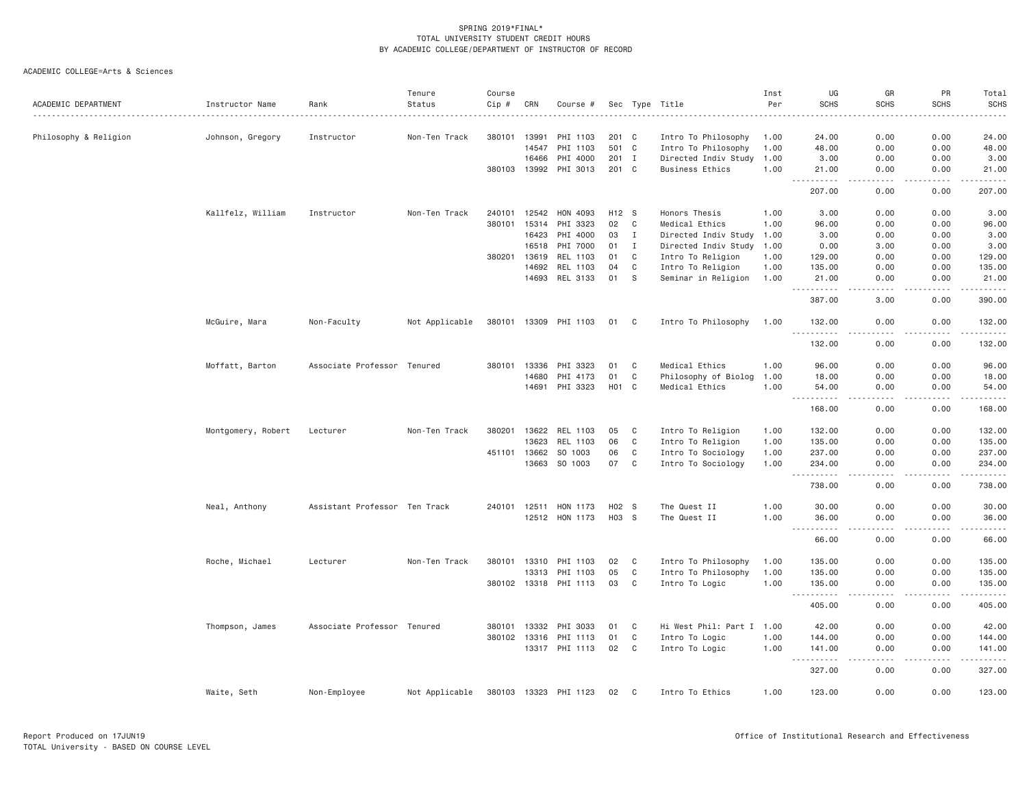SPRING 2019*FINAL*
TOTAL UNIVERSITY STUDENT CREDIT HOURS
BY ACADEMIC COLLEGE/DEPARTMENT OF INSTRUCTOR OF RECORD

ACADEMIC COLLEGE=Arts & Sciences

| ACADEMIC DEPARTMENT | Instructor Name | Rank | Tenure Status | Course Cip # | CRN | Course # | Sec | Type | Title | Inst Per | UG SCHS | GR SCHS | PR SCHS | Total SCHS |
|---|---|---|---|---|---|---|---|---|---|---|---|---|---|---|
| Philosophy & Religion | Johnson, Gregory | Instructor | Non-Ten Track | 380101 | 13991 | PHI 1103 | 201 | C | Intro To Philosophy | 1.00 | 24.00 | 0.00 | 0.00 | 24.00 |
| | | | | | 14547 | PHI 1103 | 501 | C | Intro To Philosophy | 1.00 | 48.00 | 0.00 | 0.00 | 48.00 |
| | | | | | 16466 | PHI 4000 | 201 | I | Directed Indiv Study | 1.00 | 3.00 | 0.00 | 0.00 | 3.00 |
| | | | | 380103 | 13992 | PHI 3013 | 201 | C | Business Ethics | 1.00 | 21.00 | 0.00 | 0.00 | 21.00 |
| | | | | | | | | | | | 207.00 | 0.00 | 0.00 | 207.00 |
| | Kallfelz, William | Instructor | Non-Ten Track | 240101 | 12542 | HON 4093 | H12 | S | Honors Thesis | 1.00 | 3.00 | 0.00 | 0.00 | 3.00 |
| | | | | 380101 | 15314 | PHI 3323 | 02 | C | Medical Ethics | 1.00 | 96.00 | 0.00 | 0.00 | 96.00 |
| | | | | | 16423 | PHI 4000 | 03 | I | Directed Indiv Study | 1.00 | 3.00 | 0.00 | 0.00 | 3.00 |
| | | | | | 16518 | PHI 7000 | 01 | I | Directed Indiv Study | 1.00 | 0.00 | 3.00 | 0.00 | 3.00 |
| | | | | 380201 | 13619 | REL 1103 | 01 | C | Intro To Religion | 1.00 | 129.00 | 0.00 | 0.00 | 129.00 |
| | | | | | 14692 | REL 1103 | 04 | C | Intro To Religion | 1.00 | 135.00 | 0.00 | 0.00 | 135.00 |
| | | | | | 14693 | REL 3133 | 01 | S | Seminar in Religion | 1.00 | 21.00 | 0.00 | 0.00 | 21.00 |
| | | | | | | | | | | | 387.00 | 3.00 | 0.00 | 390.00 |
| | McGuire, Mara | Non-Faculty | Not Applicable | 380101 | 13309 | PHI 1103 | 01 | C | Intro To Philosophy | 1.00 | 132.00 | 0.00 | 0.00 | 132.00 |
| | | | | | | | | | | | 132.00 | 0.00 | 0.00 | 132.00 |
| | Moffatt, Barton | Associate Professor | Tenured | 380101 | 13336 | PHI 3323 | 01 | C | Medical Ethics | 1.00 | 96.00 | 0.00 | 0.00 | 96.00 |
| | | | | | 14680 | PHI 4173 | 01 | C | Philosophy of Biolog | 1.00 | 18.00 | 0.00 | 0.00 | 18.00 |
| | | | | | 14691 | PHI 3323 | H01 | C | Medical Ethics | 1.00 | 54.00 | 0.00 | 0.00 | 54.00 |
| | | | | | | | | | | | 168.00 | 0.00 | 0.00 | 168.00 |
| | Montgomery, Robert | Lecturer | Non-Ten Track | 380201 | 13622 | REL 1103 | 05 | C | Intro To Religion | 1.00 | 132.00 | 0.00 | 0.00 | 132.00 |
| | | | | | 13623 | REL 1103 | 06 | C | Intro To Religion | 1.00 | 135.00 | 0.00 | 0.00 | 135.00 |
| | | | | 451101 | 13662 | SO 1003 | 06 | C | Intro To Sociology | 1.00 | 237.00 | 0.00 | 0.00 | 237.00 |
| | | | | | 13663 | SO 1003 | 07 | C | Intro To Sociology | 1.00 | 234.00 | 0.00 | 0.00 | 234.00 |
| | | | | | | | | | | | 738.00 | 0.00 | 0.00 | 738.00 |
| | Neal, Anthony | Assistant Professor | Ten Track | 240101 | 12511 | HON 1173 | H02 | S | The Quest II | 1.00 | 30.00 | 0.00 | 0.00 | 30.00 |
| | | | | | 12512 | HON 1173 | H03 | S | The Quest II | 1.00 | 36.00 | 0.00 | 0.00 | 36.00 |
| | | | | | | | | | | | 66.00 | 0.00 | 0.00 | 66.00 |
| | Roche, Michael | Lecturer | Non-Ten Track | 380101 | 13310 | PHI 1103 | 02 | C | Intro To Philosophy | 1.00 | 135.00 | 0.00 | 0.00 | 135.00 |
| | | | | | 13313 | PHI 1103 | 05 | C | Intro To Philosophy | 1.00 | 135.00 | 0.00 | 0.00 | 135.00 |
| | | | | 380102 | 13318 | PHI 1113 | 03 | C | Intro To Logic | 1.00 | 135.00 | 0.00 | 0.00 | 135.00 |
| | | | | | | | | | | | 405.00 | 0.00 | 0.00 | 405.00 |
| | Thompson, James | Associate Professor | Tenured | 380101 | 13332 | PHI 3033 | 01 | C | Hi West Phil: Part I | 1.00 | 42.00 | 0.00 | 0.00 | 42.00 |
| | | | | 380102 | 13316 | PHI 1113 | 01 | C | Intro To Logic | 1.00 | 144.00 | 0.00 | 0.00 | 144.00 |
| | | | | | 13317 | PHI 1113 | 02 | C | Intro To Logic | 1.00 | 141.00 | 0.00 | 0.00 | 141.00 |
| | | | | | | | | | | | 327.00 | 0.00 | 0.00 | 327.00 |
| | Waite, Seth | Non-Employee | Not Applicable | 380103 | 13323 | PHI 1123 | 02 | C | Intro To Ethics | 1.00 | 123.00 | 0.00 | 0.00 | 123.00 |

Report Produced on 17JUN19
TOTAL University - BASED ON COURSE LEVEL
Office of Institutional Research and Effectiveness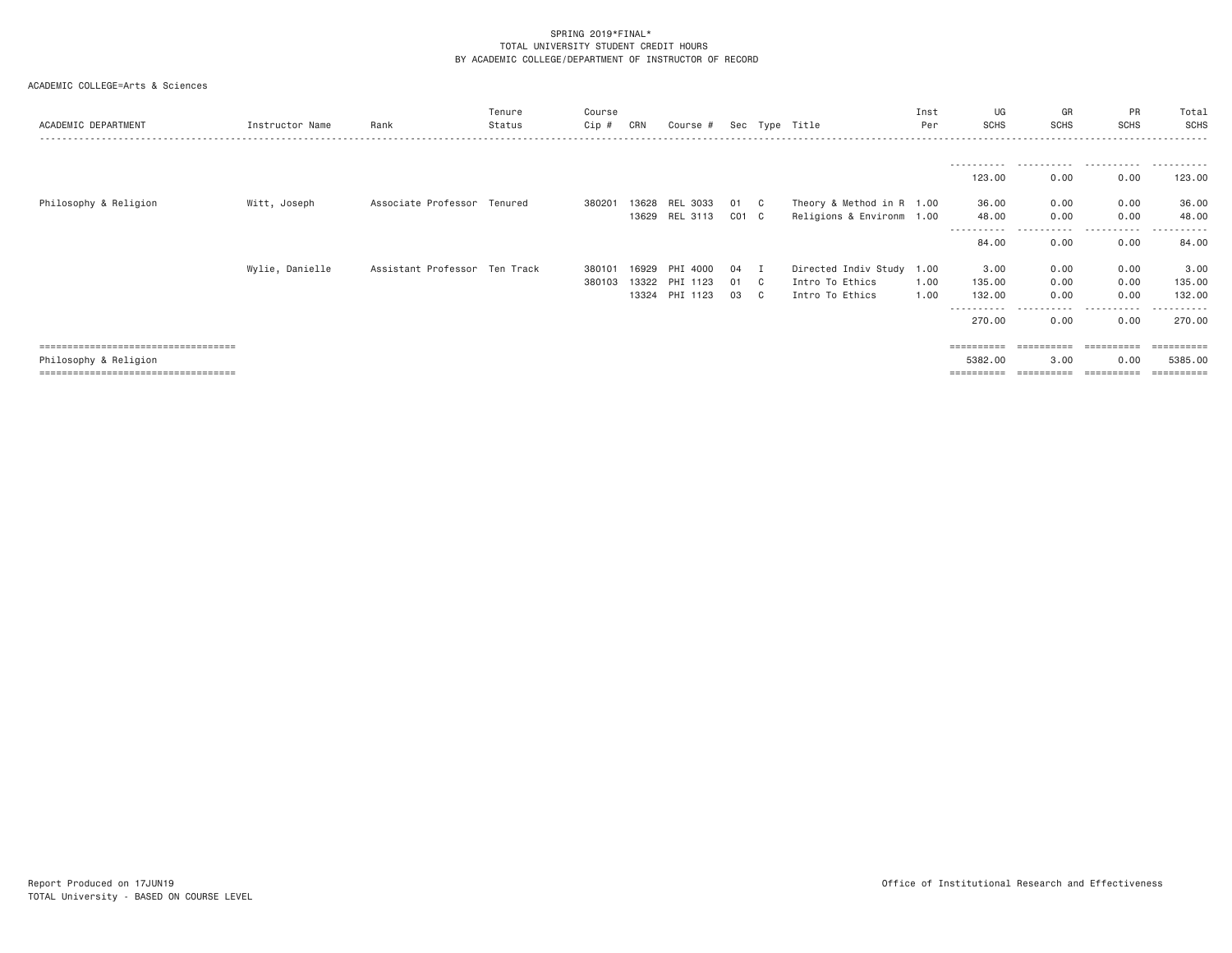SPRING 2019*FINAL*
TOTAL UNIVERSITY STUDENT CREDIT HOURS
BY ACADEMIC COLLEGE/DEPARTMENT OF INSTRUCTOR OF RECORD

ACADEMIC COLLEGE=Arts & Sciences

| ACADEMIC DEPARTMENT | Instructor Name | Rank | Tenure Status | Course Cip # | CRN | Course # | Sec | Type | Title | Inst Per | UG SCHS | GR SCHS | PR SCHS | Total SCHS |
|---|---|---|---|---|---|---|---|---|---|---|---|---|---|---|
| | | | | | | | | | | | 123.00 | 0.00 | 0.00 | 123.00 |
| Philosophy & Religion | Witt, Joseph | Associate Professor | Tenured | 380201 | 13628 | REL 3033 | 01 | C | Theory & Method in R | 1.00 | 36.00 | 0.00 | 0.00 | 36.00 |
| | | | | | 13629 | REL 3113 | C01 | C | Religions & Environm | 1.00 | 48.00 | 0.00 | 0.00 | 48.00 |
| | | | | | | | | | | | 84.00 | 0.00 | 0.00 | 84.00 |
| | Wylie, Danielle | Assistant Professor | Ten Track | 380101 | 16929 | PHI 4000 | 04 | I | Directed Indiv Study | 1.00 | 3.00 | 0.00 | 0.00 | 3.00 |
| | | | | 380103 | 13322 | PHI 1123 | 01 | C | Intro To Ethics | 1.00 | 135.00 | 0.00 | 0.00 | 135.00 |
| | | | | | 13324 | PHI 1123 | 03 | C | Intro To Ethics | 1.00 | 132.00 | 0.00 | 0.00 | 132.00 |
| | | | | | | | | | | | 270.00 | 0.00 | 0.00 | 270.00 |
| Philosophy & Religion | | | | | | | | | | | 5382.00 | 3.00 | 0.00 | 5385.00 |

Report Produced on 17JUN19
TOTAL University - BASED ON COURSE LEVEL

Office of Institutional Research and Effectiveness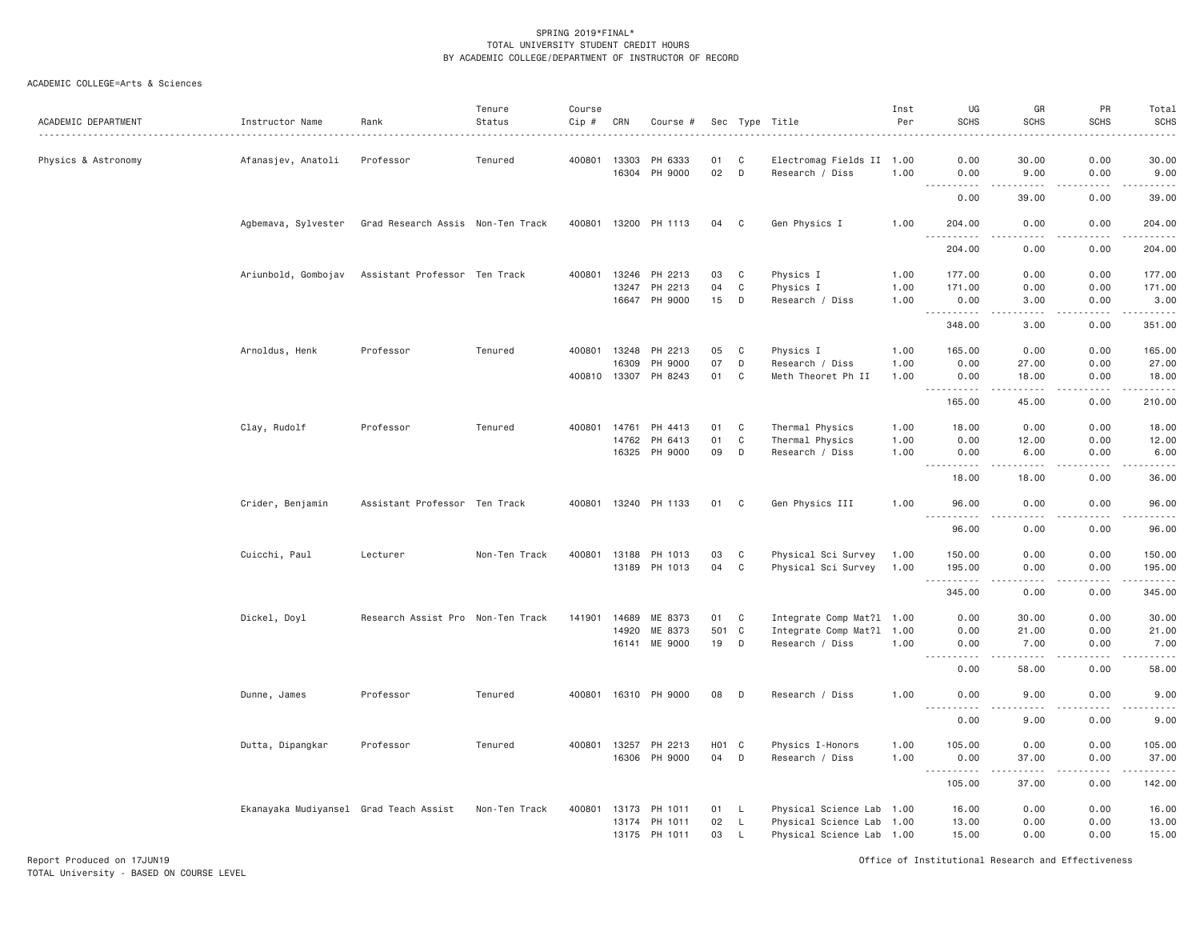SPRING 2019*FINAL*
TOTAL UNIVERSITY STUDENT CREDIT HOURS
BY ACADEMIC COLLEGE/DEPARTMENT OF INSTRUCTOR OF RECORD

ACADEMIC COLLEGE=Arts & Sciences

| ACADEMIC DEPARTMENT | Instructor Name | Rank | Tenure Status | Course Cip # | CRN | Course # | Sec | Type | Title | Inst Per | UG SCHS | GR SCHS | PR SCHS | Total SCHS |
|---|---|---|---|---|---|---|---|---|---|---|---|---|---|---|
| Physics & Astronomy | Afanasjev, Anatoli | Professor | Tenured | 400801 | 13303 | PH 6333 | 01 | C | Electromag Fields II | 1.00 | 0.00 | 30.00 | 0.00 | 30.00 |
| | | | | | 16304 | PH 9000 | 02 | D | Research / Diss | 1.00 | 0.00 | 9.00 | 0.00 | 9.00 |
| | | | | | | | | | | | 0.00 | 39.00 | 0.00 | 39.00 |
| | Agbemava, Sylvester | Grad Research Assis | Non-Ten Track | 400801 | 13200 | PH 1113 | 04 | C | Gen Physics I | 1.00 | 204.00 | 0.00 | 0.00 | 204.00 |
| | | | | | | | | | | | 204.00 | 0.00 | 0.00 | 204.00 |
| | Ariunbold, Gombojav | Assistant Professor | Ten Track | 400801 | 13246 | PH 2213 | 03 | C | Physics I | 1.00 | 177.00 | 0.00 | 0.00 | 177.00 |
| | | | | | 13247 | PH 2213 | 04 | C | Physics I | 1.00 | 171.00 | 0.00 | 0.00 | 171.00 |
| | | | | | 16647 | PH 9000 | 15 | D | Research / Diss | 1.00 | 0.00 | 3.00 | 0.00 | 3.00 |
| | | | | | | | | | | | 348.00 | 3.00 | 0.00 | 351.00 |
| | Arnoldus, Henk | Professor | Tenured | 400801 | 13248 | PH 2213 | 05 | C | Physics I | 1.00 | 165.00 | 0.00 | 0.00 | 165.00 |
| | | | | | 16309 | PH 9000 | 07 | D | Research / Diss | 1.00 | 0.00 | 27.00 | 0.00 | 27.00 |
| | | | | 400810 | 13307 | PH 8243 | 01 | C | Meth Theoret Ph II | 1.00 | 0.00 | 18.00 | 0.00 | 18.00 |
| | | | | | | | | | | | 165.00 | 45.00 | 0.00 | 210.00 |
| | Clay, Rudolf | Professor | Tenured | 400801 | 14761 | PH 4413 | 01 | C | Thermal Physics | 1.00 | 18.00 | 0.00 | 0.00 | 18.00 |
| | | | | | 14762 | PH 6413 | 01 | C | Thermal Physics | 1.00 | 0.00 | 12.00 | 0.00 | 12.00 |
| | | | | | 16325 | PH 9000 | 09 | D | Research / Diss | 1.00 | 0.00 | 6.00 | 0.00 | 6.00 |
| | | | | | | | | | | | 18.00 | 18.00 | 0.00 | 36.00 |
| | Crider, Benjamin | Assistant Professor | Ten Track | 400801 | 13240 | PH 1133 | 01 | C | Gen Physics III | 1.00 | 96.00 | 0.00 | 0.00 | 96.00 |
| | | | | | | | | | | | 96.00 | 0.00 | 0.00 | 96.00 |
| | Cuicchi, Paul | Lecturer | Non-Ten Track | 400801 | 13188 | PH 1013 | 03 | C | Physical Sci Survey | 1.00 | 150.00 | 0.00 | 0.00 | 150.00 |
| | | | | | 13189 | PH 1013 | 04 | C | Physical Sci Survey | 1.00 | 195.00 | 0.00 | 0.00 | 195.00 |
| | | | | | | | | | | | 345.00 | 0.00 | 0.00 | 345.00 |
| | Dickel, Doyl | Research Assist Pro | Non-Ten Track | 141901 | 14689 | ME 8373 | 01 | C | Integrate Comp Mat?l | 1.00 | 0.00 | 30.00 | 0.00 | 30.00 |
| | | | | | 14920 | ME 8373 | 501 | C | Integrate Comp Mat?l | 1.00 | 0.00 | 21.00 | 0.00 | 21.00 |
| | | | | | 16141 | ME 9000 | 19 | D | Research / Diss | 1.00 | 0.00 | 7.00 | 0.00 | 7.00 |
| | | | | | | | | | | | 0.00 | 58.00 | 0.00 | 58.00 |
| | Dunne, James | Professor | Tenured | 400801 | 16310 | PH 9000 | 08 | D | Research / Diss | 1.00 | 0.00 | 9.00 | 0.00 | 9.00 |
| | | | | | | | | | | | 0.00 | 9.00 | 0.00 | 9.00 |
| | Dutta, Dipangkar | Professor | Tenured | 400801 | 13257 | PH 2213 | H01 | C | Physics I-Honors | 1.00 | 105.00 | 0.00 | 0.00 | 105.00 |
| | | | | | 16306 | PH 9000 | 04 | D | Research / Diss | 1.00 | 0.00 | 37.00 | 0.00 | 37.00 |
| | | | | | | | | | | | 105.00 | 37.00 | 0.00 | 142.00 |
| | Ekanayaka Mudiyansel | Grad Teach Assist | Non-Ten Track | 400801 | 13173 | PH 1011 | 01 | L | Physical Science Lab | 1.00 | 16.00 | 0.00 | 0.00 | 16.00 |
| | | | | | 13174 | PH 1011 | 02 | L | Physical Science Lab | 1.00 | 13.00 | 0.00 | 0.00 | 13.00 |
| | | | | | 13175 | PH 1011 | 03 | L | Physical Science Lab | 1.00 | 15.00 | 0.00 | 0.00 | 15.00 |

Report Produced on 17JUN19
TOTAL University - BASED ON COURSE LEVEL

Office of Institutional Research and Effectiveness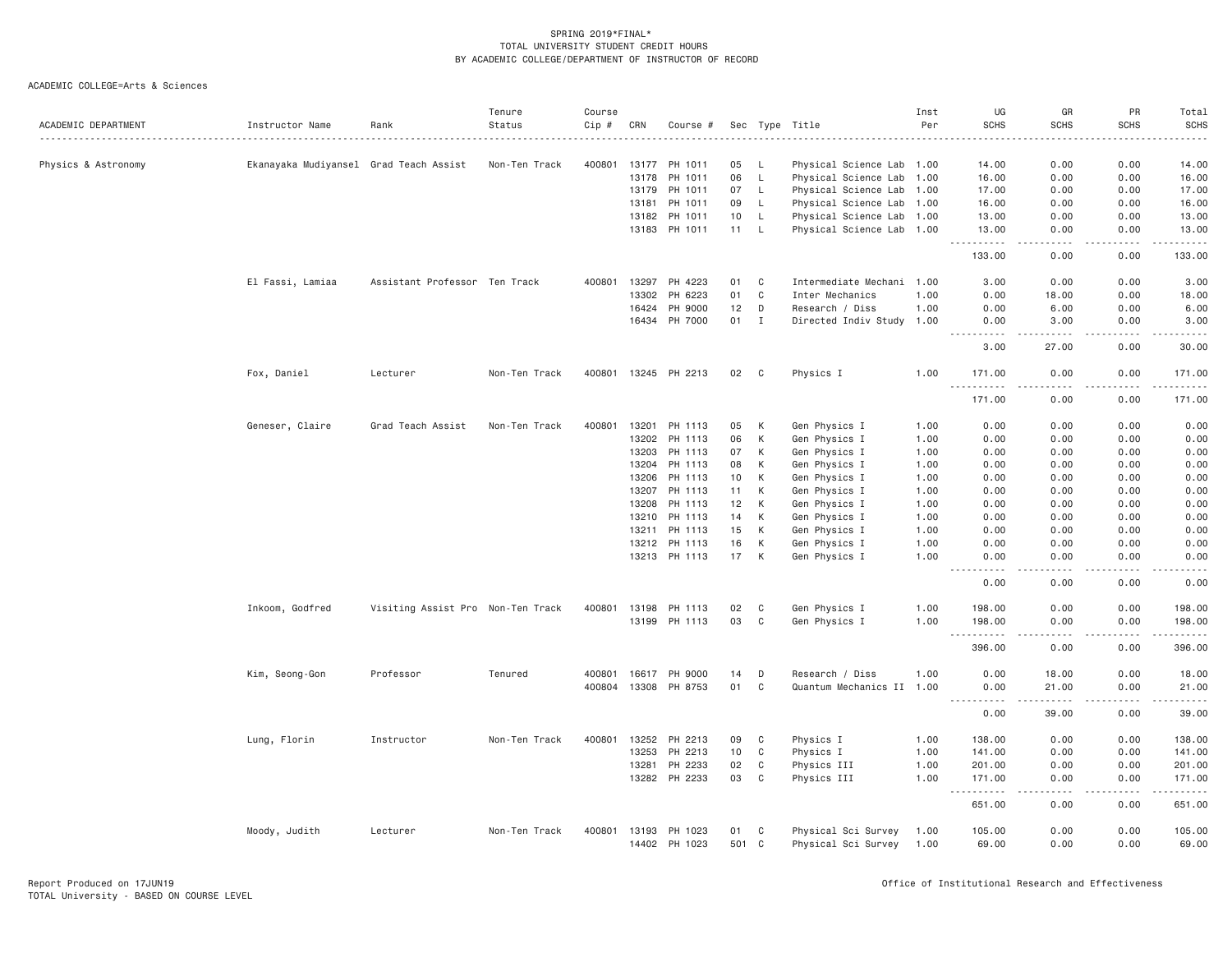SPRING 2019*FINAL*
TOTAL UNIVERSITY STUDENT CREDIT HOURS
BY ACADEMIC COLLEGE/DEPARTMENT OF INSTRUCTOR OF RECORD

ACADEMIC COLLEGE=Arts & Sciences

| ACADEMIC DEPARTMENT | Instructor Name | Rank | Tenure Status | Course Cip # | CRN | Course # | Sec | Type | Title | Inst Per | UG SCHS | GR SCHS | PR SCHS | Total SCHS |
|---|---|---|---|---|---|---|---|---|---|---|---|---|---|---|
| Physics & Astronomy | Ekanayaka Mudiyansel | Grad Teach Assist | Non-Ten Track | 400801 | 13177 | PH 1011 | 05 | L | Physical Science Lab | 1.00 | 14.00 | 0.00 | 0.00 | 14.00 |
| | | | | | 13178 | PH 1011 | 06 | L | Physical Science Lab | 1.00 | 16.00 | 0.00 | 0.00 | 16.00 |
| | | | | | 13179 | PH 1011 | 07 | L | Physical Science Lab | 1.00 | 17.00 | 0.00 | 0.00 | 17.00 |
| | | | | | 13181 | PH 1011 | 09 | L | Physical Science Lab | 1.00 | 16.00 | 0.00 | 0.00 | 16.00 |
| | | | | | 13182 | PH 1011 | 10 | L | Physical Science Lab | 1.00 | 13.00 | 0.00 | 0.00 | 13.00 |
| | | | | | 13183 | PH 1011 | 11 | L | Physical Science Lab | 1.00 | 13.00 | 0.00 | 0.00 | 13.00 |
| | | | | | | | | | | | 133.00 | 0.00 | 0.00 | 133.00 |
| | El Fassi, Lamiaa | Assistant Professor | Ten Track | 400801 | 13297 | PH 4223 | 01 | C | Intermediate Mechani | 1.00 | 3.00 | 0.00 | 0.00 | 3.00 |
| | | | | | 13302 | PH 6223 | 01 | C | Inter Mechanics | 1.00 | 0.00 | 18.00 | 0.00 | 18.00 |
| | | | | | 16424 | PH 9000 | 12 | D | Research / Diss | 1.00 | 0.00 | 6.00 | 0.00 | 6.00 |
| | | | | | 16434 | PH 7000 | 01 | I | Directed Indiv Study | 1.00 | 0.00 | 3.00 | 0.00 | 3.00 |
| | | | | | | | | | | | 3.00 | 27.00 | 0.00 | 30.00 |
| | Fox, Daniel | Lecturer | Non-Ten Track | 400801 | 13245 | PH 2213 | 02 | C | Physics I | 1.00 | 171.00 | 0.00 | 0.00 | 171.00 |
| | | | | | | | | | | | 171.00 | 0.00 | 0.00 | 171.00 |
| | Geneser, Claire | Grad Teach Assist | Non-Ten Track | 400801 | 13201 | PH 1113 | 05 | K | Gen Physics I | 1.00 | 0.00 | 0.00 | 0.00 | 0.00 |
| | | | | | 13202 | PH 1113 | 06 | K | Gen Physics I | 1.00 | 0.00 | 0.00 | 0.00 | 0.00 |
| | | | | | 13203 | PH 1113 | 07 | K | Gen Physics I | 1.00 | 0.00 | 0.00 | 0.00 | 0.00 |
| | | | | | 13204 | PH 1113 | 08 | K | Gen Physics I | 1.00 | 0.00 | 0.00 | 0.00 | 0.00 |
| | | | | | 13206 | PH 1113 | 10 | K | Gen Physics I | 1.00 | 0.00 | 0.00 | 0.00 | 0.00 |
| | | | | | 13207 | PH 1113 | 11 | K | Gen Physics I | 1.00 | 0.00 | 0.00 | 0.00 | 0.00 |
| | | | | | 13208 | PH 1113 | 12 | K | Gen Physics I | 1.00 | 0.00 | 0.00 | 0.00 | 0.00 |
| | | | | | 13210 | PH 1113 | 14 | K | Gen Physics I | 1.00 | 0.00 | 0.00 | 0.00 | 0.00 |
| | | | | | 13211 | PH 1113 | 15 | K | Gen Physics I | 1.00 | 0.00 | 0.00 | 0.00 | 0.00 |
| | | | | | 13212 | PH 1113 | 16 | K | Gen Physics I | 1.00 | 0.00 | 0.00 | 0.00 | 0.00 |
| | | | | | 13213 | PH 1113 | 17 | K | Gen Physics I | 1.00 | 0.00 | 0.00 | 0.00 | 0.00 |
| | | | | | | | | | | | 0.00 | 0.00 | 0.00 | 0.00 |
| | Inkoom, Godfred | Visiting Assist Pro | Non-Ten Track | 400801 | 13198 | PH 1113 | 02 | C | Gen Physics I | 1.00 | 198.00 | 0.00 | 0.00 | 198.00 |
| | | | | | 13199 | PH 1113 | 03 | C | Gen Physics I | 1.00 | 198.00 | 0.00 | 0.00 | 198.00 |
| | | | | | | | | | | | 396.00 | 0.00 | 0.00 | 396.00 |
| | Kim, Seong-Gon | Professor | Tenured | 400801 | 16617 | PH 9000 | 14 | D | Research / Diss | 1.00 | 0.00 | 18.00 | 0.00 | 18.00 |
| | | | | 400804 | 13308 | PH 8753 | 01 | C | Quantum Mechanics II | 1.00 | 0.00 | 21.00 | 0.00 | 21.00 |
| | | | | | | | | | | | 0.00 | 39.00 | 0.00 | 39.00 |
| | Lung, Florin | Instructor | Non-Ten Track | 400801 | 13252 | PH 2213 | 09 | C | Physics I | 1.00 | 138.00 | 0.00 | 0.00 | 138.00 |
| | | | | | 13253 | PH 2213 | 10 | C | Physics I | 1.00 | 141.00 | 0.00 | 0.00 | 141.00 |
| | | | | | 13281 | PH 2233 | 02 | C | Physics III | 1.00 | 201.00 | 0.00 | 0.00 | 201.00 |
| | | | | | 13282 | PH 2233 | 03 | C | Physics III | 1.00 | 171.00 | 0.00 | 0.00 | 171.00 |
| | | | | | | | | | | | 651.00 | 0.00 | 0.00 | 651.00 |
| | Moody, Judith | Lecturer | Non-Ten Track | 400801 | 13193 | PH 1023 | 01 | C | Physical Sci Survey | 1.00 | 105.00 | 0.00 | 0.00 | 105.00 |
| | | | | | 14402 | PH 1023 | 501 | C | Physical Sci Survey | 1.00 | 69.00 | 0.00 | 0.00 | 69.00 |

Report Produced on 17JUN19
TOTAL University - BASED ON COURSE LEVEL

Office of Institutional Research and Effectiveness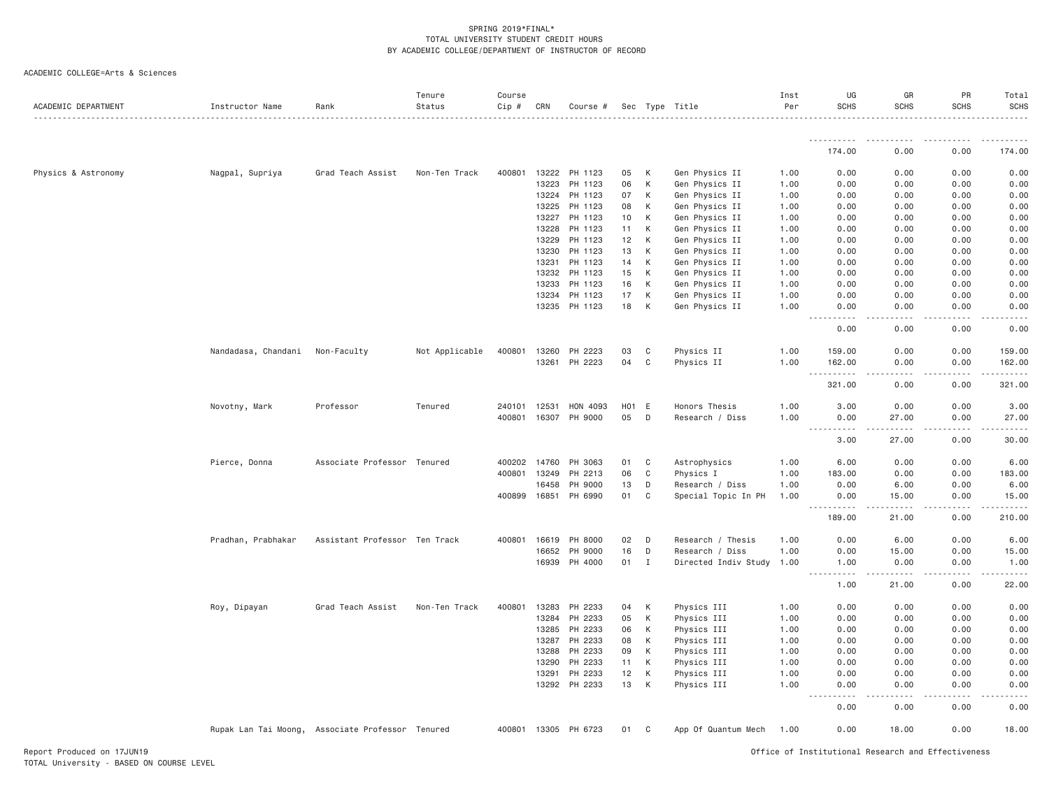SPRING 2019*FINAL*
TOTAL UNIVERSITY STUDENT CREDIT HOURS
BY ACADEMIC COLLEGE/DEPARTMENT OF INSTRUCTOR OF RECORD

ACADEMIC COLLEGE=Arts & Sciences

| ACADEMIC DEPARTMENT | Instructor Name | Rank | Tenure Status | Course Cip # | CRN | Course # | Sec | Type | Title | Inst Per | UG SCHS | GR SCHS | PR SCHS | Total SCHS |
|---|---|---|---|---|---|---|---|---|---|---|---|---|---|---|
| | | | | | | | | | | | 174.00 | 0.00 | 0.00 | 174.00 |
| Physics & Astronomy | Nagpal, Supriya | Grad Teach Assist | Non-Ten Track | 400801 | 13222 | PH 1123 | 05 | K | Gen Physics II | 1.00 | 0.00 | 0.00 | 0.00 | 0.00 |
| | | | | | 13223 | PH 1123 | 06 | K | Gen Physics II | 1.00 | 0.00 | 0.00 | 0.00 | 0.00 |
| | | | | | 13224 | PH 1123 | 07 | K | Gen Physics II | 1.00 | 0.00 | 0.00 | 0.00 | 0.00 |
| | | | | | 13225 | PH 1123 | 08 | K | Gen Physics II | 1.00 | 0.00 | 0.00 | 0.00 | 0.00 |
| | | | | | 13227 | PH 1123 | 10 | K | Gen Physics II | 1.00 | 0.00 | 0.00 | 0.00 | 0.00 |
| | | | | | 13228 | PH 1123 | 11 | K | Gen Physics II | 1.00 | 0.00 | 0.00 | 0.00 | 0.00 |
| | | | | | 13229 | PH 1123 | 12 | K | Gen Physics II | 1.00 | 0.00 | 0.00 | 0.00 | 0.00 |
| | | | | | 13230 | PH 1123 | 13 | K | Gen Physics II | 1.00 | 0.00 | 0.00 | 0.00 | 0.00 |
| | | | | | 13231 | PH 1123 | 14 | K | Gen Physics II | 1.00 | 0.00 | 0.00 | 0.00 | 0.00 |
| | | | | | 13232 | PH 1123 | 15 | K | Gen Physics II | 1.00 | 0.00 | 0.00 | 0.00 | 0.00 |
| | | | | | 13233 | PH 1123 | 16 | K | Gen Physics II | 1.00 | 0.00 | 0.00 | 0.00 | 0.00 |
| | | | | | 13234 | PH 1123 | 17 | K | Gen Physics II | 1.00 | 0.00 | 0.00 | 0.00 | 0.00 |
| | | | | | 13235 | PH 1123 | 18 | K | Gen Physics II | 1.00 | 0.00 | 0.00 | 0.00 | 0.00 |
| | | | | | | | | | | | 0.00 | 0.00 | 0.00 | 0.00 |
| | Nandadasa, Chandani | Non-Faculty | Not Applicable | 400801 | 13260 | PH 2223 | 03 | C | Physics II | 1.00 | 159.00 | 0.00 | 0.00 | 159.00 |
| | | | | | 13261 | PH 2223 | 04 | C | Physics II | 1.00 | 162.00 | 0.00 | 0.00 | 162.00 |
| | | | | | | | | | | | 321.00 | 0.00 | 0.00 | 321.00 |
| | Novotny, Mark | Professor | Tenured | 240101 | 12531 | HON 4093 | H01 | E | Honors Thesis | 1.00 | 3.00 | 0.00 | 0.00 | 3.00 |
| | | | | 400801 | 16307 | PH 9000 | 05 | D | Research / Diss | 1.00 | 0.00 | 27.00 | 0.00 | 27.00 |
| | | | | | | | | | | | 3.00 | 27.00 | 0.00 | 30.00 |
| | Pierce, Donna | Associate Professor | Tenured | 400202 | 14760 | PH 3063 | 01 | C | Astrophysics | 1.00 | 6.00 | 0.00 | 0.00 | 6.00 |
| | | | | 400801 | 13249 | PH 2213 | 06 | C | Physics I | 1.00 | 183.00 | 0.00 | 0.00 | 183.00 |
| | | | | | 16458 | PH 9000 | 13 | D | Research / Diss | 1.00 | 0.00 | 6.00 | 0.00 | 6.00 |
| | | | | 400899 | 16851 | PH 6990 | 01 | C | Special Topic In PH | 1.00 | 0.00 | 15.00 | 0.00 | 15.00 |
| | | | | | | | | | | | 189.00 | 21.00 | 0.00 | 210.00 |
| | Pradhan, Prabhakar | Assistant Professor | Ten Track | 400801 | 16619 | PH 8000 | 02 | D | Research / Thesis | 1.00 | 0.00 | 6.00 | 0.00 | 6.00 |
| | | | | | 16652 | PH 9000 | 16 | D | Research / Diss | 1.00 | 0.00 | 15.00 | 0.00 | 15.00 |
| | | | | | 16939 | PH 4000 | 01 | I | Directed Indiv Study | 1.00 | 1.00 | 0.00 | 0.00 | 1.00 |
| | | | | | | | | | | | 1.00 | 21.00 | 0.00 | 22.00 |
| | Roy, Dipayan | Grad Teach Assist | Non-Ten Track | 400801 | 13283 | PH 2233 | 04 | K | Physics III | 1.00 | 0.00 | 0.00 | 0.00 | 0.00 |
| | | | | | 13284 | PH 2233 | 05 | K | Physics III | 1.00 | 0.00 | 0.00 | 0.00 | 0.00 |
| | | | | | 13285 | PH 2233 | 06 | K | Physics III | 1.00 | 0.00 | 0.00 | 0.00 | 0.00 |
| | | | | | 13287 | PH 2233 | 08 | K | Physics III | 1.00 | 0.00 | 0.00 | 0.00 | 0.00 |
| | | | | | 13288 | PH 2233 | 09 | K | Physics III | 1.00 | 0.00 | 0.00 | 0.00 | 0.00 |
| | | | | | 13290 | PH 2233 | 11 | K | Physics III | 1.00 | 0.00 | 0.00 | 0.00 | 0.00 |
| | | | | | 13291 | PH 2233 | 12 | K | Physics III | 1.00 | 0.00 | 0.00 | 0.00 | 0.00 |
| | | | | | 13292 | PH 2233 | 13 | K | Physics III | 1.00 | 0.00 | 0.00 | 0.00 | 0.00 |
| | | | | | | | | | | | 0.00 | 0.00 | 0.00 | 0.00 |
| | Rupak Lan Tai Moong, | Associate Professor | Tenured | 400801 | 13305 | PH 6723 | 01 | C | App Of Quantum Mech | 1.00 | 0.00 | 18.00 | 0.00 | 18.00 |

Report Produced on 17JUN19
TOTAL University - BASED ON COURSE LEVEL

Office of Institutional Research and Effectiveness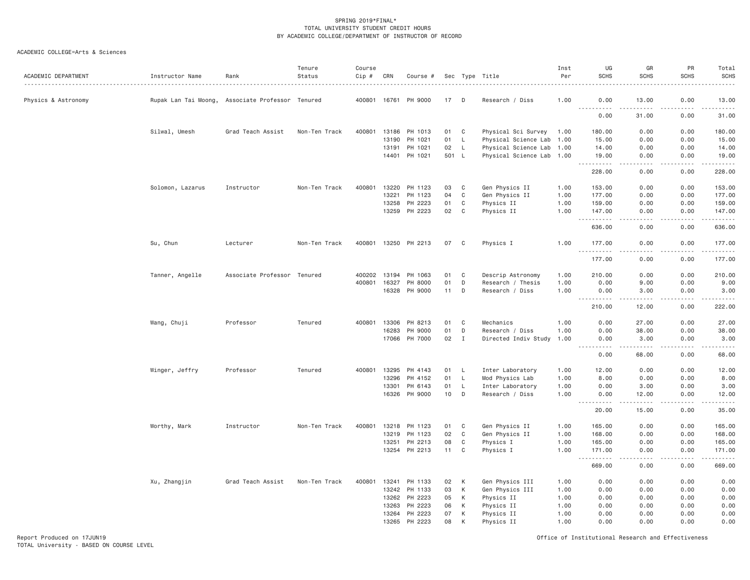SPRING 2019*FINAL*
TOTAL UNIVERSITY STUDENT CREDIT HOURS
BY ACADEMIC COLLEGE/DEPARTMENT OF INSTRUCTOR OF RECORD

ACADEMIC COLLEGE=Arts & Sciences

| ACADEMIC DEPARTMENT | Instructor Name | Rank | Tenure Status | Course Cip # | CRN | Course # | Sec | Type | Title | Inst Per | UG SCHS | GR SCHS | PR SCHS | Total SCHS |
|---|---|---|---|---|---|---|---|---|---|---|---|---|---|---|
| Physics & Astronomy | Rupak Lan Tai Moong, | Associate Professor | Tenured | 400801 | 16761 | PH 9000 | 17 | D | Research / Diss | 1.00 | 0.00 | 13.00 | 0.00 | 13.00 |
| | | | | | | | | | | | 0.00 | 31.00 | 0.00 | 31.00 |
| | Silwal, Umesh | Grad Teach Assist | Non-Ten Track | 400801 | 13186 | PH 1013 | 01 | C | Physical Sci Survey | 1.00 | 180.00 | 0.00 | 0.00 | 180.00 |
| | | | | | 13190 | PH 1021 | 01 | L | Physical Science Lab | 1.00 | 15.00 | 0.00 | 0.00 | 15.00 |
| | | | | | 13191 | PH 1021 | 02 | L | Physical Science Lab | 1.00 | 14.00 | 0.00 | 0.00 | 14.00 |
| | | | | | 14401 | PH 1021 | 501 | L | Physical Science Lab | 1.00 | 19.00 | 0.00 | 0.00 | 19.00 |
| | | | | | | | | | | | 228.00 | 0.00 | 0.00 | 228.00 |
| | Solomon, Lazarus | Instructor | Non-Ten Track | 400801 | 13220 | PH 1123 | 03 | C | Gen Physics II | 1.00 | 153.00 | 0.00 | 0.00 | 153.00 |
| | | | | | 13221 | PH 1123 | 04 | C | Gen Physics II | 1.00 | 177.00 | 0.00 | 0.00 | 177.00 |
| | | | | | 13258 | PH 2223 | 01 | C | Physics II | 1.00 | 159.00 | 0.00 | 0.00 | 159.00 |
| | | | | | 13259 | PH 2223 | 02 | C | Physics II | 1.00 | 147.00 | 0.00 | 0.00 | 147.00 |
| | | | | | | | | | | | 636.00 | 0.00 | 0.00 | 636.00 |
| | Su, Chun | Lecturer | Non-Ten Track | 400801 | 13250 | PH 2213 | 07 | C | Physics I | 1.00 | 177.00 | 0.00 | 0.00 | 177.00 |
| | | | | | | | | | | | 177.00 | 0.00 | 0.00 | 177.00 |
| | Tanner, Angelle | Associate Professor | Tenured | 400202 | 13194 | PH 1063 | 01 | C | Descrip Astronomy | 1.00 | 210.00 | 0.00 | 0.00 | 210.00 |
| | | | | 400801 | 16327 | PH 8000 | 01 | D | Research / Thesis | 1.00 | 0.00 | 9.00 | 0.00 | 9.00 |
| | | | | | 16328 | PH 9000 | 11 | D | Research / Diss | 1.00 | 0.00 | 3.00 | 0.00 | 3.00 |
| | | | | | | | | | | | 210.00 | 12.00 | 0.00 | 222.00 |
| | Wang, Chuji | Professor | Tenured | 400801 | 13306 | PH 8213 | 01 | C | Mechanics | 1.00 | 0.00 | 27.00 | 0.00 | 27.00 |
| | | | | | 16283 | PH 9000 | 01 | D | Research / Diss | 1.00 | 0.00 | 38.00 | 0.00 | 38.00 |
| | | | | | 17066 | PH 7000 | 02 | I | Directed Indiv Study | 1.00 | 0.00 | 3.00 | 0.00 | 3.00 |
| | | | | | | | | | | | 0.00 | 68.00 | 0.00 | 68.00 |
| | Winger, Jeffry | Professor | Tenured | 400801 | 13295 | PH 4143 | 01 | L | Inter Laboratory | 1.00 | 12.00 | 0.00 | 0.00 | 12.00 |
| | | | | | 13296 | PH 4152 | 01 | L | Mod Physics Lab | 1.00 | 8.00 | 0.00 | 0.00 | 8.00 |
| | | | | | 13301 | PH 6143 | 01 | L | Inter Laboratory | 1.00 | 0.00 | 3.00 | 0.00 | 3.00 |
| | | | | | 16326 | PH 9000 | 10 | D | Research / Diss | 1.00 | 0.00 | 12.00 | 0.00 | 12.00 |
| | | | | | | | | | | | 20.00 | 15.00 | 0.00 | 35.00 |
| | Worthy, Mark | Instructor | Non-Ten Track | 400801 | 13218 | PH 1123 | 01 | C | Gen Physics II | 1.00 | 165.00 | 0.00 | 0.00 | 165.00 |
| | | | | | 13219 | PH 1123 | 02 | C | Gen Physics II | 1.00 | 168.00 | 0.00 | 0.00 | 168.00 |
| | | | | | 13251 | PH 2213 | 08 | C | Physics I | 1.00 | 165.00 | 0.00 | 0.00 | 165.00 |
| | | | | | 13254 | PH 2213 | 11 | C | Physics I | 1.00 | 171.00 | 0.00 | 0.00 | 171.00 |
| | | | | | | | | | | | 669.00 | 0.00 | 0.00 | 669.00 |
| | Xu, Zhangjin | Grad Teach Assist | Non-Ten Track | 400801 | 13241 | PH 1133 | 02 | K | Gen Physics III | 1.00 | 0.00 | 0.00 | 0.00 | 0.00 |
| | | | | | 13242 | PH 1133 | 03 | K | Gen Physics III | 1.00 | 0.00 | 0.00 | 0.00 | 0.00 |
| | | | | | 13262 | PH 2223 | 05 | K | Physics II | 1.00 | 0.00 | 0.00 | 0.00 | 0.00 |
| | | | | | 13263 | PH 2223 | 06 | K | Physics II | 1.00 | 0.00 | 0.00 | 0.00 | 0.00 |
| | | | | | 13264 | PH 2223 | 07 | K | Physics II | 1.00 | 0.00 | 0.00 | 0.00 | 0.00 |
| | | | | | 13265 | PH 2223 | 08 | K | Physics II | 1.00 | 0.00 | 0.00 | 0.00 | 0.00 |

Report Produced on 17JUN19
TOTAL University - BASED ON COURSE LEVEL

Office of Institutional Research and Effectiveness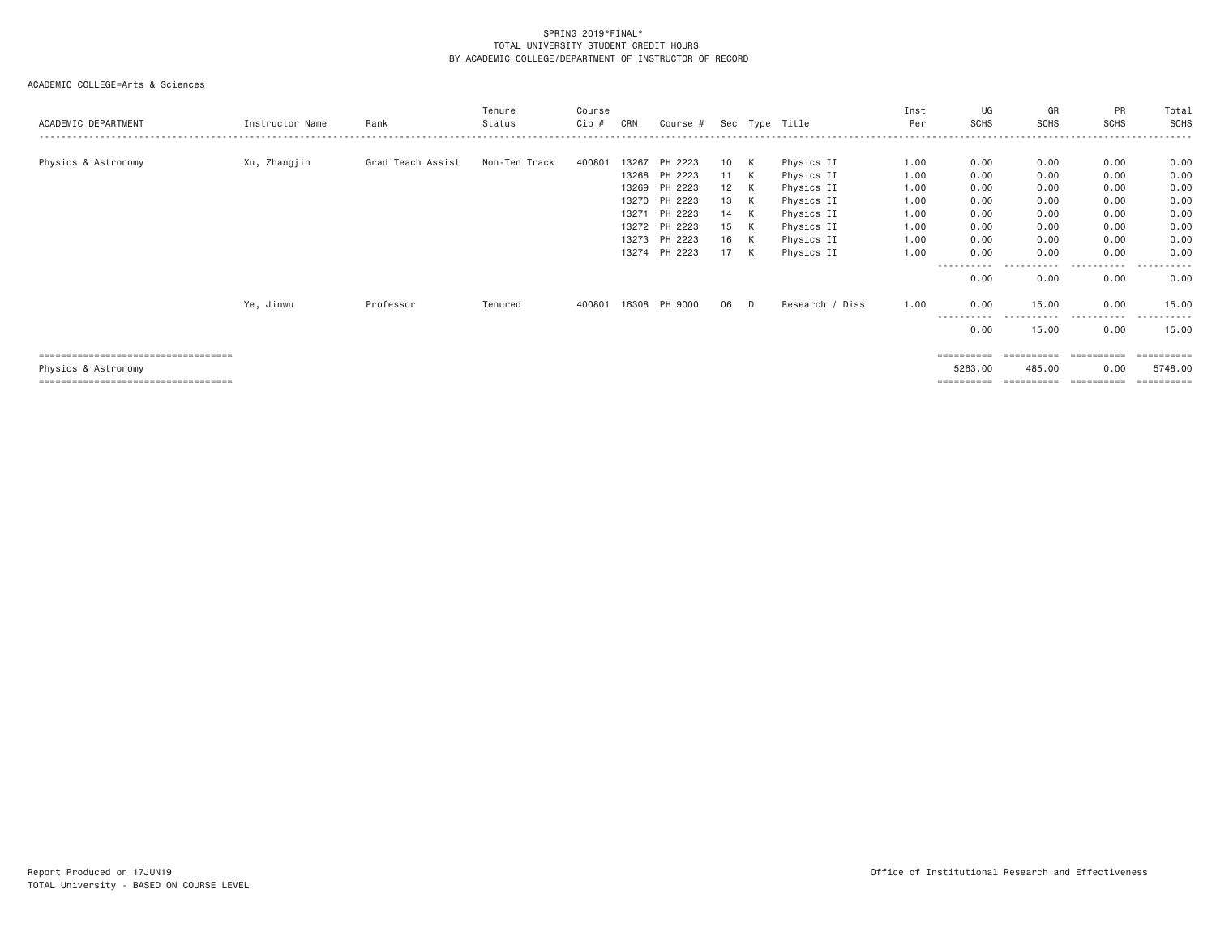SPRING 2019*FINAL*
TOTAL UNIVERSITY STUDENT CREDIT HOURS
BY ACADEMIC COLLEGE/DEPARTMENT OF INSTRUCTOR OF RECORD

ACADEMIC COLLEGE=Arts & Sciences

| ACADEMIC DEPARTMENT | Instructor Name | Rank | Tenure Status | Course Cip # | CRN | Course # | Sec | Type | Title | Inst Per | UG SCHS | GR SCHS | PR SCHS | Total SCHS |
|---|---|---|---|---|---|---|---|---|---|---|---|---|---|---|
| Physics & Astronomy | Xu, Zhangjin | Grad Teach Assist | Non-Ten Track | 400801 | 13267 | PH 2223 | 10 | K | Physics II | 1.00 | 0.00 | 0.00 | 0.00 | 0.00 |
| | | | | | 13268 | PH 2223 | 11 | K | Physics II | 1.00 | 0.00 | 0.00 | 0.00 | 0.00 |
| | | | | | 13269 | PH 2223 | 12 | K | Physics II | 1.00 | 0.00 | 0.00 | 0.00 | 0.00 |
| | | | | | 13270 | PH 2223 | 13 | K | Physics II | 1.00 | 0.00 | 0.00 | 0.00 | 0.00 |
| | | | | | 13271 | PH 2223 | 14 | K | Physics II | 1.00 | 0.00 | 0.00 | 0.00 | 0.00 |
| | | | | | 13272 | PH 2223 | 15 | K | Physics II | 1.00 | 0.00 | 0.00 | 0.00 | 0.00 |
| | | | | | 13273 | PH 2223 | 16 | K | Physics II | 1.00 | 0.00 | 0.00 | 0.00 | 0.00 |
| | | | | | 13274 | PH 2223 | 17 | K | Physics II | 1.00 | 0.00 | 0.00 | 0.00 | 0.00 |
| | | | | | | | | | | | 0.00 | 0.00 | 0.00 | 0.00 |
| | Ye, Jinwu | Professor | Tenured | 400801 | 16308 | PH 9000 | 06 | D | Research / Diss | 1.00 | 0.00 | 15.00 | 0.00 | 15.00 |
| | | | | | | | | | | | 0.00 | 15.00 | 0.00 | 15.00 |
| Physics & Astronomy | | | | | | | | | | | 5263.00 | 485.00 | 0.00 | 5748.00 |

Report Produced on 17JUN19 | Office of Institutional Research and Effectiveness
TOTAL University - BASED ON COURSE LEVEL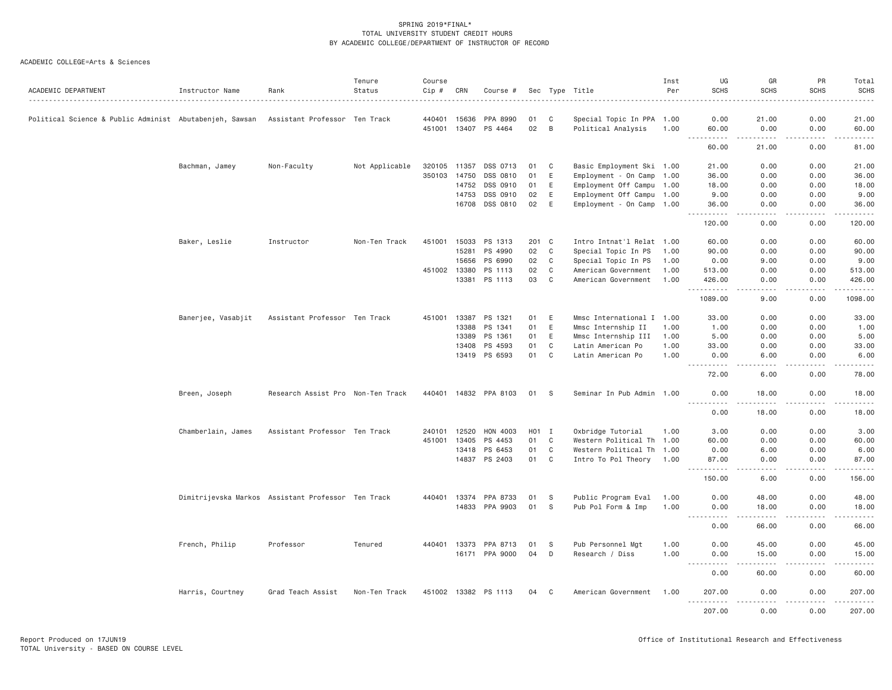SPRING 2019*FINAL*
TOTAL UNIVERSITY STUDENT CREDIT HOURS
BY ACADEMIC COLLEGE/DEPARTMENT OF INSTRUCTOR OF RECORD

ACADEMIC COLLEGE=Arts & Sciences

| ACADEMIC DEPARTMENT | Instructor Name | Rank | Tenure Status | Course Cip # | CRN | Course # | Sec | Type | Title | Inst Per | UG SCHS | GR SCHS | PR SCHS | Total SCHS |
|---|---|---|---|---|---|---|---|---|---|---|---|---|---|---|
| Political Science & Public Administ | Abutabenjeh, Sawsan | Assistant Professor | Ten Track | 440401 | 15636 | PPA 8990 | 01 | C | Special Topic In PPA | 1.00 | 0.00 | 21.00 | 0.00 | 21.00 |
| | | | | 451001 | 13407 | PS 4464 | 02 | B | Political Analysis | 1.00 | 60.00 | 0.00 | 0.00 | 60.00 |
| | | | | | | | | | | | 60.00 | 21.00 | 0.00 | 81.00 |
| | Bachman, Jamey | Non-Faculty | Not Applicable | 320105 | 11357 | DSS 0713 | 01 | C | Basic Employment Ski | 1.00 | 21.00 | 0.00 | 0.00 | 21.00 |
| | | | | 350103 | 14750 | DSS 0810 | 01 | E | Employment - On Camp | 1.00 | 36.00 | 0.00 | 0.00 | 36.00 |
| | | | | | 14752 | DSS 0910 | 01 | E | Employment Off Campu | 1.00 | 18.00 | 0.00 | 0.00 | 18.00 |
| | | | | | 14753 | DSS 0910 | 02 | E | Employment Off Campu | 1.00 | 9.00 | 0.00 | 0.00 | 9.00 |
| | | | | | 16708 | DSS 0810 | 02 | E | Employment - On Camp | 1.00 | 36.00 | 0.00 | 0.00 | 36.00 |
| | | | | | | | | | | | 120.00 | 0.00 | 0.00 | 120.00 |
| | Baker, Leslie | Instructor | Non-Ten Track | 451001 | 15033 | PS 1313 | 201 | C | Intro Intnat'l Relat | 1.00 | 60.00 | 0.00 | 0.00 | 60.00 |
| | | | | | 15281 | PS 4990 | 02 | C | Special Topic In PS | 1.00 | 90.00 | 0.00 | 0.00 | 90.00 |
| | | | | | 15656 | PS 6990 | 02 | C | Special Topic In PS | 1.00 | 0.00 | 9.00 | 0.00 | 9.00 |
| | | | | 451002 | 13380 | PS 1113 | 02 | C | American Government | 1.00 | 513.00 | 0.00 | 0.00 | 513.00 |
| | | | | | 13381 | PS 1113 | 03 | C | American Government | 1.00 | 426.00 | 0.00 | 0.00 | 426.00 |
| | | | | | | | | | | | 1089.00 | 9.00 | 0.00 | 1098.00 |
| | Banerjee, Vasabjit | Assistant Professor | Ten Track | 451001 | 13387 | PS 1321 | 01 | E | Mmsc International I | 1.00 | 33.00 | 0.00 | 0.00 | 33.00 |
| | | | | | 13388 | PS 1341 | 01 | E | Mmsc Internship II | 1.00 | 1.00 | 0.00 | 0.00 | 1.00 |
| | | | | | 13389 | PS 1361 | 01 | E | Mmsc Internship III | 1.00 | 5.00 | 0.00 | 0.00 | 5.00 |
| | | | | | 13408 | PS 4593 | 01 | C | Latin American Po | 1.00 | 33.00 | 0.00 | 0.00 | 33.00 |
| | | | | | 13419 | PS 6593 | 01 | C | Latin American Po | 1.00 | 0.00 | 6.00 | 0.00 | 6.00 |
| | | | | | | | | | | | 72.00 | 6.00 | 0.00 | 78.00 |
| | Breen, Joseph | Research Assist Pro | Non-Ten Track | 440401 | 14832 | PPA 8103 | 01 | S | Seminar In Pub Admin | 1.00 | 0.00 | 18.00 | 0.00 | 18.00 |
| | | | | | | | | | | | 0.00 | 18.00 | 0.00 | 18.00 |
| | Chamberlain, James | Assistant Professor | Ten Track | 240101 | 12520 | HON 4003 | H01 | I | Oxbridge Tutorial | 1.00 | 3.00 | 0.00 | 0.00 | 3.00 |
| | | | | 451001 | 13405 | PS 4453 | 01 | C | Western Political Th | 1.00 | 60.00 | 0.00 | 0.00 | 60.00 |
| | | | | | 13418 | PS 6453 | 01 | C | Western Political Th | 1.00 | 0.00 | 6.00 | 0.00 | 6.00 |
| | | | | | 14837 | PS 2403 | 01 | C | Intro To Pol Theory | 1.00 | 87.00 | 0.00 | 0.00 | 87.00 |
| | | | | | | | | | | | 150.00 | 6.00 | 0.00 | 156.00 |
| | Dimitrijevska Markos | Assistant Professor | Ten Track | 440401 | 13374 | PPA 8733 | 01 | S | Public Program Eval | 1.00 | 0.00 | 48.00 | 0.00 | 48.00 |
| | | | | | 14833 | PPA 9903 | 01 | S | Pub Pol Form & Imp | 1.00 | 0.00 | 18.00 | 0.00 | 18.00 |
| | | | | | | | | | | | 0.00 | 66.00 | 0.00 | 66.00 |
| | French, Philip | Professor | Tenured | 440401 | 13373 | PPA 8713 | 01 | S | Pub Personnel Mgt | 1.00 | 0.00 | 45.00 | 0.00 | 45.00 |
| | | | | | 16171 | PPA 9000 | 04 | D | Research / Diss | 1.00 | 0.00 | 15.00 | 0.00 | 15.00 |
| | | | | | | | | | | | 0.00 | 60.00 | 0.00 | 60.00 |
| | Harris, Courtney | Grad Teach Assist | Non-Ten Track | 451002 | 13382 | PS 1113 | 04 | C | American Government | 1.00 | 207.00 | 0.00 | 0.00 | 207.00 |
| | | | | | | | | | | | 207.00 | 0.00 | 0.00 | 207.00 |

Report Produced on 17JUN19
TOTAL University - BASED ON COURSE LEVEL

Office of Institutional Research and Effectiveness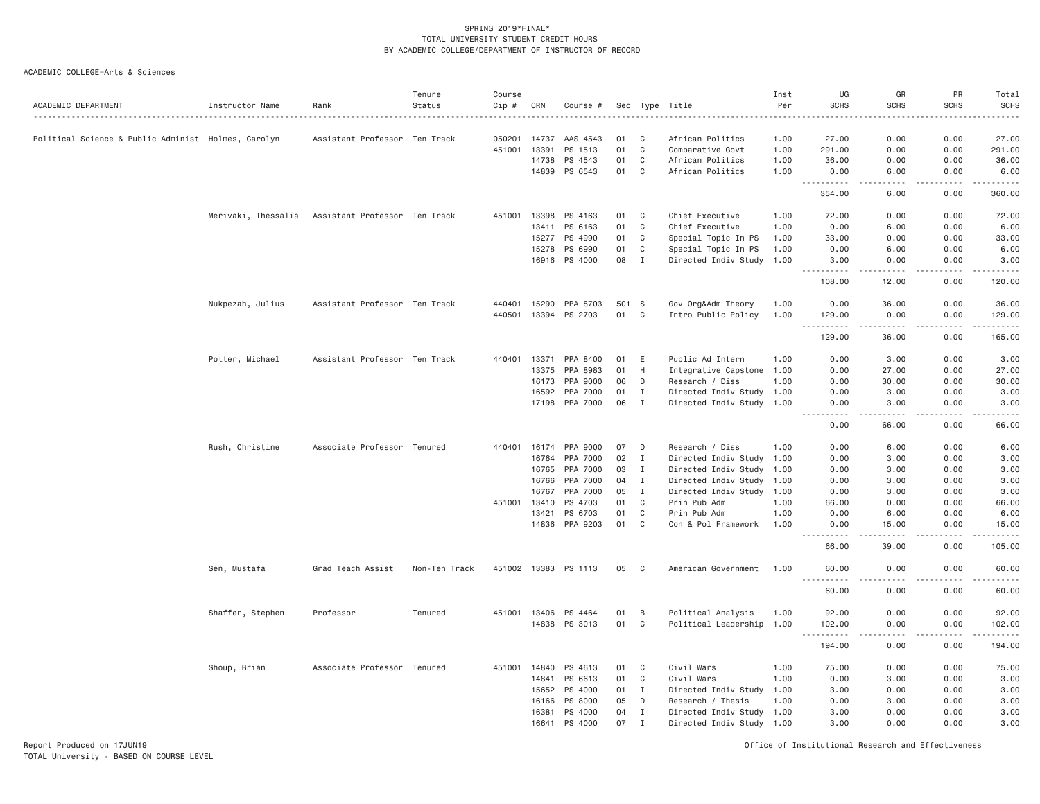SPRING 2019*FINAL*
TOTAL UNIVERSITY STUDENT CREDIT HOURS
BY ACADEMIC COLLEGE/DEPARTMENT OF INSTRUCTOR OF RECORD

ACADEMIC COLLEGE=Arts & Sciences

| ACADEMIC DEPARTMENT | Instructor Name | Rank | Tenure Status | Course Cip # | CRN | Course # | Sec | Type | Title | Inst Per | UG SCHS | GR SCHS | PR SCHS | Total SCHS |
|---|---|---|---|---|---|---|---|---|---|---|---|---|---|---|
| Political Science & Public Administ | Holmes, Carolyn | Assistant Professor | Ten Track | 050201 | 14737 | AAS 4543 | 01 | C | African Politics | 1.00 | 27.00 | 0.00 | 0.00 | 27.00 |
| | | | | 451001 | 13391 | PS 1513 | 01 | C | Comparative Govt | 1.00 | 291.00 | 0.00 | 0.00 | 291.00 |
| | | | | | 14738 | PS 4543 | 01 | C | African Politics | 1.00 | 36.00 | 0.00 | 0.00 | 36.00 |
| | | | | | 14839 | PS 6543 | 01 | C | African Politics | 1.00 | 0.00 | 6.00 | 0.00 | 6.00 |
| | | | | | | | | | | | 354.00 | 6.00 | 0.00 | 360.00 |
| | Merivaki, Thessalia | Assistant Professor | Ten Track | 451001 | 13398 | PS 4163 | 01 | C | Chief Executive | 1.00 | 72.00 | 0.00 | 0.00 | 72.00 |
| | | | | | 13411 | PS 6163 | 01 | C | Chief Executive | 1.00 | 0.00 | 6.00 | 0.00 | 6.00 |
| | | | | | 15277 | PS 4990 | 01 | C | Special Topic In PS | 1.00 | 33.00 | 0.00 | 0.00 | 33.00 |
| | | | | | 15278 | PS 6990 | 01 | C | Special Topic In PS | 1.00 | 0.00 | 6.00 | 0.00 | 6.00 |
| | | | | | 16916 | PS 4000 | 08 | I | Directed Indiv Study | 1.00 | 3.00 | 0.00 | 0.00 | 3.00 |
| | | | | | | | | | | | 108.00 | 12.00 | 0.00 | 120.00 |
| | Nukpezah, Julius | Assistant Professor | Ten Track | 440401 | 15290 | PPA 8703 | 501 | S | Gov Org&Adm Theory | 1.00 | 0.00 | 36.00 | 0.00 | 36.00 |
| | | | | 440501 | 13394 | PS 2703 | 01 | C | Intro Public Policy | 1.00 | 129.00 | 0.00 | 0.00 | 129.00 |
| | | | | | | | | | | | 129.00 | 36.00 | 0.00 | 165.00 |
| | Potter, Michael | Assistant Professor | Ten Track | 440401 | 13371 | PPA 8400 | 01 | E | Public Ad Intern | 1.00 | 0.00 | 3.00 | 0.00 | 3.00 |
| | | | | | 13375 | PPA 8983 | 01 | H | Integrative Capstone | 1.00 | 0.00 | 27.00 | 0.00 | 27.00 |
| | | | | | 16173 | PPA 9000 | 06 | D | Research / Diss | 1.00 | 0.00 | 30.00 | 0.00 | 30.00 |
| | | | | | 16592 | PPA 7000 | 01 | I | Directed Indiv Study | 1.00 | 0.00 | 3.00 | 0.00 | 3.00 |
| | | | | | 17198 | PPA 7000 | 06 | I | Directed Indiv Study | 1.00 | 0.00 | 3.00 | 0.00 | 3.00 |
| | | | | | | | | | | | 0.00 | 66.00 | 0.00 | 66.00 |
| | Rush, Christine | Associate Professor | Tenured | 440401 | 16174 | PPA 9000 | 07 | D | Research / Diss | 1.00 | 0.00 | 6.00 | 0.00 | 6.00 |
| | | | | | 16764 | PPA 7000 | 02 | I | Directed Indiv Study | 1.00 | 0.00 | 3.00 | 0.00 | 3.00 |
| | | | | | 16765 | PPA 7000 | 03 | I | Directed Indiv Study | 1.00 | 0.00 | 3.00 | 0.00 | 3.00 |
| | | | | | 16766 | PPA 7000 | 04 | I | Directed Indiv Study | 1.00 | 0.00 | 3.00 | 0.00 | 3.00 |
| | | | | | 16767 | PPA 7000 | 05 | I | Directed Indiv Study | 1.00 | 0.00 | 3.00 | 0.00 | 3.00 |
| | | | | 451001 | 13410 | PS 4703 | 01 | C | Prin Pub Adm | 1.00 | 66.00 | 0.00 | 0.00 | 66.00 |
| | | | | | 13421 | PS 6703 | 01 | C | Prin Pub Adm | 1.00 | 0.00 | 6.00 | 0.00 | 6.00 |
| | | | | | 14836 | PPA 9203 | 01 | C | Con & Pol Framework | 1.00 | 0.00 | 15.00 | 0.00 | 15.00 |
| | | | | | | | | | | | 66.00 | 39.00 | 0.00 | 105.00 |
| | Sen, Mustafa | Grad Teach Assist | Non-Ten Track | 451002 | 13383 | PS 1113 | 05 | C | American Government | 1.00 | 60.00 | 0.00 | 0.00 | 60.00 |
| | | | | | | | | | | | 60.00 | 0.00 | 0.00 | 60.00 |
| | Shaffer, Stephen | Professor | Tenured | 451001 | 13406 | PS 4464 | 01 | B | Political Analysis | 1.00 | 92.00 | 0.00 | 0.00 | 92.00 |
| | | | | | 14838 | PS 3013 | 01 | C | Political Leadership | 1.00 | 102.00 | 0.00 | 0.00 | 102.00 |
| | | | | | | | | | | | 194.00 | 0.00 | 0.00 | 194.00 |
| | Shoup, Brian | Associate Professor | Tenured | 451001 | 14840 | PS 4613 | 01 | C | Civil Wars | 1.00 | 75.00 | 0.00 | 0.00 | 75.00 |
| | | | | | 14841 | PS 6613 | 01 | C | Civil Wars | 1.00 | 0.00 | 3.00 | 0.00 | 3.00 |
| | | | | | 15652 | PS 4000 | 01 | I | Directed Indiv Study | 1.00 | 3.00 | 0.00 | 0.00 | 3.00 |
| | | | | | 16166 | PS 8000 | 05 | D | Research / Thesis | 1.00 | 0.00 | 3.00 | 0.00 | 3.00 |
| | | | | | 16381 | PS 4000 | 04 | I | Directed Indiv Study | 1.00 | 3.00 | 0.00 | 0.00 | 3.00 |
| | | | | | 16641 | PS 4000 | 07 | I | Directed Indiv Study | 1.00 | 3.00 | 0.00 | 0.00 | 3.00 |

Report Produced on 17JUN19
TOTAL University - BASED ON COURSE LEVEL

Office of Institutional Research and Effectiveness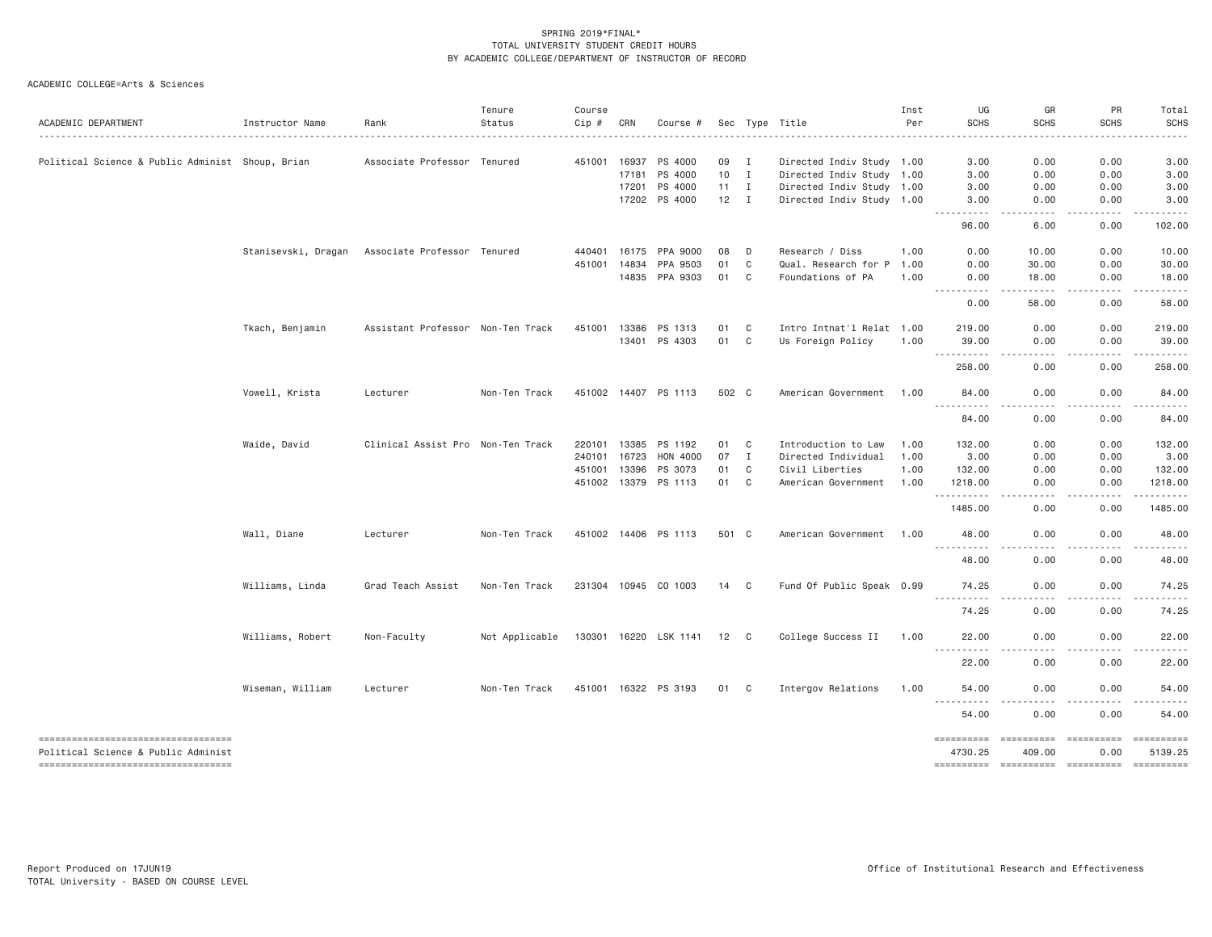SPRING 2019*FINAL*
TOTAL UNIVERSITY STUDENT CREDIT HOURS
BY ACADEMIC COLLEGE/DEPARTMENT OF INSTRUCTOR OF RECORD

ACADEMIC COLLEGE=Arts & Sciences

| ACADEMIC DEPARTMENT | Instructor Name | Rank | Tenure Status | Course Cip # | CRN | Course # | Sec | Type | Title | Inst Per | UG SCHS | GR SCHS | PR SCHS | Total SCHS |
|---|---|---|---|---|---|---|---|---|---|---|---|---|---|---|
| Political Science & Public Administ | Shoup, Brian | Associate Professor | Tenured | 451001 | 16937 | PS 4000 | 09 | I | Directed Indiv Study | 1.00 | 3.00 | 0.00 | 0.00 | 3.00 |
| | | | | | 17181 | PS 4000 | 10 | I | Directed Indiv Study | 1.00 | 3.00 | 0.00 | 0.00 | 3.00 |
| | | | | | 17201 | PS 4000 | 11 | I | Directed Indiv Study | 1.00 | 3.00 | 0.00 | 0.00 | 3.00 |
| | | | | | 17202 | PS 4000 | 12 | I | Directed Indiv Study | 1.00 | 3.00 | 0.00 | 0.00 | 3.00 |
| | | | | | | | | | | | 96.00 | 6.00 | 0.00 | 102.00 |
| | Stanisevski, Dragan | Associate Professor | Tenured | 440401 | 16175 | PPA 9000 | 08 | D | Research / Diss | 1.00 | 0.00 | 10.00 | 0.00 | 10.00 |
| | | | | 451001 | 14834 | PPA 9503 | 01 | C | Qual. Research for P | 1.00 | 0.00 | 30.00 | 0.00 | 30.00 |
| | | | | | 14835 | PPA 9303 | 01 | C | Foundations of PA | 1.00 | 0.00 | 18.00 | 0.00 | 18.00 |
| | | | | | | | | | | | 0.00 | 58.00 | 0.00 | 58.00 |
| | Tkach, Benjamin | Assistant Professor | Non-Ten Track | 451001 | 13386 | PS 1313 | 01 | C | Intro Intnat'l Relat | 1.00 | 219.00 | 0.00 | 0.00 | 219.00 |
| | | | | | 13401 | PS 4303 | 01 | C | Us Foreign Policy | 1.00 | 39.00 | 0.00 | 0.00 | 39.00 |
| | | | | | | | | | | | 258.00 | 0.00 | 0.00 | 258.00 |
| | Vowell, Krista | Lecturer | Non-Ten Track | 451002 | 14407 | PS 1113 | 502 | C | American Government | 1.00 | 84.00 | 0.00 | 0.00 | 84.00 |
| | | | | | | | | | | | 84.00 | 0.00 | 0.00 | 84.00 |
| | Waide, David | Clinical Assist Pro | Non-Ten Track | 220101 | 13385 | PS 1192 | 01 | C | Introduction to Law | 1.00 | 132.00 | 0.00 | 0.00 | 132.00 |
| | | | | 240101 | 16723 | HON 4000 | 07 | I | Directed Individual | 1.00 | 3.00 | 0.00 | 0.00 | 3.00 |
| | | | | 451001 | 13396 | PS 3073 | 01 | C | Civil Liberties | 1.00 | 132.00 | 0.00 | 0.00 | 132.00 |
| | | | | 451002 | 13379 | PS 1113 | 01 | C | American Government | 1.00 | 1218.00 | 0.00 | 0.00 | 1218.00 |
| | | | | | | | | | | | 1485.00 | 0.00 | 0.00 | 1485.00 |
| | Wall, Diane | Lecturer | Non-Ten Track | 451002 | 14406 | PS 1113 | 501 | C | American Government | 1.00 | 48.00 | 0.00 | 0.00 | 48.00 |
| | | | | | | | | | | | 48.00 | 0.00 | 0.00 | 48.00 |
| | Williams, Linda | Grad Teach Assist | Non-Ten Track | 231304 | 10945 | CO 1003 | 14 | C | Fund Of Public Speak | 0.99 | 74.25 | 0.00 | 0.00 | 74.25 |
| | | | | | | | | | | | 74.25 | 0.00 | 0.00 | 74.25 |
| | Williams, Robert | Non-Faculty | Not Applicable | 130301 | 16220 | LSK 1141 | 12 | C | College Success II | 1.00 | 22.00 | 0.00 | 0.00 | 22.00 |
| | | | | | | | | | | | 22.00 | 0.00 | 0.00 | 22.00 |
| | Wiseman, William | Lecturer | Non-Ten Track | 451001 | 16322 | PS 3193 | 01 | C | Intergov Relations | 1.00 | 54.00 | 0.00 | 0.00 | 54.00 |
| | | | | | | | | | | | 54.00 | 0.00 | 0.00 | 54.00 |
| Political Science & Public Administ | | | | | | | | | | | 4730.25 | 409.00 | 0.00 | 5139.25 |

Report Produced on 17JUN19
TOTAL University - BASED ON COURSE LEVEL

Office of Institutional Research and Effectiveness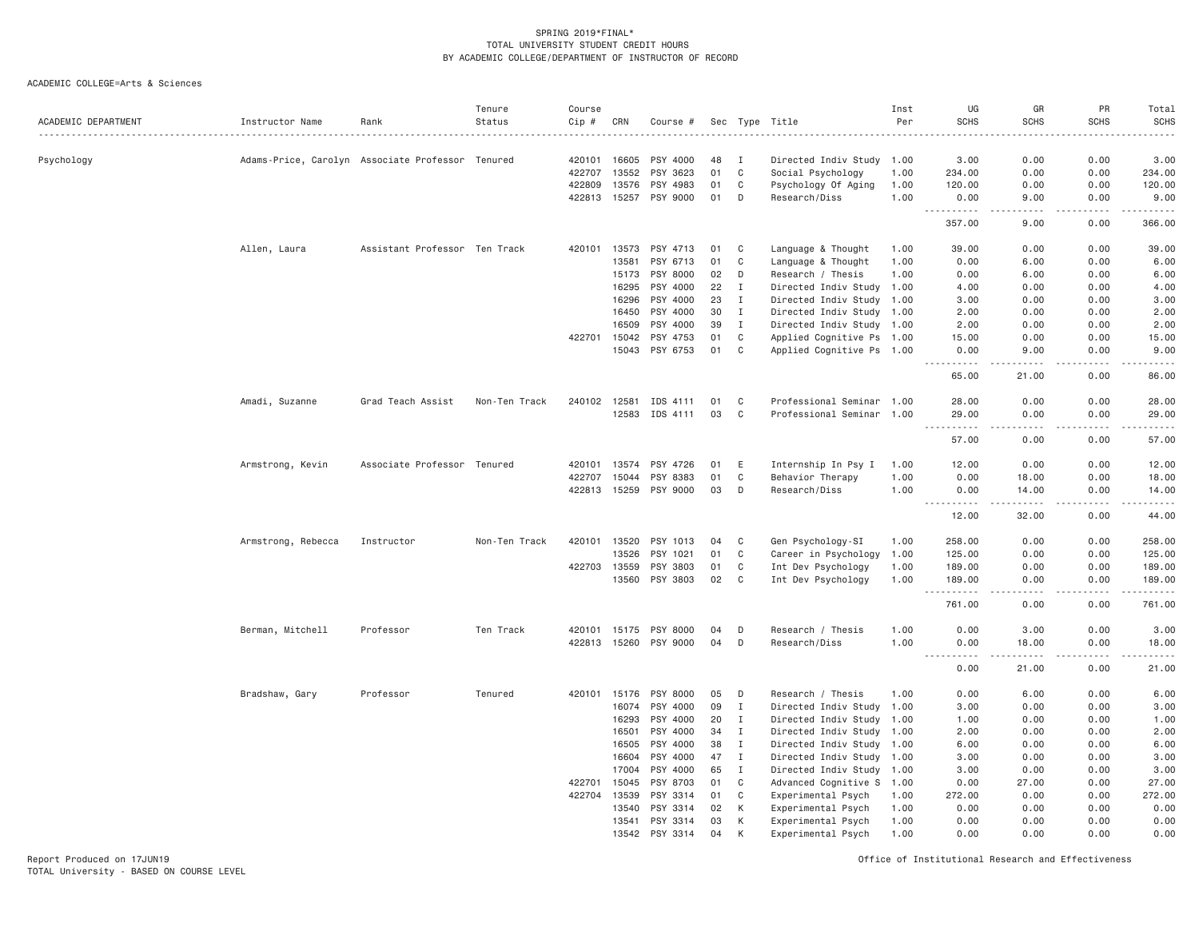SPRING 2019*FINAL*
TOTAL UNIVERSITY STUDENT CREDIT HOURS
BY ACADEMIC COLLEGE/DEPARTMENT OF INSTRUCTOR OF RECORD

ACADEMIC COLLEGE=Arts & Sciences

| ACADEMIC DEPARTMENT | Instructor Name | Rank | Tenure Status | Course Cip # | CRN | Course # | Sec | Type | Title | Inst Per | UG SCHS | GR SCHS | PR SCHS | Total SCHS |
|---|---|---|---|---|---|---|---|---|---|---|---|---|---|---|
| Psychology | Adams-Price, Carolyn | Associate Professor | Tenured | 420101 | 16605 | PSY 4000 | 48 | I | Directed Indiv Study | 1.00 | 3.00 | 0.00 | 0.00 | 3.00 |
| | | | | 422707 | 13552 | PSY 3623 | 01 | C | Social Psychology | 1.00 | 234.00 | 0.00 | 0.00 | 234.00 |
| | | | | 422809 | 13576 | PSY 4983 | 01 | C | Psychology Of Aging | 1.00 | 120.00 | 0.00 | 0.00 | 120.00 |
| | | | | 422813 | 15257 | PSY 9000 | 01 | D | Research/Diss | 1.00 | 0.00 | 9.00 | 0.00 | 9.00 |
| | | | | | | | | | | | 357.00 | 9.00 | 0.00 | 366.00 |
| | Allen, Laura | Assistant Professor | Ten Track | 420101 | 13573 | PSY 4713 | 01 | C | Language & Thought | 1.00 | 39.00 | 0.00 | 0.00 | 39.00 |
| | | | | | 13581 | PSY 6713 | 01 | C | Language & Thought | 1.00 | 0.00 | 6.00 | 0.00 | 6.00 |
| | | | | | 15173 | PSY 8000 | 02 | D | Research / Thesis | 1.00 | 0.00 | 6.00 | 0.00 | 6.00 |
| | | | | | 16295 | PSY 4000 | 22 | I | Directed Indiv Study | 1.00 | 4.00 | 0.00 | 0.00 | 4.00 |
| | | | | | 16296 | PSY 4000 | 23 | I | Directed Indiv Study | 1.00 | 3.00 | 0.00 | 0.00 | 3.00 |
| | | | | | 16450 | PSY 4000 | 30 | I | Directed Indiv Study | 1.00 | 2.00 | 0.00 | 0.00 | 2.00 |
| | | | | | 16509 | PSY 4000 | 39 | I | Directed Indiv Study | 1.00 | 2.00 | 0.00 | 0.00 | 2.00 |
| | | | | 422701 | 15042 | PSY 4753 | 01 | C | Applied Cognitive Ps | 1.00 | 15.00 | 0.00 | 0.00 | 15.00 |
| | | | | | 15043 | PSY 6753 | 01 | C | Applied Cognitive Ps | 1.00 | 0.00 | 9.00 | 0.00 | 9.00 |
| | | | | | | | | | | | 65.00 | 21.00 | 0.00 | 86.00 |
| | Amadi, Suzanne | Grad Teach Assist | Non-Ten Track | 240102 | 12581 | IDS 4111 | 01 | C | Professional Seminar | 1.00 | 28.00 | 0.00 | 0.00 | 28.00 |
| | | | | | 12583 | IDS 4111 | 03 | C | Professional Seminar | 1.00 | 29.00 | 0.00 | 0.00 | 29.00 |
| | | | | | | | | | | | 57.00 | 0.00 | 0.00 | 57.00 |
| | Armstrong, Kevin | Associate Professor | Tenured | 420101 | 13574 | PSY 4726 | 01 | E | Internship In Psy I | 1.00 | 12.00 | 0.00 | 0.00 | 12.00 |
| | | | | 422707 | 15044 | PSY 8383 | 01 | C | Behavior Therapy | 1.00 | 0.00 | 18.00 | 0.00 | 18.00 |
| | | | | 422813 | 15259 | PSY 9000 | 03 | D | Research/Diss | 1.00 | 0.00 | 14.00 | 0.00 | 14.00 |
| | | | | | | | | | | | 12.00 | 32.00 | 0.00 | 44.00 |
| | Armstrong, Rebecca | Instructor | Non-Ten Track | 420101 | 13520 | PSY 1013 | 04 | C | Gen Psychology-SI | 1.00 | 258.00 | 0.00 | 0.00 | 258.00 |
| | | | | | 13526 | PSY 1021 | 01 | C | Career in Psychology | 1.00 | 125.00 | 0.00 | 0.00 | 125.00 |
| | | | | 422703 | 13559 | PSY 3803 | 01 | C | Int Dev Psychology | 1.00 | 189.00 | 0.00 | 0.00 | 189.00 |
| | | | | | 13560 | PSY 3803 | 02 | C | Int Dev Psychology | 1.00 | 189.00 | 0.00 | 0.00 | 189.00 |
| | | | | | | | | | | | 761.00 | 0.00 | 0.00 | 761.00 |
| | Berman, Mitchell | Professor | Ten Track | 420101 | 15175 | PSY 8000 | 04 | D | Research / Thesis | 1.00 | 0.00 | 3.00 | 0.00 | 3.00 |
| | | | | 422813 | 15260 | PSY 9000 | 04 | D | Research/Diss | 1.00 | 0.00 | 18.00 | 0.00 | 18.00 |
| | | | | | | | | | | | 0.00 | 21.00 | 0.00 | 21.00 |
| | Bradshaw, Gary | Professor | Tenured | 420101 | 15176 | PSY 8000 | 05 | D | Research / Thesis | 1.00 | 0.00 | 6.00 | 0.00 | 6.00 |
| | | | | | 16074 | PSY 4000 | 09 | I | Directed Indiv Study | 1.00 | 3.00 | 0.00 | 0.00 | 3.00 |
| | | | | | 16293 | PSY 4000 | 20 | I | Directed Indiv Study | 1.00 | 1.00 | 0.00 | 0.00 | 1.00 |
| | | | | | 16501 | PSY 4000 | 34 | I | Directed Indiv Study | 1.00 | 2.00 | 0.00 | 0.00 | 2.00 |
| | | | | | 16505 | PSY 4000 | 38 | I | Directed Indiv Study | 1.00 | 6.00 | 0.00 | 0.00 | 6.00 |
| | | | | | 16604 | PSY 4000 | 47 | I | Directed Indiv Study | 1.00 | 3.00 | 0.00 | 0.00 | 3.00 |
| | | | | | 17004 | PSY 4000 | 65 | I | Directed Indiv Study | 1.00 | 3.00 | 0.00 | 0.00 | 3.00 |
| | | | | 422701 | 15045 | PSY 8703 | 01 | C | Advanced Cognitive S | 1.00 | 0.00 | 27.00 | 0.00 | 27.00 |
| | | | | 422704 | 13539 | PSY 3314 | 01 | C | Experimental Psych | 1.00 | 272.00 | 0.00 | 0.00 | 272.00 |
| | | | | | 13540 | PSY 3314 | 02 | K | Experimental Psych | 1.00 | 0.00 | 0.00 | 0.00 | 0.00 |
| | | | | | 13541 | PSY 3314 | 03 | K | Experimental Psych | 1.00 | 0.00 | 0.00 | 0.00 | 0.00 |
| | | | | | 13542 | PSY 3314 | 04 | K | Experimental Psych | 1.00 | 0.00 | 0.00 | 0.00 | 0.00 |

Report Produced on 17JUN19
TOTAL University - BASED ON COURSE LEVEL

Office of Institutional Research and Effectiveness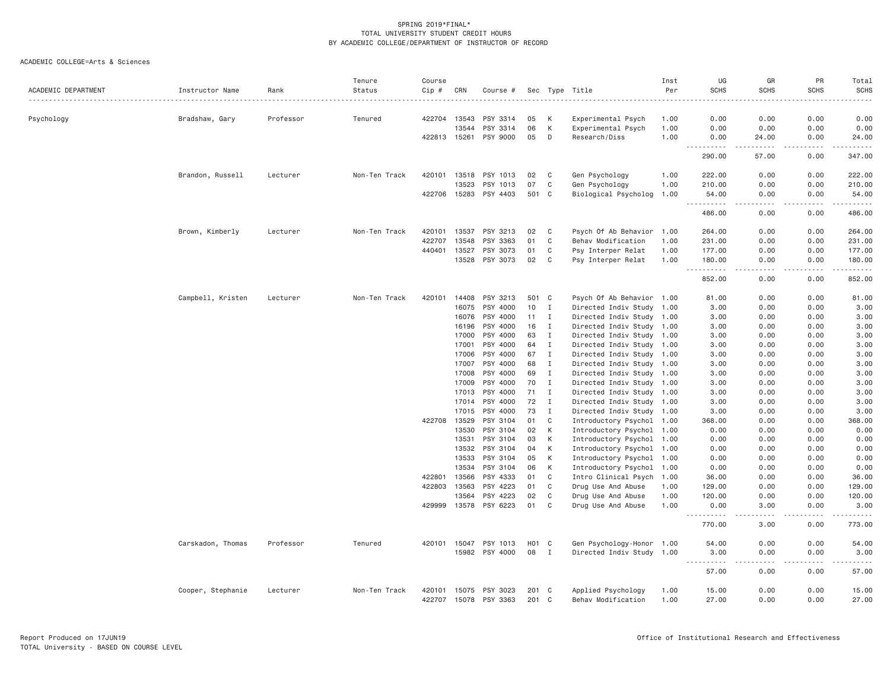SPRING 2019*FINAL*
TOTAL UNIVERSITY STUDENT CREDIT HOURS
BY ACADEMIC COLLEGE/DEPARTMENT OF INSTRUCTOR OF RECORD

ACADEMIC COLLEGE=Arts & Sciences

| ACADEMIC DEPARTMENT | Instructor Name | Rank | Tenure Status | Course Cip # | CRN | Course # | Sec | Type | Title | Inst Per | UG SCHS | GR SCHS | PR SCHS | Total SCHS |
|---|---|---|---|---|---|---|---|---|---|---|---|---|---|---|
| Psychology | Bradshaw, Gary | Professor | Tenured | 422704 | 13543 | PSY 3314 | 05 | K | Experimental Psych | 1.00 | 0.00 | 0.00 | 0.00 | 0.00 |
| | | | | | 13544 | PSY 3314 | 06 | K | Experimental Psych | 1.00 | 0.00 | 0.00 | 0.00 | 0.00 |
| | | | | 422813 | 15261 | PSY 9000 | 05 | D | Research/Diss | 1.00 | 0.00 | 24.00 | 0.00 | 24.00 |
| | | | | | | | | | | | 290.00 | 57.00 | 0.00 | 347.00 |
| | Brandon, Russell | Lecturer | Non-Ten Track | 420101 | 13518 | PSY 1013 | 02 | C | Gen Psychology | 1.00 | 222.00 | 0.00 | 0.00 | 222.00 |
| | | | | | 13523 | PSY 1013 | 07 | C | Gen Psychology | 1.00 | 210.00 | 0.00 | 0.00 | 210.00 |
| | | | | 422706 | 15283 | PSY 4403 | 501 | C | Biological Psycholog | 1.00 | 54.00 | 0.00 | 0.00 | 54.00 |
| | | | | | | | | | | | 486.00 | 0.00 | 0.00 | 486.00 |
| | Brown, Kimberly | Lecturer | Non-Ten Track | 420101 | 13537 | PSY 3213 | 02 | C | Psych Of Ab Behavior | 1.00 | 264.00 | 0.00 | 0.00 | 264.00 |
| | | | | 422707 | 13548 | PSY 3363 | 01 | C | Behav Modification | 1.00 | 231.00 | 0.00 | 0.00 | 231.00 |
| | | | | 440401 | 13527 | PSY 3073 | 01 | C | Psy Interper Relat | 1.00 | 177.00 | 0.00 | 0.00 | 177.00 |
| | | | | | 13528 | PSY 3073 | 02 | C | Psy Interper Relat | 1.00 | 180.00 | 0.00 | 0.00 | 180.00 |
| | | | | | | | | | | | 852.00 | 0.00 | 0.00 | 852.00 |
| | Campbell, Kristen | Lecturer | Non-Ten Track | 420101 | 14408 | PSY 3213 | 501 | C | Psych Of Ab Behavior | 1.00 | 81.00 | 0.00 | 0.00 | 81.00 |
| | | | | | 16075 | PSY 4000 | 10 | I | Directed Indiv Study | 1.00 | 3.00 | 0.00 | 0.00 | 3.00 |
| | | | | | 16076 | PSY 4000 | 11 | I | Directed Indiv Study | 1.00 | 3.00 | 0.00 | 0.00 | 3.00 |
| | | | | | 16196 | PSY 4000 | 16 | I | Directed Indiv Study | 1.00 | 3.00 | 0.00 | 0.00 | 3.00 |
| | | | | | 17000 | PSY 4000 | 63 | I | Directed Indiv Study | 1.00 | 3.00 | 0.00 | 0.00 | 3.00 |
| | | | | | 17001 | PSY 4000 | 64 | I | Directed Indiv Study | 1.00 | 3.00 | 0.00 | 0.00 | 3.00 |
| | | | | | 17006 | PSY 4000 | 67 | I | Directed Indiv Study | 1.00 | 3.00 | 0.00 | 0.00 | 3.00 |
| | | | | | 17007 | PSY 4000 | 68 | I | Directed Indiv Study | 1.00 | 3.00 | 0.00 | 0.00 | 3.00 |
| | | | | | 17008 | PSY 4000 | 69 | I | Directed Indiv Study | 1.00 | 3.00 | 0.00 | 0.00 | 3.00 |
| | | | | | 17009 | PSY 4000 | 70 | I | Directed Indiv Study | 1.00 | 3.00 | 0.00 | 0.00 | 3.00 |
| | | | | | 17013 | PSY 4000 | 71 | I | Directed Indiv Study | 1.00 | 3.00 | 0.00 | 0.00 | 3.00 |
| | | | | | 17014 | PSY 4000 | 72 | I | Directed Indiv Study | 1.00 | 3.00 | 0.00 | 0.00 | 3.00 |
| | | | | | 17015 | PSY 4000 | 73 | I | Directed Indiv Study | 1.00 | 3.00 | 0.00 | 0.00 | 3.00 |
| | | | | 422708 | 13529 | PSY 3104 | 01 | C | Introductory Psychol | 1.00 | 368.00 | 0.00 | 0.00 | 368.00 |
| | | | | | 13530 | PSY 3104 | 02 | K | Introductory Psychol | 1.00 | 0.00 | 0.00 | 0.00 | 0.00 |
| | | | | | 13531 | PSY 3104 | 03 | K | Introductory Psychol | 1.00 | 0.00 | 0.00 | 0.00 | 0.00 |
| | | | | | 13532 | PSY 3104 | 04 | K | Introductory Psychol | 1.00 | 0.00 | 0.00 | 0.00 | 0.00 |
| | | | | | 13533 | PSY 3104 | 05 | K | Introductory Psychol | 1.00 | 0.00 | 0.00 | 0.00 | 0.00 |
| | | | | | 13534 | PSY 3104 | 06 | K | Introductory Psychol | 1.00 | 0.00 | 0.00 | 0.00 | 0.00 |
| | | | | 422801 | 13566 | PSY 4333 | 01 | C | Intro Clinical Psych | 1.00 | 36.00 | 0.00 | 0.00 | 36.00 |
| | | | | 422803 | 13563 | PSY 4223 | 01 | C | Drug Use And Abuse | 1.00 | 129.00 | 0.00 | 0.00 | 129.00 |
| | | | | | 13564 | PSY 4223 | 02 | C | Drug Use And Abuse | 1.00 | 120.00 | 0.00 | 0.00 | 120.00 |
| | | | | 429999 | 13578 | PSY 6223 | 01 | C | Drug Use And Abuse | 1.00 | 0.00 | 3.00 | 0.00 | 3.00 |
| | | | | | | | | | | | 770.00 | 3.00 | 0.00 | 773.00 |
| | Carskadon, Thomas | Professor | Tenured | 420101 | 15047 | PSY 1013 | H01 | C | Gen Psychology-Honor | 1.00 | 54.00 | 0.00 | 0.00 | 54.00 |
| | | | | | 15982 | PSY 4000 | 08 | I | Directed Indiv Study | 1.00 | 3.00 | 0.00 | 0.00 | 3.00 |
| | | | | | | | | | | | 57.00 | 0.00 | 0.00 | 57.00 |
| | Cooper, Stephanie | Lecturer | Non-Ten Track | 420101 | 15075 | PSY 3023 | 201 | C | Applied Psychology | 1.00 | 15.00 | 0.00 | 0.00 | 15.00 |
| | | | | 422707 | 15078 | PSY 3363 | 201 | C | Behav Modification | 1.00 | 27.00 | 0.00 | 0.00 | 27.00 |

Report Produced on 17JUN19
TOTAL University - BASED ON COURSE LEVEL

Office of Institutional Research and Effectiveness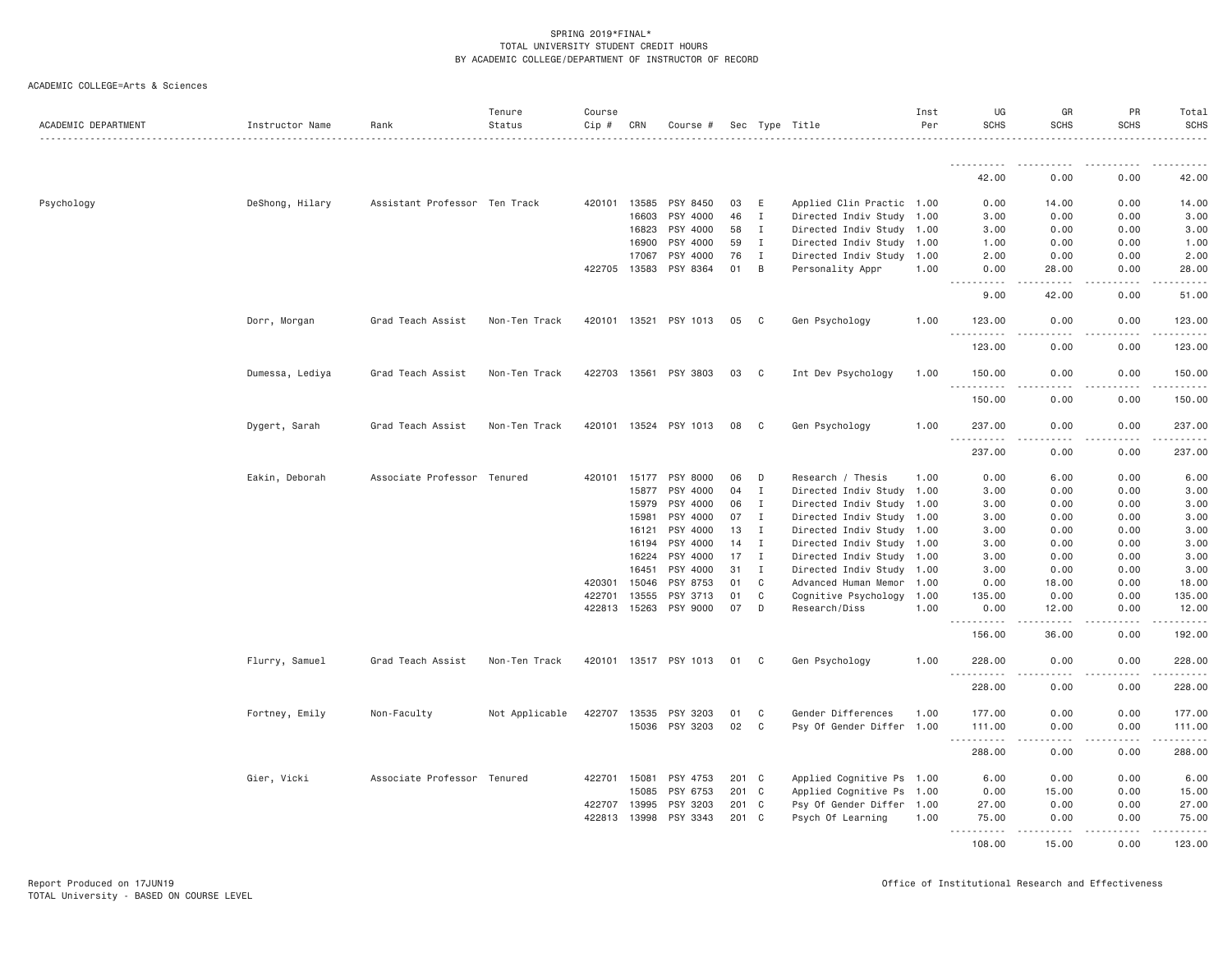SPRING 2019*FINAL*
TOTAL UNIVERSITY STUDENT CREDIT HOURS
BY ACADEMIC COLLEGE/DEPARTMENT OF INSTRUCTOR OF RECORD

ACADEMIC COLLEGE=Arts & Sciences

| ACADEMIC DEPARTMENT | Instructor Name | Rank | Tenure Status | Course Cip # | CRN | Course # | Sec | Type | Title | Inst Per | UG SCHS | GR SCHS | PR SCHS | Total SCHS |
|---|---|---|---|---|---|---|---|---|---|---|---|---|---|---|
| | | | | | | | | | | | 42.00 | 0.00 | 0.00 | 42.00 |
| Psychology | DeShong, Hilary | Assistant Professor | Ten Track | 420101 | 13585 | PSY 8450 | 03 | E | Applied Clin Practic | 1.00 | 0.00 | 14.00 | 0.00 | 14.00 |
| | | | | | 16603 | PSY 4000 | 46 | I | Directed Indiv Study | 1.00 | 3.00 | 0.00 | 0.00 | 3.00 |
| | | | | | 16823 | PSY 4000 | 58 | I | Directed Indiv Study | 1.00 | 3.00 | 0.00 | 0.00 | 3.00 |
| | | | | | 16900 | PSY 4000 | 59 | I | Directed Indiv Study | 1.00 | 1.00 | 0.00 | 0.00 | 1.00 |
| | | | | | 17067 | PSY 4000 | 76 | I | Directed Indiv Study | 1.00 | 2.00 | 0.00 | 0.00 | 2.00 |
| | | | | 422705 | 13583 | PSY 8364 | 01 | B | Personality Appr | 1.00 | 0.00 | 28.00 | 0.00 | 28.00 |
| | | | | | | | | | | | 9.00 | 42.00 | 0.00 | 51.00 |
| | Dorr, Morgan | Grad Teach Assist | Non-Ten Track | 420101 | 13521 | PSY 1013 | 05 | C | Gen Psychology | 1.00 | 123.00 | 0.00 | 0.00 | 123.00 |
| | | | | | | | | | | | 123.00 | 0.00 | 0.00 | 123.00 |
| | Dumessa, Lediya | Grad Teach Assist | Non-Ten Track | 422703 | 13561 | PSY 3803 | 03 | C | Int Dev Psychology | 1.00 | 150.00 | 0.00 | 0.00 | 150.00 |
| | | | | | | | | | | | 150.00 | 0.00 | 0.00 | 150.00 |
| | Dygert, Sarah | Grad Teach Assist | Non-Ten Track | 420101 | 13524 | PSY 1013 | 08 | C | Gen Psychology | 1.00 | 237.00 | 0.00 | 0.00 | 237.00 |
| | | | | | | | | | | | 237.00 | 0.00 | 0.00 | 237.00 |
| | Eakin, Deborah | Associate Professor | Tenured | 420101 | 15177 | PSY 8000 | 06 | D | Research / Thesis | 1.00 | 0.00 | 6.00 | 0.00 | 6.00 |
| | | | | | 15877 | PSY 4000 | 04 | I | Directed Indiv Study | 1.00 | 3.00 | 0.00 | 0.00 | 3.00 |
| | | | | | 15979 | PSY 4000 | 06 | I | Directed Indiv Study | 1.00 | 3.00 | 0.00 | 0.00 | 3.00 |
| | | | | | 15981 | PSY 4000 | 07 | I | Directed Indiv Study | 1.00 | 3.00 | 0.00 | 0.00 | 3.00 |
| | | | | | 16121 | PSY 4000 | 13 | I | Directed Indiv Study | 1.00 | 3.00 | 0.00 | 0.00 | 3.00 |
| | | | | | 16194 | PSY 4000 | 14 | I | Directed Indiv Study | 1.00 | 3.00 | 0.00 | 0.00 | 3.00 |
| | | | | | 16224 | PSY 4000 | 17 | I | Directed Indiv Study | 1.00 | 3.00 | 0.00 | 0.00 | 3.00 |
| | | | | | 16451 | PSY 4000 | 31 | I | Directed Indiv Study | 1.00 | 3.00 | 0.00 | 0.00 | 3.00 |
| | | | | 420301 | 15046 | PSY 8753 | 01 | C | Advanced Human Memor | 1.00 | 0.00 | 18.00 | 0.00 | 18.00 |
| | | | | 422701 | 13555 | PSY 3713 | 01 | C | Cognitive Psychology | 1.00 | 135.00 | 0.00 | 0.00 | 135.00 |
| | | | | 422813 | 15263 | PSY 9000 | 07 | D | Research/Diss | 1.00 | 0.00 | 12.00 | 0.00 | 12.00 |
| | | | | | | | | | | | 156.00 | 36.00 | 0.00 | 192.00 |
| | Flurry, Samuel | Grad Teach Assist | Non-Ten Track | 420101 | 13517 | PSY 1013 | 01 | C | Gen Psychology | 1.00 | 228.00 | 0.00 | 0.00 | 228.00 |
| | | | | | | | | | | | 228.00 | 0.00 | 0.00 | 228.00 |
| | Fortney, Emily | Non-Faculty | Not Applicable | 422707 | 13535 | PSY 3203 | 01 | C | Gender Differences | 1.00 | 177.00 | 0.00 | 0.00 | 177.00 |
| | | | | | 15036 | PSY 3203 | 02 | C | Psy Of Gender Differ | 1.00 | 111.00 | 0.00 | 0.00 | 111.00 |
| | | | | | | | | | | | 288.00 | 0.00 | 0.00 | 288.00 |
| | Gier, Vicki | Associate Professor | Tenured | 422701 | 15081 | PSY 4753 | 201 | C | Applied Cognitive Ps | 1.00 | 6.00 | 0.00 | 0.00 | 6.00 |
| | | | | | 15085 | PSY 6753 | 201 | C | Applied Cognitive Ps | 1.00 | 0.00 | 15.00 | 0.00 | 15.00 |
| | | | | 422707 | 13995 | PSY 3203 | 201 | C | Psy Of Gender Differ | 1.00 | 27.00 | 0.00 | 0.00 | 27.00 |
| | | | | 422813 | 13998 | PSY 3343 | 201 | C | Psych Of Learning | 1.00 | 75.00 | 0.00 | 0.00 | 75.00 |
| | | | | | | | | | | | 108.00 | 15.00 | 0.00 | 123.00 |

Report Produced on 17JUN19
TOTAL University - BASED ON COURSE LEVEL

Office of Institutional Research and Effectiveness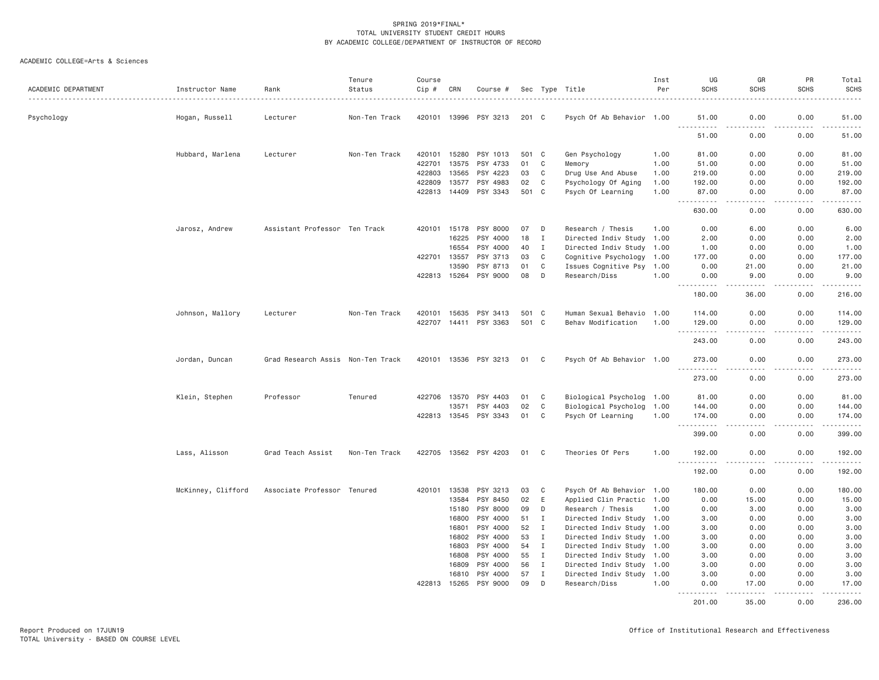SPRING 2019*FINAL*
TOTAL UNIVERSITY STUDENT CREDIT HOURS
BY ACADEMIC COLLEGE/DEPARTMENT OF INSTRUCTOR OF RECORD

ACADEMIC COLLEGE=Arts & Sciences

| ACADEMIC DEPARTMENT | Instructor Name | Rank | Tenure Status | Course Cip # | CRN | Course # | Sec | Type | Title | Inst Per | UG SCHS | GR SCHS | PR SCHS | Total SCHS |
|---|---|---|---|---|---|---|---|---|---|---|---|---|---|---|
| Psychology | Hogan, Russell | Lecturer | Non-Ten Track | 420101 | 13996 | PSY 3213 | 201 | C | Psych Of Ab Behavior | 1.00 | 51.00 | 0.00 | 0.00 | 51.00 |
| | | | | | | | | | | | 51.00 | 0.00 | 0.00 | 51.00 |
| | Hubbard, Marlena | Lecturer | Non-Ten Track | 420101 | 15280 | PSY 1013 | 501 | C | Gen Psychology | 1.00 | 81.00 | 0.00 | 0.00 | 81.00 |
| | | | | 422701 | 13575 | PSY 4733 | 01 | C | Memory | 1.00 | 51.00 | 0.00 | 0.00 | 51.00 |
| | | | | 422803 | 13565 | PSY 4223 | 03 | C | Drug Use And Abuse | 1.00 | 219.00 | 0.00 | 0.00 | 219.00 |
| | | | | 422809 | 13577 | PSY 4983 | 02 | C | Psychology Of Aging | 1.00 | 192.00 | 0.00 | 0.00 | 192.00 |
| | | | | 422813 | 14409 | PSY 3343 | 501 | C | Psych Of Learning | 1.00 | 87.00 | 0.00 | 0.00 | 87.00 |
| | | | | | | | | | | | 630.00 | 0.00 | 0.00 | 630.00 |
| | Jarosz, Andrew | Assistant Professor | Ten Track | 420101 | 15178 | PSY 8000 | 07 | D | Research / Thesis | 1.00 | 0.00 | 6.00 | 0.00 | 6.00 |
| | | | | | 16225 | PSY 4000 | 18 | I | Directed Indiv Study | 1.00 | 2.00 | 0.00 | 0.00 | 2.00 |
| | | | | | 16554 | PSY 4000 | 40 | I | Directed Indiv Study | 1.00 | 1.00 | 0.00 | 0.00 | 1.00 |
| | | | | 422701 | 13557 | PSY 3713 | 03 | C | Cognitive Psychology | 1.00 | 177.00 | 0.00 | 0.00 | 177.00 |
| | | | | | 13590 | PSY 8713 | 01 | C | Issues Cognitive Psy | 1.00 | 0.00 | 21.00 | 0.00 | 21.00 |
| | | | | 422813 | 15264 | PSY 9000 | 08 | D | Research/Diss | 1.00 | 0.00 | 9.00 | 0.00 | 9.00 |
| | | | | | | | | | | | 180.00 | 36.00 | 0.00 | 216.00 |
| | Johnson, Mallory | Lecturer | Non-Ten Track | 420101 | 15635 | PSY 3413 | 501 | C | Human Sexual Behavio | 1.00 | 114.00 | 0.00 | 0.00 | 114.00 |
| | | | | 422707 | 14411 | PSY 3363 | 501 | C | Behav Modification | 1.00 | 129.00 | 0.00 | 0.00 | 129.00 |
| | | | | | | | | | | | 243.00 | 0.00 | 0.00 | 243.00 |
| | Jordan, Duncan | Grad Research Assis | Non-Ten Track | 420101 | 13536 | PSY 3213 | 01 | C | Psych Of Ab Behavior | 1.00 | 273.00 | 0.00 | 0.00 | 273.00 |
| | | | | | | | | | | | 273.00 | 0.00 | 0.00 | 273.00 |
| | Klein, Stephen | Professor | Tenured | 422706 | 13570 | PSY 4403 | 01 | C | Biological Psycholog | 1.00 | 81.00 | 0.00 | 0.00 | 81.00 |
| | | | | | 13571 | PSY 4403 | 02 | C | Biological Psycholog | 1.00 | 144.00 | 0.00 | 0.00 | 144.00 |
| | | | | 422813 | 13545 | PSY 3343 | 01 | C | Psych Of Learning | 1.00 | 174.00 | 0.00 | 0.00 | 174.00 |
| | | | | | | | | | | | 399.00 | 0.00 | 0.00 | 399.00 |
| | Lass, Alisson | Grad Teach Assist | Non-Ten Track | 422705 | 13562 | PSY 4203 | 01 | C | Theories Of Pers | 1.00 | 192.00 | 0.00 | 0.00 | 192.00 |
| | | | | | | | | | | | 192.00 | 0.00 | 0.00 | 192.00 |
| | McKinney, Clifford | Associate Professor | Tenured | 420101 | 13538 | PSY 3213 | 03 | C | Psych Of Ab Behavior | 1.00 | 180.00 | 0.00 | 0.00 | 180.00 |
| | | | | | 13584 | PSY 8450 | 02 | E | Applied Clin Practic | 1.00 | 0.00 | 15.00 | 0.00 | 15.00 |
| | | | | | 15180 | PSY 8000 | 09 | D | Research / Thesis | 1.00 | 0.00 | 3.00 | 0.00 | 3.00 |
| | | | | | 16800 | PSY 4000 | 51 | I | Directed Indiv Study | 1.00 | 3.00 | 0.00 | 0.00 | 3.00 |
| | | | | | 16801 | PSY 4000 | 52 | I | Directed Indiv Study | 1.00 | 3.00 | 0.00 | 0.00 | 3.00 |
| | | | | | 16802 | PSY 4000 | 53 | I | Directed Indiv Study | 1.00 | 3.00 | 0.00 | 0.00 | 3.00 |
| | | | | | 16803 | PSY 4000 | 54 | I | Directed Indiv Study | 1.00 | 3.00 | 0.00 | 0.00 | 3.00 |
| | | | | | 16808 | PSY 4000 | 55 | I | Directed Indiv Study | 1.00 | 3.00 | 0.00 | 0.00 | 3.00 |
| | | | | | 16809 | PSY 4000 | 56 | I | Directed Indiv Study | 1.00 | 3.00 | 0.00 | 0.00 | 3.00 |
| | | | | | 16810 | PSY 4000 | 57 | I | Directed Indiv Study | 1.00 | 3.00 | 0.00 | 0.00 | 3.00 |
| | | | | 422813 | 15265 | PSY 9000 | 09 | D | Research/Diss | 1.00 | 0.00 | 17.00 | 0.00 | 17.00 |
| | | | | | | | | | | | 201.00 | 35.00 | 0.00 | 236.00 |

Report Produced on 17JUN19
TOTAL University - BASED ON COURSE LEVEL
Office of Institutional Research and Effectiveness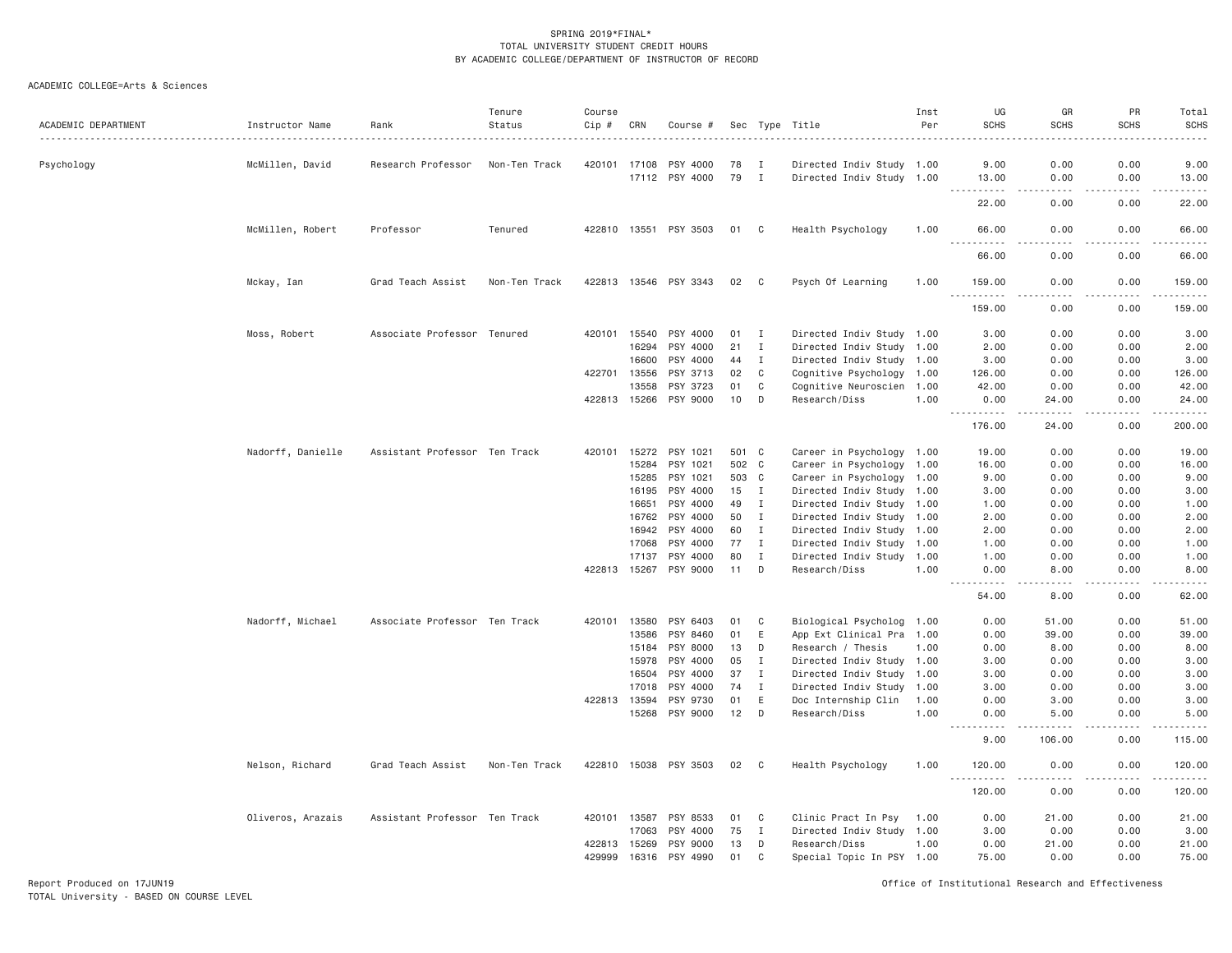SPRING 2019*FINAL*
TOTAL UNIVERSITY STUDENT CREDIT HOURS
BY ACADEMIC COLLEGE/DEPARTMENT OF INSTRUCTOR OF RECORD

ACADEMIC COLLEGE=Arts & Sciences

| ACADEMIC DEPARTMENT | Instructor Name | Rank | Tenure Status | Course Cip # | CRN | Course # | Sec | Type | Title | Inst Per | UG SCHS | GR SCHS | PR SCHS | Total SCHS |
|---|---|---|---|---|---|---|---|---|---|---|---|---|---|---|
| Psychology | McMillen, David | Research Professor | Non-Ten Track | 420101 | 17108 | PSY 4000 | 78 | I | Directed Indiv Study | 1.00 | 9.00 | 0.00 | 0.00 | 9.00 |
| | | | | | 17112 | PSY 4000 | 79 | I | Directed Indiv Study | 1.00 | 13.00 | 0.00 | 0.00 | 13.00 |
| | | | | | | | | | | | 22.00 | 0.00 | 0.00 | 22.00 |
| | McMillen, Robert | Professor | Tenured | 422810 | 13551 | PSY 3503 | 01 | C | Health Psychology | 1.00 | 66.00 | 0.00 | 0.00 | 66.00 |
| | | | | | | | | | | | 66.00 | 0.00 | 0.00 | 66.00 |
| | Mckay, Ian | Grad Teach Assist | Non-Ten Track | 422813 | 13546 | PSY 3343 | 02 | C | Psych Of Learning | 1.00 | 159.00 | 0.00 | 0.00 | 159.00 |
| | | | | | | | | | | | 159.00 | 0.00 | 0.00 | 159.00 |
| | Moss, Robert | Associate Professor | Tenured | 420101 | 15540 | PSY 4000 | 01 | I | Directed Indiv Study | 1.00 | 3.00 | 0.00 | 0.00 | 3.00 |
| | | | | | 16294 | PSY 4000 | 21 | I | Directed Indiv Study | 1.00 | 2.00 | 0.00 | 0.00 | 2.00 |
| | | | | | 16600 | PSY 4000 | 44 | I | Directed Indiv Study | 1.00 | 3.00 | 0.00 | 0.00 | 3.00 |
| | | | | 422701 | 13556 | PSY 3713 | 02 | C | Cognitive Psychology | 1.00 | 126.00 | 0.00 | 0.00 | 126.00 |
| | | | | | 13558 | PSY 3723 | 01 | C | Cognitive Neuroscien | 1.00 | 42.00 | 0.00 | 0.00 | 42.00 |
| | | | | 422813 | 15266 | PSY 9000 | 10 | D | Research/Diss | 1.00 | 0.00 | 24.00 | 0.00 | 24.00 |
| | | | | | | | | | | | 176.00 | 24.00 | 0.00 | 200.00 |
| | Nadorff, Danielle | Assistant Professor | Ten Track | 420101 | 15272 | PSY 1021 | 501 | C | Career in Psychology | 1.00 | 19.00 | 0.00 | 0.00 | 19.00 |
| | | | | | 15284 | PSY 1021 | 502 | C | Career in Psychology | 1.00 | 16.00 | 0.00 | 0.00 | 16.00 |
| | | | | | 15285 | PSY 1021 | 503 | C | Career in Psychology | 1.00 | 9.00 | 0.00 | 0.00 | 9.00 |
| | | | | | 16195 | PSY 4000 | 15 | I | Directed Indiv Study | 1.00 | 3.00 | 0.00 | 0.00 | 3.00 |
| | | | | | 16651 | PSY 4000 | 49 | I | Directed Indiv Study | 1.00 | 1.00 | 0.00 | 0.00 | 1.00 |
| | | | | | 16762 | PSY 4000 | 50 | I | Directed Indiv Study | 1.00 | 2.00 | 0.00 | 0.00 | 2.00 |
| | | | | | 16942 | PSY 4000 | 60 | I | Directed Indiv Study | 1.00 | 2.00 | 0.00 | 0.00 | 2.00 |
| | | | | | 17068 | PSY 4000 | 77 | I | Directed Indiv Study | 1.00 | 1.00 | 0.00 | 0.00 | 1.00 |
| | | | | | 17137 | PSY 4000 | 80 | I | Directed Indiv Study | 1.00 | 1.00 | 0.00 | 0.00 | 1.00 |
| | | | | 422813 | 15267 | PSY 9000 | 11 | D | Research/Diss | 1.00 | 0.00 | 8.00 | 0.00 | 8.00 |
| | | | | | | | | | | | 54.00 | 8.00 | 0.00 | 62.00 |
| | Nadorff, Michael | Associate Professor | Ten Track | 420101 | 13580 | PSY 6403 | 01 | C | Biological Psycholog | 1.00 | 0.00 | 51.00 | 0.00 | 51.00 |
| | | | | | 13586 | PSY 8460 | 01 | E | App Ext Clinical Pra | 1.00 | 0.00 | 39.00 | 0.00 | 39.00 |
| | | | | | 15184 | PSY 8000 | 13 | D | Research / Thesis | 1.00 | 0.00 | 8.00 | 0.00 | 8.00 |
| | | | | | 15978 | PSY 4000 | 05 | I | Directed Indiv Study | 1.00 | 3.00 | 0.00 | 0.00 | 3.00 |
| | | | | | 16504 | PSY 4000 | 37 | I | Directed Indiv Study | 1.00 | 3.00 | 0.00 | 0.00 | 3.00 |
| | | | | | 17018 | PSY 4000 | 74 | I | Directed Indiv Study | 1.00 | 3.00 | 0.00 | 0.00 | 3.00 |
| | | | | 422813 | 13594 | PSY 9730 | 01 | E | Doc Internship Clin | 1.00 | 0.00 | 3.00 | 0.00 | 3.00 |
| | | | | | 15268 | PSY 9000 | 12 | D | Research/Diss | 1.00 | 0.00 | 5.00 | 0.00 | 5.00 |
| | | | | | | | | | | | 9.00 | 106.00 | 0.00 | 115.00 |
| | Nelson, Richard | Grad Teach Assist | Non-Ten Track | 422810 | 15038 | PSY 3503 | 02 | C | Health Psychology | 1.00 | 120.00 | 0.00 | 0.00 | 120.00 |
| | | | | | | | | | | | 120.00 | 0.00 | 0.00 | 120.00 |
| | Oliveros, Arazais | Assistant Professor | Ten Track | 420101 | 13587 | PSY 8533 | 01 | C | Clinic Pract In Psy | 1.00 | 0.00 | 21.00 | 0.00 | 21.00 |
| | | | | | 17063 | PSY 4000 | 75 | I | Directed Indiv Study | 1.00 | 3.00 | 0.00 | 0.00 | 3.00 |
| | | | | 422813 | 15269 | PSY 9000 | 13 | D | Research/Diss | 1.00 | 0.00 | 21.00 | 0.00 | 21.00 |
| | | | | 429999 | 16316 | PSY 4990 | 01 | C | Special Topic In PSY | 1.00 | 75.00 | 0.00 | 0.00 | 75.00 |

Report Produced on 17JUN19
TOTAL University - BASED ON COURSE LEVEL

Office of Institutional Research and Effectiveness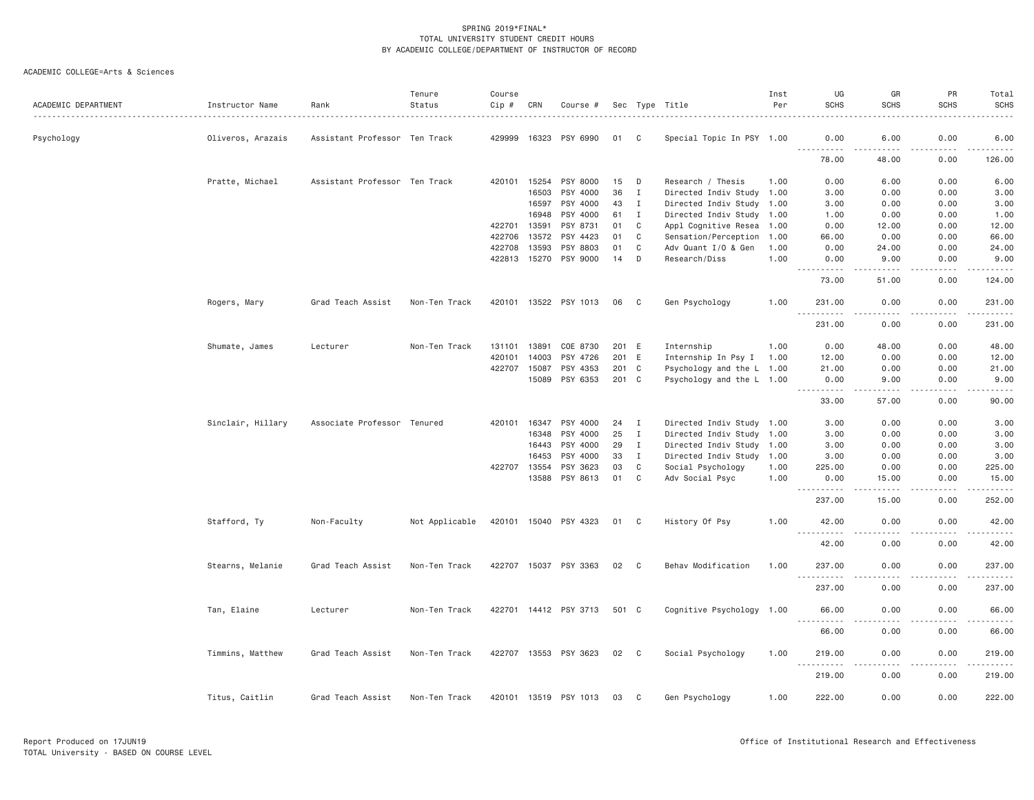SPRING 2019*FINAL*
TOTAL UNIVERSITY STUDENT CREDIT HOURS
BY ACADEMIC COLLEGE/DEPARTMENT OF INSTRUCTOR OF RECORD

ACADEMIC COLLEGE=Arts & Sciences

| ACADEMIC DEPARTMENT | Instructor Name | Rank | Tenure Status | Course Cip # | CRN | Course # | Sec | Type | Title | Inst Per | UG SCHS | GR SCHS | PR SCHS | Total SCHS |
|---|---|---|---|---|---|---|---|---|---|---|---|---|---|---|
| Psychology | Oliveros, Arazais | Assistant Professor | Ten Track | 429999 | 16323 | PSY 6990 | 01 | C | Special Topic In PSY | 1.00 | 0.00 | 6.00 | 0.00 | 6.00 |
| | | | | | | | | | | | 78.00 | 48.00 | 0.00 | 126.00 |
| | Pratte, Michael | Assistant Professor | Ten Track | 420101 | 15254 | PSY 8000 | 15 | D | Research / Thesis | 1.00 | 0.00 | 6.00 | 0.00 | 6.00 |
| | | | | | 16503 | PSY 4000 | 36 | I | Directed Indiv Study | 1.00 | 3.00 | 0.00 | 0.00 | 3.00 |
| | | | | | 16597 | PSY 4000 | 43 | I | Directed Indiv Study | 1.00 | 3.00 | 0.00 | 0.00 | 3.00 |
| | | | | | 16948 | PSY 4000 | 61 | I | Directed Indiv Study | 1.00 | 1.00 | 0.00 | 0.00 | 1.00 |
| | | | | 422701 | 13591 | PSY 8731 | 01 | C | Appl Cognitive Resea | 1.00 | 0.00 | 12.00 | 0.00 | 12.00 |
| | | | | 422706 | 13572 | PSY 4423 | 01 | C | Sensation/Perception | 1.00 | 66.00 | 0.00 | 0.00 | 66.00 |
| | | | | 422708 | 13593 | PSY 8803 | 01 | C | Adv Quant I/O & Gen | 1.00 | 0.00 | 24.00 | 0.00 | 24.00 |
| | | | | 422813 | 15270 | PSY 9000 | 14 | D | Research/Diss | 1.00 | 0.00 | 9.00 | 0.00 | 9.00 |
| | | | | | | | | | | | 73.00 | 51.00 | 0.00 | 124.00 |
| | Rogers, Mary | Grad Teach Assist | Non-Ten Track | 420101 | 13522 | PSY 1013 | 06 | C | Gen Psychology | 1.00 | 231.00 | 0.00 | 0.00 | 231.00 |
| | | | | | | | | | | | 231.00 | 0.00 | 0.00 | 231.00 |
| | Shumate, James | Lecturer | Non-Ten Track | 131101 | 13891 | COE 8730 | 201 | E | Internship | 1.00 | 0.00 | 48.00 | 0.00 | 48.00 |
| | | | | 420101 | 14003 | PSY 4726 | 201 | E | Internship In Psy I | 1.00 | 12.00 | 0.00 | 0.00 | 12.00 |
| | | | | 422707 | 15087 | PSY 4353 | 201 | C | Psychology and the L | 1.00 | 21.00 | 0.00 | 0.00 | 21.00 |
| | | | | | 15089 | PSY 6353 | 201 | C | Psychology and the L | 1.00 | 0.00 | 9.00 | 0.00 | 9.00 |
| | | | | | | | | | | | 33.00 | 57.00 | 0.00 | 90.00 |
| | Sinclair, Hillary | Associate Professor | Tenured | 420101 | 16347 | PSY 4000 | 24 | I | Directed Indiv Study | 1.00 | 3.00 | 0.00 | 0.00 | 3.00 |
| | | | | | 16348 | PSY 4000 | 25 | I | Directed Indiv Study | 1.00 | 3.00 | 0.00 | 0.00 | 3.00 |
| | | | | | 16443 | PSY 4000 | 29 | I | Directed Indiv Study | 1.00 | 3.00 | 0.00 | 0.00 | 3.00 |
| | | | | | 16453 | PSY 4000 | 33 | I | Directed Indiv Study | 1.00 | 3.00 | 0.00 | 0.00 | 3.00 |
| | | | | 422707 | 13554 | PSY 3623 | 03 | C | Social Psychology | 1.00 | 225.00 | 0.00 | 0.00 | 225.00 |
| | | | | | 13588 | PSY 8613 | 01 | C | Adv Social Psyc | 1.00 | 0.00 | 15.00 | 0.00 | 15.00 |
| | | | | | | | | | | | 237.00 | 15.00 | 0.00 | 252.00 |
| | Stafford, Ty | Non-Faculty | Not Applicable | 420101 | 15040 | PSY 4323 | 01 | C | History Of Psy | 1.00 | 42.00 | 0.00 | 0.00 | 42.00 |
| | | | | | | | | | | | 42.00 | 0.00 | 0.00 | 42.00 |
| | Stearns, Melanie | Grad Teach Assist | Non-Ten Track | 422707 | 15037 | PSY 3363 | 02 | C | Behav Modification | 1.00 | 237.00 | 0.00 | 0.00 | 237.00 |
| | | | | | | | | | | | 237.00 | 0.00 | 0.00 | 237.00 |
| | Tan, Elaine | Lecturer | Non-Ten Track | 422701 | 14412 | PSY 3713 | 501 | C | Cognitive Psychology | 1.00 | 66.00 | 0.00 | 0.00 | 66.00 |
| | | | | | | | | | | | 66.00 | 0.00 | 0.00 | 66.00 |
| | Timmins, Matthew | Grad Teach Assist | Non-Ten Track | 422707 | 13553 | PSY 3623 | 02 | C | Social Psychology | 1.00 | 219.00 | 0.00 | 0.00 | 219.00 |
| | | | | | | | | | | | 219.00 | 0.00 | 0.00 | 219.00 |
| | Titus, Caitlin | Grad Teach Assist | Non-Ten Track | 420101 | 13519 | PSY 1013 | 03 | C | Gen Psychology | 1.00 | 222.00 | 0.00 | 0.00 | 222.00 |

Report Produced on 17JUN19
TOTAL University - BASED ON COURSE LEVEL

Office of Institutional Research and Effectiveness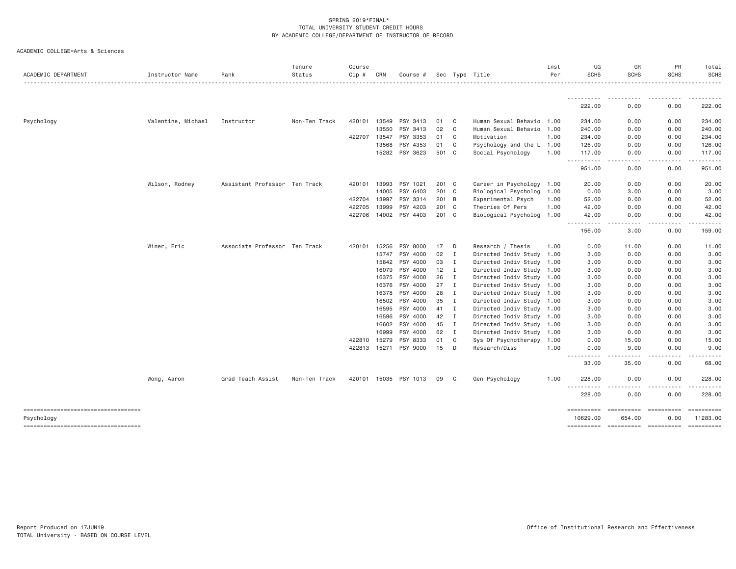SPRING 2019*FINAL*
TOTAL UNIVERSITY STUDENT CREDIT HOURS
BY ACADEMIC COLLEGE/DEPARTMENT OF INSTRUCTOR OF RECORD

ACADEMIC COLLEGE=Arts & Sciences

| ACADEMIC DEPARTMENT | Instructor Name | Rank | Tenure Status | Course Cip # | CRN | Course # | Sec | Type | Title | Inst Per | UG SCHS | GR SCHS | PR SCHS | Total SCHS |
|---|---|---|---|---|---|---|---|---|---|---|---|---|---|---|
| | | | | | | | | | | | 222.00 | 0.00 | 0.00 | 222.00 |
| Psychology | Valentine, Michael | Instructor | Non-Ten Track | 420101 | 13549 | PSY 3413 | 01 | C | Human Sexual Behavio | 1.00 | 234.00 | 0.00 | 0.00 | 234.00 |
| | | | | | 13550 | PSY 3413 | 02 | C | Human Sexual Behavio | 1.00 | 240.00 | 0.00 | 0.00 | 240.00 |
| | | | | 422707 | 13547 | PSY 3353 | 01 | C | Motivation | 1.00 | 234.00 | 0.00 | 0.00 | 234.00 |
| | | | | | 13568 | PSY 4353 | 01 | C | Psychology and the L | 1.00 | 126.00 | 0.00 | 0.00 | 126.00 |
| | | | | | 15282 | PSY 3623 | 501 | C | Social Psychology | 1.00 | 117.00 | 0.00 | 0.00 | 117.00 |
| | | | | | | | | | | | 951.00 | 0.00 | 0.00 | 951.00 |
| | Wilson, Rodney | Assistant Professor | Ten Track | 420101 | 13993 | PSY 1021 | 201 | C | Career in Psychology | 1.00 | 20.00 | 0.00 | 0.00 | 20.00 |
| | | | | | 14005 | PSY 6403 | 201 | C | Biological Psycholog | 1.00 | 0.00 | 3.00 | 0.00 | 3.00 |
| | | | | 422704 | 13997 | PSY 3314 | 201 | B | Experimental Psych | 1.00 | 52.00 | 0.00 | 0.00 | 52.00 |
| | | | | 422705 | 13999 | PSY 4203 | 201 | C | Theories Of Pers | 1.00 | 42.00 | 0.00 | 0.00 | 42.00 |
| | | | | 422706 | 14002 | PSY 4403 | 201 | C | Biological Psycholog | 1.00 | 42.00 | 0.00 | 0.00 | 42.00 |
| | | | | | | | | | | | 156.00 | 3.00 | 0.00 | 159.00 |
| | Winer, Eric | Associate Professor | Ten Track | 420101 | 15256 | PSY 8000 | 17 | D | Research / Thesis | 1.00 | 0.00 | 11.00 | 0.00 | 11.00 |
| | | | | | 15747 | PSY 4000 | 02 | I | Directed Indiv Study | 1.00 | 3.00 | 0.00 | 0.00 | 3.00 |
| | | | | | 15842 | PSY 4000 | 03 | I | Directed Indiv Study | 1.00 | 3.00 | 0.00 | 0.00 | 3.00 |
| | | | | | 16079 | PSY 4000 | 12 | I | Directed Indiv Study | 1.00 | 3.00 | 0.00 | 0.00 | 3.00 |
| | | | | | 16375 | PSY 4000 | 26 | I | Directed Indiv Study | 1.00 | 3.00 | 0.00 | 0.00 | 3.00 |
| | | | | | 16376 | PSY 4000 | 27 | I | Directed Indiv Study | 1.00 | 3.00 | 0.00 | 0.00 | 3.00 |
| | | | | | 16378 | PSY 4000 | 28 | I | Directed Indiv Study | 1.00 | 3.00 | 0.00 | 0.00 | 3.00 |
| | | | | | 16502 | PSY 4000 | 35 | I | Directed Indiv Study | 1.00 | 3.00 | 0.00 | 0.00 | 3.00 |
| | | | | | 16595 | PSY 4000 | 41 | I | Directed Indiv Study | 1.00 | 3.00 | 0.00 | 0.00 | 3.00 |
| | | | | | 16596 | PSY 4000 | 42 | I | Directed Indiv Study | 1.00 | 3.00 | 0.00 | 0.00 | 3.00 |
| | | | | | 16602 | PSY 4000 | 45 | I | Directed Indiv Study | 1.00 | 3.00 | 0.00 | 0.00 | 3.00 |
| | | | | | 16999 | PSY 4000 | 62 | I | Directed Indiv Study | 1.00 | 3.00 | 0.00 | 0.00 | 3.00 |
| | | | | 422810 | 15279 | PSY 8333 | 01 | C | Sys Of Psychotherapy | 1.00 | 0.00 | 15.00 | 0.00 | 15.00 |
| | | | | 422813 | 15271 | PSY 9000 | 15 | D | Research/Diss | 1.00 | 0.00 | 9.00 | 0.00 | 9.00 |
| | | | | | | | | | | | 33.00 | 35.00 | 0.00 | 68.00 |
| | Wong, Aaron | Grad Teach Assist | Non-Ten Track | 420101 | 15035 | PSY 1013 | 09 | C | Gen Psychology | 1.00 | 228.00 | 0.00 | 0.00 | 228.00 |
| | | | | | | | | | | | 228.00 | 0.00 | 0.00 | 228.00 |
| Psychology | | | | | | | | | | | 10629.00 | 654.00 | 0.00 | 11283.00 |

Report Produced on 17JUN19
TOTAL University - BASED ON COURSE LEVEL

Office of Institutional Research and Effectiveness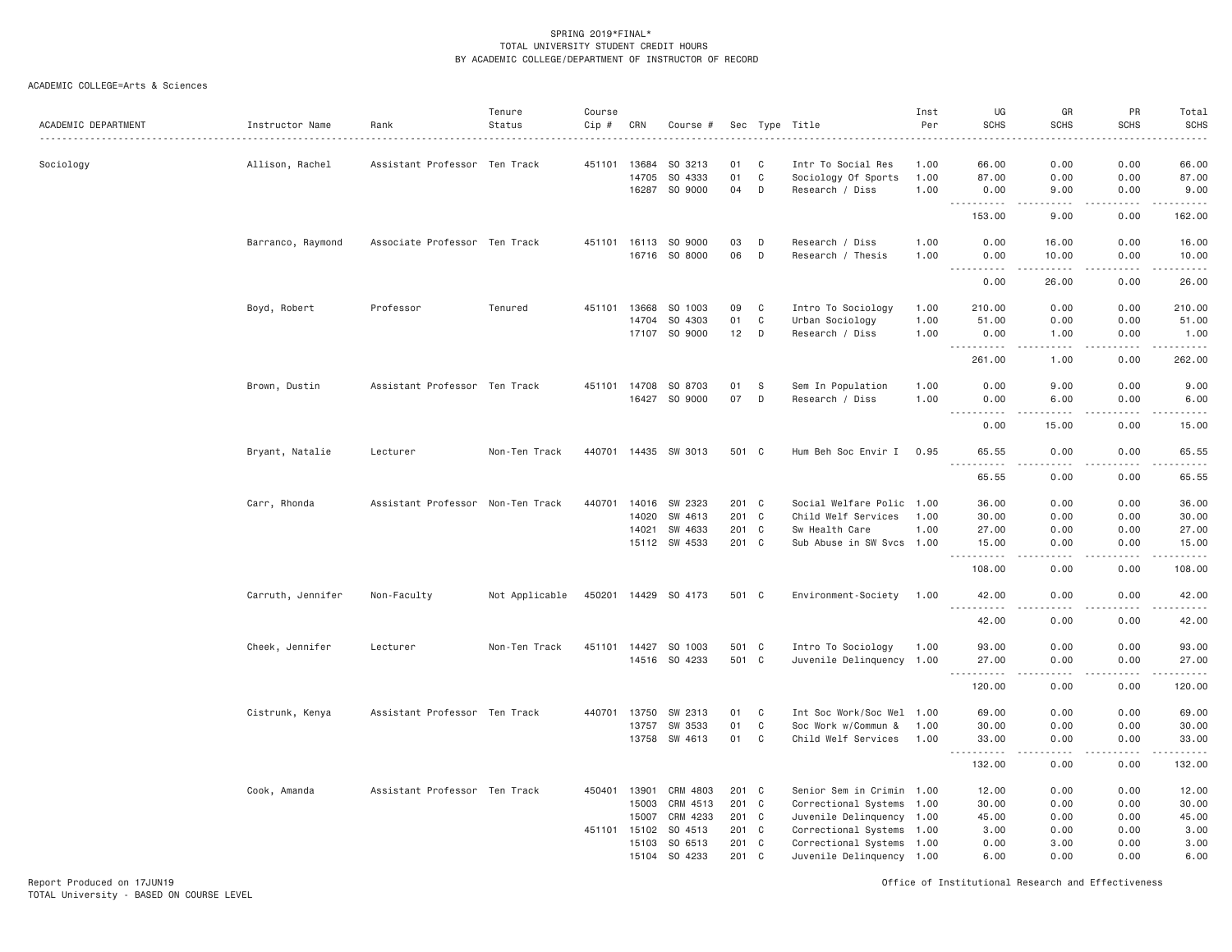SPRING 2019*FINAL*
TOTAL UNIVERSITY STUDENT CREDIT HOURS
BY ACADEMIC COLLEGE/DEPARTMENT OF INSTRUCTOR OF RECORD

ACADEMIC COLLEGE=Arts & Sciences

| ACADEMIC DEPARTMENT | Instructor Name | Rank | Tenure Status | Course Cip # | CRN | Course # | Sec | Type | Title | Inst Per | UG SCHS | GR SCHS | PR SCHS | Total SCHS |
|---|---|---|---|---|---|---|---|---|---|---|---|---|---|---|
| Sociology | Allison, Rachel | Assistant Professor | Ten Track | 451101 | 13684 | SO 3213 | 01 | C | Intr To Social Res | 1.00 | 66.00 | 0.00 | 0.00 | 66.00 |
| | | | | | 14705 | SO 4333 | 01 | C | Sociology Of Sports | 1.00 | 87.00 | 0.00 | 0.00 | 87.00 |
| | | | | | 16287 | SO 9000 | 04 | D | Research / Diss | 1.00 | 0.00 | 9.00 | 0.00 | 9.00 |
| | | | | | | | | | | | 153.00 | 9.00 | 0.00 | 162.00 |
| | Barranco, Raymond | Associate Professor | Ten Track | 451101 | 16113 | SO 9000 | 03 | D | Research / Diss | 1.00 | 0.00 | 16.00 | 0.00 | 16.00 |
| | | | | | 16716 | SO 8000 | 06 | D | Research / Thesis | 1.00 | 0.00 | 10.00 | 0.00 | 10.00 |
| | | | | | | | | | | | 0.00 | 26.00 | 0.00 | 26.00 |
| | Boyd, Robert | Professor | Tenured | 451101 | 13668 | SO 1003 | 09 | C | Intro To Sociology | 1.00 | 210.00 | 0.00 | 0.00 | 210.00 |
| | | | | | 14704 | SO 4303 | 01 | C | Urban Sociology | 1.00 | 51.00 | 0.00 | 0.00 | 51.00 |
| | | | | | 17107 | SO 9000 | 12 | D | Research / Diss | 1.00 | 0.00 | 1.00 | 0.00 | 1.00 |
| | | | | | | | | | | | 261.00 | 1.00 | 0.00 | 262.00 |
| | Brown, Dustin | Assistant Professor | Ten Track | 451101 | 14708 | SO 8703 | 01 | S | Sem In Population | 1.00 | 0.00 | 9.00 | 0.00 | 9.00 |
| | | | | | 16427 | SO 9000 | 07 | D | Research / Diss | 1.00 | 0.00 | 6.00 | 0.00 | 6.00 |
| | | | | | | | | | | | 0.00 | 15.00 | 0.00 | 15.00 |
| | Bryant, Natalie | Lecturer | Non-Ten Track | 440701 | 14435 | SW 3013 | 501 | C | Hum Beh Soc Envir I | 0.95 | 65.55 | 0.00 | 0.00 | 65.55 |
| | | | | | | | | | | | 65.55 | 0.00 | 0.00 | 65.55 |
| | Carr, Rhonda | Assistant Professor | Non-Ten Track | 440701 | 14016 | SW 2323 | 201 | C | Social Welfare Polic | 1.00 | 36.00 | 0.00 | 0.00 | 36.00 |
| | | | | | 14020 | SW 4613 | 201 | C | Child Welf Services | 1.00 | 30.00 | 0.00 | 0.00 | 30.00 |
| | | | | | 14021 | SW 4633 | 201 | C | Sw Health Care | 1.00 | 27.00 | 0.00 | 0.00 | 27.00 |
| | | | | | 15112 | SW 4533 | 201 | C | Sub Abuse in SW Svcs | 1.00 | 15.00 | 0.00 | 0.00 | 15.00 |
| | | | | | | | | | | | 108.00 | 0.00 | 0.00 | 108.00 |
| | Carruth, Jennifer | Non-Faculty | Not Applicable | 450201 | 14429 | SO 4173 | 501 | C | Environment-Society | 1.00 | 42.00 | 0.00 | 0.00 | 42.00 |
| | | | | | | | | | | | 42.00 | 0.00 | 0.00 | 42.00 |
| | Cheek, Jennifer | Lecturer | Non-Ten Track | 451101 | 14427 | SO 1003 | 501 | C | Intro To Sociology | 1.00 | 93.00 | 0.00 | 0.00 | 93.00 |
| | | | | | 14516 | SO 4233 | 501 | C | Juvenile Delinquency | 1.00 | 27.00 | 0.00 | 0.00 | 27.00 |
| | | | | | | | | | | | 120.00 | 0.00 | 0.00 | 120.00 |
| | Cistrunk, Kenya | Assistant Professor | Ten Track | 440701 | 13750 | SW 2313 | 01 | C | Int Soc Work/Soc Wel | 1.00 | 69.00 | 0.00 | 0.00 | 69.00 |
| | | | | | 13757 | SW 3533 | 01 | C | Soc Work w/Commun & | 1.00 | 30.00 | 0.00 | 0.00 | 30.00 |
| | | | | | 13758 | SW 4613 | 01 | C | Child Welf Services | 1.00 | 33.00 | 0.00 | 0.00 | 33.00 |
| | | | | | | | | | | | 132.00 | 0.00 | 0.00 | 132.00 |
| | Cook, Amanda | Assistant Professor | Ten Track | 450401 | 13901 | CRM 4803 | 201 | C | Senior Sem in Crimin | 1.00 | 12.00 | 0.00 | 0.00 | 12.00 |
| | | | | | 15003 | CRM 4513 | 201 | C | Correctional Systems | 1.00 | 30.00 | 0.00 | 0.00 | 30.00 |
| | | | | | 15007 | CRM 4233 | 201 | C | Juvenile Delinquency | 1.00 | 45.00 | 0.00 | 0.00 | 45.00 |
| | | | | 451101 | 15102 | SO 4513 | 201 | C | Correctional Systems | 1.00 | 3.00 | 0.00 | 0.00 | 3.00 |
| | | | | | 15103 | SO 6513 | 201 | C | Correctional Systems | 1.00 | 0.00 | 3.00 | 0.00 | 3.00 |
| | | | | | 15104 | SO 4233 | 201 | C | Juvenile Delinquency | 1.00 | 6.00 | 0.00 | 0.00 | 6.00 |

Report Produced on 17JUN19
TOTAL University - BASED ON COURSE LEVEL

Office of Institutional Research and Effectiveness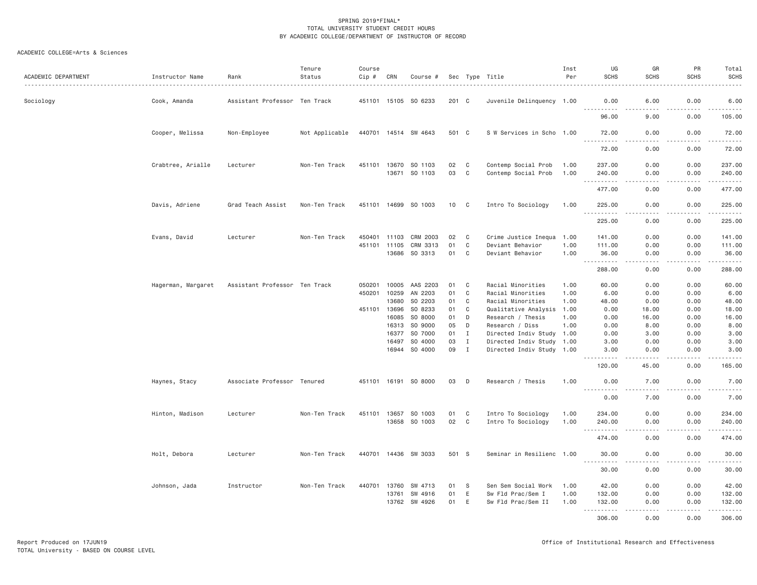SPRING 2019*FINAL*
TOTAL UNIVERSITY STUDENT CREDIT HOURS
BY ACADEMIC COLLEGE/DEPARTMENT OF INSTRUCTOR OF RECORD

ACADEMIC COLLEGE=Arts & Sciences

| ACADEMIC DEPARTMENT | Instructor Name | Rank | Tenure Status | Course Cip # | CRN | Course # | Sec | Type | Title | Inst Per | UG SCHS | GR SCHS | PR SCHS | Total SCHS |
|---|---|---|---|---|---|---|---|---|---|---|---|---|---|---|
| Sociology | Cook, Amanda | Assistant Professor | Ten Track | 451101 | 15105 | SO 6233 | 201 | C | Juvenile Delinquency | 1.00 | 0.00 | 6.00 | 0.00 | 6.00 |
| | | | | | | | | | | | 96.00 | 9.00 | 0.00 | 105.00 |
| | Cooper, Melissa | Non-Employee | Not Applicable | 440701 | 14514 | SW 4643 | 501 | C | S W Services in Scho | 1.00 | 72.00 | 0.00 | 0.00 | 72.00 |
| | | | | | | | | | | | 72.00 | 0.00 | 0.00 | 72.00 |
| | Crabtree, Arialle | Lecturer | Non-Ten Track | 451101 | 13670 | SO 1103 | 02 | C | Contemp Social Prob | 1.00 | 237.00 | 0.00 | 0.00 | 237.00 |
| | | | | | 13671 | SO 1103 | 03 | C | Contemp Social Prob | 1.00 | 240.00 | 0.00 | 0.00 | 240.00 |
| | | | | | | | | | | | 477.00 | 0.00 | 0.00 | 477.00 |
| | Davis, Adriene | Grad Teach Assist | Non-Ten Track | 451101 | 14699 | SO 1003 | 10 | C | Intro To Sociology | 1.00 | 225.00 | 0.00 | 0.00 | 225.00 |
| | | | | | | | | | | | 225.00 | 0.00 | 0.00 | 225.00 |
| | Evans, David | Lecturer | Non-Ten Track | 450401 | 11103 | CRM 2003 | 02 | C | Crime Justice Inequa | 1.00 | 141.00 | 0.00 | 0.00 | 141.00 |
| | | | | 451101 | 11105 | CRM 3313 | 01 | C | Deviant Behavior | 1.00 | 111.00 | 0.00 | 0.00 | 111.00 |
| | | | | | 13686 | SO 3313 | 01 | C | Deviant Behavior | 1.00 | 36.00 | 0.00 | 0.00 | 36.00 |
| | | | | | | | | | | | 288.00 | 0.00 | 0.00 | 288.00 |
| | Hagerman, Margaret | Assistant Professor | Ten Track | 050201 | 10005 | AAS 2203 | 01 | C | Racial Minorities | 1.00 | 60.00 | 0.00 | 0.00 | 60.00 |
| | | | | 450201 | 10259 | AN 2203 | 01 | C | Racial Minorities | 1.00 | 6.00 | 0.00 | 0.00 | 6.00 |
| | | | | | 13680 | SO 2203 | 01 | C | Racial Minorities | 1.00 | 48.00 | 0.00 | 0.00 | 48.00 |
| | | | | 451101 | 13696 | SO 8233 | 01 | C | Qualitative Analysis | 1.00 | 0.00 | 18.00 | 0.00 | 18.00 |
| | | | | | 16085 | SO 8000 | 01 | D | Research / Thesis | 1.00 | 0.00 | 16.00 | 0.00 | 16.00 |
| | | | | | 16313 | SO 9000 | 05 | D | Research / Diss | 1.00 | 0.00 | 8.00 | 0.00 | 8.00 |
| | | | | | 16377 | SO 7000 | 01 | I | Directed Indiv Study | 1.00 | 0.00 | 3.00 | 0.00 | 3.00 |
| | | | | | 16497 | SO 4000 | 03 | I | Directed Indiv Study | 1.00 | 3.00 | 0.00 | 0.00 | 3.00 |
| | | | | | 16944 | SO 4000 | 09 | I | Directed Indiv Study | 1.00 | 3.00 | 0.00 | 0.00 | 3.00 |
| | | | | | | | | | | | 120.00 | 45.00 | 0.00 | 165.00 |
| | Haynes, Stacy | Associate Professor | Tenured | 451101 | 16191 | SO 8000 | 03 | D | Research / Thesis | 1.00 | 0.00 | 7.00 | 0.00 | 7.00 |
| | | | | | | | | | | | 0.00 | 7.00 | 0.00 | 7.00 |
| | Hinton, Madison | Lecturer | Non-Ten Track | 451101 | 13657 | SO 1003 | 01 | C | Intro To Sociology | 1.00 | 234.00 | 0.00 | 0.00 | 234.00 |
| | | | | | 13658 | SO 1003 | 02 | C | Intro To Sociology | 1.00 | 240.00 | 0.00 | 0.00 | 240.00 |
| | | | | | | | | | | | 474.00 | 0.00 | 0.00 | 474.00 |
| | Holt, Debora | Lecturer | Non-Ten Track | 440701 | 14436 | SW 3033 | 501 | S | Seminar in Resilienc | 1.00 | 30.00 | 0.00 | 0.00 | 30.00 |
| | | | | | | | | | | | 30.00 | 0.00 | 0.00 | 30.00 |
| | Johnson, Jada | Instructor | Non-Ten Track | 440701 | 13760 | SW 4713 | 01 | S | Sen Sem Social Work | 1.00 | 42.00 | 0.00 | 0.00 | 42.00 |
| | | | | | 13761 | SW 4916 | 01 | E | Sw Fld Prac/Sem I | 1.00 | 132.00 | 0.00 | 0.00 | 132.00 |
| | | | | | 13762 | SW 4926 | 01 | E | Sw Fld Prac/Sem II | 1.00 | 132.00 | 0.00 | 0.00 | 132.00 |
| | | | | | | | | | | | 306.00 | 0.00 | 0.00 | 306.00 |

Report Produced on 17JUN19
TOTAL University - BASED ON COURSE LEVEL

Office of Institutional Research and Effectiveness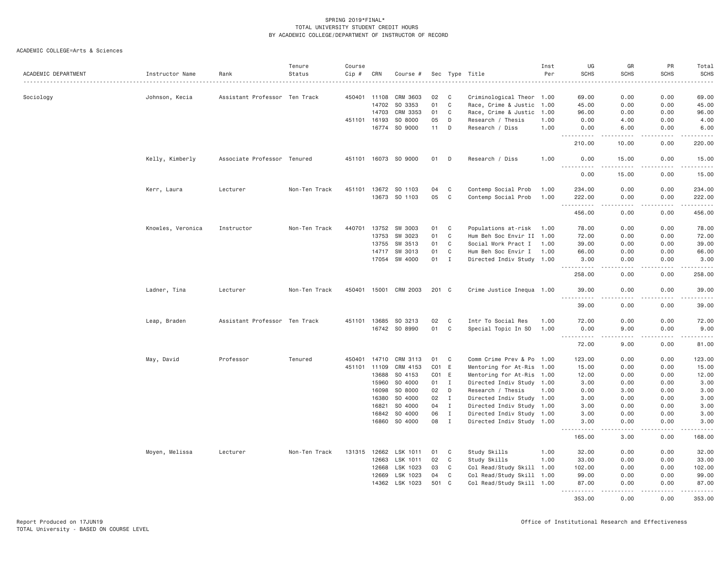SPRING 2019*FINAL*
TOTAL UNIVERSITY STUDENT CREDIT HOURS
BY ACADEMIC COLLEGE/DEPARTMENT OF INSTRUCTOR OF RECORD

ACADEMIC COLLEGE=Arts & Sciences

| ACADEMIC DEPARTMENT | Instructor Name | Rank | Tenure Status | Course Cip # | CRN | Course # | Sec | Type | Title | Inst Per | UG SCHS | GR SCHS | PR SCHS | Total SCHS |
|---|---|---|---|---|---|---|---|---|---|---|---|---|---|---|
| Sociology | Johnson, Kecia | Assistant Professor | Ten Track | 450401 | 11108 | CRM 3603 | 02 | C | Criminological Theor | 1.00 | 69.00 | 0.00 | 0.00 | 69.00 |
| | | | | | 14702 | SO 3353 | 01 | C | Race, Crime & Justic | 1.00 | 45.00 | 0.00 | 0.00 | 45.00 |
| | | | | | 14703 | CRM 3353 | 01 | C | Race, Crime & Justic | 1.00 | 96.00 | 0.00 | 0.00 | 96.00 |
| | | | | 451101 | 16193 | SO 8000 | 05 | D | Research / Thesis | 1.00 | 0.00 | 4.00 | 0.00 | 4.00 |
| | | | | | 16774 | SO 9000 | 11 | D | Research / Diss | 1.00 | 0.00 | 6.00 | 0.00 | 6.00 |
| | | | | | | | | | | | 210.00 | 10.00 | 0.00 | 220.00 |
| | Kelly, Kimberly | Associate Professor | Tenured | 451101 | 16073 | SO 9000 | 01 | D | Research / Diss | 1.00 | 0.00 | 15.00 | 0.00 | 15.00 |
| | | | | | | | | | | | 0.00 | 15.00 | 0.00 | 15.00 |
| | Kerr, Laura | Lecturer | Non-Ten Track | 451101 | 13672 | SO 1103 | 04 | C | Contemp Social Prob | 1.00 | 234.00 | 0.00 | 0.00 | 234.00 |
| | | | | | 13673 | SO 1103 | 05 | C | Contemp Social Prob | 1.00 | 222.00 | 0.00 | 0.00 | 222.00 |
| | | | | | | | | | | | 456.00 | 0.00 | 0.00 | 456.00 |
| | Knowles, Veronica | Instructor | Non-Ten Track | 440701 | 13752 | SW 3003 | 01 | C | Populations at-risk | 1.00 | 78.00 | 0.00 | 0.00 | 78.00 |
| | | | | | 13753 | SW 3023 | 01 | C | Hum Beh Soc Envir II | 1.00 | 72.00 | 0.00 | 0.00 | 72.00 |
| | | | | | 13755 | SW 3513 | 01 | C | Social Work Pract I | 1.00 | 39.00 | 0.00 | 0.00 | 39.00 |
| | | | | | 14717 | SW 3013 | 01 | C | Hum Beh Soc Envir I | 1.00 | 66.00 | 0.00 | 0.00 | 66.00 |
| | | | | | 17054 | SW 4000 | 01 | I | Directed Indiv Study | 1.00 | 3.00 | 0.00 | 0.00 | 3.00 |
| | | | | | | | | | | | 258.00 | 0.00 | 0.00 | 258.00 |
| | Ladner, Tina | Lecturer | Non-Ten Track | 450401 | 15001 | CRM 2003 | 201 | C | Crime Justice Inequa | 1.00 | 39.00 | 0.00 | 0.00 | 39.00 |
| | | | | | | | | | | | 39.00 | 0.00 | 0.00 | 39.00 |
| | Leap, Braden | Assistant Professor | Ten Track | 451101 | 13685 | SO 3213 | 02 | C | Intr To Social Res | 1.00 | 72.00 | 0.00 | 0.00 | 72.00 |
| | | | | | 16742 | SO 8990 | 01 | C | Special Topic In SO | 1.00 | 0.00 | 9.00 | 0.00 | 9.00 |
| | | | | | | | | | | | 72.00 | 9.00 | 0.00 | 81.00 |
| | May, David | Professor | Tenured | 450401 | 14710 | CRM 3113 | 01 | C | Comm Crime Prev & Po | 1.00 | 123.00 | 0.00 | 0.00 | 123.00 |
| | | | | 451101 | 11109 | CRM 4153 | C01 | E | Mentoring for At-Ris | 1.00 | 15.00 | 0.00 | 0.00 | 15.00 |
| | | | | | 13688 | SO 4153 | C01 | E | Mentoring for At-Ris | 1.00 | 12.00 | 0.00 | 0.00 | 12.00 |
| | | | | | 15960 | SO 4000 | 01 | I | Directed Indiv Study | 1.00 | 3.00 | 0.00 | 0.00 | 3.00 |
| | | | | | 16098 | SO 8000 | 02 | D | Research / Thesis | 1.00 | 0.00 | 3.00 | 0.00 | 3.00 |
| | | | | | 16380 | SO 4000 | 02 | I | Directed Indiv Study | 1.00 | 3.00 | 0.00 | 0.00 | 3.00 |
| | | | | | 16821 | SO 4000 | 04 | I | Directed Indiv Study | 1.00 | 3.00 | 0.00 | 0.00 | 3.00 |
| | | | | | 16842 | SO 4000 | 06 | I | Directed Indiv Study | 1.00 | 3.00 | 0.00 | 0.00 | 3.00 |
| | | | | | 16860 | SO 4000 | 08 | I | Directed Indiv Study | 1.00 | 3.00 | 0.00 | 0.00 | 3.00 |
| | | | | | | | | | | | 165.00 | 3.00 | 0.00 | 168.00 |
| | Moyen, Melissa | Lecturer | Non-Ten Track | 131315 | 12662 | LSK 1011 | 01 | C | Study Skills | 1.00 | 32.00 | 0.00 | 0.00 | 32.00 |
| | | | | | 12663 | LSK 1011 | 02 | C | Study Skills | 1.00 | 33.00 | 0.00 | 0.00 | 33.00 |
| | | | | | 12668 | LSK 1023 | 03 | C | Col Read/Study Skill | 1.00 | 102.00 | 0.00 | 0.00 | 102.00 |
| | | | | | 12669 | LSK 1023 | 04 | C | Col Read/Study Skill | 1.00 | 99.00 | 0.00 | 0.00 | 99.00 |
| | | | | | 14362 | LSK 1023 | 501 | C | Col Read/Study Skill | 1.00 | 87.00 | 0.00 | 0.00 | 87.00 |
| | | | | | | | | | | | 353.00 | 0.00 | 0.00 | 353.00 |

Report Produced on 17JUN19
TOTAL University - BASED ON COURSE LEVEL

Office of Institutional Research and Effectiveness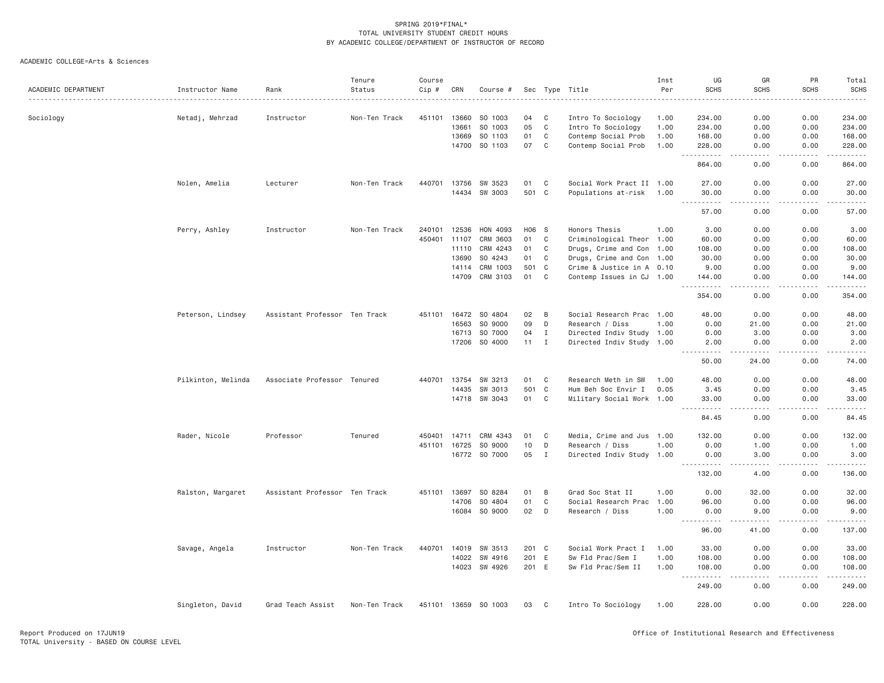SPRING 2019*FINAL*
TOTAL UNIVERSITY STUDENT CREDIT HOURS
BY ACADEMIC COLLEGE/DEPARTMENT OF INSTRUCTOR OF RECORD

ACADEMIC COLLEGE=Arts & Sciences

| ACADEMIC DEPARTMENT | Instructor Name | Rank | Tenure Status | Course Cip # | CRN | Course # | Sec | Type | Title | Inst Per | UG SCHS | GR SCHS | PR SCHS | Total SCHS |
|---|---|---|---|---|---|---|---|---|---|---|---|---|---|---|
| Sociology | Netadj, Mehrzad | Instructor | Non-Ten Track | 451101 | 13660 | SO 1003 | 04 | C | Intro To Sociology | 1.00 | 234.00 | 0.00 | 0.00 | 234.00 |
| | | | | | 13661 | SO 1003 | 05 | C | Intro To Sociology | 1.00 | 234.00 | 0.00 | 0.00 | 234.00 |
| | | | | | 13669 | SO 1103 | 01 | C | Contemp Social Prob | 1.00 | 168.00 | 0.00 | 0.00 | 168.00 |
| | | | | | 14700 | SO 1103 | 07 | C | Contemp Social Prob | 1.00 | 228.00 | 0.00 | 0.00 | 228.00 |
| | | | | | | | | | | | 864.00 | 0.00 | 0.00 | 864.00 |
| | Nolen, Amelia | Lecturer | Non-Ten Track | 440701 | 13756 | SW 3523 | 01 | C | Social Work Pract II | 1.00 | 27.00 | 0.00 | 0.00 | 27.00 |
| | | | | | 14434 | SW 3003 | 501 | C | Populations at-risk | 1.00 | 30.00 | 0.00 | 0.00 | 30.00 |
| | | | | | | | | | | | 57.00 | 0.00 | 0.00 | 57.00 |
| | Perry, Ashley | Instructor | Non-Ten Track | 240101 | 12536 | HON 4093 | H06 | S | Honors Thesis | 1.00 | 3.00 | 0.00 | 0.00 | 3.00 |
| | | | | 450401 | 11107 | CRM 3603 | 01 | C | Criminological Theor | 1.00 | 60.00 | 0.00 | 0.00 | 60.00 |
| | | | | | 11110 | CRM 4243 | 01 | C | Drugs, Crime and Con | 1.00 | 108.00 | 0.00 | 0.00 | 108.00 |
| | | | | | 13690 | SO 4243 | 01 | C | Drugs, Crime and Con | 1.00 | 30.00 | 0.00 | 0.00 | 30.00 |
| | | | | | 14114 | CRM 1003 | 501 | C | Crime & Justice in A | 0.10 | 9.00 | 0.00 | 0.00 | 9.00 |
| | | | | | 14709 | CRM 3103 | 01 | C | Contemp Issues in CJ | 1.00 | 144.00 | 0.00 | 0.00 | 144.00 |
| | | | | | | | | | | | 354.00 | 0.00 | 0.00 | 354.00 |
| | Peterson, Lindsey | Assistant Professor | Ten Track | 451101 | 16472 | SO 4804 | 02 | B | Social Research Prac | 1.00 | 48.00 | 0.00 | 0.00 | 48.00 |
| | | | | | 16563 | SO 9000 | 09 | D | Research / Diss | 1.00 | 0.00 | 21.00 | 0.00 | 21.00 |
| | | | | | 16713 | SO 7000 | 04 | I | Directed Indiv Study | 1.00 | 0.00 | 3.00 | 0.00 | 3.00 |
| | | | | | 17206 | SO 4000 | 11 | I | Directed Indiv Study | 1.00 | 2.00 | 0.00 | 0.00 | 2.00 |
| | | | | | | | | | | | 50.00 | 24.00 | 0.00 | 74.00 |
| | Pilkinton, Melinda | Associate Professor | Tenured | 440701 | 13754 | SW 3213 | 01 | C | Research Meth in SW | 1.00 | 48.00 | 0.00 | 0.00 | 48.00 |
| | | | | | 14435 | SW 3013 | 501 | C | Hum Beh Soc Envir I | 0.05 | 3.45 | 0.00 | 0.00 | 3.45 |
| | | | | | 14718 | SW 3043 | 01 | C | Military Social Work | 1.00 | 33.00 | 0.00 | 0.00 | 33.00 |
| | | | | | | | | | | | 84.45 | 0.00 | 0.00 | 84.45 |
| | Rader, Nicole | Professor | Tenured | 450401 | 14711 | CRM 4343 | 01 | C | Media, Crime and Jus | 1.00 | 132.00 | 0.00 | 0.00 | 132.00 |
| | | | | 451101 | 16725 | SO 9000 | 10 | D | Research / Diss | 1.00 | 0.00 | 1.00 | 0.00 | 1.00 |
| | | | | | 16772 | SO 7000 | 05 | I | Directed Indiv Study | 1.00 | 0.00 | 3.00 | 0.00 | 3.00 |
| | | | | | | | | | | | 132.00 | 4.00 | 0.00 | 136.00 |
| | Ralston, Margaret | Assistant Professor | Ten Track | 451101 | 13697 | SO 8284 | 01 | B | Grad Soc Stat II | 1.00 | 0.00 | 32.00 | 0.00 | 32.00 |
| | | | | | 14706 | SO 4804 | 01 | C | Social Research Prac | 1.00 | 96.00 | 0.00 | 0.00 | 96.00 |
| | | | | | 16084 | SO 9000 | 02 | D | Research / Diss | 1.00 | 0.00 | 9.00 | 0.00 | 9.00 |
| | | | | | | | | | | | 96.00 | 41.00 | 0.00 | 137.00 |
| | Savage, Angela | Instructor | Non-Ten Track | 440701 | 14019 | SW 3513 | 201 | C | Social Work Pract I | 1.00 | 33.00 | 0.00 | 0.00 | 33.00 |
| | | | | | 14022 | SW 4916 | 201 | E | Sw Fld Prac/Sem I | 1.00 | 108.00 | 0.00 | 0.00 | 108.00 |
| | | | | | 14023 | SW 4926 | 201 | E | Sw Fld Prac/Sem II | 1.00 | 108.00 | 0.00 | 0.00 | 108.00 |
| | | | | | | | | | | | 249.00 | 0.00 | 0.00 | 249.00 |
| | Singleton, David | Grad Teach Assist | Non-Ten Track | 451101 | 13659 | SO 1003 | 03 | C | Intro To Sociology | 1.00 | 228.00 | 0.00 | 0.00 | 228.00 |

Report Produced on 17JUN19
TOTAL University - BASED ON COURSE LEVEL
Office of Institutional Research and Effectiveness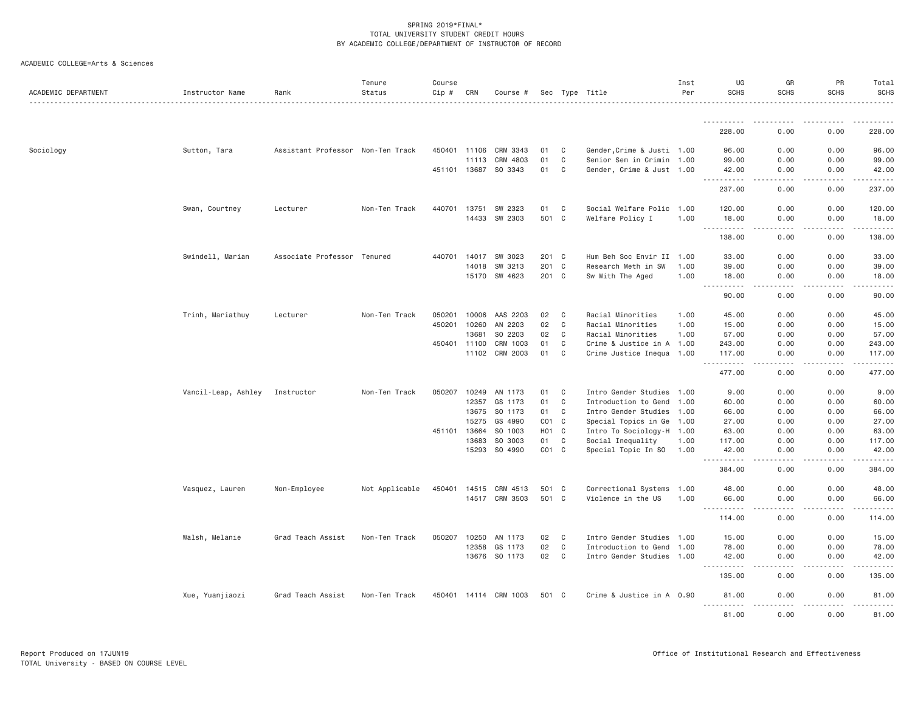SPRING 2019*FINAL*
TOTAL UNIVERSITY STUDENT CREDIT HOURS
BY ACADEMIC COLLEGE/DEPARTMENT OF INSTRUCTOR OF RECORD

ACADEMIC COLLEGE=Arts & Sciences

| ACADEMIC DEPARTMENT | Instructor Name | Rank | Tenure Status | Course Cip # | CRN | Course # | Sec | Type | Title | Inst Per | UG SCHS | GR SCHS | PR SCHS | Total SCHS |
|---|---|---|---|---|---|---|---|---|---|---|---|---|---|---|
| | | | | | | | | | | | 228.00 | 0.00 | 0.00 | 228.00 |
| Sociology | Sutton, Tara | Assistant Professor | Non-Ten Track | 450401 | 11106 | CRM 3343 | 01 | C | Gender,Crime & Justi | 1.00 | 96.00 | 0.00 | 0.00 | 96.00 |
| | | | | | 11113 | CRM 4803 | 01 | C | Senior Sem in Crimin | 1.00 | 99.00 | 0.00 | 0.00 | 99.00 |
| | | | | 451101 | 13687 | SO 3343 | 01 | C | Gender, Crime & Just | 1.00 | 42.00 | 0.00 | 0.00 | 42.00 |
| | | | | | | | | | | | 237.00 | 0.00 | 0.00 | 237.00 |
| | Swan, Courtney | Lecturer | Non-Ten Track | 440701 | 13751 | SW 2323 | 01 | C | Social Welfare Polic | 1.00 | 120.00 | 0.00 | 0.00 | 120.00 |
| | | | | | 14433 | SW 2303 | 501 | C | Welfare Policy I | 1.00 | 18.00 | 0.00 | 0.00 | 18.00 |
| | | | | | | | | | | | 138.00 | 0.00 | 0.00 | 138.00 |
| | Swindell, Marian | Associate Professor | Tenured | 440701 | 14017 | SW 3023 | 201 | C | Hum Beh Soc Envir II | 1.00 | 33.00 | 0.00 | 0.00 | 33.00 |
| | | | | | 14018 | SW 3213 | 201 | C | Research Meth in SW | 1.00 | 39.00 | 0.00 | 0.00 | 39.00 |
| | | | | | 15170 | SW 4623 | 201 | C | Sw With The Aged | 1.00 | 18.00 | 0.00 | 0.00 | 18.00 |
| | | | | | | | | | | | 90.00 | 0.00 | 0.00 | 90.00 |
| | Trinh, Mariathuy | Lecturer | Non-Ten Track | 050201 | 10006 | AAS 2203 | 02 | C | Racial Minorities | 1.00 | 45.00 | 0.00 | 0.00 | 45.00 |
| | | | | 450201 | 10260 | AN 2203 | 02 | C | Racial Minorities | 1.00 | 15.00 | 0.00 | 0.00 | 15.00 |
| | | | | | 13681 | SO 2203 | 02 | C | Racial Minorities | 1.00 | 57.00 | 0.00 | 0.00 | 57.00 |
| | | | | 450401 | 11100 | CRM 1003 | 01 | C | Crime & Justice in A | 1.00 | 243.00 | 0.00 | 0.00 | 243.00 |
| | | | | | 11102 | CRM 2003 | 01 | C | Crime Justice Inequa | 1.00 | 117.00 | 0.00 | 0.00 | 117.00 |
| | | | | | | | | | | | 477.00 | 0.00 | 0.00 | 477.00 |
| | Vancil-Leap, Ashley | Instructor | Non-Ten Track | 050207 | 10249 | AN 1173 | 01 | C | Intro Gender Studies | 1.00 | 9.00 | 0.00 | 0.00 | 9.00 |
| | | | | | 12357 | GS 1173 | 01 | C | Introduction to Gend | 1.00 | 60.00 | 0.00 | 0.00 | 60.00 |
| | | | | | 13675 | SO 1173 | 01 | C | Intro Gender Studies | 1.00 | 66.00 | 0.00 | 0.00 | 66.00 |
| | | | | | 15275 | GS 4990 | C01 | C | Special Topics in Ge | 1.00 | 27.00 | 0.00 | 0.00 | 27.00 |
| | | | | 451101 | 13664 | SO 1003 | H01 | C | Intro To Sociology-H | 1.00 | 63.00 | 0.00 | 0.00 | 63.00 |
| | | | | | 13683 | SO 3003 | 01 | C | Social Inequality | 1.00 | 117.00 | 0.00 | 0.00 | 117.00 |
| | | | | | 15293 | SO 4990 | C01 | C | Special Topic In SO | 1.00 | 42.00 | 0.00 | 0.00 | 42.00 |
| | | | | | | | | | | | 384.00 | 0.00 | 0.00 | 384.00 |
| | Vasquez, Lauren | Non-Employee | Not Applicable | 450401 | 14515 | CRM 4513 | 501 | C | Correctional Systems | 1.00 | 48.00 | 0.00 | 0.00 | 48.00 |
| | | | | | 14517 | CRM 3503 | 501 | C | Violence in the US | 1.00 | 66.00 | 0.00 | 0.00 | 66.00 |
| | | | | | | | | | | | 114.00 | 0.00 | 0.00 | 114.00 |
| | Walsh, Melanie | Grad Teach Assist | Non-Ten Track | 050207 | 10250 | AN 1173 | 02 | C | Intro Gender Studies | 1.00 | 15.00 | 0.00 | 0.00 | 15.00 |
| | | | | | 12358 | GS 1173 | 02 | C | Introduction to Gend | 1.00 | 78.00 | 0.00 | 0.00 | 78.00 |
| | | | | | 13676 | SO 1173 | 02 | C | Intro Gender Studies | 1.00 | 42.00 | 0.00 | 0.00 | 42.00 |
| | | | | | | | | | | | 135.00 | 0.00 | 0.00 | 135.00 |
| | Xue, Yuanjiaozi | Grad Teach Assist | Non-Ten Track | 450401 | 14114 | CRM 1003 | 501 | C | Crime & Justice in A | 0.90 | 81.00 | 0.00 | 0.00 | 81.00 |
| | | | | | | | | | | | 81.00 | 0.00 | 0.00 | 81.00 |

Report Produced on 17JUN19
TOTAL University - BASED ON COURSE LEVEL

Office of Institutional Research and Effectiveness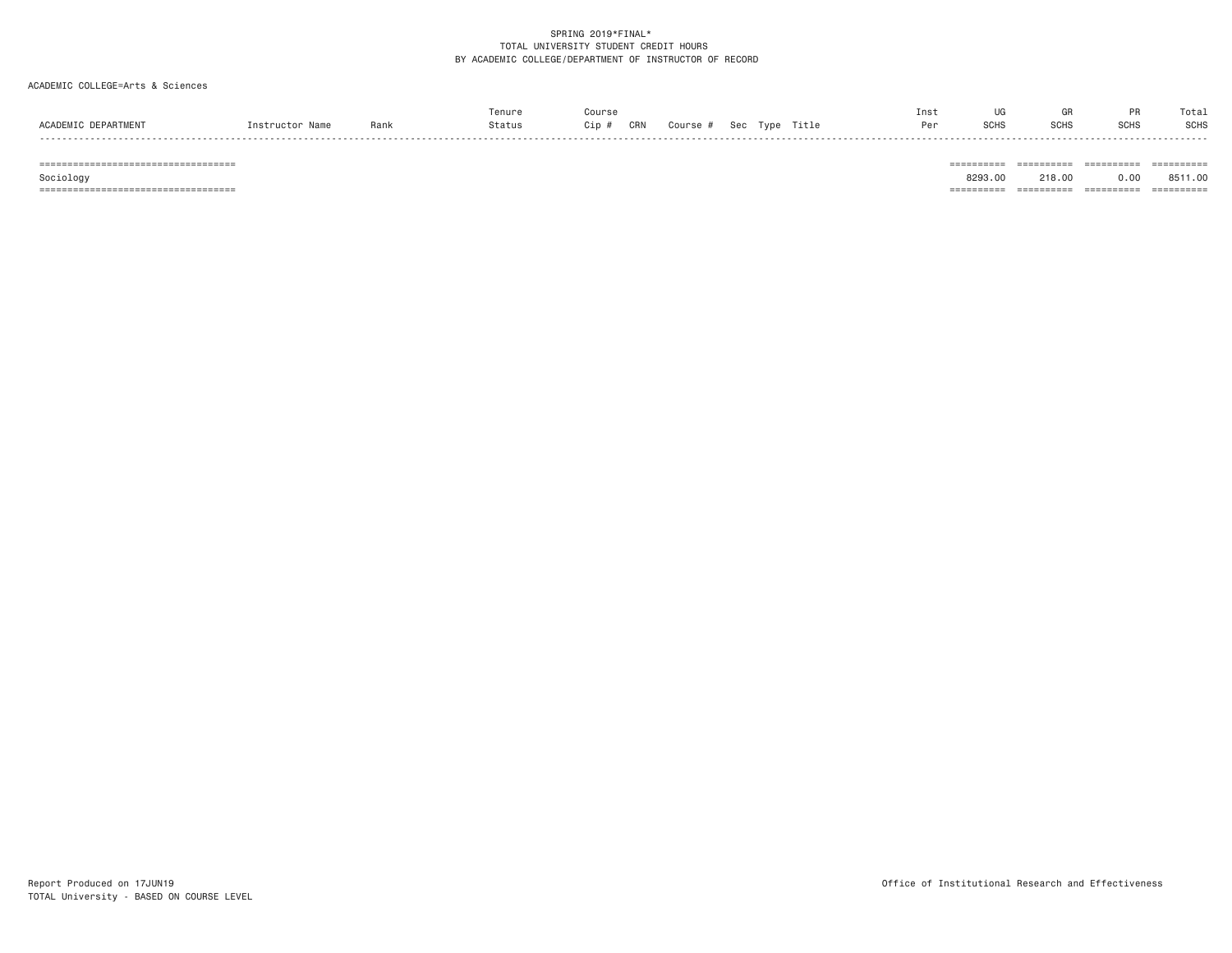SPRING 2019*FINAL*
TOTAL UNIVERSITY STUDENT CREDIT HOURS
BY ACADEMIC COLLEGE/DEPARTMENT OF INSTRUCTOR OF RECORD

ACADEMIC COLLEGE=Arts & Sciences

| ACADEMIC DEPARTMENT | Instructor Name | Rank | Tenure Status | Course Cip # | CRN | Course # | Sec | Type | Title | Inst Per | UG SCHS | GR SCHS | PR SCHS | Total SCHS |
|---|---|---|---|---|---|---|---|---|---|---|---|---|---|---|
| Sociology | | | | | | | | | | | 8293.00 | 218.00 | 0.00 | 8511.00 |

Report Produced on 17JUN19
TOTAL University - BASED ON COURSE LEVEL

Office of Institutional Research and Effectiveness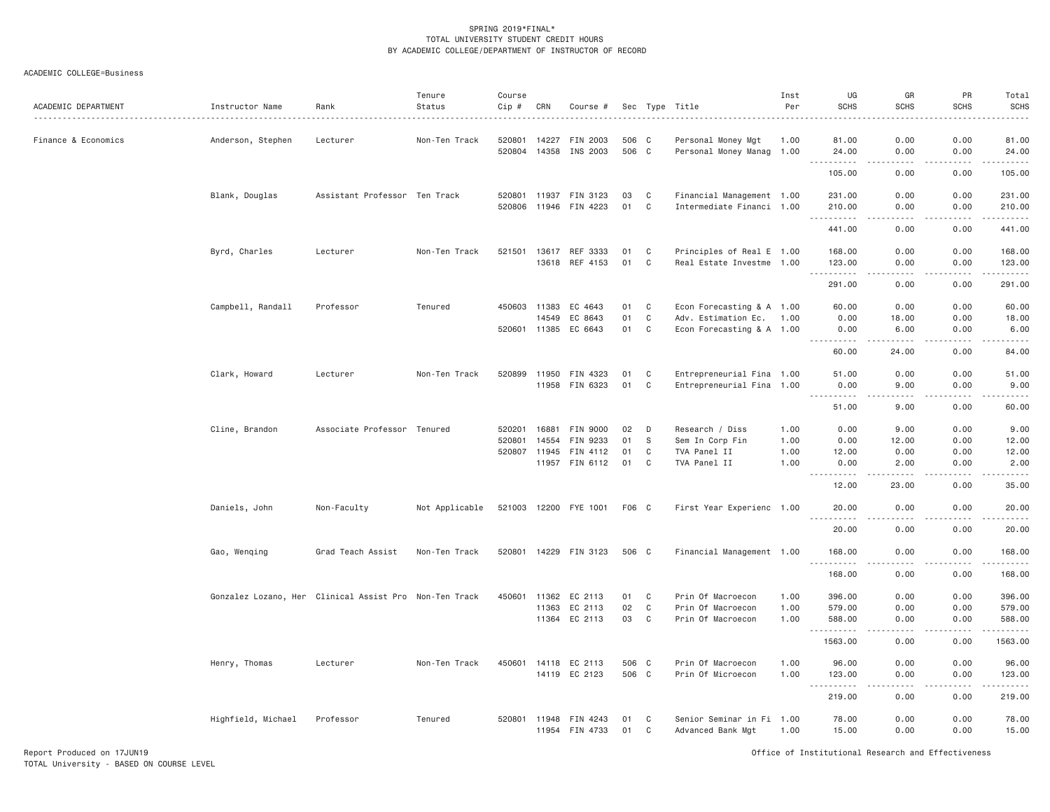SPRING 2019*FINAL*
TOTAL UNIVERSITY STUDENT CREDIT HOURS
BY ACADEMIC COLLEGE/DEPARTMENT OF INSTRUCTOR OF RECORD

ACADEMIC COLLEGE=Business

| ACADEMIC DEPARTMENT | Instructor Name | Rank | Tenure Status | Course Cip # | CRN | Course # | Sec | Type | Title | Inst Per | UG SCHS | GR SCHS | PR SCHS | Total SCHS |
|---|---|---|---|---|---|---|---|---|---|---|---|---|---|---|
| Finance & Economics | Anderson, Stephen | Lecturer | Non-Ten Track | 520801 | 14227 | FIN 2003 | 506 | C | Personal Money Mgt | 1.00 | 81.00 | 0.00 | 0.00 | 81.00 |
| | | | | 520804 | 14358 | INS 2003 | 506 | C | Personal Money Manag | 1.00 | 24.00 | 0.00 | 0.00 | 24.00 |
| | | | | | | | | | | | 105.00 | 0.00 | 0.00 | 105.00 |
| | Blank, Douglas | Assistant Professor | Ten Track | 520801 | 11937 | FIN 3123 | 03 | C | Financial Management | 1.00 | 231.00 | 0.00 | 0.00 | 231.00 |
| | | | | 520806 | 11946 | FIN 4223 | 01 | C | Intermediate Financi | 1.00 | 210.00 | 0.00 | 0.00 | 210.00 |
| | | | | | | | | | | | 441.00 | 0.00 | 0.00 | 441.00 |
| | Byrd, Charles | Lecturer | Non-Ten Track | 521501 | 13617 | REF 3333 | 01 | C | Principles of Real E | 1.00 | 168.00 | 0.00 | 0.00 | 168.00 |
| | | | | | 13618 | REF 4153 | 01 | C | Real Estate Investme | 1.00 | 123.00 | 0.00 | 0.00 | 123.00 |
| | | | | | | | | | | | 291.00 | 0.00 | 0.00 | 291.00 |
| | Campbell, Randall | Professor | Tenured | 450603 | 11383 | EC 4643 | 01 | C | Econ Forecasting & A | 1.00 | 60.00 | 0.00 | 0.00 | 60.00 |
| | | | | | 14549 | EC 8643 | 01 | C | Adv. Estimation Ec. | 1.00 | 0.00 | 18.00 | 0.00 | 18.00 |
| | | | | 520601 | 11385 | EC 6643 | 01 | C | Econ Forecasting & A | 1.00 | 0.00 | 6.00 | 0.00 | 6.00 |
| | | | | | | | | | | | 60.00 | 24.00 | 0.00 | 84.00 |
| | Clark, Howard | Lecturer | Non-Ten Track | 520899 | 11950 | FIN 4323 | 01 | C | Entrepreneurial Fina | 1.00 | 51.00 | 0.00 | 0.00 | 51.00 |
| | | | | | 11958 | FIN 6323 | 01 | C | Entrepreneurial Fina | 1.00 | 0.00 | 9.00 | 0.00 | 9.00 |
| | | | | | | | | | | | 51.00 | 9.00 | 0.00 | 60.00 |
| | Cline, Brandon | Associate Professor | Tenured | 520201 | 16881 | FIN 9000 | 02 | D | Research / Diss | 1.00 | 0.00 | 9.00 | 0.00 | 9.00 |
| | | | | 520801 | 14554 | FIN 9233 | 01 | S | Sem In Corp Fin | 1.00 | 0.00 | 12.00 | 0.00 | 12.00 |
| | | | | 520807 | 11945 | FIN 4112 | 01 | C | TVA Panel II | 1.00 | 12.00 | 0.00 | 0.00 | 12.00 |
| | | | | | 11957 | FIN 6112 | 01 | C | TVA Panel II | 1.00 | 0.00 | 2.00 | 0.00 | 2.00 |
| | | | | | | | | | | | 12.00 | 23.00 | 0.00 | 35.00 |
| | Daniels, John | Non-Faculty | Not Applicable | 521003 | 12200 | FYE 1001 | F06 | C | First Year Experienc | 1.00 | 20.00 | 0.00 | 0.00 | 20.00 |
| | | | | | | | | | | | 20.00 | 0.00 | 0.00 | 20.00 |
| | Gao, Wenqing | Grad Teach Assist | Non-Ten Track | 520801 | 14229 | FIN 3123 | 506 | C | Financial Management | 1.00 | 168.00 | 0.00 | 0.00 | 168.00 |
| | | | | | | | | | | | 168.00 | 0.00 | 0.00 | 168.00 |
| | Gonzalez Lozano, Her | Clinical Assist Pro | Non-Ten Track | 450601 | 11362 | EC 2113 | 01 | C | Prin Of Macroecon | 1.00 | 396.00 | 0.00 | 0.00 | 396.00 |
| | | | | | 11363 | EC 2113 | 02 | C | Prin Of Macroecon | 1.00 | 579.00 | 0.00 | 0.00 | 579.00 |
| | | | | | 11364 | EC 2113 | 03 | C | Prin Of Macroecon | 1.00 | 588.00 | 0.00 | 0.00 | 588.00 |
| | | | | | | | | | | | 1563.00 | 0.00 | 0.00 | 1563.00 |
| | Henry, Thomas | Lecturer | Non-Ten Track | 450601 | 14118 | EC 2113 | 506 | C | Prin Of Macroecon | 1.00 | 96.00 | 0.00 | 0.00 | 96.00 |
| | | | | | 14119 | EC 2123 | 506 | C | Prin Of Microecon | 1.00 | 123.00 | 0.00 | 0.00 | 123.00 |
| | | | | | | | | | | | 219.00 | 0.00 | 0.00 | 219.00 |
| | Highfield, Michael | Professor | Tenured | 520801 | 11948 | FIN 4243 | 01 | C | Senior Seminar in Fi | 1.00 | 78.00 | 0.00 | 0.00 | 78.00 |
| | | | | | 11954 | FIN 4733 | 01 | C | Advanced Bank Mgt | 1.00 | 15.00 | 0.00 | 0.00 | 15.00 |

Report Produced on 17JUN19
TOTAL University - BASED ON COURSE LEVEL

Office of Institutional Research and Effectiveness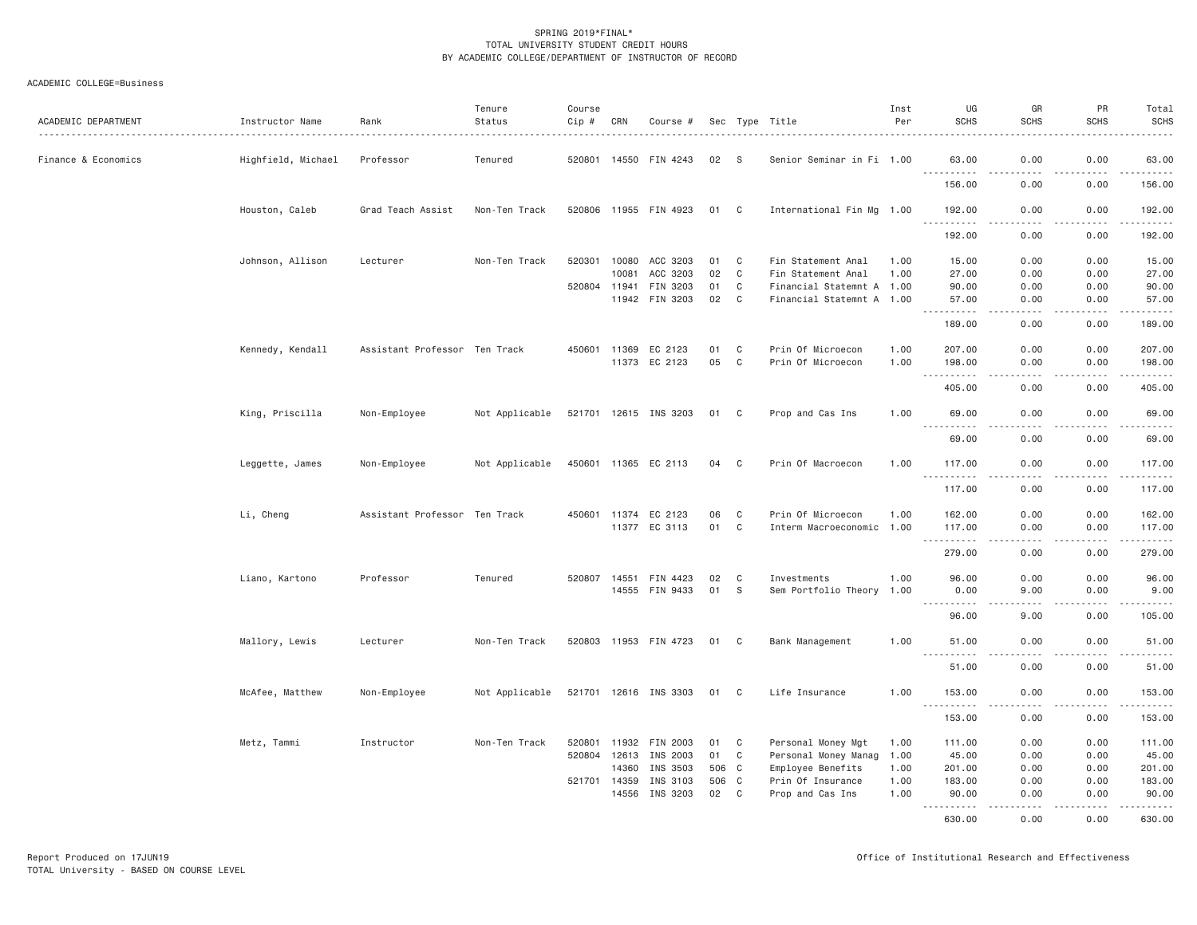SPRING 2019*FINAL*
TOTAL UNIVERSITY STUDENT CREDIT HOURS
BY ACADEMIC COLLEGE/DEPARTMENT OF INSTRUCTOR OF RECORD

ACADEMIC COLLEGE=Business

| ACADEMIC DEPARTMENT | Instructor Name | Rank | Tenure Status | Course Cip # | CRN | Course # | Sec | Type | Title | Inst Per | UG SCHS | GR SCHS | PR SCHS | Total SCHS |
|---|---|---|---|---|---|---|---|---|---|---|---|---|---|---|
| Finance & Economics | Highfield, Michael | Professor | Tenured | 520801 | 14550 | FIN 4243 | 02 | S | Senior Seminar in Fi | 1.00 | 63.00 | 0.00 | 0.00 | 63.00 |
| | | | | | | | | | | | 156.00 | 0.00 | 0.00 | 156.00 |
| | Houston, Caleb | Grad Teach Assist | Non-Ten Track | 520806 | 11955 | FIN 4923 | 01 | C | International Fin Mg | 1.00 | 192.00 | 0.00 | 0.00 | 192.00 |
| | | | | | | | | | | | 192.00 | 0.00 | 0.00 | 192.00 |
| | Johnson, Allison | Lecturer | Non-Ten Track | 520301 | 10080 | ACC 3203 | 01 | C | Fin Statement Anal | 1.00 | 15.00 | 0.00 | 0.00 | 15.00 |
| | | | | | 10081 | ACC 3203 | 02 | C | Fin Statement Anal | 1.00 | 27.00 | 0.00 | 0.00 | 27.00 |
| | | | | 520804 | 11941 | FIN 3203 | 01 | C | Financial Statemnt A | 1.00 | 90.00 | 0.00 | 0.00 | 90.00 |
| | | | | | 11942 | FIN 3203 | 02 | C | Financial Statemnt A | 1.00 | 57.00 | 0.00 | 0.00 | 57.00 |
| | | | | | | | | | | | 189.00 | 0.00 | 0.00 | 189.00 |
| | Kennedy, Kendall | Assistant Professor | Ten Track | 450601 | 11369 | EC 2123 | 01 | C | Prin Of Microecon | 1.00 | 207.00 | 0.00 | 0.00 | 207.00 |
| | | | | | 11373 | EC 2123 | 05 | C | Prin Of Microecon | 1.00 | 198.00 | 0.00 | 0.00 | 198.00 |
| | | | | | | | | | | | 405.00 | 0.00 | 0.00 | 405.00 |
| | King, Priscilla | Non-Employee | Not Applicable | 521701 | 12615 | INS 3203 | 01 | C | Prop and Cas Ins | 1.00 | 69.00 | 0.00 | 0.00 | 69.00 |
| | | | | | | | | | | | 69.00 | 0.00 | 0.00 | 69.00 |
| | Leggette, James | Non-Employee | Not Applicable | 450601 | 11365 | EC 2113 | 04 | C | Prin Of Macroecon | 1.00 | 117.00 | 0.00 | 0.00 | 117.00 |
| | | | | | | | | | | | 117.00 | 0.00 | 0.00 | 117.00 |
| | Li, Cheng | Assistant Professor | Ten Track | 450601 | 11374 | EC 2123 | 06 | C | Prin Of Microecon | 1.00 | 162.00 | 0.00 | 0.00 | 162.00 |
| | | | | | 11377 | EC 3113 | 01 | C | Interm Macroeconomic | 1.00 | 117.00 | 0.00 | 0.00 | 117.00 |
| | | | | | | | | | | | 279.00 | 0.00 | 0.00 | 279.00 |
| | Liano, Kartono | Professor | Tenured | 520807 | 14551 | FIN 4423 | 02 | C | Investments | 1.00 | 96.00 | 0.00 | 0.00 | 96.00 |
| | | | | | 14555 | FIN 9433 | 01 | S | Sem Portfolio Theory | 1.00 | 0.00 | 9.00 | 0.00 | 9.00 |
| | | | | | | | | | | | 96.00 | 9.00 | 0.00 | 105.00 |
| | Mallory, Lewis | Lecturer | Non-Ten Track | 520803 | 11953 | FIN 4723 | 01 | C | Bank Management | 1.00 | 51.00 | 0.00 | 0.00 | 51.00 |
| | | | | | | | | | | | 51.00 | 0.00 | 0.00 | 51.00 |
| | McAfee, Matthew | Non-Employee | Not Applicable | 521701 | 12616 | INS 3303 | 01 | C | Life Insurance | 1.00 | 153.00 | 0.00 | 0.00 | 153.00 |
| | | | | | | | | | | | 153.00 | 0.00 | 0.00 | 153.00 |
| | Metz, Tammi | Instructor | Non-Ten Track | 520801 | 11932 | FIN 2003 | 01 | C | Personal Money Mgt | 1.00 | 111.00 | 0.00 | 0.00 | 111.00 |
| | | | | 520804 | 12613 | INS 2003 | 01 | C | Personal Money Manag | 1.00 | 45.00 | 0.00 | 0.00 | 45.00 |
| | | | | | 14360 | INS 3503 | 506 | C | Employee Benefits | 1.00 | 201.00 | 0.00 | 0.00 | 201.00 |
| | | | | 521701 | 14359 | INS 3103 | 506 | C | Prin Of Insurance | 1.00 | 183.00 | 0.00 | 0.00 | 183.00 |
| | | | | | 14556 | INS 3203 | 02 | C | Prop and Cas Ins | 1.00 | 90.00 | 0.00 | 0.00 | 90.00 |
| | | | | | | | | | | | 630.00 | 0.00 | 0.00 | 630.00 |

Report Produced on 17JUN19
TOTAL University - BASED ON COURSE LEVEL
Office of Institutional Research and Effectiveness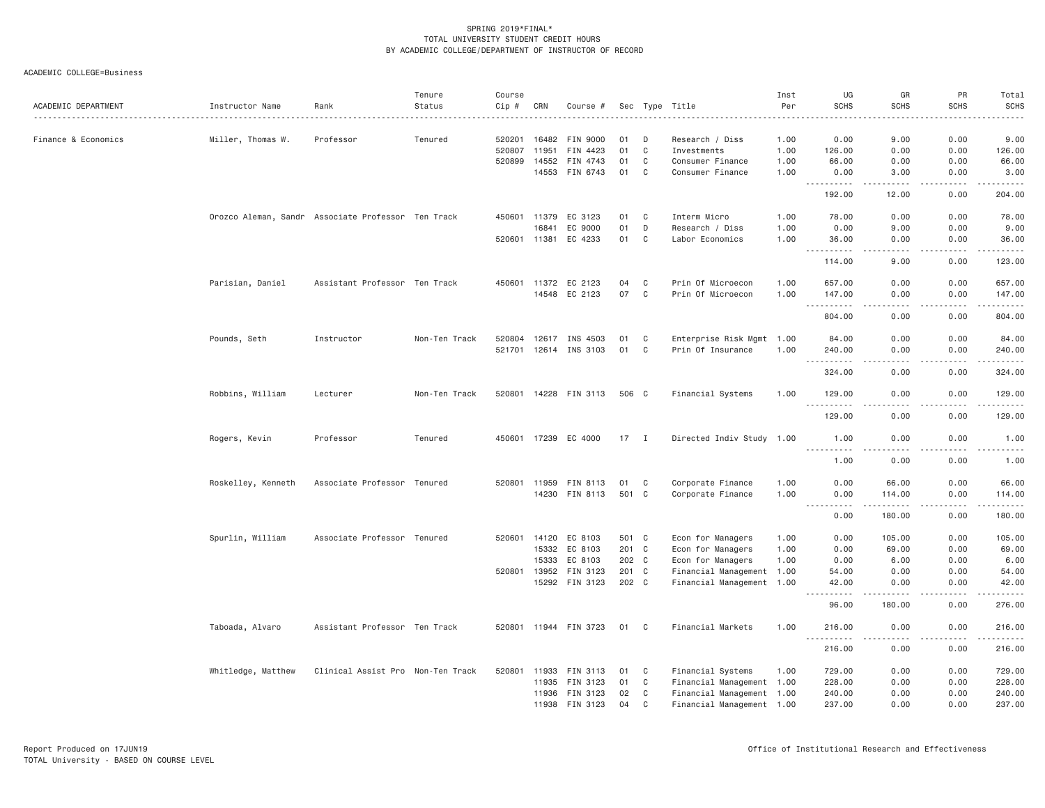SPRING 2019*FINAL*
TOTAL UNIVERSITY STUDENT CREDIT HOURS
BY ACADEMIC COLLEGE/DEPARTMENT OF INSTRUCTOR OF RECORD

ACADEMIC COLLEGE=Business

| ACADEMIC DEPARTMENT | Instructor Name | Rank | Tenure Status | Course Cip # | CRN | Course # | Sec | Type | Title | Inst Per | UG SCHS | GR SCHS | PR SCHS | Total SCHS |
|---|---|---|---|---|---|---|---|---|---|---|---|---|---|---|
| Finance & Economics | Miller, Thomas W. | Professor | Tenured | 520201 | 16482 | FIN 9000 | 01 | D | Research / Diss | 1.00 | 0.00 | 9.00 | 0.00 | 9.00 |
| | | | | 520807 | 11951 | FIN 4423 | 01 | C | Investments | 1.00 | 126.00 | 0.00 | 0.00 | 126.00 |
| | | | | 520899 | 14552 | FIN 4743 | 01 | C | Consumer Finance | 1.00 | 66.00 | 0.00 | 0.00 | 66.00 |
| | | | | | 14553 | FIN 6743 | 01 | C | Consumer Finance | 1.00 | 0.00 | 3.00 | 0.00 | 3.00 |
| | | | | | | | | | | | 192.00 | 12.00 | 0.00 | 204.00 |
| | Orozco Aleman, Sandr | Associate Professor | Ten Track | 450601 | 11379 | EC 3123 | 01 | C | Interm Micro | 1.00 | 78.00 | 0.00 | 0.00 | 78.00 |
| | | | | | 16841 | EC 9000 | 01 | D | Research / Diss | 1.00 | 0.00 | 9.00 | 0.00 | 9.00 |
| | | | | 520601 | 11381 | EC 4233 | 01 | C | Labor Economics | 1.00 | 36.00 | 0.00 | 0.00 | 36.00 |
| | | | | | | | | | | | 114.00 | 9.00 | 0.00 | 123.00 |
| | Parisian, Daniel | Assistant Professor | Ten Track | 450601 | 11372 | EC 2123 | 04 | C | Prin Of Microecon | 1.00 | 657.00 | 0.00 | 0.00 | 657.00 |
| | | | | | 14548 | EC 2123 | 07 | C | Prin Of Microecon | 1.00 | 147.00 | 0.00 | 0.00 | 147.00 |
| | | | | | | | | | | | 804.00 | 0.00 | 0.00 | 804.00 |
| | Pounds, Seth | Instructor | Non-Ten Track | 520804 | 12617 | INS 4503 | 01 | C | Enterprise Risk Mgmt | 1.00 | 84.00 | 0.00 | 0.00 | 84.00 |
| | | | | 521701 | 12614 | INS 3103 | 01 | C | Prin Of Insurance | 1.00 | 240.00 | 0.00 | 0.00 | 240.00 |
| | | | | | | | | | | | 324.00 | 0.00 | 0.00 | 324.00 |
| | Robbins, William | Lecturer | Non-Ten Track | 520801 | 14228 | FIN 3113 | 506 | C | Financial Systems | 1.00 | 129.00 | 0.00 | 0.00 | 129.00 |
| | | | | | | | | | | | 129.00 | 0.00 | 0.00 | 129.00 |
| | Rogers, Kevin | Professor | Tenured | 450601 | 17239 | EC 4000 | 17 | I | Directed Indiv Study | 1.00 | 1.00 | 0.00 | 0.00 | 1.00 |
| | | | | | | | | | | | 1.00 | 0.00 | 0.00 | 1.00 |
| | Roskelley, Kenneth | Associate Professor | Tenured | 520801 | 11959 | FIN 8113 | 01 | C | Corporate Finance | 1.00 | 0.00 | 66.00 | 0.00 | 66.00 |
| | | | | | 14230 | FIN 8113 | 501 | C | Corporate Finance | 1.00 | 0.00 | 114.00 | 0.00 | 114.00 |
| | | | | | | | | | | | 0.00 | 180.00 | 0.00 | 180.00 |
| | Spurlin, William | Associate Professor | Tenured | 520601 | 14120 | EC 8103 | 501 | C | Econ for Managers | 1.00 | 0.00 | 105.00 | 0.00 | 105.00 |
| | | | | | 15332 | EC 8103 | 201 | C | Econ for Managers | 1.00 | 0.00 | 69.00 | 0.00 | 69.00 |
| | | | | | 15333 | EC 8103 | 202 | C | Econ for Managers | 1.00 | 0.00 | 6.00 | 0.00 | 6.00 |
| | | | | 520801 | 13952 | FIN 3123 | 201 | C | Financial Management | 1.00 | 54.00 | 0.00 | 0.00 | 54.00 |
| | | | | | 15292 | FIN 3123 | 202 | C | Financial Management | 1.00 | 42.00 | 0.00 | 0.00 | 42.00 |
| | | | | | | | | | | | 96.00 | 180.00 | 0.00 | 276.00 |
| | Taboada, Alvaro | Assistant Professor | Ten Track | 520801 | 11944 | FIN 3723 | 01 | C | Financial Markets | 1.00 | 216.00 | 0.00 | 0.00 | 216.00 |
| | | | | | | | | | | | 216.00 | 0.00 | 0.00 | 216.00 |
| | Whitledge, Matthew | Clinical Assist Pro | Non-Ten Track | 520801 | 11933 | FIN 3113 | 01 | C | Financial Systems | 1.00 | 729.00 | 0.00 | 0.00 | 729.00 |
| | | | | | 11935 | FIN 3123 | 01 | C | Financial Management | 1.00 | 228.00 | 0.00 | 0.00 | 228.00 |
| | | | | | 11936 | FIN 3123 | 02 | C | Financial Management | 1.00 | 240.00 | 0.00 | 0.00 | 240.00 |
| | | | | | 11938 | FIN 3123 | 04 | C | Financial Management | 1.00 | 237.00 | 0.00 | 0.00 | 237.00 |

Report Produced on 17JUN19
TOTAL University - BASED ON COURSE LEVEL

Office of Institutional Research and Effectiveness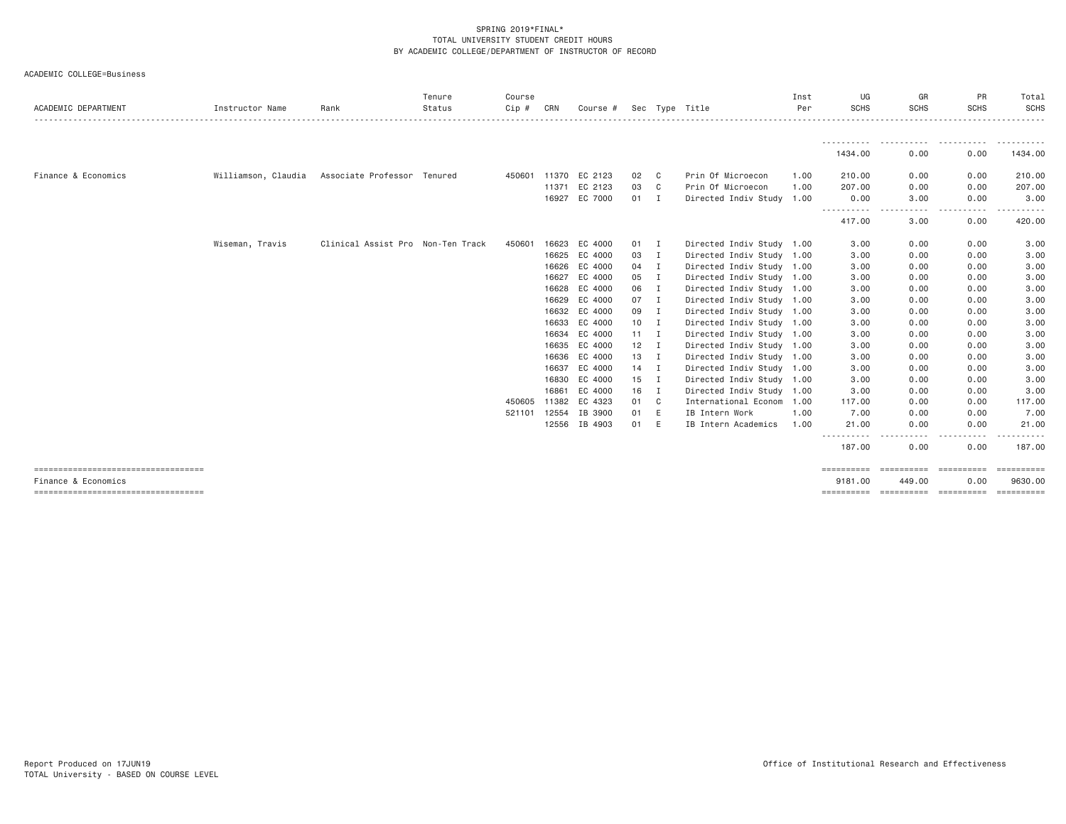SPRING 2019*FINAL*
TOTAL UNIVERSITY STUDENT CREDIT HOURS
BY ACADEMIC COLLEGE/DEPARTMENT OF INSTRUCTOR OF RECORD

ACADEMIC COLLEGE=Business

| ACADEMIC DEPARTMENT | Instructor Name | Rank | Tenure Status | Course Cip # | CRN | Course # | Sec | Type | Title | Inst Per | UG SCHS | GR SCHS | PR SCHS | Total SCHS |
|---|---|---|---|---|---|---|---|---|---|---|---|---|---|---|
| | | | | | | | | | | | 1434.00 | 0.00 | 0.00 | 1434.00 |
| Finance & Economics | Williamson, Claudia | Associate Professor | Tenured | 450601 | 11370 | EC 2123 | 02 | C | Prin Of Microecon | 1.00 | 210.00 | 0.00 | 0.00 | 210.00 |
| | | | | | 11371 | EC 2123 | 03 | C | Prin Of Microecon | 1.00 | 207.00 | 0.00 | 0.00 | 207.00 |
| | | | | | 16927 | EC 7000 | 01 | I | Directed Indiv Study | 1.00 | 0.00 | 3.00 | 0.00 | 3.00 |
| | | | | | | | | | | | 417.00 | 3.00 | 0.00 | 420.00 |
| | Wiseman, Travis | Clinical Assist Pro | Non-Ten Track | 450601 | 16623 | EC 4000 | 01 | I | Directed Indiv Study | 1.00 | 3.00 | 0.00 | 0.00 | 3.00 |
| | | | | | 16625 | EC 4000 | 03 | I | Directed Indiv Study | 1.00 | 3.00 | 0.00 | 0.00 | 3.00 |
| | | | | | 16626 | EC 4000 | 04 | I | Directed Indiv Study | 1.00 | 3.00 | 0.00 | 0.00 | 3.00 |
| | | | | | 16627 | EC 4000 | 05 | I | Directed Indiv Study | 1.00 | 3.00 | 0.00 | 0.00 | 3.00 |
| | | | | | 16628 | EC 4000 | 06 | I | Directed Indiv Study | 1.00 | 3.00 | 0.00 | 0.00 | 3.00 |
| | | | | | 16629 | EC 4000 | 07 | I | Directed Indiv Study | 1.00 | 3.00 | 0.00 | 0.00 | 3.00 |
| | | | | | 16632 | EC 4000 | 09 | I | Directed Indiv Study | 1.00 | 3.00 | 0.00 | 0.00 | 3.00 |
| | | | | | 16633 | EC 4000 | 10 | I | Directed Indiv Study | 1.00 | 3.00 | 0.00 | 0.00 | 3.00 |
| | | | | | 16634 | EC 4000 | 11 | I | Directed Indiv Study | 1.00 | 3.00 | 0.00 | 0.00 | 3.00 |
| | | | | | 16635 | EC 4000 | 12 | I | Directed Indiv Study | 1.00 | 3.00 | 0.00 | 0.00 | 3.00 |
| | | | | | 16636 | EC 4000 | 13 | I | Directed Indiv Study | 1.00 | 3.00 | 0.00 | 0.00 | 3.00 |
| | | | | | 16637 | EC 4000 | 14 | I | Directed Indiv Study | 1.00 | 3.00 | 0.00 | 0.00 | 3.00 |
| | | | | | 16830 | EC 4000 | 15 | I | Directed Indiv Study | 1.00 | 3.00 | 0.00 | 0.00 | 3.00 |
| | | | | | 16861 | EC 4000 | 16 | I | Directed Indiv Study | 1.00 | 3.00 | 0.00 | 0.00 | 3.00 |
| | | | | 450605 | 11382 | EC 4323 | 01 | C | International Econom | 1.00 | 117.00 | 0.00 | 0.00 | 117.00 |
| | | | | 521101 | 12554 | IB 3900 | 01 | E | IB Intern Work | 1.00 | 7.00 | 0.00 | 0.00 | 7.00 |
| | | | | | 12556 | IB 4903 | 01 | E | IB Intern Academics | 1.00 | 21.00 | 0.00 | 0.00 | 21.00 |
| | | | | | | | | | | | 187.00 | 0.00 | 0.00 | 187.00 |
| Finance & Economics | | | | | | | | | | | 9181.00 | 449.00 | 0.00 | 9630.00 |

Report Produced on 17JUN19
TOTAL University - BASED ON COURSE LEVEL

Office of Institutional Research and Effectiveness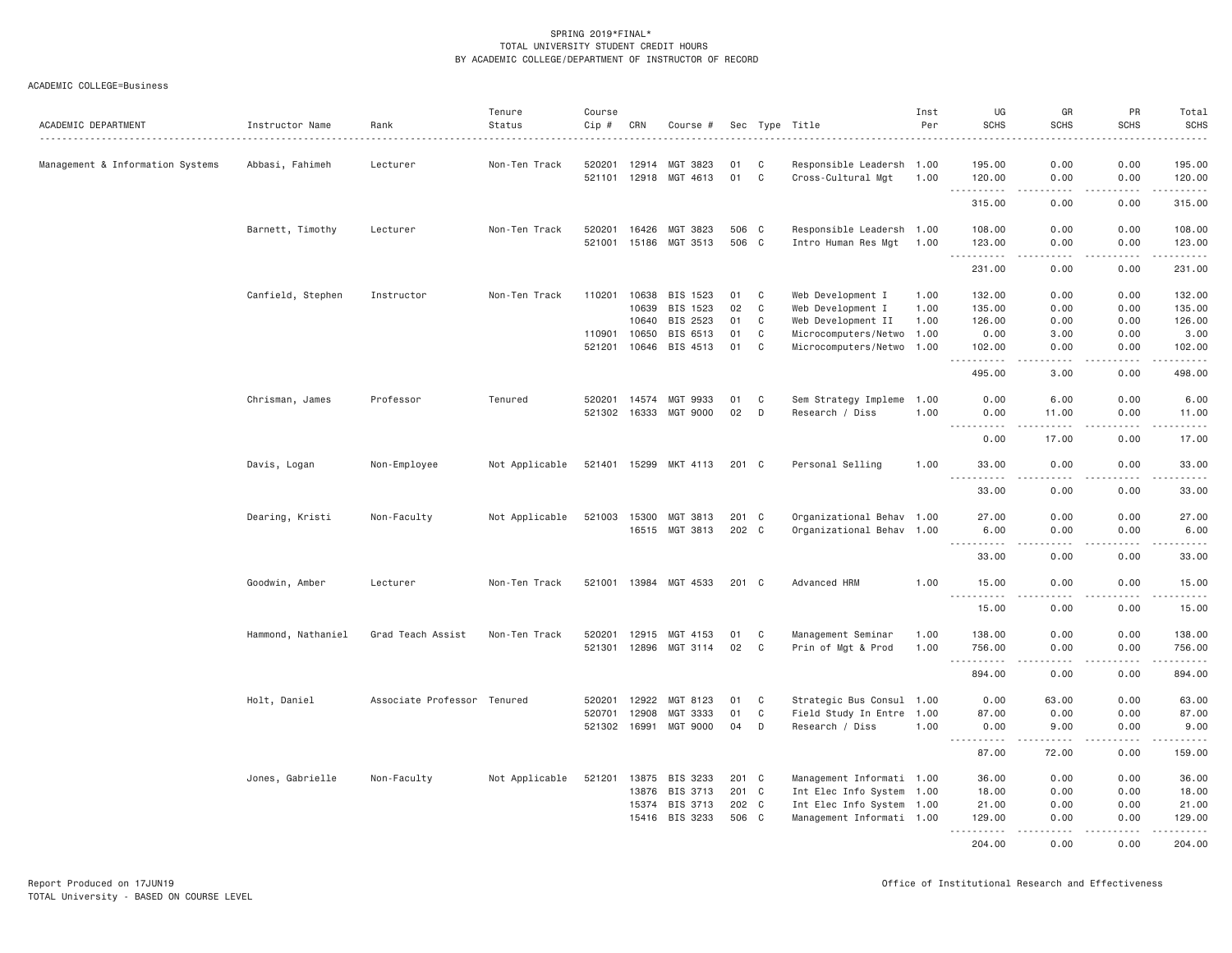SPRING 2019*FINAL*
TOTAL UNIVERSITY STUDENT CREDIT HOURS
BY ACADEMIC COLLEGE/DEPARTMENT OF INSTRUCTOR OF RECORD

ACADEMIC COLLEGE=Business

| ACADEMIC DEPARTMENT | Instructor Name | Rank | Tenure Status | Course Cip # | CRN | Course # | Sec | Type | Title | Inst Per | UG SCHS | GR SCHS | PR SCHS | Total SCHS |
|---|---|---|---|---|---|---|---|---|---|---|---|---|---|---|
| Management & Information Systems | Abbasi, Fahimeh | Lecturer | Non-Ten Track | 520201 | 12914 | MGT 3823 | 01 | C | Responsible Leadersh | 1.00 | 195.00 | 0.00 | 0.00 | 195.00 |
| | | | | 521101 | 12918 | MGT 4613 | 01 | C | Cross-Cultural Mgt | 1.00 | 120.00 | 0.00 | 0.00 | 120.00 |
| | | | | | | | | | | | 315.00 | 0.00 | 0.00 | 315.00 |
| | Barnett, Timothy | Lecturer | Non-Ten Track | 520201 | 16426 | MGT 3823 | 506 | C | Responsible Leadersh | 1.00 | 108.00 | 0.00 | 0.00 | 108.00 |
| | | | | 521001 | 15186 | MGT 3513 | 506 | C | Intro Human Res Mgt | 1.00 | 123.00 | 0.00 | 0.00 | 123.00 |
| | | | | | | | | | | | 231.00 | 0.00 | 0.00 | 231.00 |
| | Canfield, Stephen | Instructor | Non-Ten Track | 110201 | 10638 | BIS 1523 | 01 | C | Web Development I | 1.00 | 132.00 | 0.00 | 0.00 | 132.00 |
| | | | | | 10639 | BIS 1523 | 02 | C | Web Development I | 1.00 | 135.00 | 0.00 | 0.00 | 135.00 |
| | | | | | 10640 | BIS 2523 | 01 | C | Web Development II | 1.00 | 126.00 | 0.00 | 0.00 | 126.00 |
| | | | | 110901 | 10650 | BIS 6513 | 01 | C | Microcomputers/Netwo | 1.00 | 0.00 | 3.00 | 0.00 | 3.00 |
| | | | | 521201 | 10646 | BIS 4513 | 01 | C | Microcomputers/Netwo | 1.00 | 102.00 | 0.00 | 0.00 | 102.00 |
| | | | | | | | | | | | 495.00 | 3.00 | 0.00 | 498.00 |
| | Chrisman, James | Professor | Tenured | 520201 | 14574 | MGT 9933 | 01 | C | Sem Strategy Impleme | 1.00 | 0.00 | 6.00 | 0.00 | 6.00 |
| | | | | 521302 | 16333 | MGT 9000 | 02 | D | Research / Diss | 1.00 | 0.00 | 11.00 | 0.00 | 11.00 |
| | | | | | | | | | | | 0.00 | 17.00 | 0.00 | 17.00 |
| | Davis, Logan | Non-Employee | Not Applicable | 521401 | 15299 | MKT 4113 | 201 | C | Personal Selling | 1.00 | 33.00 | 0.00 | 0.00 | 33.00 |
| | | | | | | | | | | | 33.00 | 0.00 | 0.00 | 33.00 |
| | Dearing, Kristi | Non-Faculty | Not Applicable | 521003 | 15300 | MGT 3813 | 201 | C | Organizational Behav | 1.00 | 27.00 | 0.00 | 0.00 | 27.00 |
| | | | | | 16515 | MGT 3813 | 202 | C | Organizational Behav | 1.00 | 6.00 | 0.00 | 0.00 | 6.00 |
| | | | | | | | | | | | 33.00 | 0.00 | 0.00 | 33.00 |
| | Goodwin, Amber | Lecturer | Non-Ten Track | 521001 | 13984 | MGT 4533 | 201 | C | Advanced HRM | 1.00 | 15.00 | 0.00 | 0.00 | 15.00 |
| | | | | | | | | | | | 15.00 | 0.00 | 0.00 | 15.00 |
| | Hammond, Nathaniel | Grad Teach Assist | Non-Ten Track | 520201 | 12915 | MGT 4153 | 01 | C | Management Seminar | 1.00 | 138.00 | 0.00 | 0.00 | 138.00 |
| | | | | 521301 | 12896 | MGT 3114 | 02 | C | Prin of Mgt & Prod | 1.00 | 756.00 | 0.00 | 0.00 | 756.00 |
| | | | | | | | | | | | 894.00 | 0.00 | 0.00 | 894.00 |
| | Holt, Daniel | Associate Professor | Tenured | 520201 | 12922 | MGT 8123 | 01 | C | Strategic Bus Consul | 1.00 | 0.00 | 63.00 | 0.00 | 63.00 |
| | | | | 520701 | 12908 | MGT 3333 | 01 | C | Field Study In Entre | 1.00 | 87.00 | 0.00 | 0.00 | 87.00 |
| | | | | 521302 | 16991 | MGT 9000 | 04 | D | Research / Diss | 1.00 | 0.00 | 9.00 | 0.00 | 9.00 |
| | | | | | | | | | | | 87.00 | 72.00 | 0.00 | 159.00 |
| | Jones, Gabrielle | Non-Faculty | Not Applicable | 521201 | 13875 | BIS 3233 | 201 | C | Management Informati | 1.00 | 36.00 | 0.00 | 0.00 | 36.00 |
| | | | | | 13876 | BIS 3713 | 201 | C | Int Elec Info System | 1.00 | 18.00 | 0.00 | 0.00 | 18.00 |
| | | | | | 15374 | BIS 3713 | 202 | C | Int Elec Info System | 1.00 | 21.00 | 0.00 | 0.00 | 21.00 |
| | | | | | 15416 | BIS 3233 | 506 | C | Management Informati | 1.00 | 129.00 | 0.00 | 0.00 | 129.00 |
| | | | | | | | | | | | 204.00 | 0.00 | 0.00 | 204.00 |

Report Produced on 17JUN19
TOTAL University - BASED ON COURSE LEVEL

Office of Institutional Research and Effectiveness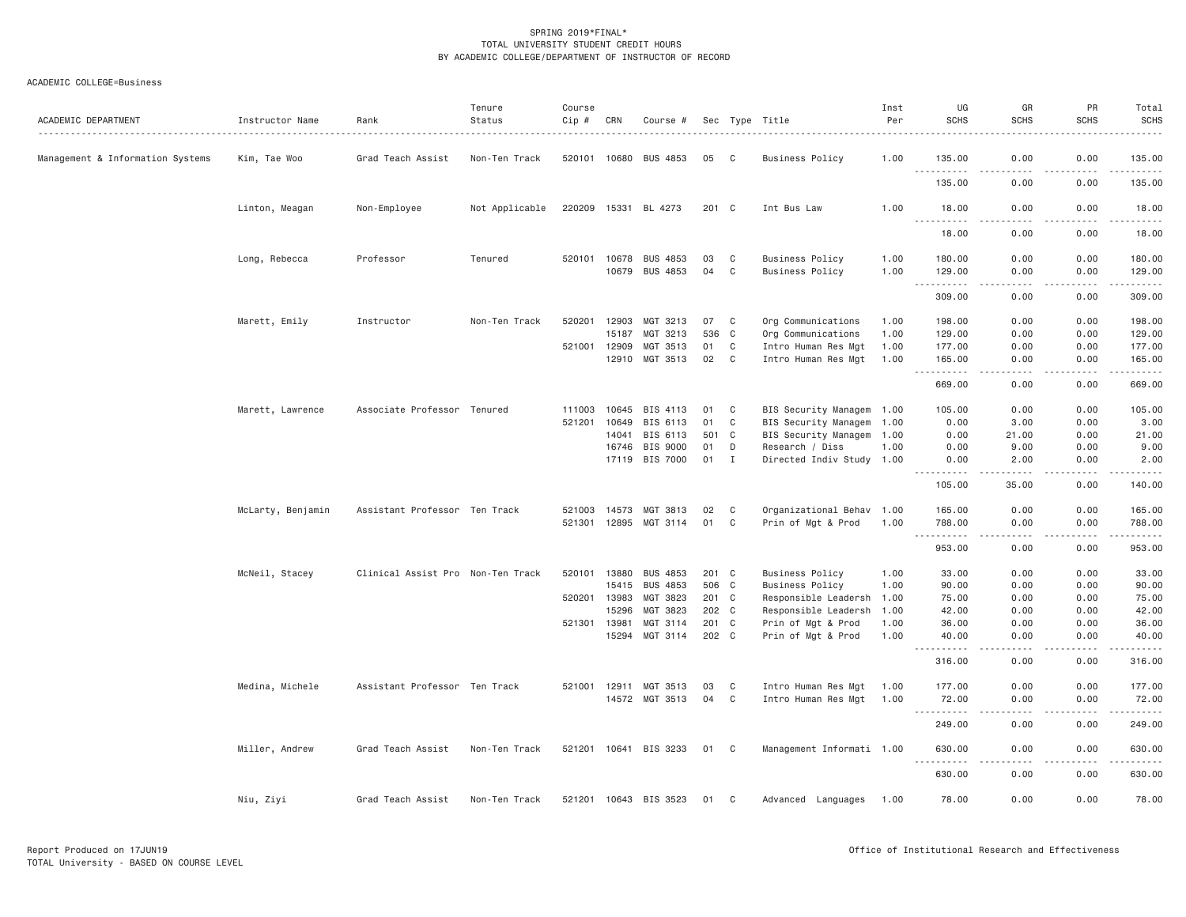SPRING 2019*FINAL*
TOTAL UNIVERSITY STUDENT CREDIT HOURS
BY ACADEMIC COLLEGE/DEPARTMENT OF INSTRUCTOR OF RECORD

ACADEMIC COLLEGE=Business

| ACADEMIC DEPARTMENT | Instructor Name | Rank | Tenure Status | Course Cip # | CRN | Course # | Sec | Type | Title | Inst Per | UG SCHS | GR SCHS | PR SCHS | Total SCHS |
|---|---|---|---|---|---|---|---|---|---|---|---|---|---|---|
| Management & Information Systems | Kim, Tae Woo | Grad Teach Assist | Non-Ten Track | 520101 | 10680 | BUS 4853 | 05 | C | Business Policy | 1.00 | 135.00 | 0.00 | 0.00 | 135.00 |
| | | | | | | | | | | | 135.00 | 0.00 | 0.00 | 135.00 |
| | Linton, Meagan | Non-Employee | Not Applicable | 220209 | 15331 | BL 4273 | 201 | C | Int Bus Law | 1.00 | 18.00 | 0.00 | 0.00 | 18.00 |
| | | | | | | | | | | | 18.00 | 0.00 | 0.00 | 18.00 |
| | Long, Rebecca | Professor | Tenured | 520101 | 10678 | BUS 4853 | 03 | C | Business Policy | 1.00 | 180.00 | 0.00 | 0.00 | 180.00 |
| | | | | | 10679 | BUS 4853 | 04 | C | Business Policy | 1.00 | 129.00 | 0.00 | 0.00 | 129.00 |
| | | | | | | | | | | | 309.00 | 0.00 | 0.00 | 309.00 |
| | Marett, Emily | Instructor | Non-Ten Track | 520201 | 12903 | MGT 3213 | 07 | C | Org Communications | 1.00 | 198.00 | 0.00 | 0.00 | 198.00 |
| | | | | | 15187 | MGT 3213 | 536 | C | Org Communications | 1.00 | 129.00 | 0.00 | 0.00 | 129.00 |
| | | | | 521001 | 12909 | MGT 3513 | 01 | C | Intro Human Res Mgt | 1.00 | 177.00 | 0.00 | 0.00 | 177.00 |
| | | | | | 12910 | MGT 3513 | 02 | C | Intro Human Res Mgt | 1.00 | 165.00 | 0.00 | 0.00 | 165.00 |
| | | | | | | | | | | | 669.00 | 0.00 | 0.00 | 669.00 |
| | Marett, Lawrence | Associate Professor | Tenured | 111003 | 10645 | BIS 4113 | 01 | C | BIS Security Managem | 1.00 | 105.00 | 0.00 | 0.00 | 105.00 |
| | | | | 521201 | 10649 | BIS 6113 | 01 | C | BIS Security Managem | 1.00 | 0.00 | 3.00 | 0.00 | 3.00 |
| | | | | | 14041 | BIS 6113 | 501 | C | BIS Security Managem | 1.00 | 0.00 | 21.00 | 0.00 | 21.00 |
| | | | | | 16746 | BIS 9000 | 01 | D | Research / Diss | 1.00 | 0.00 | 9.00 | 0.00 | 9.00 |
| | | | | | 17119 | BIS 7000 | 01 | I | Directed Indiv Study | 1.00 | 0.00 | 2.00 | 0.00 | 2.00 |
| | | | | | | | | | | | 105.00 | 35.00 | 0.00 | 140.00 |
| | McLarty, Benjamin | Assistant Professor | Ten Track | 521003 | 14573 | MGT 3813 | 02 | C | Organizational Behav | 1.00 | 165.00 | 0.00 | 0.00 | 165.00 |
| | | | | 521301 | 12895 | MGT 3114 | 01 | C | Prin of Mgt & Prod | 1.00 | 788.00 | 0.00 | 0.00 | 788.00 |
| | | | | | | | | | | | 953.00 | 0.00 | 0.00 | 953.00 |
| | McNeil, Stacey | Clinical Assist Pro | Non-Ten Track | 520101 | 13880 | BUS 4853 | 201 | C | Business Policy | 1.00 | 33.00 | 0.00 | 0.00 | 33.00 |
| | | | | | 15415 | BUS 4853 | 506 | C | Business Policy | 1.00 | 90.00 | 0.00 | 0.00 | 90.00 |
| | | | | 520201 | 13983 | MGT 3823 | 201 | C | Responsible Leadersh | 1.00 | 75.00 | 0.00 | 0.00 | 75.00 |
| | | | | | 15296 | MGT 3823 | 202 | C | Responsible Leadersh | 1.00 | 42.00 | 0.00 | 0.00 | 42.00 |
| | | | | 521301 | 13981 | MGT 3114 | 201 | C | Prin of Mgt & Prod | 1.00 | 36.00 | 0.00 | 0.00 | 36.00 |
| | | | | | 15294 | MGT 3114 | 202 | C | Prin of Mgt & Prod | 1.00 | 40.00 | 0.00 | 0.00 | 40.00 |
| | | | | | | | | | | | 316.00 | 0.00 | 0.00 | 316.00 |
| | Medina, Michele | Assistant Professor | Ten Track | 521001 | 12911 | MGT 3513 | 03 | C | Intro Human Res Mgt | 1.00 | 177.00 | 0.00 | 0.00 | 177.00 |
| | | | | | 14572 | MGT 3513 | 04 | C | Intro Human Res Mgt | 1.00 | 72.00 | 0.00 | 0.00 | 72.00 |
| | | | | | | | | | | | 249.00 | 0.00 | 0.00 | 249.00 |
| | Miller, Andrew | Grad Teach Assist | Non-Ten Track | 521201 | 10641 | BIS 3233 | 01 | C | Management Informati | 1.00 | 630.00 | 0.00 | 0.00 | 630.00 |
| | | | | | | | | | | | 630.00 | 0.00 | 0.00 | 630.00 |
| | Niu, Ziyi | Grad Teach Assist | Non-Ten Track | 521201 | 10643 | BIS 3523 | 01 | C | Advanced Languages | 1.00 | 78.00 | 0.00 | 0.00 | 78.00 |

Report Produced on 17JUN19
TOTAL University - BASED ON COURSE LEVEL

Office of Institutional Research and Effectiveness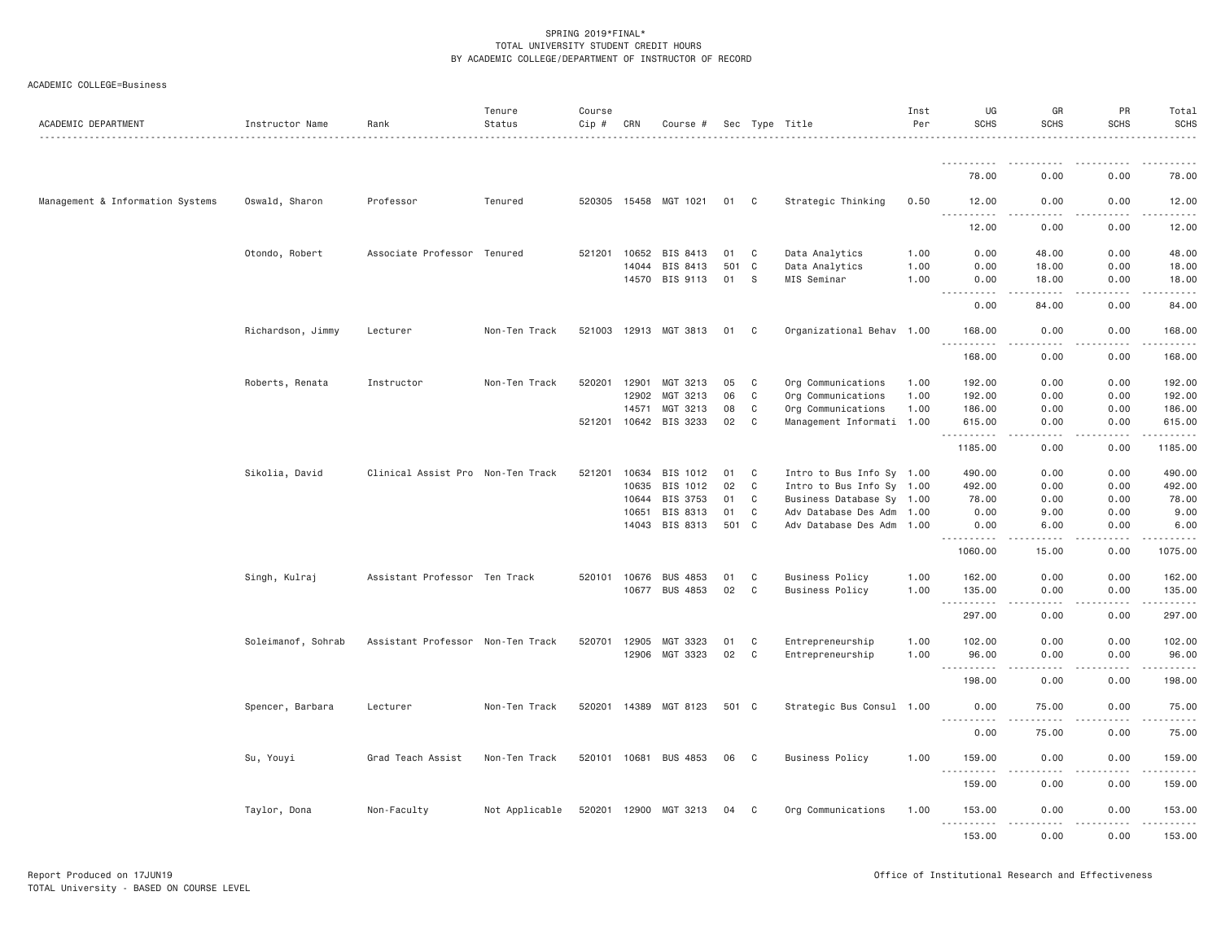SPRING 2019*FINAL*
TOTAL UNIVERSITY STUDENT CREDIT HOURS
BY ACADEMIC COLLEGE/DEPARTMENT OF INSTRUCTOR OF RECORD

ACADEMIC COLLEGE=Business

| ACADEMIC DEPARTMENT | Instructor Name | Rank | Tenure Status | Course Cip # | CRN | Course # | Sec | Type | Title | Inst Per | UG SCHS | GR SCHS | PR SCHS | Total SCHS |
|---|---|---|---|---|---|---|---|---|---|---|---|---|---|---|
| | | | | | | | | | | | 78.00 | 0.00 | 0.00 | 78.00 |
| Management & Information Systems | Oswald, Sharon | Professor | Tenured | 520305 | 15458 | MGT 1021 | 01 | C | Strategic Thinking | 0.50 | 12.00 | 0.00 | 0.00 | 12.00 |
| | | | | | | | | | | | 12.00 | 0.00 | 0.00 | 12.00 |
| | Otondo, Robert | Associate Professor | Tenured | 521201 | 10652 | BIS 8413 | 01 | C | Data Analytics | 1.00 | 0.00 | 48.00 | 0.00 | 48.00 |
| | | | | | 14044 | BIS 8413 | 501 | C | Data Analytics | 1.00 | 0.00 | 18.00 | 0.00 | 18.00 |
| | | | | | 14570 | BIS 9113 | 01 | S | MIS Seminar | 1.00 | 0.00 | 18.00 | 0.00 | 18.00 |
| | | | | | | | | | | | 0.00 | 84.00 | 0.00 | 84.00 |
| | Richardson, Jimmy | Lecturer | Non-Ten Track | 521003 | 12913 | MGT 3813 | 01 | C | Organizational Behav | 1.00 | 168.00 | 0.00 | 0.00 | 168.00 |
| | | | | | | | | | | | 168.00 | 0.00 | 0.00 | 168.00 |
| | Roberts, Renata | Instructor | Non-Ten Track | 520201 | 12901 | MGT 3213 | 05 | C | Org Communications | 1.00 | 192.00 | 0.00 | 0.00 | 192.00 |
| | | | | | 12902 | MGT 3213 | 06 | C | Org Communications | 1.00 | 192.00 | 0.00 | 0.00 | 192.00 |
| | | | | | 14571 | MGT 3213 | 08 | C | Org Communications | 1.00 | 186.00 | 0.00 | 0.00 | 186.00 |
| | | | | 521201 | 10642 | BIS 3233 | 02 | C | Management Informati | 1.00 | 615.00 | 0.00 | 0.00 | 615.00 |
| | | | | | | | | | | | 1185.00 | 0.00 | 0.00 | 1185.00 |
| | Sikolia, David | Clinical Assist Pro | Non-Ten Track | 521201 | 10634 | BIS 1012 | 01 | C | Intro to Bus Info Sy | 1.00 | 490.00 | 0.00 | 0.00 | 490.00 |
| | | | | | 10635 | BIS 1012 | 02 | C | Intro to Bus Info Sy | 1.00 | 492.00 | 0.00 | 0.00 | 492.00 |
| | | | | | 10644 | BIS 3753 | 01 | C | Business Database Sy | 1.00 | 78.00 | 0.00 | 0.00 | 78.00 |
| | | | | | 10651 | BIS 8313 | 01 | C | Adv Database Des Adm | 1.00 | 0.00 | 9.00 | 0.00 | 9.00 |
| | | | | | 14043 | BIS 8313 | 501 | C | Adv Database Des Adm | 1.00 | 0.00 | 6.00 | 0.00 | 6.00 |
| | | | | | | | | | | | 1060.00 | 15.00 | 0.00 | 1075.00 |
| | Singh, Kulraj | Assistant Professor | Ten Track | 520101 | 10676 | BUS 4853 | 01 | C | Business Policy | 1.00 | 162.00 | 0.00 | 0.00 | 162.00 |
| | | | | | 10677 | BUS 4853 | 02 | C | Business Policy | 1.00 | 135.00 | 0.00 | 0.00 | 135.00 |
| | | | | | | | | | | | 297.00 | 0.00 | 0.00 | 297.00 |
| | Soleimanof, Sohrab | Assistant Professor | Non-Ten Track | 520701 | 12905 | MGT 3323 | 01 | C | Entrepreneurship | 1.00 | 102.00 | 0.00 | 0.00 | 102.00 |
| | | | | | 12906 | MGT 3323 | 02 | C | Entrepreneurship | 1.00 | 96.00 | 0.00 | 0.00 | 96.00 |
| | | | | | | | | | | | 198.00 | 0.00 | 0.00 | 198.00 |
| | Spencer, Barbara | Lecturer | Non-Ten Track | 520201 | 14389 | MGT 8123 | 501 | C | Strategic Bus Consul | 1.00 | 0.00 | 75.00 | 0.00 | 75.00 |
| | | | | | | | | | | | 0.00 | 75.00 | 0.00 | 75.00 |
| | Su, Youyi | Grad Teach Assist | Non-Ten Track | 520101 | 10681 | BUS 4853 | 06 | C | Business Policy | 1.00 | 159.00 | 0.00 | 0.00 | 159.00 |
| | | | | | | | | | | | 159.00 | 0.00 | 0.00 | 159.00 |
| | Taylor, Dona | Non-Faculty | Not Applicable | 520201 | 12900 | MGT 3213 | 04 | C | Org Communications | 1.00 | 153.00 | 0.00 | 0.00 | 153.00 |
| | | | | | | | | | | | 153.00 | 0.00 | 0.00 | 153.00 |

Report Produced on 17JUN19
TOTAL University - BASED ON COURSE LEVEL

Office of Institutional Research and Effectiveness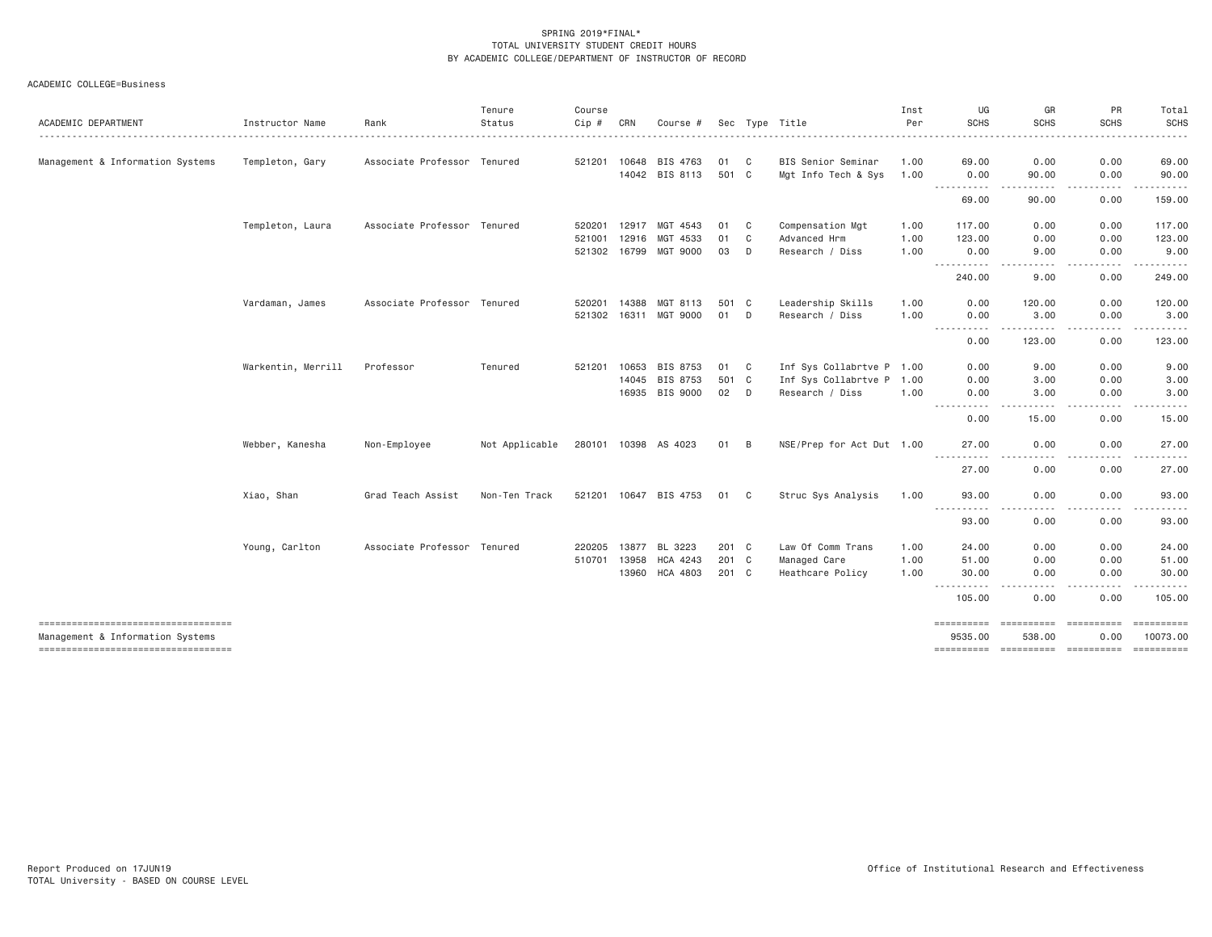SPRING 2019*FINAL*
TOTAL UNIVERSITY STUDENT CREDIT HOURS
BY ACADEMIC COLLEGE/DEPARTMENT OF INSTRUCTOR OF RECORD

ACADEMIC COLLEGE=Business

| ACADEMIC DEPARTMENT | Instructor Name | Rank | Tenure Status | Course Cip # | CRN | Course # | Sec | Type | Title | Inst Per | UG SCHS | GR SCHS | PR SCHS | Total SCHS |
|---|---|---|---|---|---|---|---|---|---|---|---|---|---|---|
| Management & Information Systems | Templeton, Gary | Associate Professor | Tenured | 521201 | 10648 | BIS 4763 | 01 | C | BIS Senior Seminar | 1.00 | 69.00 | 0.00 | 0.00 | 69.00 |
| | | | | | 14042 | BIS 8113 | 501 | C | Mgt Info Tech & Sys | 1.00 | 0.00 | 90.00 | 0.00 | 90.00 |
| | | | | | | | | | | | 69.00 | 90.00 | 0.00 | 159.00 |
| | Templeton, Laura | Associate Professor | Tenured | 520201 | 12917 | MGT 4543 | 01 | C | Compensation Mgt | 1.00 | 117.00 | 0.00 | 0.00 | 117.00 |
| | | | | 521001 | 12916 | MGT 4533 | 01 | C | Advanced Hrm | 1.00 | 123.00 | 0.00 | 0.00 | 123.00 |
| | | | | 521302 | 16799 | MGT 9000 | 03 | D | Research / Diss | 1.00 | 0.00 | 9.00 | 0.00 | 9.00 |
| | | | | | | | | | | | 240.00 | 9.00 | 0.00 | 249.00 |
| | Vardaman, James | Associate Professor | Tenured | 520201 | 14388 | MGT 8113 | 501 | C | Leadership Skills | 1.00 | 0.00 | 120.00 | 0.00 | 120.00 |
| | | | | 521302 | 16311 | MGT 9000 | 01 | D | Research / Diss | 1.00 | 0.00 | 3.00 | 0.00 | 3.00 |
| | | | | | | | | | | | 0.00 | 123.00 | 0.00 | 123.00 |
| | Warkentin, Merrill | Professor | Tenured | 521201 | 10653 | BIS 8753 | 01 | C | Inf Sys Collabrtve P | 1.00 | 0.00 | 9.00 | 0.00 | 9.00 |
| | | | | | 14045 | BIS 8753 | 501 | C | Inf Sys Collabrtve P | 1.00 | 0.00 | 3.00 | 0.00 | 3.00 |
| | | | | | 16935 | BIS 9000 | 02 | D | Research / Diss | 1.00 | 0.00 | 3.00 | 0.00 | 3.00 |
| | | | | | | | | | | | 0.00 | 15.00 | 0.00 | 15.00 |
| | Webber, Kanesha | Non-Employee | Not Applicable | 280101 | 10398 | AS 4023 | 01 | B | NSE/Prep for Act Dut | 1.00 | 27.00 | 0.00 | 0.00 | 27.00 |
| | | | | | | | | | | | 27.00 | 0.00 | 0.00 | 27.00 |
| | Xiao, Shan | Grad Teach Assist | Non-Ten Track | 521201 | 10647 | BIS 4753 | 01 | C | Struc Sys Analysis | 1.00 | 93.00 | 0.00 | 0.00 | 93.00 |
| | | | | | | | | | | | 93.00 | 0.00 | 0.00 | 93.00 |
| | Young, Carlton | Associate Professor | Tenured | 220205 | 13877 | BL 3223 | 201 | C | Law Of Comm Trans | 1.00 | 24.00 | 0.00 | 0.00 | 24.00 |
| | | | | 510701 | 13958 | HCA 4243 | 201 | C | Managed Care | 1.00 | 51.00 | 0.00 | 0.00 | 51.00 |
| | | | | | 13960 | HCA 4803 | 201 | C | Heathcare Policy | 1.00 | 30.00 | 0.00 | 0.00 | 30.00 |
| | | | | | | | | | | | 105.00 | 0.00 | 0.00 | 105.00 |
| Management & Information Systems | | | | | | | | | | | 9535.00 | 538.00 | 0.00 | 10073.00 |

Report Produced on 17JUN19
TOTAL University - BASED ON COURSE LEVEL

Office of Institutional Research and Effectiveness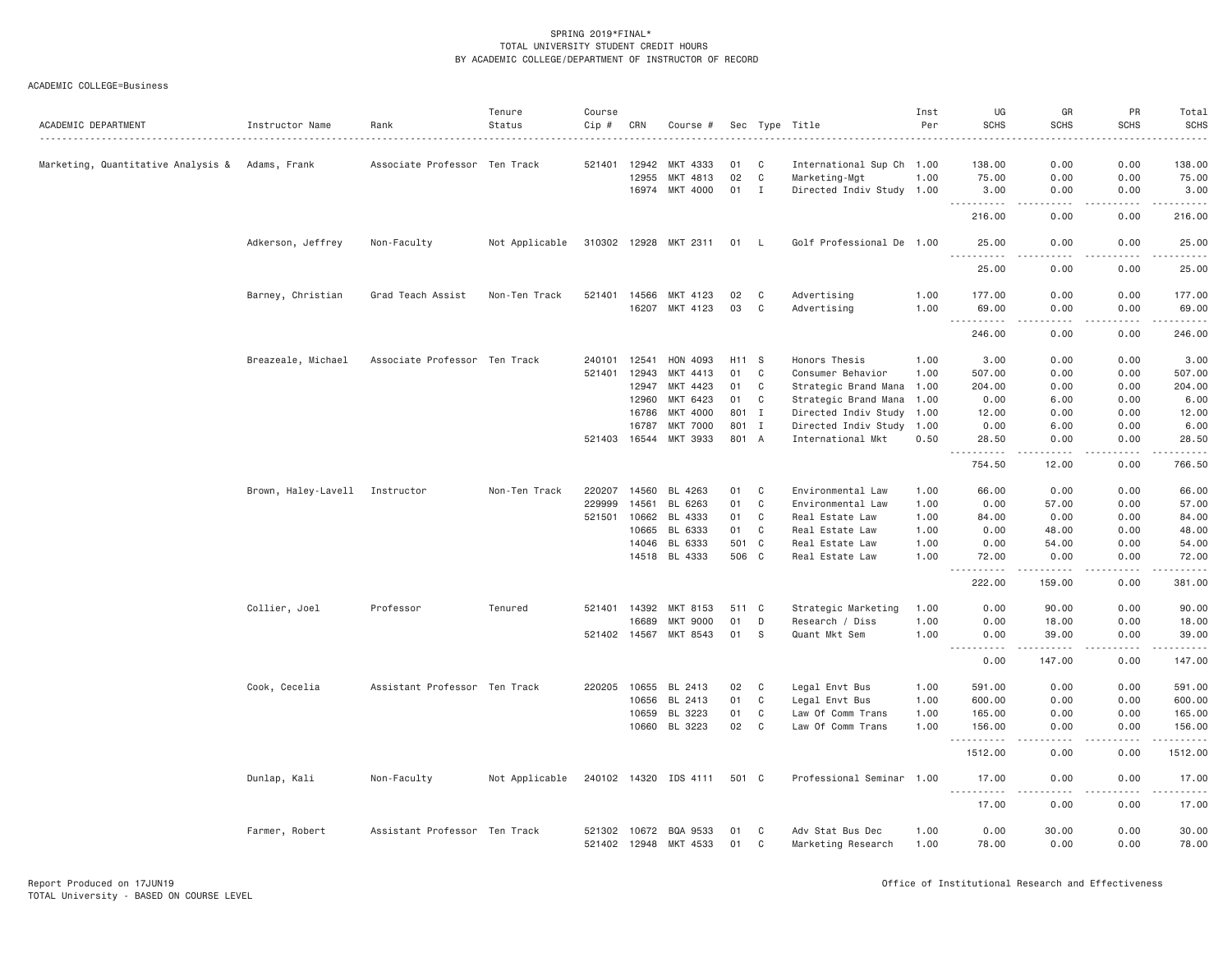SPRING 2019*FINAL*
TOTAL UNIVERSITY STUDENT CREDIT HOURS
BY ACADEMIC COLLEGE/DEPARTMENT OF INSTRUCTOR OF RECORD

ACADEMIC COLLEGE=Business

| ACADEMIC DEPARTMENT | Instructor Name | Rank | Tenure Status | Course Cip # | CRN | Course # | Sec | Type | Title | Inst Per | UG SCHS | GR SCHS | PR SCHS | Total SCHS |
|---|---|---|---|---|---|---|---|---|---|---|---|---|---|---|
| Marketing, Quantitative Analysis & | Adams, Frank | Associate Professor | Ten Track | 521401 | 12942 | MKT 4333 | 01 | C | International Sup Ch | 1.00 | 138.00 | 0.00 | 0.00 | 138.00 |
| | | | | | 12955 | MKT 4813 | 02 | C | Marketing-Mgt | 1.00 | 75.00 | 0.00 | 0.00 | 75.00 |
| | | | | | 16974 | MKT 4000 | 01 | I | Directed Indiv Study | 1.00 | 3.00 | 0.00 | 0.00 | 3.00 |
| | | | | | | | | | | | 216.00 | 0.00 | 0.00 | 216.00 |
| | Adkerson, Jeffrey | Non-Faculty | Not Applicable | 310302 | 12928 | MKT 2311 | 01 | L | Golf Professional De | 1.00 | 25.00 | 0.00 | 0.00 | 25.00 |
| | | | | | | | | | | | 25.00 | 0.00 | 0.00 | 25.00 |
| | Barney, Christian | Grad Teach Assist | Non-Ten Track | 521401 | 14566 | MKT 4123 | 02 | C | Advertising | 1.00 | 177.00 | 0.00 | 0.00 | 177.00 |
| | | | | | 16207 | MKT 4123 | 03 | C | Advertising | 1.00 | 69.00 | 0.00 | 0.00 | 69.00 |
| | | | | | | | | | | | 246.00 | 0.00 | 0.00 | 246.00 |
| | Breazeale, Michael | Associate Professor | Ten Track | 240101 | 12541 | HON 4093 | H11 | S | Honors Thesis | 1.00 | 3.00 | 0.00 | 0.00 | 3.00 |
| | | | | 521401 | 12943 | MKT 4413 | 01 | C | Consumer Behavior | 1.00 | 507.00 | 0.00 | 0.00 | 507.00 |
| | | | | | 12947 | MKT 4423 | 01 | C | Strategic Brand Mana | 1.00 | 204.00 | 0.00 | 0.00 | 204.00 |
| | | | | | 12960 | MKT 6423 | 01 | C | Strategic Brand Mana | 1.00 | 0.00 | 6.00 | 0.00 | 6.00 |
| | | | | | 16786 | MKT 4000 | 801 | I | Directed Indiv Study | 1.00 | 12.00 | 0.00 | 0.00 | 12.00 |
| | | | | | 16787 | MKT 7000 | 801 | I | Directed Indiv Study | 1.00 | 0.00 | 6.00 | 0.00 | 6.00 |
| | | | | 521403 | 16544 | MKT 3933 | 801 | A | International Mkt | 0.50 | 28.50 | 0.00 | 0.00 | 28.50 |
| | | | | | | | | | | | 754.50 | 12.00 | 0.00 | 766.50 |
| | Brown, Haley-Lavell | Instructor | Non-Ten Track | 220207 | 14560 | BL 4263 | 01 | C | Environmental Law | 1.00 | 66.00 | 0.00 | 0.00 | 66.00 |
| | | | | 229999 | 14561 | BL 6263 | 01 | C | Environmental Law | 1.00 | 0.00 | 57.00 | 0.00 | 57.00 |
| | | | | 521501 | 10662 | BL 4333 | 01 | C | Real Estate Law | 1.00 | 84.00 | 0.00 | 0.00 | 84.00 |
| | | | | | 10665 | BL 6333 | 01 | C | Real Estate Law | 1.00 | 0.00 | 48.00 | 0.00 | 48.00 |
| | | | | | 14046 | BL 6333 | 501 | C | Real Estate Law | 1.00 | 0.00 | 54.00 | 0.00 | 54.00 |
| | | | | | 14518 | BL 4333 | 506 | C | Real Estate Law | 1.00 | 72.00 | 0.00 | 0.00 | 72.00 |
| | | | | | | | | | | | 222.00 | 159.00 | 0.00 | 381.00 |
| | Collier, Joel | Professor | Tenured | 521401 | 14392 | MKT 8153 | 511 | C | Strategic Marketing | 1.00 | 0.00 | 90.00 | 0.00 | 90.00 |
| | | | | | 16689 | MKT 9000 | 01 | D | Research / Diss | 1.00 | 0.00 | 18.00 | 0.00 | 18.00 |
| | | | | 521402 | 14567 | MKT 8543 | 01 | S | Quant Mkt Sem | 1.00 | 0.00 | 39.00 | 0.00 | 39.00 |
| | | | | | | | | | | | 0.00 | 147.00 | 0.00 | 147.00 |
| | Cook, Cecelia | Assistant Professor | Ten Track | 220205 | 10655 | BL 2413 | 02 | C | Legal Envt Bus | 1.00 | 591.00 | 0.00 | 0.00 | 591.00 |
| | | | | | 10656 | BL 2413 | 01 | C | Legal Envt Bus | 1.00 | 600.00 | 0.00 | 0.00 | 600.00 |
| | | | | | 10659 | BL 3223 | 01 | C | Law Of Comm Trans | 1.00 | 165.00 | 0.00 | 0.00 | 165.00 |
| | | | | | 10660 | BL 3223 | 02 | C | Law Of Comm Trans | 1.00 | 156.00 | 0.00 | 0.00 | 156.00 |
| | | | | | | | | | | | 1512.00 | 0.00 | 0.00 | 1512.00 |
| | Dunlap, Kali | Non-Faculty | Not Applicable | 240102 | 14320 | IDS 4111 | 501 | C | Professional Seminar | 1.00 | 17.00 | 0.00 | 0.00 | 17.00 |
| | | | | | | | | | | | 17.00 | 0.00 | 0.00 | 17.00 |
| | Farmer, Robert | Assistant Professor | Ten Track | 521302 | 10672 | BQA 9533 | 01 | C | Adv Stat Bus Dec | 1.00 | 0.00 | 30.00 | 0.00 | 30.00 |
| | | | | 521402 | 12948 | MKT 4533 | 01 | C | Marketing Research | 1.00 | 78.00 | 0.00 | 0.00 | 78.00 |

Report Produced on 17JUN19
TOTAL University - BASED ON COURSE LEVEL

Office of Institutional Research and Effectiveness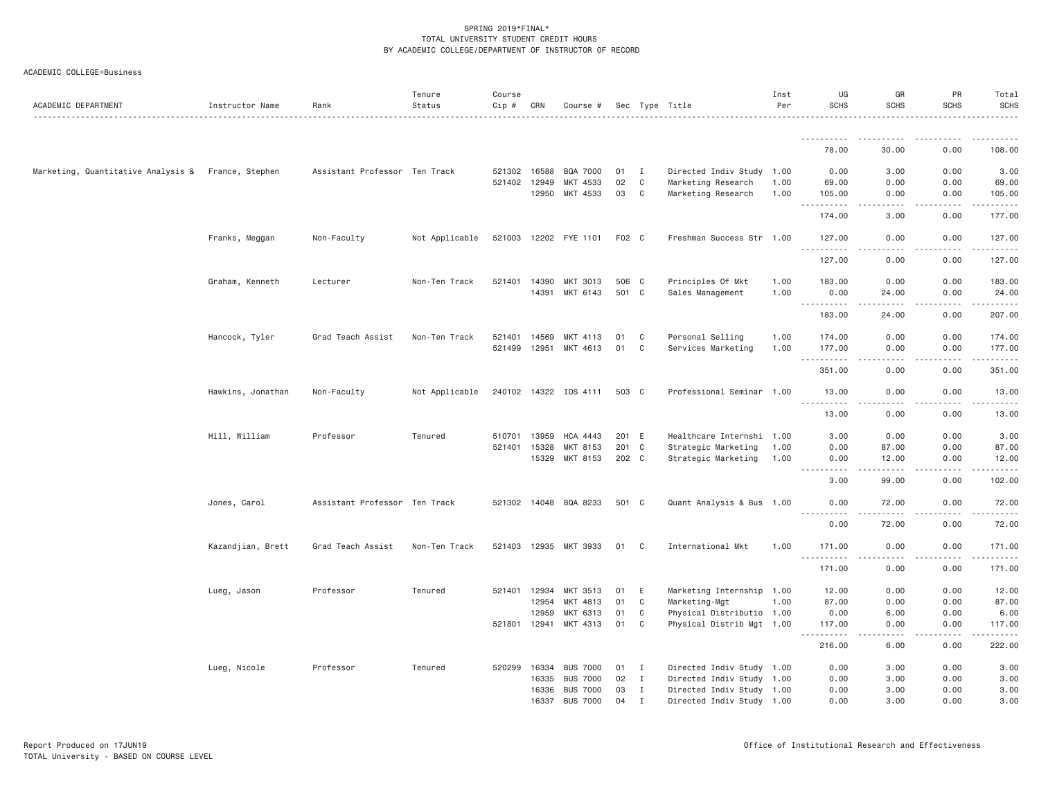SPRING 2019*FINAL*
TOTAL UNIVERSITY STUDENT CREDIT HOURS
BY ACADEMIC COLLEGE/DEPARTMENT OF INSTRUCTOR OF RECORD

ACADEMIC COLLEGE=Business

| ACADEMIC DEPARTMENT | Instructor Name | Rank | Tenure Status | Course Cip # | CRN | Course # | Sec | Type | Title | Inst Per | UG SCHS | GR SCHS | PR SCHS | Total SCHS |
|---|---|---|---|---|---|---|---|---|---|---|---|---|---|---|
| | | | | | | | | | | | 78.00 | 30.00 | 0.00 | 108.00 |
| Marketing, Quantitative Analysis & | France, Stephen | Assistant Professor | Ten Track | 521302 | 16588 | BQA 7000 | 01 | I | Directed Indiv Study | 1.00 | 0.00 | 3.00 | 0.00 | 3.00 |
| | | | | 521402 | 12949 | MKT 4533 | 02 | C | Marketing Research | 1.00 | 69.00 | 0.00 | 0.00 | 69.00 |
| | | | | | 12950 | MKT 4533 | 03 | C | Marketing Research | 1.00 | 105.00 | 0.00 | 0.00 | 105.00 |
| | | | | | | | | | | | 174.00 | 3.00 | 0.00 | 177.00 |
| | Franks, Meggan | Non-Faculty | Not Applicable | 521003 | 12202 | FYE 1101 | F02 | C | Freshman Success Str | 1.00 | 127.00 | 0.00 | 0.00 | 127.00 |
| | | | | | | | | | | | 127.00 | 0.00 | 0.00 | 127.00 |
| | Graham, Kenneth | Lecturer | Non-Ten Track | 521401 | 14390 | MKT 3013 | 506 | C | Principles Of Mkt | 1.00 | 183.00 | 0.00 | 0.00 | 183.00 |
| | | | | | 14391 | MKT 6143 | 501 | C | Sales Management | 1.00 | 0.00 | 24.00 | 0.00 | 24.00 |
| | | | | | | | | | | | 183.00 | 24.00 | 0.00 | 207.00 |
| | Hancock, Tyler | Grad Teach Assist | Non-Ten Track | 521401 | 14569 | MKT 4113 | 01 | C | Personal Selling | 1.00 | 174.00 | 0.00 | 0.00 | 174.00 |
| | | | | 521499 | 12951 | MKT 4613 | 01 | C | Services Marketing | 1.00 | 177.00 | 0.00 | 0.00 | 177.00 |
| | | | | | | | | | | | 351.00 | 0.00 | 0.00 | 351.00 |
| | Hawkins, Jonathan | Non-Faculty | Not Applicable | 240102 | 14322 | IDS 4111 | 503 | C | Professional Seminar | 1.00 | 13.00 | 0.00 | 0.00 | 13.00 |
| | | | | | | | | | | | 13.00 | 0.00 | 0.00 | 13.00 |
| | Hill, William | Professor | Tenured | 510701 | 13959 | HCA 4443 | 201 | E | Healthcare Internshi | 1.00 | 3.00 | 0.00 | 0.00 | 3.00 |
| | | | | 521401 | 15328 | MKT 8153 | 201 | C | Strategic Marketing | 1.00 | 0.00 | 87.00 | 0.00 | 87.00 |
| | | | | | 15329 | MKT 8153 | 202 | C | Strategic Marketing | 1.00 | 0.00 | 12.00 | 0.00 | 12.00 |
| | | | | | | | | | | | 3.00 | 99.00 | 0.00 | 102.00 |
| | Jones, Carol | Assistant Professor | Ten Track | 521302 | 14048 | BQA 8233 | 501 | C | Quant Analysis & Bus | 1.00 | 0.00 | 72.00 | 0.00 | 72.00 |
| | | | | | | | | | | | 0.00 | 72.00 | 0.00 | 72.00 |
| | Kazandjian, Brett | Grad Teach Assist | Non-Ten Track | 521403 | 12935 | MKT 3933 | 01 | C | International Mkt | 1.00 | 171.00 | 0.00 | 0.00 | 171.00 |
| | | | | | | | | | | | 171.00 | 0.00 | 0.00 | 171.00 |
| | Lueg, Jason | Professor | Tenured | 521401 | 12934 | MKT 3513 | 01 | E | Marketing Internship | 1.00 | 12.00 | 0.00 | 0.00 | 12.00 |
| | | | | | 12954 | MKT 4813 | 01 | C | Marketing-Mgt | 1.00 | 87.00 | 0.00 | 0.00 | 87.00 |
| | | | | | 12959 | MKT 6313 | 01 | C | Physical Distributio | 1.00 | 0.00 | 6.00 | 0.00 | 6.00 |
| | | | | 521801 | 12941 | MKT 4313 | 01 | C | Physical Distrib Mgt | 1.00 | 117.00 | 0.00 | 0.00 | 117.00 |
| | | | | | | | | | | | 216.00 | 6.00 | 0.00 | 222.00 |
| | Lueg, Nicole | Professor | Tenured | 520299 | 16334 | BUS 7000 | 01 | I | Directed Indiv Study | 1.00 | 0.00 | 3.00 | 0.00 | 3.00 |
| | | | | | 16335 | BUS 7000 | 02 | I | Directed Indiv Study | 1.00 | 0.00 | 3.00 | 0.00 | 3.00 |
| | | | | | 16336 | BUS 7000 | 03 | I | Directed Indiv Study | 1.00 | 0.00 | 3.00 | 0.00 | 3.00 |
| | | | | | 16337 | BUS 7000 | 04 | I | Directed Indiv Study | 1.00 | 0.00 | 3.00 | 0.00 | 3.00 |

Report Produced on 17JUN19
TOTAL University - BASED ON COURSE LEVEL

Office of Institutional Research and Effectiveness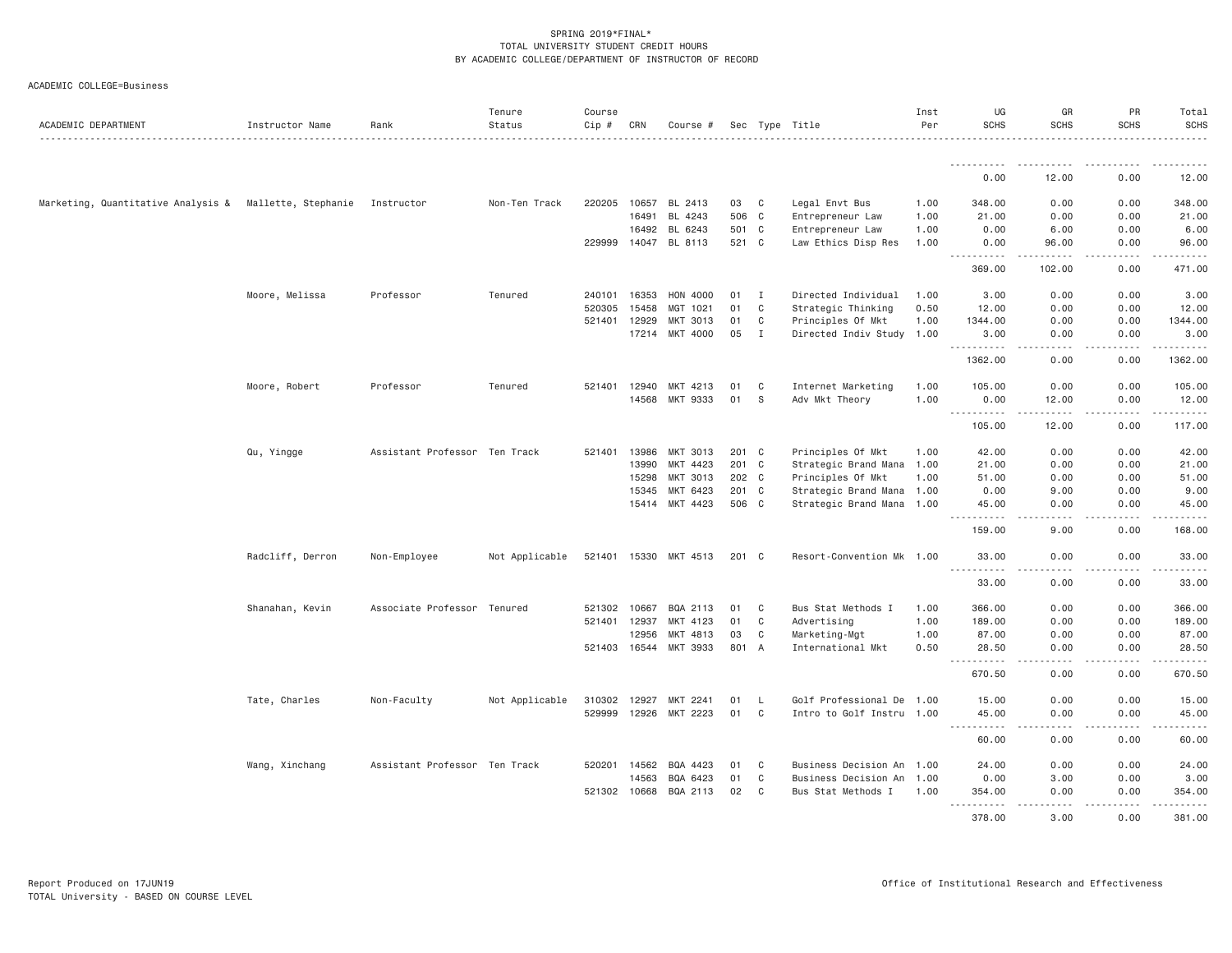SPRING 2019*FINAL*
TOTAL UNIVERSITY STUDENT CREDIT HOURS
BY ACADEMIC COLLEGE/DEPARTMENT OF INSTRUCTOR OF RECORD

ACADEMIC COLLEGE=Business

| ACADEMIC DEPARTMENT | Instructor Name | Rank | Tenure Status | Course Cip # | CRN | Course # | Sec | Type | Title | Inst Per | UG SCHS | GR SCHS | PR SCHS | Total SCHS |
|---|---|---|---|---|---|---|---|---|---|---|---|---|---|---|
| | | | | | | | | | | | 0.00 | 12.00 | 0.00 | 12.00 |
| Marketing, Quantitative Analysis & | Mallette, Stephanie | Instructor | Non-Ten Track | 220205 | 10657 | BL 2413 | 03 | C | Legal Envt Bus | 1.00 | 348.00 | 0.00 | 0.00 | 348.00 |
| | | | | | 16491 | BL 4243 | 506 | C | Entrepreneur Law | 1.00 | 21.00 | 0.00 | 0.00 | 21.00 |
| | | | | | 16492 | BL 6243 | 501 | C | Entrepreneur Law | 1.00 | 0.00 | 6.00 | 0.00 | 6.00 |
| | | | | 229999 | 14047 | BL 8113 | 521 | C | Law Ethics Disp Res | 1.00 | 0.00 | 96.00 | 0.00 | 96.00 |
| | | | | | | | | | | | 369.00 | 102.00 | 0.00 | 471.00 |
| | Moore, Melissa | Professor | Tenured | 240101 | 16353 | HON 4000 | 01 | I | Directed Individual | 1.00 | 3.00 | 0.00 | 0.00 | 3.00 |
| | | | | 520305 | 15458 | MGT 1021 | 01 | C | Strategic Thinking | 0.50 | 12.00 | 0.00 | 0.00 | 12.00 |
| | | | | 521401 | 12929 | MKT 3013 | 01 | C | Principles Of Mkt | 1.00 | 1344.00 | 0.00 | 0.00 | 1344.00 |
| | | | | | 17214 | MKT 4000 | 05 | I | Directed Indiv Study | 1.00 | 3.00 | 0.00 | 0.00 | 3.00 |
| | | | | | | | | | | | 1362.00 | 0.00 | 0.00 | 1362.00 |
| | Moore, Robert | Professor | Tenured | 521401 | 12940 | MKT 4213 | 01 | C | Internet Marketing | 1.00 | 105.00 | 0.00 | 0.00 | 105.00 |
| | | | | | 14568 | MKT 9333 | 01 | S | Adv Mkt Theory | 1.00 | 0.00 | 12.00 | 0.00 | 12.00 |
| | | | | | | | | | | | 105.00 | 12.00 | 0.00 | 117.00 |
| | Qu, Yingge | Assistant Professor | Ten Track | 521401 | 13986 | MKT 3013 | 201 | C | Principles Of Mkt | 1.00 | 42.00 | 0.00 | 0.00 | 42.00 |
| | | | | | 13990 | MKT 4423 | 201 | C | Strategic Brand Mana | 1.00 | 21.00 | 0.00 | 0.00 | 21.00 |
| | | | | | 15298 | MKT 3013 | 202 | C | Principles Of Mkt | 1.00 | 51.00 | 0.00 | 0.00 | 51.00 |
| | | | | | 15345 | MKT 6423 | 201 | C | Strategic Brand Mana | 1.00 | 0.00 | 9.00 | 0.00 | 9.00 |
| | | | | | 15414 | MKT 4423 | 506 | C | Strategic Brand Mana | 1.00 | 45.00 | 0.00 | 0.00 | 45.00 |
| | | | | | | | | | | | 159.00 | 9.00 | 0.00 | 168.00 |
| | Radcliff, Derron | Non-Employee | Not Applicable | 521401 | 15330 | MKT 4513 | 201 | C | Resort-Convention Mk | 1.00 | 33.00 | 0.00 | 0.00 | 33.00 |
| | | | | | | | | | | | 33.00 | 0.00 | 0.00 | 33.00 |
| | Shanahan, Kevin | Associate Professor | Tenured | 521302 | 10667 | BQA 2113 | 01 | C | Bus Stat Methods I | 1.00 | 366.00 | 0.00 | 0.00 | 366.00 |
| | | | | 521401 | 12937 | MKT 4123 | 01 | C | Advertising | 1.00 | 189.00 | 0.00 | 0.00 | 189.00 |
| | | | | | 12956 | MKT 4813 | 03 | C | Marketing-Mgt | 1.00 | 87.00 | 0.00 | 0.00 | 87.00 |
| | | | | 521403 | 16544 | MKT 3933 | 801 | A | International Mkt | 0.50 | 28.50 | 0.00 | 0.00 | 28.50 |
| | | | | | | | | | | | 670.50 | 0.00 | 0.00 | 670.50 |
| | Tate, Charles | Non-Faculty | Not Applicable | 310302 | 12927 | MKT 2241 | 01 | L | Golf Professional De | 1.00 | 15.00 | 0.00 | 0.00 | 15.00 |
| | | | | 529999 | 12926 | MKT 2223 | 01 | C | Intro to Golf Instru | 1.00 | 45.00 | 0.00 | 0.00 | 45.00 |
| | | | | | | | | | | | 60.00 | 0.00 | 0.00 | 60.00 |
| | Wang, Xinchang | Assistant Professor | Ten Track | 520201 | 14562 | BQA 4423 | 01 | C | Business Decision An | 1.00 | 24.00 | 0.00 | 0.00 | 24.00 |
| | | | | | 14563 | BQA 6423 | 01 | C | Business Decision An | 1.00 | 0.00 | 3.00 | 0.00 | 3.00 |
| | | | | 521302 | 10668 | BQA 2113 | 02 | C | Bus Stat Methods I | 1.00 | 354.00 | 0.00 | 0.00 | 354.00 |
| | | | | | | | | | | | 378.00 | 3.00 | 0.00 | 381.00 |

Report Produced on 17JUN19
TOTAL University - BASED ON COURSE LEVEL

Office of Institutional Research and Effectiveness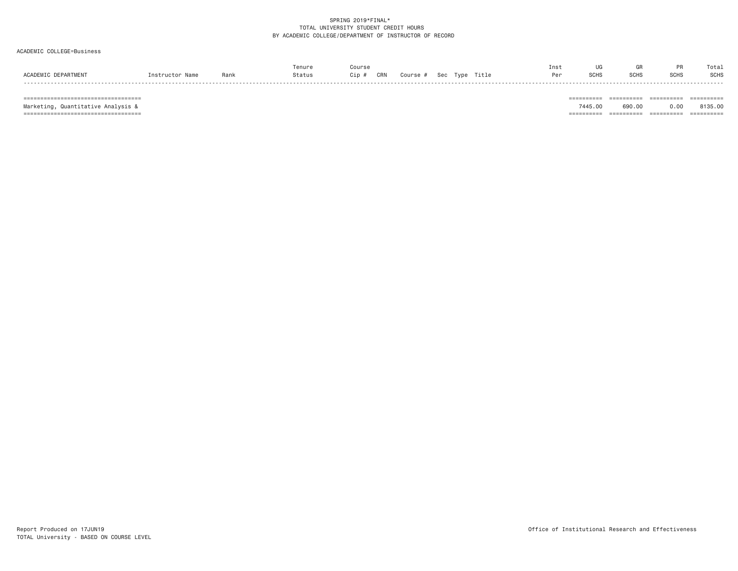SPRING 2019*FINAL*
TOTAL UNIVERSITY STUDENT CREDIT HOURS
BY ACADEMIC COLLEGE/DEPARTMENT OF INSTRUCTOR OF RECORD

ACADEMIC COLLEGE=Business

| ACADEMIC DEPARTMENT | Instructor Name | Rank | Tenure Status | Course Cip # | CRN | Course # | Sec | Type | Title | Inst Per | UG SCHS | GR SCHS | PR SCHS | Total SCHS |
|---|---|---|---|---|---|---|---|---|---|---|---|---|---|---|
| Marketing, Quantitative Analysis & | | | | | | | | | | | 7445.00 | 690.00 | 0.00 | 8135.00 |

Report Produced on 17JUN19
TOTAL University - BASED ON COURSE LEVEL

Office of Institutional Research and Effectiveness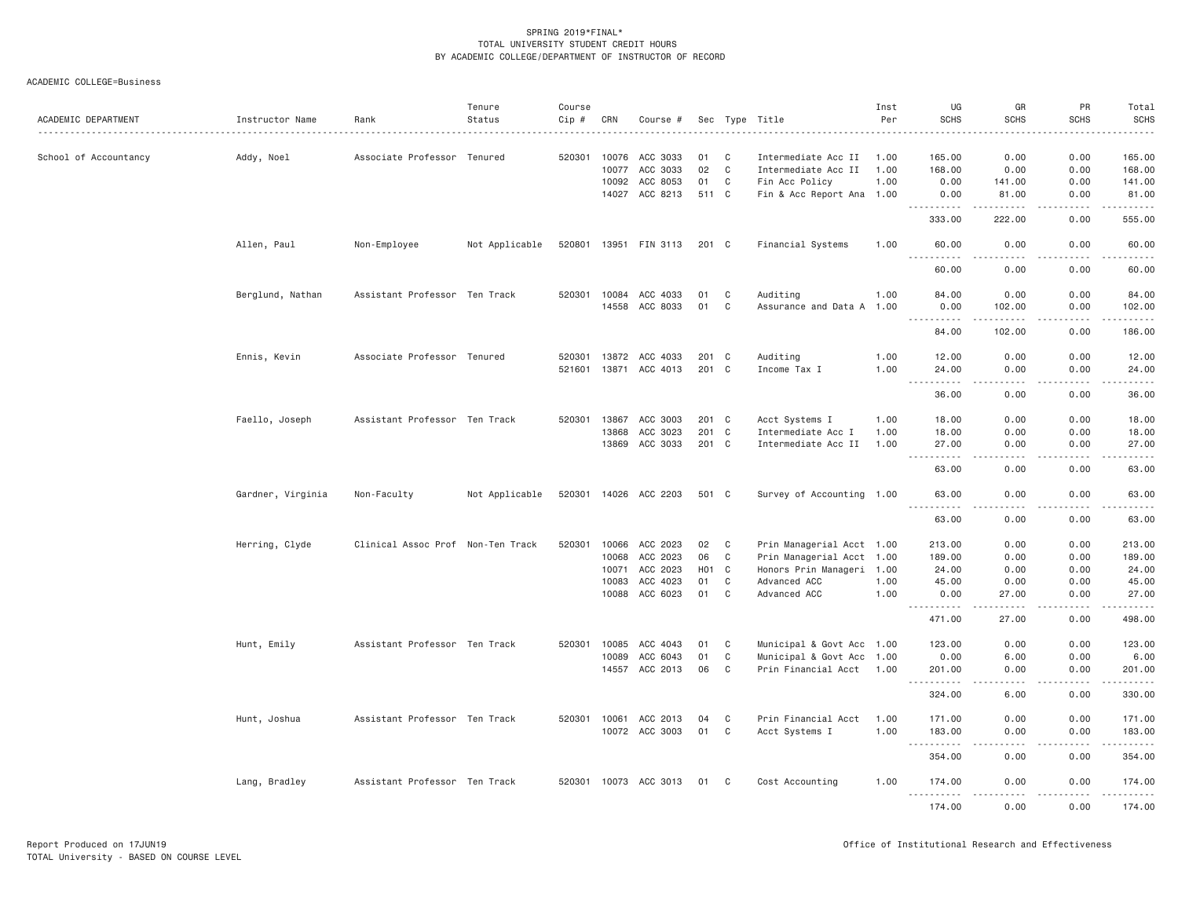SPRING 2019*FINAL*
TOTAL UNIVERSITY STUDENT CREDIT HOURS
BY ACADEMIC COLLEGE/DEPARTMENT OF INSTRUCTOR OF RECORD

ACADEMIC COLLEGE=Business

| ACADEMIC DEPARTMENT | Instructor Name | Rank | Tenure Status | Course Cip # | CRN | Course # | Sec | Type | Title | Inst Per | UG SCHS | GR SCHS | PR SCHS | Total SCHS |
|---|---|---|---|---|---|---|---|---|---|---|---|---|---|---|
| School of Accountancy | Addy, Noel | Associate Professor | Tenured | 520301 | 10076 | ACC 3033 | 01 | C | Intermediate Acc II | 1.00 | 165.00 | 0.00 | 0.00 | 165.00 |
| | | | | | 10077 | ACC 3033 | 02 | C | Intermediate Acc II | 1.00 | 168.00 | 0.00 | 0.00 | 168.00 |
| | | | | | 10092 | ACC 8053 | 01 | C | Fin Acc Policy | 1.00 | 0.00 | 141.00 | 0.00 | 141.00 |
| | | | | | 14027 | ACC 8213 | 511 | C | Fin & Acc Report Ana | 1.00 | 0.00 | 81.00 | 0.00 | 81.00 |
| | | | | | | | | | | | 333.00 | 222.00 | 0.00 | 555.00 |
| | Allen, Paul | Non-Employee | Not Applicable | 520801 | 13951 | FIN 3113 | 201 | C | Financial Systems | 1.00 | 60.00 | 0.00 | 0.00 | 60.00 |
| | | | | | | | | | | | 60.00 | 0.00 | 0.00 | 60.00 |
| | Berglund, Nathan | Assistant Professor | Ten Track | 520301 | 10084 | ACC 4033 | 01 | C | Auditing | 1.00 | 84.00 | 0.00 | 0.00 | 84.00 |
| | | | | | 14558 | ACC 8033 | 01 | C | Assurance and Data A | 1.00 | 0.00 | 102.00 | 0.00 | 102.00 |
| | | | | | | | | | | | 84.00 | 102.00 | 0.00 | 186.00 |
| | Ennis, Kevin | Associate Professor | Tenured | 520301 | 13872 | ACC 4033 | 201 | C | Auditing | 1.00 | 12.00 | 0.00 | 0.00 | 12.00 |
| | | | | 521601 | 13871 | ACC 4013 | 201 | C | Income Tax I | 1.00 | 24.00 | 0.00 | 0.00 | 24.00 |
| | | | | | | | | | | | 36.00 | 0.00 | 0.00 | 36.00 |
| | Faello, Joseph | Assistant Professor | Ten Track | 520301 | 13867 | ACC 3003 | 201 | C | Acct Systems I | 1.00 | 18.00 | 0.00 | 0.00 | 18.00 |
| | | | | | 13868 | ACC 3023 | 201 | C | Intermediate Acc I | 1.00 | 18.00 | 0.00 | 0.00 | 18.00 |
| | | | | | 13869 | ACC 3033 | 201 | C | Intermediate Acc II | 1.00 | 27.00 | 0.00 | 0.00 | 27.00 |
| | | | | | | | | | | | 63.00 | 0.00 | 0.00 | 63.00 |
| | Gardner, Virginia | Non-Faculty | Not Applicable | 520301 | 14026 | ACC 2203 | 501 | C | Survey of Accounting | 1.00 | 63.00 | 0.00 | 0.00 | 63.00 |
| | | | | | | | | | | | 63.00 | 0.00 | 0.00 | 63.00 |
| | Herring, Clyde | Clinical Assoc Prof | Non-Ten Track | 520301 | 10066 | ACC 2023 | 02 | C | Prin Managerial Acct | 1.00 | 213.00 | 0.00 | 0.00 | 213.00 |
| | | | | | 10068 | ACC 2023 | 06 | C | Prin Managerial Acct | 1.00 | 189.00 | 0.00 | 0.00 | 189.00 |
| | | | | | 10071 | ACC 2023 | H01 | C | Honors Prin Manageri | 1.00 | 24.00 | 0.00 | 0.00 | 24.00 |
| | | | | | 10083 | ACC 4023 | 01 | C | Advanced ACC | 1.00 | 45.00 | 0.00 | 0.00 | 45.00 |
| | | | | | 10088 | ACC 6023 | 01 | C | Advanced ACC | 1.00 | 0.00 | 27.00 | 0.00 | 27.00 |
| | | | | | | | | | | | 471.00 | 27.00 | 0.00 | 498.00 |
| | Hunt, Emily | Assistant Professor | Ten Track | 520301 | 10085 | ACC 4043 | 01 | C | Municipal & Govt Acc | 1.00 | 123.00 | 0.00 | 0.00 | 123.00 |
| | | | | | 10089 | ACC 6043 | 01 | C | Municipal & Govt Acc | 1.00 | 0.00 | 6.00 | 0.00 | 6.00 |
| | | | | | 14557 | ACC 2013 | 06 | C | Prin Financial Acct | 1.00 | 201.00 | 0.00 | 0.00 | 201.00 |
| | | | | | | | | | | | 324.00 | 6.00 | 0.00 | 330.00 |
| | Hunt, Joshua | Assistant Professor | Ten Track | 520301 | 10061 | ACC 2013 | 04 | C | Prin Financial Acct | 1.00 | 171.00 | 0.00 | 0.00 | 171.00 |
| | | | | | 10072 | ACC 3003 | 01 | C | Acct Systems I | 1.00 | 183.00 | 0.00 | 0.00 | 183.00 |
| | | | | | | | | | | | 354.00 | 0.00 | 0.00 | 354.00 |
| | Lang, Bradley | Assistant Professor | Ten Track | 520301 | 10073 | ACC 3013 | 01 | C | Cost Accounting | 1.00 | 174.00 | 0.00 | 0.00 | 174.00 |
| | | | | | | | | | | | 174.00 | 0.00 | 0.00 | 174.00 |

Report Produced on 17JUN19 | Office of Institutional Research and Effectiveness
TOTAL University - BASED ON COURSE LEVEL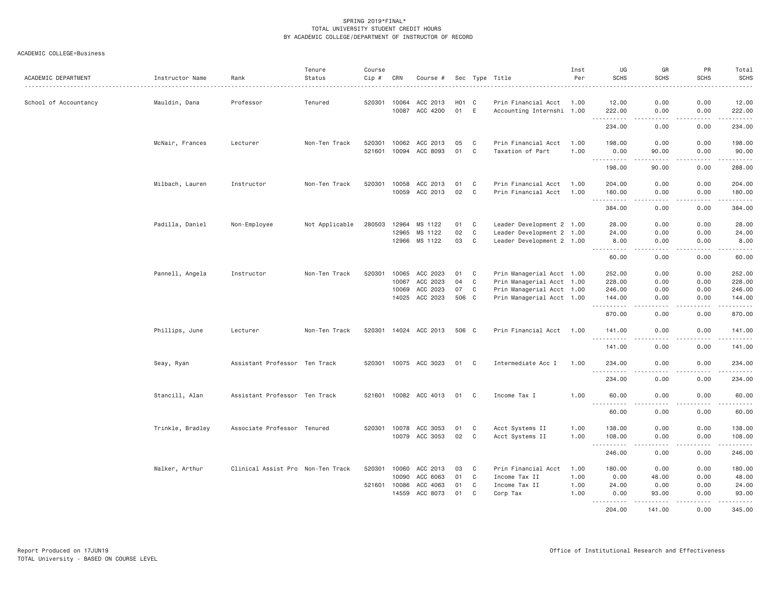SPRING 2019*FINAL*
TOTAL UNIVERSITY STUDENT CREDIT HOURS
BY ACADEMIC COLLEGE/DEPARTMENT OF INSTRUCTOR OF RECORD

ACADEMIC COLLEGE=Business

| ACADEMIC DEPARTMENT | Instructor Name | Rank | Tenure Status | Course Cip # | CRN | Course # | Sec | Type | Title | Inst Per | UG SCHS | GR SCHS | PR SCHS | Total SCHS |
|---|---|---|---|---|---|---|---|---|---|---|---|---|---|---|
| School of Accountancy | Mauldin, Dana | Professor | Tenured | 520301 | 10064 | ACC 2013 | H01 | C | Prin Financial Acct | 1.00 | 12.00 | 0.00 | 0.00 | 12.00 |
| | | | | | 10087 | ACC 4200 | 01 | E | Accounting Internshi | 1.00 | 222.00 | 0.00 | 0.00 | 222.00 |
| | | | | | | | | | | | 234.00 | 0.00 | 0.00 | 234.00 |
| | McNair, Frances | Lecturer | Non-Ten Track | 520301 | 10062 | ACC 2013 | 05 | C | Prin Financial Acct | 1.00 | 198.00 | 0.00 | 0.00 | 198.00 |
| | | | | 521601 | 10094 | ACC 8093 | 01 | C | Taxation of Part | 1.00 | 0.00 | 90.00 | 0.00 | 90.00 |
| | | | | | | | | | | | 198.00 | 90.00 | 0.00 | 288.00 |
| | Milbach, Lauren | Instructor | Non-Ten Track | 520301 | 10058 | ACC 2013 | 01 | C | Prin Financial Acct | 1.00 | 204.00 | 0.00 | 0.00 | 204.00 |
| | | | | | 10059 | ACC 2013 | 02 | C | Prin Financial Acct | 1.00 | 180.00 | 0.00 | 0.00 | 180.00 |
| | | | | | | | | | | | 384.00 | 0.00 | 0.00 | 384.00 |
| | Padilla, Daniel | Non-Employee | Not Applicable | 280503 | 12964 | MS 1122 | 01 | C | Leader Development 2 | 1.00 | 28.00 | 0.00 | 0.00 | 28.00 |
| | | | | | 12965 | MS 1122 | 02 | C | Leader Development 2 | 1.00 | 24.00 | 0.00 | 0.00 | 24.00 |
| | | | | | 12966 | MS 1122 | 03 | C | Leader Development 2 | 1.00 | 8.00 | 0.00 | 0.00 | 8.00 |
| | | | | | | | | | | | 60.00 | 0.00 | 0.00 | 60.00 |
| | Pannell, Angela | Instructor | Non-Ten Track | 520301 | 10065 | ACC 2023 | 01 | C | Prin Managerial Acct | 1.00 | 252.00 | 0.00 | 0.00 | 252.00 |
| | | | | | 10067 | ACC 2023 | 04 | C | Prin Managerial Acct | 1.00 | 228.00 | 0.00 | 0.00 | 228.00 |
| | | | | | 10069 | ACC 2023 | 07 | C | Prin Managerial Acct | 1.00 | 246.00 | 0.00 | 0.00 | 246.00 |
| | | | | | 14025 | ACC 2023 | 506 | C | Prin Managerial Acct | 1.00 | 144.00 | 0.00 | 0.00 | 144.00 |
| | | | | | | | | | | | 870.00 | 0.00 | 0.00 | 870.00 |
| | Phillips, June | Lecturer | Non-Ten Track | 520301 | 14024 | ACC 2013 | 506 | C | Prin Financial Acct | 1.00 | 141.00 | 0.00 | 0.00 | 141.00 |
| | | | | | | | | | | | 141.00 | 0.00 | 0.00 | 141.00 |
| | Seay, Ryan | Assistant Professor | Ten Track | 520301 | 10075 | ACC 3023 | 01 | C | Intermediate Acc I | 1.00 | 234.00 | 0.00 | 0.00 | 234.00 |
| | | | | | | | | | | | 234.00 | 0.00 | 0.00 | 234.00 |
| | Stancill, Alan | Assistant Professor | Ten Track | 521601 | 10082 | ACC 4013 | 01 | C | Income Tax I | 1.00 | 60.00 | 0.00 | 0.00 | 60.00 |
| | | | | | | | | | | | 60.00 | 0.00 | 0.00 | 60.00 |
| | Trinkle, Bradley | Associate Professor | Tenured | 520301 | 10078 | ACC 3053 | 01 | C | Acct Systems II | 1.00 | 138.00 | 0.00 | 0.00 | 138.00 |
| | | | | | 10079 | ACC 3053 | 02 | C | Acct Systems II | 1.00 | 108.00 | 0.00 | 0.00 | 108.00 |
| | | | | | | | | | | | 246.00 | 0.00 | 0.00 | 246.00 |
| | Walker, Arthur | Clinical Assist Pro | Non-Ten Track | 520301 | 10060 | ACC 2013 | 03 | C | Prin Financial Acct | 1.00 | 180.00 | 0.00 | 0.00 | 180.00 |
| | | | | | 10090 | ACC 6063 | 01 | C | Income Tax II | 1.00 | 0.00 | 48.00 | 0.00 | 48.00 |
| | | | | 521601 | 10086 | ACC 4063 | 01 | C | Income Tax II | 1.00 | 24.00 | 0.00 | 0.00 | 24.00 |
| | | | | | 14559 | ACC 8073 | 01 | C | Corp Tax | 1.00 | 0.00 | 93.00 | 0.00 | 93.00 |
| | | | | | | | | | | | 204.00 | 141.00 | 0.00 | 345.00 |

Report Produced on 17JUN19
TOTAL University - BASED ON COURSE LEVEL
Office of Institutional Research and Effectiveness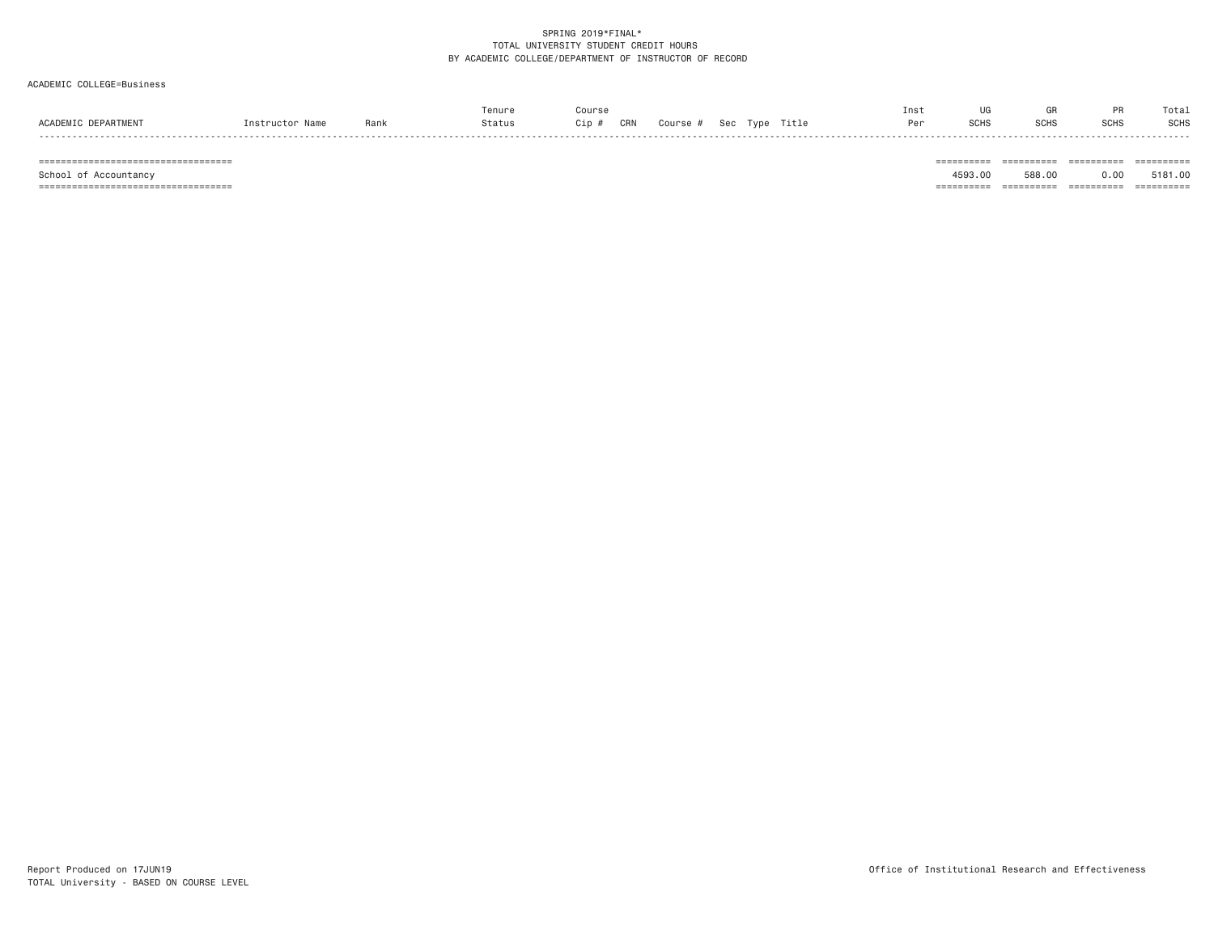SPRING 2019*FINAL*
TOTAL UNIVERSITY STUDENT CREDIT HOURS
BY ACADEMIC COLLEGE/DEPARTMENT OF INSTRUCTOR OF RECORD

ACADEMIC COLLEGE=Business

| ACADEMIC DEPARTMENT | Instructor Name | Rank | Tenure Status | Course Cip # | CRN | Course # | Sec | Type | Title | Inst Per | UG SCHS | GR SCHS | PR SCHS | Total SCHS |
|---|---|---|---|---|---|---|---|---|---|---|---|---|---|---|
| School of Accountancy | | | | | | | | | | | 4593.00 | 588.00 | 0.00 | 5181.00 |

Report Produced on 17JUN19
TOTAL University - BASED ON COURSE LEVEL

Office of Institutional Research and Effectiveness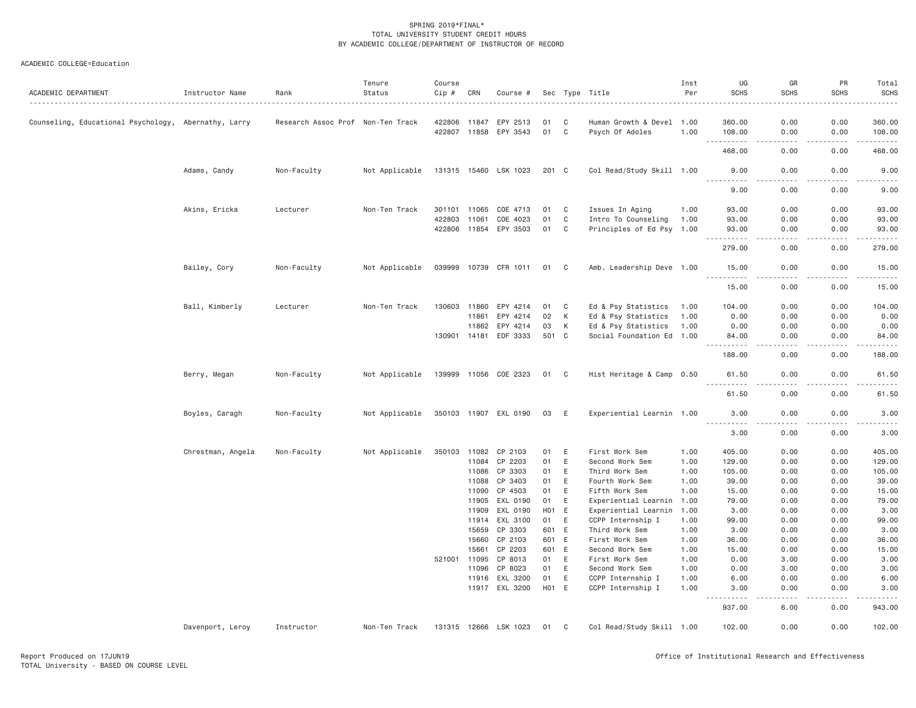SPRING 2019*FINAL*
TOTAL UNIVERSITY STUDENT CREDIT HOURS
BY ACADEMIC COLLEGE/DEPARTMENT OF INSTRUCTOR OF RECORD

ACADEMIC COLLEGE=Education

| ACADEMIC DEPARTMENT | Instructor Name | Rank | Tenure Status | Course Cip # | CRN | Course # | Sec | Type | Title | Inst Per | UG SCHS | GR SCHS | PR SCHS | Total SCHS |
|---|---|---|---|---|---|---|---|---|---|---|---|---|---|---|
| Counseling, Educational Psychology, | Abernathy, Larry | Research Assoc Prof | Non-Ten Track | 422806 | 11847 | EPY 2513 | 01 | C | Human Growth & Devel | 1.00 | 360.00 | 0.00 | 0.00 | 360.00 |
| | | | | 422807 | 11858 | EPY 3543 | 01 | C | Psych Of Adoles | 1.00 | 108.00 | 0.00 | 0.00 | 108.00 |
| | | | | | | | | | | | 468.00 | 0.00 | 0.00 | 468.00 |
| | Adams, Candy | Non-Faculty | Not Applicable | 131315 | 15460 | LSK 1023 | 201 | C | Col Read/Study Skill | 1.00 | 9.00 | 0.00 | 0.00 | 9.00 |
| | | | | | | | | | | | 9.00 | 0.00 | 0.00 | 9.00 |
| | Akins, Ericka | Lecturer | Non-Ten Track | 301101 | 11065 | COE 4713 | 01 | C | Issues In Aging | 1.00 | 93.00 | 0.00 | 0.00 | 93.00 |
| | | | | 422803 | 11061 | COE 4023 | 01 | C | Intro To Counseling | 1.00 | 93.00 | 0.00 | 0.00 | 93.00 |
| | | | | 422806 | 11854 | EPY 3503 | 01 | C | Principles of Ed Psy | 1.00 | 93.00 | 0.00 | 0.00 | 93.00 |
| | | | | | | | | | | | 279.00 | 0.00 | 0.00 | 279.00 |
| | Bailey, Cory | Non-Faculty | Not Applicable | 039999 | 10739 | CFR 1011 | 01 | C | Amb. Leadership Deve | 1.00 | 15.00 | 0.00 | 0.00 | 15.00 |
| | | | | | | | | | | | 15.00 | 0.00 | 0.00 | 15.00 |
| | Ball, Kimberly | Lecturer | Non-Ten Track | 130603 | 11860 | EPY 4214 | 01 | C | Ed & Psy Statistics | 1.00 | 104.00 | 0.00 | 0.00 | 104.00 |
| | | | | | 11861 | EPY 4214 | 02 | K | Ed & Psy Statistics | 1.00 | 0.00 | 0.00 | 0.00 | 0.00 |
| | | | | | 11862 | EPY 4214 | 03 | K | Ed & Psy Statistics | 1.00 | 0.00 | 0.00 | 0.00 | 0.00 |
| | | | | 130901 | 14181 | EDF 3333 | 501 | C | Social Foundation Ed | 1.00 | 84.00 | 0.00 | 0.00 | 84.00 |
| | | | | | | | | | | | 188.00 | 0.00 | 0.00 | 188.00 |
| | Berry, Megan | Non-Faculty | Not Applicable | 139999 | 11056 | COE 2323 | 01 | C | Hist Heritage & Camp | 0.50 | 61.50 | 0.00 | 0.00 | 61.50 |
| | | | | | | | | | | | 61.50 | 0.00 | 0.00 | 61.50 |
| | Boyles, Caragh | Non-Faculty | Not Applicable | 350103 | 11907 | EXL 0190 | 03 | E | Experiential Learnin | 1.00 | 3.00 | 0.00 | 0.00 | 3.00 |
| | | | | | | | | | | | 3.00 | 0.00 | 0.00 | 3.00 |
| | Chrestman, Angela | Non-Faculty | Not Applicable | 350103 | 11082 | CP 2103 | 01 | E | First Work Sem | 1.00 | 405.00 | 0.00 | 0.00 | 405.00 |
| | | | | | 11084 | CP 2203 | 01 | E | Second Work Sem | 1.00 | 129.00 | 0.00 | 0.00 | 129.00 |
| | | | | | 11086 | CP 3303 | 01 | E | Third Work Sem | 1.00 | 105.00 | 0.00 | 0.00 | 105.00 |
| | | | | | 11088 | CP 3403 | 01 | E | Fourth Work Sem | 1.00 | 39.00 | 0.00 | 0.00 | 39.00 |
| | | | | | 11090 | CP 4503 | 01 | E | Fifth Work Sem | 1.00 | 15.00 | 0.00 | 0.00 | 15.00 |
| | | | | | 11905 | EXL 0190 | 01 | E | Experiential Learnin | 1.00 | 79.00 | 0.00 | 0.00 | 79.00 |
| | | | | | 11909 | EXL 0190 | H01 | E | Experiential Learnin | 1.00 | 3.00 | 0.00 | 0.00 | 3.00 |
| | | | | | 11914 | EXL 3100 | 01 | E | CCPP Internship I | 1.00 | 99.00 | 0.00 | 0.00 | 99.00 |
| | | | | | 15659 | CP 3303 | 601 | E | Third Work Sem | 1.00 | 3.00 | 0.00 | 0.00 | 3.00 |
| | | | | | 15660 | CP 2103 | 601 | E | First Work Sem | 1.00 | 36.00 | 0.00 | 0.00 | 36.00 |
| | | | | | 15661 | CP 2203 | 601 | E | Second Work Sem | 1.00 | 15.00 | 0.00 | 0.00 | 15.00 |
| | | | | 521001 | 11095 | CP 8013 | 01 | E | First Work Sem | 1.00 | 0.00 | 3.00 | 0.00 | 3.00 |
| | | | | | 11096 | CP 8023 | 01 | E | Second Work Sem | 1.00 | 0.00 | 3.00 | 0.00 | 3.00 |
| | | | | | 11916 | EXL 3200 | 01 | E | CCPP Internship I | 1.00 | 6.00 | 0.00 | 0.00 | 6.00 |
| | | | | | 11917 | EXL 3200 | H01 | E | CCPP Internship I | 1.00 | 3.00 | 0.00 | 0.00 | 3.00 |
| | | | | | | | | | | | 937.00 | 6.00 | 0.00 | 943.00 |
| | Davenport, Leroy | Instructor | Non-Ten Track | 131315 | 12666 | LSK 1023 | 01 | C | Col Read/Study Skill | 1.00 | 102.00 | 0.00 | 0.00 | 102.00 |

Report Produced on 17JUN19
TOTAL University - BASED ON COURSE LEVEL

Office of Institutional Research and Effectiveness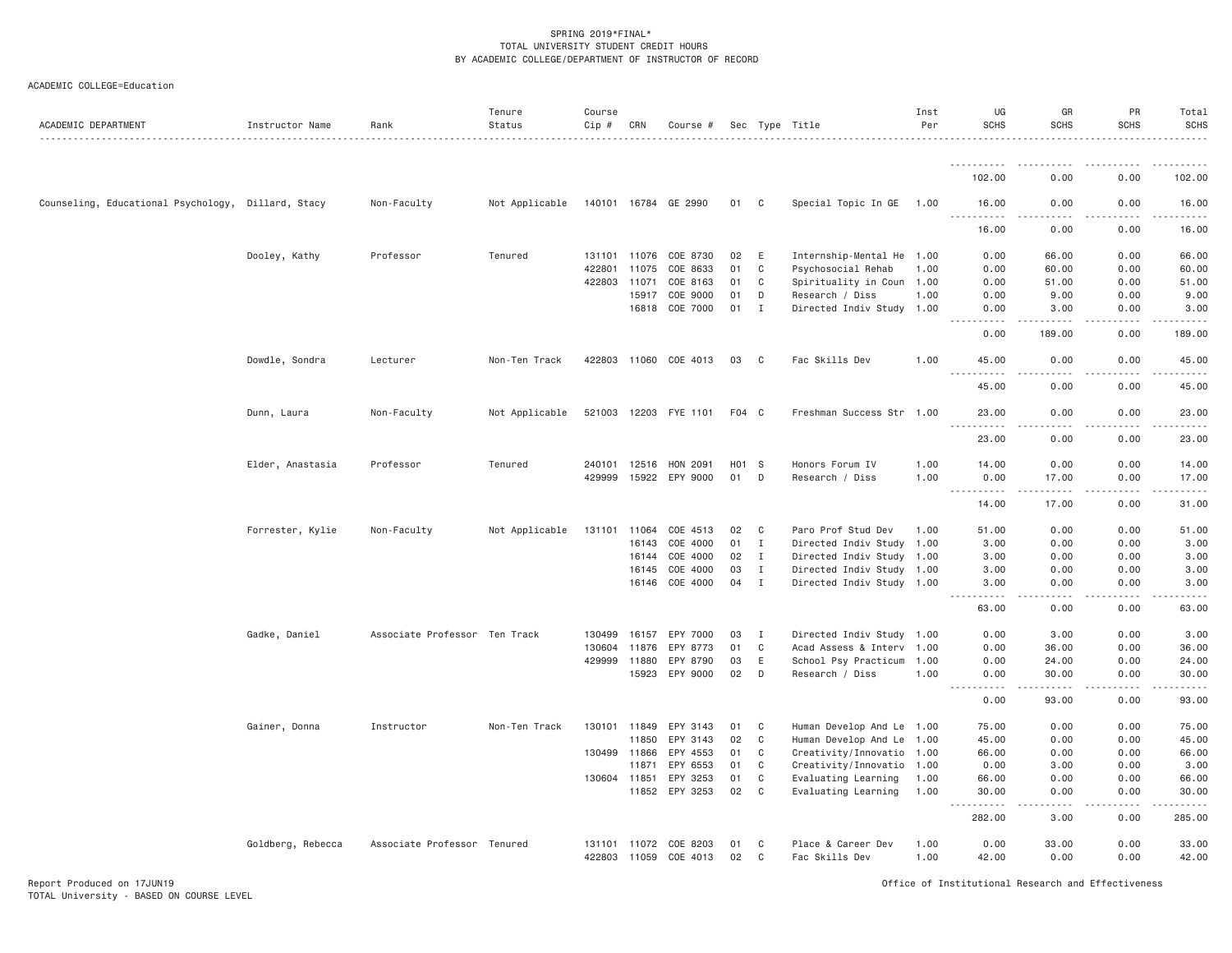SPRING 2019*FINAL*
TOTAL UNIVERSITY STUDENT CREDIT HOURS
BY ACADEMIC COLLEGE/DEPARTMENT OF INSTRUCTOR OF RECORD

ACADEMIC COLLEGE=Education

| ACADEMIC DEPARTMENT | Instructor Name | Rank | Tenure Status | Course Cip # | CRN | Course # | Sec | Type | Title | Inst Per | UG SCHS | GR SCHS | PR SCHS | Total SCHS |
|---|---|---|---|---|---|---|---|---|---|---|---|---|---|---|
| | | | | | | | | | | | 102.00 | 0.00 | 0.00 | 102.00 |
| Counseling, Educational Psychology, | Dillard, Stacy | Non-Faculty | Not Applicable | 140101 | 16784 | GE 2990 | 01 | C | Special Topic In GE | 1.00 | 16.00 | 0.00 | 0.00 | 16.00 |
| | | | | | | | | | | | 16.00 | 0.00 | 0.00 | 16.00 |
| | Dooley, Kathy | Professor | Tenured | 131101 | 11076 | COE 8730 | 02 | E | Internship-Mental He | 1.00 | 0.00 | 66.00 | 0.00 | 66.00 |
| | | | | 422801 | 11075 | COE 8633 | 01 | C | Psychosocial Rehab | 1.00 | 0.00 | 60.00 | 0.00 | 60.00 |
| | | | | 422803 | 11071 | COE 8163 | 01 | C | Spirituality in Coun | 1.00 | 0.00 | 51.00 | 0.00 | 51.00 |
| | | | | | 15917 | COE 9000 | 01 | D | Research / Diss | 1.00 | 0.00 | 9.00 | 0.00 | 9.00 |
| | | | | | 16818 | COE 7000 | 01 | I | Directed Indiv Study | 1.00 | 0.00 | 3.00 | 0.00 | 3.00 |
| | | | | | | | | | | | 0.00 | 189.00 | 0.00 | 189.00 |
| | Dowdle, Sondra | Lecturer | Non-Ten Track | 422803 | 11060 | COE 4013 | 03 | C | Fac Skills Dev | 1.00 | 45.00 | 0.00 | 0.00 | 45.00 |
| | | | | | | | | | | | 45.00 | 0.00 | 0.00 | 45.00 |
| | Dunn, Laura | Non-Faculty | Not Applicable | 521003 | 12203 | FYE 1101 | F04 | C | Freshman Success Str | 1.00 | 23.00 | 0.00 | 0.00 | 23.00 |
| | | | | | | | | | | | 23.00 | 0.00 | 0.00 | 23.00 |
| | Elder, Anastasia | Professor | Tenured | 240101 | 12516 | HON 2091 | H01 | S | Honors Forum IV | 1.00 | 14.00 | 0.00 | 0.00 | 14.00 |
| | | | | 429999 | 15922 | EPY 9000 | 01 | D | Research / Diss | 1.00 | 0.00 | 17.00 | 0.00 | 17.00 |
| | | | | | | | | | | | 14.00 | 17.00 | 0.00 | 31.00 |
| | Forrester, Kylie | Non-Faculty | Not Applicable | 131101 | 11064 | COE 4513 | 02 | C | Paro Prof Stud Dev | 1.00 | 51.00 | 0.00 | 0.00 | 51.00 |
| | | | | | 16143 | COE 4000 | 01 | I | Directed Indiv Study | 1.00 | 3.00 | 0.00 | 0.00 | 3.00 |
| | | | | | 16144 | COE 4000 | 02 | I | Directed Indiv Study | 1.00 | 3.00 | 0.00 | 0.00 | 3.00 |
| | | | | | 16145 | COE 4000 | 03 | I | Directed Indiv Study | 1.00 | 3.00 | 0.00 | 0.00 | 3.00 |
| | | | | | 16146 | COE 4000 | 04 | I | Directed Indiv Study | 1.00 | 3.00 | 0.00 | 0.00 | 3.00 |
| | | | | | | | | | | | 63.00 | 0.00 | 0.00 | 63.00 |
| | Gadke, Daniel | Associate Professor | Ten Track | 130499 | 16157 | EPY 7000 | 03 | I | Directed Indiv Study | 1.00 | 0.00 | 3.00 | 0.00 | 3.00 |
| | | | | 130604 | 11876 | EPY 8773 | 01 | C | Acad Assess & Interv | 1.00 | 0.00 | 36.00 | 0.00 | 36.00 |
| | | | | 429999 | 11880 | EPY 8790 | 03 | E | School Psy Practicum | 1.00 | 0.00 | 24.00 | 0.00 | 24.00 |
| | | | | | 15923 | EPY 9000 | 02 | D | Research / Diss | 1.00 | 0.00 | 30.00 | 0.00 | 30.00 |
| | | | | | | | | | | | 0.00 | 93.00 | 0.00 | 93.00 |
| | Gainer, Donna | Instructor | Non-Ten Track | 130101 | 11849 | EPY 3143 | 01 | C | Human Develop And Le | 1.00 | 75.00 | 0.00 | 0.00 | 75.00 |
| | | | | | 11850 | EPY 3143 | 02 | C | Human Develop And Le | 1.00 | 45.00 | 0.00 | 0.00 | 45.00 |
| | | | | 130499 | 11866 | EPY 4553 | 01 | C | Creativity/Innovatio | 1.00 | 66.00 | 0.00 | 0.00 | 66.00 |
| | | | | | 11871 | EPY 6553 | 01 | C | Creativity/Innovatio | 1.00 | 0.00 | 3.00 | 0.00 | 3.00 |
| | | | | 130604 | 11851 | EPY 3253 | 01 | C | Evaluating Learning | 1.00 | 66.00 | 0.00 | 0.00 | 66.00 |
| | | | | | 11852 | EPY 3253 | 02 | C | Evaluating Learning | 1.00 | 30.00 | 0.00 | 0.00 | 30.00 |
| | | | | | | | | | | | 282.00 | 3.00 | 0.00 | 285.00 |
| | Goldberg, Rebecca | Associate Professor | Tenured | 131101 | 11072 | COE 8203 | 01 | C | Place & Career Dev | 1.00 | 0.00 | 33.00 | 0.00 | 33.00 |
| | | | | 422803 | 11059 | COE 4013 | 02 | C | Fac Skills Dev | 1.00 | 42.00 | 0.00 | 0.00 | 42.00 |

Report Produced on 17JUN19
TOTAL University - BASED ON COURSE LEVEL

Office of Institutional Research and Effectiveness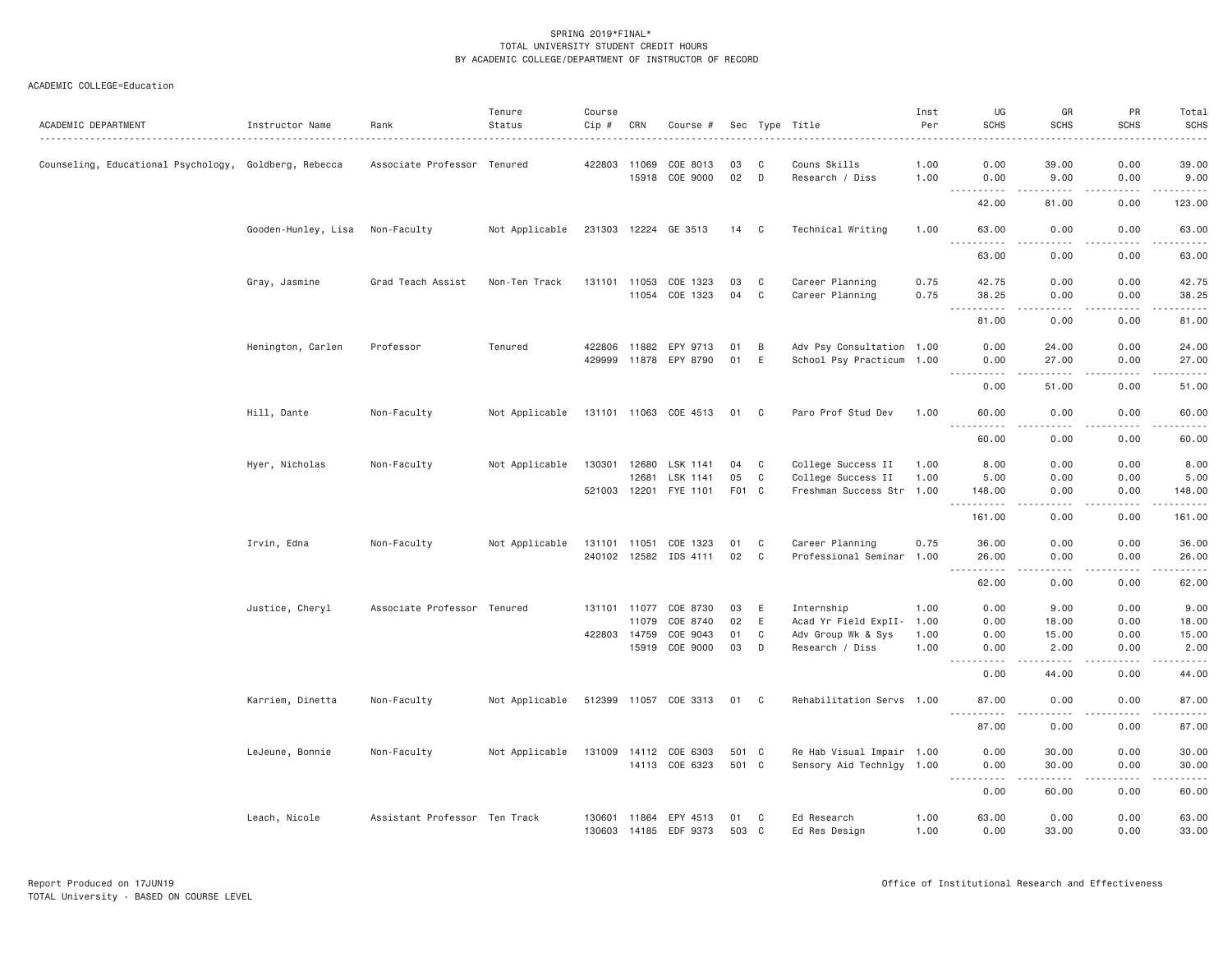SPRING 2019*FINAL*
TOTAL UNIVERSITY STUDENT CREDIT HOURS
BY ACADEMIC COLLEGE/DEPARTMENT OF INSTRUCTOR OF RECORD

ACADEMIC COLLEGE=Education

| ACADEMIC DEPARTMENT | Instructor Name | Rank | Tenure Status | Course Cip # | CRN | Course # | Sec | Type | Title | Inst Per | UG SCHS | GR SCHS | PR SCHS | Total SCHS |
|---|---|---|---|---|---|---|---|---|---|---|---|---|---|---|
| Counseling, Educational Psychology, | Goldberg, Rebecca | Associate Professor | Tenured | 422803 | 11069 | COE 8013 | 03 | C | Couns Skills | 1.00 | 0.00 | 39.00 | 0.00 | 39.00 |
| | | | | | 15918 | COE 9000 | 02 | D | Research / Diss | 1.00 | 0.00 | 9.00 | 0.00 | 9.00 |
| | | | | | | | | | | | 42.00 | 81.00 | 0.00 | 123.00 |
| | Gooden-Hunley, Lisa | Non-Faculty | Not Applicable | 231303 | 12224 | GE 3513 | 14 | C | Technical Writing | 1.00 | 63.00 | 0.00 | 0.00 | 63.00 |
| | | | | | | | | | | | 63.00 | 0.00 | 0.00 | 63.00 |
| | Gray, Jasmine | Grad Teach Assist | Non-Ten Track | 131101 | 11053 | COE 1323 | 03 | C | Career Planning | 0.75 | 42.75 | 0.00 | 0.00 | 42.75 |
| | | | | | 11054 | COE 1323 | 04 | C | Career Planning | 0.75 | 38.25 | 0.00 | 0.00 | 38.25 |
| | | | | | | | | | | | 81.00 | 0.00 | 0.00 | 81.00 |
| | Henington, Carlen | Professor | Tenured | 422806 | 11882 | EPY 9713 | 01 | B | Adv Psy Consultation | 1.00 | 0.00 | 24.00 | 0.00 | 24.00 |
| | | | | 429999 | 11878 | EPY 8790 | 01 | E | School Psy Practicum | 1.00 | 0.00 | 27.00 | 0.00 | 27.00 |
| | | | | | | | | | | | 0.00 | 51.00 | 0.00 | 51.00 |
| | Hill, Dante | Non-Faculty | Not Applicable | 131101 | 11063 | COE 4513 | 01 | C | Paro Prof Stud Dev | 1.00 | 60.00 | 0.00 | 0.00 | 60.00 |
| | | | | | | | | | | | 60.00 | 0.00 | 0.00 | 60.00 |
| | Hyer, Nicholas | Non-Faculty | Not Applicable | 130301 | 12680 | LSK 1141 | 04 | C | College Success II | 1.00 | 8.00 | 0.00 | 0.00 | 8.00 |
| | | | | | 12681 | LSK 1141 | 05 | C | College Success II | 1.00 | 5.00 | 0.00 | 0.00 | 5.00 |
| | | | | 521003 | 12201 | FYE 1101 | F01 | C | Freshman Success Str | 1.00 | 148.00 | 0.00 | 0.00 | 148.00 |
| | | | | | | | | | | | 161.00 | 0.00 | 0.00 | 161.00 |
| | Irvin, Edna | Non-Faculty | Not Applicable | 131101 | 11051 | COE 1323 | 01 | C | Career Planning | 0.75 | 36.00 | 0.00 | 0.00 | 36.00 |
| | | | | 240102 | 12582 | IDS 4111 | 02 | C | Professional Seminar | 1.00 | 26.00 | 0.00 | 0.00 | 26.00 |
| | | | | | | | | | | | 62.00 | 0.00 | 0.00 | 62.00 |
| | Justice, Cheryl | Associate Professor | Tenured | 131101 | 11077 | COE 8730 | 03 | E | Internship | 1.00 | 0.00 | 9.00 | 0.00 | 9.00 |
| | | | | | 11079 | COE 8740 | 02 | E | Acad Yr Field ExpII- | 1.00 | 0.00 | 18.00 | 0.00 | 18.00 |
| | | | | 422803 | 14759 | COE 9043 | 01 | C | Adv Group Wk & Sys | 1.00 | 0.00 | 15.00 | 0.00 | 15.00 |
| | | | | | 15919 | COE 9000 | 03 | D | Research / Diss | 1.00 | 0.00 | 2.00 | 0.00 | 2.00 |
| | | | | | | | | | | | 0.00 | 44.00 | 0.00 | 44.00 |
| | Karriem, Dinetta | Non-Faculty | Not Applicable | 512399 | 11057 | COE 3313 | 01 | C | Rehabilitation Servs | 1.00 | 87.00 | 0.00 | 0.00 | 87.00 |
| | | | | | | | | | | | 87.00 | 0.00 | 0.00 | 87.00 |
| | LeJeune, Bonnie | Non-Faculty | Not Applicable | 131009 | 14112 | COE 6303 | 501 | C | Re Hab Visual Impair | 1.00 | 0.00 | 30.00 | 0.00 | 30.00 |
| | | | | | 14113 | COE 6323 | 501 | C | Sensory Aid Technlgy | 1.00 | 0.00 | 30.00 | 0.00 | 30.00 |
| | | | | | | | | | | | 0.00 | 60.00 | 0.00 | 60.00 |
| | Leach, Nicole | Assistant Professor | Ten Track | 130601 | 11864 | EPY 4513 | 01 | C | Ed Research | 1.00 | 63.00 | 0.00 | 0.00 | 63.00 |
| | | | | 130603 | 14185 | EDF 9373 | 503 | C | Ed Res Design | 1.00 | 0.00 | 33.00 | 0.00 | 33.00 |

Report Produced on 17JUN19
TOTAL University - BASED ON COURSE LEVEL
Office of Institutional Research and Effectiveness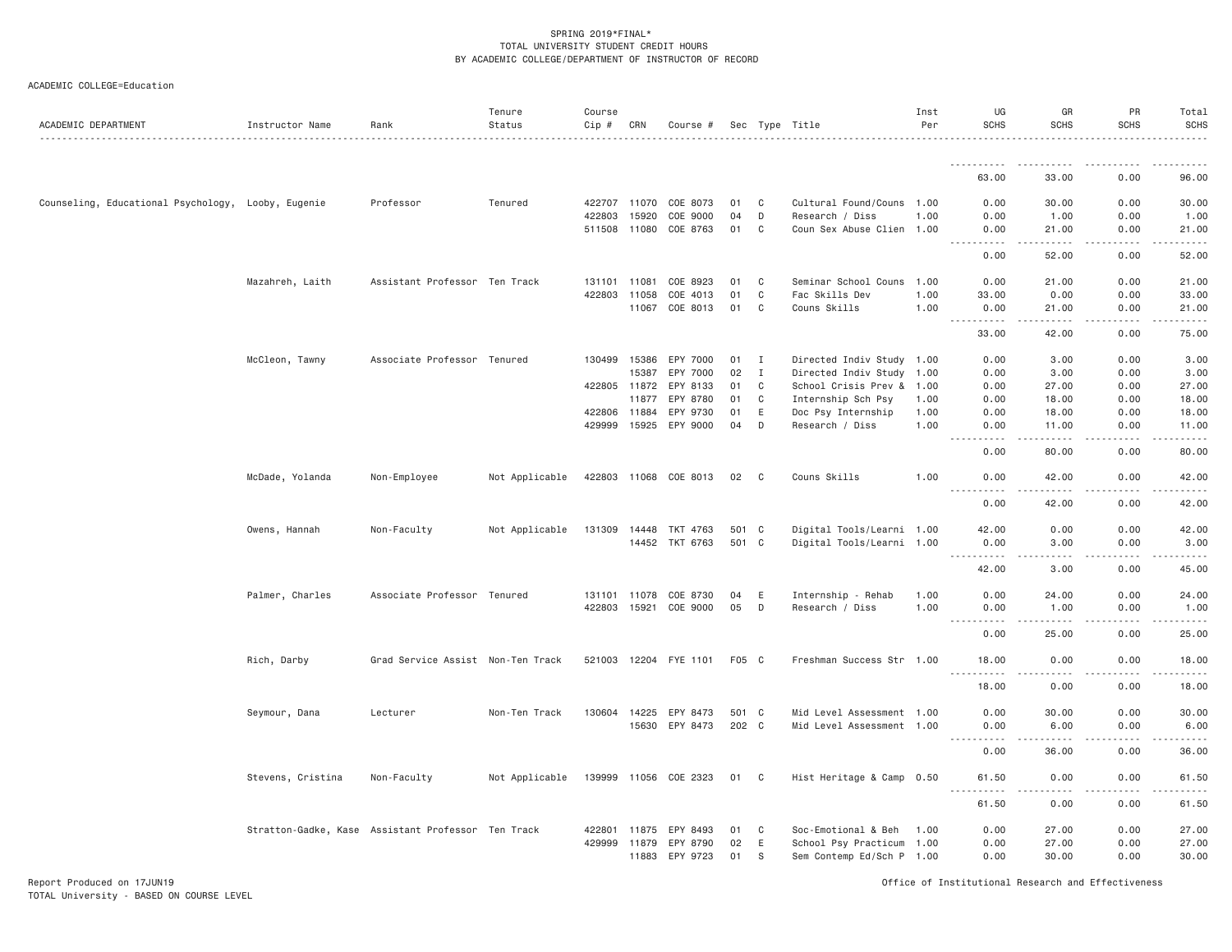SPRING 2019*FINAL*
TOTAL UNIVERSITY STUDENT CREDIT HOURS
BY ACADEMIC COLLEGE/DEPARTMENT OF INSTRUCTOR OF RECORD

ACADEMIC COLLEGE=Education

| ACADEMIC DEPARTMENT | Instructor Name | Rank | Tenure Status | Course Cip # | CRN | Course # | Sec | Type | Title | Inst Per | UG SCHS | GR SCHS | PR SCHS | Total SCHS |
|---|---|---|---|---|---|---|---|---|---|---|---|---|---|---|
| | | | | | | | | | | | 63.00 | 33.00 | 0.00 | 96.00 |
| Counseling, Educational Psychology, | Looby, Eugenie | Professor | Tenured | 422707 | 11070 | COE 8073 | 01 | C | Cultural Found/Couns | 1.00 | 0.00 | 30.00 | 0.00 | 30.00 |
| | | | | 422803 | 15920 | COE 9000 | 04 | D | Research / Diss | 1.00 | 0.00 | 1.00 | 0.00 | 1.00 |
| | | | | 511508 | 11080 | COE 8763 | 01 | C | Coun Sex Abuse Clien | 1.00 | 0.00 | 21.00 | 0.00 | 21.00 |
| | | | | | | | | | | | 0.00 | 52.00 | 0.00 | 52.00 |
| | Mazahreh, Laith | Assistant Professor | Ten Track | 131101 | 11081 | COE 8923 | 01 | C | Seminar School Couns | 1.00 | 0.00 | 21.00 | 0.00 | 21.00 |
| | | | | 422803 | 11058 | COE 4013 | 01 | C | Fac Skills Dev | 1.00 | 33.00 | 0.00 | 0.00 | 33.00 |
| | | | | | 11067 | COE 8013 | 01 | C | Couns Skills | 1.00 | 0.00 | 21.00 | 0.00 | 21.00 |
| | | | | | | | | | | | 33.00 | 42.00 | 0.00 | 75.00 |
| | McCleon, Tawny | Associate Professor | Tenured | 130499 | 15386 | EPY 7000 | 01 | I | Directed Indiv Study | 1.00 | 0.00 | 3.00 | 0.00 | 3.00 |
| | | | | | 15387 | EPY 7000 | 02 | I | Directed Indiv Study | 1.00 | 0.00 | 3.00 | 0.00 | 3.00 |
| | | | | 422805 | 11872 | EPY 8133 | 01 | C | School Crisis Prev & | 1.00 | 0.00 | 27.00 | 0.00 | 27.00 |
| | | | | | 11877 | EPY 8780 | 01 | C | Internship Sch Psy | 1.00 | 0.00 | 18.00 | 0.00 | 18.00 |
| | | | | 422806 | 11884 | EPY 9730 | 01 | E | Doc Psy Internship | 1.00 | 0.00 | 18.00 | 0.00 | 18.00 |
| | | | | 429999 | 15925 | EPY 9000 | 04 | D | Research / Diss | 1.00 | 0.00 | 11.00 | 0.00 | 11.00 |
| | | | | | | | | | | | 0.00 | 80.00 | 0.00 | 80.00 |
| | McDade, Yolanda | Non-Employee | Not Applicable | 422803 | 11068 | COE 8013 | 02 | C | Couns Skills | 1.00 | 0.00 | 42.00 | 0.00 | 42.00 |
| | | | | | | | | | | | 0.00 | 42.00 | 0.00 | 42.00 |
| | Owens, Hannah | Non-Faculty | Not Applicable | 131309 | 14448 | TKT 4763 | 501 | C | Digital Tools/Learni | 1.00 | 42.00 | 0.00 | 0.00 | 42.00 |
| | | | | | 14452 | TKT 6763 | 501 | C | Digital Tools/Learni | 1.00 | 0.00 | 3.00 | 0.00 | 3.00 |
| | | | | | | | | | | | 42.00 | 3.00 | 0.00 | 45.00 |
| | Palmer, Charles | Associate Professor | Tenured | 131101 | 11078 | COE 8730 | 04 | E | Internship - Rehab | 1.00 | 0.00 | 24.00 | 0.00 | 24.00 |
| | | | | 422803 | 15921 | COE 9000 | 05 | D | Research / Diss | 1.00 | 0.00 | 1.00 | 0.00 | 1.00 |
| | | | | | | | | | | | 0.00 | 25.00 | 0.00 | 25.00 |
| | Rich, Darby | Grad Service Assist | Non-Ten Track | 521003 | 12204 | FYE 1101 | F05 | C | Freshman Success Str | 1.00 | 18.00 | 0.00 | 0.00 | 18.00 |
| | | | | | | | | | | | 18.00 | 0.00 | 0.00 | 18.00 |
| | Seymour, Dana | Lecturer | Non-Ten Track | 130604 | 14225 | EPY 8473 | 501 | C | Mid Level Assessment | 1.00 | 0.00 | 30.00 | 0.00 | 30.00 |
| | | | | | 15630 | EPY 8473 | 202 | C | Mid Level Assessment | 1.00 | 0.00 | 6.00 | 0.00 | 6.00 |
| | | | | | | | | | | | 0.00 | 36.00 | 0.00 | 36.00 |
| | Stevens, Cristina | Non-Faculty | Not Applicable | 139999 | 11056 | COE 2323 | 01 | C | Hist Heritage & Camp | 0.50 | 61.50 | 0.00 | 0.00 | 61.50 |
| | | | | | | | | | | | 61.50 | 0.00 | 0.00 | 61.50 |
| | Stratton-Gadke, Kase | Assistant Professor | Ten Track | 422801 | 11875 | EPY 8493 | 01 | C | Soc-Emotional & Beh | 1.00 | 0.00 | 27.00 | 0.00 | 27.00 |
| | | | | 429999 | 11879 | EPY 8790 | 02 | E | School Psy Practicum | 1.00 | 0.00 | 27.00 | 0.00 | 27.00 |
| | | | | | 11883 | EPY 9723 | 01 | S | Sem Contemp Ed/Sch P | 1.00 | 0.00 | 30.00 | 0.00 | 30.00 |

Report Produced on 17JUN19
TOTAL University - BASED ON COURSE LEVEL

Office of Institutional Research and Effectiveness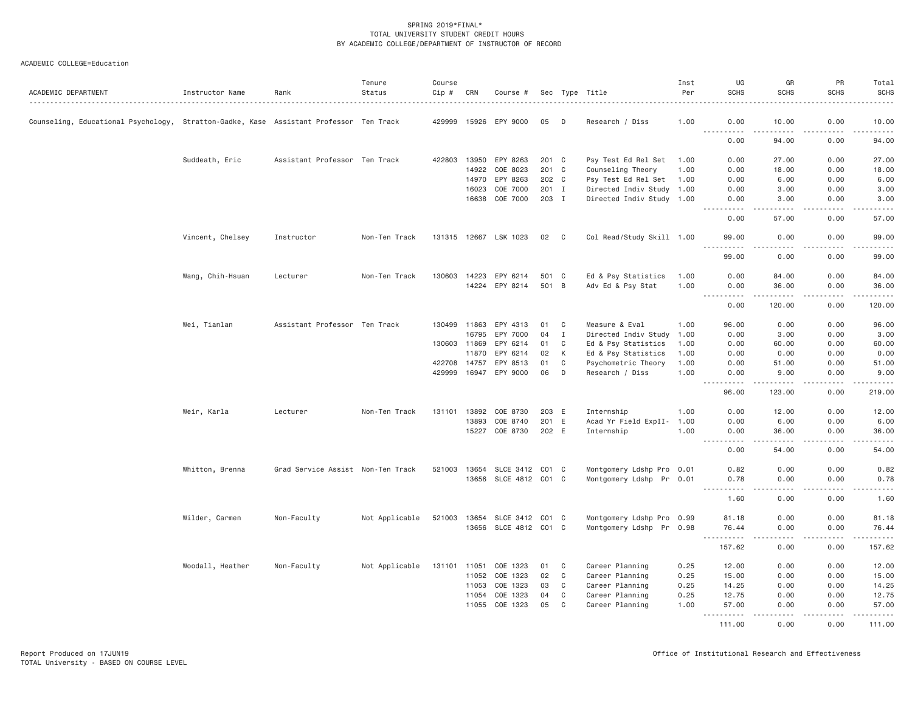SPRING 2019*FINAL*
TOTAL UNIVERSITY STUDENT CREDIT HOURS
BY ACADEMIC COLLEGE/DEPARTMENT OF INSTRUCTOR OF RECORD

ACADEMIC COLLEGE=Education

| ACADEMIC DEPARTMENT | Instructor Name | Rank | Tenure Status | Course Cip # | CRN | Course # | Sec | Type | Title | Inst Per | UG SCHS | GR SCHS | PR SCHS | Total SCHS |
|---|---|---|---|---|---|---|---|---|---|---|---|---|---|---|
| Counseling, Educational Psychology, | Stratton-Gadke, Kase | Assistant Professor | Ten Track | 429999 | 15926 | EPY 9000 | 05 | D | Research / Diss | 1.00 | 0.00 | 10.00 | 0.00 | 10.00 |
| | | | | | | | | | | | 0.00 | 94.00 | 0.00 | 94.00 |
| | Suddeath, Eric | Assistant Professor | Ten Track | 422803 | 13950 | EPY 8263 | 201 | C | Psy Test Ed Rel Set | 1.00 | 0.00 | 27.00 | 0.00 | 27.00 |
| | | | | | 14922 | COE 8023 | 201 | C | Counseling Theory | 1.00 | 0.00 | 18.00 | 0.00 | 18.00 |
| | | | | | 14970 | EPY 8263 | 202 | C | Psy Test Ed Rel Set | 1.00 | 0.00 | 6.00 | 0.00 | 6.00 |
| | | | | | 16023 | COE 7000 | 201 | I | Directed Indiv Study | 1.00 | 0.00 | 3.00 | 0.00 | 3.00 |
| | | | | | 16638 | COE 7000 | 203 | I | Directed Indiv Study | 1.00 | 0.00 | 3.00 | 0.00 | 3.00 |
| | | | | | | | | | | | 0.00 | 57.00 | 0.00 | 57.00 |
| | Vincent, Chelsey | Instructor | Non-Ten Track | 131315 | 12667 | LSK 1023 | 02 | C | Col Read/Study Skill | 1.00 | 99.00 | 0.00 | 0.00 | 99.00 |
| | | | | | | | | | | | 99.00 | 0.00 | 0.00 | 99.00 |
| | Wang, Chih-Hsuan | Lecturer | Non-Ten Track | 130603 | 14223 | EPY 6214 | 501 | C | Ed & Psy Statistics | 1.00 | 0.00 | 84.00 | 0.00 | 84.00 |
| | | | | | 14224 | EPY 8214 | 501 | B | Adv Ed & Psy Stat | 1.00 | 0.00 | 36.00 | 0.00 | 36.00 |
| | | | | | | | | | | | 0.00 | 120.00 | 0.00 | 120.00 |
| | Wei, Tianlan | Assistant Professor | Ten Track | 130499 | 11863 | EPY 4313 | 01 | C | Measure & Eval | 1.00 | 96.00 | 0.00 | 0.00 | 96.00 |
| | | | | | 16795 | EPY 7000 | 04 | I | Directed Indiv Study | 1.00 | 0.00 | 3.00 | 0.00 | 3.00 |
| | | | | 130603 | 11869 | EPY 6214 | 01 | C | Ed & Psy Statistics | 1.00 | 0.00 | 60.00 | 0.00 | 60.00 |
| | | | | | 11870 | EPY 6214 | 02 | K | Ed & Psy Statistics | 1.00 | 0.00 | 0.00 | 0.00 | 0.00 |
| | | | | 422708 | 14757 | EPY 8513 | 01 | C | Psychometric Theory | 1.00 | 0.00 | 51.00 | 0.00 | 51.00 |
| | | | | 429999 | 16947 | EPY 9000 | 06 | D | Research / Diss | 1.00 | 0.00 | 9.00 | 0.00 | 9.00 |
| | | | | | | | | | | | 96.00 | 123.00 | 0.00 | 219.00 |
| | Weir, Karla | Lecturer | Non-Ten Track | 131101 | 13892 | COE 8730 | 203 | E | Internship | 1.00 | 0.00 | 12.00 | 0.00 | 12.00 |
| | | | | | 13893 | COE 8740 | 201 | E | Acad Yr Field ExpII- | 1.00 | 0.00 | 6.00 | 0.00 | 6.00 |
| | | | | | 15227 | COE 8730 | 202 | E | Internship | 1.00 | 0.00 | 36.00 | 0.00 | 36.00 |
| | | | | | | | | | | | 0.00 | 54.00 | 0.00 | 54.00 |
| | Whitton, Brenna | Grad Service Assist | Non-Ten Track | 521003 | 13654 | SLCE 3412 | C01 | C | Montgomery Ldshp Pro | 0.01 | 0.82 | 0.00 | 0.00 | 0.82 |
| | | | | | 13656 | SLCE 4812 | C01 | C | Montgomery Ldshp Pr | 0.01 | 0.78 | 0.00 | 0.00 | 0.78 |
| | | | | | | | | | | | 1.60 | 0.00 | 0.00 | 1.60 |
| | Wilder, Carmen | Non-Faculty | Not Applicable | 521003 | 13654 | SLCE 3412 | C01 | C | Montgomery Ldshp Pro | 0.99 | 81.18 | 0.00 | 0.00 | 81.18 |
| | | | | | 13656 | SLCE 4812 | C01 | C | Montgomery Ldshp Pr | 0.98 | 76.44 | 0.00 | 0.00 | 76.44 |
| | | | | | | | | | | | 157.62 | 0.00 | 0.00 | 157.62 |
| | Woodall, Heather | Non-Faculty | Not Applicable | 131101 | 11051 | COE 1323 | 01 | C | Career Planning | 0.25 | 12.00 | 0.00 | 0.00 | 12.00 |
| | | | | | 11052 | COE 1323 | 02 | C | Career Planning | 0.25 | 15.00 | 0.00 | 0.00 | 15.00 |
| | | | | | 11053 | COE 1323 | 03 | C | Career Planning | 0.25 | 14.25 | 0.00 | 0.00 | 14.25 |
| | | | | | 11054 | COE 1323 | 04 | C | Career Planning | 0.25 | 12.75 | 0.00 | 0.00 | 12.75 |
| | | | | | 11055 | COE 1323 | 05 | C | Career Planning | 1.00 | 57.00 | 0.00 | 0.00 | 57.00 |
| | | | | | | | | | | | 111.00 | 0.00 | 0.00 | 111.00 |

Report Produced on 17JUN19
TOTAL University - BASED ON COURSE LEVEL

Office of Institutional Research and Effectiveness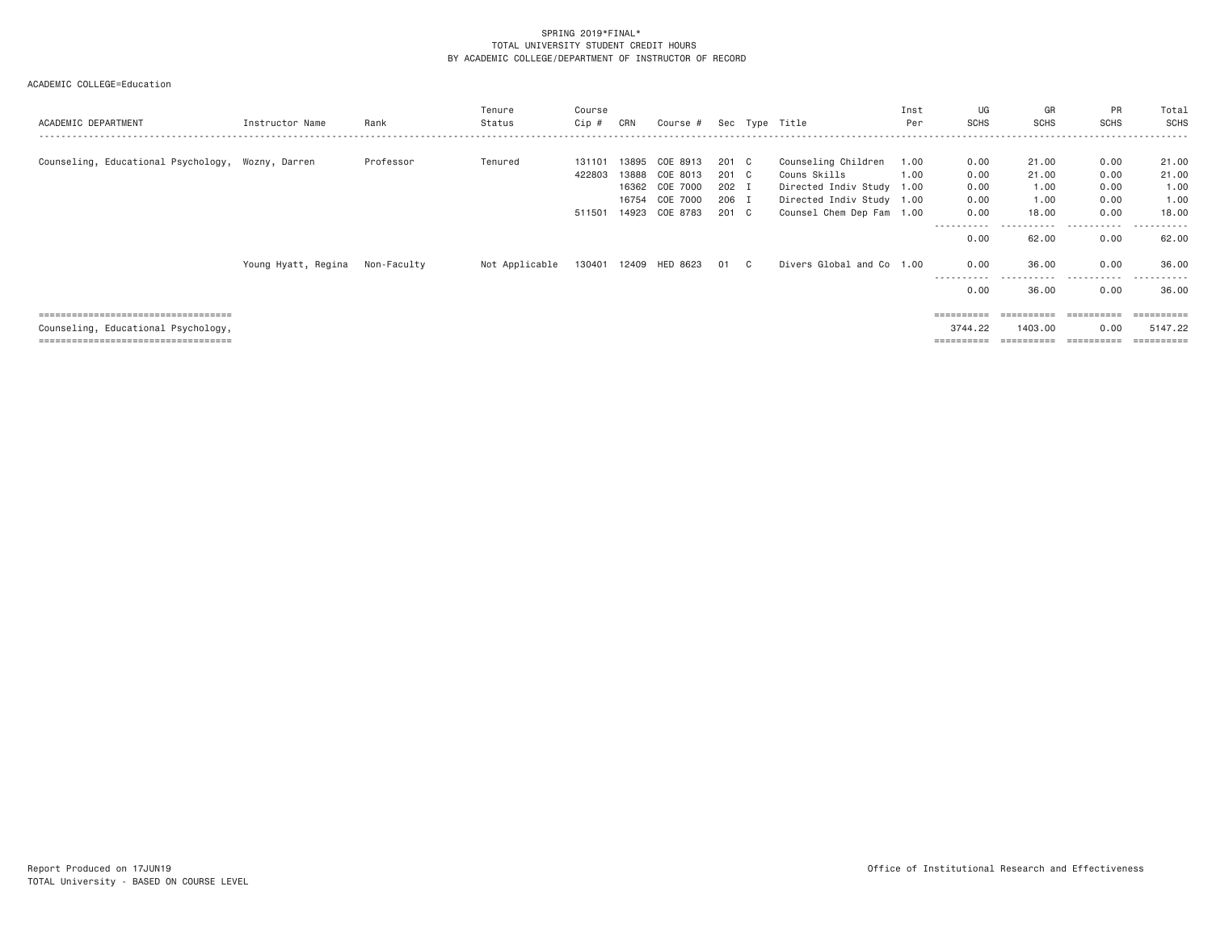SPRING 2019*FINAL*
TOTAL UNIVERSITY STUDENT CREDIT HOURS
BY ACADEMIC COLLEGE/DEPARTMENT OF INSTRUCTOR OF RECORD

ACADEMIC COLLEGE=Education

| ACADEMIC DEPARTMENT | Instructor Name | Rank | Tenure Status | Course Cip # | CRN | Course # | Sec | Type | Title | Inst Per | UG SCHS | GR SCHS | PR SCHS | Total SCHS |
|---|---|---|---|---|---|---|---|---|---|---|---|---|---|---|
| Counseling, Educational Psychology, | Wozny, Darren | Professor | Tenured | 131101 | 13895 | COE 8913 | 201 | C | Counseling Children | 1.00 | 0.00 | 21.00 | 0.00 | 21.00 |
| | | | | 422803 | 13888 | COE 8013 | 201 | C | Couns Skills | 1.00 | 0.00 | 21.00 | 0.00 | 21.00 |
| | | | | | 16362 | COE 7000 | 202 | I | Directed Indiv Study | 1.00 | 0.00 | 1.00 | 0.00 | 1.00 |
| | | | | | 16754 | COE 7000 | 206 | I | Directed Indiv Study | 1.00 | 0.00 | 1.00 | 0.00 | 1.00 |
| | | | | 511501 | 14923 | COE 8783 | 201 | C | Counsel Chem Dep Fam | 1.00 | 0.00 | 18.00 | 0.00 | 18.00 |
| | | | | | | | | | | | 0.00 | 62.00 | 0.00 | 62.00 |
| | Young Hyatt, Regina | Non-Faculty | Not Applicable | 130401 | 12409 | HED 8623 | 01 | C | Divers Global and Co | 1.00 | 0.00 | 36.00 | 0.00 | 36.00 |
| | | | | | | | | | | | 0.00 | 36.00 | 0.00 | 36.00 |
| Counseling, Educational Psychology, | | | | | | | | | | | 3744.22 | 1403.00 | 0.00 | 5147.22 |

Report Produced on 17JUN19
TOTAL University - BASED ON COURSE LEVEL

Office of Institutional Research and Effectiveness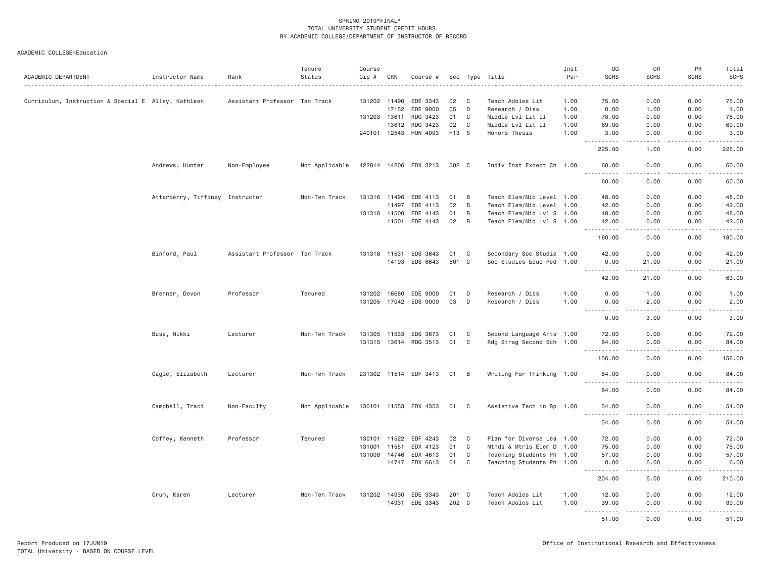SPRING 2019*FINAL*
TOTAL UNIVERSITY STUDENT CREDIT HOURS
BY ACADEMIC COLLEGE/DEPARTMENT OF INSTRUCTOR OF RECORD

ACADEMIC COLLEGE=Education

| ACADEMIC DEPARTMENT | Instructor Name | Rank | Tenure Status | Course Cip # | CRN | Course # | Sec | Type | Title | Inst Per | UG SCHS | GR SCHS | PR SCHS | Total SCHS |
|---|---|---|---|---|---|---|---|---|---|---|---|---|---|---|
| Curriculum, Instruction & Special E | Alley, Kathleen | Assistant Professor | Ten Track | 131202 | 11490 | EDE 3343 | 02 | C | Teach Adoles Lit | 1.00 | 75.00 | 0.00 | 0.00 | 75.00 |
| | | | | | 17152 | EDE 9000 | 05 | D | Research / Diss | 1.00 | 0.00 | 1.00 | 0.00 | 1.00 |
| | | | | 131203 | 13611 | RDG 3423 | 01 | C | Middle Lvl Lit II | 1.00 | 78.00 | 0.00 | 0.00 | 78.00 |
| | | | | | 13612 | RDG 3423 | 02 | C | Middle Lvl Lit II | 1.00 | 69.00 | 0.00 | 0.00 | 69.00 |
| | | | | 240101 | 12543 | HON 4093 | H13 | S | Honors Thesis | 1.00 | 3.00 | 0.00 | 0.00 | 3.00 |
| | | | | | | | | | | | 225.00 | 1.00 | 0.00 | 226.00 |
| | Andrews, Hunter | Non-Employee | Not Applicable | 422814 | 14206 | EDX 3213 | 502 | C | Indiv Inst Except Ch | 1.00 | 60.00 | 0.00 | 0.00 | 60.00 |
| | | | | | | | | | | | 60.00 | 0.00 | 0.00 | 60.00 |
| | Atterberry, Tiffiney | Instructor | Non-Ten Track | 131316 | 11496 | EDE 4113 | 01 | B | Teach Elem/Mid Level | 1.00 | 48.00 | 0.00 | 0.00 | 48.00 |
| | | | | | 11497 | EDE 4113 | 02 | B | Teach Elem/Mid Level | 1.00 | 42.00 | 0.00 | 0.00 | 42.00 |
| | | | | 131318 | 11500 | EDE 4143 | 01 | B | Teach Elem/Mid Lvl S | 1.00 | 48.00 | 0.00 | 0.00 | 48.00 |
| | | | | | 11501 | EDE 4143 | 02 | B | Teach Elem/Mid Lvl S | 1.00 | 42.00 | 0.00 | 0.00 | 42.00 |
| | | | | | | | | | | | 180.00 | 0.00 | 0.00 | 180.00 |
| | Binford, Paul | Assistant Professor | Ten Track | 131318 | 11531 | EDS 3643 | 01 | C | Secondary Soc Studie | 1.00 | 42.00 | 0.00 | 0.00 | 42.00 |
| | | | | | 14193 | EDS 6643 | 501 | C | Soc Studies Educ Ped | 1.00 | 0.00 | 21.00 | 0.00 | 21.00 |
| | | | | | | | | | | | 42.00 | 21.00 | 0.00 | 63.00 |
| | Brenner, Devon | Professor | Tenured | 131202 | 16680 | EDE 9000 | 01 | D | Research / Diss | 1.00 | 0.00 | 1.00 | 0.00 | 1.00 |
| | | | | 131205 | 17042 | EDS 9000 | 03 | D | Research / Diss | 1.00 | 0.00 | 2.00 | 0.00 | 2.00 |
| | | | | | | | | | | | 0.00 | 3.00 | 0.00 | 3.00 |
| | Buss, Nikki | Lecturer | Non-Ten Track | 131305 | 11533 | EDS 3673 | 01 | C | Second Language Arts | 1.00 | 72.00 | 0.00 | 0.00 | 72.00 |
| | | | | 131315 | 13614 | RDG 3513 | 01 | C | Rdg Strag Second Sch | 1.00 | 84.00 | 0.00 | 0.00 | 84.00 |
| | | | | | | | | | | | 156.00 | 0.00 | 0.00 | 156.00 |
| | Cagle, Elizabeth | Lecturer | Non-Ten Track | 231302 | 11514 | EDF 3413 | 01 | B | Writing For Thinking | 1.00 | 84.00 | 0.00 | 0.00 | 84.00 |
| | | | | | | | | | | | 84.00 | 0.00 | 0.00 | 84.00 |
| | Campbell, Traci | Non-Faculty | Not Applicable | 130101 | 11553 | EDX 4353 | 01 | C | Assistive Tech in Sp | 1.00 | 54.00 | 0.00 | 0.00 | 54.00 |
| | | | | | | | | | | | 54.00 | 0.00 | 0.00 | 54.00 |
| | Coffey, Kenneth | Professor | Tenured | 130101 | 11522 | EDF 4243 | 02 | C | Plan for Diverse Lea | 1.00 | 72.00 | 0.00 | 0.00 | 72.00 |
| | | | | 131001 | 11551 | EDX 4123 | 01 | C | Mthds & Mtrls Elem D | 1.00 | 75.00 | 0.00 | 0.00 | 75.00 |
| | | | | 131008 | 14746 | EDX 4613 | 01 | C | Teaching Students Ph | 1.00 | 57.00 | 0.00 | 0.00 | 57.00 |
| | | | | | 14747 | EDX 6613 | 01 | C | Teaching Students Ph | 1.00 | 0.00 | 6.00 | 0.00 | 6.00 |
| | | | | | | | | | | | 204.00 | 6.00 | 0.00 | 210.00 |
| | Crum, Karen | Lecturer | Non-Ten Track | 131202 | 14930 | EDE 3343 | 201 | C | Teach Adoles Lit | 1.00 | 12.00 | 0.00 | 0.00 | 12.00 |
| | | | | | 14931 | EDE 3343 | 202 | C | Teach Adoles Lit | 1.00 | 39.00 | 0.00 | 0.00 | 39.00 |
| | | | | | | | | | | | 51.00 | 0.00 | 0.00 | 51.00 |

Report Produced on 17JUN19
TOTAL University - BASED ON COURSE LEVEL

Office of Institutional Research and Effectiveness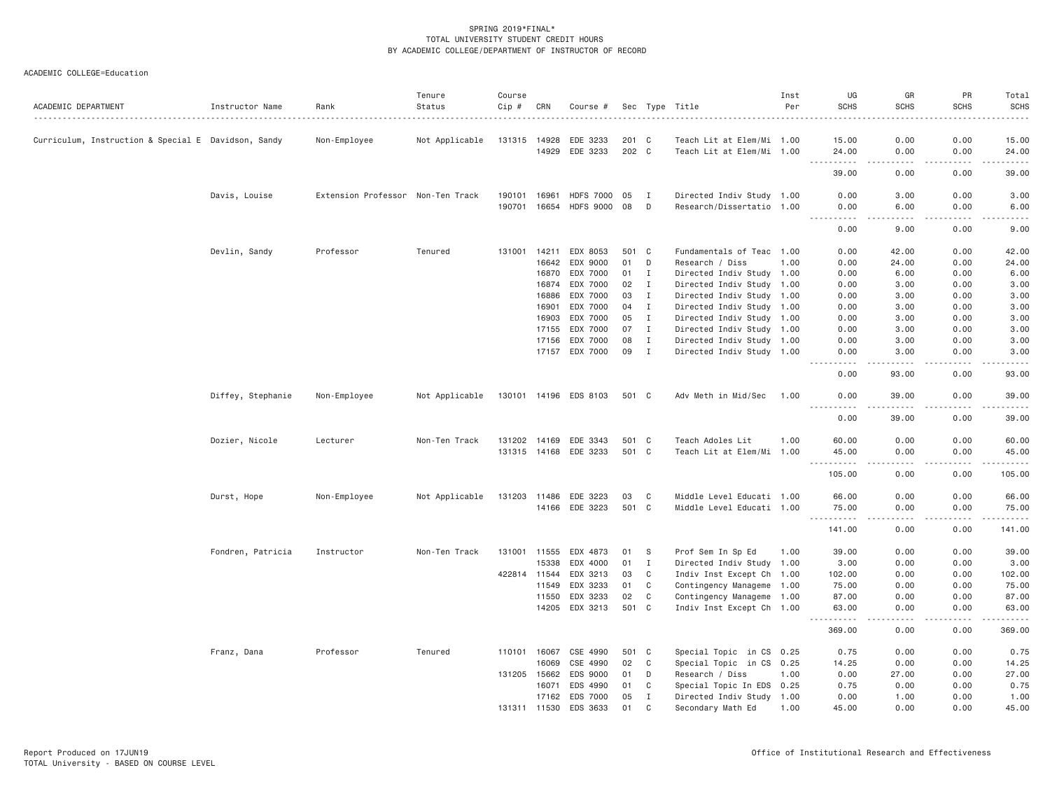SPRING 2019*FINAL*
TOTAL UNIVERSITY STUDENT CREDIT HOURS
BY ACADEMIC COLLEGE/DEPARTMENT OF INSTRUCTOR OF RECORD

ACADEMIC COLLEGE=Education

| ACADEMIC DEPARTMENT | Instructor Name | Rank | Tenure Status | Course Cip # | CRN | Course # | Sec | Type | Title | Inst Per | UG SCHS | GR SCHS | PR SCHS | Total SCHS |
|---|---|---|---|---|---|---|---|---|---|---|---|---|---|---|
| Curriculum, Instruction & Special E | Davidson, Sandy | Non-Employee | Not Applicable | 131315 | 14928 | EDE 3233 | 201 | C | Teach Lit at Elem/Mi | 1.00 | 15.00 | 0.00 | 0.00 | 15.00 |
| | | | | | 14929 | EDE 3233 | 202 | C | Teach Lit at Elem/Mi | 1.00 | 24.00 | 0.00 | 0.00 | 24.00 |
| | | | | | | | | | | | 39.00 | 0.00 | 0.00 | 39.00 |
| | Davis, Louise | Extension Professor | Non-Ten Track | 190101 | 16961 | HDFS 7000 | 05 | I | Directed Indiv Study | 1.00 | 0.00 | 3.00 | 0.00 | 3.00 |
| | | | | 190701 | 16654 | HDFS 9000 | 08 | D | Research/Dissertatio | 1.00 | 0.00 | 6.00 | 0.00 | 6.00 |
| | | | | | | | | | | | 0.00 | 9.00 | 0.00 | 9.00 |
| | Devlin, Sandy | Professor | Tenured | 131001 | 14211 | EDX 8053 | 501 | C | Fundamentals of Teac | 1.00 | 0.00 | 42.00 | 0.00 | 42.00 |
| | | | | | 16642 | EDX 9000 | 01 | D | Research / Diss | 1.00 | 0.00 | 24.00 | 0.00 | 24.00 |
| | | | | | 16870 | EDX 7000 | 01 | I | Directed Indiv Study | 1.00 | 0.00 | 6.00 | 0.00 | 6.00 |
| | | | | | 16874 | EDX 7000 | 02 | I | Directed Indiv Study | 1.00 | 0.00 | 3.00 | 0.00 | 3.00 |
| | | | | | 16886 | EDX 7000 | 03 | I | Directed Indiv Study | 1.00 | 0.00 | 3.00 | 0.00 | 3.00 |
| | | | | | 16901 | EDX 7000 | 04 | I | Directed Indiv Study | 1.00 | 0.00 | 3.00 | 0.00 | 3.00 |
| | | | | | 16903 | EDX 7000 | 05 | I | Directed Indiv Study | 1.00 | 0.00 | 3.00 | 0.00 | 3.00 |
| | | | | | 17155 | EDX 7000 | 07 | I | Directed Indiv Study | 1.00 | 0.00 | 3.00 | 0.00 | 3.00 |
| | | | | | 17156 | EDX 7000 | 08 | I | Directed Indiv Study | 1.00 | 0.00 | 3.00 | 0.00 | 3.00 |
| | | | | | 17157 | EDX 7000 | 09 | I | Directed Indiv Study | 1.00 | 0.00 | 3.00 | 0.00 | 3.00 |
| | | | | | | | | | | | 0.00 | 93.00 | 0.00 | 93.00 |
| | Diffey, Stephanie | Non-Employee | Not Applicable | 130101 | 14196 | EDS 8103 | 501 | C | Adv Meth in Mid/Sec | 1.00 | 0.00 | 39.00 | 0.00 | 39.00 |
| | | | | | | | | | | | 0.00 | 39.00 | 0.00 | 39.00 |
| | Dozier, Nicole | Lecturer | Non-Ten Track | 131202 | 14169 | EDE 3343 | 501 | C | Teach Adoles Lit | 1.00 | 60.00 | 0.00 | 0.00 | 60.00 |
| | | | | 131315 | 14168 | EDE 3233 | 501 | C | Teach Lit at Elem/Mi | 1.00 | 45.00 | 0.00 | 0.00 | 45.00 |
| | | | | | | | | | | | 105.00 | 0.00 | 0.00 | 105.00 |
| | Durst, Hope | Non-Employee | Not Applicable | 131203 | 11486 | EDE 3223 | 03 | C | Middle Level Educati | 1.00 | 66.00 | 0.00 | 0.00 | 66.00 |
| | | | | | 14166 | EDE 3223 | 501 | C | Middle Level Educati | 1.00 | 75.00 | 0.00 | 0.00 | 75.00 |
| | | | | | | | | | | | 141.00 | 0.00 | 0.00 | 141.00 |
| | Fondren, Patricia | Instructor | Non-Ten Track | 131001 | 11555 | EDX 4873 | 01 | S | Prof Sem In Sp Ed | 1.00 | 39.00 | 0.00 | 0.00 | 39.00 |
| | | | | | 15338 | EDX 4000 | 01 | I | Directed Indiv Study | 1.00 | 3.00 | 0.00 | 0.00 | 3.00 |
| | | | | 422814 | 11544 | EDX 3213 | 03 | C | Indiv Inst Except Ch | 1.00 | 102.00 | 0.00 | 0.00 | 102.00 |
| | | | | | 11549 | EDX 3233 | 01 | C | Contingency Manageme | 1.00 | 75.00 | 0.00 | 0.00 | 75.00 |
| | | | | | 11550 | EDX 3233 | 02 | C | Contingency Manageme | 1.00 | 87.00 | 0.00 | 0.00 | 87.00 |
| | | | | | 14205 | EDX 3213 | 501 | C | Indiv Inst Except Ch | 1.00 | 63.00 | 0.00 | 0.00 | 63.00 |
| | | | | | | | | | | | 369.00 | 0.00 | 0.00 | 369.00 |
| | Franz, Dana | Professor | Tenured | 110101 | 16067 | CSE 4990 | 501 | C | Special Topic in CS | 0.25 | 0.75 | 0.00 | 0.00 | 0.75 |
| | | | | | 16069 | CSE 4990 | 02 | C | Special Topic in CS | 0.25 | 14.25 | 0.00 | 0.00 | 14.25 |
| | | | | 131205 | 15662 | EDS 9000 | 01 | D | Research / Diss | 1.00 | 0.00 | 27.00 | 0.00 | 27.00 |
| | | | | | 16071 | EDS 4990 | 01 | C | Special Topic In EDS | 0.25 | 0.75 | 0.00 | 0.00 | 0.75 |
| | | | | | 17162 | EDS 7000 | 05 | I | Directed Indiv Study | 1.00 | 0.00 | 1.00 | 0.00 | 1.00 |
| | | | | 131311 | 11530 | EDS 3633 | 01 | C | Secondary Math Ed | 1.00 | 45.00 | 0.00 | 0.00 | 45.00 |

Report Produced on 17JUN19
TOTAL University - BASED ON COURSE LEVEL

Office of Institutional Research and Effectiveness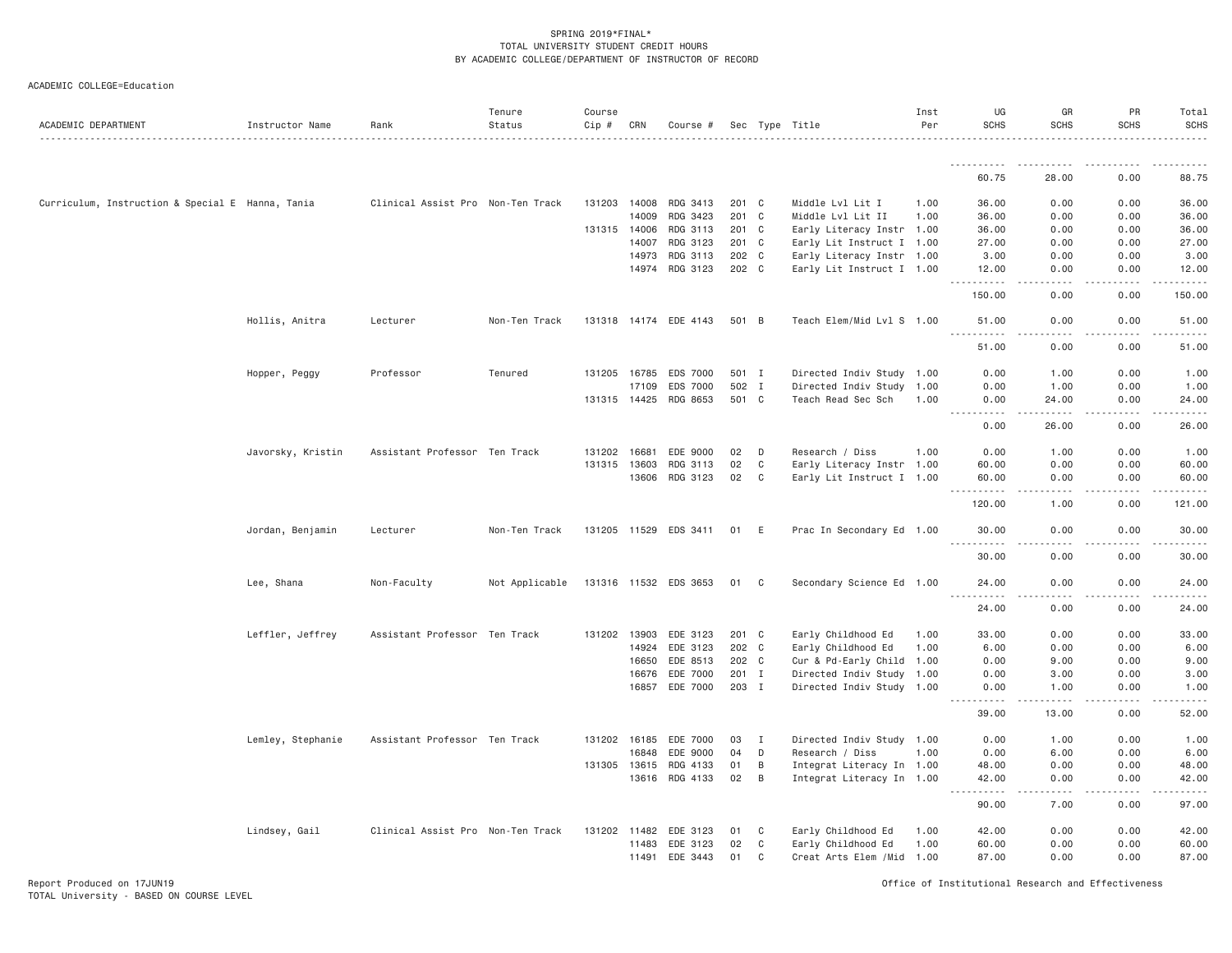SPRING 2019*FINAL*
TOTAL UNIVERSITY STUDENT CREDIT HOURS
BY ACADEMIC COLLEGE/DEPARTMENT OF INSTRUCTOR OF RECORD

ACADEMIC COLLEGE=Education

| ACADEMIC DEPARTMENT | Instructor Name | Rank | Tenure Status | Course Cip # | CRN | Course # | Sec | Type | Title | Inst Per | UG SCHS | GR SCHS | PR SCHS | Total SCHS |
|---|---|---|---|---|---|---|---|---|---|---|---|---|---|---|
| | | | | | | | | | | | 60.75 | 28.00 | 0.00 | 88.75 |
| Curriculum, Instruction & Special E | Hanna, Tania | Clinical Assist Pro | Non-Ten Track | 131203 | 14008 | RDG 3413 | 201 | C | Middle Lvl Lit I | 1.00 | 36.00 | 0.00 | 0.00 | 36.00 |
| | | | | | 14009 | RDG 3423 | 201 | C | Middle Lvl Lit II | 1.00 | 36.00 | 0.00 | 0.00 | 36.00 |
| | | | | 131315 | 14006 | RDG 3113 | 201 | C | Early Literacy Instr | 1.00 | 36.00 | 0.00 | 0.00 | 36.00 |
| | | | | | 14007 | RDG 3123 | 201 | C | Early Lit Instruct I | 1.00 | 27.00 | 0.00 | 0.00 | 27.00 |
| | | | | | 14973 | RDG 3113 | 202 | C | Early Literacy Instr | 1.00 | 3.00 | 0.00 | 0.00 | 3.00 |
| | | | | | 14974 | RDG 3123 | 202 | C | Early Lit Instruct I | 1.00 | 12.00 | 0.00 | 0.00 | 12.00 |
| | | | | | | | | | | | 150.00 | 0.00 | 0.00 | 150.00 |
| | Hollis, Anitra | Lecturer | Non-Ten Track | 131318 | 14174 | EDE 4143 | 501 | B | Teach Elem/Mid Lvl S | 1.00 | 51.00 | 0.00 | 0.00 | 51.00 |
| | | | | | | | | | | | 51.00 | 0.00 | 0.00 | 51.00 |
| | Hopper, Peggy | Professor | Tenured | 131205 | 16785 | EDS 7000 | 501 | I | Directed Indiv Study | 1.00 | 0.00 | 1.00 | 0.00 | 1.00 |
| | | | | | 17109 | EDS 7000 | 502 | I | Directed Indiv Study | 1.00 | 0.00 | 1.00 | 0.00 | 1.00 |
| | | | | 131315 | 14425 | RDG 8653 | 501 | C | Teach Read Sec Sch | 1.00 | 0.00 | 24.00 | 0.00 | 24.00 |
| | | | | | | | | | | | 0.00 | 26.00 | 0.00 | 26.00 |
| | Javorsky, Kristin | Assistant Professor | Ten Track | 131202 | 16681 | EDE 9000 | 02 | D | Research / Diss | 1.00 | 0.00 | 1.00 | 0.00 | 1.00 |
| | | | | 131315 | 13603 | RDG 3113 | 02 | C | Early Literacy Instr | 1.00 | 60.00 | 0.00 | 0.00 | 60.00 |
| | | | | | 13606 | RDG 3123 | 02 | C | Early Lit Instruct I | 1.00 | 60.00 | 0.00 | 0.00 | 60.00 |
| | | | | | | | | | | | 120.00 | 1.00 | 0.00 | 121.00 |
| | Jordan, Benjamin | Lecturer | Non-Ten Track | 131205 | 11529 | EDS 3411 | 01 | E | Prac In Secondary Ed | 1.00 | 30.00 | 0.00 | 0.00 | 30.00 |
| | | | | | | | | | | | 30.00 | 0.00 | 0.00 | 30.00 |
| | Lee, Shana | Non-Faculty | Not Applicable | 131316 | 11532 | EDS 3653 | 01 | C | Secondary Science Ed | 1.00 | 24.00 | 0.00 | 0.00 | 24.00 |
| | | | | | | | | | | | 24.00 | 0.00 | 0.00 | 24.00 |
| | Leffler, Jeffrey | Assistant Professor | Ten Track | 131202 | 13903 | EDE 3123 | 201 | C | Early Childhood Ed | 1.00 | 33.00 | 0.00 | 0.00 | 33.00 |
| | | | | | 14924 | EDE 3123 | 202 | C | Early Childhood Ed | 1.00 | 6.00 | 0.00 | 0.00 | 6.00 |
| | | | | | 16650 | EDE 8513 | 202 | C | Cur & Pd-Early Child | 1.00 | 0.00 | 9.00 | 0.00 | 9.00 |
| | | | | | 16676 | EDE 7000 | 201 | I | Directed Indiv Study | 1.00 | 0.00 | 3.00 | 0.00 | 3.00 |
| | | | | | 16857 | EDE 7000 | 203 | I | Directed Indiv Study | 1.00 | 0.00 | 1.00 | 0.00 | 1.00 |
| | | | | | | | | | | | 39.00 | 13.00 | 0.00 | 52.00 |
| | Lemley, Stephanie | Assistant Professor | Ten Track | 131202 | 16185 | EDE 7000 | 03 | I | Directed Indiv Study | 1.00 | 0.00 | 1.00 | 0.00 | 1.00 |
| | | | | | 16848 | EDE 9000 | 04 | D | Research / Diss | 1.00 | 0.00 | 6.00 | 0.00 | 6.00 |
| | | | | 131305 | 13615 | RDG 4133 | 01 | B | Integrat Literacy In | 1.00 | 48.00 | 0.00 | 0.00 | 48.00 |
| | | | | | 13616 | RDG 4133 | 02 | B | Integrat Literacy In | 1.00 | 42.00 | 0.00 | 0.00 | 42.00 |
| | | | | | | | | | | | 90.00 | 7.00 | 0.00 | 97.00 |
| | Lindsey, Gail | Clinical Assist Pro | Non-Ten Track | 131202 | 11482 | EDE 3123 | 01 | C | Early Childhood Ed | 1.00 | 42.00 | 0.00 | 0.00 | 42.00 |
| | | | | | 11483 | EDE 3123 | 02 | C | Early Childhood Ed | 1.00 | 60.00 | 0.00 | 0.00 | 60.00 |
| | | | | | 11491 | EDE 3443 | 01 | C | Creat Arts Elem /Mid | 1.00 | 87.00 | 0.00 | 0.00 | 87.00 |

Report Produced on 17JUN19
TOTAL University - BASED ON COURSE LEVEL
Office of Institutional Research and Effectiveness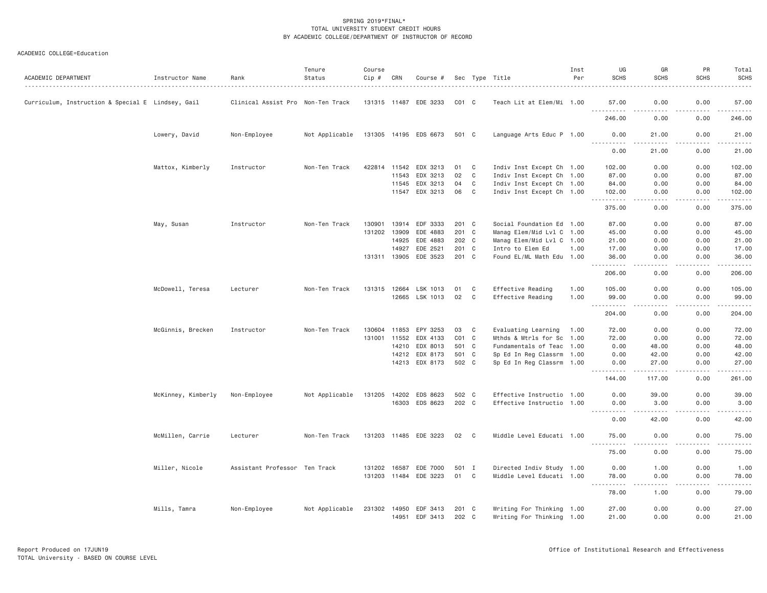SPRING 2019*FINAL*
TOTAL UNIVERSITY STUDENT CREDIT HOURS
BY ACADEMIC COLLEGE/DEPARTMENT OF INSTRUCTOR OF RECORD

ACADEMIC COLLEGE=Education

| ACADEMIC DEPARTMENT | Instructor Name | Rank | Tenure Status | Course Cip # | CRN | Course # | Sec | Type | Title | Inst Per | UG SCHS | GR SCHS | PR SCHS | Total SCHS |
|---|---|---|---|---|---|---|---|---|---|---|---|---|---|---|
| Curriculum, Instruction & Special E | Lindsey, Gail | Clinical Assist Pro | Non-Ten Track | 131315 | 11487 | EDE 3233 | C01 | C | Teach Lit at Elem/Mi | 1.00 | 57.00 | 0.00 | 0.00 | 57.00 |
| | | | | | | | | | | | 246.00 | 0.00 | 0.00 | 246.00 |
| | Lowery, David | Non-Employee | Not Applicable | 131305 | 14195 | EDS 6673 | 501 | C | Language Arts Educ P | 1.00 | 0.00 | 21.00 | 0.00 | 21.00 |
| | | | | | | | | | | | 0.00 | 21.00 | 0.00 | 21.00 |
| | Mattox, Kimberly | Instructor | Non-Ten Track | 422814 | 11542 | EDX 3213 | 01 | C | Indiv Inst Except Ch | 1.00 | 102.00 | 0.00 | 0.00 | 102.00 |
| | | | | | 11543 | EDX 3213 | 02 | C | Indiv Inst Except Ch | 1.00 | 87.00 | 0.00 | 0.00 | 87.00 |
| | | | | | 11545 | EDX 3213 | 04 | C | Indiv Inst Except Ch | 1.00 | 84.00 | 0.00 | 0.00 | 84.00 |
| | | | | | 11547 | EDX 3213 | 06 | C | Indiv Inst Except Ch | 1.00 | 102.00 | 0.00 | 0.00 | 102.00 |
| | | | | | | | | | | | 375.00 | 0.00 | 0.00 | 375.00 |
| | May, Susan | Instructor | Non-Ten Track | 130901 | 13914 | EDF 3333 | 201 | C | Social Foundation Ed | 1.00 | 87.00 | 0.00 | 0.00 | 87.00 |
| | | | | 131202 | 13909 | EDE 4883 | 201 | C | Manag Elem/Mid Lvl C | 1.00 | 45.00 | 0.00 | 0.00 | 45.00 |
| | | | | | 14925 | EDE 4883 | 202 | C | Manag Elem/Mid Lvl C | 1.00 | 21.00 | 0.00 | 0.00 | 21.00 |
| | | | | | 14927 | EDE 2521 | 201 | C | Intro to Elem Ed | 1.00 | 17.00 | 0.00 | 0.00 | 17.00 |
| | | | | 131311 | 13905 | EDE 3523 | 201 | C | Found EL/ML Math Edu | 1.00 | 36.00 | 0.00 | 0.00 | 36.00 |
| | | | | | | | | | | | 206.00 | 0.00 | 0.00 | 206.00 |
| | McDowell, Teresa | Lecturer | Non-Ten Track | 131315 | 12664 | LSK 1013 | 01 | C | Effective Reading | 1.00 | 105.00 | 0.00 | 0.00 | 105.00 |
| | | | | | 12665 | LSK 1013 | 02 | C | Effective Reading | 1.00 | 99.00 | 0.00 | 0.00 | 99.00 |
| | | | | | | | | | | | 204.00 | 0.00 | 0.00 | 204.00 |
| | McGinnis, Brecken | Instructor | Non-Ten Track | 130604 | 11853 | EPY 3253 | 03 | C | Evaluating Learning | 1.00 | 72.00 | 0.00 | 0.00 | 72.00 |
| | | | | 131001 | 11552 | EDX 4133 | C01 | C | Mthds & Mtrls for Sc | 1.00 | 72.00 | 0.00 | 0.00 | 72.00 |
| | | | | | 14210 | EDX 8013 | 501 | C | Fundamentals of Teac | 1.00 | 0.00 | 48.00 | 0.00 | 48.00 |
| | | | | | 14212 | EDX 8173 | 501 | C | Sp Ed In Reg Classrm | 1.00 | 0.00 | 42.00 | 0.00 | 42.00 |
| | | | | | 14213 | EDX 8173 | 502 | C | Sp Ed In Reg Classrm | 1.00 | 0.00 | 27.00 | 0.00 | 27.00 |
| | | | | | | | | | | | 144.00 | 117.00 | 0.00 | 261.00 |
| | McKinney, Kimberly | Non-Employee | Not Applicable | 131205 | 14202 | EDS 8623 | 502 | C | Effective Instructio | 1.00 | 0.00 | 39.00 | 0.00 | 39.00 |
| | | | | | 16303 | EDS 8623 | 202 | C | Effective Instructio | 1.00 | 0.00 | 3.00 | 0.00 | 3.00 |
| | | | | | | | | | | | 0.00 | 42.00 | 0.00 | 42.00 |
| | McMillen, Carrie | Lecturer | Non-Ten Track | 131203 | 11485 | EDE 3223 | 02 | C | Middle Level Educati | 1.00 | 75.00 | 0.00 | 0.00 | 75.00 |
| | | | | | | | | | | | 75.00 | 0.00 | 0.00 | 75.00 |
| | Miller, Nicole | Assistant Professor | Ten Track | 131202 | 16587 | EDE 7000 | 501 | I | Directed Indiv Study | 1.00 | 0.00 | 1.00 | 0.00 | 1.00 |
| | | | | 131203 | 11484 | EDE 3223 | 01 | C | Middle Level Educati | 1.00 | 78.00 | 0.00 | 0.00 | 78.00 |
| | | | | | | | | | | | 78.00 | 1.00 | 0.00 | 79.00 |
| | Mills, Tamra | Non-Employee | Not Applicable | 231302 | 14950 | EDF 3413 | 201 | C | Writing For Thinking | 1.00 | 27.00 | 0.00 | 0.00 | 27.00 |
| | | | | | 14951 | EDF 3413 | 202 | C | Writing For Thinking | 1.00 | 21.00 | 0.00 | 0.00 | 21.00 |

Report Produced on 17JUN19
TOTAL University - BASED ON COURSE LEVEL
Office of Institutional Research and Effectiveness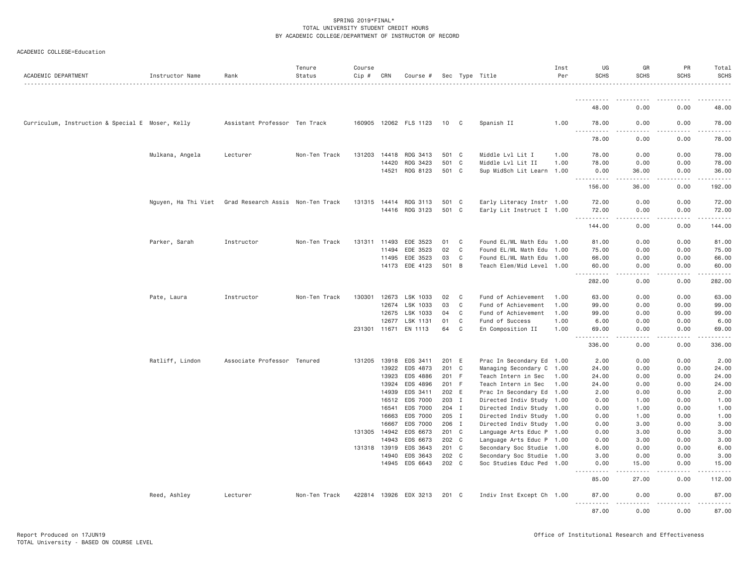SPRING 2019*FINAL*
TOTAL UNIVERSITY STUDENT CREDIT HOURS
BY ACADEMIC COLLEGE/DEPARTMENT OF INSTRUCTOR OF RECORD

ACADEMIC COLLEGE=Education

| ACADEMIC DEPARTMENT | Instructor Name | Rank | Tenure Status | Course Cip # | CRN | Course # | Sec | Type | Title | Inst Per | UG SCHS | GR SCHS | PR SCHS | Total SCHS |
|---|---|---|---|---|---|---|---|---|---|---|---|---|---|---|
| | | | | | | | | | | | 48.00 | 0.00 | 0.00 | 48.00 |
| Curriculum, Instruction & Special E | Moser, Kelly | Assistant Professor | Ten Track | 160905 | 12062 | FLS 1123 | 10 | C | Spanish II | 1.00 | 78.00 | 0.00 | 0.00 | 78.00 |
| | | | | | | | | | | | 78.00 | 0.00 | 0.00 | 78.00 |
| | Mulkana, Angela | Lecturer | Non-Ten Track | 131203 | 14418 | RDG 3413 | 501 | C | Middle Lvl Lit I | 1.00 | 78.00 | 0.00 | 0.00 | 78.00 |
| | | | | | 14420 | RDG 3423 | 501 | C | Middle Lvl Lit II | 1.00 | 78.00 | 0.00 | 0.00 | 78.00 |
| | | | | | 14521 | RDG 8123 | 501 | C | Sup MidSch Lit Learn | 1.00 | 0.00 | 36.00 | 0.00 | 36.00 |
| | | | | | | | | | | | 156.00 | 36.00 | 0.00 | 192.00 |
| | Nguyen, Ha Thi Viet | Grad Research Assis | Non-Ten Track | 131315 | 14414 | RDG 3113 | 501 | C | Early Literacy Instr | 1.00 | 72.00 | 0.00 | 0.00 | 72.00 |
| | | | | | 14416 | RDG 3123 | 501 | C | Early Lit Instruct I | 1.00 | 72.00 | 0.00 | 0.00 | 72.00 |
| | | | | | | | | | | | 144.00 | 0.00 | 0.00 | 144.00 |
| | Parker, Sarah | Instructor | Non-Ten Track | 131311 | 11493 | EDE 3523 | 01 | C | Found EL/ML Math Edu | 1.00 | 81.00 | 0.00 | 0.00 | 81.00 |
| | | | | | 11494 | EDE 3523 | 02 | C | Found EL/ML Math Edu | 1.00 | 75.00 | 0.00 | 0.00 | 75.00 |
| | | | | | 11495 | EDE 3523 | 03 | C | Found EL/ML Math Edu | 1.00 | 66.00 | 0.00 | 0.00 | 66.00 |
| | | | | | 14173 | EDE 4123 | 501 | B | Teach Elem/Mid Level | 1.00 | 60.00 | 0.00 | 0.00 | 60.00 |
| | | | | | | | | | | | 282.00 | 0.00 | 0.00 | 282.00 |
| | Pate, Laura | Instructor | Non-Ten Track | 130301 | 12673 | LSK 1033 | 02 | C | Fund of Achievement | 1.00 | 63.00 | 0.00 | 0.00 | 63.00 |
| | | | | | 12674 | LSK 1033 | 03 | C | Fund of Achievement | 1.00 | 99.00 | 0.00 | 0.00 | 99.00 |
| | | | | | 12675 | LSK 1033 | 04 | C | Fund of Achievement | 1.00 | 99.00 | 0.00 | 0.00 | 99.00 |
| | | | | | 12677 | LSK 1131 | 01 | C | Fund of Success | 1.00 | 6.00 | 0.00 | 0.00 | 6.00 |
| | | | | 231301 | 11671 | EN 1113 | 64 | C | En Composition II | 1.00 | 69.00 | 0.00 | 0.00 | 69.00 |
| | | | | | | | | | | | 336.00 | 0.00 | 0.00 | 336.00 |
| | Ratliff, Lindon | Associate Professor | Tenured | 131205 | 13918 | EDS 3411 | 201 | E | Prac In Secondary Ed | 1.00 | 2.00 | 0.00 | 0.00 | 2.00 |
| | | | | | 13922 | EDS 4873 | 201 | C | Managing Secondary C | 1.00 | 24.00 | 0.00 | 0.00 | 24.00 |
| | | | | | 13923 | EDS 4886 | 201 | F | Teach Intern in Sec | 1.00 | 24.00 | 0.00 | 0.00 | 24.00 |
| | | | | | 13924 | EDS 4896 | 201 | F | Teach Intern in Sec | 1.00 | 24.00 | 0.00 | 0.00 | 24.00 |
| | | | | | 14939 | EDS 3411 | 202 | E | Prac In Secondary Ed | 1.00 | 2.00 | 0.00 | 0.00 | 2.00 |
| | | | | | 16512 | EDS 7000 | 203 | I | Directed Indiv Study | 1.00 | 0.00 | 1.00 | 0.00 | 1.00 |
| | | | | | 16541 | EDS 7000 | 204 | I | Directed Indiv Study | 1.00 | 0.00 | 1.00 | 0.00 | 1.00 |
| | | | | | 16663 | EDS 7000 | 205 | I | Directed Indiv Study | 1.00 | 0.00 | 1.00 | 0.00 | 1.00 |
| | | | | | 16667 | EDS 7000 | 206 | I | Directed Indiv Study | 1.00 | 0.00 | 3.00 | 0.00 | 3.00 |
| | | | | 131305 | 14942 | EDS 6673 | 201 | C | Language Arts Educ P | 1.00 | 0.00 | 3.00 | 0.00 | 3.00 |
| | | | | | 14943 | EDS 6673 | 202 | C | Language Arts Educ P | 1.00 | 0.00 | 3.00 | 0.00 | 3.00 |
| | | | | 131318 | 13919 | EDS 3643 | 201 | C | Secondary Soc Studie | 1.00 | 6.00 | 0.00 | 0.00 | 6.00 |
| | | | | | 14940 | EDS 3643 | 202 | C | Secondary Soc Studie | 1.00 | 3.00 | 0.00 | 0.00 | 3.00 |
| | | | | | 14945 | EDS 6643 | 202 | C | Soc Studies Educ Ped | 1.00 | 0.00 | 15.00 | 0.00 | 15.00 |
| | | | | | | | | | | | 85.00 | 27.00 | 0.00 | 112.00 |
| | Reed, Ashley | Lecturer | Non-Ten Track | 422814 | 13926 | EDX 3213 | 201 | C | Indiv Inst Except Ch | 1.00 | 87.00 | 0.00 | 0.00 | 87.00 |
| | | | | | | | | | | | 87.00 | 0.00 | 0.00 | 87.00 |

Report Produced on 17JUN19
TOTAL University - BASED ON COURSE LEVEL

Office of Institutional Research and Effectiveness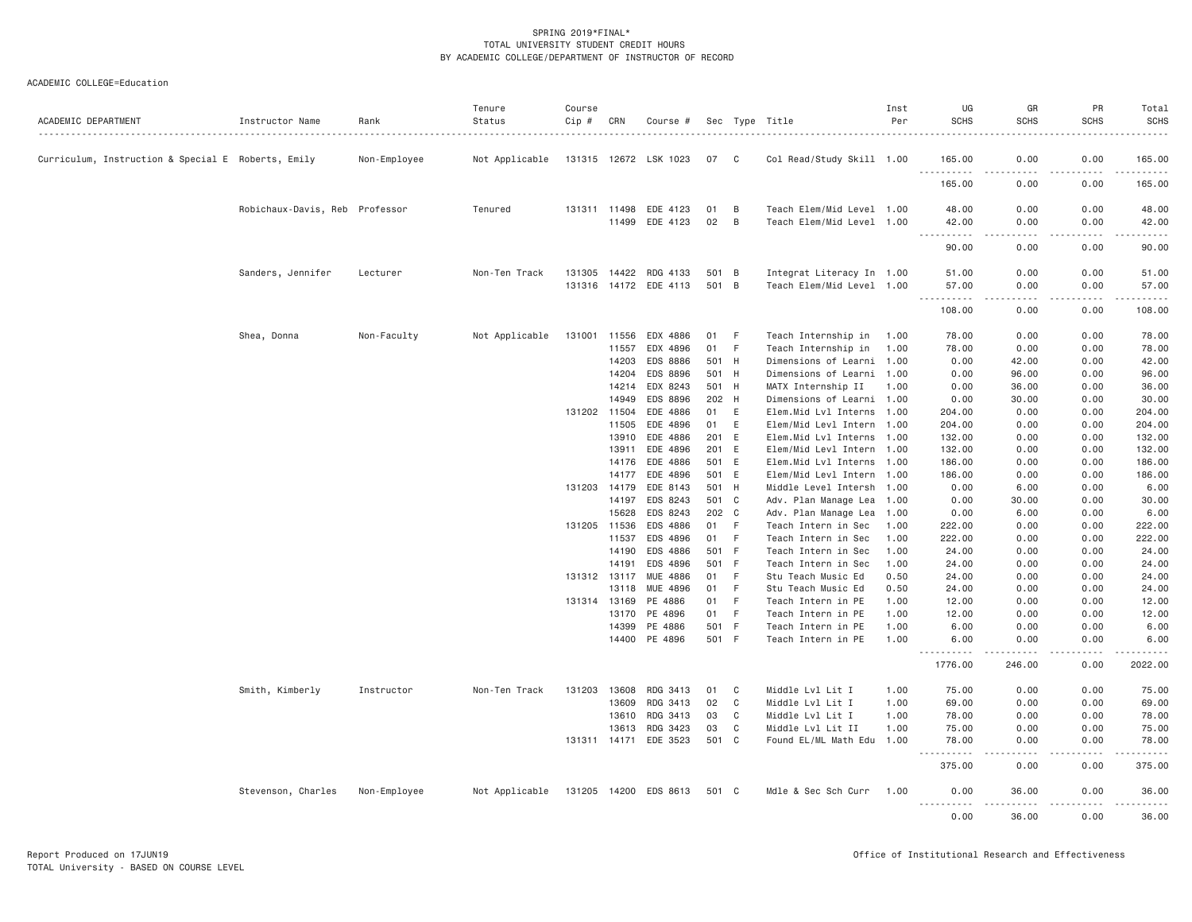SPRING 2019*FINAL*
TOTAL UNIVERSITY STUDENT CREDIT HOURS
BY ACADEMIC COLLEGE/DEPARTMENT OF INSTRUCTOR OF RECORD

ACADEMIC COLLEGE=Education

| ACADEMIC DEPARTMENT | Instructor Name | Rank | Tenure Status | Course Cip # | CRN | Course # | Sec | Type | Title | Inst Per | UG SCHS | GR SCHS | PR SCHS | Total SCHS |
|---|---|---|---|---|---|---|---|---|---|---|---|---|---|---|
| Curriculum, Instruction & Special E | Roberts, Emily | Non-Employee | Not Applicable | 131315 | 12672 | LSK 1023 | 07 | C | Col Read/Study Skill | 1.00 | 165.00 | 0.00 | 0.00 | 165.00 |
| | | | | | | | | | | | 165.00 | 0.00 | 0.00 | 165.00 |
| | Robichaux-Davis, Reb | Professor | Tenured | 131311 | 11498 | EDE 4123 | 01 | B | Teach Elem/Mid Level | 1.00 | 48.00 | 0.00 | 0.00 | 48.00 |
| | | | | | 11499 | EDE 4123 | 02 | B | Teach Elem/Mid Level | 1.00 | 42.00 | 0.00 | 0.00 | 42.00 |
| | | | | | | | | | | | 90.00 | 0.00 | 0.00 | 90.00 |
| | Sanders, Jennifer | Lecturer | Non-Ten Track | 131305 | 14422 | RDG 4133 | 501 | B | Integrat Literacy In | 1.00 | 51.00 | 0.00 | 0.00 | 51.00 |
| | | | | 131316 | 14172 | EDE 4113 | 501 | B | Teach Elem/Mid Level | 1.00 | 57.00 | 0.00 | 0.00 | 57.00 |
| | | | | | | | | | | | 108.00 | 0.00 | 0.00 | 108.00 |
| | Shea, Donna | Non-Faculty | Not Applicable | 131001 | 11556 | EDX 4886 | 01 | F | Teach Internship in | 1.00 | 78.00 | 0.00 | 0.00 | 78.00 |
| | | | | | 11557 | EDX 4896 | 01 | F | Teach Internship in | 1.00 | 78.00 | 0.00 | 0.00 | 78.00 |
| | | | | | 14203 | EDS 8886 | 501 | H | Dimensions of Learni | 1.00 | 0.00 | 42.00 | 0.00 | 42.00 |
| | | | | | 14204 | EDS 8896 | 501 | H | Dimensions of Learni | 1.00 | 0.00 | 96.00 | 0.00 | 96.00 |
| | | | | | 14214 | EDX 8243 | 501 | H | MATX Internship II | 1.00 | 0.00 | 36.00 | 0.00 | 36.00 |
| | | | | | 14949 | EDS 8896 | 202 | H | Dimensions of Learni | 1.00 | 0.00 | 30.00 | 0.00 | 30.00 |
| | | | | 131202 | 11504 | EDE 4886 | 01 | E | Elem.Mid Lvl Interns | 1.00 | 204.00 | 0.00 | 0.00 | 204.00 |
| | | | | | 11505 | EDE 4896 | 01 | E | Elem/Mid Levl Intern | 1.00 | 204.00 | 0.00 | 0.00 | 204.00 |
| | | | | | 13910 | EDE 4886 | 201 | E | Elem.Mid Lvl Interns | 1.00 | 132.00 | 0.00 | 0.00 | 132.00 |
| | | | | | 13911 | EDE 4896 | 201 | E | Elem/Mid Levl Intern | 1.00 | 132.00 | 0.00 | 0.00 | 132.00 |
| | | | | | 14176 | EDE 4886 | 501 | E | Elem.Mid Lvl Interns | 1.00 | 186.00 | 0.00 | 0.00 | 186.00 |
| | | | | | 14177 | EDE 4896 | 501 | E | Elem/Mid Levl Intern | 1.00 | 186.00 | 0.00 | 0.00 | 186.00 |
| | | | | 131203 | 14179 | EDE 8143 | 501 | H | Middle Level Intersh | 1.00 | 0.00 | 6.00 | 0.00 | 6.00 |
| | | | | | 14197 | EDS 8243 | 501 | C | Adv. Plan Manage Lea | 1.00 | 0.00 | 30.00 | 0.00 | 30.00 |
| | | | | | 15628 | EDS 8243 | 202 | C | Adv. Plan Manage Lea | 1.00 | 0.00 | 6.00 | 0.00 | 6.00 |
| | | | | 131205 | 11536 | EDS 4886 | 01 | F | Teach Intern in Sec | 1.00 | 222.00 | 0.00 | 0.00 | 222.00 |
| | | | | | 11537 | EDS 4896 | 01 | F | Teach Intern in Sec | 1.00 | 222.00 | 0.00 | 0.00 | 222.00 |
| | | | | | 14190 | EDS 4886 | 501 | F | Teach Intern in Sec | 1.00 | 24.00 | 0.00 | 0.00 | 24.00 |
| | | | | | 14191 | EDS 4896 | 501 | F | Teach Intern in Sec | 1.00 | 24.00 | 0.00 | 0.00 | 24.00 |
| | | | | 131312 | 13117 | MUE 4886 | 01 | F | Stu Teach Music Ed | 0.50 | 24.00 | 0.00 | 0.00 | 24.00 |
| | | | | | 13118 | MUE 4896 | 01 | F | Stu Teach Music Ed | 0.50 | 24.00 | 0.00 | 0.00 | 24.00 |
| | | | | 131314 | 13169 | PE 4886 | 01 | F | Teach Intern in PE | 1.00 | 12.00 | 0.00 | 0.00 | 12.00 |
| | | | | | 13170 | PE 4896 | 01 | F | Teach Intern in PE | 1.00 | 12.00 | 0.00 | 0.00 | 12.00 |
| | | | | | 14399 | PE 4886 | 501 | F | Teach Intern in PE | 1.00 | 6.00 | 0.00 | 0.00 | 6.00 |
| | | | | | 14400 | PE 4896 | 501 | F | Teach Intern in PE | 1.00 | 6.00 | 0.00 | 0.00 | 6.00 |
| | | | | | | | | | | | 1776.00 | 246.00 | 0.00 | 2022.00 |
| | Smith, Kimberly | Instructor | Non-Ten Track | 131203 | 13608 | RDG 3413 | 01 | C | Middle Lvl Lit I | 1.00 | 75.00 | 0.00 | 0.00 | 75.00 |
| | | | | | 13609 | RDG 3413 | 02 | C | Middle Lvl Lit I | 1.00 | 69.00 | 0.00 | 0.00 | 69.00 |
| | | | | | 13610 | RDG 3413 | 03 | C | Middle Lvl Lit I | 1.00 | 78.00 | 0.00 | 0.00 | 78.00 |
| | | | | | 13613 | RDG 3423 | 03 | C | Middle Lvl Lit II | 1.00 | 75.00 | 0.00 | 0.00 | 75.00 |
| | | | | 131311 | 14171 | EDE 3523 | 501 | C | Found EL/ML Math Edu | 1.00 | 78.00 | 0.00 | 0.00 | 78.00 |
| | | | | | | | | | | | 375.00 | 0.00 | 0.00 | 375.00 |
| | Stevenson, Charles | Non-Employee | Not Applicable | 131205 | 14200 | EDS 8613 | 501 | C | Mdle & Sec Sch Curr | 1.00 | 0.00 | 36.00 | 0.00 | 36.00 |
| | | | | | | | | | | | 0.00 | 36.00 | 0.00 | 36.00 |

Report Produced on 17JUN19
TOTAL University - BASED ON COURSE LEVEL
Office of Institutional Research and Effectiveness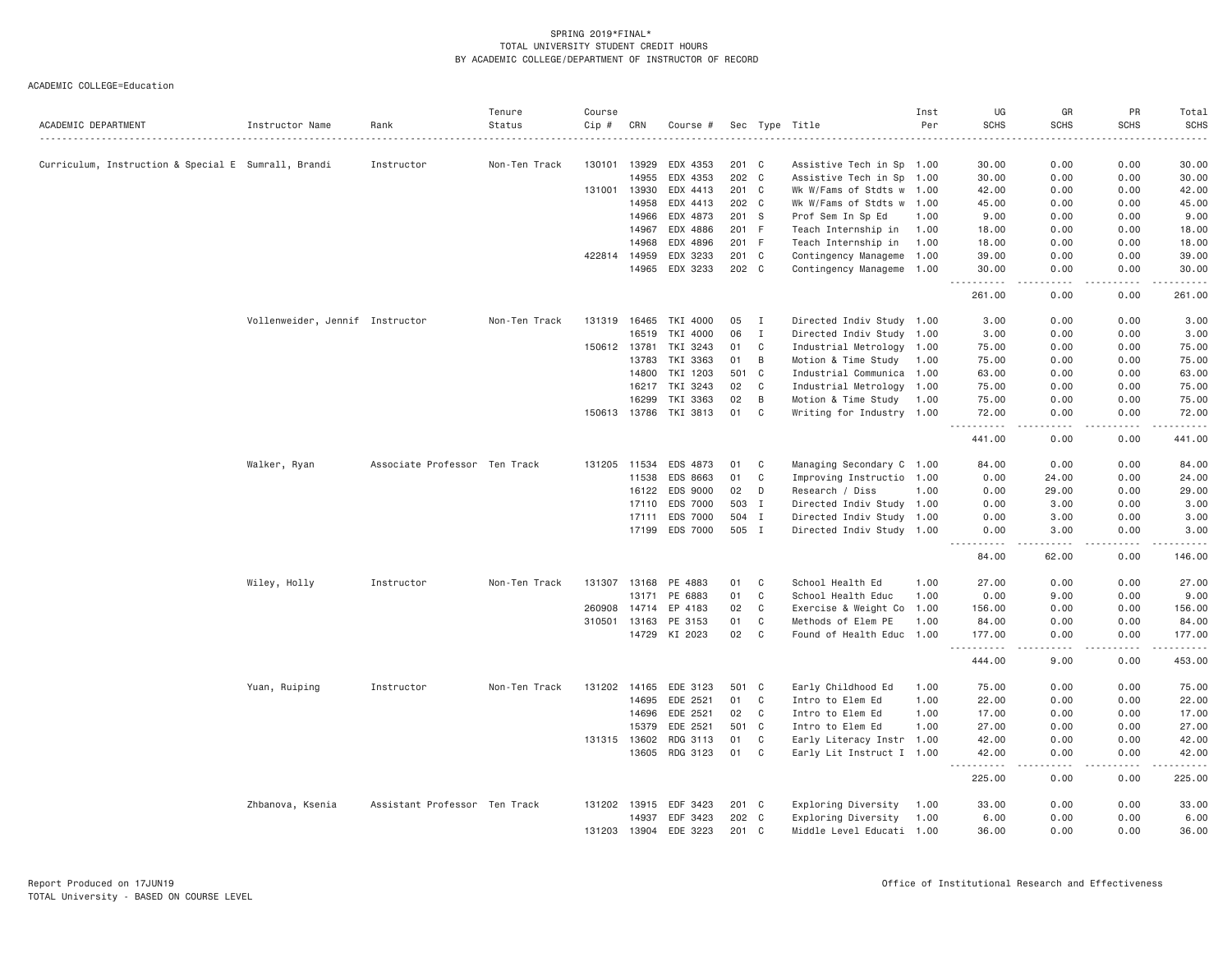SPRING 2019*FINAL*
TOTAL UNIVERSITY STUDENT CREDIT HOURS
BY ACADEMIC COLLEGE/DEPARTMENT OF INSTRUCTOR OF RECORD

ACADEMIC COLLEGE=Education

| ACADEMIC DEPARTMENT | Instructor Name | Rank | Tenure Status | Course Cip # | CRN | Course # | Sec | Type | Title | Inst Per | UG SCHS | GR SCHS | PR SCHS | Total SCHS |
|---|---|---|---|---|---|---|---|---|---|---|---|---|---|---|
| Curriculum, Instruction & Special E | Sumrall, Brandi | Instructor | Non-Ten Track | 130101 | 13929 | EDX 4353 | 201 | C | Assistive Tech in Sp | 1.00 | 30.00 | 0.00 | 0.00 | 30.00 |
| | | | | | 14955 | EDX 4353 | 202 | C | Assistive Tech in Sp | 1.00 | 30.00 | 0.00 | 0.00 | 30.00 |
| | | | | 131001 | 13930 | EDX 4413 | 201 | C | Wk W/Fams of Stdts w | 1.00 | 42.00 | 0.00 | 0.00 | 42.00 |
| | | | | | 14958 | EDX 4413 | 202 | C | Wk W/Fams of Stdts w | 1.00 | 45.00 | 0.00 | 0.00 | 45.00 |
| | | | | | 14966 | EDX 4873 | 201 | S | Prof Sem In Sp Ed | 1.00 | 9.00 | 0.00 | 0.00 | 9.00 |
| | | | | | 14967 | EDX 4886 | 201 | F | Teach Internship in | 1.00 | 18.00 | 0.00 | 0.00 | 18.00 |
| | | | | | 14968 | EDX 4896 | 201 | F | Teach Internship in | 1.00 | 18.00 | 0.00 | 0.00 | 18.00 |
| | | | | 422814 | 14959 | EDX 3233 | 201 | C | Contingency Manageme | 1.00 | 39.00 | 0.00 | 0.00 | 39.00 |
| | | | | | 14965 | EDX 3233 | 202 | C | Contingency Manageme | 1.00 | 30.00 | 0.00 | 0.00 | 30.00 |
| | | | | | | | | | | | 261.00 | 0.00 | 0.00 | 261.00 |
| | Vollenweider, Jennif | Instructor | Non-Ten Track | 131319 | 16465 | TKI 4000 | 05 | I | Directed Indiv Study | 1.00 | 3.00 | 0.00 | 0.00 | 3.00 |
| | | | | | 16519 | TKI 4000 | 06 | I | Directed Indiv Study | 1.00 | 3.00 | 0.00 | 0.00 | 3.00 |
| | | | | 150612 | 13781 | TKI 3243 | 01 | C | Industrial Metrology | 1.00 | 75.00 | 0.00 | 0.00 | 75.00 |
| | | | | | 13783 | TKI 3363 | 01 | B | Motion & Time Study | 1.00 | 75.00 | 0.00 | 0.00 | 75.00 |
| | | | | | 14800 | TKI 1203 | 501 | C | Industrial Communica | 1.00 | 63.00 | 0.00 | 0.00 | 63.00 |
| | | | | | 16217 | TKI 3243 | 02 | C | Industrial Metrology | 1.00 | 75.00 | 0.00 | 0.00 | 75.00 |
| | | | | | 16299 | TKI 3363 | 02 | B | Motion & Time Study | 1.00 | 75.00 | 0.00 | 0.00 | 75.00 |
| | | | | 150613 | 13786 | TKI 3813 | 01 | C | Writing for Industry | 1.00 | 72.00 | 0.00 | 0.00 | 72.00 |
| | | | | | | | | | | | 441.00 | 0.00 | 0.00 | 441.00 |
| | Walker, Ryan | Associate Professor | Ten Track | 131205 | 11534 | EDS 4873 | 01 | C | Managing Secondary C | 1.00 | 84.00 | 0.00 | 0.00 | 84.00 |
| | | | | | 11538 | EDS 8663 | 01 | C | Improving Instructio | 1.00 | 0.00 | 24.00 | 0.00 | 24.00 |
| | | | | | 16122 | EDS 9000 | 02 | D | Research / Diss | 1.00 | 0.00 | 29.00 | 0.00 | 29.00 |
| | | | | | 17110 | EDS 7000 | 503 | I | Directed Indiv Study | 1.00 | 0.00 | 3.00 | 0.00 | 3.00 |
| | | | | | 17111 | EDS 7000 | 504 | I | Directed Indiv Study | 1.00 | 0.00 | 3.00 | 0.00 | 3.00 |
| | | | | | 17199 | EDS 7000 | 505 | I | Directed Indiv Study | 1.00 | 0.00 | 3.00 | 0.00 | 3.00 |
| | | | | | | | | | | | 84.00 | 62.00 | 0.00 | 146.00 |
| | Wiley, Holly | Instructor | Non-Ten Track | 131307 | 13168 | PE 4883 | 01 | C | School Health Ed | 1.00 | 27.00 | 0.00 | 0.00 | 27.00 |
| | | | | | 13171 | PE 6883 | 01 | C | School Health Educ | 1.00 | 0.00 | 9.00 | 0.00 | 9.00 |
| | | | | 260908 | 14714 | EP 4183 | 02 | C | Exercise & Weight Co | 1.00 | 156.00 | 0.00 | 0.00 | 156.00 |
| | | | | 310501 | 13163 | PE 3153 | 01 | C | Methods of Elem PE | 1.00 | 84.00 | 0.00 | 0.00 | 84.00 |
| | | | | | 14729 | KI 2023 | 02 | C | Found of Health Educ | 1.00 | 177.00 | 0.00 | 0.00 | 177.00 |
| | | | | | | | | | | | 444.00 | 9.00 | 0.00 | 453.00 |
| | Yuan, Ruiping | Instructor | Non-Ten Track | 131202 | 14165 | EDE 3123 | 501 | C | Early Childhood Ed | 1.00 | 75.00 | 0.00 | 0.00 | 75.00 |
| | | | | | 14695 | EDE 2521 | 01 | C | Intro to Elem Ed | 1.00 | 22.00 | 0.00 | 0.00 | 22.00 |
| | | | | | 14696 | EDE 2521 | 02 | C | Intro to Elem Ed | 1.00 | 17.00 | 0.00 | 0.00 | 17.00 |
| | | | | | 15379 | EDE 2521 | 501 | C | Intro to Elem Ed | 1.00 | 27.00 | 0.00 | 0.00 | 27.00 |
| | | | | 131315 | 13602 | RDG 3113 | 01 | C | Early Literacy Instr | 1.00 | 42.00 | 0.00 | 0.00 | 42.00 |
| | | | | | 13605 | RDG 3123 | 01 | C | Early Lit Instruct I | 1.00 | 42.00 | 0.00 | 0.00 | 42.00 |
| | | | | | | | | | | | 225.00 | 0.00 | 0.00 | 225.00 |
| | Zhbanova, Ksenia | Assistant Professor | Ten Track | 131202 | 13915 | EDF 3423 | 201 | C | Exploring Diversity | 1.00 | 33.00 | 0.00 | 0.00 | 33.00 |
| | | | | | 14937 | EDF 3423 | 202 | C | Exploring Diversity | 1.00 | 6.00 | 0.00 | 0.00 | 6.00 |
| | | | | 131203 | 13904 | EDE 3223 | 201 | C | Middle Level Educati | 1.00 | 36.00 | 0.00 | 0.00 | 36.00 |

Report Produced on 17JUN19
TOTAL University - BASED ON COURSE LEVEL

Office of Institutional Research and Effectiveness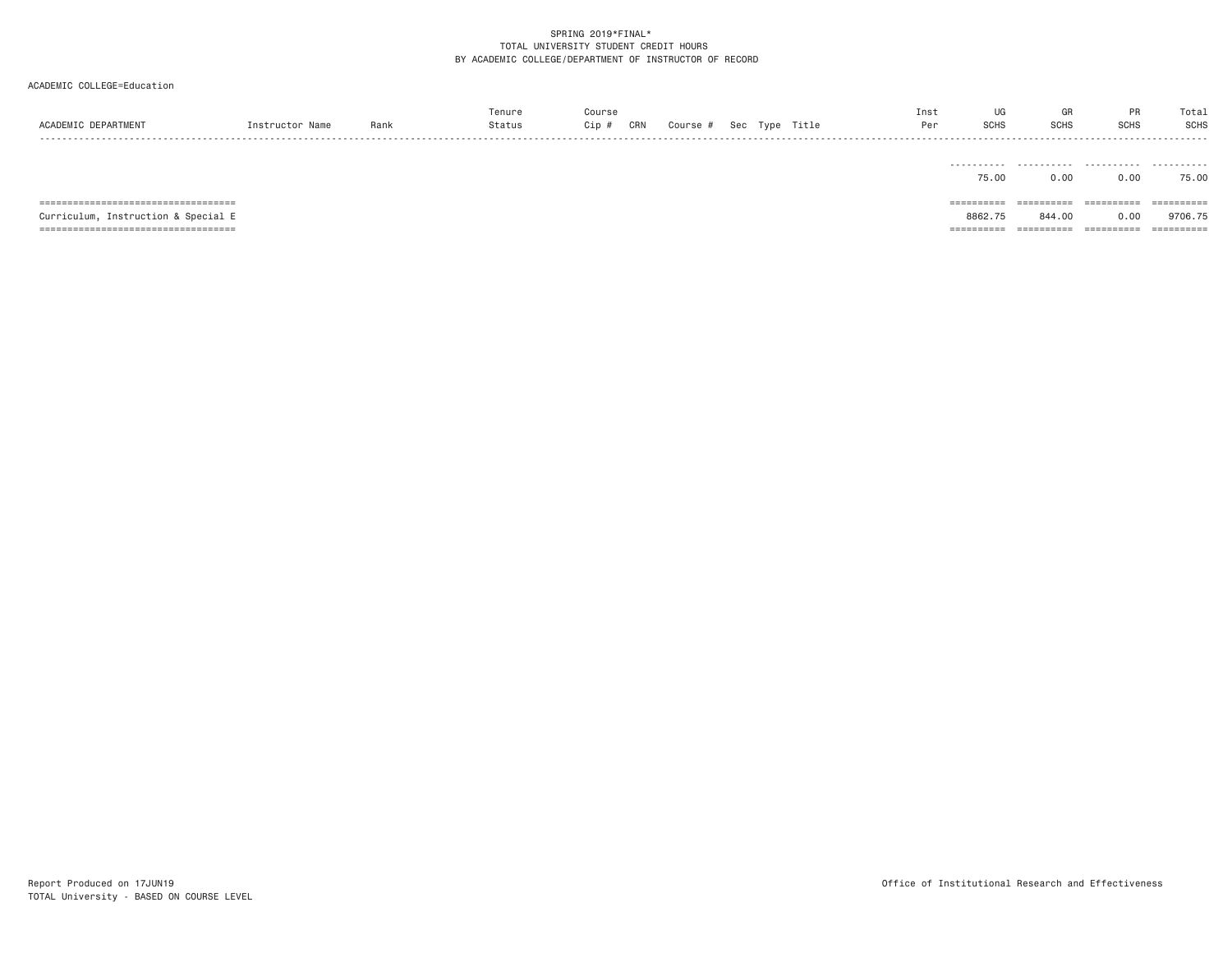SPRING 2019*FINAL*
TOTAL UNIVERSITY STUDENT CREDIT HOURS
BY ACADEMIC COLLEGE/DEPARTMENT OF INSTRUCTOR OF RECORD

ACADEMIC COLLEGE=Education

| ACADEMIC DEPARTMENT | Instructor Name | Rank | Tenure Status | Course Cip # | CRN | Course # | Sec | Type | Title | Inst Per | UG SCHS | GR SCHS | PR SCHS | Total SCHS |
|---|---|---|---|---|---|---|---|---|---|---|---|---|---|---|
| | | | | | | | | | | | 75.00 | 0.00 | 0.00 | 75.00 |
| Curriculum, Instruction & Special E | | | | | | | | | | | 8862.75 | 844.00 | 0.00 | 9706.75 |

Report Produced on 17JUN19
TOTAL University - BASED ON COURSE LEVEL

Office of Institutional Research and Effectiveness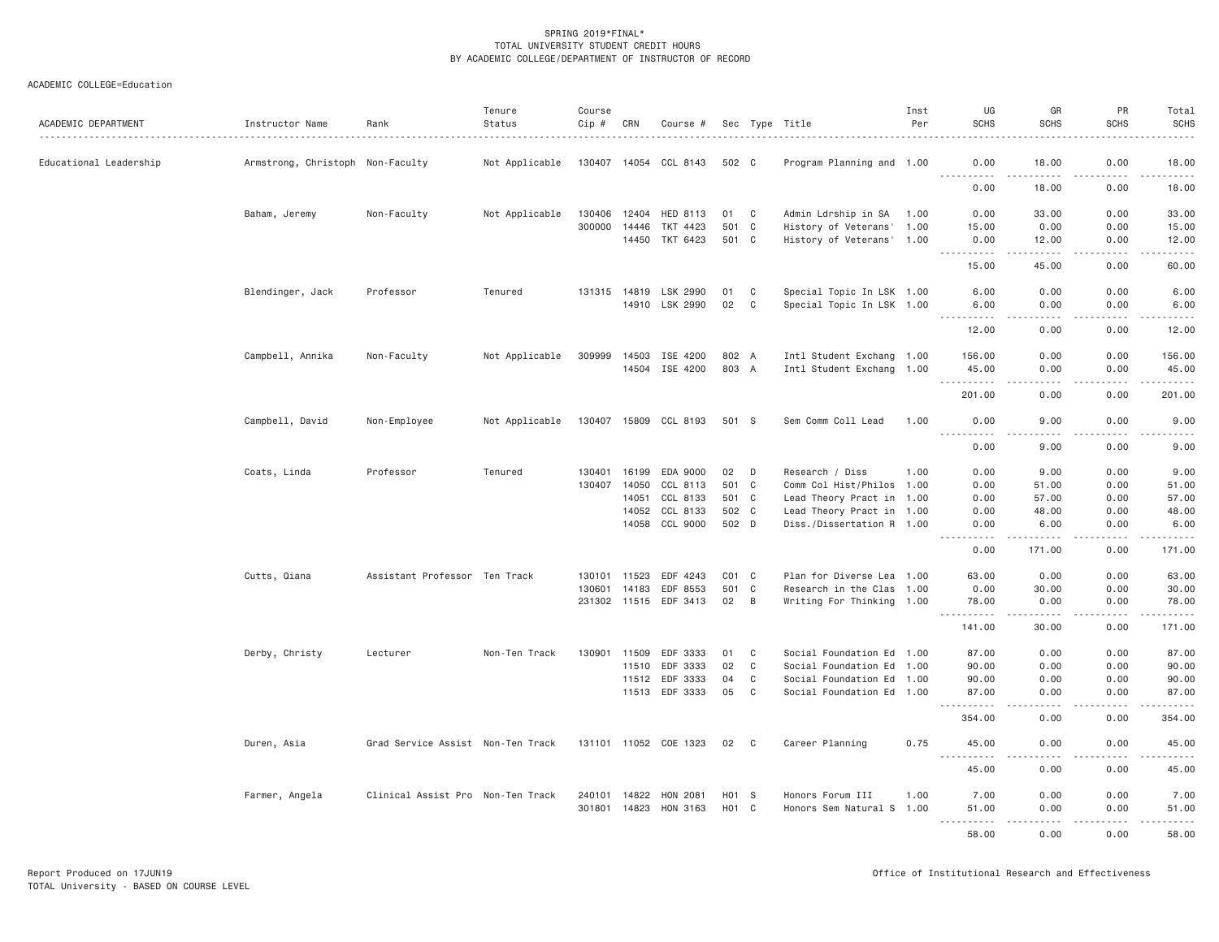SPRING 2019*FINAL*
TOTAL UNIVERSITY STUDENT CREDIT HOURS
BY ACADEMIC COLLEGE/DEPARTMENT OF INSTRUCTOR OF RECORD

ACADEMIC COLLEGE=Education

| ACADEMIC DEPARTMENT | Instructor Name | Rank | Tenure Status | Course Cip # | CRN | Course # | Sec | Type | Title | Inst Per | UG SCHS | GR SCHS | PR SCHS | Total SCHS |
|---|---|---|---|---|---|---|---|---|---|---|---|---|---|---|
| Educational Leadership | Armstrong, Christoph | Non-Faculty | Not Applicable | 130407 | 14054 | CCL 8143 | 502 | C | Program Planning and | 1.00 | 0.00 | 18.00 | 0.00 | 18.00 |
| | | | | | | | | | | | 0.00 | 18.00 | 0.00 | 18.00 |
| | Baham, Jeremy | Non-Faculty | Not Applicable | 130406 | 12404 | HED 8113 | 01 | C | Admin Ldrship in SA | 1.00 | 0.00 | 33.00 | 0.00 | 33.00 |
| | | | | 300000 | 14446 | TKT 4423 | 501 | C | History of Veterans' | 1.00 | 15.00 | 0.00 | 0.00 | 15.00 |
| | | | | | 14450 | TKT 6423 | 501 | C | History of Veterans' | 1.00 | 0.00 | 12.00 | 0.00 | 12.00 |
| | | | | | | | | | | | 15.00 | 45.00 | 0.00 | 60.00 |
| | Blendinger, Jack | Professor | Tenured | 131315 | 14819 | LSK 2990 | 01 | C | Special Topic In LSK | 1.00 | 6.00 | 0.00 | 0.00 | 6.00 |
| | | | | | 14910 | LSK 2990 | 02 | C | Special Topic In LSK | 1.00 | 6.00 | 0.00 | 0.00 | 6.00 |
| | | | | | | | | | | | 12.00 | 0.00 | 0.00 | 12.00 |
| | Campbell, Annika | Non-Faculty | Not Applicable | 309999 | 14503 | ISE 4200 | 802 | A | Intl Student Exchang | 1.00 | 156.00 | 0.00 | 0.00 | 156.00 |
| | | | | | 14504 | ISE 4200 | 803 | A | Intl Student Exchang | 1.00 | 45.00 | 0.00 | 0.00 | 45.00 |
| | | | | | | | | | | | 201.00 | 0.00 | 0.00 | 201.00 |
| | Campbell, David | Non-Employee | Not Applicable | 130407 | 15809 | CCL 8193 | 501 | S | Sem Comm Coll Lead | 1.00 | 0.00 | 9.00 | 0.00 | 9.00 |
| | | | | | | | | | | | 0.00 | 9.00 | 0.00 | 9.00 |
| | Coats, Linda | Professor | Tenured | 130401 | 16199 | EDA 9000 | 02 | D | Research / Diss | 1.00 | 0.00 | 9.00 | 0.00 | 9.00 |
| | | | | 130407 | 14050 | CCL 8113 | 501 | C | Comm Col Hist/Philos | 1.00 | 0.00 | 51.00 | 0.00 | 51.00 |
| | | | | | 14051 | CCL 8133 | 501 | C | Lead Theory Pract in | 1.00 | 0.00 | 57.00 | 0.00 | 57.00 |
| | | | | | 14052 | CCL 8133 | 502 | C | Lead Theory Pract in | 1.00 | 0.00 | 48.00 | 0.00 | 48.00 |
| | | | | | 14058 | CCL 9000 | 502 | D | Diss./Dissertation R | 1.00 | 0.00 | 6.00 | 0.00 | 6.00 |
| | | | | | | | | | | | 0.00 | 171.00 | 0.00 | 171.00 |
| | Cutts, Qiana | Assistant Professor | Ten Track | 130101 | 11523 | EDF 4243 | C01 | C | Plan for Diverse Lea | 1.00 | 63.00 | 0.00 | 0.00 | 63.00 |
| | | | | 130601 | 14183 | EDF 8553 | 501 | C | Research in the Clas | 1.00 | 0.00 | 30.00 | 0.00 | 30.00 |
| | | | | 231302 | 11515 | EDF 3413 | 02 | B | Writing For Thinking | 1.00 | 78.00 | 0.00 | 0.00 | 78.00 |
| | | | | | | | | | | | 141.00 | 30.00 | 0.00 | 171.00 |
| | Derby, Christy | Lecturer | Non-Ten Track | 130901 | 11509 | EDF 3333 | 01 | C | Social Foundation Ed | 1.00 | 87.00 | 0.00 | 0.00 | 87.00 |
| | | | | | 11510 | EDF 3333 | 02 | C | Social Foundation Ed | 1.00 | 90.00 | 0.00 | 0.00 | 90.00 |
| | | | | | 11512 | EDF 3333 | 04 | C | Social Foundation Ed | 1.00 | 90.00 | 0.00 | 0.00 | 90.00 |
| | | | | | 11513 | EDF 3333 | 05 | C | Social Foundation Ed | 1.00 | 87.00 | 0.00 | 0.00 | 87.00 |
| | | | | | | | | | | | 354.00 | 0.00 | 0.00 | 354.00 |
| | Duren, Asia | Grad Service Assist | Non-Ten Track | 131101 | 11052 | COE 1323 | 02 | C | Career Planning | 0.75 | 45.00 | 0.00 | 0.00 | 45.00 |
| | | | | | | | | | | | 45.00 | 0.00 | 0.00 | 45.00 |
| | Farmer, Angela | Clinical Assist Pro | Non-Ten Track | 240101 | 14822 | HON 2081 | H01 | S | Honors Forum III | 1.00 | 7.00 | 0.00 | 0.00 | 7.00 |
| | | | | 301801 | 14823 | HON 3163 | H01 | C | Honors Sem Natural S | 1.00 | 51.00 | 0.00 | 0.00 | 51.00 |
| | | | | | | | | | | | 58.00 | 0.00 | 0.00 | 58.00 |

Report Produced on 17JUN19
TOTAL University - BASED ON COURSE LEVEL

Office of Institutional Research and Effectiveness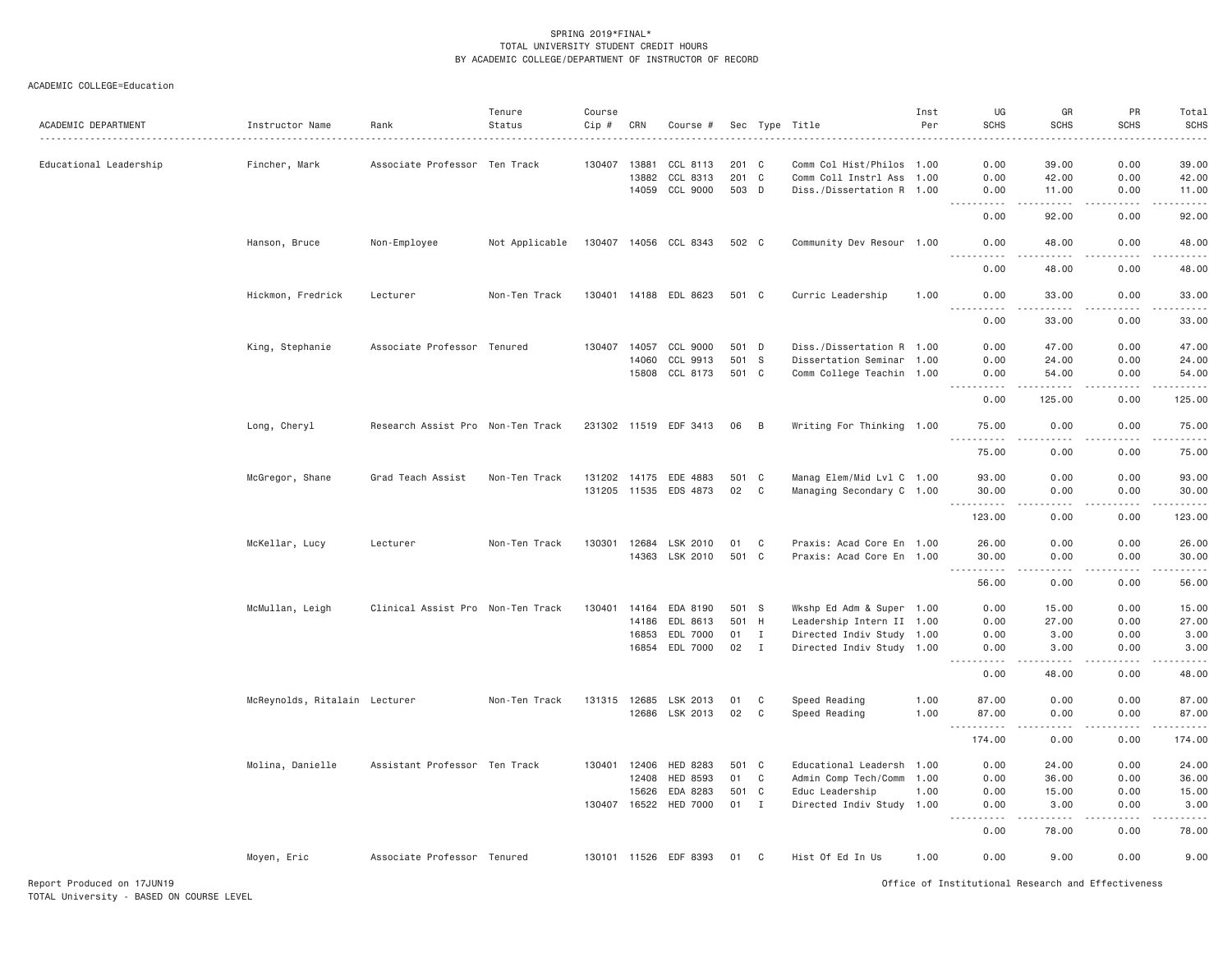SPRING 2019*FINAL*
TOTAL UNIVERSITY STUDENT CREDIT HOURS
BY ACADEMIC COLLEGE/DEPARTMENT OF INSTRUCTOR OF RECORD

ACADEMIC COLLEGE=Education

| ACADEMIC DEPARTMENT | Instructor Name | Rank | Tenure Status | Course Cip # | CRN | Course # | Sec | Type | Title | Inst Per | UG SCHS | GR SCHS | PR SCHS | Total SCHS |
|---|---|---|---|---|---|---|---|---|---|---|---|---|---|---|
| Educational Leadership | Fincher, Mark | Associate Professor | Ten Track | 130407 | 13881 | CCL 8113 | 201 | C | Comm Col Hist/Philos | 1.00 | 0.00 | 39.00 | 0.00 | 39.00 |
| | | | | | 13882 | CCL 8313 | 201 | C | Comm Coll Instrl Ass | 1.00 | 0.00 | 42.00 | 0.00 | 42.00 |
| | | | | | 14059 | CCL 9000 | 503 | D | Diss./Dissertation R | 1.00 | 0.00 | 11.00 | 0.00 | 11.00 |
| | | | | | | | | | | | 0.00 | 92.00 | 0.00 | 92.00 |
| | Hanson, Bruce | Non-Employee | Not Applicable | 130407 | 14056 | CCL 8343 | 502 | C | Community Dev Resour | 1.00 | 0.00 | 48.00 | 0.00 | 48.00 |
| | | | | | | | | | | | 0.00 | 48.00 | 0.00 | 48.00 |
| | Hickmon, Fredrick | Lecturer | Non-Ten Track | 130401 | 14188 | EDL 8623 | 501 | C | Curric Leadership | 1.00 | 0.00 | 33.00 | 0.00 | 33.00 |
| | | | | | | | | | | | 0.00 | 33.00 | 0.00 | 33.00 |
| | King, Stephanie | Associate Professor | Tenured | 130407 | 14057 | CCL 9000 | 501 | D | Diss./Dissertation R | 1.00 | 0.00 | 47.00 | 0.00 | 47.00 |
| | | | | | 14060 | CCL 9913 | 501 | S | Dissertation Seminar | 1.00 | 0.00 | 24.00 | 0.00 | 24.00 |
| | | | | | 15808 | CCL 8173 | 501 | C | Comm College Teachin | 1.00 | 0.00 | 54.00 | 0.00 | 54.00 |
| | | | | | | | | | | | 0.00 | 125.00 | 0.00 | 125.00 |
| | Long, Cheryl | Research Assist Pro | Non-Ten Track | 231302 | 11519 | EDF 3413 | 06 | B | Writing For Thinking | 1.00 | 75.00 | 0.00 | 0.00 | 75.00 |
| | | | | | | | | | | | 75.00 | 0.00 | 0.00 | 75.00 |
| | McGregor, Shane | Grad Teach Assist | Non-Ten Track | 131202 | 14175 | EDE 4883 | 501 | C | Manag Elem/Mid Lvl C | 1.00 | 93.00 | 0.00 | 0.00 | 93.00 |
| | | | | 131205 | 11535 | EDS 4873 | 02 | C | Managing Secondary C | 1.00 | 30.00 | 0.00 | 0.00 | 30.00 |
| | | | | | | | | | | | 123.00 | 0.00 | 0.00 | 123.00 |
| | McKellar, Lucy | Lecturer | Non-Ten Track | 130301 | 12684 | LSK 2010 | 01 | C | Praxis: Acad Core En | 1.00 | 26.00 | 0.00 | 0.00 | 26.00 |
| | | | | | 14363 | LSK 2010 | 501 | C | Praxis: Acad Core En | 1.00 | 30.00 | 0.00 | 0.00 | 30.00 |
| | | | | | | | | | | | 56.00 | 0.00 | 0.00 | 56.00 |
| | McMullan, Leigh | Clinical Assist Pro | Non-Ten Track | 130401 | 14164 | EDA 8190 | 501 | S | Wkshp Ed Adm & Super | 1.00 | 0.00 | 15.00 | 0.00 | 15.00 |
| | | | | | 14186 | EDL 8613 | 501 | H | Leadership Intern II | 1.00 | 0.00 | 27.00 | 0.00 | 27.00 |
| | | | | | 16853 | EDL 7000 | 01 | I | Directed Indiv Study | 1.00 | 0.00 | 3.00 | 0.00 | 3.00 |
| | | | | | 16854 | EDL 7000 | 02 | I | Directed Indiv Study | 1.00 | 0.00 | 3.00 | 0.00 | 3.00 |
| | | | | | | | | | | | 0.00 | 48.00 | 0.00 | 48.00 |
| | McReynolds, Ritalain | Lecturer | Non-Ten Track | 131315 | 12685 | LSK 2013 | 01 | C | Speed Reading | 1.00 | 87.00 | 0.00 | 0.00 | 87.00 |
| | | | | | 12686 | LSK 2013 | 02 | C | Speed Reading | 1.00 | 87.00 | 0.00 | 0.00 | 87.00 |
| | | | | | | | | | | | 174.00 | 0.00 | 0.00 | 174.00 |
| | Molina, Danielle | Assistant Professor | Ten Track | 130401 | 12406 | HED 8283 | 501 | C | Educational Leadersh | 1.00 | 0.00 | 24.00 | 0.00 | 24.00 |
| | | | | | 12408 | HED 8593 | 01 | C | Admin Comp Tech/Comm | 1.00 | 0.00 | 36.00 | 0.00 | 36.00 |
| | | | | | 15626 | EDA 8283 | 501 | C | Educ Leadership | 1.00 | 0.00 | 15.00 | 0.00 | 15.00 |
| | | | | 130407 | 16522 | HED 7000 | 01 | I | Directed Indiv Study | 1.00 | 0.00 | 3.00 | 0.00 | 3.00 |
| | | | | | | | | | | | 0.00 | 78.00 | 0.00 | 78.00 |
| | Moyen, Eric | Associate Professor | Tenured | 130101 | 11526 | EDF 8393 | 01 | C | Hist Of Ed In Us | 1.00 | 0.00 | 9.00 | 0.00 | 9.00 |

Report Produced on 17JUN19
TOTAL University - BASED ON COURSE LEVEL

Office of Institutional Research and Effectiveness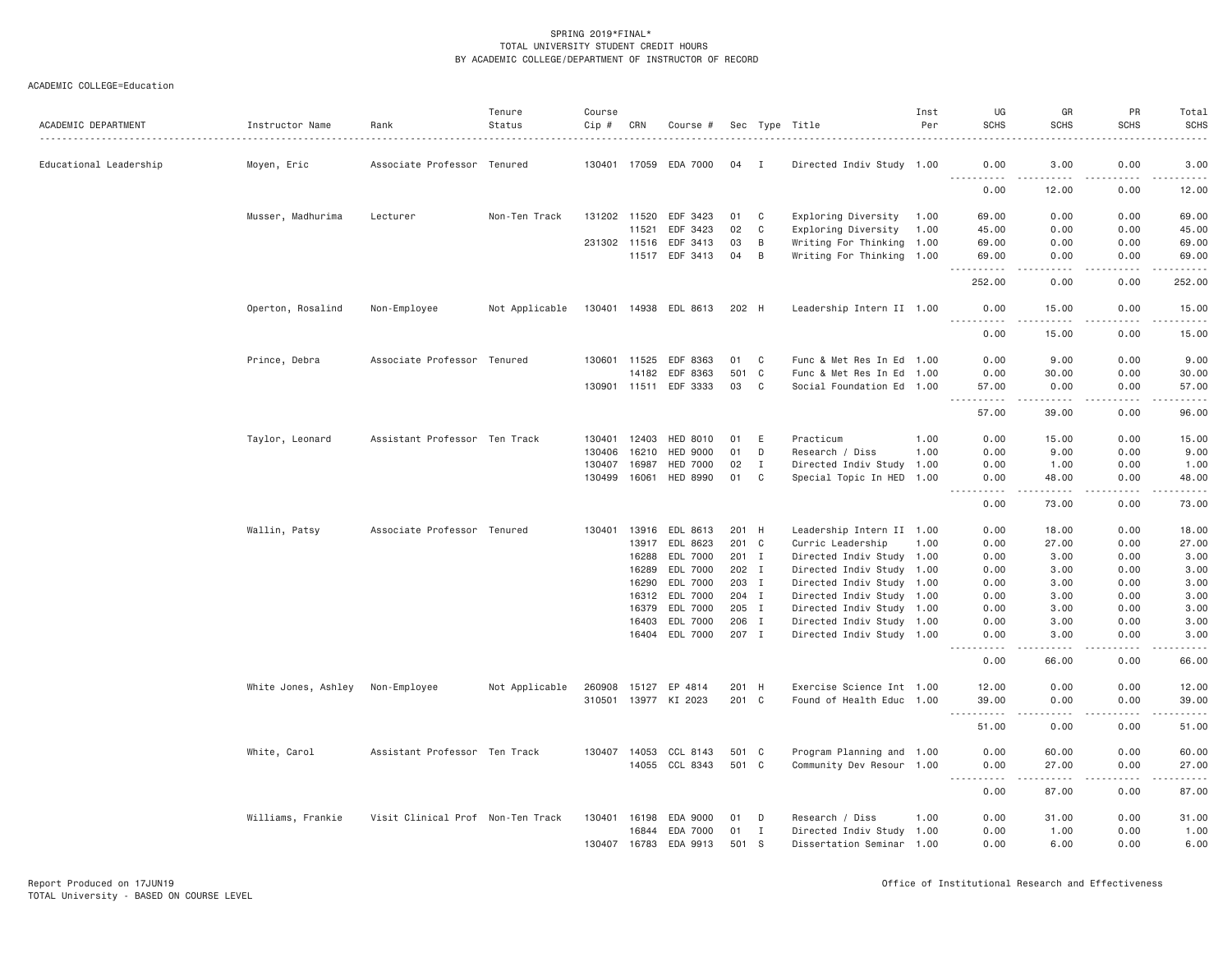SPRING 2019*FINAL*
TOTAL UNIVERSITY STUDENT CREDIT HOURS
BY ACADEMIC COLLEGE/DEPARTMENT OF INSTRUCTOR OF RECORD

ACADEMIC COLLEGE=Education

| ACADEMIC DEPARTMENT | Instructor Name | Rank | Tenure Status | Course Cip # | CRN | Course # | Sec | Type | Title | Inst Per | UG SCHS | GR SCHS | PR SCHS | Total SCHS |
|---|---|---|---|---|---|---|---|---|---|---|---|---|---|---|
| Educational Leadership | Moyen, Eric | Associate Professor | Tenured | 130401 | 17059 | EDA 7000 | 04 | I | Directed Indiv Study | 1.00 | 0.00 | 3.00 | 0.00 | 3.00 |
| | | | | | | | | | | | 0.00 | 12.00 | 0.00 | 12.00 |
| | Musser, Madhurima | Lecturer | Non-Ten Track | 131202 | 11520 | EDF 3423 | 01 | C | Exploring Diversity | 1.00 | 69.00 | 0.00 | 0.00 | 69.00 |
| | | | | | 11521 | EDF 3423 | 02 | C | Exploring Diversity | 1.00 | 45.00 | 0.00 | 0.00 | 45.00 |
| | | | | 231302 | 11516 | EDF 3413 | 03 | B | Writing For Thinking | 1.00 | 69.00 | 0.00 | 0.00 | 69.00 |
| | | | | | 11517 | EDF 3413 | 04 | B | Writing For Thinking | 1.00 | 69.00 | 0.00 | 0.00 | 69.00 |
| | | | | | | | | | | | 252.00 | 0.00 | 0.00 | 252.00 |
| | Operton, Rosalind | Non-Employee | Not Applicable | 130401 | 14938 | EDL 8613 | 202 | H | Leadership Intern II | 1.00 | 0.00 | 15.00 | 0.00 | 15.00 |
| | | | | | | | | | | | 0.00 | 15.00 | 0.00 | 15.00 |
| | Prince, Debra | Associate Professor | Tenured | 130601 | 11525 | EDF 8363 | 01 | C | Func & Met Res In Ed | 1.00 | 0.00 | 9.00 | 0.00 | 9.00 |
| | | | | | 14182 | EDF 8363 | 501 | C | Func & Met Res In Ed | 1.00 | 0.00 | 30.00 | 0.00 | 30.00 |
| | | | | 130901 | 11511 | EDF 3333 | 03 | C | Social Foundation Ed | 1.00 | 57.00 | 0.00 | 0.00 | 57.00 |
| | | | | | | | | | | | 57.00 | 39.00 | 0.00 | 96.00 |
| | Taylor, Leonard | Assistant Professor | Ten Track | 130401 | 12403 | HED 8010 | 01 | E | Practicum | 1.00 | 0.00 | 15.00 | 0.00 | 15.00 |
| | | | | 130406 | 16210 | HED 9000 | 01 | D | Research / Diss | 1.00 | 0.00 | 9.00 | 0.00 | 9.00 |
| | | | | 130407 | 16987 | HED 7000 | 02 | I | Directed Indiv Study | 1.00 | 0.00 | 1.00 | 0.00 | 1.00 |
| | | | | 130499 | 16061 | HED 8990 | 01 | C | Special Topic In HED | 1.00 | 0.00 | 48.00 | 0.00 | 48.00 |
| | | | | | | | | | | | 0.00 | 73.00 | 0.00 | 73.00 |
| | Wallin, Patsy | Associate Professor | Tenured | 130401 | 13916 | EDL 8613 | 201 | H | Leadership Intern II | 1.00 | 0.00 | 18.00 | 0.00 | 18.00 |
| | | | | | 13917 | EDL 8623 | 201 | C | Curric Leadership | 1.00 | 0.00 | 27.00 | 0.00 | 27.00 |
| | | | | | 16288 | EDL 7000 | 201 | I | Directed Indiv Study | 1.00 | 0.00 | 3.00 | 0.00 | 3.00 |
| | | | | | 16289 | EDL 7000 | 202 | I | Directed Indiv Study | 1.00 | 0.00 | 3.00 | 0.00 | 3.00 |
| | | | | | 16290 | EDL 7000 | 203 | I | Directed Indiv Study | 1.00 | 0.00 | 3.00 | 0.00 | 3.00 |
| | | | | | 16312 | EDL 7000 | 204 | I | Directed Indiv Study | 1.00 | 0.00 | 3.00 | 0.00 | 3.00 |
| | | | | | 16379 | EDL 7000 | 205 | I | Directed Indiv Study | 1.00 | 0.00 | 3.00 | 0.00 | 3.00 |
| | | | | | 16403 | EDL 7000 | 206 | I | Directed Indiv Study | 1.00 | 0.00 | 3.00 | 0.00 | 3.00 |
| | | | | | 16404 | EDL 7000 | 207 | I | Directed Indiv Study | 1.00 | 0.00 | 3.00 | 0.00 | 3.00 |
| | | | | | | | | | | | 0.00 | 66.00 | 0.00 | 66.00 |
| | White Jones, Ashley | Non-Employee | Not Applicable | 260908 | 15127 | EP 4814 | 201 | H | Exercise Science Int | 1.00 | 12.00 | 0.00 | 0.00 | 12.00 |
| | | | | 310501 | 13977 | KI 2023 | 201 | C | Found of Health Educ | 1.00 | 39.00 | 0.00 | 0.00 | 39.00 |
| | | | | | | | | | | | 51.00 | 0.00 | 0.00 | 51.00 |
| | White, Carol | Assistant Professor | Ten Track | 130407 | 14053 | CCL 8143 | 501 | C | Program Planning and | 1.00 | 0.00 | 60.00 | 0.00 | 60.00 |
| | | | | | 14055 | CCL 8343 | 501 | C | Community Dev Resour | 1.00 | 0.00 | 27.00 | 0.00 | 27.00 |
| | | | | | | | | | | | 0.00 | 87.00 | 0.00 | 87.00 |
| | Williams, Frankie | Visit Clinical Prof | Non-Ten Track | 130401 | 16198 | EDA 9000 | 01 | D | Research / Diss | 1.00 | 0.00 | 31.00 | 0.00 | 31.00 |
| | | | | | 16844 | EDA 7000 | 01 | I | Directed Indiv Study | 1.00 | 0.00 | 1.00 | 0.00 | 1.00 |
| | | | | 130407 | 16783 | EDA 9913 | 501 | S | Dissertation Seminar | 1.00 | 0.00 | 6.00 | 0.00 | 6.00 |

Report Produced on 17JUN19
TOTAL University - BASED ON COURSE LEVEL

Office of Institutional Research and Effectiveness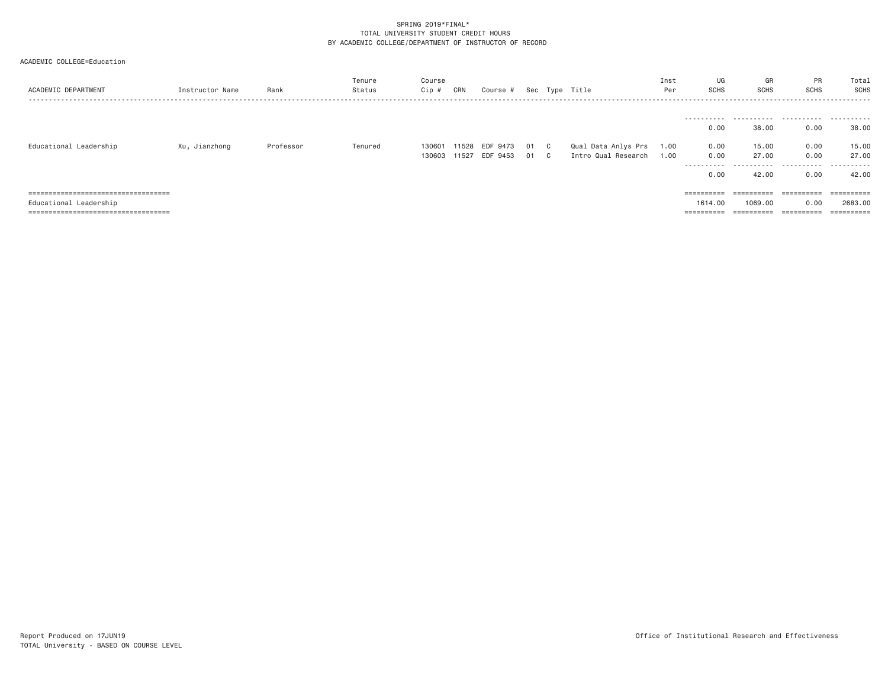SPRING 2019*FINAL*
TOTAL UNIVERSITY STUDENT CREDIT HOURS
BY ACADEMIC COLLEGE/DEPARTMENT OF INSTRUCTOR OF RECORD

ACADEMIC COLLEGE=Education

| ACADEMIC DEPARTMENT | Instructor Name | Rank | Tenure Status | Course Cip # | CRN | Course # | Sec | Type | Title | Inst Per | UG SCHS | GR SCHS | PR SCHS | Total SCHS |
|---|---|---|---|---|---|---|---|---|---|---|---|---|---|---|
| | | | | | | | | | | | 0.00 | 38.00 | 0.00 | 38.00 |
| Educational Leadership | Xu, Jianzhong | Professor | Tenured | 130601 | 11528 | EDF 9473 | 01 | C | Qual Data Anlys Prs | 1.00 | 0.00 | 15.00 | 0.00 | 15.00 |
| | | | | 130603 | 11527 | EDF 9453 | 01 | C | Intro Qual Research | 1.00 | 0.00 | 27.00 | 0.00 | 27.00 |
| | | | | | | | | | | | 0.00 | 42.00 | 0.00 | 42.00 |
| Educational Leadership | | | | | | | | | | | 1614.00 | 1069.00 | 0.00 | 2683.00 |

Report Produced on 17JUN19
TOTAL University - BASED ON COURSE LEVEL

Office of Institutional Research and Effectiveness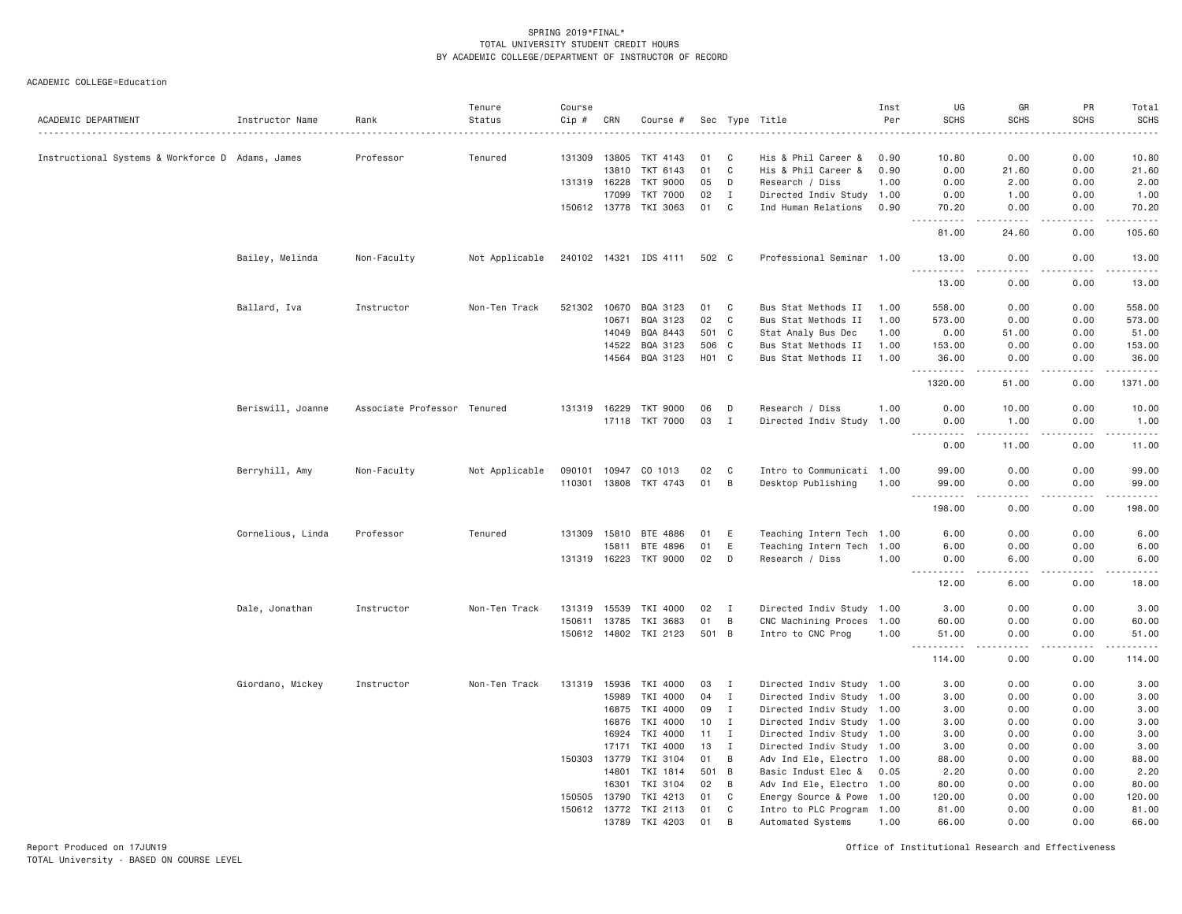SPRING 2019*FINAL*
TOTAL UNIVERSITY STUDENT CREDIT HOURS
BY ACADEMIC COLLEGE/DEPARTMENT OF INSTRUCTOR OF RECORD

ACADEMIC COLLEGE=Education

| ACADEMIC DEPARTMENT | Instructor Name | Rank | Tenure Status | Course Cip # | CRN | Course # | Sec | Type | Title | Inst Per | UG SCHS | GR SCHS | PR SCHS | Total SCHS |
|---|---|---|---|---|---|---|---|---|---|---|---|---|---|---|
| Instructional Systems & Workforce D | Adams, James | Professor | Tenured | 131309 | 13805 | TKT 4143 | 01 | C | His & Phil Career & | 0.90 | 10.80 | 0.00 | 0.00 | 10.80 |
| | | | | | 13810 | TKT 6143 | 01 | C | His & Phil Career & | 0.90 | 0.00 | 21.60 | 0.00 | 21.60 |
| | | | | 131319 | 16228 | TKT 9000 | 05 | D | Research / Diss | 1.00 | 0.00 | 2.00 | 0.00 | 2.00 |
| | | | | | 17099 | TKT 7000 | 02 | I | Directed Indiv Study | 1.00 | 0.00 | 1.00 | 0.00 | 1.00 |
| | | | | 150612 | 13778 | TKI 3063 | 01 | C | Ind Human Relations | 0.90 | 70.20 | 0.00 | 0.00 | 70.20 |
| | | | | | | | | | | | 81.00 | 24.60 | 0.00 | 105.60 |
| | Bailey, Melinda | Non-Faculty | Not Applicable | 240102 | 14321 | IDS 4111 | 502 | C | Professional Seminar | 1.00 | 13.00 | 0.00 | 0.00 | 13.00 |
| | | | | | | | | | | | 13.00 | 0.00 | 0.00 | 13.00 |
| | Ballard, Iva | Instructor | Non-Ten Track | 521302 | 10670 | BQA 3123 | 01 | C | Bus Stat Methods II | 1.00 | 558.00 | 0.00 | 0.00 | 558.00 |
| | | | | | 10671 | BQA 3123 | 02 | C | Bus Stat Methods II | 1.00 | 573.00 | 0.00 | 0.00 | 573.00 |
| | | | | | 14049 | BQA 8443 | 501 | C | Stat Analy Bus Dec | 1.00 | 0.00 | 51.00 | 0.00 | 51.00 |
| | | | | | 14522 | BQA 3123 | 506 | C | Bus Stat Methods II | 1.00 | 153.00 | 0.00 | 0.00 | 153.00 |
| | | | | | 14564 | BQA 3123 | H01 | C | Bus Stat Methods II | 1.00 | 36.00 | 0.00 | 0.00 | 36.00 |
| | | | | | | | | | | | 1320.00 | 51.00 | 0.00 | 1371.00 |
| | Beriswill, Joanne | Associate Professor | Tenured | 131319 | 16229 | TKT 9000 | 06 | D | Research / Diss | 1.00 | 0.00 | 10.00 | 0.00 | 10.00 |
| | | | | | 17118 | TKT 7000 | 03 | I | Directed Indiv Study | 1.00 | 0.00 | 1.00 | 0.00 | 1.00 |
| | | | | | | | | | | | 0.00 | 11.00 | 0.00 | 11.00 |
| | Berryhill, Amy | Non-Faculty | Not Applicable | 090101 | 10947 | CO 1013 | 02 | C | Intro to Communicati | 1.00 | 99.00 | 0.00 | 0.00 | 99.00 |
| | | | | 110301 | 13808 | TKT 4743 | 01 | B | Desktop Publishing | 1.00 | 99.00 | 0.00 | 0.00 | 99.00 |
| | | | | | | | | | | | 198.00 | 0.00 | 0.00 | 198.00 |
| | Cornelious, Linda | Professor | Tenured | 131309 | 15810 | BTE 4886 | 01 | E | Teaching Intern Tech | 1.00 | 6.00 | 0.00 | 0.00 | 6.00 |
| | | | | | 15811 | BTE 4896 | 01 | E | Teaching Intern Tech | 1.00 | 6.00 | 0.00 | 0.00 | 6.00 |
| | | | | 131319 | 16223 | TKT 9000 | 02 | D | Research / Diss | 1.00 | 0.00 | 6.00 | 0.00 | 6.00 |
| | | | | | | | | | | | 12.00 | 6.00 | 0.00 | 18.00 |
| | Dale, Jonathan | Instructor | Non-Ten Track | 131319 | 15539 | TKI 4000 | 02 | I | Directed Indiv Study | 1.00 | 3.00 | 0.00 | 0.00 | 3.00 |
| | | | | 150611 | 13785 | TKI 3683 | 01 | B | CNC Machining Proces | 1.00 | 60.00 | 0.00 | 0.00 | 60.00 |
| | | | | 150612 | 14802 | TKI 2123 | 501 | B | Intro to CNC Prog | 1.00 | 51.00 | 0.00 | 0.00 | 51.00 |
| | | | | | | | | | | | 114.00 | 0.00 | 0.00 | 114.00 |
| | Giordano, Mickey | Instructor | Non-Ten Track | 131319 | 15936 | TKI 4000 | 03 | I | Directed Indiv Study | 1.00 | 3.00 | 0.00 | 0.00 | 3.00 |
| | | | | | 15989 | TKI 4000 | 04 | I | Directed Indiv Study | 1.00 | 3.00 | 0.00 | 0.00 | 3.00 |
| | | | | | 16875 | TKI 4000 | 09 | I | Directed Indiv Study | 1.00 | 3.00 | 0.00 | 0.00 | 3.00 |
| | | | | | 16876 | TKI 4000 | 10 | I | Directed Indiv Study | 1.00 | 3.00 | 0.00 | 0.00 | 3.00 |
| | | | | | 16924 | TKI 4000 | 11 | I | Directed Indiv Study | 1.00 | 3.00 | 0.00 | 0.00 | 3.00 |
| | | | | | 17171 | TKI 4000 | 13 | I | Directed Indiv Study | 1.00 | 3.00 | 0.00 | 0.00 | 3.00 |
| | | | | 150303 | 13779 | TKI 3104 | 01 | B | Adv Ind Ele, Electro | 1.00 | 88.00 | 0.00 | 0.00 | 88.00 |
| | | | | | 14801 | TKI 1814 | 501 | B | Basic Indust Elec & | 0.05 | 2.20 | 0.00 | 0.00 | 2.20 |
| | | | | | 16301 | TKI 3104 | 02 | B | Adv Ind Ele, Electro | 1.00 | 80.00 | 0.00 | 0.00 | 80.00 |
| | | | | 150505 | 13790 | TKI 4213 | 01 | C | Energy Source & Powe | 1.00 | 120.00 | 0.00 | 0.00 | 120.00 |
| | | | | 150612 | 13772 | TKI 2113 | 01 | C | Intro to PLC Program | 1.00 | 81.00 | 0.00 | 0.00 | 81.00 |
| | | | | | 13789 | TKI 4203 | 01 | B | Automated Systems | 1.00 | 66.00 | 0.00 | 0.00 | 66.00 |

Report Produced on 17JUN19
TOTAL University - BASED ON COURSE LEVEL

Office of Institutional Research and Effectiveness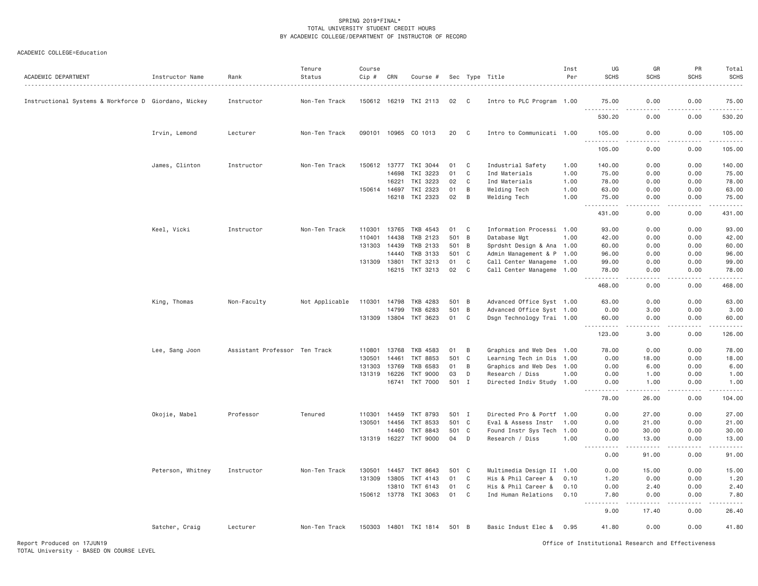SPRING 2019*FINAL*
TOTAL UNIVERSITY STUDENT CREDIT HOURS
BY ACADEMIC COLLEGE/DEPARTMENT OF INSTRUCTOR OF RECORD

ACADEMIC COLLEGE=Education

| ACADEMIC DEPARTMENT | Instructor Name | Rank | Tenure Status | Course Cip # | CRN | Course # | Sec | Type | Title | Inst Per | UG SCHS | GR SCHS | PR SCHS | Total SCHS |
|---|---|---|---|---|---|---|---|---|---|---|---|---|---|---|
| Instructional Systems & Workforce D | Giordano, Mickey | Instructor | Non-Ten Track | 150612 | 16219 | TKI 2113 | 02 | C | Intro to PLC Program | 1.00 | 75.00 | 0.00 | 0.00 | 75.00 |
| | | | | | | | | | | | 530.20 | 0.00 | 0.00 | 530.20 |
| | Irvin, Lemond | Lecturer | Non-Ten Track | 090101 | 10965 | CO 1013 | 20 | C | Intro to Communicati | 1.00 | 105.00 | 0.00 | 0.00 | 105.00 |
| | | | | | | | | | | | 105.00 | 0.00 | 0.00 | 105.00 |
| | James, Clinton | Instructor | Non-Ten Track | 150612 | 13777 | TKI 3044 | 01 | C | Industrial Safety | 1.00 | 140.00 | 0.00 | 0.00 | 140.00 |
| | | | | | 14698 | TKI 3223 | 01 | C | Ind Materials | 1.00 | 75.00 | 0.00 | 0.00 | 75.00 |
| | | | | | 16221 | TKI 3223 | 02 | C | Ind Materials | 1.00 | 78.00 | 0.00 | 0.00 | 78.00 |
| | | | | 150614 | 14697 | TKI 2323 | 01 | B | Welding Tech | 1.00 | 63.00 | 0.00 | 0.00 | 63.00 |
| | | | | | 16218 | TKI 2323 | 02 | B | Welding Tech | 1.00 | 75.00 | 0.00 | 0.00 | 75.00 |
| | | | | | | | | | | | 431.00 | 0.00 | 0.00 | 431.00 |
| | Keel, Vicki | Instructor | Non-Ten Track | 110301 | 13765 | TKB 4543 | 01 | C | Information Processi | 1.00 | 93.00 | 0.00 | 0.00 | 93.00 |
| | | | | 110401 | 14438 | TKB 2123 | 501 | B | Database Mgt | 1.00 | 42.00 | 0.00 | 0.00 | 42.00 |
| | | | | 131303 | 14439 | TKB 2133 | 501 | B | Sprdsht Design & Ana | 1.00 | 60.00 | 0.00 | 0.00 | 60.00 |
| | | | | | 14440 | TKB 3133 | 501 | C | Admin Management & P | 1.00 | 96.00 | 0.00 | 0.00 | 96.00 |
| | | | | 131309 | 13801 | TKT 3213 | 01 | C | Call Center Manageme | 1.00 | 99.00 | 0.00 | 0.00 | 99.00 |
| | | | | | 16215 | TKT 3213 | 02 | C | Call Center Manageme | 1.00 | 78.00 | 0.00 | 0.00 | 78.00 |
| | | | | | | | | | | | 468.00 | 0.00 | 0.00 | 468.00 |
| | King, Thomas | Non-Faculty | Not Applicable | 110301 | 14798 | TKB 4283 | 501 | B | Advanced Office Syst | 1.00 | 63.00 | 0.00 | 0.00 | 63.00 |
| | | | | | 14799 | TKB 6283 | 501 | B | Advanced Office Syst | 1.00 | 0.00 | 3.00 | 0.00 | 3.00 |
| | | | | 131309 | 13804 | TKT 3623 | 01 | C | Dsgn Technology Trai | 1.00 | 60.00 | 0.00 | 0.00 | 60.00 |
| | | | | | | | | | | | 123.00 | 3.00 | 0.00 | 126.00 |
| | Lee, Sang Joon | Assistant Professor | Ten Track | 110801 | 13768 | TKB 4583 | 01 | B | Graphics and Web Des | 1.00 | 78.00 | 0.00 | 0.00 | 78.00 |
| | | | | 130501 | 14461 | TKT 8853 | 501 | C | Learning Tech in Dis | 1.00 | 0.00 | 18.00 | 0.00 | 18.00 |
| | | | | 131303 | 13769 | TKB 6583 | 01 | B | Graphics and Web Des | 1.00 | 0.00 | 6.00 | 0.00 | 6.00 |
| | | | | 131319 | 16226 | TKT 9000 | 03 | D | Research / Diss | 1.00 | 0.00 | 1.00 | 0.00 | 1.00 |
| | | | | | 16741 | TKT 7000 | 501 | I | Directed Indiv Study | 1.00 | 0.00 | 1.00 | 0.00 | 1.00 |
| | | | | | | | | | | | 78.00 | 26.00 | 0.00 | 104.00 |
| | Okojie, Mabel | Professor | Tenured | 110301 | 14459 | TKT 8793 | 501 | I | Directed Pro & Portf | 1.00 | 0.00 | 27.00 | 0.00 | 27.00 |
| | | | | 130501 | 14456 | TKT 8533 | 501 | C | Eval & Assess Instr | 1.00 | 0.00 | 21.00 | 0.00 | 21.00 |
| | | | | | 14460 | TKT 8843 | 501 | C | Found Instr Sys Tech | 1.00 | 0.00 | 30.00 | 0.00 | 30.00 |
| | | | | 131319 | 16227 | TKT 9000 | 04 | D | Research / Diss | 1.00 | 0.00 | 13.00 | 0.00 | 13.00 |
| | | | | | | | | | | | 0.00 | 91.00 | 0.00 | 91.00 |
| | Peterson, Whitney | Instructor | Non-Ten Track | 130501 | 14457 | TKT 8643 | 501 | C | Multimedia Design II | 1.00 | 0.00 | 15.00 | 0.00 | 15.00 |
| | | | | 131309 | 13805 | TKT 4143 | 01 | C | His & Phil Career & | 0.10 | 1.20 | 0.00 | 0.00 | 1.20 |
| | | | | | 13810 | TKT 6143 | 01 | C | His & Phil Career & | 0.10 | 0.00 | 2.40 | 0.00 | 2.40 |
| | | | | 150612 | 13778 | TKI 3063 | 01 | C | Ind Human Relations | 0.10 | 7.80 | 0.00 | 0.00 | 7.80 |
| | | | | | | | | | | | 9.00 | 17.40 | 0.00 | 26.40 |
| | Satcher, Craig | Lecturer | Non-Ten Track | 150303 | 14801 | TKI 1814 | 501 | B | Basic Indust Elec & | 0.95 | 41.80 | 0.00 | 0.00 | 41.80 |

Report Produced on 17JUN19
TOTAL University - BASED ON COURSE LEVEL

Office of Institutional Research and Effectiveness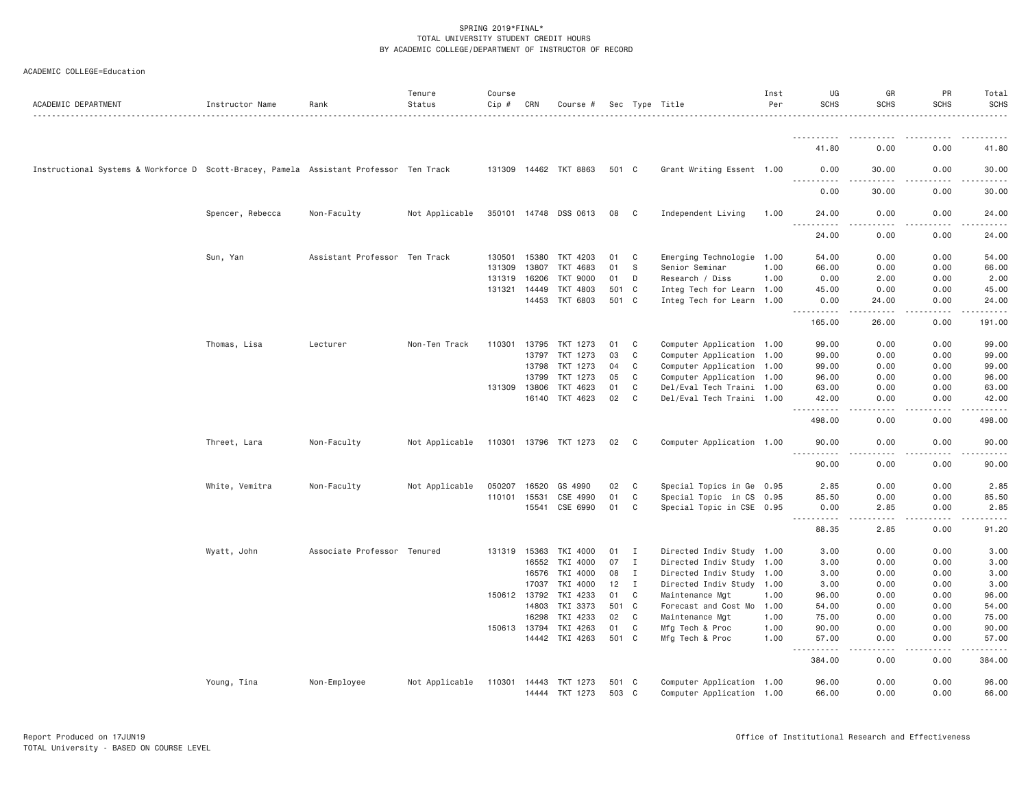SPRING 2019*FINAL*
TOTAL UNIVERSITY STUDENT CREDIT HOURS
BY ACADEMIC COLLEGE/DEPARTMENT OF INSTRUCTOR OF RECORD

ACADEMIC COLLEGE=Education

| ACADEMIC DEPARTMENT | Instructor Name | Rank | Tenure Status | Course Cip # | CRN | Course # | Sec | Type | Title | Inst Per | UG SCHS | GR SCHS | PR SCHS | Total SCHS |
|---|---|---|---|---|---|---|---|---|---|---|---|---|---|---|
| | | | | | | | | | | | 41.80 | 0.00 | 0.00 | 41.80 |
| Instructional Systems & Workforce D | Scott-Bracey, Pamela | Assistant Professor | Ten Track | 131309 | 14462 | TKT 8863 | 501 | C | Grant Writing Essent | 1.00 | 0.00 | 30.00 | 0.00 | 30.00 |
| | | | | | | | | | | | 0.00 | 30.00 | 0.00 | 30.00 |
| | Spencer, Rebecca | Non-Faculty | Not Applicable | 350101 | 14748 | DSS 0613 | 08 | C | Independent Living | 1.00 | 24.00 | 0.00 | 0.00 | 24.00 |
| | | | | | | | | | | | 24.00 | 0.00 | 0.00 | 24.00 |
| | Sun, Yan | Assistant Professor | Ten Track | 130501 | 15380 | TKT 4203 | 01 | C | Emerging Technologie | 1.00 | 54.00 | 0.00 | 0.00 | 54.00 |
| | | | | 131309 | 13807 | TKT 4683 | 01 | S | Senior Seminar | 1.00 | 66.00 | 0.00 | 0.00 | 66.00 |
| | | | | 131319 | 16206 | TKT 9000 | 01 | D | Research / Diss | 1.00 | 0.00 | 2.00 | 0.00 | 2.00 |
| | | | | 131321 | 14449 | TKT 4803 | 501 | C | Integ Tech for Learn | 1.00 | 45.00 | 0.00 | 0.00 | 45.00 |
| | | | | | 14453 | TKT 6803 | 501 | C | Integ Tech for Learn | 1.00 | 0.00 | 24.00 | 0.00 | 24.00 |
| | | | | | | | | | | | 165.00 | 26.00 | 0.00 | 191.00 |
| | Thomas, Lisa | Lecturer | Non-Ten Track | 110301 | 13795 | TKT 1273 | 01 | C | Computer Application | 1.00 | 99.00 | 0.00 | 0.00 | 99.00 |
| | | | | | 13797 | TKT 1273 | 03 | C | Computer Application | 1.00 | 99.00 | 0.00 | 0.00 | 99.00 |
| | | | | | 13798 | TKT 1273 | 04 | C | Computer Application | 1.00 | 99.00 | 0.00 | 0.00 | 99.00 |
| | | | | | 13799 | TKT 1273 | 05 | C | Computer Application | 1.00 | 96.00 | 0.00 | 0.00 | 96.00 |
| | | | | 131309 | 13806 | TKT 4623 | 01 | C | Del/Eval Tech Traini | 1.00 | 63.00 | 0.00 | 0.00 | 63.00 |
| | | | | | 16140 | TKT 4623 | 02 | C | Del/Eval Tech Traini | 1.00 | 42.00 | 0.00 | 0.00 | 42.00 |
| | | | | | | | | | | | 498.00 | 0.00 | 0.00 | 498.00 |
| | Threet, Lara | Non-Faculty | Not Applicable | 110301 | 13796 | TKT 1273 | 02 | C | Computer Application | 1.00 | 90.00 | 0.00 | 0.00 | 90.00 |
| | | | | | | | | | | | 90.00 | 0.00 | 0.00 | 90.00 |
| | White, Vemitra | Non-Faculty | Not Applicable | 050207 | 16520 | GS 4990 | 02 | C | Special Topics in Ge | 0.95 | 2.85 | 0.00 | 0.00 | 2.85 |
| | | | | 110101 | 15531 | CSE 4990 | 01 | C | Special Topic in CS | 0.95 | 85.50 | 0.00 | 0.00 | 85.50 |
| | | | | | 15541 | CSE 6990 | 01 | C | Special Topic in CSE | 0.95 | 0.00 | 2.85 | 0.00 | 2.85 |
| | | | | | | | | | | | 88.35 | 2.85 | 0.00 | 91.20 |
| | Wyatt, John | Associate Professor | Tenured | 131319 | 15363 | TKI 4000 | 01 | I | Directed Indiv Study | 1.00 | 3.00 | 0.00 | 0.00 | 3.00 |
| | | | | | 16552 | TKI 4000 | 07 | I | Directed Indiv Study | 1.00 | 3.00 | 0.00 | 0.00 | 3.00 |
| | | | | | 16576 | TKI 4000 | 08 | I | Directed Indiv Study | 1.00 | 3.00 | 0.00 | 0.00 | 3.00 |
| | | | | | 17037 | TKI 4000 | 12 | I | Directed Indiv Study | 1.00 | 3.00 | 0.00 | 0.00 | 3.00 |
| | | | | 150612 | 13792 | TKI 4233 | 01 | C | Maintenance Mgt | 1.00 | 96.00 | 0.00 | 0.00 | 96.00 |
| | | | | | 14803 | TKI 3373 | 501 | C | Forecast and Cost Mo | 1.00 | 54.00 | 0.00 | 0.00 | 54.00 |
| | | | | | 16298 | TKI 4233 | 02 | C | Maintenance Mgt | 1.00 | 75.00 | 0.00 | 0.00 | 75.00 |
| | | | | 150613 | 13794 | TKI 4263 | 01 | C | Mfg Tech & Proc | 1.00 | 90.00 | 0.00 | 0.00 | 90.00 |
| | | | | | 14442 | TKI 4263 | 501 | C | Mfg Tech & Proc | 1.00 | 57.00 | 0.00 | 0.00 | 57.00 |
| | | | | | | | | | | | 384.00 | 0.00 | 0.00 | 384.00 |
| | Young, Tina | Non-Employee | Not Applicable | 110301 | 14443 | TKT 1273 | 501 | C | Computer Application | 1.00 | 96.00 | 0.00 | 0.00 | 96.00 |
| | | | | | 14444 | TKT 1273 | 503 | C | Computer Application | 1.00 | 66.00 | 0.00 | 0.00 | 66.00 |

Report Produced on 17JUN19 Office of Institutional Research and Effectiveness
TOTAL University - BASED ON COURSE LEVEL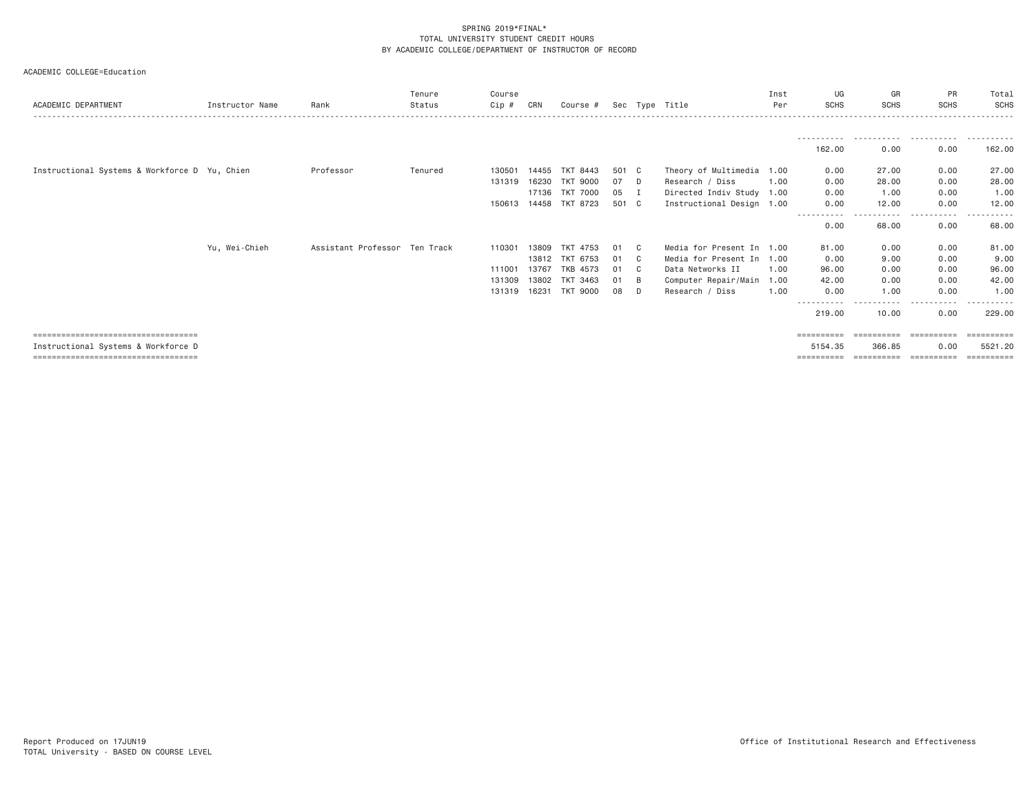SPRING 2019*FINAL*
TOTAL UNIVERSITY STUDENT CREDIT HOURS
BY ACADEMIC COLLEGE/DEPARTMENT OF INSTRUCTOR OF RECORD

ACADEMIC COLLEGE=Education

| ACADEMIC DEPARTMENT | Instructor Name | Rank | Tenure Status | Course Cip # | CRN | Course # | Sec | Type | Title | Inst Per | UG SCHS | GR SCHS | PR SCHS | Total SCHS |
|---|---|---|---|---|---|---|---|---|---|---|---|---|---|---|
| | | | | | | | | | | | 162.00 | 0.00 | 0.00 | 162.00 |
| Instructional Systems & Workforce D | Yu, Chien | Professor | Tenured | 130501 | 14455 | TKT 8443 | 501 | C | Theory of Multimedia | 1.00 | 0.00 | 27.00 | 0.00 | 27.00 |
| | | | | 131319 | 16230 | TKT 9000 | 07 | D | Research / Diss | 1.00 | 0.00 | 28.00 | 0.00 | 28.00 |
| | | | | | 17136 | TKT 7000 | 05 | I | Directed Indiv Study | 1.00 | 0.00 | 1.00 | 0.00 | 1.00 |
| | | | | 150613 | 14458 | TKT 8723 | 501 | C | Instructional Design | 1.00 | 0.00 | 12.00 | 0.00 | 12.00 |
| | | | | | | | | | | | 0.00 | 68.00 | 0.00 | 68.00 |
| | Yu, Wei-Chieh | Assistant Professor | Ten Track | 110301 | 13809 | TKT 4753 | 01 | C | Media for Present In | 1.00 | 81.00 | 0.00 | 0.00 | 81.00 |
| | | | | | 13812 | TKT 6753 | 01 | C | Media for Present In | 1.00 | 0.00 | 9.00 | 0.00 | 9.00 |
| | | | | 111001 | 13767 | TKB 4573 | 01 | C | Data Networks II | 1.00 | 96.00 | 0.00 | 0.00 | 96.00 |
| | | | | 131309 | 13802 | TKT 3463 | 01 | B | Computer Repair/Main | 1.00 | 42.00 | 0.00 | 0.00 | 42.00 |
| | | | | 131319 | 16231 | TKT 9000 | 08 | D | Research / Diss | 1.00 | 0.00 | 1.00 | 0.00 | 1.00 |
| | | | | | | | | | | | 219.00 | 10.00 | 0.00 | 229.00 |
| Instructional Systems & Workforce D | | | | | | | | | | | 5154.35 | 366.85 | 0.00 | 5521.20 |

Report Produced on 17JUN19
TOTAL University - BASED ON COURSE LEVEL

Office of Institutional Research and Effectiveness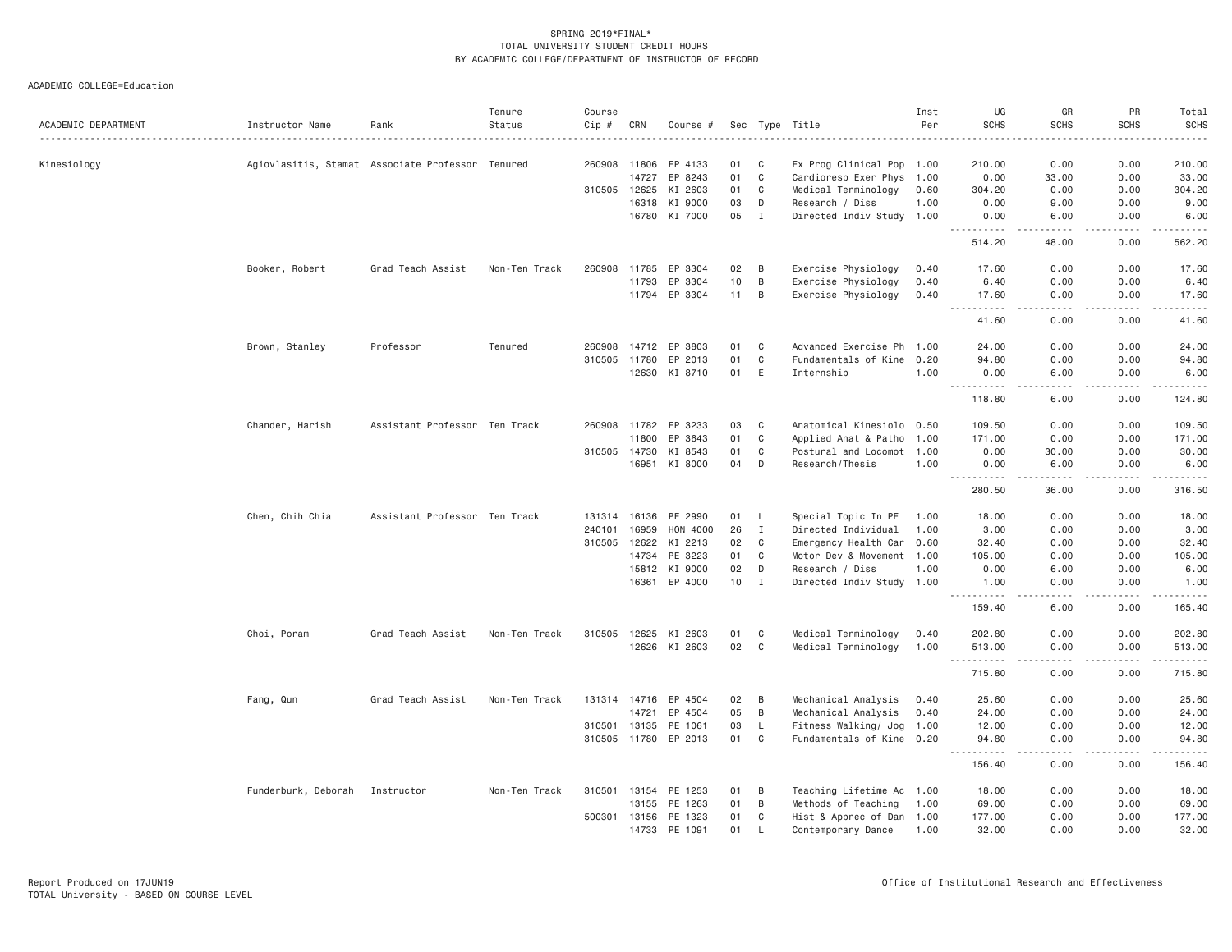SPRING 2019*FINAL*
TOTAL UNIVERSITY STUDENT CREDIT HOURS
BY ACADEMIC COLLEGE/DEPARTMENT OF INSTRUCTOR OF RECORD

ACADEMIC COLLEGE=Education

| ACADEMIC DEPARTMENT | Instructor Name | Rank | Tenure Status | Course Cip # | CRN | Course # | Sec | Type | Title | Inst Per | UG SCHS | GR SCHS | PR SCHS | Total SCHS |
|---|---|---|---|---|---|---|---|---|---|---|---|---|---|---|
| Kinesiology | Agiovlasitis, Stamat | Associate Professor | Tenured | 260908 | 11806 | EP 4133 | 01 | C | Ex Prog Clinical Pop | 1.00 | 210.00 | 0.00 | 0.00 | 210.00 |
| | | | | | 14727 | EP 8243 | 01 | C | Cardioresp Exer Phys | 1.00 | 0.00 | 33.00 | 0.00 | 33.00 |
| | | | | 310505 | 12625 | KI 2603 | 01 | C | Medical Terminology | 0.60 | 304.20 | 0.00 | 0.00 | 304.20 |
| | | | | | 16318 | KI 9000 | 03 | D | Research / Diss | 1.00 | 0.00 | 9.00 | 0.00 | 9.00 |
| | | | | | 16780 | KI 7000 | 05 | I | Directed Indiv Study | 1.00 | 0.00 | 6.00 | 0.00 | 6.00 |
| | | | | | | | | | | | 514.20 | 48.00 | 0.00 | 562.20 |
| | Booker, Robert | Grad Teach Assist | Non-Ten Track | 260908 | 11785 | EP 3304 | 02 | B | Exercise Physiology | 0.40 | 17.60 | 0.00 | 0.00 | 17.60 |
| | | | | | 11793 | EP 3304 | 10 | B | Exercise Physiology | 0.40 | 6.40 | 0.00 | 0.00 | 6.40 |
| | | | | | 11794 | EP 3304 | 11 | B | Exercise Physiology | 0.40 | 17.60 | 0.00 | 0.00 | 17.60 |
| | | | | | | | | | | | 41.60 | 0.00 | 0.00 | 41.60 |
| | Brown, Stanley | Professor | Tenured | 260908 | 14712 | EP 3803 | 01 | C | Advanced Exercise Ph | 1.00 | 24.00 | 0.00 | 0.00 | 24.00 |
| | | | | 310505 | 11780 | EP 2013 | 01 | C | Fundamentals of Kine | 0.20 | 94.80 | 0.00 | 0.00 | 94.80 |
| | | | | | 12630 | KI 8710 | 01 | E | Internship | 1.00 | 0.00 | 6.00 | 0.00 | 6.00 |
| | | | | | | | | | | | 118.80 | 6.00 | 0.00 | 124.80 |
| | Chander, Harish | Assistant Professor | Ten Track | 260908 | 11782 | EP 3233 | 03 | C | Anatomical Kinesiolo | 0.50 | 109.50 | 0.00 | 0.00 | 109.50 |
| | | | | | 11800 | EP 3643 | 01 | C | Applied Anat & Patho | 1.00 | 171.00 | 0.00 | 0.00 | 171.00 |
| | | | | 310505 | 14730 | KI 8543 | 01 | C | Postural and Locomot | 1.00 | 0.00 | 30.00 | 0.00 | 30.00 |
| | | | | | 16951 | KI 8000 | 04 | D | Research/Thesis | 1.00 | 0.00 | 6.00 | 0.00 | 6.00 |
| | | | | | | | | | | | 280.50 | 36.00 | 0.00 | 316.50 |
| | Chen, Chih Chia | Assistant Professor | Ten Track | 131314 | 16136 | PE 2990 | 01 | L | Special Topic In PE | 1.00 | 18.00 | 0.00 | 0.00 | 18.00 |
| | | | | 240101 | 16959 | HON 4000 | 26 | I | Directed Individual | 1.00 | 3.00 | 0.00 | 0.00 | 3.00 |
| | | | | 310505 | 12622 | KI 2213 | 02 | C | Emergency Health Car | 0.60 | 32.40 | 0.00 | 0.00 | 32.40 |
| | | | | | 14734 | PE 3223 | 01 | C | Motor Dev & Movement | 1.00 | 105.00 | 0.00 | 0.00 | 105.00 |
| | | | | | 15812 | KI 9000 | 02 | D | Research / Diss | 1.00 | 0.00 | 6.00 | 0.00 | 6.00 |
| | | | | | 16361 | EP 4000 | 10 | I | Directed Indiv Study | 1.00 | 1.00 | 0.00 | 0.00 | 1.00 |
| | | | | | | | | | | | 159.40 | 6.00 | 0.00 | 165.40 |
| | Choi, Poram | Grad Teach Assist | Non-Ten Track | 310505 | 12625 | KI 2603 | 01 | C | Medical Terminology | 0.40 | 202.80 | 0.00 | 0.00 | 202.80 |
| | | | | | 12626 | KI 2603 | 02 | C | Medical Terminology | 1.00 | 513.00 | 0.00 | 0.00 | 513.00 |
| | | | | | | | | | | | 715.80 | 0.00 | 0.00 | 715.80 |
| | Fang, Qun | Grad Teach Assist | Non-Ten Track | 131314 | 14716 | EP 4504 | 02 | B | Mechanical Analysis | 0.40 | 25.60 | 0.00 | 0.00 | 25.60 |
| | | | | | 14721 | EP 4504 | 05 | B | Mechanical Analysis | 0.40 | 24.00 | 0.00 | 0.00 | 24.00 |
| | | | | 310501 | 13135 | PE 1061 | 03 | L | Fitness Walking/ Jog | 1.00 | 12.00 | 0.00 | 0.00 | 12.00 |
| | | | | 310505 | 11780 | EP 2013 | 01 | C | Fundamentals of Kine | 0.20 | 94.80 | 0.00 | 0.00 | 94.80 |
| | | | | | | | | | | | 156.40 | 0.00 | 0.00 | 156.40 |
| | Funderburk, Deborah | Instructor | Non-Ten Track | 310501 | 13154 | PE 1253 | 01 | B | Teaching Lifetime Ac | 1.00 | 18.00 | 0.00 | 0.00 | 18.00 |
| | | | | | 13155 | PE 1263 | 01 | B | Methods of Teaching | 1.00 | 69.00 | 0.00 | 0.00 | 69.00 |
| | | | | 500301 | 13156 | PE 1323 | 01 | C | Hist & Apprec of Dan | 1.00 | 177.00 | 0.00 | 0.00 | 177.00 |
| | | | | | 14733 | PE 1091 | 01 | L | Contemporary Dance | 1.00 | 32.00 | 0.00 | 0.00 | 32.00 |

Report Produced on 17JUN19
TOTAL University - BASED ON COURSE LEVEL

Office of Institutional Research and Effectiveness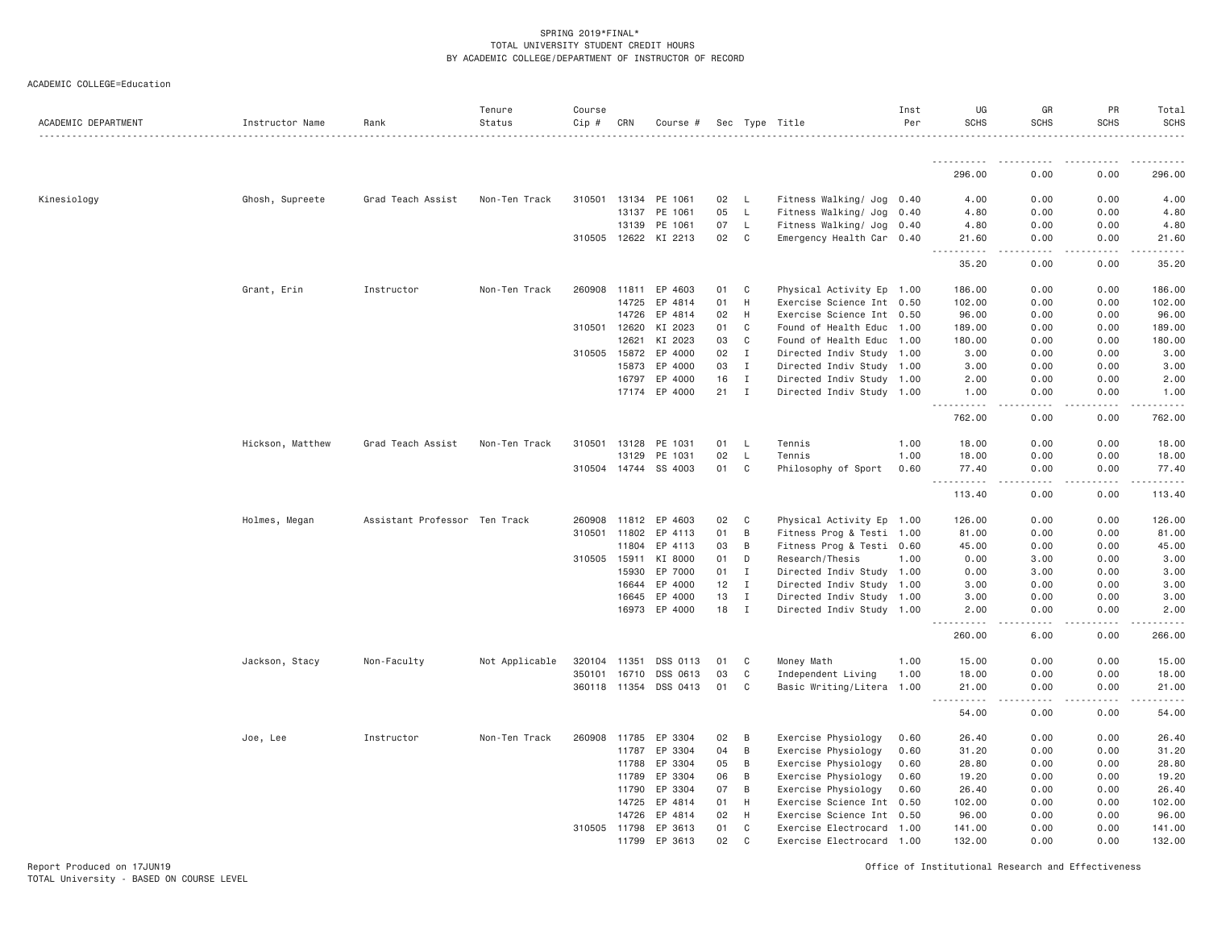SPRING 2019*FINAL*
TOTAL UNIVERSITY STUDENT CREDIT HOURS
BY ACADEMIC COLLEGE/DEPARTMENT OF INSTRUCTOR OF RECORD

ACADEMIC COLLEGE=Education

| ACADEMIC DEPARTMENT | Instructor Name | Rank | Tenure Status | Course Cip # | CRN | Course # | Sec | Type | Title | Inst Per | UG SCHS | GR SCHS | PR SCHS | Total SCHS |
|---|---|---|---|---|---|---|---|---|---|---|---|---|---|---|
| | | | | | | | | | | | 296.00 | 0.00 | 0.00 | 296.00 |
| Kinesiology | Ghosh, Supreete | Grad Teach Assist | Non-Ten Track | 310501 | 13134 | PE 1061 | 02 | L | Fitness Walking/ Jog | 0.40 | 4.00 | 0.00 | 0.00 | 4.00 |
| | | | | | 13137 | PE 1061 | 05 | L | Fitness Walking/ Jog | 0.40 | 4.80 | 0.00 | 0.00 | 4.80 |
| | | | | | 13139 | PE 1061 | 07 | L | Fitness Walking/ Jog | 0.40 | 4.80 | 0.00 | 0.00 | 4.80 |
| | | | | 310505 | 12622 | KI 2213 | 02 | C | Emergency Health Car | 0.40 | 21.60 | 0.00 | 0.00 | 21.60 |
| | | | | | | | | | | | 35.20 | 0.00 | 0.00 | 35.20 |
| | Grant, Erin | Instructor | Non-Ten Track | 260908 | 11811 | EP 4603 | 01 | C | Physical Activity Ep | 1.00 | 186.00 | 0.00 | 0.00 | 186.00 |
| | | | | | 14725 | EP 4814 | 01 | H | Exercise Science Int | 0.50 | 102.00 | 0.00 | 0.00 | 102.00 |
| | | | | | 14726 | EP 4814 | 02 | H | Exercise Science Int | 0.50 | 96.00 | 0.00 | 0.00 | 96.00 |
| | | | | 310501 | 12620 | KI 2023 | 01 | C | Found of Health Educ | 1.00 | 189.00 | 0.00 | 0.00 | 189.00 |
| | | | | | 12621 | KI 2023 | 03 | C | Found of Health Educ | 1.00 | 180.00 | 0.00 | 0.00 | 180.00 |
| | | | | 310505 | 15872 | EP 4000 | 02 | I | Directed Indiv Study | 1.00 | 3.00 | 0.00 | 0.00 | 3.00 |
| | | | | | 15873 | EP 4000 | 03 | I | Directed Indiv Study | 1.00 | 3.00 | 0.00 | 0.00 | 3.00 |
| | | | | | 16797 | EP 4000 | 16 | I | Directed Indiv Study | 1.00 | 2.00 | 0.00 | 0.00 | 2.00 |
| | | | | | 17174 | EP 4000 | 21 | I | Directed Indiv Study | 1.00 | 1.00 | 0.00 | 0.00 | 1.00 |
| | | | | | | | | | | | 762.00 | 0.00 | 0.00 | 762.00 |
| | Hickson, Matthew | Grad Teach Assist | Non-Ten Track | 310501 | 13128 | PE 1031 | 01 | L | Tennis | 1.00 | 18.00 | 0.00 | 0.00 | 18.00 |
| | | | | | 13129 | PE 1031 | 02 | L | Tennis | 1.00 | 18.00 | 0.00 | 0.00 | 18.00 |
| | | | | 310504 | 14744 | SS 4003 | 01 | C | Philosophy of Sport | 0.60 | 77.40 | 0.00 | 0.00 | 77.40 |
| | | | | | | | | | | | 113.40 | 0.00 | 0.00 | 113.40 |
| | Holmes, Megan | Assistant Professor | Ten Track | 260908 | 11812 | EP 4603 | 02 | C | Physical Activity Ep | 1.00 | 126.00 | 0.00 | 0.00 | 126.00 |
| | | | | 310501 | 11802 | EP 4113 | 01 | B | Fitness Prog & Testi | 1.00 | 81.00 | 0.00 | 0.00 | 81.00 |
| | | | | | 11804 | EP 4113 | 03 | B | Fitness Prog & Testi | 0.60 | 45.00 | 0.00 | 0.00 | 45.00 |
| | | | | 310505 | 15911 | KI 8000 | 01 | D | Research/Thesis | 1.00 | 0.00 | 3.00 | 0.00 | 3.00 |
| | | | | | 15930 | EP 7000 | 01 | I | Directed Indiv Study | 1.00 | 0.00 | 3.00 | 0.00 | 3.00 |
| | | | | | 16644 | EP 4000 | 12 | I | Directed Indiv Study | 1.00 | 3.00 | 0.00 | 0.00 | 3.00 |
| | | | | | 16645 | EP 4000 | 13 | I | Directed Indiv Study | 1.00 | 3.00 | 0.00 | 0.00 | 3.00 |
| | | | | | 16973 | EP 4000 | 18 | I | Directed Indiv Study | 1.00 | 2.00 | 0.00 | 0.00 | 2.00 |
| | | | | | | | | | | | 260.00 | 6.00 | 0.00 | 266.00 |
| | Jackson, Stacy | Non-Faculty | Not Applicable | 320104 | 11351 | DSS 0113 | 01 | C | Money Math | 1.00 | 15.00 | 0.00 | 0.00 | 15.00 |
| | | | | 350101 | 16710 | DSS 0613 | 03 | C | Independent Living | 1.00 | 18.00 | 0.00 | 0.00 | 18.00 |
| | | | | 360118 | 11354 | DSS 0413 | 01 | C | Basic Writing/Litera | 1.00 | 21.00 | 0.00 | 0.00 | 21.00 |
| | | | | | | | | | | | 54.00 | 0.00 | 0.00 | 54.00 |
| | Joe, Lee | Instructor | Non-Ten Track | 260908 | 11785 | EP 3304 | 02 | B | Exercise Physiology | 0.60 | 26.40 | 0.00 | 0.00 | 26.40 |
| | | | | | 11787 | EP 3304 | 04 | B | Exercise Physiology | 0.60 | 31.20 | 0.00 | 0.00 | 31.20 |
| | | | | | 11788 | EP 3304 | 05 | B | Exercise Physiology | 0.60 | 28.80 | 0.00 | 0.00 | 28.80 |
| | | | | | 11789 | EP 3304 | 06 | B | Exercise Physiology | 0.60 | 19.20 | 0.00 | 0.00 | 19.20 |
| | | | | | 11790 | EP 3304 | 07 | B | Exercise Physiology | 0.60 | 26.40 | 0.00 | 0.00 | 26.40 |
| | | | | | 14725 | EP 4814 | 01 | H | Exercise Science Int | 0.50 | 102.00 | 0.00 | 0.00 | 102.00 |
| | | | | | 14726 | EP 4814 | 02 | H | Exercise Science Int | 0.50 | 96.00 | 0.00 | 0.00 | 96.00 |
| | | | | 310505 | 11798 | EP 3613 | 01 | C | Exercise Electrocard | 1.00 | 141.00 | 0.00 | 0.00 | 141.00 |
| | | | | | 11799 | EP 3613 | 02 | C | Exercise Electrocard | 1.00 | 132.00 | 0.00 | 0.00 | 132.00 |

Report Produced on 17JUN19
TOTAL University - BASED ON COURSE LEVEL

Office of Institutional Research and Effectiveness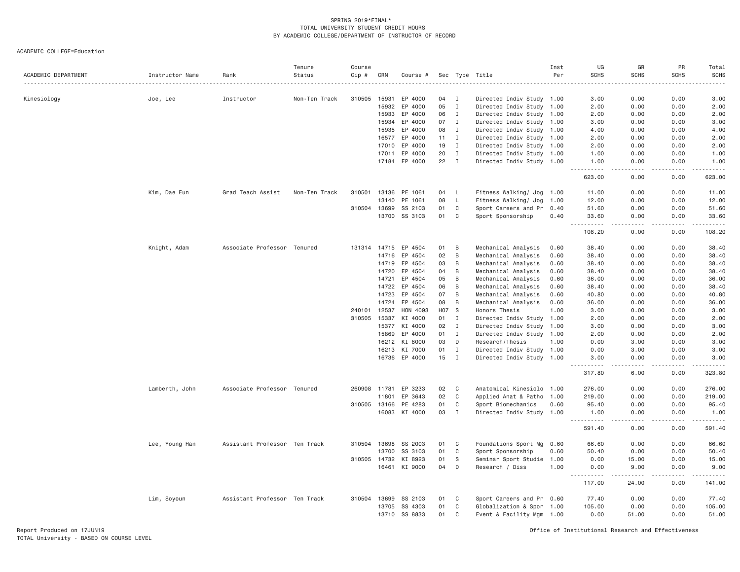SPRING 2019*FINAL*
TOTAL UNIVERSITY STUDENT CREDIT HOURS
BY ACADEMIC COLLEGE/DEPARTMENT OF INSTRUCTOR OF RECORD

ACADEMIC COLLEGE=Education

| ACADEMIC DEPARTMENT | Instructor Name | Rank | Tenure Status | Course Cip # | CRN | Course # | Sec | Type | Title | Inst Per | UG SCHS | GR SCHS | PR SCHS | Total SCHS |
|---|---|---|---|---|---|---|---|---|---|---|---|---|---|---|
| Kinesiology | Joe, Lee | Instructor | Non-Ten Track | 310505 | 15931 | EP 4000 | 04 | I | Directed Indiv Study | 1.00 | 3.00 | 0.00 | 0.00 | 3.00 |
| | | | | | 15932 | EP 4000 | 05 | I | Directed Indiv Study | 1.00 | 2.00 | 0.00 | 0.00 | 2.00 |
| | | | | | 15933 | EP 4000 | 06 | I | Directed Indiv Study | 1.00 | 2.00 | 0.00 | 0.00 | 2.00 |
| | | | | | 15934 | EP 4000 | 07 | I | Directed Indiv Study | 1.00 | 3.00 | 0.00 | 0.00 | 3.00 |
| | | | | | 15935 | EP 4000 | 08 | I | Directed Indiv Study | 1.00 | 4.00 | 0.00 | 0.00 | 4.00 |
| | | | | | 16577 | EP 4000 | 11 | I | Directed Indiv Study | 1.00 | 2.00 | 0.00 | 0.00 | 2.00 |
| | | | | | 17010 | EP 4000 | 19 | I | Directed Indiv Study | 1.00 | 2.00 | 0.00 | 0.00 | 2.00 |
| | | | | | 17011 | EP 4000 | 20 | I | Directed Indiv Study | 1.00 | 1.00 | 0.00 | 0.00 | 1.00 |
| | | | | | 17184 | EP 4000 | 22 | I | Directed Indiv Study | 1.00 | 1.00 | 0.00 | 0.00 | 1.00 |
| | | | | | | | | | | | 623.00 | 0.00 | 0.00 | 623.00 |
| | Kim, Dae Eun | Grad Teach Assist | Non-Ten Track | 310501 | 13136 | PE 1061 | 04 | L | Fitness Walking/ Jog | 1.00 | 11.00 | 0.00 | 0.00 | 11.00 |
| | | | | | 13140 | PE 1061 | 08 | L | Fitness Walking/ Jog | 1.00 | 12.00 | 0.00 | 0.00 | 12.00 |
| | | | | 310504 | 13699 | SS 2103 | 01 | C | Sport Careers and Pr | 0.40 | 51.60 | 0.00 | 0.00 | 51.60 |
| | | | | | 13700 | SS 3103 | 01 | C | Sport Sponsorship | 0.40 | 33.60 | 0.00 | 0.00 | 33.60 |
| | | | | | | | | | | | 108.20 | 0.00 | 0.00 | 108.20 |
| | Knight, Adam | Associate Professor | Tenured | 131314 | 14715 | EP 4504 | 01 | B | Mechanical Analysis | 0.60 | 38.40 | 0.00 | 0.00 | 38.40 |
| | | | | | 14716 | EP 4504 | 02 | B | Mechanical Analysis | 0.60 | 38.40 | 0.00 | 0.00 | 38.40 |
| | | | | | 14719 | EP 4504 | 03 | B | Mechanical Analysis | 0.60 | 38.40 | 0.00 | 0.00 | 38.40 |
| | | | | | 14720 | EP 4504 | 04 | B | Mechanical Analysis | 0.60 | 38.40 | 0.00 | 0.00 | 38.40 |
| | | | | | 14721 | EP 4504 | 05 | B | Mechanical Analysis | 0.60 | 36.00 | 0.00 | 0.00 | 36.00 |
| | | | | | 14722 | EP 4504 | 06 | B | Mechanical Analysis | 0.60 | 38.40 | 0.00 | 0.00 | 38.40 |
| | | | | | 14723 | EP 4504 | 07 | B | Mechanical Analysis | 0.60 | 40.80 | 0.00 | 0.00 | 40.80 |
| | | | | | 14724 | EP 4504 | 08 | B | Mechanical Analysis | 0.60 | 36.00 | 0.00 | 0.00 | 36.00 |
| | | | | 240101 | 12537 | HON 4093 | H07 | S | Honors Thesis | 1.00 | 3.00 | 0.00 | 0.00 | 3.00 |
| | | | | 310505 | 15337 | KI 4000 | 01 | I | Directed Indiv Study | 1.00 | 2.00 | 0.00 | 0.00 | 2.00 |
| | | | | | 15377 | KI 4000 | 02 | I | Directed Indiv Study | 1.00 | 3.00 | 0.00 | 0.00 | 3.00 |
| | | | | | 15869 | EP 4000 | 01 | I | Directed Indiv Study | 1.00 | 2.00 | 0.00 | 0.00 | 2.00 |
| | | | | | 16212 | KI 8000 | 03 | D | Research/Thesis | 1.00 | 0.00 | 3.00 | 0.00 | 3.00 |
| | | | | | 16213 | KI 7000 | 01 | I | Directed Indiv Study | 1.00 | 0.00 | 3.00 | 0.00 | 3.00 |
| | | | | | 16736 | EP 4000 | 15 | I | Directed Indiv Study | 1.00 | 3.00 | 0.00 | 0.00 | 3.00 |
| | | | | | | | | | | | 317.80 | 6.00 | 0.00 | 323.80 |
| | Lamberth, John | Associate Professor | Tenured | 260908 | 11781 | EP 3233 | 02 | C | Anatomical Kinesiolo | 1.00 | 276.00 | 0.00 | 0.00 | 276.00 |
| | | | | | 11801 | EP 3643 | 02 | C | Applied Anat & Patho | 1.00 | 219.00 | 0.00 | 0.00 | 219.00 |
| | | | | 310505 | 13166 | PE 4283 | 01 | C | Sport Biomechanics | 0.60 | 95.40 | 0.00 | 0.00 | 95.40 |
| | | | | | 16083 | KI 4000 | 03 | I | Directed Indiv Study | 1.00 | 1.00 | 0.00 | 0.00 | 1.00 |
| | | | | | | | | | | | 591.40 | 0.00 | 0.00 | 591.40 |
| | Lee, Young Han | Assistant Professor | Ten Track | 310504 | 13698 | SS 2003 | 01 | C | Foundations Sport Mg | 0.60 | 66.60 | 0.00 | 0.00 | 66.60 |
| | | | | | 13700 | SS 3103 | 01 | C | Sport Sponsorship | 0.60 | 50.40 | 0.00 | 0.00 | 50.40 |
| | | | | 310505 | 14732 | KI 8923 | 01 | S | Seminar Sport Studie | 1.00 | 0.00 | 15.00 | 0.00 | 15.00 |
| | | | | | 16461 | KI 9000 | 04 | D | Research / Diss | 1.00 | 0.00 | 9.00 | 0.00 | 9.00 |
| | | | | | | | | | | | 117.00 | 24.00 | 0.00 | 141.00 |
| | Lim, Soyoun | Assistant Professor | Ten Track | 310504 | 13699 | SS 2103 | 01 | C | Sport Careers and Pr | 0.60 | 77.40 | 0.00 | 0.00 | 77.40 |
| | | | | | 13705 | SS 4303 | 01 | C | Globalization & Spor | 1.00 | 105.00 | 0.00 | 0.00 | 105.00 |
| | | | | | 13710 | SS 8833 | 01 | C | Event & Facility Mgm | 1.00 | 0.00 | 51.00 | 0.00 | 51.00 |

Report Produced on 17JUN19
TOTAL University - BASED ON COURSE LEVEL

Office of Institutional Research and Effectiveness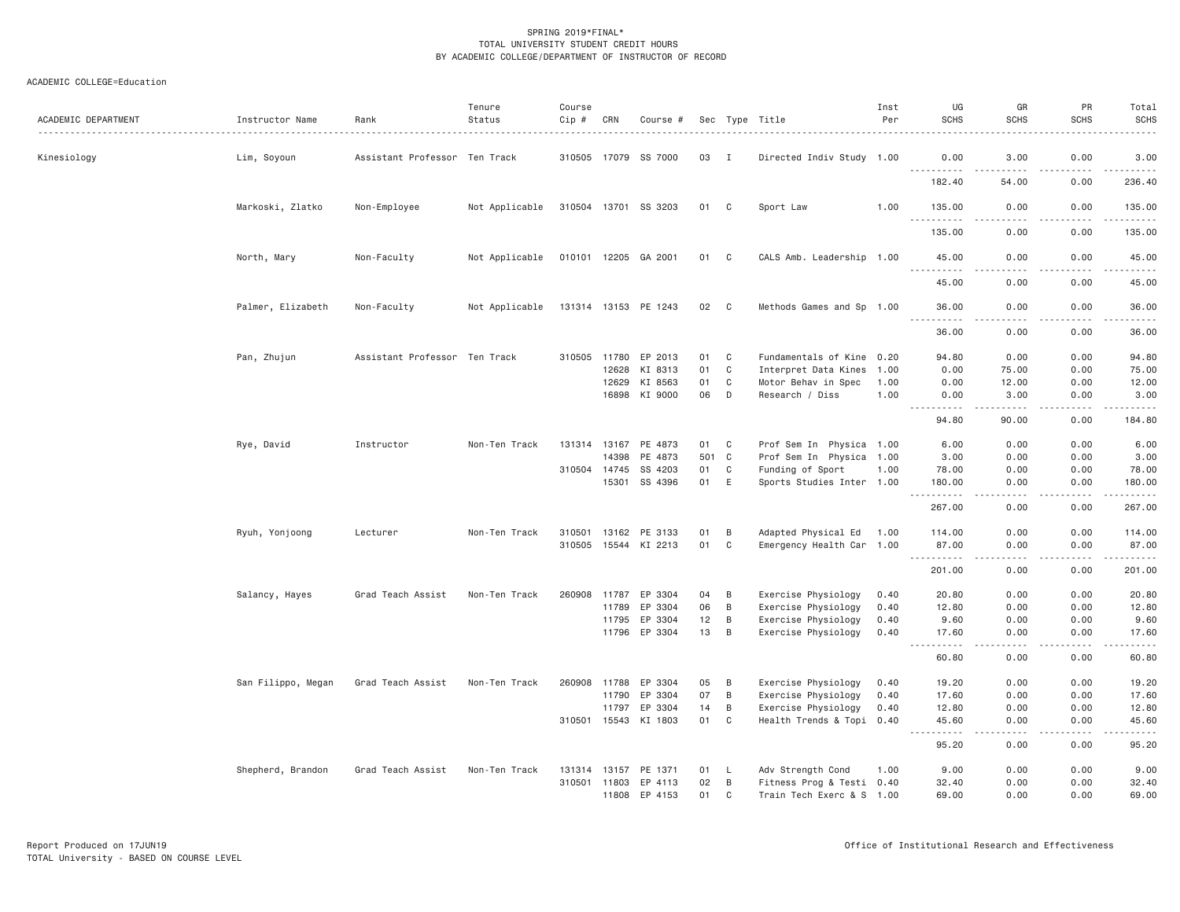SPRING 2019*FINAL*
TOTAL UNIVERSITY STUDENT CREDIT HOURS
BY ACADEMIC COLLEGE/DEPARTMENT OF INSTRUCTOR OF RECORD

ACADEMIC COLLEGE=Education

| ACADEMIC DEPARTMENT | Instructor Name | Rank | Tenure Status | Course Cip # | CRN | Course # | Sec | Type | Title | Inst Per | UG SCHS | GR SCHS | PR SCHS | Total SCHS |
|---|---|---|---|---|---|---|---|---|---|---|---|---|---|---|
| Kinesiology | Lim, Soyoun | Assistant Professor | Ten Track | 310505 | 17079 | SS 7000 | 03 | I | Directed Indiv Study | 1.00 | 0.00 | 3.00 | 0.00 | 3.00 |
| | | | | | | | | | | | 182.40 | 54.00 | 0.00 | 236.40 |
| | Markoski, Zlatko | Non-Employee | Not Applicable | 310504 | 13701 | SS 3203 | 01 | C | Sport Law | 1.00 | 135.00 | 0.00 | 0.00 | 135.00 |
| | | | | | | | | | | | 135.00 | 0.00 | 0.00 | 135.00 |
| | North, Mary | Non-Faculty | Not Applicable | 010101 | 12205 | GA 2001 | 01 | C | CALS Amb. Leadership | 1.00 | 45.00 | 0.00 | 0.00 | 45.00 |
| | | | | | | | | | | | 45.00 | 0.00 | 0.00 | 45.00 |
| | Palmer, Elizabeth | Non-Faculty | Not Applicable | 131314 | 13153 | PE 1243 | 02 | C | Methods Games and Sp | 1.00 | 36.00 | 0.00 | 0.00 | 36.00 |
| | | | | | | | | | | | 36.00 | 0.00 | 0.00 | 36.00 |
| | Pan, Zhujun | Assistant Professor | Ten Track | 310505 | 11780 | EP 2013 | 01 | C | Fundamentals of Kine | 0.20 | 94.80 | 0.00 | 0.00 | 94.80 |
| | | | | | 12628 | KI 8313 | 01 | C | Interpret Data Kines | 1.00 | 0.00 | 75.00 | 0.00 | 75.00 |
| | | | | | 12629 | KI 8563 | 01 | C | Motor Behav in Spec | 1.00 | 0.00 | 12.00 | 0.00 | 12.00 |
| | | | | | 16898 | KI 9000 | 06 | D | Research / Diss | 1.00 | 0.00 | 3.00 | 0.00 | 3.00 |
| | | | | | | | | | | | 94.80 | 90.00 | 0.00 | 184.80 |
| | Rye, David | Instructor | Non-Ten Track | 131314 | 13167 | PE 4873 | 01 | C | Prof Sem In Physica | 1.00 | 6.00 | 0.00 | 0.00 | 6.00 |
| | | | | | 14398 | PE 4873 | 501 | C | Prof Sem In Physica | 1.00 | 3.00 | 0.00 | 0.00 | 3.00 |
| | | | | 310504 | 14745 | SS 4203 | 01 | C | Funding of Sport | 1.00 | 78.00 | 0.00 | 0.00 | 78.00 |
| | | | | | 15301 | SS 4396 | 01 | E | Sports Studies Inter | 1.00 | 180.00 | 0.00 | 0.00 | 180.00 |
| | | | | | | | | | | | 267.00 | 0.00 | 0.00 | 267.00 |
| | Ryuh, Yonjoong | Lecturer | Non-Ten Track | 310501 | 13162 | PE 3133 | 01 | B | Adapted Physical Ed | 1.00 | 114.00 | 0.00 | 0.00 | 114.00 |
| | | | | 310505 | 15544 | KI 2213 | 01 | C | Emergency Health Car | 1.00 | 87.00 | 0.00 | 0.00 | 87.00 |
| | | | | | | | | | | | 201.00 | 0.00 | 0.00 | 201.00 |
| | Salancy, Hayes | Grad Teach Assist | Non-Ten Track | 260908 | 11787 | EP 3304 | 04 | B | Exercise Physiology | 0.40 | 20.80 | 0.00 | 0.00 | 20.80 |
| | | | | | 11789 | EP 3304 | 06 | B | Exercise Physiology | 0.40 | 12.80 | 0.00 | 0.00 | 12.80 |
| | | | | | 11795 | EP 3304 | 12 | B | Exercise Physiology | 0.40 | 9.60 | 0.00 | 0.00 | 9.60 |
| | | | | | 11796 | EP 3304 | 13 | B | Exercise Physiology | 0.40 | 17.60 | 0.00 | 0.00 | 17.60 |
| | | | | | | | | | | | 60.80 | 0.00 | 0.00 | 60.80 |
| | San Filippo, Megan | Grad Teach Assist | Non-Ten Track | 260908 | 11788 | EP 3304 | 05 | B | Exercise Physiology | 0.40 | 19.20 | 0.00 | 0.00 | 19.20 |
| | | | | | 11790 | EP 3304 | 07 | B | Exercise Physiology | 0.40 | 17.60 | 0.00 | 0.00 | 17.60 |
| | | | | | 11797 | EP 3304 | 14 | B | Exercise Physiology | 0.40 | 12.80 | 0.00 | 0.00 | 12.80 |
| | | | | 310501 | 15543 | KI 1803 | 01 | C | Health Trends & Topi | 0.40 | 45.60 | 0.00 | 0.00 | 45.60 |
| | | | | | | | | | | | 95.20 | 0.00 | 0.00 | 95.20 |
| | Shepherd, Brandon | Grad Teach Assist | Non-Ten Track | 131314 | 13157 | PE 1371 | 01 | L | Adv Strength Cond | 1.00 | 9.00 | 0.00 | 0.00 | 9.00 |
| | | | | 310501 | 11803 | EP 4113 | 02 | B | Fitness Prog & Testi | 0.40 | 32.40 | 0.00 | 0.00 | 32.40 |
| | | | | | 11808 | EP 4153 | 01 | C | Train Tech Exerc & S | 1.00 | 69.00 | 0.00 | 0.00 | 69.00 |

Report Produced on 17JUN19 Office of Institutional Research and Effectiveness
TOTAL University - BASED ON COURSE LEVEL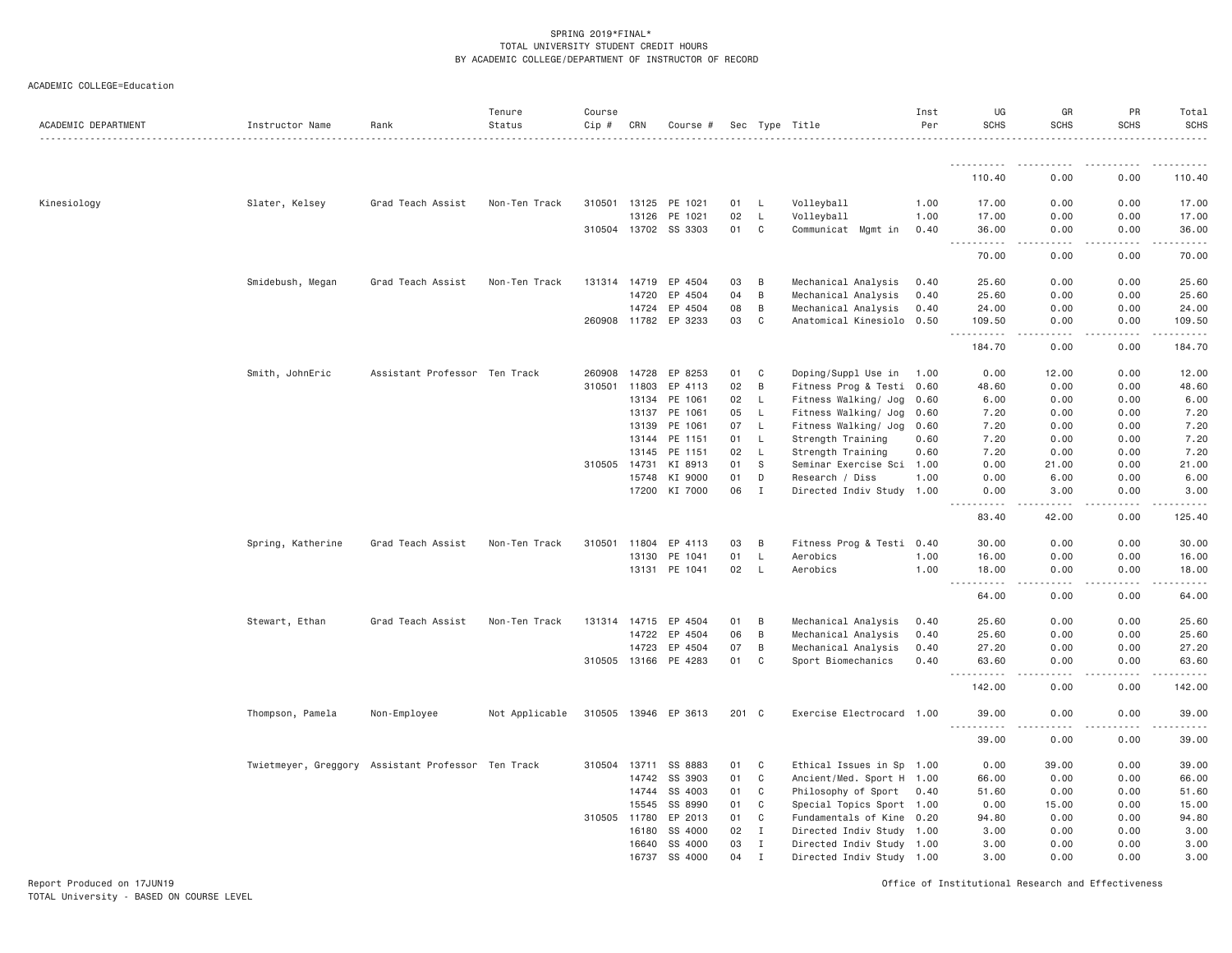SPRING 2019*FINAL*
TOTAL UNIVERSITY STUDENT CREDIT HOURS
BY ACADEMIC COLLEGE/DEPARTMENT OF INSTRUCTOR OF RECORD

ACADEMIC COLLEGE=Education

| ACADEMIC DEPARTMENT | Instructor Name | Rank | Tenure Status | Course Cip # | CRN | Course # | Sec | Type | Title | Inst Per | UG SCHS | GR SCHS | PR SCHS | Total SCHS |
|---|---|---|---|---|---|---|---|---|---|---|---|---|---|---|
| | | | | | | | | | | | 110.40 | 0.00 | 0.00 | 110.40 |
| Kinesiology | Slater, Kelsey | Grad Teach Assist | Non-Ten Track | 310501 | 13125 | PE 1021 | 01 | L | Volleyball | 1.00 | 17.00 | 0.00 | 0.00 | 17.00 |
| | | | | | 13126 | PE 1021 | 02 | L | Volleyball | 1.00 | 17.00 | 0.00 | 0.00 | 17.00 |
| | | | | 310504 | 13702 | SS 3303 | 01 | C | Communicat Mgmt in | 0.40 | 36.00 | 0.00 | 0.00 | 36.00 |
| | | | | | | | | | | | 70.00 | 0.00 | 0.00 | 70.00 |
| | Smidebush, Megan | Grad Teach Assist | Non-Ten Track | 131314 | 14719 | EP 4504 | 03 | B | Mechanical Analysis | 0.40 | 25.60 | 0.00 | 0.00 | 25.60 |
| | | | | | 14720 | EP 4504 | 04 | B | Mechanical Analysis | 0.40 | 25.60 | 0.00 | 0.00 | 25.60 |
| | | | | | 14724 | EP 4504 | 08 | B | Mechanical Analysis | 0.40 | 24.00 | 0.00 | 0.00 | 24.00 |
| | | | | 260908 | 11782 | EP 3233 | 03 | C | Anatomical Kinesiolo | 0.50 | 109.50 | 0.00 | 0.00 | 109.50 |
| | | | | | | | | | | | 184.70 | 0.00 | 0.00 | 184.70 |
| | Smith, JohnEric | Assistant Professor | Ten Track | 260908 | 14728 | EP 8253 | 01 | C | Doping/Suppl Use in | 1.00 | 0.00 | 12.00 | 0.00 | 12.00 |
| | | | | 310501 | 11803 | EP 4113 | 02 | B | Fitness Prog & Testi | 0.60 | 48.60 | 0.00 | 0.00 | 48.60 |
| | | | | | 13134 | PE 1061 | 02 | L | Fitness Walking/ Jog | 0.60 | 6.00 | 0.00 | 0.00 | 6.00 |
| | | | | | 13137 | PE 1061 | 05 | L | Fitness Walking/ Jog | 0.60 | 7.20 | 0.00 | 0.00 | 7.20 |
| | | | | | 13139 | PE 1061 | 07 | L | Fitness Walking/ Jog | 0.60 | 7.20 | 0.00 | 0.00 | 7.20 |
| | | | | | 13144 | PE 1151 | 01 | L | Strength Training | 0.60 | 7.20 | 0.00 | 0.00 | 7.20 |
| | | | | | 13145 | PE 1151 | 02 | L | Strength Training | 0.60 | 7.20 | 0.00 | 0.00 | 7.20 |
| | | | | 310505 | 14731 | KI 8913 | 01 | S | Seminar Exercise Sci | 1.00 | 0.00 | 21.00 | 0.00 | 21.00 |
| | | | | | 15748 | KI 9000 | 01 | D | Research / Diss | 1.00 | 0.00 | 6.00 | 0.00 | 6.00 |
| | | | | | 17200 | KI 7000 | 06 | I | Directed Indiv Study | 1.00 | 0.00 | 3.00 | 0.00 | 3.00 |
| | | | | | | | | | | | 83.40 | 42.00 | 0.00 | 125.40 |
| | Spring, Katherine | Grad Teach Assist | Non-Ten Track | 310501 | 11804 | EP 4113 | 03 | B | Fitness Prog & Testi | 0.40 | 30.00 | 0.00 | 0.00 | 30.00 |
| | | | | | 13130 | PE 1041 | 01 | L | Aerobics | 1.00 | 16.00 | 0.00 | 0.00 | 16.00 |
| | | | | | 13131 | PE 1041 | 02 | L | Aerobics | 1.00 | 18.00 | 0.00 | 0.00 | 18.00 |
| | | | | | | | | | | | 64.00 | 0.00 | 0.00 | 64.00 |
| | Stewart, Ethan | Grad Teach Assist | Non-Ten Track | 131314 | 14715 | EP 4504 | 01 | B | Mechanical Analysis | 0.40 | 25.60 | 0.00 | 0.00 | 25.60 |
| | | | | | 14722 | EP 4504 | 06 | B | Mechanical Analysis | 0.40 | 25.60 | 0.00 | 0.00 | 25.60 |
| | | | | | 14723 | EP 4504 | 07 | B | Mechanical Analysis | 0.40 | 27.20 | 0.00 | 0.00 | 27.20 |
| | | | | 310505 | 13166 | PE 4283 | 01 | C | Sport Biomechanics | 0.40 | 63.60 | 0.00 | 0.00 | 63.60 |
| | | | | | | | | | | | 142.00 | 0.00 | 0.00 | 142.00 |
| | Thompson, Pamela | Non-Employee | Not Applicable | 310505 | 13946 | EP 3613 | 201 | C | Exercise Electrocard | 1.00 | 39.00 | 0.00 | 0.00 | 39.00 |
| | | | | | | | | | | | 39.00 | 0.00 | 0.00 | 39.00 |
| | Twietmeyer, Greggory | Assistant Professor | Ten Track | 310504 | 13711 | SS 8883 | 01 | C | Ethical Issues in Sp | 1.00 | 0.00 | 39.00 | 0.00 | 39.00 |
| | | | | | 14742 | SS 3903 | 01 | C | Ancient/Med. Sport H | 1.00 | 66.00 | 0.00 | 0.00 | 66.00 |
| | | | | | 14744 | SS 4003 | 01 | C | Philosophy of Sport | 0.40 | 51.60 | 0.00 | 0.00 | 51.60 |
| | | | | | 15545 | SS 8990 | 01 | C | Special Topics Sport | 1.00 | 0.00 | 15.00 | 0.00 | 15.00 |
| | | | | 310505 | 11780 | EP 2013 | 01 | C | Fundamentals of Kine | 0.20 | 94.80 | 0.00 | 0.00 | 94.80 |
| | | | | | 16180 | SS 4000 | 02 | I | Directed Indiv Study | 1.00 | 3.00 | 0.00 | 0.00 | 3.00 |
| | | | | | 16640 | SS 4000 | 03 | I | Directed Indiv Study | 1.00 | 3.00 | 0.00 | 0.00 | 3.00 |
| | | | | | 16737 | SS 4000 | 04 | I | Directed Indiv Study | 1.00 | 3.00 | 0.00 | 0.00 | 3.00 |

Report Produced on 17JUN19
TOTAL University - BASED ON COURSE LEVEL

Office of Institutional Research and Effectiveness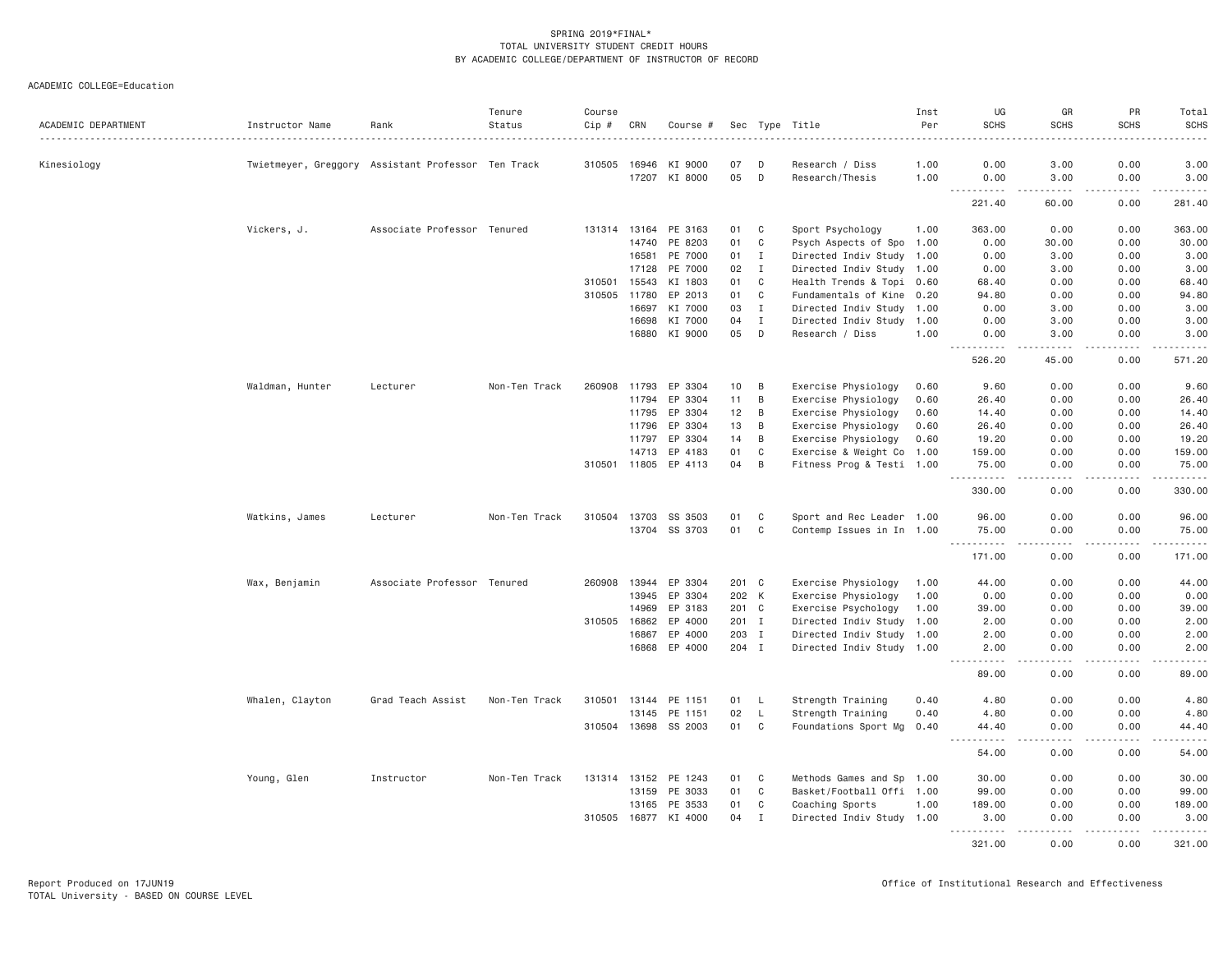SPRING 2019*FINAL*
TOTAL UNIVERSITY STUDENT CREDIT HOURS
BY ACADEMIC COLLEGE/DEPARTMENT OF INSTRUCTOR OF RECORD

ACADEMIC COLLEGE=Education

| ACADEMIC DEPARTMENT | Instructor Name | Rank | Tenure Status | Course Cip # | CRN | Course # | Sec | Type | Title | Inst Per | UG SCHS | GR SCHS | PR SCHS | Total SCHS |
|---|---|---|---|---|---|---|---|---|---|---|---|---|---|---|
| Kinesiology | Twietmeyer, Greggory | Assistant Professor | Ten Track | 310505 | 16946 | KI 9000 | 07 | D | Research / Diss | 1.00 | 0.00 | 3.00 | 0.00 | 3.00 |
| | | | | | 17207 | KI 8000 | 05 | D | Research/Thesis | 1.00 | 0.00 | 3.00 | 0.00 | 3.00 |
| | | | | | | | | | | | 221.40 | 60.00 | 0.00 | 281.40 |
| | Vickers, J. | Associate Professor | Tenured | 131314 | 13164 | PE 3163 | 01 | C | Sport Psychology | 1.00 | 363.00 | 0.00 | 0.00 | 363.00 |
| | | | | | 14740 | PE 8203 | 01 | C | Psych Aspects of Spo | 1.00 | 0.00 | 30.00 | 0.00 | 30.00 |
| | | | | | 16581 | PE 7000 | 01 | I | Directed Indiv Study | 1.00 | 0.00 | 3.00 | 0.00 | 3.00 |
| | | | | | 17128 | PE 7000 | 02 | I | Directed Indiv Study | 1.00 | 0.00 | 3.00 | 0.00 | 3.00 |
| | | | | 310501 | 15543 | KI 1803 | 01 | C | Health Trends & Topi | 0.60 | 68.40 | 0.00 | 0.00 | 68.40 |
| | | | | 310505 | 11780 | EP 2013 | 01 | C | Fundamentals of Kine | 0.20 | 94.80 | 0.00 | 0.00 | 94.80 |
| | | | | | 16697 | KI 7000 | 03 | I | Directed Indiv Study | 1.00 | 0.00 | 3.00 | 0.00 | 3.00 |
| | | | | | 16698 | KI 7000 | 04 | I | Directed Indiv Study | 1.00 | 0.00 | 3.00 | 0.00 | 3.00 |
| | | | | | 16880 | KI 9000 | 05 | D | Research / Diss | 1.00 | 0.00 | 3.00 | 0.00 | 3.00 |
| | | | | | | | | | | | 526.20 | 45.00 | 0.00 | 571.20 |
| | Waldman, Hunter | Lecturer | Non-Ten Track | 260908 | 11793 | EP 3304 | 10 | B | Exercise Physiology | 0.60 | 9.60 | 0.00 | 0.00 | 9.60 |
| | | | | | 11794 | EP 3304 | 11 | B | Exercise Physiology | 0.60 | 26.40 | 0.00 | 0.00 | 26.40 |
| | | | | | 11795 | EP 3304 | 12 | B | Exercise Physiology | 0.60 | 14.40 | 0.00 | 0.00 | 14.40 |
| | | | | | 11796 | EP 3304 | 13 | B | Exercise Physiology | 0.60 | 26.40 | 0.00 | 0.00 | 26.40 |
| | | | | | 11797 | EP 3304 | 14 | B | Exercise Physiology | 0.60 | 19.20 | 0.00 | 0.00 | 19.20 |
| | | | | | 14713 | EP 4183 | 01 | C | Exercise & Weight Co | 1.00 | 159.00 | 0.00 | 0.00 | 159.00 |
| | | | | 310501 | 11805 | EP 4113 | 04 | B | Fitness Prog & Testi | 1.00 | 75.00 | 0.00 | 0.00 | 75.00 |
| | | | | | | | | | | | 330.00 | 0.00 | 0.00 | 330.00 |
| | Watkins, James | Lecturer | Non-Ten Track | 310504 | 13703 | SS 3503 | 01 | C | Sport and Rec Leader | 1.00 | 96.00 | 0.00 | 0.00 | 96.00 |
| | | | | | 13704 | SS 3703 | 01 | C | Contemp Issues in In | 1.00 | 75.00 | 0.00 | 0.00 | 75.00 |
| | | | | | | | | | | | 171.00 | 0.00 | 0.00 | 171.00 |
| | Wax, Benjamin | Associate Professor | Tenured | 260908 | 13944 | EP 3304 | 201 | C | Exercise Physiology | 1.00 | 44.00 | 0.00 | 0.00 | 44.00 |
| | | | | | 13945 | EP 3304 | 202 | K | Exercise Physiology | 1.00 | 0.00 | 0.00 | 0.00 | 0.00 |
| | | | | | 14969 | EP 3183 | 201 | C | Exercise Psychology | 1.00 | 39.00 | 0.00 | 0.00 | 39.00 |
| | | | | 310505 | 16862 | EP 4000 | 201 | I | Directed Indiv Study | 1.00 | 2.00 | 0.00 | 0.00 | 2.00 |
| | | | | | 16867 | EP 4000 | 203 | I | Directed Indiv Study | 1.00 | 2.00 | 0.00 | 0.00 | 2.00 |
| | | | | | 16868 | EP 4000 | 204 | I | Directed Indiv Study | 1.00 | 2.00 | 0.00 | 0.00 | 2.00 |
| | | | | | | | | | | | 89.00 | 0.00 | 0.00 | 89.00 |
| | Whalen, Clayton | Grad Teach Assist | Non-Ten Track | 310501 | 13144 | PE 1151 | 01 | L | Strength Training | 0.40 | 4.80 | 0.00 | 0.00 | 4.80 |
| | | | | | 13145 | PE 1151 | 02 | L | Strength Training | 0.40 | 4.80 | 0.00 | 0.00 | 4.80 |
| | | | | 310504 | 13698 | SS 2003 | 01 | C | Foundations Sport Mg | 0.40 | 44.40 | 0.00 | 0.00 | 44.40 |
| | | | | | | | | | | | 54.00 | 0.00 | 0.00 | 54.00 |
| | Young, Glen | Instructor | Non-Ten Track | 131314 | 13152 | PE 1243 | 01 | C | Methods Games and Sp | 1.00 | 30.00 | 0.00 | 0.00 | 30.00 |
| | | | | | 13159 | PE 3033 | 01 | C | Basket/Football Offi | 1.00 | 99.00 | 0.00 | 0.00 | 99.00 |
| | | | | | 13165 | PE 3533 | 01 | C | Coaching Sports | 1.00 | 189.00 | 0.00 | 0.00 | 189.00 |
| | | | | 310505 | 16877 | KI 4000 | 04 | I | Directed Indiv Study | 1.00 | 3.00 | 0.00 | 0.00 | 3.00 |
| | | | | | | | | | | | 321.00 | 0.00 | 0.00 | 321.00 |

Report Produced on 17JUN19
TOTAL University - BASED ON COURSE LEVEL

Office of Institutional Research and Effectiveness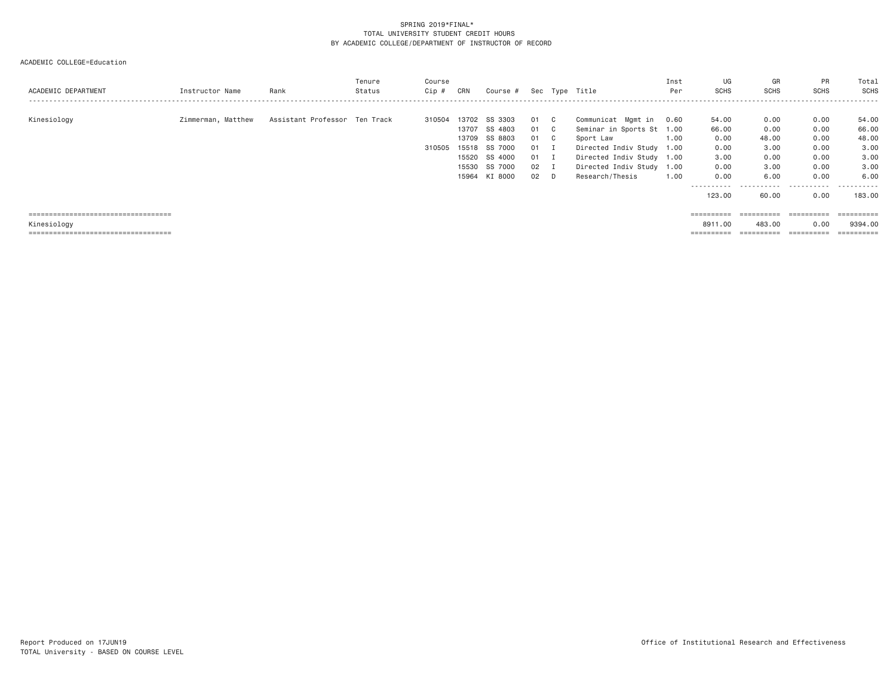SPRING 2019*FINAL*
TOTAL UNIVERSITY STUDENT CREDIT HOURS
BY ACADEMIC COLLEGE/DEPARTMENT OF INSTRUCTOR OF RECORD

ACADEMIC COLLEGE=Education

| ACADEMIC DEPARTMENT | Instructor Name | Rank | Tenure Status | Course Cip # | CRN | Course # | Sec | Type | Title | Inst Per | UG SCHS | GR SCHS | PR SCHS | Total SCHS |
|---|---|---|---|---|---|---|---|---|---|---|---|---|---|---|
| Kinesiology | Zimmerman, Matthew | Assistant Professor | Ten Track | 310504 | 13702 | SS 3303 | 01 | C | Communicat Mgmt in | 0.60 | 54.00 | 0.00 | 0.00 | 54.00 |
| | | | | | 13707 | SS 4803 | 01 | C | Seminar in Sports St | 1.00 | 66.00 | 0.00 | 0.00 | 66.00 |
| | | | | | 13709 | SS 8803 | 01 | C | Sport Law | 1.00 | 0.00 | 48.00 | 0.00 | 48.00 |
| | | | | 310505 | 15518 | SS 7000 | 01 | I | Directed Indiv Study | 1.00 | 0.00 | 3.00 | 0.00 | 3.00 |
| | | | | | 15520 | SS 4000 | 01 | I | Directed Indiv Study | 1.00 | 3.00 | 0.00 | 0.00 | 3.00 |
| | | | | | 15530 | SS 7000 | 02 | I | Directed Indiv Study | 1.00 | 0.00 | 3.00 | 0.00 | 3.00 |
| | | | | | 15964 | KI 8000 | 02 | D | Research/Thesis | 1.00 | 0.00 | 6.00 | 0.00 | 6.00 |
| | | | | | | | | | | | 123.00 | 60.00 | 0.00 | 183.00 |
| Kinesiology | | | | | | | | | | | 8911.00 | 483.00 | 0.00 | 9394.00 |

Report Produced on 17JUN19
TOTAL University - BASED ON COURSE LEVEL

Office of Institutional Research and Effectiveness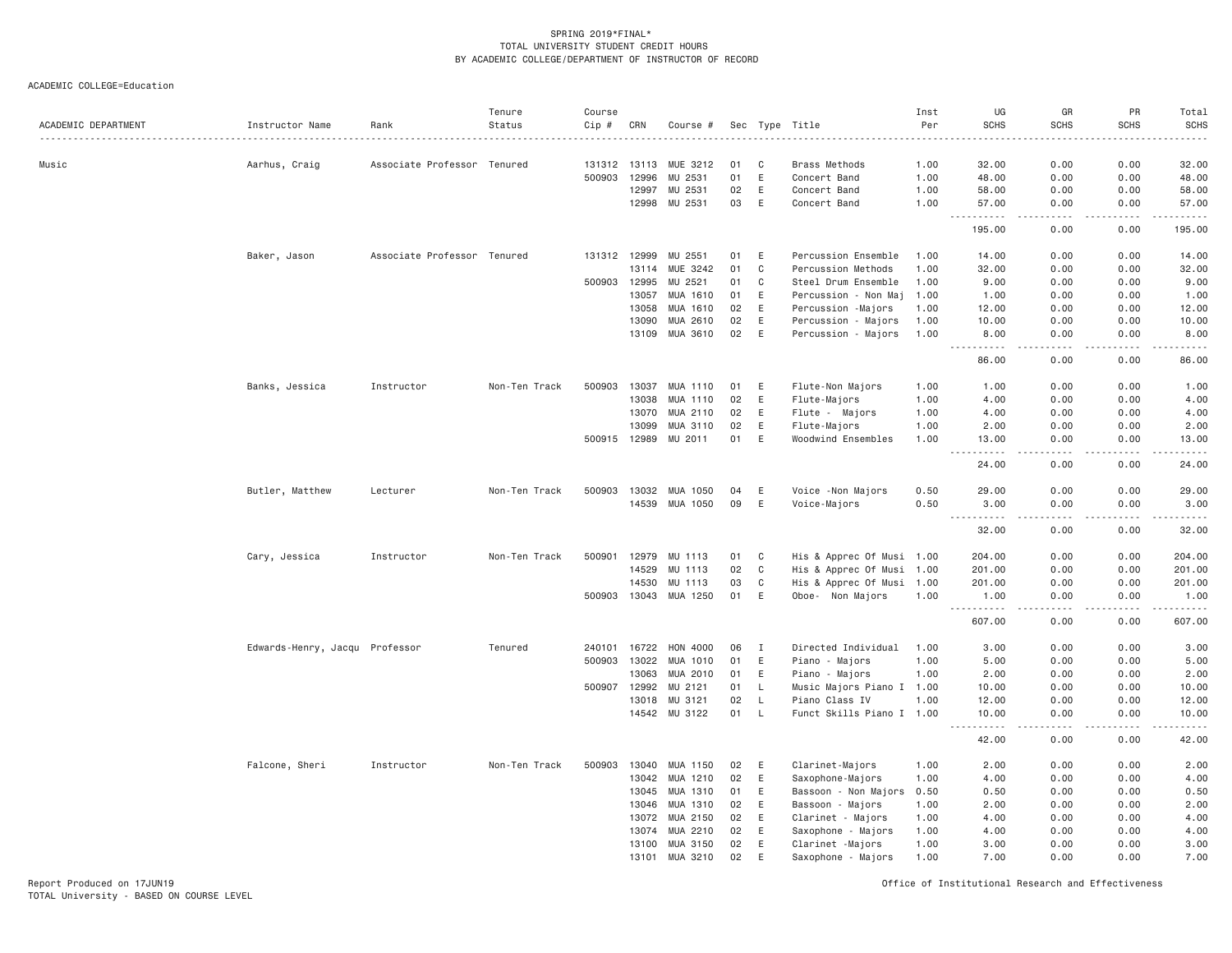SPRING 2019*FINAL*
TOTAL UNIVERSITY STUDENT CREDIT HOURS
BY ACADEMIC COLLEGE/DEPARTMENT OF INSTRUCTOR OF RECORD

ACADEMIC COLLEGE=Education

| ACADEMIC DEPARTMENT | Instructor Name | Rank | Tenure Status | Course Cip # | CRN | Course # | Sec | Type | Title | Inst Per | UG SCHS | GR SCHS | PR SCHS | Total SCHS |
|---|---|---|---|---|---|---|---|---|---|---|---|---|---|---|
| Music | Aarhus, Craig | Associate Professor | Tenured | 131312 | 13113 | MUE 3212 | 01 | C | Brass Methods | 1.00 | 32.00 | 0.00 | 0.00 | 32.00 |
| | | | | 500903 | 12996 | MU 2531 | 01 | E | Concert Band | 1.00 | 48.00 | 0.00 | 0.00 | 48.00 |
| | | | | | 12997 | MU 2531 | 02 | E | Concert Band | 1.00 | 58.00 | 0.00 | 0.00 | 58.00 |
| | | | | | 12998 | MU 2531 | 03 | E | Concert Band | 1.00 | 57.00 | 0.00 | 0.00 | 57.00 |
| | | | | | | | | | | | 195.00 | 0.00 | 0.00 | 195.00 |
| | Baker, Jason | Associate Professor | Tenured | 131312 | 12999 | MU 2551 | 01 | E | Percussion Ensemble | 1.00 | 14.00 | 0.00 | 0.00 | 14.00 |
| | | | | | 13114 | MUE 3242 | 01 | C | Percussion Methods | 1.00 | 32.00 | 0.00 | 0.00 | 32.00 |
| | | | | 500903 | 12995 | MU 2521 | 01 | C | Steel Drum Ensemble | 1.00 | 9.00 | 0.00 | 0.00 | 9.00 |
| | | | | | 13057 | MUA 1610 | 01 | E | Percussion - Non Maj | 1.00 | 1.00 | 0.00 | 0.00 | 1.00 |
| | | | | | 13058 | MUA 1610 | 02 | E | Percussion -Majors | 1.00 | 12.00 | 0.00 | 0.00 | 12.00 |
| | | | | | 13090 | MUA 2610 | 02 | E | Percussion - Majors | 1.00 | 10.00 | 0.00 | 0.00 | 10.00 |
| | | | | | 13109 | MUA 3610 | 02 | E | Percussion - Majors | 1.00 | 8.00 | 0.00 | 0.00 | 8.00 |
| | | | | | | | | | | | 86.00 | 0.00 | 0.00 | 86.00 |
| | Banks, Jessica | Instructor | Non-Ten Track | 500903 | 13037 | MUA 1110 | 01 | E | Flute-Non Majors | 1.00 | 1.00 | 0.00 | 0.00 | 1.00 |
| | | | | | 13038 | MUA 1110 | 02 | E | Flute-Majors | 1.00 | 4.00 | 0.00 | 0.00 | 4.00 |
| | | | | | 13070 | MUA 2110 | 02 | E | Flute - Majors | 1.00 | 4.00 | 0.00 | 0.00 | 4.00 |
| | | | | | 13099 | MUA 3110 | 02 | E | Flute-Majors | 1.00 | 2.00 | 0.00 | 0.00 | 2.00 |
| | | | | 500915 | 12989 | MU 2011 | 01 | E | Woodwind Ensembles | 1.00 | 13.00 | 0.00 | 0.00 | 13.00 |
| | | | | | | | | | | | 24.00 | 0.00 | 0.00 | 24.00 |
| | Butler, Matthew | Lecturer | Non-Ten Track | 500903 | 13032 | MUA 1050 | 04 | E | Voice -Non Majors | 0.50 | 29.00 | 0.00 | 0.00 | 29.00 |
| | | | | | 14539 | MUA 1050 | 09 | E | Voice-Majors | 0.50 | 3.00 | 0.00 | 0.00 | 3.00 |
| | | | | | | | | | | | 32.00 | 0.00 | 0.00 | 32.00 |
| | Cary, Jessica | Instructor | Non-Ten Track | 500901 | 12979 | MU 1113 | 01 | C | His & Apprec Of Musi | 1.00 | 204.00 | 0.00 | 0.00 | 204.00 |
| | | | | | 14529 | MU 1113 | 02 | C | His & Apprec Of Musi | 1.00 | 201.00 | 0.00 | 0.00 | 201.00 |
| | | | | | 14530 | MU 1113 | 03 | C | His & Apprec Of Musi | 1.00 | 201.00 | 0.00 | 0.00 | 201.00 |
| | | | | 500903 | 13043 | MUA 1250 | 01 | E | Oboe- Non Majors | 1.00 | 1.00 | 0.00 | 0.00 | 1.00 |
| | | | | | | | | | | | 607.00 | 0.00 | 0.00 | 607.00 |
| | Edwards-Henry, Jacqu | Professor | Tenured | 240101 | 16722 | HON 4000 | 06 | I | Directed Individual | 1.00 | 3.00 | 0.00 | 0.00 | 3.00 |
| | | | | 500903 | 13022 | MUA 1010 | 01 | E | Piano - Majors | 1.00 | 5.00 | 0.00 | 0.00 | 5.00 |
| | | | | | 13063 | MUA 2010 | 01 | E | Piano - Majors | 1.00 | 2.00 | 0.00 | 0.00 | 2.00 |
| | | | | 500907 | 12992 | MU 2121 | 01 | L | Music Majors Piano I | 1.00 | 10.00 | 0.00 | 0.00 | 10.00 |
| | | | | | 13018 | MU 3121 | 02 | L | Piano Class IV | 1.00 | 12.00 | 0.00 | 0.00 | 12.00 |
| | | | | | 14542 | MU 3122 | 01 | L | Funct Skills Piano I | 1.00 | 10.00 | 0.00 | 0.00 | 10.00 |
| | | | | | | | | | | | 42.00 | 0.00 | 0.00 | 42.00 |
| | Falcone, Sheri | Instructor | Non-Ten Track | 500903 | 13040 | MUA 1150 | 02 | E | Clarinet-Majors | 1.00 | 2.00 | 0.00 | 0.00 | 2.00 |
| | | | | | 13042 | MUA 1210 | 02 | E | Saxophone-Majors | 1.00 | 4.00 | 0.00 | 0.00 | 4.00 |
| | | | | | 13045 | MUA 1310 | 01 | E | Bassoon - Non Majors | 0.50 | 0.50 | 0.00 | 0.00 | 0.50 |
| | | | | | 13046 | MUA 1310 | 02 | E | Bassoon - Majors | 1.00 | 2.00 | 0.00 | 0.00 | 2.00 |
| | | | | | 13072 | MUA 2150 | 02 | E | Clarinet - Majors | 1.00 | 4.00 | 0.00 | 0.00 | 4.00 |
| | | | | | 13074 | MUA 2210 | 02 | E | Saxophone - Majors | 1.00 | 4.00 | 0.00 | 0.00 | 4.00 |
| | | | | | 13100 | MUA 3150 | 02 | E | Clarinet -Majors | 1.00 | 3.00 | 0.00 | 0.00 | 3.00 |
| | | | | | 13101 | MUA 3210 | 02 | E | Saxophone - Majors | 1.00 | 7.00 | 0.00 | 0.00 | 7.00 |

Report Produced on 17JUN19
TOTAL University - BASED ON COURSE LEVEL

Office of Institutional Research and Effectiveness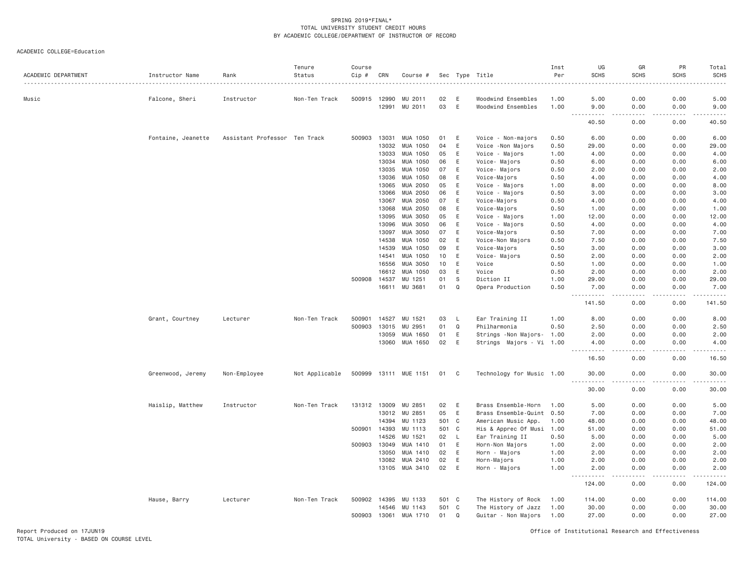SPRING 2019*FINAL*
TOTAL UNIVERSITY STUDENT CREDIT HOURS
BY ACADEMIC COLLEGE/DEPARTMENT OF INSTRUCTOR OF RECORD

ACADEMIC COLLEGE=Education

| ACADEMIC DEPARTMENT | Instructor Name | Rank | Tenure Status | Course Cip # | CRN | Course # | Sec | Type | Title | Inst Per | UG SCHS | GR SCHS | PR SCHS | Total SCHS |
|---|---|---|---|---|---|---|---|---|---|---|---|---|---|---|
| Music | Falcone, Sheri | Instructor | Non-Ten Track | 500915 | 12990 | MU 2011 | 02 | E | Woodwind Ensembles | 1.00 | 5.00 | 0.00 | 0.00 | 5.00 |
| | | | | | 12991 | MU 2011 | 03 | E | Woodwind Ensembles | 1.00 | 9.00 | 0.00 | 0.00 | 9.00 |
| | | | | | | | | | | | 40.50 | 0.00 | 0.00 | 40.50 |
| | Fontaine, Jeanette | Assistant Professor | Ten Track | 500903 | 13031 | MUA 1050 | 01 | E | Voice - Non-majors | 0.50 | 6.00 | 0.00 | 0.00 | 6.00 |
| | | | | | 13032 | MUA 1050 | 04 | E | Voice -Non Majors | 0.50 | 29.00 | 0.00 | 0.00 | 29.00 |
| | | | | | 13033 | MUA 1050 | 05 | E | Voice - Majors | 1.00 | 4.00 | 0.00 | 0.00 | 4.00 |
| | | | | | 13034 | MUA 1050 | 06 | E | Voice- Majors | 0.50 | 6.00 | 0.00 | 0.00 | 6.00 |
| | | | | | 13035 | MUA 1050 | 07 | E | Voice- Majors | 0.50 | 2.00 | 0.00 | 0.00 | 2.00 |
| | | | | | 13036 | MUA 1050 | 08 | E | Voice-Majors | 0.50 | 4.00 | 0.00 | 0.00 | 4.00 |
| | | | | | 13065 | MUA 2050 | 05 | E | Voice - Majors | 1.00 | 8.00 | 0.00 | 0.00 | 8.00 |
| | | | | | 13066 | MUA 2050 | 06 | E | Voice - Majors | 0.50 | 3.00 | 0.00 | 0.00 | 3.00 |
| | | | | | 13067 | MUA 2050 | 07 | E | Voice-Majors | 0.50 | 4.00 | 0.00 | 0.00 | 4.00 |
| | | | | | 13068 | MUA 2050 | 08 | E | Voice-Majors | 0.50 | 1.00 | 0.00 | 0.00 | 1.00 |
| | | | | | 13095 | MUA 3050 | 05 | E | Voice - Majors | 1.00 | 12.00 | 0.00 | 0.00 | 12.00 |
| | | | | | 13096 | MUA 3050 | 06 | E | Voice - Majors | 0.50 | 4.00 | 0.00 | 0.00 | 4.00 |
| | | | | | 13097 | MUA 3050 | 07 | E | Voice-Majors | 0.50 | 7.00 | 0.00 | 0.00 | 7.00 |
| | | | | | 14538 | MUA 1050 | 02 | E | Voice-Non Majors | 0.50 | 7.50 | 0.00 | 0.00 | 7.50 |
| | | | | | 14539 | MUA 1050 | 09 | E | Voice-Majors | 0.50 | 3.00 | 0.00 | 0.00 | 3.00 |
| | | | | | 14541 | MUA 1050 | 10 | E | Voice- Majors | 0.50 | 2.00 | 0.00 | 0.00 | 2.00 |
| | | | | | 16556 | MUA 3050 | 10 | E | Voice | 0.50 | 1.00 | 0.00 | 0.00 | 1.00 |
| | | | | | 16612 | MUA 1050 | 03 | E | Voice | 0.50 | 2.00 | 0.00 | 0.00 | 2.00 |
| | | | | 500908 | 14537 | MU 1251 | 01 | S | Diction II | 1.00 | 29.00 | 0.00 | 0.00 | 29.00 |
| | | | | | 16611 | MU 3681 | 01 | Q | Opera Production | 0.50 | 7.00 | 0.00 | 0.00 | 7.00 |
| | | | | | | | | | | | 141.50 | 0.00 | 0.00 | 141.50 |
| | Grant, Courtney | Lecturer | Non-Ten Track | 500901 | 14527 | MU 1521 | 03 | L | Ear Training II | 1.00 | 8.00 | 0.00 | 0.00 | 8.00 |
| | | | | 500903 | 13015 | MU 2951 | 01 | Q | Philharmonia | 0.50 | 2.50 | 0.00 | 0.00 | 2.50 |
| | | | | | 13059 | MUA 1650 | 01 | E | Strings -Non Majors- | 1.00 | 2.00 | 0.00 | 0.00 | 2.00 |
| | | | | | 13060 | MUA 1650 | 02 | E | Strings Majors - Vi | 1.00 | 4.00 | 0.00 | 0.00 | 4.00 |
| | | | | | | | | | | | 16.50 | 0.00 | 0.00 | 16.50 |
| | Greenwood, Jeremy | Non-Employee | Not Applicable | 500999 | 13111 | MUE 1151 | 01 | C | Technology for Music | 1.00 | 30.00 | 0.00 | 0.00 | 30.00 |
| | | | | | | | | | | | 30.00 | 0.00 | 0.00 | 30.00 |
| | Haislip, Matthew | Instructor | Non-Ten Track | 131312 | 13009 | MU 2851 | 02 | E | Brass Ensemble-Horn | 1.00 | 5.00 | 0.00 | 0.00 | 5.00 |
| | | | | | 13012 | MU 2851 | 05 | E | Brass Ensemble-Quint | 0.50 | 7.00 | 0.00 | 0.00 | 7.00 |
| | | | | | 14394 | MU 1123 | 501 | C | American Music App. | 1.00 | 48.00 | 0.00 | 0.00 | 48.00 |
| | | | | 500901 | 14393 | MU 1113 | 501 | C | His & Apprec Of Musi | 1.00 | 51.00 | 0.00 | 0.00 | 51.00 |
| | | | | | 14526 | MU 1521 | 02 | L | Ear Training II | 0.50 | 5.00 | 0.00 | 0.00 | 5.00 |
| | | | | 500903 | 13049 | MUA 1410 | 01 | E | Horn-Non Majors | 1.00 | 2.00 | 0.00 | 0.00 | 2.00 |
| | | | | | 13050 | MUA 1410 | 02 | E | Horn - Majors | 1.00 | 2.00 | 0.00 | 0.00 | 2.00 |
| | | | | | 13082 | MUA 2410 | 02 | E | Horn-Majors | 1.00 | 2.00 | 0.00 | 0.00 | 2.00 |
| | | | | | 13105 | MUA 3410 | 02 | E | Horn - Majors | 1.00 | 2.00 | 0.00 | 0.00 | 2.00 |
| | | | | | | | | | | | 124.00 | 0.00 | 0.00 | 124.00 |
| | Hause, Barry | Lecturer | Non-Ten Track | 500902 | 14395 | MU 1133 | 501 | C | The History of Rock | 1.00 | 114.00 | 0.00 | 0.00 | 114.00 |
| | | | | | 14546 | MU 1143 | 501 | C | The History of Jazz | 1.00 | 30.00 | 0.00 | 0.00 | 30.00 |
| | | | | 500903 | 13061 | MUA 1710 | 01 | Q | Guitar - Non Majors | 1.00 | 27.00 | 0.00 | 0.00 | 27.00 |

Report Produced on 17JUN19
TOTAL University - BASED ON COURSE LEVEL

Office of Institutional Research and Effectiveness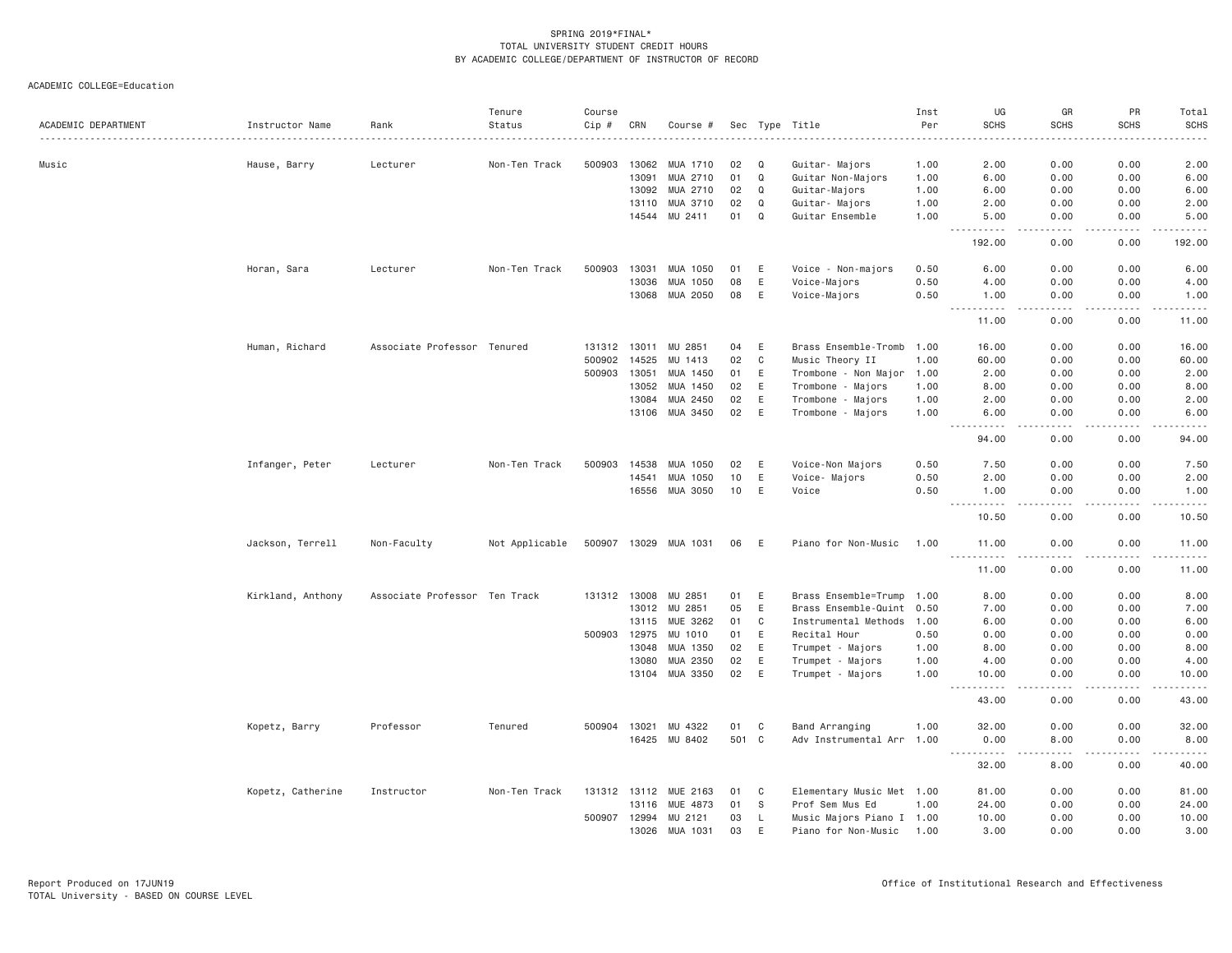SPRING 2019*FINAL*
TOTAL UNIVERSITY STUDENT CREDIT HOURS
BY ACADEMIC COLLEGE/DEPARTMENT OF INSTRUCTOR OF RECORD

ACADEMIC COLLEGE=Education

| ACADEMIC DEPARTMENT | Instructor Name | Rank | Tenure Status | Course Cip # | CRN | Course # | Sec | Type | Title | Inst Per | UG SCHS | GR SCHS | PR SCHS | Total SCHS |
|---|---|---|---|---|---|---|---|---|---|---|---|---|---|---|
| Music | Hause, Barry | Lecturer | Non-Ten Track | 500903 | 13062 | MUA 1710 | 02 | Q | Guitar- Majors | 1.00 | 2.00 | 0.00 | 0.00 | 2.00 |
| | | | | | 13091 | MUA 2710 | 01 | Q | Guitar Non-Majors | 1.00 | 6.00 | 0.00 | 0.00 | 6.00 |
| | | | | | 13092 | MUA 2710 | 02 | Q | Guitar-Majors | 1.00 | 6.00 | 0.00 | 0.00 | 6.00 |
| | | | | | 13110 | MUA 3710 | 02 | Q | Guitar- Majors | 1.00 | 2.00 | 0.00 | 0.00 | 2.00 |
| | | | | | 14544 | MU 2411 | 01 | Q | Guitar Ensemble | 1.00 | 5.00 | 0.00 | 0.00 | 5.00 |
| | | | | | | | | | | | 192.00 | 0.00 | 0.00 | 192.00 |
| | Horan, Sara | Lecturer | Non-Ten Track | 500903 | 13031 | MUA 1050 | 01 | E | Voice - Non-majors | 0.50 | 6.00 | 0.00 | 0.00 | 6.00 |
| | | | | | 13036 | MUA 1050 | 08 | E | Voice-Majors | 0.50 | 4.00 | 0.00 | 0.00 | 4.00 |
| | | | | | 13068 | MUA 2050 | 08 | E | Voice-Majors | 0.50 | 1.00 | 0.00 | 0.00 | 1.00 |
| | | | | | | | | | | | 11.00 | 0.00 | 0.00 | 11.00 |
| | Human, Richard | Associate Professor | Tenured | 131312 | 13011 | MU 2851 | 04 | E | Brass Ensemble-Tromb | 1.00 | 16.00 | 0.00 | 0.00 | 16.00 |
| | | | | 500902 | 14525 | MU 1413 | 02 | C | Music Theory II | 1.00 | 60.00 | 0.00 | 0.00 | 60.00 |
| | | | | 500903 | 13051 | MUA 1450 | 01 | E | Trombone - Non Major | 1.00 | 2.00 | 0.00 | 0.00 | 2.00 |
| | | | | | 13052 | MUA 1450 | 02 | E | Trombone - Majors | 1.00 | 8.00 | 0.00 | 0.00 | 8.00 |
| | | | | | 13084 | MUA 2450 | 02 | E | Trombone - Majors | 1.00 | 2.00 | 0.00 | 0.00 | 2.00 |
| | | | | | 13106 | MUA 3450 | 02 | E | Trombone - Majors | 1.00 | 6.00 | 0.00 | 0.00 | 6.00 |
| | | | | | | | | | | | 94.00 | 0.00 | 0.00 | 94.00 |
| | Infanger, Peter | Lecturer | Non-Ten Track | 500903 | 14538 | MUA 1050 | 02 | E | Voice-Non Majors | 0.50 | 7.50 | 0.00 | 0.00 | 7.50 |
| | | | | | 14541 | MUA 1050 | 10 | E | Voice- Majors | 0.50 | 2.00 | 0.00 | 0.00 | 2.00 |
| | | | | | 16556 | MUA 3050 | 10 | E | Voice | 0.50 | 1.00 | 0.00 | 0.00 | 1.00 |
| | | | | | | | | | | | 10.50 | 0.00 | 0.00 | 10.50 |
| | Jackson, Terrell | Non-Faculty | Not Applicable | 500907 | 13029 | MUA 1031 | 06 | E | Piano for Non-Music | 1.00 | 11.00 | 0.00 | 0.00 | 11.00 |
| | | | | | | | | | | | 11.00 | 0.00 | 0.00 | 11.00 |
| | Kirkland, Anthony | Associate Professor | Ten Track | 131312 | 13008 | MU 2851 | 01 | E | Brass Ensemble=Trump | 1.00 | 8.00 | 0.00 | 0.00 | 8.00 |
| | | | | | 13012 | MU 2851 | 05 | E | Brass Ensemble-Quint | 0.50 | 7.00 | 0.00 | 0.00 | 7.00 |
| | | | | | 13115 | MUE 3262 | 01 | C | Instrumental Methods | 1.00 | 6.00 | 0.00 | 0.00 | 6.00 |
| | | | | 500903 | 12975 | MU 1010 | 01 | E | Recital Hour | 0.50 | 0.00 | 0.00 | 0.00 | 0.00 |
| | | | | | 13048 | MUA 1350 | 02 | E | Trumpet - Majors | 1.00 | 8.00 | 0.00 | 0.00 | 8.00 |
| | | | | | 13080 | MUA 2350 | 02 | E | Trumpet - Majors | 1.00 | 4.00 | 0.00 | 0.00 | 4.00 |
| | | | | | 13104 | MUA 3350 | 02 | E | Trumpet - Majors | 1.00 | 10.00 | 0.00 | 0.00 | 10.00 |
| | | | | | | | | | | | 43.00 | 0.00 | 0.00 | 43.00 |
| | Kopetz, Barry | Professor | Tenured | 500904 | 13021 | MU 4322 | 01 | C | Band Arranging | 1.00 | 32.00 | 0.00 | 0.00 | 32.00 |
| | | | | | 16425 | MU 8402 | 501 | C | Adv Instrumental Arr | 1.00 | 0.00 | 8.00 | 0.00 | 8.00 |
| | | | | | | | | | | | 32.00 | 8.00 | 0.00 | 40.00 |
| | Kopetz, Catherine | Instructor | Non-Ten Track | 131312 | 13112 | MUE 2163 | 01 | C | Elementary Music Met | 1.00 | 81.00 | 0.00 | 0.00 | 81.00 |
| | | | | | 13116 | MUE 4873 | 01 | S | Prof Sem Mus Ed | 1.00 | 24.00 | 0.00 | 0.00 | 24.00 |
| | | | | 500907 | 12994 | MU 2121 | 03 | L | Music Majors Piano I | 1.00 | 10.00 | 0.00 | 0.00 | 10.00 |
| | | | | | 13026 | MUA 1031 | 03 | E | Piano for Non-Music | 1.00 | 3.00 | 0.00 | 0.00 | 3.00 |

Report Produced on 17JUN19
TOTAL University - BASED ON COURSE LEVEL

Office of Institutional Research and Effectiveness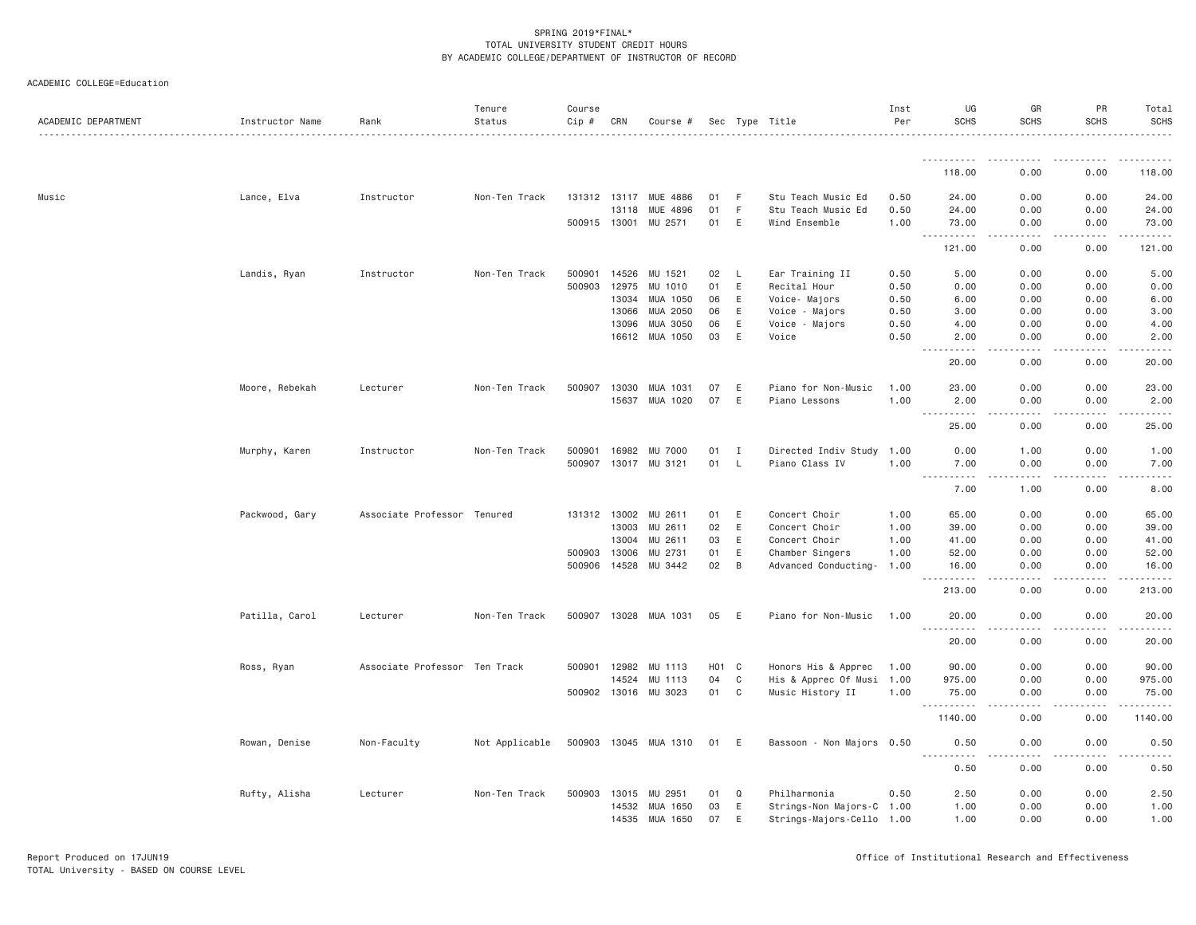SPRING 2019*FINAL*
TOTAL UNIVERSITY STUDENT CREDIT HOURS
BY ACADEMIC COLLEGE/DEPARTMENT OF INSTRUCTOR OF RECORD

ACADEMIC COLLEGE=Education

| ACADEMIC DEPARTMENT | Instructor Name | Rank | Tenure Status | Course Cip # | CRN | Course # | Sec | Type | Title | Inst Per | UG SCHS | GR SCHS | PR SCHS | Total SCHS |
|---|---|---|---|---|---|---|---|---|---|---|---|---|---|---|
| | | | | | | | | | | | 118.00 | 0.00 | 0.00 | 118.00 |
| Music | Lance, Elva | Instructor | Non-Ten Track | 131312 | 13117 | MUE 4886 | 01 | F | Stu Teach Music Ed | 0.50 | 24.00 | 0.00 | 0.00 | 24.00 |
| | | | | | 13118 | MUE 4896 | 01 | F | Stu Teach Music Ed | 0.50 | 24.00 | 0.00 | 0.00 | 24.00 |
| | | | | 500915 | 13001 | MU 2571 | 01 | E | Wind Ensemble | 1.00 | 73.00 | 0.00 | 0.00 | 73.00 |
| | | | | | | | | | | | 121.00 | 0.00 | 0.00 | 121.00 |
| | Landis, Ryan | Instructor | Non-Ten Track | 500901 | 14526 | MU 1521 | 02 | L | Ear Training II | 0.50 | 5.00 | 0.00 | 0.00 | 5.00 |
| | | | | 500903 | 12975 | MU 1010 | 01 | E | Recital Hour | 0.50 | 0.00 | 0.00 | 0.00 | 0.00 |
| | | | | | 13034 | MUA 1050 | 06 | E | Voice- Majors | 0.50 | 6.00 | 0.00 | 0.00 | 6.00 |
| | | | | | 13066 | MUA 2050 | 06 | E | Voice - Majors | 0.50 | 3.00 | 0.00 | 0.00 | 3.00 |
| | | | | | 13096 | MUA 3050 | 06 | E | Voice - Majors | 0.50 | 4.00 | 0.00 | 0.00 | 4.00 |
| | | | | | 16612 | MUA 1050 | 03 | E | Voice | 0.50 | 2.00 | 0.00 | 0.00 | 2.00 |
| | | | | | | | | | | | 20.00 | 0.00 | 0.00 | 20.00 |
| | Moore, Rebekah | Lecturer | Non-Ten Track | 500907 | 13030 | MUA 1031 | 07 | E | Piano for Non-Music | 1.00 | 23.00 | 0.00 | 0.00 | 23.00 |
| | | | | | 15637 | MUA 1020 | 07 | E | Piano Lessons | 1.00 | 2.00 | 0.00 | 0.00 | 2.00 |
| | | | | | | | | | | | 25.00 | 0.00 | 0.00 | 25.00 |
| | Murphy, Karen | Instructor | Non-Ten Track | 500901 | 16982 | MU 7000 | 01 | I | Directed Indiv Study | 1.00 | 0.00 | 1.00 | 0.00 | 1.00 |
| | | | | 500907 | 13017 | MU 3121 | 01 | L | Piano Class IV | 1.00 | 7.00 | 0.00 | 0.00 | 7.00 |
| | | | | | | | | | | | 7.00 | 1.00 | 0.00 | 8.00 |
| | Packwood, Gary | Associate Professor | Tenured | 131312 | 13002 | MU 2611 | 01 | E | Concert Choir | 1.00 | 65.00 | 0.00 | 0.00 | 65.00 |
| | | | | | 13003 | MU 2611 | 02 | E | Concert Choir | 1.00 | 39.00 | 0.00 | 0.00 | 39.00 |
| | | | | | 13004 | MU 2611 | 03 | E | Concert Choir | 1.00 | 41.00 | 0.00 | 0.00 | 41.00 |
| | | | | 500903 | 13006 | MU 2731 | 01 | E | Chamber Singers | 1.00 | 52.00 | 0.00 | 0.00 | 52.00 |
| | | | | 500906 | 14528 | MU 3442 | 02 | B | Advanced Conducting- | 1.00 | 16.00 | 0.00 | 0.00 | 16.00 |
| | | | | | | | | | | | 213.00 | 0.00 | 0.00 | 213.00 |
| | Patilla, Carol | Lecturer | Non-Ten Track | 500907 | 13028 | MUA 1031 | 05 | E | Piano for Non-Music | 1.00 | 20.00 | 0.00 | 0.00 | 20.00 |
| | | | | | | | | | | | 20.00 | 0.00 | 0.00 | 20.00 |
| | Ross, Ryan | Associate Professor | Ten Track | 500901 | 12982 | MU 1113 | H01 | C | Honors His & Apprec | 1.00 | 90.00 | 0.00 | 0.00 | 90.00 |
| | | | | | 14524 | MU 1113 | 04 | C | His & Apprec Of Musi | 1.00 | 975.00 | 0.00 | 0.00 | 975.00 |
| | | | | 500902 | 13016 | MU 3023 | 01 | C | Music History II | 1.00 | 75.00 | 0.00 | 0.00 | 75.00 |
| | | | | | | | | | | | 1140.00 | 0.00 | 0.00 | 1140.00 |
| | Rowan, Denise | Non-Faculty | Not Applicable | 500903 | 13045 | MUA 1310 | 01 | E | Bassoon - Non Majors | 0.50 | 0.50 | 0.00 | 0.00 | 0.50 |
| | | | | | | | | | | | 0.50 | 0.00 | 0.00 | 0.50 |
| | Rufty, Alisha | Lecturer | Non-Ten Track | 500903 | 13015 | MU 2951 | 01 | Q | Philharmonia | 0.50 | 2.50 | 0.00 | 0.00 | 2.50 |
| | | | | | 14532 | MUA 1650 | 03 | E | Strings-Non Majors-C | 1.00 | 1.00 | 0.00 | 0.00 | 1.00 |
| | | | | | 14535 | MUA 1650 | 07 | E | Strings-Majors-Cello | 1.00 | 1.00 | 0.00 | 0.00 | 1.00 |

Report Produced on 17JUN19
TOTAL University - BASED ON COURSE LEVEL

Office of Institutional Research and Effectiveness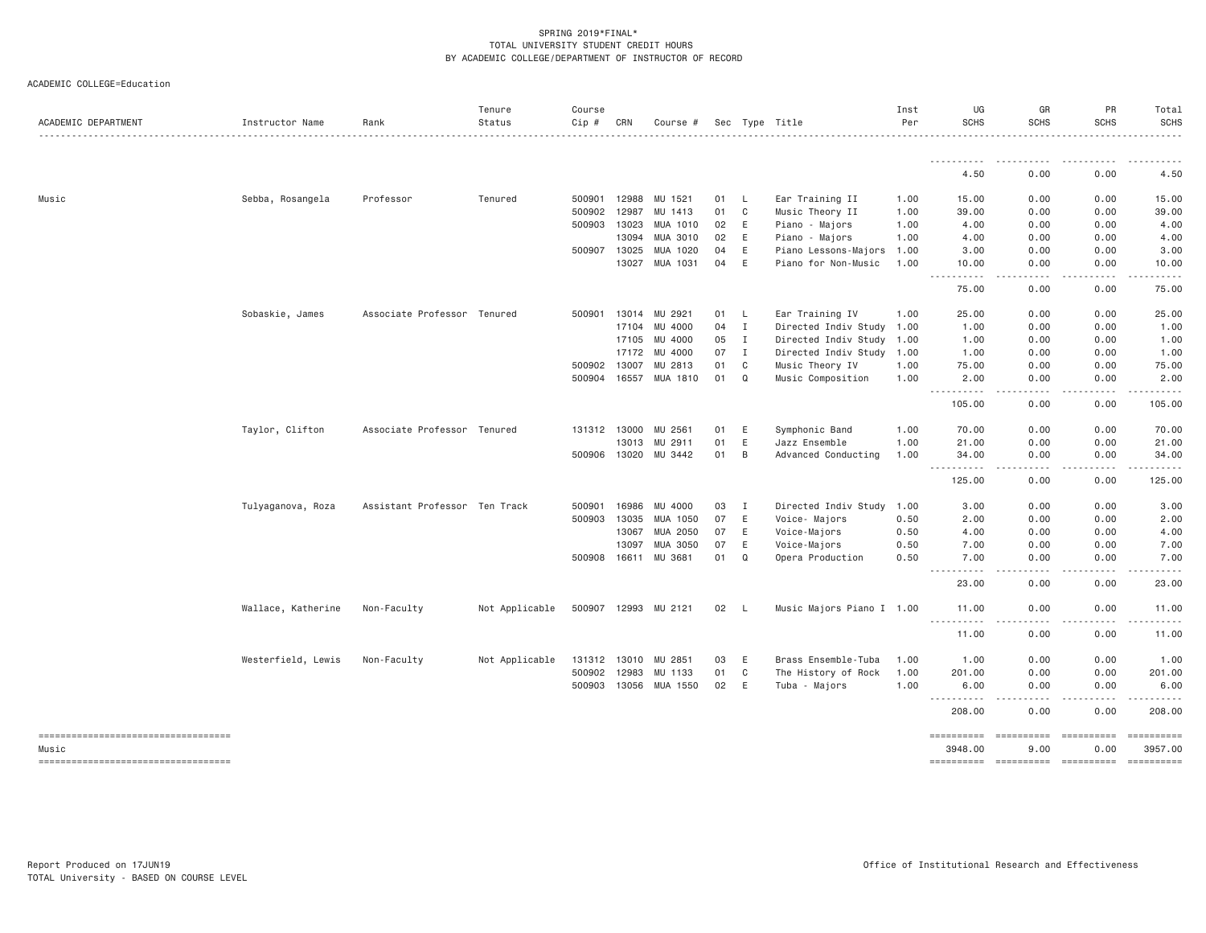SPRING 2019*FINAL*
TOTAL UNIVERSITY STUDENT CREDIT HOURS
BY ACADEMIC COLLEGE/DEPARTMENT OF INSTRUCTOR OF RECORD

ACADEMIC COLLEGE=Education

| ACADEMIC DEPARTMENT | Instructor Name | Rank | Tenure Status | Course Cip # | CRN | Course # | Sec | Type | Title | Inst Per | UG SCHS | GR SCHS | PR SCHS | Total SCHS |
|---|---|---|---|---|---|---|---|---|---|---|---|---|---|---|
| | | | | | | | | | | | 4.50 | 0.00 | 0.00 | 4.50 |
| Music | Sebba, Rosangela | Professor | Tenured | 500901 | 12988 | MU 1521 | 01 | L | Ear Training II | 1.00 | 15.00 | 0.00 | 0.00 | 15.00 |
| | | | | 500902 | 12987 | MU 1413 | 01 | C | Music Theory II | 1.00 | 39.00 | 0.00 | 0.00 | 39.00 |
| | | | | 500903 | 13023 | MUA 1010 | 02 | E | Piano - Majors | 1.00 | 4.00 | 0.00 | 0.00 | 4.00 |
| | | | | | 13094 | MUA 3010 | 02 | E | Piano - Majors | 1.00 | 4.00 | 0.00 | 0.00 | 4.00 |
| | | | | 500907 | 13025 | MUA 1020 | 04 | E | Piano Lessons-Majors | 1.00 | 3.00 | 0.00 | 0.00 | 3.00 |
| | | | | | 13027 | MUA 1031 | 04 | E | Piano for Non-Music | 1.00 | 10.00 | 0.00 | 0.00 | 10.00 |
| | | | | | | | | | | | 75.00 | 0.00 | 0.00 | 75.00 |
| | Sobaskie, James | Associate Professor | Tenured | 500901 | 13014 | MU 2921 | 01 | L | Ear Training IV | 1.00 | 25.00 | 0.00 | 0.00 | 25.00 |
| | | | | | 17104 | MU 4000 | 04 | I | Directed Indiv Study | 1.00 | 1.00 | 0.00 | 0.00 | 1.00 |
| | | | | | 17105 | MU 4000 | 05 | I | Directed Indiv Study | 1.00 | 1.00 | 0.00 | 0.00 | 1.00 |
| | | | | | 17172 | MU 4000 | 07 | I | Directed Indiv Study | 1.00 | 1.00 | 0.00 | 0.00 | 1.00 |
| | | | | 500902 | 13007 | MU 2813 | 01 | C | Music Theory IV | 1.00 | 75.00 | 0.00 | 0.00 | 75.00 |
| | | | | 500904 | 16557 | MUA 1810 | 01 | Q | Music Composition | 1.00 | 2.00 | 0.00 | 0.00 | 2.00 |
| | | | | | | | | | | | 105.00 | 0.00 | 0.00 | 105.00 |
| | Taylor, Clifton | Associate Professor | Tenured | 131312 | 13000 | MU 2561 | 01 | E | Symphonic Band | 1.00 | 70.00 | 0.00 | 0.00 | 70.00 |
| | | | | | 13013 | MU 2911 | 01 | E | Jazz Ensemble | 1.00 | 21.00 | 0.00 | 0.00 | 21.00 |
| | | | | 500906 | 13020 | MU 3442 | 01 | B | Advanced Conducting | 1.00 | 34.00 | 0.00 | 0.00 | 34.00 |
| | | | | | | | | | | | 125.00 | 0.00 | 0.00 | 125.00 |
| | Tulyaganova, Roza | Assistant Professor | Ten Track | 500901 | 16986 | MU 4000 | 03 | I | Directed Indiv Study | 1.00 | 3.00 | 0.00 | 0.00 | 3.00 |
| | | | | 500903 | 13035 | MUA 1050 | 07 | E | Voice- Majors | 0.50 | 2.00 | 0.00 | 0.00 | 2.00 |
| | | | | | 13067 | MUA 2050 | 07 | E | Voice-Majors | 0.50 | 4.00 | 0.00 | 0.00 | 4.00 |
| | | | | | 13097 | MUA 3050 | 07 | E | Voice-Majors | 0.50 | 7.00 | 0.00 | 0.00 | 7.00 |
| | | | | 500908 | 16611 | MU 3681 | 01 | Q | Opera Production | 0.50 | 7.00 | 0.00 | 0.00 | 7.00 |
| | | | | | | | | | | | 23.00 | 0.00 | 0.00 | 23.00 |
| | Wallace, Katherine | Non-Faculty | Not Applicable | 500907 | 12993 | MU 2121 | 02 | L | Music Majors Piano I | 1.00 | 11.00 | 0.00 | 0.00 | 11.00 |
| | | | | | | | | | | | 11.00 | 0.00 | 0.00 | 11.00 |
| | Westerfield, Lewis | Non-Faculty | Not Applicable | 131312 | 13010 | MU 2851 | 03 | E | Brass Ensemble-Tuba | 1.00 | 1.00 | 0.00 | 0.00 | 1.00 |
| | | | | 500902 | 12983 | MU 1133 | 01 | C | The History of Rock | 1.00 | 201.00 | 0.00 | 0.00 | 201.00 |
| | | | | 500903 | 13056 | MUA 1550 | 02 | E | Tuba - Majors | 1.00 | 6.00 | 0.00 | 0.00 | 6.00 |
| | | | | | | | | | | | 208.00 | 0.00 | 0.00 | 208.00 |
| Music | | | | | | | | | | | 3948.00 | 9.00 | 0.00 | 3957.00 |

Report Produced on 17JUN19
TOTAL University - BASED ON COURSE LEVEL

Office of Institutional Research and Effectiveness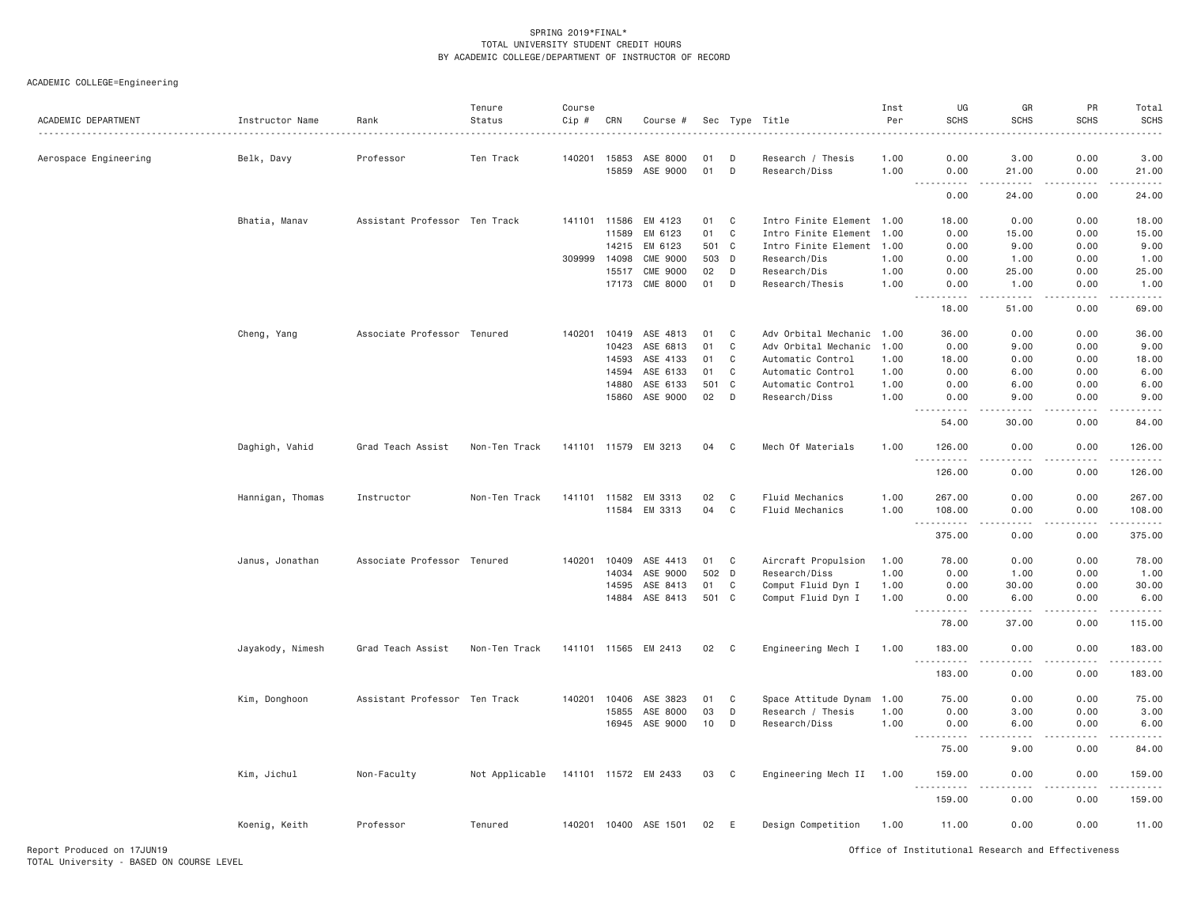SPRING 2019*FINAL*
TOTAL UNIVERSITY STUDENT CREDIT HOURS
BY ACADEMIC COLLEGE/DEPARTMENT OF INSTRUCTOR OF RECORD

ACADEMIC COLLEGE=Engineering

| ACADEMIC DEPARTMENT | Instructor Name | Rank | Tenure Status | Course Cip # | CRN | Course # | Sec | Type | Title | Inst Per | UG SCHS | GR SCHS | PR SCHS | Total SCHS |
|---|---|---|---|---|---|---|---|---|---|---|---|---|---|---|
| Aerospace Engineering | Belk, Davy | Professor | Ten Track | 140201 | 15853 | ASE 8000 | 01 | D | Research / Thesis | 1.00 | 0.00 | 3.00 | 0.00 | 3.00 |
| | | | | | 15859 | ASE 9000 | 01 | D | Research/Diss | 1.00 | 0.00 | 21.00 | 0.00 | 21.00 |
| | | | | | | | | | | | 0.00 | 24.00 | 0.00 | 24.00 |
| | Bhatia, Manav | Assistant Professor | Ten Track | 141101 | 11586 | EM 4123 | 01 | C | Intro Finite Element | 1.00 | 18.00 | 0.00 | 0.00 | 18.00 |
| | | | | | 11589 | EM 6123 | 01 | C | Intro Finite Element | 1.00 | 0.00 | 15.00 | 0.00 | 15.00 |
| | | | | | 14215 | EM 6123 | 501 | C | Intro Finite Element | 1.00 | 0.00 | 9.00 | 0.00 | 9.00 |
| | | | | 309999 | 14098 | CME 9000 | 503 | D | Research/Dis | 1.00 | 0.00 | 1.00 | 0.00 | 1.00 |
| | | | | | 15517 | CME 9000 | 02 | D | Research/Dis | 1.00 | 0.00 | 25.00 | 0.00 | 25.00 |
| | | | | | 17173 | CME 8000 | 01 | D | Research/Thesis | 1.00 | 0.00 | 1.00 | 0.00 | 1.00 |
| | | | | | | | | | | | 18.00 | 51.00 | 0.00 | 69.00 |
| | Cheng, Yang | Associate Professor | Tenured | 140201 | 10419 | ASE 4813 | 01 | C | Adv Orbital Mechanic | 1.00 | 36.00 | 0.00 | 0.00 | 36.00 |
| | | | | | 10423 | ASE 6813 | 01 | C | Adv Orbital Mechanic | 1.00 | 0.00 | 9.00 | 0.00 | 9.00 |
| | | | | | 14593 | ASE 4133 | 01 | C | Automatic Control | 1.00 | 18.00 | 0.00 | 0.00 | 18.00 |
| | | | | | 14594 | ASE 6133 | 01 | C | Automatic Control | 1.00 | 0.00 | 6.00 | 0.00 | 6.00 |
| | | | | | 14880 | ASE 6133 | 501 | C | Automatic Control | 1.00 | 0.00 | 6.00 | 0.00 | 6.00 |
| | | | | | 15860 | ASE 9000 | 02 | D | Research/Diss | 1.00 | 0.00 | 9.00 | 0.00 | 9.00 |
| | | | | | | | | | | | 54.00 | 30.00 | 0.00 | 84.00 |
| | Daghigh, Vahid | Grad Teach Assist | Non-Ten Track | 141101 | 11579 | EM 3213 | 04 | C | Mech Of Materials | 1.00 | 126.00 | 0.00 | 0.00 | 126.00 |
| | | | | | | | | | | | 126.00 | 0.00 | 0.00 | 126.00 |
| | Hannigan, Thomas | Instructor | Non-Ten Track | 141101 | 11582 | EM 3313 | 02 | C | Fluid Mechanics | 1.00 | 267.00 | 0.00 | 0.00 | 267.00 |
| | | | | | 11584 | EM 3313 | 04 | C | Fluid Mechanics | 1.00 | 108.00 | 0.00 | 0.00 | 108.00 |
| | | | | | | | | | | | 375.00 | 0.00 | 0.00 | 375.00 |
| | Janus, Jonathan | Associate Professor | Tenured | 140201 | 10409 | ASE 4413 | 01 | C | Aircraft Propulsion | 1.00 | 78.00 | 0.00 | 0.00 | 78.00 |
| | | | | | 14034 | ASE 9000 | 502 | D | Research/Diss | 1.00 | 0.00 | 1.00 | 0.00 | 1.00 |
| | | | | | 14595 | ASE 8413 | 01 | C | Comput Fluid Dyn I | 1.00 | 0.00 | 30.00 | 0.00 | 30.00 |
| | | | | | 14884 | ASE 8413 | 501 | C | Comput Fluid Dyn I | 1.00 | 0.00 | 6.00 | 0.00 | 6.00 |
| | | | | | | | | | | | 78.00 | 37.00 | 0.00 | 115.00 |
| | Jayakody, Nimesh | Grad Teach Assist | Non-Ten Track | 141101 | 11565 | EM 2413 | 02 | C | Engineering Mech I | 1.00 | 183.00 | 0.00 | 0.00 | 183.00 |
| | | | | | | | | | | | 183.00 | 0.00 | 0.00 | 183.00 |
| | Kim, Donghoon | Assistant Professor | Ten Track | 140201 | 10406 | ASE 3823 | 01 | C | Space Attitude Dynam | 1.00 | 75.00 | 0.00 | 0.00 | 75.00 |
| | | | | | 15855 | ASE 8000 | 03 | D | Research / Thesis | 1.00 | 0.00 | 3.00 | 0.00 | 3.00 |
| | | | | | 16945 | ASE 9000 | 10 | D | Research/Diss | 1.00 | 0.00 | 6.00 | 0.00 | 6.00 |
| | | | | | | | | | | | 75.00 | 9.00 | 0.00 | 84.00 |
| | Kim, Jichul | Non-Faculty | Not Applicable | 141101 | 11572 | EM 2433 | 03 | C | Engineering Mech II | 1.00 | 159.00 | 0.00 | 0.00 | 159.00 |
| | | | | | | | | | | | 159.00 | 0.00 | 0.00 | 159.00 |
| | Koenig, Keith | Professor | Tenured | 140201 | 10400 | ASE 1501 | 02 | E | Design Competition | 1.00 | 11.00 | 0.00 | 0.00 | 11.00 |

Report Produced on 17JUN19
TOTAL University - BASED ON COURSE LEVEL

Office of Institutional Research and Effectiveness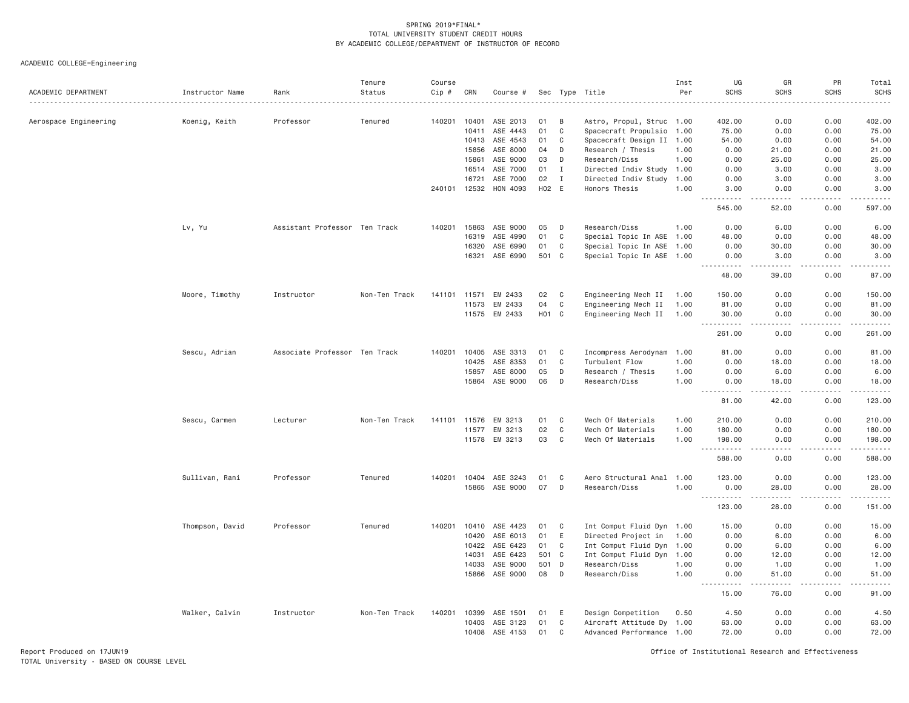SPRING 2019*FINAL*
TOTAL UNIVERSITY STUDENT CREDIT HOURS
BY ACADEMIC COLLEGE/DEPARTMENT OF INSTRUCTOR OF RECORD

ACADEMIC COLLEGE=Engineering

| ACADEMIC DEPARTMENT | Instructor Name | Rank | Tenure Status | Course Cip # | CRN | Course # | Sec | Type | Title | Inst Per | UG SCHS | GR SCHS | PR SCHS | Total SCHS |
|---|---|---|---|---|---|---|---|---|---|---|---|---|---|---|
| Aerospace Engineering | Koenig, Keith | Professor | Tenured | 140201 | 10401 | ASE 2013 | 01 | B | Astro, Propul, Struc | 1.00 | 402.00 | 0.00 | 0.00 | 402.00 |
| | | | | | 10411 | ASE 4443 | 01 | C | Spacecraft Propulsio | 1.00 | 75.00 | 0.00 | 0.00 | 75.00 |
| | | | | | 10413 | ASE 4543 | 01 | C | Spacecraft Design II | 1.00 | 54.00 | 0.00 | 0.00 | 54.00 |
| | | | | | 15856 | ASE 8000 | 04 | D | Research / Thesis | 1.00 | 0.00 | 21.00 | 0.00 | 21.00 |
| | | | | | 15861 | ASE 9000 | 03 | D | Research/Diss | 1.00 | 0.00 | 25.00 | 0.00 | 25.00 |
| | | | | | 16514 | ASE 7000 | 01 | I | Directed Indiv Study | 1.00 | 0.00 | 3.00 | 0.00 | 3.00 |
| | | | | | 16721 | ASE 7000 | 02 | I | Directed Indiv Study | 1.00 | 0.00 | 3.00 | 0.00 | 3.00 |
| | | | | 240101 | 12532 | HON 4093 | H02 | E | Honors Thesis | 1.00 | 3.00 | 0.00 | 0.00 | 3.00 |
| | | | | | | | | | | | 545.00 | 52.00 | 0.00 | 597.00 |
| | Lv, Yu | Assistant Professor | Ten Track | 140201 | 15863 | ASE 9000 | 05 | D | Research/Diss | 1.00 | 0.00 | 6.00 | 0.00 | 6.00 |
| | | | | | 16319 | ASE 4990 | 01 | C | Special Topic In ASE | 1.00 | 48.00 | 0.00 | 0.00 | 48.00 |
| | | | | | 16320 | ASE 6990 | 01 | C | Special Topic In ASE | 1.00 | 0.00 | 30.00 | 0.00 | 30.00 |
| | | | | | 16321 | ASE 6990 | 501 | C | Special Topic In ASE | 1.00 | 0.00 | 3.00 | 0.00 | 3.00 |
| | | | | | | | | | | | 48.00 | 39.00 | 0.00 | 87.00 |
| | Moore, Timothy | Instructor | Non-Ten Track | 141101 | 11571 | EM 2433 | 02 | C | Engineering Mech II | 1.00 | 150.00 | 0.00 | 0.00 | 150.00 |
| | | | | | 11573 | EM 2433 | 04 | C | Engineering Mech II | 1.00 | 81.00 | 0.00 | 0.00 | 81.00 |
| | | | | | 11575 | EM 2433 | H01 | C | Engineering Mech II | 1.00 | 30.00 | 0.00 | 0.00 | 30.00 |
| | | | | | | | | | | | 261.00 | 0.00 | 0.00 | 261.00 |
| | Sescu, Adrian | Associate Professor | Ten Track | 140201 | 10405 | ASE 3313 | 01 | C | Incompress Aerodynam | 1.00 | 81.00 | 0.00 | 0.00 | 81.00 |
| | | | | | 10425 | ASE 8353 | 01 | C | Turbulent Flow | 1.00 | 0.00 | 18.00 | 0.00 | 18.00 |
| | | | | | 15857 | ASE 8000 | 05 | D | Research / Thesis | 1.00 | 0.00 | 6.00 | 0.00 | 6.00 |
| | | | | | 15864 | ASE 9000 | 06 | D | Research/Diss | 1.00 | 0.00 | 18.00 | 0.00 | 18.00 |
| | | | | | | | | | | | 81.00 | 42.00 | 0.00 | 123.00 |
| | Sescu, Carmen | Lecturer | Non-Ten Track | 141101 | 11576 | EM 3213 | 01 | C | Mech Of Materials | 1.00 | 210.00 | 0.00 | 0.00 | 210.00 |
| | | | | | 11577 | EM 3213 | 02 | C | Mech Of Materials | 1.00 | 180.00 | 0.00 | 0.00 | 180.00 |
| | | | | | 11578 | EM 3213 | 03 | C | Mech Of Materials | 1.00 | 198.00 | 0.00 | 0.00 | 198.00 |
| | | | | | | | | | | | 588.00 | 0.00 | 0.00 | 588.00 |
| | Sullivan, Rani | Professor | Tenured | 140201 | 10404 | ASE 3243 | 01 | C | Aero Structural Anal | 1.00 | 123.00 | 0.00 | 0.00 | 123.00 |
| | | | | | 15865 | ASE 9000 | 07 | D | Research/Diss | 1.00 | 0.00 | 28.00 | 0.00 | 28.00 |
| | | | | | | | | | | | 123.00 | 28.00 | 0.00 | 151.00 |
| | Thompson, David | Professor | Tenured | 140201 | 10410 | ASE 4423 | 01 | C | Int Comput Fluid Dyn | 1.00 | 15.00 | 0.00 | 0.00 | 15.00 |
| | | | | | 10420 | ASE 6013 | 01 | E | Directed Project in | 1.00 | 0.00 | 6.00 | 0.00 | 6.00 |
| | | | | | 10422 | ASE 6423 | 01 | C | Int Comput Fluid Dyn | 1.00 | 0.00 | 6.00 | 0.00 | 6.00 |
| | | | | | 14031 | ASE 6423 | 501 | C | Int Comput Fluid Dyn | 1.00 | 0.00 | 12.00 | 0.00 | 12.00 |
| | | | | | 14033 | ASE 9000 | 501 | D | Research/Diss | 1.00 | 0.00 | 1.00 | 0.00 | 1.00 |
| | | | | | 15866 | ASE 9000 | 08 | D | Research/Diss | 1.00 | 0.00 | 51.00 | 0.00 | 51.00 |
| | | | | | | | | | | | 15.00 | 76.00 | 0.00 | 91.00 |
| | Walker, Calvin | Instructor | Non-Ten Track | 140201 | 10399 | ASE 1501 | 01 | E | Design Competition | 0.50 | 4.50 | 0.00 | 0.00 | 4.50 |
| | | | | | 10403 | ASE 3123 | 01 | C | Aircraft Attitude Dy | 1.00 | 63.00 | 0.00 | 0.00 | 63.00 |
| | | | | | 10408 | ASE 4153 | 01 | C | Advanced Performance | 1.00 | 72.00 | 0.00 | 0.00 | 72.00 |

Report Produced on 17JUN19
TOTAL University - BASED ON COURSE LEVEL

Office of Institutional Research and Effectiveness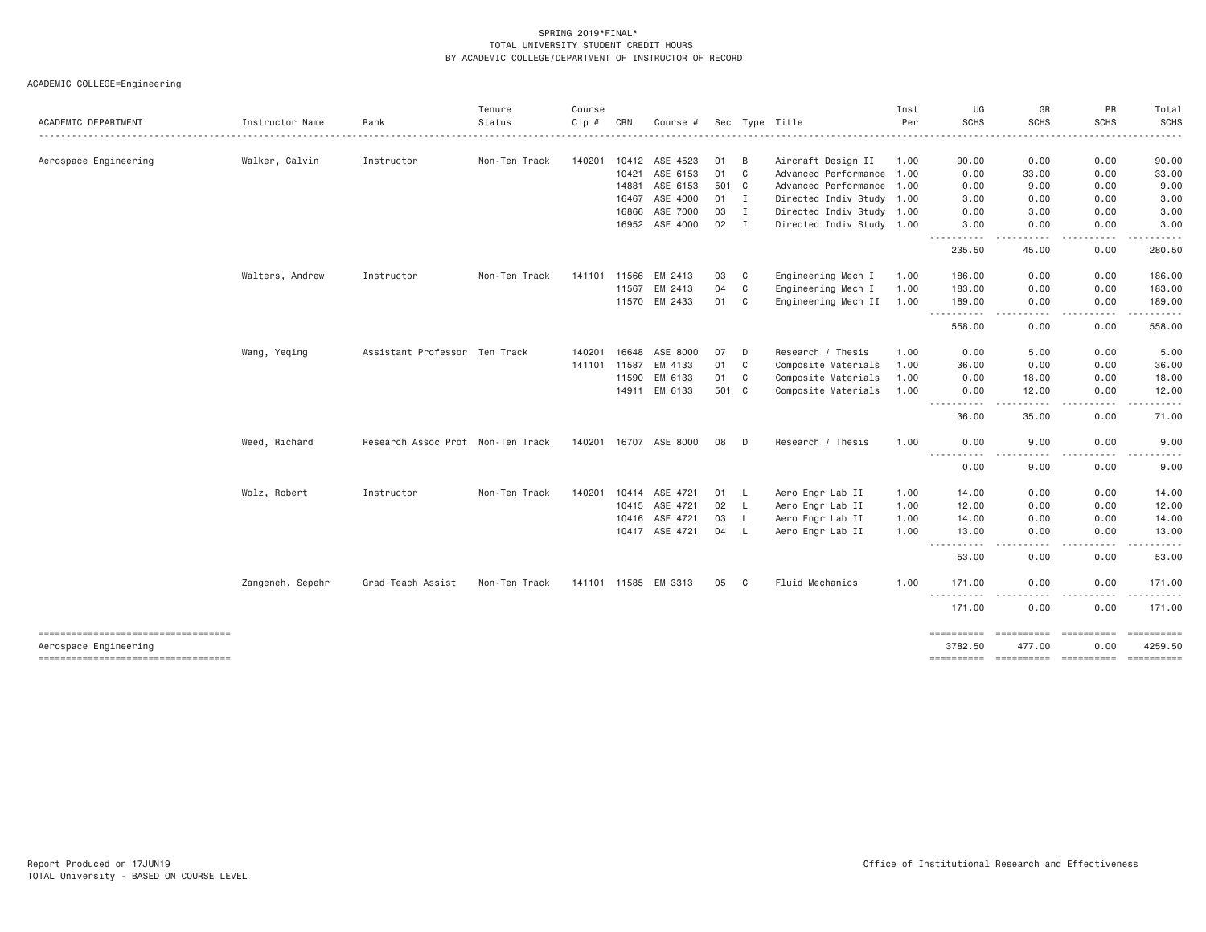SPRING 2019*FINAL*
TOTAL UNIVERSITY STUDENT CREDIT HOURS
BY ACADEMIC COLLEGE/DEPARTMENT OF INSTRUCTOR OF RECORD

ACADEMIC COLLEGE=Engineering

| ACADEMIC DEPARTMENT | Instructor Name | Rank | Tenure Status | Course Cip # | CRN | Course # | Sec | Type | Title | Inst Per | UG SCHS | GR SCHS | PR SCHS | Total SCHS |
|---|---|---|---|---|---|---|---|---|---|---|---|---|---|---|
| Aerospace Engineering | Walker, Calvin | Instructor | Non-Ten Track | 140201 | 10412 | ASE 4523 | 01 | B | Aircraft Design II | 1.00 | 90.00 | 0.00 | 0.00 | 90.00 |
| | | | | | 10421 | ASE 6153 | 01 | C | Advanced Performance | 1.00 | 0.00 | 33.00 | 0.00 | 33.00 |
| | | | | | 14881 | ASE 6153 | 501 | C | Advanced Performance | 1.00 | 0.00 | 9.00 | 0.00 | 9.00 |
| | | | | | 16467 | ASE 4000 | 01 | I | Directed Indiv Study | 1.00 | 3.00 | 0.00 | 0.00 | 3.00 |
| | | | | | 16866 | ASE 7000 | 03 | I | Directed Indiv Study | 1.00 | 0.00 | 3.00 | 0.00 | 3.00 |
| | | | | | 16952 | ASE 4000 | 02 | I | Directed Indiv Study | 1.00 | 3.00 | 0.00 | 0.00 | 3.00 |
| | | | | | | | | | | | 235.50 | 45.00 | 0.00 | 280.50 |
| | Walters, Andrew | Instructor | Non-Ten Track | 141101 | 11566 | EM 2413 | 03 | C | Engineering Mech I | 1.00 | 186.00 | 0.00 | 0.00 | 186.00 |
| | | | | | 11567 | EM 2413 | 04 | C | Engineering Mech I | 1.00 | 183.00 | 0.00 | 0.00 | 183.00 |
| | | | | | 11570 | EM 2433 | 01 | C | Engineering Mech II | 1.00 | 189.00 | 0.00 | 0.00 | 189.00 |
| | | | | | | | | | | | 558.00 | 0.00 | 0.00 | 558.00 |
| | Wang, Yeqing | Assistant Professor | Ten Track | 140201 | 16648 | ASE 8000 | 07 | D | Research / Thesis | 1.00 | 0.00 | 5.00 | 0.00 | 5.00 |
| | | | | 141101 | 11587 | EM 4133 | 01 | C | Composite Materials | 1.00 | 36.00 | 0.00 | 0.00 | 36.00 |
| | | | | | 11590 | EM 6133 | 01 | C | Composite Materials | 1.00 | 0.00 | 18.00 | 0.00 | 18.00 |
| | | | | | 14911 | EM 6133 | 501 | C | Composite Materials | 1.00 | 0.00 | 12.00 | 0.00 | 12.00 |
| | | | | | | | | | | | 36.00 | 35.00 | 0.00 | 71.00 |
| | Weed, Richard | Research Assoc Prof | Non-Ten Track | 140201 | 16707 | ASE 8000 | 08 | D | Research / Thesis | 1.00 | 0.00 | 9.00 | 0.00 | 9.00 |
| | | | | | | | | | | | 0.00 | 9.00 | 0.00 | 9.00 |
| | Wolz, Robert | Instructor | Non-Ten Track | 140201 | 10414 | ASE 4721 | 01 | L | Aero Engr Lab II | 1.00 | 14.00 | 0.00 | 0.00 | 14.00 |
| | | | | | 10415 | ASE 4721 | 02 | L | Aero Engr Lab II | 1.00 | 12.00 | 0.00 | 0.00 | 12.00 |
| | | | | | 10416 | ASE 4721 | 03 | L | Aero Engr Lab II | 1.00 | 14.00 | 0.00 | 0.00 | 14.00 |
| | | | | | 10417 | ASE 4721 | 04 | L | Aero Engr Lab II | 1.00 | 13.00 | 0.00 | 0.00 | 13.00 |
| | | | | | | | | | | | 53.00 | 0.00 | 0.00 | 53.00 |
| | Zangeneh, Sepehr | Grad Teach Assist | Non-Ten Track | 141101 | 11585 | EM 3313 | 05 | C | Fluid Mechanics | 1.00 | 171.00 | 0.00 | 0.00 | 171.00 |
| | | | | | | | | | | | 171.00 | 0.00 | 0.00 | 171.00 |
| Aerospace Engineering | | | | | | | | | | | 3782.50 | 477.00 | 0.00 | 4259.50 |

Report Produced on 17JUN19
TOTAL University - BASED ON COURSE LEVEL

Office of Institutional Research and Effectiveness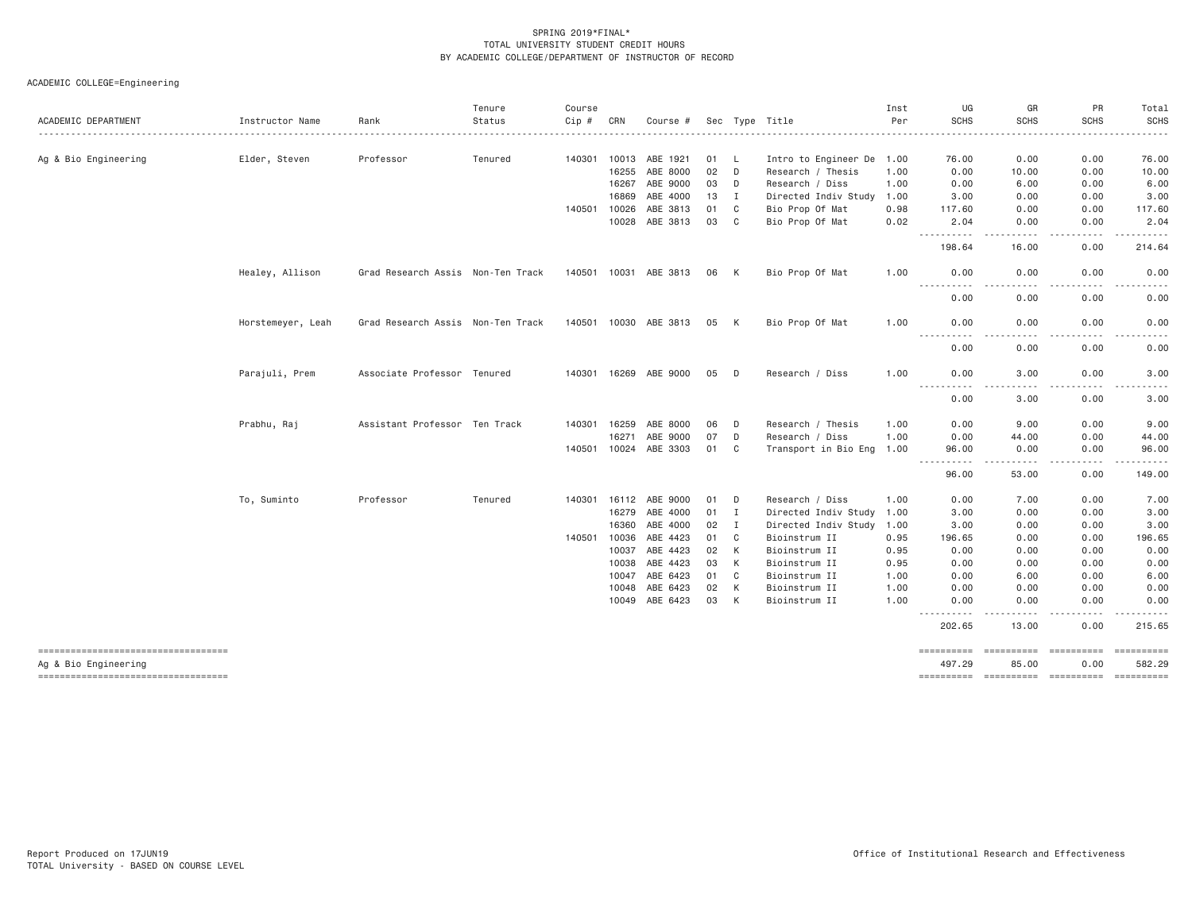SPRING 2019*FINAL*
TOTAL UNIVERSITY STUDENT CREDIT HOURS
BY ACADEMIC COLLEGE/DEPARTMENT OF INSTRUCTOR OF RECORD

ACADEMIC COLLEGE=Engineering

| ACADEMIC DEPARTMENT | Instructor Name | Rank | Tenure Status | Course Cip # | CRN | Course # | Sec | Type | Title | Inst Per | UG SCHS | GR SCHS | PR SCHS | Total SCHS |
|---|---|---|---|---|---|---|---|---|---|---|---|---|---|---|
| Ag & Bio Engineering | Elder, Steven | Professor | Tenured | 140301 | 10013 | ABE 1921 | 01 | L | Intro to Engineer De | 1.00 | 76.00 | 0.00 | 0.00 | 76.00 |
| | | | | | 16255 | ABE 8000 | 02 | D | Research / Thesis | 1.00 | 0.00 | 10.00 | 0.00 | 10.00 |
| | | | | | 16267 | ABE 9000 | 03 | D | Research / Diss | 1.00 | 0.00 | 6.00 | 0.00 | 6.00 |
| | | | | | 16869 | ABE 4000 | 13 | I | Directed Indiv Study | 1.00 | 3.00 | 0.00 | 0.00 | 3.00 |
| | | | | 140501 | 10026 | ABE 3813 | 01 | C | Bio Prop Of Mat | 0.98 | 117.60 | 0.00 | 0.00 | 117.60 |
| | | | | | 10028 | ABE 3813 | 03 | C | Bio Prop Of Mat | 0.02 | 2.04 | 0.00 | 0.00 | 2.04 |
| | | | | | | | | | | | 198.64 | 16.00 | 0.00 | 214.64 |
| | Healey, Allison | Grad Research Assis | Non-Ten Track | 140501 | 10031 | ABE 3813 | 06 | K | Bio Prop Of Mat | 1.00 | 0.00 | 0.00 | 0.00 | 0.00 |
| | | | | | | | | | | | 0.00 | 0.00 | 0.00 | 0.00 |
| | Horstemeyer, Leah | Grad Research Assis | Non-Ten Track | 140501 | 10030 | ABE 3813 | 05 | K | Bio Prop Of Mat | 1.00 | 0.00 | 0.00 | 0.00 | 0.00 |
| | | | | | | | | | | | 0.00 | 0.00 | 0.00 | 0.00 |
| | Parajuli, Prem | Associate Professor | Tenured | 140301 | 16269 | ABE 9000 | 05 | D | Research / Diss | 1.00 | 0.00 | 3.00 | 0.00 | 3.00 |
| | | | | | | | | | | | 0.00 | 3.00 | 0.00 | 3.00 |
| | Prabhu, Raj | Assistant Professor | Ten Track | 140301 | 16259 | ABE 8000 | 06 | D | Research / Thesis | 1.00 | 0.00 | 9.00 | 0.00 | 9.00 |
| | | | | | 16271 | ABE 9000 | 07 | D | Research / Diss | 1.00 | 0.00 | 44.00 | 0.00 | 44.00 |
| | | | | 140501 | 10024 | ABE 3303 | 01 | C | Transport in Bio Eng | 1.00 | 96.00 | 0.00 | 0.00 | 96.00 |
| | | | | | | | | | | | 96.00 | 53.00 | 0.00 | 149.00 |
| | To, Suminto | Professor | Tenured | 140301 | 16112 | ABE 9000 | 01 | D | Research / Diss | 1.00 | 0.00 | 7.00 | 0.00 | 7.00 |
| | | | | | 16279 | ABE 4000 | 01 | I | Directed Indiv Study | 1.00 | 3.00 | 0.00 | 0.00 | 3.00 |
| | | | | | 16360 | ABE 4000 | 02 | I | Directed Indiv Study | 1.00 | 3.00 | 0.00 | 0.00 | 3.00 |
| | | | | 140501 | 10036 | ABE 4423 | 01 | C | Bioinstrum II | 0.95 | 196.65 | 0.00 | 0.00 | 196.65 |
| | | | | | 10037 | ABE 4423 | 02 | K | Bioinstrum II | 0.95 | 0.00 | 0.00 | 0.00 | 0.00 |
| | | | | | 10038 | ABE 4423 | 03 | K | Bioinstrum II | 0.95 | 0.00 | 0.00 | 0.00 | 0.00 |
| | | | | | 10047 | ABE 6423 | 01 | C | Bioinstrum II | 1.00 | 0.00 | 6.00 | 0.00 | 6.00 |
| | | | | | 10048 | ABE 6423 | 02 | K | Bioinstrum II | 1.00 | 0.00 | 0.00 | 0.00 | 0.00 |
| | | | | | 10049 | ABE 6423 | 03 | K | Bioinstrum II | 1.00 | 0.00 | 0.00 | 0.00 | 0.00 |
| | | | | | | | | | | | 202.65 | 13.00 | 0.00 | 215.65 |
| Ag & Bio Engineering | | | | | | | | | | | 497.29 | 85.00 | 0.00 | 582.29 |

Report Produced on 17JUN19
TOTAL University - BASED ON COURSE LEVEL

Office of Institutional Research and Effectiveness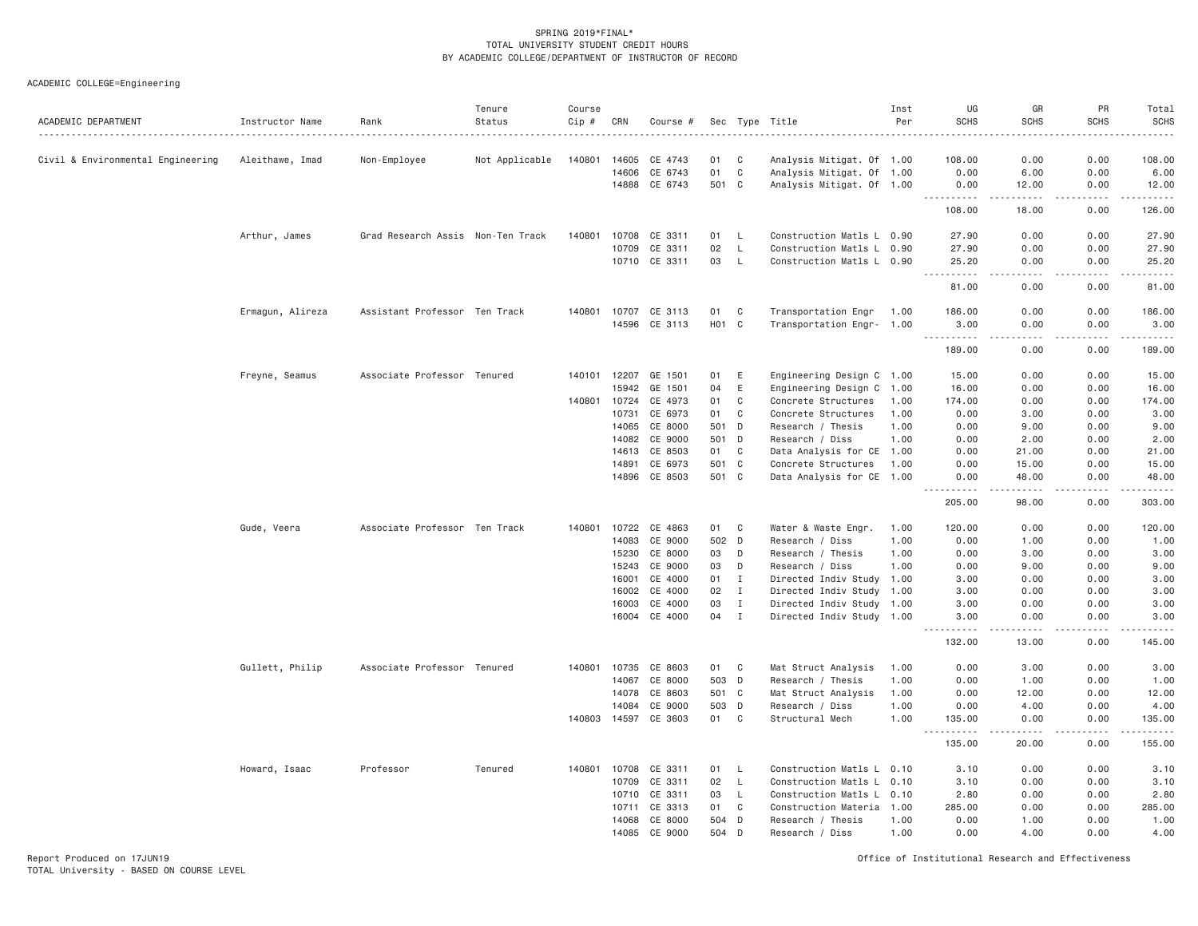SPRING 2019*FINAL*
TOTAL UNIVERSITY STUDENT CREDIT HOURS
BY ACADEMIC COLLEGE/DEPARTMENT OF INSTRUCTOR OF RECORD

ACADEMIC COLLEGE=Engineering

| ACADEMIC DEPARTMENT | Instructor Name | Rank | Tenure Status | Course Cip # | CRN | Course # | Sec | Type | Title | Inst Per | UG SCHS | GR SCHS | PR SCHS | Total SCHS |
|---|---|---|---|---|---|---|---|---|---|---|---|---|---|---|
| Civil & Environmental Engineering | Aleithawe, Imad | Non-Employee | Not Applicable | 140801 | 14605 | CE 4743 | 01 | C | Analysis Mitigat. Of | 1.00 | 108.00 | 0.00 | 0.00 | 108.00 |
| | | | | | 14606 | CE 6743 | 01 | C | Analysis Mitigat. Of | 1.00 | 0.00 | 6.00 | 0.00 | 6.00 |
| | | | | | 14888 | CE 6743 | 501 | C | Analysis Mitigat. Of | 1.00 | 0.00 | 12.00 | 0.00 | 12.00 |
| | | | | | | | | | | | 108.00 | 18.00 | 0.00 | 126.00 |
| | Arthur, James | Grad Research Assis | Non-Ten Track | 140801 | 10708 | CE 3311 | 01 | L | Construction Matls L | 0.90 | 27.90 | 0.00 | 0.00 | 27.90 |
| | | | | | 10709 | CE 3311 | 02 | L | Construction Matls L | 0.90 | 27.90 | 0.00 | 0.00 | 27.90 |
| | | | | | 10710 | CE 3311 | 03 | L | Construction Matls L | 0.90 | 25.20 | 0.00 | 0.00 | 25.20 |
| | | | | | | | | | | | 81.00 | 0.00 | 0.00 | 81.00 |
| | Ermagun, Alireza | Assistant Professor | Ten Track | 140801 | 10707 | CE 3113 | 01 | C | Transportation Engr | 1.00 | 186.00 | 0.00 | 0.00 | 186.00 |
| | | | | | 14596 | CE 3113 | H01 | C | Transportation Engr- | 1.00 | 3.00 | 0.00 | 0.00 | 3.00 |
| | | | | | | | | | | | 189.00 | 0.00 | 0.00 | 189.00 |
| | Freyne, Seamus | Associate Professor | Tenured | 140101 | 12207 | GE 1501 | 01 | E | Engineering Design C | 1.00 | 15.00 | 0.00 | 0.00 | 15.00 |
| | | | | | 15942 | GE 1501 | 04 | E | Engineering Design C | 1.00 | 16.00 | 0.00 | 0.00 | 16.00 |
| | | | | 140801 | 10724 | CE 4973 | 01 | C | Concrete Structures | 1.00 | 174.00 | 0.00 | 0.00 | 174.00 |
| | | | | | 10731 | CE 6973 | 01 | C | Concrete Structures | 1.00 | 0.00 | 3.00 | 0.00 | 3.00 |
| | | | | | 14065 | CE 8000 | 501 | D | Research / Thesis | 1.00 | 0.00 | 9.00 | 0.00 | 9.00 |
| | | | | | 14082 | CE 9000 | 501 | D | Research / Diss | 1.00 | 0.00 | 2.00 | 0.00 | 2.00 |
| | | | | | 14613 | CE 8503 | 01 | C | Data Analysis for CE | 1.00 | 0.00 | 21.00 | 0.00 | 21.00 |
| | | | | | 14891 | CE 6973 | 501 | C | Concrete Structures | 1.00 | 0.00 | 15.00 | 0.00 | 15.00 |
| | | | | | 14896 | CE 8503 | 501 | C | Data Analysis for CE | 1.00 | 0.00 | 48.00 | 0.00 | 48.00 |
| | | | | | | | | | | | 205.00 | 98.00 | 0.00 | 303.00 |
| | Gude, Veera | Associate Professor | Ten Track | 140801 | 10722 | CE 4863 | 01 | C | Water & Waste Engr. | 1.00 | 120.00 | 0.00 | 0.00 | 120.00 |
| | | | | | 14083 | CE 9000 | 502 | D | Research / Diss | 1.00 | 0.00 | 1.00 | 0.00 | 1.00 |
| | | | | | 15230 | CE 8000 | 03 | D | Research / Thesis | 1.00 | 0.00 | 3.00 | 0.00 | 3.00 |
| | | | | | 15243 | CE 9000 | 03 | D | Research / Diss | 1.00 | 0.00 | 9.00 | 0.00 | 9.00 |
| | | | | | 16001 | CE 4000 | 01 | I | Directed Indiv Study | 1.00 | 3.00 | 0.00 | 0.00 | 3.00 |
| | | | | | 16002 | CE 4000 | 02 | I | Directed Indiv Study | 1.00 | 3.00 | 0.00 | 0.00 | 3.00 |
| | | | | | 16003 | CE 4000 | 03 | I | Directed Indiv Study | 1.00 | 3.00 | 0.00 | 0.00 | 3.00 |
| | | | | | 16004 | CE 4000 | 04 | I | Directed Indiv Study | 1.00 | 3.00 | 0.00 | 0.00 | 3.00 |
| | | | | | | | | | | | 132.00 | 13.00 | 0.00 | 145.00 |
| | Gullett, Philip | Associate Professor | Tenured | 140801 | 10735 | CE 8603 | 01 | C | Mat Struct Analysis | 1.00 | 0.00 | 3.00 | 0.00 | 3.00 |
| | | | | | 14067 | CE 8000 | 503 | D | Research / Thesis | 1.00 | 0.00 | 1.00 | 0.00 | 1.00 |
| | | | | | 14078 | CE 8603 | 501 | C | Mat Struct Analysis | 1.00 | 0.00 | 12.00 | 0.00 | 12.00 |
| | | | | | 14084 | CE 9000 | 503 | D | Research / Diss | 1.00 | 0.00 | 4.00 | 0.00 | 4.00 |
| | | | | 140803 | 14597 | CE 3603 | 01 | C | Structural Mech | 1.00 | 135.00 | 0.00 | 0.00 | 135.00 |
| | | | | | | | | | | | 135.00 | 20.00 | 0.00 | 155.00 |
| | Howard, Isaac | Professor | Tenured | 140801 | 10708 | CE 3311 | 01 | L | Construction Matls L | 0.10 | 3.10 | 0.00 | 0.00 | 3.10 |
| | | | | | 10709 | CE 3311 | 02 | L | Construction Matls L | 0.10 | 3.10 | 0.00 | 0.00 | 3.10 |
| | | | | | 10710 | CE 3311 | 03 | L | Construction Matls L | 0.10 | 2.80 | 0.00 | 0.00 | 2.80 |
| | | | | | 10711 | CE 3313 | 01 | C | Construction Materia | 1.00 | 285.00 | 0.00 | 0.00 | 285.00 |
| | | | | | 14068 | CE 8000 | 504 | D | Research / Thesis | 1.00 | 0.00 | 1.00 | 0.00 | 1.00 |
| | | | | | 14085 | CE 9000 | 504 | D | Research / Diss | 1.00 | 0.00 | 4.00 | 0.00 | 4.00 |

Report Produced on 17JUN19
TOTAL University - BASED ON COURSE LEVEL

Office of Institutional Research and Effectiveness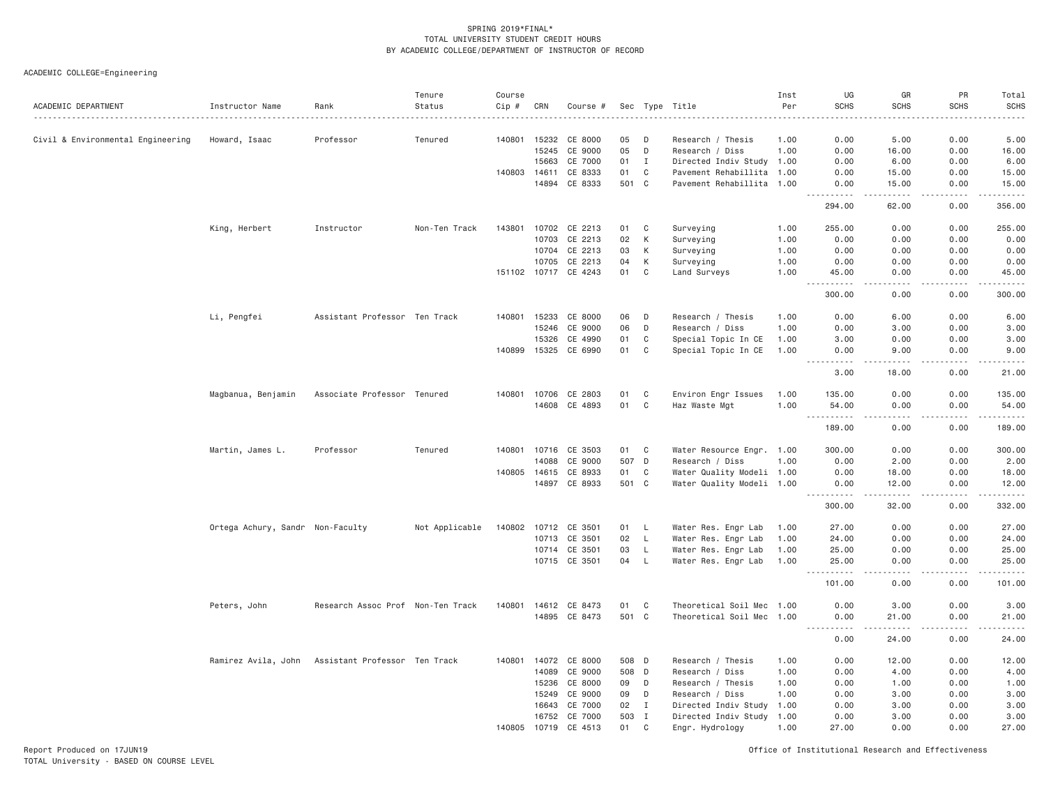SPRING 2019*FINAL*
TOTAL UNIVERSITY STUDENT CREDIT HOURS
BY ACADEMIC COLLEGE/DEPARTMENT OF INSTRUCTOR OF RECORD

ACADEMIC COLLEGE=Engineering

| ACADEMIC DEPARTMENT | Instructor Name | Rank | Tenure Status | Course Cip # | CRN | Course # | Sec | Type | Title | Inst Per | UG SCHS | GR SCHS | PR SCHS | Total SCHS |
|---|---|---|---|---|---|---|---|---|---|---|---|---|---|---|
| Civil & Environmental Engineering | Howard, Isaac | Professor | Tenured | 140801 | 15232 | CE 8000 | 05 | D | Research / Thesis | 1.00 | 0.00 | 5.00 | 0.00 | 5.00 |
| | | | | | 15245 | CE 9000 | 05 | D | Research / Diss | 1.00 | 0.00 | 16.00 | 0.00 | 16.00 |
| | | | | | 15663 | CE 7000 | 01 | I | Directed Indiv Study | 1.00 | 0.00 | 6.00 | 0.00 | 6.00 |
| | | | | 140803 | 14611 | CE 8333 | 01 | C | Pavement Rehabillita | 1.00 | 0.00 | 15.00 | 0.00 | 15.00 |
| | | | | | 14894 | CE 8333 | 501 | C | Pavement Rehabillita | 1.00 | 0.00 | 15.00 | 0.00 | 15.00 |
| | | | | | | | | | | | 294.00 | 62.00 | 0.00 | 356.00 |
| | King, Herbert | Instructor | Non-Ten Track | 143801 | 10702 | CE 2213 | 01 | C | Surveying | 1.00 | 255.00 | 0.00 | 0.00 | 255.00 |
| | | | | | 10703 | CE 2213 | 02 | K | Surveying | 1.00 | 0.00 | 0.00 | 0.00 | 0.00 |
| | | | | | 10704 | CE 2213 | 03 | K | Surveying | 1.00 | 0.00 | 0.00 | 0.00 | 0.00 |
| | | | | | 10705 | CE 2213 | 04 | K | Surveying | 1.00 | 0.00 | 0.00 | 0.00 | 0.00 |
| | | | | 151102 | 10717 | CE 4243 | 01 | C | Land Surveys | 1.00 | 45.00 | 0.00 | 0.00 | 45.00 |
| | | | | | | | | | | | 300.00 | 0.00 | 0.00 | 300.00 |
| | Li, Pengfei | Assistant Professor | Ten Track | 140801 | 15233 | CE 8000 | 06 | D | Research / Thesis | 1.00 | 0.00 | 6.00 | 0.00 | 6.00 |
| | | | | | 15246 | CE 9000 | 06 | D | Research / Diss | 1.00 | 0.00 | 3.00 | 0.00 | 3.00 |
| | | | | | 15326 | CE 4990 | 01 | C | Special Topic In CE | 1.00 | 3.00 | 0.00 | 0.00 | 3.00 |
| | | | | 140899 | 15325 | CE 6990 | 01 | C | Special Topic In CE | 1.00 | 0.00 | 9.00 | 0.00 | 9.00 |
| | | | | | | | | | | | 3.00 | 18.00 | 0.00 | 21.00 |
| | Magbanua, Benjamin | Associate Professor | Tenured | 140801 | 10706 | CE 2803 | 01 | C | Environ Engr Issues | 1.00 | 135.00 | 0.00 | 0.00 | 135.00 |
| | | | | | 14608 | CE 4893 | 01 | C | Haz Waste Mgt | 1.00 | 54.00 | 0.00 | 0.00 | 54.00 |
| | | | | | | | | | | | 189.00 | 0.00 | 0.00 | 189.00 |
| | Martin, James L. | Professor | Tenured | 140801 | 10716 | CE 3503 | 01 | C | Water Resource Engr. | 1.00 | 300.00 | 0.00 | 0.00 | 300.00 |
| | | | | | 14088 | CE 9000 | 507 | D | Research / Diss | 1.00 | 0.00 | 2.00 | 0.00 | 2.00 |
| | | | | 140805 | 14615 | CE 8933 | 01 | C | Water Quality Modeli | 1.00 | 0.00 | 18.00 | 0.00 | 18.00 |
| | | | | | 14897 | CE 8933 | 501 | C | Water Quality Modeli | 1.00 | 0.00 | 12.00 | 0.00 | 12.00 |
| | | | | | | | | | | | 300.00 | 32.00 | 0.00 | 332.00 |
| | Ortega Achury, Sandr | Non-Faculty | Not Applicable | 140802 | 10712 | CE 3501 | 01 | L | Water Res. Engr Lab | 1.00 | 27.00 | 0.00 | 0.00 | 27.00 |
| | | | | | 10713 | CE 3501 | 02 | L | Water Res. Engr Lab | 1.00 | 24.00 | 0.00 | 0.00 | 24.00 |
| | | | | | 10714 | CE 3501 | 03 | L | Water Res. Engr Lab | 1.00 | 25.00 | 0.00 | 0.00 | 25.00 |
| | | | | | 10715 | CE 3501 | 04 | L | Water Res. Engr Lab | 1.00 | 25.00 | 0.00 | 0.00 | 25.00 |
| | | | | | | | | | | | 101.00 | 0.00 | 0.00 | 101.00 |
| | Peters, John | Research Assoc Prof | Non-Ten Track | 140801 | 14612 | CE 8473 | 01 | C | Theoretical Soil Mec | 1.00 | 0.00 | 3.00 | 0.00 | 3.00 |
| | | | | | 14895 | CE 8473 | 501 | C | Theoretical Soil Mec | 1.00 | 0.00 | 21.00 | 0.00 | 21.00 |
| | | | | | | | | | | | 0.00 | 24.00 | 0.00 | 24.00 |
| | Ramirez Avila, John | Assistant Professor | Ten Track | 140801 | 14072 | CE 8000 | 508 | D | Research / Thesis | 1.00 | 0.00 | 12.00 | 0.00 | 12.00 |
| | | | | | 14089 | CE 9000 | 508 | D | Research / Diss | 1.00 | 0.00 | 4.00 | 0.00 | 4.00 |
| | | | | | 15236 | CE 8000 | 09 | D | Research / Thesis | 1.00 | 0.00 | 1.00 | 0.00 | 1.00 |
| | | | | | 15249 | CE 9000 | 09 | D | Research / Diss | 1.00 | 0.00 | 3.00 | 0.00 | 3.00 |
| | | | | | 16643 | CE 7000 | 02 | I | Directed Indiv Study | 1.00 | 0.00 | 3.00 | 0.00 | 3.00 |
| | | | | | 16752 | CE 7000 | 503 | I | Directed Indiv Study | 1.00 | 0.00 | 3.00 | 0.00 | 3.00 |
| | | | | 140805 | 10719 | CE 4513 | 01 | C | Engr. Hydrology | 1.00 | 27.00 | 0.00 | 0.00 | 27.00 |

Report Produced on 17JUN19 Office of Institutional Research and Effectiveness
TOTAL University - BASED ON COURSE LEVEL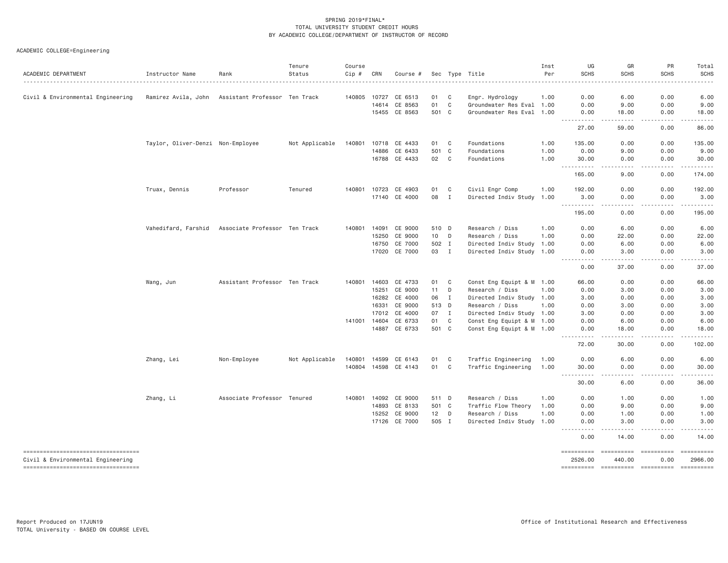SPRING 2019*FINAL*
TOTAL UNIVERSITY STUDENT CREDIT HOURS
BY ACADEMIC COLLEGE/DEPARTMENT OF INSTRUCTOR OF RECORD

ACADEMIC COLLEGE=Engineering

| ACADEMIC DEPARTMENT | Instructor Name | Rank | Tenure Status | Course Cip # | CRN | Course # | Sec | Type | Title | Inst Per | UG SCHS | GR SCHS | PR SCHS | Total SCHS |
|---|---|---|---|---|---|---|---|---|---|---|---|---|---|---|
| Civil & Environmental Engineering | Ramirez Avila, John | Assistant Professor | Ten Track | 140805 | 10727 | CE 6513 | 01 | C | Engr. Hydrology | 1.00 | 0.00 | 6.00 | 0.00 | 6.00 |
| | | | | | 14614 | CE 8563 | 01 | C | Groundwater Res Eval | 1.00 | 0.00 | 9.00 | 0.00 | 9.00 |
| | | | | | 15455 | CE 8563 | 501 | C | Groundwater Res Eval | 1.00 | 0.00 | 18.00 | 0.00 | 18.00 |
| | | | | | | | | | | | 27.00 | 59.00 | 0.00 | 86.00 |
| | Taylor, Oliver-Denzi | Non-Employee | Not Applicable | 140801 | 10718 | CE 4433 | 01 | C | Foundations | 1.00 | 135.00 | 0.00 | 0.00 | 135.00 |
| | | | | | 14886 | CE 6433 | 501 | C | Foundations | 1.00 | 0.00 | 9.00 | 0.00 | 9.00 |
| | | | | | 16788 | CE 4433 | 02 | C | Foundations | 1.00 | 30.00 | 0.00 | 0.00 | 30.00 |
| | | | | | | | | | | | 165.00 | 9.00 | 0.00 | 174.00 |
| | Truax, Dennis | Professor | Tenured | 140801 | 10723 | CE 4903 | 01 | C | Civil Engr Comp | 1.00 | 192.00 | 0.00 | 0.00 | 192.00 |
| | | | | | 17140 | CE 4000 | 08 | I | Directed Indiv Study | 1.00 | 3.00 | 0.00 | 0.00 | 3.00 |
| | | | | | | | | | | | 195.00 | 0.00 | 0.00 | 195.00 |
| | Vahedifard, Farshid | Associate Professor | Ten Track | 140801 | 14091 | CE 9000 | 510 | D | Research / Diss | 1.00 | 0.00 | 6.00 | 0.00 | 6.00 |
| | | | | | 15250 | CE 9000 | 10 | D | Research / Diss | 1.00 | 0.00 | 22.00 | 0.00 | 22.00 |
| | | | | | 16750 | CE 7000 | 502 | I | Directed Indiv Study | 1.00 | 0.00 | 6.00 | 0.00 | 6.00 |
| | | | | | 17020 | CE 7000 | 03 | I | Directed Indiv Study | 1.00 | 0.00 | 3.00 | 0.00 | 3.00 |
| | | | | | | | | | | | 0.00 | 37.00 | 0.00 | 37.00 |
| | Wang, Jun | Assistant Professor | Ten Track | 140801 | 14603 | CE 4733 | 01 | C | Const Eng Equipt & M | 1.00 | 66.00 | 0.00 | 0.00 | 66.00 |
| | | | | | 15251 | CE 9000 | 11 | D | Research / Diss | 1.00 | 0.00 | 3.00 | 0.00 | 3.00 |
| | | | | | 16282 | CE 4000 | 06 | I | Directed Indiv Study | 1.00 | 3.00 | 0.00 | 0.00 | 3.00 |
| | | | | | 16331 | CE 9000 | 513 | D | Research / Diss | 1.00 | 0.00 | 3.00 | 0.00 | 3.00 |
| | | | | | 17012 | CE 4000 | 07 | I | Directed Indiv Study | 1.00 | 3.00 | 0.00 | 0.00 | 3.00 |
| | | | | 141001 | 14604 | CE 6733 | 01 | C | Const Eng Equipt & M | 1.00 | 0.00 | 6.00 | 0.00 | 6.00 |
| | | | | | 14887 | CE 6733 | 501 | C | Const Eng Equipt & M | 1.00 | 0.00 | 18.00 | 0.00 | 18.00 |
| | | | | | | | | | | | 72.00 | 30.00 | 0.00 | 102.00 |
| | Zhang, Lei | Non-Employee | Not Applicable | 140801 | 14599 | CE 6143 | 01 | C | Traffic Engineering | 1.00 | 0.00 | 6.00 | 0.00 | 6.00 |
| | | | | 140804 | 14598 | CE 4143 | 01 | C | Traffic Engineering | 1.00 | 30.00 | 0.00 | 0.00 | 30.00 |
| | | | | | | | | | | | 30.00 | 6.00 | 0.00 | 36.00 |
| | Zhang, Li | Associate Professor | Tenured | 140801 | 14092 | CE 9000 | 511 | D | Research / Diss | 1.00 | 0.00 | 1.00 | 0.00 | 1.00 |
| | | | | | 14893 | CE 8133 | 501 | C | Traffic Flow Theory | 1.00 | 0.00 | 9.00 | 0.00 | 9.00 |
| | | | | | 15252 | CE 9000 | 12 | D | Research / Diss | 1.00 | 0.00 | 1.00 | 0.00 | 1.00 |
| | | | | | 17126 | CE 7000 | 505 | I | Directed Indiv Study | 1.00 | 0.00 | 3.00 | 0.00 | 3.00 |
| | | | | | | | | | | | 0.00 | 14.00 | 0.00 | 14.00 |
| Civil & Environmental Engineering | | | | | | | | | | | 2526.00 | 440.00 | 0.00 | 2966.00 |

Report Produced on 17JUN19
TOTAL University - BASED ON COURSE LEVEL

Office of Institutional Research and Effectiveness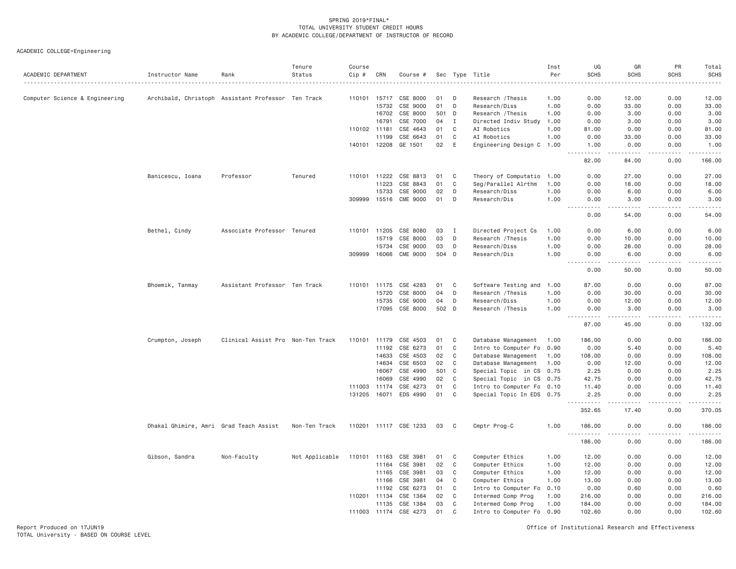SPRING 2019*FINAL*
TOTAL UNIVERSITY STUDENT CREDIT HOURS
BY ACADEMIC COLLEGE/DEPARTMENT OF INSTRUCTOR OF RECORD

ACADEMIC COLLEGE=Engineering

| ACADEMIC DEPARTMENT | Instructor Name | Rank | Tenure Status | Course Cip # | CRN | Course # | Sec | Type | Title | Inst Per | UG SCHS | GR SCHS | PR SCHS | Total SCHS |
|---|---|---|---|---|---|---|---|---|---|---|---|---|---|---|
| Computer Science & Engineering | Archibald, Christoph | Assistant Professor | Ten Track | 110101 | 15717 | CSE 8000 | 01 | D | Research /Thesis | 1.00 | 0.00 | 12.00 | 0.00 | 12.00 |
| | | | | | 15732 | CSE 9000 | 01 | D | Research/Diss | 1.00 | 0.00 | 33.00 | 0.00 | 33.00 |
| | | | | | 16702 | CSE 8000 | 501 | D | Research /Thesis | 1.00 | 0.00 | 3.00 | 0.00 | 3.00 |
| | | | | | 16791 | CSE 7000 | 04 | I | Directed Indiv Study | 1.00 | 0.00 | 3.00 | 0.00 | 3.00 |
| | | | | 110102 | 11181 | CSE 4643 | 01 | C | AI Robotics | 1.00 | 81.00 | 0.00 | 0.00 | 81.00 |
| | | | | | 11199 | CSE 6643 | 01 | C | AI Robotics | 1.00 | 0.00 | 33.00 | 0.00 | 33.00 |
| | | | | 140101 | 12208 | GE 1501 | 02 | E | Engineering Design C | 1.00 | 1.00 | 0.00 | 0.00 | 1.00 |
| | | | | | | | | | | | 82.00 | 84.00 | 0.00 | 166.00 |
| | Banicescu, Ioana | Professor | Tenured | 110101 | 11222 | CSE 8813 | 01 | C | Theory of Computatio | 1.00 | 0.00 | 27.00 | 0.00 | 27.00 |
| | | | | | 11223 | CSE 8843 | 01 | C | Seq/Parallel Alrthm | 1.00 | 0.00 | 18.00 | 0.00 | 18.00 |
| | | | | | 15733 | CSE 9000 | 02 | D | Research/Diss | 1.00 | 0.00 | 6.00 | 0.00 | 6.00 |
| | | | | 309999 | 15516 | CME 9000 | 01 | D | Research/Dis | 1.00 | 0.00 | 3.00 | 0.00 | 3.00 |
| | | | | | | | | | | | 0.00 | 54.00 | 0.00 | 54.00 |
| | Bethel, Cindy | Associate Professor | Tenured | 110101 | 11205 | CSE 8080 | 03 | I | Directed Project Cs | 1.00 | 0.00 | 6.00 | 0.00 | 6.00 |
| | | | | | 15719 | CSE 8000 | 03 | D | Research /Thesis | 1.00 | 0.00 | 10.00 | 0.00 | 10.00 |
| | | | | | 15734 | CSE 9000 | 03 | D | Research/Diss | 1.00 | 0.00 | 28.00 | 0.00 | 28.00 |
| | | | | 309999 | 16066 | CME 9000 | 504 | D | Research/Dis | 1.00 | 0.00 | 6.00 | 0.00 | 6.00 |
| | | | | | | | | | | | 0.00 | 50.00 | 0.00 | 50.00 |
| | Bhowmik, Tanmay | Assistant Professor | Ten Track | 110101 | 11175 | CSE 4283 | 01 | C | Software Testing and | 1.00 | 87.00 | 0.00 | 0.00 | 87.00 |
| | | | | | 15720 | CSE 8000 | 04 | D | Research /Thesis | 1.00 | 0.00 | 30.00 | 0.00 | 30.00 |
| | | | | | 15735 | CSE 9000 | 04 | D | Research/Diss | 1.00 | 0.00 | 12.00 | 0.00 | 12.00 |
| | | | | | 17095 | CSE 8000 | 502 | D | Research /Thesis | 1.00 | 0.00 | 3.00 | 0.00 | 3.00 |
| | | | | | | | | | | | 87.00 | 45.00 | 0.00 | 132.00 |
| | Crumpton, Joseph | Clinical Assist Pro | Non-Ten Track | 110101 | 11179 | CSE 4503 | 01 | C | Database Management | 1.00 | 186.00 | 0.00 | 0.00 | 186.00 |
| | | | | | 11192 | CSE 6273 | 01 | C | Intro to Computer Fo | 0.90 | 0.00 | 5.40 | 0.00 | 5.40 |
| | | | | | 14633 | CSE 4503 | 02 | C | Database Management | 1.00 | 108.00 | 0.00 | 0.00 | 108.00 |
| | | | | | 14634 | CSE 6503 | 02 | C | Database Management | 1.00 | 0.00 | 12.00 | 0.00 | 12.00 |
| | | | | | 16067 | CSE 4990 | 501 | C | Special Topic in CS | 0.75 | 2.25 | 0.00 | 0.00 | 2.25 |
| | | | | | 16069 | CSE 4990 | 02 | C | Special Topic in CS | 0.75 | 42.75 | 0.00 | 0.00 | 42.75 |
| | | | | 111003 | 11174 | CSE 4273 | 01 | C | Intro to Computer Fo | 0.10 | 11.40 | 0.00 | 0.00 | 11.40 |
| | | | | 131205 | 16071 | EDS 4990 | 01 | C | Special Topic In EDS | 0.75 | 2.25 | 0.00 | 0.00 | 2.25 |
| | | | | | | | | | | | 352.65 | 17.40 | 0.00 | 370.05 |
| | Dhakal Ghimire, Amri | Grad Teach Assist | Non-Ten Track | 110201 | 11117 | CSE 1233 | 03 | C | Cmptr Prog-C | 1.00 | 186.00 | 0.00 | 0.00 | 186.00 |
| | | | | | | | | | | | 186.00 | 0.00 | 0.00 | 186.00 |
| | Gibson, Sandra | Non-Faculty | Not Applicable | 110101 | 11163 | CSE 3981 | 01 | C | Computer Ethics | 1.00 | 12.00 | 0.00 | 0.00 | 12.00 |
| | | | | | 11164 | CSE 3981 | 02 | C | Computer Ethics | 1.00 | 12.00 | 0.00 | 0.00 | 12.00 |
| | | | | | 11165 | CSE 3981 | 03 | C | Computer Ethics | 1.00 | 12.00 | 0.00 | 0.00 | 12.00 |
| | | | | | 11166 | CSE 3981 | 04 | C | Computer Ethics | 1.00 | 13.00 | 0.00 | 0.00 | 13.00 |
| | | | | | 11192 | CSE 6273 | 01 | C | Intro to Computer Fo | 0.10 | 0.00 | 0.60 | 0.00 | 0.60 |
| | | | | 110201 | 11134 | CSE 1384 | 02 | C | Intermed Comp Prog | 1.00 | 216.00 | 0.00 | 0.00 | 216.00 |
| | | | | | 11135 | CSE 1384 | 03 | C | Intermed Comp Prog | 1.00 | 184.00 | 0.00 | 0.00 | 184.00 |
| | | | | 111003 | 11174 | CSE 4273 | 01 | C | Intro to Computer Fo | 0.90 | 102.60 | 0.00 | 0.00 | 102.60 |

Report Produced on 17JUN19
TOTAL University - BASED ON COURSE LEVEL

Office of Institutional Research and Effectiveness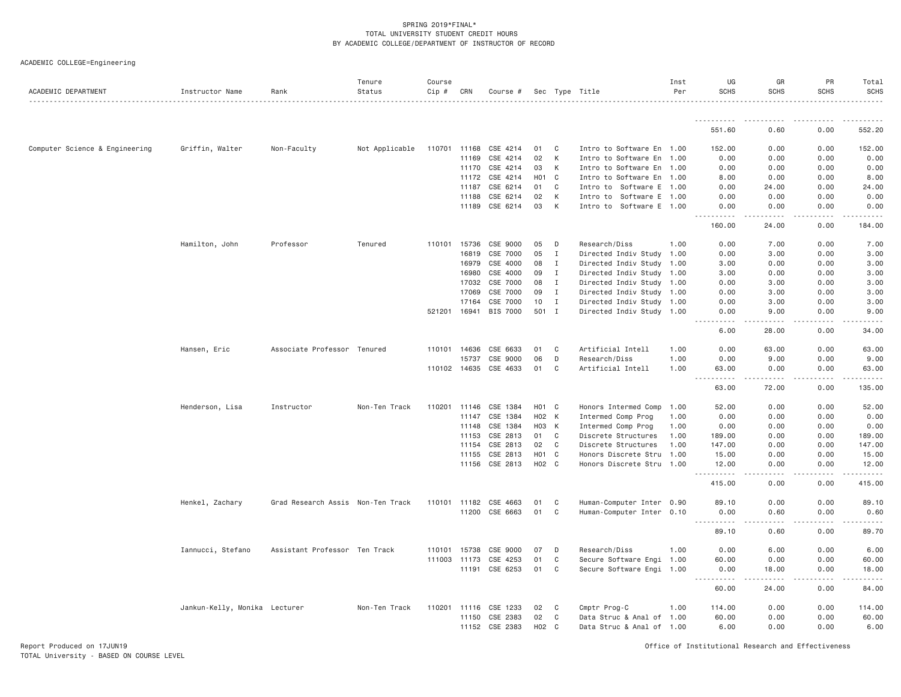SPRING 2019*FINAL*
TOTAL UNIVERSITY STUDENT CREDIT HOURS
BY ACADEMIC COLLEGE/DEPARTMENT OF INSTRUCTOR OF RECORD

ACADEMIC COLLEGE=Engineering

| ACADEMIC DEPARTMENT | Instructor Name | Rank | Tenure Status | Course Cip # | CRN | Course # | Sec | Type | Title | Inst Per | UG SCHS | GR SCHS | PR SCHS | Total SCHS |
|---|---|---|---|---|---|---|---|---|---|---|---|---|---|---|
| | | | | | | | | | | | 551.60 | 0.60 | 0.00 | 552.20 |
| Computer Science & Engineering | Griffin, Walter | Non-Faculty | Not Applicable | 110701 | 11168 | CSE 4214 | 01 | C | Intro to Software En | 1.00 | 152.00 | 0.00 | 0.00 | 152.00 |
| | | | | | 11169 | CSE 4214 | 02 | K | Intro to Software En | 1.00 | 0.00 | 0.00 | 0.00 | 0.00 |
| | | | | | 11170 | CSE 4214 | 03 | K | Intro to Software En | 1.00 | 0.00 | 0.00 | 0.00 | 0.00 |
| | | | | | 11172 | CSE 4214 | H01 | C | Intro to Software En | 1.00 | 8.00 | 0.00 | 0.00 | 8.00 |
| | | | | | 11187 | CSE 6214 | 01 | C | Intro to Software E | 1.00 | 0.00 | 24.00 | 0.00 | 24.00 |
| | | | | | 11188 | CSE 6214 | 02 | K | Intro to Software E | 1.00 | 0.00 | 0.00 | 0.00 | 0.00 |
| | | | | | 11189 | CSE 6214 | 03 | K | Intro to Software E | 1.00 | 0.00 | 0.00 | 0.00 | 0.00 |
| | | | | | | | | | | | 160.00 | 24.00 | 0.00 | 184.00 |
| | Hamilton, John | Professor | Tenured | 110101 | 15736 | CSE 9000 | 05 | D | Research/Diss | 1.00 | 0.00 | 7.00 | 0.00 | 7.00 |
| | | | | | 16819 | CSE 7000 | 05 | I | Directed Indiv Study | 1.00 | 0.00 | 3.00 | 0.00 | 3.00 |
| | | | | | 16979 | CSE 4000 | 08 | I | Directed Indiv Study | 1.00 | 3.00 | 0.00 | 0.00 | 3.00 |
| | | | | | 16980 | CSE 4000 | 09 | I | Directed Indiv Study | 1.00 | 3.00 | 0.00 | 0.00 | 3.00 |
| | | | | | 17032 | CSE 7000 | 08 | I | Directed Indiv Study | 1.00 | 0.00 | 3.00 | 0.00 | 3.00 |
| | | | | | 17069 | CSE 7000 | 09 | I | Directed Indiv Study | 1.00 | 0.00 | 3.00 | 0.00 | 3.00 |
| | | | | | 17164 | CSE 7000 | 10 | I | Directed Indiv Study | 1.00 | 0.00 | 3.00 | 0.00 | 3.00 |
| | | | | 521201 | 16941 | BIS 7000 | 501 | I | Directed Indiv Study | 1.00 | 0.00 | 9.00 | 0.00 | 9.00 |
| | | | | | | | | | | | 6.00 | 28.00 | 0.00 | 34.00 |
| | Hansen, Eric | Associate Professor | Tenured | 110101 | 14636 | CSE 6633 | 01 | C | Artificial Intell | 1.00 | 0.00 | 63.00 | 0.00 | 63.00 |
| | | | | | 15737 | CSE 9000 | 06 | D | Research/Diss | 1.00 | 0.00 | 9.00 | 0.00 | 9.00 |
| | | | | 110102 | 14635 | CSE 4633 | 01 | C | Artificial Intell | 1.00 | 63.00 | 0.00 | 0.00 | 63.00 |
| | | | | | | | | | | | 63.00 | 72.00 | 0.00 | 135.00 |
| | Henderson, Lisa | Instructor | Non-Ten Track | 110201 | 11146 | CSE 1384 | H01 | C | Honors Intermed Comp | 1.00 | 52.00 | 0.00 | 0.00 | 52.00 |
| | | | | | 11147 | CSE 1384 | H02 | K | Intermed Comp Prog | 1.00 | 0.00 | 0.00 | 0.00 | 0.00 |
| | | | | | 11148 | CSE 1384 | H03 | K | Intermed Comp Prog | 1.00 | 0.00 | 0.00 | 0.00 | 0.00 |
| | | | | | 11153 | CSE 2813 | 01 | C | Discrete Structures | 1.00 | 189.00 | 0.00 | 0.00 | 189.00 |
| | | | | | 11154 | CSE 2813 | 02 | C | Discrete Structures | 1.00 | 147.00 | 0.00 | 0.00 | 147.00 |
| | | | | | 11155 | CSE 2813 | H01 | C | Honors Discrete Stru | 1.00 | 15.00 | 0.00 | 0.00 | 15.00 |
| | | | | | 11156 | CSE 2813 | H02 | C | Honors Discrete Stru | 1.00 | 12.00 | 0.00 | 0.00 | 12.00 |
| | | | | | | | | | | | 415.00 | 0.00 | 0.00 | 415.00 |
| | Henkel, Zachary | Grad Research Assis | Non-Ten Track | 110101 | 11182 | CSE 4663 | 01 | C | Human-Computer Inter | 0.90 | 89.10 | 0.00 | 0.00 | 89.10 |
| | | | | | 11200 | CSE 6663 | 01 | C | Human-Computer Inter | 0.10 | 0.00 | 0.60 | 0.00 | 0.60 |
| | | | | | | | | | | | 89.10 | 0.60 | 0.00 | 89.70 |
| | Iannucci, Stefano | Assistant Professor | Ten Track | 110101 | 15738 | CSE 9000 | 07 | D | Research/Diss | 1.00 | 0.00 | 6.00 | 0.00 | 6.00 |
| | | | | 111003 | 11173 | CSE 4253 | 01 | C | Secure Software Engi | 1.00 | 60.00 | 0.00 | 0.00 | 60.00 |
| | | | | | 11191 | CSE 6253 | 01 | C | Secure Software Engi | 1.00 | 0.00 | 18.00 | 0.00 | 18.00 |
| | | | | | | | | | | | 60.00 | 24.00 | 0.00 | 84.00 |
| | Jankun-Kelly, Monika | Lecturer | Non-Ten Track | 110201 | 11116 | CSE 1233 | 02 | C | Cmptr Prog-C | 1.00 | 114.00 | 0.00 | 0.00 | 114.00 |
| | | | | | 11150 | CSE 2383 | 02 | C | Data Struc & Anal of | 1.00 | 60.00 | 0.00 | 0.00 | 60.00 |
| | | | | | 11152 | CSE 2383 | H02 | C | Data Struc & Anal of | 1.00 | 6.00 | 0.00 | 0.00 | 6.00 |

Report Produced on 17JUN19
TOTAL University - BASED ON COURSE LEVEL

Office of Institutional Research and Effectiveness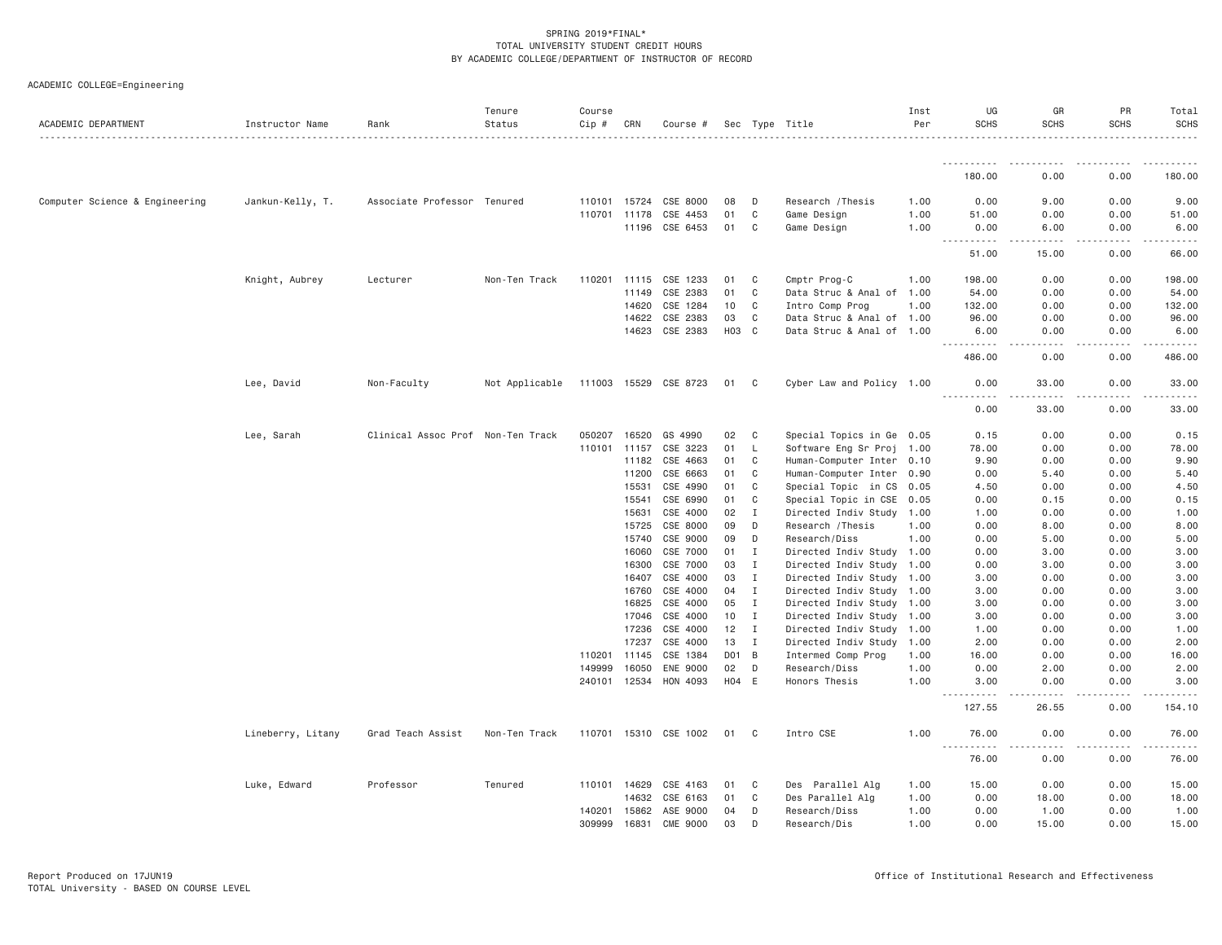SPRING 2019*FINAL*
TOTAL UNIVERSITY STUDENT CREDIT HOURS
BY ACADEMIC COLLEGE/DEPARTMENT OF INSTRUCTOR OF RECORD

ACADEMIC COLLEGE=Engineering

| ACADEMIC DEPARTMENT | Instructor Name | Rank | Tenure Status | Course Cip # | CRN | Course # | Sec | Type | Title | Inst Per | UG SCHS | GR SCHS | PR SCHS | Total SCHS |
|---|---|---|---|---|---|---|---|---|---|---|---|---|---|---|
| | | | | | | | | | | | 180.00 | 0.00 | 0.00 | 180.00 |
| Computer Science & Engineering | Jankun-Kelly, T. | Associate Professor | Tenured | 110101 | 15724 | CSE 8000 | 08 | D | Research /Thesis | 1.00 | 0.00 | 9.00 | 0.00 | 9.00 |
| | | | | 110701 | 11178 | CSE 4453 | 01 | C | Game Design | 1.00 | 51.00 | 0.00 | 0.00 | 51.00 |
| | | | | | 11196 | CSE 6453 | 01 | C | Game Design | 1.00 | 0.00 | 6.00 | 0.00 | 6.00 |
| | | | | | | | | | | | 51.00 | 15.00 | 0.00 | 66.00 |
| | Knight, Aubrey | Lecturer | Non-Ten Track | 110201 | 11115 | CSE 1233 | 01 | C | Cmptr Prog-C | 1.00 | 198.00 | 0.00 | 0.00 | 198.00 |
| | | | | | 11149 | CSE 2383 | 01 | C | Data Struc & Anal of | 1.00 | 54.00 | 0.00 | 0.00 | 54.00 |
| | | | | | 14620 | CSE 1284 | 10 | C | Intro Comp Prog | 1.00 | 132.00 | 0.00 | 0.00 | 132.00 |
| | | | | | 14622 | CSE 2383 | 03 | C | Data Struc & Anal of | 1.00 | 96.00 | 0.00 | 0.00 | 96.00 |
| | | | | | 14623 | CSE 2383 | H03 | C | Data Struc & Anal of | 1.00 | 6.00 | 0.00 | 0.00 | 6.00 |
| | | | | | | | | | | | 486.00 | 0.00 | 0.00 | 486.00 |
| | Lee, David | Non-Faculty | Not Applicable | 111003 | 15529 | CSE 8723 | 01 | C | Cyber Law and Policy | 1.00 | 0.00 | 33.00 | 0.00 | 33.00 |
| | | | | | | | | | | | 0.00 | 33.00 | 0.00 | 33.00 |
| | Lee, Sarah | Clinical Assoc Prof | Non-Ten Track | 050207 | 16520 | GS 4990 | 02 | C | Special Topics in Ge | 0.05 | 0.15 | 0.00 | 0.00 | 0.15 |
| | | | | 110101 | 11157 | CSE 3223 | 01 | L | Software Eng Sr Proj | 1.00 | 78.00 | 0.00 | 0.00 | 78.00 |
| | | | | | 11182 | CSE 4663 | 01 | C | Human-Computer Inter | 0.10 | 9.90 | 0.00 | 0.00 | 9.90 |
| | | | | | 11200 | CSE 6663 | 01 | C | Human-Computer Inter | 0.90 | 0.00 | 5.40 | 0.00 | 5.40 |
| | | | | | 15531 | CSE 4990 | 01 | C | Special Topic in CS | 0.05 | 4.50 | 0.00 | 0.00 | 4.50 |
| | | | | | 15541 | CSE 6990 | 01 | C | Special Topic in CSE | 0.05 | 0.00 | 0.15 | 0.00 | 0.15 |
| | | | | | 15631 | CSE 4000 | 02 | I | Directed Indiv Study | 1.00 | 1.00 | 0.00 | 0.00 | 1.00 |
| | | | | | 15725 | CSE 8000 | 09 | D | Research /Thesis | 1.00 | 0.00 | 8.00 | 0.00 | 8.00 |
| | | | | | 15740 | CSE 9000 | 09 | D | Research/Diss | 1.00 | 0.00 | 5.00 | 0.00 | 5.00 |
| | | | | | 16060 | CSE 7000 | 01 | I | Directed Indiv Study | 1.00 | 0.00 | 3.00 | 0.00 | 3.00 |
| | | | | | 16300 | CSE 7000 | 03 | I | Directed Indiv Study | 1.00 | 0.00 | 3.00 | 0.00 | 3.00 |
| | | | | | 16407 | CSE 4000 | 03 | I | Directed Indiv Study | 1.00 | 3.00 | 0.00 | 0.00 | 3.00 |
| | | | | | 16760 | CSE 4000 | 04 | I | Directed Indiv Study | 1.00 | 3.00 | 0.00 | 0.00 | 3.00 |
| | | | | | 16825 | CSE 4000 | 05 | I | Directed Indiv Study | 1.00 | 3.00 | 0.00 | 0.00 | 3.00 |
| | | | | | 17046 | CSE 4000 | 10 | I | Directed Indiv Study | 1.00 | 3.00 | 0.00 | 0.00 | 3.00 |
| | | | | | 17236 | CSE 4000 | 12 | I | Directed Indiv Study | 1.00 | 1.00 | 0.00 | 0.00 | 1.00 |
| | | | | | 17237 | CSE 4000 | 13 | I | Directed Indiv Study | 1.00 | 2.00 | 0.00 | 0.00 | 2.00 |
| | | | | 110201 | 11145 | CSE 1384 | D01 | B | Intermed Comp Prog | 1.00 | 16.00 | 0.00 | 0.00 | 16.00 |
| | | | | 149999 | 16050 | ENE 9000 | 02 | D | Research/Diss | 1.00 | 0.00 | 2.00 | 0.00 | 2.00 |
| | | | | 240101 | 12534 | HON 4093 | H04 | E | Honors Thesis | 1.00 | 3.00 | 0.00 | 0.00 | 3.00 |
| | | | | | | | | | | | 127.55 | 26.55 | 0.00 | 154.10 |
| | Lineberry, Litany | Grad Teach Assist | Non-Ten Track | 110701 | 15310 | CSE 1002 | 01 | C | Intro CSE | 1.00 | 76.00 | 0.00 | 0.00 | 76.00 |
| | | | | | | | | | | | 76.00 | 0.00 | 0.00 | 76.00 |
| | Luke, Edward | Professor | Tenured | 110101 | 14629 | CSE 4163 | 01 | C | Des Parallel Alg | 1.00 | 15.00 | 0.00 | 0.00 | 15.00 |
| | | | | | 14632 | CSE 6163 | 01 | C | Des Parallel Alg | 1.00 | 0.00 | 18.00 | 0.00 | 18.00 |
| | | | | 140201 | 15862 | ASE 9000 | 04 | D | Research/Diss | 1.00 | 0.00 | 1.00 | 0.00 | 1.00 |
| | | | | 309999 | 16831 | CME 9000 | 03 | D | Research/Dis | 1.00 | 0.00 | 15.00 | 0.00 | 15.00 |

Report Produced on 17JUN19
TOTAL University - BASED ON COURSE LEVEL

Office of Institutional Research and Effectiveness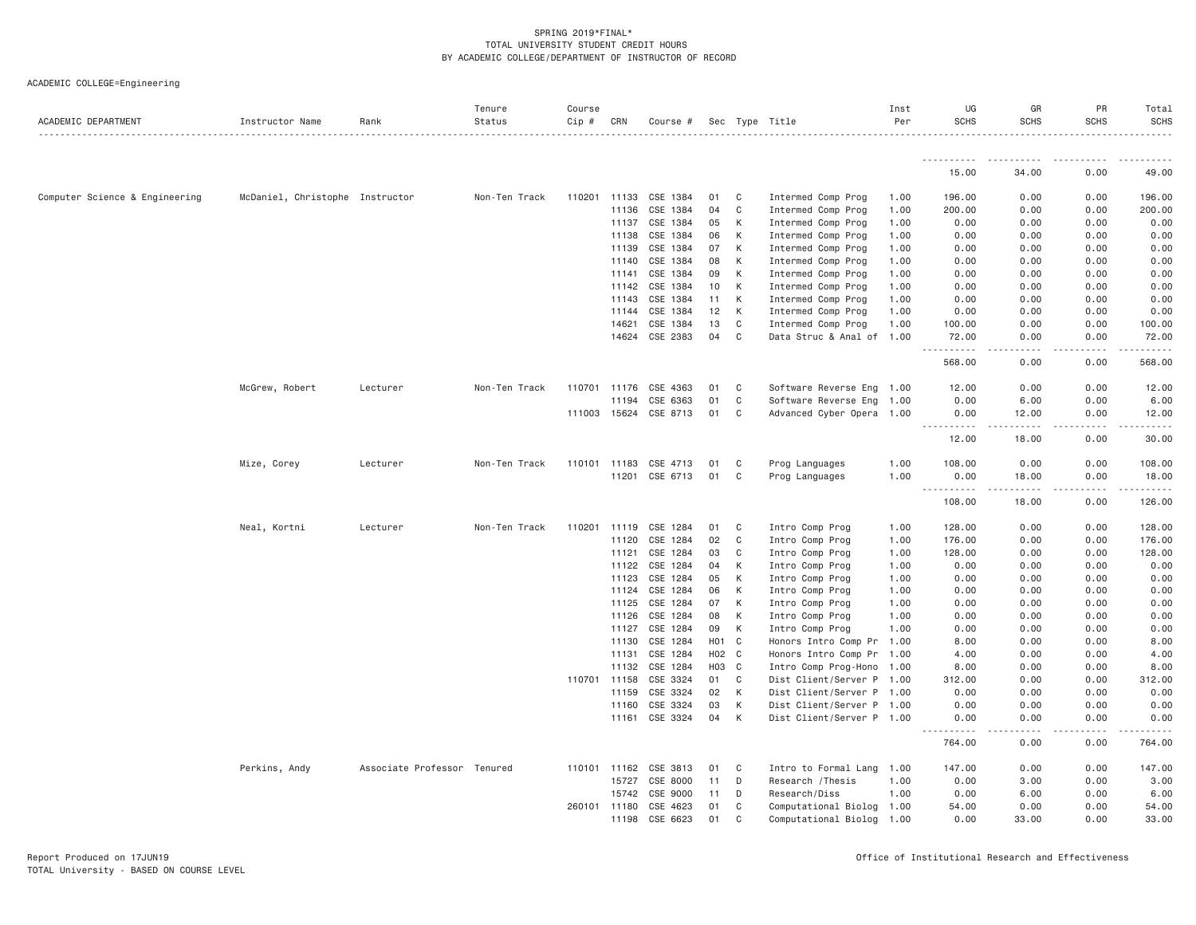SPRING 2019*FINAL*
TOTAL UNIVERSITY STUDENT CREDIT HOURS
BY ACADEMIC COLLEGE/DEPARTMENT OF INSTRUCTOR OF RECORD

ACADEMIC COLLEGE=Engineering

| ACADEMIC DEPARTMENT | Instructor Name | Rank | Tenure Status | Course Cip # | CRN | Course # | Sec | Type | Title | Inst Per | UG SCHS | GR SCHS | PR SCHS | Total SCHS |
|---|---|---|---|---|---|---|---|---|---|---|---|---|---|---|
| | | | | | | | | | | | 15.00 | 34.00 | 0.00 | 49.00 |
| Computer Science & Engineering | McDaniel, Christophe | Instructor | Non-Ten Track | 110201 | 11133 | CSE 1384 | 01 | C | Intermed Comp Prog | 1.00 | 196.00 | 0.00 | 0.00 | 196.00 |
| | | | | | 11136 | CSE 1384 | 04 | C | Intermed Comp Prog | 1.00 | 200.00 | 0.00 | 0.00 | 200.00 |
| | | | | | 11137 | CSE 1384 | 05 | K | Intermed Comp Prog | 1.00 | 0.00 | 0.00 | 0.00 | 0.00 |
| | | | | | 11138 | CSE 1384 | 06 | K | Intermed Comp Prog | 1.00 | 0.00 | 0.00 | 0.00 | 0.00 |
| | | | | | 11139 | CSE 1384 | 07 | K | Intermed Comp Prog | 1.00 | 0.00 | 0.00 | 0.00 | 0.00 |
| | | | | | 11140 | CSE 1384 | 08 | K | Intermed Comp Prog | 1.00 | 0.00 | 0.00 | 0.00 | 0.00 |
| | | | | | 11141 | CSE 1384 | 09 | K | Intermed Comp Prog | 1.00 | 0.00 | 0.00 | 0.00 | 0.00 |
| | | | | | 11142 | CSE 1384 | 10 | K | Intermed Comp Prog | 1.00 | 0.00 | 0.00 | 0.00 | 0.00 |
| | | | | | 11143 | CSE 1384 | 11 | K | Intermed Comp Prog | 1.00 | 0.00 | 0.00 | 0.00 | 0.00 |
| | | | | | 11144 | CSE 1384 | 12 | K | Intermed Comp Prog | 1.00 | 0.00 | 0.00 | 0.00 | 0.00 |
| | | | | | 14621 | CSE 1384 | 13 | C | Intermed Comp Prog | 1.00 | 100.00 | 0.00 | 0.00 | 100.00 |
| | | | | | 14624 | CSE 2383 | 04 | C | Data Struc & Anal of | 1.00 | 72.00 | 0.00 | 0.00 | 72.00 |
| | | | | | | | | | | | 568.00 | 0.00 | 0.00 | 568.00 |
| | McGrew, Robert | Lecturer | Non-Ten Track | 110701 | 11176 | CSE 4363 | 01 | C | Software Reverse Eng | 1.00 | 12.00 | 0.00 | 0.00 | 12.00 |
| | | | | | 11194 | CSE 6363 | 01 | C | Software Reverse Eng | 1.00 | 0.00 | 6.00 | 0.00 | 6.00 |
| | | | | 111003 | 15624 | CSE 8713 | 01 | C | Advanced Cyber Opera | 1.00 | 0.00 | 12.00 | 0.00 | 12.00 |
| | | | | | | | | | | | 12.00 | 18.00 | 0.00 | 30.00 |
| | Mize, Corey | Lecturer | Non-Ten Track | 110101 | 11183 | CSE 4713 | 01 | C | Prog Languages | 1.00 | 108.00 | 0.00 | 0.00 | 108.00 |
| | | | | | 11201 | CSE 6713 | 01 | C | Prog Languages | 1.00 | 0.00 | 18.00 | 0.00 | 18.00 |
| | | | | | | | | | | | 108.00 | 18.00 | 0.00 | 126.00 |
| | Neal, Kortni | Lecturer | Non-Ten Track | 110201 | 11119 | CSE 1284 | 01 | C | Intro Comp Prog | 1.00 | 128.00 | 0.00 | 0.00 | 128.00 |
| | | | | | 11120 | CSE 1284 | 02 | C | Intro Comp Prog | 1.00 | 176.00 | 0.00 | 0.00 | 176.00 |
| | | | | | 11121 | CSE 1284 | 03 | C | Intro Comp Prog | 1.00 | 128.00 | 0.00 | 0.00 | 128.00 |
| | | | | | 11122 | CSE 1284 | 04 | K | Intro Comp Prog | 1.00 | 0.00 | 0.00 | 0.00 | 0.00 |
| | | | | | 11123 | CSE 1284 | 05 | K | Intro Comp Prog | 1.00 | 0.00 | 0.00 | 0.00 | 0.00 |
| | | | | | 11124 | CSE 1284 | 06 | K | Intro Comp Prog | 1.00 | 0.00 | 0.00 | 0.00 | 0.00 |
| | | | | | 11125 | CSE 1284 | 07 | K | Intro Comp Prog | 1.00 | 0.00 | 0.00 | 0.00 | 0.00 |
| | | | | | 11126 | CSE 1284 | 08 | K | Intro Comp Prog | 1.00 | 0.00 | 0.00 | 0.00 | 0.00 |
| | | | | | 11127 | CSE 1284 | 09 | K | Intro Comp Prog | 1.00 | 0.00 | 0.00 | 0.00 | 0.00 |
| | | | | | 11130 | CSE 1284 | H01 | C | Honors Intro Comp Pr | 1.00 | 8.00 | 0.00 | 0.00 | 8.00 |
| | | | | | 11131 | CSE 1284 | H02 | C | Honors Intro Comp Pr | 1.00 | 4.00 | 0.00 | 0.00 | 4.00 |
| | | | | | 11132 | CSE 1284 | H03 | C | Intro Comp Prog-Hono | 1.00 | 8.00 | 0.00 | 0.00 | 8.00 |
| | | | | 110701 | 11158 | CSE 3324 | 01 | C | Dist Client/Server P | 1.00 | 312.00 | 0.00 | 0.00 | 312.00 |
| | | | | | 11159 | CSE 3324 | 02 | K | Dist Client/Server P | 1.00 | 0.00 | 0.00 | 0.00 | 0.00 |
| | | | | | 11160 | CSE 3324 | 03 | K | Dist Client/Server P | 1.00 | 0.00 | 0.00 | 0.00 | 0.00 |
| | | | | | 11161 | CSE 3324 | 04 | K | Dist Client/Server P | 1.00 | 0.00 | 0.00 | 0.00 | 0.00 |
| | | | | | | | | | | | 764.00 | 0.00 | 0.00 | 764.00 |
| | Perkins, Andy | Associate Professor | Tenured | 110101 | 11162 | CSE 3813 | 01 | C | Intro to Formal Lang | 1.00 | 147.00 | 0.00 | 0.00 | 147.00 |
| | | | | | 15727 | CSE 8000 | 11 | D | Research /Thesis | 1.00 | 0.00 | 3.00 | 0.00 | 3.00 |
| | | | | | 15742 | CSE 9000 | 11 | D | Research/Diss | 1.00 | 0.00 | 6.00 | 0.00 | 6.00 |
| | | | | 260101 | 11180 | CSE 4623 | 01 | C | Computational Biolog | 1.00 | 54.00 | 0.00 | 0.00 | 54.00 |
| | | | | | 11198 | CSE 6623 | 01 | C | Computational Biolog | 1.00 | 0.00 | 33.00 | 0.00 | 33.00 |

Report Produced on 17JUN19
TOTAL University - BASED ON COURSE LEVEL

Office of Institutional Research and Effectiveness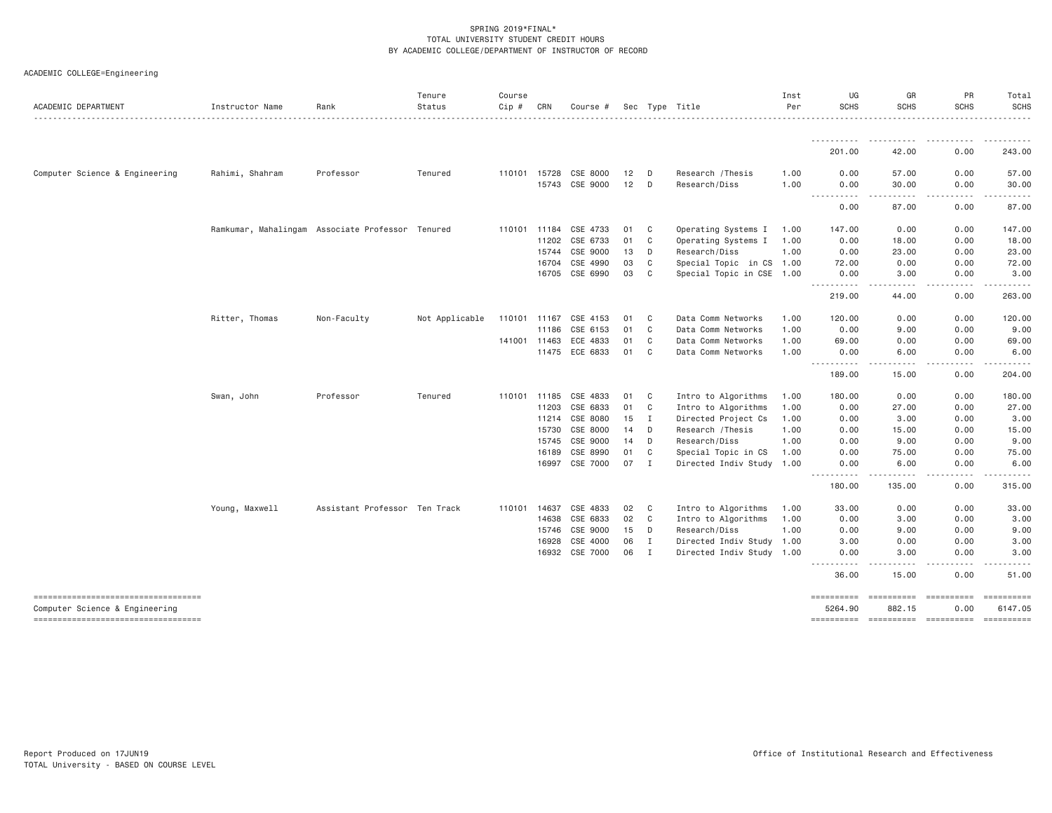SPRING 2019*FINAL*
TOTAL UNIVERSITY STUDENT CREDIT HOURS
BY ACADEMIC COLLEGE/DEPARTMENT OF INSTRUCTOR OF RECORD

ACADEMIC COLLEGE=Engineering

| ACADEMIC DEPARTMENT | Instructor Name | Rank | Tenure Status | Course Cip # | CRN | Course # | Sec | Type | Title | Inst Per | UG SCHS | GR SCHS | PR SCHS | Total SCHS |
|---|---|---|---|---|---|---|---|---|---|---|---|---|---|---|
| | | | | | | | | | | | 201.00 | 42.00 | 0.00 | 243.00 |
| Computer Science & Engineering | Rahimi, Shahram | Professor | Tenured | 110101 | 15728 | CSE 8000 | 12 | D | Research /Thesis | 1.00 | 0.00 | 57.00 | 0.00 | 57.00 |
| | | | | | 15743 | CSE 9000 | 12 | D | Research/Diss | 1.00 | 0.00 | 30.00 | 0.00 | 30.00 |
| | | | | | | | | | | | 0.00 | 87.00 | 0.00 | 87.00 |
| | Ramkumar, Mahalingam | Associate Professor | Tenured | 110101 | 11184 | CSE 4733 | 01 | C | Operating Systems I | 1.00 | 147.00 | 0.00 | 0.00 | 147.00 |
| | | | | | 11202 | CSE 6733 | 01 | C | Operating Systems I | 1.00 | 0.00 | 18.00 | 0.00 | 18.00 |
| | | | | | 15744 | CSE 9000 | 13 | D | Research/Diss | 1.00 | 0.00 | 23.00 | 0.00 | 23.00 |
| | | | | | 16704 | CSE 4990 | 03 | C | Special Topic in CS | 1.00 | 72.00 | 0.00 | 0.00 | 72.00 |
| | | | | | 16705 | CSE 6990 | 03 | C | Special Topic in CSE | 1.00 | 0.00 | 3.00 | 0.00 | 3.00 |
| | | | | | | | | | | | 219.00 | 44.00 | 0.00 | 263.00 |
| | Ritter, Thomas | Non-Faculty | Not Applicable | 110101 | 11167 | CSE 4153 | 01 | C | Data Comm Networks | 1.00 | 120.00 | 0.00 | 0.00 | 120.00 |
| | | | | | 11186 | CSE 6153 | 01 | C | Data Comm Networks | 1.00 | 0.00 | 9.00 | 0.00 | 9.00 |
| | | | | 141001 | 11463 | ECE 4833 | 01 | C | Data Comm Networks | 1.00 | 69.00 | 0.00 | 0.00 | 69.00 |
| | | | | | 11475 | ECE 6833 | 01 | C | Data Comm Networks | 1.00 | 0.00 | 6.00 | 0.00 | 6.00 |
| | | | | | | | | | | | 189.00 | 15.00 | 0.00 | 204.00 |
| | Swan, John | Professor | Tenured | 110101 | 11185 | CSE 4833 | 01 | C | Intro to Algorithms | 1.00 | 180.00 | 0.00 | 0.00 | 180.00 |
| | | | | | 11203 | CSE 6833 | 01 | C | Intro to Algorithms | 1.00 | 0.00 | 27.00 | 0.00 | 27.00 |
| | | | | | 11214 | CSE 8080 | 15 | I | Directed Project Cs | 1.00 | 0.00 | 3.00 | 0.00 | 3.00 |
| | | | | | 15730 | CSE 8000 | 14 | D | Research /Thesis | 1.00 | 0.00 | 15.00 | 0.00 | 15.00 |
| | | | | | 15745 | CSE 9000 | 14 | D | Research/Diss | 1.00 | 0.00 | 9.00 | 0.00 | 9.00 |
| | | | | | 16189 | CSE 8990 | 01 | C | Special Topic in CS | 1.00 | 0.00 | 75.00 | 0.00 | 75.00 |
| | | | | | 16997 | CSE 7000 | 07 | I | Directed Indiv Study | 1.00 | 0.00 | 6.00 | 0.00 | 6.00 |
| | | | | | | | | | | | 180.00 | 135.00 | 0.00 | 315.00 |
| | Young, Maxwell | Assistant Professor | Ten Track | 110101 | 14637 | CSE 4833 | 02 | C | Intro to Algorithms | 1.00 | 33.00 | 0.00 | 0.00 | 33.00 |
| | | | | | 14638 | CSE 6833 | 02 | C | Intro to Algorithms | 1.00 | 0.00 | 3.00 | 0.00 | 3.00 |
| | | | | | 15746 | CSE 9000 | 15 | D | Research/Diss | 1.00 | 0.00 | 9.00 | 0.00 | 9.00 |
| | | | | | 16928 | CSE 4000 | 06 | I | Directed Indiv Study | 1.00 | 3.00 | 0.00 | 0.00 | 3.00 |
| | | | | | 16932 | CSE 7000 | 06 | I | Directed Indiv Study | 1.00 | 0.00 | 3.00 | 0.00 | 3.00 |
| | | | | | | | | | | | 36.00 | 15.00 | 0.00 | 51.00 |
| Computer Science & Engineering | | | | | | | | | | | 5264.90 | 882.15 | 0.00 | 6147.05 |

Report Produced on 17JUN19
TOTAL University - BASED ON COURSE LEVEL

Office of Institutional Research and Effectiveness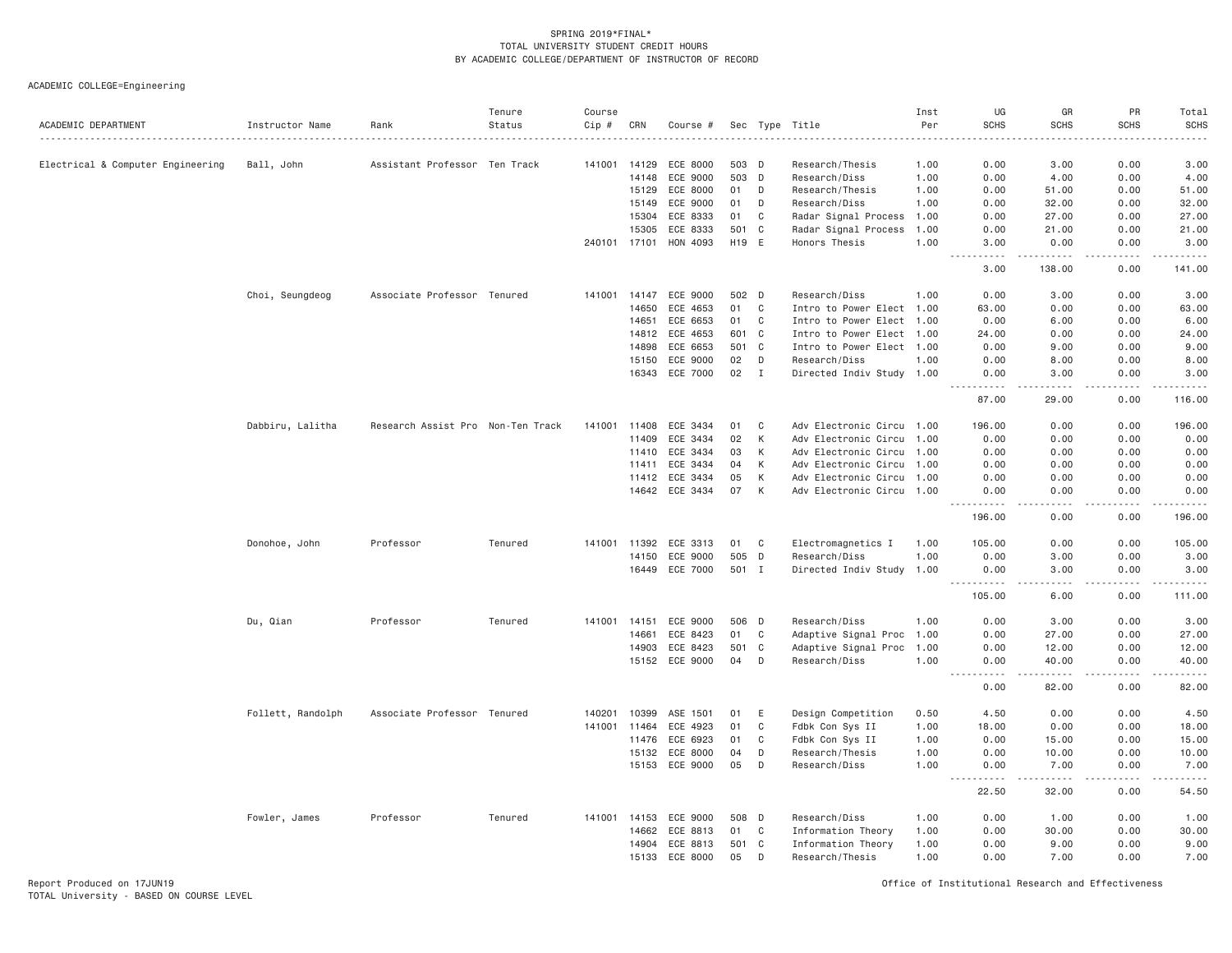SPRING 2019*FINAL*
TOTAL UNIVERSITY STUDENT CREDIT HOURS
BY ACADEMIC COLLEGE/DEPARTMENT OF INSTRUCTOR OF RECORD

ACADEMIC COLLEGE=Engineering

| ACADEMIC DEPARTMENT | Instructor Name | Rank | Tenure Status | Course Cip # | CRN | Course # | Sec | Type | Title | Inst Per | UG SCHS | GR SCHS | PR SCHS | Total SCHS |
|---|---|---|---|---|---|---|---|---|---|---|---|---|---|---|
| Electrical & Computer Engineering | Ball, John | Assistant Professor | Ten Track | 141001 | 14129 | ECE 8000 | 503 | D | Research/Thesis | 1.00 | 0.00 | 3.00 | 0.00 | 3.00 |
| | | | | | 14148 | ECE 9000 | 503 | D | Research/Diss | 1.00 | 0.00 | 4.00 | 0.00 | 4.00 |
| | | | | | 15129 | ECE 8000 | 01 | D | Research/Thesis | 1.00 | 0.00 | 51.00 | 0.00 | 51.00 |
| | | | | | 15149 | ECE 9000 | 01 | D | Research/Diss | 1.00 | 0.00 | 32.00 | 0.00 | 32.00 |
| | | | | | 15304 | ECE 8333 | 01 | C | Radar Signal Process | 1.00 | 0.00 | 27.00 | 0.00 | 27.00 |
| | | | | | 15305 | ECE 8333 | 501 | C | Radar Signal Process | 1.00 | 0.00 | 21.00 | 0.00 | 21.00 |
| | | | | 240101 | 17101 | HON 4093 | H19 | E | Honors Thesis | 1.00 | 3.00 | 0.00 | 0.00 | 3.00 |
| | | | | | | | | | | | 3.00 | 138.00 | 0.00 | 141.00 |
| | Choi, Seungdeog | Associate Professor | Tenured | 141001 | 14147 | ECE 9000 | 502 | D | Research/Diss | 1.00 | 0.00 | 3.00 | 0.00 | 3.00 |
| | | | | | 14650 | ECE 4653 | 01 | C | Intro to Power Elect | 1.00 | 63.00 | 0.00 | 0.00 | 63.00 |
| | | | | | 14651 | ECE 6653 | 01 | C | Intro to Power Elect | 1.00 | 0.00 | 6.00 | 0.00 | 6.00 |
| | | | | | 14812 | ECE 4653 | 601 | C | Intro to Power Elect | 1.00 | 24.00 | 0.00 | 0.00 | 24.00 |
| | | | | | 14898 | ECE 6653 | 501 | C | Intro to Power Elect | 1.00 | 0.00 | 9.00 | 0.00 | 9.00 |
| | | | | | 15150 | ECE 9000 | 02 | D | Research/Diss | 1.00 | 0.00 | 8.00 | 0.00 | 8.00 |
| | | | | | 16343 | ECE 7000 | 02 | I | Directed Indiv Study | 1.00 | 0.00 | 3.00 | 0.00 | 3.00 |
| | | | | | | | | | | | 87.00 | 29.00 | 0.00 | 116.00 |
| | Dabbiru, Lalitha | Research Assist Pro | Non-Ten Track | 141001 | 11408 | ECE 3434 | 01 | C | Adv Electronic Circu | 1.00 | 196.00 | 0.00 | 0.00 | 196.00 |
| | | | | | 11409 | ECE 3434 | 02 | K | Adv Electronic Circu | 1.00 | 0.00 | 0.00 | 0.00 | 0.00 |
| | | | | | 11410 | ECE 3434 | 03 | K | Adv Electronic Circu | 1.00 | 0.00 | 0.00 | 0.00 | 0.00 |
| | | | | | 11411 | ECE 3434 | 04 | K | Adv Electronic Circu | 1.00 | 0.00 | 0.00 | 0.00 | 0.00 |
| | | | | | 11412 | ECE 3434 | 05 | K | Adv Electronic Circu | 1.00 | 0.00 | 0.00 | 0.00 | 0.00 |
| | | | | | 14642 | ECE 3434 | 07 | K | Adv Electronic Circu | 1.00 | 0.00 | 0.00 | 0.00 | 0.00 |
| | | | | | | | | | | | 196.00 | 0.00 | 0.00 | 196.00 |
| | Donohoe, John | Professor | Tenured | 141001 | 11392 | ECE 3313 | 01 | C | Electromagnetics I | 1.00 | 105.00 | 0.00 | 0.00 | 105.00 |
| | | | | | 14150 | ECE 9000 | 505 | D | Research/Diss | 1.00 | 0.00 | 3.00 | 0.00 | 3.00 |
| | | | | | 16449 | ECE 7000 | 501 | I | Directed Indiv Study | 1.00 | 0.00 | 3.00 | 0.00 | 3.00 |
| | | | | | | | | | | | 105.00 | 6.00 | 0.00 | 111.00 |
| | Du, Qian | Professor | Tenured | 141001 | 14151 | ECE 9000 | 506 | D | Research/Diss | 1.00 | 0.00 | 3.00 | 0.00 | 3.00 |
| | | | | | 14661 | ECE 8423 | 01 | C | Adaptive Signal Proc | 1.00 | 0.00 | 27.00 | 0.00 | 27.00 |
| | | | | | 14903 | ECE 8423 | 501 | C | Adaptive Signal Proc | 1.00 | 0.00 | 12.00 | 0.00 | 12.00 |
| | | | | | 15152 | ECE 9000 | 04 | D | Research/Diss | 1.00 | 0.00 | 40.00 | 0.00 | 40.00 |
| | | | | | | | | | | | 0.00 | 82.00 | 0.00 | 82.00 |
| | Follett, Randolph | Associate Professor | Tenured | 140201 | 10399 | ASE 1501 | 01 | E | Design Competition | 0.50 | 4.50 | 0.00 | 0.00 | 4.50 |
| | | | | 141001 | 11464 | ECE 4923 | 01 | C | Fdbk Con Sys II | 1.00 | 18.00 | 0.00 | 0.00 | 18.00 |
| | | | | | 11476 | ECE 6923 | 01 | C | Fdbk Con Sys II | 1.00 | 0.00 | 15.00 | 0.00 | 15.00 |
| | | | | | 15132 | ECE 8000 | 04 | D | Research/Thesis | 1.00 | 0.00 | 10.00 | 0.00 | 10.00 |
| | | | | | 15153 | ECE 9000 | 05 | D | Research/Diss | 1.00 | 0.00 | 7.00 | 0.00 | 7.00 |
| | | | | | | | | | | | 22.50 | 32.00 | 0.00 | 54.50 |
| | Fowler, James | Professor | Tenured | 141001 | 14153 | ECE 9000 | 508 | D | Research/Diss | 1.00 | 0.00 | 1.00 | 0.00 | 1.00 |
| | | | | | 14662 | ECE 8813 | 01 | C | Information Theory | 1.00 | 0.00 | 30.00 | 0.00 | 30.00 |
| | | | | | 14904 | ECE 8813 | 501 | C | Information Theory | 1.00 | 0.00 | 9.00 | 0.00 | 9.00 |
| | | | | | 15133 | ECE 8000 | 05 | D | Research/Thesis | 1.00 | 0.00 | 7.00 | 0.00 | 7.00 |

Report Produced on 17JUN19
TOTAL University - BASED ON COURSE LEVEL

Office of Institutional Research and Effectiveness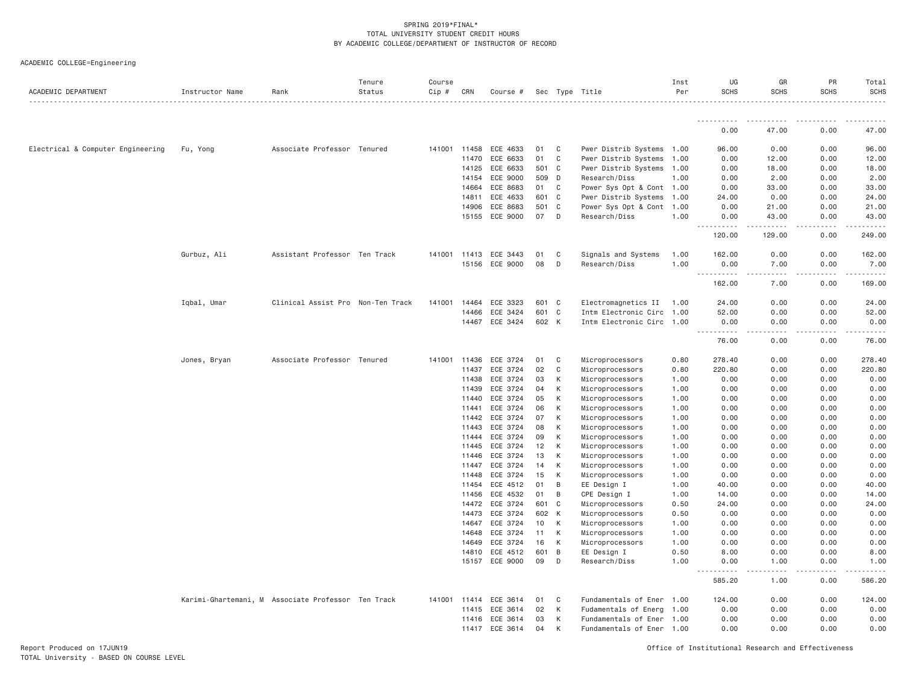SPRING 2019*FINAL*
TOTAL UNIVERSITY STUDENT CREDIT HOURS
BY ACADEMIC COLLEGE/DEPARTMENT OF INSTRUCTOR OF RECORD

ACADEMIC COLLEGE=Engineering

| ACADEMIC DEPARTMENT | Instructor Name | Rank | Tenure Status | Course Cip # | CRN | Course # | Sec | Type | Title | Inst Per | UG SCHS | GR SCHS | PR SCHS | Total SCHS |
|---|---|---|---|---|---|---|---|---|---|---|---|---|---|---|
| | | | | | | | | | | | 0.00 | 47.00 | 0.00 | 47.00 |
| Electrical & Computer Engineering | Fu, Yong | Associate Professor | Tenured | 141001 | 11458 | ECE 4633 | 01 | C | Pwer Distrib Systems | 1.00 | 96.00 | 0.00 | 0.00 | 96.00 |
| | | | | | 11470 | ECE 6633 | 01 | C | Pwer Distrib Systems | 1.00 | 0.00 | 12.00 | 0.00 | 12.00 |
| | | | | | 14125 | ECE 6633 | 501 | C | Pwer Distrib Systems | 1.00 | 0.00 | 18.00 | 0.00 | 18.00 |
| | | | | | 14154 | ECE 9000 | 509 | D | Research/Diss | 1.00 | 0.00 | 2.00 | 0.00 | 2.00 |
| | | | | | 14664 | ECE 8683 | 01 | C | Power Sys Opt & Cont | 1.00 | 0.00 | 33.00 | 0.00 | 33.00 |
| | | | | | 14811 | ECE 4633 | 601 | C | Pwer Distrib Systems | 1.00 | 24.00 | 0.00 | 0.00 | 24.00 |
| | | | | | 14906 | ECE 8683 | 501 | C | Power Sys Opt & Cont | 1.00 | 0.00 | 21.00 | 0.00 | 21.00 |
| | | | | | 15155 | ECE 9000 | 07 | D | Research/Diss | 1.00 | 0.00 | 43.00 | 0.00 | 43.00 |
| | | | | | | | | | | | 120.00 | 129.00 | 0.00 | 249.00 |
| | Gurbuz, Ali | Assistant Professor | Ten Track | 141001 | 11413 | ECE 3443 | 01 | C | Signals and Systems | 1.00 | 162.00 | 0.00 | 0.00 | 162.00 |
| | | | | | 15156 | ECE 9000 | 08 | D | Research/Diss | 1.00 | 0.00 | 7.00 | 0.00 | 7.00 |
| | | | | | | | | | | | 162.00 | 7.00 | 0.00 | 169.00 |
| | Iqbal, Umar | Clinical Assist Pro | Non-Ten Track | 141001 | 14464 | ECE 3323 | 601 | C | Electromagnetics II | 1.00 | 24.00 | 0.00 | 0.00 | 24.00 |
| | | | | | 14466 | ECE 3424 | 601 | C | Intm Electronic Circ | 1.00 | 52.00 | 0.00 | 0.00 | 52.00 |
| | | | | | 14467 | ECE 3424 | 602 | K | Intm Electronic Circ | 1.00 | 0.00 | 0.00 | 0.00 | 0.00 |
| | | | | | | | | | | | 76.00 | 0.00 | 0.00 | 76.00 |
| | Jones, Bryan | Associate Professor | Tenured | 141001 | 11436 | ECE 3724 | 01 | C | Microprocessors | 0.80 | 278.40 | 0.00 | 0.00 | 278.40 |
| | | | | | 11437 | ECE 3724 | 02 | C | Microprocessors | 0.80 | 220.80 | 0.00 | 0.00 | 220.80 |
| | | | | | 11438 | ECE 3724 | 03 | K | Microprocessors | 1.00 | 0.00 | 0.00 | 0.00 | 0.00 |
| | | | | | 11439 | ECE 3724 | 04 | K | Microprocessors | 1.00 | 0.00 | 0.00 | 0.00 | 0.00 |
| | | | | | 11440 | ECE 3724 | 05 | K | Microprocessors | 1.00 | 0.00 | 0.00 | 0.00 | 0.00 |
| | | | | | 11441 | ECE 3724 | 06 | K | Microprocessors | 1.00 | 0.00 | 0.00 | 0.00 | 0.00 |
| | | | | | 11442 | ECE 3724 | 07 | K | Microprocessors | 1.00 | 0.00 | 0.00 | 0.00 | 0.00 |
| | | | | | 11443 | ECE 3724 | 08 | K | Microprocessors | 1.00 | 0.00 | 0.00 | 0.00 | 0.00 |
| | | | | | 11444 | ECE 3724 | 09 | K | Microprocessors | 1.00 | 0.00 | 0.00 | 0.00 | 0.00 |
| | | | | | 11445 | ECE 3724 | 12 | K | Microprocessors | 1.00 | 0.00 | 0.00 | 0.00 | 0.00 |
| | | | | | 11446 | ECE 3724 | 13 | K | Microprocessors | 1.00 | 0.00 | 0.00 | 0.00 | 0.00 |
| | | | | | 11447 | ECE 3724 | 14 | K | Microprocessors | 1.00 | 0.00 | 0.00 | 0.00 | 0.00 |
| | | | | | 11448 | ECE 3724 | 15 | K | Microprocessors | 1.00 | 0.00 | 0.00 | 0.00 | 0.00 |
| | | | | | 11454 | ECE 4512 | 01 | B | EE Design I | 1.00 | 40.00 | 0.00 | 0.00 | 40.00 |
| | | | | | 11456 | ECE 4532 | 01 | B | CPE Design I | 1.00 | 14.00 | 0.00 | 0.00 | 14.00 |
| | | | | | 14472 | ECE 3724 | 601 | C | Microprocessors | 0.50 | 24.00 | 0.00 | 0.00 | 24.00 |
| | | | | | 14473 | ECE 3724 | 602 | K | Microprocessors | 0.50 | 0.00 | 0.00 | 0.00 | 0.00 |
| | | | | | 14647 | ECE 3724 | 10 | K | Microprocessors | 1.00 | 0.00 | 0.00 | 0.00 | 0.00 |
| | | | | | 14648 | ECE 3724 | 11 | K | Microprocessors | 1.00 | 0.00 | 0.00 | 0.00 | 0.00 |
| | | | | | 14649 | ECE 3724 | 16 | K | Microprocessors | 1.00 | 0.00 | 0.00 | 0.00 | 0.00 |
| | | | | | 14810 | ECE 4512 | 601 | B | EE Design I | 0.50 | 8.00 | 0.00 | 0.00 | 8.00 |
| | | | | | 15157 | ECE 9000 | 09 | D | Research/Diss | 1.00 | 0.00 | 1.00 | 0.00 | 1.00 |
| | | | | | | | | | | | 585.20 | 1.00 | 0.00 | 586.20 |
| | Karimi-Ghartemani, M | Associate Professor | Ten Track | 141001 | 11414 | ECE 3614 | 01 | C | Fundamentals of Ener | 1.00 | 124.00 | 0.00 | 0.00 | 124.00 |
| | | | | | 11415 | ECE 3614 | 02 | K | Fudamentals of Energ | 1.00 | 0.00 | 0.00 | 0.00 | 0.00 |
| | | | | | 11416 | ECE 3614 | 03 | K | Fundamentals of Ener | 1.00 | 0.00 | 0.00 | 0.00 | 0.00 |
| | | | | | 11417 | ECE 3614 | 04 | K | Fundamentals of Ener | 1.00 | 0.00 | 0.00 | 0.00 | 0.00 |

Report Produced on 17JUN19
TOTAL University - BASED ON COURSE LEVEL

Office of Institutional Research and Effectiveness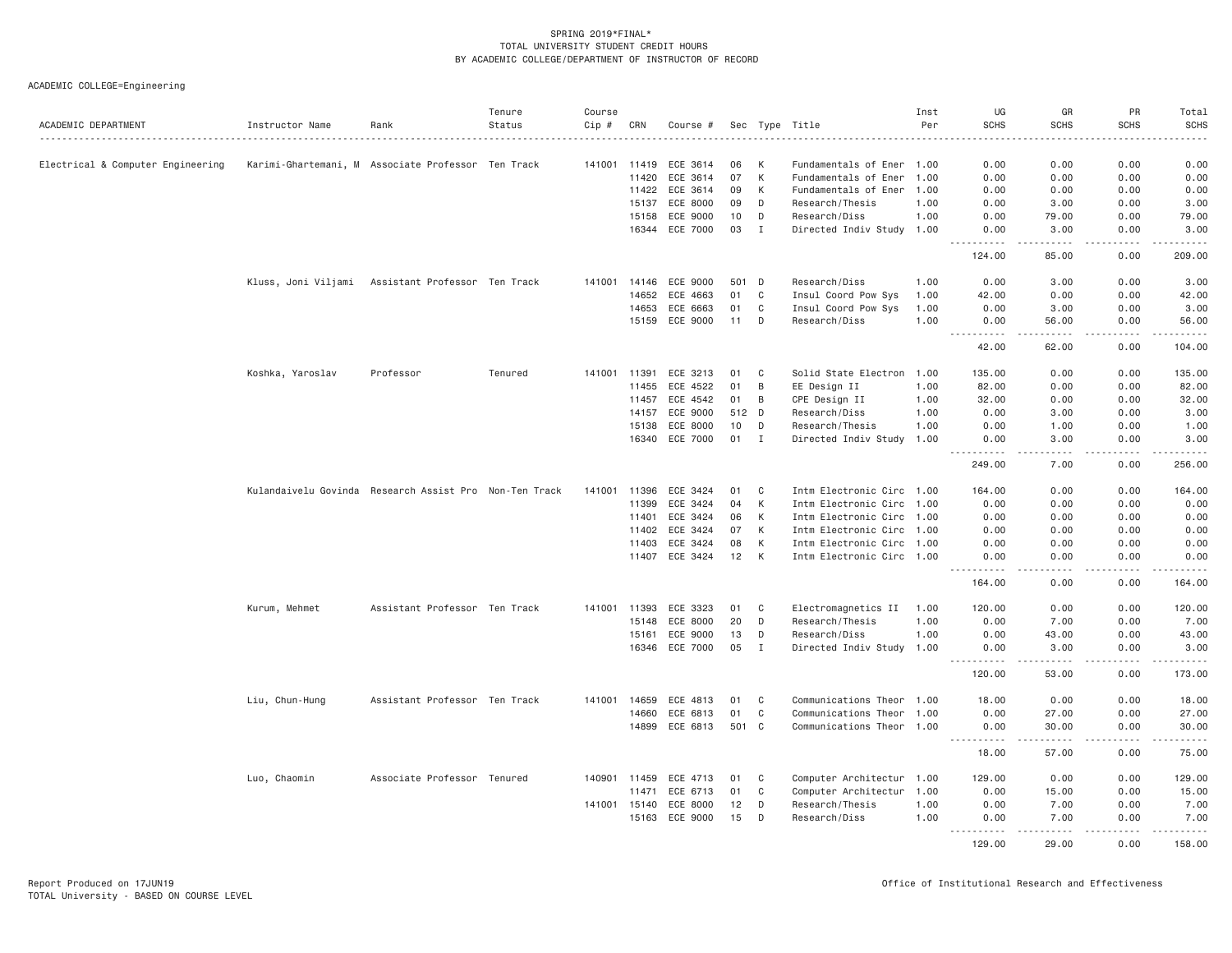SPRING 2019*FINAL*
TOTAL UNIVERSITY STUDENT CREDIT HOURS
BY ACADEMIC COLLEGE/DEPARTMENT OF INSTRUCTOR OF RECORD

ACADEMIC COLLEGE=Engineering

| ACADEMIC DEPARTMENT | Instructor Name | Rank | Tenure Status | Course Cip # | CRN | Course # | Sec | Type | Title | Inst Per | UG SCHS | GR SCHS | PR SCHS | Total SCHS |
|---|---|---|---|---|---|---|---|---|---|---|---|---|---|---|
| Electrical & Computer Engineering | Karimi-Ghartemani, M | Associate Professor | Ten Track | 141001 | 11419 | ECE 3614 | 06 | K | Fundamentals of Ener | 1.00 | 0.00 | 0.00 | 0.00 | 0.00 |
| | | | | | 11420 | ECE 3614 | 07 | K | Fundamentals of Ener | 1.00 | 0.00 | 0.00 | 0.00 | 0.00 |
| | | | | | 11422 | ECE 3614 | 09 | K | Fundamentals of Ener | 1.00 | 0.00 | 0.00 | 0.00 | 0.00 |
| | | | | | 15137 | ECE 8000 | 09 | D | Research/Thesis | 1.00 | 0.00 | 3.00 | 0.00 | 3.00 |
| | | | | | 15158 | ECE 9000 | 10 | D | Research/Diss | 1.00 | 0.00 | 79.00 | 0.00 | 79.00 |
| | | | | | 16344 | ECE 7000 | 03 | I | Directed Indiv Study | 1.00 | 0.00 | 3.00 | 0.00 | 3.00 |
| | | | | | | | | | | | 124.00 | 85.00 | 0.00 | 209.00 |
| | Kluss, Joni Viljami | Assistant Professor | Ten Track | 141001 | 14146 | ECE 9000 | 501 | D | Research/Diss | 1.00 | 0.00 | 3.00 | 0.00 | 3.00 |
| | | | | | 14652 | ECE 4663 | 01 | C | Insul Coord Pow Sys | 1.00 | 42.00 | 0.00 | 0.00 | 42.00 |
| | | | | | 14653 | ECE 6663 | 01 | C | Insul Coord Pow Sys | 1.00 | 0.00 | 3.00 | 0.00 | 3.00 |
| | | | | | 15159 | ECE 9000 | 11 | D | Research/Diss | 1.00 | 0.00 | 56.00 | 0.00 | 56.00 |
| | | | | | | | | | | | 42.00 | 62.00 | 0.00 | 104.00 |
| | Koshka, Yaroslav | Professor | Tenured | 141001 | 11391 | ECE 3213 | 01 | C | Solid State Electron | 1.00 | 135.00 | 0.00 | 0.00 | 135.00 |
| | | | | | 11455 | ECE 4522 | 01 | B | EE Design II | 1.00 | 82.00 | 0.00 | 0.00 | 82.00 |
| | | | | | 11457 | ECE 4542 | 01 | B | CPE Design II | 1.00 | 32.00 | 0.00 | 0.00 | 32.00 |
| | | | | | 14157 | ECE 9000 | 512 | D | Research/Diss | 1.00 | 0.00 | 3.00 | 0.00 | 3.00 |
| | | | | | 15138 | ECE 8000 | 10 | D | Research/Thesis | 1.00 | 0.00 | 1.00 | 0.00 | 1.00 |
| | | | | | 16340 | ECE 7000 | 01 | I | Directed Indiv Study | 1.00 | 0.00 | 3.00 | 0.00 | 3.00 |
| | | | | | | | | | | | 249.00 | 7.00 | 0.00 | 256.00 |
| | Kulandaivelu Govinda | Research Assist Pro | Non-Ten Track | 141001 | 11396 | ECE 3424 | 01 | C | Intm Electronic Circ | 1.00 | 164.00 | 0.00 | 0.00 | 164.00 |
| | | | | | 11399 | ECE 3424 | 04 | K | Intm Electronic Circ | 1.00 | 0.00 | 0.00 | 0.00 | 0.00 |
| | | | | | 11401 | ECE 3424 | 06 | K | Intm Electronic Circ | 1.00 | 0.00 | 0.00 | 0.00 | 0.00 |
| | | | | | 11402 | ECE 3424 | 07 | K | Intm Electronic Circ | 1.00 | 0.00 | 0.00 | 0.00 | 0.00 |
| | | | | | 11403 | ECE 3424 | 08 | K | Intm Electronic Circ | 1.00 | 0.00 | 0.00 | 0.00 | 0.00 |
| | | | | | 11407 | ECE 3424 | 12 | K | Intm Electronic Circ | 1.00 | 0.00 | 0.00 | 0.00 | 0.00 |
| | | | | | | | | | | | 164.00 | 0.00 | 0.00 | 164.00 |
| | Kurum, Mehmet | Assistant Professor | Ten Track | 141001 | 11393 | ECE 3323 | 01 | C | Electromagnetics II | 1.00 | 120.00 | 0.00 | 0.00 | 120.00 |
| | | | | | 15148 | ECE 8000 | 20 | D | Research/Thesis | 1.00 | 0.00 | 7.00 | 0.00 | 7.00 |
| | | | | | 15161 | ECE 9000 | 13 | D | Research/Diss | 1.00 | 0.00 | 43.00 | 0.00 | 43.00 |
| | | | | | 16346 | ECE 7000 | 05 | I | Directed Indiv Study | 1.00 | 0.00 | 3.00 | 0.00 | 3.00 |
| | | | | | | | | | | | 120.00 | 53.00 | 0.00 | 173.00 |
| | Liu, Chun-Hung | Assistant Professor | Ten Track | 141001 | 14659 | ECE 4813 | 01 | C | Communications Theor | 1.00 | 18.00 | 0.00 | 0.00 | 18.00 |
| | | | | | 14660 | ECE 6813 | 01 | C | Communications Theor | 1.00 | 0.00 | 27.00 | 0.00 | 27.00 |
| | | | | | 14899 | ECE 6813 | 501 | C | Communications Theor | 1.00 | 0.00 | 30.00 | 0.00 | 30.00 |
| | | | | | | | | | | | 18.00 | 57.00 | 0.00 | 75.00 |
| | Luo, Chaomin | Associate Professor | Tenured | 140901 | 11459 | ECE 4713 | 01 | C | Computer Architectur | 1.00 | 129.00 | 0.00 | 0.00 | 129.00 |
| | | | | | 11471 | ECE 6713 | 01 | C | Computer Architectur | 1.00 | 0.00 | 15.00 | 0.00 | 15.00 |
| | | | | 141001 | 15140 | ECE 8000 | 12 | D | Research/Thesis | 1.00 | 0.00 | 7.00 | 0.00 | 7.00 |
| | | | | | 15163 | ECE 9000 | 15 | D | Research/Diss | 1.00 | 0.00 | 7.00 | 0.00 | 7.00 |
| | | | | | | | | | | | 129.00 | 29.00 | 0.00 | 158.00 |

Report Produced on 17JUN19
TOTAL University - BASED ON COURSE LEVEL

Office of Institutional Research and Effectiveness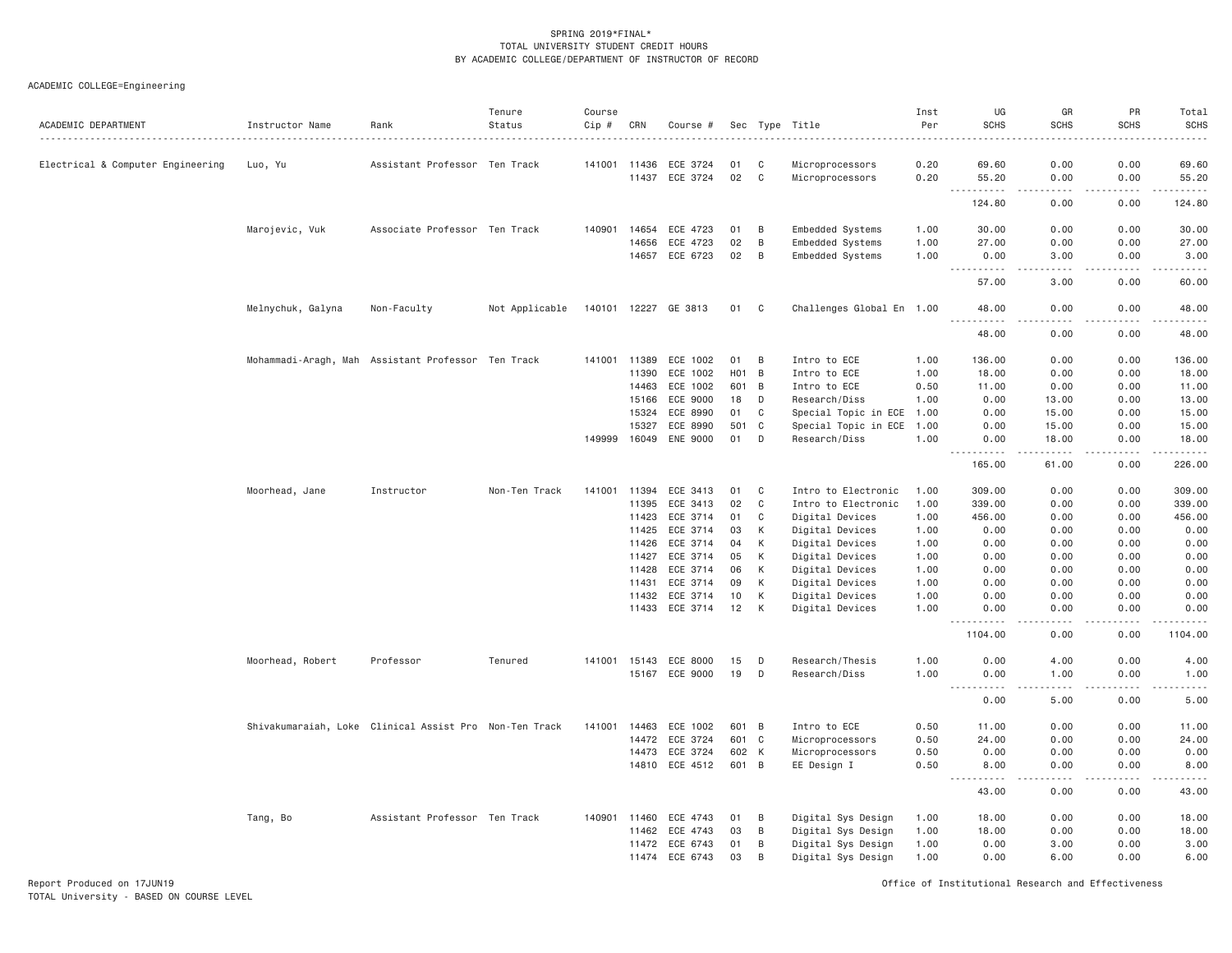SPRING 2019*FINAL*
TOTAL UNIVERSITY STUDENT CREDIT HOURS
BY ACADEMIC COLLEGE/DEPARTMENT OF INSTRUCTOR OF RECORD

ACADEMIC COLLEGE=Engineering

| ACADEMIC DEPARTMENT | Instructor Name | Rank | Tenure Status | Course Cip # | CRN | Course # | Sec | Type | Title | Inst Per | UG SCHS | GR SCHS | PR SCHS | Total SCHS |
|---|---|---|---|---|---|---|---|---|---|---|---|---|---|---|
| Electrical & Computer Engineering | Luo, Yu | Assistant Professor | Ten Track | 141001 | 11436 | ECE 3724 | 01 | C | Microprocessors | 0.20 | 69.60 | 0.00 | 0.00 | 69.60 |
| | | | | | 11437 | ECE 3724 | 02 | C | Microprocessors | 0.20 | 55.20 | 0.00 | 0.00 | 55.20 |
| | | | | | | | | | | | 124.80 | 0.00 | 0.00 | 124.80 |
| | Marojevic, Vuk | Associate Professor | Ten Track | 140901 | 14654 | ECE 4723 | 01 | B | Embedded Systems | 1.00 | 30.00 | 0.00 | 0.00 | 30.00 |
| | | | | | 14656 | ECE 4723 | 02 | B | Embedded Systems | 1.00 | 27.00 | 0.00 | 0.00 | 27.00 |
| | | | | | 14657 | ECE 6723 | 02 | B | Embedded Systems | 1.00 | 0.00 | 3.00 | 0.00 | 3.00 |
| | | | | | | | | | | | 57.00 | 3.00 | 0.00 | 60.00 |
| | Melnychuk, Galyna | Non-Faculty | Not Applicable | 140101 | 12227 | GE 3813 | 01 | C | Challenges Global En | 1.00 | 48.00 | 0.00 | 0.00 | 48.00 |
| | | | | | | | | | | | 48.00 | 0.00 | 0.00 | 48.00 |
| | Mohammadi-Aragh, Mah | Assistant Professor | Ten Track | 141001 | 11389 | ECE 1002 | 01 | B | Intro to ECE | 1.00 | 136.00 | 0.00 | 0.00 | 136.00 |
| | | | | | 11390 | ECE 1002 | H01 | B | Intro to ECE | 1.00 | 18.00 | 0.00 | 0.00 | 18.00 |
| | | | | | 14463 | ECE 1002 | 601 | B | Intro to ECE | 0.50 | 11.00 | 0.00 | 0.00 | 11.00 |
| | | | | | 15166 | ECE 9000 | 18 | D | Research/Diss | 1.00 | 0.00 | 13.00 | 0.00 | 13.00 |
| | | | | | 15324 | ECE 8990 | 01 | C | Special Topic in ECE | 1.00 | 0.00 | 15.00 | 0.00 | 15.00 |
| | | | | | 15327 | ECE 8990 | 501 | C | Special Topic in ECE | 1.00 | 0.00 | 15.00 | 0.00 | 15.00 |
| | | | | 149999 | 16049 | ENE 9000 | 01 | D | Research/Diss | 1.00 | 0.00 | 18.00 | 0.00 | 18.00 |
| | | | | | | | | | | | 165.00 | 61.00 | 0.00 | 226.00 |
| | Moorhead, Jane | Instructor | Non-Ten Track | 141001 | 11394 | ECE 3413 | 01 | C | Intro to Electronic | 1.00 | 309.00 | 0.00 | 0.00 | 309.00 |
| | | | | | 11395 | ECE 3413 | 02 | C | Intro to Electronic | 1.00 | 339.00 | 0.00 | 0.00 | 339.00 |
| | | | | | 11423 | ECE 3714 | 01 | C | Digital Devices | 1.00 | 456.00 | 0.00 | 0.00 | 456.00 |
| | | | | | 11425 | ECE 3714 | 03 | K | Digital Devices | 1.00 | 0.00 | 0.00 | 0.00 | 0.00 |
| | | | | | 11426 | ECE 3714 | 04 | K | Digital Devices | 1.00 | 0.00 | 0.00 | 0.00 | 0.00 |
| | | | | | 11427 | ECE 3714 | 05 | K | Digital Devices | 1.00 | 0.00 | 0.00 | 0.00 | 0.00 |
| | | | | | 11428 | ECE 3714 | 06 | K | Digital Devices | 1.00 | 0.00 | 0.00 | 0.00 | 0.00 |
| | | | | | 11431 | ECE 3714 | 09 | K | Digital Devices | 1.00 | 0.00 | 0.00 | 0.00 | 0.00 |
| | | | | | 11432 | ECE 3714 | 10 | K | Digital Devices | 1.00 | 0.00 | 0.00 | 0.00 | 0.00 |
| | | | | | 11433 | ECE 3714 | 12 | K | Digital Devices | 1.00 | 0.00 | 0.00 | 0.00 | 0.00 |
| | | | | | | | | | | | 1104.00 | 0.00 | 0.00 | 1104.00 |
| | Moorhead, Robert | Professor | Tenured | 141001 | 15143 | ECE 8000 | 15 | D | Research/Thesis | 1.00 | 0.00 | 4.00 | 0.00 | 4.00 |
| | | | | | 15167 | ECE 9000 | 19 | D | Research/Diss | 1.00 | 0.00 | 1.00 | 0.00 | 1.00 |
| | | | | | | | | | | | 0.00 | 5.00 | 0.00 | 5.00 |
| | Shivakumaraiah, Loke | Clinical Assist Pro | Non-Ten Track | 141001 | 14463 | ECE 1002 | 601 | B | Intro to ECE | 0.50 | 11.00 | 0.00 | 0.00 | 11.00 |
| | | | | | 14472 | ECE 3724 | 601 | C | Microprocessors | 0.50 | 24.00 | 0.00 | 0.00 | 24.00 |
| | | | | | 14473 | ECE 3724 | 602 | K | Microprocessors | 0.50 | 0.00 | 0.00 | 0.00 | 0.00 |
| | | | | | 14810 | ECE 4512 | 601 | B | EE Design I | 0.50 | 8.00 | 0.00 | 0.00 | 8.00 |
| | | | | | | | | | | | 43.00 | 0.00 | 0.00 | 43.00 |
| | Tang, Bo | Assistant Professor | Ten Track | 140901 | 11460 | ECE 4743 | 01 | B | Digital Sys Design | 1.00 | 18.00 | 0.00 | 0.00 | 18.00 |
| | | | | | 11462 | ECE 4743 | 03 | B | Digital Sys Design | 1.00 | 18.00 | 0.00 | 0.00 | 18.00 |
| | | | | | 11472 | ECE 6743 | 01 | B | Digital Sys Design | 1.00 | 0.00 | 3.00 | 0.00 | 3.00 |
| | | | | | 11474 | ECE 6743 | 03 | B | Digital Sys Design | 1.00 | 0.00 | 6.00 | 0.00 | 6.00 |

Report Produced on 17JUN19
TOTAL University - BASED ON COURSE LEVEL

Office of Institutional Research and Effectiveness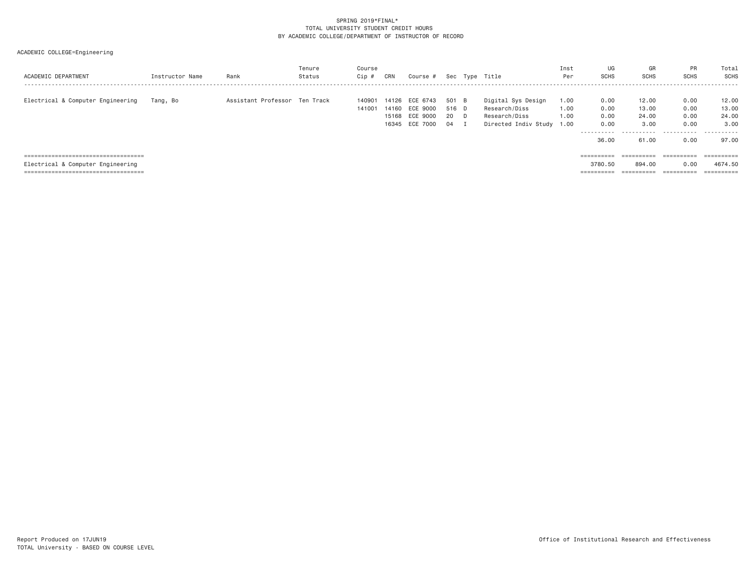SPRING 2019*FINAL*
TOTAL UNIVERSITY STUDENT CREDIT HOURS
BY ACADEMIC COLLEGE/DEPARTMENT OF INSTRUCTOR OF RECORD

ACADEMIC COLLEGE=Engineering

| ACADEMIC DEPARTMENT | Instructor Name | Rank | Tenure Status | Course Cip # | CRN | Course # | Sec | Type | Title | Inst Per | UG SCHS | GR SCHS | PR SCHS | Total SCHS |
|---|---|---|---|---|---|---|---|---|---|---|---|---|---|---|
| Electrical & Computer Engineering | Tang, Bo | Assistant Professor | Ten Track | 140901 | 14126 | ECE 6743 | 501 | B | Digital Sys Design | 1.00 | 0.00 | 12.00 | 0.00 | 12.00 |
| | | | | 141001 | 14160 | ECE 9000 | 516 | D | Research/Diss | 1.00 | 0.00 | 13.00 | 0.00 | 13.00 |
| | | | | | 15168 | ECE 9000 | 20 | D | Research/Diss | 1.00 | 0.00 | 24.00 | 0.00 | 24.00 |
| | | | | | 16345 | ECE 7000 | 04 | I | Directed Indiv Study | 1.00 | 0.00 | 3.00 | 0.00 | 3.00 |
| | | | | | | | | | | | 36.00 | 61.00 | 0.00 | 97.00 |
| Electrical & Computer Engineering | | | | | | | | | | | 3780.50 | 894.00 | 0.00 | 4674.50 |

Report Produced on 17JUN19
TOTAL University - BASED ON COURSE LEVEL

Office of Institutional Research and Effectiveness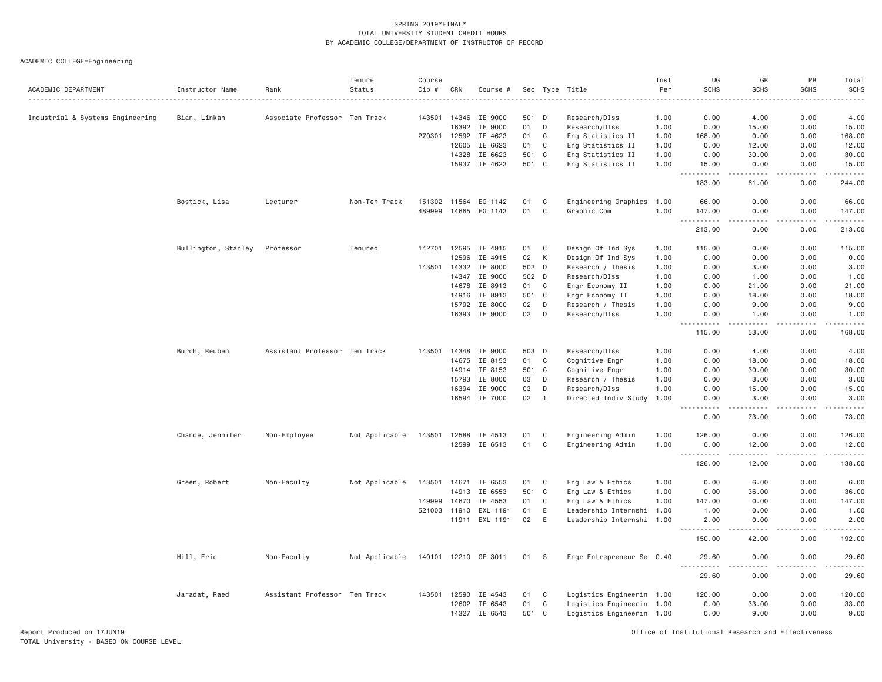SPRING 2019*FINAL*
TOTAL UNIVERSITY STUDENT CREDIT HOURS
BY ACADEMIC COLLEGE/DEPARTMENT OF INSTRUCTOR OF RECORD

ACADEMIC COLLEGE=Engineering

| ACADEMIC DEPARTMENT | Instructor Name | Rank | Tenure Status | Course Cip # | CRN | Course # | Sec | Type | Title | Inst Per | UG SCHS | GR SCHS | PR SCHS | Total SCHS |
|---|---|---|---|---|---|---|---|---|---|---|---|---|---|---|
| Industrial & Systems Engineering | Bian, Linkan | Associate Professor | Ten Track | 143501 | 14346 | IE 9000 | 501 | D | Research/DIss | 1.00 | 0.00 | 4.00 | 0.00 | 4.00 |
| | | | | | 16392 | IE 9000 | 01 | D | Research/DIss | 1.00 | 0.00 | 15.00 | 0.00 | 15.00 |
| | | | | 270301 | 12592 | IE 4623 | 01 | C | Eng Statistics II | 1.00 | 168.00 | 0.00 | 0.00 | 168.00 |
| | | | | | 12605 | IE 6623 | 01 | C | Eng Statistics II | 1.00 | 0.00 | 12.00 | 0.00 | 12.00 |
| | | | | | 14328 | IE 6623 | 501 | C | Eng Statistics II | 1.00 | 0.00 | 30.00 | 0.00 | 30.00 |
| | | | | | 15937 | IE 4623 | 501 | C | Eng Statistics II | 1.00 | 15.00 | 0.00 | 0.00 | 15.00 |
| | | | | | | | | | | | 183.00 | 61.00 | 0.00 | 244.00 |
| | Bostick, Lisa | Lecturer | Non-Ten Track | 151302 | 11564 | EG 1142 | 01 | C | Engineering Graphics | 1.00 | 66.00 | 0.00 | 0.00 | 66.00 |
| | | | | 489999 | 14665 | EG 1143 | 01 | C | Graphic Com | 1.00 | 147.00 | 0.00 | 0.00 | 147.00 |
| | | | | | | | | | | | 213.00 | 0.00 | 0.00 | 213.00 |
| | Bullington, Stanley | Professor | Tenured | 142701 | 12595 | IE 4915 | 01 | C | Design Of Ind Sys | 1.00 | 115.00 | 0.00 | 0.00 | 115.00 |
| | | | | | 12596 | IE 4915 | 02 | K | Design Of Ind Sys | 1.00 | 0.00 | 0.00 | 0.00 | 0.00 |
| | | | | 143501 | 14332 | IE 8000 | 502 | D | Research / Thesis | 1.00 | 0.00 | 3.00 | 0.00 | 3.00 |
| | | | | | 14347 | IE 9000 | 502 | D | Research/DIss | 1.00 | 0.00 | 1.00 | 0.00 | 1.00 |
| | | | | | 14678 | IE 8913 | 01 | C | Engr Economy II | 1.00 | 0.00 | 21.00 | 0.00 | 21.00 |
| | | | | | 14916 | IE 8913 | 501 | C | Engr Economy II | 1.00 | 0.00 | 18.00 | 0.00 | 18.00 |
| | | | | | 15792 | IE 8000 | 02 | D | Research / Thesis | 1.00 | 0.00 | 9.00 | 0.00 | 9.00 |
| | | | | | 16393 | IE 9000 | 02 | D | Research/DIss | 1.00 | 0.00 | 1.00 | 0.00 | 1.00 |
| | | | | | | | | | | | 115.00 | 53.00 | 0.00 | 168.00 |
| | Burch, Reuben | Assistant Professor | Ten Track | 143501 | 14348 | IE 9000 | 503 | D | Research/DIss | 1.00 | 0.00 | 4.00 | 0.00 | 4.00 |
| | | | | | 14675 | IE 8153 | 01 | C | Cognitive Engr | 1.00 | 0.00 | 18.00 | 0.00 | 18.00 |
| | | | | | 14914 | IE 8153 | 501 | C | Cognitive Engr | 1.00 | 0.00 | 30.00 | 0.00 | 30.00 |
| | | | | | 15793 | IE 8000 | 03 | D | Research / Thesis | 1.00 | 0.00 | 3.00 | 0.00 | 3.00 |
| | | | | | 16394 | IE 9000 | 03 | D | Research/DIss | 1.00 | 0.00 | 15.00 | 0.00 | 15.00 |
| | | | | | 16594 | IE 7000 | 02 | I | Directed Indiv Study | 1.00 | 0.00 | 3.00 | 0.00 | 3.00 |
| | | | | | | | | | | | 0.00 | 73.00 | 0.00 | 73.00 |
| | Chance, Jennifer | Non-Employee | Not Applicable | 143501 | 12588 | IE 4513 | 01 | C | Engineering Admin | 1.00 | 126.00 | 0.00 | 0.00 | 126.00 |
| | | | | | 12599 | IE 6513 | 01 | C | Engineering Admin | 1.00 | 0.00 | 12.00 | 0.00 | 12.00 |
| | | | | | | | | | | | 126.00 | 12.00 | 0.00 | 138.00 |
| | Green, Robert | Non-Faculty | Not Applicable | 143501 | 14671 | IE 6553 | 01 | C | Eng Law & Ethics | 1.00 | 0.00 | 6.00 | 0.00 | 6.00 |
| | | | | | 14913 | IE 6553 | 501 | C | Eng Law & Ethics | 1.00 | 0.00 | 36.00 | 0.00 | 36.00 |
| | | | | 149999 | 14670 | IE 4553 | 01 | C | Eng Law & Ethics | 1.00 | 147.00 | 0.00 | 0.00 | 147.00 |
| | | | | 521003 | 11910 | EXL 1191 | 01 | E | Leadership Internshi | 1.00 | 1.00 | 0.00 | 0.00 | 1.00 |
| | | | | | 11911 | EXL 1191 | 02 | E | Leadership Internshi | 1.00 | 2.00 | 0.00 | 0.00 | 2.00 |
| | | | | | | | | | | | 150.00 | 42.00 | 0.00 | 192.00 |
| | Hill, Eric | Non-Faculty | Not Applicable | 140101 | 12210 | GE 3011 | 01 | S | Engr Entrepreneur Se | 0.40 | 29.60 | 0.00 | 0.00 | 29.60 |
| | | | | | | | | | | | 29.60 | 0.00 | 0.00 | 29.60 |
| | Jaradat, Raed | Assistant Professor | Ten Track | 143501 | 12590 | IE 4543 | 01 | C | Logistics Engineerin | 1.00 | 120.00 | 0.00 | 0.00 | 120.00 |
| | | | | | 12602 | IE 6543 | 01 | C | Logistics Engineerin | 1.00 | 0.00 | 33.00 | 0.00 | 33.00 |
| | | | | | 14327 | IE 6543 | 501 | C | Logistics Engineerin | 1.00 | 0.00 | 9.00 | 0.00 | 9.00 |

Report Produced on 17JUN19
TOTAL University - BASED ON COURSE LEVEL
Office of Institutional Research and Effectiveness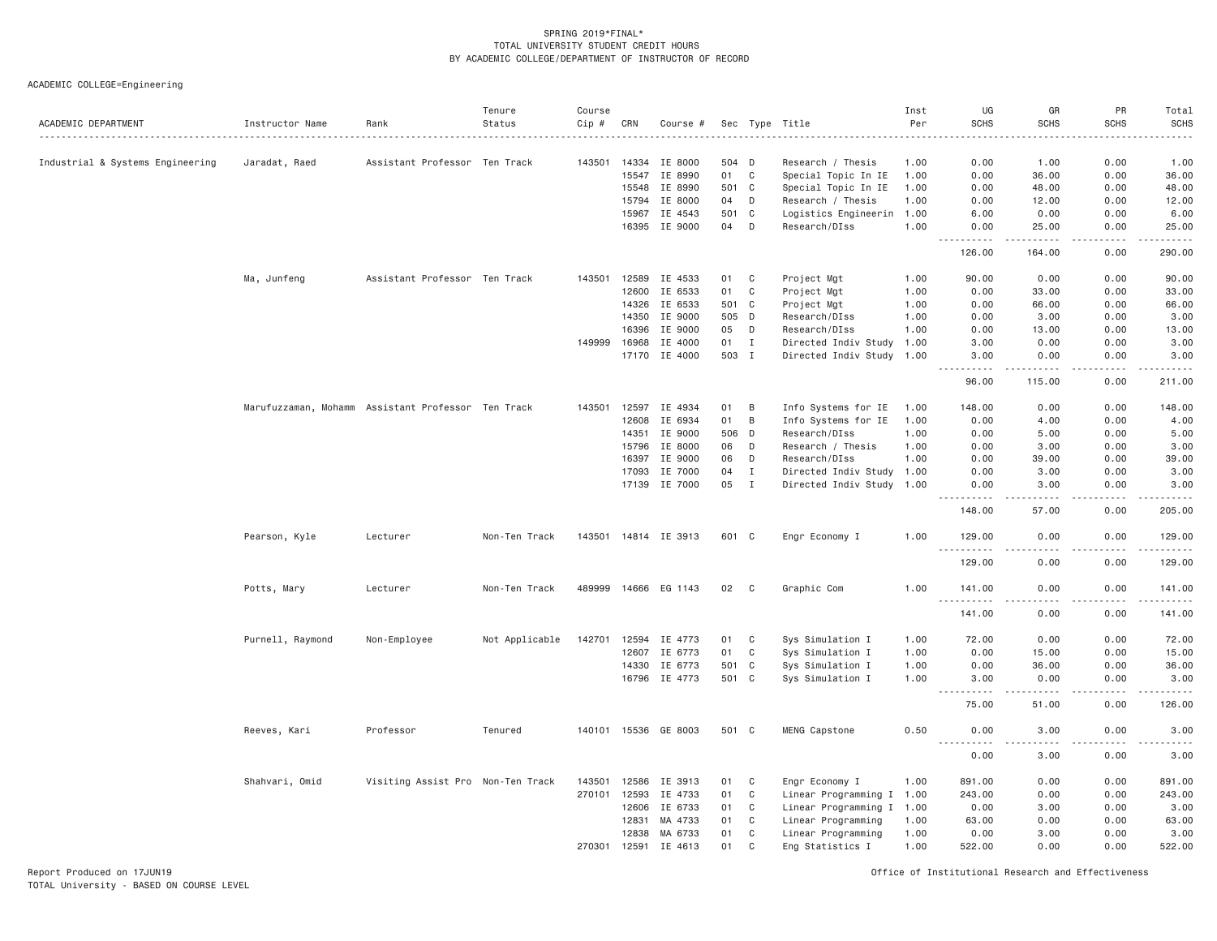SPRING 2019*FINAL*
TOTAL UNIVERSITY STUDENT CREDIT HOURS
BY ACADEMIC COLLEGE/DEPARTMENT OF INSTRUCTOR OF RECORD

ACADEMIC COLLEGE=Engineering

| ACADEMIC DEPARTMENT | Instructor Name | Rank | Tenure Status | Course Cip # | CRN | Course # | Sec | Type | Title | Inst Per | UG SCHS | GR SCHS | PR SCHS | Total SCHS |
|---|---|---|---|---|---|---|---|---|---|---|---|---|---|---|
| Industrial & Systems Engineering | Jaradat, Raed | Assistant Professor | Ten Track | 143501 | 14334 | IE 8000 | 504 | D | Research / Thesis | 1.00 | 0.00 | 1.00 | 0.00 | 1.00 |
| | | | | | 15547 | IE 8990 | 01 | C | Special Topic In IE | 1.00 | 0.00 | 36.00 | 0.00 | 36.00 |
| | | | | | 15548 | IE 8990 | 501 | C | Special Topic In IE | 1.00 | 0.00 | 48.00 | 0.00 | 48.00 |
| | | | | | 15794 | IE 8000 | 04 | D | Research / Thesis | 1.00 | 0.00 | 12.00 | 0.00 | 12.00 |
| | | | | | 15967 | IE 4543 | 501 | C | Logistics Engineerin | 1.00 | 6.00 | 0.00 | 0.00 | 6.00 |
| | | | | | 16395 | IE 9000 | 04 | D | Research/DIss | 1.00 | 0.00 | 25.00 | 0.00 | 25.00 |
| | | | | | | | | | | | 126.00 | 164.00 | 0.00 | 290.00 |
| | Ma, Junfeng | Assistant Professor | Ten Track | 143501 | 12589 | IE 4533 | 01 | C | Project Mgt | 1.00 | 90.00 | 0.00 | 0.00 | 90.00 |
| | | | | | 12600 | IE 6533 | 01 | C | Project Mgt | 1.00 | 0.00 | 33.00 | 0.00 | 33.00 |
| | | | | | 14326 | IE 6533 | 501 | C | Project Mgt | 1.00 | 0.00 | 66.00 | 0.00 | 66.00 |
| | | | | | 14350 | IE 9000 | 505 | D | Research/DIss | 1.00 | 0.00 | 3.00 | 0.00 | 3.00 |
| | | | | | 16396 | IE 9000 | 05 | D | Research/DIss | 1.00 | 0.00 | 13.00 | 0.00 | 13.00 |
| | | | | 149999 | 16968 | IE 4000 | 01 | I | Directed Indiv Study | 1.00 | 3.00 | 0.00 | 0.00 | 3.00 |
| | | | | | 17170 | IE 4000 | 503 | I | Directed Indiv Study | 1.00 | 3.00 | 0.00 | 0.00 | 3.00 |
| | | | | | | | | | | | 96.00 | 115.00 | 0.00 | 211.00 |
| | Marufuzzaman, Mohamm | Assistant Professor | Ten Track | 143501 | 12597 | IE 4934 | 01 | B | Info Systems for IE | 1.00 | 148.00 | 0.00 | 0.00 | 148.00 |
| | | | | | 12608 | IE 6934 | 01 | B | Info Systems for IE | 1.00 | 0.00 | 4.00 | 0.00 | 4.00 |
| | | | | | 14351 | IE 9000 | 506 | D | Research/DIss | 1.00 | 0.00 | 5.00 | 0.00 | 5.00 |
| | | | | | 15796 | IE 8000 | 06 | D | Research / Thesis | 1.00 | 0.00 | 3.00 | 0.00 | 3.00 |
| | | | | | 16397 | IE 9000 | 06 | D | Research/DIss | 1.00 | 0.00 | 39.00 | 0.00 | 39.00 |
| | | | | | 17093 | IE 7000 | 04 | I | Directed Indiv Study | 1.00 | 0.00 | 3.00 | 0.00 | 3.00 |
| | | | | | 17139 | IE 7000 | 05 | I | Directed Indiv Study | 1.00 | 0.00 | 3.00 | 0.00 | 3.00 |
| | | | | | | | | | | | 148.00 | 57.00 | 0.00 | 205.00 |
| | Pearson, Kyle | Lecturer | Non-Ten Track | 143501 | 14814 | IE 3913 | 601 | C | Engr Economy I | 1.00 | 129.00 | 0.00 | 0.00 | 129.00 |
| | | | | | | | | | | | 129.00 | 0.00 | 0.00 | 129.00 |
| | Potts, Mary | Lecturer | Non-Ten Track | 489999 | 14666 | EG 1143 | 02 | C | Graphic Com | 1.00 | 141.00 | 0.00 | 0.00 | 141.00 |
| | | | | | | | | | | | 141.00 | 0.00 | 0.00 | 141.00 |
| | Purnell, Raymond | Non-Employee | Not Applicable | 142701 | 12594 | IE 4773 | 01 | C | Sys Simulation I | 1.00 | 72.00 | 0.00 | 0.00 | 72.00 |
| | | | | | 12607 | IE 6773 | 01 | C | Sys Simulation I | 1.00 | 0.00 | 15.00 | 0.00 | 15.00 |
| | | | | | 14330 | IE 6773 | 501 | C | Sys Simulation I | 1.00 | 0.00 | 36.00 | 0.00 | 36.00 |
| | | | | | 16796 | IE 4773 | 501 | C | Sys Simulation I | 1.00 | 3.00 | 0.00 | 0.00 | 3.00 |
| | | | | | | | | | | | 75.00 | 51.00 | 0.00 | 126.00 |
| | Reeves, Kari | Professor | Tenured | 140101 | 15536 | GE 8003 | 501 | C | MENG Capstone | 0.50 | 0.00 | 3.00 | 0.00 | 3.00 |
| | | | | | | | | | | | 0.00 | 3.00 | 0.00 | 3.00 |
| | Shahvari, Omid | Visiting Assist Pro | Non-Ten Track | 143501 | 12586 | IE 3913 | 01 | C | Engr Economy I | 1.00 | 891.00 | 0.00 | 0.00 | 891.00 |
| | | | | 270101 | 12593 | IE 4733 | 01 | C | Linear Programming I | 1.00 | 243.00 | 0.00 | 0.00 | 243.00 |
| | | | | | 12606 | IE 6733 | 01 | C | Linear Programming I | 1.00 | 0.00 | 3.00 | 0.00 | 3.00 |
| | | | | | 12831 | MA 4733 | 01 | C | Linear Programming | 1.00 | 63.00 | 0.00 | 0.00 | 63.00 |
| | | | | | 12838 | MA 6733 | 01 | C | Linear Programming | 1.00 | 0.00 | 3.00 | 0.00 | 3.00 |
| | | | | 270301 | 12591 | IE 4613 | 01 | C | Eng Statistics I | 1.00 | 522.00 | 0.00 | 0.00 | 522.00 |

Report Produced on 17JUN19
TOTAL University - BASED ON COURSE LEVEL

Office of Institutional Research and Effectiveness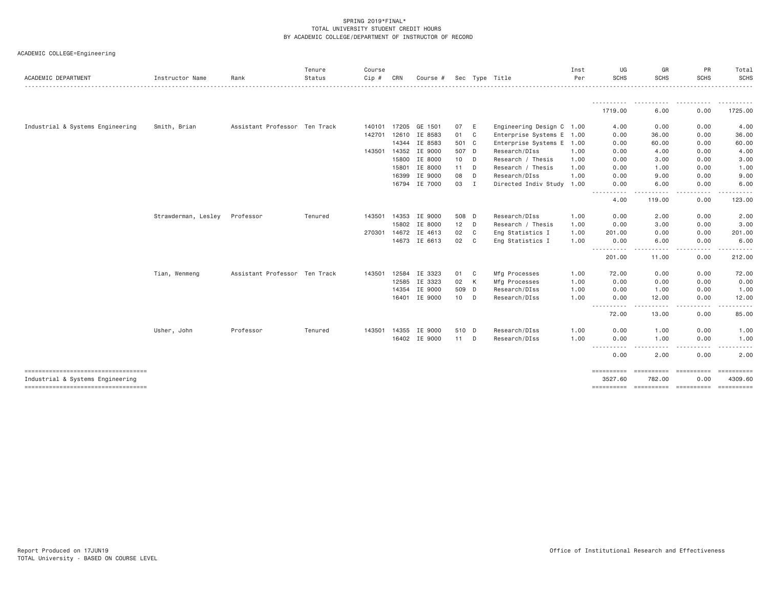SPRING 2019*FINAL*
TOTAL UNIVERSITY STUDENT CREDIT HOURS
BY ACADEMIC COLLEGE/DEPARTMENT OF INSTRUCTOR OF RECORD

ACADEMIC COLLEGE=Engineering

| ACADEMIC DEPARTMENT | Instructor Name | Rank | Tenure Status | Course Cip # | CRN | Course # | Sec | Type | Title | Inst Per | UG SCHS | GR SCHS | PR SCHS | Total SCHS |
|---|---|---|---|---|---|---|---|---|---|---|---|---|---|---|
| | | | | | | | | | | | 1719.00 | 6.00 | 0.00 | 1725.00 |
| Industrial & Systems Engineering | Smith, Brian | Assistant Professor | Ten Track | 140101 | 17205 | GE 1501 | 07 | E | Engineering Design C | 1.00 | 4.00 | 0.00 | 0.00 | 4.00 |
| | | | | 142701 | 12610 | IE 8583 | 01 | C | Enterprise Systems E | 1.00 | 0.00 | 36.00 | 0.00 | 36.00 |
| | | | | | 14344 | IE 8583 | 501 | C | Enterprise Systems E | 1.00 | 0.00 | 60.00 | 0.00 | 60.00 |
| | | | | 143501 | 14352 | IE 9000 | 507 | D | Research/DIss | 1.00 | 0.00 | 4.00 | 0.00 | 4.00 |
| | | | | | 15800 | IE 8000 | 10 | D | Research / Thesis | 1.00 | 0.00 | 3.00 | 0.00 | 3.00 |
| | | | | | 15801 | IE 8000 | 11 | D | Research / Thesis | 1.00 | 0.00 | 1.00 | 0.00 | 1.00 |
| | | | | | 16399 | IE 9000 | 08 | D | Research/DIss | 1.00 | 0.00 | 9.00 | 0.00 | 9.00 |
| | | | | | 16794 | IE 7000 | 03 | I | Directed Indiv Study | 1.00 | 0.00 | 6.00 | 0.00 | 6.00 |
| | | | | | | | | | | | 4.00 | 119.00 | 0.00 | 123.00 |
| | Strawderman, Lesley | Professor | Tenured | 143501 | 14353 | IE 9000 | 508 | D | Research/DIss | 1.00 | 0.00 | 2.00 | 0.00 | 2.00 |
| | | | | | 15802 | IE 8000 | 12 | D | Research / Thesis | 1.00 | 0.00 | 3.00 | 0.00 | 3.00 |
| | | | | 270301 | 14672 | IE 4613 | 02 | C | Eng Statistics I | 1.00 | 201.00 | 0.00 | 0.00 | 201.00 |
| | | | | | 14673 | IE 6613 | 02 | C | Eng Statistics I | 1.00 | 0.00 | 6.00 | 0.00 | 6.00 |
| | | | | | | | | | | | 201.00 | 11.00 | 0.00 | 212.00 |
| | Tian, Wenmeng | Assistant Professor | Ten Track | 143501 | 12584 | IE 3323 | 01 | C | Mfg Processes | 1.00 | 72.00 | 0.00 | 0.00 | 72.00 |
| | | | | | 12585 | IE 3323 | 02 | K | Mfg Processes | 1.00 | 0.00 | 0.00 | 0.00 | 0.00 |
| | | | | | 14354 | IE 9000 | 509 | D | Research/DIss | 1.00 | 0.00 | 1.00 | 0.00 | 1.00 |
| | | | | | 16401 | IE 9000 | 10 | D | Research/DIss | 1.00 | 0.00 | 12.00 | 0.00 | 12.00 |
| | | | | | | | | | | | 72.00 | 13.00 | 0.00 | 85.00 |
| | Usher, John | Professor | Tenured | 143501 | 14355 | IE 9000 | 510 | D | Research/DIss | 1.00 | 0.00 | 1.00 | 0.00 | 1.00 |
| | | | | | 16402 | IE 9000 | 11 | D | Research/DIss | 1.00 | 0.00 | 1.00 | 0.00 | 1.00 |
| | | | | | | | | | | | 0.00 | 2.00 | 0.00 | 2.00 |
| Industrial & Systems Engineering | | | | | | | | | | | 3527.60 | 782.00 | 0.00 | 4309.60 |

Report Produced on 17JUN19
TOTAL University - BASED ON COURSE LEVEL

Office of Institutional Research and Effectiveness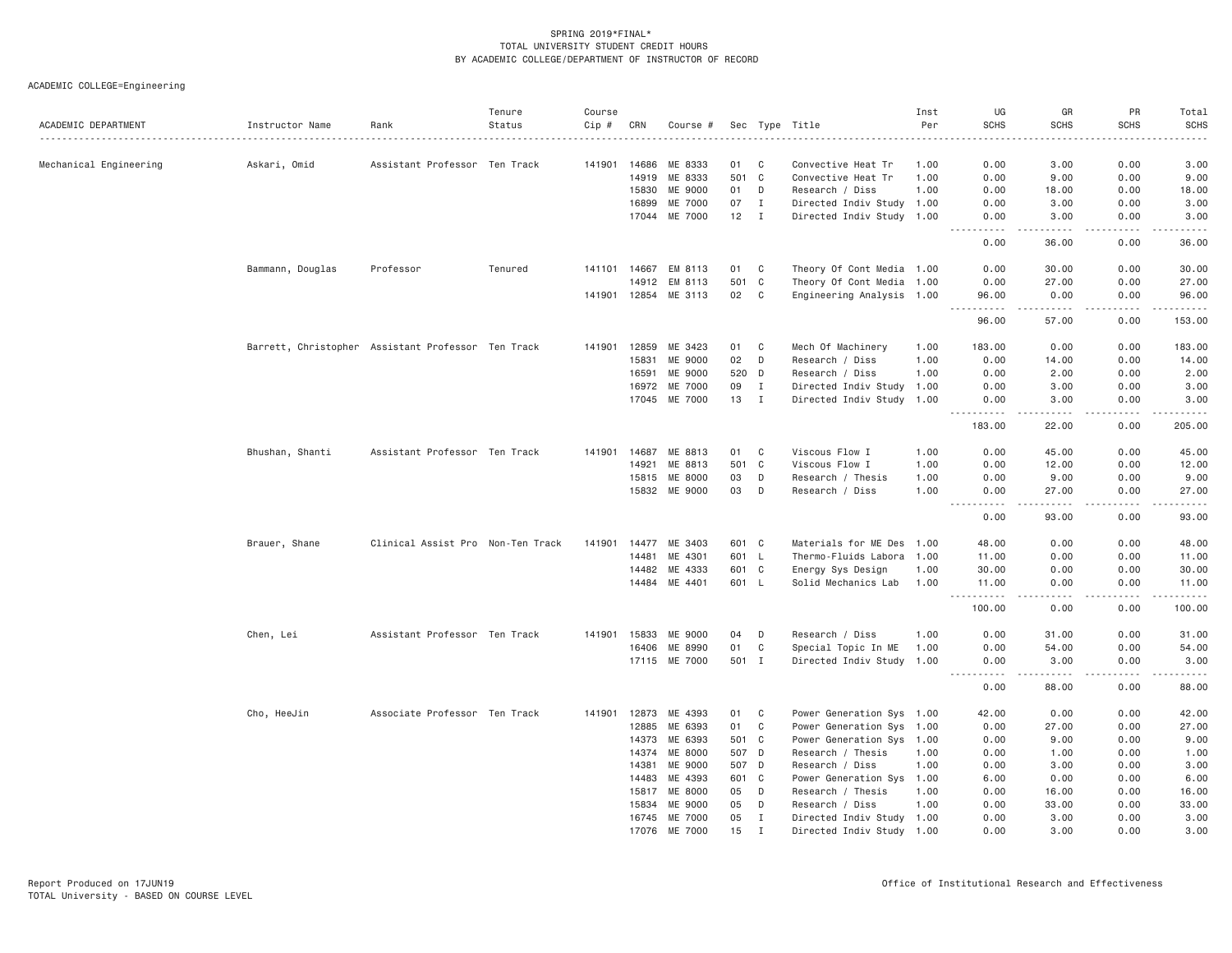SPRING 2019*FINAL*
TOTAL UNIVERSITY STUDENT CREDIT HOURS
BY ACADEMIC COLLEGE/DEPARTMENT OF INSTRUCTOR OF RECORD

ACADEMIC COLLEGE=Engineering

| ACADEMIC DEPARTMENT | Instructor Name | Rank | Tenure Status | Course Cip # | CRN | Course # | Sec | Type | Title | Inst Per | UG SCHS | GR SCHS | PR SCHS | Total SCHS |
|---|---|---|---|---|---|---|---|---|---|---|---|---|---|---|
| Mechanical Engineering | Askari, Omid | Assistant Professor | Ten Track | 141901 | 14686 | ME 8333 | 01 | C | Convective Heat Tr | 1.00 | 0.00 | 3.00 | 0.00 | 3.00 |
| | | | | | 14919 | ME 8333 | 501 | C | Convective Heat Tr | 1.00 | 0.00 | 9.00 | 0.00 | 9.00 |
| | | | | | 15830 | ME 9000 | 01 | D | Research / Diss | 1.00 | 0.00 | 18.00 | 0.00 | 18.00 |
| | | | | | 16899 | ME 7000 | 07 | I | Directed Indiv Study | 1.00 | 0.00 | 3.00 | 0.00 | 3.00 |
| | | | | | 17044 | ME 7000 | 12 | I | Directed Indiv Study | 1.00 | 0.00 | 3.00 | 0.00 | 3.00 |
| | | | | | | | | | | | 0.00 | 36.00 | 0.00 | 36.00 |
| | Bammann, Douglas | Professor | Tenured | 141101 | 14667 | EM 8113 | 01 | C | Theory Of Cont Media | 1.00 | 0.00 | 30.00 | 0.00 | 30.00 |
| | | | | | 14912 | EM 8113 | 501 | C | Theory Of Cont Media | 1.00 | 0.00 | 27.00 | 0.00 | 27.00 |
| | | | | 141901 | 12854 | ME 3113 | 02 | C | Engineering Analysis | 1.00 | 96.00 | 0.00 | 0.00 | 96.00 |
| | | | | | | | | | | | 96.00 | 57.00 | 0.00 | 153.00 |
| | Barrett, Christopher | Assistant Professor | Ten Track | 141901 | 12859 | ME 3423 | 01 | C | Mech Of Machinery | 1.00 | 183.00 | 0.00 | 0.00 | 183.00 |
| | | | | | 15831 | ME 9000 | 02 | D | Research / Diss | 1.00 | 0.00 | 14.00 | 0.00 | 14.00 |
| | | | | | 16591 | ME 9000 | 520 | D | Research / Diss | 1.00 | 0.00 | 2.00 | 0.00 | 2.00 |
| | | | | | 16972 | ME 7000 | 09 | I | Directed Indiv Study | 1.00 | 0.00 | 3.00 | 0.00 | 3.00 |
| | | | | | 17045 | ME 7000 | 13 | I | Directed Indiv Study | 1.00 | 0.00 | 3.00 | 0.00 | 3.00 |
| | | | | | | | | | | | 183.00 | 22.00 | 0.00 | 205.00 |
| | Bhushan, Shanti | Assistant Professor | Ten Track | 141901 | 14687 | ME 8813 | 01 | C | Viscous Flow I | 1.00 | 0.00 | 45.00 | 0.00 | 45.00 |
| | | | | | 14921 | ME 8813 | 501 | C | Viscous Flow I | 1.00 | 0.00 | 12.00 | 0.00 | 12.00 |
| | | | | | 15815 | ME 8000 | 03 | D | Research / Thesis | 1.00 | 0.00 | 9.00 | 0.00 | 9.00 |
| | | | | | 15832 | ME 9000 | 03 | D | Research / Diss | 1.00 | 0.00 | 27.00 | 0.00 | 27.00 |
| | | | | | | | | | | | 0.00 | 93.00 | 0.00 | 93.00 |
| | Brauer, Shane | Clinical Assist Pro | Non-Ten Track | 141901 | 14477 | ME 3403 | 601 | C | Materials for ME Des | 1.00 | 48.00 | 0.00 | 0.00 | 48.00 |
| | | | | | 14481 | ME 4301 | 601 | L | Thermo-Fluids Labora | 1.00 | 11.00 | 0.00 | 0.00 | 11.00 |
| | | | | | 14482 | ME 4333 | 601 | C | Energy Sys Design | 1.00 | 30.00 | 0.00 | 0.00 | 30.00 |
| | | | | | 14484 | ME 4401 | 601 | L | Solid Mechanics Lab | 1.00 | 11.00 | 0.00 | 0.00 | 11.00 |
| | | | | | | | | | | | 100.00 | 0.00 | 0.00 | 100.00 |
| | Chen, Lei | Assistant Professor | Ten Track | 141901 | 15833 | ME 9000 | 04 | D | Research / Diss | 1.00 | 0.00 | 31.00 | 0.00 | 31.00 |
| | | | | | 16406 | ME 8990 | 01 | C | Special Topic In ME | 1.00 | 0.00 | 54.00 | 0.00 | 54.00 |
| | | | | | 17115 | ME 7000 | 501 | I | Directed Indiv Study | 1.00 | 0.00 | 3.00 | 0.00 | 3.00 |
| | | | | | | | | | | | 0.00 | 88.00 | 0.00 | 88.00 |
| | Cho, HeeJin | Associate Professor | Ten Track | 141901 | 12873 | ME 4393 | 01 | C | Power Generation Sys | 1.00 | 42.00 | 0.00 | 0.00 | 42.00 |
| | | | | | 12885 | ME 6393 | 01 | C | Power Generation Sys | 1.00 | 0.00 | 27.00 | 0.00 | 27.00 |
| | | | | | 14373 | ME 6393 | 501 | C | Power Generation Sys | 1.00 | 0.00 | 9.00 | 0.00 | 9.00 |
| | | | | | 14374 | ME 8000 | 507 | D | Research / Thesis | 1.00 | 0.00 | 1.00 | 0.00 | 1.00 |
| | | | | | 14381 | ME 9000 | 507 | D | Research / Diss | 1.00 | 0.00 | 3.00 | 0.00 | 3.00 |
| | | | | | 14483 | ME 4393 | 601 | C | Power Generation Sys | 1.00 | 6.00 | 0.00 | 0.00 | 6.00 |
| | | | | | 15817 | ME 8000 | 05 | D | Research / Thesis | 1.00 | 0.00 | 16.00 | 0.00 | 16.00 |
| | | | | | 15834 | ME 9000 | 05 | D | Research / Diss | 1.00 | 0.00 | 33.00 | 0.00 | 33.00 |
| | | | | | 16745 | ME 7000 | 05 | I | Directed Indiv Study | 1.00 | 0.00 | 3.00 | 0.00 | 3.00 |
| | | | | | 17076 | ME 7000 | 15 | I | Directed Indiv Study | 1.00 | 0.00 | 3.00 | 0.00 | 3.00 |

Report Produced on 17JUN19
TOTAL University - BASED ON COURSE LEVEL

Office of Institutional Research and Effectiveness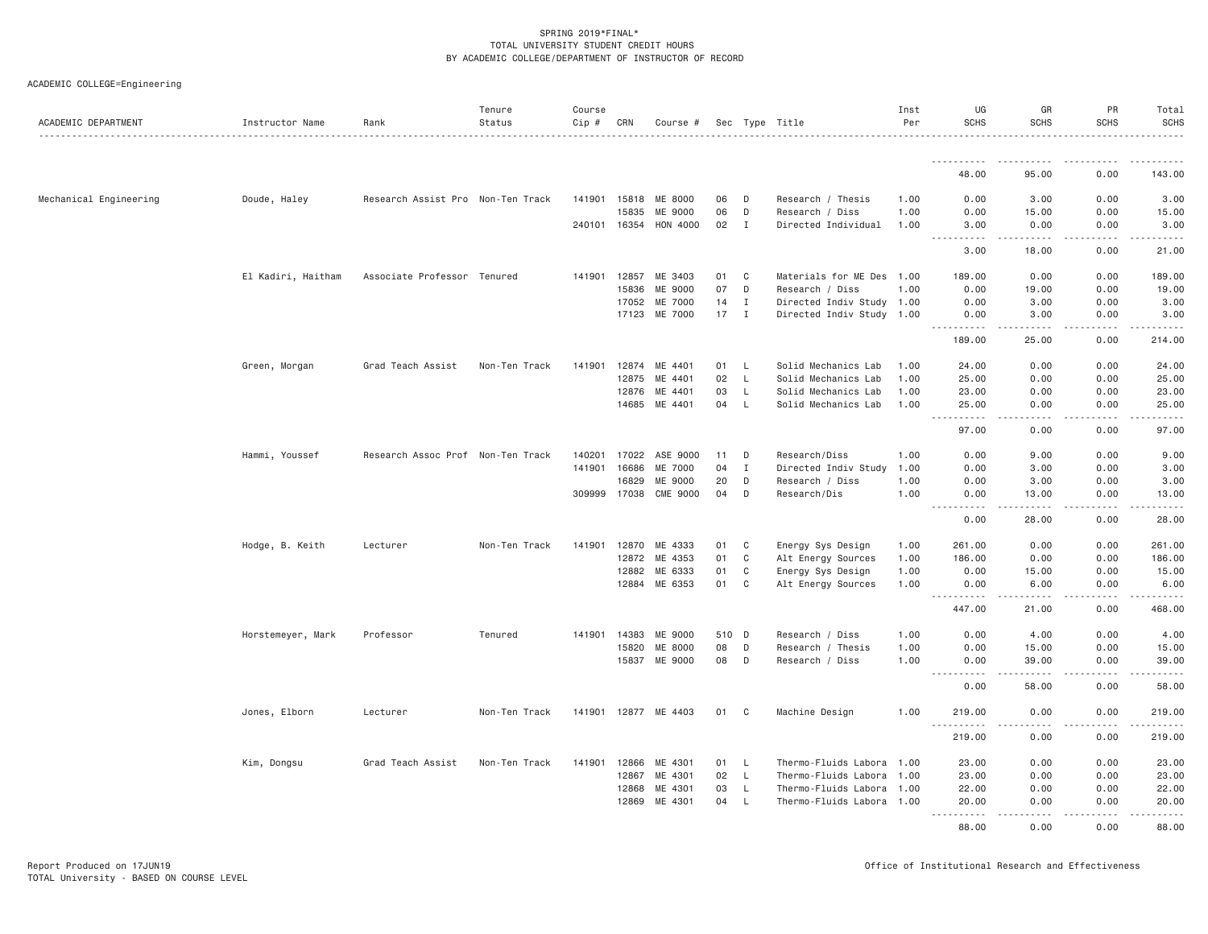SPRING 2019*FINAL*
TOTAL UNIVERSITY STUDENT CREDIT HOURS
BY ACADEMIC COLLEGE/DEPARTMENT OF INSTRUCTOR OF RECORD

ACADEMIC COLLEGE=Engineering

| ACADEMIC DEPARTMENT | Instructor Name | Rank | Tenure Status | Course Cip # | CRN | Course # | Sec | Type | Title | Inst Per | UG SCHS | GR SCHS | PR SCHS | Total SCHS |
|---|---|---|---|---|---|---|---|---|---|---|---|---|---|---|
| | | | | | | | | | | | 48.00 | 95.00 | 0.00 | 143.00 |
| Mechanical Engineering | Doude, Haley | Research Assist Pro | Non-Ten Track | 141901 | 15818 | ME 8000 | 06 | D | Research / Thesis | 1.00 | 0.00 | 3.00 | 0.00 | 3.00 |
| | | | | | 15835 | ME 9000 | 06 | D | Research / Diss | 1.00 | 0.00 | 15.00 | 0.00 | 15.00 |
| | | | | 240101 | 16354 | HON 4000 | 02 | I | Directed Individual | 1.00 | 3.00 | 0.00 | 0.00 | 3.00 |
| | | | | | | | | | | | 3.00 | 18.00 | 0.00 | 21.00 |
| | El Kadiri, Haitham | Associate Professor | Tenured | 141901 | 12857 | ME 3403 | 01 | C | Materials for ME Des | 1.00 | 189.00 | 0.00 | 0.00 | 189.00 |
| | | | | | 15836 | ME 9000 | 07 | D | Research / Diss | 1.00 | 0.00 | 19.00 | 0.00 | 19.00 |
| | | | | | 17052 | ME 7000 | 14 | I | Directed Indiv Study | 1.00 | 0.00 | 3.00 | 0.00 | 3.00 |
| | | | | | 17123 | ME 7000 | 17 | I | Directed Indiv Study | 1.00 | 0.00 | 3.00 | 0.00 | 3.00 |
| | | | | | | | | | | | 189.00 | 25.00 | 0.00 | 214.00 |
| | Green, Morgan | Grad Teach Assist | Non-Ten Track | 141901 | 12874 | ME 4401 | 01 | L | Solid Mechanics Lab | 1.00 | 24.00 | 0.00 | 0.00 | 24.00 |
| | | | | | 12875 | ME 4401 | 02 | L | Solid Mechanics Lab | 1.00 | 25.00 | 0.00 | 0.00 | 25.00 |
| | | | | | 12876 | ME 4401 | 03 | L | Solid Mechanics Lab | 1.00 | 23.00 | 0.00 | 0.00 | 23.00 |
| | | | | | 14685 | ME 4401 | 04 | L | Solid Mechanics Lab | 1.00 | 25.00 | 0.00 | 0.00 | 25.00 |
| | | | | | | | | | | | 97.00 | 0.00 | 0.00 | 97.00 |
| | Hammi, Youssef | Research Assoc Prof | Non-Ten Track | 140201 | 17022 | ASE 9000 | 11 | D | Research/Diss | 1.00 | 0.00 | 9.00 | 0.00 | 9.00 |
| | | | | 141901 | 16686 | ME 7000 | 04 | I | Directed Indiv Study | 1.00 | 0.00 | 3.00 | 0.00 | 3.00 |
| | | | | | 16829 | ME 9000 | 20 | D | Research / Diss | 1.00 | 0.00 | 3.00 | 0.00 | 3.00 |
| | | | | 309999 | 17038 | CME 9000 | 04 | D | Research/Dis | 1.00 | 0.00 | 13.00 | 0.00 | 13.00 |
| | | | | | | | | | | | 0.00 | 28.00 | 0.00 | 28.00 |
| | Hodge, B. Keith | Lecturer | Non-Ten Track | 141901 | 12870 | ME 4333 | 01 | C | Energy Sys Design | 1.00 | 261.00 | 0.00 | 0.00 | 261.00 |
| | | | | | 12872 | ME 4353 | 01 | C | Alt Energy Sources | 1.00 | 186.00 | 0.00 | 0.00 | 186.00 |
| | | | | | 12882 | ME 6333 | 01 | C | Energy Sys Design | 1.00 | 0.00 | 15.00 | 0.00 | 15.00 |
| | | | | | 12884 | ME 6353 | 01 | C | Alt Energy Sources | 1.00 | 0.00 | 6.00 | 0.00 | 6.00 |
| | | | | | | | | | | | 447.00 | 21.00 | 0.00 | 468.00 |
| | Horstemeyer, Mark | Professor | Tenured | 141901 | 14383 | ME 9000 | 510 | D | Research / Diss | 1.00 | 0.00 | 4.00 | 0.00 | 4.00 |
| | | | | | 15820 | ME 8000 | 08 | D | Research / Thesis | 1.00 | 0.00 | 15.00 | 0.00 | 15.00 |
| | | | | | 15837 | ME 9000 | 08 | D | Research / Diss | 1.00 | 0.00 | 39.00 | 0.00 | 39.00 |
| | | | | | | | | | | | 0.00 | 58.00 | 0.00 | 58.00 |
| | Jones, Elborn | Lecturer | Non-Ten Track | 141901 | 12877 | ME 4403 | 01 | C | Machine Design | 1.00 | 219.00 | 0.00 | 0.00 | 219.00 |
| | | | | | | | | | | | 219.00 | 0.00 | 0.00 | 219.00 |
| | Kim, Dongsu | Grad Teach Assist | Non-Ten Track | 141901 | 12866 | ME 4301 | 01 | L | Thermo-Fluids Labora | 1.00 | 23.00 | 0.00 | 0.00 | 23.00 |
| | | | | | 12867 | ME 4301 | 02 | L | Thermo-Fluids Labora | 1.00 | 23.00 | 0.00 | 0.00 | 23.00 |
| | | | | | 12868 | ME 4301 | 03 | L | Thermo-Fluids Labora | 1.00 | 22.00 | 0.00 | 0.00 | 22.00 |
| | | | | | 12869 | ME 4301 | 04 | L | Thermo-Fluids Labora | 1.00 | 20.00 | 0.00 | 0.00 | 20.00 |
| | | | | | | | | | | | 88.00 | 0.00 | 0.00 | 88.00 |

Report Produced on 17JUN19
TOTAL University - BASED ON COURSE LEVEL

Office of Institutional Research and Effectiveness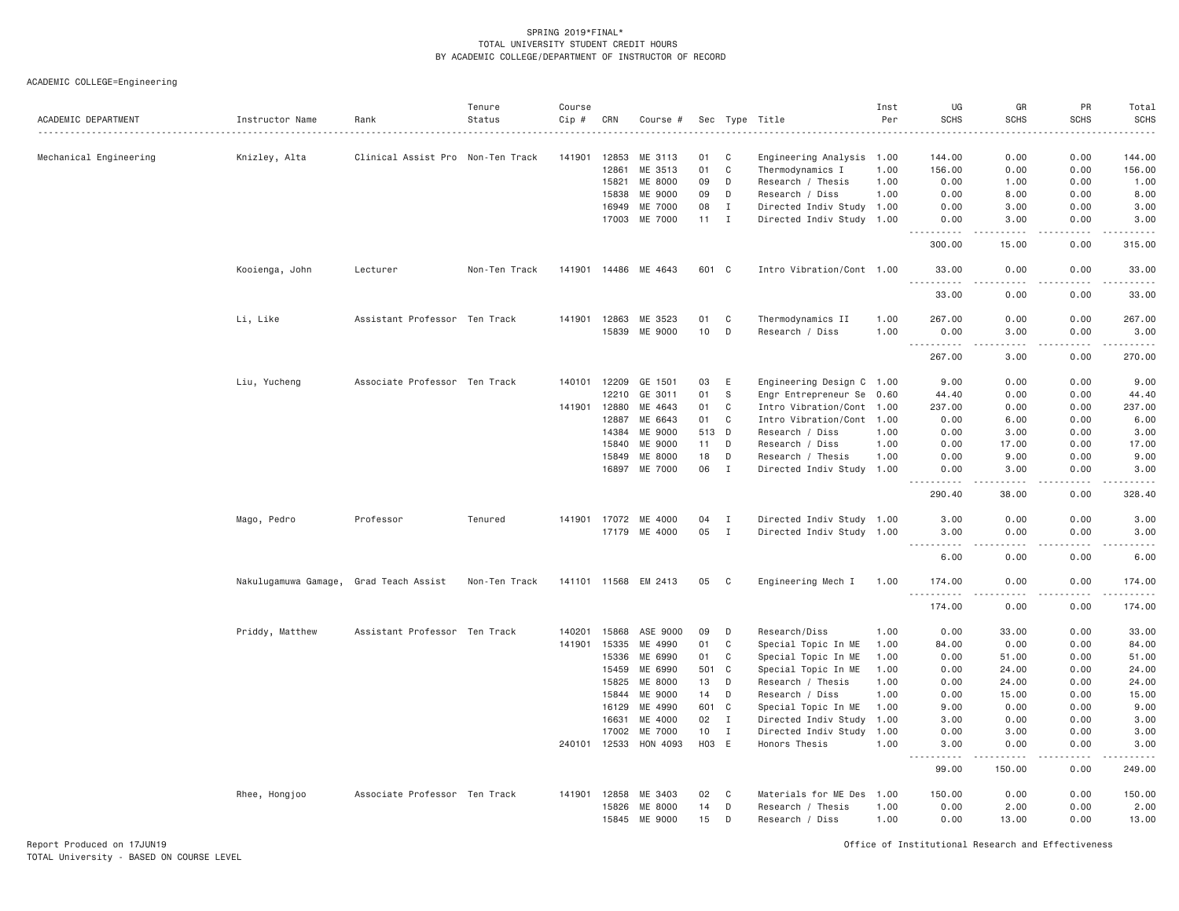SPRING 2019*FINAL*
TOTAL UNIVERSITY STUDENT CREDIT HOURS
BY ACADEMIC COLLEGE/DEPARTMENT OF INSTRUCTOR OF RECORD

ACADEMIC COLLEGE=Engineering

| ACADEMIC DEPARTMENT | Instructor Name | Rank | Tenure Status | Course Cip # | CRN | Course # | Sec | Type | Title | Inst Per | UG SCHS | GR SCHS | PR SCHS | Total SCHS |
|---|---|---|---|---|---|---|---|---|---|---|---|---|---|---|
| Mechanical Engineering | Knizley, Alta | Clinical Assist Pro | Non-Ten Track | 141901 | 12853 | ME 3113 | 01 | C | Engineering Analysis | 1.00 | 144.00 | 0.00 | 0.00 | 144.00 |
| | | | | | 12861 | ME 3513 | 01 | C | Thermodynamics I | 1.00 | 156.00 | 0.00 | 0.00 | 156.00 |
| | | | | | 15821 | ME 8000 | 09 | D | Research / Thesis | 1.00 | 0.00 | 1.00 | 0.00 | 1.00 |
| | | | | | 15838 | ME 9000 | 09 | D | Research / Diss | 1.00 | 0.00 | 8.00 | 0.00 | 8.00 |
| | | | | | 16949 | ME 7000 | 08 | I | Directed Indiv Study | 1.00 | 0.00 | 3.00 | 0.00 | 3.00 |
| | | | | | 17003 | ME 7000 | 11 | I | Directed Indiv Study | 1.00 | 0.00 | 3.00 | 0.00 | 3.00 |
| | | | | | | | | | | | 300.00 | 15.00 | 0.00 | 315.00 |
| | Kooienga, John | Lecturer | Non-Ten Track | 141901 | 14486 | ME 4643 | 601 | C | Intro Vibration/Cont | 1.00 | 33.00 | 0.00 | 0.00 | 33.00 |
| | | | | | | | | | | | 33.00 | 0.00 | 0.00 | 33.00 |
| | Li, Like | Assistant Professor | Ten Track | 141901 | 12863 | ME 3523 | 01 | C | Thermodynamics II | 1.00 | 267.00 | 0.00 | 0.00 | 267.00 |
| | | | | | 15839 | ME 9000 | 10 | D | Research / Diss | 1.00 | 0.00 | 3.00 | 0.00 | 3.00 |
| | | | | | | | | | | | 267.00 | 3.00 | 0.00 | 270.00 |
| | Liu, Yucheng | Associate Professor | Ten Track | 140101 | 12209 | GE 1501 | 03 | E | Engineering Design C | 1.00 | 9.00 | 0.00 | 0.00 | 9.00 |
| | | | | | 12210 | GE 3011 | 01 | S | Engr Entrepreneur Se | 0.60 | 44.40 | 0.00 | 0.00 | 44.40 |
| | | | | 141901 | 12880 | ME 4643 | 01 | C | Intro Vibration/Cont | 1.00 | 237.00 | 0.00 | 0.00 | 237.00 |
| | | | | | 12887 | ME 6643 | 01 | C | Intro Vibration/Cont | 1.00 | 0.00 | 6.00 | 0.00 | 6.00 |
| | | | | | 14384 | ME 9000 | 513 | D | Research / Diss | 1.00 | 0.00 | 3.00 | 0.00 | 3.00 |
| | | | | | 15840 | ME 9000 | 11 | D | Research / Diss | 1.00 | 0.00 | 17.00 | 0.00 | 17.00 |
| | | | | | 15849 | ME 8000 | 18 | D | Research / Thesis | 1.00 | 0.00 | 9.00 | 0.00 | 9.00 |
| | | | | | 16897 | ME 7000 | 06 | I | Directed Indiv Study | 1.00 | 0.00 | 3.00 | 0.00 | 3.00 |
| | | | | | | | | | | | 290.40 | 38.00 | 0.00 | 328.40 |
| | Mago, Pedro | Professor | Tenured | 141901 | 17072 | ME 4000 | 04 | I | Directed Indiv Study | 1.00 | 3.00 | 0.00 | 0.00 | 3.00 |
| | | | | | 17179 | ME 4000 | 05 | I | Directed Indiv Study | 1.00 | 3.00 | 0.00 | 0.00 | 3.00 |
| | | | | | | | | | | | 6.00 | 0.00 | 0.00 | 6.00 |
| | Nakulugamuwa Gamage, | Grad Teach Assist | Non-Ten Track | 141101 | 11568 | EM 2413 | 05 | C | Engineering Mech I | 1.00 | 174.00 | 0.00 | 0.00 | 174.00 |
| | | | | | | | | | | | 174.00 | 0.00 | 0.00 | 174.00 |
| | Priddy, Matthew | Assistant Professor | Ten Track | 140201 | 15868 | ASE 9000 | 09 | D | Research/Diss | 1.00 | 0.00 | 33.00 | 0.00 | 33.00 |
| | | | | 141901 | 15335 | ME 4990 | 01 | C | Special Topic In ME | 1.00 | 84.00 | 0.00 | 0.00 | 84.00 |
| | | | | | 15336 | ME 6990 | 01 | C | Special Topic In ME | 1.00 | 0.00 | 51.00 | 0.00 | 51.00 |
| | | | | | 15459 | ME 6990 | 501 | C | Special Topic In ME | 1.00 | 0.00 | 24.00 | 0.00 | 24.00 |
| | | | | | 15825 | ME 8000 | 13 | D | Research / Thesis | 1.00 | 0.00 | 24.00 | 0.00 | 24.00 |
| | | | | | 15844 | ME 9000 | 14 | D | Research / Diss | 1.00 | 0.00 | 15.00 | 0.00 | 15.00 |
| | | | | | 16129 | ME 4990 | 601 | C | Special Topic In ME | 1.00 | 9.00 | 0.00 | 0.00 | 9.00 |
| | | | | | 16631 | ME 4000 | 02 | I | Directed Indiv Study | 1.00 | 3.00 | 0.00 | 0.00 | 3.00 |
| | | | | | 17002 | ME 7000 | 10 | I | Directed Indiv Study | 1.00 | 0.00 | 3.00 | 0.00 | 3.00 |
| | | | | 240101 | 12533 | HON 4093 | H03 | E | Honors Thesis | 1.00 | 3.00 | 0.00 | 0.00 | 3.00 |
| | | | | | | | | | | | 99.00 | 150.00 | 0.00 | 249.00 |
| | Rhee, Hongjoo | Associate Professor | Ten Track | 141901 | 12858 | ME 3403 | 02 | C | Materials for ME Des | 1.00 | 150.00 | 0.00 | 0.00 | 150.00 |
| | | | | | 15826 | ME 8000 | 14 | D | Research / Thesis | 1.00 | 0.00 | 2.00 | 0.00 | 2.00 |
| | | | | | 15845 | ME 9000 | 15 | D | Research / Diss | 1.00 | 0.00 | 13.00 | 0.00 | 13.00 |

Report Produced on 17JUN19
TOTAL University - BASED ON COURSE LEVEL

Office of Institutional Research and Effectiveness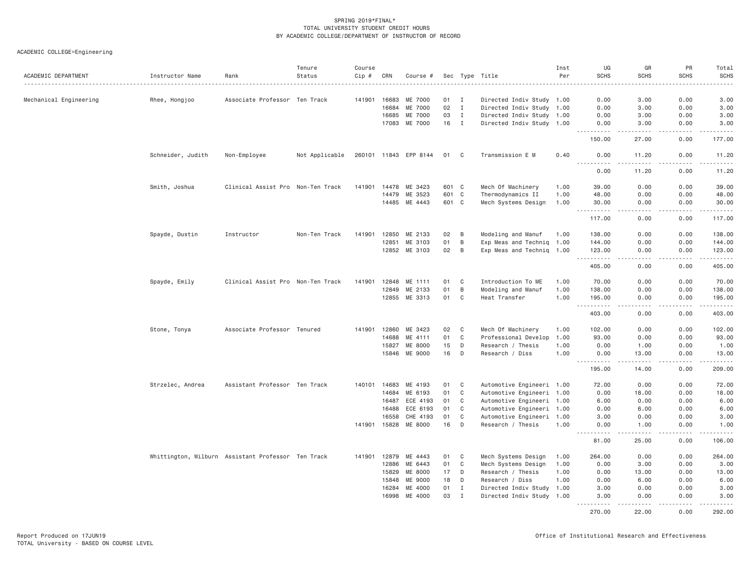SPRING 2019*FINAL*
TOTAL UNIVERSITY STUDENT CREDIT HOURS
BY ACADEMIC COLLEGE/DEPARTMENT OF INSTRUCTOR OF RECORD

ACADEMIC COLLEGE=Engineering

| ACADEMIC DEPARTMENT | Instructor Name | Rank | Tenure Status | Course Cip # | CRN | Course # | Sec | Type | Title | Inst Per | UG SCHS | GR SCHS | PR SCHS | Total SCHS |
|---|---|---|---|---|---|---|---|---|---|---|---|---|---|---|
| Mechanical Engineering | Rhee, Hongjoo | Associate Professor | Ten Track | 141901 | 16683 | ME 7000 | 01 | I | Directed Indiv Study | 1.00 | 0.00 | 3.00 | 0.00 | 3.00 |
| | | | | | 16684 | ME 7000 | 02 | I | Directed Indiv Study | 1.00 | 0.00 | 3.00 | 0.00 | 3.00 |
| | | | | | 16685 | ME 7000 | 03 | I | Directed Indiv Study | 1.00 | 0.00 | 3.00 | 0.00 | 3.00 |
| | | | | | 17083 | ME 7000 | 16 | I | Directed Indiv Study | 1.00 | 0.00 | 3.00 | 0.00 | 3.00 |
| | | | | | | | | | | | 150.00 | 27.00 | 0.00 | 177.00 |
| | Schneider, Judith | Non-Employee | Not Applicable | 260101 | 11843 | EPP 8144 | 01 | C | Transmission E M | 0.40 | 0.00 | 11.20 | 0.00 | 11.20 |
| | | | | | | | | | | | 0.00 | 11.20 | 0.00 | 11.20 |
| | Smith, Joshua | Clinical Assist Pro | Non-Ten Track | 141901 | 14478 | ME 3423 | 601 | C | Mech Of Machinery | 1.00 | 39.00 | 0.00 | 0.00 | 39.00 |
| | | | | | 14479 | ME 3523 | 601 | C | Thermodynamics II | 1.00 | 48.00 | 0.00 | 0.00 | 48.00 |
| | | | | | 14485 | ME 4443 | 601 | C | Mech Systems Design | 1.00 | 30.00 | 0.00 | 0.00 | 30.00 |
| | | | | | | | | | | | 117.00 | 0.00 | 0.00 | 117.00 |
| | Spayde, Dustin | Instructor | Non-Ten Track | 141901 | 12850 | ME 2133 | 02 | B | Modeling and Manuf | 1.00 | 138.00 | 0.00 | 0.00 | 138.00 |
| | | | | | 12851 | ME 3103 | 01 | B | Exp Meas and Techniq | 1.00 | 144.00 | 0.00 | 0.00 | 144.00 |
| | | | | | 12852 | ME 3103 | 02 | B | Exp Meas and Techniq | 1.00 | 123.00 | 0.00 | 0.00 | 123.00 |
| | | | | | | | | | | | 405.00 | 0.00 | 0.00 | 405.00 |
| | Spayde, Emily | Clinical Assist Pro | Non-Ten Track | 141901 | 12848 | ME 1111 | 01 | C | Introduction To ME | 1.00 | 70.00 | 0.00 | 0.00 | 70.00 |
| | | | | | 12849 | ME 2133 | 01 | B | Modeling and Manuf | 1.00 | 138.00 | 0.00 | 0.00 | 138.00 |
| | | | | | 12855 | ME 3313 | 01 | C | Heat Transfer | 1.00 | 195.00 | 0.00 | 0.00 | 195.00 |
| | | | | | | | | | | | 403.00 | 0.00 | 0.00 | 403.00 |
| | Stone, Tonya | Associate Professor | Tenured | 141901 | 12860 | ME 3423 | 02 | C | Mech Of Machinery | 1.00 | 102.00 | 0.00 | 0.00 | 102.00 |
| | | | | | 14688 | ME 4111 | 01 | C | Professional Develop | 1.00 | 93.00 | 0.00 | 0.00 | 93.00 |
| | | | | | 15827 | ME 8000 | 15 | D | Research / Thesis | 1.00 | 0.00 | 1.00 | 0.00 | 1.00 |
| | | | | | 15846 | ME 9000 | 16 | D | Research / Diss | 1.00 | 0.00 | 13.00 | 0.00 | 13.00 |
| | | | | | | | | | | | 195.00 | 14.00 | 0.00 | 209.00 |
| | Strzelec, Andrea | Assistant Professor | Ten Track | 140101 | 14683 | ME 4193 | 01 | C | Automotive Engineeri | 1.00 | 72.00 | 0.00 | 0.00 | 72.00 |
| | | | | | 14684 | ME 6193 | 01 | C | Automotive Engineeri | 1.00 | 0.00 | 18.00 | 0.00 | 18.00 |
| | | | | | 16487 | ECE 4193 | 01 | C | Automotive Engineeri | 1.00 | 6.00 | 0.00 | 0.00 | 6.00 |
| | | | | | 16488 | ECE 6193 | 01 | C | Automotive Engineeri | 1.00 | 0.00 | 6.00 | 0.00 | 6.00 |
| | | | | | 16558 | CHE 4193 | 01 | C | Automotive Engineeri | 1.00 | 3.00 | 0.00 | 0.00 | 3.00 |
| | | | | 141901 | 15828 | ME 8000 | 16 | D | Research / Thesis | 1.00 | 0.00 | 1.00 | 0.00 | 1.00 |
| | | | | | | | | | | | 81.00 | 25.00 | 0.00 | 106.00 |
| | Whittington, Wilburn | Assistant Professor | Ten Track | 141901 | 12879 | ME 4443 | 01 | C | Mech Systems Design | 1.00 | 264.00 | 0.00 | 0.00 | 264.00 |
| | | | | | 12886 | ME 6443 | 01 | C | Mech Systems Design | 1.00 | 0.00 | 3.00 | 0.00 | 3.00 |
| | | | | | 15829 | ME 8000 | 17 | D | Research / Thesis | 1.00 | 0.00 | 13.00 | 0.00 | 13.00 |
| | | | | | 15848 | ME 9000 | 18 | D | Research / Diss | 1.00 | 0.00 | 6.00 | 0.00 | 6.00 |
| | | | | | 16284 | ME 4000 | 01 | I | Directed Indiv Study | 1.00 | 3.00 | 0.00 | 0.00 | 3.00 |
| | | | | | 16998 | ME 4000 | 03 | I | Directed Indiv Study | 1.00 | 3.00 | 0.00 | 0.00 | 3.00 |
| | | | | | | | | | | | 270.00 | 22.00 | 0.00 | 292.00 |

Report Produced on 17JUN19
TOTAL University - BASED ON COURSE LEVEL

Office of Institutional Research and Effectiveness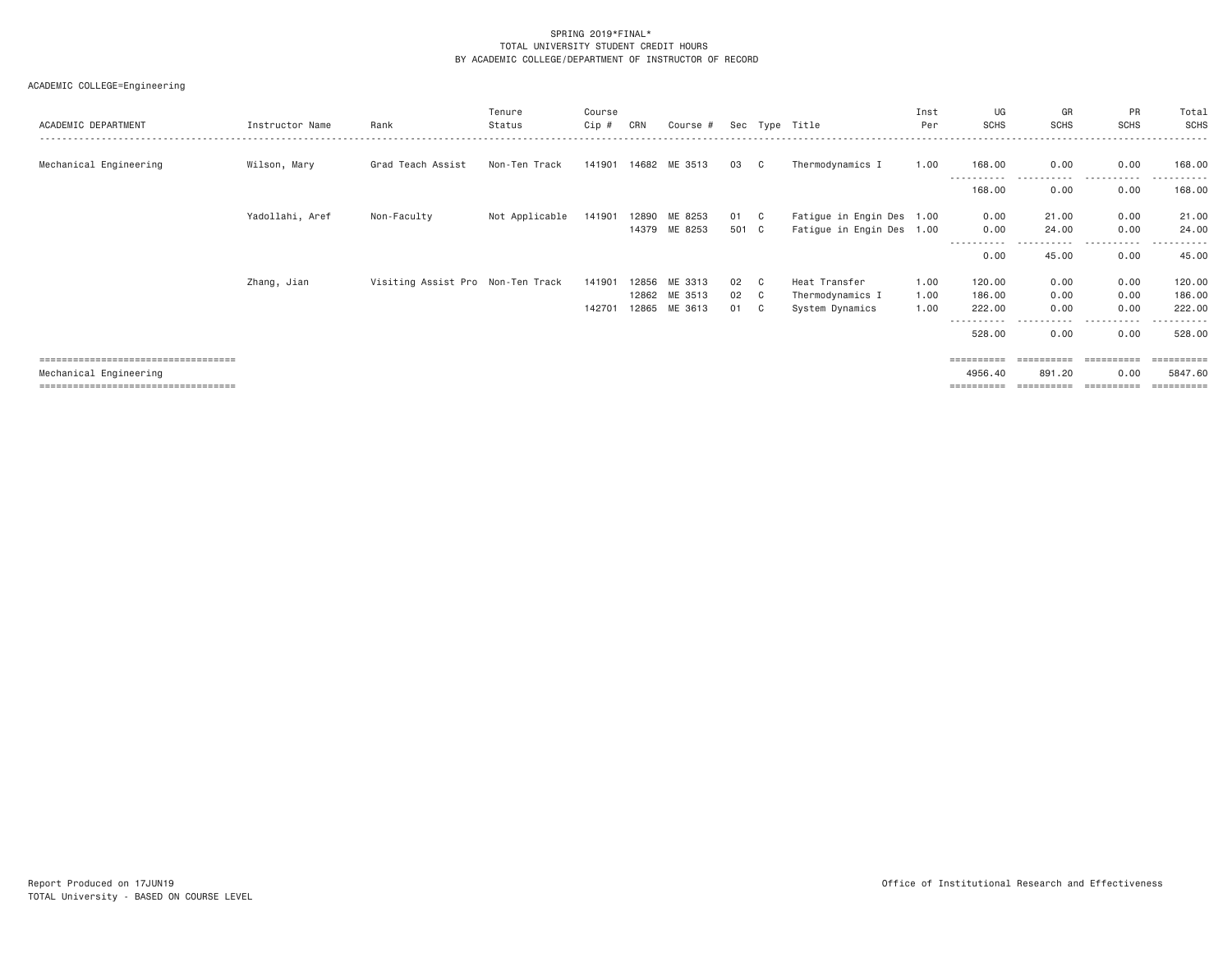SPRING 2019*FINAL*
TOTAL UNIVERSITY STUDENT CREDIT HOURS
BY ACADEMIC COLLEGE/DEPARTMENT OF INSTRUCTOR OF RECORD

ACADEMIC COLLEGE=Engineering

| ACADEMIC DEPARTMENT | Instructor Name | Rank | Tenure Status | Course Cip # | CRN | Course # | Sec | Type | Title | Inst Per | UG SCHS | GR SCHS | PR SCHS | Total SCHS |
|---|---|---|---|---|---|---|---|---|---|---|---|---|---|---|
| Mechanical Engineering | Wilson, Mary | Grad Teach Assist | Non-Ten Track | 141901 | 14682 | ME 3513 | 03 | C | Thermodynamics I | 1.00 | 168.00 | 0.00 | 0.00 | 168.00 |
| | | | | | | | | | | | 168.00 | 0.00 | 0.00 | 168.00 |
| | Yadollahi, Aref | Non-Faculty | Not Applicable | 141901 | 12890 | ME 8253 | 01 | C | Fatigue in Engin Des | 1.00 | 0.00 | 21.00 | 0.00 | 21.00 |
| | | | | | 14379 | ME 8253 | 501 | C | Fatigue in Engin Des | 1.00 | 0.00 | 24.00 | 0.00 | 24.00 |
| | | | | | | | | | | | 0.00 | 45.00 | 0.00 | 45.00 |
| | Zhang, Jian | Visiting Assist Pro | Non-Ten Track | 141901 | 12856 | ME 3313 | 02 | C | Heat Transfer | 1.00 | 120.00 | 0.00 | 0.00 | 120.00 |
| | | | | | 12862 | ME 3513 | 02 | C | Thermodynamics I | 1.00 | 186.00 | 0.00 | 0.00 | 186.00 |
| | | | | 142701 | 12865 | ME 3613 | 01 | C | System Dynamics | 1.00 | 222.00 | 0.00 | 0.00 | 222.00 |
| | | | | | | | | | | | 528.00 | 0.00 | 0.00 | 528.00 |
| Mechanical Engineering | | | | | | | | | | | 4956.40 | 891.20 | 0.00 | 5847.60 |

Report Produced on 17JUN19
TOTAL University - BASED ON COURSE LEVEL

Office of Institutional Research and Effectiveness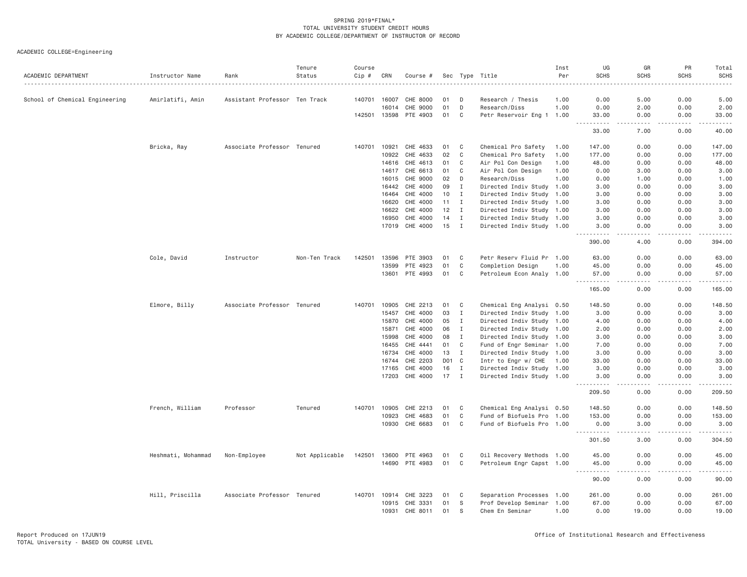SPRING 2019*FINAL*
TOTAL UNIVERSITY STUDENT CREDIT HOURS
BY ACADEMIC COLLEGE/DEPARTMENT OF INSTRUCTOR OF RECORD

ACADEMIC COLLEGE=Engineering

| ACADEMIC DEPARTMENT | Instructor Name | Rank | Tenure Status | Course Cip # | CRN | Course # | Sec | Type | Title | Inst Per | UG SCHS | GR SCHS | PR SCHS | Total SCHS |
|---|---|---|---|---|---|---|---|---|---|---|---|---|---|---|
| School of Chemical Engineering | Amirlatifi, Amin | Assistant Professor | Ten Track | 140701 | 16007 | CHE 8000 | 01 | D | Research / Thesis | 1.00 | 0.00 | 5.00 | 0.00 | 5.00 |
| | | | | | 16014 | CHE 9000 | 01 | D | Research/Diss | 1.00 | 0.00 | 2.00 | 0.00 | 2.00 |
| | | | | 142501 | 13598 | PTE 4903 | 01 | C | Petr Reservoir Eng 1 | 1.00 | 33.00 | 0.00 | 0.00 | 33.00 |
| | | | | | | | | | | | 33.00 | 7.00 | 0.00 | 40.00 |
| | Bricka, Ray | Associate Professor | Tenured | 140701 | 10921 | CHE 4633 | 01 | C | Chemical Pro Safety | 1.00 | 147.00 | 0.00 | 0.00 | 147.00 |
| | | | | | 10922 | CHE 4633 | 02 | C | Chemical Pro Safety | 1.00 | 177.00 | 0.00 | 0.00 | 177.00 |
| | | | | | 14616 | CHE 4613 | 01 | C | Air Pol Con Design | 1.00 | 48.00 | 0.00 | 0.00 | 48.00 |
| | | | | | 14617 | CHE 6613 | 01 | C | Air Pol Con Design | 1.00 | 0.00 | 3.00 | 0.00 | 3.00 |
| | | | | | 16015 | CHE 9000 | 02 | D | Research/Diss | 1.00 | 0.00 | 1.00 | 0.00 | 1.00 |
| | | | | | 16442 | CHE 4000 | 09 | I | Directed Indiv Study | 1.00 | 3.00 | 0.00 | 0.00 | 3.00 |
| | | | | | 16464 | CHE 4000 | 10 | I | Directed Indiv Study | 1.00 | 3.00 | 0.00 | 0.00 | 3.00 |
| | | | | | 16620 | CHE 4000 | 11 | I | Directed Indiv Study | 1.00 | 3.00 | 0.00 | 0.00 | 3.00 |
| | | | | | 16622 | CHE 4000 | 12 | I | Directed Indiv Study | 1.00 | 3.00 | 0.00 | 0.00 | 3.00 |
| | | | | | 16950 | CHE 4000 | 14 | I | Directed Indiv Study | 1.00 | 3.00 | 0.00 | 0.00 | 3.00 |
| | | | | | 17019 | CHE 4000 | 15 | I | Directed Indiv Study | 1.00 | 3.00 | 0.00 | 0.00 | 3.00 |
| | | | | | | | | | | | 390.00 | 4.00 | 0.00 | 394.00 |
| | Cole, David | Instructor | Non-Ten Track | 142501 | 13596 | PTE 3903 | 01 | C | Petr Reserv Fluid Pr | 1.00 | 63.00 | 0.00 | 0.00 | 63.00 |
| | | | | | 13599 | PTE 4923 | 01 | C | Completion Design | 1.00 | 45.00 | 0.00 | 0.00 | 45.00 |
| | | | | | 13601 | PTE 4993 | 01 | C | Petroleum Econ Analy | 1.00 | 57.00 | 0.00 | 0.00 | 57.00 |
| | | | | | | | | | | | 165.00 | 0.00 | 0.00 | 165.00 |
| | Elmore, Billy | Associate Professor | Tenured | 140701 | 10905 | CHE 2213 | 01 | C | Chemical Eng Analysi | 0.50 | 148.50 | 0.00 | 0.00 | 148.50 |
| | | | | | 15457 | CHE 4000 | 03 | I | Directed Indiv Study | 1.00 | 3.00 | 0.00 | 0.00 | 3.00 |
| | | | | | 15870 | CHE 4000 | 05 | I | Directed Indiv Study | 1.00 | 4.00 | 0.00 | 0.00 | 4.00 |
| | | | | | 15871 | CHE 4000 | 06 | I | Directed Indiv Study | 1.00 | 2.00 | 0.00 | 0.00 | 2.00 |
| | | | | | 15998 | CHE 4000 | 08 | I | Directed Indiv Study | 1.00 | 3.00 | 0.00 | 0.00 | 3.00 |
| | | | | | 16455 | CHE 4441 | 01 | C | Fund of Engr Seminar | 1.00 | 7.00 | 0.00 | 0.00 | 7.00 |
| | | | | | 16734 | CHE 4000 | 13 | I | Directed Indiv Study | 1.00 | 3.00 | 0.00 | 0.00 | 3.00 |
| | | | | | 16744 | CHE 2203 | D01 | C | Intr to Engr w/ CHE | 1.00 | 33.00 | 0.00 | 0.00 | 33.00 |
| | | | | | 17165 | CHE 4000 | 16 | I | Directed Indiv Study | 1.00 | 3.00 | 0.00 | 0.00 | 3.00 |
| | | | | | 17203 | CHE 4000 | 17 | I | Directed Indiv Study | 1.00 | 3.00 | 0.00 | 0.00 | 3.00 |
| | | | | | | | | | | | 209.50 | 0.00 | 0.00 | 209.50 |
| | French, William | Professor | Tenured | 140701 | 10905 | CHE 2213 | 01 | C | Chemical Eng Analysi | 0.50 | 148.50 | 0.00 | 0.00 | 148.50 |
| | | | | | 10923 | CHE 4683 | 01 | C | Fund of Biofuels Pro | 1.00 | 153.00 | 0.00 | 0.00 | 153.00 |
| | | | | | 10930 | CHE 6683 | 01 | C | Fund of Biofuels Pro | 1.00 | 0.00 | 3.00 | 0.00 | 3.00 |
| | | | | | | | | | | | 301.50 | 3.00 | 0.00 | 304.50 |
| | Heshmati, Mohammad | Non-Employee | Not Applicable | 142501 | 13600 | PTE 4963 | 01 | C | Oil Recovery Methods | 1.00 | 45.00 | 0.00 | 0.00 | 45.00 |
| | | | | | 14690 | PTE 4983 | 01 | C | Petroleum Engr Capst | 1.00 | 45.00 | 0.00 | 0.00 | 45.00 |
| | | | | | | | | | | | 90.00 | 0.00 | 0.00 | 90.00 |
| | Hill, Priscilla | Associate Professor | Tenured | 140701 | 10914 | CHE 3223 | 01 | C | Separation Processes | 1.00 | 261.00 | 0.00 | 0.00 | 261.00 |
| | | | | | 10915 | CHE 3331 | 01 | S | Prof Develop Seminar | 1.00 | 67.00 | 0.00 | 0.00 | 67.00 |
| | | | | | 10931 | CHE 8011 | 01 | S | Chem En Seminar | 1.00 | 0.00 | 19.00 | 0.00 | 19.00 |

Report Produced on 17JUN19
TOTAL University - BASED ON COURSE LEVEL

Office of Institutional Research and Effectiveness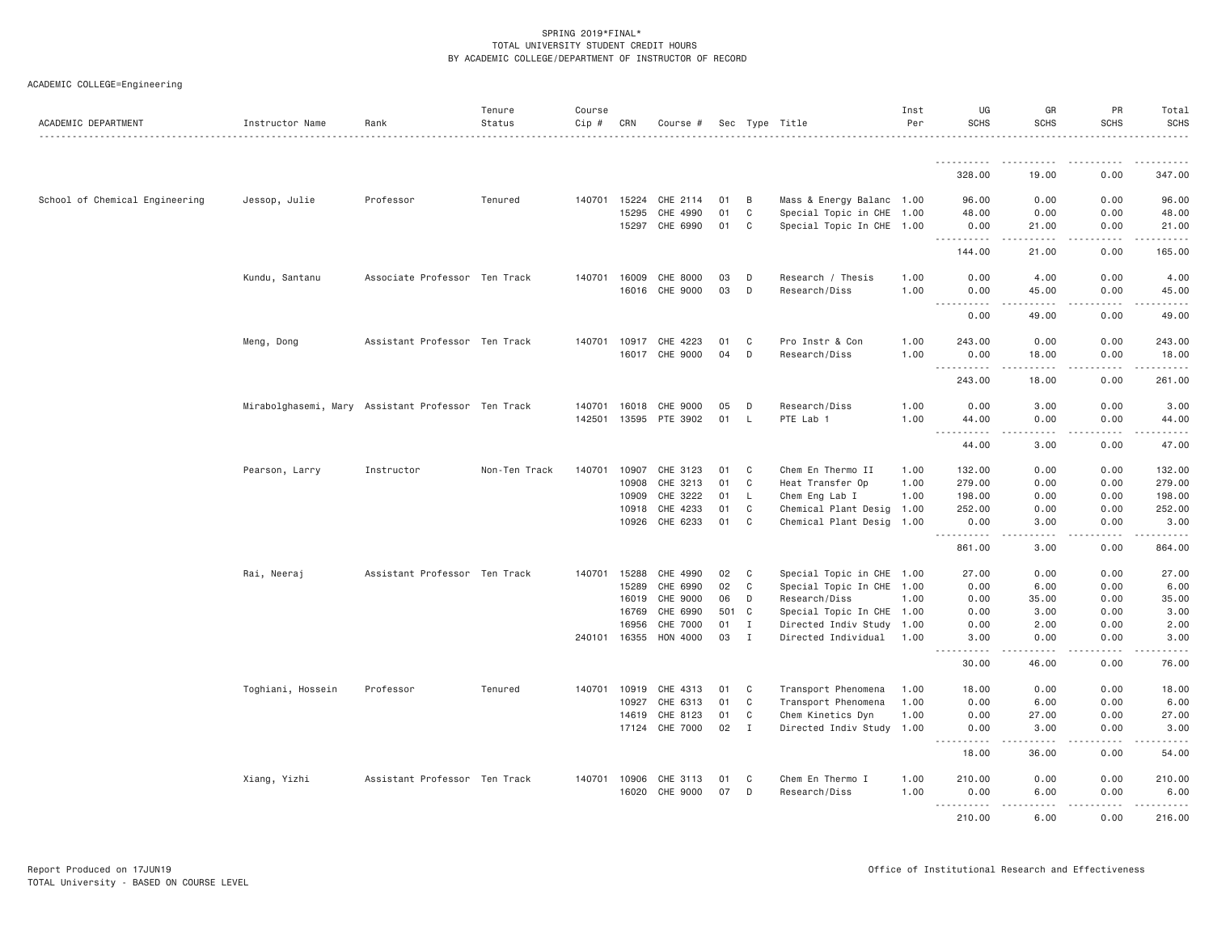SPRING 2019*FINAL*
TOTAL UNIVERSITY STUDENT CREDIT HOURS
BY ACADEMIC COLLEGE/DEPARTMENT OF INSTRUCTOR OF RECORD

ACADEMIC COLLEGE=Engineering

| ACADEMIC DEPARTMENT | Instructor Name | Rank | Tenure Status | Course Cip # | CRN | Course # | Sec | Type | Title | Inst Per | UG SCHS | GR SCHS | PR SCHS | Total SCHS |
|---|---|---|---|---|---|---|---|---|---|---|---|---|---|---|
| | | | | | | | | | | | 328.00 | 19.00 | 0.00 | 347.00 |
| School of Chemical Engineering | Jessop, Julie | Professor | Tenured | 140701 | 15224 | CHE 2114 | 01 | B | Mass & Energy Balanc | 1.00 | 96.00 | 0.00 | 0.00 | 96.00 |
| | | | | | 15295 | CHE 4990 | 01 | C | Special Topic in CHE | 1.00 | 48.00 | 0.00 | 0.00 | 48.00 |
| | | | | | 15297 | CHE 6990 | 01 | C | Special Topic In CHE | 1.00 | 0.00 | 21.00 | 0.00 | 21.00 |
| | | | | | | | | | | | 144.00 | 21.00 | 0.00 | 165.00 |
| | Kundu, Santanu | Associate Professor | Ten Track | 140701 | 16009 | CHE 8000 | 03 | D | Research / Thesis | 1.00 | 0.00 | 4.00 | 0.00 | 4.00 |
| | | | | | 16016 | CHE 9000 | 03 | D | Research/Diss | 1.00 | 0.00 | 45.00 | 0.00 | 45.00 |
| | | | | | | | | | | | 0.00 | 49.00 | 0.00 | 49.00 |
| | Meng, Dong | Assistant Professor | Ten Track | 140701 | 10917 | CHE 4223 | 01 | C | Pro Instr & Con | 1.00 | 243.00 | 0.00 | 0.00 | 243.00 |
| | | | | | 16017 | CHE 9000 | 04 | D | Research/Diss | 1.00 | 0.00 | 18.00 | 0.00 | 18.00 |
| | | | | | | | | | | | 243.00 | 18.00 | 0.00 | 261.00 |
| | Mirabolghasemi, Mary | Assistant Professor | Ten Track | 140701 | 16018 | CHE 9000 | 05 | D | Research/Diss | 1.00 | 0.00 | 3.00 | 0.00 | 3.00 |
| | | | | 142501 | 13595 | PTE 3902 | 01 | L | PTE Lab 1 | 1.00 | 44.00 | 0.00 | 0.00 | 44.00 |
| | | | | | | | | | | | 44.00 | 3.00 | 0.00 | 47.00 |
| | Pearson, Larry | Instructor | Non-Ten Track | 140701 | 10907 | CHE 3123 | 01 | C | Chem En Thermo II | 1.00 | 132.00 | 0.00 | 0.00 | 132.00 |
| | | | | | 10908 | CHE 3213 | 01 | C | Heat Transfer Op | 1.00 | 279.00 | 0.00 | 0.00 | 279.00 |
| | | | | | 10909 | CHE 3222 | 01 | L | Chem Eng Lab I | 1.00 | 198.00 | 0.00 | 0.00 | 198.00 |
| | | | | | 10918 | CHE 4233 | 01 | C | Chemical Plant Desig | 1.00 | 252.00 | 0.00 | 0.00 | 252.00 |
| | | | | | 10926 | CHE 6233 | 01 | C | Chemical Plant Desig | 1.00 | 0.00 | 3.00 | 0.00 | 3.00 |
| | | | | | | | | | | | 861.00 | 3.00 | 0.00 | 864.00 |
| | Rai, Neeraj | Assistant Professor | Ten Track | 140701 | 15288 | CHE 4990 | 02 | C | Special Topic in CHE | 1.00 | 27.00 | 0.00 | 0.00 | 27.00 |
| | | | | | 15289 | CHE 6990 | 02 | C | Special Topic In CHE | 1.00 | 0.00 | 6.00 | 0.00 | 6.00 |
| | | | | | 16019 | CHE 9000 | 06 | D | Research/Diss | 1.00 | 0.00 | 35.00 | 0.00 | 35.00 |
| | | | | | 16769 | CHE 6990 | 501 | C | Special Topic In CHE | 1.00 | 0.00 | 3.00 | 0.00 | 3.00 |
| | | | | | 16956 | CHE 7000 | 01 | I | Directed Indiv Study | 1.00 | 0.00 | 2.00 | 0.00 | 2.00 |
| | | | | 240101 | 16355 | HON 4000 | 03 | I | Directed Individual | 1.00 | 3.00 | 0.00 | 0.00 | 3.00 |
| | | | | | | | | | | | 30.00 | 46.00 | 0.00 | 76.00 |
| | Toghiani, Hossein | Professor | Tenured | 140701 | 10919 | CHE 4313 | 01 | C | Transport Phenomena | 1.00 | 18.00 | 0.00 | 0.00 | 18.00 |
| | | | | | 10927 | CHE 6313 | 01 | C | Transport Phenomena | 1.00 | 0.00 | 6.00 | 0.00 | 6.00 |
| | | | | | 14619 | CHE 8123 | 01 | C | Chem Kinetics Dyn | 1.00 | 0.00 | 27.00 | 0.00 | 27.00 |
| | | | | | 17124 | CHE 7000 | 02 | I | Directed Indiv Study | 1.00 | 0.00 | 3.00 | 0.00 | 3.00 |
| | | | | | | | | | | | 18.00 | 36.00 | 0.00 | 54.00 |
| | Xiang, Yizhi | Assistant Professor | Ten Track | 140701 | 10906 | CHE 3113 | 01 | C | Chem En Thermo I | 1.00 | 210.00 | 0.00 | 0.00 | 210.00 |
| | | | | | 16020 | CHE 9000 | 07 | D | Research/Diss | 1.00 | 0.00 | 6.00 | 0.00 | 6.00 |
| | | | | | | | | | | | 210.00 | 6.00 | 0.00 | 216.00 |

Report Produced on 17JUN19
TOTAL University - BASED ON COURSE LEVEL

Office of Institutional Research and Effectiveness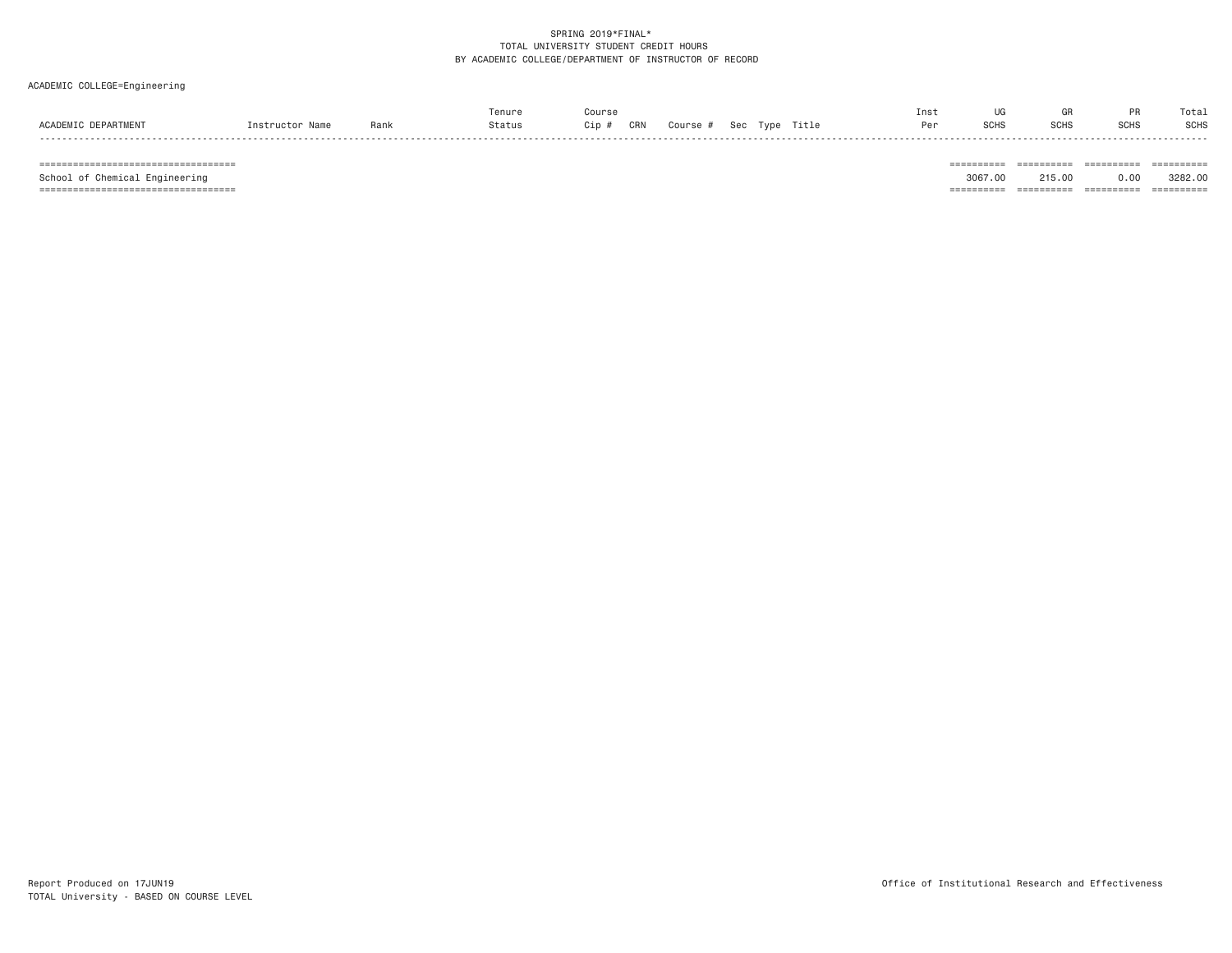SPRING 2019*FINAL*
TOTAL UNIVERSITY STUDENT CREDIT HOURS
BY ACADEMIC COLLEGE/DEPARTMENT OF INSTRUCTOR OF RECORD

ACADEMIC COLLEGE=Engineering

| ACADEMIC DEPARTMENT | Instructor Name | Rank | Tenure Status | Course Cip # | CRN | Course # | Sec | Type | Title | Inst Per | UG SCHS | GR SCHS | PR SCHS | Total SCHS |
|---|---|---|---|---|---|---|---|---|---|---|---|---|---|---|
| School of Chemical Engineering | | | | | | | | | | | 3067.00 | 215.00 | 0.00 | 3282.00 |

Report Produced on 17JUN19
TOTAL University - BASED ON COURSE LEVEL

Office of Institutional Research and Effectiveness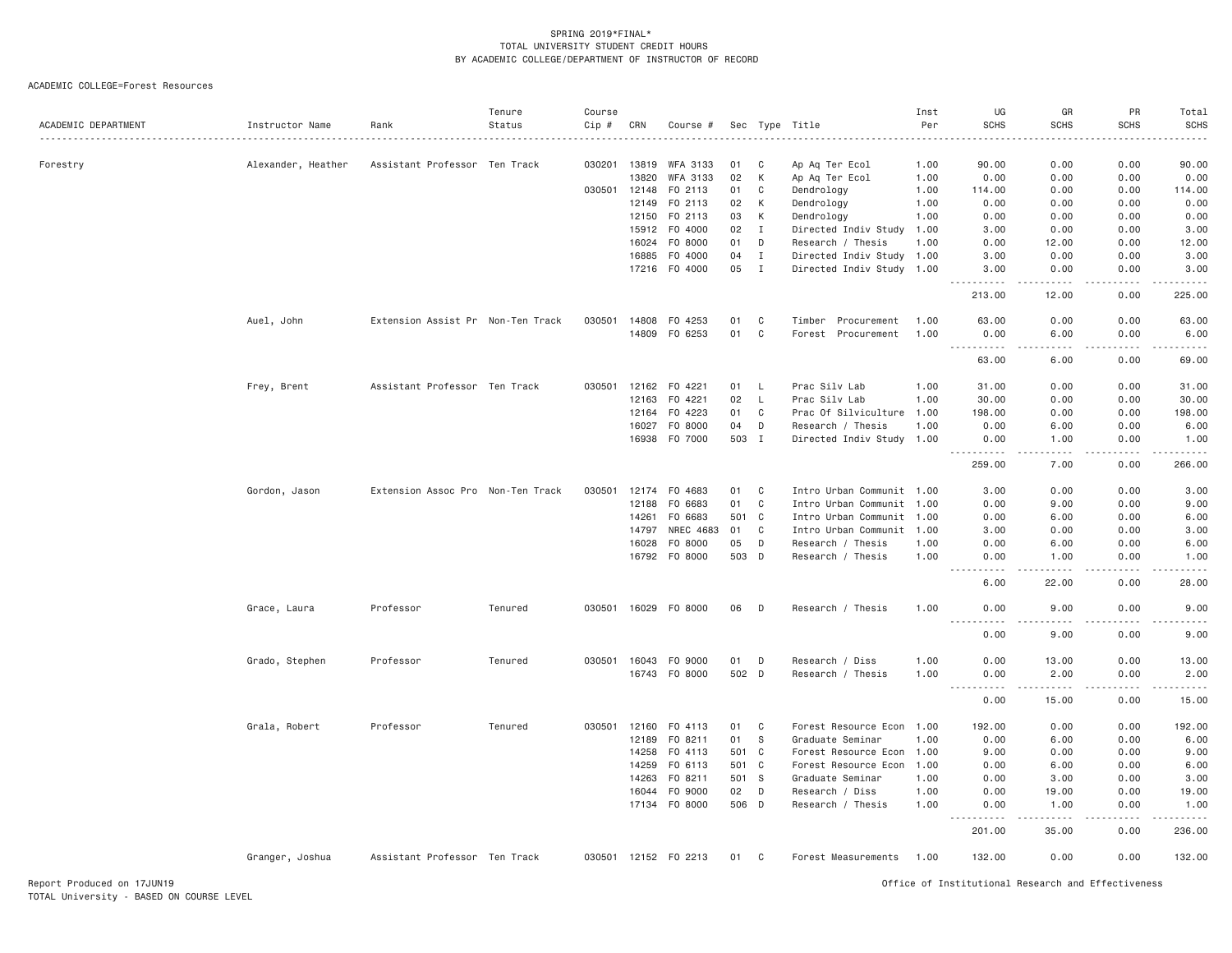SPRING 2019*FINAL*
TOTAL UNIVERSITY STUDENT CREDIT HOURS
BY ACADEMIC COLLEGE/DEPARTMENT OF INSTRUCTOR OF RECORD

ACADEMIC COLLEGE=Forest Resources

| ACADEMIC DEPARTMENT | Instructor Name | Rank | Tenure Status | Course Cip # | CRN | Course # | Sec | Type | Title | Inst Per | UG SCHS | GR SCHS | PR SCHS | Total SCHS |
|---|---|---|---|---|---|---|---|---|---|---|---|---|---|---|
| Forestry | Alexander, Heather | Assistant Professor | Ten Track | 030201 | 13819 | WFA 3133 | 01 | C | Ap Aq Ter Ecol | 1.00 | 90.00 | 0.00 | 0.00 | 90.00 |
| | | | | | 13820 | WFA 3133 | 02 | K | Ap Aq Ter Ecol | 1.00 | 0.00 | 0.00 | 0.00 | 0.00 |
| | | | | 030501 | 12148 | FO 2113 | 01 | C | Dendrology | 1.00 | 114.00 | 0.00 | 0.00 | 114.00 |
| | | | | | 12149 | FO 2113 | 02 | K | Dendrology | 1.00 | 0.00 | 0.00 | 0.00 | 0.00 |
| | | | | | 12150 | FO 2113 | 03 | K | Dendrology | 1.00 | 0.00 | 0.00 | 0.00 | 0.00 |
| | | | | | 15912 | FO 4000 | 02 | I | Directed Indiv Study | 1.00 | 3.00 | 0.00 | 0.00 | 3.00 |
| | | | | | 16024 | FO 8000 | 01 | D | Research / Thesis | 1.00 | 0.00 | 12.00 | 0.00 | 12.00 |
| | | | | | 16885 | FO 4000 | 04 | I | Directed Indiv Study | 1.00 | 3.00 | 0.00 | 0.00 | 3.00 |
| | | | | | 17216 | FO 4000 | 05 | I | Directed Indiv Study | 1.00 | 3.00 | 0.00 | 0.00 | 3.00 |
| | | | | | | | | | | | 213.00 | 12.00 | 0.00 | 225.00 |
| | Auel, John | Extension Assist Pr | Non-Ten Track | 030501 | 14808 | FO 4253 | 01 | C | Timber Procurement | 1.00 | 63.00 | 0.00 | 0.00 | 63.00 |
| | | | | | 14809 | FO 6253 | 01 | C | Forest Procurement | 1.00 | 0.00 | 6.00 | 0.00 | 6.00 |
| | | | | | | | | | | | 63.00 | 6.00 | 0.00 | 69.00 |
| | Frey, Brent | Assistant Professor | Ten Track | 030501 | 12162 | FO 4221 | 01 | L | Prac Silv Lab | 1.00 | 31.00 | 0.00 | 0.00 | 31.00 |
| | | | | | 12163 | FO 4221 | 02 | L | Prac Silv Lab | 1.00 | 30.00 | 0.00 | 0.00 | 30.00 |
| | | | | | 12164 | FO 4223 | 01 | C | Prac Of Silviculture | 1.00 | 198.00 | 0.00 | 0.00 | 198.00 |
| | | | | | 16027 | FO 8000 | 04 | D | Research / Thesis | 1.00 | 0.00 | 6.00 | 0.00 | 6.00 |
| | | | | | 16938 | FO 7000 | 503 | I | Directed Indiv Study | 1.00 | 0.00 | 1.00 | 0.00 | 1.00 |
| | | | | | | | | | | | 259.00 | 7.00 | 0.00 | 266.00 |
| | Gordon, Jason | Extension Assoc Pro | Non-Ten Track | 030501 | 12174 | FO 4683 | 01 | C | Intro Urban Communit | 1.00 | 3.00 | 0.00 | 0.00 | 3.00 |
| | | | | | 12188 | FO 6683 | 01 | C | Intro Urban Communit | 1.00 | 0.00 | 9.00 | 0.00 | 9.00 |
| | | | | | 14261 | FO 6683 | 501 | C | Intro Urban Communit | 1.00 | 0.00 | 6.00 | 0.00 | 6.00 |
| | | | | | 14797 | NREC 4683 | 01 | C | Intro Urban Communit | 1.00 | 3.00 | 0.00 | 0.00 | 3.00 |
| | | | | | 16028 | FO 8000 | 05 | D | Research / Thesis | 1.00 | 0.00 | 6.00 | 0.00 | 6.00 |
| | | | | | 16792 | FO 8000 | 503 | D | Research / Thesis | 1.00 | 0.00 | 1.00 | 0.00 | 1.00 |
| | | | | | | | | | | | 6.00 | 22.00 | 0.00 | 28.00 |
| | Grace, Laura | Professor | Tenured | 030501 | 16029 | FO 8000 | 06 | D | Research / Thesis | 1.00 | 0.00 | 9.00 | 0.00 | 9.00 |
| | | | | | | | | | | | 0.00 | 9.00 | 0.00 | 9.00 |
| | Grado, Stephen | Professor | Tenured | 030501 | 16043 | FO 9000 | 01 | D | Research / Diss | 1.00 | 0.00 | 13.00 | 0.00 | 13.00 |
| | | | | | 16743 | FO 8000 | 502 | D | Research / Thesis | 1.00 | 0.00 | 2.00 | 0.00 | 2.00 |
| | | | | | | | | | | | 0.00 | 15.00 | 0.00 | 15.00 |
| | Grala, Robert | Professor | Tenured | 030501 | 12160 | FO 4113 | 01 | C | Forest Resource Econ | 1.00 | 192.00 | 0.00 | 0.00 | 192.00 |
| | | | | | 12189 | FO 8211 | 01 | S | Graduate Seminar | 1.00 | 0.00 | 6.00 | 0.00 | 6.00 |
| | | | | | 14258 | FO 4113 | 501 | C | Forest Resource Econ | 1.00 | 9.00 | 0.00 | 0.00 | 9.00 |
| | | | | | 14259 | FO 6113 | 501 | C | Forest Resource Econ | 1.00 | 0.00 | 6.00 | 0.00 | 6.00 |
| | | | | | 14263 | FO 8211 | 501 | S | Graduate Seminar | 1.00 | 0.00 | 3.00 | 0.00 | 3.00 |
| | | | | | 16044 | FO 9000 | 02 | D | Research / Diss | 1.00 | 0.00 | 19.00 | 0.00 | 19.00 |
| | | | | | 17134 | FO 8000 | 506 | D | Research / Thesis | 1.00 | 0.00 | 1.00 | 0.00 | 1.00 |
| | | | | | | | | | | | 201.00 | 35.00 | 0.00 | 236.00 |
| | Granger, Joshua | Assistant Professor | Ten Track | 030501 | 12152 | FO 2213 | 01 | C | Forest Measurements | 1.00 | 132.00 | 0.00 | 0.00 | 132.00 |

Report Produced on 17JUN19
TOTAL University - BASED ON COURSE LEVEL

Office of Institutional Research and Effectiveness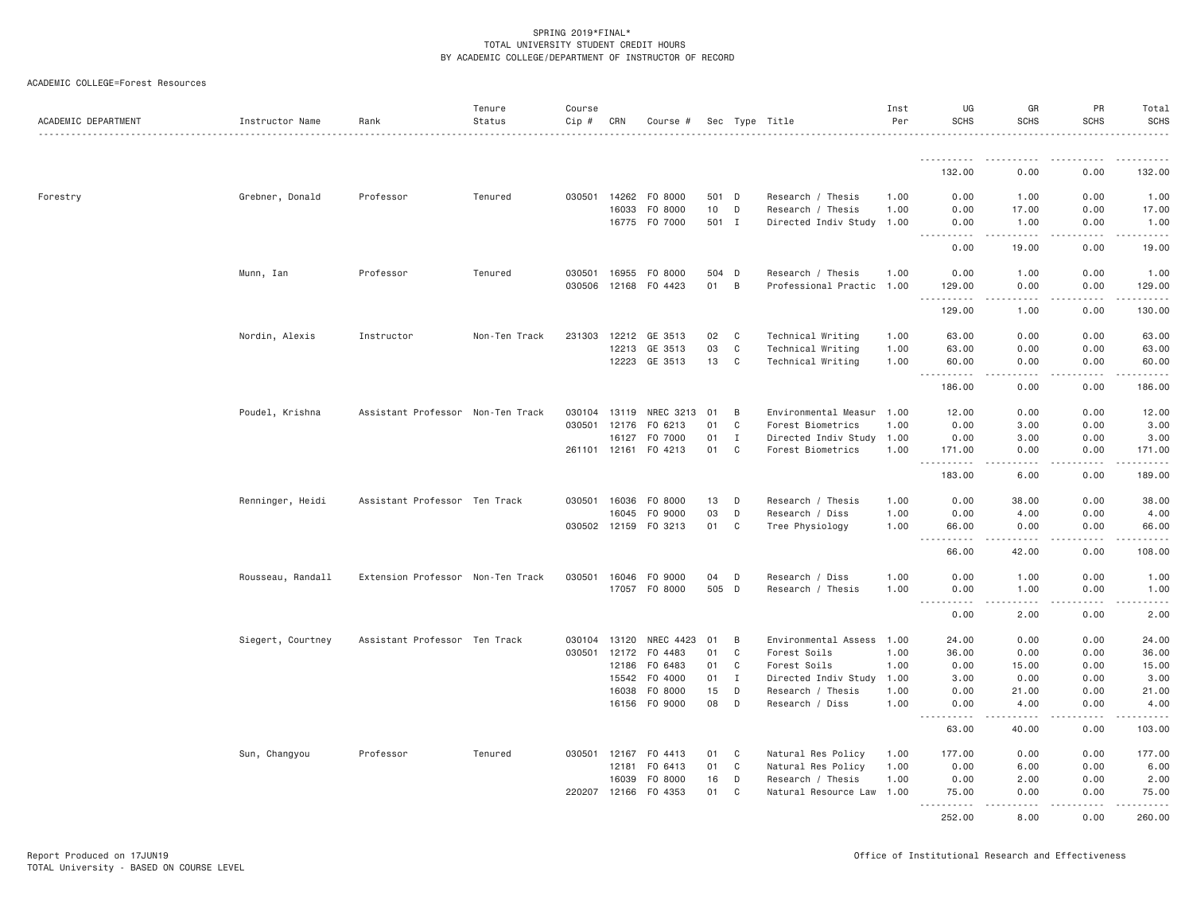SPRING 2019*FINAL*
TOTAL UNIVERSITY STUDENT CREDIT HOURS
BY ACADEMIC COLLEGE/DEPARTMENT OF INSTRUCTOR OF RECORD

ACADEMIC COLLEGE=Forest Resources

| ACADEMIC DEPARTMENT | Instructor Name | Rank | Tenure Status | Course Cip # | CRN | Course # | Sec | Type | Title | Inst Per | UG SCHS | GR SCHS | PR SCHS | Total SCHS |
|---|---|---|---|---|---|---|---|---|---|---|---|---|---|---|
| | | | | | | | | | | | 132.00 | 0.00 | 0.00 | 132.00 |
| Forestry | Grebner, Donald | Professor | Tenured | 030501 | 14262 | FO 8000 | 501 | D | Research / Thesis | 1.00 | 0.00 | 1.00 | 0.00 | 1.00 |
| | | | | | 16033 | FO 8000 | 10 | D | Research / Thesis | 1.00 | 0.00 | 17.00 | 0.00 | 17.00 |
| | | | | | 16775 | FO 7000 | 501 | I | Directed Indiv Study | 1.00 | 0.00 | 1.00 | 0.00 | 1.00 |
| | | | | | | | | | | | 0.00 | 19.00 | 0.00 | 19.00 |
| | Munn, Ian | Professor | Tenured | 030501 | 16955 | FO 8000 | 504 | D | Research / Thesis | 1.00 | 0.00 | 1.00 | 0.00 | 1.00 |
| | | | | 030506 | 12168 | FO 4423 | 01 | B | Professional Practic | 1.00 | 129.00 | 0.00 | 0.00 | 129.00 |
| | | | | | | | | | | | 129.00 | 1.00 | 0.00 | 130.00 |
| | Nordin, Alexis | Instructor | Non-Ten Track | 231303 | 12212 | GE 3513 | 02 | C | Technical Writing | 1.00 | 63.00 | 0.00 | 0.00 | 63.00 |
| | | | | | 12213 | GE 3513 | 03 | C | Technical Writing | 1.00 | 63.00 | 0.00 | 0.00 | 63.00 |
| | | | | | 12223 | GE 3513 | 13 | C | Technical Writing | 1.00 | 60.00 | 0.00 | 0.00 | 60.00 |
| | | | | | | | | | | | 186.00 | 0.00 | 0.00 | 186.00 |
| | Poudel, Krishna | Assistant Professor | Non-Ten Track | 030104 | 13119 | NREC 3213 | 01 | B | Environmental Measur | 1.00 | 12.00 | 0.00 | 0.00 | 12.00 |
| | | | | 030501 | 12176 | FO 6213 | 01 | C | Forest Biometrics | 1.00 | 0.00 | 3.00 | 0.00 | 3.00 |
| | | | | | 16127 | FO 7000 | 01 | I | Directed Indiv Study | 1.00 | 0.00 | 3.00 | 0.00 | 3.00 |
| | | | | 261101 | 12161 | FO 4213 | 01 | C | Forest Biometrics | 1.00 | 171.00 | 0.00 | 0.00 | 171.00 |
| | | | | | | | | | | | 183.00 | 6.00 | 0.00 | 189.00 |
| | Renninger, Heidi | Assistant Professor | Ten Track | 030501 | 16036 | FO 8000 | 13 | D | Research / Thesis | 1.00 | 0.00 | 38.00 | 0.00 | 38.00 |
| | | | | | 16045 | FO 9000 | 03 | D | Research / Diss | 1.00 | 0.00 | 4.00 | 0.00 | 4.00 |
| | | | | 030502 | 12159 | FO 3213 | 01 | C | Tree Physiology | 1.00 | 66.00 | 0.00 | 0.00 | 66.00 |
| | | | | | | | | | | | 66.00 | 42.00 | 0.00 | 108.00 |
| | Rousseau, Randall | Extension Professor | Non-Ten Track | 030501 | 16046 | FO 9000 | 04 | D | Research / Diss | 1.00 | 0.00 | 1.00 | 0.00 | 1.00 |
| | | | | | 17057 | FO 8000 | 505 | D | Research / Thesis | 1.00 | 0.00 | 1.00 | 0.00 | 1.00 |
| | | | | | | | | | | | 0.00 | 2.00 | 0.00 | 2.00 |
| | Siegert, Courtney | Assistant Professor | Ten Track | 030104 | 13120 | NREC 4423 | 01 | B | Environmental Assess | 1.00 | 24.00 | 0.00 | 0.00 | 24.00 |
| | | | | 030501 | 12172 | FO 4483 | 01 | C | Forest Soils | 1.00 | 36.00 | 0.00 | 0.00 | 36.00 |
| | | | | | 12186 | FO 6483 | 01 | C | Forest Soils | 1.00 | 0.00 | 15.00 | 0.00 | 15.00 |
| | | | | | 15542 | FO 4000 | 01 | I | Directed Indiv Study | 1.00 | 3.00 | 0.00 | 0.00 | 3.00 |
| | | | | | 16038 | FO 8000 | 15 | D | Research / Thesis | 1.00 | 0.00 | 21.00 | 0.00 | 21.00 |
| | | | | | 16156 | FO 9000 | 08 | D | Research / Diss | 1.00 | 0.00 | 4.00 | 0.00 | 4.00 |
| | | | | | | | | | | | 63.00 | 40.00 | 0.00 | 103.00 |
| | Sun, Changyou | Professor | Tenured | 030501 | 12167 | FO 4413 | 01 | C | Natural Res Policy | 1.00 | 177.00 | 0.00 | 0.00 | 177.00 |
| | | | | | 12181 | FO 6413 | 01 | C | Natural Res Policy | 1.00 | 0.00 | 6.00 | 0.00 | 6.00 |
| | | | | | 16039 | FO 8000 | 16 | D | Research / Thesis | 1.00 | 0.00 | 2.00 | 0.00 | 2.00 |
| | | | | 220207 | 12166 | FO 4353 | 01 | C | Natural Resource Law | 1.00 | 75.00 | 0.00 | 0.00 | 75.00 |
| | | | | | | | | | | | 252.00 | 8.00 | 0.00 | 260.00 |

Report Produced on 17JUN19 | Office of Institutional Research and Effectiveness
TOTAL University - BASED ON COURSE LEVEL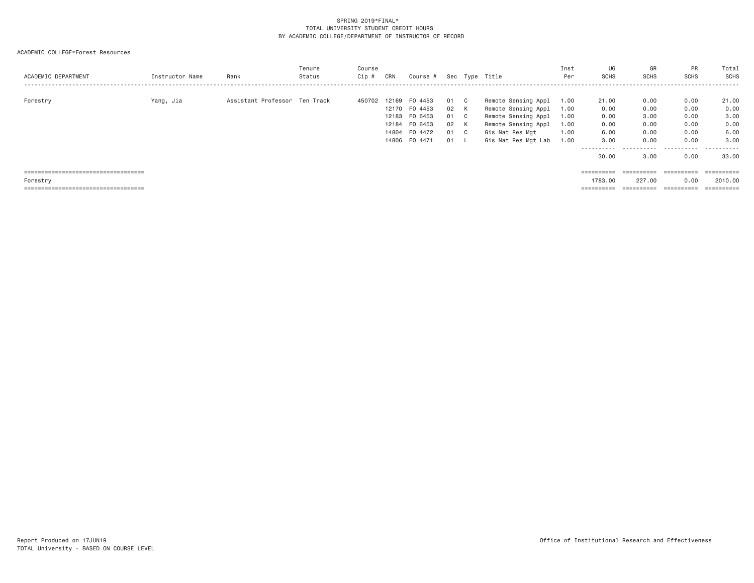SPRING 2019*FINAL*
TOTAL UNIVERSITY STUDENT CREDIT HOURS
BY ACADEMIC COLLEGE/DEPARTMENT OF INSTRUCTOR OF RECORD

ACADEMIC COLLEGE=Forest Resources

| ACADEMIC DEPARTMENT | Instructor Name | Rank | Tenure Status | Course Cip # | CRN | Course # | Sec | Type | Title | Inst Per | UG SCHS | GR SCHS | PR SCHS | Total SCHS |
|---|---|---|---|---|---|---|---|---|---|---|---|---|---|---|
| Forestry | Yang, Jia | Assistant Professor | Ten Track | 450702 | 12169 | FO 4453 | 01 | C | Remote Sensing Appl | 1.00 | 21.00 | 0.00 | 0.00 | 21.00 |
| | | | | | 12170 | FO 4453 | 02 | K | Remote Sensing Appl | 1.00 | 0.00 | 0.00 | 0.00 | 0.00 |
| | | | | | 12183 | FO 6453 | 01 | C | Remote Sensing Appl | 1.00 | 0.00 | 3.00 | 0.00 | 3.00 |
| | | | | | 12184 | FO 6453 | 02 | K | Remote Sensing Appl | 1.00 | 0.00 | 0.00 | 0.00 | 0.00 |
| | | | | | 14804 | FO 4472 | 01 | C | Gis Nat Res Mgt | 1.00 | 6.00 | 0.00 | 0.00 | 6.00 |
| | | | | | 14806 | FO 4471 | 01 | L | Gis Nat Res Mgt Lab | 1.00 | 3.00 | 0.00 | 0.00 | 3.00 |
| | | | | | | | | | | | 30.00 | 3.00 | 0.00 | 33.00 |
| Forestry | | | | | | | | | | | 1783.00 | 227.00 | 0.00 | 2010.00 |

Report Produced on 17JUN19
TOTAL University - BASED ON COURSE LEVEL

Office of Institutional Research and Effectiveness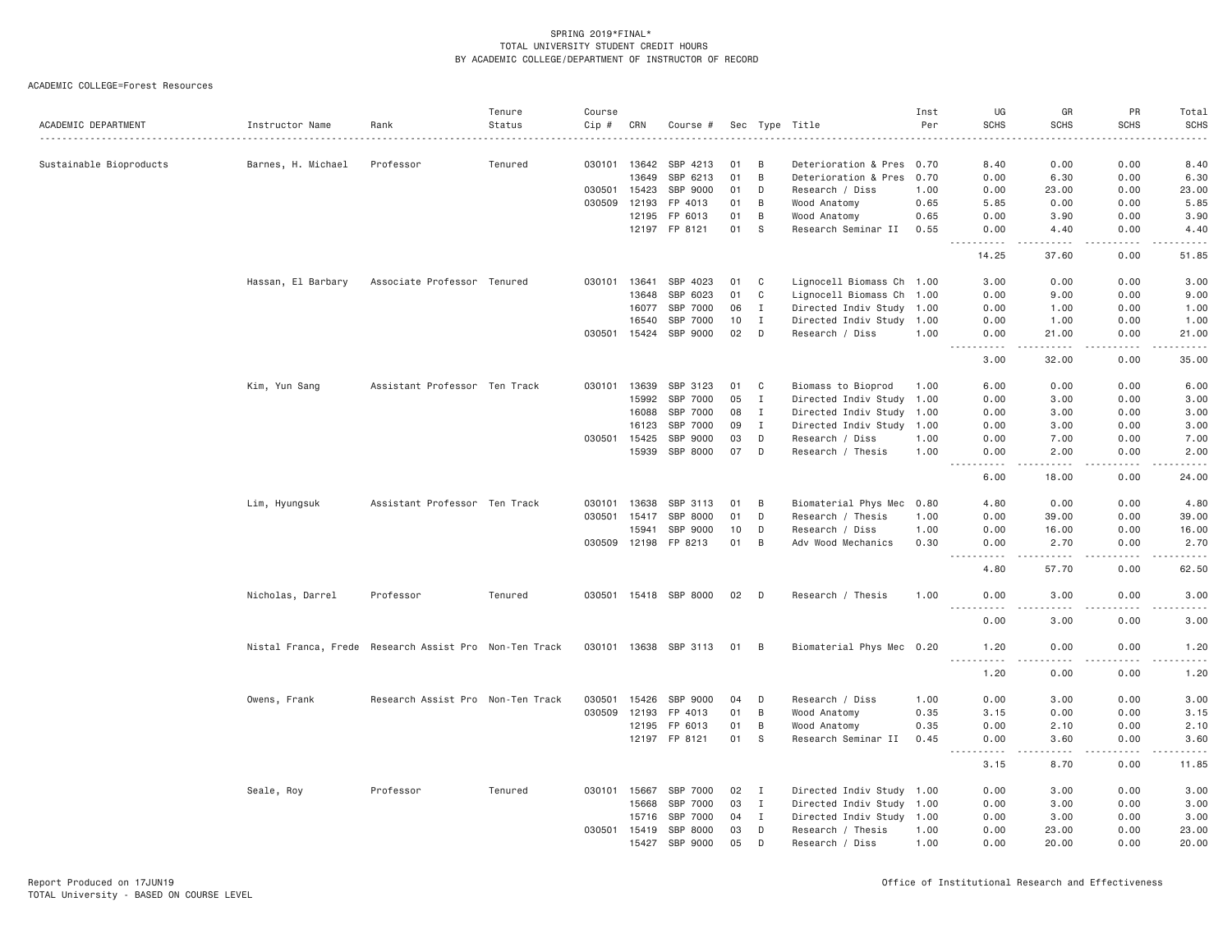SPRING 2019*FINAL*
TOTAL UNIVERSITY STUDENT CREDIT HOURS
BY ACADEMIC COLLEGE/DEPARTMENT OF INSTRUCTOR OF RECORD

ACADEMIC COLLEGE=Forest Resources

| ACADEMIC DEPARTMENT | Instructor Name | Rank | Tenure Status | Course Cip # | CRN | Course # | Sec | Type | Title | Inst Per | UG SCHS | GR SCHS | PR SCHS | Total SCHS |
|---|---|---|---|---|---|---|---|---|---|---|---|---|---|---|
| Sustainable Bioproducts | Barnes, H. Michael | Professor | Tenured | 030101 | 13642 | SBP 4213 | 01 | B | Deterioration & Pres | 0.70 | 8.40 | 0.00 | 0.00 | 8.40 |
| | | | | | 13649 | SBP 6213 | 01 | B | Deterioration & Pres | 0.70 | 0.00 | 6.30 | 0.00 | 6.30 |
| | | | | 030501 | 15423 | SBP 9000 | 01 | D | Research / Diss | 1.00 | 0.00 | 23.00 | 0.00 | 23.00 |
| | | | | 030509 | 12193 | FP 4013 | 01 | B | Wood Anatomy | 0.65 | 5.85 | 0.00 | 0.00 | 5.85 |
| | | | | | 12195 | FP 6013 | 01 | B | Wood Anatomy | 0.65 | 0.00 | 3.90 | 0.00 | 3.90 |
| | | | | | 12197 | FP 8121 | 01 | S | Research Seminar II | 0.55 | 0.00 | 4.40 | 0.00 | 4.40 |
| | | | | | | | | | | | 14.25 | 37.60 | 0.00 | 51.85 |
| | Hassan, El Barbary | Associate Professor | Tenured | 030101 | 13641 | SBP 4023 | 01 | C | Lignocell Biomass Ch | 1.00 | 3.00 | 0.00 | 0.00 | 3.00 |
| | | | | | 13648 | SBP 6023 | 01 | C | Lignocell Biomass Ch | 1.00 | 0.00 | 9.00 | 0.00 | 9.00 |
| | | | | | 16077 | SBP 7000 | 06 | I | Directed Indiv Study | 1.00 | 0.00 | 1.00 | 0.00 | 1.00 |
| | | | | | 16540 | SBP 7000 | 10 | I | Directed Indiv Study | 1.00 | 0.00 | 1.00 | 0.00 | 1.00 |
| | | | | 030501 | 15424 | SBP 9000 | 02 | D | Research / Diss | 1.00 | 0.00 | 21.00 | 0.00 | 21.00 |
| | | | | | | | | | | | 3.00 | 32.00 | 0.00 | 35.00 |
| | Kim, Yun Sang | Assistant Professor | Ten Track | 030101 | 13639 | SBP 3123 | 01 | C | Biomass to Bioprod | 1.00 | 6.00 | 0.00 | 0.00 | 6.00 |
| | | | | | 15992 | SBP 7000 | 05 | I | Directed Indiv Study | 1.00 | 0.00 | 3.00 | 0.00 | 3.00 |
| | | | | | 16088 | SBP 7000 | 08 | I | Directed Indiv Study | 1.00 | 0.00 | 3.00 | 0.00 | 3.00 |
| | | | | | 16123 | SBP 7000 | 09 | I | Directed Indiv Study | 1.00 | 0.00 | 3.00 | 0.00 | 3.00 |
| | | | | 030501 | 15425 | SBP 9000 | 03 | D | Research / Diss | 1.00 | 0.00 | 7.00 | 0.00 | 7.00 |
| | | | | | 15939 | SBP 8000 | 07 | D | Research / Thesis | 1.00 | 0.00 | 2.00 | 0.00 | 2.00 |
| | | | | | | | | | | | 6.00 | 18.00 | 0.00 | 24.00 |
| | Lim, Hyungsuk | Assistant Professor | Ten Track | 030101 | 13638 | SBP 3113 | 01 | B | Biomaterial Phys Mec | 0.80 | 4.80 | 0.00 | 0.00 | 4.80 |
| | | | | 030501 | 15417 | SBP 8000 | 01 | D | Research / Thesis | 1.00 | 0.00 | 39.00 | 0.00 | 39.00 |
| | | | | | 15941 | SBP 9000 | 10 | D | Research / Diss | 1.00 | 0.00 | 16.00 | 0.00 | 16.00 |
| | | | | 030509 | 12198 | FP 8213 | 01 | B | Adv Wood Mechanics | 0.30 | 0.00 | 2.70 | 0.00 | 2.70 |
| | | | | | | | | | | | 4.80 | 57.70 | 0.00 | 62.50 |
| | Nicholas, Darrel | Professor | Tenured | 030501 | 15418 | SBP 8000 | 02 | D | Research / Thesis | 1.00 | 0.00 | 3.00 | 0.00 | 3.00 |
| | | | | | | | | | | | 0.00 | 3.00 | 0.00 | 3.00 |
| | Nistal Franca, Frede | Research Assist Pro | Non-Ten Track | 030101 | 13638 | SBP 3113 | 01 | B | Biomaterial Phys Mec | 0.20 | 1.20 | 0.00 | 0.00 | 1.20 |
| | | | | | | | | | | | 1.20 | 0.00 | 0.00 | 1.20 |
| | Owens, Frank | Research Assist Pro | Non-Ten Track | 030501 | 15426 | SBP 9000 | 04 | D | Research / Diss | 1.00 | 0.00 | 3.00 | 0.00 | 3.00 |
| | | | | 030509 | 12193 | FP 4013 | 01 | B | Wood Anatomy | 0.35 | 3.15 | 0.00 | 0.00 | 3.15 |
| | | | | | 12195 | FP 6013 | 01 | B | Wood Anatomy | 0.35 | 0.00 | 2.10 | 0.00 | 2.10 |
| | | | | | 12197 | FP 8121 | 01 | S | Research Seminar II | 0.45 | 0.00 | 3.60 | 0.00 | 3.60 |
| | | | | | | | | | | | 3.15 | 8.70 | 0.00 | 11.85 |
| | Seale, Roy | Professor | Tenured | 030101 | 15667 | SBP 7000 | 02 | I | Directed Indiv Study | 1.00 | 0.00 | 3.00 | 0.00 | 3.00 |
| | | | | | 15668 | SBP 7000 | 03 | I | Directed Indiv Study | 1.00 | 0.00 | 3.00 | 0.00 | 3.00 |
| | | | | | 15716 | SBP 7000 | 04 | I | Directed Indiv Study | 1.00 | 0.00 | 3.00 | 0.00 | 3.00 |
| | | | | 030501 | 15419 | SBP 8000 | 03 | D | Research / Thesis | 1.00 | 0.00 | 23.00 | 0.00 | 23.00 |
| | | | | | 15427 | SBP 9000 | 05 | D | Research / Diss | 1.00 | 0.00 | 20.00 | 0.00 | 20.00 |

Report Produced on 17JUN19
TOTAL University - BASED ON COURSE LEVEL
Office of Institutional Research and Effectiveness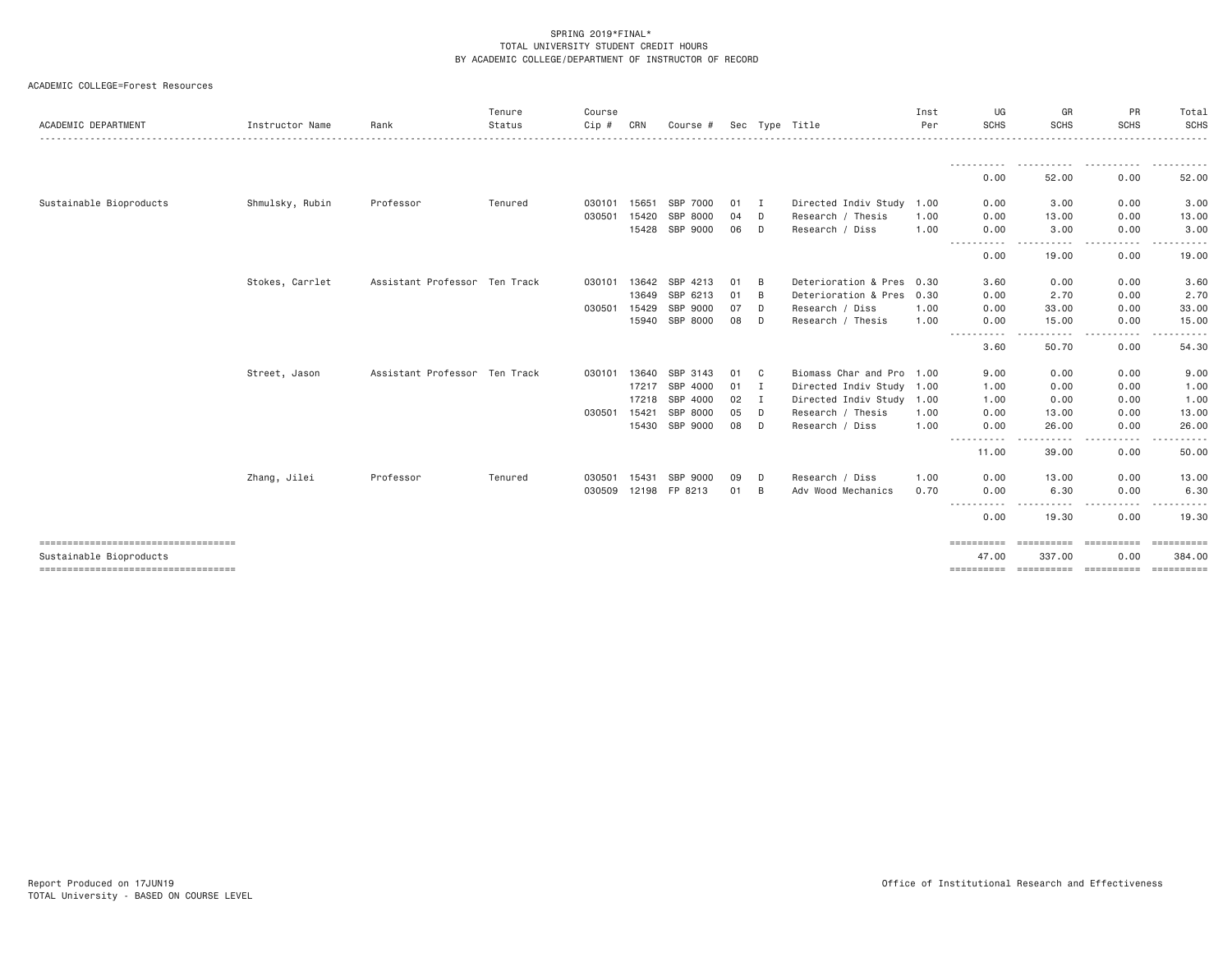SPRING 2019*FINAL*
TOTAL UNIVERSITY STUDENT CREDIT HOURS
BY ACADEMIC COLLEGE/DEPARTMENT OF INSTRUCTOR OF RECORD

ACADEMIC COLLEGE=Forest Resources

| ACADEMIC DEPARTMENT | Instructor Name | Rank | Tenure Status | Course Cip # | CRN | Course # | Sec | Type | Title | Inst Per | UG SCHS | GR SCHS | PR SCHS | Total SCHS |
|---|---|---|---|---|---|---|---|---|---|---|---|---|---|---|
| | | | | | | | | | | | 0.00 | 52.00 | 0.00 | 52.00 |
| Sustainable Bioproducts | Shmulsky, Rubin | Professor | Tenured | 030101 | 15651 | SBP 7000 | 01 | I | Directed Indiv Study | 1.00 | 0.00 | 3.00 | 0.00 | 3.00 |
| | | | | 030501 | 15420 | SBP 8000 | 04 | D | Research / Thesis | 1.00 | 0.00 | 13.00 | 0.00 | 13.00 |
| | | | | | 15428 | SBP 9000 | 06 | D | Research / Diss | 1.00 | 0.00 | 3.00 | 0.00 | 3.00 |
| | | | | | | | | | | | 0.00 | 19.00 | 0.00 | 19.00 |
| | Stokes, Carrlet | Assistant Professor | Ten Track | 030101 | 13642 | SBP 4213 | 01 | B | Deterioration & Pres | 0.30 | 3.60 | 0.00 | 0.00 | 3.60 |
| | | | | | 13649 | SBP 6213 | 01 | B | Deterioration & Pres | 0.30 | 0.00 | 2.70 | 0.00 | 2.70 |
| | | | | 030501 | 15429 | SBP 9000 | 07 | D | Research / Diss | 1.00 | 0.00 | 33.00 | 0.00 | 33.00 |
| | | | | | 15940 | SBP 8000 | 08 | D | Research / Thesis | 1.00 | 0.00 | 15.00 | 0.00 | 15.00 |
| | | | | | | | | | | | 3.60 | 50.70 | 0.00 | 54.30 |
| | Street, Jason | Assistant Professor | Ten Track | 030101 | 13640 | SBP 3143 | 01 | C | Biomass Char and Pro | 1.00 | 9.00 | 0.00 | 0.00 | 9.00 |
| | | | | | 17217 | SBP 4000 | 01 | I | Directed Indiv Study | 1.00 | 1.00 | 0.00 | 0.00 | 1.00 |
| | | | | | 17218 | SBP 4000 | 02 | I | Directed Indiv Study | 1.00 | 1.00 | 0.00 | 0.00 | 1.00 |
| | | | | 030501 | 15421 | SBP 8000 | 05 | D | Research / Thesis | 1.00 | 0.00 | 13.00 | 0.00 | 13.00 |
| | | | | | 15430 | SBP 9000 | 08 | D | Research / Diss | 1.00 | 0.00 | 26.00 | 0.00 | 26.00 |
| | | | | | | | | | | | 11.00 | 39.00 | 0.00 | 50.00 |
| | Zhang, Jilei | Professor | Tenured | 030501 | 15431 | SBP 9000 | 09 | D | Research / Diss | 1.00 | 0.00 | 13.00 | 0.00 | 13.00 |
| | | | | 030509 | 12198 | FP 8213 | 01 | B | Adv Wood Mechanics | 0.70 | 0.00 | 6.30 | 0.00 | 6.30 |
| | | | | | | | | | | | 0.00 | 19.30 | 0.00 | 19.30 |
| Sustainable Bioproducts | | | | | | | | | | | 47.00 | 337.00 | 0.00 | 384.00 |

Report Produced on 17JUN19
TOTAL University - BASED ON COURSE LEVEL

Office of Institutional Research and Effectiveness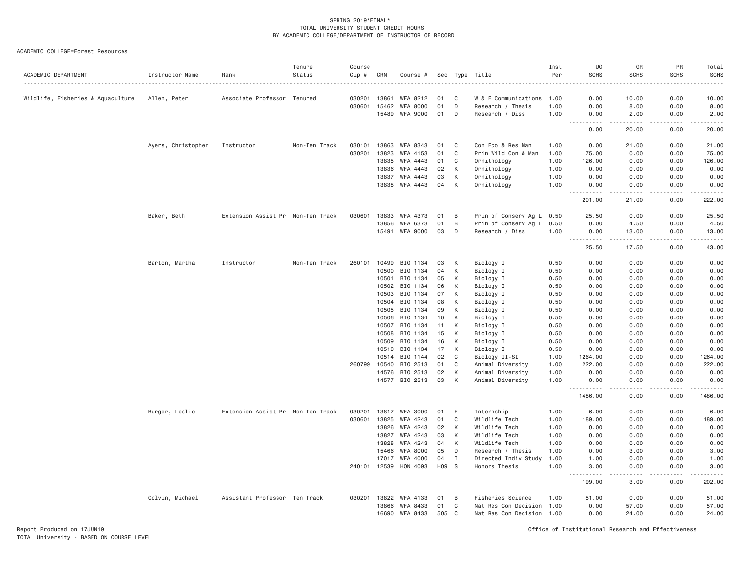SPRING 2019*FINAL*
TOTAL UNIVERSITY STUDENT CREDIT HOURS
BY ACADEMIC COLLEGE/DEPARTMENT OF INSTRUCTOR OF RECORD

ACADEMIC COLLEGE=Forest Resources

| ACADEMIC DEPARTMENT | Instructor Name | Rank | Tenure Status | Course Cip # | CRN | Course # | Sec | Type | Title | Inst Per | UG SCHS | GR SCHS | PR SCHS | Total SCHS |
|---|---|---|---|---|---|---|---|---|---|---|---|---|---|---|
| Wildlife, Fisheries & Aquaculture | Allen, Peter | Associate Professor | Tenured | 030201 | 13861 | WFA 8212 | 01 | C | W & F Communications | 1.00 | 0.00 | 10.00 | 0.00 | 10.00 |
| | | | | 030601 | 15462 | WFA 8000 | 01 | D | Research / Thesis | 1.00 | 0.00 | 8.00 | 0.00 | 8.00 |
| | | | | | 15489 | WFA 9000 | 01 | D | Research / Diss | 1.00 | 0.00 | 2.00 | 0.00 | 2.00 |
| | | | | | | | | | | | 0.00 | 20.00 | 0.00 | 20.00 |
| | Ayers, Christopher | Instructor | Non-Ten Track | 030101 | 13863 | WFA 8343 | 01 | C | Con Eco & Res Man | 1.00 | 0.00 | 21.00 | 0.00 | 21.00 |
| | | | | 030201 | 13823 | WFA 4153 | 01 | C | Prin Wild Con & Man | 1.00 | 75.00 | 0.00 | 0.00 | 75.00 |
| | | | | | 13835 | WFA 4443 | 01 | C | Ornithology | 1.00 | 126.00 | 0.00 | 0.00 | 126.00 |
| | | | | | 13836 | WFA 4443 | 02 | K | Ornithology | 1.00 | 0.00 | 0.00 | 0.00 | 0.00 |
| | | | | | 13837 | WFA 4443 | 03 | K | Ornithology | 1.00 | 0.00 | 0.00 | 0.00 | 0.00 |
| | | | | | 13838 | WFA 4443 | 04 | K | Ornithology | 1.00 | 0.00 | 0.00 | 0.00 | 0.00 |
| | | | | | | | | | | | 201.00 | 21.00 | 0.00 | 222.00 |
| | Baker, Beth | Extension Assist Pr | Non-Ten Track | 030601 | 13833 | WFA 4373 | 01 | B | Prin of Conserv Ag L | 0.50 | 25.50 | 0.00 | 0.00 | 25.50 |
| | | | | | 13856 | WFA 6373 | 01 | B | Prin of Conserv Ag L | 0.50 | 0.00 | 4.50 | 0.00 | 4.50 |
| | | | | | 15491 | WFA 9000 | 03 | D | Research / Diss | 1.00 | 0.00 | 13.00 | 0.00 | 13.00 |
| | | | | | | | | | | | 25.50 | 17.50 | 0.00 | 43.00 |
| | Barton, Martha | Instructor | Non-Ten Track | 260101 | 10499 | BIO 1134 | 03 | K | Biology I | 0.50 | 0.00 | 0.00 | 0.00 | 0.00 |
| | | | | | 10500 | BIO 1134 | 04 | K | Biology I | 0.50 | 0.00 | 0.00 | 0.00 | 0.00 |
| | | | | | 10501 | BIO 1134 | 05 | K | Biology I | 0.50 | 0.00 | 0.00 | 0.00 | 0.00 |
| | | | | | 10502 | BIO 1134 | 06 | K | Biology I | 0.50 | 0.00 | 0.00 | 0.00 | 0.00 |
| | | | | | 10503 | BIO 1134 | 07 | K | Biology I | 0.50 | 0.00 | 0.00 | 0.00 | 0.00 |
| | | | | | 10504 | BIO 1134 | 08 | K | Biology I | 0.50 | 0.00 | 0.00 | 0.00 | 0.00 |
| | | | | | 10505 | BIO 1134 | 09 | K | Biology I | 0.50 | 0.00 | 0.00 | 0.00 | 0.00 |
| | | | | | 10506 | BIO 1134 | 10 | K | Biology I | 0.50 | 0.00 | 0.00 | 0.00 | 0.00 |
| | | | | | 10507 | BIO 1134 | 11 | K | Biology I | 0.50 | 0.00 | 0.00 | 0.00 | 0.00 |
| | | | | | 10508 | BIO 1134 | 15 | K | Biology I | 0.50 | 0.00 | 0.00 | 0.00 | 0.00 |
| | | | | | 10509 | BIO 1134 | 16 | K | Biology I | 0.50 | 0.00 | 0.00 | 0.00 | 0.00 |
| | | | | | 10510 | BIO 1134 | 17 | K | Biology I | 0.50 | 0.00 | 0.00 | 0.00 | 0.00 |
| | | | | | 10514 | BIO 1144 | 02 | C | Biology II-SI | 1.00 | 1264.00 | 0.00 | 0.00 | 1264.00 |
| | | | | 260799 | 10540 | BIO 2513 | 01 | C | Animal Diversity | 1.00 | 222.00 | 0.00 | 0.00 | 222.00 |
| | | | | | 14576 | BIO 2513 | 02 | K | Animal Diversity | 1.00 | 0.00 | 0.00 | 0.00 | 0.00 |
| | | | | | 14577 | BIO 2513 | 03 | K | Animal Diversity | 1.00 | 0.00 | 0.00 | 0.00 | 0.00 |
| | | | | | | | | | | | 1486.00 | 0.00 | 0.00 | 1486.00 |
| | Burger, Leslie | Extension Assist Pr | Non-Ten Track | 030201 | 13817 | WFA 3000 | 01 | E | Internship | 1.00 | 6.00 | 0.00 | 0.00 | 6.00 |
| | | | | 030601 | 13825 | WFA 4243 | 01 | C | Wildlife Tech | 1.00 | 189.00 | 0.00 | 0.00 | 189.00 |
| | | | | | 13826 | WFA 4243 | 02 | K | Wildlife Tech | 1.00 | 0.00 | 0.00 | 0.00 | 0.00 |
| | | | | | 13827 | WFA 4243 | 03 | K | Wildlife Tech | 1.00 | 0.00 | 0.00 | 0.00 | 0.00 |
| | | | | | 13828 | WFA 4243 | 04 | K | Wildlife Tech | 1.00 | 0.00 | 0.00 | 0.00 | 0.00 |
| | | | | | 15466 | WFA 8000 | 05 | D | Research / Thesis | 1.00 | 0.00 | 3.00 | 0.00 | 3.00 |
| | | | | | 17017 | WFA 4000 | 04 | I | Directed Indiv Study | 1.00 | 1.00 | 0.00 | 0.00 | 1.00 |
| | | | | 240101 | 12539 | HON 4093 | H09 | S | Honors Thesis | 1.00 | 3.00 | 0.00 | 0.00 | 3.00 |
| | | | | | | | | | | | 199.00 | 3.00 | 0.00 | 202.00 |
| | Colvin, Michael | Assistant Professor | Ten Track | 030201 | 13822 | WFA 4133 | 01 | B | Fisheries Science | 1.00 | 51.00 | 0.00 | 0.00 | 51.00 |
| | | | | | 13866 | WFA 8433 | 01 | C | Nat Res Con Decision | 1.00 | 0.00 | 57.00 | 0.00 | 57.00 |
| | | | | | 16690 | WFA 8433 | 505 | C | Nat Res Con Decision | 1.00 | 0.00 | 24.00 | 0.00 | 24.00 |

Report Produced on 17JUN19
TOTAL University - BASED ON COURSE LEVEL

Office of Institutional Research and Effectiveness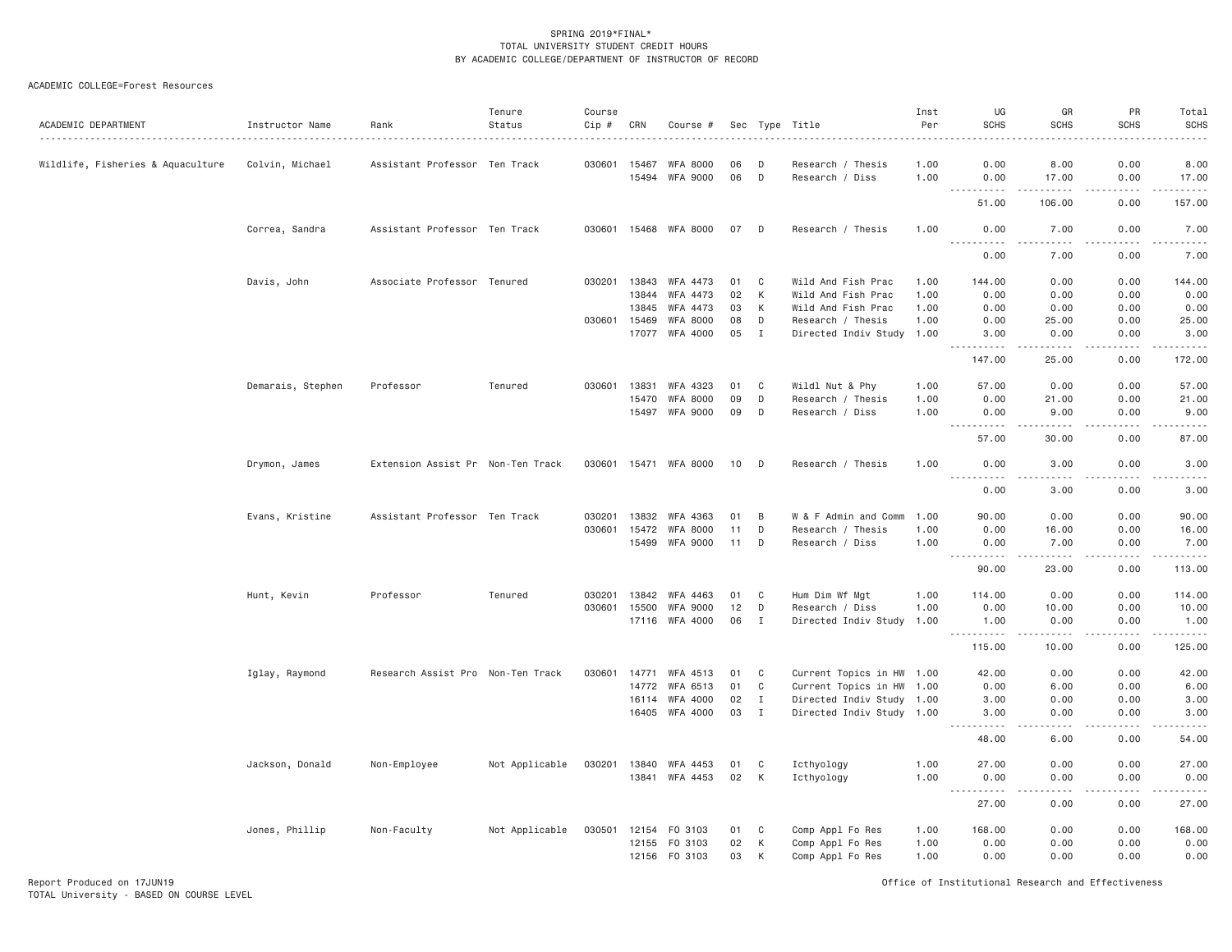SPRING 2019*FINAL*
TOTAL UNIVERSITY STUDENT CREDIT HOURS
BY ACADEMIC COLLEGE/DEPARTMENT OF INSTRUCTOR OF RECORD

ACADEMIC COLLEGE=Forest Resources

| ACADEMIC DEPARTMENT | Instructor Name | Rank | Tenure Status | Course Cip # | CRN | Course # | Sec | Type | Title | Inst Per | UG SCHS | GR SCHS | PR SCHS | Total SCHS |
|---|---|---|---|---|---|---|---|---|---|---|---|---|---|---|
| Wildlife, Fisheries & Aquaculture | Colvin, Michael | Assistant Professor | Ten Track | 030601 | 15467 | WFA 8000 | 06 | D | Research / Thesis | 1.00 | 0.00 | 8.00 | 0.00 | 8.00 |
| | | | | | 15494 | WFA 9000 | 06 | D | Research / Diss | 1.00 | 0.00 | 17.00 | 0.00 | 17.00 |
| | | | | | | | | | | | 51.00 | 106.00 | 0.00 | 157.00 |
| | Correa, Sandra | Assistant Professor | Ten Track | 030601 | 15468 | WFA 8000 | 07 | D | Research / Thesis | 1.00 | 0.00 | 7.00 | 0.00 | 7.00 |
| | | | | | | | | | | | 0.00 | 7.00 | 0.00 | 7.00 |
| | Davis, John | Associate Professor | Tenured | 030201 | 13843 | WFA 4473 | 01 | C | Wild And Fish Prac | 1.00 | 144.00 | 0.00 | 0.00 | 144.00 |
| | | | | | 13844 | WFA 4473 | 02 | K | Wild And Fish Prac | 1.00 | 0.00 | 0.00 | 0.00 | 0.00 |
| | | | | | 13845 | WFA 4473 | 03 | K | Wild And Fish Prac | 1.00 | 0.00 | 0.00 | 0.00 | 0.00 |
| | | | | 030601 | 15469 | WFA 8000 | 08 | D | Research / Thesis | 1.00 | 0.00 | 25.00 | 0.00 | 25.00 |
| | | | | | 17077 | WFA 4000 | 05 | I | Directed Indiv Study | 1.00 | 3.00 | 0.00 | 0.00 | 3.00 |
| | | | | | | | | | | | 147.00 | 25.00 | 0.00 | 172.00 |
| | Demarais, Stephen | Professor | Tenured | 030601 | 13831 | WFA 4323 | 01 | C | Wildl Nut & Phy | 1.00 | 57.00 | 0.00 | 0.00 | 57.00 |
| | | | | | 15470 | WFA 8000 | 09 | D | Research / Thesis | 1.00 | 0.00 | 21.00 | 0.00 | 21.00 |
| | | | | | 15497 | WFA 9000 | 09 | D | Research / Diss | 1.00 | 0.00 | 9.00 | 0.00 | 9.00 |
| | | | | | | | | | | | 57.00 | 30.00 | 0.00 | 87.00 |
| | Drymon, James | Extension Assist Pr | Non-Ten Track | 030601 | 15471 | WFA 8000 | 10 | D | Research / Thesis | 1.00 | 0.00 | 3.00 | 0.00 | 3.00 |
| | | | | | | | | | | | 0.00 | 3.00 | 0.00 | 3.00 |
| | Evans, Kristine | Assistant Professor | Ten Track | 030201 | 13832 | WFA 4363 | 01 | B | W & F Admin and Comm | 1.00 | 90.00 | 0.00 | 0.00 | 90.00 |
| | | | | 030601 | 15472 | WFA 8000 | 11 | D | Research / Thesis | 1.00 | 0.00 | 16.00 | 0.00 | 16.00 |
| | | | | | 15499 | WFA 9000 | 11 | D | Research / Diss | 1.00 | 0.00 | 7.00 | 0.00 | 7.00 |
| | | | | | | | | | | | 90.00 | 23.00 | 0.00 | 113.00 |
| | Hunt, Kevin | Professor | Tenured | 030201 | 13842 | WFA 4463 | 01 | C | Hum Dim Wf Mgt | 1.00 | 114.00 | 0.00 | 0.00 | 114.00 |
| | | | | 030601 | 15500 | WFA 9000 | 12 | D | Research / Diss | 1.00 | 0.00 | 10.00 | 0.00 | 10.00 |
| | | | | | 17116 | WFA 4000 | 06 | I | Directed Indiv Study | 1.00 | 1.00 | 0.00 | 0.00 | 1.00 |
| | | | | | | | | | | | 115.00 | 10.00 | 0.00 | 125.00 |
| | Iglay, Raymond | Research Assist Pro | Non-Ten Track | 030601 | 14771 | WFA 4513 | 01 | C | Current Topics in HW | 1.00 | 42.00 | 0.00 | 0.00 | 42.00 |
| | | | | | 14772 | WFA 6513 | 01 | C | Current Topics in HW | 1.00 | 0.00 | 6.00 | 0.00 | 6.00 |
| | | | | | 16114 | WFA 4000 | 02 | I | Directed Indiv Study | 1.00 | 3.00 | 0.00 | 0.00 | 3.00 |
| | | | | | 16405 | WFA 4000 | 03 | I | Directed Indiv Study | 1.00 | 3.00 | 0.00 | 0.00 | 3.00 |
| | | | | | | | | | | | 48.00 | 6.00 | 0.00 | 54.00 |
| | Jackson, Donald | Non-Employee | Not Applicable | 030201 | 13840 | WFA 4453 | 01 | C | Icthyology | 1.00 | 27.00 | 0.00 | 0.00 | 27.00 |
| | | | | | 13841 | WFA 4453 | 02 | K | Icthyology | 1.00 | 0.00 | 0.00 | 0.00 | 0.00 |
| | | | | | | | | | | | 27.00 | 0.00 | 0.00 | 27.00 |
| | Jones, Phillip | Non-Faculty | Not Applicable | 030501 | 12154 | FO 3103 | 01 | C | Comp Appl Fo Res | 1.00 | 168.00 | 0.00 | 0.00 | 168.00 |
| | | | | | 12155 | FO 3103 | 02 | K | Comp Appl Fo Res | 1.00 | 0.00 | 0.00 | 0.00 | 0.00 |
| | | | | | 12156 | FO 3103 | 03 | K | Comp Appl Fo Res | 1.00 | 0.00 | 0.00 | 0.00 | 0.00 |

Report Produced on 17JUN19
TOTAL University - BASED ON COURSE LEVEL

Office of Institutional Research and Effectiveness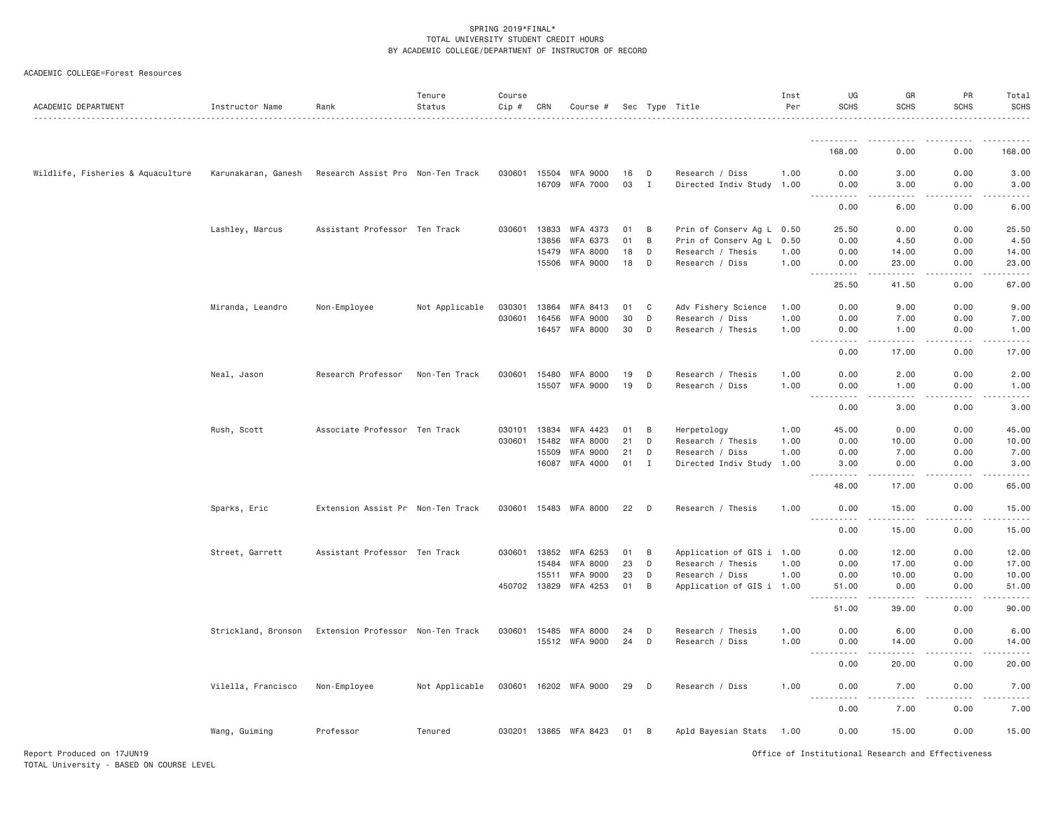SPRING 2019*FINAL*
TOTAL UNIVERSITY STUDENT CREDIT HOURS
BY ACADEMIC COLLEGE/DEPARTMENT OF INSTRUCTOR OF RECORD

ACADEMIC COLLEGE=Forest Resources

| ACADEMIC DEPARTMENT | Instructor Name | Rank | Tenure Status | Course Cip # | CRN | Course # | Sec | Type | Title | Inst Per | UG SCHS | GR SCHS | PR SCHS | Total SCHS |
|---|---|---|---|---|---|---|---|---|---|---|---|---|---|---|
| | | | | | | | | | | | 168.00 | 0.00 | 0.00 | 168.00 |
| Wildlife, Fisheries & Aquaculture | Karunakaran, Ganesh | Research Assist Pro | Non-Ten Track | 030601 | 15504 | WFA 9000 | 16 | D | Research / Diss | 1.00 | 0.00 | 3.00 | 0.00 | 3.00 |
| | | | | | 16709 | WFA 7000 | 03 | I | Directed Indiv Study | 1.00 | 0.00 | 3.00 | 0.00 | 3.00 |
| | | | | | | | | | | | 0.00 | 6.00 | 0.00 | 6.00 |
| | Lashley, Marcus | Assistant Professor | Ten Track | 030601 | 13833 | WFA 4373 | 01 | B | Prin of Conserv Ag L | 0.50 | 25.50 | 0.00 | 0.00 | 25.50 |
| | | | | | 13856 | WFA 6373 | 01 | B | Prin of Conserv Ag L | 0.50 | 0.00 | 4.50 | 0.00 | 4.50 |
| | | | | | 15479 | WFA 8000 | 18 | D | Research / Thesis | 1.00 | 0.00 | 14.00 | 0.00 | 14.00 |
| | | | | | 15506 | WFA 9000 | 18 | D | Research / Diss | 1.00 | 0.00 | 23.00 | 0.00 | 23.00 |
| | | | | | | | | | | | 25.50 | 41.50 | 0.00 | 67.00 |
| | Miranda, Leandro | Non-Employee | Not Applicable | 030301 | 13864 | WFA 8413 | 01 | C | Adv Fishery Science | 1.00 | 0.00 | 9.00 | 0.00 | 9.00 |
| | | | | 030601 | 16456 | WFA 9000 | 30 | D | Research / Diss | 1.00 | 0.00 | 7.00 | 0.00 | 7.00 |
| | | | | | 16457 | WFA 8000 | 30 | D | Research / Thesis | 1.00 | 0.00 | 1.00 | 0.00 | 1.00 |
| | | | | | | | | | | | 0.00 | 17.00 | 0.00 | 17.00 |
| | Neal, Jason | Research Professor | Non-Ten Track | 030601 | 15480 | WFA 8000 | 19 | D | Research / Thesis | 1.00 | 0.00 | 2.00 | 0.00 | 2.00 |
| | | | | | 15507 | WFA 9000 | 19 | D | Research / Diss | 1.00 | 0.00 | 1.00 | 0.00 | 1.00 |
| | | | | | | | | | | | 0.00 | 3.00 | 0.00 | 3.00 |
| | Rush, Scott | Associate Professor | Ten Track | 030101 | 13834 | WFA 4423 | 01 | B | Herpetology | 1.00 | 45.00 | 0.00 | 0.00 | 45.00 |
| | | | | 030601 | 15482 | WFA 8000 | 21 | D | Research / Thesis | 1.00 | 0.00 | 10.00 | 0.00 | 10.00 |
| | | | | | 15509 | WFA 9000 | 21 | D | Research / Diss | 1.00 | 0.00 | 7.00 | 0.00 | 7.00 |
| | | | | | 16087 | WFA 4000 | 01 | I | Directed Indiv Study | 1.00 | 3.00 | 0.00 | 0.00 | 3.00 |
| | | | | | | | | | | | 48.00 | 17.00 | 0.00 | 65.00 |
| | Sparks, Eric | Extension Assist Pr | Non-Ten Track | 030601 | 15483 | WFA 8000 | 22 | D | Research / Thesis | 1.00 | 0.00 | 15.00 | 0.00 | 15.00 |
| | | | | | | | | | | | 0.00 | 15.00 | 0.00 | 15.00 |
| | Street, Garrett | Assistant Professor | Ten Track | 030601 | 13852 | WFA 6253 | 01 | B | Application of GIS i | 1.00 | 0.00 | 12.00 | 0.00 | 12.00 |
| | | | | | 15484 | WFA 8000 | 23 | D | Research / Thesis | 1.00 | 0.00 | 17.00 | 0.00 | 17.00 |
| | | | | | 15511 | WFA 9000 | 23 | D | Research / Diss | 1.00 | 0.00 | 10.00 | 0.00 | 10.00 |
| | | | | 450702 | 13829 | WFA 4253 | 01 | B | Application of GIS i | 1.00 | 51.00 | 0.00 | 0.00 | 51.00 |
| | | | | | | | | | | | 51.00 | 39.00 | 0.00 | 90.00 |
| | Strickland, Bronson | Extension Professor | Non-Ten Track | 030601 | 15485 | WFA 8000 | 24 | D | Research / Thesis | 1.00 | 0.00 | 6.00 | 0.00 | 6.00 |
| | | | | | 15512 | WFA 9000 | 24 | D | Research / Diss | 1.00 | 0.00 | 14.00 | 0.00 | 14.00 |
| | | | | | | | | | | | 0.00 | 20.00 | 0.00 | 20.00 |
| | Vilella, Francisco | Non-Employee | Not Applicable | 030601 | 16202 | WFA 9000 | 29 | D | Research / Diss | 1.00 | 0.00 | 7.00 | 0.00 | 7.00 |
| | | | | | | | | | | | 0.00 | 7.00 | 0.00 | 7.00 |
| | Wang, Guiming | Professor | Tenured | 030201 | 13865 | WFA 8423 | 01 | B | Apld Bayesian Stats | 1.00 | 0.00 | 15.00 | 0.00 | 15.00 |

Report Produced on 17JUN19
TOTAL University - BASED ON COURSE LEVEL

Office of Institutional Research and Effectiveness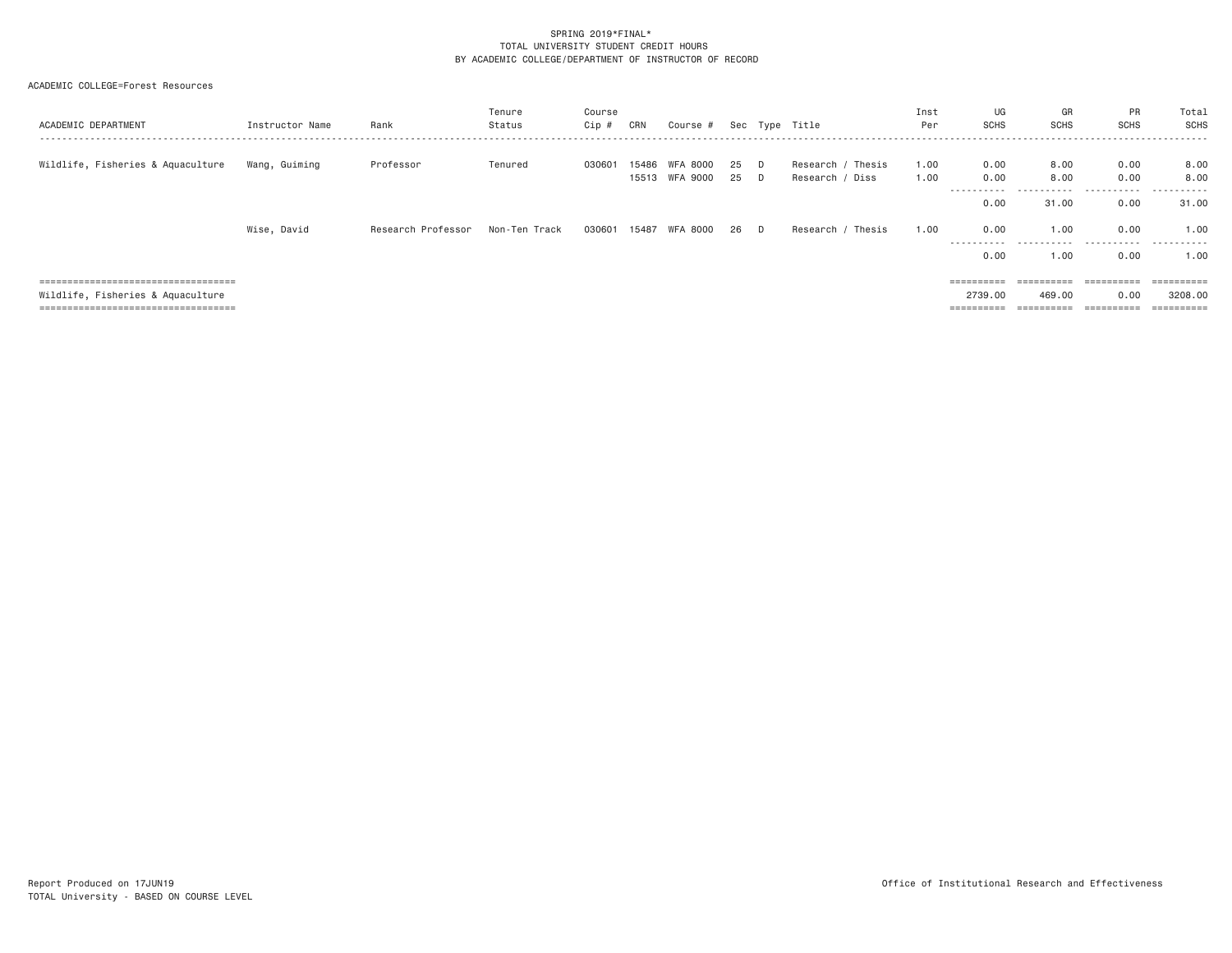SPRING 2019*FINAL*
TOTAL UNIVERSITY STUDENT CREDIT HOURS
BY ACADEMIC COLLEGE/DEPARTMENT OF INSTRUCTOR OF RECORD

ACADEMIC COLLEGE=Forest Resources

| ACADEMIC DEPARTMENT | Instructor Name | Rank | Tenure Status | Course Cip # | CRN | Course # | Sec | Type | Title | Inst Per | UG SCHS | GR SCHS | PR SCHS | Total SCHS |
|---|---|---|---|---|---|---|---|---|---|---|---|---|---|---|
| Wildlife, Fisheries & Aquaculture | Wang, Guiming | Professor | Tenured | 030601 | 15486 | WFA 8000 | 25 | D | Research / Thesis | 1.00 | 0.00 | 8.00 | 0.00 | 8.00 |
| | | | | | 15513 | WFA 9000 | 25 | D | Research / Diss | 1.00 | 0.00 | 8.00 | 0.00 | 8.00 |
| | | | | | | | | | | | 0.00 | 31.00 | 0.00 | 31.00 |
| | Wise, David | Research Professor | Non-Ten Track | 030601 | 15487 | WFA 8000 | 26 | D | Research / Thesis | 1.00 | 0.00 | 1.00 | 0.00 | 1.00 |
| | | | | | | | | | | | 0.00 | 1.00 | 0.00 | 1.00 |
| Wildlife, Fisheries & Aquaculture | | | | | | | | | | | 2739.00 | 469.00 | 0.00 | 3208.00 |

Report Produced on 17JUN19
TOTAL University - BASED ON COURSE LEVEL

Office of Institutional Research and Effectiveness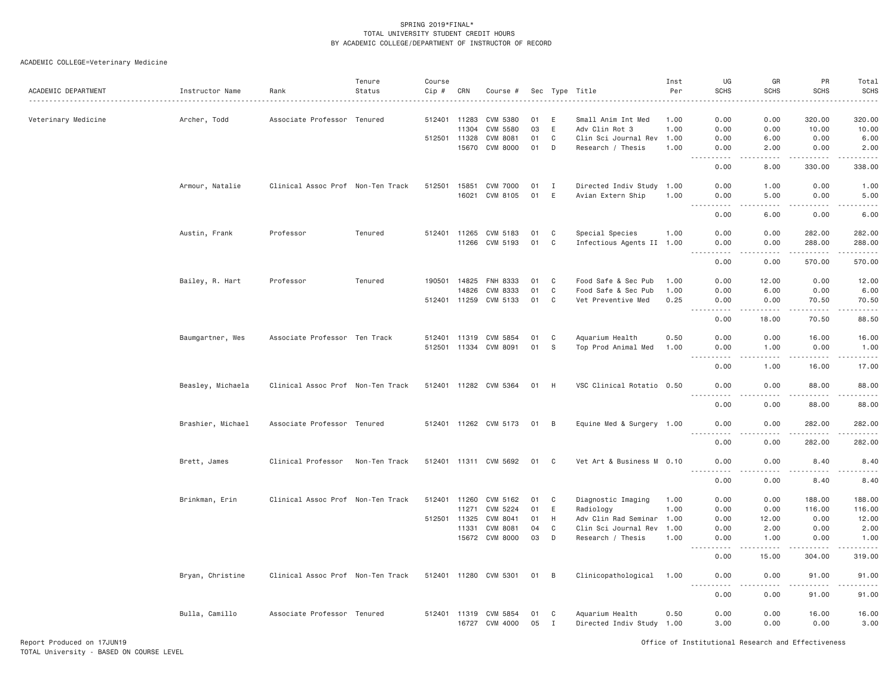SPRING 2019*FINAL*
TOTAL UNIVERSITY STUDENT CREDIT HOURS
BY ACADEMIC COLLEGE/DEPARTMENT OF INSTRUCTOR OF RECORD

ACADEMIC COLLEGE=Veterinary Medicine

| ACADEMIC DEPARTMENT | Instructor Name | Rank | Tenure Status | Course Cip # | CRN | Course # | Sec | Type | Title | Inst Per | UG SCHS | GR SCHS | PR SCHS | Total SCHS |
|---|---|---|---|---|---|---|---|---|---|---|---|---|---|---|
| Veterinary Medicine | Archer, Todd | Associate Professor | Tenured | 512401 | 11283 | CVM 5380 | 01 | E | Small Anim Int Med | 1.00 | 0.00 | 0.00 | 320.00 | 320.00 |
| | | | | | 11304 | CVM 5580 | 03 | E | Adv Clin Rot 3 | 1.00 | 0.00 | 0.00 | 10.00 | 10.00 |
| | | | | 512501 | 11328 | CVM 8081 | 01 | C | Clin Sci Journal Rev | 1.00 | 0.00 | 6.00 | 0.00 | 6.00 |
| | | | | | 15670 | CVM 8000 | 01 | D | Research / Thesis | 1.00 | 0.00 | 2.00 | 0.00 | 2.00 |
| | | | | | | | | | | | 0.00 | 8.00 | 330.00 | 338.00 |
| | Armour, Natalie | Clinical Assoc Prof | Non-Ten Track | 512501 | 15851 | CVM 7000 | 01 | I | Directed Indiv Study | 1.00 | 0.00 | 1.00 | 0.00 | 1.00 |
| | | | | | 16021 | CVM 8105 | 01 | E | Avian Extern Ship | 1.00 | 0.00 | 5.00 | 0.00 | 5.00 |
| | | | | | | | | | | | 0.00 | 6.00 | 0.00 | 6.00 |
| | Austin, Frank | Professor | Tenured | 512401 | 11265 | CVM 5183 | 01 | C | Special Species | 1.00 | 0.00 | 0.00 | 282.00 | 282.00 |
| | | | | | 11266 | CVM 5193 | 01 | C | Infectious Agents II | 1.00 | 0.00 | 0.00 | 288.00 | 288.00 |
| | | | | | | | | | | | 0.00 | 0.00 | 570.00 | 570.00 |
| | Bailey, R. Hart | Professor | Tenured | 190501 | 14825 | FNH 8333 | 01 | C | Food Safe & Sec Pub | 1.00 | 0.00 | 12.00 | 0.00 | 12.00 |
| | | | | | 14826 | CVM 8333 | 01 | C | Food Safe & Sec Pub | 1.00 | 0.00 | 6.00 | 0.00 | 6.00 |
| | | | | 512401 | 11259 | CVM 5133 | 01 | C | Vet Preventive Med | 0.25 | 0.00 | 0.00 | 70.50 | 70.50 |
| | | | | | | | | | | | 0.00 | 18.00 | 70.50 | 88.50 |
| | Baumgartner, Wes | Associate Professor | Ten Track | 512401 | 11319 | CVM 5854 | 01 | C | Aquarium Health | 0.50 | 0.00 | 0.00 | 16.00 | 16.00 |
| | | | | 512501 | 11334 | CVM 8091 | 01 | S | Top Prod Animal Med | 1.00 | 0.00 | 1.00 | 0.00 | 1.00 |
| | | | | | | | | | | | 0.00 | 1.00 | 16.00 | 17.00 |
| | Beasley, Michaela | Clinical Assoc Prof | Non-Ten Track | 512401 | 11282 | CVM 5364 | 01 | H | VSC Clinical Rotatio | 0.50 | 0.00 | 0.00 | 88.00 | 88.00 |
| | | | | | | | | | | | 0.00 | 0.00 | 88.00 | 88.00 |
| | Brashier, Michael | Associate Professor | Tenured | 512401 | 11262 | CVM 5173 | 01 | B | Equine Med & Surgery | 1.00 | 0.00 | 0.00 | 282.00 | 282.00 |
| | | | | | | | | | | | 0.00 | 0.00 | 282.00 | 282.00 |
| | Brett, James | Clinical Professor | Non-Ten Track | 512401 | 11311 | CVM 5692 | 01 | C | Vet Art & Business M | 0.10 | 0.00 | 0.00 | 8.40 | 8.40 |
| | | | | | | | | | | | 0.00 | 0.00 | 8.40 | 8.40 |
| | Brinkman, Erin | Clinical Assoc Prof | Non-Ten Track | 512401 | 11260 | CVM 5162 | 01 | C | Diagnostic Imaging | 1.00 | 0.00 | 0.00 | 188.00 | 188.00 |
| | | | | | 11271 | CVM 5224 | 01 | E | Radiology | 1.00 | 0.00 | 0.00 | 116.00 | 116.00 |
| | | | | 512501 | 11325 | CVM 8041 | 01 | H | Adv Clin Rad Seminar | 1.00 | 0.00 | 12.00 | 0.00 | 12.00 |
| | | | | | 11331 | CVM 8081 | 04 | C | Clin Sci Journal Rev | 1.00 | 0.00 | 2.00 | 0.00 | 2.00 |
| | | | | | 15672 | CVM 8000 | 03 | D | Research / Thesis | 1.00 | 0.00 | 1.00 | 0.00 | 1.00 |
| | | | | | | | | | | | 0.00 | 15.00 | 304.00 | 319.00 |
| | Bryan, Christine | Clinical Assoc Prof | Non-Ten Track | 512401 | 11280 | CVM 5301 | 01 | B | Clinicopathological | 1.00 | 0.00 | 0.00 | 91.00 | 91.00 |
| | | | | | | | | | | | 0.00 | 0.00 | 91.00 | 91.00 |
| | Bulla, Camillo | Associate Professor | Tenured | 512401 | 11319 | CVM 5854 | 01 | C | Aquarium Health | 0.50 | 0.00 | 0.00 | 16.00 | 16.00 |
| | | | | | 16727 | CVM 4000 | 05 | I | Directed Indiv Study | 1.00 | 3.00 | 0.00 | 0.00 | 3.00 |

Report Produced on 17JUN19
TOTAL University - BASED ON COURSE LEVEL

Office of Institutional Research and Effectiveness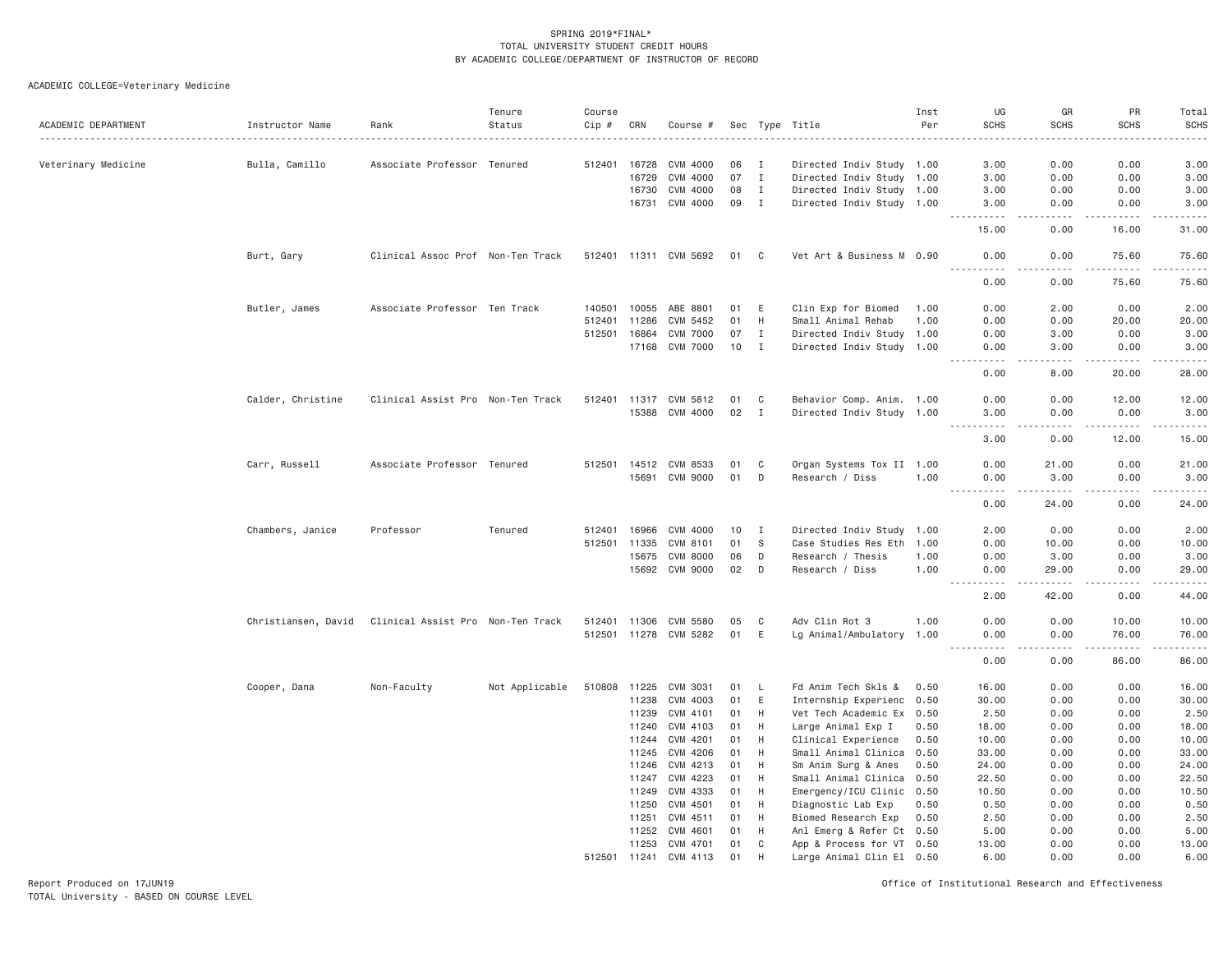SPRING 2019*FINAL*
TOTAL UNIVERSITY STUDENT CREDIT HOURS
BY ACADEMIC COLLEGE/DEPARTMENT OF INSTRUCTOR OF RECORD

ACADEMIC COLLEGE=Veterinary Medicine

| ACADEMIC DEPARTMENT | Instructor Name | Rank | Tenure Status | Course Cip # | CRN | Course # | Sec | Type | Title | Inst Per | UG SCHS | GR SCHS | PR SCHS | Total SCHS |
|---|---|---|---|---|---|---|---|---|---|---|---|---|---|---|
| Veterinary Medicine | Bulla, Camillo | Associate Professor | Tenured | 512401 | 16728 | CVM 4000 | 06 | I | Directed Indiv Study | 1.00 | 3.00 | 0.00 | 0.00 | 3.00 |
| | | | | | 16729 | CVM 4000 | 07 | I | Directed Indiv Study | 1.00 | 3.00 | 0.00 | 0.00 | 3.00 |
| | | | | | 16730 | CVM 4000 | 08 | I | Directed Indiv Study | 1.00 | 3.00 | 0.00 | 0.00 | 3.00 |
| | | | | | 16731 | CVM 4000 | 09 | I | Directed Indiv Study | 1.00 | 3.00 | 0.00 | 0.00 | 3.00 |
| | | | | | | | | | | | 15.00 | 0.00 | 16.00 | 31.00 |
| | Burt, Gary | Clinical Assoc Prof | Non-Ten Track | 512401 | 11311 | CVM 5692 | 01 | C | Vet Art & Business M | 0.90 | 0.00 | 0.00 | 75.60 | 75.60 |
| | | | | | | | | | | | 0.00 | 0.00 | 75.60 | 75.60 |
| | Butler, James | Associate Professor | Ten Track | 140501 | 10055 | ABE 8801 | 01 | E | Clin Exp for Biomed | 1.00 | 0.00 | 2.00 | 0.00 | 2.00 |
| | | | | 512401 | 11286 | CVM 5452 | 01 | H | Small Animal Rehab | 1.00 | 0.00 | 0.00 | 20.00 | 20.00 |
| | | | | 512501 | 16864 | CVM 7000 | 07 | I | Directed Indiv Study | 1.00 | 0.00 | 3.00 | 0.00 | 3.00 |
| | | | | | 17168 | CVM 7000 | 10 | I | Directed Indiv Study | 1.00 | 0.00 | 3.00 | 0.00 | 3.00 |
| | | | | | | | | | | | 0.00 | 8.00 | 20.00 | 28.00 |
| | Calder, Christine | Clinical Assist Pro | Non-Ten Track | 512401 | 11317 | CVM 5812 | 01 | C | Behavior Comp. Anim. | 1.00 | 0.00 | 0.00 | 12.00 | 12.00 |
| | | | | | 15388 | CVM 4000 | 02 | I | Directed Indiv Study | 1.00 | 3.00 | 0.00 | 0.00 | 3.00 |
| | | | | | | | | | | | 3.00 | 0.00 | 12.00 | 15.00 |
| | Carr, Russell | Associate Professor | Tenured | 512501 | 14512 | CVM 8533 | 01 | C | Organ Systems Tox II | 1.00 | 0.00 | 21.00 | 0.00 | 21.00 |
| | | | | | 15691 | CVM 9000 | 01 | D | Research / Diss | 1.00 | 0.00 | 3.00 | 0.00 | 3.00 |
| | | | | | | | | | | | 0.00 | 24.00 | 0.00 | 24.00 |
| | Chambers, Janice | Professor | Tenured | 512401 | 16966 | CVM 4000 | 10 | I | Directed Indiv Study | 1.00 | 2.00 | 0.00 | 0.00 | 2.00 |
| | | | | 512501 | 11335 | CVM 8101 | 01 | S | Case Studies Res Eth | 1.00 | 0.00 | 10.00 | 0.00 | 10.00 |
| | | | | | 15675 | CVM 8000 | 06 | D | Research / Thesis | 1.00 | 0.00 | 3.00 | 0.00 | 3.00 |
| | | | | | 15692 | CVM 9000 | 02 | D | Research / Diss | 1.00 | 0.00 | 29.00 | 0.00 | 29.00 |
| | | | | | | | | | | | 2.00 | 42.00 | 0.00 | 44.00 |
| | Christiansen, David | Clinical Assist Pro | Non-Ten Track | 512401 | 11306 | CVM 5580 | 05 | C | Adv Clin Rot 3 | 1.00 | 0.00 | 0.00 | 10.00 | 10.00 |
| | | | | 512501 | 11278 | CVM 5282 | 01 | E | Lg Animal/Ambulatory | 1.00 | 0.00 | 0.00 | 76.00 | 76.00 |
| | | | | | | | | | | | 0.00 | 0.00 | 86.00 | 86.00 |
| | Cooper, Dana | Non-Faculty | Not Applicable | 510808 | 11225 | CVM 3031 | 01 | L | Fd Anim Tech Skls & | 0.50 | 16.00 | 0.00 | 0.00 | 16.00 |
| | | | | | 11238 | CVM 4003 | 01 | E | Internship Experienc | 0.50 | 30.00 | 0.00 | 0.00 | 30.00 |
| | | | | | 11239 | CVM 4101 | 01 | H | Vet Tech Academic Ex | 0.50 | 2.50 | 0.00 | 0.00 | 2.50 |
| | | | | | 11240 | CVM 4103 | 01 | H | Large Animal Exp I | 0.50 | 18.00 | 0.00 | 0.00 | 18.00 |
| | | | | | 11244 | CVM 4201 | 01 | H | Clinical Experience | 0.50 | 10.00 | 0.00 | 0.00 | 10.00 |
| | | | | | 11245 | CVM 4206 | 01 | H | Small Animal Clinica | 0.50 | 33.00 | 0.00 | 0.00 | 33.00 |
| | | | | | 11246 | CVM 4213 | 01 | H | Sm Anim Surg & Anes | 0.50 | 24.00 | 0.00 | 0.00 | 24.00 |
| | | | | | 11247 | CVM 4223 | 01 | H | Small Animal Clinica | 0.50 | 22.50 | 0.00 | 0.00 | 22.50 |
| | | | | | 11249 | CVM 4333 | 01 | H | Emergency/ICU Clinic | 0.50 | 10.50 | 0.00 | 0.00 | 10.50 |
| | | | | | 11250 | CVM 4501 | 01 | H | Diagnostic Lab Exp | 0.50 | 0.50 | 0.00 | 0.00 | 0.50 |
| | | | | | 11251 | CVM 4511 | 01 | H | Biomed Research Exp | 0.50 | 2.50 | 0.00 | 0.00 | 2.50 |
| | | | | | 11252 | CVM 4601 | 01 | H | Anl Emerg & Refer Ct | 0.50 | 5.00 | 0.00 | 0.00 | 5.00 |
| | | | | | 11253 | CVM 4701 | 01 | C | App & Process for VT | 0.50 | 13.00 | 0.00 | 0.00 | 13.00 |
| | | | | 512501 | 11241 | CVM 4113 | 01 | H | Large Animal Clin El | 0.50 | 6.00 | 0.00 | 0.00 | 6.00 |

Report Produced on 17JUN19
TOTAL University - BASED ON COURSE LEVEL

Office of Institutional Research and Effectiveness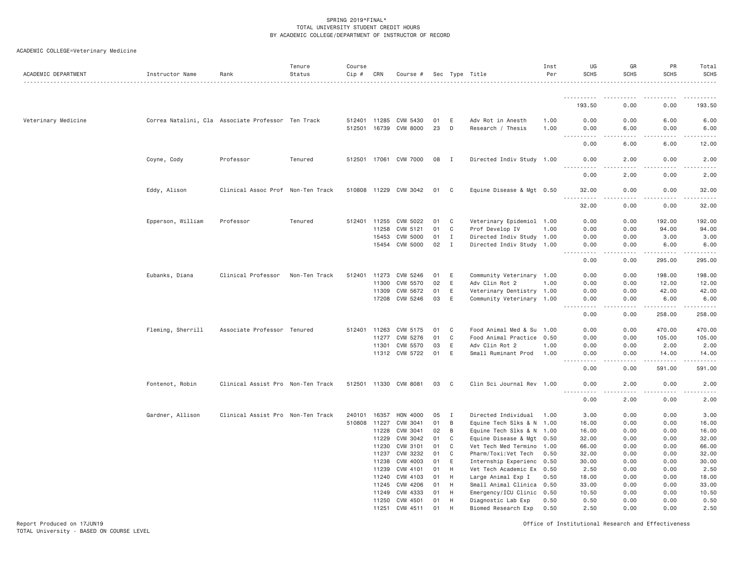SPRING 2019*FINAL*
TOTAL UNIVERSITY STUDENT CREDIT HOURS
BY ACADEMIC COLLEGE/DEPARTMENT OF INSTRUCTOR OF RECORD

ACADEMIC COLLEGE=Veterinary Medicine

| ACADEMIC DEPARTMENT | Instructor Name | Rank | Tenure Status | Course Cip # | CRN | Course # | Sec | Type | Title | Inst Per | UG SCHS | GR SCHS | PR SCHS | Total SCHS |
|---|---|---|---|---|---|---|---|---|---|---|---|---|---|---|
| | | | | | | | | | | | 193.50 | 0.00 | 0.00 | 193.50 |
| Veterinary Medicine | Correa Natalini, Cla | Associate Professor | Ten Track | 512401 | 11285 | CVM 5430 | 01 | E | Adv Rot in Anesth | 1.00 | 0.00 | 0.00 | 6.00 | 6.00 |
| | | | | 512501 | 16739 | CVM 8000 | 23 | D | Research / Thesis | 1.00 | 0.00 | 6.00 | 0.00 | 6.00 |
| | | | | | | | | | | | 0.00 | 6.00 | 6.00 | 12.00 |
| | Coyne, Cody | Professor | Tenured | 512501 | 17061 | CVM 7000 | 08 | I | Directed Indiv Study | 1.00 | 0.00 | 2.00 | 0.00 | 2.00 |
| | | | | | | | | | | | 0.00 | 2.00 | 0.00 | 2.00 |
| | Eddy, Alison | Clinical Assoc Prof | Non-Ten Track | 510808 | 11229 | CVM 3042 | 01 | C | Equine Disease & Mgt | 0.50 | 32.00 | 0.00 | 0.00 | 32.00 |
| | | | | | | | | | | | 32.00 | 0.00 | 0.00 | 32.00 |
| | Epperson, William | Professor | Tenured | 512401 | 11255 | CVM 5022 | 01 | C | Veterinary Epidemiol | 1.00 | 0.00 | 0.00 | 192.00 | 192.00 |
| | | | | | 11258 | CVM 5121 | 01 | C | Prof Develop IV | 1.00 | 0.00 | 0.00 | 94.00 | 94.00 |
| | | | | | 15453 | CVM 5000 | 01 | I | Directed Indiv Study | 1.00 | 0.00 | 0.00 | 3.00 | 3.00 |
| | | | | | 15454 | CVM 5000 | 02 | I | Directed Indiv Study | 1.00 | 0.00 | 0.00 | 6.00 | 6.00 |
| | | | | | | | | | | | 0.00 | 0.00 | 295.00 | 295.00 |
| | Eubanks, Diana | Clinical Professor | Non-Ten Track | 512401 | 11273 | CVM 5246 | 01 | E | Community Veterinary | 1.00 | 0.00 | 0.00 | 198.00 | 198.00 |
| | | | | | 11300 | CVM 5570 | 02 | E | Adv Clin Rot 2 | 1.00 | 0.00 | 0.00 | 12.00 | 12.00 |
| | | | | | 11309 | CVM 5672 | 01 | E | Veterinary Dentistry | 1.00 | 0.00 | 0.00 | 42.00 | 42.00 |
| | | | | | 17208 | CVM 5246 | 03 | E | Community Veterinary | 1.00 | 0.00 | 0.00 | 6.00 | 6.00 |
| | | | | | | | | | | | 0.00 | 0.00 | 258.00 | 258.00 |
| | Fleming, Sherrill | Associate Professor | Tenured | 512401 | 11263 | CVM 5175 | 01 | C | Food Animal Med & Su | 1.00 | 0.00 | 0.00 | 470.00 | 470.00 |
| | | | | | 11277 | CVM 5276 | 01 | C | Food Animal Practice | 0.50 | 0.00 | 0.00 | 105.00 | 105.00 |
| | | | | | 11301 | CVM 5570 | 03 | E | Adv Clin Rot 2 | 1.00 | 0.00 | 0.00 | 2.00 | 2.00 |
| | | | | | 11312 | CVM 5722 | 01 | E | Small Ruminant Prod | 1.00 | 0.00 | 0.00 | 14.00 | 14.00 |
| | | | | | | | | | | | 0.00 | 0.00 | 591.00 | 591.00 |
| | Fontenot, Robin | Clinical Assist Pro | Non-Ten Track | 512501 | 11330 | CVM 8081 | 03 | C | Clin Sci Journal Rev | 1.00 | 0.00 | 2.00 | 0.00 | 2.00 |
| | | | | | | | | | | | 0.00 | 2.00 | 0.00 | 2.00 |
| | Gardner, Allison | Clinical Assist Pro | Non-Ten Track | 240101 | 16357 | HON 4000 | 05 | I | Directed Individual | 1.00 | 3.00 | 0.00 | 0.00 | 3.00 |
| | | | | 510808 | 11227 | CVM 3041 | 01 | B | Equine Tech Slks & N | 1.00 | 16.00 | 0.00 | 0.00 | 16.00 |
| | | | | | 11228 | CVM 3041 | 02 | B | Equine Tech Slks & N | 1.00 | 16.00 | 0.00 | 0.00 | 16.00 |
| | | | | | 11229 | CVM 3042 | 01 | C | Equine Disease & Mgt | 0.50 | 32.00 | 0.00 | 0.00 | 32.00 |
| | | | | | 11230 | CVM 3101 | 01 | C | Vet Tech Med Termino | 1.00 | 66.00 | 0.00 | 0.00 | 66.00 |
| | | | | | 11237 | CVM 3232 | 01 | C | Pharm/Toxi:Vet Tech | 0.50 | 32.00 | 0.00 | 0.00 | 32.00 |
| | | | | | 11238 | CVM 4003 | 01 | E | Internship Experienc | 0.50 | 30.00 | 0.00 | 0.00 | 30.00 |
| | | | | | 11239 | CVM 4101 | 01 | H | Vet Tech Academic Ex | 0.50 | 2.50 | 0.00 | 0.00 | 2.50 |
| | | | | | 11240 | CVM 4103 | 01 | H | Large Animal Exp I | 0.50 | 18.00 | 0.00 | 0.00 | 18.00 |
| | | | | | 11245 | CVM 4206 | 01 | H | Small Animal Clinica | 0.50 | 33.00 | 0.00 | 0.00 | 33.00 |
| | | | | | 11249 | CVM 4333 | 01 | H | Emergency/ICU Clinic | 0.50 | 10.50 | 0.00 | 0.00 | 10.50 |
| | | | | | 11250 | CVM 4501 | 01 | H | Diagnostic Lab Exp | 0.50 | 0.50 | 0.00 | 0.00 | 0.50 |
| | | | | | 11251 | CVM 4511 | 01 | H | Biomed Research Exp | 0.50 | 2.50 | 0.00 | 0.00 | 2.50 |

Report Produced on 17JUN19
TOTAL University - BASED ON COURSE LEVEL

Office of Institutional Research and Effectiveness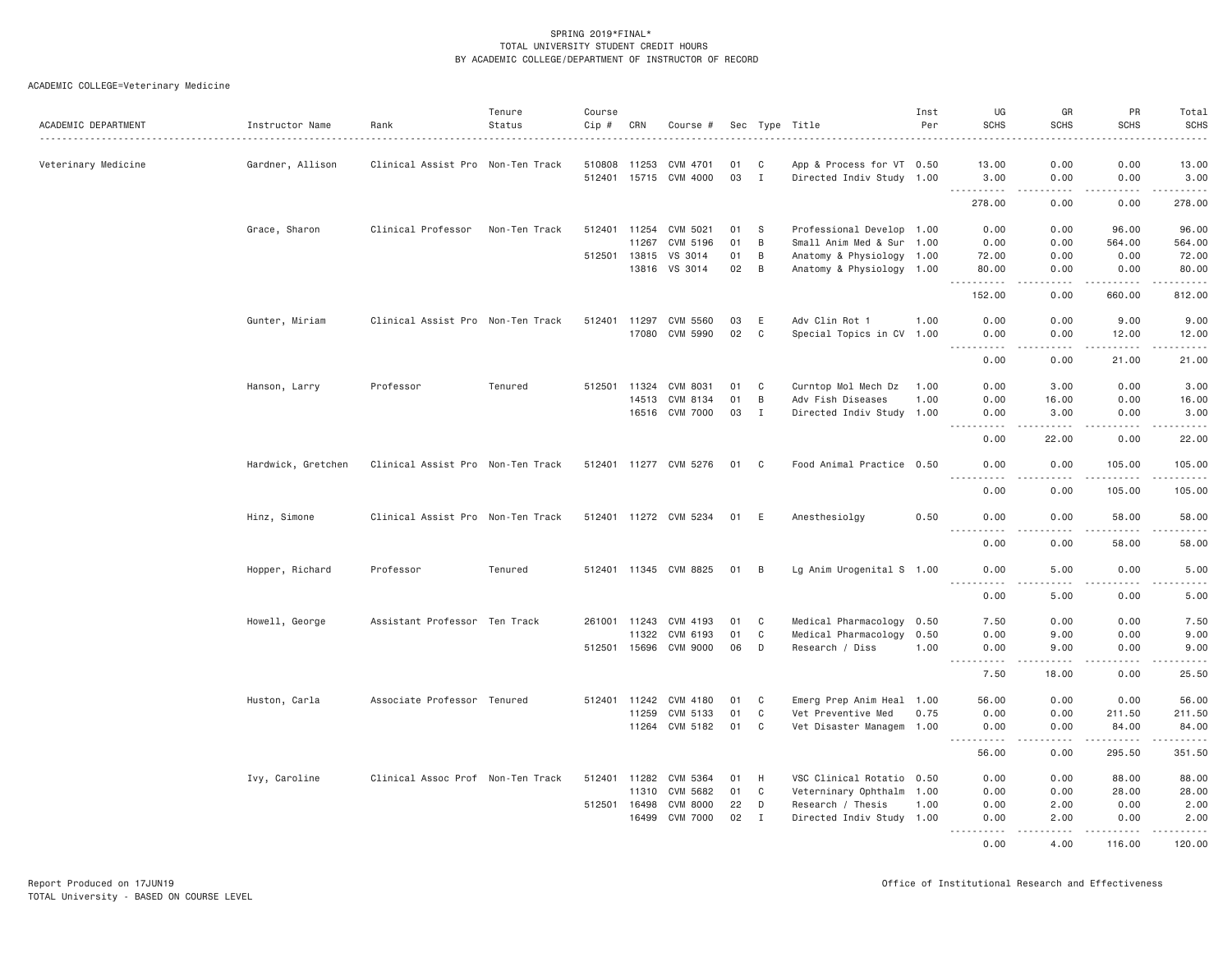SPRING 2019*FINAL*
TOTAL UNIVERSITY STUDENT CREDIT HOURS
BY ACADEMIC COLLEGE/DEPARTMENT OF INSTRUCTOR OF RECORD

ACADEMIC COLLEGE=Veterinary Medicine

| ACADEMIC DEPARTMENT | Instructor Name | Rank | Tenure Status | Course Cip # | CRN | Course # | Sec | Type | Title | Inst Per | UG SCHS | GR SCHS | PR SCHS | Total SCHS |
|---|---|---|---|---|---|---|---|---|---|---|---|---|---|---|
| Veterinary Medicine | Gardner, Allison | Clinical Assist Pro | Non-Ten Track | 510808 | 11253 | CVM 4701 | 01 | C | App & Process for VT | 0.50 | 13.00 | 0.00 | 0.00 | 13.00 |
| | | | | 512401 | 15715 | CVM 4000 | 03 | I | Directed Indiv Study | 1.00 | 3.00 | 0.00 | 0.00 | 3.00 |
| | | | | | | | | | | | 278.00 | 0.00 | 0.00 | 278.00 |
| | Grace, Sharon | Clinical Professor | Non-Ten Track | 512401 | 11254 | CVM 5021 | 01 | S | Professional Develop | 1.00 | 0.00 | 0.00 | 96.00 | 96.00 |
| | | | | | 11267 | CVM 5196 | 01 | B | Small Anim Med & Sur | 1.00 | 0.00 | 0.00 | 564.00 | 564.00 |
| | | | | 512501 | 13815 | VS 3014 | 01 | B | Anatomy & Physiology | 1.00 | 72.00 | 0.00 | 0.00 | 72.00 |
| | | | | | 13816 | VS 3014 | 02 | B | Anatomy & Physiology | 1.00 | 80.00 | 0.00 | 0.00 | 80.00 |
| | | | | | | | | | | | 152.00 | 0.00 | 660.00 | 812.00 |
| | Gunter, Miriam | Clinical Assist Pro | Non-Ten Track | 512401 | 11297 | CVM 5560 | 03 | E | Adv Clin Rot 1 | 1.00 | 0.00 | 0.00 | 9.00 | 9.00 |
| | | | | | 17080 | CVM 5990 | 02 | C | Special Topics in CV | 1.00 | 0.00 | 0.00 | 12.00 | 12.00 |
| | | | | | | | | | | | 0.00 | 0.00 | 21.00 | 21.00 |
| | Hanson, Larry | Professor | Tenured | 512501 | 11324 | CVM 8031 | 01 | C | Curntop Mol Mech Dz | 1.00 | 0.00 | 3.00 | 0.00 | 3.00 |
| | | | | | 14513 | CVM 8134 | 01 | B | Adv Fish Diseases | 1.00 | 0.00 | 16.00 | 0.00 | 16.00 |
| | | | | | 16516 | CVM 7000 | 03 | I | Directed Indiv Study | 1.00 | 0.00 | 3.00 | 0.00 | 3.00 |
| | | | | | | | | | | | 0.00 | 22.00 | 0.00 | 22.00 |
| | Hardwick, Gretchen | Clinical Assist Pro | Non-Ten Track | 512401 | 11277 | CVM 5276 | 01 | C | Food Animal Practice | 0.50 | 0.00 | 0.00 | 105.00 | 105.00 |
| | | | | | | | | | | | 0.00 | 0.00 | 105.00 | 105.00 |
| | Hinz, Simone | Clinical Assist Pro | Non-Ten Track | 512401 | 11272 | CVM 5234 | 01 | E | Anesthesiolgy | 0.50 | 0.00 | 0.00 | 58.00 | 58.00 |
| | | | | | | | | | | | 0.00 | 0.00 | 58.00 | 58.00 |
| | Hopper, Richard | Professor | Tenured | 512401 | 11345 | CVM 8825 | 01 | B | Lg Anim Urogenital S | 1.00 | 0.00 | 5.00 | 0.00 | 5.00 |
| | | | | | | | | | | | 0.00 | 5.00 | 0.00 | 5.00 |
| | Howell, George | Assistant Professor | Ten Track | 261001 | 11243 | CVM 4193 | 01 | C | Medical Pharmacology | 0.50 | 7.50 | 0.00 | 0.00 | 7.50 |
| | | | | | 11322 | CVM 6193 | 01 | C | Medical Pharmacology | 0.50 | 0.00 | 9.00 | 0.00 | 9.00 |
| | | | | 512501 | 15696 | CVM 9000 | 06 | D | Research / Diss | 1.00 | 0.00 | 9.00 | 0.00 | 9.00 |
| | | | | | | | | | | | 7.50 | 18.00 | 0.00 | 25.50 |
| | Huston, Carla | Associate Professor | Tenured | 512401 | 11242 | CVM 4180 | 01 | C | Emerg Prep Anim Heal | 1.00 | 56.00 | 0.00 | 0.00 | 56.00 |
| | | | | | 11259 | CVM 5133 | 01 | C | Vet Preventive Med | 0.75 | 0.00 | 0.00 | 211.50 | 211.50 |
| | | | | | 11264 | CVM 5182 | 01 | C | Vet Disaster Managem | 1.00 | 0.00 | 0.00 | 84.00 | 84.00 |
| | | | | | | | | | | | 56.00 | 0.00 | 295.50 | 351.50 |
| | Ivy, Caroline | Clinical Assoc Prof | Non-Ten Track | 512401 | 11282 | CVM 5364 | 01 | H | VSC Clinical Rotatio | 0.50 | 0.00 | 0.00 | 88.00 | 88.00 |
| | | | | | 11310 | CVM 5682 | 01 | C | Veterninary Ophthalm | 1.00 | 0.00 | 0.00 | 28.00 | 28.00 |
| | | | | 512501 | 16498 | CVM 8000 | 22 | D | Research / Thesis | 1.00 | 0.00 | 2.00 | 0.00 | 2.00 |
| | | | | | 16499 | CVM 7000 | 02 | I | Directed Indiv Study | 1.00 | 0.00 | 2.00 | 0.00 | 2.00 |
| | | | | | | | | | | | 0.00 | 4.00 | 116.00 | 120.00 |

Report Produced on 17JUN19
TOTAL University - BASED ON COURSE LEVEL

Office of Institutional Research and Effectiveness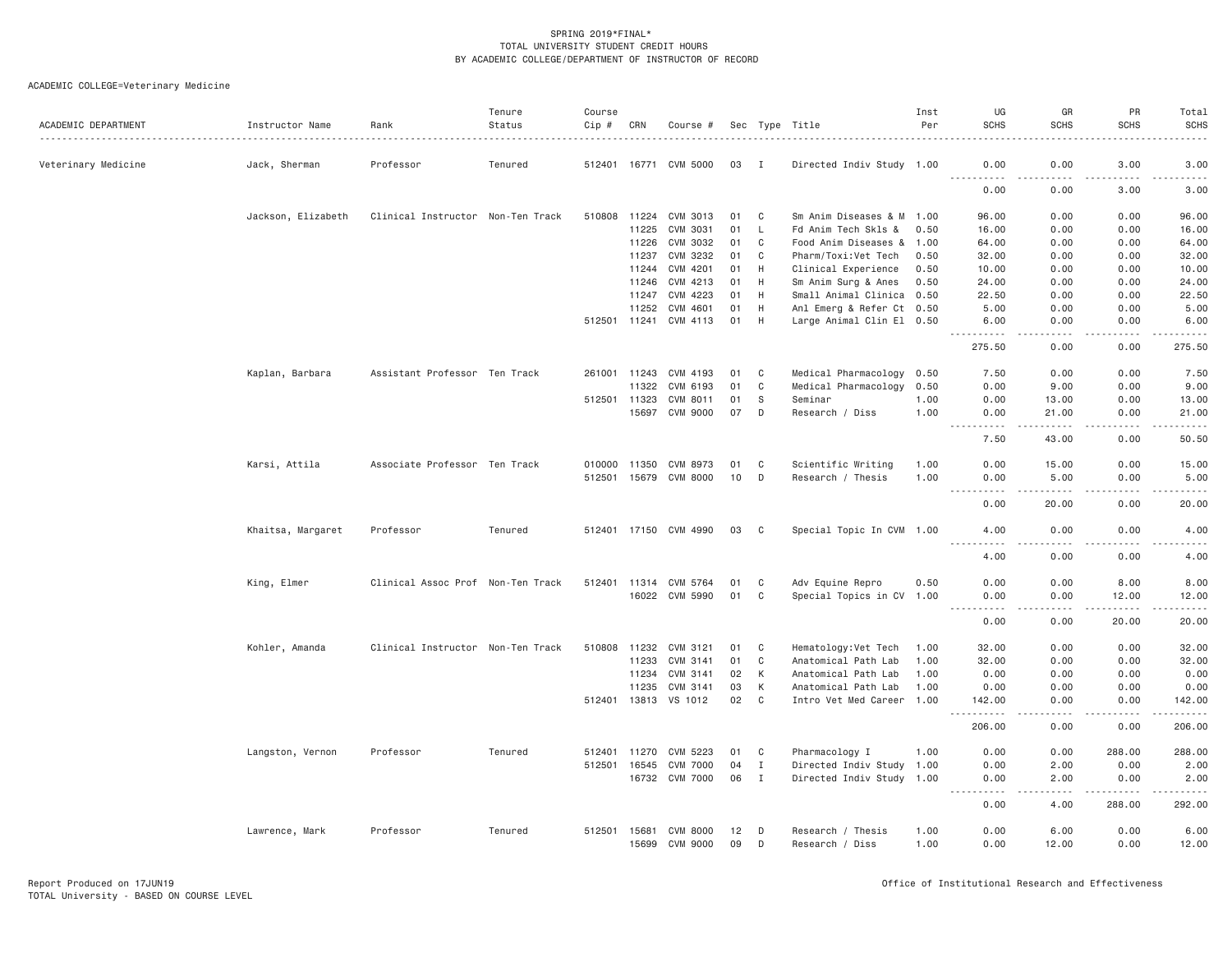SPRING 2019*FINAL*
TOTAL UNIVERSITY STUDENT CREDIT HOURS
BY ACADEMIC COLLEGE/DEPARTMENT OF INSTRUCTOR OF RECORD

ACADEMIC COLLEGE=Veterinary Medicine

| ACADEMIC DEPARTMENT | Instructor Name | Rank | Tenure Status | Course Cip # | CRN | Course # | Sec | Type | Title | Inst Per | UG SCHS | GR SCHS | PR SCHS | Total SCHS |
|---|---|---|---|---|---|---|---|---|---|---|---|---|---|---|
| Veterinary Medicine | Jack, Sherman | Professor | Tenured | 512401 | 16771 | CVM 5000 | 03 | I | Directed Indiv Study | 1.00 | 0.00 | 0.00 | 3.00 | 3.00 |
| | | | | | | | | | | | 0.00 | 0.00 | 3.00 | 3.00 |
| | Jackson, Elizabeth | Clinical Instructor | Non-Ten Track | 510808 | 11224 | CVM 3013 | 01 | C | Sm Anim Diseases & M | 1.00 | 96.00 | 0.00 | 0.00 | 96.00 |
| | | | | | 11225 | CVM 3031 | 01 | L | Fd Anim Tech Skls & | 0.50 | 16.00 | 0.00 | 0.00 | 16.00 |
| | | | | | 11226 | CVM 3032 | 01 | C | Food Anim Diseases & | 1.00 | 64.00 | 0.00 | 0.00 | 64.00 |
| | | | | | 11237 | CVM 3232 | 01 | C | Pharm/Toxi:Vet Tech | 0.50 | 32.00 | 0.00 | 0.00 | 32.00 |
| | | | | | 11244 | CVM 4201 | 01 | H | Clinical Experience | 0.50 | 10.00 | 0.00 | 0.00 | 10.00 |
| | | | | | 11246 | CVM 4213 | 01 | H | Sm Anim Surg & Anes | 0.50 | 24.00 | 0.00 | 0.00 | 24.00 |
| | | | | | 11247 | CVM 4223 | 01 | H | Small Animal Clinica | 0.50 | 22.50 | 0.00 | 0.00 | 22.50 |
| | | | | | 11252 | CVM 4601 | 01 | H | Anl Emerg & Refer Ct | 0.50 | 5.00 | 0.00 | 0.00 | 5.00 |
| | | | | 512501 | 11241 | CVM 4113 | 01 | H | Large Animal Clin El | 0.50 | 6.00 | 0.00 | 0.00 | 6.00 |
| | | | | | | | | | | | 275.50 | 0.00 | 0.00 | 275.50 |
| | Kaplan, Barbara | Assistant Professor | Ten Track | 261001 | 11243 | CVM 4193 | 01 | C | Medical Pharmacology | 0.50 | 7.50 | 0.00 | 0.00 | 7.50 |
| | | | | | 11322 | CVM 6193 | 01 | C | Medical Pharmacology | 0.50 | 0.00 | 9.00 | 0.00 | 9.00 |
| | | | | 512501 | 11323 | CVM 8011 | 01 | S | Seminar | 1.00 | 0.00 | 13.00 | 0.00 | 13.00 |
| | | | | | 15697 | CVM 9000 | 07 | D | Research / Diss | 1.00 | 0.00 | 21.00 | 0.00 | 21.00 |
| | | | | | | | | | | | 7.50 | 43.00 | 0.00 | 50.50 |
| | Karsi, Attila | Associate Professor | Ten Track | 010000 | 11350 | CVM 8973 | 01 | C | Scientific Writing | 1.00 | 0.00 | 15.00 | 0.00 | 15.00 |
| | | | | 512501 | 15679 | CVM 8000 | 10 | D | Research / Thesis | 1.00 | 0.00 | 5.00 | 0.00 | 5.00 |
| | | | | | | | | | | | 0.00 | 20.00 | 0.00 | 20.00 |
| | Khaitsa, Margaret | Professor | Tenured | 512401 | 17150 | CVM 4990 | 03 | C | Special Topic In CVM | 1.00 | 4.00 | 0.00 | 0.00 | 4.00 |
| | | | | | | | | | | | 4.00 | 0.00 | 0.00 | 4.00 |
| | King, Elmer | Clinical Assoc Prof | Non-Ten Track | 512401 | 11314 | CVM 5764 | 01 | C | Adv Equine Repro | 0.50 | 0.00 | 0.00 | 8.00 | 8.00 |
| | | | | | 16022 | CVM 5990 | 01 | C | Special Topics in CV | 1.00 | 0.00 | 0.00 | 12.00 | 12.00 |
| | | | | | | | | | | | 0.00 | 0.00 | 20.00 | 20.00 |
| | Kohler, Amanda | Clinical Instructor | Non-Ten Track | 510808 | 11232 | CVM 3121 | 01 | C | Hematology:Vet Tech | 1.00 | 32.00 | 0.00 | 0.00 | 32.00 |
| | | | | | 11233 | CVM 3141 | 01 | C | Anatomical Path Lab | 1.00 | 32.00 | 0.00 | 0.00 | 32.00 |
| | | | | | 11234 | CVM 3141 | 02 | K | Anatomical Path Lab | 1.00 | 0.00 | 0.00 | 0.00 | 0.00 |
| | | | | | 11235 | CVM 3141 | 03 | K | Anatomical Path Lab | 1.00 | 0.00 | 0.00 | 0.00 | 0.00 |
| | | | | 512401 | 13813 | VS 1012 | 02 | C | Intro Vet Med Career | 1.00 | 142.00 | 0.00 | 0.00 | 142.00 |
| | | | | | | | | | | | 206.00 | 0.00 | 0.00 | 206.00 |
| | Langston, Vernon | Professor | Tenured | 512401 | 11270 | CVM 5223 | 01 | C | Pharmacology I | 1.00 | 0.00 | 0.00 | 288.00 | 288.00 |
| | | | | 512501 | 16545 | CVM 7000 | 04 | I | Directed Indiv Study | 1.00 | 0.00 | 2.00 | 0.00 | 2.00 |
| | | | | | 16732 | CVM 7000 | 06 | I | Directed Indiv Study | 1.00 | 0.00 | 2.00 | 0.00 | 2.00 |
| | | | | | | | | | | | 0.00 | 4.00 | 288.00 | 292.00 |
| | Lawrence, Mark | Professor | Tenured | 512501 | 15681 | CVM 8000 | 12 | D | Research / Thesis | 1.00 | 0.00 | 6.00 | 0.00 | 6.00 |
| | | | | | 15699 | CVM 9000 | 09 | D | Research / Diss | 1.00 | 0.00 | 12.00 | 0.00 | 12.00 |

Report Produced on 17JUN19
TOTAL University - BASED ON COURSE LEVEL

Office of Institutional Research and Effectiveness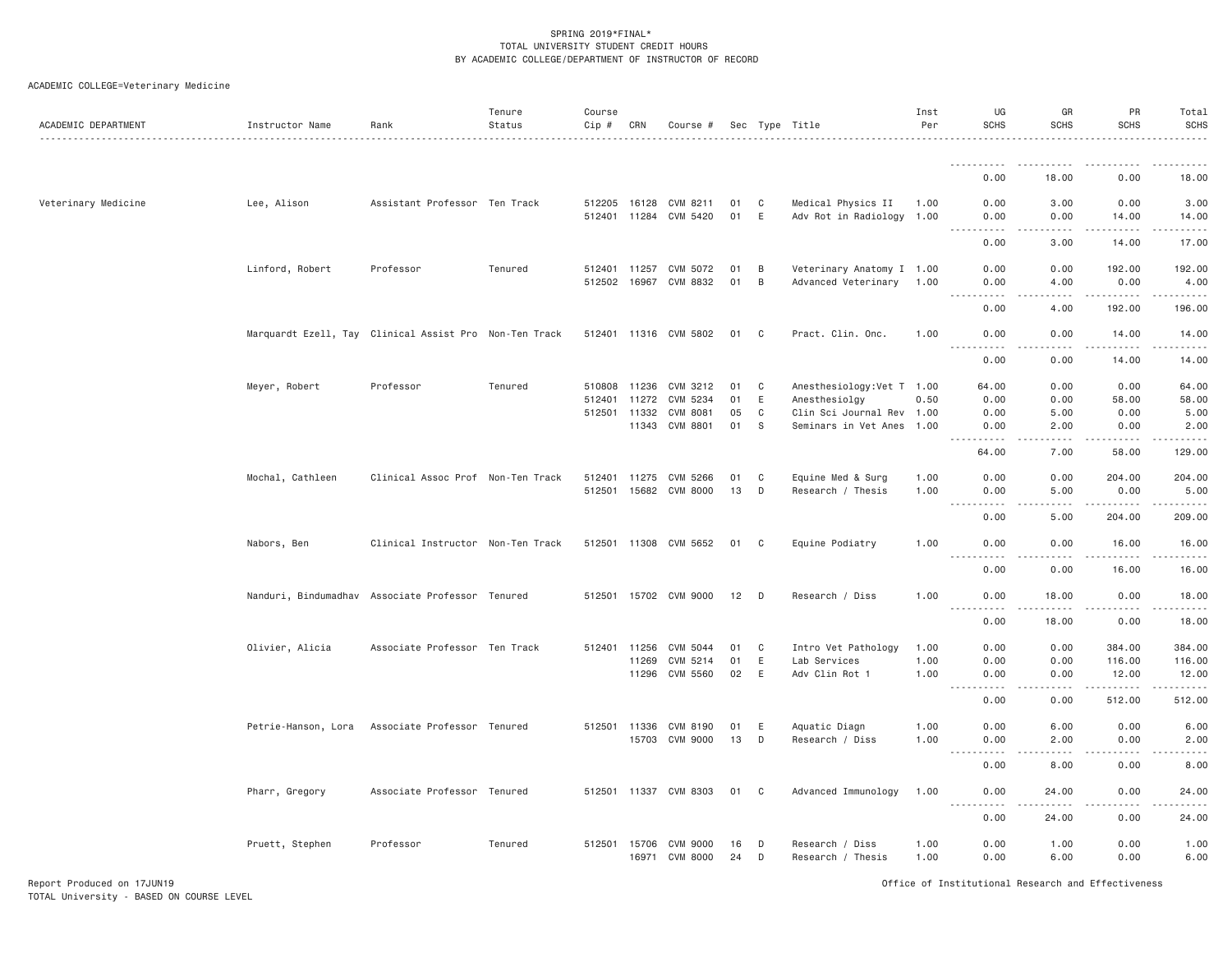SPRING 2019*FINAL*
TOTAL UNIVERSITY STUDENT CREDIT HOURS
BY ACADEMIC COLLEGE/DEPARTMENT OF INSTRUCTOR OF RECORD

ACADEMIC COLLEGE=Veterinary Medicine

| ACADEMIC DEPARTMENT | Instructor Name | Rank | Tenure Status | Course Cip # | CRN | Course # | Sec | Type | Title | Inst Per | UG SCHS | GR SCHS | PR SCHS | Total SCHS |
|---|---|---|---|---|---|---|---|---|---|---|---|---|---|---|
| | | | | | | | | | | | 0.00 | 18.00 | 0.00 | 18.00 |
| Veterinary Medicine | Lee, Alison | Assistant Professor | Ten Track | 512205 | 16128 | CVM 8211 | 01 | C | Medical Physics II | 1.00 | 0.00 | 3.00 | 0.00 | 3.00 |
| | | | | 512401 | 11284 | CVM 5420 | 01 | E | Adv Rot in Radiology | 1.00 | 0.00 | 0.00 | 14.00 | 14.00 |
| | | | | | | | | | | | 0.00 | 3.00 | 14.00 | 17.00 |
| | Linford, Robert | Professor | Tenured | 512401 | 11257 | CVM 5072 | 01 | B | Veterinary Anatomy I | 1.00 | 0.00 | 0.00 | 192.00 | 192.00 |
| | | | | 512502 | 16967 | CVM 8832 | 01 | B | Advanced Veterinary | 1.00 | 0.00 | 4.00 | 0.00 | 4.00 |
| | | | | | | | | | | | 0.00 | 4.00 | 192.00 | 196.00 |
| | Marquardt Ezell, Tay | Clinical Assist Pro | Non-Ten Track | 512401 | 11316 | CVM 5802 | 01 | C | Pract. Clin. Onc. | 1.00 | 0.00 | 0.00 | 14.00 | 14.00 |
| | | | | | | | | | | | 0.00 | 0.00 | 14.00 | 14.00 |
| | Meyer, Robert | Professor | Tenured | 510808 | 11236 | CVM 3212 | 01 | C | Anesthesiology:Vet T | 1.00 | 64.00 | 0.00 | 0.00 | 64.00 |
| | | | | 512401 | 11272 | CVM 5234 | 01 | E | Anesthesiolgy | 0.50 | 0.00 | 0.00 | 58.00 | 58.00 |
| | | | | 512501 | 11332 | CVM 8081 | 05 | C | Clin Sci Journal Rev | 1.00 | 0.00 | 5.00 | 0.00 | 5.00 |
| | | | | | 11343 | CVM 8801 | 01 | S | Seminars in Vet Anes | 1.00 | 0.00 | 2.00 | 0.00 | 2.00 |
| | | | | | | | | | | | 64.00 | 7.00 | 58.00 | 129.00 |
| | Mochal, Cathleen | Clinical Assoc Prof | Non-Ten Track | 512401 | 11275 | CVM 5266 | 01 | C | Equine Med & Surg | 1.00 | 0.00 | 0.00 | 204.00 | 204.00 |
| | | | | 512501 | 15682 | CVM 8000 | 13 | D | Research / Thesis | 1.00 | 0.00 | 5.00 | 0.00 | 5.00 |
| | | | | | | | | | | | 0.00 | 5.00 | 204.00 | 209.00 |
| | Nabors, Ben | Clinical Instructor | Non-Ten Track | 512501 | 11308 | CVM 5652 | 01 | C | Equine Podiatry | 1.00 | 0.00 | 0.00 | 16.00 | 16.00 |
| | | | | | | | | | | | 0.00 | 0.00 | 16.00 | 16.00 |
| | Nanduri, Bindumadhav | Associate Professor | Tenured | 512501 | 15702 | CVM 9000 | 12 | D | Research / Diss | 1.00 | 0.00 | 18.00 | 0.00 | 18.00 |
| | | | | | | | | | | | 0.00 | 18.00 | 0.00 | 18.00 |
| | Olivier, Alicia | Associate Professor | Ten Track | 512401 | 11256 | CVM 5044 | 01 | C | Intro Vet Pathology | 1.00 | 0.00 | 0.00 | 384.00 | 384.00 |
| | | | | | 11269 | CVM 5214 | 01 | E | Lab Services | 1.00 | 0.00 | 0.00 | 116.00 | 116.00 |
| | | | | | 11296 | CVM 5560 | 02 | E | Adv Clin Rot 1 | 1.00 | 0.00 | 0.00 | 12.00 | 12.00 |
| | | | | | | | | | | | 0.00 | 0.00 | 512.00 | 512.00 |
| | Petrie-Hanson, Lora | Associate Professor | Tenured | 512501 | 11336 | CVM 8190 | 01 | E | Aquatic Diagn | 1.00 | 0.00 | 6.00 | 0.00 | 6.00 |
| | | | | | 15703 | CVM 9000 | 13 | D | Research / Diss | 1.00 | 0.00 | 2.00 | 0.00 | 2.00 |
| | | | | | | | | | | | 0.00 | 8.00 | 0.00 | 8.00 |
| | Pharr, Gregory | Associate Professor | Tenured | 512501 | 11337 | CVM 8303 | 01 | C | Advanced Immunology | 1.00 | 0.00 | 24.00 | 0.00 | 24.00 |
| | | | | | | | | | | | 0.00 | 24.00 | 0.00 | 24.00 |
| | Pruett, Stephen | Professor | Tenured | 512501 | 15706 | CVM 9000 | 16 | D | Research / Diss | 1.00 | 0.00 | 1.00 | 0.00 | 1.00 |
| | | | | | 16971 | CVM 8000 | 24 | D | Research / Thesis | 1.00 | 0.00 | 6.00 | 0.00 | 6.00 |

Report Produced on 17JUN19
TOTAL University - BASED ON COURSE LEVEL

Office of Institutional Research and Effectiveness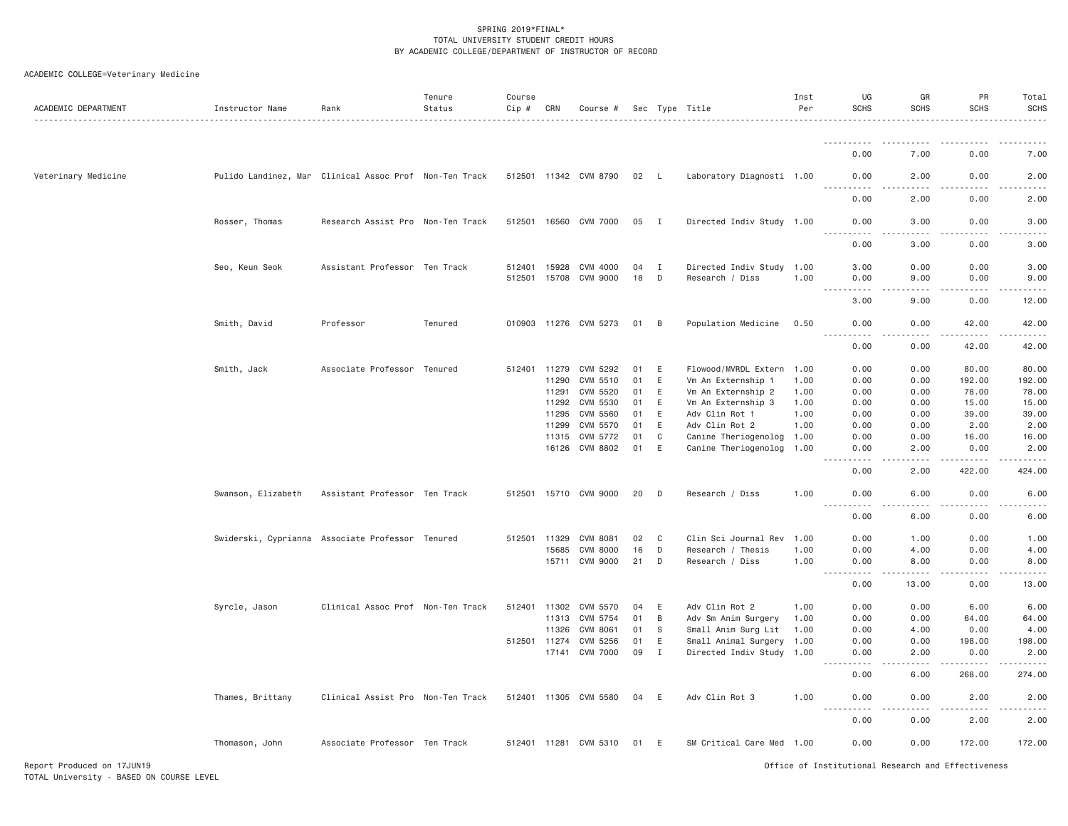SPRING 2019*FINAL*
TOTAL UNIVERSITY STUDENT CREDIT HOURS
BY ACADEMIC COLLEGE/DEPARTMENT OF INSTRUCTOR OF RECORD

ACADEMIC COLLEGE=Veterinary Medicine

| ACADEMIC DEPARTMENT | Instructor Name | Rank | Tenure Status | Course Cip # | CRN | Course # | Sec | Type | Title | Inst Per | UG SCHS | GR SCHS | PR SCHS | Total SCHS |
|---|---|---|---|---|---|---|---|---|---|---|---|---|---|---|
| | | | | | | | | | | | 0.00 | 7.00 | 0.00 | 7.00 |
| Veterinary Medicine | Pulido Landinez, Mar | Clinical Assoc Prof | Non-Ten Track | 512501 | 11342 | CVM 8790 | 02 | L | Laboratory Diagnosti | 1.00 | 0.00 | 2.00 | 0.00 | 2.00 |
| | | | | | | | | | | | 0.00 | 2.00 | 0.00 | 2.00 |
| | Rosser, Thomas | Research Assist Pro | Non-Ten Track | 512501 | 16560 | CVM 7000 | 05 | I | Directed Indiv Study | 1.00 | 0.00 | 3.00 | 0.00 | 3.00 |
| | | | | | | | | | | | 0.00 | 3.00 | 0.00 | 3.00 |
| | Seo, Keun Seok | Assistant Professor | Ten Track | 512401 | 15928 | CVM 4000 | 04 | I | Directed Indiv Study | 1.00 | 3.00 | 0.00 | 0.00 | 3.00 |
| | | | | 512501 | 15708 | CVM 9000 | 18 | D | Research / Diss | 1.00 | 0.00 | 9.00 | 0.00 | 9.00 |
| | | | | | | | | | | | 3.00 | 9.00 | 0.00 | 12.00 |
| | Smith, David | Professor | Tenured | 010903 | 11276 | CVM 5273 | 01 | B | Population Medicine | 0.50 | 0.00 | 0.00 | 42.00 | 42.00 |
| | | | | | | | | | | | 0.00 | 0.00 | 42.00 | 42.00 |
| | Smith, Jack | Associate Professor | Tenured | 512401 | 11279 | CVM 5292 | 01 | E | Flowood/MVRDL Extern | 1.00 | 0.00 | 0.00 | 80.00 | 80.00 |
| | | | | | 11290 | CVM 5510 | 01 | E | Vm An Externship 1 | 1.00 | 0.00 | 0.00 | 192.00 | 192.00 |
| | | | | | 11291 | CVM 5520 | 01 | E | Vm An Externship 2 | 1.00 | 0.00 | 0.00 | 78.00 | 78.00 |
| | | | | | 11292 | CVM 5530 | 01 | E | Vm An Externship 3 | 1.00 | 0.00 | 0.00 | 15.00 | 15.00 |
| | | | | | 11295 | CVM 5560 | 01 | E | Adv Clin Rot 1 | 1.00 | 0.00 | 0.00 | 39.00 | 39.00 |
| | | | | | 11299 | CVM 5570 | 01 | E | Adv Clin Rot 2 | 1.00 | 0.00 | 0.00 | 2.00 | 2.00 |
| | | | | | 11315 | CVM 5772 | 01 | C | Canine Theriogenolog | 1.00 | 0.00 | 0.00 | 16.00 | 16.00 |
| | | | | | 16126 | CVM 8802 | 01 | E | Canine Theriogenolog | 1.00 | 0.00 | 2.00 | 0.00 | 2.00 |
| | | | | | | | | | | | 0.00 | 2.00 | 422.00 | 424.00 |
| | Swanson, Elizabeth | Assistant Professor | Ten Track | 512501 | 15710 | CVM 9000 | 20 | D | Research / Diss | 1.00 | 0.00 | 6.00 | 0.00 | 6.00 |
| | | | | | | | | | | | 0.00 | 6.00 | 0.00 | 6.00 |
| | Swiderski, Cyprianna | Associate Professor | Tenured | 512501 | 11329 | CVM 8081 | 02 | C | Clin Sci Journal Rev | 1.00 | 0.00 | 1.00 | 0.00 | 1.00 |
| | | | | | 15685 | CVM 8000 | 16 | D | Research / Thesis | 1.00 | 0.00 | 4.00 | 0.00 | 4.00 |
| | | | | | 15711 | CVM 9000 | 21 | D | Research / Diss | 1.00 | 0.00 | 8.00 | 0.00 | 8.00 |
| | | | | | | | | | | | 0.00 | 13.00 | 0.00 | 13.00 |
| | Syrcle, Jason | Clinical Assoc Prof | Non-Ten Track | 512401 | 11302 | CVM 5570 | 04 | E | Adv Clin Rot 2 | 1.00 | 0.00 | 0.00 | 6.00 | 6.00 |
| | | | | | 11313 | CVM 5754 | 01 | B | Adv Sm Anim Surgery | 1.00 | 0.00 | 0.00 | 64.00 | 64.00 |
| | | | | | 11326 | CVM 8061 | 01 | S | Small Anim Surg Lit | 1.00 | 0.00 | 4.00 | 0.00 | 4.00 |
| | | | | 512501 | 11274 | CVM 5256 | 01 | E | Small Animal Surgery | 1.00 | 0.00 | 0.00 | 198.00 | 198.00 |
| | | | | | 17141 | CVM 7000 | 09 | I | Directed Indiv Study | 1.00 | 0.00 | 2.00 | 0.00 | 2.00 |
| | | | | | | | | | | | 0.00 | 6.00 | 268.00 | 274.00 |
| | Thames, Brittany | Clinical Assist Pro | Non-Ten Track | 512401 | 11305 | CVM 5580 | 04 | E | Adv Clin Rot 3 | 1.00 | 0.00 | 0.00 | 2.00 | 2.00 |
| | | | | | | | | | | | 0.00 | 0.00 | 2.00 | 2.00 |
| | Thomason, John | Associate Professor | Ten Track | 512401 | 11281 | CVM 5310 | 01 | E | SM Critical Care Med | 1.00 | 0.00 | 0.00 | 172.00 | 172.00 |

Report Produced on 17JUN19
TOTAL University - BASED ON COURSE LEVEL

Office of Institutional Research and Effectiveness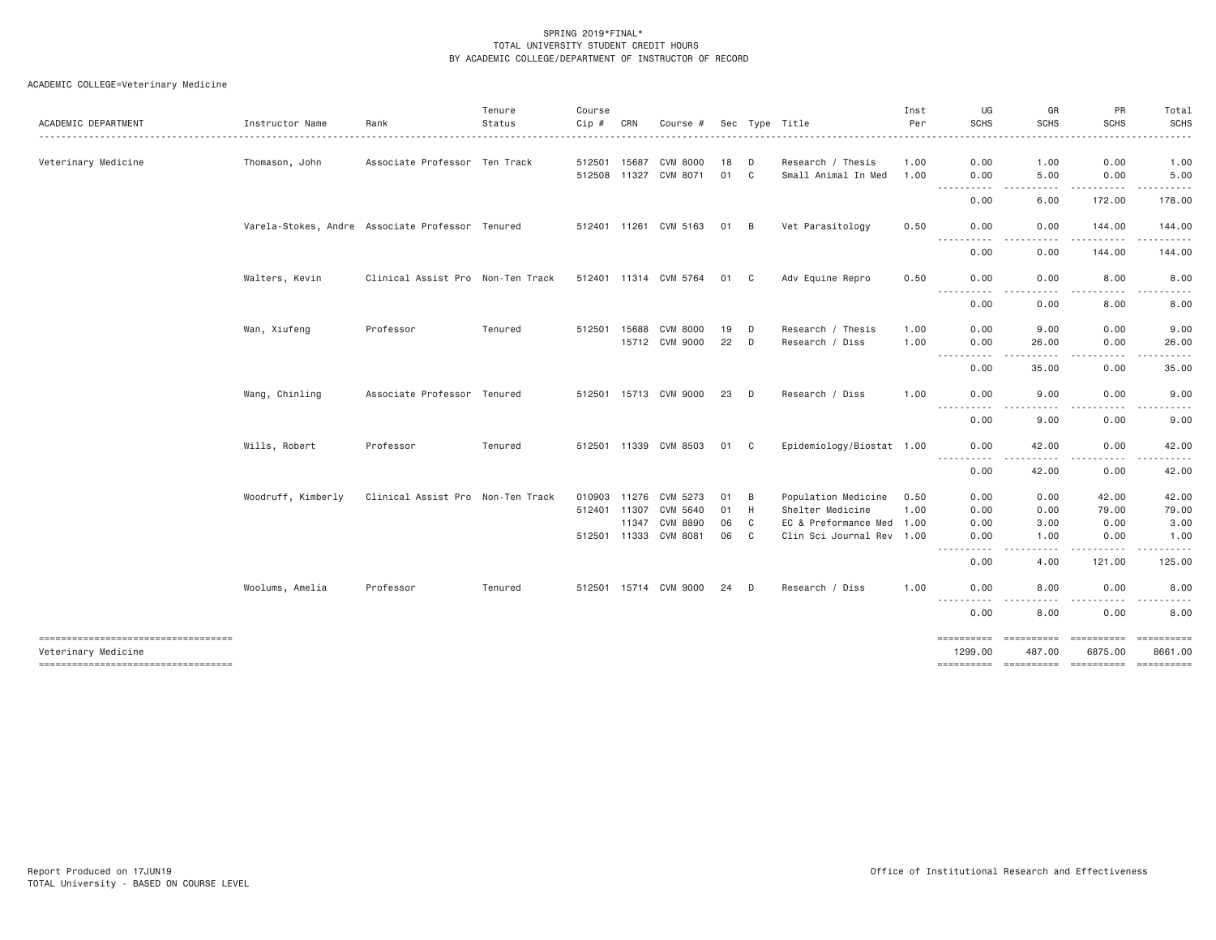SPRING 2019*FINAL*
TOTAL UNIVERSITY STUDENT CREDIT HOURS
BY ACADEMIC COLLEGE/DEPARTMENT OF INSTRUCTOR OF RECORD

ACADEMIC COLLEGE=Veterinary Medicine

| ACADEMIC DEPARTMENT | Instructor Name | Rank | Tenure Status | Course Cip # | CRN | Course # | Sec | Type | Title | Inst Per | UG SCHS | GR SCHS | PR SCHS | Total SCHS |
|---|---|---|---|---|---|---|---|---|---|---|---|---|---|---|
| Veterinary Medicine | Thomason, John | Associate Professor | Ten Track | 512501 | 15687 | CVM 8000 | 18 | D | Research / Thesis | 1.00 | 0.00 | 1.00 | 0.00 | 1.00 |
| | | | | 512508 | 11327 | CVM 8071 | 01 | C | Small Animal In Med | 1.00 | 0.00 | 5.00 | 0.00 | 5.00 |
| | | | | | | | | | | | 0.00 | 6.00 | 172.00 | 178.00 |
| | Varela-Stokes, Andre | Associate Professor | Tenured | 512401 | 11261 | CVM 5163 | 01 | B | Vet Parasitology | 0.50 | 0.00 | 0.00 | 144.00 | 144.00 |
| | | | | | | | | | | | 0.00 | 0.00 | 144.00 | 144.00 |
| | Walters, Kevin | Clinical Assist Pro | Non-Ten Track | 512401 | 11314 | CVM 5764 | 01 | C | Adv Equine Repro | 0.50 | 0.00 | 0.00 | 8.00 | 8.00 |
| | | | | | | | | | | | 0.00 | 0.00 | 8.00 | 8.00 |
| | Wan, Xiufeng | Professor | Tenured | 512501 | 15688 | CVM 8000 | 19 | D | Research / Thesis | 1.00 | 0.00 | 9.00 | 0.00 | 9.00 |
| | | | | | 15712 | CVM 9000 | 22 | D | Research / Diss | 1.00 | 0.00 | 26.00 | 0.00 | 26.00 |
| | | | | | | | | | | | 0.00 | 35.00 | 0.00 | 35.00 |
| | Wang, Chinling | Associate Professor | Tenured | 512501 | 15713 | CVM 9000 | 23 | D | Research / Diss | 1.00 | 0.00 | 9.00 | 0.00 | 9.00 |
| | | | | | | | | | | | 0.00 | 9.00 | 0.00 | 9.00 |
| | Wills, Robert | Professor | Tenured | 512501 | 11339 | CVM 8503 | 01 | C | Epidemiology/Biostat | 1.00 | 0.00 | 42.00 | 0.00 | 42.00 |
| | | | | | | | | | | | 0.00 | 42.00 | 0.00 | 42.00 |
| | Woodruff, Kimberly | Clinical Assist Pro | Non-Ten Track | 010903 | 11276 | CVM 5273 | 01 | B | Population Medicine | 0.50 | 0.00 | 0.00 | 42.00 | 42.00 |
| | | | | 512401 | 11307 | CVM 5640 | 01 | H | Shelter Medicine | 1.00 | 0.00 | 0.00 | 79.00 | 79.00 |
| | | | | | 11347 | CVM 8890 | 06 | C | EC & Preformance Med | 1.00 | 0.00 | 3.00 | 0.00 | 3.00 |
| | | | | 512501 | 11333 | CVM 8081 | 06 | C | Clin Sci Journal Rev | 1.00 | 0.00 | 1.00 | 0.00 | 1.00 |
| | | | | | | | | | | | 0.00 | 4.00 | 121.00 | 125.00 |
| | Woolums, Amelia | Professor | Tenured | 512501 | 15714 | CVM 9000 | 24 | D | Research / Diss | 1.00 | 0.00 | 8.00 | 0.00 | 8.00 |
| | | | | | | | | | | | 0.00 | 8.00 | 0.00 | 8.00 |
| Veterinary Medicine | | | | | | | | | | | 1299.00 | 487.00 | 6875.00 | 8661.00 |

Report Produced on 17JUN19
TOTAL University - BASED ON COURSE LEVEL

Office of Institutional Research and Effectiveness